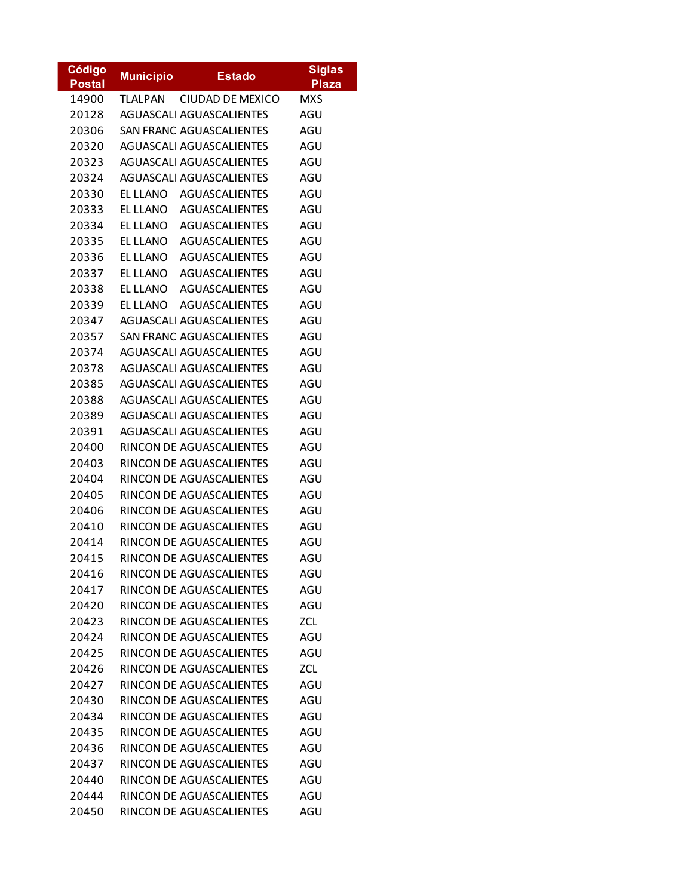| Código Postal | Municipio | Estado | Siglas Plaza |
| --- | --- | --- | --- |
| 14900 | TLALPAN | CIUDAD DE MEXICO | MXS |
| 20128 | AGUASCALI | AGUASCALIENTES | AGU |
| 20306 | SAN FRANC | AGUASCALIENTES | AGU |
| 20320 | AGUASCALI | AGUASCALIENTES | AGU |
| 20323 | AGUASCALI | AGUASCALIENTES | AGU |
| 20324 | AGUASCALI | AGUASCALIENTES | AGU |
| 20330 | EL LLANO | AGUASCALIENTES | AGU |
| 20333 | EL LLANO | AGUASCALIENTES | AGU |
| 20334 | EL LLANO | AGUASCALIENTES | AGU |
| 20335 | EL LLANO | AGUASCALIENTES | AGU |
| 20336 | EL LLANO | AGUASCALIENTES | AGU |
| 20337 | EL LLANO | AGUASCALIENTES | AGU |
| 20338 | EL LLANO | AGUASCALIENTES | AGU |
| 20339 | EL LLANO | AGUASCALIENTES | AGU |
| 20347 | AGUASCALI | AGUASCALIENTES | AGU |
| 20357 | SAN FRANC | AGUASCALIENTES | AGU |
| 20374 | AGUASCALI | AGUASCALIENTES | AGU |
| 20378 | AGUASCALI | AGUASCALIENTES | AGU |
| 20385 | AGUASCALI | AGUASCALIENTES | AGU |
| 20388 | AGUASCALI | AGUASCALIENTES | AGU |
| 20389 | AGUASCALI | AGUASCALIENTES | AGU |
| 20391 | AGUASCALI | AGUASCALIENTES | AGU |
| 20400 | RINCON DE | AGUASCALIENTES | AGU |
| 20403 | RINCON DE | AGUASCALIENTES | AGU |
| 20404 | RINCON DE | AGUASCALIENTES | AGU |
| 20405 | RINCON DE | AGUASCALIENTES | AGU |
| 20406 | RINCON DE | AGUASCALIENTES | AGU |
| 20410 | RINCON DE | AGUASCALIENTES | AGU |
| 20414 | RINCON DE | AGUASCALIENTES | AGU |
| 20415 | RINCON DE | AGUASCALIENTES | AGU |
| 20416 | RINCON DE | AGUASCALIENTES | AGU |
| 20417 | RINCON DE | AGUASCALIENTES | AGU |
| 20420 | RINCON DE | AGUASCALIENTES | AGU |
| 20423 | RINCON DE | AGUASCALIENTES | ZCL |
| 20424 | RINCON DE | AGUASCALIENTES | AGU |
| 20425 | RINCON DE | AGUASCALIENTES | AGU |
| 20426 | RINCON DE | AGUASCALIENTES | ZCL |
| 20427 | RINCON DE | AGUASCALIENTES | AGU |
| 20430 | RINCON DE | AGUASCALIENTES | AGU |
| 20434 | RINCON DE | AGUASCALIENTES | AGU |
| 20435 | RINCON DE | AGUASCALIENTES | AGU |
| 20436 | RINCON DE | AGUASCALIENTES | AGU |
| 20437 | RINCON DE | AGUASCALIENTES | AGU |
| 20440 | RINCON DE | AGUASCALIENTES | AGU |
| 20444 | RINCON DE | AGUASCALIENTES | AGU |
| 20450 | RINCON DE | AGUASCALIENTES | AGU |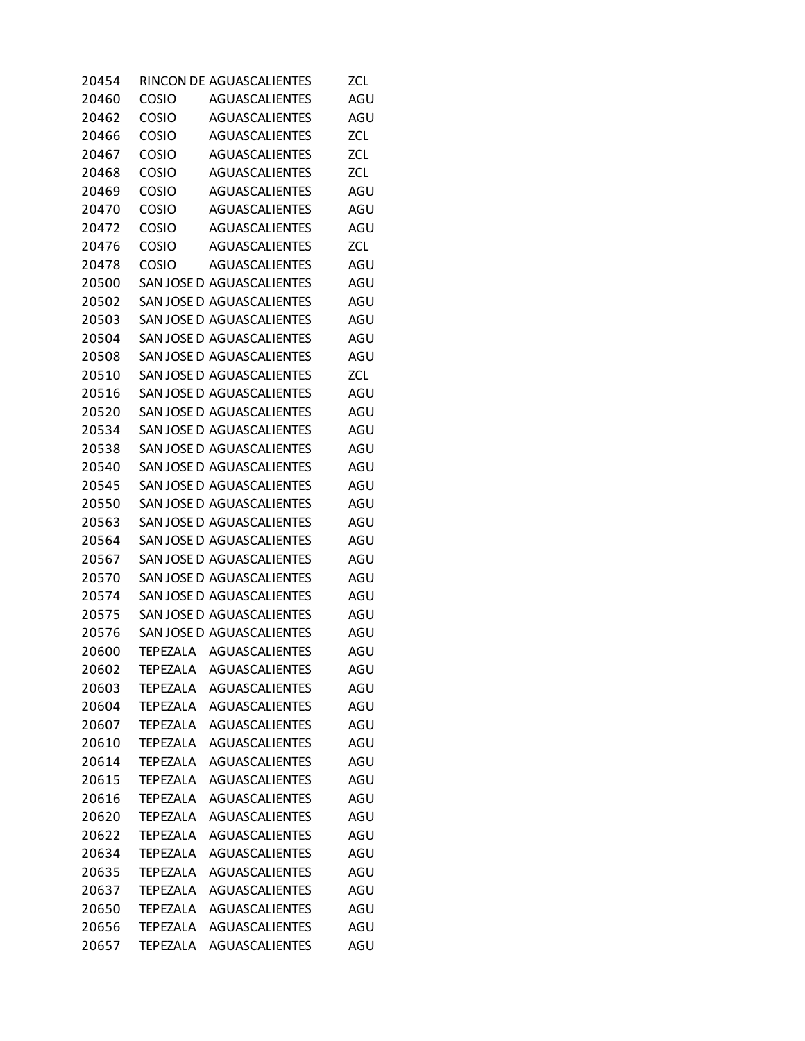| | | | |
|---|---|---|---|
| 20454 | RINCON DE | AGUASCALIENTES | ZCL |
| 20460 | COSIO | AGUASCALIENTES | AGU |
| 20462 | COSIO | AGUASCALIENTES | AGU |
| 20466 | COSIO | AGUASCALIENTES | ZCL |
| 20467 | COSIO | AGUASCALIENTES | ZCL |
| 20468 | COSIO | AGUASCALIENTES | ZCL |
| 20469 | COSIO | AGUASCALIENTES | AGU |
| 20470 | COSIO | AGUASCALIENTES | AGU |
| 20472 | COSIO | AGUASCALIENTES | AGU |
| 20476 | COSIO | AGUASCALIENTES | ZCL |
| 20478 | COSIO | AGUASCALIENTES | AGU |
| 20500 | SAN JOSE D | AGUASCALIENTES | AGU |
| 20502 | SAN JOSE D | AGUASCALIENTES | AGU |
| 20503 | SAN JOSE D | AGUASCALIENTES | AGU |
| 20504 | SAN JOSE D | AGUASCALIENTES | AGU |
| 20508 | SAN JOSE D | AGUASCALIENTES | AGU |
| 20510 | SAN JOSE D | AGUASCALIENTES | ZCL |
| 20516 | SAN JOSE D | AGUASCALIENTES | AGU |
| 20520 | SAN JOSE D | AGUASCALIENTES | AGU |
| 20534 | SAN JOSE D | AGUASCALIENTES | AGU |
| 20538 | SAN JOSE D | AGUASCALIENTES | AGU |
| 20540 | SAN JOSE D | AGUASCALIENTES | AGU |
| 20545 | SAN JOSE D | AGUASCALIENTES | AGU |
| 20550 | SAN JOSE D | AGUASCALIENTES | AGU |
| 20563 | SAN JOSE D | AGUASCALIENTES | AGU |
| 20564 | SAN JOSE D | AGUASCALIENTES | AGU |
| 20567 | SAN JOSE D | AGUASCALIENTES | AGU |
| 20570 | SAN JOSE D | AGUASCALIENTES | AGU |
| 20574 | SAN JOSE D | AGUASCALIENTES | AGU |
| 20575 | SAN JOSE D | AGUASCALIENTES | AGU |
| 20576 | SAN JOSE D | AGUASCALIENTES | AGU |
| 20600 | TEPEZALA | AGUASCALIENTES | AGU |
| 20602 | TEPEZALA | AGUASCALIENTES | AGU |
| 20603 | TEPEZALA | AGUASCALIENTES | AGU |
| 20604 | TEPEZALA | AGUASCALIENTES | AGU |
| 20607 | TEPEZALA | AGUASCALIENTES | AGU |
| 20610 | TEPEZALA | AGUASCALIENTES | AGU |
| 20614 | TEPEZALA | AGUASCALIENTES | AGU |
| 20615 | TEPEZALA | AGUASCALIENTES | AGU |
| 20616 | TEPEZALA | AGUASCALIENTES | AGU |
| 20620 | TEPEZALA | AGUASCALIENTES | AGU |
| 20622 | TEPEZALA | AGUASCALIENTES | AGU |
| 20634 | TEPEZALA | AGUASCALIENTES | AGU |
| 20635 | TEPEZALA | AGUASCALIENTES | AGU |
| 20637 | TEPEZALA | AGUASCALIENTES | AGU |
| 20650 | TEPEZALA | AGUASCALIENTES | AGU |
| 20656 | TEPEZALA | AGUASCALIENTES | AGU |
| 20657 | TEPEZALA | AGUASCALIENTES | AGU |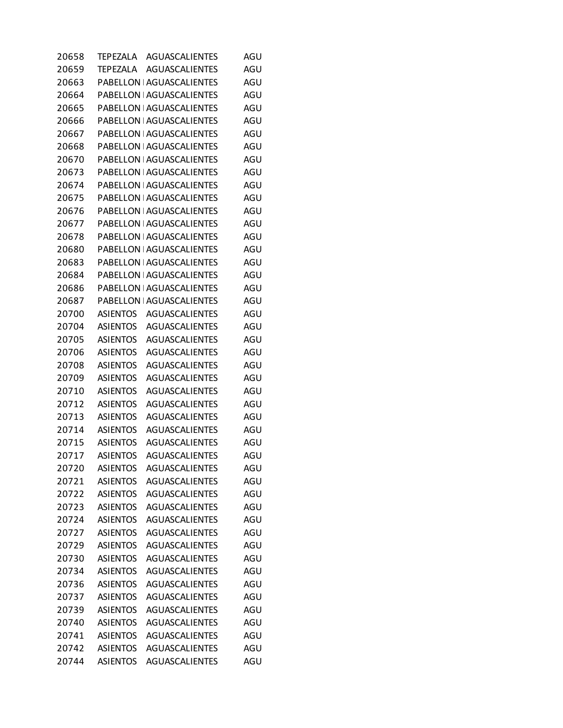| | | | |
|---|---|---|---|
| 20658 | TEPEZALA | AGUASCALIENTES | AGU |
| 20659 | TEPEZALA | AGUASCALIENTES | AGU |
| 20663 | PABELLON | AGUASCALIENTES | AGU |
| 20664 | PABELLON | AGUASCALIENTES | AGU |
| 20665 | PABELLON | AGUASCALIENTES | AGU |
| 20666 | PABELLON | AGUASCALIENTES | AGU |
| 20667 | PABELLON | AGUASCALIENTES | AGU |
| 20668 | PABELLON | AGUASCALIENTES | AGU |
| 20670 | PABELLON | AGUASCALIENTES | AGU |
| 20673 | PABELLON | AGUASCALIENTES | AGU |
| 20674 | PABELLON | AGUASCALIENTES | AGU |
| 20675 | PABELLON | AGUASCALIENTES | AGU |
| 20676 | PABELLON | AGUASCALIENTES | AGU |
| 20677 | PABELLON | AGUASCALIENTES | AGU |
| 20678 | PABELLON | AGUASCALIENTES | AGU |
| 20680 | PABELLON | AGUASCALIENTES | AGU |
| 20683 | PABELLON | AGUASCALIENTES | AGU |
| 20684 | PABELLON | AGUASCALIENTES | AGU |
| 20686 | PABELLON | AGUASCALIENTES | AGU |
| 20687 | PABELLON | AGUASCALIENTES | AGU |
| 20700 | ASIENTOS | AGUASCALIENTES | AGU |
| 20704 | ASIENTOS | AGUASCALIENTES | AGU |
| 20705 | ASIENTOS | AGUASCALIENTES | AGU |
| 20706 | ASIENTOS | AGUASCALIENTES | AGU |
| 20708 | ASIENTOS | AGUASCALIENTES | AGU |
| 20709 | ASIENTOS | AGUASCALIENTES | AGU |
| 20710 | ASIENTOS | AGUASCALIENTES | AGU |
| 20712 | ASIENTOS | AGUASCALIENTES | AGU |
| 20713 | ASIENTOS | AGUASCALIENTES | AGU |
| 20714 | ASIENTOS | AGUASCALIENTES | AGU |
| 20715 | ASIENTOS | AGUASCALIENTES | AGU |
| 20717 | ASIENTOS | AGUASCALIENTES | AGU |
| 20720 | ASIENTOS | AGUASCALIENTES | AGU |
| 20721 | ASIENTOS | AGUASCALIENTES | AGU |
| 20722 | ASIENTOS | AGUASCALIENTES | AGU |
| 20723 | ASIENTOS | AGUASCALIENTES | AGU |
| 20724 | ASIENTOS | AGUASCALIENTES | AGU |
| 20727 | ASIENTOS | AGUASCALIENTES | AGU |
| 20729 | ASIENTOS | AGUASCALIENTES | AGU |
| 20730 | ASIENTOS | AGUASCALIENTES | AGU |
| 20734 | ASIENTOS | AGUASCALIENTES | AGU |
| 20736 | ASIENTOS | AGUASCALIENTES | AGU |
| 20737 | ASIENTOS | AGUASCALIENTES | AGU |
| 20739 | ASIENTOS | AGUASCALIENTES | AGU |
| 20740 | ASIENTOS | AGUASCALIENTES | AGU |
| 20741 | ASIENTOS | AGUASCALIENTES | AGU |
| 20742 | ASIENTOS | AGUASCALIENTES | AGU |
| 20744 | ASIENTOS | AGUASCALIENTES | AGU |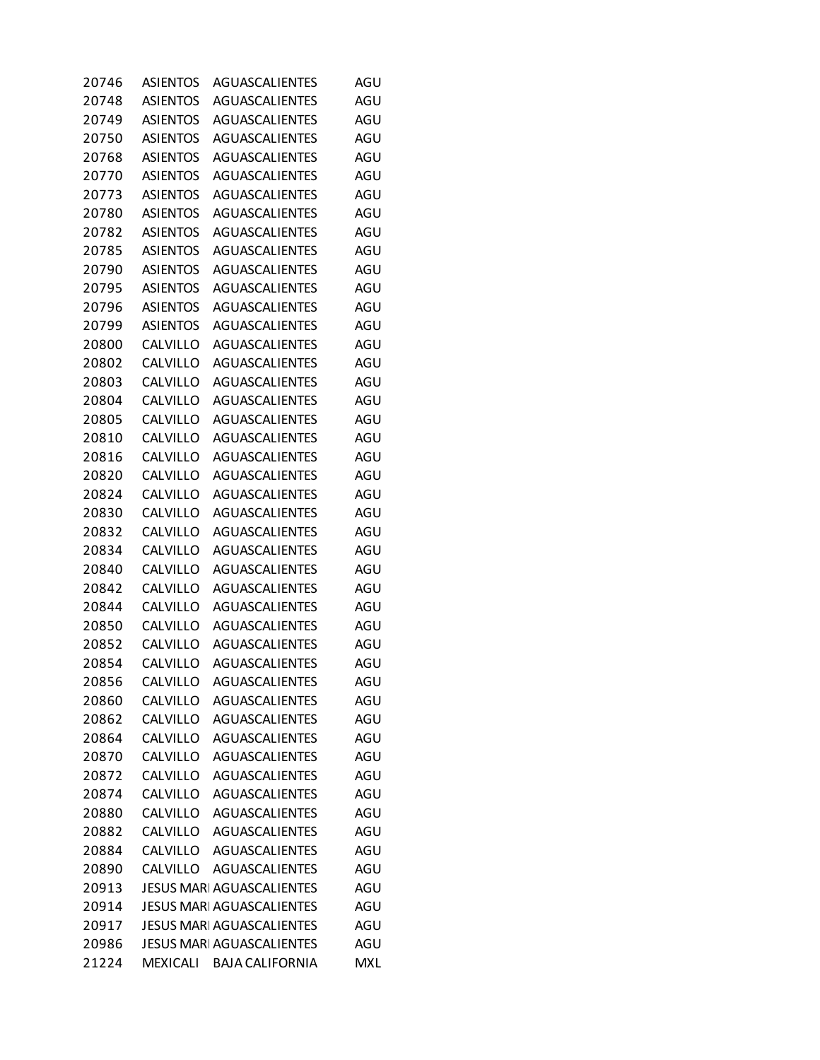| | | | |
|---|---|---|---|
| 20746 | ASIENTOS | AGUASCALIENTES | AGU |
| 20748 | ASIENTOS | AGUASCALIENTES | AGU |
| 20749 | ASIENTOS | AGUASCALIENTES | AGU |
| 20750 | ASIENTOS | AGUASCALIENTES | AGU |
| 20768 | ASIENTOS | AGUASCALIENTES | AGU |
| 20770 | ASIENTOS | AGUASCALIENTES | AGU |
| 20773 | ASIENTOS | AGUASCALIENTES | AGU |
| 20780 | ASIENTOS | AGUASCALIENTES | AGU |
| 20782 | ASIENTOS | AGUASCALIENTES | AGU |
| 20785 | ASIENTOS | AGUASCALIENTES | AGU |
| 20790 | ASIENTOS | AGUASCALIENTES | AGU |
| 20795 | ASIENTOS | AGUASCALIENTES | AGU |
| 20796 | ASIENTOS | AGUASCALIENTES | AGU |
| 20799 | ASIENTOS | AGUASCALIENTES | AGU |
| 20800 | CALVILLO | AGUASCALIENTES | AGU |
| 20802 | CALVILLO | AGUASCALIENTES | AGU |
| 20803 | CALVILLO | AGUASCALIENTES | AGU |
| 20804 | CALVILLO | AGUASCALIENTES | AGU |
| 20805 | CALVILLO | AGUASCALIENTES | AGU |
| 20810 | CALVILLO | AGUASCALIENTES | AGU |
| 20816 | CALVILLO | AGUASCALIENTES | AGU |
| 20820 | CALVILLO | AGUASCALIENTES | AGU |
| 20824 | CALVILLO | AGUASCALIENTES | AGU |
| 20830 | CALVILLO | AGUASCALIENTES | AGU |
| 20832 | CALVILLO | AGUASCALIENTES | AGU |
| 20834 | CALVILLO | AGUASCALIENTES | AGU |
| 20840 | CALVILLO | AGUASCALIENTES | AGU |
| 20842 | CALVILLO | AGUASCALIENTES | AGU |
| 20844 | CALVILLO | AGUASCALIENTES | AGU |
| 20850 | CALVILLO | AGUASCALIENTES | AGU |
| 20852 | CALVILLO | AGUASCALIENTES | AGU |
| 20854 | CALVILLO | AGUASCALIENTES | AGU |
| 20856 | CALVILLO | AGUASCALIENTES | AGU |
| 20860 | CALVILLO | AGUASCALIENTES | AGU |
| 20862 | CALVILLO | AGUASCALIENTES | AGU |
| 20864 | CALVILLO | AGUASCALIENTES | AGU |
| 20870 | CALVILLO | AGUASCALIENTES | AGU |
| 20872 | CALVILLO | AGUASCALIENTES | AGU |
| 20874 | CALVILLO | AGUASCALIENTES | AGU |
| 20880 | CALVILLO | AGUASCALIENTES | AGU |
| 20882 | CALVILLO | AGUASCALIENTES | AGU |
| 20884 | CALVILLO | AGUASCALIENTES | AGU |
| 20890 | CALVILLO | AGUASCALIENTES | AGU |
| 20913 | JESUS MARI | AGUASCALIENTES | AGU |
| 20914 | JESUS MARI | AGUASCALIENTES | AGU |
| 20917 | JESUS MARI | AGUASCALIENTES | AGU |
| 20986 | JESUS MARI | AGUASCALIENTES | AGU |
| 21224 | MEXICALI | BAJA CALIFORNIA | MXL |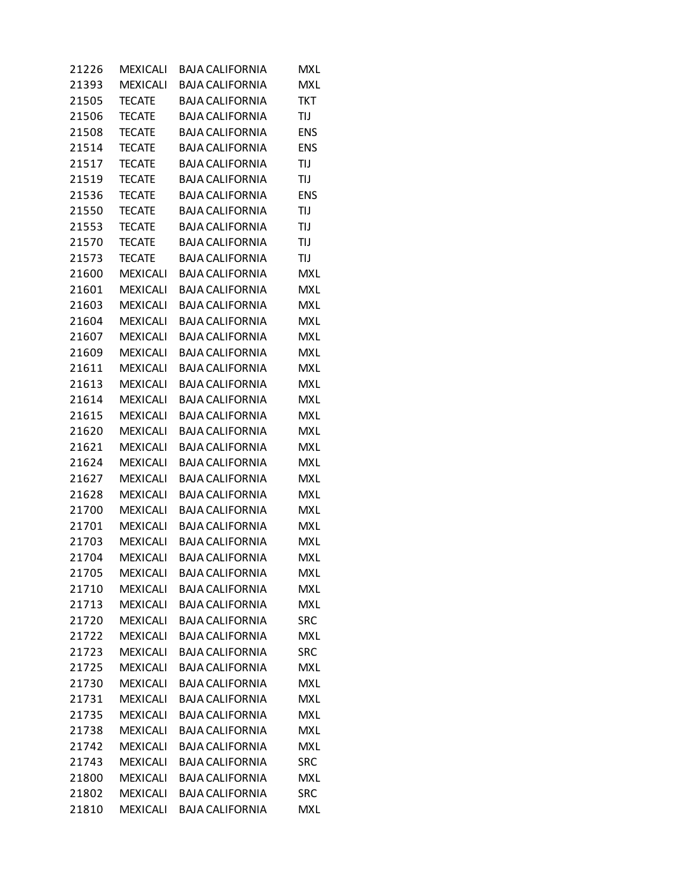| | | | |
|---|---|---|---|
| 21226 | MEXICALI | BAJA CALIFORNIA | MXL |
| 21393 | MEXICALI | BAJA CALIFORNIA | MXL |
| 21505 | TECATE | BAJA CALIFORNIA | TKT |
| 21506 | TECATE | BAJA CALIFORNIA | TIJ |
| 21508 | TECATE | BAJA CALIFORNIA | ENS |
| 21514 | TECATE | BAJA CALIFORNIA | ENS |
| 21517 | TECATE | BAJA CALIFORNIA | TIJ |
| 21519 | TECATE | BAJA CALIFORNIA | TIJ |
| 21536 | TECATE | BAJA CALIFORNIA | ENS |
| 21550 | TECATE | BAJA CALIFORNIA | TIJ |
| 21553 | TECATE | BAJA CALIFORNIA | TIJ |
| 21570 | TECATE | BAJA CALIFORNIA | TIJ |
| 21573 | TECATE | BAJA CALIFORNIA | TIJ |
| 21600 | MEXICALI | BAJA CALIFORNIA | MXL |
| 21601 | MEXICALI | BAJA CALIFORNIA | MXL |
| 21603 | MEXICALI | BAJA CALIFORNIA | MXL |
| 21604 | MEXICALI | BAJA CALIFORNIA | MXL |
| 21607 | MEXICALI | BAJA CALIFORNIA | MXL |
| 21609 | MEXICALI | BAJA CALIFORNIA | MXL |
| 21611 | MEXICALI | BAJA CALIFORNIA | MXL |
| 21613 | MEXICALI | BAJA CALIFORNIA | MXL |
| 21614 | MEXICALI | BAJA CALIFORNIA | MXL |
| 21615 | MEXICALI | BAJA CALIFORNIA | MXL |
| 21620 | MEXICALI | BAJA CALIFORNIA | MXL |
| 21621 | MEXICALI | BAJA CALIFORNIA | MXL |
| 21624 | MEXICALI | BAJA CALIFORNIA | MXL |
| 21627 | MEXICALI | BAJA CALIFORNIA | MXL |
| 21628 | MEXICALI | BAJA CALIFORNIA | MXL |
| 21700 | MEXICALI | BAJA CALIFORNIA | MXL |
| 21701 | MEXICALI | BAJA CALIFORNIA | MXL |
| 21703 | MEXICALI | BAJA CALIFORNIA | MXL |
| 21704 | MEXICALI | BAJA CALIFORNIA | MXL |
| 21705 | MEXICALI | BAJA CALIFORNIA | MXL |
| 21710 | MEXICALI | BAJA CALIFORNIA | MXL |
| 21713 | MEXICALI | BAJA CALIFORNIA | MXL |
| 21720 | MEXICALI | BAJA CALIFORNIA | SRC |
| 21722 | MEXICALI | BAJA CALIFORNIA | MXL |
| 21723 | MEXICALI | BAJA CALIFORNIA | SRC |
| 21725 | MEXICALI | BAJA CALIFORNIA | MXL |
| 21730 | MEXICALI | BAJA CALIFORNIA | MXL |
| 21731 | MEXICALI | BAJA CALIFORNIA | MXL |
| 21735 | MEXICALI | BAJA CALIFORNIA | MXL |
| 21738 | MEXICALI | BAJA CALIFORNIA | MXL |
| 21742 | MEXICALI | BAJA CALIFORNIA | MXL |
| 21743 | MEXICALI | BAJA CALIFORNIA | SRC |
| 21800 | MEXICALI | BAJA CALIFORNIA | MXL |
| 21802 | MEXICALI | BAJA CALIFORNIA | SRC |
| 21810 | MEXICALI | BAJA CALIFORNIA | MXL |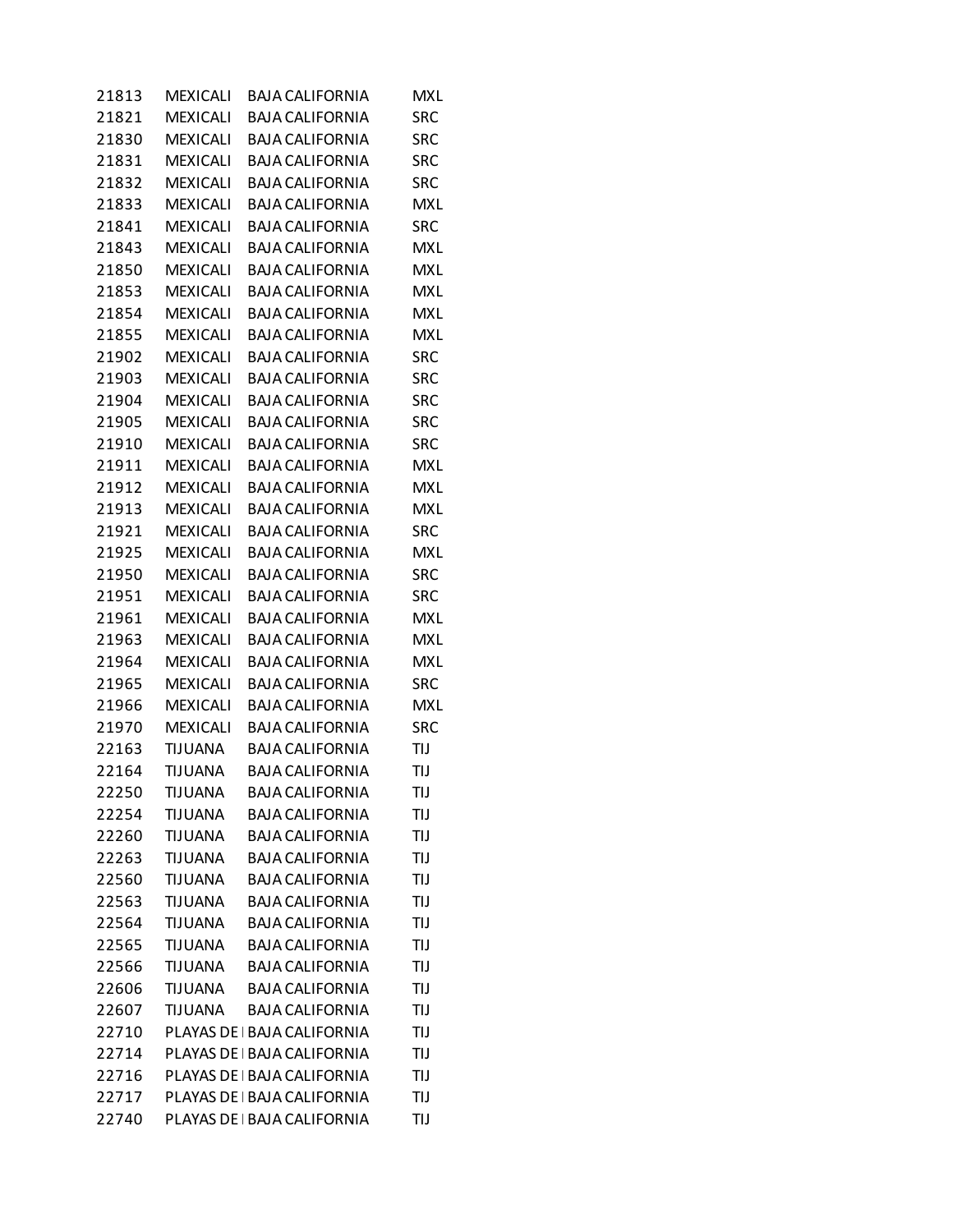| | | | |
|---|---|---|---|
| 21813 | MEXICALI | BAJA CALIFORNIA | MXL |
| 21821 | MEXICALI | BAJA CALIFORNIA | SRC |
| 21830 | MEXICALI | BAJA CALIFORNIA | SRC |
| 21831 | MEXICALI | BAJA CALIFORNIA | SRC |
| 21832 | MEXICALI | BAJA CALIFORNIA | SRC |
| 21833 | MEXICALI | BAJA CALIFORNIA | MXL |
| 21841 | MEXICALI | BAJA CALIFORNIA | SRC |
| 21843 | MEXICALI | BAJA CALIFORNIA | MXL |
| 21850 | MEXICALI | BAJA CALIFORNIA | MXL |
| 21853 | MEXICALI | BAJA CALIFORNIA | MXL |
| 21854 | MEXICALI | BAJA CALIFORNIA | MXL |
| 21855 | MEXICALI | BAJA CALIFORNIA | MXL |
| 21902 | MEXICALI | BAJA CALIFORNIA | SRC |
| 21903 | MEXICALI | BAJA CALIFORNIA | SRC |
| 21904 | MEXICALI | BAJA CALIFORNIA | SRC |
| 21905 | MEXICALI | BAJA CALIFORNIA | SRC |
| 21910 | MEXICALI | BAJA CALIFORNIA | SRC |
| 21911 | MEXICALI | BAJA CALIFORNIA | MXL |
| 21912 | MEXICALI | BAJA CALIFORNIA | MXL |
| 21913 | MEXICALI | BAJA CALIFORNIA | MXL |
| 21921 | MEXICALI | BAJA CALIFORNIA | SRC |
| 21925 | MEXICALI | BAJA CALIFORNIA | MXL |
| 21950 | MEXICALI | BAJA CALIFORNIA | SRC |
| 21951 | MEXICALI | BAJA CALIFORNIA | SRC |
| 21961 | MEXICALI | BAJA CALIFORNIA | MXL |
| 21963 | MEXICALI | BAJA CALIFORNIA | MXL |
| 21964 | MEXICALI | BAJA CALIFORNIA | MXL |
| 21965 | MEXICALI | BAJA CALIFORNIA | SRC |
| 21966 | MEXICALI | BAJA CALIFORNIA | MXL |
| 21970 | MEXICALI | BAJA CALIFORNIA | SRC |
| 22163 | TIJUANA | BAJA CALIFORNIA | TIJ |
| 22164 | TIJUANA | BAJA CALIFORNIA | TIJ |
| 22250 | TIJUANA | BAJA CALIFORNIA | TIJ |
| 22254 | TIJUANA | BAJA CALIFORNIA | TIJ |
| 22260 | TIJUANA | BAJA CALIFORNIA | TIJ |
| 22263 | TIJUANA | BAJA CALIFORNIA | TIJ |
| 22560 | TIJUANA | BAJA CALIFORNIA | TIJ |
| 22563 | TIJUANA | BAJA CALIFORNIA | TIJ |
| 22564 | TIJUANA | BAJA CALIFORNIA | TIJ |
| 22565 | TIJUANA | BAJA CALIFORNIA | TIJ |
| 22566 | TIJUANA | BAJA CALIFORNIA | TIJ |
| 22606 | TIJUANA | BAJA CALIFORNIA | TIJ |
| 22607 | TIJUANA | BAJA CALIFORNIA | TIJ |
| 22710 | PLAYAS DE | BAJA CALIFORNIA | TIJ |
| 22714 | PLAYAS DE | BAJA CALIFORNIA | TIJ |
| 22716 | PLAYAS DE | BAJA CALIFORNIA | TIJ |
| 22717 | PLAYAS DE | BAJA CALIFORNIA | TIJ |
| 22740 | PLAYAS DE | BAJA CALIFORNIA | TIJ |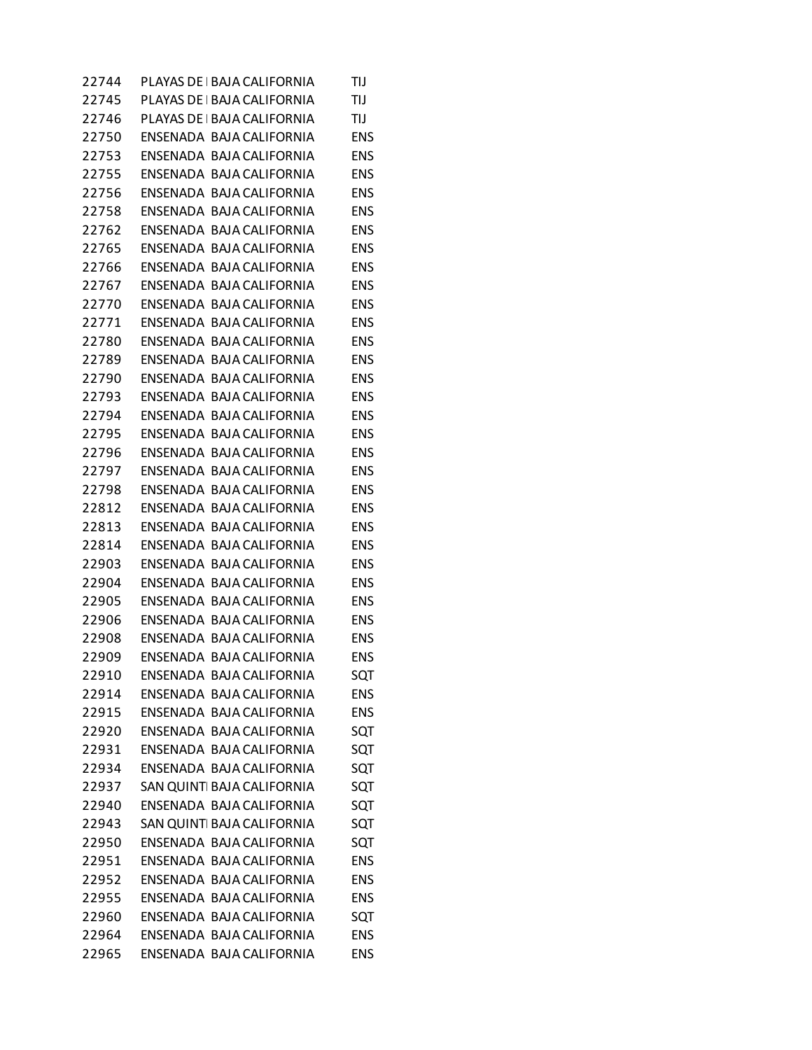| | | | |
|---|---|---|---|
| 22744 | PLAYAS DE | BAJA CALIFORNIA | TIJ |
| 22745 | PLAYAS DE | BAJA CALIFORNIA | TIJ |
| 22746 | PLAYAS DE | BAJA CALIFORNIA | TIJ |
| 22750 | ENSENADA | BAJA CALIFORNIA | ENS |
| 22753 | ENSENADA | BAJA CALIFORNIA | ENS |
| 22755 | ENSENADA | BAJA CALIFORNIA | ENS |
| 22756 | ENSENADA | BAJA CALIFORNIA | ENS |
| 22758 | ENSENADA | BAJA CALIFORNIA | ENS |
| 22762 | ENSENADA | BAJA CALIFORNIA | ENS |
| 22765 | ENSENADA | BAJA CALIFORNIA | ENS |
| 22766 | ENSENADA | BAJA CALIFORNIA | ENS |
| 22767 | ENSENADA | BAJA CALIFORNIA | ENS |
| 22770 | ENSENADA | BAJA CALIFORNIA | ENS |
| 22771 | ENSENADA | BAJA CALIFORNIA | ENS |
| 22780 | ENSENADA | BAJA CALIFORNIA | ENS |
| 22789 | ENSENADA | BAJA CALIFORNIA | ENS |
| 22790 | ENSENADA | BAJA CALIFORNIA | ENS |
| 22793 | ENSENADA | BAJA CALIFORNIA | ENS |
| 22794 | ENSENADA | BAJA CALIFORNIA | ENS |
| 22795 | ENSENADA | BAJA CALIFORNIA | ENS |
| 22796 | ENSENADA | BAJA CALIFORNIA | ENS |
| 22797 | ENSENADA | BAJA CALIFORNIA | ENS |
| 22798 | ENSENADA | BAJA CALIFORNIA | ENS |
| 22812 | ENSENADA | BAJA CALIFORNIA | ENS |
| 22813 | ENSENADA | BAJA CALIFORNIA | ENS |
| 22814 | ENSENADA | BAJA CALIFORNIA | ENS |
| 22903 | ENSENADA | BAJA CALIFORNIA | ENS |
| 22904 | ENSENADA | BAJA CALIFORNIA | ENS |
| 22905 | ENSENADA | BAJA CALIFORNIA | ENS |
| 22906 | ENSENADA | BAJA CALIFORNIA | ENS |
| 22908 | ENSENADA | BAJA CALIFORNIA | ENS |
| 22909 | ENSENADA | BAJA CALIFORNIA | ENS |
| 22910 | ENSENADA | BAJA CALIFORNIA | SQT |
| 22914 | ENSENADA | BAJA CALIFORNIA | ENS |
| 22915 | ENSENADA | BAJA CALIFORNIA | ENS |
| 22920 | ENSENADA | BAJA CALIFORNIA | SQT |
| 22931 | ENSENADA | BAJA CALIFORNIA | SQT |
| 22934 | ENSENADA | BAJA CALIFORNIA | SQT |
| 22937 | SAN QUINTI | BAJA CALIFORNIA | SQT |
| 22940 | ENSENADA | BAJA CALIFORNIA | SQT |
| 22943 | SAN QUINTI | BAJA CALIFORNIA | SQT |
| 22950 | ENSENADA | BAJA CALIFORNIA | SQT |
| 22951 | ENSENADA | BAJA CALIFORNIA | ENS |
| 22952 | ENSENADA | BAJA CALIFORNIA | ENS |
| 22955 | ENSENADA | BAJA CALIFORNIA | ENS |
| 22960 | ENSENADA | BAJA CALIFORNIA | SQT |
| 22964 | ENSENADA | BAJA CALIFORNIA | ENS |
| 22965 | ENSENADA | BAJA CALIFORNIA | ENS |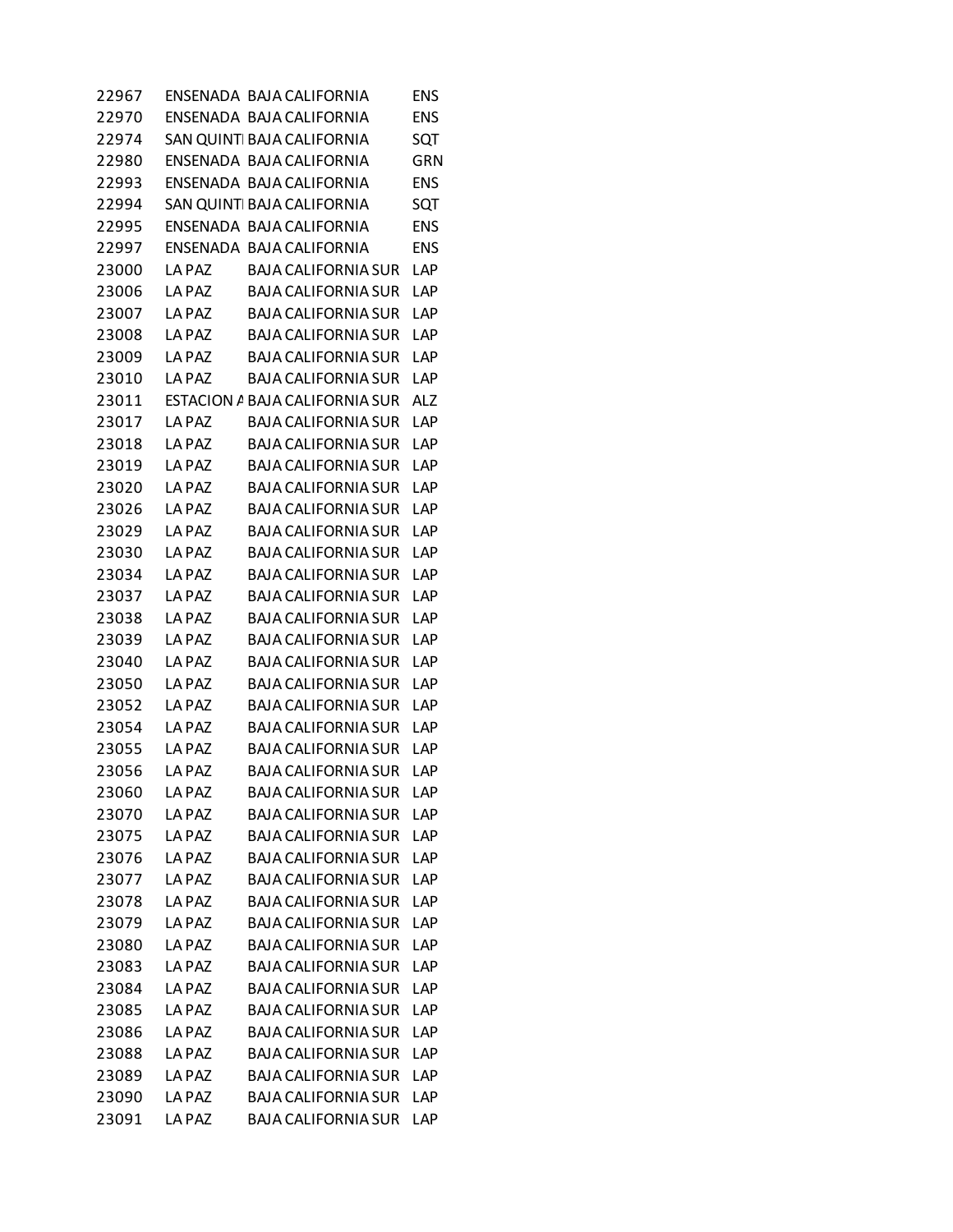| | | | |
|---|---|---|---|
| 22967 | ENSENADA | BAJA CALIFORNIA | ENS |
| 22970 | ENSENADA | BAJA CALIFORNIA | ENS |
| 22974 | SAN QUINTI | BAJA CALIFORNIA | SQT |
| 22980 | ENSENADA | BAJA CALIFORNIA | GRN |
| 22993 | ENSENADA | BAJA CALIFORNIA | ENS |
| 22994 | SAN QUINTI | BAJA CALIFORNIA | SQT |
| 22995 | ENSENADA | BAJA CALIFORNIA | ENS |
| 22997 | ENSENADA | BAJA CALIFORNIA | ENS |
| 23000 | LA PAZ | BAJA CALIFORNIA SUR | LAP |
| 23006 | LA PAZ | BAJA CALIFORNIA SUR | LAP |
| 23007 | LA PAZ | BAJA CALIFORNIA SUR | LAP |
| 23008 | LA PAZ | BAJA CALIFORNIA SUR | LAP |
| 23009 | LA PAZ | BAJA CALIFORNIA SUR | LAP |
| 23010 | LA PAZ | BAJA CALIFORNIA SUR | LAP |
| 23011 | ESTACION A | BAJA CALIFORNIA SUR | ALZ |
| 23017 | LA PAZ | BAJA CALIFORNIA SUR | LAP |
| 23018 | LA PAZ | BAJA CALIFORNIA SUR | LAP |
| 23019 | LA PAZ | BAJA CALIFORNIA SUR | LAP |
| 23020 | LA PAZ | BAJA CALIFORNIA SUR | LAP |
| 23026 | LA PAZ | BAJA CALIFORNIA SUR | LAP |
| 23029 | LA PAZ | BAJA CALIFORNIA SUR | LAP |
| 23030 | LA PAZ | BAJA CALIFORNIA SUR | LAP |
| 23034 | LA PAZ | BAJA CALIFORNIA SUR | LAP |
| 23037 | LA PAZ | BAJA CALIFORNIA SUR | LAP |
| 23038 | LA PAZ | BAJA CALIFORNIA SUR | LAP |
| 23039 | LA PAZ | BAJA CALIFORNIA SUR | LAP |
| 23040 | LA PAZ | BAJA CALIFORNIA SUR | LAP |
| 23050 | LA PAZ | BAJA CALIFORNIA SUR | LAP |
| 23052 | LA PAZ | BAJA CALIFORNIA SUR | LAP |
| 23054 | LA PAZ | BAJA CALIFORNIA SUR | LAP |
| 23055 | LA PAZ | BAJA CALIFORNIA SUR | LAP |
| 23056 | LA PAZ | BAJA CALIFORNIA SUR | LAP |
| 23060 | LA PAZ | BAJA CALIFORNIA SUR | LAP |
| 23070 | LA PAZ | BAJA CALIFORNIA SUR | LAP |
| 23075 | LA PAZ | BAJA CALIFORNIA SUR | LAP |
| 23076 | LA PAZ | BAJA CALIFORNIA SUR | LAP |
| 23077 | LA PAZ | BAJA CALIFORNIA SUR | LAP |
| 23078 | LA PAZ | BAJA CALIFORNIA SUR | LAP |
| 23079 | LA PAZ | BAJA CALIFORNIA SUR | LAP |
| 23080 | LA PAZ | BAJA CALIFORNIA SUR | LAP |
| 23083 | LA PAZ | BAJA CALIFORNIA SUR | LAP |
| 23084 | LA PAZ | BAJA CALIFORNIA SUR | LAP |
| 23085 | LA PAZ | BAJA CALIFORNIA SUR | LAP |
| 23086 | LA PAZ | BAJA CALIFORNIA SUR | LAP |
| 23088 | LA PAZ | BAJA CALIFORNIA SUR | LAP |
| 23089 | LA PAZ | BAJA CALIFORNIA SUR | LAP |
| 23090 | LA PAZ | BAJA CALIFORNIA SUR | LAP |
| 23091 | LA PAZ | BAJA CALIFORNIA SUR | LAP |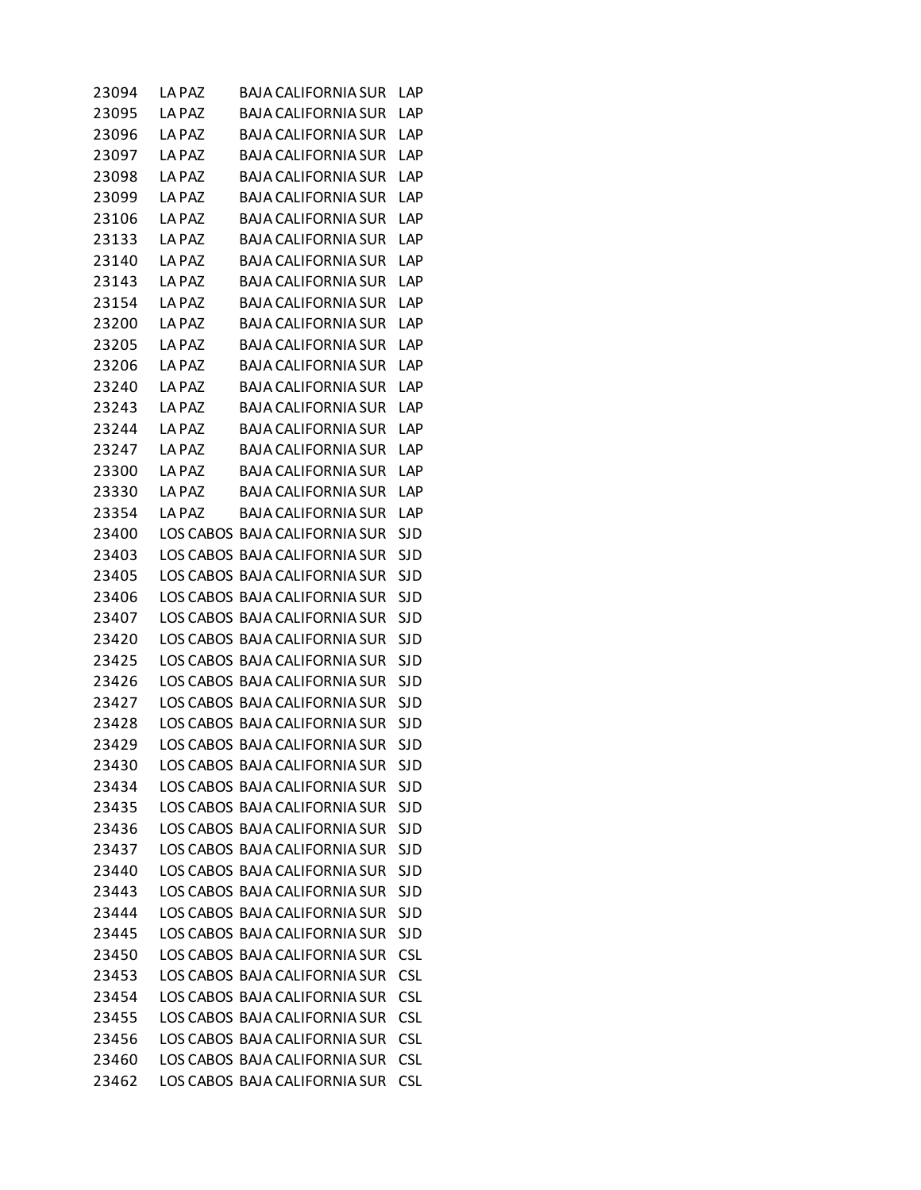| | | | |
|---|---|---|---|
| 23094 | LA PAZ | BAJA CALIFORNIA SUR | LAP |
| 23095 | LA PAZ | BAJA CALIFORNIA SUR | LAP |
| 23096 | LA PAZ | BAJA CALIFORNIA SUR | LAP |
| 23097 | LA PAZ | BAJA CALIFORNIA SUR | LAP |
| 23098 | LA PAZ | BAJA CALIFORNIA SUR | LAP |
| 23099 | LA PAZ | BAJA CALIFORNIA SUR | LAP |
| 23106 | LA PAZ | BAJA CALIFORNIA SUR | LAP |
| 23133 | LA PAZ | BAJA CALIFORNIA SUR | LAP |
| 23140 | LA PAZ | BAJA CALIFORNIA SUR | LAP |
| 23143 | LA PAZ | BAJA CALIFORNIA SUR | LAP |
| 23154 | LA PAZ | BAJA CALIFORNIA SUR | LAP |
| 23200 | LA PAZ | BAJA CALIFORNIA SUR | LAP |
| 23205 | LA PAZ | BAJA CALIFORNIA SUR | LAP |
| 23206 | LA PAZ | BAJA CALIFORNIA SUR | LAP |
| 23240 | LA PAZ | BAJA CALIFORNIA SUR | LAP |
| 23243 | LA PAZ | BAJA CALIFORNIA SUR | LAP |
| 23244 | LA PAZ | BAJA CALIFORNIA SUR | LAP |
| 23247 | LA PAZ | BAJA CALIFORNIA SUR | LAP |
| 23300 | LA PAZ | BAJA CALIFORNIA SUR | LAP |
| 23330 | LA PAZ | BAJA CALIFORNIA SUR | LAP |
| 23354 | LA PAZ | BAJA CALIFORNIA SUR | LAP |
| 23400 | LOS CABOS | BAJA CALIFORNIA SUR | SJD |
| 23403 | LOS CABOS | BAJA CALIFORNIA SUR | SJD |
| 23405 | LOS CABOS | BAJA CALIFORNIA SUR | SJD |
| 23406 | LOS CABOS | BAJA CALIFORNIA SUR | SJD |
| 23407 | LOS CABOS | BAJA CALIFORNIA SUR | SJD |
| 23420 | LOS CABOS | BAJA CALIFORNIA SUR | SJD |
| 23425 | LOS CABOS | BAJA CALIFORNIA SUR | SJD |
| 23426 | LOS CABOS | BAJA CALIFORNIA SUR | SJD |
| 23427 | LOS CABOS | BAJA CALIFORNIA SUR | SJD |
| 23428 | LOS CABOS | BAJA CALIFORNIA SUR | SJD |
| 23429 | LOS CABOS | BAJA CALIFORNIA SUR | SJD |
| 23430 | LOS CABOS | BAJA CALIFORNIA SUR | SJD |
| 23434 | LOS CABOS | BAJA CALIFORNIA SUR | SJD |
| 23435 | LOS CABOS | BAJA CALIFORNIA SUR | SJD |
| 23436 | LOS CABOS | BAJA CALIFORNIA SUR | SJD |
| 23437 | LOS CABOS | BAJA CALIFORNIA SUR | SJD |
| 23440 | LOS CABOS | BAJA CALIFORNIA SUR | SJD |
| 23443 | LOS CABOS | BAJA CALIFORNIA SUR | SJD |
| 23444 | LOS CABOS | BAJA CALIFORNIA SUR | SJD |
| 23445 | LOS CABOS | BAJA CALIFORNIA SUR | SJD |
| 23450 | LOS CABOS | BAJA CALIFORNIA SUR | CSL |
| 23453 | LOS CABOS | BAJA CALIFORNIA SUR | CSL |
| 23454 | LOS CABOS | BAJA CALIFORNIA SUR | CSL |
| 23455 | LOS CABOS | BAJA CALIFORNIA SUR | CSL |
| 23456 | LOS CABOS | BAJA CALIFORNIA SUR | CSL |
| 23460 | LOS CABOS | BAJA CALIFORNIA SUR | CSL |
| 23462 | LOS CABOS | BAJA CALIFORNIA SUR | CSL |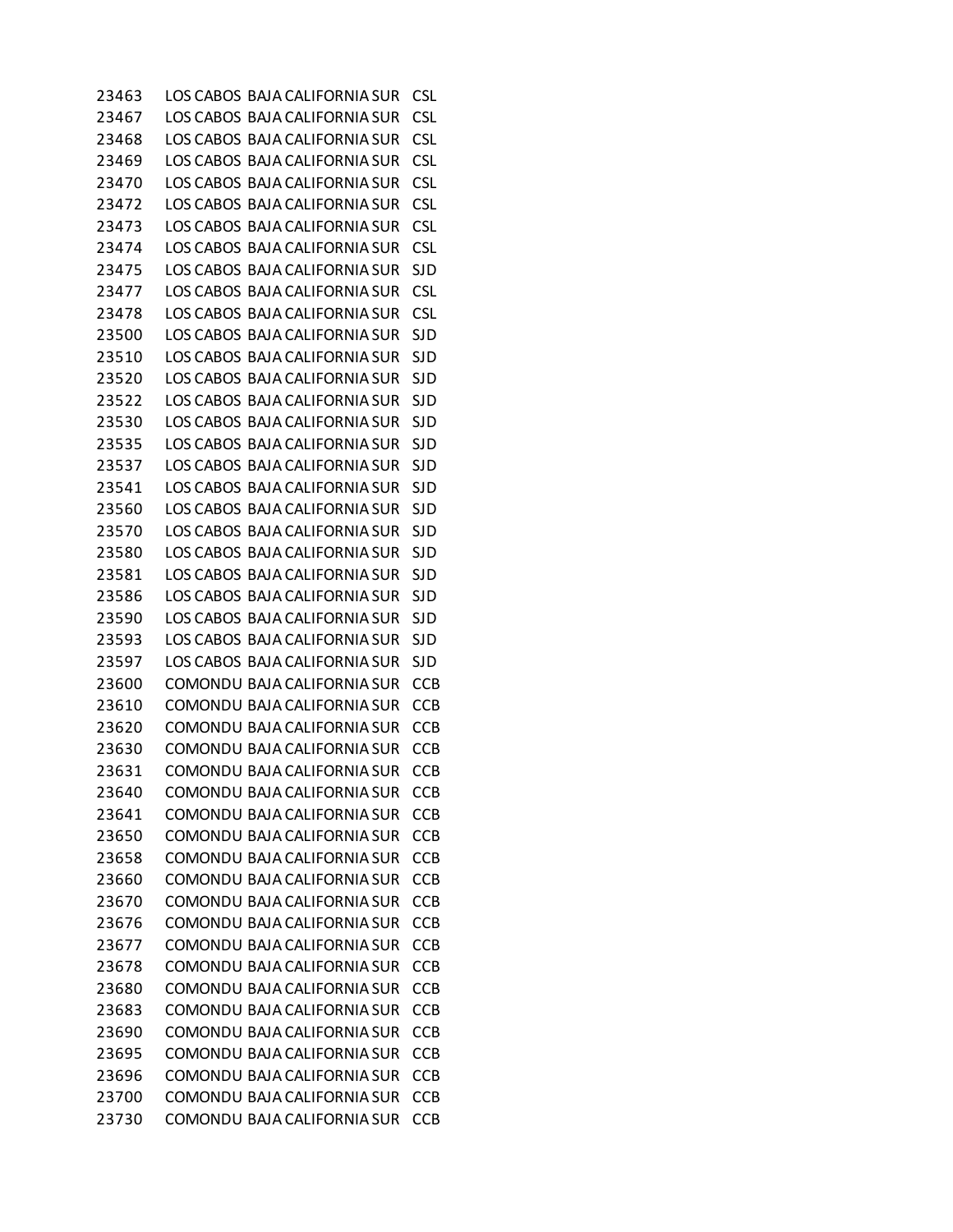| | | | |
|---|---|---|---|
| 23463 | LOS CABOS | BAJA CALIFORNIA SUR | CSL |
| 23467 | LOS CABOS | BAJA CALIFORNIA SUR | CSL |
| 23468 | LOS CABOS | BAJA CALIFORNIA SUR | CSL |
| 23469 | LOS CABOS | BAJA CALIFORNIA SUR | CSL |
| 23470 | LOS CABOS | BAJA CALIFORNIA SUR | CSL |
| 23472 | LOS CABOS | BAJA CALIFORNIA SUR | CSL |
| 23473 | LOS CABOS | BAJA CALIFORNIA SUR | CSL |
| 23474 | LOS CABOS | BAJA CALIFORNIA SUR | CSL |
| 23475 | LOS CABOS | BAJA CALIFORNIA SUR | SJD |
| 23477 | LOS CABOS | BAJA CALIFORNIA SUR | CSL |
| 23478 | LOS CABOS | BAJA CALIFORNIA SUR | CSL |
| 23500 | LOS CABOS | BAJA CALIFORNIA SUR | SJD |
| 23510 | LOS CABOS | BAJA CALIFORNIA SUR | SJD |
| 23520 | LOS CABOS | BAJA CALIFORNIA SUR | SJD |
| 23522 | LOS CABOS | BAJA CALIFORNIA SUR | SJD |
| 23530 | LOS CABOS | BAJA CALIFORNIA SUR | SJD |
| 23535 | LOS CABOS | BAJA CALIFORNIA SUR | SJD |
| 23537 | LOS CABOS | BAJA CALIFORNIA SUR | SJD |
| 23541 | LOS CABOS | BAJA CALIFORNIA SUR | SJD |
| 23560 | LOS CABOS | BAJA CALIFORNIA SUR | SJD |
| 23570 | LOS CABOS | BAJA CALIFORNIA SUR | SJD |
| 23580 | LOS CABOS | BAJA CALIFORNIA SUR | SJD |
| 23581 | LOS CABOS | BAJA CALIFORNIA SUR | SJD |
| 23586 | LOS CABOS | BAJA CALIFORNIA SUR | SJD |
| 23590 | LOS CABOS | BAJA CALIFORNIA SUR | SJD |
| 23593 | LOS CABOS | BAJA CALIFORNIA SUR | SJD |
| 23597 | LOS CABOS | BAJA CALIFORNIA SUR | SJD |
| 23600 | COMONDU | BAJA CALIFORNIA SUR | CCB |
| 23610 | COMONDU | BAJA CALIFORNIA SUR | CCB |
| 23620 | COMONDU | BAJA CALIFORNIA SUR | CCB |
| 23630 | COMONDU | BAJA CALIFORNIA SUR | CCB |
| 23631 | COMONDU | BAJA CALIFORNIA SUR | CCB |
| 23640 | COMONDU | BAJA CALIFORNIA SUR | CCB |
| 23641 | COMONDU | BAJA CALIFORNIA SUR | CCB |
| 23650 | COMONDU | BAJA CALIFORNIA SUR | CCB |
| 23658 | COMONDU | BAJA CALIFORNIA SUR | CCB |
| 23660 | COMONDU | BAJA CALIFORNIA SUR | CCB |
| 23670 | COMONDU | BAJA CALIFORNIA SUR | CCB |
| 23676 | COMONDU | BAJA CALIFORNIA SUR | CCB |
| 23677 | COMONDU | BAJA CALIFORNIA SUR | CCB |
| 23678 | COMONDU | BAJA CALIFORNIA SUR | CCB |
| 23680 | COMONDU | BAJA CALIFORNIA SUR | CCB |
| 23683 | COMONDU | BAJA CALIFORNIA SUR | CCB |
| 23690 | COMONDU | BAJA CALIFORNIA SUR | CCB |
| 23695 | COMONDU | BAJA CALIFORNIA SUR | CCB |
| 23696 | COMONDU | BAJA CALIFORNIA SUR | CCB |
| 23700 | COMONDU | BAJA CALIFORNIA SUR | CCB |
| 23730 | COMONDU | BAJA CALIFORNIA SUR | CCB |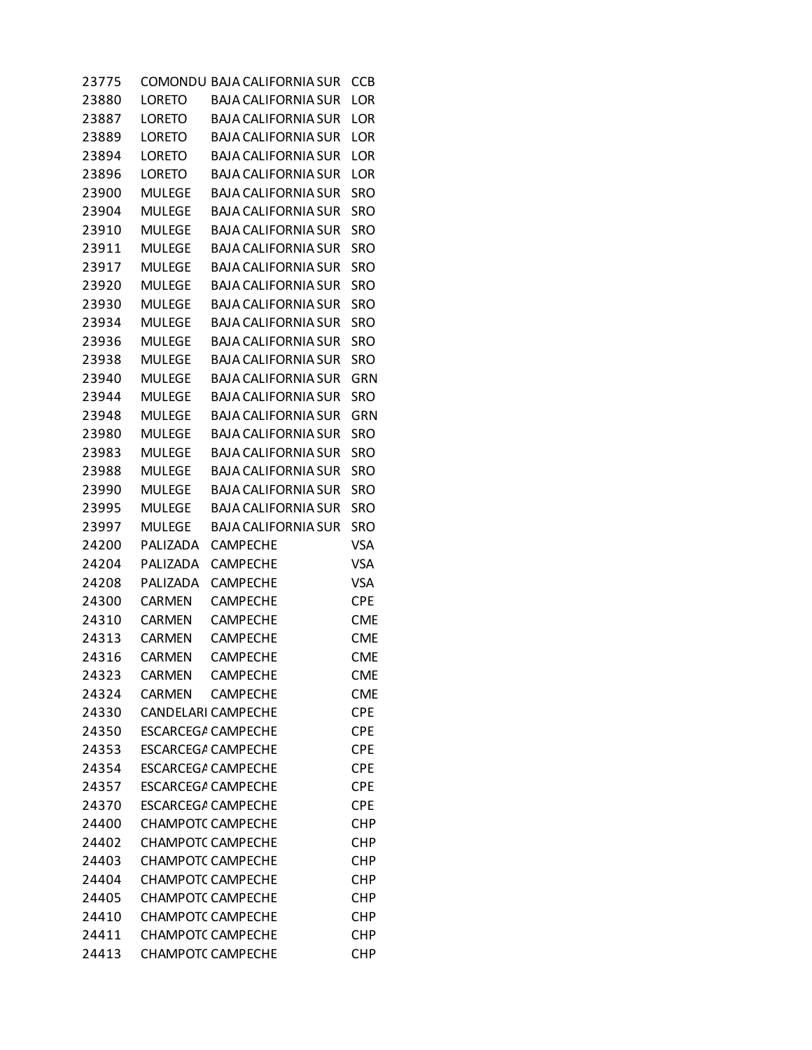| | | | |
|---|---|---|---|
| 23775 | COMONDU | BAJA CALIFORNIA SUR | CCB |
| 23880 | LORETO | BAJA CALIFORNIA SUR | LOR |
| 23887 | LORETO | BAJA CALIFORNIA SUR | LOR |
| 23889 | LORETO | BAJA CALIFORNIA SUR | LOR |
| 23894 | LORETO | BAJA CALIFORNIA SUR | LOR |
| 23896 | LORETO | BAJA CALIFORNIA SUR | LOR |
| 23900 | MULEGE | BAJA CALIFORNIA SUR | SRO |
| 23904 | MULEGE | BAJA CALIFORNIA SUR | SRO |
| 23910 | MULEGE | BAJA CALIFORNIA SUR | SRO |
| 23911 | MULEGE | BAJA CALIFORNIA SUR | SRO |
| 23917 | MULEGE | BAJA CALIFORNIA SUR | SRO |
| 23920 | MULEGE | BAJA CALIFORNIA SUR | SRO |
| 23930 | MULEGE | BAJA CALIFORNIA SUR | SRO |
| 23934 | MULEGE | BAJA CALIFORNIA SUR | SRO |
| 23936 | MULEGE | BAJA CALIFORNIA SUR | SRO |
| 23938 | MULEGE | BAJA CALIFORNIA SUR | SRO |
| 23940 | MULEGE | BAJA CALIFORNIA SUR | GRN |
| 23944 | MULEGE | BAJA CALIFORNIA SUR | SRO |
| 23948 | MULEGE | BAJA CALIFORNIA SUR | GRN |
| 23980 | MULEGE | BAJA CALIFORNIA SUR | SRO |
| 23983 | MULEGE | BAJA CALIFORNIA SUR | SRO |
| 23988 | MULEGE | BAJA CALIFORNIA SUR | SRO |
| 23990 | MULEGE | BAJA CALIFORNIA SUR | SRO |
| 23995 | MULEGE | BAJA CALIFORNIA SUR | SRO |
| 23997 | MULEGE | BAJA CALIFORNIA SUR | SRO |
| 24200 | PALIZADA | CAMPECHE | VSA |
| 24204 | PALIZADA | CAMPECHE | VSA |
| 24208 | PALIZADA | CAMPECHE | VSA |
| 24300 | CARMEN | CAMPECHE | CPE |
| 24310 | CARMEN | CAMPECHE | CME |
| 24313 | CARMEN | CAMPECHE | CME |
| 24316 | CARMEN | CAMPECHE | CME |
| 24323 | CARMEN | CAMPECHE | CME |
| 24324 | CARMEN | CAMPECHE | CME |
| 24330 | CANDELARI | CAMPECHE | CPE |
| 24350 | ESCARCEGA | CAMPECHE | CPE |
| 24353 | ESCARCEGA | CAMPECHE | CPE |
| 24354 | ESCARCEGA | CAMPECHE | CPE |
| 24357 | ESCARCEGA | CAMPECHE | CPE |
| 24370 | ESCARCEGA | CAMPECHE | CPE |
| 24400 | CHAMPOTC | CAMPECHE | CHP |
| 24402 | CHAMPOTC | CAMPECHE | CHP |
| 24403 | CHAMPOTC | CAMPECHE | CHP |
| 24404 | CHAMPOTC | CAMPECHE | CHP |
| 24405 | CHAMPOTC | CAMPECHE | CHP |
| 24410 | CHAMPOTC | CAMPECHE | CHP |
| 24411 | CHAMPOTC | CAMPECHE | CHP |
| 24413 | CHAMPOTC | CAMPECHE | CHP |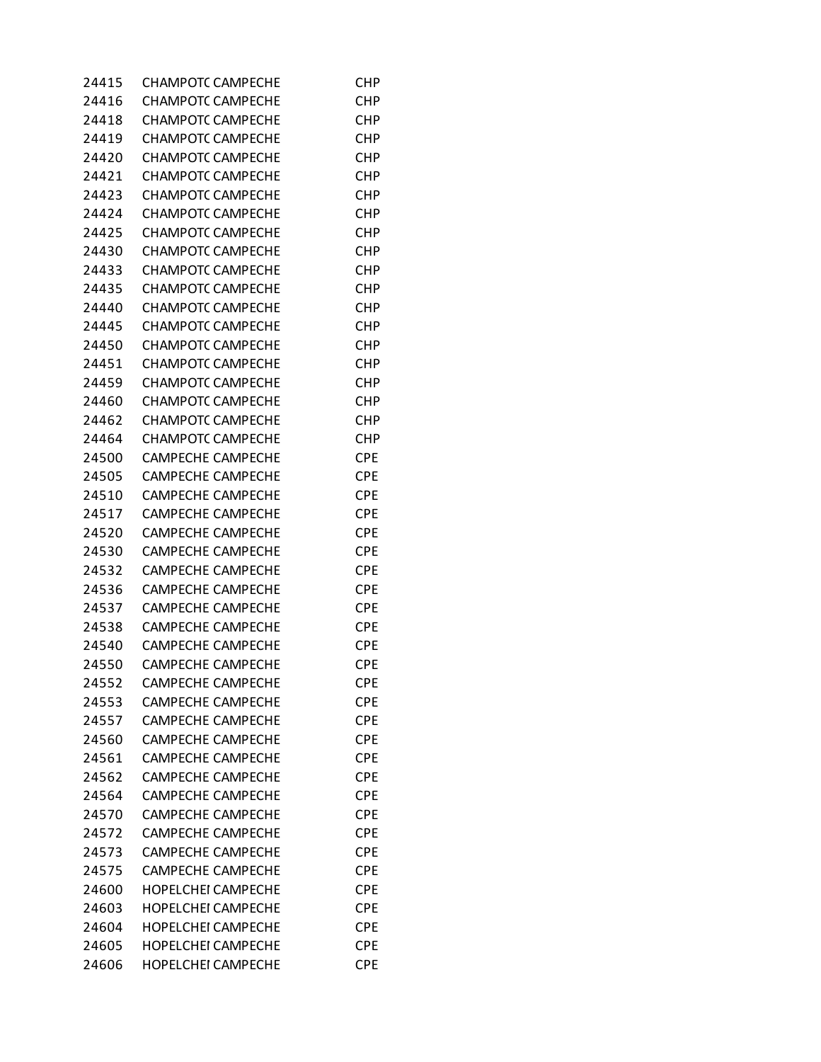| | | | |
|---|---|---|---|
| 24415 | CHAMPOTC | CAMPECHE | CHP |
| 24416 | CHAMPOTC | CAMPECHE | CHP |
| 24418 | CHAMPOTC | CAMPECHE | CHP |
| 24419 | CHAMPOTC | CAMPECHE | CHP |
| 24420 | CHAMPOTC | CAMPECHE | CHP |
| 24421 | CHAMPOTC | CAMPECHE | CHP |
| 24423 | CHAMPOTC | CAMPECHE | CHP |
| 24424 | CHAMPOTC | CAMPECHE | CHP |
| 24425 | CHAMPOTC | CAMPECHE | CHP |
| 24430 | CHAMPOTC | CAMPECHE | CHP |
| 24433 | CHAMPOTC | CAMPECHE | CHP |
| 24435 | CHAMPOTC | CAMPECHE | CHP |
| 24440 | CHAMPOTC | CAMPECHE | CHP |
| 24445 | CHAMPOTC | CAMPECHE | CHP |
| 24450 | CHAMPOTC | CAMPECHE | CHP |
| 24451 | CHAMPOTC | CAMPECHE | CHP |
| 24459 | CHAMPOTC | CAMPECHE | CHP |
| 24460 | CHAMPOTC | CAMPECHE | CHP |
| 24462 | CHAMPOTC | CAMPECHE | CHP |
| 24464 | CHAMPOTC | CAMPECHE | CHP |
| 24500 | CAMPECHE | CAMPECHE | CPE |
| 24505 | CAMPECHE | CAMPECHE | CPE |
| 24510 | CAMPECHE | CAMPECHE | CPE |
| 24517 | CAMPECHE | CAMPECHE | CPE |
| 24520 | CAMPECHE | CAMPECHE | CPE |
| 24530 | CAMPECHE | CAMPECHE | CPE |
| 24532 | CAMPECHE | CAMPECHE | CPE |
| 24536 | CAMPECHE | CAMPECHE | CPE |
| 24537 | CAMPECHE | CAMPECHE | CPE |
| 24538 | CAMPECHE | CAMPECHE | CPE |
| 24540 | CAMPECHE | CAMPECHE | CPE |
| 24550 | CAMPECHE | CAMPECHE | CPE |
| 24552 | CAMPECHE | CAMPECHE | CPE |
| 24553 | CAMPECHE | CAMPECHE | CPE |
| 24557 | CAMPECHE | CAMPECHE | CPE |
| 24560 | CAMPECHE | CAMPECHE | CPE |
| 24561 | CAMPECHE | CAMPECHE | CPE |
| 24562 | CAMPECHE | CAMPECHE | CPE |
| 24564 | CAMPECHE | CAMPECHE | CPE |
| 24570 | CAMPECHE | CAMPECHE | CPE |
| 24572 | CAMPECHE | CAMPECHE | CPE |
| 24573 | CAMPECHE | CAMPECHE | CPE |
| 24575 | CAMPECHE | CAMPECHE | CPE |
| 24600 | HOPELCHEI | CAMPECHE | CPE |
| 24603 | HOPELCHEI | CAMPECHE | CPE |
| 24604 | HOPELCHEI | CAMPECHE | CPE |
| 24605 | HOPELCHEI | CAMPECHE | CPE |
| 24606 | HOPELCHEI | CAMPECHE | CPE |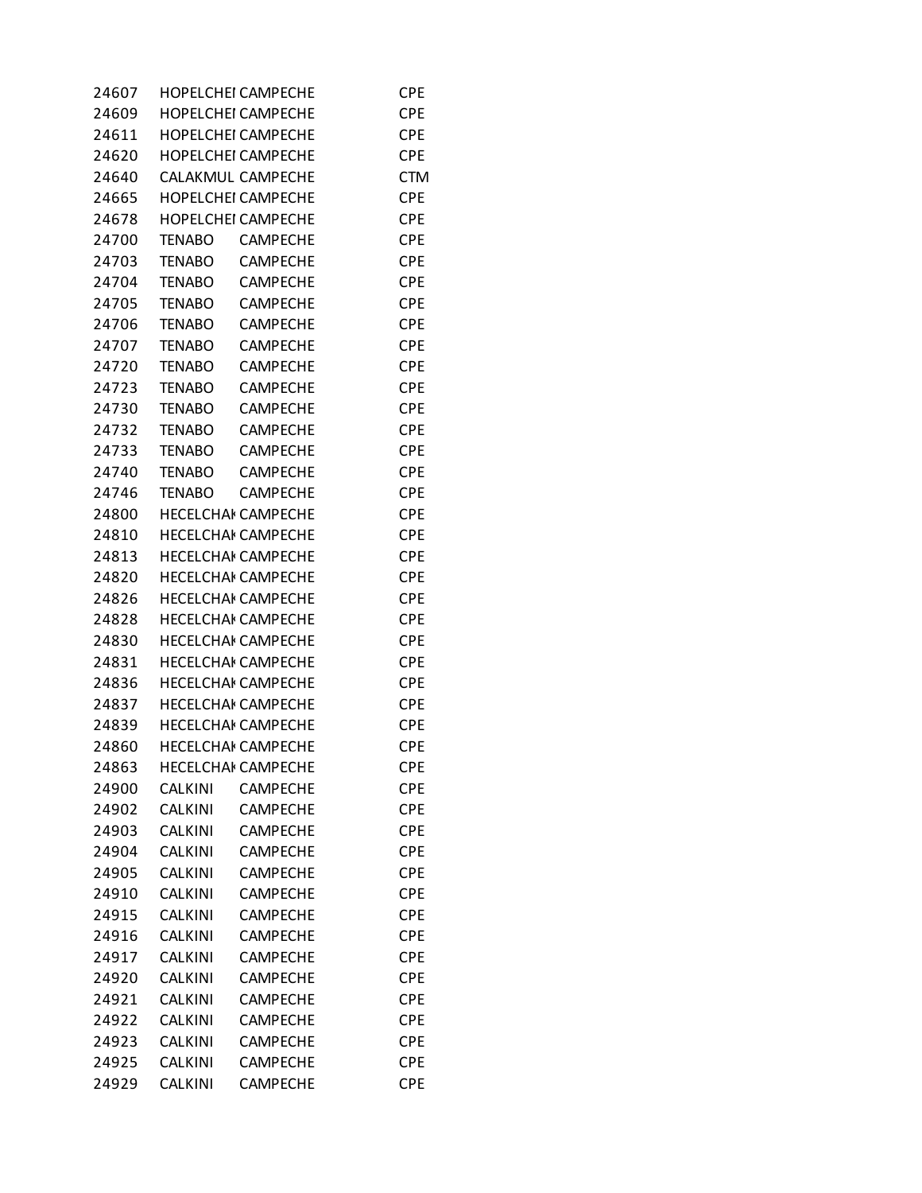| | | | |
|---|---|---|---|
| 24607 | HOPELCHEI | CAMPECHE | CPE |
| 24609 | HOPELCHEI | CAMPECHE | CPE |
| 24611 | HOPELCHEI | CAMPECHE | CPE |
| 24620 | HOPELCHEI | CAMPECHE | CPE |
| 24640 | CALAKMUL | CAMPECHE | CTM |
| 24665 | HOPELCHEI | CAMPECHE | CPE |
| 24678 | HOPELCHEI | CAMPECHE | CPE |
| 24700 | TENABO | CAMPECHE | CPE |
| 24703 | TENABO | CAMPECHE | CPE |
| 24704 | TENABO | CAMPECHE | CPE |
| 24705 | TENABO | CAMPECHE | CPE |
| 24706 | TENABO | CAMPECHE | CPE |
| 24707 | TENABO | CAMPECHE | CPE |
| 24720 | TENABO | CAMPECHE | CPE |
| 24723 | TENABO | CAMPECHE | CPE |
| 24730 | TENABO | CAMPECHE | CPE |
| 24732 | TENABO | CAMPECHE | CPE |
| 24733 | TENABO | CAMPECHE | CPE |
| 24740 | TENABO | CAMPECHE | CPE |
| 24746 | TENABO | CAMPECHE | CPE |
| 24800 | HECELCHAI | CAMPECHE | CPE |
| 24810 | HECELCHAI | CAMPECHE | CPE |
| 24813 | HECELCHAI | CAMPECHE | CPE |
| 24820 | HECELCHAI | CAMPECHE | CPE |
| 24826 | HECELCHAI | CAMPECHE | CPE |
| 24828 | HECELCHAI | CAMPECHE | CPE |
| 24830 | HECELCHAI | CAMPECHE | CPE |
| 24831 | HECELCHAI | CAMPECHE | CPE |
| 24836 | HECELCHAI | CAMPECHE | CPE |
| 24837 | HECELCHAI | CAMPECHE | CPE |
| 24839 | HECELCHAI | CAMPECHE | CPE |
| 24860 | HECELCHAI | CAMPECHE | CPE |
| 24863 | HECELCHAI | CAMPECHE | CPE |
| 24900 | CALKINI | CAMPECHE | CPE |
| 24902 | CALKINI | CAMPECHE | CPE |
| 24903 | CALKINI | CAMPECHE | CPE |
| 24904 | CALKINI | CAMPECHE | CPE |
| 24905 | CALKINI | CAMPECHE | CPE |
| 24910 | CALKINI | CAMPECHE | CPE |
| 24915 | CALKINI | CAMPECHE | CPE |
| 24916 | CALKINI | CAMPECHE | CPE |
| 24917 | CALKINI | CAMPECHE | CPE |
| 24920 | CALKINI | CAMPECHE | CPE |
| 24921 | CALKINI | CAMPECHE | CPE |
| 24922 | CALKINI | CAMPECHE | CPE |
| 24923 | CALKINI | CAMPECHE | CPE |
| 24925 | CALKINI | CAMPECHE | CPE |
| 24929 | CALKINI | CAMPECHE | CPE |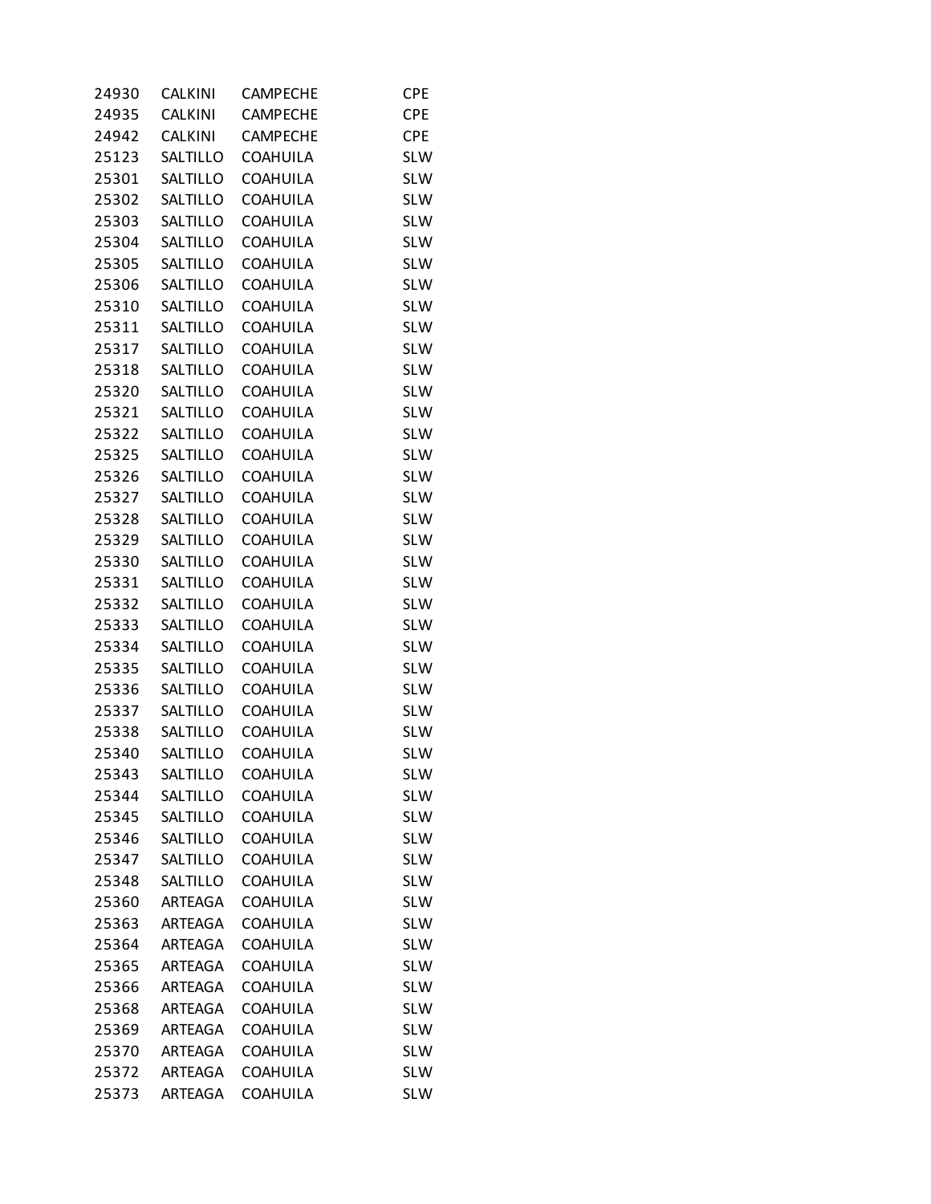| | | | |
|---|---|---|---|
| 24930 | CALKINI | CAMPECHE | CPE |
| 24935 | CALKINI | CAMPECHE | CPE |
| 24942 | CALKINI | CAMPECHE | CPE |
| 25123 | SALTILLO | COAHUILA | SLW |
| 25301 | SALTILLO | COAHUILA | SLW |
| 25302 | SALTILLO | COAHUILA | SLW |
| 25303 | SALTILLO | COAHUILA | SLW |
| 25304 | SALTILLO | COAHUILA | SLW |
| 25305 | SALTILLO | COAHUILA | SLW |
| 25306 | SALTILLO | COAHUILA | SLW |
| 25310 | SALTILLO | COAHUILA | SLW |
| 25311 | SALTILLO | COAHUILA | SLW |
| 25317 | SALTILLO | COAHUILA | SLW |
| 25318 | SALTILLO | COAHUILA | SLW |
| 25320 | SALTILLO | COAHUILA | SLW |
| 25321 | SALTILLO | COAHUILA | SLW |
| 25322 | SALTILLO | COAHUILA | SLW |
| 25325 | SALTILLO | COAHUILA | SLW |
| 25326 | SALTILLO | COAHUILA | SLW |
| 25327 | SALTILLO | COAHUILA | SLW |
| 25328 | SALTILLO | COAHUILA | SLW |
| 25329 | SALTILLO | COAHUILA | SLW |
| 25330 | SALTILLO | COAHUILA | SLW |
| 25331 | SALTILLO | COAHUILA | SLW |
| 25332 | SALTILLO | COAHUILA | SLW |
| 25333 | SALTILLO | COAHUILA | SLW |
| 25334 | SALTILLO | COAHUILA | SLW |
| 25335 | SALTILLO | COAHUILA | SLW |
| 25336 | SALTILLO | COAHUILA | SLW |
| 25337 | SALTILLO | COAHUILA | SLW |
| 25338 | SALTILLO | COAHUILA | SLW |
| 25340 | SALTILLO | COAHUILA | SLW |
| 25343 | SALTILLO | COAHUILA | SLW |
| 25344 | SALTILLO | COAHUILA | SLW |
| 25345 | SALTILLO | COAHUILA | SLW |
| 25346 | SALTILLO | COAHUILA | SLW |
| 25347 | SALTILLO | COAHUILA | SLW |
| 25348 | SALTILLO | COAHUILA | SLW |
| 25360 | ARTEAGA | COAHUILA | SLW |
| 25363 | ARTEAGA | COAHUILA | SLW |
| 25364 | ARTEAGA | COAHUILA | SLW |
| 25365 | ARTEAGA | COAHUILA | SLW |
| 25366 | ARTEAGA | COAHUILA | SLW |
| 25368 | ARTEAGA | COAHUILA | SLW |
| 25369 | ARTEAGA | COAHUILA | SLW |
| 25370 | ARTEAGA | COAHUILA | SLW |
| 25372 | ARTEAGA | COAHUILA | SLW |
| 25373 | ARTEAGA | COAHUILA | SLW |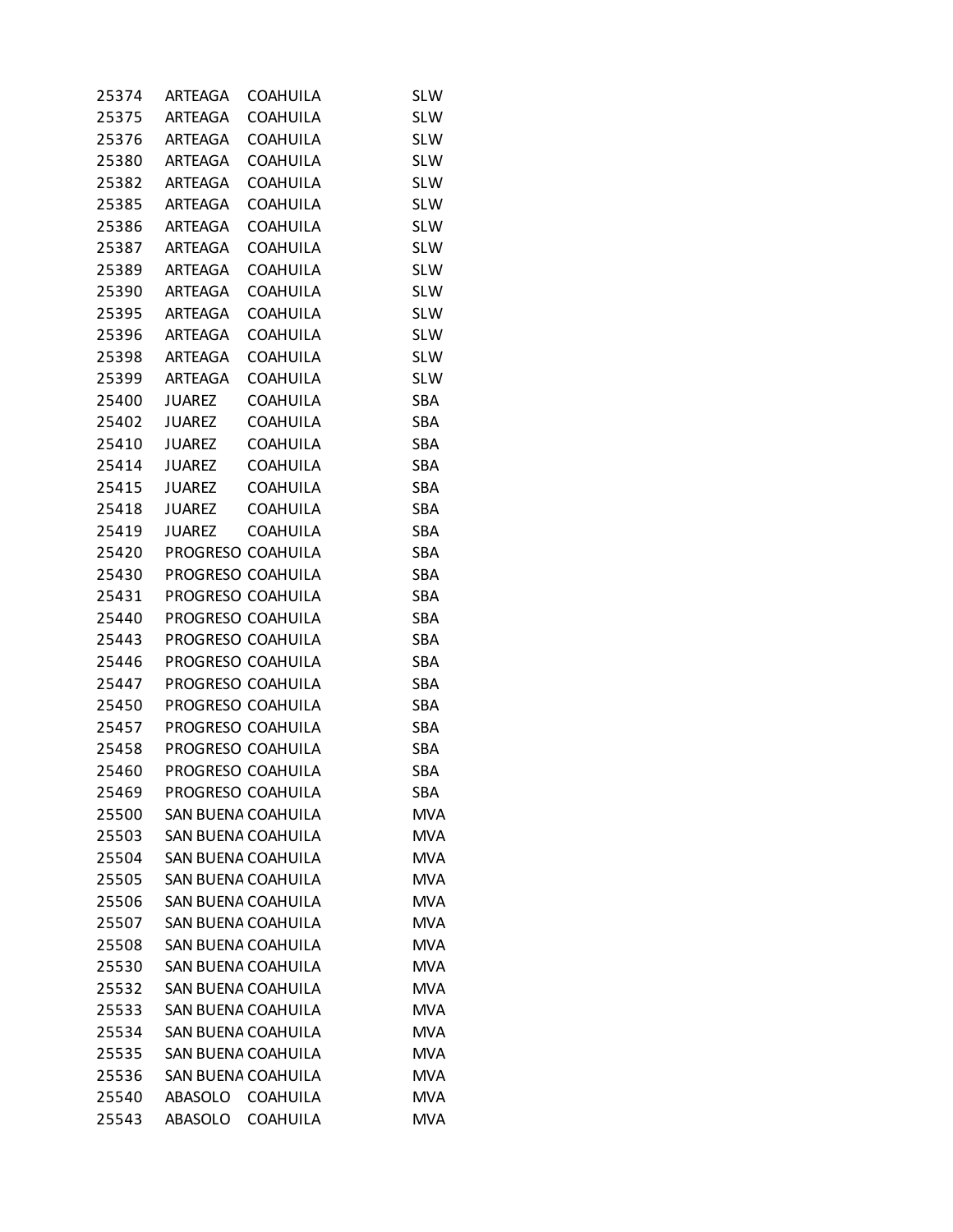| | | | |
|---|---|---|---|
| 25374 | ARTEAGA | COAHUILA | SLW |
| 25375 | ARTEAGA | COAHUILA | SLW |
| 25376 | ARTEAGA | COAHUILA | SLW |
| 25380 | ARTEAGA | COAHUILA | SLW |
| 25382 | ARTEAGA | COAHUILA | SLW |
| 25385 | ARTEAGA | COAHUILA | SLW |
| 25386 | ARTEAGA | COAHUILA | SLW |
| 25387 | ARTEAGA | COAHUILA | SLW |
| 25389 | ARTEAGA | COAHUILA | SLW |
| 25390 | ARTEAGA | COAHUILA | SLW |
| 25395 | ARTEAGA | COAHUILA | SLW |
| 25396 | ARTEAGA | COAHUILA | SLW |
| 25398 | ARTEAGA | COAHUILA | SLW |
| 25399 | ARTEAGA | COAHUILA | SLW |
| 25400 | JUAREZ | COAHUILA | SBA |
| 25402 | JUAREZ | COAHUILA | SBA |
| 25410 | JUAREZ | COAHUILA | SBA |
| 25414 | JUAREZ | COAHUILA | SBA |
| 25415 | JUAREZ | COAHUILA | SBA |
| 25418 | JUAREZ | COAHUILA | SBA |
| 25419 | JUAREZ | COAHUILA | SBA |
| 25420 | PROGRESO | COAHUILA | SBA |
| 25430 | PROGRESO | COAHUILA | SBA |
| 25431 | PROGRESO | COAHUILA | SBA |
| 25440 | PROGRESO | COAHUILA | SBA |
| 25443 | PROGRESO | COAHUILA | SBA |
| 25446 | PROGRESO | COAHUILA | SBA |
| 25447 | PROGRESO | COAHUILA | SBA |
| 25450 | PROGRESO | COAHUILA | SBA |
| 25457 | PROGRESO | COAHUILA | SBA |
| 25458 | PROGRESO | COAHUILA | SBA |
| 25460 | PROGRESO | COAHUILA | SBA |
| 25469 | PROGRESO | COAHUILA | SBA |
| 25500 | SAN BUENA | COAHUILA | MVA |
| 25503 | SAN BUENA | COAHUILA | MVA |
| 25504 | SAN BUENA | COAHUILA | MVA |
| 25505 | SAN BUENA | COAHUILA | MVA |
| 25506 | SAN BUENA | COAHUILA | MVA |
| 25507 | SAN BUENA | COAHUILA | MVA |
| 25508 | SAN BUENA | COAHUILA | MVA |
| 25530 | SAN BUENA | COAHUILA | MVA |
| 25532 | SAN BUENA | COAHUILA | MVA |
| 25533 | SAN BUENA | COAHUILA | MVA |
| 25534 | SAN BUENA | COAHUILA | MVA |
| 25535 | SAN BUENA | COAHUILA | MVA |
| 25536 | SAN BUENA | COAHUILA | MVA |
| 25540 | ABASOLO | COAHUILA | MVA |
| 25543 | ABASOLO | COAHUILA | MVA |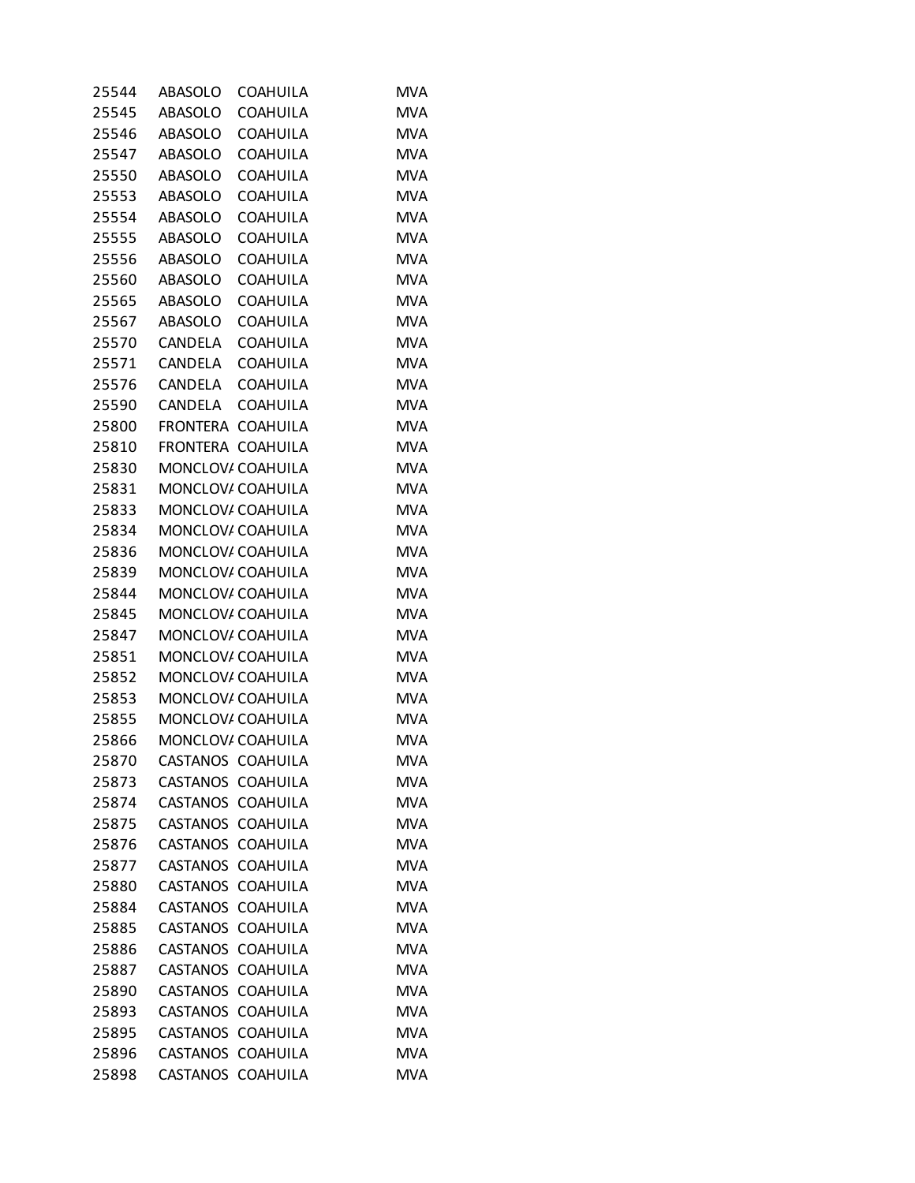| | | | |
|---|---|---|---|
| 25544 | ABASOLO | COAHUILA | MVA |
| 25545 | ABASOLO | COAHUILA | MVA |
| 25546 | ABASOLO | COAHUILA | MVA |
| 25547 | ABASOLO | COAHUILA | MVA |
| 25550 | ABASOLO | COAHUILA | MVA |
| 25553 | ABASOLO | COAHUILA | MVA |
| 25554 | ABASOLO | COAHUILA | MVA |
| 25555 | ABASOLO | COAHUILA | MVA |
| 25556 | ABASOLO | COAHUILA | MVA |
| 25560 | ABASOLO | COAHUILA | MVA |
| 25565 | ABASOLO | COAHUILA | MVA |
| 25567 | ABASOLO | COAHUILA | MVA |
| 25570 | CANDELA | COAHUILA | MVA |
| 25571 | CANDELA | COAHUILA | MVA |
| 25576 | CANDELA | COAHUILA | MVA |
| 25590 | CANDELA | COAHUILA | MVA |
| 25800 | FRONTERA | COAHUILA | MVA |
| 25810 | FRONTERA | COAHUILA | MVA |
| 25830 | MONCLOV/ | COAHUILA | MVA |
| 25831 | MONCLOV/ | COAHUILA | MVA |
| 25833 | MONCLOV/ | COAHUILA | MVA |
| 25834 | MONCLOV/ | COAHUILA | MVA |
| 25836 | MONCLOV/ | COAHUILA | MVA |
| 25839 | MONCLOV/ | COAHUILA | MVA |
| 25844 | MONCLOV/ | COAHUILA | MVA |
| 25845 | MONCLOV/ | COAHUILA | MVA |
| 25847 | MONCLOV/ | COAHUILA | MVA |
| 25851 | MONCLOV/ | COAHUILA | MVA |
| 25852 | MONCLOV/ | COAHUILA | MVA |
| 25853 | MONCLOV/ | COAHUILA | MVA |
| 25855 | MONCLOV/ | COAHUILA | MVA |
| 25866 | MONCLOV/ | COAHUILA | MVA |
| 25870 | CASTANOS | COAHUILA | MVA |
| 25873 | CASTANOS | COAHUILA | MVA |
| 25874 | CASTANOS | COAHUILA | MVA |
| 25875 | CASTANOS | COAHUILA | MVA |
| 25876 | CASTANOS | COAHUILA | MVA |
| 25877 | CASTANOS | COAHUILA | MVA |
| 25880 | CASTANOS | COAHUILA | MVA |
| 25884 | CASTANOS | COAHUILA | MVA |
| 25885 | CASTANOS | COAHUILA | MVA |
| 25886 | CASTANOS | COAHUILA | MVA |
| 25887 | CASTANOS | COAHUILA | MVA |
| 25890 | CASTANOS | COAHUILA | MVA |
| 25893 | CASTANOS | COAHUILA | MVA |
| 25895 | CASTANOS | COAHUILA | MVA |
| 25896 | CASTANOS | COAHUILA | MVA |
| 25898 | CASTANOS | COAHUILA | MVA |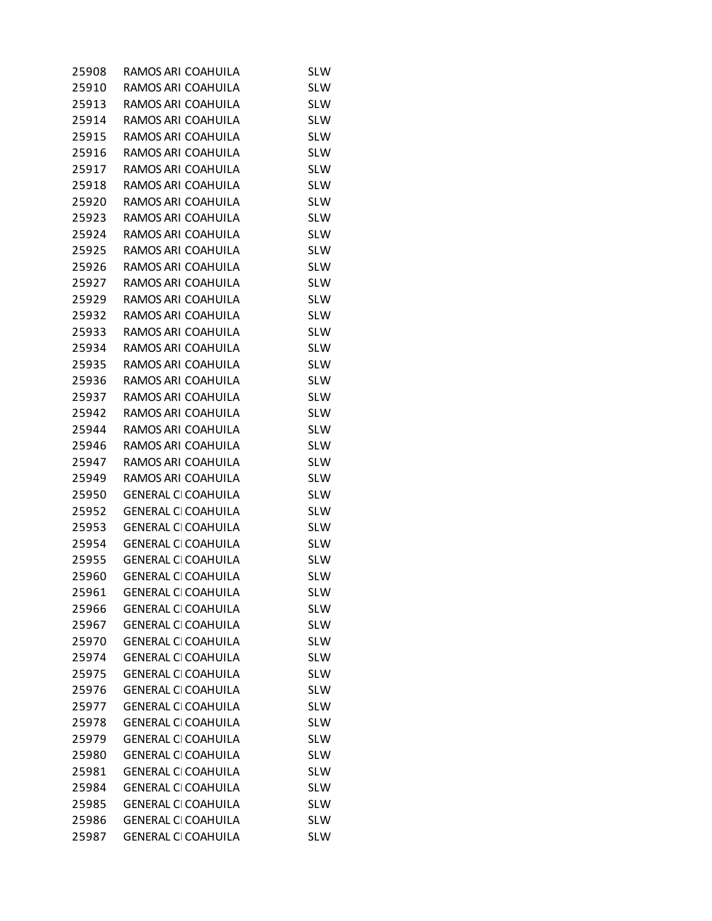| | | | |
|---|---|---|---|
| 25908 | RAMOS ARI | COAHUILA | SLW |
| 25910 | RAMOS ARI | COAHUILA | SLW |
| 25913 | RAMOS ARI | COAHUILA | SLW |
| 25914 | RAMOS ARI | COAHUILA | SLW |
| 25915 | RAMOS ARI | COAHUILA | SLW |
| 25916 | RAMOS ARI | COAHUILA | SLW |
| 25917 | RAMOS ARI | COAHUILA | SLW |
| 25918 | RAMOS ARI | COAHUILA | SLW |
| 25920 | RAMOS ARI | COAHUILA | SLW |
| 25923 | RAMOS ARI | COAHUILA | SLW |
| 25924 | RAMOS ARI | COAHUILA | SLW |
| 25925 | RAMOS ARI | COAHUILA | SLW |
| 25926 | RAMOS ARI | COAHUILA | SLW |
| 25927 | RAMOS ARI | COAHUILA | SLW |
| 25929 | RAMOS ARI | COAHUILA | SLW |
| 25932 | RAMOS ARI | COAHUILA | SLW |
| 25933 | RAMOS ARI | COAHUILA | SLW |
| 25934 | RAMOS ARI | COAHUILA | SLW |
| 25935 | RAMOS ARI | COAHUILA | SLW |
| 25936 | RAMOS ARI | COAHUILA | SLW |
| 25937 | RAMOS ARI | COAHUILA | SLW |
| 25942 | RAMOS ARI | COAHUILA | SLW |
| 25944 | RAMOS ARI | COAHUILA | SLW |
| 25946 | RAMOS ARI | COAHUILA | SLW |
| 25947 | RAMOS ARI | COAHUILA | SLW |
| 25949 | RAMOS ARI | COAHUILA | SLW |
| 25950 | GENERAL CI | COAHUILA | SLW |
| 25952 | GENERAL CI | COAHUILA | SLW |
| 25953 | GENERAL CI | COAHUILA | SLW |
| 25954 | GENERAL CI | COAHUILA | SLW |
| 25955 | GENERAL CI | COAHUILA | SLW |
| 25960 | GENERAL CI | COAHUILA | SLW |
| 25961 | GENERAL CI | COAHUILA | SLW |
| 25966 | GENERAL CI | COAHUILA | SLW |
| 25967 | GENERAL CI | COAHUILA | SLW |
| 25970 | GENERAL CI | COAHUILA | SLW |
| 25974 | GENERAL CI | COAHUILA | SLW |
| 25975 | GENERAL CI | COAHUILA | SLW |
| 25976 | GENERAL CI | COAHUILA | SLW |
| 25977 | GENERAL CI | COAHUILA | SLW |
| 25978 | GENERAL CI | COAHUILA | SLW |
| 25979 | GENERAL CI | COAHUILA | SLW |
| 25980 | GENERAL CI | COAHUILA | SLW |
| 25981 | GENERAL CI | COAHUILA | SLW |
| 25984 | GENERAL CI | COAHUILA | SLW |
| 25985 | GENERAL CI | COAHUILA | SLW |
| 25986 | GENERAL CI | COAHUILA | SLW |
| 25987 | GENERAL CI | COAHUILA | SLW |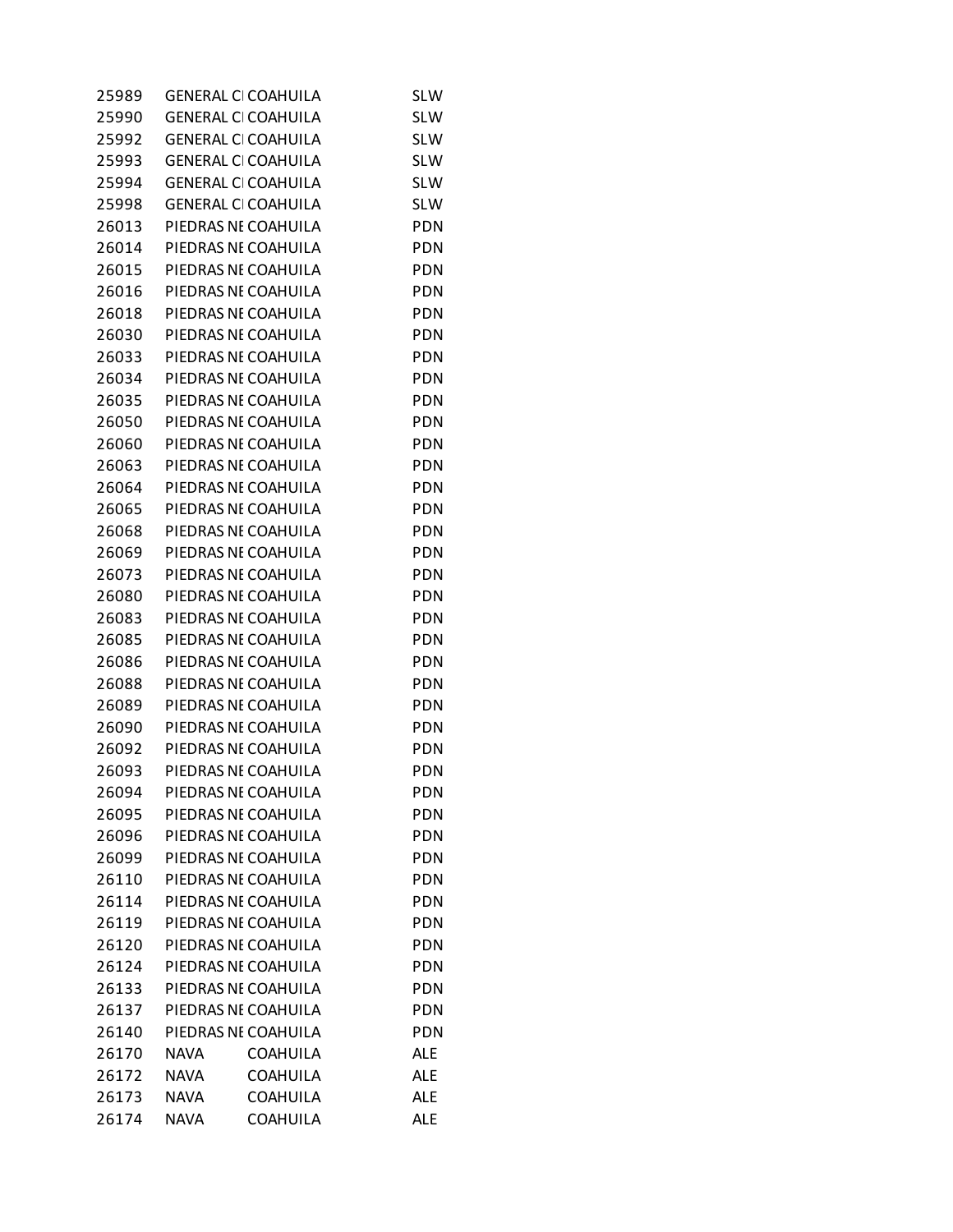| | | | |
|---|---|---|---|
| 25989 | GENERAL CI | COAHUILA | SLW |
| 25990 | GENERAL CI | COAHUILA | SLW |
| 25992 | GENERAL CI | COAHUILA | SLW |
| 25993 | GENERAL CI | COAHUILA | SLW |
| 25994 | GENERAL CI | COAHUILA | SLW |
| 25998 | GENERAL CI | COAHUILA | SLW |
| 26013 | PIEDRAS NE | COAHUILA | PDN |
| 26014 | PIEDRAS NE | COAHUILA | PDN |
| 26015 | PIEDRAS NE | COAHUILA | PDN |
| 26016 | PIEDRAS NE | COAHUILA | PDN |
| 26018 | PIEDRAS NE | COAHUILA | PDN |
| 26030 | PIEDRAS NE | COAHUILA | PDN |
| 26033 | PIEDRAS NE | COAHUILA | PDN |
| 26034 | PIEDRAS NE | COAHUILA | PDN |
| 26035 | PIEDRAS NE | COAHUILA | PDN |
| 26050 | PIEDRAS NE | COAHUILA | PDN |
| 26060 | PIEDRAS NE | COAHUILA | PDN |
| 26063 | PIEDRAS NE | COAHUILA | PDN |
| 26064 | PIEDRAS NE | COAHUILA | PDN |
| 26065 | PIEDRAS NE | COAHUILA | PDN |
| 26068 | PIEDRAS NE | COAHUILA | PDN |
| 26069 | PIEDRAS NE | COAHUILA | PDN |
| 26073 | PIEDRAS NE | COAHUILA | PDN |
| 26080 | PIEDRAS NE | COAHUILA | PDN |
| 26083 | PIEDRAS NE | COAHUILA | PDN |
| 26085 | PIEDRAS NE | COAHUILA | PDN |
| 26086 | PIEDRAS NE | COAHUILA | PDN |
| 26088 | PIEDRAS NE | COAHUILA | PDN |
| 26089 | PIEDRAS NE | COAHUILA | PDN |
| 26090 | PIEDRAS NE | COAHUILA | PDN |
| 26092 | PIEDRAS NE | COAHUILA | PDN |
| 26093 | PIEDRAS NE | COAHUILA | PDN |
| 26094 | PIEDRAS NE | COAHUILA | PDN |
| 26095 | PIEDRAS NE | COAHUILA | PDN |
| 26096 | PIEDRAS NE | COAHUILA | PDN |
| 26099 | PIEDRAS NE | COAHUILA | PDN |
| 26110 | PIEDRAS NE | COAHUILA | PDN |
| 26114 | PIEDRAS NE | COAHUILA | PDN |
| 26119 | PIEDRAS NE | COAHUILA | PDN |
| 26120 | PIEDRAS NE | COAHUILA | PDN |
| 26124 | PIEDRAS NE | COAHUILA | PDN |
| 26133 | PIEDRAS NE | COAHUILA | PDN |
| 26137 | PIEDRAS NE | COAHUILA | PDN |
| 26140 | PIEDRAS NE | COAHUILA | PDN |
| 26170 | NAVA | COAHUILA | ALE |
| 26172 | NAVA | COAHUILA | ALE |
| 26173 | NAVA | COAHUILA | ALE |
| 26174 | NAVA | COAHUILA | ALE |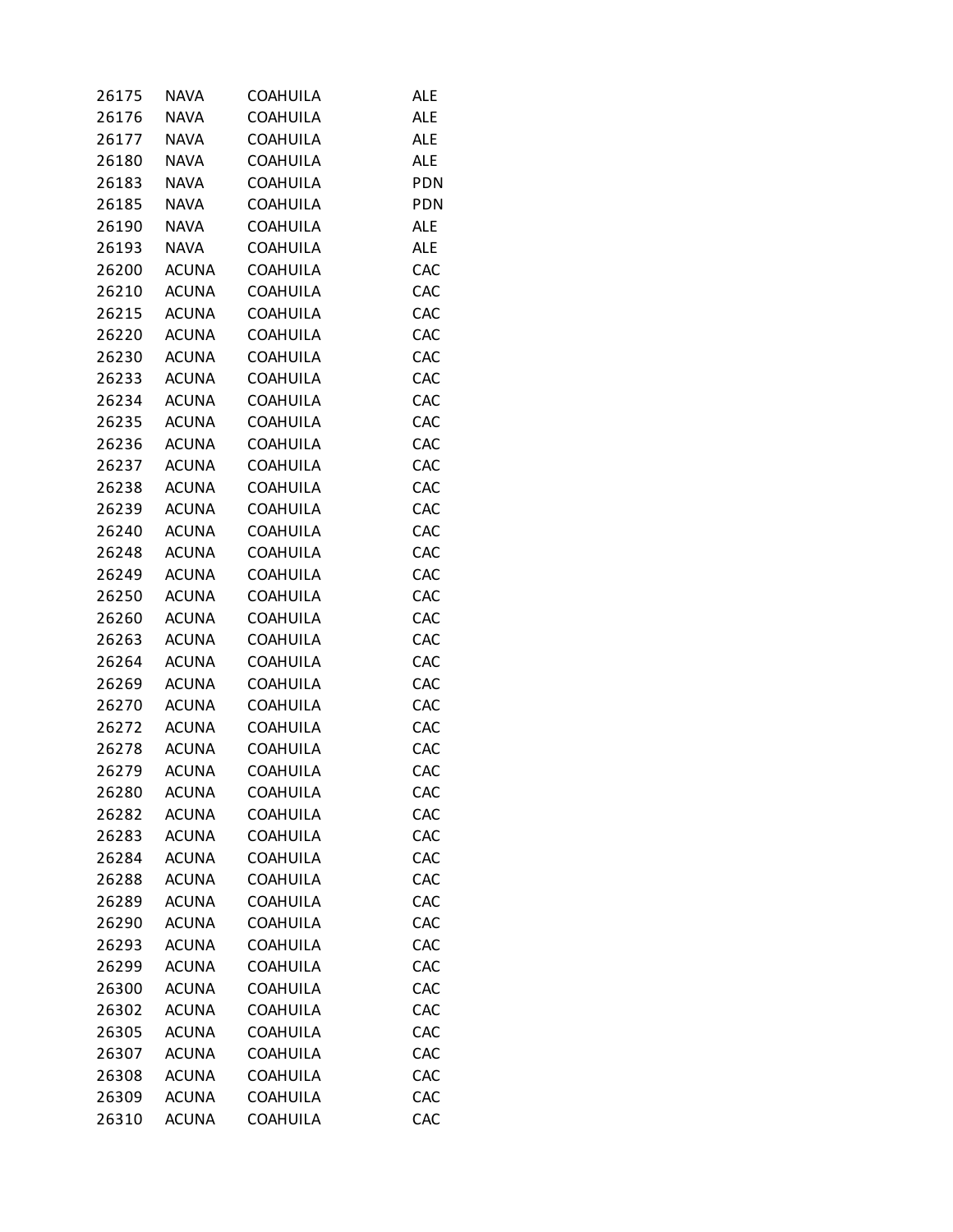| | | | |
|---|---|---|---|
| 26175 | NAVA | COAHUILA | ALE |
| 26176 | NAVA | COAHUILA | ALE |
| 26177 | NAVA | COAHUILA | ALE |
| 26180 | NAVA | COAHUILA | ALE |
| 26183 | NAVA | COAHUILA | PDN |
| 26185 | NAVA | COAHUILA | PDN |
| 26190 | NAVA | COAHUILA | ALE |
| 26193 | NAVA | COAHUILA | ALE |
| 26200 | ACUNA | COAHUILA | CAC |
| 26210 | ACUNA | COAHUILA | CAC |
| 26215 | ACUNA | COAHUILA | CAC |
| 26220 | ACUNA | COAHUILA | CAC |
| 26230 | ACUNA | COAHUILA | CAC |
| 26233 | ACUNA | COAHUILA | CAC |
| 26234 | ACUNA | COAHUILA | CAC |
| 26235 | ACUNA | COAHUILA | CAC |
| 26236 | ACUNA | COAHUILA | CAC |
| 26237 | ACUNA | COAHUILA | CAC |
| 26238 | ACUNA | COAHUILA | CAC |
| 26239 | ACUNA | COAHUILA | CAC |
| 26240 | ACUNA | COAHUILA | CAC |
| 26248 | ACUNA | COAHUILA | CAC |
| 26249 | ACUNA | COAHUILA | CAC |
| 26250 | ACUNA | COAHUILA | CAC |
| 26260 | ACUNA | COAHUILA | CAC |
| 26263 | ACUNA | COAHUILA | CAC |
| 26264 | ACUNA | COAHUILA | CAC |
| 26269 | ACUNA | COAHUILA | CAC |
| 26270 | ACUNA | COAHUILA | CAC |
| 26272 | ACUNA | COAHUILA | CAC |
| 26278 | ACUNA | COAHUILA | CAC |
| 26279 | ACUNA | COAHUILA | CAC |
| 26280 | ACUNA | COAHUILA | CAC |
| 26282 | ACUNA | COAHUILA | CAC |
| 26283 | ACUNA | COAHUILA | CAC |
| 26284 | ACUNA | COAHUILA | CAC |
| 26288 | ACUNA | COAHUILA | CAC |
| 26289 | ACUNA | COAHUILA | CAC |
| 26290 | ACUNA | COAHUILA | CAC |
| 26293 | ACUNA | COAHUILA | CAC |
| 26299 | ACUNA | COAHUILA | CAC |
| 26300 | ACUNA | COAHUILA | CAC |
| 26302 | ACUNA | COAHUILA | CAC |
| 26305 | ACUNA | COAHUILA | CAC |
| 26307 | ACUNA | COAHUILA | CAC |
| 26308 | ACUNA | COAHUILA | CAC |
| 26309 | ACUNA | COAHUILA | CAC |
| 26310 | ACUNA | COAHUILA | CAC |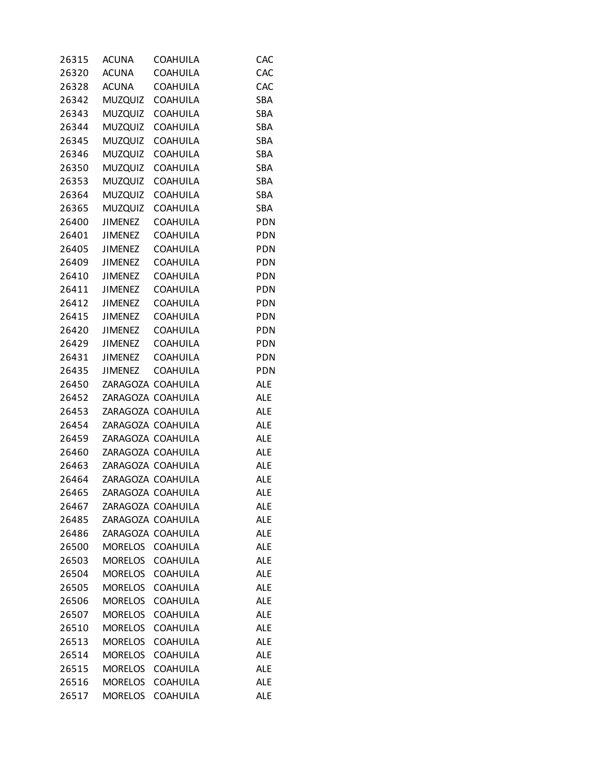| | | | |
|---|---|---|---|
| 26315 | ACUNA | COAHUILA | CAC |
| 26320 | ACUNA | COAHUILA | CAC |
| 26328 | ACUNA | COAHUILA | CAC |
| 26342 | MUZQUIZ | COAHUILA | SBA |
| 26343 | MUZQUIZ | COAHUILA | SBA |
| 26344 | MUZQUIZ | COAHUILA | SBA |
| 26345 | MUZQUIZ | COAHUILA | SBA |
| 26346 | MUZQUIZ | COAHUILA | SBA |
| 26350 | MUZQUIZ | COAHUILA | SBA |
| 26353 | MUZQUIZ | COAHUILA | SBA |
| 26364 | MUZQUIZ | COAHUILA | SBA |
| 26365 | MUZQUIZ | COAHUILA | SBA |
| 26400 | JIMENEZ | COAHUILA | PDN |
| 26401 | JIMENEZ | COAHUILA | PDN |
| 26405 | JIMENEZ | COAHUILA | PDN |
| 26409 | JIMENEZ | COAHUILA | PDN |
| 26410 | JIMENEZ | COAHUILA | PDN |
| 26411 | JIMENEZ | COAHUILA | PDN |
| 26412 | JIMENEZ | COAHUILA | PDN |
| 26415 | JIMENEZ | COAHUILA | PDN |
| 26420 | JIMENEZ | COAHUILA | PDN |
| 26429 | JIMENEZ | COAHUILA | PDN |
| 26431 | JIMENEZ | COAHUILA | PDN |
| 26435 | JIMENEZ | COAHUILA | PDN |
| 26450 | ZARAGOZA | COAHUILA | ALE |
| 26452 | ZARAGOZA | COAHUILA | ALE |
| 26453 | ZARAGOZA | COAHUILA | ALE |
| 26454 | ZARAGOZA | COAHUILA | ALE |
| 26459 | ZARAGOZA | COAHUILA | ALE |
| 26460 | ZARAGOZA | COAHUILA | ALE |
| 26463 | ZARAGOZA | COAHUILA | ALE |
| 26464 | ZARAGOZA | COAHUILA | ALE |
| 26465 | ZARAGOZA | COAHUILA | ALE |
| 26467 | ZARAGOZA | COAHUILA | ALE |
| 26485 | ZARAGOZA | COAHUILA | ALE |
| 26486 | ZARAGOZA | COAHUILA | ALE |
| 26500 | MORELOS | COAHUILA | ALE |
| 26503 | MORELOS | COAHUILA | ALE |
| 26504 | MORELOS | COAHUILA | ALE |
| 26505 | MORELOS | COAHUILA | ALE |
| 26506 | MORELOS | COAHUILA | ALE |
| 26507 | MORELOS | COAHUILA | ALE |
| 26510 | MORELOS | COAHUILA | ALE |
| 26513 | MORELOS | COAHUILA | ALE |
| 26514 | MORELOS | COAHUILA | ALE |
| 26515 | MORELOS | COAHUILA | ALE |
| 26516 | MORELOS | COAHUILA | ALE |
| 26517 | MORELOS | COAHUILA | ALE |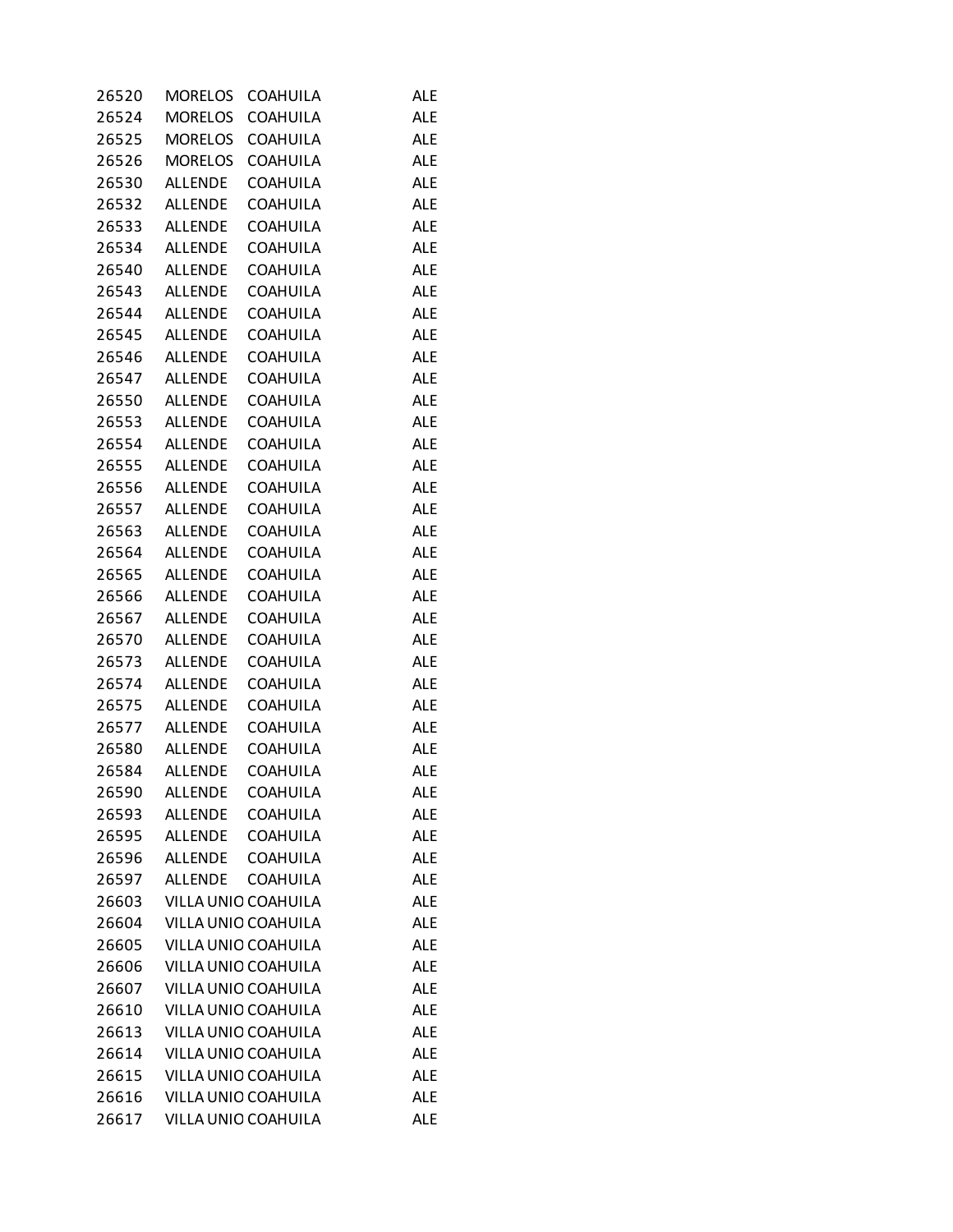| | | | |
|---|---|---|---|
| 26520 | MORELOS | COAHUILA | ALE |
| 26524 | MORELOS | COAHUILA | ALE |
| 26525 | MORELOS | COAHUILA | ALE |
| 26526 | MORELOS | COAHUILA | ALE |
| 26530 | ALLENDE | COAHUILA | ALE |
| 26532 | ALLENDE | COAHUILA | ALE |
| 26533 | ALLENDE | COAHUILA | ALE |
| 26534 | ALLENDE | COAHUILA | ALE |
| 26540 | ALLENDE | COAHUILA | ALE |
| 26543 | ALLENDE | COAHUILA | ALE |
| 26544 | ALLENDE | COAHUILA | ALE |
| 26545 | ALLENDE | COAHUILA | ALE |
| 26546 | ALLENDE | COAHUILA | ALE |
| 26547 | ALLENDE | COAHUILA | ALE |
| 26550 | ALLENDE | COAHUILA | ALE |
| 26553 | ALLENDE | COAHUILA | ALE |
| 26554 | ALLENDE | COAHUILA | ALE |
| 26555 | ALLENDE | COAHUILA | ALE |
| 26556 | ALLENDE | COAHUILA | ALE |
| 26557 | ALLENDE | COAHUILA | ALE |
| 26563 | ALLENDE | COAHUILA | ALE |
| 26564 | ALLENDE | COAHUILA | ALE |
| 26565 | ALLENDE | COAHUILA | ALE |
| 26566 | ALLENDE | COAHUILA | ALE |
| 26567 | ALLENDE | COAHUILA | ALE |
| 26570 | ALLENDE | COAHUILA | ALE |
| 26573 | ALLENDE | COAHUILA | ALE |
| 26574 | ALLENDE | COAHUILA | ALE |
| 26575 | ALLENDE | COAHUILA | ALE |
| 26577 | ALLENDE | COAHUILA | ALE |
| 26580 | ALLENDE | COAHUILA | ALE |
| 26584 | ALLENDE | COAHUILA | ALE |
| 26590 | ALLENDE | COAHUILA | ALE |
| 26593 | ALLENDE | COAHUILA | ALE |
| 26595 | ALLENDE | COAHUILA | ALE |
| 26596 | ALLENDE | COAHUILA | ALE |
| 26597 | ALLENDE | COAHUILA | ALE |
| 26603 | VILLA UNIO | COAHUILA | ALE |
| 26604 | VILLA UNIO | COAHUILA | ALE |
| 26605 | VILLA UNIO | COAHUILA | ALE |
| 26606 | VILLA UNIO | COAHUILA | ALE |
| 26607 | VILLA UNIO | COAHUILA | ALE |
| 26610 | VILLA UNIO | COAHUILA | ALE |
| 26613 | VILLA UNIO | COAHUILA | ALE |
| 26614 | VILLA UNIO | COAHUILA | ALE |
| 26615 | VILLA UNIO | COAHUILA | ALE |
| 26616 | VILLA UNIO | COAHUILA | ALE |
| 26617 | VILLA UNIO | COAHUILA | ALE |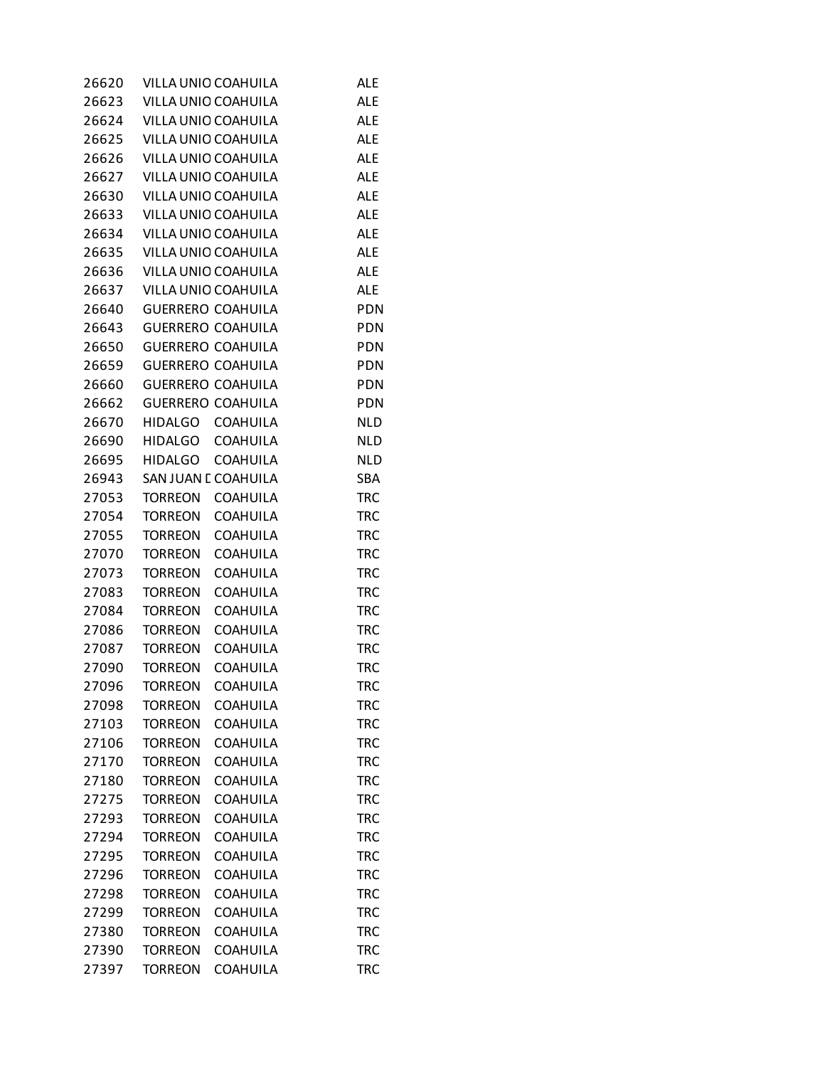| | | | |
|---|---|---|---|
| 26620 | VILLA UNIO | COAHUILA | ALE |
| 26623 | VILLA UNIO | COAHUILA | ALE |
| 26624 | VILLA UNIO | COAHUILA | ALE |
| 26625 | VILLA UNIO | COAHUILA | ALE |
| 26626 | VILLA UNIO | COAHUILA | ALE |
| 26627 | VILLA UNIO | COAHUILA | ALE |
| 26630 | VILLA UNIO | COAHUILA | ALE |
| 26633 | VILLA UNIO | COAHUILA | ALE |
| 26634 | VILLA UNIO | COAHUILA | ALE |
| 26635 | VILLA UNIO | COAHUILA | ALE |
| 26636 | VILLA UNIO | COAHUILA | ALE |
| 26637 | VILLA UNIO | COAHUILA | ALE |
| 26640 | GUERRERO | COAHUILA | PDN |
| 26643 | GUERRERO | COAHUILA | PDN |
| 26650 | GUERRERO | COAHUILA | PDN |
| 26659 | GUERRERO | COAHUILA | PDN |
| 26660 | GUERRERO | COAHUILA | PDN |
| 26662 | GUERRERO | COAHUILA | PDN |
| 26670 | HIDALGO | COAHUILA | NLD |
| 26690 | HIDALGO | COAHUILA | NLD |
| 26695 | HIDALGO | COAHUILA | NLD |
| 26943 | SAN JUAN D | COAHUILA | SBA |
| 27053 | TORREON | COAHUILA | TRC |
| 27054 | TORREON | COAHUILA | TRC |
| 27055 | TORREON | COAHUILA | TRC |
| 27070 | TORREON | COAHUILA | TRC |
| 27073 | TORREON | COAHUILA | TRC |
| 27083 | TORREON | COAHUILA | TRC |
| 27084 | TORREON | COAHUILA | TRC |
| 27086 | TORREON | COAHUILA | TRC |
| 27087 | TORREON | COAHUILA | TRC |
| 27090 | TORREON | COAHUILA | TRC |
| 27096 | TORREON | COAHUILA | TRC |
| 27098 | TORREON | COAHUILA | TRC |
| 27103 | TORREON | COAHUILA | TRC |
| 27106 | TORREON | COAHUILA | TRC |
| 27170 | TORREON | COAHUILA | TRC |
| 27180 | TORREON | COAHUILA | TRC |
| 27275 | TORREON | COAHUILA | TRC |
| 27293 | TORREON | COAHUILA | TRC |
| 27294 | TORREON | COAHUILA | TRC |
| 27295 | TORREON | COAHUILA | TRC |
| 27296 | TORREON | COAHUILA | TRC |
| 27298 | TORREON | COAHUILA | TRC |
| 27299 | TORREON | COAHUILA | TRC |
| 27380 | TORREON | COAHUILA | TRC |
| 27390 | TORREON | COAHUILA | TRC |
| 27397 | TORREON | COAHUILA | TRC |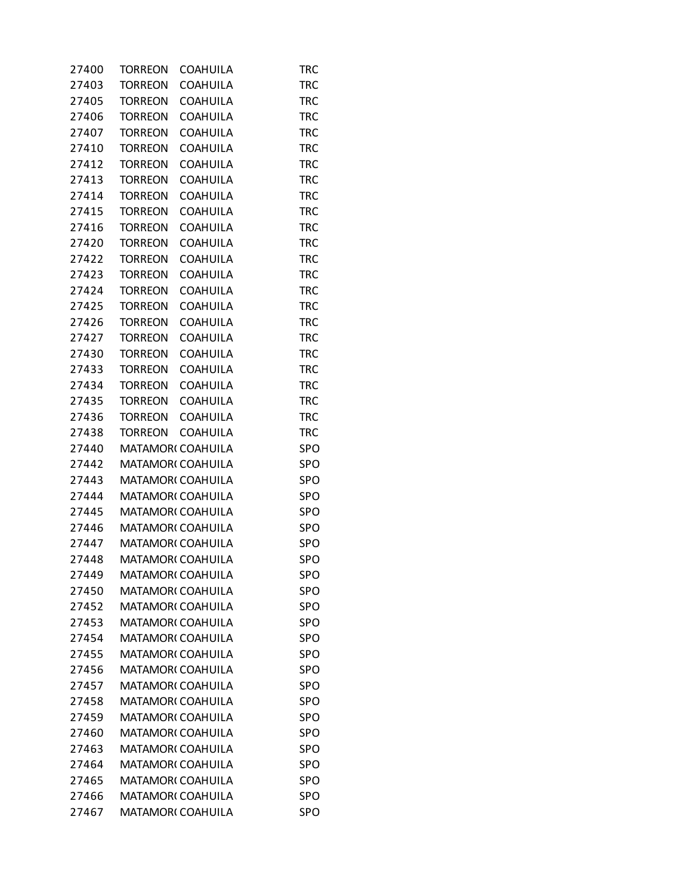| | | | |
|---|---|---|---|
| 27400 | TORREON | COAHUILA | TRC |
| 27403 | TORREON | COAHUILA | TRC |
| 27405 | TORREON | COAHUILA | TRC |
| 27406 | TORREON | COAHUILA | TRC |
| 27407 | TORREON | COAHUILA | TRC |
| 27410 | TORREON | COAHUILA | TRC |
| 27412 | TORREON | COAHUILA | TRC |
| 27413 | TORREON | COAHUILA | TRC |
| 27414 | TORREON | COAHUILA | TRC |
| 27415 | TORREON | COAHUILA | TRC |
| 27416 | TORREON | COAHUILA | TRC |
| 27420 | TORREON | COAHUILA | TRC |
| 27422 | TORREON | COAHUILA | TRC |
| 27423 | TORREON | COAHUILA | TRC |
| 27424 | TORREON | COAHUILA | TRC |
| 27425 | TORREON | COAHUILA | TRC |
| 27426 | TORREON | COAHUILA | TRC |
| 27427 | TORREON | COAHUILA | TRC |
| 27430 | TORREON | COAHUILA | TRC |
| 27433 | TORREON | COAHUILA | TRC |
| 27434 | TORREON | COAHUILA | TRC |
| 27435 | TORREON | COAHUILA | TRC |
| 27436 | TORREON | COAHUILA | TRC |
| 27438 | TORREON | COAHUILA | TRC |
| 27440 | MATAMORO | COAHUILA | SPO |
| 27442 | MATAMORO | COAHUILA | SPO |
| 27443 | MATAMORO | COAHUILA | SPO |
| 27444 | MATAMORO | COAHUILA | SPO |
| 27445 | MATAMORO | COAHUILA | SPO |
| 27446 | MATAMORO | COAHUILA | SPO |
| 27447 | MATAMORO | COAHUILA | SPO |
| 27448 | MATAMORO | COAHUILA | SPO |
| 27449 | MATAMORO | COAHUILA | SPO |
| 27450 | MATAMORO | COAHUILA | SPO |
| 27452 | MATAMORO | COAHUILA | SPO |
| 27453 | MATAMORO | COAHUILA | SPO |
| 27454 | MATAMORO | COAHUILA | SPO |
| 27455 | MATAMORO | COAHUILA | SPO |
| 27456 | MATAMORO | COAHUILA | SPO |
| 27457 | MATAMORO | COAHUILA | SPO |
| 27458 | MATAMORO | COAHUILA | SPO |
| 27459 | MATAMORO | COAHUILA | SPO |
| 27460 | MATAMORO | COAHUILA | SPO |
| 27463 | MATAMORO | COAHUILA | SPO |
| 27464 | MATAMORO | COAHUILA | SPO |
| 27465 | MATAMORO | COAHUILA | SPO |
| 27466 | MATAMORO | COAHUILA | SPO |
| 27467 | MATAMORO | COAHUILA | SPO |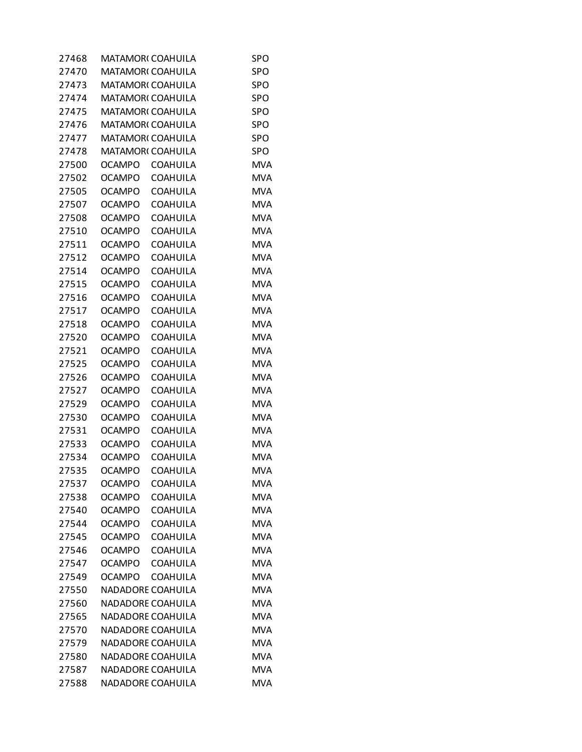| | | | |
|---|---|---|---|
| 27468 | MATAMORO | COAHUILA | SPO |
| 27470 | MATAMORO | COAHUILA | SPO |
| 27473 | MATAMORO | COAHUILA | SPO |
| 27474 | MATAMORO | COAHUILA | SPO |
| 27475 | MATAMORO | COAHUILA | SPO |
| 27476 | MATAMORO | COAHUILA | SPO |
| 27477 | MATAMORO | COAHUILA | SPO |
| 27478 | MATAMORO | COAHUILA | SPO |
| 27500 | OCAMPO | COAHUILA | MVA |
| 27502 | OCAMPO | COAHUILA | MVA |
| 27505 | OCAMPO | COAHUILA | MVA |
| 27507 | OCAMPO | COAHUILA | MVA |
| 27508 | OCAMPO | COAHUILA | MVA |
| 27510 | OCAMPO | COAHUILA | MVA |
| 27511 | OCAMPO | COAHUILA | MVA |
| 27512 | OCAMPO | COAHUILA | MVA |
| 27514 | OCAMPO | COAHUILA | MVA |
| 27515 | OCAMPO | COAHUILA | MVA |
| 27516 | OCAMPO | COAHUILA | MVA |
| 27517 | OCAMPO | COAHUILA | MVA |
| 27518 | OCAMPO | COAHUILA | MVA |
| 27520 | OCAMPO | COAHUILA | MVA |
| 27521 | OCAMPO | COAHUILA | MVA |
| 27525 | OCAMPO | COAHUILA | MVA |
| 27526 | OCAMPO | COAHUILA | MVA |
| 27527 | OCAMPO | COAHUILA | MVA |
| 27529 | OCAMPO | COAHUILA | MVA |
| 27530 | OCAMPO | COAHUILA | MVA |
| 27531 | OCAMPO | COAHUILA | MVA |
| 27533 | OCAMPO | COAHUILA | MVA |
| 27534 | OCAMPO | COAHUILA | MVA |
| 27535 | OCAMPO | COAHUILA | MVA |
| 27537 | OCAMPO | COAHUILA | MVA |
| 27538 | OCAMPO | COAHUILA | MVA |
| 27540 | OCAMPO | COAHUILA | MVA |
| 27544 | OCAMPO | COAHUILA | MVA |
| 27545 | OCAMPO | COAHUILA | MVA |
| 27546 | OCAMPO | COAHUILA | MVA |
| 27547 | OCAMPO | COAHUILA | MVA |
| 27549 | OCAMPO | COAHUILA | MVA |
| 27550 | NADADORE | COAHUILA | MVA |
| 27560 | NADADORE | COAHUILA | MVA |
| 27565 | NADADORE | COAHUILA | MVA |
| 27570 | NADADORE | COAHUILA | MVA |
| 27579 | NADADORE | COAHUILA | MVA |
| 27580 | NADADORE | COAHUILA | MVA |
| 27587 | NADADORE | COAHUILA | MVA |
| 27588 | NADADORE | COAHUILA | MVA |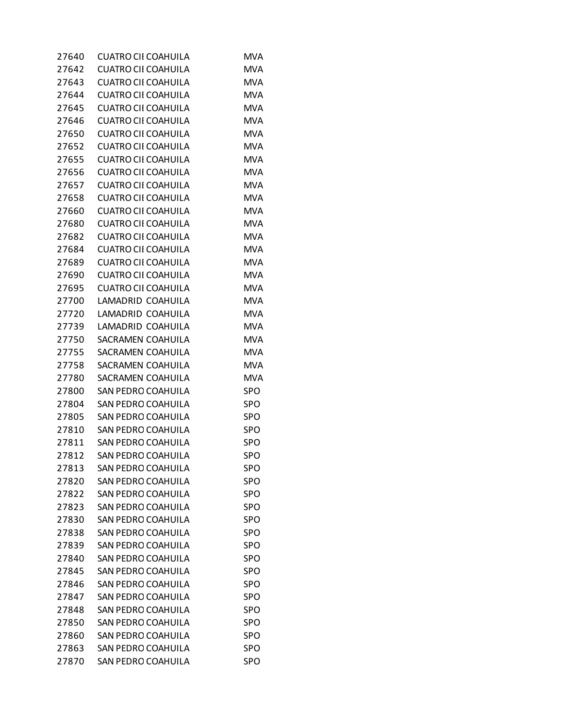| | | | |
|---|---|---|---|
| 27640 | CUATRO CII | COAHUILA | MVA |
| 27642 | CUATRO CII | COAHUILA | MVA |
| 27643 | CUATRO CII | COAHUILA | MVA |
| 27644 | CUATRO CII | COAHUILA | MVA |
| 27645 | CUATRO CII | COAHUILA | MVA |
| 27646 | CUATRO CII | COAHUILA | MVA |
| 27650 | CUATRO CII | COAHUILA | MVA |
| 27652 | CUATRO CII | COAHUILA | MVA |
| 27655 | CUATRO CII | COAHUILA | MVA |
| 27656 | CUATRO CII | COAHUILA | MVA |
| 27657 | CUATRO CII | COAHUILA | MVA |
| 27658 | CUATRO CII | COAHUILA | MVA |
| 27660 | CUATRO CII | COAHUILA | MVA |
| 27680 | CUATRO CII | COAHUILA | MVA |
| 27682 | CUATRO CII | COAHUILA | MVA |
| 27684 | CUATRO CII | COAHUILA | MVA |
| 27689 | CUATRO CII | COAHUILA | MVA |
| 27690 | CUATRO CII | COAHUILA | MVA |
| 27695 | CUATRO CII | COAHUILA | MVA |
| 27700 | LAMADRID | COAHUILA | MVA |
| 27720 | LAMADRID | COAHUILA | MVA |
| 27739 | LAMADRID | COAHUILA | MVA |
| 27750 | SACRAMEN | COAHUILA | MVA |
| 27755 | SACRAMEN | COAHUILA | MVA |
| 27758 | SACRAMEN | COAHUILA | MVA |
| 27780 | SACRAMEN | COAHUILA | MVA |
| 27800 | SAN PEDRO | COAHUILA | SPO |
| 27804 | SAN PEDRO | COAHUILA | SPO |
| 27805 | SAN PEDRO | COAHUILA | SPO |
| 27810 | SAN PEDRO | COAHUILA | SPO |
| 27811 | SAN PEDRO | COAHUILA | SPO |
| 27812 | SAN PEDRO | COAHUILA | SPO |
| 27813 | SAN PEDRO | COAHUILA | SPO |
| 27820 | SAN PEDRO | COAHUILA | SPO |
| 27822 | SAN PEDRO | COAHUILA | SPO |
| 27823 | SAN PEDRO | COAHUILA | SPO |
| 27830 | SAN PEDRO | COAHUILA | SPO |
| 27838 | SAN PEDRO | COAHUILA | SPO |
| 27839 | SAN PEDRO | COAHUILA | SPO |
| 27840 | SAN PEDRO | COAHUILA | SPO |
| 27845 | SAN PEDRO | COAHUILA | SPO |
| 27846 | SAN PEDRO | COAHUILA | SPO |
| 27847 | SAN PEDRO | COAHUILA | SPO |
| 27848 | SAN PEDRO | COAHUILA | SPO |
| 27850 | SAN PEDRO | COAHUILA | SPO |
| 27860 | SAN PEDRO | COAHUILA | SPO |
| 27863 | SAN PEDRO | COAHUILA | SPO |
| 27870 | SAN PEDRO | COAHUILA | SPO |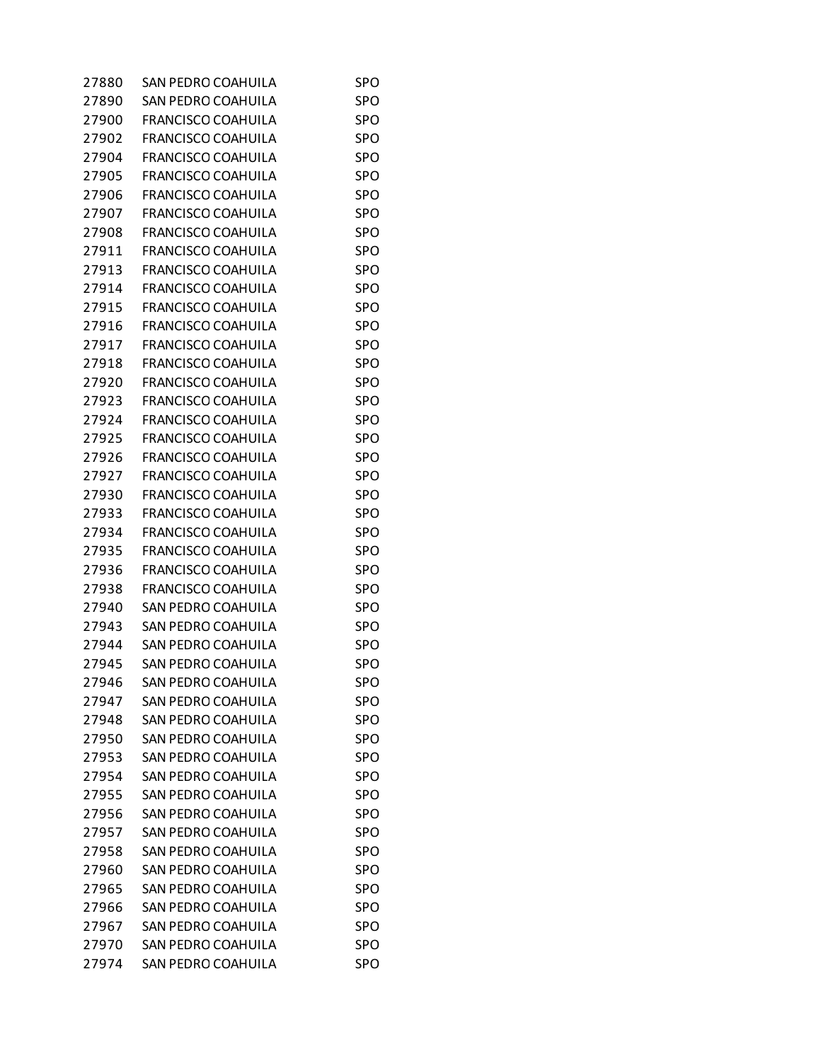| | | |
|---|---|---|
| 27880 | SAN PEDRO COAHUILA | SPO |
| 27890 | SAN PEDRO COAHUILA | SPO |
| 27900 | FRANCISCO COAHUILA | SPO |
| 27902 | FRANCISCO COAHUILA | SPO |
| 27904 | FRANCISCO COAHUILA | SPO |
| 27905 | FRANCISCO COAHUILA | SPO |
| 27906 | FRANCISCO COAHUILA | SPO |
| 27907 | FRANCISCO COAHUILA | SPO |
| 27908 | FRANCISCO COAHUILA | SPO |
| 27911 | FRANCISCO COAHUILA | SPO |
| 27913 | FRANCISCO COAHUILA | SPO |
| 27914 | FRANCISCO COAHUILA | SPO |
| 27915 | FRANCISCO COAHUILA | SPO |
| 27916 | FRANCISCO COAHUILA | SPO |
| 27917 | FRANCISCO COAHUILA | SPO |
| 27918 | FRANCISCO COAHUILA | SPO |
| 27920 | FRANCISCO COAHUILA | SPO |
| 27923 | FRANCISCO COAHUILA | SPO |
| 27924 | FRANCISCO COAHUILA | SPO |
| 27925 | FRANCISCO COAHUILA | SPO |
| 27926 | FRANCISCO COAHUILA | SPO |
| 27927 | FRANCISCO COAHUILA | SPO |
| 27930 | FRANCISCO COAHUILA | SPO |
| 27933 | FRANCISCO COAHUILA | SPO |
| 27934 | FRANCISCO COAHUILA | SPO |
| 27935 | FRANCISCO COAHUILA | SPO |
| 27936 | FRANCISCO COAHUILA | SPO |
| 27938 | FRANCISCO COAHUILA | SPO |
| 27940 | SAN PEDRO COAHUILA | SPO |
| 27943 | SAN PEDRO COAHUILA | SPO |
| 27944 | SAN PEDRO COAHUILA | SPO |
| 27945 | SAN PEDRO COAHUILA | SPO |
| 27946 | SAN PEDRO COAHUILA | SPO |
| 27947 | SAN PEDRO COAHUILA | SPO |
| 27948 | SAN PEDRO COAHUILA | SPO |
| 27950 | SAN PEDRO COAHUILA | SPO |
| 27953 | SAN PEDRO COAHUILA | SPO |
| 27954 | SAN PEDRO COAHUILA | SPO |
| 27955 | SAN PEDRO COAHUILA | SPO |
| 27956 | SAN PEDRO COAHUILA | SPO |
| 27957 | SAN PEDRO COAHUILA | SPO |
| 27958 | SAN PEDRO COAHUILA | SPO |
| 27960 | SAN PEDRO COAHUILA | SPO |
| 27965 | SAN PEDRO COAHUILA | SPO |
| 27966 | SAN PEDRO COAHUILA | SPO |
| 27967 | SAN PEDRO COAHUILA | SPO |
| 27970 | SAN PEDRO COAHUILA | SPO |
| 27974 | SAN PEDRO COAHUILA | SPO |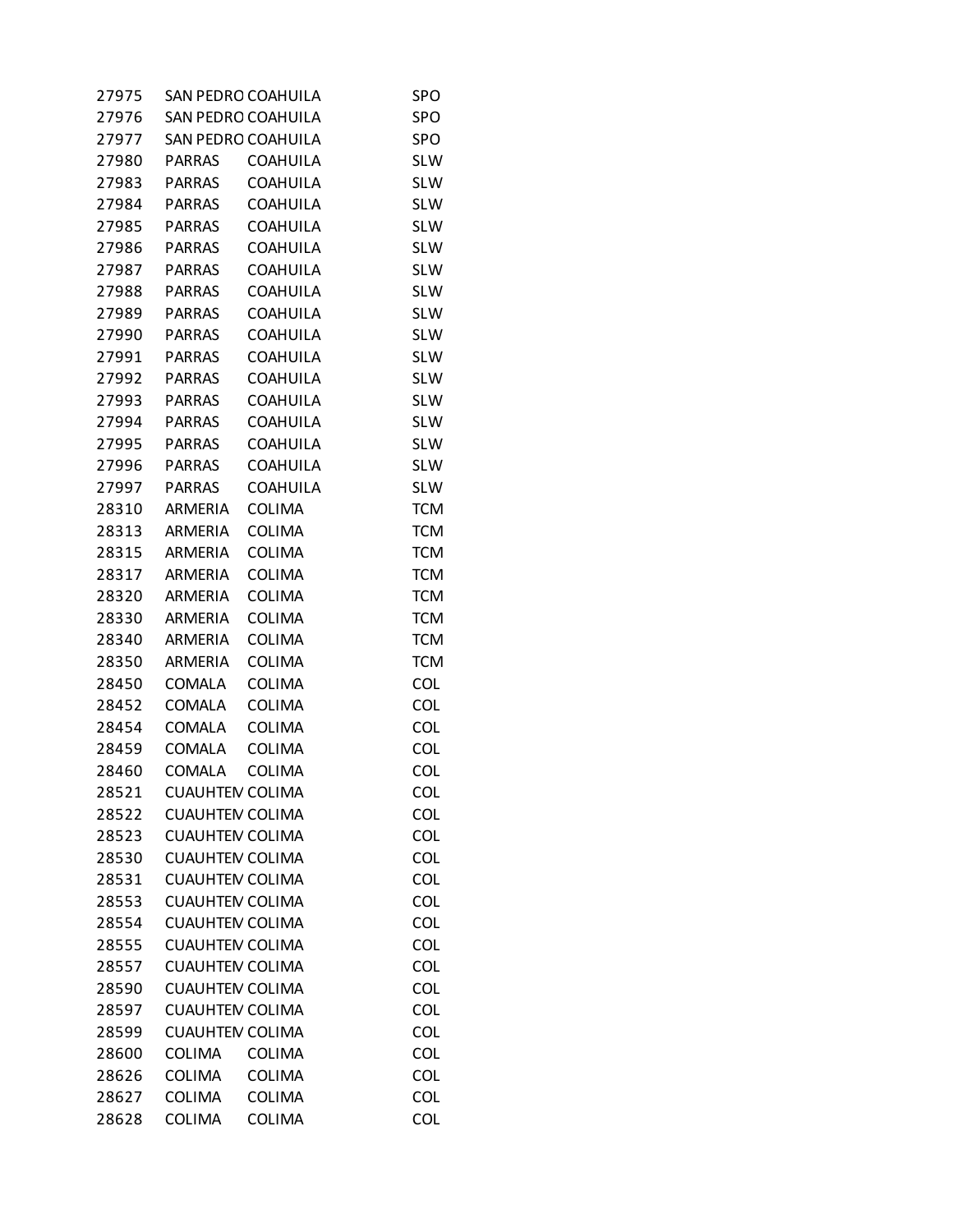| | | | |
|---|---|---|---|
| 27975 | SAN PEDRO | COAHUILA | SPO |
| 27976 | SAN PEDRO | COAHUILA | SPO |
| 27977 | SAN PEDRO | COAHUILA | SPO |
| 27980 | PARRAS | COAHUILA | SLW |
| 27983 | PARRAS | COAHUILA | SLW |
| 27984 | PARRAS | COAHUILA | SLW |
| 27985 | PARRAS | COAHUILA | SLW |
| 27986 | PARRAS | COAHUILA | SLW |
| 27987 | PARRAS | COAHUILA | SLW |
| 27988 | PARRAS | COAHUILA | SLW |
| 27989 | PARRAS | COAHUILA | SLW |
| 27990 | PARRAS | COAHUILA | SLW |
| 27991 | PARRAS | COAHUILA | SLW |
| 27992 | PARRAS | COAHUILA | SLW |
| 27993 | PARRAS | COAHUILA | SLW |
| 27994 | PARRAS | COAHUILA | SLW |
| 27995 | PARRAS | COAHUILA | SLW |
| 27996 | PARRAS | COAHUILA | SLW |
| 27997 | PARRAS | COAHUILA | SLW |
| 28310 | ARMERIA | COLIMA | TCM |
| 28313 | ARMERIA | COLIMA | TCM |
| 28315 | ARMERIA | COLIMA | TCM |
| 28317 | ARMERIA | COLIMA | TCM |
| 28320 | ARMERIA | COLIMA | TCM |
| 28330 | ARMERIA | COLIMA | TCM |
| 28340 | ARMERIA | COLIMA | TCM |
| 28350 | ARMERIA | COLIMA | TCM |
| 28450 | COMALA | COLIMA | COL |
| 28452 | COMALA | COLIMA | COL |
| 28454 | COMALA | COLIMA | COL |
| 28459 | COMALA | COLIMA | COL |
| 28460 | COMALA | COLIMA | COL |
| 28521 | CUAUHTEM | COLIMA | COL |
| 28522 | CUAUHTEM | COLIMA | COL |
| 28523 | CUAUHTEM | COLIMA | COL |
| 28530 | CUAUHTEM | COLIMA | COL |
| 28531 | CUAUHTEM | COLIMA | COL |
| 28553 | CUAUHTEM | COLIMA | COL |
| 28554 | CUAUHTEM | COLIMA | COL |
| 28555 | CUAUHTEM | COLIMA | COL |
| 28557 | CUAUHTEM | COLIMA | COL |
| 28590 | CUAUHTEM | COLIMA | COL |
| 28597 | CUAUHTEM | COLIMA | COL |
| 28599 | CUAUHTEM | COLIMA | COL |
| 28600 | COLIMA | COLIMA | COL |
| 28626 | COLIMA | COLIMA | COL |
| 28627 | COLIMA | COLIMA | COL |
| 28628 | COLIMA | COLIMA | COL |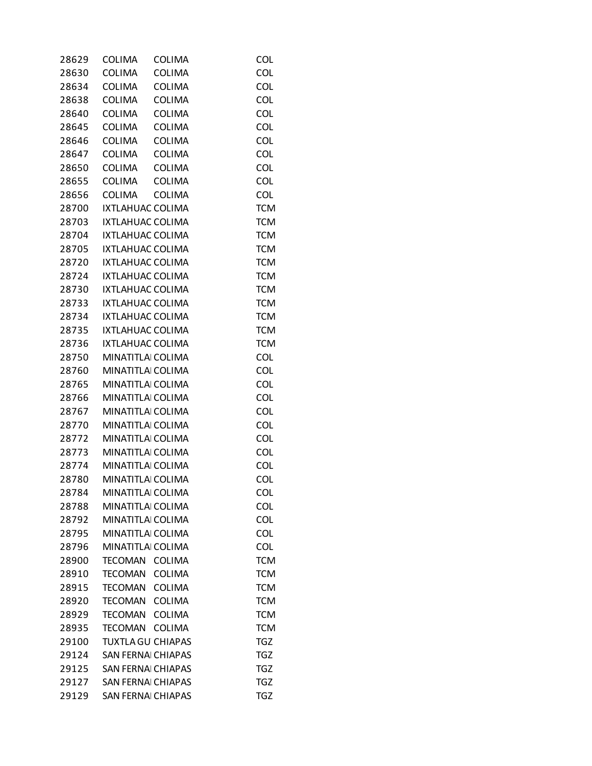| | | | |
|---|---|---|---|
| 28629 | COLIMA | COLIMA | COL |
| 28630 | COLIMA | COLIMA | COL |
| 28634 | COLIMA | COLIMA | COL |
| 28638 | COLIMA | COLIMA | COL |
| 28640 | COLIMA | COLIMA | COL |
| 28645 | COLIMA | COLIMA | COL |
| 28646 | COLIMA | COLIMA | COL |
| 28647 | COLIMA | COLIMA | COL |
| 28650 | COLIMA | COLIMA | COL |
| 28655 | COLIMA | COLIMA | COL |
| 28656 | COLIMA | COLIMA | COL |
| 28700 | IXTLAHUAC | COLIMA | TCM |
| 28703 | IXTLAHUAC | COLIMA | TCM |
| 28704 | IXTLAHUAC | COLIMA | TCM |
| 28705 | IXTLAHUAC | COLIMA | TCM |
| 28720 | IXTLAHUAC | COLIMA | TCM |
| 28724 | IXTLAHUAC | COLIMA | TCM |
| 28730 | IXTLAHUAC | COLIMA | TCM |
| 28733 | IXTLAHUAC | COLIMA | TCM |
| 28734 | IXTLAHUAC | COLIMA | TCM |
| 28735 | IXTLAHUAC | COLIMA | TCM |
| 28736 | IXTLAHUAC | COLIMA | TCM |
| 28750 | MINATITLA | COLIMA | COL |
| 28760 | MINATITLA | COLIMA | COL |
| 28765 | MINATITLA | COLIMA | COL |
| 28766 | MINATITLA | COLIMA | COL |
| 28767 | MINATITLA | COLIMA | COL |
| 28770 | MINATITLA | COLIMA | COL |
| 28772 | MINATITLA | COLIMA | COL |
| 28773 | MINATITLA | COLIMA | COL |
| 28774 | MINATITLA | COLIMA | COL |
| 28780 | MINATITLA | COLIMA | COL |
| 28784 | MINATITLA | COLIMA | COL |
| 28788 | MINATITLA | COLIMA | COL |
| 28792 | MINATITLA | COLIMA | COL |
| 28795 | MINATITLA | COLIMA | COL |
| 28796 | MINATITLA | COLIMA | COL |
| 28900 | TECOMAN | COLIMA | TCM |
| 28910 | TECOMAN | COLIMA | TCM |
| 28915 | TECOMAN | COLIMA | TCM |
| 28920 | TECOMAN | COLIMA | TCM |
| 28929 | TECOMAN | COLIMA | TCM |
| 28935 | TECOMAN | COLIMA | TCM |
| 29100 | TUXTLA GU | CHIAPAS | TGZ |
| 29124 | SAN FERNA | CHIAPAS | TGZ |
| 29125 | SAN FERNA | CHIAPAS | TGZ |
| 29127 | SAN FERNA | CHIAPAS | TGZ |
| 29129 | SAN FERNA | CHIAPAS | TGZ |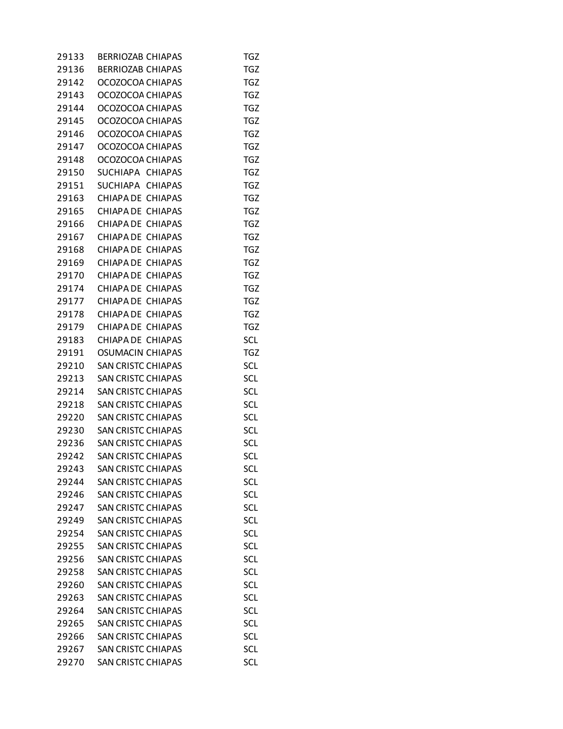| | | | |
|---|---|---|---|
| 29133 | BERRIOZAB | CHIAPAS | TGZ |
| 29136 | BERRIOZAB | CHIAPAS | TGZ |
| 29142 | OCOZOCOA | CHIAPAS | TGZ |
| 29143 | OCOZOCOA | CHIAPAS | TGZ |
| 29144 | OCOZOCOA | CHIAPAS | TGZ |
| 29145 | OCOZOCOA | CHIAPAS | TGZ |
| 29146 | OCOZOCOA | CHIAPAS | TGZ |
| 29147 | OCOZOCOA | CHIAPAS | TGZ |
| 29148 | OCOZOCOA | CHIAPAS | TGZ |
| 29150 | SUCHIAPA | CHIAPAS | TGZ |
| 29151 | SUCHIAPA | CHIAPAS | TGZ |
| 29163 | CHIAPA DE | CHIAPAS | TGZ |
| 29165 | CHIAPA DE | CHIAPAS | TGZ |
| 29166 | CHIAPA DE | CHIAPAS | TGZ |
| 29167 | CHIAPA DE | CHIAPAS | TGZ |
| 29168 | CHIAPA DE | CHIAPAS | TGZ |
| 29169 | CHIAPA DE | CHIAPAS | TGZ |
| 29170 | CHIAPA DE | CHIAPAS | TGZ |
| 29174 | CHIAPA DE | CHIAPAS | TGZ |
| 29177 | CHIAPA DE | CHIAPAS | TGZ |
| 29178 | CHIAPA DE | CHIAPAS | TGZ |
| 29179 | CHIAPA DE | CHIAPAS | TGZ |
| 29183 | CHIAPA DE | CHIAPAS | SCL |
| 29191 | OSUMACIN | CHIAPAS | TGZ |
| 29210 | SAN CRISTC | CHIAPAS | SCL |
| 29213 | SAN CRISTC | CHIAPAS | SCL |
| 29214 | SAN CRISTC | CHIAPAS | SCL |
| 29218 | SAN CRISTC | CHIAPAS | SCL |
| 29220 | SAN CRISTC | CHIAPAS | SCL |
| 29230 | SAN CRISTC | CHIAPAS | SCL |
| 29236 | SAN CRISTC | CHIAPAS | SCL |
| 29242 | SAN CRISTC | CHIAPAS | SCL |
| 29243 | SAN CRISTC | CHIAPAS | SCL |
| 29244 | SAN CRISTC | CHIAPAS | SCL |
| 29246 | SAN CRISTC | CHIAPAS | SCL |
| 29247 | SAN CRISTC | CHIAPAS | SCL |
| 29249 | SAN CRISTC | CHIAPAS | SCL |
| 29254 | SAN CRISTC | CHIAPAS | SCL |
| 29255 | SAN CRISTC | CHIAPAS | SCL |
| 29256 | SAN CRISTC | CHIAPAS | SCL |
| 29258 | SAN CRISTC | CHIAPAS | SCL |
| 29260 | SAN CRISTC | CHIAPAS | SCL |
| 29263 | SAN CRISTC | CHIAPAS | SCL |
| 29264 | SAN CRISTC | CHIAPAS | SCL |
| 29265 | SAN CRISTC | CHIAPAS | SCL |
| 29266 | SAN CRISTC | CHIAPAS | SCL |
| 29267 | SAN CRISTC | CHIAPAS | SCL |
| 29270 | SAN CRISTC | CHIAPAS | SCL |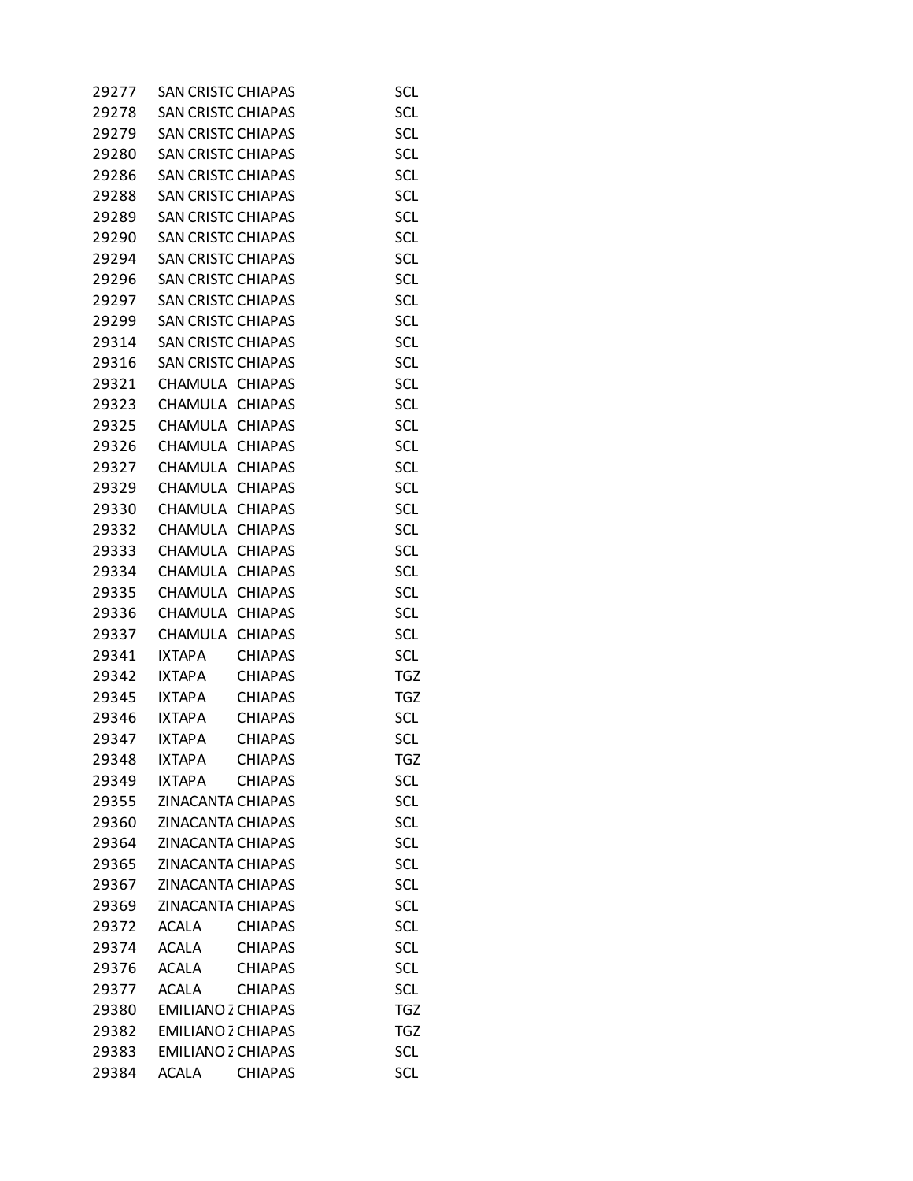| | | | |
|---|---|---|---|
| 29277 | SAN CRISTC | CHIAPAS | SCL |
| 29278 | SAN CRISTC | CHIAPAS | SCL |
| 29279 | SAN CRISTC | CHIAPAS | SCL |
| 29280 | SAN CRISTC | CHIAPAS | SCL |
| 29286 | SAN CRISTC | CHIAPAS | SCL |
| 29288 | SAN CRISTC | CHIAPAS | SCL |
| 29289 | SAN CRISTC | CHIAPAS | SCL |
| 29290 | SAN CRISTC | CHIAPAS | SCL |
| 29294 | SAN CRISTC | CHIAPAS | SCL |
| 29296 | SAN CRISTC | CHIAPAS | SCL |
| 29297 | SAN CRISTC | CHIAPAS | SCL |
| 29299 | SAN CRISTC | CHIAPAS | SCL |
| 29314 | SAN CRISTC | CHIAPAS | SCL |
| 29316 | SAN CRISTC | CHIAPAS | SCL |
| 29321 | CHAMULA | CHIAPAS | SCL |
| 29323 | CHAMULA | CHIAPAS | SCL |
| 29325 | CHAMULA | CHIAPAS | SCL |
| 29326 | CHAMULA | CHIAPAS | SCL |
| 29327 | CHAMULA | CHIAPAS | SCL |
| 29329 | CHAMULA | CHIAPAS | SCL |
| 29330 | CHAMULA | CHIAPAS | SCL |
| 29332 | CHAMULA | CHIAPAS | SCL |
| 29333 | CHAMULA | CHIAPAS | SCL |
| 29334 | CHAMULA | CHIAPAS | SCL |
| 29335 | CHAMULA | CHIAPAS | SCL |
| 29336 | CHAMULA | CHIAPAS | SCL |
| 29337 | CHAMULA | CHIAPAS | SCL |
| 29341 | IXTAPA | CHIAPAS | SCL |
| 29342 | IXTAPA | CHIAPAS | TGZ |
| 29345 | IXTAPA | CHIAPAS | TGZ |
| 29346 | IXTAPA | CHIAPAS | SCL |
| 29347 | IXTAPA | CHIAPAS | SCL |
| 29348 | IXTAPA | CHIAPAS | TGZ |
| 29349 | IXTAPA | CHIAPAS | SCL |
| 29355 | ZINACANTA | CHIAPAS | SCL |
| 29360 | ZINACANTA | CHIAPAS | SCL |
| 29364 | ZINACANTA | CHIAPAS | SCL |
| 29365 | ZINACANTA | CHIAPAS | SCL |
| 29367 | ZINACANTA | CHIAPAS | SCL |
| 29369 | ZINACANTA | CHIAPAS | SCL |
| 29372 | ACALA | CHIAPAS | SCL |
| 29374 | ACALA | CHIAPAS | SCL |
| 29376 | ACALA | CHIAPAS | SCL |
| 29377 | ACALA | CHIAPAS | SCL |
| 29380 | EMILIANO Z | CHIAPAS | TGZ |
| 29382 | EMILIANO Z | CHIAPAS | TGZ |
| 29383 | EMILIANO Z | CHIAPAS | SCL |
| 29384 | ACALA | CHIAPAS | SCL |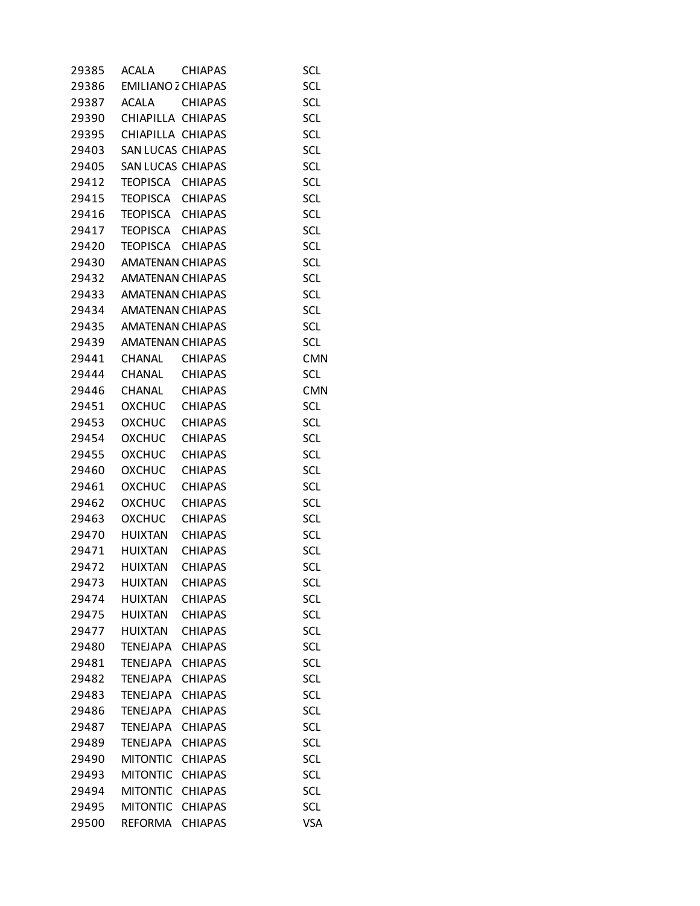| | | | |
|---|---|---|---|
| 29385 | ACALA | CHIAPAS | SCL |
| 29386 | EMILIANO Z | CHIAPAS | SCL |
| 29387 | ACALA | CHIAPAS | SCL |
| 29390 | CHIAPILLA | CHIAPAS | SCL |
| 29395 | CHIAPILLA | CHIAPAS | SCL |
| 29403 | SAN LUCAS | CHIAPAS | SCL |
| 29405 | SAN LUCAS | CHIAPAS | SCL |
| 29412 | TEOPISCA | CHIAPAS | SCL |
| 29415 | TEOPISCA | CHIAPAS | SCL |
| 29416 | TEOPISCA | CHIAPAS | SCL |
| 29417 | TEOPISCA | CHIAPAS | SCL |
| 29420 | TEOPISCA | CHIAPAS | SCL |
| 29430 | AMATENAN | CHIAPAS | SCL |
| 29432 | AMATENAN | CHIAPAS | SCL |
| 29433 | AMATENAN | CHIAPAS | SCL |
| 29434 | AMATENAN | CHIAPAS | SCL |
| 29435 | AMATENAN | CHIAPAS | SCL |
| 29439 | AMATENAN | CHIAPAS | SCL |
| 29441 | CHANAL | CHIAPAS | CMN |
| 29444 | CHANAL | CHIAPAS | SCL |
| 29446 | CHANAL | CHIAPAS | CMN |
| 29451 | OXCHUC | CHIAPAS | SCL |
| 29453 | OXCHUC | CHIAPAS | SCL |
| 29454 | OXCHUC | CHIAPAS | SCL |
| 29455 | OXCHUC | CHIAPAS | SCL |
| 29460 | OXCHUC | CHIAPAS | SCL |
| 29461 | OXCHUC | CHIAPAS | SCL |
| 29462 | OXCHUC | CHIAPAS | SCL |
| 29463 | OXCHUC | CHIAPAS | SCL |
| 29470 | HUIXTAN | CHIAPAS | SCL |
| 29471 | HUIXTAN | CHIAPAS | SCL |
| 29472 | HUIXTAN | CHIAPAS | SCL |
| 29473 | HUIXTAN | CHIAPAS | SCL |
| 29474 | HUIXTAN | CHIAPAS | SCL |
| 29475 | HUIXTAN | CHIAPAS | SCL |
| 29477 | HUIXTAN | CHIAPAS | SCL |
| 29480 | TENEJAPA | CHIAPAS | SCL |
| 29481 | TENEJAPA | CHIAPAS | SCL |
| 29482 | TENEJAPA | CHIAPAS | SCL |
| 29483 | TENEJAPA | CHIAPAS | SCL |
| 29486 | TENEJAPA | CHIAPAS | SCL |
| 29487 | TENEJAPA | CHIAPAS | SCL |
| 29489 | TENEJAPA | CHIAPAS | SCL |
| 29490 | MITONTIC | CHIAPAS | SCL |
| 29493 | MITONTIC | CHIAPAS | SCL |
| 29494 | MITONTIC | CHIAPAS | SCL |
| 29495 | MITONTIC | CHIAPAS | SCL |
| 29500 | REFORMA | CHIAPAS | VSA |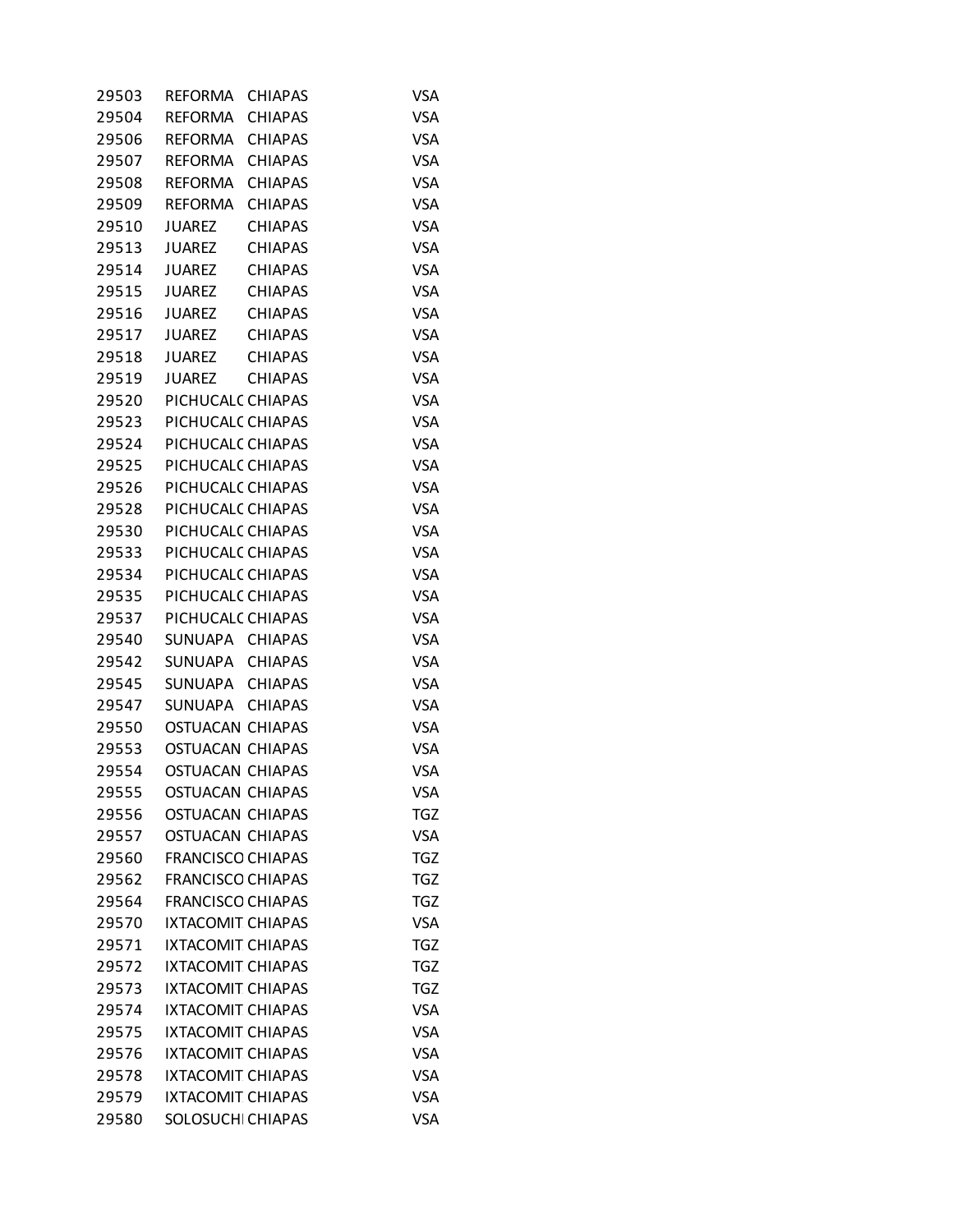| | | | |
|---|---|---|---|
| 29503 | REFORMA | CHIAPAS | VSA |
| 29504 | REFORMA | CHIAPAS | VSA |
| 29506 | REFORMA | CHIAPAS | VSA |
| 29507 | REFORMA | CHIAPAS | VSA |
| 29508 | REFORMA | CHIAPAS | VSA |
| 29509 | REFORMA | CHIAPAS | VSA |
| 29510 | JUAREZ | CHIAPAS | VSA |
| 29513 | JUAREZ | CHIAPAS | VSA |
| 29514 | JUAREZ | CHIAPAS | VSA |
| 29515 | JUAREZ | CHIAPAS | VSA |
| 29516 | JUAREZ | CHIAPAS | VSA |
| 29517 | JUAREZ | CHIAPAS | VSA |
| 29518 | JUAREZ | CHIAPAS | VSA |
| 29519 | JUAREZ | CHIAPAS | VSA |
| 29520 | PICHUCALC | CHIAPAS | VSA |
| 29523 | PICHUCALC | CHIAPAS | VSA |
| 29524 | PICHUCALC | CHIAPAS | VSA |
| 29525 | PICHUCALC | CHIAPAS | VSA |
| 29526 | PICHUCALC | CHIAPAS | VSA |
| 29528 | PICHUCALC | CHIAPAS | VSA |
| 29530 | PICHUCALC | CHIAPAS | VSA |
| 29533 | PICHUCALC | CHIAPAS | VSA |
| 29534 | PICHUCALC | CHIAPAS | VSA |
| 29535 | PICHUCALC | CHIAPAS | VSA |
| 29537 | PICHUCALC | CHIAPAS | VSA |
| 29540 | SUNUAPA | CHIAPAS | VSA |
| 29542 | SUNUAPA | CHIAPAS | VSA |
| 29545 | SUNUAPA | CHIAPAS | VSA |
| 29547 | SUNUAPA | CHIAPAS | VSA |
| 29550 | OSTUACAN | CHIAPAS | VSA |
| 29553 | OSTUACAN | CHIAPAS | VSA |
| 29554 | OSTUACAN | CHIAPAS | VSA |
| 29555 | OSTUACAN | CHIAPAS | VSA |
| 29556 | OSTUACAN | CHIAPAS | TGZ |
| 29557 | OSTUACAN | CHIAPAS | VSA |
| 29560 | FRANCISCO | CHIAPAS | TGZ |
| 29562 | FRANCISCO | CHIAPAS | TGZ |
| 29564 | FRANCISCO | CHIAPAS | TGZ |
| 29570 | IXTACOMIT | CHIAPAS | VSA |
| 29571 | IXTACOMIT | CHIAPAS | TGZ |
| 29572 | IXTACOMIT | CHIAPAS | TGZ |
| 29573 | IXTACOMIT | CHIAPAS | TGZ |
| 29574 | IXTACOMIT | CHIAPAS | VSA |
| 29575 | IXTACOMIT | CHIAPAS | VSA |
| 29576 | IXTACOMIT | CHIAPAS | VSA |
| 29578 | IXTACOMIT | CHIAPAS | VSA |
| 29579 | IXTACOMIT | CHIAPAS | VSA |
| 29580 | SOLOSUCHI | CHIAPAS | VSA |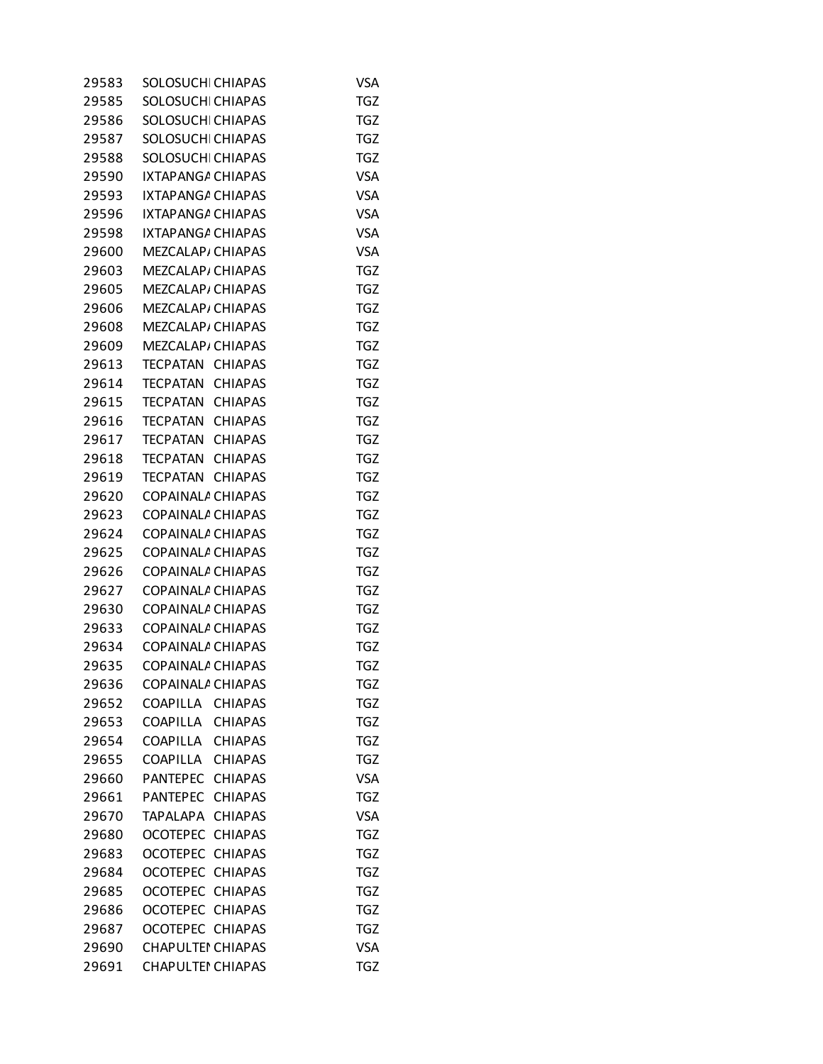| | | | |
|---|---|---|---|
| 29583 | SOLOSUCHI | CHIAPAS | VSA |
| 29585 | SOLOSUCHI | CHIAPAS | TGZ |
| 29586 | SOLOSUCHI | CHIAPAS | TGZ |
| 29587 | SOLOSUCHI | CHIAPAS | TGZ |
| 29588 | SOLOSUCHI | CHIAPAS | TGZ |
| 29590 | IXTAPANGA | CHIAPAS | VSA |
| 29593 | IXTAPANGA | CHIAPAS | VSA |
| 29596 | IXTAPANGA | CHIAPAS | VSA |
| 29598 | IXTAPANGA | CHIAPAS | VSA |
| 29600 | MEZCALAPA | CHIAPAS | VSA |
| 29603 | MEZCALAPA | CHIAPAS | TGZ |
| 29605 | MEZCALAPA | CHIAPAS | TGZ |
| 29606 | MEZCALAPA | CHIAPAS | TGZ |
| 29608 | MEZCALAPA | CHIAPAS | TGZ |
| 29609 | MEZCALAPA | CHIAPAS | TGZ |
| 29613 | TECPATAN | CHIAPAS | TGZ |
| 29614 | TECPATAN | CHIAPAS | TGZ |
| 29615 | TECPATAN | CHIAPAS | TGZ |
| 29616 | TECPATAN | CHIAPAS | TGZ |
| 29617 | TECPATAN | CHIAPAS | TGZ |
| 29618 | TECPATAN | CHIAPAS | TGZ |
| 29619 | TECPATAN | CHIAPAS | TGZ |
| 29620 | COPAINALA | CHIAPAS | TGZ |
| 29623 | COPAINALA | CHIAPAS | TGZ |
| 29624 | COPAINALA | CHIAPAS | TGZ |
| 29625 | COPAINALA | CHIAPAS | TGZ |
| 29626 | COPAINALA | CHIAPAS | TGZ |
| 29627 | COPAINALA | CHIAPAS | TGZ |
| 29630 | COPAINALA | CHIAPAS | TGZ |
| 29633 | COPAINALA | CHIAPAS | TGZ |
| 29634 | COPAINALA | CHIAPAS | TGZ |
| 29635 | COPAINALA | CHIAPAS | TGZ |
| 29636 | COPAINALA | CHIAPAS | TGZ |
| 29652 | COAPILLA | CHIAPAS | TGZ |
| 29653 | COAPILLA | CHIAPAS | TGZ |
| 29654 | COAPILLA | CHIAPAS | TGZ |
| 29655 | COAPILLA | CHIAPAS | TGZ |
| 29660 | PANTEPEC | CHIAPAS | VSA |
| 29661 | PANTEPEC | CHIAPAS | TGZ |
| 29670 | TAPALAPA | CHIAPAS | VSA |
| 29680 | OCOTEPEC | CHIAPAS | TGZ |
| 29683 | OCOTEPEC | CHIAPAS | TGZ |
| 29684 | OCOTEPEC | CHIAPAS | TGZ |
| 29685 | OCOTEPEC | CHIAPAS | TGZ |
| 29686 | OCOTEPEC | CHIAPAS | TGZ |
| 29687 | OCOTEPEC | CHIAPAS | TGZ |
| 29690 | CHAPULTEN | CHIAPAS | VSA |
| 29691 | CHAPULTEN | CHIAPAS | TGZ |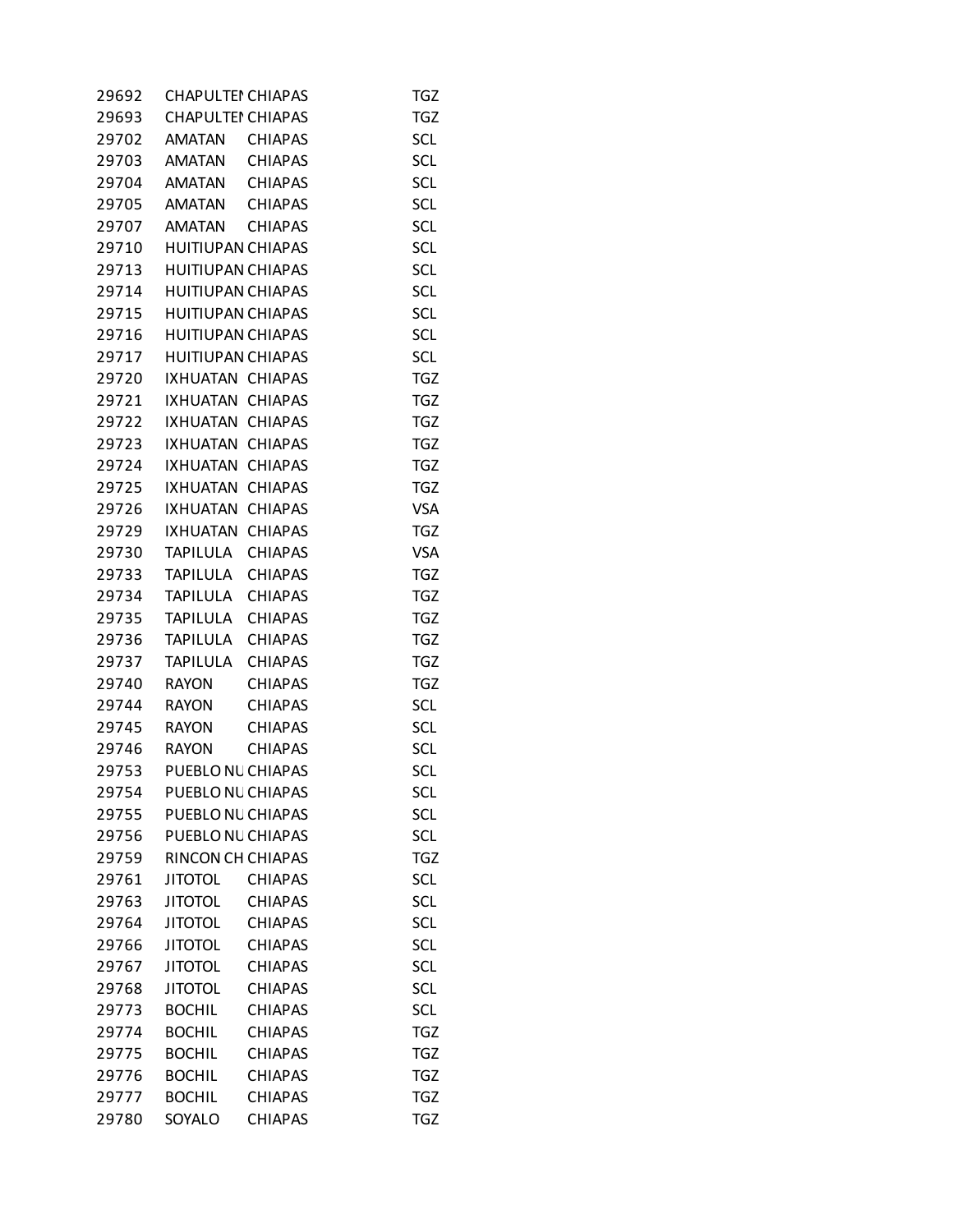| | | | |
|---|---|---|---|
| 29692 | CHAPULTEI | CHIAPAS | TGZ |
| 29693 | CHAPULTEI | CHIAPAS | TGZ |
| 29702 | AMATAN | CHIAPAS | SCL |
| 29703 | AMATAN | CHIAPAS | SCL |
| 29704 | AMATAN | CHIAPAS | SCL |
| 29705 | AMATAN | CHIAPAS | SCL |
| 29707 | AMATAN | CHIAPAS | SCL |
| 29710 | HUITIUPAN | CHIAPAS | SCL |
| 29713 | HUITIUPAN | CHIAPAS | SCL |
| 29714 | HUITIUPAN | CHIAPAS | SCL |
| 29715 | HUITIUPAN | CHIAPAS | SCL |
| 29716 | HUITIUPAN | CHIAPAS | SCL |
| 29717 | HUITIUPAN | CHIAPAS | SCL |
| 29720 | IXHUATAN | CHIAPAS | TGZ |
| 29721 | IXHUATAN | CHIAPAS | TGZ |
| 29722 | IXHUATAN | CHIAPAS | TGZ |
| 29723 | IXHUATAN | CHIAPAS | TGZ |
| 29724 | IXHUATAN | CHIAPAS | TGZ |
| 29725 | IXHUATAN | CHIAPAS | TGZ |
| 29726 | IXHUATAN | CHIAPAS | VSA |
| 29729 | IXHUATAN | CHIAPAS | TGZ |
| 29730 | TAPILULA | CHIAPAS | VSA |
| 29733 | TAPILULA | CHIAPAS | TGZ |
| 29734 | TAPILULA | CHIAPAS | TGZ |
| 29735 | TAPILULA | CHIAPAS | TGZ |
| 29736 | TAPILULA | CHIAPAS | TGZ |
| 29737 | TAPILULA | CHIAPAS | TGZ |
| 29740 | RAYON | CHIAPAS | TGZ |
| 29744 | RAYON | CHIAPAS | SCL |
| 29745 | RAYON | CHIAPAS | SCL |
| 29746 | RAYON | CHIAPAS | SCL |
| 29753 | PUEBLO NU | CHIAPAS | SCL |
| 29754 | PUEBLO NU | CHIAPAS | SCL |
| 29755 | PUEBLO NU | CHIAPAS | SCL |
| 29756 | PUEBLO NU | CHIAPAS | SCL |
| 29759 | RINCON CH | CHIAPAS | TGZ |
| 29761 | JITOTOL | CHIAPAS | SCL |
| 29763 | JITOTOL | CHIAPAS | SCL |
| 29764 | JITOTOL | CHIAPAS | SCL |
| 29766 | JITOTOL | CHIAPAS | SCL |
| 29767 | JITOTOL | CHIAPAS | SCL |
| 29768 | JITOTOL | CHIAPAS | SCL |
| 29773 | BOCHIL | CHIAPAS | SCL |
| 29774 | BOCHIL | CHIAPAS | TGZ |
| 29775 | BOCHIL | CHIAPAS | TGZ |
| 29776 | BOCHIL | CHIAPAS | TGZ |
| 29777 | BOCHIL | CHIAPAS | TGZ |
| 29780 | SOYALO | CHIAPAS | TGZ |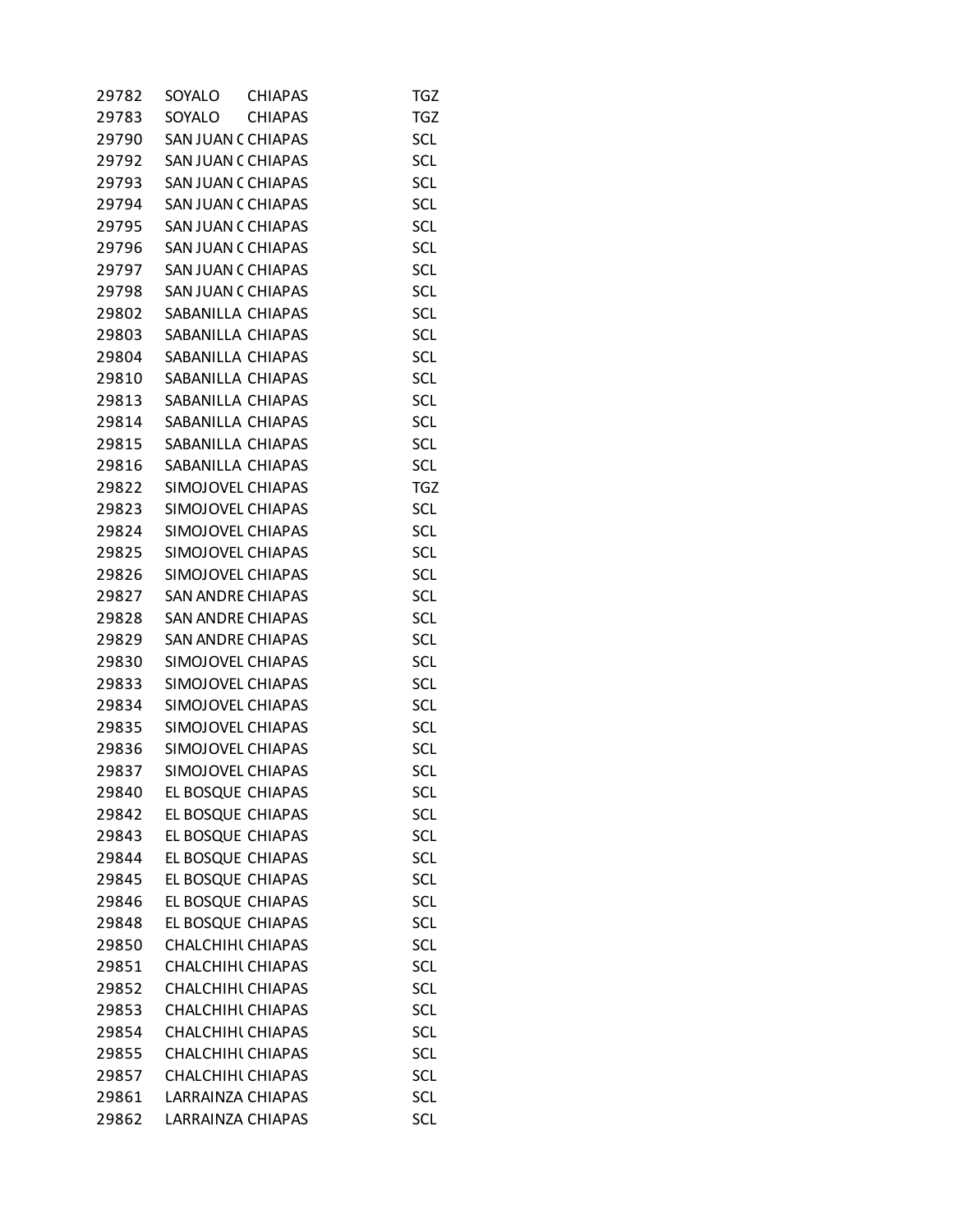| | | | |
|---|---|---|---|
| 29782 | SOYALO | CHIAPAS | TGZ |
| 29783 | SOYALO | CHIAPAS | TGZ |
| 29790 | SAN JUAN ( | CHIAPAS | SCL |
| 29792 | SAN JUAN ( | CHIAPAS | SCL |
| 29793 | SAN JUAN ( | CHIAPAS | SCL |
| 29794 | SAN JUAN ( | CHIAPAS | SCL |
| 29795 | SAN JUAN ( | CHIAPAS | SCL |
| 29796 | SAN JUAN ( | CHIAPAS | SCL |
| 29797 | SAN JUAN ( | CHIAPAS | SCL |
| 29798 | SAN JUAN ( | CHIAPAS | SCL |
| 29802 | SABANILLA | CHIAPAS | SCL |
| 29803 | SABANILLA | CHIAPAS | SCL |
| 29804 | SABANILLA | CHIAPAS | SCL |
| 29810 | SABANILLA | CHIAPAS | SCL |
| 29813 | SABANILLA | CHIAPAS | SCL |
| 29814 | SABANILLA | CHIAPAS | SCL |
| 29815 | SABANILLA | CHIAPAS | SCL |
| 29816 | SABANILLA | CHIAPAS | SCL |
| 29822 | SIMOJOVEL | CHIAPAS | TGZ |
| 29823 | SIMOJOVEL | CHIAPAS | SCL |
| 29824 | SIMOJOVEL | CHIAPAS | SCL |
| 29825 | SIMOJOVEL | CHIAPAS | SCL |
| 29826 | SIMOJOVEL | CHIAPAS | SCL |
| 29827 | SAN ANDRE | CHIAPAS | SCL |
| 29828 | SAN ANDRE | CHIAPAS | SCL |
| 29829 | SAN ANDRE | CHIAPAS | SCL |
| 29830 | SIMOJOVEL | CHIAPAS | SCL |
| 29833 | SIMOJOVEL | CHIAPAS | SCL |
| 29834 | SIMOJOVEL | CHIAPAS | SCL |
| 29835 | SIMOJOVEL | CHIAPAS | SCL |
| 29836 | SIMOJOVEL | CHIAPAS | SCL |
| 29837 | SIMOJOVEL | CHIAPAS | SCL |
| 29840 | EL BOSQUE | CHIAPAS | SCL |
| 29842 | EL BOSQUE | CHIAPAS | SCL |
| 29843 | EL BOSQUE | CHIAPAS | SCL |
| 29844 | EL BOSQUE | CHIAPAS | SCL |
| 29845 | EL BOSQUE | CHIAPAS | SCL |
| 29846 | EL BOSQUE | CHIAPAS | SCL |
| 29848 | EL BOSQUE | CHIAPAS | SCL |
| 29850 | CHALCHIHU | CHIAPAS | SCL |
| 29851 | CHALCHIHU | CHIAPAS | SCL |
| 29852 | CHALCHIHU | CHIAPAS | SCL |
| 29853 | CHALCHIHU | CHIAPAS | SCL |
| 29854 | CHALCHIHU | CHIAPAS | SCL |
| 29855 | CHALCHIHU | CHIAPAS | SCL |
| 29857 | CHALCHIHU | CHIAPAS | SCL |
| 29861 | LARRAINZA | CHIAPAS | SCL |
| 29862 | LARRAINZA | CHIAPAS | SCL |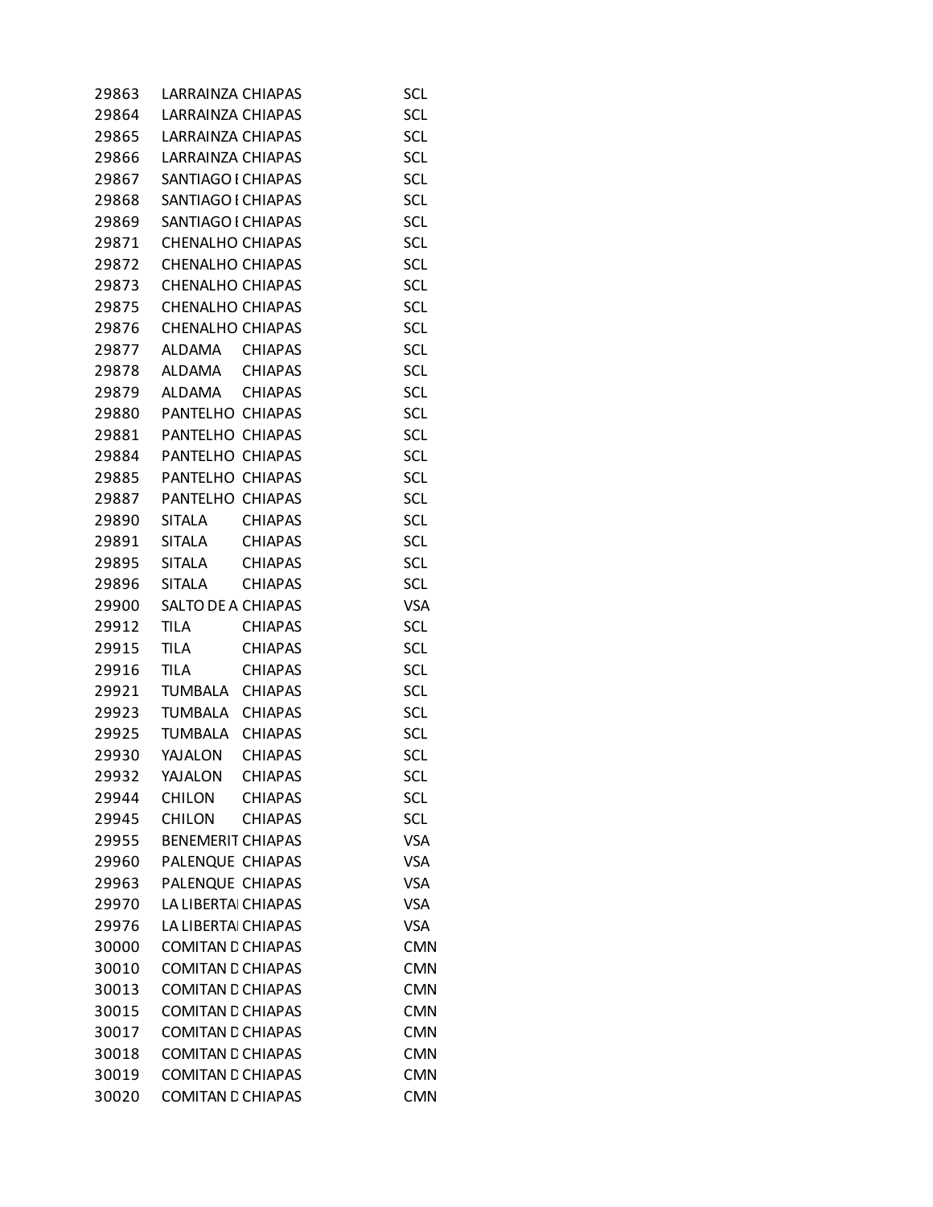| | | | |
|---|---|---|---|
| 29863 | LARRAINZA | CHIAPAS | SCL |
| 29864 | LARRAINZA | CHIAPAS | SCL |
| 29865 | LARRAINZA | CHIAPAS | SCL |
| 29866 | LARRAINZA | CHIAPAS | SCL |
| 29867 | SANTIAGO I | CHIAPAS | SCL |
| 29868 | SANTIAGO I | CHIAPAS | SCL |
| 29869 | SANTIAGO I | CHIAPAS | SCL |
| 29871 | CHENALHO | CHIAPAS | SCL |
| 29872 | CHENALHO | CHIAPAS | SCL |
| 29873 | CHENALHO | CHIAPAS | SCL |
| 29875 | CHENALHO | CHIAPAS | SCL |
| 29876 | CHENALHO | CHIAPAS | SCL |
| 29877 | ALDAMA | CHIAPAS | SCL |
| 29878 | ALDAMA | CHIAPAS | SCL |
| 29879 | ALDAMA | CHIAPAS | SCL |
| 29880 | PANTELHO | CHIAPAS | SCL |
| 29881 | PANTELHO | CHIAPAS | SCL |
| 29884 | PANTELHO | CHIAPAS | SCL |
| 29885 | PANTELHO | CHIAPAS | SCL |
| 29887 | PANTELHO | CHIAPAS | SCL |
| 29890 | SITALA | CHIAPAS | SCL |
| 29891 | SITALA | CHIAPAS | SCL |
| 29895 | SITALA | CHIAPAS | SCL |
| 29896 | SITALA | CHIAPAS | SCL |
| 29900 | SALTO DE A | CHIAPAS | VSA |
| 29912 | TILA | CHIAPAS | SCL |
| 29915 | TILA | CHIAPAS | SCL |
| 29916 | TILA | CHIAPAS | SCL |
| 29921 | TUMBALA | CHIAPAS | SCL |
| 29923 | TUMBALA | CHIAPAS | SCL |
| 29925 | TUMBALA | CHIAPAS | SCL |
| 29930 | YAJALON | CHIAPAS | SCL |
| 29932 | YAJALON | CHIAPAS | SCL |
| 29944 | CHILON | CHIAPAS | SCL |
| 29945 | CHILON | CHIAPAS | SCL |
| 29955 | BENEMERIT | CHIAPAS | VSA |
| 29960 | PALENQUE | CHIAPAS | VSA |
| 29963 | PALENQUE | CHIAPAS | VSA |
| 29970 | LA LIBERTAI | CHIAPAS | VSA |
| 29976 | LA LIBERTAI | CHIAPAS | VSA |
| 30000 | COMITAN D | CHIAPAS | CMN |
| 30010 | COMITAN D | CHIAPAS | CMN |
| 30013 | COMITAN D | CHIAPAS | CMN |
| 30015 | COMITAN D | CHIAPAS | CMN |
| 30017 | COMITAN D | CHIAPAS | CMN |
| 30018 | COMITAN D | CHIAPAS | CMN |
| 30019 | COMITAN D | CHIAPAS | CMN |
| 30020 | COMITAN D | CHIAPAS | CMN |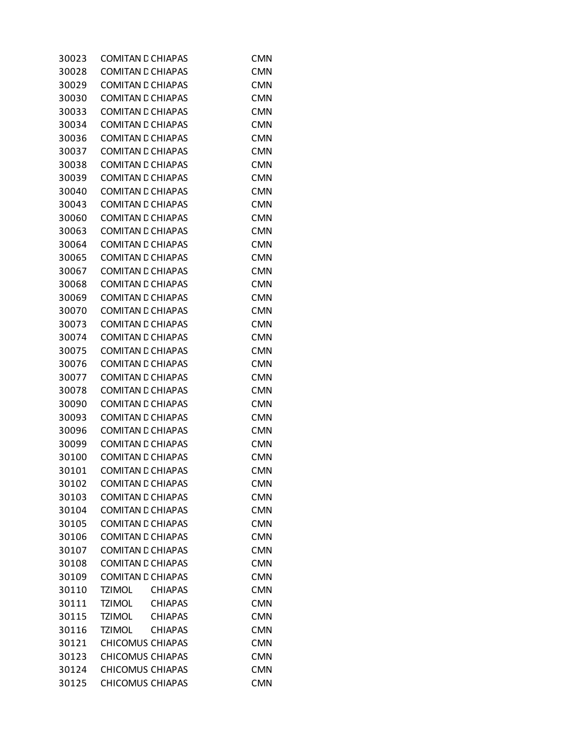| | | | |
|---|---|---|---|
| 30023 | COMITAN D | CHIAPAS | CMN |
| 30028 | COMITAN D | CHIAPAS | CMN |
| 30029 | COMITAN D | CHIAPAS | CMN |
| 30030 | COMITAN D | CHIAPAS | CMN |
| 30033 | COMITAN D | CHIAPAS | CMN |
| 30034 | COMITAN D | CHIAPAS | CMN |
| 30036 | COMITAN D | CHIAPAS | CMN |
| 30037 | COMITAN D | CHIAPAS | CMN |
| 30038 | COMITAN D | CHIAPAS | CMN |
| 30039 | COMITAN D | CHIAPAS | CMN |
| 30040 | COMITAN D | CHIAPAS | CMN |
| 30043 | COMITAN D | CHIAPAS | CMN |
| 30060 | COMITAN D | CHIAPAS | CMN |
| 30063 | COMITAN D | CHIAPAS | CMN |
| 30064 | COMITAN D | CHIAPAS | CMN |
| 30065 | COMITAN D | CHIAPAS | CMN |
| 30067 | COMITAN D | CHIAPAS | CMN |
| 30068 | COMITAN D | CHIAPAS | CMN |
| 30069 | COMITAN D | CHIAPAS | CMN |
| 30070 | COMITAN D | CHIAPAS | CMN |
| 30073 | COMITAN D | CHIAPAS | CMN |
| 30074 | COMITAN D | CHIAPAS | CMN |
| 30075 | COMITAN D | CHIAPAS | CMN |
| 30076 | COMITAN D | CHIAPAS | CMN |
| 30077 | COMITAN D | CHIAPAS | CMN |
| 30078 | COMITAN D | CHIAPAS | CMN |
| 30090 | COMITAN D | CHIAPAS | CMN |
| 30093 | COMITAN D | CHIAPAS | CMN |
| 30096 | COMITAN D | CHIAPAS | CMN |
| 30099 | COMITAN D | CHIAPAS | CMN |
| 30100 | COMITAN D | CHIAPAS | CMN |
| 30101 | COMITAN D | CHIAPAS | CMN |
| 30102 | COMITAN D | CHIAPAS | CMN |
| 30103 | COMITAN D | CHIAPAS | CMN |
| 30104 | COMITAN D | CHIAPAS | CMN |
| 30105 | COMITAN D | CHIAPAS | CMN |
| 30106 | COMITAN D | CHIAPAS | CMN |
| 30107 | COMITAN D | CHIAPAS | CMN |
| 30108 | COMITAN D | CHIAPAS | CMN |
| 30109 | COMITAN D | CHIAPAS | CMN |
| 30110 | TZIMOL | CHIAPAS | CMN |
| 30111 | TZIMOL | CHIAPAS | CMN |
| 30115 | TZIMOL | CHIAPAS | CMN |
| 30116 | TZIMOL | CHIAPAS | CMN |
| 30121 | CHICOMUS | CHIAPAS | CMN |
| 30123 | CHICOMUS | CHIAPAS | CMN |
| 30124 | CHICOMUS | CHIAPAS | CMN |
| 30125 | CHICOMUS | CHIAPAS | CMN |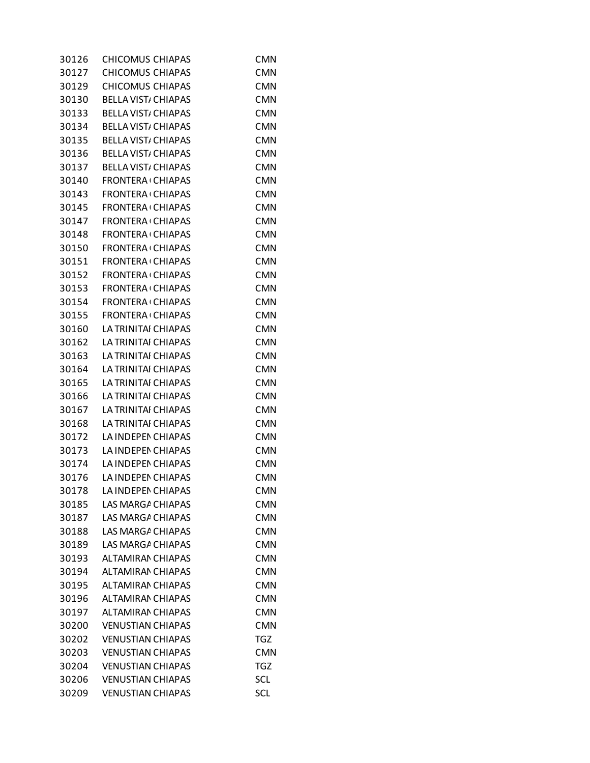| | | | |
|---|---|---|---|
| 30126 | CHICOMUS | CHIAPAS | CMN |
| 30127 | CHICOMUS | CHIAPAS | CMN |
| 30129 | CHICOMUS | CHIAPAS | CMN |
| 30130 | BELLA VIST/ | CHIAPAS | CMN |
| 30133 | BELLA VIST/ | CHIAPAS | CMN |
| 30134 | BELLA VIST/ | CHIAPAS | CMN |
| 30135 | BELLA VIST/ | CHIAPAS | CMN |
| 30136 | BELLA VIST/ | CHIAPAS | CMN |
| 30137 | BELLA VIST/ | CHIAPAS | CMN |
| 30140 | FRONTERA ( | CHIAPAS | CMN |
| 30143 | FRONTERA ( | CHIAPAS | CMN |
| 30145 | FRONTERA ( | CHIAPAS | CMN |
| 30147 | FRONTERA ( | CHIAPAS | CMN |
| 30148 | FRONTERA ( | CHIAPAS | CMN |
| 30150 | FRONTERA ( | CHIAPAS | CMN |
| 30151 | FRONTERA ( | CHIAPAS | CMN |
| 30152 | FRONTERA ( | CHIAPAS | CMN |
| 30153 | FRONTERA ( | CHIAPAS | CMN |
| 30154 | FRONTERA ( | CHIAPAS | CMN |
| 30155 | FRONTERA ( | CHIAPAS | CMN |
| 30160 | LA TRINITAI | CHIAPAS | CMN |
| 30162 | LA TRINITAI | CHIAPAS | CMN |
| 30163 | LA TRINITAI | CHIAPAS | CMN |
| 30164 | LA TRINITAI | CHIAPAS | CMN |
| 30165 | LA TRINITAI | CHIAPAS | CMN |
| 30166 | LA TRINITAI | CHIAPAS | CMN |
| 30167 | LA TRINITAI | CHIAPAS | CMN |
| 30168 | LA TRINITAI | CHIAPAS | CMN |
| 30172 | LA INDEPEN | CHIAPAS | CMN |
| 30173 | LA INDEPEN | CHIAPAS | CMN |
| 30174 | LA INDEPEN | CHIAPAS | CMN |
| 30176 | LA INDEPEN | CHIAPAS | CMN |
| 30178 | LA INDEPEN | CHIAPAS | CMN |
| 30185 | LAS MARGA | CHIAPAS | CMN |
| 30187 | LAS MARGA | CHIAPAS | CMN |
| 30188 | LAS MARGA | CHIAPAS | CMN |
| 30189 | LAS MARGA | CHIAPAS | CMN |
| 30193 | ALTAMIRAN | CHIAPAS | CMN |
| 30194 | ALTAMIRAN | CHIAPAS | CMN |
| 30195 | ALTAMIRAN | CHIAPAS | CMN |
| 30196 | ALTAMIRAN | CHIAPAS | CMN |
| 30197 | ALTAMIRAN | CHIAPAS | CMN |
| 30200 | VENUSTIAN | CHIAPAS | CMN |
| 30202 | VENUSTIAN | CHIAPAS | TGZ |
| 30203 | VENUSTIAN | CHIAPAS | CMN |
| 30204 | VENUSTIAN | CHIAPAS | TGZ |
| 30206 | VENUSTIAN | CHIAPAS | SCL |
| 30209 | VENUSTIAN | CHIAPAS | SCL |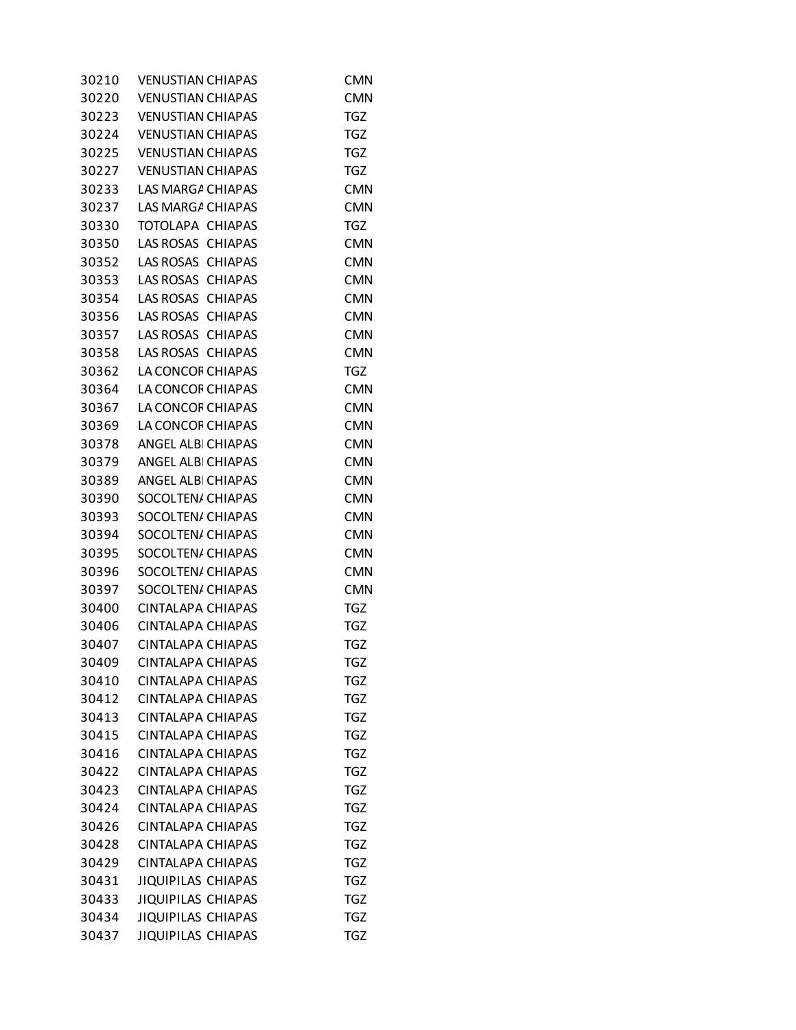| | | | |
|---|---|---|---|
| 30210 | VENUSTIAN | CHIAPAS | CMN |
| 30220 | VENUSTIAN | CHIAPAS | CMN |
| 30223 | VENUSTIAN | CHIAPAS | TGZ |
| 30224 | VENUSTIAN | CHIAPAS | TGZ |
| 30225 | VENUSTIAN | CHIAPAS | TGZ |
| 30227 | VENUSTIAN | CHIAPAS | TGZ |
| 30233 | LAS MARGA | CHIAPAS | CMN |
| 30237 | LAS MARGA | CHIAPAS | CMN |
| 30330 | TOTOLAPA | CHIAPAS | TGZ |
| 30350 | LAS ROSAS | CHIAPAS | CMN |
| 30352 | LAS ROSAS | CHIAPAS | CMN |
| 30353 | LAS ROSAS | CHIAPAS | CMN |
| 30354 | LAS ROSAS | CHIAPAS | CMN |
| 30356 | LAS ROSAS | CHIAPAS | CMN |
| 30357 | LAS ROSAS | CHIAPAS | CMN |
| 30358 | LAS ROSAS | CHIAPAS | CMN |
| 30362 | LA CONCOR | CHIAPAS | TGZ |
| 30364 | LA CONCOR | CHIAPAS | CMN |
| 30367 | LA CONCOR | CHIAPAS | CMN |
| 30369 | LA CONCOR | CHIAPAS | CMN |
| 30378 | ANGEL ALBI | CHIAPAS | CMN |
| 30379 | ANGEL ALBI | CHIAPAS | CMN |
| 30389 | ANGEL ALBI | CHIAPAS | CMN |
| 30390 | SOCOLTENA | CHIAPAS | CMN |
| 30393 | SOCOLTENA | CHIAPAS | CMN |
| 30394 | SOCOLTENA | CHIAPAS | CMN |
| 30395 | SOCOLTENA | CHIAPAS | CMN |
| 30396 | SOCOLTENA | CHIAPAS | CMN |
| 30397 | SOCOLTENA | CHIAPAS | CMN |
| 30400 | CINTALAPA | CHIAPAS | TGZ |
| 30406 | CINTALAPA | CHIAPAS | TGZ |
| 30407 | CINTALAPA | CHIAPAS | TGZ |
| 30409 | CINTALAPA | CHIAPAS | TGZ |
| 30410 | CINTALAPA | CHIAPAS | TGZ |
| 30412 | CINTALAPA | CHIAPAS | TGZ |
| 30413 | CINTALAPA | CHIAPAS | TGZ |
| 30415 | CINTALAPA | CHIAPAS | TGZ |
| 30416 | CINTALAPA | CHIAPAS | TGZ |
| 30422 | CINTALAPA | CHIAPAS | TGZ |
| 30423 | CINTALAPA | CHIAPAS | TGZ |
| 30424 | CINTALAPA | CHIAPAS | TGZ |
| 30426 | CINTALAPA | CHIAPAS | TGZ |
| 30428 | CINTALAPA | CHIAPAS | TGZ |
| 30429 | CINTALAPA | CHIAPAS | TGZ |
| 30431 | JIQUIPILAS | CHIAPAS | TGZ |
| 30433 | JIQUIPILAS | CHIAPAS | TGZ |
| 30434 | JIQUIPILAS | CHIAPAS | TGZ |
| 30437 | JIQUIPILAS | CHIAPAS | TGZ |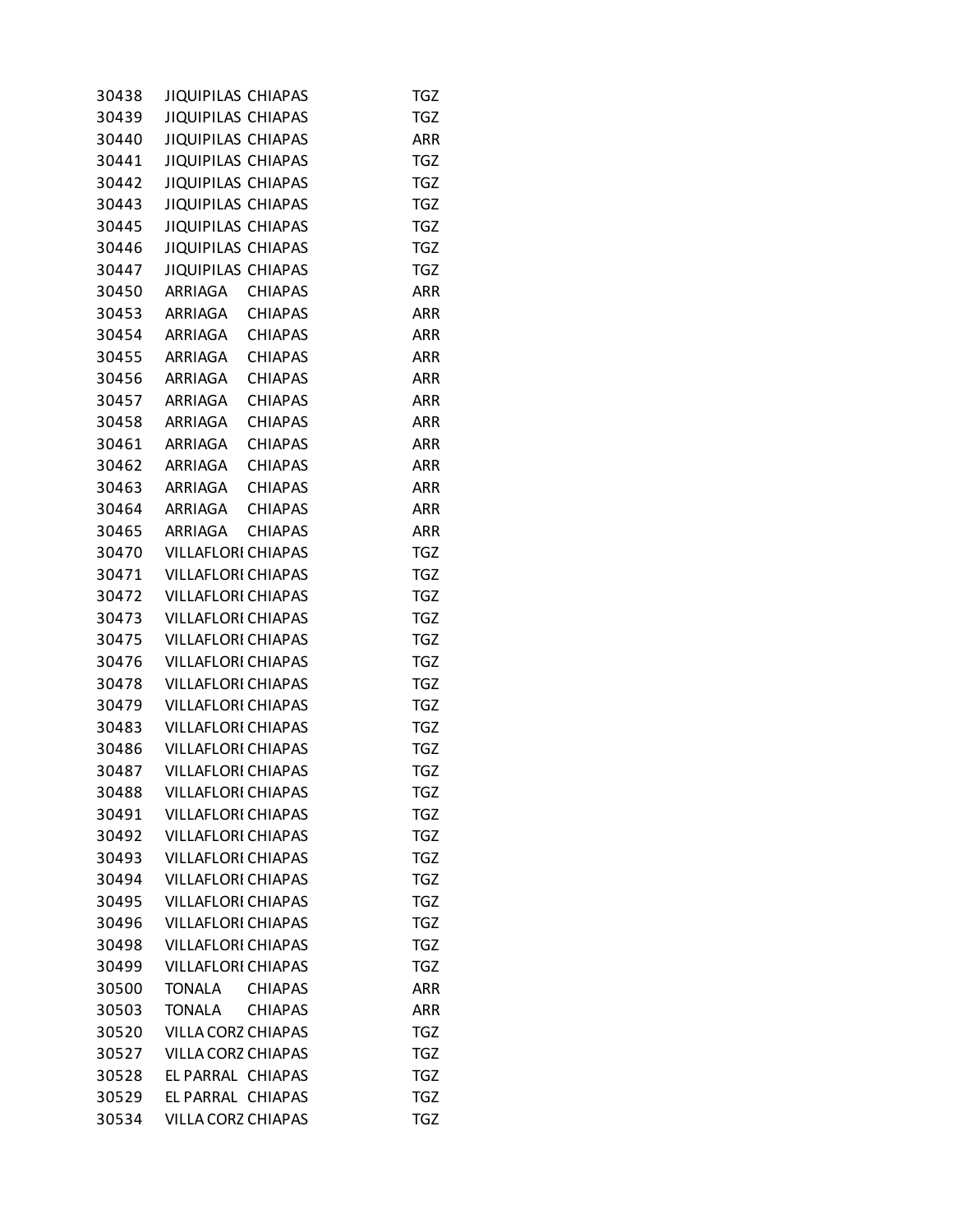| | | | |
|---|---|---|---|
| 30438 | JIQUIPILAS | CHIAPAS | TGZ |
| 30439 | JIQUIPILAS | CHIAPAS | TGZ |
| 30440 | JIQUIPILAS | CHIAPAS | ARR |
| 30441 | JIQUIPILAS | CHIAPAS | TGZ |
| 30442 | JIQUIPILAS | CHIAPAS | TGZ |
| 30443 | JIQUIPILAS | CHIAPAS | TGZ |
| 30445 | JIQUIPILAS | CHIAPAS | TGZ |
| 30446 | JIQUIPILAS | CHIAPAS | TGZ |
| 30447 | JIQUIPILAS | CHIAPAS | TGZ |
| 30450 | ARRIAGA | CHIAPAS | ARR |
| 30453 | ARRIAGA | CHIAPAS | ARR |
| 30454 | ARRIAGA | CHIAPAS | ARR |
| 30455 | ARRIAGA | CHIAPAS | ARR |
| 30456 | ARRIAGA | CHIAPAS | ARR |
| 30457 | ARRIAGA | CHIAPAS | ARR |
| 30458 | ARRIAGA | CHIAPAS | ARR |
| 30461 | ARRIAGA | CHIAPAS | ARR |
| 30462 | ARRIAGA | CHIAPAS | ARR |
| 30463 | ARRIAGA | CHIAPAS | ARR |
| 30464 | ARRIAGA | CHIAPAS | ARR |
| 30465 | ARRIAGA | CHIAPAS | ARR |
| 30470 | VILLAFLORI | CHIAPAS | TGZ |
| 30471 | VILLAFLORI | CHIAPAS | TGZ |
| 30472 | VILLAFLORI | CHIAPAS | TGZ |
| 30473 | VILLAFLORI | CHIAPAS | TGZ |
| 30475 | VILLAFLORI | CHIAPAS | TGZ |
| 30476 | VILLAFLORI | CHIAPAS | TGZ |
| 30478 | VILLAFLORI | CHIAPAS | TGZ |
| 30479 | VILLAFLORI | CHIAPAS | TGZ |
| 30483 | VILLAFLORI | CHIAPAS | TGZ |
| 30486 | VILLAFLORI | CHIAPAS | TGZ |
| 30487 | VILLAFLORI | CHIAPAS | TGZ |
| 30488 | VILLAFLORI | CHIAPAS | TGZ |
| 30491 | VILLAFLORI | CHIAPAS | TGZ |
| 30492 | VILLAFLORI | CHIAPAS | TGZ |
| 30493 | VILLAFLORI | CHIAPAS | TGZ |
| 30494 | VILLAFLORI | CHIAPAS | TGZ |
| 30495 | VILLAFLORI | CHIAPAS | TGZ |
| 30496 | VILLAFLORI | CHIAPAS | TGZ |
| 30498 | VILLAFLORI | CHIAPAS | TGZ |
| 30499 | VILLAFLORI | CHIAPAS | TGZ |
| 30500 | TONALA | CHIAPAS | ARR |
| 30503 | TONALA | CHIAPAS | ARR |
| 30520 | VILLA CORZ | CHIAPAS | TGZ |
| 30527 | VILLA CORZ | CHIAPAS | TGZ |
| 30528 | EL PARRAL | CHIAPAS | TGZ |
| 30529 | EL PARRAL | CHIAPAS | TGZ |
| 30534 | VILLA CORZ | CHIAPAS | TGZ |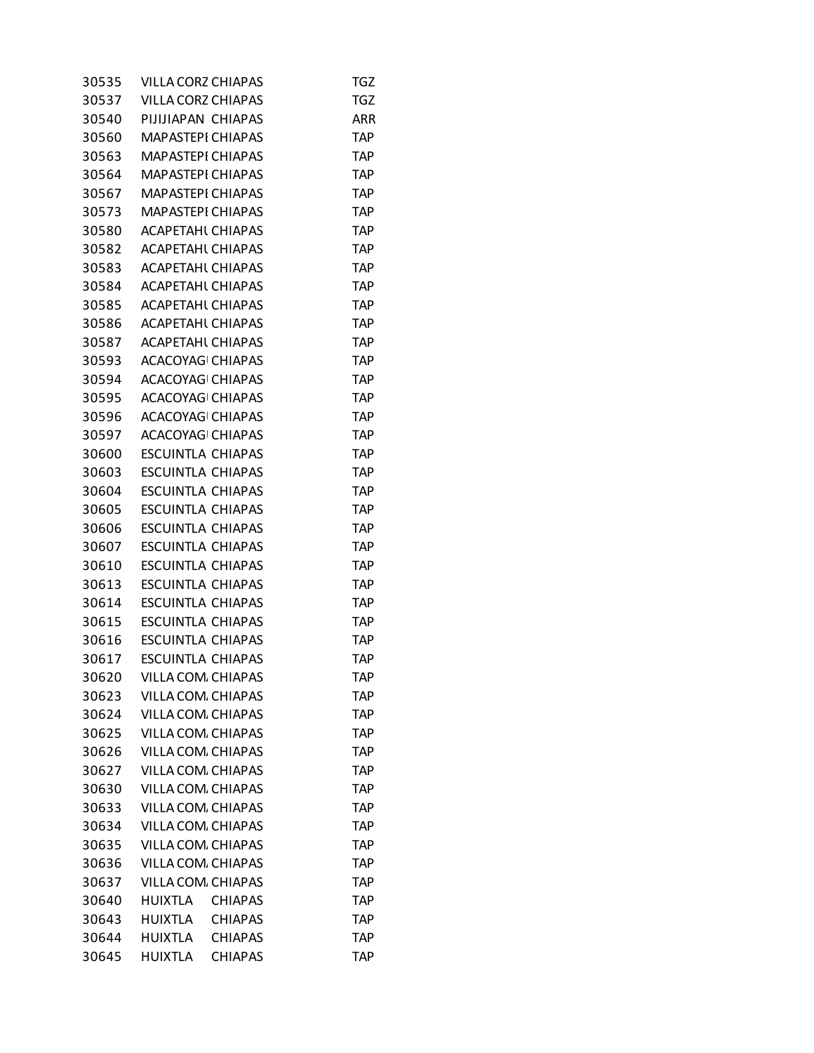| | | | |
|---|---|---|---|
| 30535 | VILLA CORZ | CHIAPAS | TGZ |
| 30537 | VILLA CORZ | CHIAPAS | TGZ |
| 30540 | PIJIJIAPAN | CHIAPAS | ARR |
| 30560 | MAPASTEPI | CHIAPAS | TAP |
| 30563 | MAPASTEPI | CHIAPAS | TAP |
| 30564 | MAPASTEPI | CHIAPAS | TAP |
| 30567 | MAPASTEPI | CHIAPAS | TAP |
| 30573 | MAPASTEPI | CHIAPAS | TAP |
| 30580 | ACAPETAHU | CHIAPAS | TAP |
| 30582 | ACAPETAHU | CHIAPAS | TAP |
| 30583 | ACAPETAHU | CHIAPAS | TAP |
| 30584 | ACAPETAHU | CHIAPAS | TAP |
| 30585 | ACAPETAHU | CHIAPAS | TAP |
| 30586 | ACAPETAHU | CHIAPAS | TAP |
| 30587 | ACAPETAHU | CHIAPAS | TAP |
| 30593 | ACACOYAGI | CHIAPAS | TAP |
| 30594 | ACACOYAGI | CHIAPAS | TAP |
| 30595 | ACACOYAGI | CHIAPAS | TAP |
| 30596 | ACACOYAGI | CHIAPAS | TAP |
| 30597 | ACACOYAGI | CHIAPAS | TAP |
| 30600 | ESCUINTLA | CHIAPAS | TAP |
| 30603 | ESCUINTLA | CHIAPAS | TAP |
| 30604 | ESCUINTLA | CHIAPAS | TAP |
| 30605 | ESCUINTLA | CHIAPAS | TAP |
| 30606 | ESCUINTLA | CHIAPAS | TAP |
| 30607 | ESCUINTLA | CHIAPAS | TAP |
| 30610 | ESCUINTLA | CHIAPAS | TAP |
| 30613 | ESCUINTLA | CHIAPAS | TAP |
| 30614 | ESCUINTLA | CHIAPAS | TAP |
| 30615 | ESCUINTLA | CHIAPAS | TAP |
| 30616 | ESCUINTLA | CHIAPAS | TAP |
| 30617 | ESCUINTLA | CHIAPAS | TAP |
| 30620 | VILLA COM | CHIAPAS | TAP |
| 30623 | VILLA COM | CHIAPAS | TAP |
| 30624 | VILLA COM | CHIAPAS | TAP |
| 30625 | VILLA COM | CHIAPAS | TAP |
| 30626 | VILLA COM | CHIAPAS | TAP |
| 30627 | VILLA COM | CHIAPAS | TAP |
| 30630 | VILLA COM | CHIAPAS | TAP |
| 30633 | VILLA COM | CHIAPAS | TAP |
| 30634 | VILLA COM | CHIAPAS | TAP |
| 30635 | VILLA COM | CHIAPAS | TAP |
| 30636 | VILLA COM | CHIAPAS | TAP |
| 30637 | VILLA COM | CHIAPAS | TAP |
| 30640 | HUIXTLA | CHIAPAS | TAP |
| 30643 | HUIXTLA | CHIAPAS | TAP |
| 30644 | HUIXTLA | CHIAPAS | TAP |
| 30645 | HUIXTLA | CHIAPAS | TAP |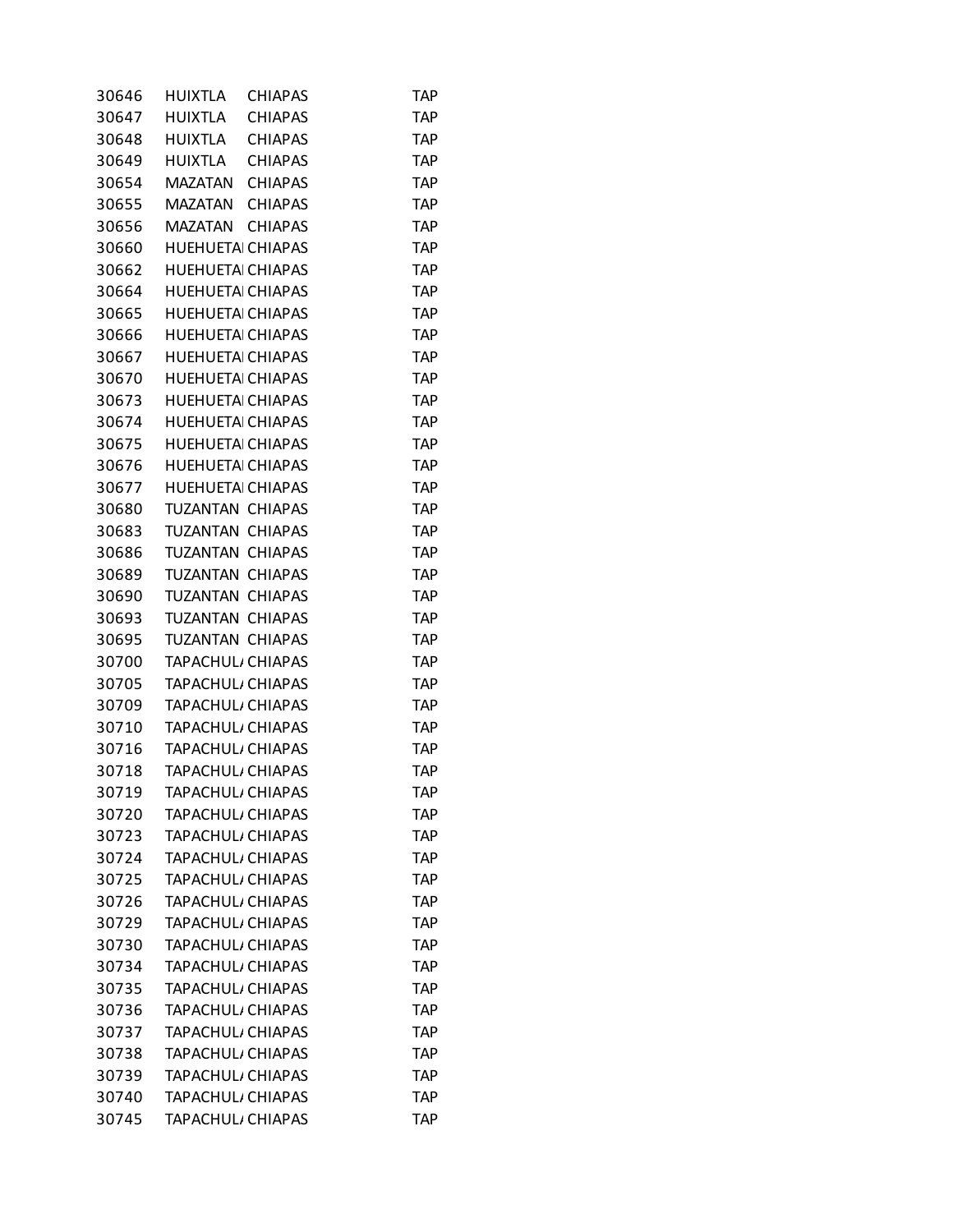| | | | |
|---|---|---|---|
| 30646 | HUIXTLA | CHIAPAS | TAP |
| 30647 | HUIXTLA | CHIAPAS | TAP |
| 30648 | HUIXTLA | CHIAPAS | TAP |
| 30649 | HUIXTLA | CHIAPAS | TAP |
| 30654 | MAZATAN | CHIAPAS | TAP |
| 30655 | MAZATAN | CHIAPAS | TAP |
| 30656 | MAZATAN | CHIAPAS | TAP |
| 30660 | HUEHUETAI | CHIAPAS | TAP |
| 30662 | HUEHUETAI | CHIAPAS | TAP |
| 30664 | HUEHUETAI | CHIAPAS | TAP |
| 30665 | HUEHUETAI | CHIAPAS | TAP |
| 30666 | HUEHUETAI | CHIAPAS | TAP |
| 30667 | HUEHUETAI | CHIAPAS | TAP |
| 30670 | HUEHUETAI | CHIAPAS | TAP |
| 30673 | HUEHUETAI | CHIAPAS | TAP |
| 30674 | HUEHUETAI | CHIAPAS | TAP |
| 30675 | HUEHUETAI | CHIAPAS | TAP |
| 30676 | HUEHUETAI | CHIAPAS | TAP |
| 30677 | HUEHUETAI | CHIAPAS | TAP |
| 30680 | TUZANTAN | CHIAPAS | TAP |
| 30683 | TUZANTAN | CHIAPAS | TAP |
| 30686 | TUZANTAN | CHIAPAS | TAP |
| 30689 | TUZANTAN | CHIAPAS | TAP |
| 30690 | TUZANTAN | CHIAPAS | TAP |
| 30693 | TUZANTAN | CHIAPAS | TAP |
| 30695 | TUZANTAN | CHIAPAS | TAP |
| 30700 | TAPACHUL/ | CHIAPAS | TAP |
| 30705 | TAPACHUL/ | CHIAPAS | TAP |
| 30709 | TAPACHUL/ | CHIAPAS | TAP |
| 30710 | TAPACHUL/ | CHIAPAS | TAP |
| 30716 | TAPACHUL/ | CHIAPAS | TAP |
| 30718 | TAPACHUL/ | CHIAPAS | TAP |
| 30719 | TAPACHUL/ | CHIAPAS | TAP |
| 30720 | TAPACHUL/ | CHIAPAS | TAP |
| 30723 | TAPACHUL/ | CHIAPAS | TAP |
| 30724 | TAPACHUL/ | CHIAPAS | TAP |
| 30725 | TAPACHUL/ | CHIAPAS | TAP |
| 30726 | TAPACHUL/ | CHIAPAS | TAP |
| 30729 | TAPACHUL/ | CHIAPAS | TAP |
| 30730 | TAPACHUL/ | CHIAPAS | TAP |
| 30734 | TAPACHUL/ | CHIAPAS | TAP |
| 30735 | TAPACHUL/ | CHIAPAS | TAP |
| 30736 | TAPACHUL/ | CHIAPAS | TAP |
| 30737 | TAPACHUL/ | CHIAPAS | TAP |
| 30738 | TAPACHUL/ | CHIAPAS | TAP |
| 30739 | TAPACHUL/ | CHIAPAS | TAP |
| 30740 | TAPACHUL/ | CHIAPAS | TAP |
| 30745 | TAPACHUL/ | CHIAPAS | TAP |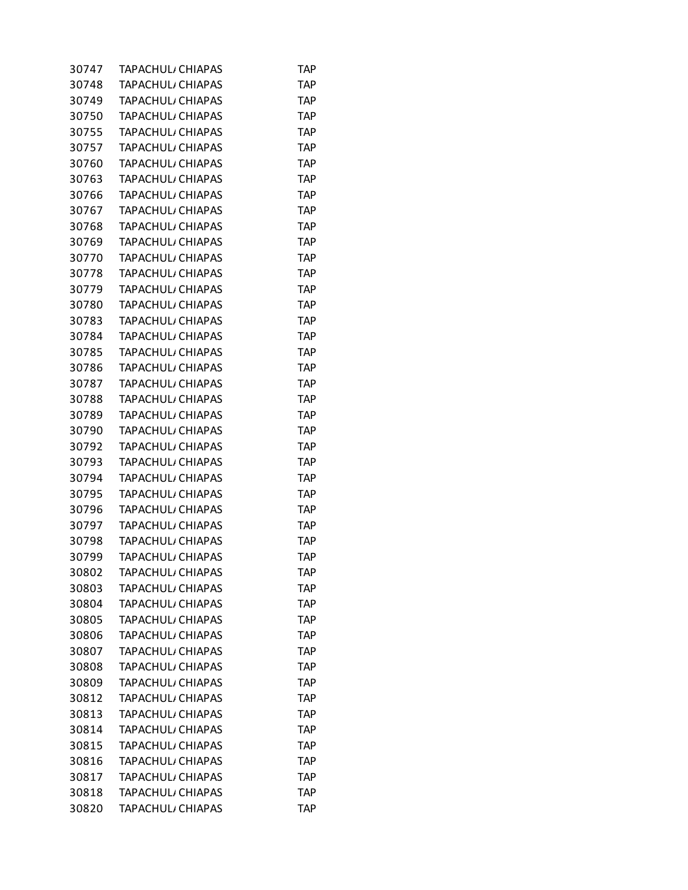| | | | |
|---|---|---|---|
| 30747 | TAPACHULA | CHIAPAS | TAP |
| 30748 | TAPACHULA | CHIAPAS | TAP |
| 30749 | TAPACHULA | CHIAPAS | TAP |
| 30750 | TAPACHULA | CHIAPAS | TAP |
| 30755 | TAPACHULA | CHIAPAS | TAP |
| 30757 | TAPACHULA | CHIAPAS | TAP |
| 30760 | TAPACHULA | CHIAPAS | TAP |
| 30763 | TAPACHULA | CHIAPAS | TAP |
| 30766 | TAPACHULA | CHIAPAS | TAP |
| 30767 | TAPACHULA | CHIAPAS | TAP |
| 30768 | TAPACHULA | CHIAPAS | TAP |
| 30769 | TAPACHULA | CHIAPAS | TAP |
| 30770 | TAPACHULA | CHIAPAS | TAP |
| 30778 | TAPACHULA | CHIAPAS | TAP |
| 30779 | TAPACHULA | CHIAPAS | TAP |
| 30780 | TAPACHULA | CHIAPAS | TAP |
| 30783 | TAPACHULA | CHIAPAS | TAP |
| 30784 | TAPACHULA | CHIAPAS | TAP |
| 30785 | TAPACHULA | CHIAPAS | TAP |
| 30786 | TAPACHULA | CHIAPAS | TAP |
| 30787 | TAPACHULA | CHIAPAS | TAP |
| 30788 | TAPACHULA | CHIAPAS | TAP |
| 30789 | TAPACHULA | CHIAPAS | TAP |
| 30790 | TAPACHULA | CHIAPAS | TAP |
| 30792 | TAPACHULA | CHIAPAS | TAP |
| 30793 | TAPACHULA | CHIAPAS | TAP |
| 30794 | TAPACHULA | CHIAPAS | TAP |
| 30795 | TAPACHULA | CHIAPAS | TAP |
| 30796 | TAPACHULA | CHIAPAS | TAP |
| 30797 | TAPACHULA | CHIAPAS | TAP |
| 30798 | TAPACHULA | CHIAPAS | TAP |
| 30799 | TAPACHULA | CHIAPAS | TAP |
| 30802 | TAPACHULA | CHIAPAS | TAP |
| 30803 | TAPACHULA | CHIAPAS | TAP |
| 30804 | TAPACHULA | CHIAPAS | TAP |
| 30805 | TAPACHULA | CHIAPAS | TAP |
| 30806 | TAPACHULA | CHIAPAS | TAP |
| 30807 | TAPACHULA | CHIAPAS | TAP |
| 30808 | TAPACHULA | CHIAPAS | TAP |
| 30809 | TAPACHULA | CHIAPAS | TAP |
| 30812 | TAPACHULA | CHIAPAS | TAP |
| 30813 | TAPACHULA | CHIAPAS | TAP |
| 30814 | TAPACHULA | CHIAPAS | TAP |
| 30815 | TAPACHULA | CHIAPAS | TAP |
| 30816 | TAPACHULA | CHIAPAS | TAP |
| 30817 | TAPACHULA | CHIAPAS | TAP |
| 30818 | TAPACHULA | CHIAPAS | TAP |
| 30820 | TAPACHULA | CHIAPAS | TAP |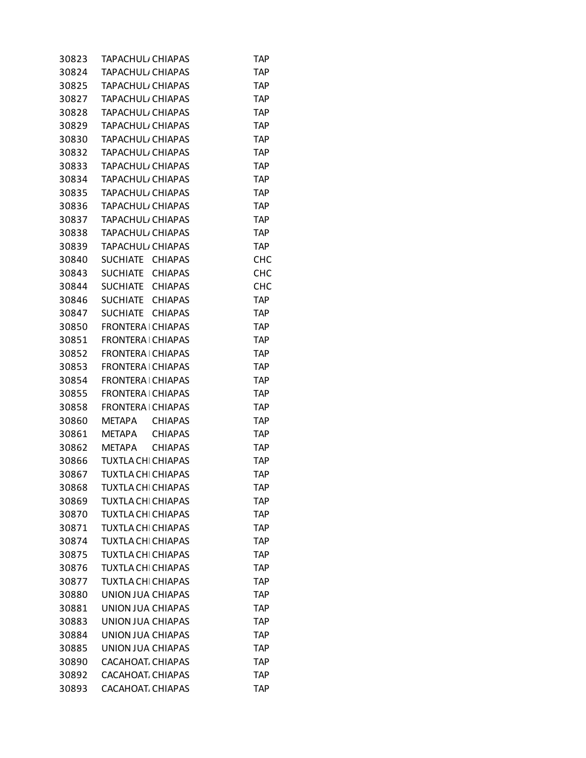| | | | |
|---|---|---|---|
| 30823 | TAPACHUL/ | CHIAPAS | TAP |
| 30824 | TAPACHUL/ | CHIAPAS | TAP |
| 30825 | TAPACHUL/ | CHIAPAS | TAP |
| 30827 | TAPACHUL/ | CHIAPAS | TAP |
| 30828 | TAPACHUL/ | CHIAPAS | TAP |
| 30829 | TAPACHUL/ | CHIAPAS | TAP |
| 30830 | TAPACHUL/ | CHIAPAS | TAP |
| 30832 | TAPACHUL/ | CHIAPAS | TAP |
| 30833 | TAPACHUL/ | CHIAPAS | TAP |
| 30834 | TAPACHUL/ | CHIAPAS | TAP |
| 30835 | TAPACHUL/ | CHIAPAS | TAP |
| 30836 | TAPACHUL/ | CHIAPAS | TAP |
| 30837 | TAPACHUL/ | CHIAPAS | TAP |
| 30838 | TAPACHUL/ | CHIAPAS | TAP |
| 30839 | TAPACHUL/ | CHIAPAS | TAP |
| 30840 | SUCHIATE | CHIAPAS | CHC |
| 30843 | SUCHIATE | CHIAPAS | CHC |
| 30844 | SUCHIATE | CHIAPAS | CHC |
| 30846 | SUCHIATE | CHIAPAS | TAP |
| 30847 | SUCHIATE | CHIAPAS | TAP |
| 30850 | FRONTERA I | CHIAPAS | TAP |
| 30851 | FRONTERA I | CHIAPAS | TAP |
| 30852 | FRONTERA I | CHIAPAS | TAP |
| 30853 | FRONTERA I | CHIAPAS | TAP |
| 30854 | FRONTERA I | CHIAPAS | TAP |
| 30855 | FRONTERA I | CHIAPAS | TAP |
| 30858 | FRONTERA I | CHIAPAS | TAP |
| 30860 | METAPA | CHIAPAS | TAP |
| 30861 | METAPA | CHIAPAS | TAP |
| 30862 | METAPA | CHIAPAS | TAP |
| 30866 | TUXTLA CHI | CHIAPAS | TAP |
| 30867 | TUXTLA CHI | CHIAPAS | TAP |
| 30868 | TUXTLA CHI | CHIAPAS | TAP |
| 30869 | TUXTLA CHI | CHIAPAS | TAP |
| 30870 | TUXTLA CHI | CHIAPAS | TAP |
| 30871 | TUXTLA CHI | CHIAPAS | TAP |
| 30874 | TUXTLA CHI | CHIAPAS | TAP |
| 30875 | TUXTLA CHI | CHIAPAS | TAP |
| 30876 | TUXTLA CHI | CHIAPAS | TAP |
| 30877 | TUXTLA CHI | CHIAPAS | TAP |
| 30880 | UNION JUA | CHIAPAS | TAP |
| 30881 | UNION JUA | CHIAPAS | TAP |
| 30883 | UNION JUA | CHIAPAS | TAP |
| 30884 | UNION JUA | CHIAPAS | TAP |
| 30885 | UNION JUA | CHIAPAS | TAP |
| 30890 | CACAHOAT/ | CHIAPAS | TAP |
| 30892 | CACAHOAT/ | CHIAPAS | TAP |
| 30893 | CACAHOAT/ | CHIAPAS | TAP |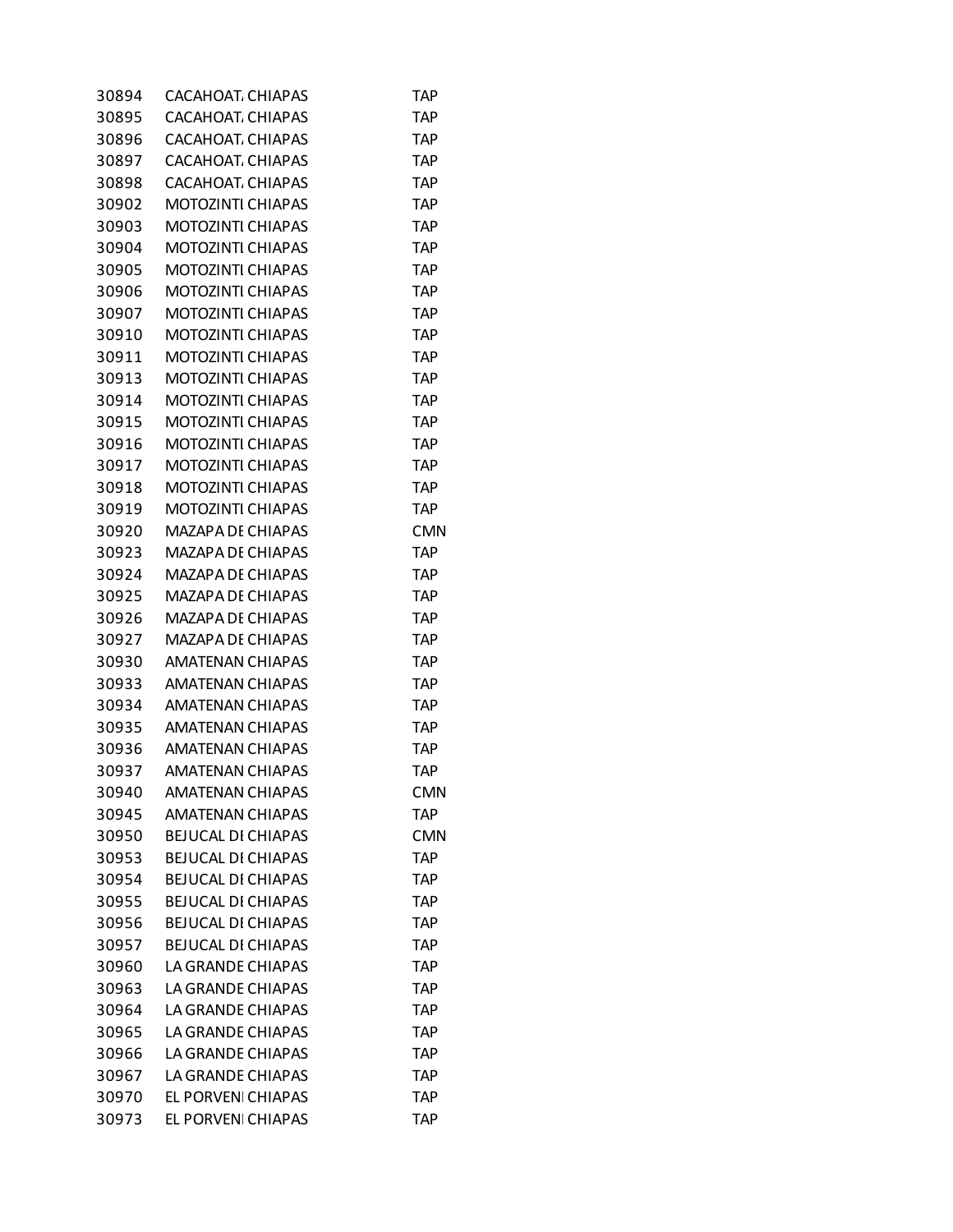| | | | |
|---|---|---|---|
| 30894 | CACAHOAT. | CHIAPAS | TAP |
| 30895 | CACAHOAT. | CHIAPAS | TAP |
| 30896 | CACAHOAT. | CHIAPAS | TAP |
| 30897 | CACAHOAT. | CHIAPAS | TAP |
| 30898 | CACAHOAT. | CHIAPAS | TAP |
| 30902 | MOTOZINTI | CHIAPAS | TAP |
| 30903 | MOTOZINTI | CHIAPAS | TAP |
| 30904 | MOTOZINTI | CHIAPAS | TAP |
| 30905 | MOTOZINTI | CHIAPAS | TAP |
| 30906 | MOTOZINTI | CHIAPAS | TAP |
| 30907 | MOTOZINTI | CHIAPAS | TAP |
| 30910 | MOTOZINTI | CHIAPAS | TAP |
| 30911 | MOTOZINTI | CHIAPAS | TAP |
| 30913 | MOTOZINTI | CHIAPAS | TAP |
| 30914 | MOTOZINTI | CHIAPAS | TAP |
| 30915 | MOTOZINTI | CHIAPAS | TAP |
| 30916 | MOTOZINTI | CHIAPAS | TAP |
| 30917 | MOTOZINTI | CHIAPAS | TAP |
| 30918 | MOTOZINTI | CHIAPAS | TAP |
| 30919 | MOTOZINTI | CHIAPAS | TAP |
| 30920 | MAZAPA DE | CHIAPAS | CMN |
| 30923 | MAZAPA DE | CHIAPAS | TAP |
| 30924 | MAZAPA DE | CHIAPAS | TAP |
| 30925 | MAZAPA DE | CHIAPAS | TAP |
| 30926 | MAZAPA DE | CHIAPAS | TAP |
| 30927 | MAZAPA DE | CHIAPAS | TAP |
| 30930 | AMATENAN | CHIAPAS | TAP |
| 30933 | AMATENAN | CHIAPAS | TAP |
| 30934 | AMATENAN | CHIAPAS | TAP |
| 30935 | AMATENAN | CHIAPAS | TAP |
| 30936 | AMATENAN | CHIAPAS | TAP |
| 30937 | AMATENAN | CHIAPAS | TAP |
| 30940 | AMATENAN | CHIAPAS | CMN |
| 30945 | AMATENAN | CHIAPAS | TAP |
| 30950 | BEJUCAL DI | CHIAPAS | CMN |
| 30953 | BEJUCAL DI | CHIAPAS | TAP |
| 30954 | BEJUCAL DI | CHIAPAS | TAP |
| 30955 | BEJUCAL DI | CHIAPAS | TAP |
| 30956 | BEJUCAL DI | CHIAPAS | TAP |
| 30957 | BEJUCAL DI | CHIAPAS | TAP |
| 30960 | LA GRANDE | CHIAPAS | TAP |
| 30963 | LA GRANDE | CHIAPAS | TAP |
| 30964 | LA GRANDE | CHIAPAS | TAP |
| 30965 | LA GRANDE | CHIAPAS | TAP |
| 30966 | LA GRANDE | CHIAPAS | TAP |
| 30967 | LA GRANDE | CHIAPAS | TAP |
| 30970 | EL PORVENI | CHIAPAS | TAP |
| 30973 | EL PORVENI | CHIAPAS | TAP |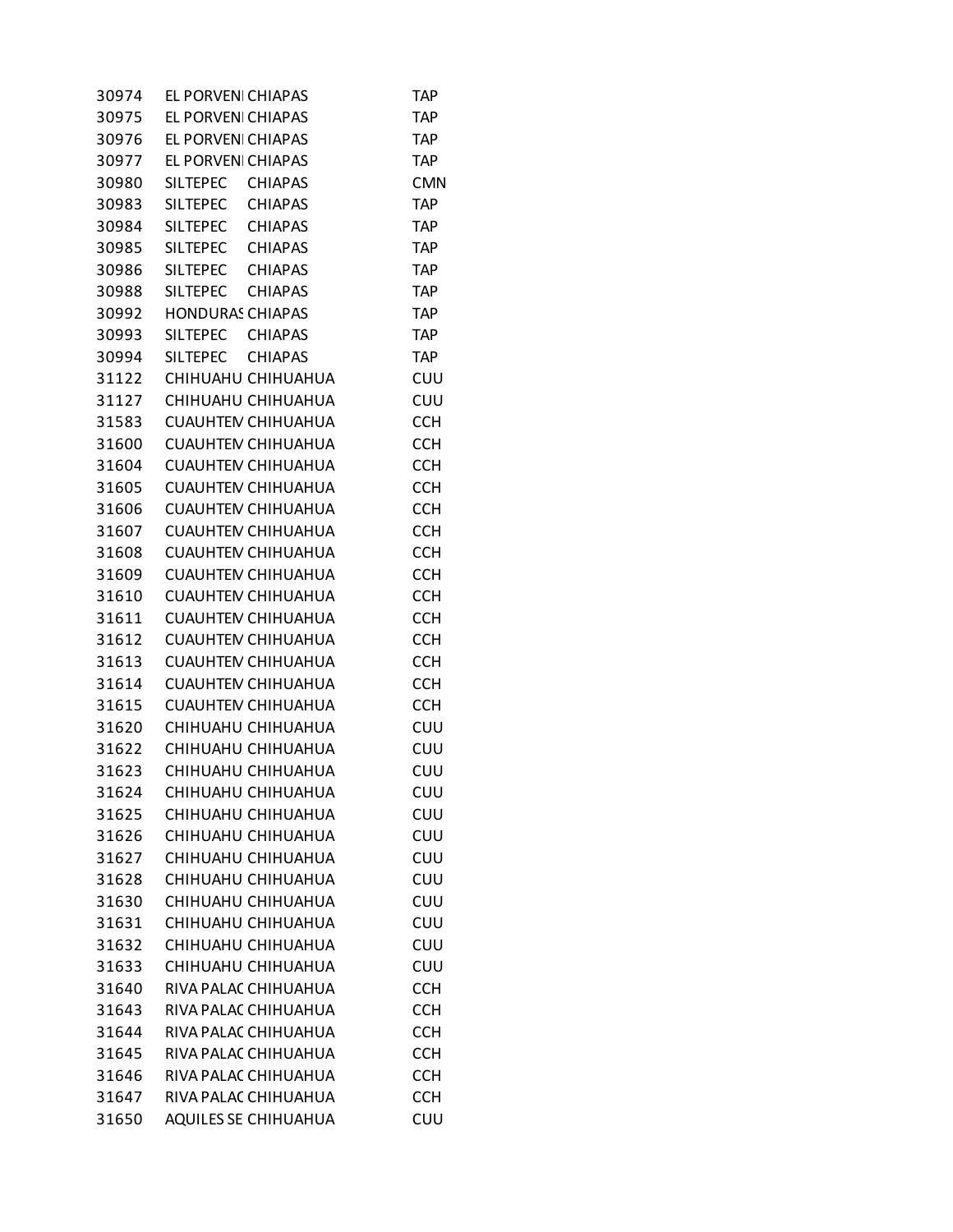| | | | |
|---|---|---|---|
| 30974 | EL PORVENI | CHIAPAS | TAP |
| 30975 | EL PORVENI | CHIAPAS | TAP |
| 30976 | EL PORVENI | CHIAPAS | TAP |
| 30977 | EL PORVENI | CHIAPAS | TAP |
| 30980 | SILTEPEC | CHIAPAS | CMN |
| 30983 | SILTEPEC | CHIAPAS | TAP |
| 30984 | SILTEPEC | CHIAPAS | TAP |
| 30985 | SILTEPEC | CHIAPAS | TAP |
| 30986 | SILTEPEC | CHIAPAS | TAP |
| 30988 | SILTEPEC | CHIAPAS | TAP |
| 30992 | HONDURAS | CHIAPAS | TAP |
| 30993 | SILTEPEC | CHIAPAS | TAP |
| 30994 | SILTEPEC | CHIAPAS | TAP |
| 31122 | CHIHUAHU | CHIHUAHUA | CUU |
| 31127 | CHIHUAHU | CHIHUAHUA | CUU |
| 31583 | CUAUHTEM | CHIHUAHUA | CCH |
| 31600 | CUAUHTEM | CHIHUAHUA | CCH |
| 31604 | CUAUHTEM | CHIHUAHUA | CCH |
| 31605 | CUAUHTEM | CHIHUAHUA | CCH |
| 31606 | CUAUHTEM | CHIHUAHUA | CCH |
| 31607 | CUAUHTEM | CHIHUAHUA | CCH |
| 31608 | CUAUHTEM | CHIHUAHUA | CCH |
| 31609 | CUAUHTEM | CHIHUAHUA | CCH |
| 31610 | CUAUHTEM | CHIHUAHUA | CCH |
| 31611 | CUAUHTEM | CHIHUAHUA | CCH |
| 31612 | CUAUHTEM | CHIHUAHUA | CCH |
| 31613 | CUAUHTEM | CHIHUAHUA | CCH |
| 31614 | CUAUHTEM | CHIHUAHUA | CCH |
| 31615 | CUAUHTEM | CHIHUAHUA | CCH |
| 31620 | CHIHUAHU | CHIHUAHUA | CUU |
| 31622 | CHIHUAHU | CHIHUAHUA | CUU |
| 31623 | CHIHUAHU | CHIHUAHUA | CUU |
| 31624 | CHIHUAHU | CHIHUAHUA | CUU |
| 31625 | CHIHUAHU | CHIHUAHUA | CUU |
| 31626 | CHIHUAHU | CHIHUAHUA | CUU |
| 31627 | CHIHUAHU | CHIHUAHUA | CUU |
| 31628 | CHIHUAHU | CHIHUAHUA | CUU |
| 31630 | CHIHUAHU | CHIHUAHUA | CUU |
| 31631 | CHIHUAHU | CHIHUAHUA | CUU |
| 31632 | CHIHUAHU | CHIHUAHUA | CUU |
| 31633 | CHIHUAHU | CHIHUAHUA | CUU |
| 31640 | RIVA PALAC | CHIHUAHUA | CCH |
| 31643 | RIVA PALAC | CHIHUAHUA | CCH |
| 31644 | RIVA PALAC | CHIHUAHUA | CCH |
| 31645 | RIVA PALAC | CHIHUAHUA | CCH |
| 31646 | RIVA PALAC | CHIHUAHUA | CCH |
| 31647 | RIVA PALAC | CHIHUAHUA | CCH |
| 31650 | AQUILES SE | CHIHUAHUA | CUU |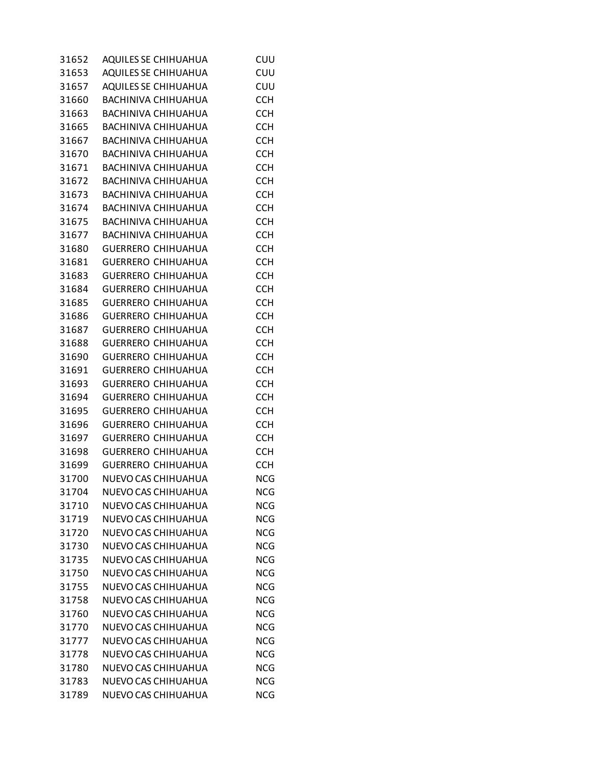| | | |
|---|---|---|
| 31652 | AQUILES SE CHIHUAHUA | CUU |
| 31653 | AQUILES SE CHIHUAHUA | CUU |
| 31657 | AQUILES SE CHIHUAHUA | CUU |
| 31660 | BACHINIVA CHIHUAHUA | CCH |
| 31663 | BACHINIVA CHIHUAHUA | CCH |
| 31665 | BACHINIVA CHIHUAHUA | CCH |
| 31667 | BACHINIVA CHIHUAHUA | CCH |
| 31670 | BACHINIVA CHIHUAHUA | CCH |
| 31671 | BACHINIVA CHIHUAHUA | CCH |
| 31672 | BACHINIVA CHIHUAHUA | CCH |
| 31673 | BACHINIVA CHIHUAHUA | CCH |
| 31674 | BACHINIVA CHIHUAHUA | CCH |
| 31675 | BACHINIVA CHIHUAHUA | CCH |
| 31677 | BACHINIVA CHIHUAHUA | CCH |
| 31680 | GUERRERO CHIHUAHUA | CCH |
| 31681 | GUERRERO CHIHUAHUA | CCH |
| 31683 | GUERRERO CHIHUAHUA | CCH |
| 31684 | GUERRERO CHIHUAHUA | CCH |
| 31685 | GUERRERO CHIHUAHUA | CCH |
| 31686 | GUERRERO CHIHUAHUA | CCH |
| 31687 | GUERRERO CHIHUAHUA | CCH |
| 31688 | GUERRERO CHIHUAHUA | CCH |
| 31690 | GUERRERO CHIHUAHUA | CCH |
| 31691 | GUERRERO CHIHUAHUA | CCH |
| 31693 | GUERRERO CHIHUAHUA | CCH |
| 31694 | GUERRERO CHIHUAHUA | CCH |
| 31695 | GUERRERO CHIHUAHUA | CCH |
| 31696 | GUERRERO CHIHUAHUA | CCH |
| 31697 | GUERRERO CHIHUAHUA | CCH |
| 31698 | GUERRERO CHIHUAHUA | CCH |
| 31699 | GUERRERO CHIHUAHUA | CCH |
| 31700 | NUEVO CAS CHIHUAHUA | NCG |
| 31704 | NUEVO CAS CHIHUAHUA | NCG |
| 31710 | NUEVO CAS CHIHUAHUA | NCG |
| 31719 | NUEVO CAS CHIHUAHUA | NCG |
| 31720 | NUEVO CAS CHIHUAHUA | NCG |
| 31730 | NUEVO CAS CHIHUAHUA | NCG |
| 31735 | NUEVO CAS CHIHUAHUA | NCG |
| 31750 | NUEVO CAS CHIHUAHUA | NCG |
| 31755 | NUEVO CAS CHIHUAHUA | NCG |
| 31758 | NUEVO CAS CHIHUAHUA | NCG |
| 31760 | NUEVO CAS CHIHUAHUA | NCG |
| 31770 | NUEVO CAS CHIHUAHUA | NCG |
| 31777 | NUEVO CAS CHIHUAHUA | NCG |
| 31778 | NUEVO CAS CHIHUAHUA | NCG |
| 31780 | NUEVO CAS CHIHUAHUA | NCG |
| 31783 | NUEVO CAS CHIHUAHUA | NCG |
| 31789 | NUEVO CAS CHIHUAHUA | NCG |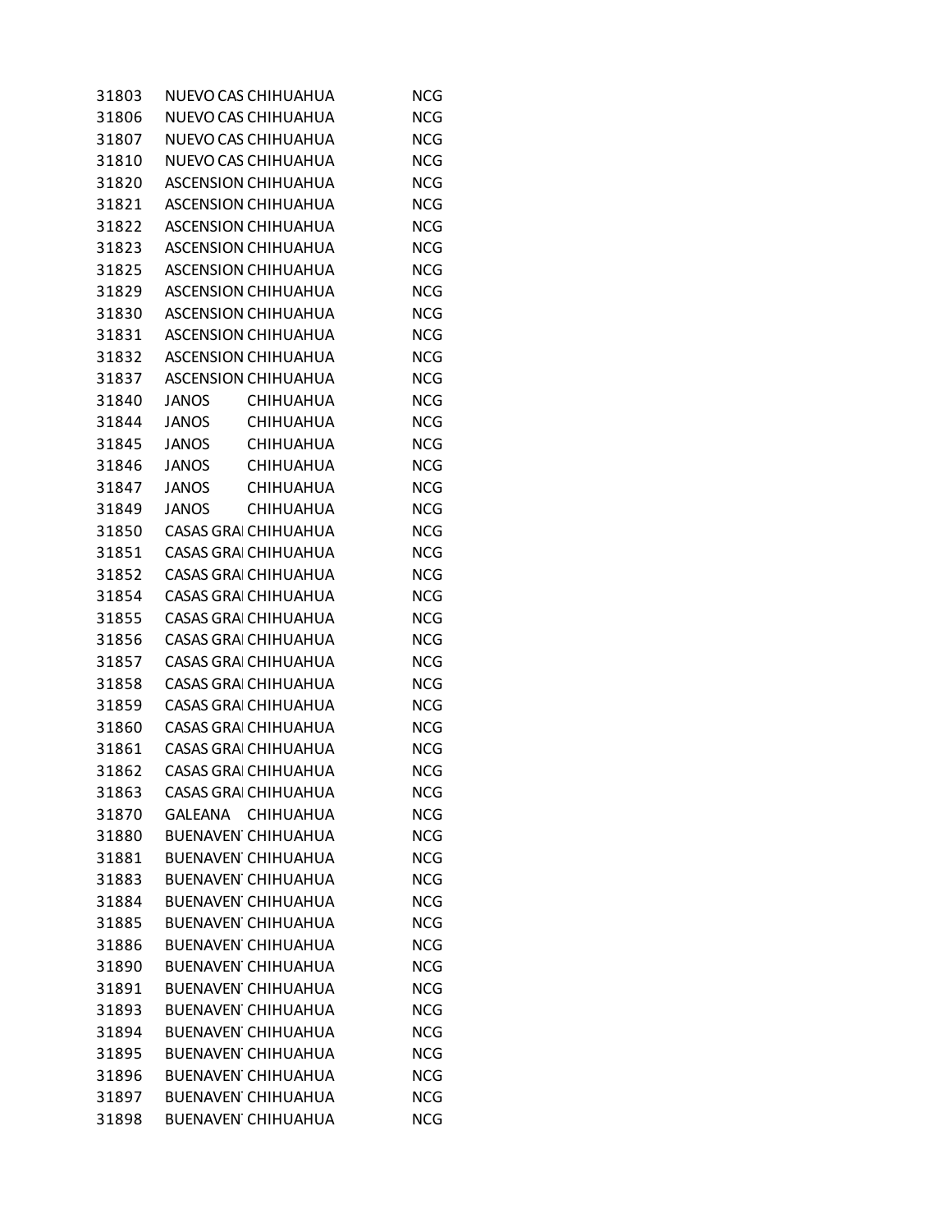| | | | |
|---|---|---|---|
| 31803 | NUEVO CAS | CHIHUAHUA | NCG |
| 31806 | NUEVO CAS | CHIHUAHUA | NCG |
| 31807 | NUEVO CAS | CHIHUAHUA | NCG |
| 31810 | NUEVO CAS | CHIHUAHUA | NCG |
| 31820 | ASCENSION | CHIHUAHUA | NCG |
| 31821 | ASCENSION | CHIHUAHUA | NCG |
| 31822 | ASCENSION | CHIHUAHUA | NCG |
| 31823 | ASCENSION | CHIHUAHUA | NCG |
| 31825 | ASCENSION | CHIHUAHUA | NCG |
| 31829 | ASCENSION | CHIHUAHUA | NCG |
| 31830 | ASCENSION | CHIHUAHUA | NCG |
| 31831 | ASCENSION | CHIHUAHUA | NCG |
| 31832 | ASCENSION | CHIHUAHUA | NCG |
| 31837 | ASCENSION | CHIHUAHUA | NCG |
| 31840 | JANOS | CHIHUAHUA | NCG |
| 31844 | JANOS | CHIHUAHUA | NCG |
| 31845 | JANOS | CHIHUAHUA | NCG |
| 31846 | JANOS | CHIHUAHUA | NCG |
| 31847 | JANOS | CHIHUAHUA | NCG |
| 31849 | JANOS | CHIHUAHUA | NCG |
| 31850 | CASAS GRA | CHIHUAHUA | NCG |
| 31851 | CASAS GRA | CHIHUAHUA | NCG |
| 31852 | CASAS GRA | CHIHUAHUA | NCG |
| 31854 | CASAS GRA | CHIHUAHUA | NCG |
| 31855 | CASAS GRA | CHIHUAHUA | NCG |
| 31856 | CASAS GRA | CHIHUAHUA | NCG |
| 31857 | CASAS GRA | CHIHUAHUA | NCG |
| 31858 | CASAS GRA | CHIHUAHUA | NCG |
| 31859 | CASAS GRA | CHIHUAHUA | NCG |
| 31860 | CASAS GRA | CHIHUAHUA | NCG |
| 31861 | CASAS GRA | CHIHUAHUA | NCG |
| 31862 | CASAS GRA | CHIHUAHUA | NCG |
| 31863 | CASAS GRA | CHIHUAHUA | NCG |
| 31870 | GALEANA | CHIHUAHUA | NCG |
| 31880 | BUENAVEN | CHIHUAHUA | NCG |
| 31881 | BUENAVEN | CHIHUAHUA | NCG |
| 31883 | BUENAVEN | CHIHUAHUA | NCG |
| 31884 | BUENAVEN | CHIHUAHUA | NCG |
| 31885 | BUENAVEN | CHIHUAHUA | NCG |
| 31886 | BUENAVEN | CHIHUAHUA | NCG |
| 31890 | BUENAVEN | CHIHUAHUA | NCG |
| 31891 | BUENAVEN | CHIHUAHUA | NCG |
| 31893 | BUENAVEN | CHIHUAHUA | NCG |
| 31894 | BUENAVEN | CHIHUAHUA | NCG |
| 31895 | BUENAVEN | CHIHUAHUA | NCG |
| 31896 | BUENAVEN | CHIHUAHUA | NCG |
| 31897 | BUENAVEN | CHIHUAHUA | NCG |
| 31898 | BUENAVEN | CHIHUAHUA | NCG |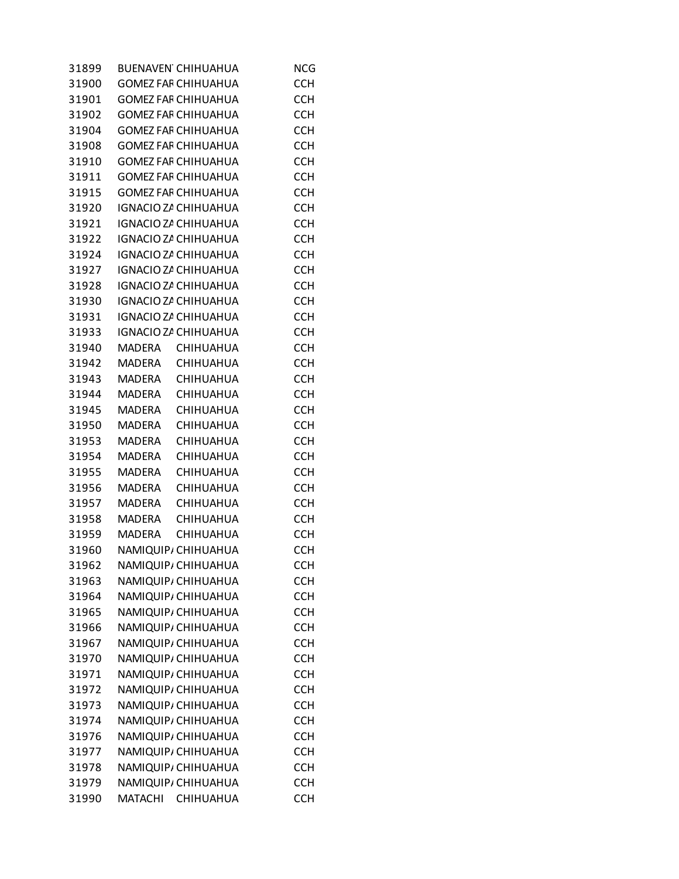| | | | |
|---|---|---|---|
| 31899 | BUENAVEN | CHIHUAHUA | NCG |
| 31900 | GOMEZ FAR | CHIHUAHUA | CCH |
| 31901 | GOMEZ FAR | CHIHUAHUA | CCH |
| 31902 | GOMEZ FAR | CHIHUAHUA | CCH |
| 31904 | GOMEZ FAR | CHIHUAHUA | CCH |
| 31908 | GOMEZ FAR | CHIHUAHUA | CCH |
| 31910 | GOMEZ FAR | CHIHUAHUA | CCH |
| 31911 | GOMEZ FAR | CHIHUAHUA | CCH |
| 31915 | GOMEZ FAR | CHIHUAHUA | CCH |
| 31920 | IGNACIO ZA | CHIHUAHUA | CCH |
| 31921 | IGNACIO ZA | CHIHUAHUA | CCH |
| 31922 | IGNACIO ZA | CHIHUAHUA | CCH |
| 31924 | IGNACIO ZA | CHIHUAHUA | CCH |
| 31927 | IGNACIO ZA | CHIHUAHUA | CCH |
| 31928 | IGNACIO ZA | CHIHUAHUA | CCH |
| 31930 | IGNACIO ZA | CHIHUAHUA | CCH |
| 31931 | IGNACIO ZA | CHIHUAHUA | CCH |
| 31933 | IGNACIO ZA | CHIHUAHUA | CCH |
| 31940 | MADERA | CHIHUAHUA | CCH |
| 31942 | MADERA | CHIHUAHUA | CCH |
| 31943 | MADERA | CHIHUAHUA | CCH |
| 31944 | MADERA | CHIHUAHUA | CCH |
| 31945 | MADERA | CHIHUAHUA | CCH |
| 31950 | MADERA | CHIHUAHUA | CCH |
| 31953 | MADERA | CHIHUAHUA | CCH |
| 31954 | MADERA | CHIHUAHUA | CCH |
| 31955 | MADERA | CHIHUAHUA | CCH |
| 31956 | MADERA | CHIHUAHUA | CCH |
| 31957 | MADERA | CHIHUAHUA | CCH |
| 31958 | MADERA | CHIHUAHUA | CCH |
| 31959 | MADERA | CHIHUAHUA | CCH |
| 31960 | NAMIQUIPA | CHIHUAHUA | CCH |
| 31962 | NAMIQUIPA | CHIHUAHUA | CCH |
| 31963 | NAMIQUIPA | CHIHUAHUA | CCH |
| 31964 | NAMIQUIPA | CHIHUAHUA | CCH |
| 31965 | NAMIQUIPA | CHIHUAHUA | CCH |
| 31966 | NAMIQUIPA | CHIHUAHUA | CCH |
| 31967 | NAMIQUIPA | CHIHUAHUA | CCH |
| 31970 | NAMIQUIPA | CHIHUAHUA | CCH |
| 31971 | NAMIQUIPA | CHIHUAHUA | CCH |
| 31972 | NAMIQUIPA | CHIHUAHUA | CCH |
| 31973 | NAMIQUIPA | CHIHUAHUA | CCH |
| 31974 | NAMIQUIPA | CHIHUAHUA | CCH |
| 31976 | NAMIQUIPA | CHIHUAHUA | CCH |
| 31977 | NAMIQUIPA | CHIHUAHUA | CCH |
| 31978 | NAMIQUIPA | CHIHUAHUA | CCH |
| 31979 | NAMIQUIPA | CHIHUAHUA | CCH |
| 31990 | MATACHI | CHIHUAHUA | CCH |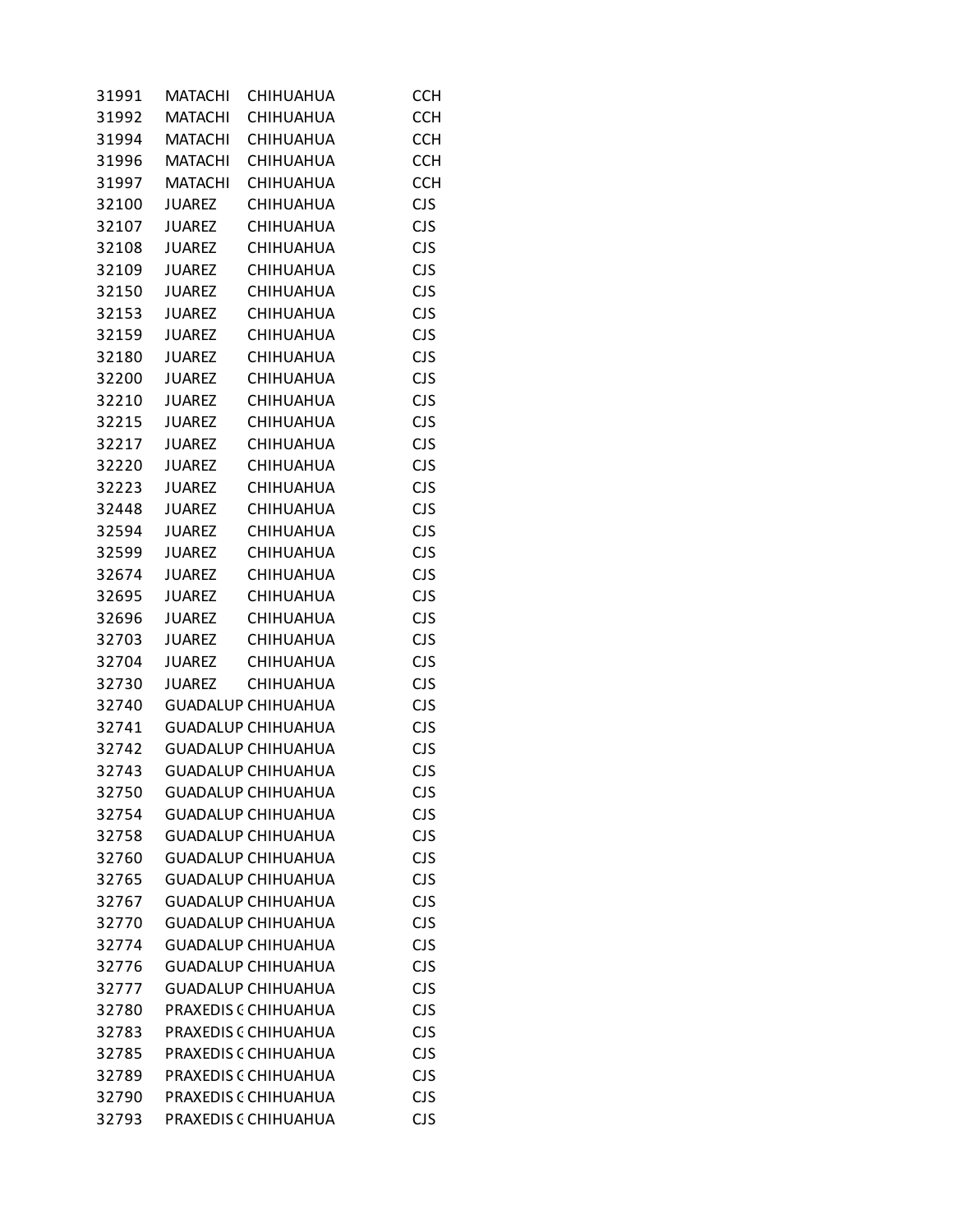| | | | |
|---|---|---|---|
| 31991 | MATACHI | CHIHUAHUA | CCH |
| 31992 | MATACHI | CHIHUAHUA | CCH |
| 31994 | MATACHI | CHIHUAHUA | CCH |
| 31996 | MATACHI | CHIHUAHUA | CCH |
| 31997 | MATACHI | CHIHUAHUA | CCH |
| 32100 | JUAREZ | CHIHUAHUA | CJS |
| 32107 | JUAREZ | CHIHUAHUA | CJS |
| 32108 | JUAREZ | CHIHUAHUA | CJS |
| 32109 | JUAREZ | CHIHUAHUA | CJS |
| 32150 | JUAREZ | CHIHUAHUA | CJS |
| 32153 | JUAREZ | CHIHUAHUA | CJS |
| 32159 | JUAREZ | CHIHUAHUA | CJS |
| 32180 | JUAREZ | CHIHUAHUA | CJS |
| 32200 | JUAREZ | CHIHUAHUA | CJS |
| 32210 | JUAREZ | CHIHUAHUA | CJS |
| 32215 | JUAREZ | CHIHUAHUA | CJS |
| 32217 | JUAREZ | CHIHUAHUA | CJS |
| 32220 | JUAREZ | CHIHUAHUA | CJS |
| 32223 | JUAREZ | CHIHUAHUA | CJS |
| 32448 | JUAREZ | CHIHUAHUA | CJS |
| 32594 | JUAREZ | CHIHUAHUA | CJS |
| 32599 | JUAREZ | CHIHUAHUA | CJS |
| 32674 | JUAREZ | CHIHUAHUA | CJS |
| 32695 | JUAREZ | CHIHUAHUA | CJS |
| 32696 | JUAREZ | CHIHUAHUA | CJS |
| 32703 | JUAREZ | CHIHUAHUA | CJS |
| 32704 | JUAREZ | CHIHUAHUA | CJS |
| 32730 | JUAREZ | CHIHUAHUA | CJS |
| 32740 | GUADALUP | CHIHUAHUA | CJS |
| 32741 | GUADALUP | CHIHUAHUA | CJS |
| 32742 | GUADALUP | CHIHUAHUA | CJS |
| 32743 | GUADALUP | CHIHUAHUA | CJS |
| 32750 | GUADALUP | CHIHUAHUA | CJS |
| 32754 | GUADALUP | CHIHUAHUA | CJS |
| 32758 | GUADALUP | CHIHUAHUA | CJS |
| 32760 | GUADALUP | CHIHUAHUA | CJS |
| 32765 | GUADALUP | CHIHUAHUA | CJS |
| 32767 | GUADALUP | CHIHUAHUA | CJS |
| 32770 | GUADALUP | CHIHUAHUA | CJS |
| 32774 | GUADALUP | CHIHUAHUA | CJS |
| 32776 | GUADALUP | CHIHUAHUA | CJS |
| 32777 | GUADALUP | CHIHUAHUA | CJS |
| 32780 | PRAXEDIS ( | CHIHUAHUA | CJS |
| 32783 | PRAXEDIS ( | CHIHUAHUA | CJS |
| 32785 | PRAXEDIS ( | CHIHUAHUA | CJS |
| 32789 | PRAXEDIS ( | CHIHUAHUA | CJS |
| 32790 | PRAXEDIS ( | CHIHUAHUA | CJS |
| 32793 | PRAXEDIS ( | CHIHUAHUA | CJS |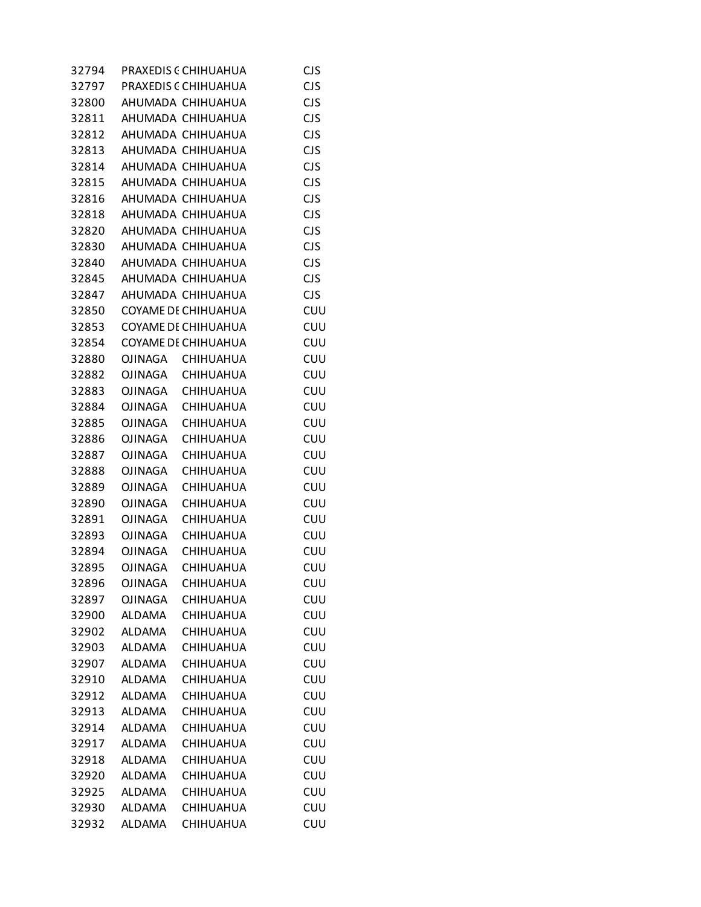| | | | |
|---|---|---|---|
| 32794 | PRAXEDIS C | CHIHUAHUA | CJS |
| 32797 | PRAXEDIS C | CHIHUAHUA | CJS |
| 32800 | AHUMADA | CHIHUAHUA | CJS |
| 32811 | AHUMADA | CHIHUAHUA | CJS |
| 32812 | AHUMADA | CHIHUAHUA | CJS |
| 32813 | AHUMADA | CHIHUAHUA | CJS |
| 32814 | AHUMADA | CHIHUAHUA | CJS |
| 32815 | AHUMADA | CHIHUAHUA | CJS |
| 32816 | AHUMADA | CHIHUAHUA | CJS |
| 32818 | AHUMADA | CHIHUAHUA | CJS |
| 32820 | AHUMADA | CHIHUAHUA | CJS |
| 32830 | AHUMADA | CHIHUAHUA | CJS |
| 32840 | AHUMADA | CHIHUAHUA | CJS |
| 32845 | AHUMADA | CHIHUAHUA | CJS |
| 32847 | AHUMADA | CHIHUAHUA | CJS |
| 32850 | COYAME DE | CHIHUAHUA | CUU |
| 32853 | COYAME DE | CHIHUAHUA | CUU |
| 32854 | COYAME DE | CHIHUAHUA | CUU |
| 32880 | OJINAGA | CHIHUAHUA | CUU |
| 32882 | OJINAGA | CHIHUAHUA | CUU |
| 32883 | OJINAGA | CHIHUAHUA | CUU |
| 32884 | OJINAGA | CHIHUAHUA | CUU |
| 32885 | OJINAGA | CHIHUAHUA | CUU |
| 32886 | OJINAGA | CHIHUAHUA | CUU |
| 32887 | OJINAGA | CHIHUAHUA | CUU |
| 32888 | OJINAGA | CHIHUAHUA | CUU |
| 32889 | OJINAGA | CHIHUAHUA | CUU |
| 32890 | OJINAGA | CHIHUAHUA | CUU |
| 32891 | OJINAGA | CHIHUAHUA | CUU |
| 32893 | OJINAGA | CHIHUAHUA | CUU |
| 32894 | OJINAGA | CHIHUAHUA | CUU |
| 32895 | OJINAGA | CHIHUAHUA | CUU |
| 32896 | OJINAGA | CHIHUAHUA | CUU |
| 32897 | OJINAGA | CHIHUAHUA | CUU |
| 32900 | ALDAMA | CHIHUAHUA | CUU |
| 32902 | ALDAMA | CHIHUAHUA | CUU |
| 32903 | ALDAMA | CHIHUAHUA | CUU |
| 32907 | ALDAMA | CHIHUAHUA | CUU |
| 32910 | ALDAMA | CHIHUAHUA | CUU |
| 32912 | ALDAMA | CHIHUAHUA | CUU |
| 32913 | ALDAMA | CHIHUAHUA | CUU |
| 32914 | ALDAMA | CHIHUAHUA | CUU |
| 32917 | ALDAMA | CHIHUAHUA | CUU |
| 32918 | ALDAMA | CHIHUAHUA | CUU |
| 32920 | ALDAMA | CHIHUAHUA | CUU |
| 32925 | ALDAMA | CHIHUAHUA | CUU |
| 32930 | ALDAMA | CHIHUAHUA | CUU |
| 32932 | ALDAMA | CHIHUAHUA | CUU |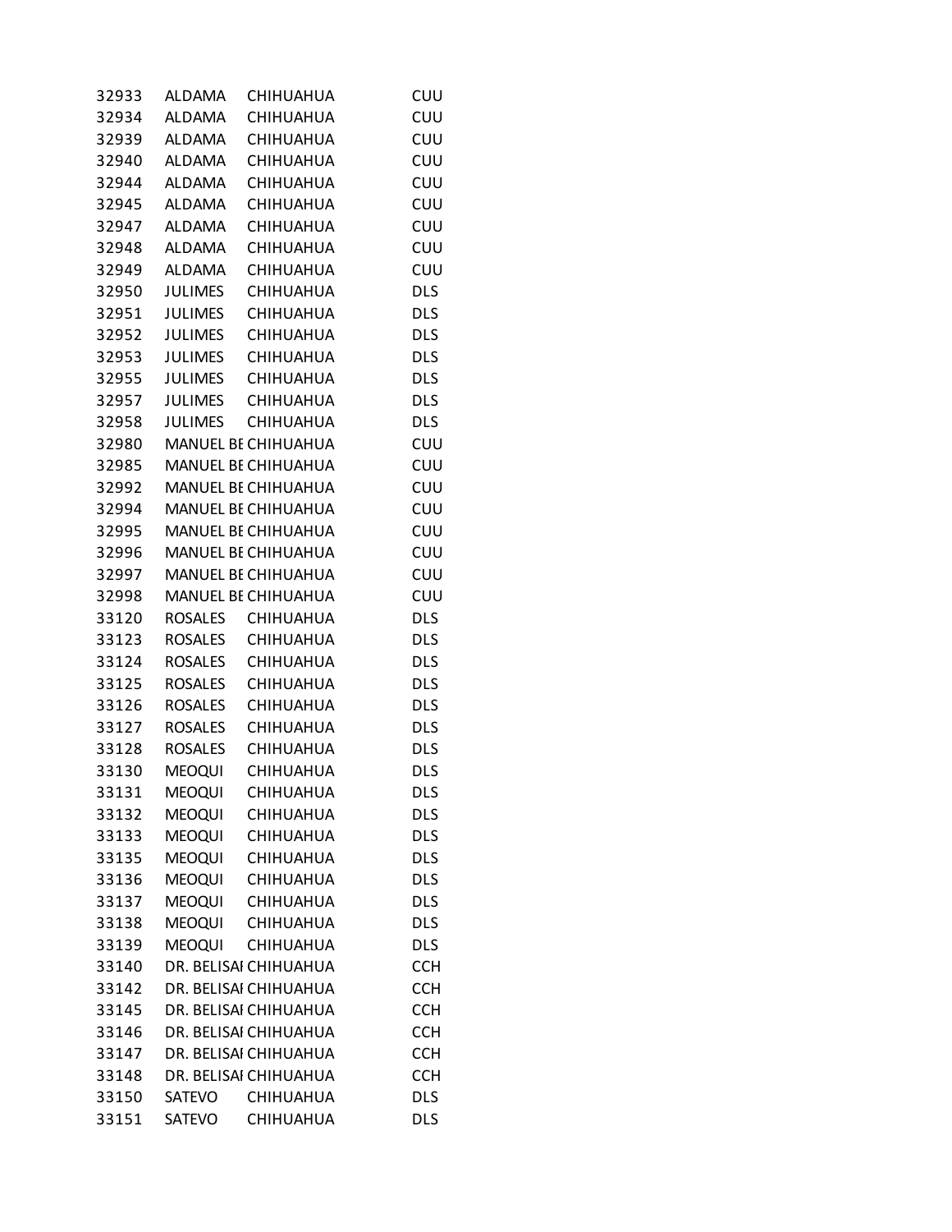| | | | |
|---|---|---|---|
| 32933 | ALDAMA | CHIHUAHUA | CUU |
| 32934 | ALDAMA | CHIHUAHUA | CUU |
| 32939 | ALDAMA | CHIHUAHUA | CUU |
| 32940 | ALDAMA | CHIHUAHUA | CUU |
| 32944 | ALDAMA | CHIHUAHUA | CUU |
| 32945 | ALDAMA | CHIHUAHUA | CUU |
| 32947 | ALDAMA | CHIHUAHUA | CUU |
| 32948 | ALDAMA | CHIHUAHUA | CUU |
| 32949 | ALDAMA | CHIHUAHUA | CUU |
| 32950 | JULIMES | CHIHUAHUA | DLS |
| 32951 | JULIMES | CHIHUAHUA | DLS |
| 32952 | JULIMES | CHIHUAHUA | DLS |
| 32953 | JULIMES | CHIHUAHUA | DLS |
| 32955 | JULIMES | CHIHUAHUA | DLS |
| 32957 | JULIMES | CHIHUAHUA | DLS |
| 32958 | JULIMES | CHIHUAHUA | DLS |
| 32980 | MANUEL BE | CHIHUAHUA | CUU |
| 32985 | MANUEL BE | CHIHUAHUA | CUU |
| 32992 | MANUEL BE | CHIHUAHUA | CUU |
| 32994 | MANUEL BE | CHIHUAHUA | CUU |
| 32995 | MANUEL BE | CHIHUAHUA | CUU |
| 32996 | MANUEL BE | CHIHUAHUA | CUU |
| 32997 | MANUEL BE | CHIHUAHUA | CUU |
| 32998 | MANUEL BE | CHIHUAHUA | CUU |
| 33120 | ROSALES | CHIHUAHUA | DLS |
| 33123 | ROSALES | CHIHUAHUA | DLS |
| 33124 | ROSALES | CHIHUAHUA | DLS |
| 33125 | ROSALES | CHIHUAHUA | DLS |
| 33126 | ROSALES | CHIHUAHUA | DLS |
| 33127 | ROSALES | CHIHUAHUA | DLS |
| 33128 | ROSALES | CHIHUAHUA | DLS |
| 33130 | MEOQUI | CHIHUAHUA | DLS |
| 33131 | MEOQUI | CHIHUAHUA | DLS |
| 33132 | MEOQUI | CHIHUAHUA | DLS |
| 33133 | MEOQUI | CHIHUAHUA | DLS |
| 33135 | MEOQUI | CHIHUAHUA | DLS |
| 33136 | MEOQUI | CHIHUAHUA | DLS |
| 33137 | MEOQUI | CHIHUAHUA | DLS |
| 33138 | MEOQUI | CHIHUAHUA | DLS |
| 33139 | MEOQUI | CHIHUAHUA | DLS |
| 33140 | DR. BELISAI | CHIHUAHUA | CCH |
| 33142 | DR. BELISAI | CHIHUAHUA | CCH |
| 33145 | DR. BELISAI | CHIHUAHUA | CCH |
| 33146 | DR. BELISAI | CHIHUAHUA | CCH |
| 33147 | DR. BELISAI | CHIHUAHUA | CCH |
| 33148 | DR. BELISAI | CHIHUAHUA | CCH |
| 33150 | SATEVO | CHIHUAHUA | DLS |
| 33151 | SATEVO | CHIHUAHUA | DLS |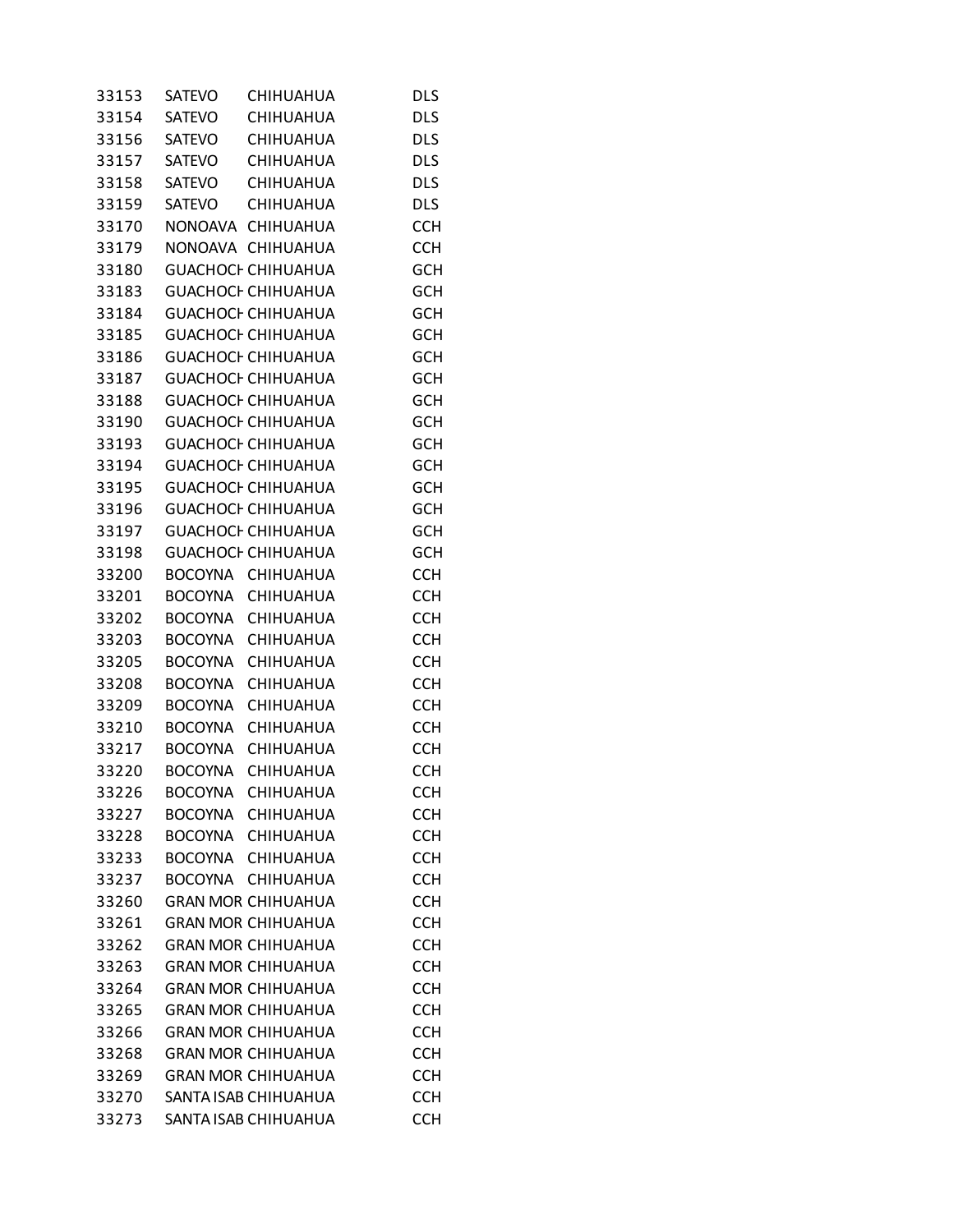| | | | |
|---|---|---|---|
| 33153 | SATEVO | CHIHUAHUA | DLS |
| 33154 | SATEVO | CHIHUAHUA | DLS |
| 33156 | SATEVO | CHIHUAHUA | DLS |
| 33157 | SATEVO | CHIHUAHUA | DLS |
| 33158 | SATEVO | CHIHUAHUA | DLS |
| 33159 | SATEVO | CHIHUAHUA | DLS |
| 33170 | NONOAVA | CHIHUAHUA | CCH |
| 33179 | NONOAVA | CHIHUAHUA | CCH |
| 33180 | GUACHOCH | CHIHUAHUA | GCH |
| 33183 | GUACHOCH | CHIHUAHUA | GCH |
| 33184 | GUACHOCH | CHIHUAHUA | GCH |
| 33185 | GUACHOCH | CHIHUAHUA | GCH |
| 33186 | GUACHOCH | CHIHUAHUA | GCH |
| 33187 | GUACHOCH | CHIHUAHUA | GCH |
| 33188 | GUACHOCH | CHIHUAHUA | GCH |
| 33190 | GUACHOCH | CHIHUAHUA | GCH |
| 33193 | GUACHOCH | CHIHUAHUA | GCH |
| 33194 | GUACHOCH | CHIHUAHUA | GCH |
| 33195 | GUACHOCH | CHIHUAHUA | GCH |
| 33196 | GUACHOCH | CHIHUAHUA | GCH |
| 33197 | GUACHOCH | CHIHUAHUA | GCH |
| 33198 | GUACHOCH | CHIHUAHUA | GCH |
| 33200 | BOCOYNA | CHIHUAHUA | CCH |
| 33201 | BOCOYNA | CHIHUAHUA | CCH |
| 33202 | BOCOYNA | CHIHUAHUA | CCH |
| 33203 | BOCOYNA | CHIHUAHUA | CCH |
| 33205 | BOCOYNA | CHIHUAHUA | CCH |
| 33208 | BOCOYNA | CHIHUAHUA | CCH |
| 33209 | BOCOYNA | CHIHUAHUA | CCH |
| 33210 | BOCOYNA | CHIHUAHUA | CCH |
| 33217 | BOCOYNA | CHIHUAHUA | CCH |
| 33220 | BOCOYNA | CHIHUAHUA | CCH |
| 33226 | BOCOYNA | CHIHUAHUA | CCH |
| 33227 | BOCOYNA | CHIHUAHUA | CCH |
| 33228 | BOCOYNA | CHIHUAHUA | CCH |
| 33233 | BOCOYNA | CHIHUAHUA | CCH |
| 33237 | BOCOYNA | CHIHUAHUA | CCH |
| 33260 | GRAN MOR | CHIHUAHUA | CCH |
| 33261 | GRAN MOR | CHIHUAHUA | CCH |
| 33262 | GRAN MOR | CHIHUAHUA | CCH |
| 33263 | GRAN MOR | CHIHUAHUA | CCH |
| 33264 | GRAN MOR | CHIHUAHUA | CCH |
| 33265 | GRAN MOR | CHIHUAHUA | CCH |
| 33266 | GRAN MOR | CHIHUAHUA | CCH |
| 33268 | GRAN MOR | CHIHUAHUA | CCH |
| 33269 | GRAN MOR | CHIHUAHUA | CCH |
| 33270 | SANTA ISAB | CHIHUAHUA | CCH |
| 33273 | SANTA ISAB | CHIHUAHUA | CCH |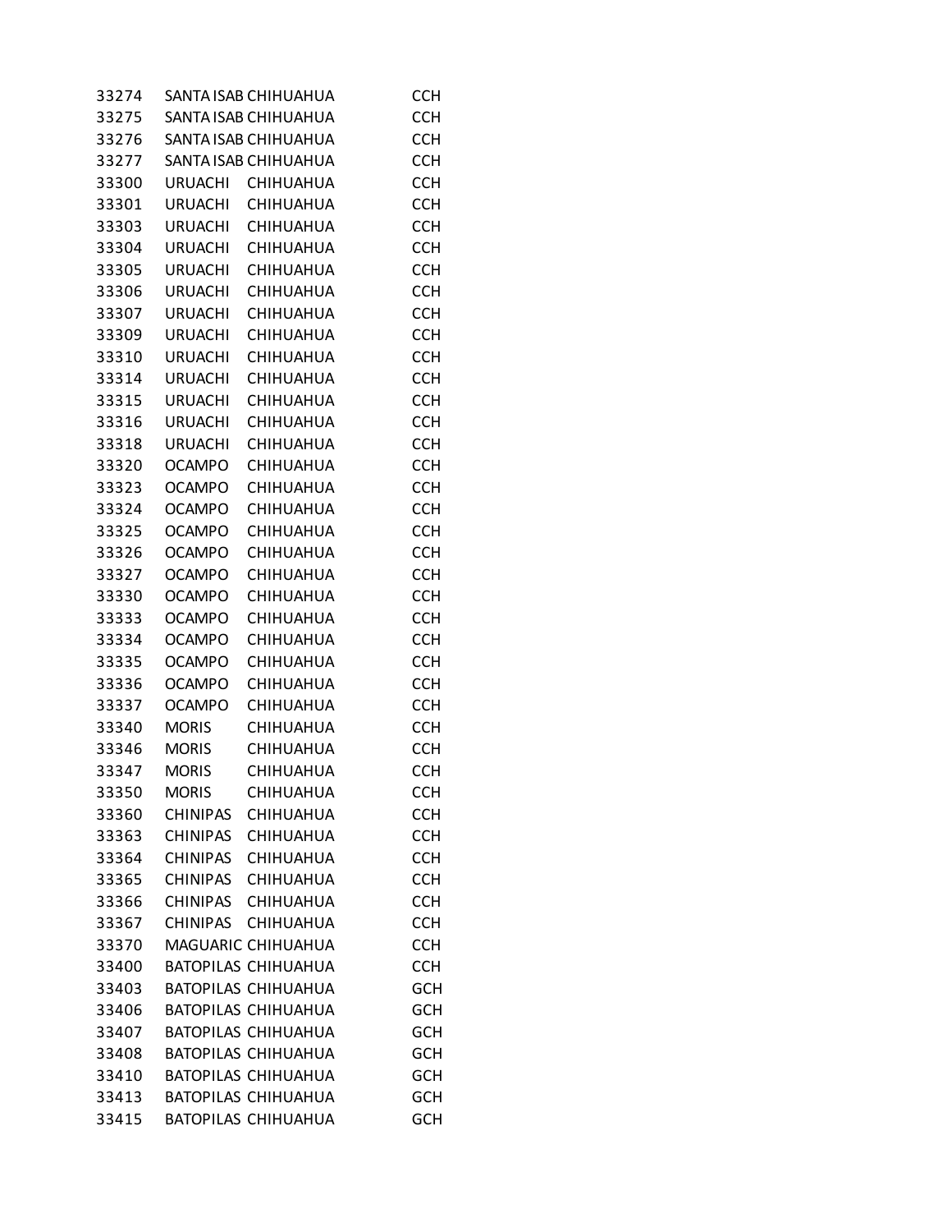| | | | |
|---|---|---|---|
| 33274 | SANTA ISAB | CHIHUAHUA | CCH |
| 33275 | SANTA ISAB | CHIHUAHUA | CCH |
| 33276 | SANTA ISAB | CHIHUAHUA | CCH |
| 33277 | SANTA ISAB | CHIHUAHUA | CCH |
| 33300 | URUACHI | CHIHUAHUA | CCH |
| 33301 | URUACHI | CHIHUAHUA | CCH |
| 33303 | URUACHI | CHIHUAHUA | CCH |
| 33304 | URUACHI | CHIHUAHUA | CCH |
| 33305 | URUACHI | CHIHUAHUA | CCH |
| 33306 | URUACHI | CHIHUAHUA | CCH |
| 33307 | URUACHI | CHIHUAHUA | CCH |
| 33309 | URUACHI | CHIHUAHUA | CCH |
| 33310 | URUACHI | CHIHUAHUA | CCH |
| 33314 | URUACHI | CHIHUAHUA | CCH |
| 33315 | URUACHI | CHIHUAHUA | CCH |
| 33316 | URUACHI | CHIHUAHUA | CCH |
| 33318 | URUACHI | CHIHUAHUA | CCH |
| 33320 | OCAMPO | CHIHUAHUA | CCH |
| 33323 | OCAMPO | CHIHUAHUA | CCH |
| 33324 | OCAMPO | CHIHUAHUA | CCH |
| 33325 | OCAMPO | CHIHUAHUA | CCH |
| 33326 | OCAMPO | CHIHUAHUA | CCH |
| 33327 | OCAMPO | CHIHUAHUA | CCH |
| 33330 | OCAMPO | CHIHUAHUA | CCH |
| 33333 | OCAMPO | CHIHUAHUA | CCH |
| 33334 | OCAMPO | CHIHUAHUA | CCH |
| 33335 | OCAMPO | CHIHUAHUA | CCH |
| 33336 | OCAMPO | CHIHUAHUA | CCH |
| 33337 | OCAMPO | CHIHUAHUA | CCH |
| 33340 | MORIS | CHIHUAHUA | CCH |
| 33346 | MORIS | CHIHUAHUA | CCH |
| 33347 | MORIS | CHIHUAHUA | CCH |
| 33350 | MORIS | CHIHUAHUA | CCH |
| 33360 | CHINIPAS | CHIHUAHUA | CCH |
| 33363 | CHINIPAS | CHIHUAHUA | CCH |
| 33364 | CHINIPAS | CHIHUAHUA | CCH |
| 33365 | CHINIPAS | CHIHUAHUA | CCH |
| 33366 | CHINIPAS | CHIHUAHUA | CCH |
| 33367 | CHINIPAS | CHIHUAHUA | CCH |
| 33370 | MAGUARIC | CHIHUAHUA | CCH |
| 33400 | BATOPILAS | CHIHUAHUA | CCH |
| 33403 | BATOPILAS | CHIHUAHUA | GCH |
| 33406 | BATOPILAS | CHIHUAHUA | GCH |
| 33407 | BATOPILAS | CHIHUAHUA | GCH |
| 33408 | BATOPILAS | CHIHUAHUA | GCH |
| 33410 | BATOPILAS | CHIHUAHUA | GCH |
| 33413 | BATOPILAS | CHIHUAHUA | GCH |
| 33415 | BATOPILAS | CHIHUAHUA | GCH |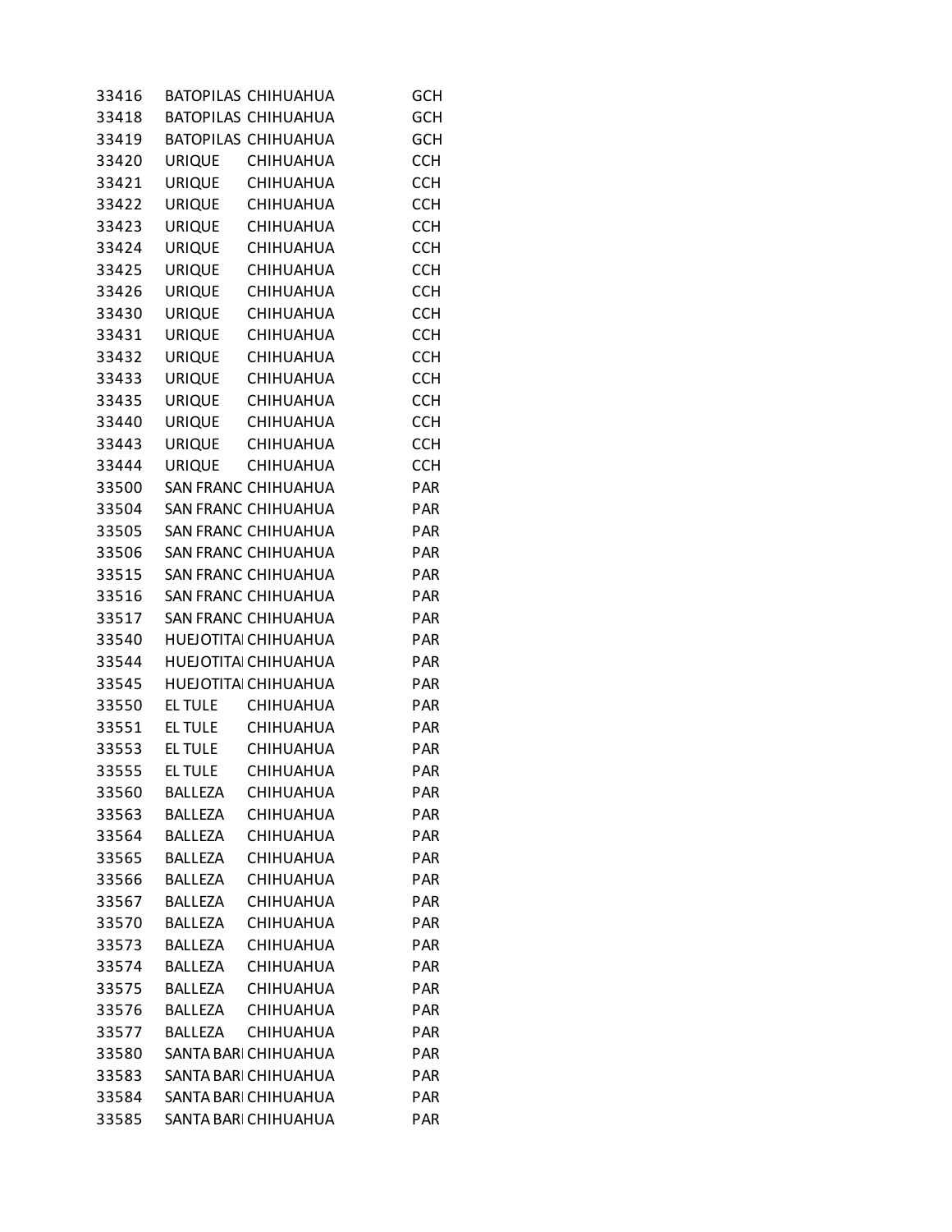| | | | |
|---|---|---|---|
| 33416 | BATOPILAS | CHIHUAHUA | GCH |
| 33418 | BATOPILAS | CHIHUAHUA | GCH |
| 33419 | BATOPILAS | CHIHUAHUA | GCH |
| 33420 | URIQUE | CHIHUAHUA | CCH |
| 33421 | URIQUE | CHIHUAHUA | CCH |
| 33422 | URIQUE | CHIHUAHUA | CCH |
| 33423 | URIQUE | CHIHUAHUA | CCH |
| 33424 | URIQUE | CHIHUAHUA | CCH |
| 33425 | URIQUE | CHIHUAHUA | CCH |
| 33426 | URIQUE | CHIHUAHUA | CCH |
| 33430 | URIQUE | CHIHUAHUA | CCH |
| 33431 | URIQUE | CHIHUAHUA | CCH |
| 33432 | URIQUE | CHIHUAHUA | CCH |
| 33433 | URIQUE | CHIHUAHUA | CCH |
| 33435 | URIQUE | CHIHUAHUA | CCH |
| 33440 | URIQUE | CHIHUAHUA | CCH |
| 33443 | URIQUE | CHIHUAHUA | CCH |
| 33444 | URIQUE | CHIHUAHUA | CCH |
| 33500 | SAN FRANC | CHIHUAHUA | PAR |
| 33504 | SAN FRANC | CHIHUAHUA | PAR |
| 33505 | SAN FRANC | CHIHUAHUA | PAR |
| 33506 | SAN FRANC | CHIHUAHUA | PAR |
| 33515 | SAN FRANC | CHIHUAHUA | PAR |
| 33516 | SAN FRANC | CHIHUAHUA | PAR |
| 33517 | SAN FRANC | CHIHUAHUA | PAR |
| 33540 | HUEJOTITA | CHIHUAHUA | PAR |
| 33544 | HUEJOTITA | CHIHUAHUA | PAR |
| 33545 | HUEJOTITA | CHIHUAHUA | PAR |
| 33550 | EL TULE | CHIHUAHUA | PAR |
| 33551 | EL TULE | CHIHUAHUA | PAR |
| 33553 | EL TULE | CHIHUAHUA | PAR |
| 33555 | EL TULE | CHIHUAHUA | PAR |
| 33560 | BALLEZA | CHIHUAHUA | PAR |
| 33563 | BALLEZA | CHIHUAHUA | PAR |
| 33564 | BALLEZA | CHIHUAHUA | PAR |
| 33565 | BALLEZA | CHIHUAHUA | PAR |
| 33566 | BALLEZA | CHIHUAHUA | PAR |
| 33567 | BALLEZA | CHIHUAHUA | PAR |
| 33570 | BALLEZA | CHIHUAHUA | PAR |
| 33573 | BALLEZA | CHIHUAHUA | PAR |
| 33574 | BALLEZA | CHIHUAHUA | PAR |
| 33575 | BALLEZA | CHIHUAHUA | PAR |
| 33576 | BALLEZA | CHIHUAHUA | PAR |
| 33577 | BALLEZA | CHIHUAHUA | PAR |
| 33580 | SANTA BARI | CHIHUAHUA | PAR |
| 33583 | SANTA BARI | CHIHUAHUA | PAR |
| 33584 | SANTA BARI | CHIHUAHUA | PAR |
| 33585 | SANTA BARI | CHIHUAHUA | PAR |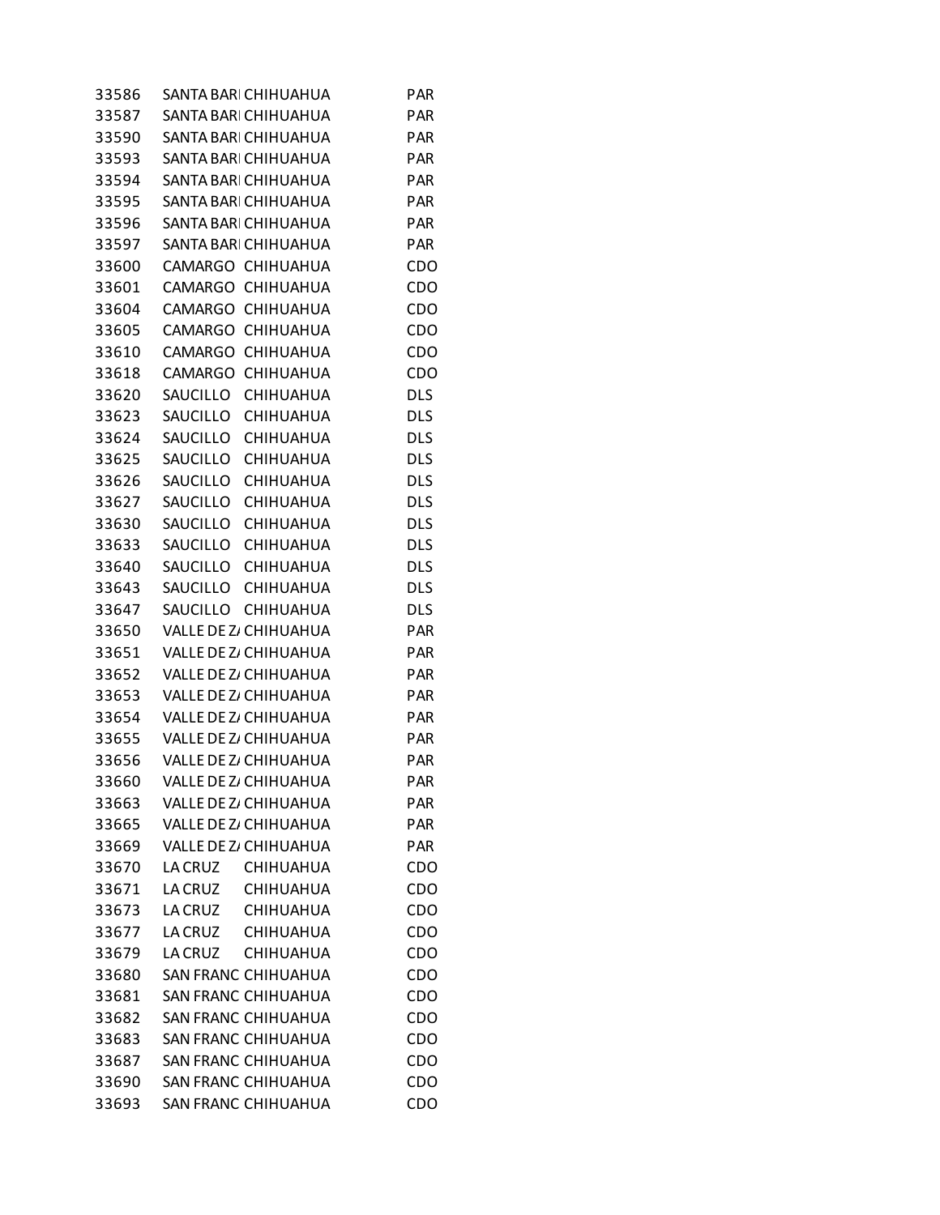| | | | |
|---|---|---|---|
| 33586 | SANTA BARI | CHIHUAHUA | PAR |
| 33587 | SANTA BARI | CHIHUAHUA | PAR |
| 33590 | SANTA BARI | CHIHUAHUA | PAR |
| 33593 | SANTA BARI | CHIHUAHUA | PAR |
| 33594 | SANTA BARI | CHIHUAHUA | PAR |
| 33595 | SANTA BARI | CHIHUAHUA | PAR |
| 33596 | SANTA BARI | CHIHUAHUA | PAR |
| 33597 | SANTA BARI | CHIHUAHUA | PAR |
| 33600 | CAMARGO | CHIHUAHUA | CDO |
| 33601 | CAMARGO | CHIHUAHUA | CDO |
| 33604 | CAMARGO | CHIHUAHUA | CDO |
| 33605 | CAMARGO | CHIHUAHUA | CDO |
| 33610 | CAMARGO | CHIHUAHUA | CDO |
| 33618 | CAMARGO | CHIHUAHUA | CDO |
| 33620 | SAUCILLO | CHIHUAHUA | DLS |
| 33623 | SAUCILLO | CHIHUAHUA | DLS |
| 33624 | SAUCILLO | CHIHUAHUA | DLS |
| 33625 | SAUCILLO | CHIHUAHUA | DLS |
| 33626 | SAUCILLO | CHIHUAHUA | DLS |
| 33627 | SAUCILLO | CHIHUAHUA | DLS |
| 33630 | SAUCILLO | CHIHUAHUA | DLS |
| 33633 | SAUCILLO | CHIHUAHUA | DLS |
| 33640 | SAUCILLO | CHIHUAHUA | DLS |
| 33643 | SAUCILLO | CHIHUAHUA | DLS |
| 33647 | SAUCILLO | CHIHUAHUA | DLS |
| 33650 | VALLE DE Z/ | CHIHUAHUA | PAR |
| 33651 | VALLE DE Z/ | CHIHUAHUA | PAR |
| 33652 | VALLE DE Z/ | CHIHUAHUA | PAR |
| 33653 | VALLE DE Z/ | CHIHUAHUA | PAR |
| 33654 | VALLE DE Z/ | CHIHUAHUA | PAR |
| 33655 | VALLE DE Z/ | CHIHUAHUA | PAR |
| 33656 | VALLE DE Z/ | CHIHUAHUA | PAR |
| 33660 | VALLE DE Z/ | CHIHUAHUA | PAR |
| 33663 | VALLE DE Z/ | CHIHUAHUA | PAR |
| 33665 | VALLE DE Z/ | CHIHUAHUA | PAR |
| 33669 | VALLE DE Z/ | CHIHUAHUA | PAR |
| 33670 | LA CRUZ | CHIHUAHUA | CDO |
| 33671 | LA CRUZ | CHIHUAHUA | CDO |
| 33673 | LA CRUZ | CHIHUAHUA | CDO |
| 33677 | LA CRUZ | CHIHUAHUA | CDO |
| 33679 | LA CRUZ | CHIHUAHUA | CDO |
| 33680 | SAN FRANC | CHIHUAHUA | CDO |
| 33681 | SAN FRANC | CHIHUAHUA | CDO |
| 33682 | SAN FRANC | CHIHUAHUA | CDO |
| 33683 | SAN FRANC | CHIHUAHUA | CDO |
| 33687 | SAN FRANC | CHIHUAHUA | CDO |
| 33690 | SAN FRANC | CHIHUAHUA | CDO |
| 33693 | SAN FRANC | CHIHUAHUA | CDO |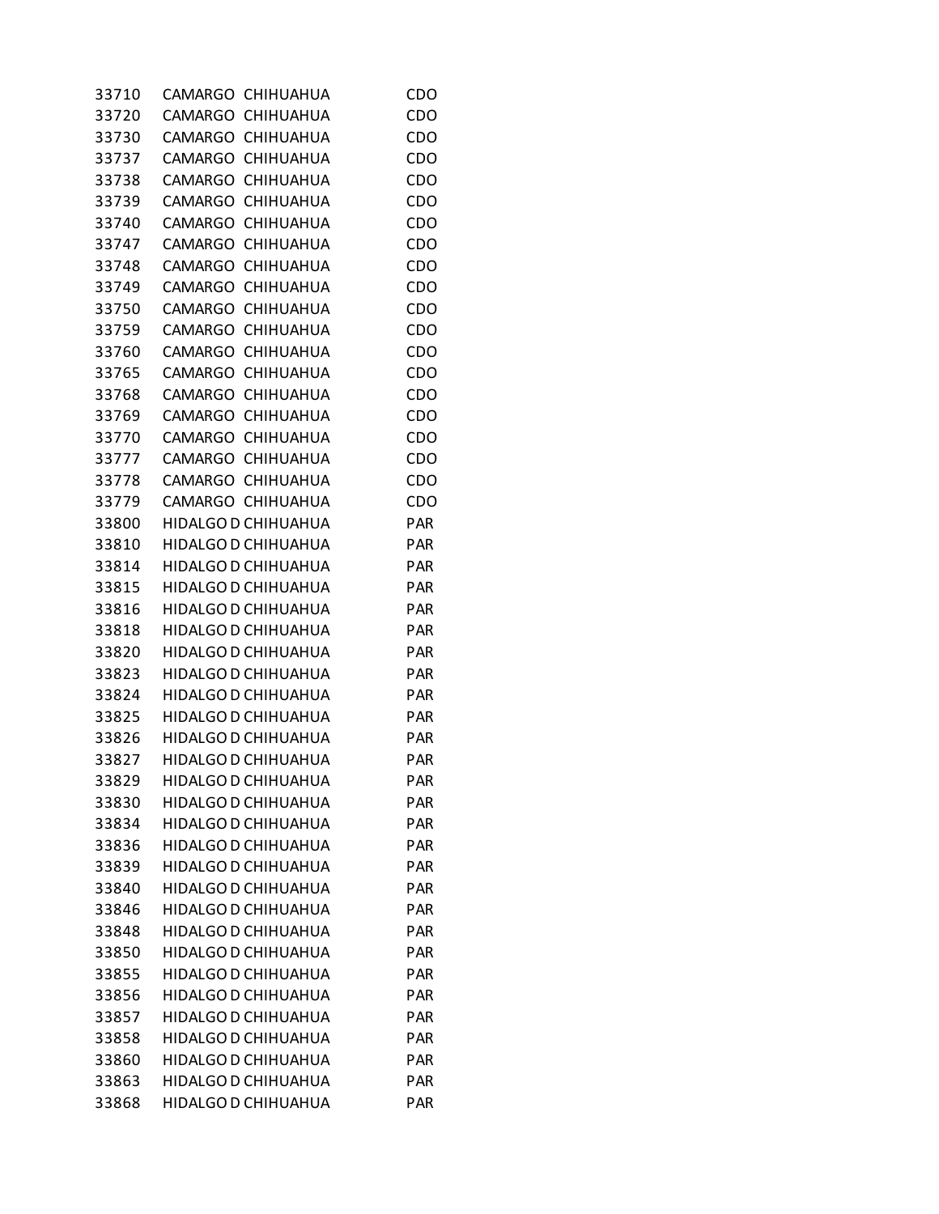| | | |
|---|---|---|
| 33710 | CAMARGO CHIHUAHUA | CDO |
| 33720 | CAMARGO CHIHUAHUA | CDO |
| 33730 | CAMARGO CHIHUAHUA | CDO |
| 33737 | CAMARGO CHIHUAHUA | CDO |
| 33738 | CAMARGO CHIHUAHUA | CDO |
| 33739 | CAMARGO CHIHUAHUA | CDO |
| 33740 | CAMARGO CHIHUAHUA | CDO |
| 33747 | CAMARGO CHIHUAHUA | CDO |
| 33748 | CAMARGO CHIHUAHUA | CDO |
| 33749 | CAMARGO CHIHUAHUA | CDO |
| 33750 | CAMARGO CHIHUAHUA | CDO |
| 33759 | CAMARGO CHIHUAHUA | CDO |
| 33760 | CAMARGO CHIHUAHUA | CDO |
| 33765 | CAMARGO CHIHUAHUA | CDO |
| 33768 | CAMARGO CHIHUAHUA | CDO |
| 33769 | CAMARGO CHIHUAHUA | CDO |
| 33770 | CAMARGO CHIHUAHUA | CDO |
| 33777 | CAMARGO CHIHUAHUA | CDO |
| 33778 | CAMARGO CHIHUAHUA | CDO |
| 33779 | CAMARGO CHIHUAHUA | CDO |
| 33800 | HIDALGO D CHIHUAHUA | PAR |
| 33810 | HIDALGO D CHIHUAHUA | PAR |
| 33814 | HIDALGO D CHIHUAHUA | PAR |
| 33815 | HIDALGO D CHIHUAHUA | PAR |
| 33816 | HIDALGO D CHIHUAHUA | PAR |
| 33818 | HIDALGO D CHIHUAHUA | PAR |
| 33820 | HIDALGO D CHIHUAHUA | PAR |
| 33823 | HIDALGO D CHIHUAHUA | PAR |
| 33824 | HIDALGO D CHIHUAHUA | PAR |
| 33825 | HIDALGO D CHIHUAHUA | PAR |
| 33826 | HIDALGO D CHIHUAHUA | PAR |
| 33827 | HIDALGO D CHIHUAHUA | PAR |
| 33829 | HIDALGO D CHIHUAHUA | PAR |
| 33830 | HIDALGO D CHIHUAHUA | PAR |
| 33834 | HIDALGO D CHIHUAHUA | PAR |
| 33836 | HIDALGO D CHIHUAHUA | PAR |
| 33839 | HIDALGO D CHIHUAHUA | PAR |
| 33840 | HIDALGO D CHIHUAHUA | PAR |
| 33846 | HIDALGO D CHIHUAHUA | PAR |
| 33848 | HIDALGO D CHIHUAHUA | PAR |
| 33850 | HIDALGO D CHIHUAHUA | PAR |
| 33855 | HIDALGO D CHIHUAHUA | PAR |
| 33856 | HIDALGO D CHIHUAHUA | PAR |
| 33857 | HIDALGO D CHIHUAHUA | PAR |
| 33858 | HIDALGO D CHIHUAHUA | PAR |
| 33860 | HIDALGO D CHIHUAHUA | PAR |
| 33863 | HIDALGO D CHIHUAHUA | PAR |
| 33868 | HIDALGO D CHIHUAHUA | PAR |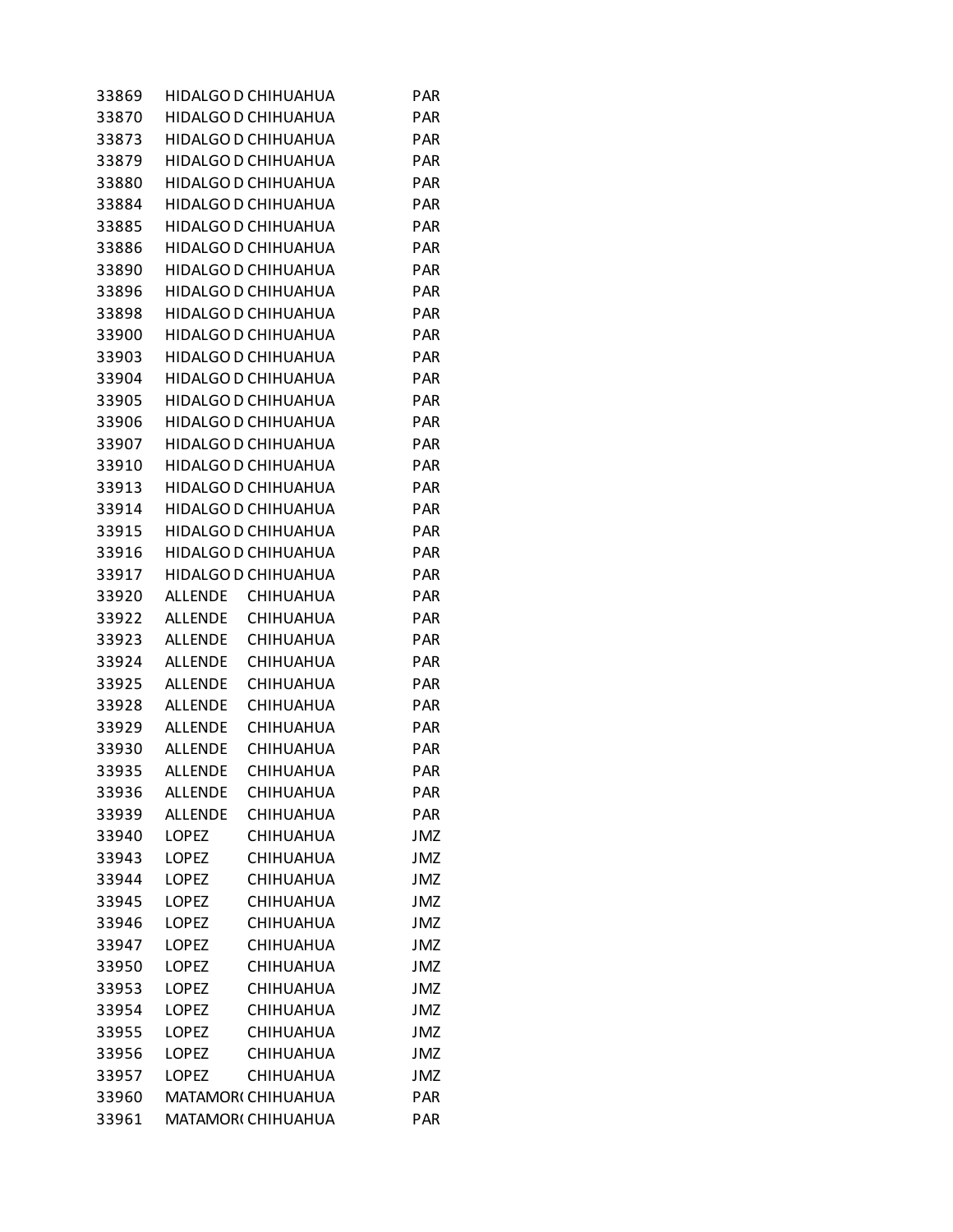| | | | |
|---|---|---|---|
| 33869 | HIDALGO D | CHIHUAHUA | PAR |
| 33870 | HIDALGO D | CHIHUAHUA | PAR |
| 33873 | HIDALGO D | CHIHUAHUA | PAR |
| 33879 | HIDALGO D | CHIHUAHUA | PAR |
| 33880 | HIDALGO D | CHIHUAHUA | PAR |
| 33884 | HIDALGO D | CHIHUAHUA | PAR |
| 33885 | HIDALGO D | CHIHUAHUA | PAR |
| 33886 | HIDALGO D | CHIHUAHUA | PAR |
| 33890 | HIDALGO D | CHIHUAHUA | PAR |
| 33896 | HIDALGO D | CHIHUAHUA | PAR |
| 33898 | HIDALGO D | CHIHUAHUA | PAR |
| 33900 | HIDALGO D | CHIHUAHUA | PAR |
| 33903 | HIDALGO D | CHIHUAHUA | PAR |
| 33904 | HIDALGO D | CHIHUAHUA | PAR |
| 33905 | HIDALGO D | CHIHUAHUA | PAR |
| 33906 | HIDALGO D | CHIHUAHUA | PAR |
| 33907 | HIDALGO D | CHIHUAHUA | PAR |
| 33910 | HIDALGO D | CHIHUAHUA | PAR |
| 33913 | HIDALGO D | CHIHUAHUA | PAR |
| 33914 | HIDALGO D | CHIHUAHUA | PAR |
| 33915 | HIDALGO D | CHIHUAHUA | PAR |
| 33916 | HIDALGO D | CHIHUAHUA | PAR |
| 33917 | HIDALGO D | CHIHUAHUA | PAR |
| 33920 | ALLENDE | CHIHUAHUA | PAR |
| 33922 | ALLENDE | CHIHUAHUA | PAR |
| 33923 | ALLENDE | CHIHUAHUA | PAR |
| 33924 | ALLENDE | CHIHUAHUA | PAR |
| 33925 | ALLENDE | CHIHUAHUA | PAR |
| 33928 | ALLENDE | CHIHUAHUA | PAR |
| 33929 | ALLENDE | CHIHUAHUA | PAR |
| 33930 | ALLENDE | CHIHUAHUA | PAR |
| 33935 | ALLENDE | CHIHUAHUA | PAR |
| 33936 | ALLENDE | CHIHUAHUA | PAR |
| 33939 | ALLENDE | CHIHUAHUA | PAR |
| 33940 | LOPEZ | CHIHUAHUA | JMZ |
| 33943 | LOPEZ | CHIHUAHUA | JMZ |
| 33944 | LOPEZ | CHIHUAHUA | JMZ |
| 33945 | LOPEZ | CHIHUAHUA | JMZ |
| 33946 | LOPEZ | CHIHUAHUA | JMZ |
| 33947 | LOPEZ | CHIHUAHUA | JMZ |
| 33950 | LOPEZ | CHIHUAHUA | JMZ |
| 33953 | LOPEZ | CHIHUAHUA | JMZ |
| 33954 | LOPEZ | CHIHUAHUA | JMZ |
| 33955 | LOPEZ | CHIHUAHUA | JMZ |
| 33956 | LOPEZ | CHIHUAHUA | JMZ |
| 33957 | LOPEZ | CHIHUAHUA | JMZ |
| 33960 | MATAMOR( | CHIHUAHUA | PAR |
| 33961 | MATAMOR( | CHIHUAHUA | PAR |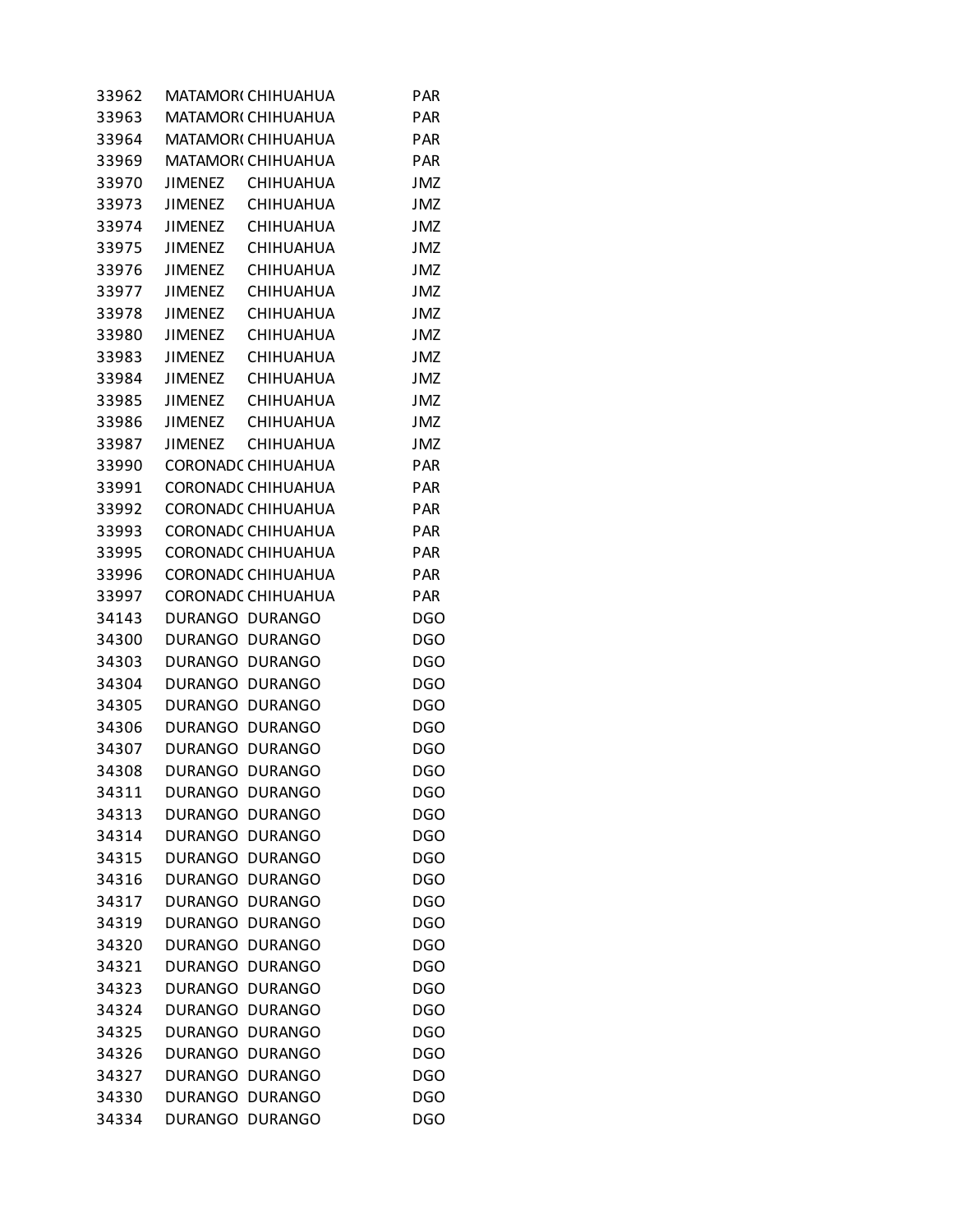| | | | |
|---|---|---|---|
| 33962 | MATAMOR( | CHIHUAHUA | PAR |
| 33963 | MATAMOR( | CHIHUAHUA | PAR |
| 33964 | MATAMOR( | CHIHUAHUA | PAR |
| 33969 | MATAMOR( | CHIHUAHUA | PAR |
| 33970 | JIMENEZ | CHIHUAHUA | JMZ |
| 33973 | JIMENEZ | CHIHUAHUA | JMZ |
| 33974 | JIMENEZ | CHIHUAHUA | JMZ |
| 33975 | JIMENEZ | CHIHUAHUA | JMZ |
| 33976 | JIMENEZ | CHIHUAHUA | JMZ |
| 33977 | JIMENEZ | CHIHUAHUA | JMZ |
| 33978 | JIMENEZ | CHIHUAHUA | JMZ |
| 33980 | JIMENEZ | CHIHUAHUA | JMZ |
| 33983 | JIMENEZ | CHIHUAHUA | JMZ |
| 33984 | JIMENEZ | CHIHUAHUA | JMZ |
| 33985 | JIMENEZ | CHIHUAHUA | JMZ |
| 33986 | JIMENEZ | CHIHUAHUA | JMZ |
| 33987 | JIMENEZ | CHIHUAHUA | JMZ |
| 33990 | CORONADC | CHIHUAHUA | PAR |
| 33991 | CORONADC | CHIHUAHUA | PAR |
| 33992 | CORONADC | CHIHUAHUA | PAR |
| 33993 | CORONADC | CHIHUAHUA | PAR |
| 33995 | CORONADC | CHIHUAHUA | PAR |
| 33996 | CORONADC | CHIHUAHUA | PAR |
| 33997 | CORONADC | CHIHUAHUA | PAR |
| 34143 | DURANGO | DURANGO | DGO |
| 34300 | DURANGO | DURANGO | DGO |
| 34303 | DURANGO | DURANGO | DGO |
| 34304 | DURANGO | DURANGO | DGO |
| 34305 | DURANGO | DURANGO | DGO |
| 34306 | DURANGO | DURANGO | DGO |
| 34307 | DURANGO | DURANGO | DGO |
| 34308 | DURANGO | DURANGO | DGO |
| 34311 | DURANGO | DURANGO | DGO |
| 34313 | DURANGO | DURANGO | DGO |
| 34314 | DURANGO | DURANGO | DGO |
| 34315 | DURANGO | DURANGO | DGO |
| 34316 | DURANGO | DURANGO | DGO |
| 34317 | DURANGO | DURANGO | DGO |
| 34319 | DURANGO | DURANGO | DGO |
| 34320 | DURANGO | DURANGO | DGO |
| 34321 | DURANGO | DURANGO | DGO |
| 34323 | DURANGO | DURANGO | DGO |
| 34324 | DURANGO | DURANGO | DGO |
| 34325 | DURANGO | DURANGO | DGO |
| 34326 | DURANGO | DURANGO | DGO |
| 34327 | DURANGO | DURANGO | DGO |
| 34330 | DURANGO | DURANGO | DGO |
| 34334 | DURANGO | DURANGO | DGO |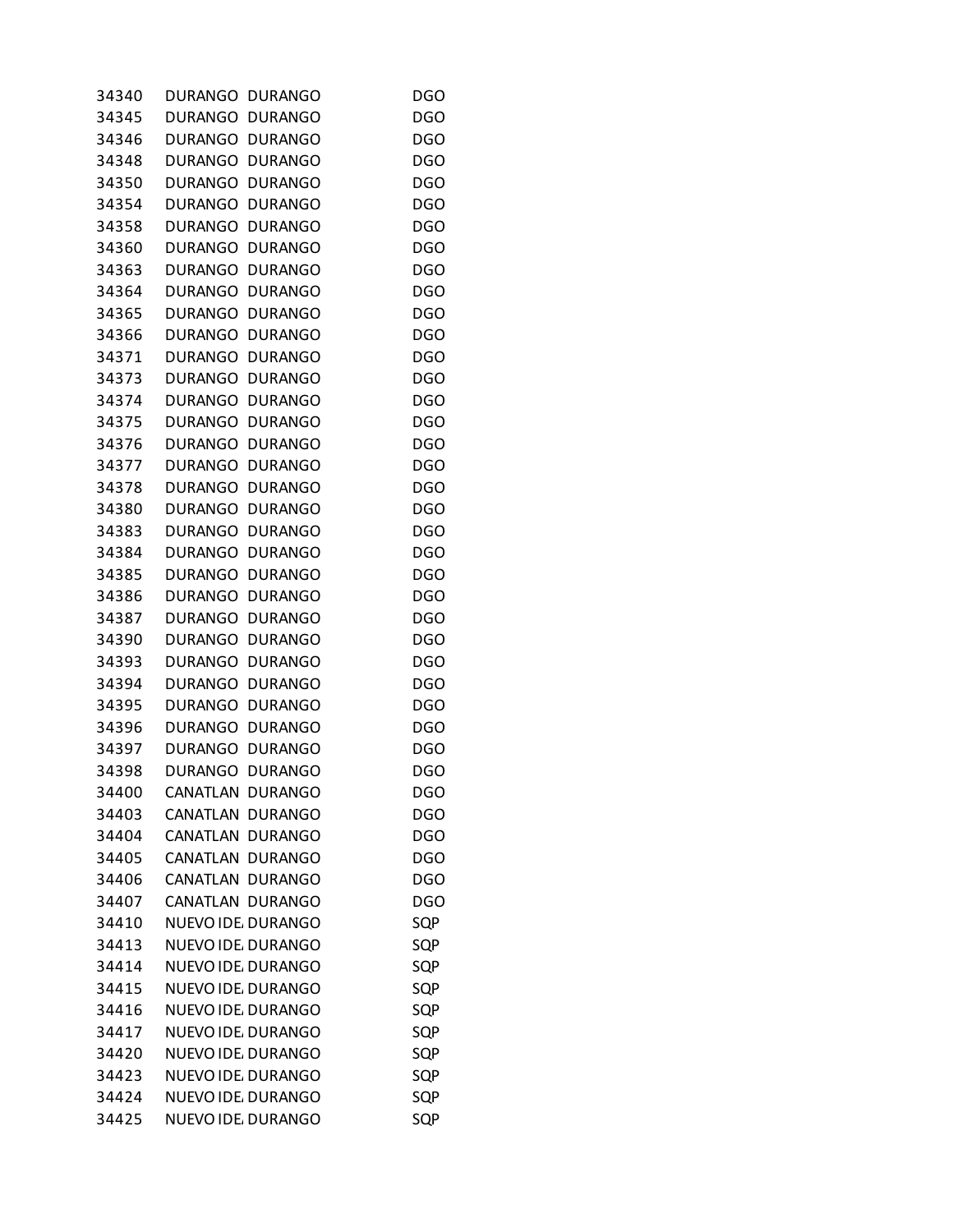| | | | |
|---|---|---|---|
| 34340 | DURANGO | DURANGO | DGO |
| 34345 | DURANGO | DURANGO | DGO |
| 34346 | DURANGO | DURANGO | DGO |
| 34348 | DURANGO | DURANGO | DGO |
| 34350 | DURANGO | DURANGO | DGO |
| 34354 | DURANGO | DURANGO | DGO |
| 34358 | DURANGO | DURANGO | DGO |
| 34360 | DURANGO | DURANGO | DGO |
| 34363 | DURANGO | DURANGO | DGO |
| 34364 | DURANGO | DURANGO | DGO |
| 34365 | DURANGO | DURANGO | DGO |
| 34366 | DURANGO | DURANGO | DGO |
| 34371 | DURANGO | DURANGO | DGO |
| 34373 | DURANGO | DURANGO | DGO |
| 34374 | DURANGO | DURANGO | DGO |
| 34375 | DURANGO | DURANGO | DGO |
| 34376 | DURANGO | DURANGO | DGO |
| 34377 | DURANGO | DURANGO | DGO |
| 34378 | DURANGO | DURANGO | DGO |
| 34380 | DURANGO | DURANGO | DGO |
| 34383 | DURANGO | DURANGO | DGO |
| 34384 | DURANGO | DURANGO | DGO |
| 34385 | DURANGO | DURANGO | DGO |
| 34386 | DURANGO | DURANGO | DGO |
| 34387 | DURANGO | DURANGO | DGO |
| 34390 | DURANGO | DURANGO | DGO |
| 34393 | DURANGO | DURANGO | DGO |
| 34394 | DURANGO | DURANGO | DGO |
| 34395 | DURANGO | DURANGO | DGO |
| 34396 | DURANGO | DURANGO | DGO |
| 34397 | DURANGO | DURANGO | DGO |
| 34398 | DURANGO | DURANGO | DGO |
| 34400 | CANATLAN | DURANGO | DGO |
| 34403 | CANATLAN | DURANGO | DGO |
| 34404 | CANATLAN | DURANGO | DGO |
| 34405 | CANATLAN | DURANGO | DGO |
| 34406 | CANATLAN | DURANGO | DGO |
| 34407 | CANATLAN | DURANGO | DGO |
| 34410 | NUEVO IDE. | DURANGO | SQP |
| 34413 | NUEVO IDE. | DURANGO | SQP |
| 34414 | NUEVO IDE. | DURANGO | SQP |
| 34415 | NUEVO IDE. | DURANGO | SQP |
| 34416 | NUEVO IDE. | DURANGO | SQP |
| 34417 | NUEVO IDE. | DURANGO | SQP |
| 34420 | NUEVO IDE. | DURANGO | SQP |
| 34423 | NUEVO IDE. | DURANGO | SQP |
| 34424 | NUEVO IDE. | DURANGO | SQP |
| 34425 | NUEVO IDE. | DURANGO | SQP |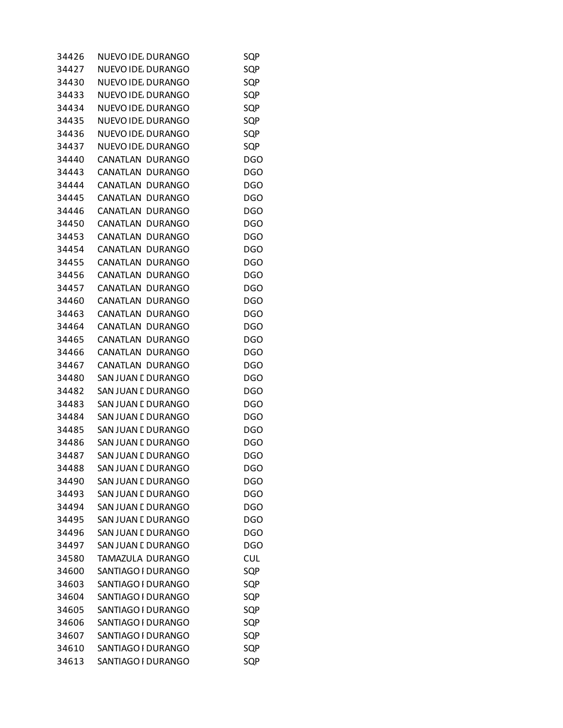| | | | |
|---|---|---|---|
| 34426 | NUEVO IDE | DURANGO | SQP |
| 34427 | NUEVO IDE | DURANGO | SQP |
| 34430 | NUEVO IDE | DURANGO | SQP |
| 34433 | NUEVO IDE | DURANGO | SQP |
| 34434 | NUEVO IDE | DURANGO | SQP |
| 34435 | NUEVO IDE | DURANGO | SQP |
| 34436 | NUEVO IDE | DURANGO | SQP |
| 34437 | NUEVO IDE | DURANGO | SQP |
| 34440 | CANATLAN | DURANGO | DGO |
| 34443 | CANATLAN | DURANGO | DGO |
| 34444 | CANATLAN | DURANGO | DGO |
| 34445 | CANATLAN | DURANGO | DGO |
| 34446 | CANATLAN | DURANGO | DGO |
| 34450 | CANATLAN | DURANGO | DGO |
| 34453 | CANATLAN | DURANGO | DGO |
| 34454 | CANATLAN | DURANGO | DGO |
| 34455 | CANATLAN | DURANGO | DGO |
| 34456 | CANATLAN | DURANGO | DGO |
| 34457 | CANATLAN | DURANGO | DGO |
| 34460 | CANATLAN | DURANGO | DGO |
| 34463 | CANATLAN | DURANGO | DGO |
| 34464 | CANATLAN | DURANGO | DGO |
| 34465 | CANATLAN | DURANGO | DGO |
| 34466 | CANATLAN | DURANGO | DGO |
| 34467 | CANATLAN | DURANGO | DGO |
| 34480 | SAN JUAN D | DURANGO | DGO |
| 34482 | SAN JUAN D | DURANGO | DGO |
| 34483 | SAN JUAN D | DURANGO | DGO |
| 34484 | SAN JUAN D | DURANGO | DGO |
| 34485 | SAN JUAN D | DURANGO | DGO |
| 34486 | SAN JUAN D | DURANGO | DGO |
| 34487 | SAN JUAN D | DURANGO | DGO |
| 34488 | SAN JUAN D | DURANGO | DGO |
| 34490 | SAN JUAN D | DURANGO | DGO |
| 34493 | SAN JUAN D | DURANGO | DGO |
| 34494 | SAN JUAN D | DURANGO | DGO |
| 34495 | SAN JUAN D | DURANGO | DGO |
| 34496 | SAN JUAN D | DURANGO | DGO |
| 34497 | SAN JUAN D | DURANGO | DGO |
| 34580 | TAMAZULA | DURANGO | CUL |
| 34600 | SANTIAGO I | DURANGO | SQP |
| 34603 | SANTIAGO I | DURANGO | SQP |
| 34604 | SANTIAGO I | DURANGO | SQP |
| 34605 | SANTIAGO I | DURANGO | SQP |
| 34606 | SANTIAGO I | DURANGO | SQP |
| 34607 | SANTIAGO I | DURANGO | SQP |
| 34610 | SANTIAGO I | DURANGO | SQP |
| 34613 | SANTIAGO I | DURANGO | SQP |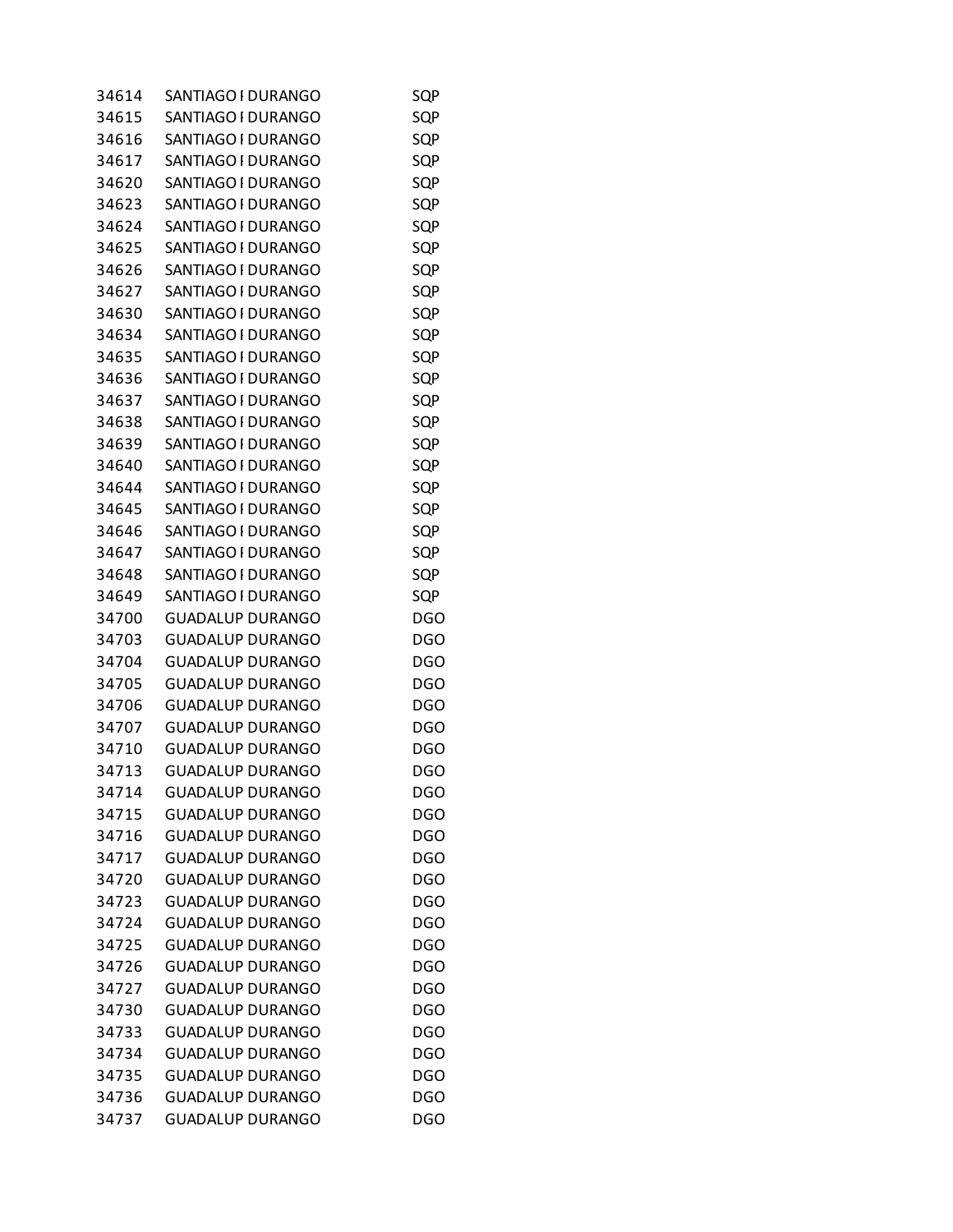| | | | |
|---|---|---|---|
| 34614 | SANTIAGO I | DURANGO | SQP |
| 34615 | SANTIAGO I | DURANGO | SQP |
| 34616 | SANTIAGO I | DURANGO | SQP |
| 34617 | SANTIAGO I | DURANGO | SQP |
| 34620 | SANTIAGO I | DURANGO | SQP |
| 34623 | SANTIAGO I | DURANGO | SQP |
| 34624 | SANTIAGO I | DURANGO | SQP |
| 34625 | SANTIAGO I | DURANGO | SQP |
| 34626 | SANTIAGO I | DURANGO | SQP |
| 34627 | SANTIAGO I | DURANGO | SQP |
| 34630 | SANTIAGO I | DURANGO | SQP |
| 34634 | SANTIAGO I | DURANGO | SQP |
| 34635 | SANTIAGO I | DURANGO | SQP |
| 34636 | SANTIAGO I | DURANGO | SQP |
| 34637 | SANTIAGO I | DURANGO | SQP |
| 34638 | SANTIAGO I | DURANGO | SQP |
| 34639 | SANTIAGO I | DURANGO | SQP |
| 34640 | SANTIAGO I | DURANGO | SQP |
| 34644 | SANTIAGO I | DURANGO | SQP |
| 34645 | SANTIAGO I | DURANGO | SQP |
| 34646 | SANTIAGO I | DURANGO | SQP |
| 34647 | SANTIAGO I | DURANGO | SQP |
| 34648 | SANTIAGO I | DURANGO | SQP |
| 34649 | SANTIAGO I | DURANGO | SQP |
| 34700 | GUADALUP | DURANGO | DGO |
| 34703 | GUADALUP | DURANGO | DGO |
| 34704 | GUADALUP | DURANGO | DGO |
| 34705 | GUADALUP | DURANGO | DGO |
| 34706 | GUADALUP | DURANGO | DGO |
| 34707 | GUADALUP | DURANGO | DGO |
| 34710 | GUADALUP | DURANGO | DGO |
| 34713 | GUADALUP | DURANGO | DGO |
| 34714 | GUADALUP | DURANGO | DGO |
| 34715 | GUADALUP | DURANGO | DGO |
| 34716 | GUADALUP | DURANGO | DGO |
| 34717 | GUADALUP | DURANGO | DGO |
| 34720 | GUADALUP | DURANGO | DGO |
| 34723 | GUADALUP | DURANGO | DGO |
| 34724 | GUADALUP | DURANGO | DGO |
| 34725 | GUADALUP | DURANGO | DGO |
| 34726 | GUADALUP | DURANGO | DGO |
| 34727 | GUADALUP | DURANGO | DGO |
| 34730 | GUADALUP | DURANGO | DGO |
| 34733 | GUADALUP | DURANGO | DGO |
| 34734 | GUADALUP | DURANGO | DGO |
| 34735 | GUADALUP | DURANGO | DGO |
| 34736 | GUADALUP | DURANGO | DGO |
| 34737 | GUADALUP | DURANGO | DGO |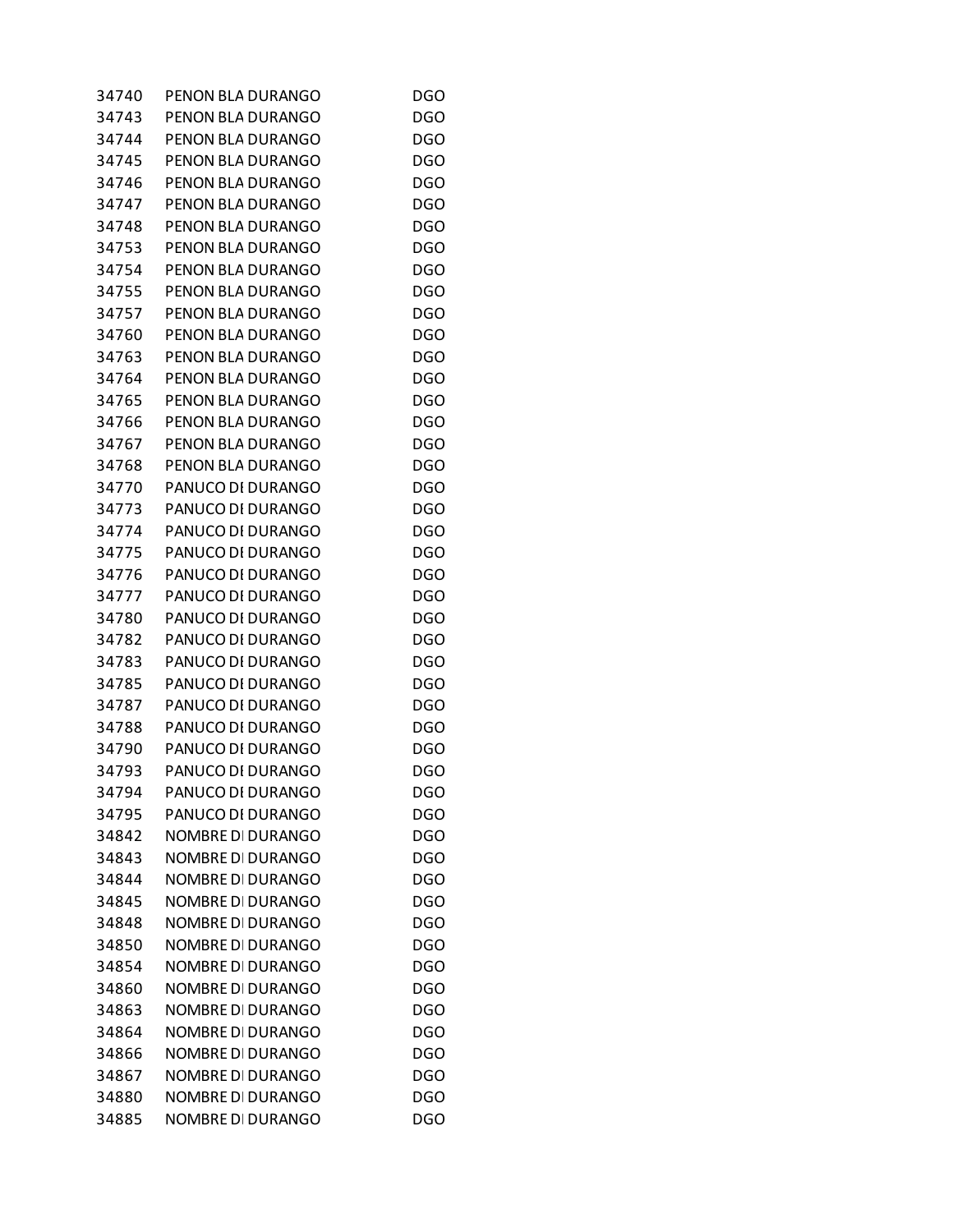| | | | |
|---|---|---|---|
| 34740 | PENON BLA | DURANGO | DGO |
| 34743 | PENON BLA | DURANGO | DGO |
| 34744 | PENON BLA | DURANGO | DGO |
| 34745 | PENON BLA | DURANGO | DGO |
| 34746 | PENON BLA | DURANGO | DGO |
| 34747 | PENON BLA | DURANGO | DGO |
| 34748 | PENON BLA | DURANGO | DGO |
| 34753 | PENON BLA | DURANGO | DGO |
| 34754 | PENON BLA | DURANGO | DGO |
| 34755 | PENON BLA | DURANGO | DGO |
| 34757 | PENON BLA | DURANGO | DGO |
| 34760 | PENON BLA | DURANGO | DGO |
| 34763 | PENON BLA | DURANGO | DGO |
| 34764 | PENON BLA | DURANGO | DGO |
| 34765 | PENON BLA | DURANGO | DGO |
| 34766 | PENON BLA | DURANGO | DGO |
| 34767 | PENON BLA | DURANGO | DGO |
| 34768 | PENON BLA | DURANGO | DGO |
| 34770 | PANUCO DI | DURANGO | DGO |
| 34773 | PANUCO DI | DURANGO | DGO |
| 34774 | PANUCO DI | DURANGO | DGO |
| 34775 | PANUCO DI | DURANGO | DGO |
| 34776 | PANUCO DI | DURANGO | DGO |
| 34777 | PANUCO DI | DURANGO | DGO |
| 34780 | PANUCO DI | DURANGO | DGO |
| 34782 | PANUCO DI | DURANGO | DGO |
| 34783 | PANUCO DI | DURANGO | DGO |
| 34785 | PANUCO DI | DURANGO | DGO |
| 34787 | PANUCO DI | DURANGO | DGO |
| 34788 | PANUCO DI | DURANGO | DGO |
| 34790 | PANUCO DI | DURANGO | DGO |
| 34793 | PANUCO DI | DURANGO | DGO |
| 34794 | PANUCO DI | DURANGO | DGO |
| 34795 | PANUCO DI | DURANGO | DGO |
| 34842 | NOMBRE DI | DURANGO | DGO |
| 34843 | NOMBRE DI | DURANGO | DGO |
| 34844 | NOMBRE DI | DURANGO | DGO |
| 34845 | NOMBRE DI | DURANGO | DGO |
| 34848 | NOMBRE DI | DURANGO | DGO |
| 34850 | NOMBRE DI | DURANGO | DGO |
| 34854 | NOMBRE DI | DURANGO | DGO |
| 34860 | NOMBRE DI | DURANGO | DGO |
| 34863 | NOMBRE DI | DURANGO | DGO |
| 34864 | NOMBRE DI | DURANGO | DGO |
| 34866 | NOMBRE DI | DURANGO | DGO |
| 34867 | NOMBRE DI | DURANGO | DGO |
| 34880 | NOMBRE DI | DURANGO | DGO |
| 34885 | NOMBRE DI | DURANGO | DGO |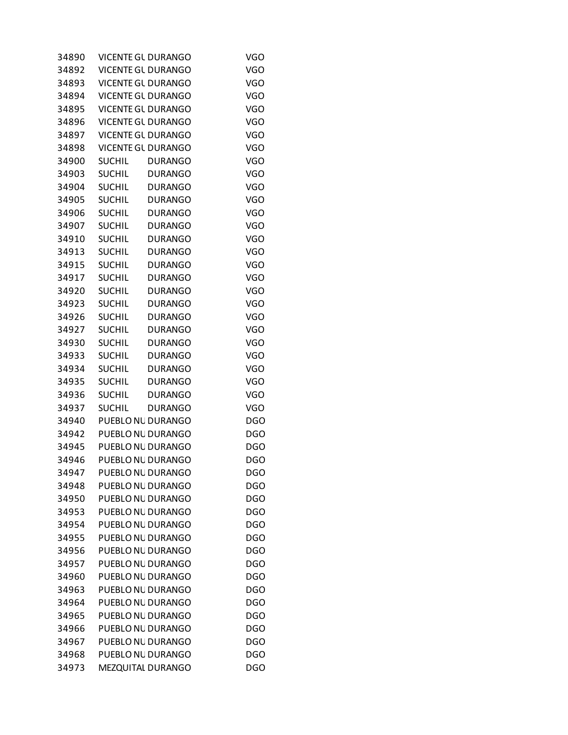| | | | |
|---|---|---|---|
| 34890 | VICENTE GU | DURANGO | VGO |
| 34892 | VICENTE GU | DURANGO | VGO |
| 34893 | VICENTE GU | DURANGO | VGO |
| 34894 | VICENTE GU | DURANGO | VGO |
| 34895 | VICENTE GU | DURANGO | VGO |
| 34896 | VICENTE GU | DURANGO | VGO |
| 34897 | VICENTE GU | DURANGO | VGO |
| 34898 | VICENTE GU | DURANGO | VGO |
| 34900 | SUCHIL | DURANGO | VGO |
| 34903 | SUCHIL | DURANGO | VGO |
| 34904 | SUCHIL | DURANGO | VGO |
| 34905 | SUCHIL | DURANGO | VGO |
| 34906 | SUCHIL | DURANGO | VGO |
| 34907 | SUCHIL | DURANGO | VGO |
| 34910 | SUCHIL | DURANGO | VGO |
| 34913 | SUCHIL | DURANGO | VGO |
| 34915 | SUCHIL | DURANGO | VGO |
| 34917 | SUCHIL | DURANGO | VGO |
| 34920 | SUCHIL | DURANGO | VGO |
| 34923 | SUCHIL | DURANGO | VGO |
| 34926 | SUCHIL | DURANGO | VGO |
| 34927 | SUCHIL | DURANGO | VGO |
| 34930 | SUCHIL | DURANGO | VGO |
| 34933 | SUCHIL | DURANGO | VGO |
| 34934 | SUCHIL | DURANGO | VGO |
| 34935 | SUCHIL | DURANGO | VGO |
| 34936 | SUCHIL | DURANGO | VGO |
| 34937 | SUCHIL | DURANGO | VGO |
| 34940 | PUEBLO NU | DURANGO | DGO |
| 34942 | PUEBLO NU | DURANGO | DGO |
| 34945 | PUEBLO NU | DURANGO | DGO |
| 34946 | PUEBLO NU | DURANGO | DGO |
| 34947 | PUEBLO NU | DURANGO | DGO |
| 34948 | PUEBLO NU | DURANGO | DGO |
| 34950 | PUEBLO NU | DURANGO | DGO |
| 34953 | PUEBLO NU | DURANGO | DGO |
| 34954 | PUEBLO NU | DURANGO | DGO |
| 34955 | PUEBLO NU | DURANGO | DGO |
| 34956 | PUEBLO NU | DURANGO | DGO |
| 34957 | PUEBLO NU | DURANGO | DGO |
| 34960 | PUEBLO NU | DURANGO | DGO |
| 34963 | PUEBLO NU | DURANGO | DGO |
| 34964 | PUEBLO NU | DURANGO | DGO |
| 34965 | PUEBLO NU | DURANGO | DGO |
| 34966 | PUEBLO NU | DURANGO | DGO |
| 34967 | PUEBLO NU | DURANGO | DGO |
| 34968 | PUEBLO NU | DURANGO | DGO |
| 34973 | MEZQUITAL | DURANGO | DGO |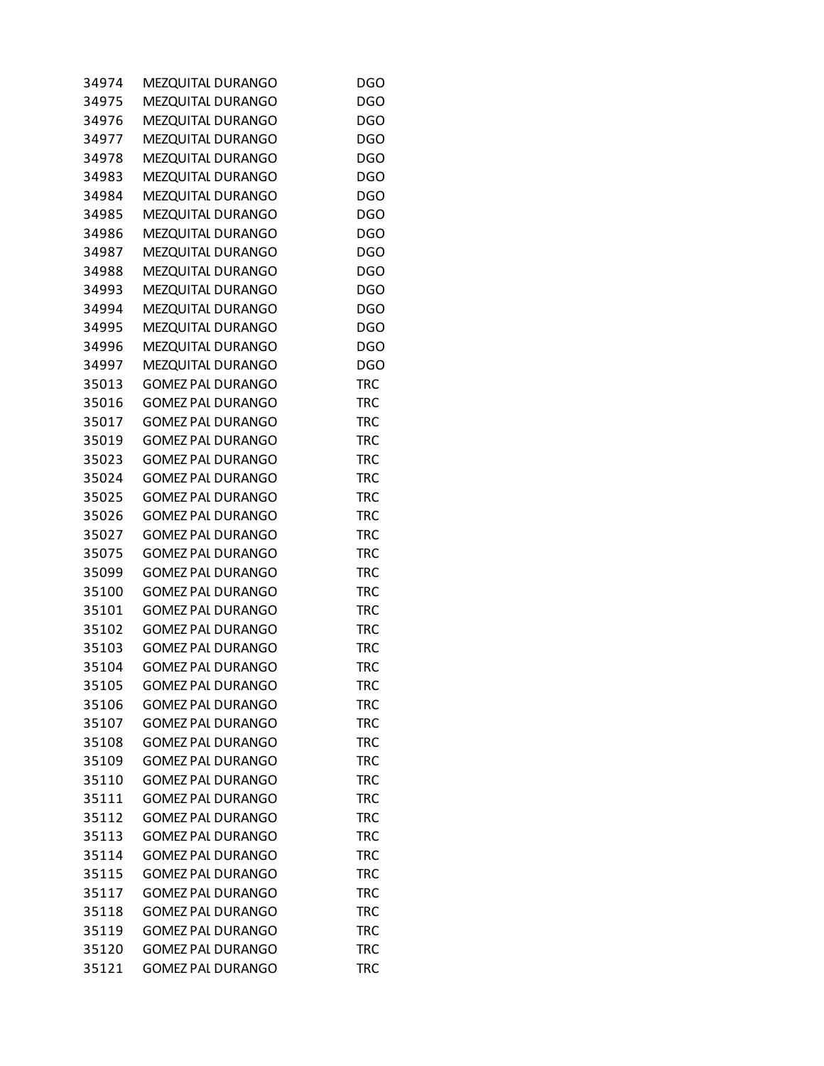| | | |
|---|---|---|
| 34974 | MEZQUITAL DURANGO | DGO |
| 34975 | MEZQUITAL DURANGO | DGO |
| 34976 | MEZQUITAL DURANGO | DGO |
| 34977 | MEZQUITAL DURANGO | DGO |
| 34978 | MEZQUITAL DURANGO | DGO |
| 34983 | MEZQUITAL DURANGO | DGO |
| 34984 | MEZQUITAL DURANGO | DGO |
| 34985 | MEZQUITAL DURANGO | DGO |
| 34986 | MEZQUITAL DURANGO | DGO |
| 34987 | MEZQUITAL DURANGO | DGO |
| 34988 | MEZQUITAL DURANGO | DGO |
| 34993 | MEZQUITAL DURANGO | DGO |
| 34994 | MEZQUITAL DURANGO | DGO |
| 34995 | MEZQUITAL DURANGO | DGO |
| 34996 | MEZQUITAL DURANGO | DGO |
| 34997 | MEZQUITAL DURANGO | DGO |
| 35013 | GOMEZ PAL DURANGO | TRC |
| 35016 | GOMEZ PAL DURANGO | TRC |
| 35017 | GOMEZ PAL DURANGO | TRC |
| 35019 | GOMEZ PAL DURANGO | TRC |
| 35023 | GOMEZ PAL DURANGO | TRC |
| 35024 | GOMEZ PAL DURANGO | TRC |
| 35025 | GOMEZ PAL DURANGO | TRC |
| 35026 | GOMEZ PAL DURANGO | TRC |
| 35027 | GOMEZ PAL DURANGO | TRC |
| 35075 | GOMEZ PAL DURANGO | TRC |
| 35099 | GOMEZ PAL DURANGO | TRC |
| 35100 | GOMEZ PAL DURANGO | TRC |
| 35101 | GOMEZ PAL DURANGO | TRC |
| 35102 | GOMEZ PAL DURANGO | TRC |
| 35103 | GOMEZ PAL DURANGO | TRC |
| 35104 | GOMEZ PAL DURANGO | TRC |
| 35105 | GOMEZ PAL DURANGO | TRC |
| 35106 | GOMEZ PAL DURANGO | TRC |
| 35107 | GOMEZ PAL DURANGO | TRC |
| 35108 | GOMEZ PAL DURANGO | TRC |
| 35109 | GOMEZ PAL DURANGO | TRC |
| 35110 | GOMEZ PAL DURANGO | TRC |
| 35111 | GOMEZ PAL DURANGO | TRC |
| 35112 | GOMEZ PAL DURANGO | TRC |
| 35113 | GOMEZ PAL DURANGO | TRC |
| 35114 | GOMEZ PAL DURANGO | TRC |
| 35115 | GOMEZ PAL DURANGO | TRC |
| 35117 | GOMEZ PAL DURANGO | TRC |
| 35118 | GOMEZ PAL DURANGO | TRC |
| 35119 | GOMEZ PAL DURANGO | TRC |
| 35120 | GOMEZ PAL DURANGO | TRC |
| 35121 | GOMEZ PAL DURANGO | TRC |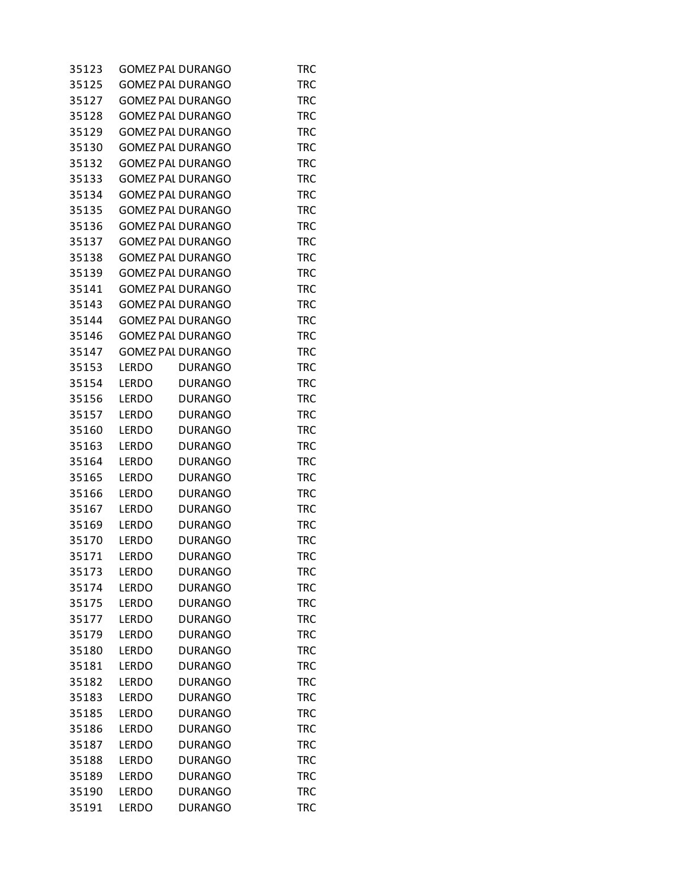| | | | |
|---|---|---|---|
| 35123 | GOMEZ PAL | DURANGO | TRC |
| 35125 | GOMEZ PAL | DURANGO | TRC |
| 35127 | GOMEZ PAL | DURANGO | TRC |
| 35128 | GOMEZ PAL | DURANGO | TRC |
| 35129 | GOMEZ PAL | DURANGO | TRC |
| 35130 | GOMEZ PAL | DURANGO | TRC |
| 35132 | GOMEZ PAL | DURANGO | TRC |
| 35133 | GOMEZ PAL | DURANGO | TRC |
| 35134 | GOMEZ PAL | DURANGO | TRC |
| 35135 | GOMEZ PAL | DURANGO | TRC |
| 35136 | GOMEZ PAL | DURANGO | TRC |
| 35137 | GOMEZ PAL | DURANGO | TRC |
| 35138 | GOMEZ PAL | DURANGO | TRC |
| 35139 | GOMEZ PAL | DURANGO | TRC |
| 35141 | GOMEZ PAL | DURANGO | TRC |
| 35143 | GOMEZ PAL | DURANGO | TRC |
| 35144 | GOMEZ PAL | DURANGO | TRC |
| 35146 | GOMEZ PAL | DURANGO | TRC |
| 35147 | GOMEZ PAL | DURANGO | TRC |
| 35153 | LERDO | DURANGO | TRC |
| 35154 | LERDO | DURANGO | TRC |
| 35156 | LERDO | DURANGO | TRC |
| 35157 | LERDO | DURANGO | TRC |
| 35160 | LERDO | DURANGO | TRC |
| 35163 | LERDO | DURANGO | TRC |
| 35164 | LERDO | DURANGO | TRC |
| 35165 | LERDO | DURANGO | TRC |
| 35166 | LERDO | DURANGO | TRC |
| 35167 | LERDO | DURANGO | TRC |
| 35169 | LERDO | DURANGO | TRC |
| 35170 | LERDO | DURANGO | TRC |
| 35171 | LERDO | DURANGO | TRC |
| 35173 | LERDO | DURANGO | TRC |
| 35174 | LERDO | DURANGO | TRC |
| 35175 | LERDO | DURANGO | TRC |
| 35177 | LERDO | DURANGO | TRC |
| 35179 | LERDO | DURANGO | TRC |
| 35180 | LERDO | DURANGO | TRC |
| 35181 | LERDO | DURANGO | TRC |
| 35182 | LERDO | DURANGO | TRC |
| 35183 | LERDO | DURANGO | TRC |
| 35185 | LERDO | DURANGO | TRC |
| 35186 | LERDO | DURANGO | TRC |
| 35187 | LERDO | DURANGO | TRC |
| 35188 | LERDO | DURANGO | TRC |
| 35189 | LERDO | DURANGO | TRC |
| 35190 | LERDO | DURANGO | TRC |
| 35191 | LERDO | DURANGO | TRC |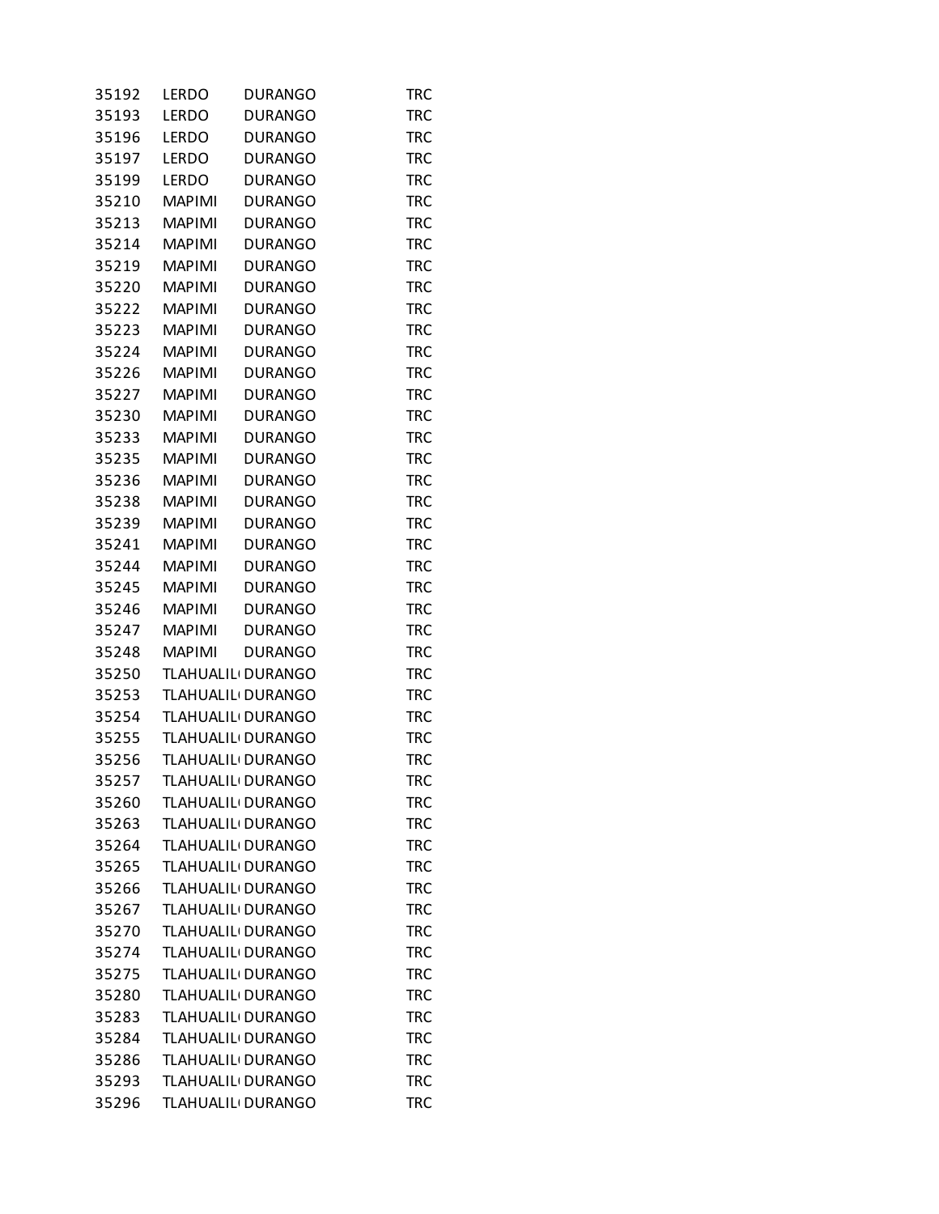| | | | |
|---|---|---|---|
| 35192 | LERDO | DURANGO | TRC |
| 35193 | LERDO | DURANGO | TRC |
| 35196 | LERDO | DURANGO | TRC |
| 35197 | LERDO | DURANGO | TRC |
| 35199 | LERDO | DURANGO | TRC |
| 35210 | MAPIMI | DURANGO | TRC |
| 35213 | MAPIMI | DURANGO | TRC |
| 35214 | MAPIMI | DURANGO | TRC |
| 35219 | MAPIMI | DURANGO | TRC |
| 35220 | MAPIMI | DURANGO | TRC |
| 35222 | MAPIMI | DURANGO | TRC |
| 35223 | MAPIMI | DURANGO | TRC |
| 35224 | MAPIMI | DURANGO | TRC |
| 35226 | MAPIMI | DURANGO | TRC |
| 35227 | MAPIMI | DURANGO | TRC |
| 35230 | MAPIMI | DURANGO | TRC |
| 35233 | MAPIMI | DURANGO | TRC |
| 35235 | MAPIMI | DURANGO | TRC |
| 35236 | MAPIMI | DURANGO | TRC |
| 35238 | MAPIMI | DURANGO | TRC |
| 35239 | MAPIMI | DURANGO | TRC |
| 35241 | MAPIMI | DURANGO | TRC |
| 35244 | MAPIMI | DURANGO | TRC |
| 35245 | MAPIMI | DURANGO | TRC |
| 35246 | MAPIMI | DURANGO | TRC |
| 35247 | MAPIMI | DURANGO | TRC |
| 35248 | MAPIMI | DURANGO | TRC |
| 35250 | TLAHUALIL | DURANGO | TRC |
| 35253 | TLAHUALIL | DURANGO | TRC |
| 35254 | TLAHUALIL | DURANGO | TRC |
| 35255 | TLAHUALIL | DURANGO | TRC |
| 35256 | TLAHUALIL | DURANGO | TRC |
| 35257 | TLAHUALIL | DURANGO | TRC |
| 35260 | TLAHUALIL | DURANGO | TRC |
| 35263 | TLAHUALIL | DURANGO | TRC |
| 35264 | TLAHUALIL | DURANGO | TRC |
| 35265 | TLAHUALIL | DURANGO | TRC |
| 35266 | TLAHUALIL | DURANGO | TRC |
| 35267 | TLAHUALIL | DURANGO | TRC |
| 35270 | TLAHUALIL | DURANGO | TRC |
| 35274 | TLAHUALIL | DURANGO | TRC |
| 35275 | TLAHUALIL | DURANGO | TRC |
| 35280 | TLAHUALIL | DURANGO | TRC |
| 35283 | TLAHUALIL | DURANGO | TRC |
| 35284 | TLAHUALIL | DURANGO | TRC |
| 35286 | TLAHUALIL | DURANGO | TRC |
| 35293 | TLAHUALIL | DURANGO | TRC |
| 35296 | TLAHUALIL | DURANGO | TRC |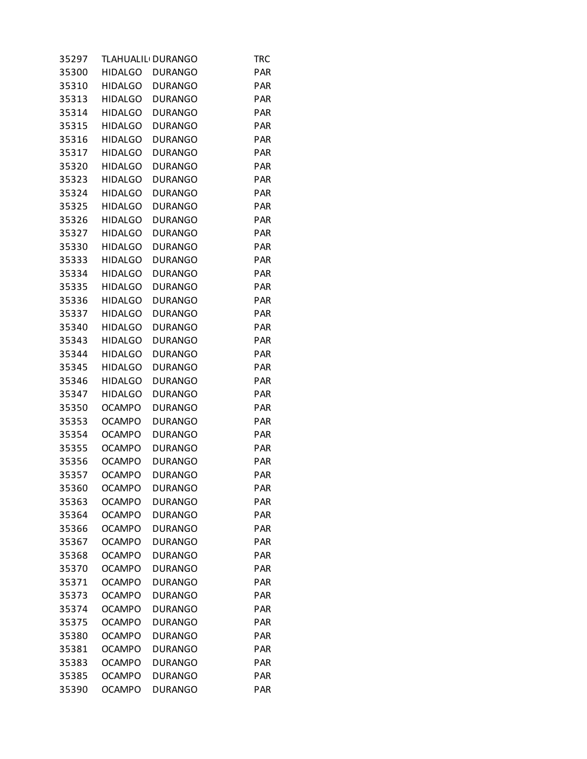| 35297 | TLAHUALIL | DURANGO | TRC |
|---|---|---|---|
| 35300 | HIDALGO | DURANGO | PAR |
| 35310 | HIDALGO | DURANGO | PAR |
| 35313 | HIDALGO | DURANGO | PAR |
| 35314 | HIDALGO | DURANGO | PAR |
| 35315 | HIDALGO | DURANGO | PAR |
| 35316 | HIDALGO | DURANGO | PAR |
| 35317 | HIDALGO | DURANGO | PAR |
| 35320 | HIDALGO | DURANGO | PAR |
| 35323 | HIDALGO | DURANGO | PAR |
| 35324 | HIDALGO | DURANGO | PAR |
| 35325 | HIDALGO | DURANGO | PAR |
| 35326 | HIDALGO | DURANGO | PAR |
| 35327 | HIDALGO | DURANGO | PAR |
| 35330 | HIDALGO | DURANGO | PAR |
| 35333 | HIDALGO | DURANGO | PAR |
| 35334 | HIDALGO | DURANGO | PAR |
| 35335 | HIDALGO | DURANGO | PAR |
| 35336 | HIDALGO | DURANGO | PAR |
| 35337 | HIDALGO | DURANGO | PAR |
| 35340 | HIDALGO | DURANGO | PAR |
| 35343 | HIDALGO | DURANGO | PAR |
| 35344 | HIDALGO | DURANGO | PAR |
| 35345 | HIDALGO | DURANGO | PAR |
| 35346 | HIDALGO | DURANGO | PAR |
| 35347 | HIDALGO | DURANGO | PAR |
| 35350 | OCAMPO | DURANGO | PAR |
| 35353 | OCAMPO | DURANGO | PAR |
| 35354 | OCAMPO | DURANGO | PAR |
| 35355 | OCAMPO | DURANGO | PAR |
| 35356 | OCAMPO | DURANGO | PAR |
| 35357 | OCAMPO | DURANGO | PAR |
| 35360 | OCAMPO | DURANGO | PAR |
| 35363 | OCAMPO | DURANGO | PAR |
| 35364 | OCAMPO | DURANGO | PAR |
| 35366 | OCAMPO | DURANGO | PAR |
| 35367 | OCAMPO | DURANGO | PAR |
| 35368 | OCAMPO | DURANGO | PAR |
| 35370 | OCAMPO | DURANGO | PAR |
| 35371 | OCAMPO | DURANGO | PAR |
| 35373 | OCAMPO | DURANGO | PAR |
| 35374 | OCAMPO | DURANGO | PAR |
| 35375 | OCAMPO | DURANGO | PAR |
| 35380 | OCAMPO | DURANGO | PAR |
| 35381 | OCAMPO | DURANGO | PAR |
| 35383 | OCAMPO | DURANGO | PAR |
| 35385 | OCAMPO | DURANGO | PAR |
| 35390 | OCAMPO | DURANGO | PAR |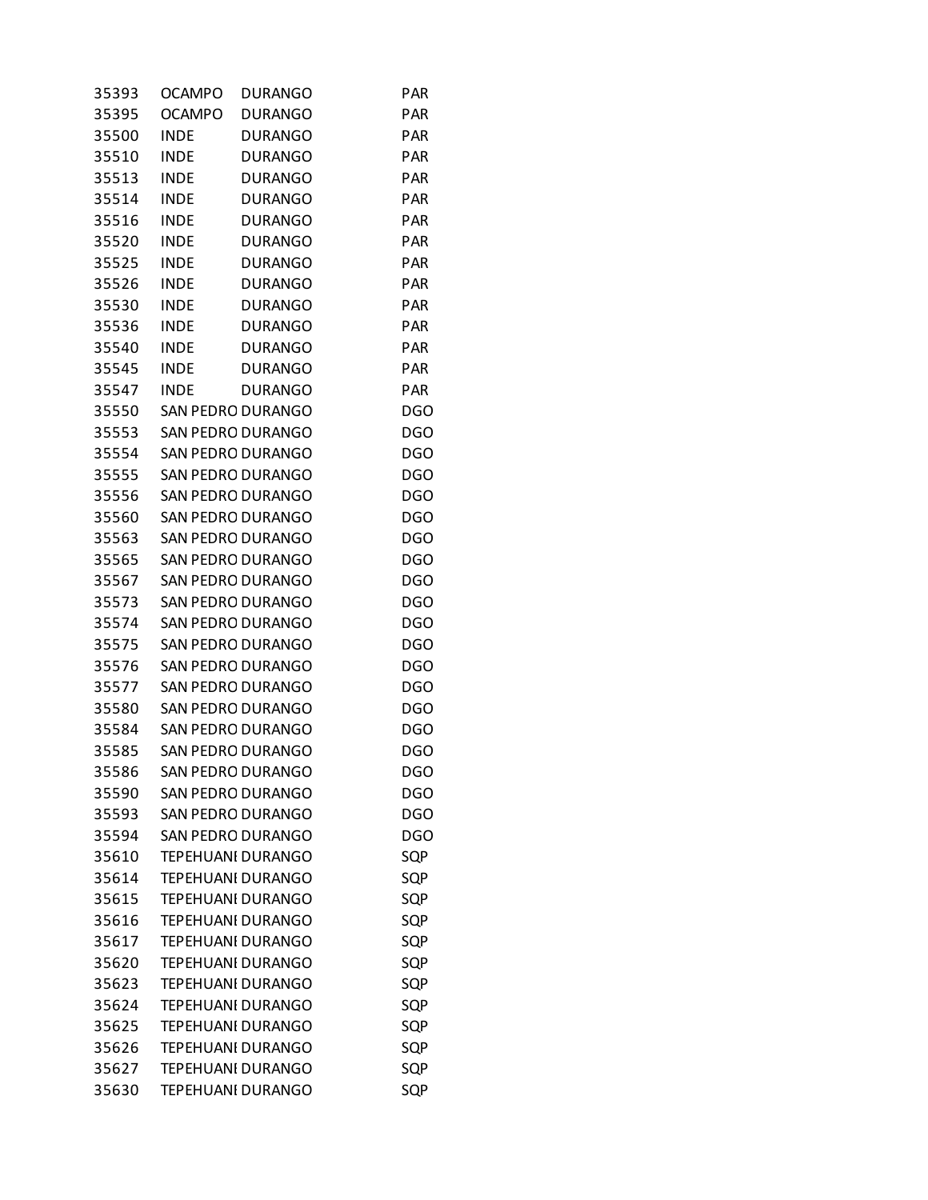| | | | |
|---|---|---|---|
| 35393 | OCAMPO | DURANGO | PAR |
| 35395 | OCAMPO | DURANGO | PAR |
| 35500 | INDE | DURANGO | PAR |
| 35510 | INDE | DURANGO | PAR |
| 35513 | INDE | DURANGO | PAR |
| 35514 | INDE | DURANGO | PAR |
| 35516 | INDE | DURANGO | PAR |
| 35520 | INDE | DURANGO | PAR |
| 35525 | INDE | DURANGO | PAR |
| 35526 | INDE | DURANGO | PAR |
| 35530 | INDE | DURANGO | PAR |
| 35536 | INDE | DURANGO | PAR |
| 35540 | INDE | DURANGO | PAR |
| 35545 | INDE | DURANGO | PAR |
| 35547 | INDE | DURANGO | PAR |
| 35550 | SAN PEDRO | DURANGO | DGO |
| 35553 | SAN PEDRO | DURANGO | DGO |
| 35554 | SAN PEDRO | DURANGO | DGO |
| 35555 | SAN PEDRO | DURANGO | DGO |
| 35556 | SAN PEDRO | DURANGO | DGO |
| 35560 | SAN PEDRO | DURANGO | DGO |
| 35563 | SAN PEDRO | DURANGO | DGO |
| 35565 | SAN PEDRO | DURANGO | DGO |
| 35567 | SAN PEDRO | DURANGO | DGO |
| 35573 | SAN PEDRO | DURANGO | DGO |
| 35574 | SAN PEDRO | DURANGO | DGO |
| 35575 | SAN PEDRO | DURANGO | DGO |
| 35576 | SAN PEDRO | DURANGO | DGO |
| 35577 | SAN PEDRO | DURANGO | DGO |
| 35580 | SAN PEDRO | DURANGO | DGO |
| 35584 | SAN PEDRO | DURANGO | DGO |
| 35585 | SAN PEDRO | DURANGO | DGO |
| 35586 | SAN PEDRO | DURANGO | DGO |
| 35590 | SAN PEDRO | DURANGO | DGO |
| 35593 | SAN PEDRO | DURANGO | DGO |
| 35594 | SAN PEDRO | DURANGO | DGO |
| 35610 | TEPEHUANI | DURANGO | SQP |
| 35614 | TEPEHUANI | DURANGO | SQP |
| 35615 | TEPEHUANI | DURANGO | SQP |
| 35616 | TEPEHUANI | DURANGO | SQP |
| 35617 | TEPEHUANI | DURANGO | SQP |
| 35620 | TEPEHUANI | DURANGO | SQP |
| 35623 | TEPEHUANI | DURANGO | SQP |
| 35624 | TEPEHUANI | DURANGO | SQP |
| 35625 | TEPEHUANI | DURANGO | SQP |
| 35626 | TEPEHUANI | DURANGO | SQP |
| 35627 | TEPEHUANI | DURANGO | SQP |
| 35630 | TEPEHUANI | DURANGO | SQP |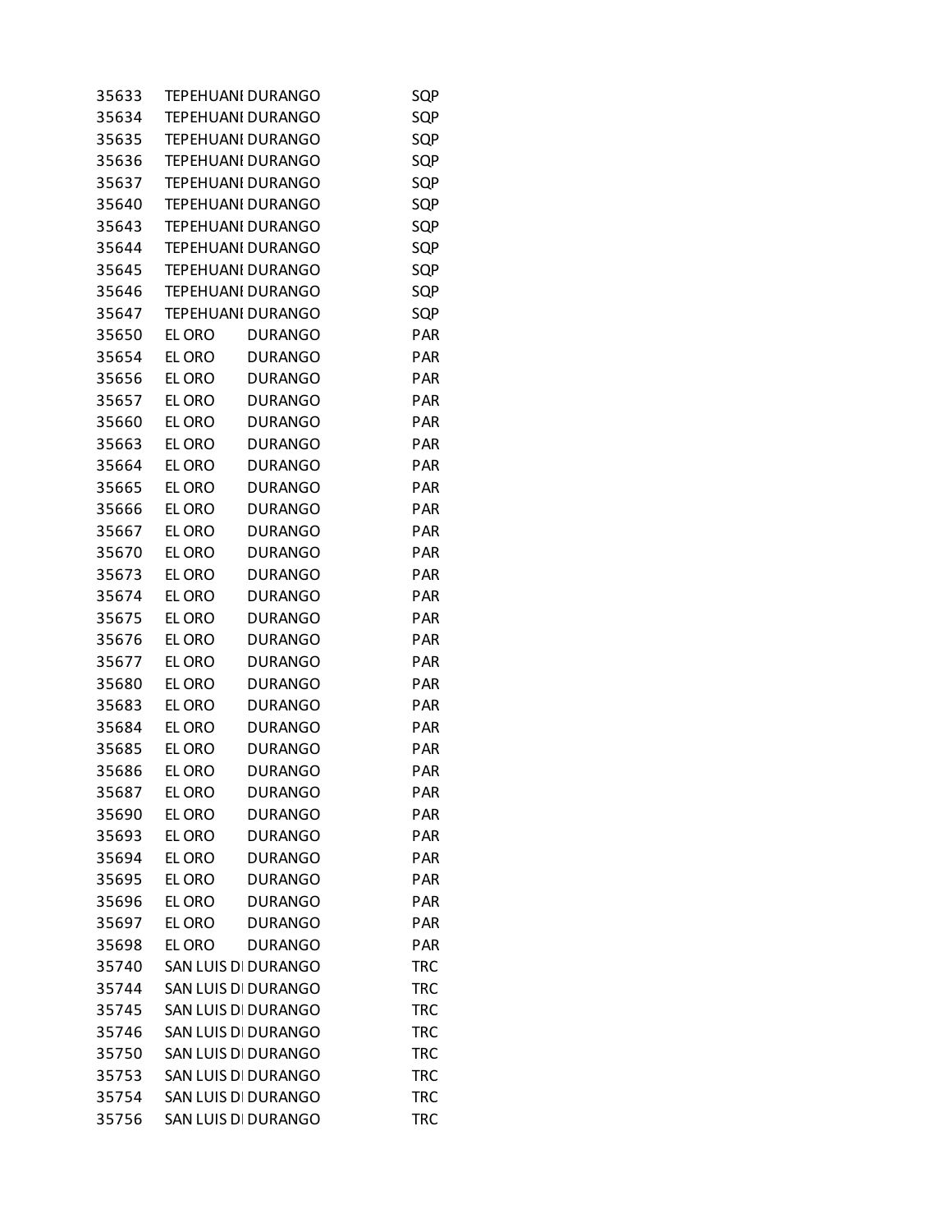| | | | |
|---|---|---|---|
| 35633 | TEPEHUANI | DURANGO | SQP |
| 35634 | TEPEHUANI | DURANGO | SQP |
| 35635 | TEPEHUANI | DURANGO | SQP |
| 35636 | TEPEHUANI | DURANGO | SQP |
| 35637 | TEPEHUANI | DURANGO | SQP |
| 35640 | TEPEHUANI | DURANGO | SQP |
| 35643 | TEPEHUANI | DURANGO | SQP |
| 35644 | TEPEHUANI | DURANGO | SQP |
| 35645 | TEPEHUANI | DURANGO | SQP |
| 35646 | TEPEHUANI | DURANGO | SQP |
| 35647 | TEPEHUANI | DURANGO | SQP |
| 35650 | EL ORO | DURANGO | PAR |
| 35654 | EL ORO | DURANGO | PAR |
| 35656 | EL ORO | DURANGO | PAR |
| 35657 | EL ORO | DURANGO | PAR |
| 35660 | EL ORO | DURANGO | PAR |
| 35663 | EL ORO | DURANGO | PAR |
| 35664 | EL ORO | DURANGO | PAR |
| 35665 | EL ORO | DURANGO | PAR |
| 35666 | EL ORO | DURANGO | PAR |
| 35667 | EL ORO | DURANGO | PAR |
| 35670 | EL ORO | DURANGO | PAR |
| 35673 | EL ORO | DURANGO | PAR |
| 35674 | EL ORO | DURANGO | PAR |
| 35675 | EL ORO | DURANGO | PAR |
| 35676 | EL ORO | DURANGO | PAR |
| 35677 | EL ORO | DURANGO | PAR |
| 35680 | EL ORO | DURANGO | PAR |
| 35683 | EL ORO | DURANGO | PAR |
| 35684 | EL ORO | DURANGO | PAR |
| 35685 | EL ORO | DURANGO | PAR |
| 35686 | EL ORO | DURANGO | PAR |
| 35687 | EL ORO | DURANGO | PAR |
| 35690 | EL ORO | DURANGO | PAR |
| 35693 | EL ORO | DURANGO | PAR |
| 35694 | EL ORO | DURANGO | PAR |
| 35695 | EL ORO | DURANGO | PAR |
| 35696 | EL ORO | DURANGO | PAR |
| 35697 | EL ORO | DURANGO | PAR |
| 35698 | EL ORO | DURANGO | PAR |
| 35740 | SAN LUIS DI | DURANGO | TRC |
| 35744 | SAN LUIS DI | DURANGO | TRC |
| 35745 | SAN LUIS DI | DURANGO | TRC |
| 35746 | SAN LUIS DI | DURANGO | TRC |
| 35750 | SAN LUIS DI | DURANGO | TRC |
| 35753 | SAN LUIS DI | DURANGO | TRC |
| 35754 | SAN LUIS DI | DURANGO | TRC |
| 35756 | SAN LUIS DI | DURANGO | TRC |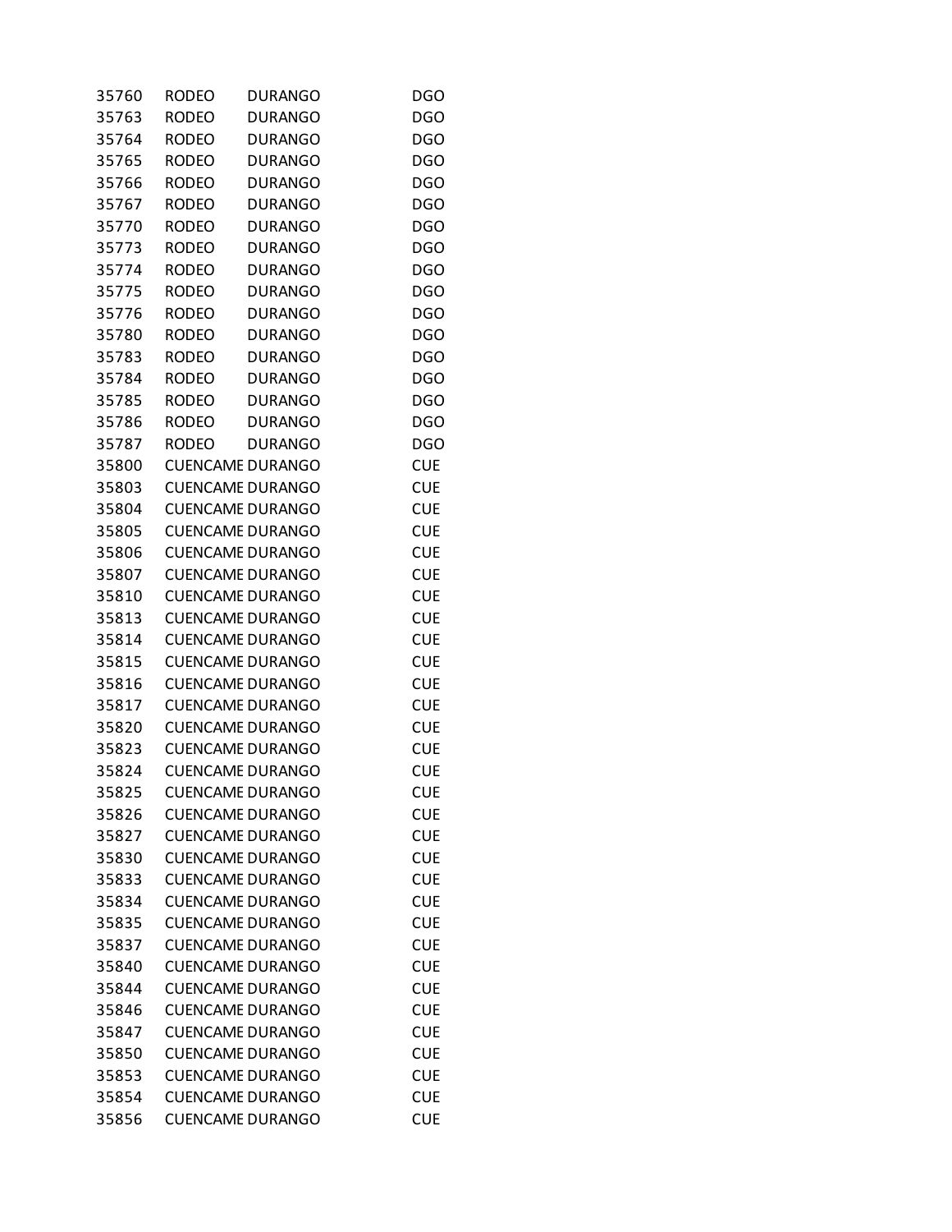| | | | |
|---|---|---|---|
| 35760 | RODEO | DURANGO | DGO |
| 35763 | RODEO | DURANGO | DGO |
| 35764 | RODEO | DURANGO | DGO |
| 35765 | RODEO | DURANGO | DGO |
| 35766 | RODEO | DURANGO | DGO |
| 35767 | RODEO | DURANGO | DGO |
| 35770 | RODEO | DURANGO | DGO |
| 35773 | RODEO | DURANGO | DGO |
| 35774 | RODEO | DURANGO | DGO |
| 35775 | RODEO | DURANGO | DGO |
| 35776 | RODEO | DURANGO | DGO |
| 35780 | RODEO | DURANGO | DGO |
| 35783 | RODEO | DURANGO | DGO |
| 35784 | RODEO | DURANGO | DGO |
| 35785 | RODEO | DURANGO | DGO |
| 35786 | RODEO | DURANGO | DGO |
| 35787 | RODEO | DURANGO | DGO |
| 35800 | CUENCAME | DURANGO | CUE |
| 35803 | CUENCAME | DURANGO | CUE |
| 35804 | CUENCAME | DURANGO | CUE |
| 35805 | CUENCAME | DURANGO | CUE |
| 35806 | CUENCAME | DURANGO | CUE |
| 35807 | CUENCAME | DURANGO | CUE |
| 35810 | CUENCAME | DURANGO | CUE |
| 35813 | CUENCAME | DURANGO | CUE |
| 35814 | CUENCAME | DURANGO | CUE |
| 35815 | CUENCAME | DURANGO | CUE |
| 35816 | CUENCAME | DURANGO | CUE |
| 35817 | CUENCAME | DURANGO | CUE |
| 35820 | CUENCAME | DURANGO | CUE |
| 35823 | CUENCAME | DURANGO | CUE |
| 35824 | CUENCAME | DURANGO | CUE |
| 35825 | CUENCAME | DURANGO | CUE |
| 35826 | CUENCAME | DURANGO | CUE |
| 35827 | CUENCAME | DURANGO | CUE |
| 35830 | CUENCAME | DURANGO | CUE |
| 35833 | CUENCAME | DURANGO | CUE |
| 35834 | CUENCAME | DURANGO | CUE |
| 35835 | CUENCAME | DURANGO | CUE |
| 35837 | CUENCAME | DURANGO | CUE |
| 35840 | CUENCAME | DURANGO | CUE |
| 35844 | CUENCAME | DURANGO | CUE |
| 35846 | CUENCAME | DURANGO | CUE |
| 35847 | CUENCAME | DURANGO | CUE |
| 35850 | CUENCAME | DURANGO | CUE |
| 35853 | CUENCAME | DURANGO | CUE |
| 35854 | CUENCAME | DURANGO | CUE |
| 35856 | CUENCAME | DURANGO | CUE |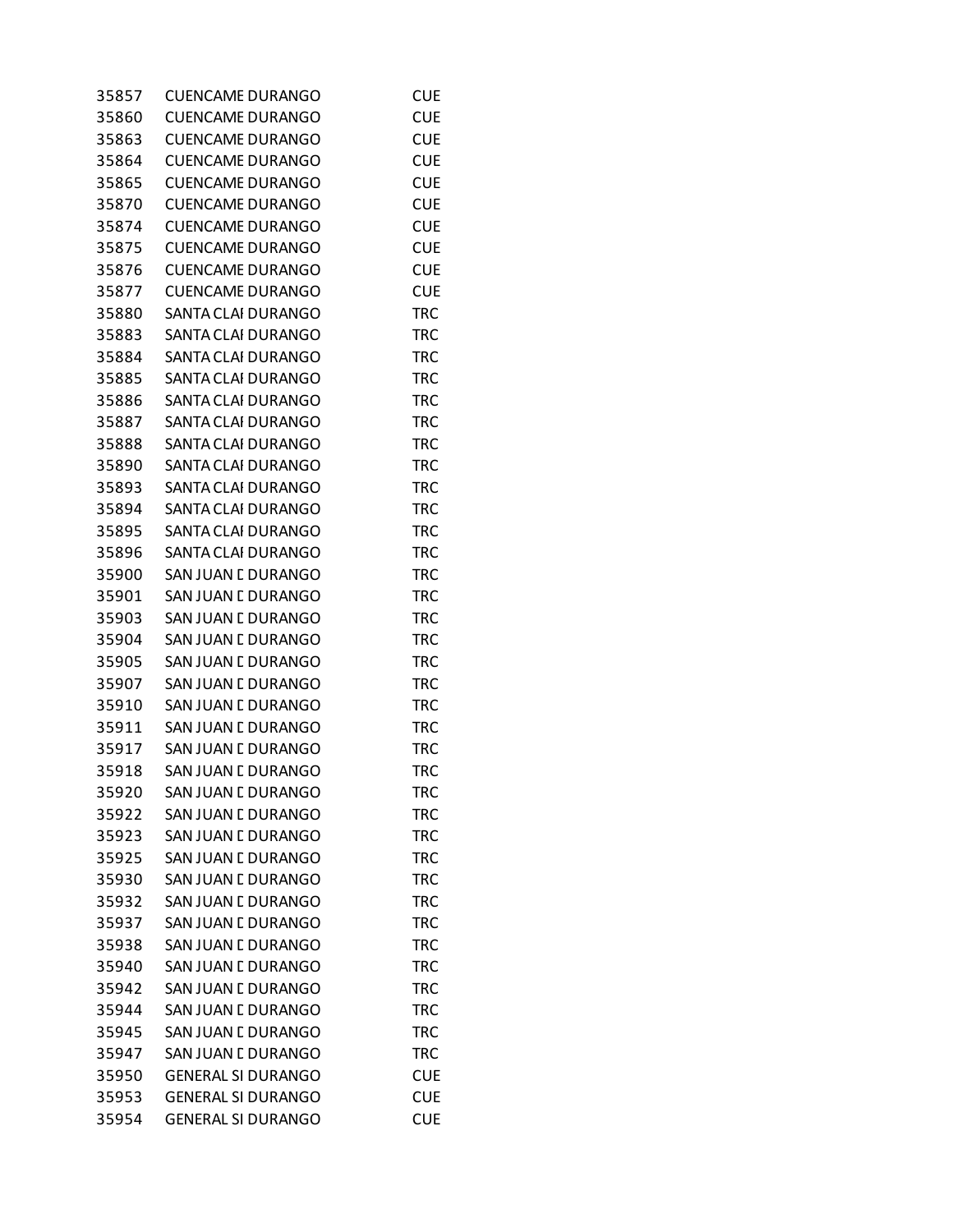| | | | |
|---|---|---|---|
| 35857 | CUENCAME | DURANGO | CUE |
| 35860 | CUENCAME | DURANGO | CUE |
| 35863 | CUENCAME | DURANGO | CUE |
| 35864 | CUENCAME | DURANGO | CUE |
| 35865 | CUENCAME | DURANGO | CUE |
| 35870 | CUENCAME | DURANGO | CUE |
| 35874 | CUENCAME | DURANGO | CUE |
| 35875 | CUENCAME | DURANGO | CUE |
| 35876 | CUENCAME | DURANGO | CUE |
| 35877 | CUENCAME | DURANGO | CUE |
| 35880 | SANTA CLAI | DURANGO | TRC |
| 35883 | SANTA CLAI | DURANGO | TRC |
| 35884 | SANTA CLAI | DURANGO | TRC |
| 35885 | SANTA CLAI | DURANGO | TRC |
| 35886 | SANTA CLAI | DURANGO | TRC |
| 35887 | SANTA CLAI | DURANGO | TRC |
| 35888 | SANTA CLAI | DURANGO | TRC |
| 35890 | SANTA CLAI | DURANGO | TRC |
| 35893 | SANTA CLAI | DURANGO | TRC |
| 35894 | SANTA CLAI | DURANGO | TRC |
| 35895 | SANTA CLAI | DURANGO | TRC |
| 35896 | SANTA CLAI | DURANGO | TRC |
| 35900 | SAN JUAN I | DURANGO | TRC |
| 35901 | SAN JUAN I | DURANGO | TRC |
| 35903 | SAN JUAN I | DURANGO | TRC |
| 35904 | SAN JUAN I | DURANGO | TRC |
| 35905 | SAN JUAN I | DURANGO | TRC |
| 35907 | SAN JUAN I | DURANGO | TRC |
| 35910 | SAN JUAN I | DURANGO | TRC |
| 35911 | SAN JUAN I | DURANGO | TRC |
| 35917 | SAN JUAN I | DURANGO | TRC |
| 35918 | SAN JUAN I | DURANGO | TRC |
| 35920 | SAN JUAN I | DURANGO | TRC |
| 35922 | SAN JUAN I | DURANGO | TRC |
| 35923 | SAN JUAN I | DURANGO | TRC |
| 35925 | SAN JUAN I | DURANGO | TRC |
| 35930 | SAN JUAN I | DURANGO | TRC |
| 35932 | SAN JUAN I | DURANGO | TRC |
| 35937 | SAN JUAN I | DURANGO | TRC |
| 35938 | SAN JUAN I | DURANGO | TRC |
| 35940 | SAN JUAN I | DURANGO | TRC |
| 35942 | SAN JUAN I | DURANGO | TRC |
| 35944 | SAN JUAN I | DURANGO | TRC |
| 35945 | SAN JUAN I | DURANGO | TRC |
| 35947 | SAN JUAN I | DURANGO | TRC |
| 35950 | GENERAL SI | DURANGO | CUE |
| 35953 | GENERAL SI | DURANGO | CUE |
| 35954 | GENERAL SI | DURANGO | CUE |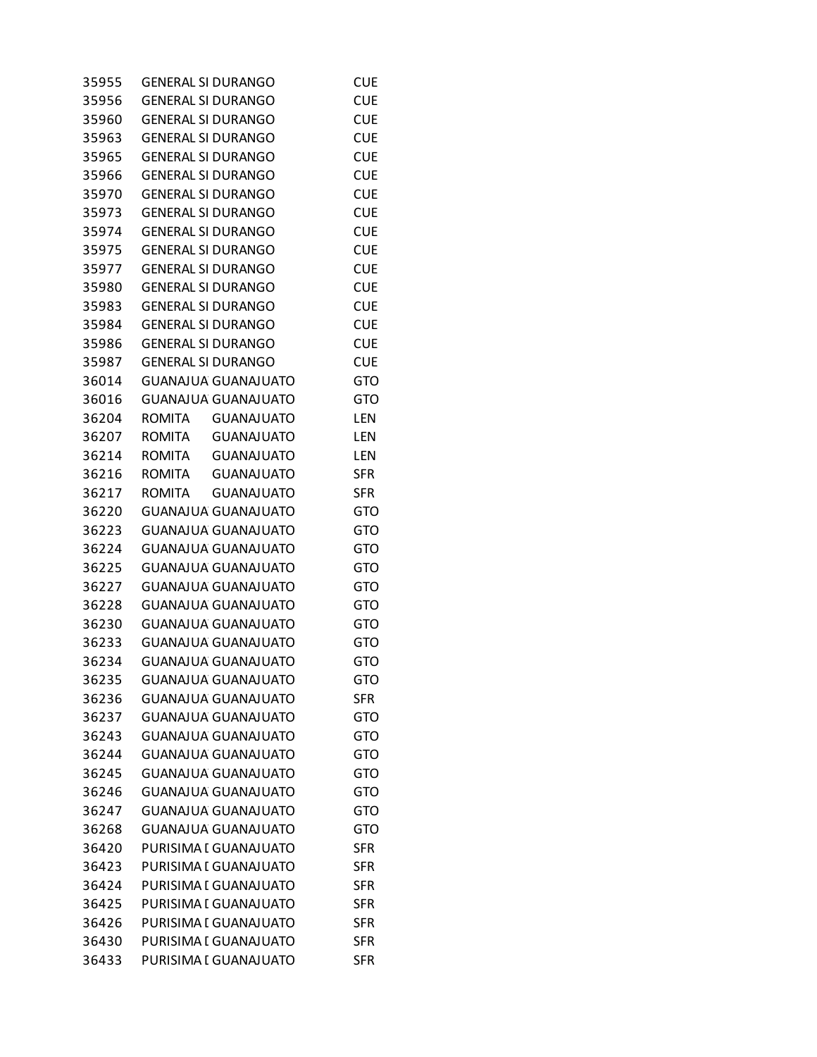| | | | |
|---|---|---|---|
| 35955 | GENERAL SI | DURANGO | CUE |
| 35956 | GENERAL SI | DURANGO | CUE |
| 35960 | GENERAL SI | DURANGO | CUE |
| 35963 | GENERAL SI | DURANGO | CUE |
| 35965 | GENERAL SI | DURANGO | CUE |
| 35966 | GENERAL SI | DURANGO | CUE |
| 35970 | GENERAL SI | DURANGO | CUE |
| 35973 | GENERAL SI | DURANGO | CUE |
| 35974 | GENERAL SI | DURANGO | CUE |
| 35975 | GENERAL SI | DURANGO | CUE |
| 35977 | GENERAL SI | DURANGO | CUE |
| 35980 | GENERAL SI | DURANGO | CUE |
| 35983 | GENERAL SI | DURANGO | CUE |
| 35984 | GENERAL SI | DURANGO | CUE |
| 35986 | GENERAL SI | DURANGO | CUE |
| 35987 | GENERAL SI | DURANGO | CUE |
| 36014 | GUANAJUA | GUANAJUATO | GTO |
| 36016 | GUANAJUA | GUANAJUATO | GTO |
| 36204 | ROMITA | GUANAJUATO | LEN |
| 36207 | ROMITA | GUANAJUATO | LEN |
| 36214 | ROMITA | GUANAJUATO | LEN |
| 36216 | ROMITA | GUANAJUATO | SFR |
| 36217 | ROMITA | GUANAJUATO | SFR |
| 36220 | GUANAJUA | GUANAJUATO | GTO |
| 36223 | GUANAJUA | GUANAJUATO | GTO |
| 36224 | GUANAJUA | GUANAJUATO | GTO |
| 36225 | GUANAJUA | GUANAJUATO | GTO |
| 36227 | GUANAJUA | GUANAJUATO | GTO |
| 36228 | GUANAJUA | GUANAJUATO | GTO |
| 36230 | GUANAJUA | GUANAJUATO | GTO |
| 36233 | GUANAJUA | GUANAJUATO | GTO |
| 36234 | GUANAJUA | GUANAJUATO | GTO |
| 36235 | GUANAJUA | GUANAJUATO | GTO |
| 36236 | GUANAJUA | GUANAJUATO | SFR |
| 36237 | GUANAJUA | GUANAJUATO | GTO |
| 36243 | GUANAJUA | GUANAJUATO | GTO |
| 36244 | GUANAJUA | GUANAJUATO | GTO |
| 36245 | GUANAJUA | GUANAJUATO | GTO |
| 36246 | GUANAJUA | GUANAJUATO | GTO |
| 36247 | GUANAJUA | GUANAJUATO | GTO |
| 36268 | GUANAJUA | GUANAJUATO | GTO |
| 36420 | PURISIMA [ | GUANAJUATO | SFR |
| 36423 | PURISIMA [ | GUANAJUATO | SFR |
| 36424 | PURISIMA [ | GUANAJUATO | SFR |
| 36425 | PURISIMA [ | GUANAJUATO | SFR |
| 36426 | PURISIMA [ | GUANAJUATO | SFR |
| 36430 | PURISIMA [ | GUANAJUATO | SFR |
| 36433 | PURISIMA [ | GUANAJUATO | SFR |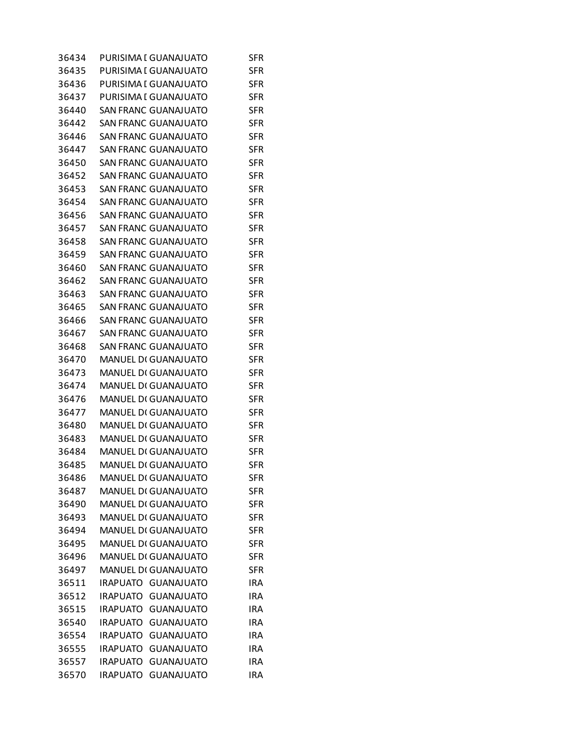| | | | |
|---|---|---|---|
| 36434 | PURISIMA [ | GUANAJUATO | SFR |
| 36435 | PURISIMA [ | GUANAJUATO | SFR |
| 36436 | PURISIMA [ | GUANAJUATO | SFR |
| 36437 | PURISIMA [ | GUANAJUATO | SFR |
| 36440 | SAN FRANC | GUANAJUATO | SFR |
| 36442 | SAN FRANC | GUANAJUATO | SFR |
| 36446 | SAN FRANC | GUANAJUATO | SFR |
| 36447 | SAN FRANC | GUANAJUATO | SFR |
| 36450 | SAN FRANC | GUANAJUATO | SFR |
| 36452 | SAN FRANC | GUANAJUATO | SFR |
| 36453 | SAN FRANC | GUANAJUATO | SFR |
| 36454 | SAN FRANC | GUANAJUATO | SFR |
| 36456 | SAN FRANC | GUANAJUATO | SFR |
| 36457 | SAN FRANC | GUANAJUATO | SFR |
| 36458 | SAN FRANC | GUANAJUATO | SFR |
| 36459 | SAN FRANC | GUANAJUATO | SFR |
| 36460 | SAN FRANC | GUANAJUATO | SFR |
| 36462 | SAN FRANC | GUANAJUATO | SFR |
| 36463 | SAN FRANC | GUANAJUATO | SFR |
| 36465 | SAN FRANC | GUANAJUATO | SFR |
| 36466 | SAN FRANC | GUANAJUATO | SFR |
| 36467 | SAN FRANC | GUANAJUATO | SFR |
| 36468 | SAN FRANC | GUANAJUATO | SFR |
| 36470 | MANUEL D( | GUANAJUATO | SFR |
| 36473 | MANUEL D( | GUANAJUATO | SFR |
| 36474 | MANUEL D( | GUANAJUATO | SFR |
| 36476 | MANUEL D( | GUANAJUATO | SFR |
| 36477 | MANUEL D( | GUANAJUATO | SFR |
| 36480 | MANUEL D( | GUANAJUATO | SFR |
| 36483 | MANUEL D( | GUANAJUATO | SFR |
| 36484 | MANUEL D( | GUANAJUATO | SFR |
| 36485 | MANUEL D( | GUANAJUATO | SFR |
| 36486 | MANUEL D( | GUANAJUATO | SFR |
| 36487 | MANUEL D( | GUANAJUATO | SFR |
| 36490 | MANUEL D( | GUANAJUATO | SFR |
| 36493 | MANUEL D( | GUANAJUATO | SFR |
| 36494 | MANUEL D( | GUANAJUATO | SFR |
| 36495 | MANUEL D( | GUANAJUATO | SFR |
| 36496 | MANUEL D( | GUANAJUATO | SFR |
| 36497 | MANUEL D( | GUANAJUATO | SFR |
| 36511 | IRAPUATO | GUANAJUATO | IRA |
| 36512 | IRAPUATO | GUANAJUATO | IRA |
| 36515 | IRAPUATO | GUANAJUATO | IRA |
| 36540 | IRAPUATO | GUANAJUATO | IRA |
| 36554 | IRAPUATO | GUANAJUATO | IRA |
| 36555 | IRAPUATO | GUANAJUATO | IRA |
| 36557 | IRAPUATO | GUANAJUATO | IRA |
| 36570 | IRAPUATO | GUANAJUATO | IRA |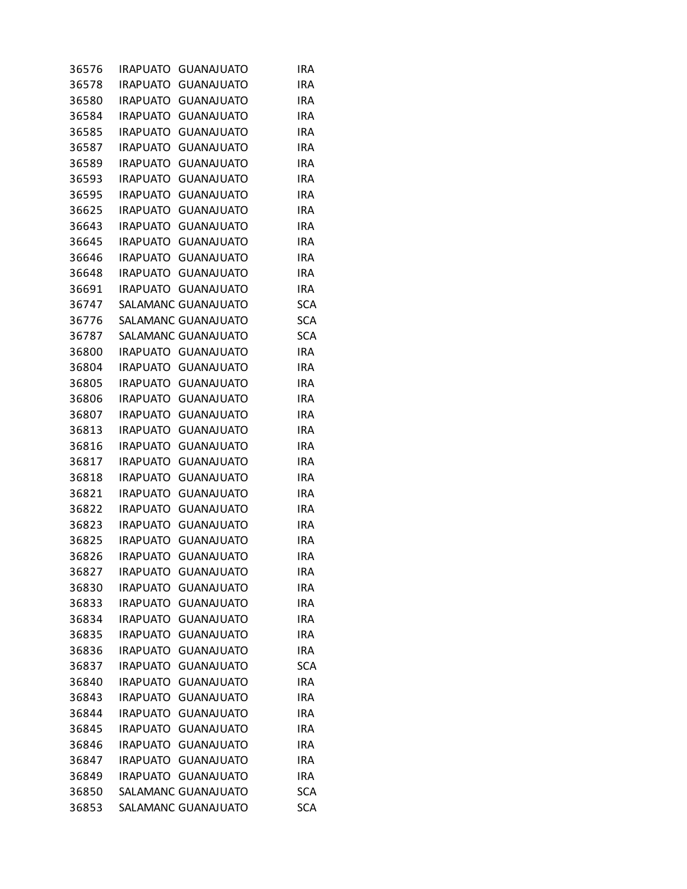| | | | |
|---|---|---|---|
| 36576 | IRAPUATO | GUANAJUATO | IRA |
| 36578 | IRAPUATO | GUANAJUATO | IRA |
| 36580 | IRAPUATO | GUANAJUATO | IRA |
| 36584 | IRAPUATO | GUANAJUATO | IRA |
| 36585 | IRAPUATO | GUANAJUATO | IRA |
| 36587 | IRAPUATO | GUANAJUATO | IRA |
| 36589 | IRAPUATO | GUANAJUATO | IRA |
| 36593 | IRAPUATO | GUANAJUATO | IRA |
| 36595 | IRAPUATO | GUANAJUATO | IRA |
| 36625 | IRAPUATO | GUANAJUATO | IRA |
| 36643 | IRAPUATO | GUANAJUATO | IRA |
| 36645 | IRAPUATO | GUANAJUATO | IRA |
| 36646 | IRAPUATO | GUANAJUATO | IRA |
| 36648 | IRAPUATO | GUANAJUATO | IRA |
| 36691 | IRAPUATO | GUANAJUATO | IRA |
| 36747 | SALAMANC | GUANAJUATO | SCA |
| 36776 | SALAMANC | GUANAJUATO | SCA |
| 36787 | SALAMANC | GUANAJUATO | SCA |
| 36800 | IRAPUATO | GUANAJUATO | IRA |
| 36804 | IRAPUATO | GUANAJUATO | IRA |
| 36805 | IRAPUATO | GUANAJUATO | IRA |
| 36806 | IRAPUATO | GUANAJUATO | IRA |
| 36807 | IRAPUATO | GUANAJUATO | IRA |
| 36813 | IRAPUATO | GUANAJUATO | IRA |
| 36816 | IRAPUATO | GUANAJUATO | IRA |
| 36817 | IRAPUATO | GUANAJUATO | IRA |
| 36818 | IRAPUATO | GUANAJUATO | IRA |
| 36821 | IRAPUATO | GUANAJUATO | IRA |
| 36822 | IRAPUATO | GUANAJUATO | IRA |
| 36823 | IRAPUATO | GUANAJUATO | IRA |
| 36825 | IRAPUATO | GUANAJUATO | IRA |
| 36826 | IRAPUATO | GUANAJUATO | IRA |
| 36827 | IRAPUATO | GUANAJUATO | IRA |
| 36830 | IRAPUATO | GUANAJUATO | IRA |
| 36833 | IRAPUATO | GUANAJUATO | IRA |
| 36834 | IRAPUATO | GUANAJUATO | IRA |
| 36835 | IRAPUATO | GUANAJUATO | IRA |
| 36836 | IRAPUATO | GUANAJUATO | IRA |
| 36837 | IRAPUATO | GUANAJUATO | SCA |
| 36840 | IRAPUATO | GUANAJUATO | IRA |
| 36843 | IRAPUATO | GUANAJUATO | IRA |
| 36844 | IRAPUATO | GUANAJUATO | IRA |
| 36845 | IRAPUATO | GUANAJUATO | IRA |
| 36846 | IRAPUATO | GUANAJUATO | IRA |
| 36847 | IRAPUATO | GUANAJUATO | IRA |
| 36849 | IRAPUATO | GUANAJUATO | IRA |
| 36850 | SALAMANC | GUANAJUATO | SCA |
| 36853 | SALAMANC | GUANAJUATO | SCA |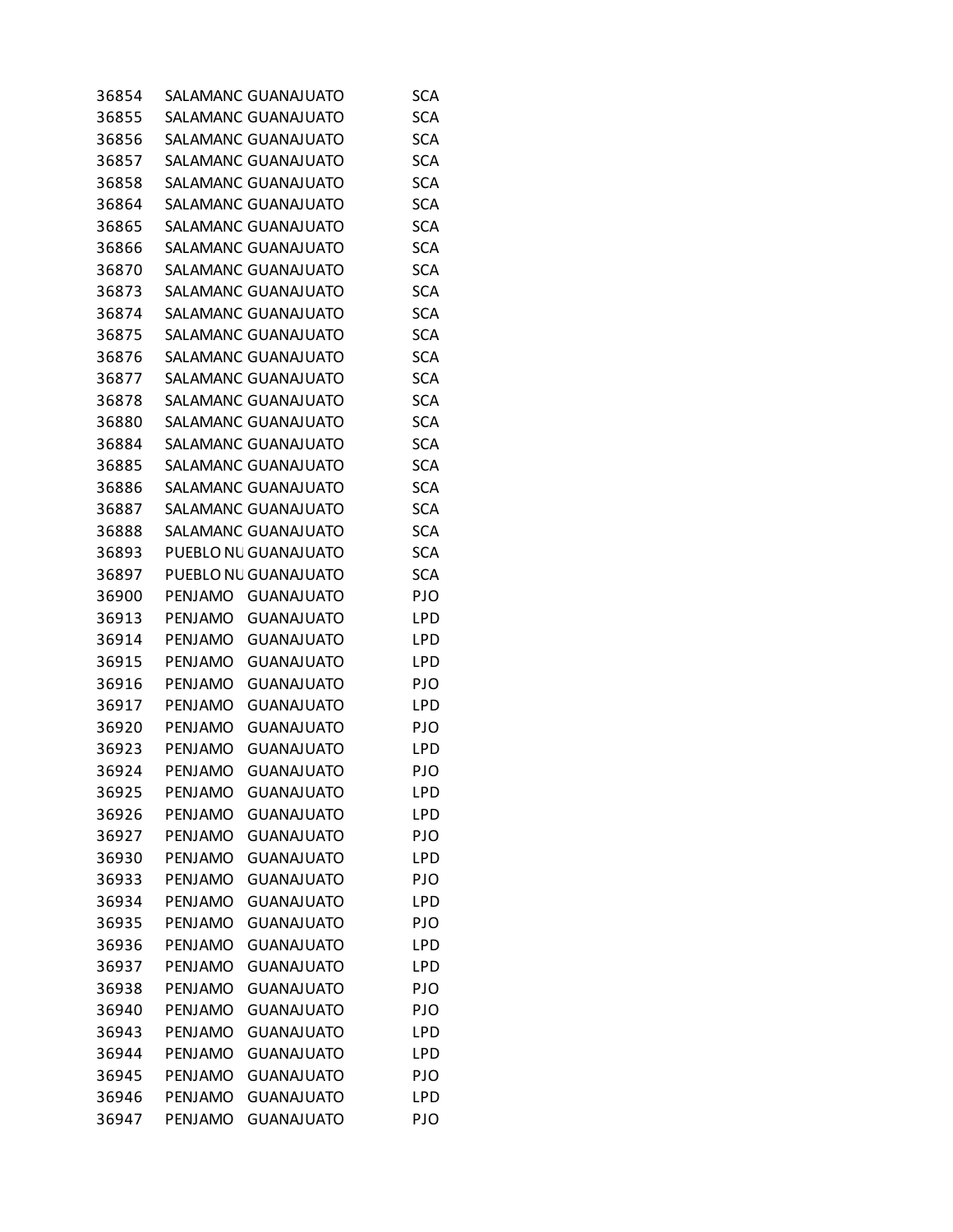| | | | |
|---|---|---|---|
| 36854 | SALAMANC | GUANAJUATO | SCA |
| 36855 | SALAMANC | GUANAJUATO | SCA |
| 36856 | SALAMANC | GUANAJUATO | SCA |
| 36857 | SALAMANC | GUANAJUATO | SCA |
| 36858 | SALAMANC | GUANAJUATO | SCA |
| 36864 | SALAMANC | GUANAJUATO | SCA |
| 36865 | SALAMANC | GUANAJUATO | SCA |
| 36866 | SALAMANC | GUANAJUATO | SCA |
| 36870 | SALAMANC | GUANAJUATO | SCA |
| 36873 | SALAMANC | GUANAJUATO | SCA |
| 36874 | SALAMANC | GUANAJUATO | SCA |
| 36875 | SALAMANC | GUANAJUATO | SCA |
| 36876 | SALAMANC | GUANAJUATO | SCA |
| 36877 | SALAMANC | GUANAJUATO | SCA |
| 36878 | SALAMANC | GUANAJUATO | SCA |
| 36880 | SALAMANC | GUANAJUATO | SCA |
| 36884 | SALAMANC | GUANAJUATO | SCA |
| 36885 | SALAMANC | GUANAJUATO | SCA |
| 36886 | SALAMANC | GUANAJUATO | SCA |
| 36887 | SALAMANC | GUANAJUATO | SCA |
| 36888 | SALAMANC | GUANAJUATO | SCA |
| 36893 | PUEBLO NU | GUANAJUATO | SCA |
| 36897 | PUEBLO NU | GUANAJUATO | SCA |
| 36900 | PENJAMO | GUANAJUATO | PJO |
| 36913 | PENJAMO | GUANAJUATO | LPD |
| 36914 | PENJAMO | GUANAJUATO | LPD |
| 36915 | PENJAMO | GUANAJUATO | LPD |
| 36916 | PENJAMO | GUANAJUATO | PJO |
| 36917 | PENJAMO | GUANAJUATO | LPD |
| 36920 | PENJAMO | GUANAJUATO | PJO |
| 36923 | PENJAMO | GUANAJUATO | LPD |
| 36924 | PENJAMO | GUANAJUATO | PJO |
| 36925 | PENJAMO | GUANAJUATO | LPD |
| 36926 | PENJAMO | GUANAJUATO | LPD |
| 36927 | PENJAMO | GUANAJUATO | PJO |
| 36930 | PENJAMO | GUANAJUATO | LPD |
| 36933 | PENJAMO | GUANAJUATO | PJO |
| 36934 | PENJAMO | GUANAJUATO | LPD |
| 36935 | PENJAMO | GUANAJUATO | PJO |
| 36936 | PENJAMO | GUANAJUATO | LPD |
| 36937 | PENJAMO | GUANAJUATO | LPD |
| 36938 | PENJAMO | GUANAJUATO | PJO |
| 36940 | PENJAMO | GUANAJUATO | PJO |
| 36943 | PENJAMO | GUANAJUATO | LPD |
| 36944 | PENJAMO | GUANAJUATO | LPD |
| 36945 | PENJAMO | GUANAJUATO | PJO |
| 36946 | PENJAMO | GUANAJUATO | LPD |
| 36947 | PENJAMO | GUANAJUATO | PJO |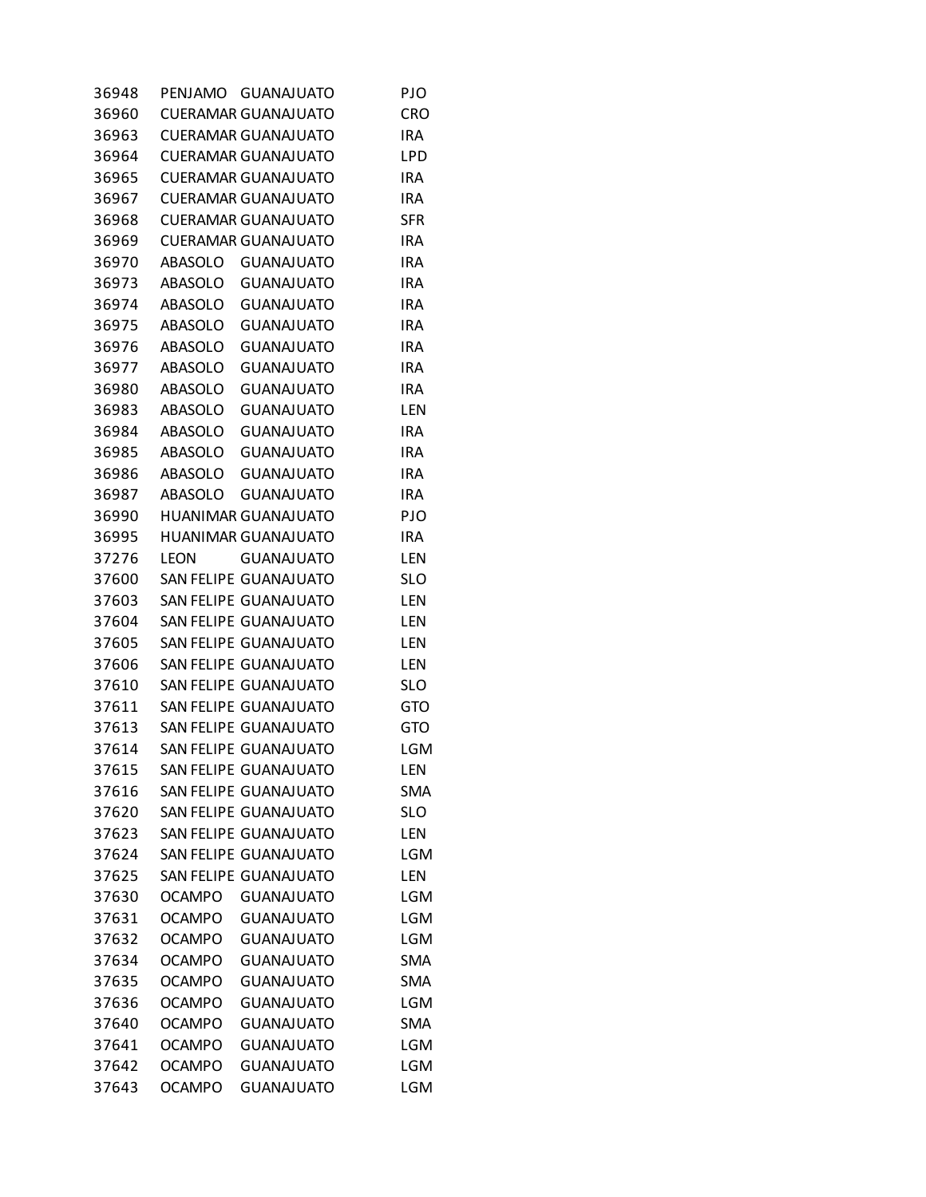| | | | |
|---|---|---|---|
| 36948 | PENJAMO | GUANAJUATO | PJO |
| 36960 | CUERAMAR | GUANAJUATO | CRO |
| 36963 | CUERAMAR | GUANAJUATO | IRA |
| 36964 | CUERAMAR | GUANAJUATO | LPD |
| 36965 | CUERAMAR | GUANAJUATO | IRA |
| 36967 | CUERAMAR | GUANAJUATO | IRA |
| 36968 | CUERAMAR | GUANAJUATO | SFR |
| 36969 | CUERAMAR | GUANAJUATO | IRA |
| 36970 | ABASOLO | GUANAJUATO | IRA |
| 36973 | ABASOLO | GUANAJUATO | IRA |
| 36974 | ABASOLO | GUANAJUATO | IRA |
| 36975 | ABASOLO | GUANAJUATO | IRA |
| 36976 | ABASOLO | GUANAJUATO | IRA |
| 36977 | ABASOLO | GUANAJUATO | IRA |
| 36980 | ABASOLO | GUANAJUATO | IRA |
| 36983 | ABASOLO | GUANAJUATO | LEN |
| 36984 | ABASOLO | GUANAJUATO | IRA |
| 36985 | ABASOLO | GUANAJUATO | IRA |
| 36986 | ABASOLO | GUANAJUATO | IRA |
| 36987 | ABASOLO | GUANAJUATO | IRA |
| 36990 | HUANIMAR | GUANAJUATO | PJO |
| 36995 | HUANIMAR | GUANAJUATO | IRA |
| 37276 | LEON | GUANAJUATO | LEN |
| 37600 | SAN FELIPE | GUANAJUATO | SLO |
| 37603 | SAN FELIPE | GUANAJUATO | LEN |
| 37604 | SAN FELIPE | GUANAJUATO | LEN |
| 37605 | SAN FELIPE | GUANAJUATO | LEN |
| 37606 | SAN FELIPE | GUANAJUATO | LEN |
| 37610 | SAN FELIPE | GUANAJUATO | SLO |
| 37611 | SAN FELIPE | GUANAJUATO | GTO |
| 37613 | SAN FELIPE | GUANAJUATO | GTO |
| 37614 | SAN FELIPE | GUANAJUATO | LGM |
| 37615 | SAN FELIPE | GUANAJUATO | LEN |
| 37616 | SAN FELIPE | GUANAJUATO | SMA |
| 37620 | SAN FELIPE | GUANAJUATO | SLO |
| 37623 | SAN FELIPE | GUANAJUATO | LEN |
| 37624 | SAN FELIPE | GUANAJUATO | LGM |
| 37625 | SAN FELIPE | GUANAJUATO | LEN |
| 37630 | OCAMPO | GUANAJUATO | LGM |
| 37631 | OCAMPO | GUANAJUATO | LGM |
| 37632 | OCAMPO | GUANAJUATO | LGM |
| 37634 | OCAMPO | GUANAJUATO | SMA |
| 37635 | OCAMPO | GUANAJUATO | SMA |
| 37636 | OCAMPO | GUANAJUATO | LGM |
| 37640 | OCAMPO | GUANAJUATO | SMA |
| 37641 | OCAMPO | GUANAJUATO | LGM |
| 37642 | OCAMPO | GUANAJUATO | LGM |
| 37643 | OCAMPO | GUANAJUATO | LGM |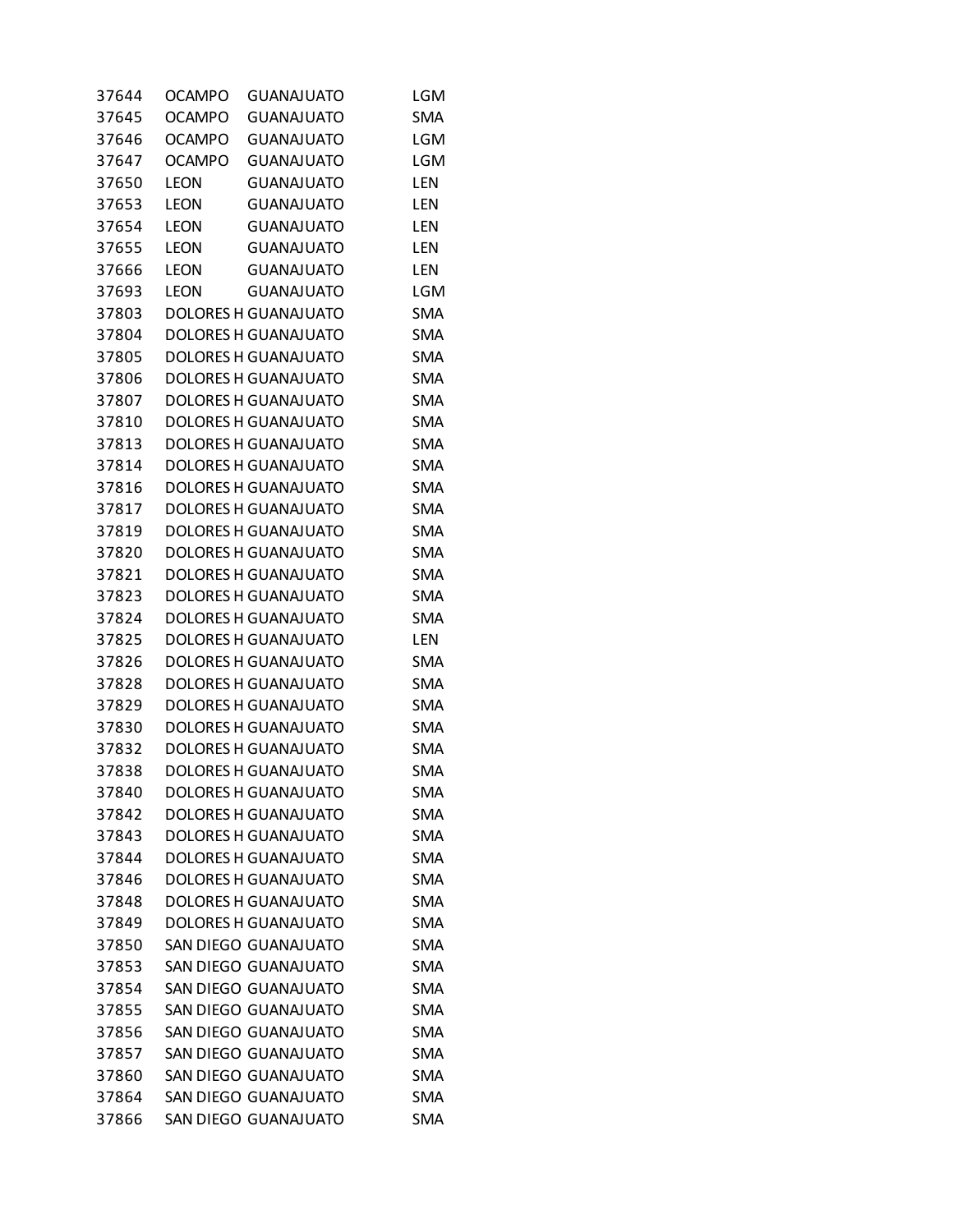| | | | |
|---|---|---|---|
| 37644 | OCAMPO | GUANAJUATO | LGM |
| 37645 | OCAMPO | GUANAJUATO | SMA |
| 37646 | OCAMPO | GUANAJUATO | LGM |
| 37647 | OCAMPO | GUANAJUATO | LGM |
| 37650 | LEON | GUANAJUATO | LEN |
| 37653 | LEON | GUANAJUATO | LEN |
| 37654 | LEON | GUANAJUATO | LEN |
| 37655 | LEON | GUANAJUATO | LEN |
| 37666 | LEON | GUANAJUATO | LEN |
| 37693 | LEON | GUANAJUATO | LGM |
| 37803 | DOLORES H | GUANAJUATO | SMA |
| 37804 | DOLORES H | GUANAJUATO | SMA |
| 37805 | DOLORES H | GUANAJUATO | SMA |
| 37806 | DOLORES H | GUANAJUATO | SMA |
| 37807 | DOLORES H | GUANAJUATO | SMA |
| 37810 | DOLORES H | GUANAJUATO | SMA |
| 37813 | DOLORES H | GUANAJUATO | SMA |
| 37814 | DOLORES H | GUANAJUATO | SMA |
| 37816 | DOLORES H | GUANAJUATO | SMA |
| 37817 | DOLORES H | GUANAJUATO | SMA |
| 37819 | DOLORES H | GUANAJUATO | SMA |
| 37820 | DOLORES H | GUANAJUATO | SMA |
| 37821 | DOLORES H | GUANAJUATO | SMA |
| 37823 | DOLORES H | GUANAJUATO | SMA |
| 37824 | DOLORES H | GUANAJUATO | SMA |
| 37825 | DOLORES H | GUANAJUATO | LEN |
| 37826 | DOLORES H | GUANAJUATO | SMA |
| 37828 | DOLORES H | GUANAJUATO | SMA |
| 37829 | DOLORES H | GUANAJUATO | SMA |
| 37830 | DOLORES H | GUANAJUATO | SMA |
| 37832 | DOLORES H | GUANAJUATO | SMA |
| 37838 | DOLORES H | GUANAJUATO | SMA |
| 37840 | DOLORES H | GUANAJUATO | SMA |
| 37842 | DOLORES H | GUANAJUATO | SMA |
| 37843 | DOLORES H | GUANAJUATO | SMA |
| 37844 | DOLORES H | GUANAJUATO | SMA |
| 37846 | DOLORES H | GUANAJUATO | SMA |
| 37848 | DOLORES H | GUANAJUATO | SMA |
| 37849 | DOLORES H | GUANAJUATO | SMA |
| 37850 | SAN DIEGO | GUANAJUATO | SMA |
| 37853 | SAN DIEGO | GUANAJUATO | SMA |
| 37854 | SAN DIEGO | GUANAJUATO | SMA |
| 37855 | SAN DIEGO | GUANAJUATO | SMA |
| 37856 | SAN DIEGO | GUANAJUATO | SMA |
| 37857 | SAN DIEGO | GUANAJUATO | SMA |
| 37860 | SAN DIEGO | GUANAJUATO | SMA |
| 37864 | SAN DIEGO | GUANAJUATO | SMA |
| 37866 | SAN DIEGO | GUANAJUATO | SMA |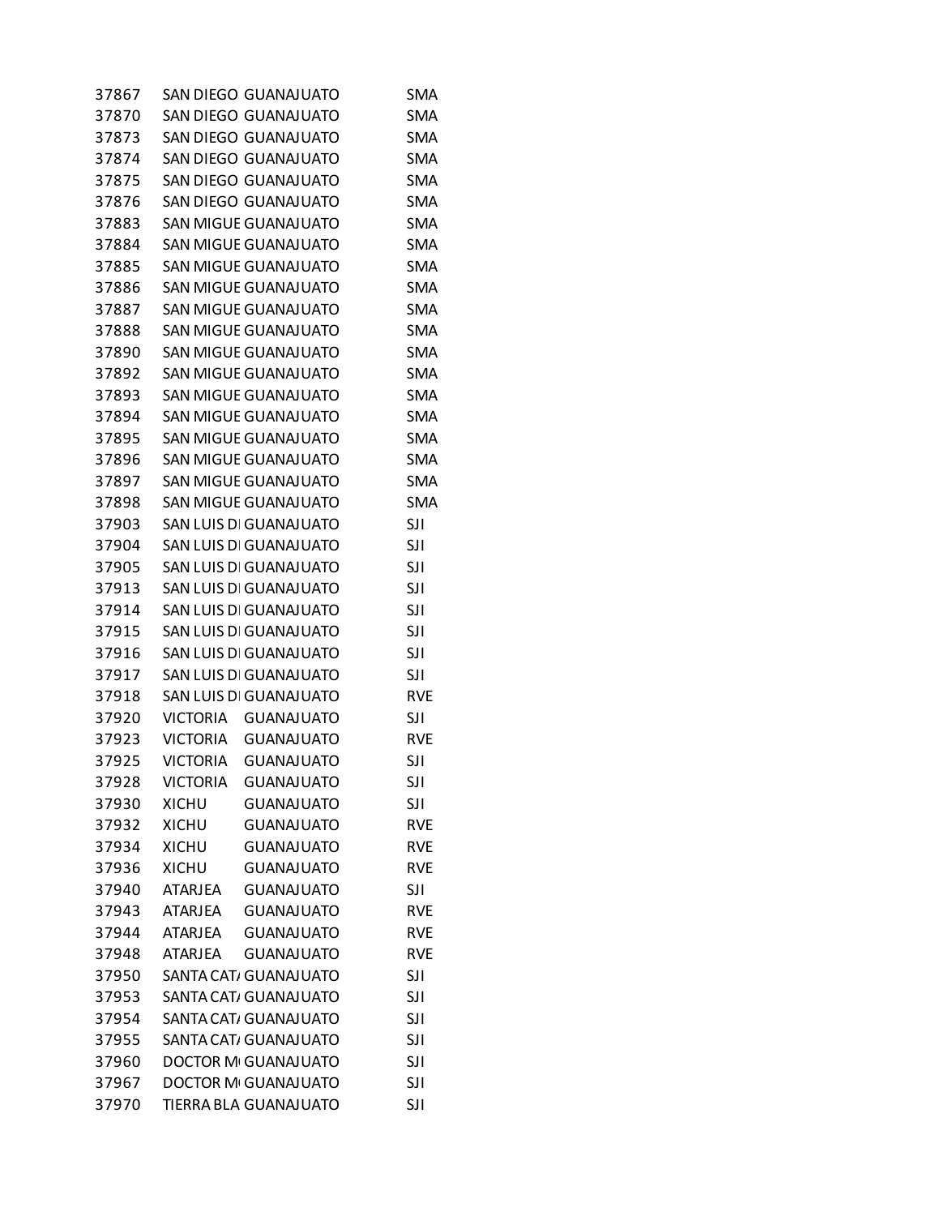| | | | |
|---|---|---|---|
| 37867 | SAN DIEGO | GUANAJUATO | SMA |
| 37870 | SAN DIEGO | GUANAJUATO | SMA |
| 37873 | SAN DIEGO | GUANAJUATO | SMA |
| 37874 | SAN DIEGO | GUANAJUATO | SMA |
| 37875 | SAN DIEGO | GUANAJUATO | SMA |
| 37876 | SAN DIEGO | GUANAJUATO | SMA |
| 37883 | SAN MIGUE | GUANAJUATO | SMA |
| 37884 | SAN MIGUE | GUANAJUATO | SMA |
| 37885 | SAN MIGUE | GUANAJUATO | SMA |
| 37886 | SAN MIGUE | GUANAJUATO | SMA |
| 37887 | SAN MIGUE | GUANAJUATO | SMA |
| 37888 | SAN MIGUE | GUANAJUATO | SMA |
| 37890 | SAN MIGUE | GUANAJUATO | SMA |
| 37892 | SAN MIGUE | GUANAJUATO | SMA |
| 37893 | SAN MIGUE | GUANAJUATO | SMA |
| 37894 | SAN MIGUE | GUANAJUATO | SMA |
| 37895 | SAN MIGUE | GUANAJUATO | SMA |
| 37896 | SAN MIGUE | GUANAJUATO | SMA |
| 37897 | SAN MIGUE | GUANAJUATO | SMA |
| 37898 | SAN MIGUE | GUANAJUATO | SMA |
| 37903 | SAN LUIS DI | GUANAJUATO | SJI |
| 37904 | SAN LUIS DI | GUANAJUATO | SJI |
| 37905 | SAN LUIS DI | GUANAJUATO | SJI |
| 37913 | SAN LUIS DI | GUANAJUATO | SJI |
| 37914 | SAN LUIS DI | GUANAJUATO | SJI |
| 37915 | SAN LUIS DI | GUANAJUATO | SJI |
| 37916 | SAN LUIS DI | GUANAJUATO | SJI |
| 37917 | SAN LUIS DI | GUANAJUATO | SJI |
| 37918 | SAN LUIS DI | GUANAJUATO | RVE |
| 37920 | VICTORIA | GUANAJUATO | SJI |
| 37923 | VICTORIA | GUANAJUATO | RVE |
| 37925 | VICTORIA | GUANAJUATO | SJI |
| 37928 | VICTORIA | GUANAJUATO | SJI |
| 37930 | XICHU | GUANAJUATO | SJI |
| 37932 | XICHU | GUANAJUATO | RVE |
| 37934 | XICHU | GUANAJUATO | RVE |
| 37936 | XICHU | GUANAJUATO | RVE |
| 37940 | ATARJEA | GUANAJUATO | SJI |
| 37943 | ATARJEA | GUANAJUATO | RVE |
| 37944 | ATARJEA | GUANAJUATO | RVE |
| 37948 | ATARJEA | GUANAJUATO | RVE |
| 37950 | SANTA CAT/ | GUANAJUATO | SJI |
| 37953 | SANTA CAT/ | GUANAJUATO | SJI |
| 37954 | SANTA CAT/ | GUANAJUATO | SJI |
| 37955 | SANTA CAT/ | GUANAJUATO | SJI |
| 37960 | DOCTOR M | GUANAJUATO | SJI |
| 37967 | DOCTOR M | GUANAJUATO | SJI |
| 37970 | TIERRA BLA | GUANAJUATO | SJI |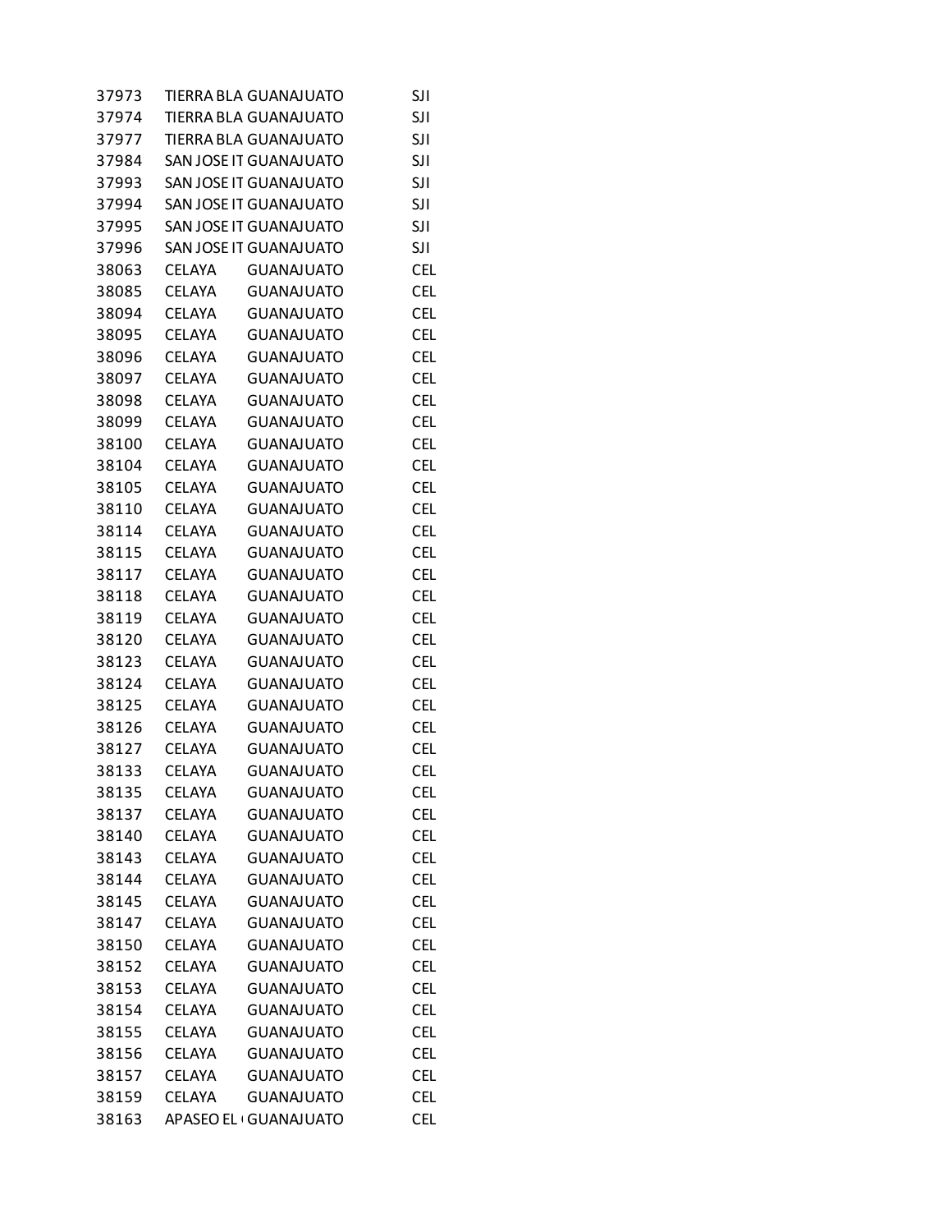| | | | |
|---|---|---|---|
| 37973 | TIERRA BLA | GUANAJUATO | SJI |
| 37974 | TIERRA BLA | GUANAJUATO | SJI |
| 37977 | TIERRA BLA | GUANAJUATO | SJI |
| 37984 | SAN JOSE IT | GUANAJUATO | SJI |
| 37993 | SAN JOSE IT | GUANAJUATO | SJI |
| 37994 | SAN JOSE IT | GUANAJUATO | SJI |
| 37995 | SAN JOSE IT | GUANAJUATO | SJI |
| 37996 | SAN JOSE IT | GUANAJUATO | SJI |
| 38063 | CELAYA | GUANAJUATO | CEL |
| 38085 | CELAYA | GUANAJUATO | CEL |
| 38094 | CELAYA | GUANAJUATO | CEL |
| 38095 | CELAYA | GUANAJUATO | CEL |
| 38096 | CELAYA | GUANAJUATO | CEL |
| 38097 | CELAYA | GUANAJUATO | CEL |
| 38098 | CELAYA | GUANAJUATO | CEL |
| 38099 | CELAYA | GUANAJUATO | CEL |
| 38100 | CELAYA | GUANAJUATO | CEL |
| 38104 | CELAYA | GUANAJUATO | CEL |
| 38105 | CELAYA | GUANAJUATO | CEL |
| 38110 | CELAYA | GUANAJUATO | CEL |
| 38114 | CELAYA | GUANAJUATO | CEL |
| 38115 | CELAYA | GUANAJUATO | CEL |
| 38117 | CELAYA | GUANAJUATO | CEL |
| 38118 | CELAYA | GUANAJUATO | CEL |
| 38119 | CELAYA | GUANAJUATO | CEL |
| 38120 | CELAYA | GUANAJUATO | CEL |
| 38123 | CELAYA | GUANAJUATO | CEL |
| 38124 | CELAYA | GUANAJUATO | CEL |
| 38125 | CELAYA | GUANAJUATO | CEL |
| 38126 | CELAYA | GUANAJUATO | CEL |
| 38127 | CELAYA | GUANAJUATO | CEL |
| 38133 | CELAYA | GUANAJUATO | CEL |
| 38135 | CELAYA | GUANAJUATO | CEL |
| 38137 | CELAYA | GUANAJUATO | CEL |
| 38140 | CELAYA | GUANAJUATO | CEL |
| 38143 | CELAYA | GUANAJUATO | CEL |
| 38144 | CELAYA | GUANAJUATO | CEL |
| 38145 | CELAYA | GUANAJUATO | CEL |
| 38147 | CELAYA | GUANAJUATO | CEL |
| 38150 | CELAYA | GUANAJUATO | CEL |
| 38152 | CELAYA | GUANAJUATO | CEL |
| 38153 | CELAYA | GUANAJUATO | CEL |
| 38154 | CELAYA | GUANAJUATO | CEL |
| 38155 | CELAYA | GUANAJUATO | CEL |
| 38156 | CELAYA | GUANAJUATO | CEL |
| 38157 | CELAYA | GUANAJUATO | CEL |
| 38159 | CELAYA | GUANAJUATO | CEL |
| 38163 | APASEO EL ( | GUANAJUATO | CEL |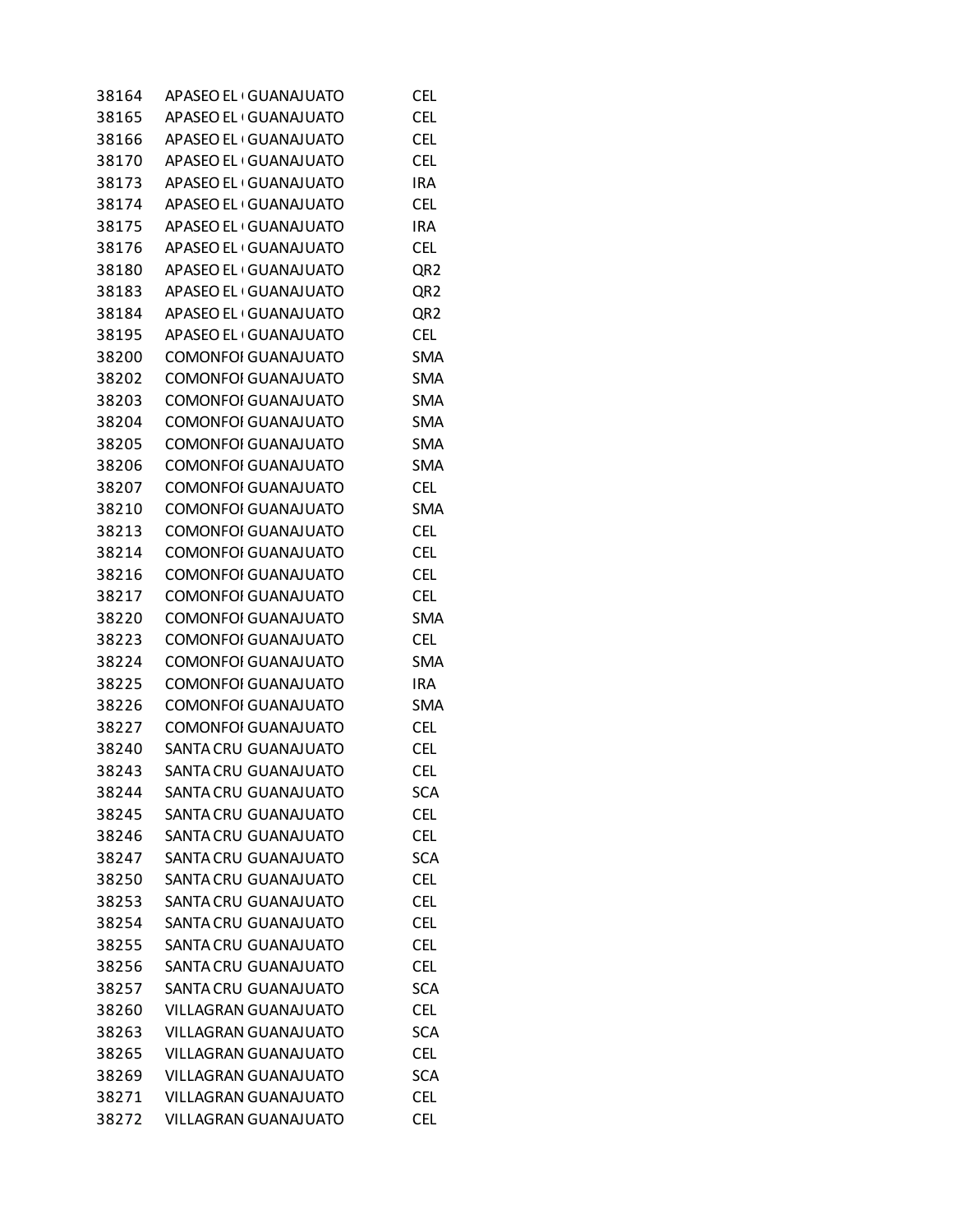| | | | |
|---|---|---|---|
| 38164 | APASEO EL ( | GUANAJUATO | CEL |
| 38165 | APASEO EL ( | GUANAJUATO | CEL |
| 38166 | APASEO EL ( | GUANAJUATO | CEL |
| 38170 | APASEO EL ( | GUANAJUATO | CEL |
| 38173 | APASEO EL ( | GUANAJUATO | IRA |
| 38174 | APASEO EL ( | GUANAJUATO | CEL |
| 38175 | APASEO EL ( | GUANAJUATO | IRA |
| 38176 | APASEO EL ( | GUANAJUATO | CEL |
| 38180 | APASEO EL ( | GUANAJUATO | QR2 |
| 38183 | APASEO EL ( | GUANAJUATO | QR2 |
| 38184 | APASEO EL ( | GUANAJUATO | QR2 |
| 38195 | APASEO EL ( | GUANAJUATO | CEL |
| 38200 | COMONFOI | GUANAJUATO | SMA |
| 38202 | COMONFOI | GUANAJUATO | SMA |
| 38203 | COMONFOI | GUANAJUATO | SMA |
| 38204 | COMONFOI | GUANAJUATO | SMA |
| 38205 | COMONFOI | GUANAJUATO | SMA |
| 38206 | COMONFOI | GUANAJUATO | SMA |
| 38207 | COMONFOI | GUANAJUATO | CEL |
| 38210 | COMONFOI | GUANAJUATO | SMA |
| 38213 | COMONFOI | GUANAJUATO | CEL |
| 38214 | COMONFOI | GUANAJUATO | CEL |
| 38216 | COMONFOI | GUANAJUATO | CEL |
| 38217 | COMONFOI | GUANAJUATO | CEL |
| 38220 | COMONFOI | GUANAJUATO | SMA |
| 38223 | COMONFOI | GUANAJUATO | CEL |
| 38224 | COMONFOI | GUANAJUATO | SMA |
| 38225 | COMONFOI | GUANAJUATO | IRA |
| 38226 | COMONFOI | GUANAJUATO | SMA |
| 38227 | COMONFOI | GUANAJUATO | CEL |
| 38240 | SANTA CRU | GUANAJUATO | CEL |
| 38243 | SANTA CRU | GUANAJUATO | CEL |
| 38244 | SANTA CRU | GUANAJUATO | SCA |
| 38245 | SANTA CRU | GUANAJUATO | CEL |
| 38246 | SANTA CRU | GUANAJUATO | CEL |
| 38247 | SANTA CRU | GUANAJUATO | SCA |
| 38250 | SANTA CRU | GUANAJUATO | CEL |
| 38253 | SANTA CRU | GUANAJUATO | CEL |
| 38254 | SANTA CRU | GUANAJUATO | CEL |
| 38255 | SANTA CRU | GUANAJUATO | CEL |
| 38256 | SANTA CRU | GUANAJUATO | CEL |
| 38257 | SANTA CRU | GUANAJUATO | SCA |
| 38260 | VILLAGRAN | GUANAJUATO | CEL |
| 38263 | VILLAGRAN | GUANAJUATO | SCA |
| 38265 | VILLAGRAN | GUANAJUATO | CEL |
| 38269 | VILLAGRAN | GUANAJUATO | SCA |
| 38271 | VILLAGRAN | GUANAJUATO | CEL |
| 38272 | VILLAGRAN | GUANAJUATO | CEL |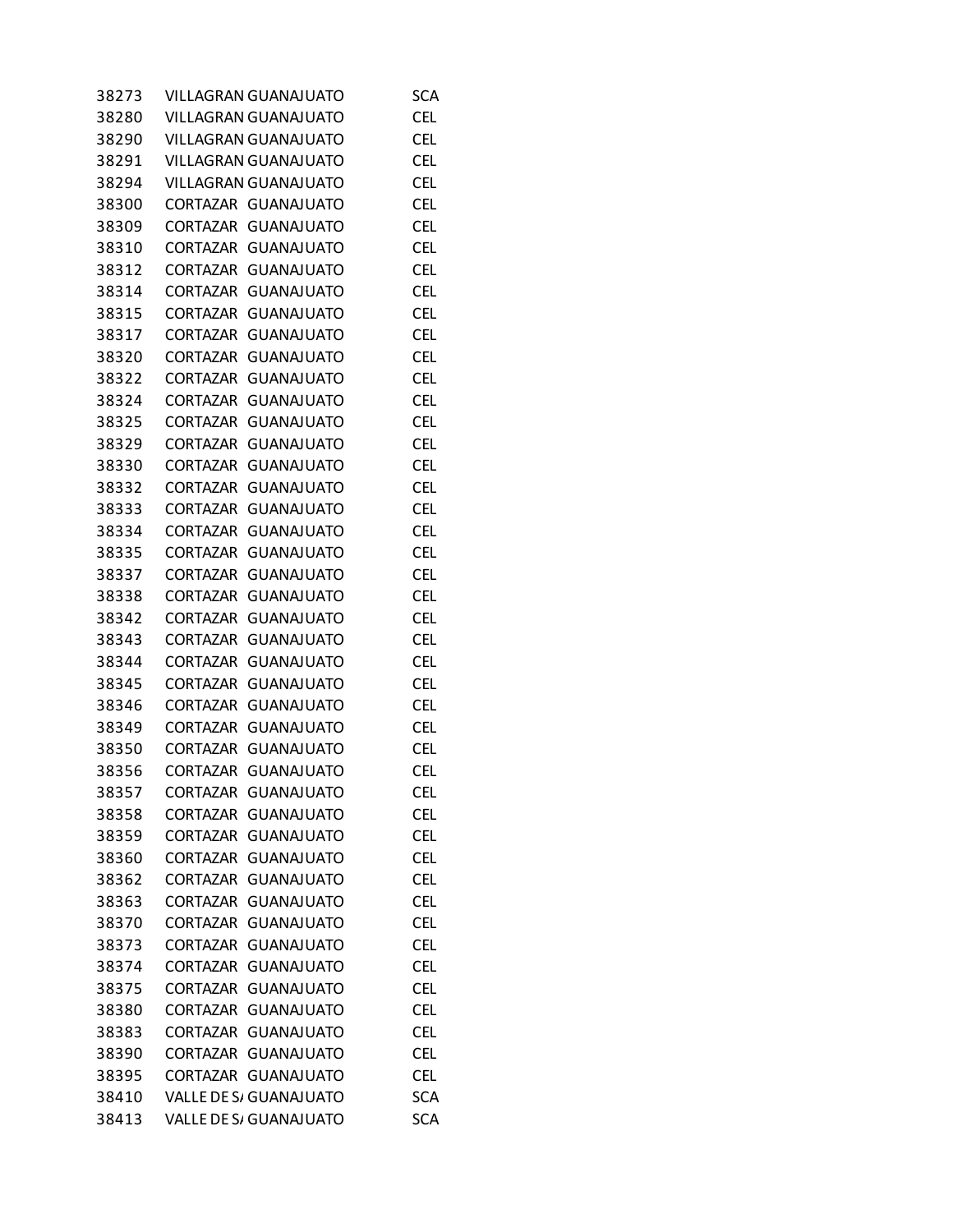| | | | |
|---|---|---|---|
| 38273 | VILLAGRAN | GUANAJUATO | SCA |
| 38280 | VILLAGRAN | GUANAJUATO | CEL |
| 38290 | VILLAGRAN | GUANAJUATO | CEL |
| 38291 | VILLAGRAN | GUANAJUATO | CEL |
| 38294 | VILLAGRAN | GUANAJUATO | CEL |
| 38300 | CORTAZAR | GUANAJUATO | CEL |
| 38309 | CORTAZAR | GUANAJUATO | CEL |
| 38310 | CORTAZAR | GUANAJUATO | CEL |
| 38312 | CORTAZAR | GUANAJUATO | CEL |
| 38314 | CORTAZAR | GUANAJUATO | CEL |
| 38315 | CORTAZAR | GUANAJUATO | CEL |
| 38317 | CORTAZAR | GUANAJUATO | CEL |
| 38320 | CORTAZAR | GUANAJUATO | CEL |
| 38322 | CORTAZAR | GUANAJUATO | CEL |
| 38324 | CORTAZAR | GUANAJUATO | CEL |
| 38325 | CORTAZAR | GUANAJUATO | CEL |
| 38329 | CORTAZAR | GUANAJUATO | CEL |
| 38330 | CORTAZAR | GUANAJUATO | CEL |
| 38332 | CORTAZAR | GUANAJUATO | CEL |
| 38333 | CORTAZAR | GUANAJUATO | CEL |
| 38334 | CORTAZAR | GUANAJUATO | CEL |
| 38335 | CORTAZAR | GUANAJUATO | CEL |
| 38337 | CORTAZAR | GUANAJUATO | CEL |
| 38338 | CORTAZAR | GUANAJUATO | CEL |
| 38342 | CORTAZAR | GUANAJUATO | CEL |
| 38343 | CORTAZAR | GUANAJUATO | CEL |
| 38344 | CORTAZAR | GUANAJUATO | CEL |
| 38345 | CORTAZAR | GUANAJUATO | CEL |
| 38346 | CORTAZAR | GUANAJUATO | CEL |
| 38349 | CORTAZAR | GUANAJUATO | CEL |
| 38350 | CORTAZAR | GUANAJUATO | CEL |
| 38356 | CORTAZAR | GUANAJUATO | CEL |
| 38357 | CORTAZAR | GUANAJUATO | CEL |
| 38358 | CORTAZAR | GUANAJUATO | CEL |
| 38359 | CORTAZAR | GUANAJUATO | CEL |
| 38360 | CORTAZAR | GUANAJUATO | CEL |
| 38362 | CORTAZAR | GUANAJUATO | CEL |
| 38363 | CORTAZAR | GUANAJUATO | CEL |
| 38370 | CORTAZAR | GUANAJUATO | CEL |
| 38373 | CORTAZAR | GUANAJUATO | CEL |
| 38374 | CORTAZAR | GUANAJUATO | CEL |
| 38375 | CORTAZAR | GUANAJUATO | CEL |
| 38380 | CORTAZAR | GUANAJUATO | CEL |
| 38383 | CORTAZAR | GUANAJUATO | CEL |
| 38390 | CORTAZAR | GUANAJUATO | CEL |
| 38395 | CORTAZAR | GUANAJUATO | CEL |
| 38410 | VALLE DE SA | GUANAJUATO | SCA |
| 38413 | VALLE DE SA | GUANAJUATO | SCA |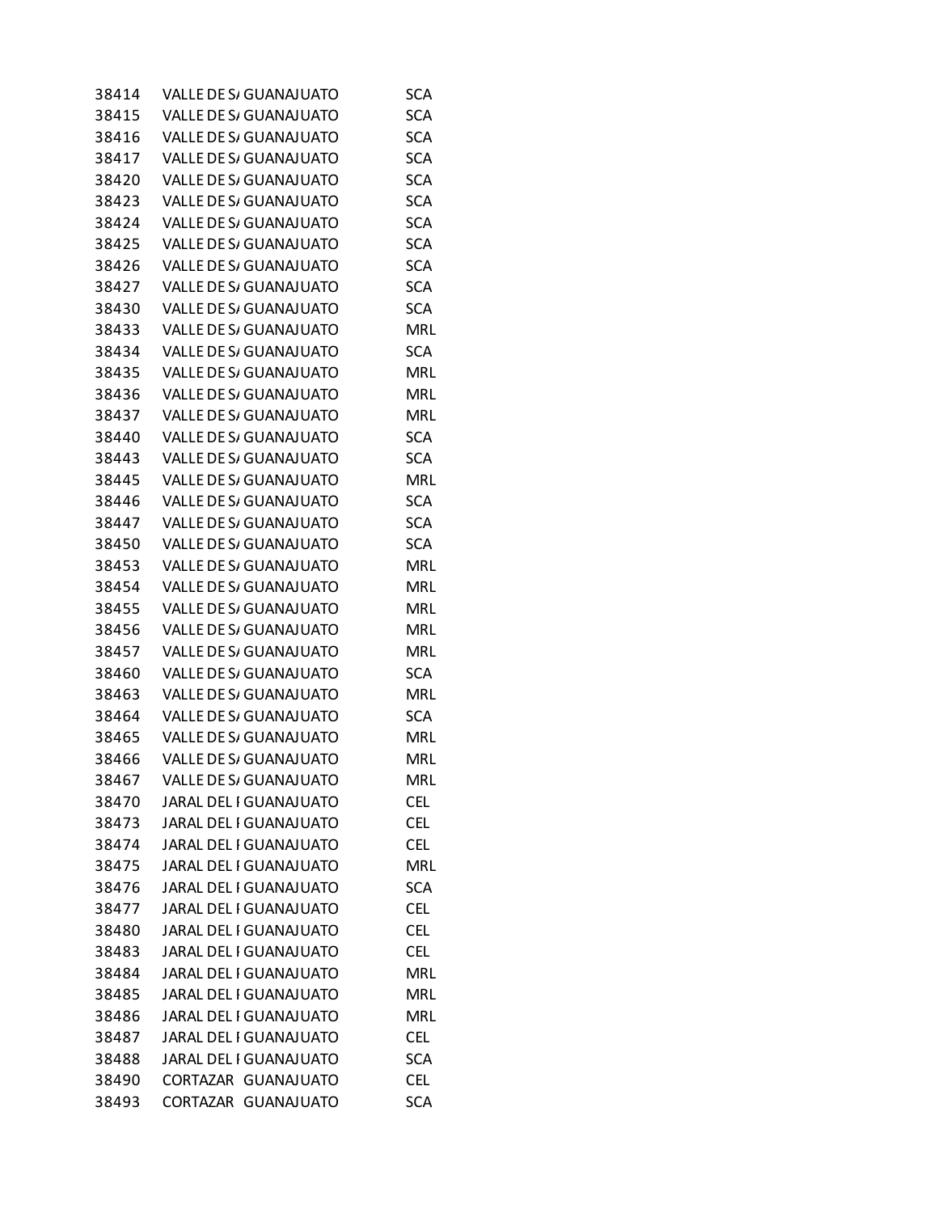| | | | |
|---|---|---|---|
| 38414 | VALLE DE S/ | GUANAJUATO | SCA |
| 38415 | VALLE DE S/ | GUANAJUATO | SCA |
| 38416 | VALLE DE S/ | GUANAJUATO | SCA |
| 38417 | VALLE DE S/ | GUANAJUATO | SCA |
| 38420 | VALLE DE S/ | GUANAJUATO | SCA |
| 38423 | VALLE DE S/ | GUANAJUATO | SCA |
| 38424 | VALLE DE S/ | GUANAJUATO | SCA |
| 38425 | VALLE DE S/ | GUANAJUATO | SCA |
| 38426 | VALLE DE S/ | GUANAJUATO | SCA |
| 38427 | VALLE DE S/ | GUANAJUATO | SCA |
| 38430 | VALLE DE S/ | GUANAJUATO | SCA |
| 38433 | VALLE DE S/ | GUANAJUATO | MRL |
| 38434 | VALLE DE S/ | GUANAJUATO | SCA |
| 38435 | VALLE DE S/ | GUANAJUATO | MRL |
| 38436 | VALLE DE S/ | GUANAJUATO | MRL |
| 38437 | VALLE DE S/ | GUANAJUATO | MRL |
| 38440 | VALLE DE S/ | GUANAJUATO | SCA |
| 38443 | VALLE DE S/ | GUANAJUATO | SCA |
| 38445 | VALLE DE S/ | GUANAJUATO | MRL |
| 38446 | VALLE DE S/ | GUANAJUATO | SCA |
| 38447 | VALLE DE S/ | GUANAJUATO | SCA |
| 38450 | VALLE DE S/ | GUANAJUATO | SCA |
| 38453 | VALLE DE S/ | GUANAJUATO | MRL |
| 38454 | VALLE DE S/ | GUANAJUATO | MRL |
| 38455 | VALLE DE S/ | GUANAJUATO | MRL |
| 38456 | VALLE DE S/ | GUANAJUATO | MRL |
| 38457 | VALLE DE S/ | GUANAJUATO | MRL |
| 38460 | VALLE DE S/ | GUANAJUATO | SCA |
| 38463 | VALLE DE S/ | GUANAJUATO | MRL |
| 38464 | VALLE DE S/ | GUANAJUATO | SCA |
| 38465 | VALLE DE S/ | GUANAJUATO | MRL |
| 38466 | VALLE DE S/ | GUANAJUATO | MRL |
| 38467 | VALLE DE S/ | GUANAJUATO | MRL |
| 38470 | JARAL DEL I | GUANAJUATO | CEL |
| 38473 | JARAL DEL I | GUANAJUATO | CEL |
| 38474 | JARAL DEL I | GUANAJUATO | CEL |
| 38475 | JARAL DEL I | GUANAJUATO | MRL |
| 38476 | JARAL DEL I | GUANAJUATO | SCA |
| 38477 | JARAL DEL I | GUANAJUATO | CEL |
| 38480 | JARAL DEL I | GUANAJUATO | CEL |
| 38483 | JARAL DEL I | GUANAJUATO | CEL |
| 38484 | JARAL DEL I | GUANAJUATO | MRL |
| 38485 | JARAL DEL I | GUANAJUATO | MRL |
| 38486 | JARAL DEL I | GUANAJUATO | MRL |
| 38487 | JARAL DEL I | GUANAJUATO | CEL |
| 38488 | JARAL DEL I | GUANAJUATO | SCA |
| 38490 | CORTAZAR | GUANAJUATO | CEL |
| 38493 | CORTAZAR | GUANAJUATO | SCA |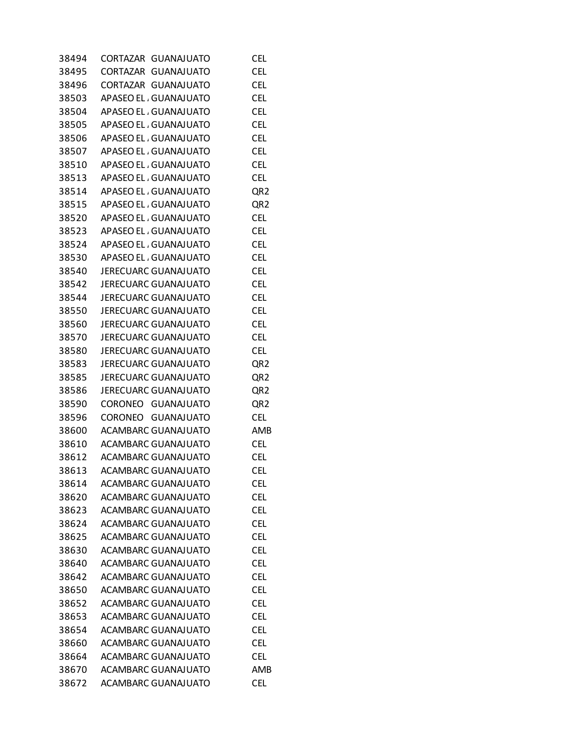| | | | |
|---|---|---|---|
| 38494 | CORTAZAR | GUANAJUATO | CEL |
| 38495 | CORTAZAR | GUANAJUATO | CEL |
| 38496 | CORTAZAR | GUANAJUATO | CEL |
| 38503 | APASEO EL , | GUANAJUATO | CEL |
| 38504 | APASEO EL , | GUANAJUATO | CEL |
| 38505 | APASEO EL , | GUANAJUATO | CEL |
| 38506 | APASEO EL , | GUANAJUATO | CEL |
| 38507 | APASEO EL , | GUANAJUATO | CEL |
| 38510 | APASEO EL , | GUANAJUATO | CEL |
| 38513 | APASEO EL , | GUANAJUATO | CEL |
| 38514 | APASEO EL , | GUANAJUATO | QR2 |
| 38515 | APASEO EL , | GUANAJUATO | QR2 |
| 38520 | APASEO EL , | GUANAJUATO | CEL |
| 38523 | APASEO EL , | GUANAJUATO | CEL |
| 38524 | APASEO EL , | GUANAJUATO | CEL |
| 38530 | APASEO EL , | GUANAJUATO | CEL |
| 38540 | JERECUARC | GUANAJUATO | CEL |
| 38542 | JERECUARC | GUANAJUATO | CEL |
| 38544 | JERECUARC | GUANAJUATO | CEL |
| 38550 | JERECUARC | GUANAJUATO | CEL |
| 38560 | JERECUARC | GUANAJUATO | CEL |
| 38570 | JERECUARC | GUANAJUATO | CEL |
| 38580 | JERECUARC | GUANAJUATO | CEL |
| 38583 | JERECUARC | GUANAJUATO | QR2 |
| 38585 | JERECUARC | GUANAJUATO | QR2 |
| 38586 | JERECUARC | GUANAJUATO | QR2 |
| 38590 | CORONEO | GUANAJUATO | QR2 |
| 38596 | CORONEO | GUANAJUATO | CEL |
| 38600 | ACAMBARC | GUANAJUATO | AMB |
| 38610 | ACAMBARC | GUANAJUATO | CEL |
| 38612 | ACAMBARC | GUANAJUATO | CEL |
| 38613 | ACAMBARC | GUANAJUATO | CEL |
| 38614 | ACAMBARC | GUANAJUATO | CEL |
| 38620 | ACAMBARC | GUANAJUATO | CEL |
| 38623 | ACAMBARC | GUANAJUATO | CEL |
| 38624 | ACAMBARC | GUANAJUATO | CEL |
| 38625 | ACAMBARC | GUANAJUATO | CEL |
| 38630 | ACAMBARC | GUANAJUATO | CEL |
| 38640 | ACAMBARC | GUANAJUATO | CEL |
| 38642 | ACAMBARC | GUANAJUATO | CEL |
| 38650 | ACAMBARC | GUANAJUATO | CEL |
| 38652 | ACAMBARC | GUANAJUATO | CEL |
| 38653 | ACAMBARC | GUANAJUATO | CEL |
| 38654 | ACAMBARC | GUANAJUATO | CEL |
| 38660 | ACAMBARC | GUANAJUATO | CEL |
| 38664 | ACAMBARC | GUANAJUATO | CEL |
| 38670 | ACAMBARC | GUANAJUATO | AMB |
| 38672 | ACAMBARC | GUANAJUATO | CEL |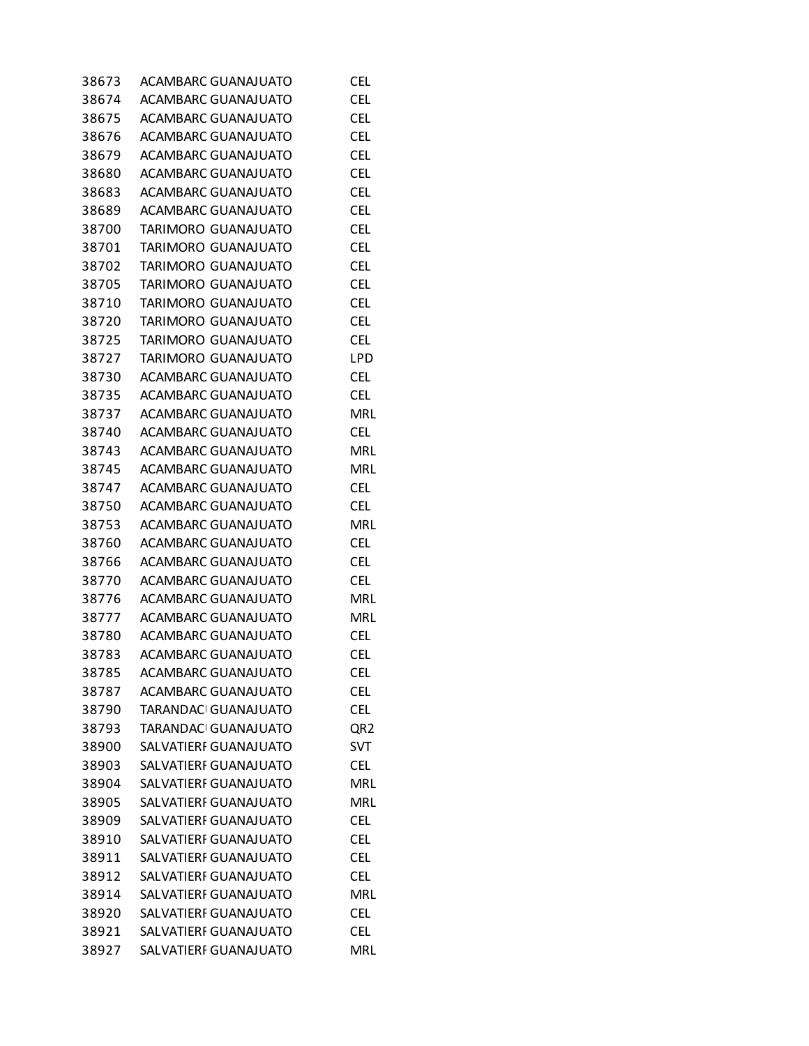| | | | |
|---|---|---|---|
| 38673 | ACAMBARC | GUANAJUATO | CEL |
| 38674 | ACAMBARC | GUANAJUATO | CEL |
| 38675 | ACAMBARC | GUANAJUATO | CEL |
| 38676 | ACAMBARC | GUANAJUATO | CEL |
| 38679 | ACAMBARC | GUANAJUATO | CEL |
| 38680 | ACAMBARC | GUANAJUATO | CEL |
| 38683 | ACAMBARC | GUANAJUATO | CEL |
| 38689 | ACAMBARC | GUANAJUATO | CEL |
| 38700 | TARIMORO | GUANAJUATO | CEL |
| 38701 | TARIMORO | GUANAJUATO | CEL |
| 38702 | TARIMORO | GUANAJUATO | CEL |
| 38705 | TARIMORO | GUANAJUATO | CEL |
| 38710 | TARIMORO | GUANAJUATO | CEL |
| 38720 | TARIMORO | GUANAJUATO | CEL |
| 38725 | TARIMORO | GUANAJUATO | CEL |
| 38727 | TARIMORO | GUANAJUATO | LPD |
| 38730 | ACAMBARC | GUANAJUATO | CEL |
| 38735 | ACAMBARC | GUANAJUATO | CEL |
| 38737 | ACAMBARC | GUANAJUATO | MRL |
| 38740 | ACAMBARC | GUANAJUATO | CEL |
| 38743 | ACAMBARC | GUANAJUATO | MRL |
| 38745 | ACAMBARC | GUANAJUATO | MRL |
| 38747 | ACAMBARC | GUANAJUATO | CEL |
| 38750 | ACAMBARC | GUANAJUATO | CEL |
| 38753 | ACAMBARC | GUANAJUATO | MRL |
| 38760 | ACAMBARC | GUANAJUATO | CEL |
| 38766 | ACAMBARC | GUANAJUATO | CEL |
| 38770 | ACAMBARC | GUANAJUATO | CEL |
| 38776 | ACAMBARC | GUANAJUATO | MRL |
| 38777 | ACAMBARC | GUANAJUATO | MRL |
| 38780 | ACAMBARC | GUANAJUATO | CEL |
| 38783 | ACAMBARC | GUANAJUATO | CEL |
| 38785 | ACAMBARC | GUANAJUATO | CEL |
| 38787 | ACAMBARC | GUANAJUATO | CEL |
| 38790 | TARANDACI | GUANAJUATO | CEL |
| 38793 | TARANDACI | GUANAJUATO | QR2 |
| 38900 | SALVATIERF | GUANAJUATO | SVT |
| 38903 | SALVATIERF | GUANAJUATO | CEL |
| 38904 | SALVATIERF | GUANAJUATO | MRL |
| 38905 | SALVATIERF | GUANAJUATO | MRL |
| 38909 | SALVATIERF | GUANAJUATO | CEL |
| 38910 | SALVATIERF | GUANAJUATO | CEL |
| 38911 | SALVATIERF | GUANAJUATO | CEL |
| 38912 | SALVATIERF | GUANAJUATO | CEL |
| 38914 | SALVATIERF | GUANAJUATO | MRL |
| 38920 | SALVATIERF | GUANAJUATO | CEL |
| 38921 | SALVATIERF | GUANAJUATO | CEL |
| 38927 | SALVATIERF | GUANAJUATO | MRL |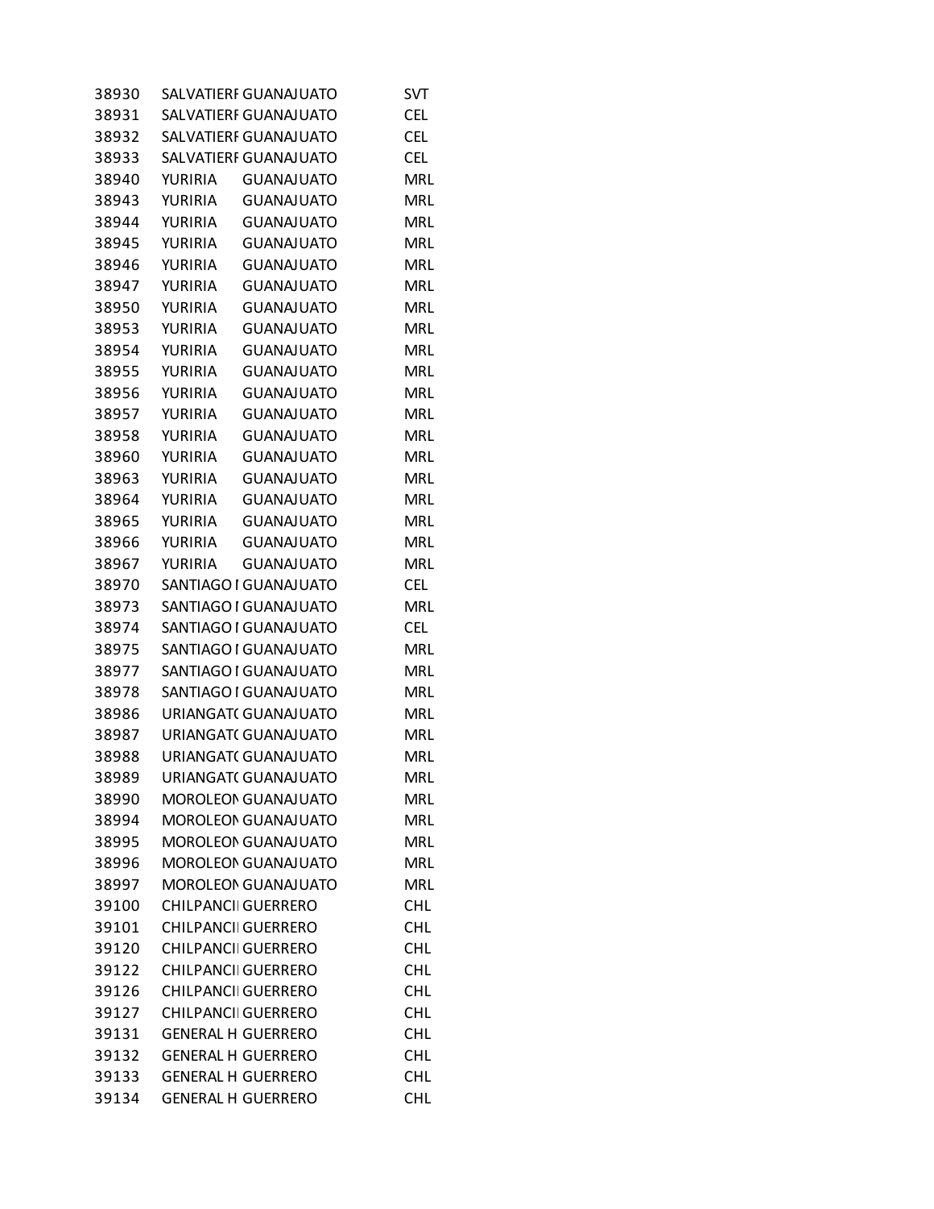| | | | |
|---|---|---|---|
| 38930 | SALVATIERI | GUANAJUATO | SVT |
| 38931 | SALVATIERI | GUANAJUATO | CEL |
| 38932 | SALVATIERI | GUANAJUATO | CEL |
| 38933 | SALVATIERI | GUANAJUATO | CEL |
| 38940 | YURIRIA | GUANAJUATO | MRL |
| 38943 | YURIRIA | GUANAJUATO | MRL |
| 38944 | YURIRIA | GUANAJUATO | MRL |
| 38945 | YURIRIA | GUANAJUATO | MRL |
| 38946 | YURIRIA | GUANAJUATO | MRL |
| 38947 | YURIRIA | GUANAJUATO | MRL |
| 38950 | YURIRIA | GUANAJUATO | MRL |
| 38953 | YURIRIA | GUANAJUATO | MRL |
| 38954 | YURIRIA | GUANAJUATO | MRL |
| 38955 | YURIRIA | GUANAJUATO | MRL |
| 38956 | YURIRIA | GUANAJUATO | MRL |
| 38957 | YURIRIA | GUANAJUATO | MRL |
| 38958 | YURIRIA | GUANAJUATO | MRL |
| 38960 | YURIRIA | GUANAJUATO | MRL |
| 38963 | YURIRIA | GUANAJUATO | MRL |
| 38964 | YURIRIA | GUANAJUATO | MRL |
| 38965 | YURIRIA | GUANAJUATO | MRL |
| 38966 | YURIRIA | GUANAJUATO | MRL |
| 38967 | YURIRIA | GUANAJUATO | MRL |
| 38970 | SANTIAGO I | GUANAJUATO | CEL |
| 38973 | SANTIAGO I | GUANAJUATO | MRL |
| 38974 | SANTIAGO I | GUANAJUATO | CEL |
| 38975 | SANTIAGO I | GUANAJUATO | MRL |
| 38977 | SANTIAGO I | GUANAJUATO | MRL |
| 38978 | SANTIAGO I | GUANAJUATO | MRL |
| 38986 | URIANGATO | GUANAJUATO | MRL |
| 38987 | URIANGATO | GUANAJUATO | MRL |
| 38988 | URIANGATO | GUANAJUATO | MRL |
| 38989 | URIANGATO | GUANAJUATO | MRL |
| 38990 | MOROLEON | GUANAJUATO | MRL |
| 38994 | MOROLEON | GUANAJUATO | MRL |
| 38995 | MOROLEON | GUANAJUATO | MRL |
| 38996 | MOROLEON | GUANAJUATO | MRL |
| 38997 | MOROLEON | GUANAJUATO | MRL |
| 39100 | CHILPANCI | GUERRERO | CHL |
| 39101 | CHILPANCI | GUERRERO | CHL |
| 39120 | CHILPANCI | GUERRERO | CHL |
| 39122 | CHILPANCI | GUERRERO | CHL |
| 39126 | CHILPANCI | GUERRERO | CHL |
| 39127 | CHILPANCI | GUERRERO | CHL |
| 39131 | GENERAL H | GUERRERO | CHL |
| 39132 | GENERAL H | GUERRERO | CHL |
| 39133 | GENERAL H | GUERRERO | CHL |
| 39134 | GENERAL H | GUERRERO | CHL |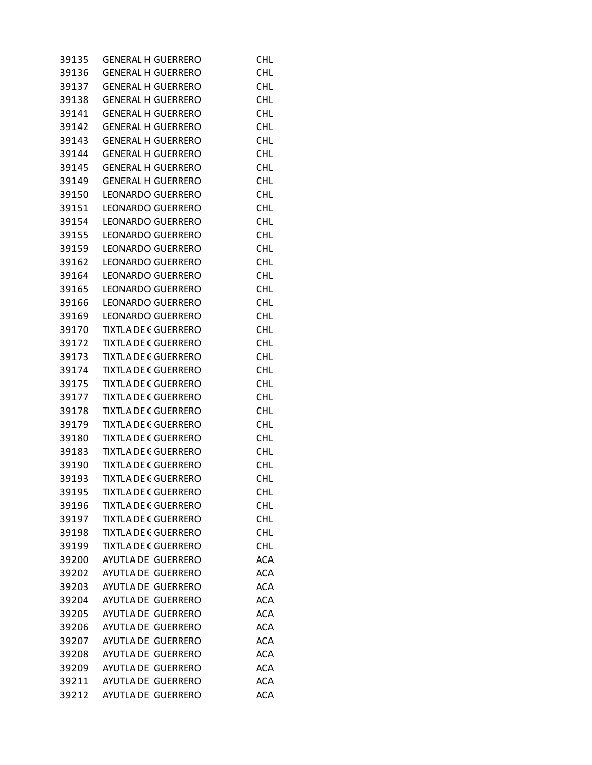| | | | |
|---|---|---|---|
| 39135 | GENERAL H | GUERRERO | CHL |
| 39136 | GENERAL H | GUERRERO | CHL |
| 39137 | GENERAL H | GUERRERO | CHL |
| 39138 | GENERAL H | GUERRERO | CHL |
| 39141 | GENERAL H | GUERRERO | CHL |
| 39142 | GENERAL H | GUERRERO | CHL |
| 39143 | GENERAL H | GUERRERO | CHL |
| 39144 | GENERAL H | GUERRERO | CHL |
| 39145 | GENERAL H | GUERRERO | CHL |
| 39149 | GENERAL H | GUERRERO | CHL |
| 39150 | LEONARDO | GUERRERO | CHL |
| 39151 | LEONARDO | GUERRERO | CHL |
| 39154 | LEONARDO | GUERRERO | CHL |
| 39155 | LEONARDO | GUERRERO | CHL |
| 39159 | LEONARDO | GUERRERO | CHL |
| 39162 | LEONARDO | GUERRERO | CHL |
| 39164 | LEONARDO | GUERRERO | CHL |
| 39165 | LEONARDO | GUERRERO | CHL |
| 39166 | LEONARDO | GUERRERO | CHL |
| 39169 | LEONARDO | GUERRERO | CHL |
| 39170 | TIXTLA DE ( | GUERRERO | CHL |
| 39172 | TIXTLA DE ( | GUERRERO | CHL |
| 39173 | TIXTLA DE ( | GUERRERO | CHL |
| 39174 | TIXTLA DE ( | GUERRERO | CHL |
| 39175 | TIXTLA DE ( | GUERRERO | CHL |
| 39177 | TIXTLA DE ( | GUERRERO | CHL |
| 39178 | TIXTLA DE ( | GUERRERO | CHL |
| 39179 | TIXTLA DE ( | GUERRERO | CHL |
| 39180 | TIXTLA DE ( | GUERRERO | CHL |
| 39183 | TIXTLA DE ( | GUERRERO | CHL |
| 39190 | TIXTLA DE ( | GUERRERO | CHL |
| 39193 | TIXTLA DE ( | GUERRERO | CHL |
| 39195 | TIXTLA DE ( | GUERRERO | CHL |
| 39196 | TIXTLA DE ( | GUERRERO | CHL |
| 39197 | TIXTLA DE ( | GUERRERO | CHL |
| 39198 | TIXTLA DE ( | GUERRERO | CHL |
| 39199 | TIXTLA DE ( | GUERRERO | CHL |
| 39200 | AYUTLA DE | GUERRERO | ACA |
| 39202 | AYUTLA DE | GUERRERO | ACA |
| 39203 | AYUTLA DE | GUERRERO | ACA |
| 39204 | AYUTLA DE | GUERRERO | ACA |
| 39205 | AYUTLA DE | GUERRERO | ACA |
| 39206 | AYUTLA DE | GUERRERO | ACA |
| 39207 | AYUTLA DE | GUERRERO | ACA |
| 39208 | AYUTLA DE | GUERRERO | ACA |
| 39209 | AYUTLA DE | GUERRERO | ACA |
| 39211 | AYUTLA DE | GUERRERO | ACA |
| 39212 | AYUTLA DE | GUERRERO | ACA |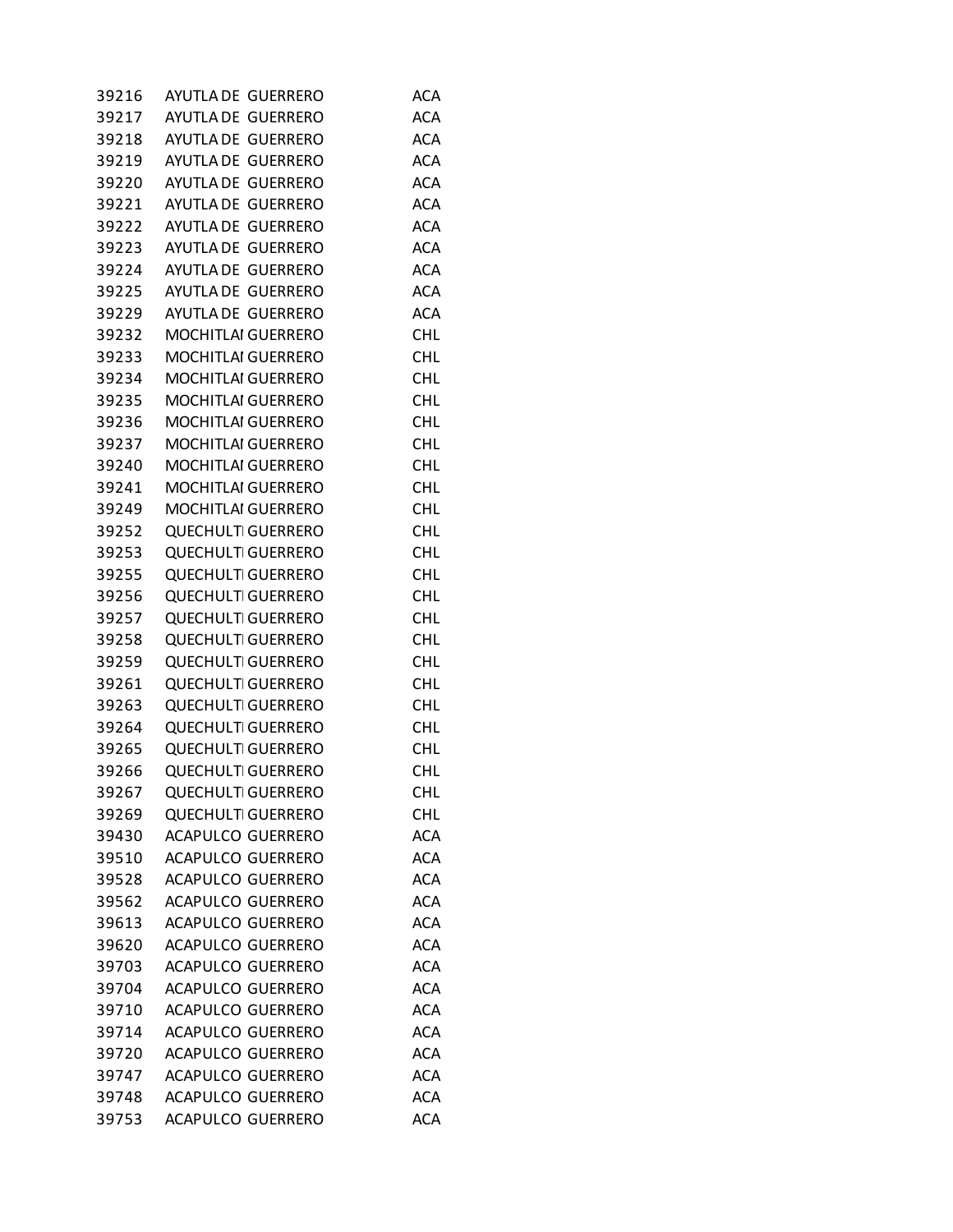| | | | |
|---|---|---|---|
| 39216 | AYUTLA DE | GUERRERO | ACA |
| 39217 | AYUTLA DE | GUERRERO | ACA |
| 39218 | AYUTLA DE | GUERRERO | ACA |
| 39219 | AYUTLA DE | GUERRERO | ACA |
| 39220 | AYUTLA DE | GUERRERO | ACA |
| 39221 | AYUTLA DE | GUERRERO | ACA |
| 39222 | AYUTLA DE | GUERRERO | ACA |
| 39223 | AYUTLA DE | GUERRERO | ACA |
| 39224 | AYUTLA DE | GUERRERO | ACA |
| 39225 | AYUTLA DE | GUERRERO | ACA |
| 39229 | AYUTLA DE | GUERRERO | ACA |
| 39232 | MOCHITLAI | GUERRERO | CHL |
| 39233 | MOCHITLAI | GUERRERO | CHL |
| 39234 | MOCHITLAI | GUERRERO | CHL |
| 39235 | MOCHITLAI | GUERRERO | CHL |
| 39236 | MOCHITLAI | GUERRERO | CHL |
| 39237 | MOCHITLAI | GUERRERO | CHL |
| 39240 | MOCHITLAI | GUERRERO | CHL |
| 39241 | MOCHITLAI | GUERRERO | CHL |
| 39249 | MOCHITLAI | GUERRERO | CHL |
| 39252 | QUECHULTI | GUERRERO | CHL |
| 39253 | QUECHULTI | GUERRERO | CHL |
| 39255 | QUECHULTI | GUERRERO | CHL |
| 39256 | QUECHULTI | GUERRERO | CHL |
| 39257 | QUECHULTI | GUERRERO | CHL |
| 39258 | QUECHULTI | GUERRERO | CHL |
| 39259 | QUECHULTI | GUERRERO | CHL |
| 39261 | QUECHULTI | GUERRERO | CHL |
| 39263 | QUECHULTI | GUERRERO | CHL |
| 39264 | QUECHULTI | GUERRERO | CHL |
| 39265 | QUECHULTI | GUERRERO | CHL |
| 39266 | QUECHULTI | GUERRERO | CHL |
| 39267 | QUECHULTI | GUERRERO | CHL |
| 39269 | QUECHULTI | GUERRERO | CHL |
| 39430 | ACAPULCO | GUERRERO | ACA |
| 39510 | ACAPULCO | GUERRERO | ACA |
| 39528 | ACAPULCO | GUERRERO | ACA |
| 39562 | ACAPULCO | GUERRERO | ACA |
| 39613 | ACAPULCO | GUERRERO | ACA |
| 39620 | ACAPULCO | GUERRERO | ACA |
| 39703 | ACAPULCO | GUERRERO | ACA |
| 39704 | ACAPULCO | GUERRERO | ACA |
| 39710 | ACAPULCO | GUERRERO | ACA |
| 39714 | ACAPULCO | GUERRERO | ACA |
| 39720 | ACAPULCO | GUERRERO | ACA |
| 39747 | ACAPULCO | GUERRERO | ACA |
| 39748 | ACAPULCO | GUERRERO | ACA |
| 39753 | ACAPULCO | GUERRERO | ACA |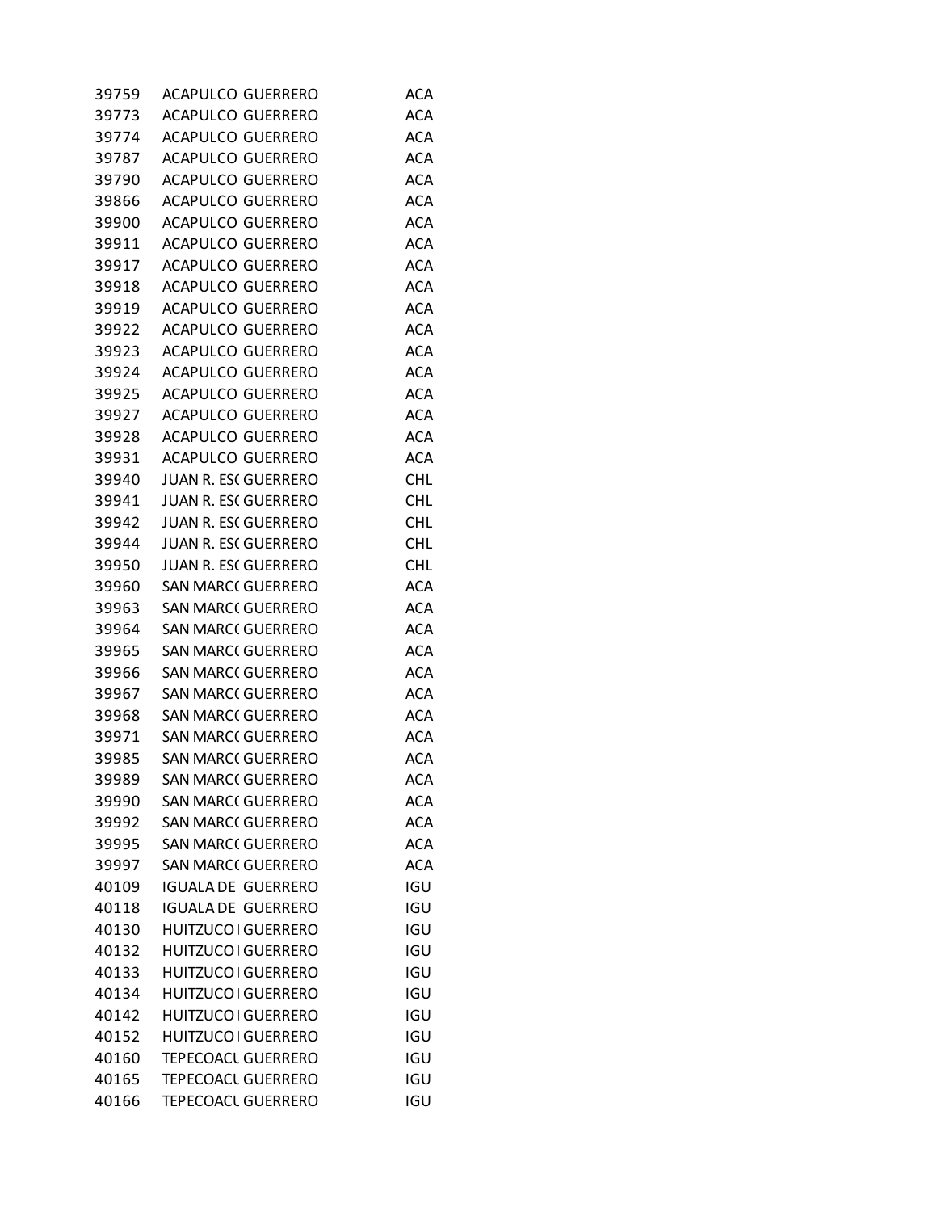| | | | |
|---|---|---|---|
| 39759 | ACAPULCO | GUERRERO | ACA |
| 39773 | ACAPULCO | GUERRERO | ACA |
| 39774 | ACAPULCO | GUERRERO | ACA |
| 39787 | ACAPULCO | GUERRERO | ACA |
| 39790 | ACAPULCO | GUERRERO | ACA |
| 39866 | ACAPULCO | GUERRERO | ACA |
| 39900 | ACAPULCO | GUERRERO | ACA |
| 39911 | ACAPULCO | GUERRERO | ACA |
| 39917 | ACAPULCO | GUERRERO | ACA |
| 39918 | ACAPULCO | GUERRERO | ACA |
| 39919 | ACAPULCO | GUERRERO | ACA |
| 39922 | ACAPULCO | GUERRERO | ACA |
| 39923 | ACAPULCO | GUERRERO | ACA |
| 39924 | ACAPULCO | GUERRERO | ACA |
| 39925 | ACAPULCO | GUERRERO | ACA |
| 39927 | ACAPULCO | GUERRERO | ACA |
| 39928 | ACAPULCO | GUERRERO | ACA |
| 39931 | ACAPULCO | GUERRERO | ACA |
| 39940 | JUAN R. ESC | GUERRERO | CHL |
| 39941 | JUAN R. ESC | GUERRERO | CHL |
| 39942 | JUAN R. ESC | GUERRERO | CHL |
| 39944 | JUAN R. ESC | GUERRERO | CHL |
| 39950 | JUAN R. ESC | GUERRERO | CHL |
| 39960 | SAN MARCO | GUERRERO | ACA |
| 39963 | SAN MARCO | GUERRERO | ACA |
| 39964 | SAN MARCO | GUERRERO | ACA |
| 39965 | SAN MARCO | GUERRERO | ACA |
| 39966 | SAN MARCO | GUERRERO | ACA |
| 39967 | SAN MARCO | GUERRERO | ACA |
| 39968 | SAN MARCO | GUERRERO | ACA |
| 39971 | SAN MARCO | GUERRERO | ACA |
| 39985 | SAN MARCO | GUERRERO | ACA |
| 39989 | SAN MARCO | GUERRERO | ACA |
| 39990 | SAN MARCO | GUERRERO | ACA |
| 39992 | SAN MARCO | GUERRERO | ACA |
| 39995 | SAN MARCO | GUERRERO | ACA |
| 39997 | SAN MARCO | GUERRERO | ACA |
| 40109 | IGUALA DE | GUERRERO | IGU |
| 40118 | IGUALA DE | GUERRERO | IGU |
| 40130 | HUITZUCO | GUERRERO | IGU |
| 40132 | HUITZUCO | GUERRERO | IGU |
| 40133 | HUITZUCO | GUERRERO | IGU |
| 40134 | HUITZUCO | GUERRERO | IGU |
| 40142 | HUITZUCO | GUERRERO | IGU |
| 40152 | HUITZUCO | GUERRERO | IGU |
| 40160 | TEPECOACU | GUERRERO | IGU |
| 40165 | TEPECOACU | GUERRERO | IGU |
| 40166 | TEPECOACU | GUERRERO | IGU |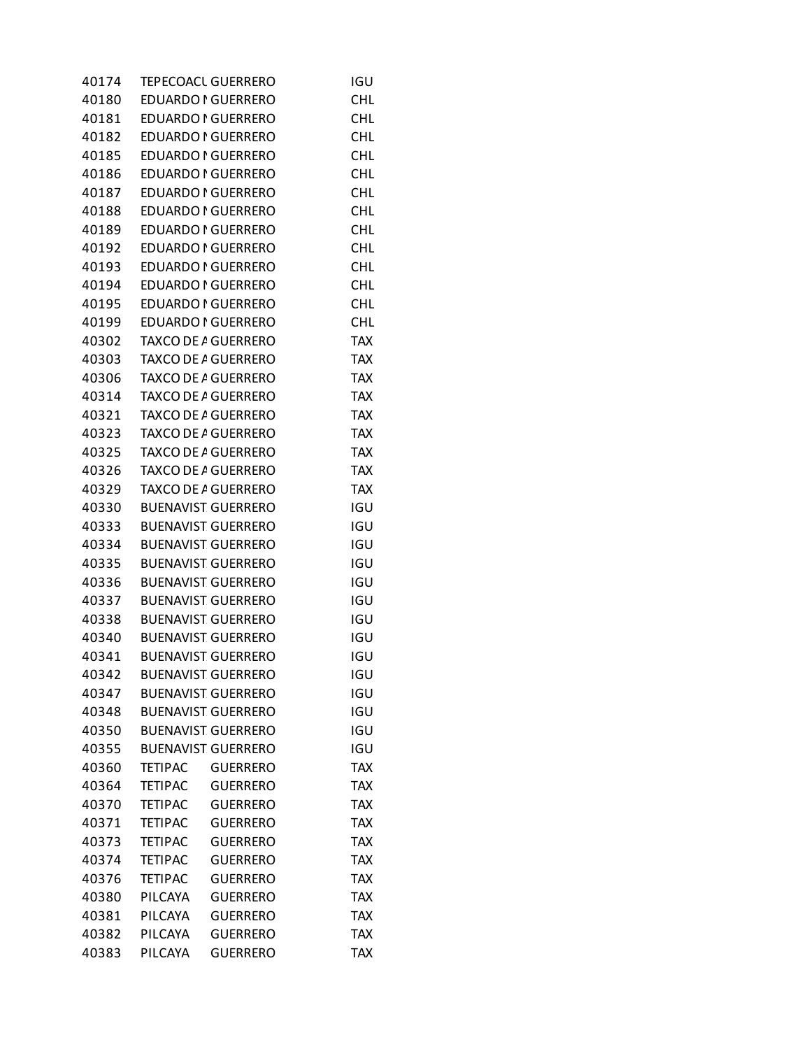| | | | |
|---|---|---|---|
| 40174 | TEPECOACU | GUERRERO | IGU |
| 40180 | EDUARDO N | GUERRERO | CHL |
| 40181 | EDUARDO N | GUERRERO | CHL |
| 40182 | EDUARDO N | GUERRERO | CHL |
| 40185 | EDUARDO N | GUERRERO | CHL |
| 40186 | EDUARDO N | GUERRERO | CHL |
| 40187 | EDUARDO N | GUERRERO | CHL |
| 40188 | EDUARDO N | GUERRERO | CHL |
| 40189 | EDUARDO N | GUERRERO | CHL |
| 40192 | EDUARDO N | GUERRERO | CHL |
| 40193 | EDUARDO N | GUERRERO | CHL |
| 40194 | EDUARDO N | GUERRERO | CHL |
| 40195 | EDUARDO N | GUERRERO | CHL |
| 40199 | EDUARDO N | GUERRERO | CHL |
| 40302 | TAXCO DE A | GUERRERO | TAX |
| 40303 | TAXCO DE A | GUERRERO | TAX |
| 40306 | TAXCO DE A | GUERRERO | TAX |
| 40314 | TAXCO DE A | GUERRERO | TAX |
| 40321 | TAXCO DE A | GUERRERO | TAX |
| 40323 | TAXCO DE A | GUERRERO | TAX |
| 40325 | TAXCO DE A | GUERRERO | TAX |
| 40326 | TAXCO DE A | GUERRERO | TAX |
| 40329 | TAXCO DE A | GUERRERO | TAX |
| 40330 | BUENAVIST | GUERRERO | IGU |
| 40333 | BUENAVIST | GUERRERO | IGU |
| 40334 | BUENAVIST | GUERRERO | IGU |
| 40335 | BUENAVIST | GUERRERO | IGU |
| 40336 | BUENAVIST | GUERRERO | IGU |
| 40337 | BUENAVIST | GUERRERO | IGU |
| 40338 | BUENAVIST | GUERRERO | IGU |
| 40340 | BUENAVIST | GUERRERO | IGU |
| 40341 | BUENAVIST | GUERRERO | IGU |
| 40342 | BUENAVIST | GUERRERO | IGU |
| 40347 | BUENAVIST | GUERRERO | IGU |
| 40348 | BUENAVIST | GUERRERO | IGU |
| 40350 | BUENAVIST | GUERRERO | IGU |
| 40355 | BUENAVIST | GUERRERO | IGU |
| 40360 | TETIPAC | GUERRERO | TAX |
| 40364 | TETIPAC | GUERRERO | TAX |
| 40370 | TETIPAC | GUERRERO | TAX |
| 40371 | TETIPAC | GUERRERO | TAX |
| 40373 | TETIPAC | GUERRERO | TAX |
| 40374 | TETIPAC | GUERRERO | TAX |
| 40376 | TETIPAC | GUERRERO | TAX |
| 40380 | PILCAYA | GUERRERO | TAX |
| 40381 | PILCAYA | GUERRERO | TAX |
| 40382 | PILCAYA | GUERRERO | TAX |
| 40383 | PILCAYA | GUERRERO | TAX |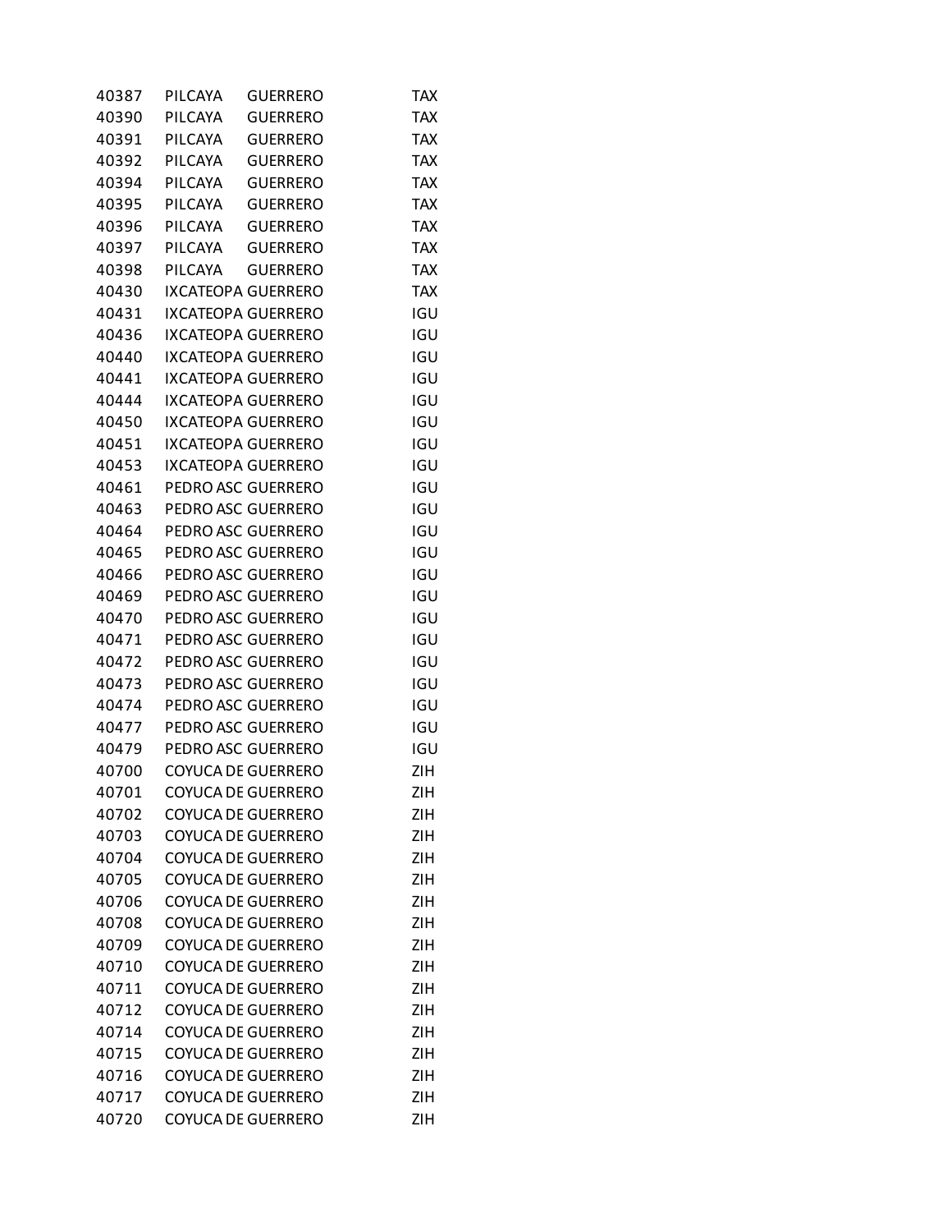| | | | |
|---|---|---|---|
| 40387 | PILCAYA | GUERRERO | TAX |
| 40390 | PILCAYA | GUERRERO | TAX |
| 40391 | PILCAYA | GUERRERO | TAX |
| 40392 | PILCAYA | GUERRERO | TAX |
| 40394 | PILCAYA | GUERRERO | TAX |
| 40395 | PILCAYA | GUERRERO | TAX |
| 40396 | PILCAYA | GUERRERO | TAX |
| 40397 | PILCAYA | GUERRERO | TAX |
| 40398 | PILCAYA | GUERRERO | TAX |
| 40430 | IXCATEOPA | GUERRERO | TAX |
| 40431 | IXCATEOPA | GUERRERO | IGU |
| 40436 | IXCATEOPA | GUERRERO | IGU |
| 40440 | IXCATEOPA | GUERRERO | IGU |
| 40441 | IXCATEOPA | GUERRERO | IGU |
| 40444 | IXCATEOPA | GUERRERO | IGU |
| 40450 | IXCATEOPA | GUERRERO | IGU |
| 40451 | IXCATEOPA | GUERRERO | IGU |
| 40453 | IXCATEOPA | GUERRERO | IGU |
| 40461 | PEDRO ASC | GUERRERO | IGU |
| 40463 | PEDRO ASC | GUERRERO | IGU |
| 40464 | PEDRO ASC | GUERRERO | IGU |
| 40465 | PEDRO ASC | GUERRERO | IGU |
| 40466 | PEDRO ASC | GUERRERO | IGU |
| 40469 | PEDRO ASC | GUERRERO | IGU |
| 40470 | PEDRO ASC | GUERRERO | IGU |
| 40471 | PEDRO ASC | GUERRERO | IGU |
| 40472 | PEDRO ASC | GUERRERO | IGU |
| 40473 | PEDRO ASC | GUERRERO | IGU |
| 40474 | PEDRO ASC | GUERRERO | IGU |
| 40477 | PEDRO ASC | GUERRERO | IGU |
| 40479 | PEDRO ASC | GUERRERO | IGU |
| 40700 | COYUCA DE | GUERRERO | ZIH |
| 40701 | COYUCA DE | GUERRERO | ZIH |
| 40702 | COYUCA DE | GUERRERO | ZIH |
| 40703 | COYUCA DE | GUERRERO | ZIH |
| 40704 | COYUCA DE | GUERRERO | ZIH |
| 40705 | COYUCA DE | GUERRERO | ZIH |
| 40706 | COYUCA DE | GUERRERO | ZIH |
| 40708 | COYUCA DE | GUERRERO | ZIH |
| 40709 | COYUCA DE | GUERRERO | ZIH |
| 40710 | COYUCA DE | GUERRERO | ZIH |
| 40711 | COYUCA DE | GUERRERO | ZIH |
| 40712 | COYUCA DE | GUERRERO | ZIH |
| 40714 | COYUCA DE | GUERRERO | ZIH |
| 40715 | COYUCA DE | GUERRERO | ZIH |
| 40716 | COYUCA DE | GUERRERO | ZIH |
| 40717 | COYUCA DE | GUERRERO | ZIH |
| 40720 | COYUCA DE | GUERRERO | ZIH |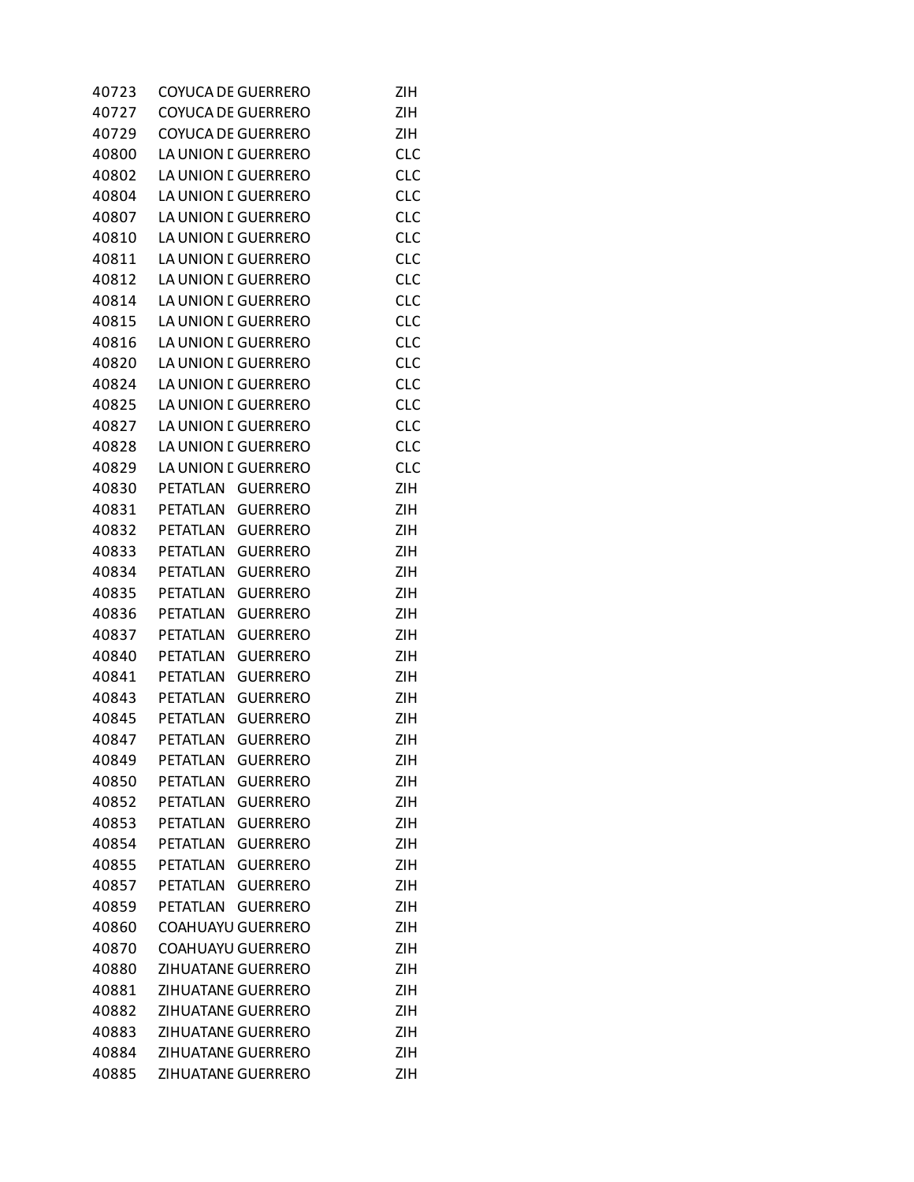| | | | |
|---|---|---|---|
| 40723 | COYUCA DE | GUERRERO | ZIH |
| 40727 | COYUCA DE | GUERRERO | ZIH |
| 40729 | COYUCA DE | GUERRERO | ZIH |
| 40800 | LA UNION D | GUERRERO | CLC |
| 40802 | LA UNION D | GUERRERO | CLC |
| 40804 | LA UNION D | GUERRERO | CLC |
| 40807 | LA UNION D | GUERRERO | CLC |
| 40810 | LA UNION D | GUERRERO | CLC |
| 40811 | LA UNION D | GUERRERO | CLC |
| 40812 | LA UNION D | GUERRERO | CLC |
| 40814 | LA UNION D | GUERRERO | CLC |
| 40815 | LA UNION D | GUERRERO | CLC |
| 40816 | LA UNION D | GUERRERO | CLC |
| 40820 | LA UNION D | GUERRERO | CLC |
| 40824 | LA UNION D | GUERRERO | CLC |
| 40825 | LA UNION D | GUERRERO | CLC |
| 40827 | LA UNION D | GUERRERO | CLC |
| 40828 | LA UNION D | GUERRERO | CLC |
| 40829 | LA UNION D | GUERRERO | CLC |
| 40830 | PETATLAN | GUERRERO | ZIH |
| 40831 | PETATLAN | GUERRERO | ZIH |
| 40832 | PETATLAN | GUERRERO | ZIH |
| 40833 | PETATLAN | GUERRERO | ZIH |
| 40834 | PETATLAN | GUERRERO | ZIH |
| 40835 | PETATLAN | GUERRERO | ZIH |
| 40836 | PETATLAN | GUERRERO | ZIH |
| 40837 | PETATLAN | GUERRERO | ZIH |
| 40840 | PETATLAN | GUERRERO | ZIH |
| 40841 | PETATLAN | GUERRERO | ZIH |
| 40843 | PETATLAN | GUERRERO | ZIH |
| 40845 | PETATLAN | GUERRERO | ZIH |
| 40847 | PETATLAN | GUERRERO | ZIH |
| 40849 | PETATLAN | GUERRERO | ZIH |
| 40850 | PETATLAN | GUERRERO | ZIH |
| 40852 | PETATLAN | GUERRERO | ZIH |
| 40853 | PETATLAN | GUERRERO | ZIH |
| 40854 | PETATLAN | GUERRERO | ZIH |
| 40855 | PETATLAN | GUERRERO | ZIH |
| 40857 | PETATLAN | GUERRERO | ZIH |
| 40859 | PETATLAN | GUERRERO | ZIH |
| 40860 | COAHUAYU | GUERRERO | ZIH |
| 40870 | COAHUAYU | GUERRERO | ZIH |
| 40880 | ZIHUATANE | GUERRERO | ZIH |
| 40881 | ZIHUATANE | GUERRERO | ZIH |
| 40882 | ZIHUATANE | GUERRERO | ZIH |
| 40883 | ZIHUATANE | GUERRERO | ZIH |
| 40884 | ZIHUATANE | GUERRERO | ZIH |
| 40885 | ZIHUATANE | GUERRERO | ZIH |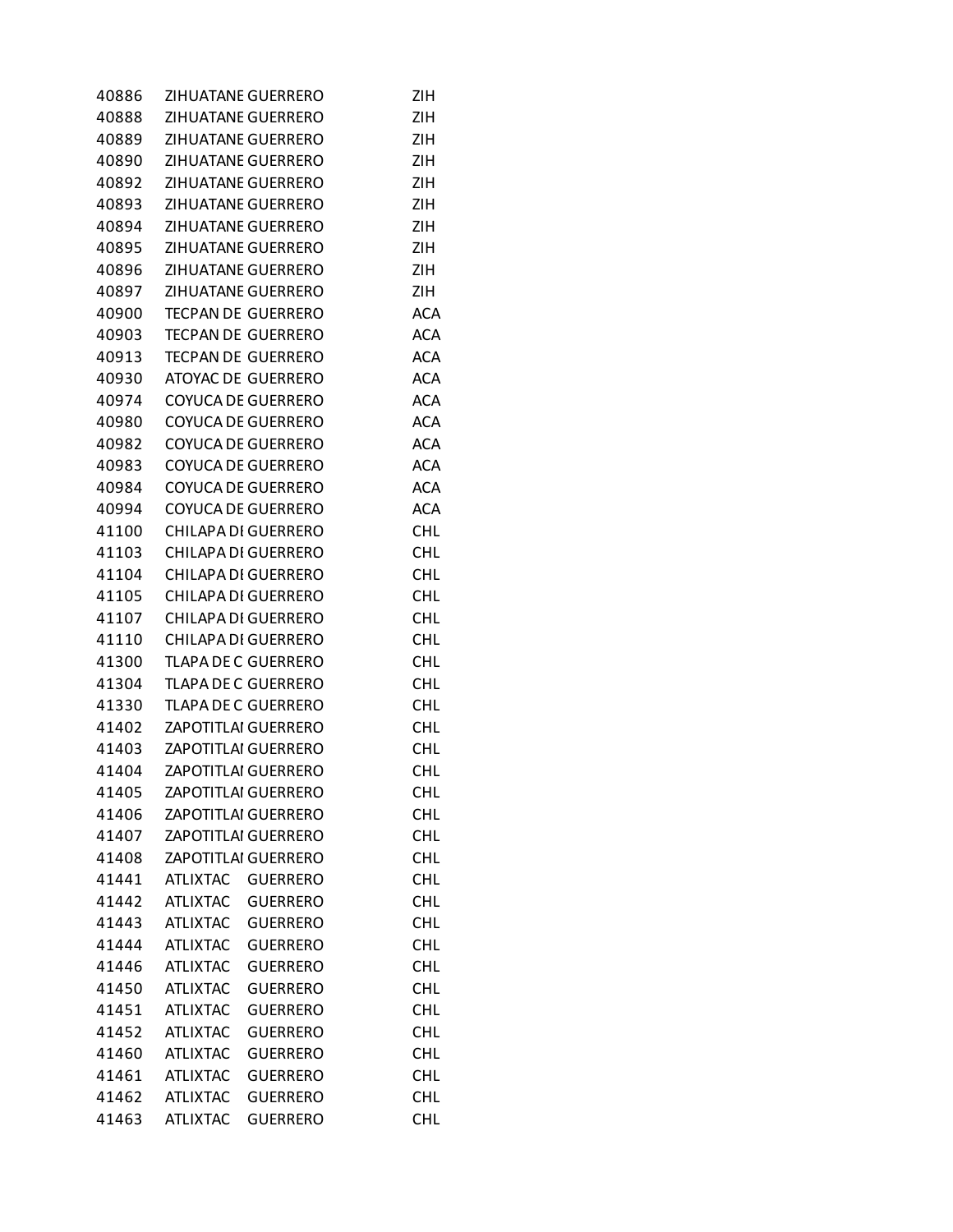| | | | |
|---|---|---|---|
| 40886 | ZIHUATANE | GUERRERO | ZIH |
| 40888 | ZIHUATANE | GUERRERO | ZIH |
| 40889 | ZIHUATANE | GUERRERO | ZIH |
| 40890 | ZIHUATANE | GUERRERO | ZIH |
| 40892 | ZIHUATANE | GUERRERO | ZIH |
| 40893 | ZIHUATANE | GUERRERO | ZIH |
| 40894 | ZIHUATANE | GUERRERO | ZIH |
| 40895 | ZIHUATANE | GUERRERO | ZIH |
| 40896 | ZIHUATANE | GUERRERO | ZIH |
| 40897 | ZIHUATANE | GUERRERO | ZIH |
| 40900 | TECPAN DE | GUERRERO | ACA |
| 40903 | TECPAN DE | GUERRERO | ACA |
| 40913 | TECPAN DE | GUERRERO | ACA |
| 40930 | ATOYAC DE | GUERRERO | ACA |
| 40974 | COYUCA DE | GUERRERO | ACA |
| 40980 | COYUCA DE | GUERRERO | ACA |
| 40982 | COYUCA DE | GUERRERO | ACA |
| 40983 | COYUCA DE | GUERRERO | ACA |
| 40984 | COYUCA DE | GUERRERO | ACA |
| 40994 | COYUCA DE | GUERRERO | ACA |
| 41100 | CHILAPA DI | GUERRERO | CHL |
| 41103 | CHILAPA DI | GUERRERO | CHL |
| 41104 | CHILAPA DI | GUERRERO | CHL |
| 41105 | CHILAPA DI | GUERRERO | CHL |
| 41107 | CHILAPA DI | GUERRERO | CHL |
| 41110 | CHILAPA DI | GUERRERO | CHL |
| 41300 | TLAPA DE C | GUERRERO | CHL |
| 41304 | TLAPA DE C | GUERRERO | CHL |
| 41330 | TLAPA DE C | GUERRERO | CHL |
| 41402 | ZAPOTITLAI | GUERRERO | CHL |
| 41403 | ZAPOTITLAI | GUERRERO | CHL |
| 41404 | ZAPOTITLAI | GUERRERO | CHL |
| 41405 | ZAPOTITLAI | GUERRERO | CHL |
| 41406 | ZAPOTITLAI | GUERRERO | CHL |
| 41407 | ZAPOTITLAI | GUERRERO | CHL |
| 41408 | ZAPOTITLAI | GUERRERO | CHL |
| 41441 | ATLIXTAC | GUERRERO | CHL |
| 41442 | ATLIXTAC | GUERRERO | CHL |
| 41443 | ATLIXTAC | GUERRERO | CHL |
| 41444 | ATLIXTAC | GUERRERO | CHL |
| 41446 | ATLIXTAC | GUERRERO | CHL |
| 41450 | ATLIXTAC | GUERRERO | CHL |
| 41451 | ATLIXTAC | GUERRERO | CHL |
| 41452 | ATLIXTAC | GUERRERO | CHL |
| 41460 | ATLIXTAC | GUERRERO | CHL |
| 41461 | ATLIXTAC | GUERRERO | CHL |
| 41462 | ATLIXTAC | GUERRERO | CHL |
| 41463 | ATLIXTAC | GUERRERO | CHL |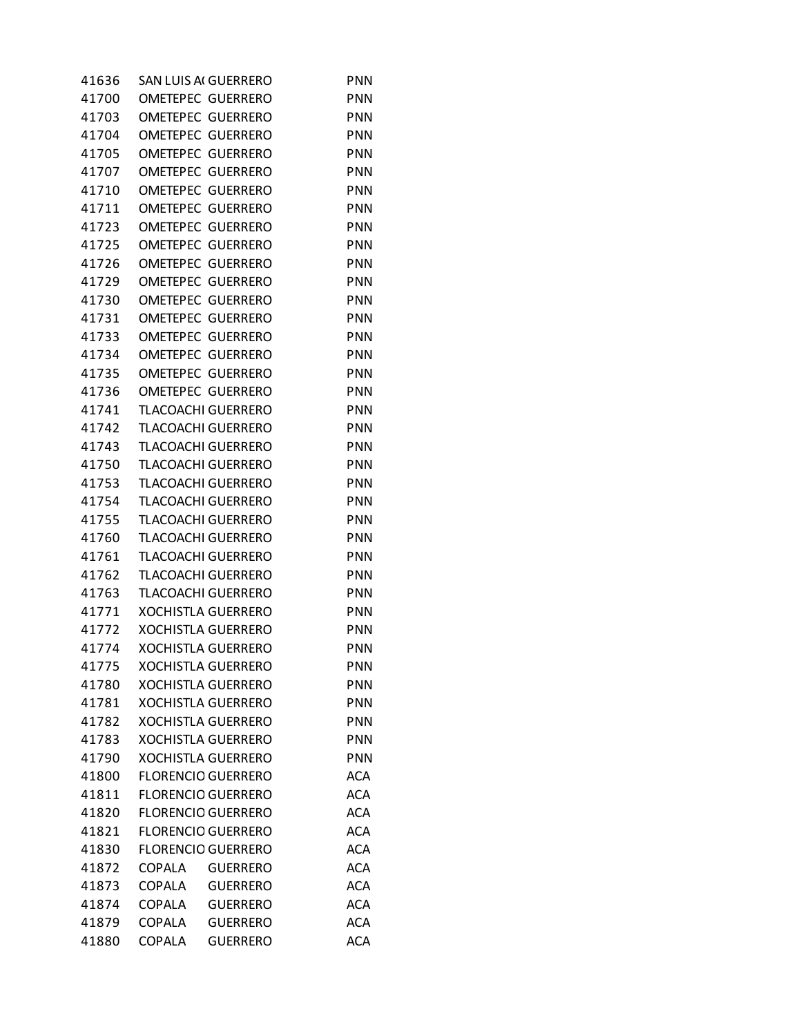| | | | |
|---|---|---|---|
| 41636 | SAN LUIS A( | GUERRERO | PNN |
| 41700 | OMETEPEC | GUERRERO | PNN |
| 41703 | OMETEPEC | GUERRERO | PNN |
| 41704 | OMETEPEC | GUERRERO | PNN |
| 41705 | OMETEPEC | GUERRERO | PNN |
| 41707 | OMETEPEC | GUERRERO | PNN |
| 41710 | OMETEPEC | GUERRERO | PNN |
| 41711 | OMETEPEC | GUERRERO | PNN |
| 41723 | OMETEPEC | GUERRERO | PNN |
| 41725 | OMETEPEC | GUERRERO | PNN |
| 41726 | OMETEPEC | GUERRERO | PNN |
| 41729 | OMETEPEC | GUERRERO | PNN |
| 41730 | OMETEPEC | GUERRERO | PNN |
| 41731 | OMETEPEC | GUERRERO | PNN |
| 41733 | OMETEPEC | GUERRERO | PNN |
| 41734 | OMETEPEC | GUERRERO | PNN |
| 41735 | OMETEPEC | GUERRERO | PNN |
| 41736 | OMETEPEC | GUERRERO | PNN |
| 41741 | TLACOACHI | GUERRERO | PNN |
| 41742 | TLACOACHI | GUERRERO | PNN |
| 41743 | TLACOACHI | GUERRERO | PNN |
| 41750 | TLACOACHI | GUERRERO | PNN |
| 41753 | TLACOACHI | GUERRERO | PNN |
| 41754 | TLACOACHI | GUERRERO | PNN |
| 41755 | TLACOACHI | GUERRERO | PNN |
| 41760 | TLACOACHI | GUERRERO | PNN |
| 41761 | TLACOACHI | GUERRERO | PNN |
| 41762 | TLACOACHI | GUERRERO | PNN |
| 41763 | TLACOACHI | GUERRERO | PNN |
| 41771 | XOCHISTLA | GUERRERO | PNN |
| 41772 | XOCHISTLA | GUERRERO | PNN |
| 41774 | XOCHISTLA | GUERRERO | PNN |
| 41775 | XOCHISTLA | GUERRERO | PNN |
| 41780 | XOCHISTLA | GUERRERO | PNN |
| 41781 | XOCHISTLA | GUERRERO | PNN |
| 41782 | XOCHISTLA | GUERRERO | PNN |
| 41783 | XOCHISTLA | GUERRERO | PNN |
| 41790 | XOCHISTLA | GUERRERO | PNN |
| 41800 | FLORENCIO | GUERRERO | ACA |
| 41811 | FLORENCIO | GUERRERO | ACA |
| 41820 | FLORENCIO | GUERRERO | ACA |
| 41821 | FLORENCIO | GUERRERO | ACA |
| 41830 | FLORENCIO | GUERRERO | ACA |
| 41872 | COPALA | GUERRERO | ACA |
| 41873 | COPALA | GUERRERO | ACA |
| 41874 | COPALA | GUERRERO | ACA |
| 41879 | COPALA | GUERRERO | ACA |
| 41880 | COPALA | GUERRERO | ACA |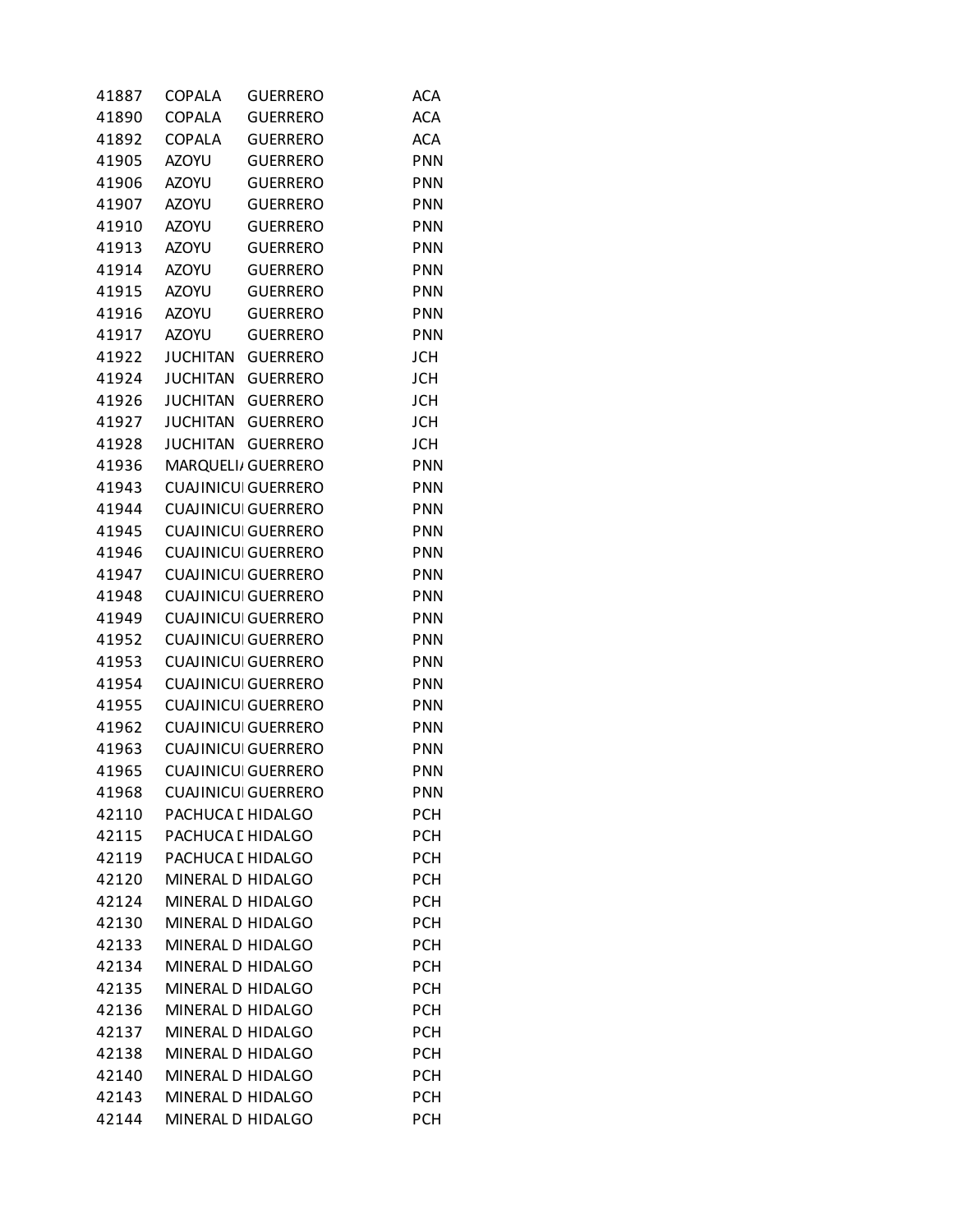| | | | |
|---|---|---|---|
| 41887 | COPALA | GUERRERO | ACA |
| 41890 | COPALA | GUERRERO | ACA |
| 41892 | COPALA | GUERRERO | ACA |
| 41905 | AZOYU | GUERRERO | PNN |
| 41906 | AZOYU | GUERRERO | PNN |
| 41907 | AZOYU | GUERRERO | PNN |
| 41910 | AZOYU | GUERRERO | PNN |
| 41913 | AZOYU | GUERRERO | PNN |
| 41914 | AZOYU | GUERRERO | PNN |
| 41915 | AZOYU | GUERRERO | PNN |
| 41916 | AZOYU | GUERRERO | PNN |
| 41917 | AZOYU | GUERRERO | PNN |
| 41922 | JUCHITAN | GUERRERO | JCH |
| 41924 | JUCHITAN | GUERRERO | JCH |
| 41926 | JUCHITAN | GUERRERO | JCH |
| 41927 | JUCHITAN | GUERRERO | JCH |
| 41928 | JUCHITAN | GUERRERO | JCH |
| 41936 | MARQUELI/ | GUERRERO | PNN |
| 41943 | CUAJINICUI | GUERRERO | PNN |
| 41944 | CUAJINICUI | GUERRERO | PNN |
| 41945 | CUAJINICUI | GUERRERO | PNN |
| 41946 | CUAJINICUI | GUERRERO | PNN |
| 41947 | CUAJINICUI | GUERRERO | PNN |
| 41948 | CUAJINICUI | GUERRERO | PNN |
| 41949 | CUAJINICUI | GUERRERO | PNN |
| 41952 | CUAJINICUI | GUERRERO | PNN |
| 41953 | CUAJINICUI | GUERRERO | PNN |
| 41954 | CUAJINICUI | GUERRERO | PNN |
| 41955 | CUAJINICUI | GUERRERO | PNN |
| 41962 | CUAJINICUI | GUERRERO | PNN |
| 41963 | CUAJINICUI | GUERRERO | PNN |
| 41965 | CUAJINICUI | GUERRERO | PNN |
| 41968 | CUAJINICUI | GUERRERO | PNN |
| 42110 | PACHUCA D | HIDALGO | PCH |
| 42115 | PACHUCA D | HIDALGO | PCH |
| 42119 | PACHUCA D | HIDALGO | PCH |
| 42120 | MINERAL D | HIDALGO | PCH |
| 42124 | MINERAL D | HIDALGO | PCH |
| 42130 | MINERAL D | HIDALGO | PCH |
| 42133 | MINERAL D | HIDALGO | PCH |
| 42134 | MINERAL D | HIDALGO | PCH |
| 42135 | MINERAL D | HIDALGO | PCH |
| 42136 | MINERAL D | HIDALGO | PCH |
| 42137 | MINERAL D | HIDALGO | PCH |
| 42138 | MINERAL D | HIDALGO | PCH |
| 42140 | MINERAL D | HIDALGO | PCH |
| 42143 | MINERAL D | HIDALGO | PCH |
| 42144 | MINERAL D | HIDALGO | PCH |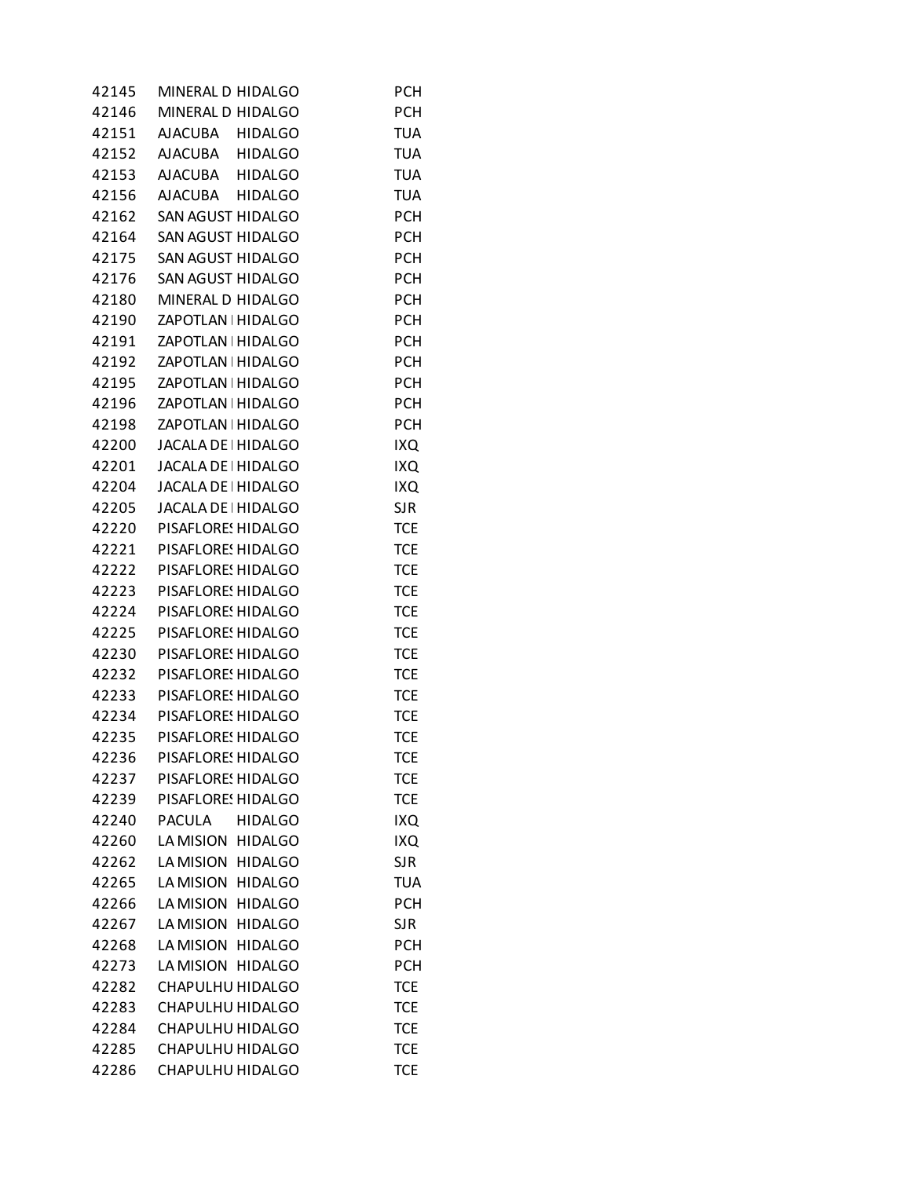| | | | |
|---|---|---|---|
| 42145 | MINERAL D | HIDALGO | PCH |
| 42146 | MINERAL D | HIDALGO | PCH |
| 42151 | AJACUBA | HIDALGO | TUA |
| 42152 | AJACUBA | HIDALGO | TUA |
| 42153 | AJACUBA | HIDALGO | TUA |
| 42156 | AJACUBA | HIDALGO | TUA |
| 42162 | SAN AGUST | HIDALGO | PCH |
| 42164 | SAN AGUST | HIDALGO | PCH |
| 42175 | SAN AGUST | HIDALGO | PCH |
| 42176 | SAN AGUST | HIDALGO | PCH |
| 42180 | MINERAL D | HIDALGO | PCH |
| 42190 | ZAPOTLAN | HIDALGO | PCH |
| 42191 | ZAPOTLAN | HIDALGO | PCH |
| 42192 | ZAPOTLAN | HIDALGO | PCH |
| 42195 | ZAPOTLAN | HIDALGO | PCH |
| 42196 | ZAPOTLAN | HIDALGO | PCH |
| 42198 | ZAPOTLAN | HIDALGO | PCH |
| 42200 | JACALA DE | HIDALGO | IXQ |
| 42201 | JACALA DE | HIDALGO | IXQ |
| 42204 | JACALA DE | HIDALGO | IXQ |
| 42205 | JACALA DE | HIDALGO | SJR |
| 42220 | PISAFLORES | HIDALGO | TCE |
| 42221 | PISAFLORES | HIDALGO | TCE |
| 42222 | PISAFLORES | HIDALGO | TCE |
| 42223 | PISAFLORES | HIDALGO | TCE |
| 42224 | PISAFLORES | HIDALGO | TCE |
| 42225 | PISAFLORES | HIDALGO | TCE |
| 42230 | PISAFLORES | HIDALGO | TCE |
| 42232 | PISAFLORES | HIDALGO | TCE |
| 42233 | PISAFLORES | HIDALGO | TCE |
| 42234 | PISAFLORES | HIDALGO | TCE |
| 42235 | PISAFLORES | HIDALGO | TCE |
| 42236 | PISAFLORES | HIDALGO | TCE |
| 42237 | PISAFLORES | HIDALGO | TCE |
| 42239 | PISAFLORES | HIDALGO | TCE |
| 42240 | PACULA | HIDALGO | IXQ |
| 42260 | LA MISION | HIDALGO | IXQ |
| 42262 | LA MISION | HIDALGO | SJR |
| 42265 | LA MISION | HIDALGO | TUA |
| 42266 | LA MISION | HIDALGO | PCH |
| 42267 | LA MISION | HIDALGO | SJR |
| 42268 | LA MISION | HIDALGO | PCH |
| 42273 | LA MISION | HIDALGO | PCH |
| 42282 | CHAPULHU | HIDALGO | TCE |
| 42283 | CHAPULHU | HIDALGO | TCE |
| 42284 | CHAPULHU | HIDALGO | TCE |
| 42285 | CHAPULHU | HIDALGO | TCE |
| 42286 | CHAPULHU | HIDALGO | TCE |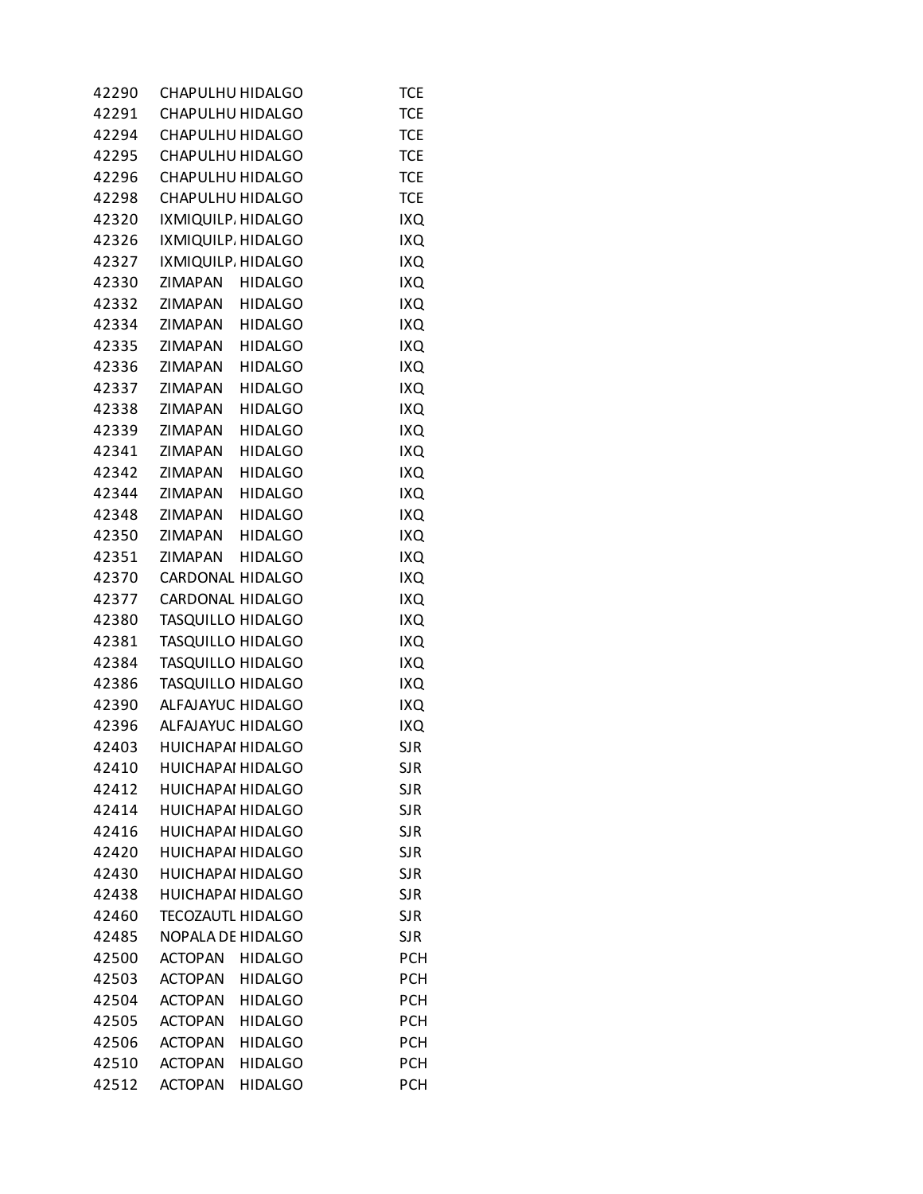| | | | |
|---|---|---|---|
| 42290 | CHAPULHU | HIDALGO | TCE |
| 42291 | CHAPULHU | HIDALGO | TCE |
| 42294 | CHAPULHU | HIDALGO | TCE |
| 42295 | CHAPULHU | HIDALGO | TCE |
| 42296 | CHAPULHU | HIDALGO | TCE |
| 42298 | CHAPULHU | HIDALGO | TCE |
| 42320 | IXMIQUILP. | HIDALGO | IXQ |
| 42326 | IXMIQUILP. | HIDALGO | IXQ |
| 42327 | IXMIQUILP. | HIDALGO | IXQ |
| 42330 | ZIMAPAN | HIDALGO | IXQ |
| 42332 | ZIMAPAN | HIDALGO | IXQ |
| 42334 | ZIMAPAN | HIDALGO | IXQ |
| 42335 | ZIMAPAN | HIDALGO | IXQ |
| 42336 | ZIMAPAN | HIDALGO | IXQ |
| 42337 | ZIMAPAN | HIDALGO | IXQ |
| 42338 | ZIMAPAN | HIDALGO | IXQ |
| 42339 | ZIMAPAN | HIDALGO | IXQ |
| 42341 | ZIMAPAN | HIDALGO | IXQ |
| 42342 | ZIMAPAN | HIDALGO | IXQ |
| 42344 | ZIMAPAN | HIDALGO | IXQ |
| 42348 | ZIMAPAN | HIDALGO | IXQ |
| 42350 | ZIMAPAN | HIDALGO | IXQ |
| 42351 | ZIMAPAN | HIDALGO | IXQ |
| 42370 | CARDONAL | HIDALGO | IXQ |
| 42377 | CARDONAL | HIDALGO | IXQ |
| 42380 | TASQUILLO | HIDALGO | IXQ |
| 42381 | TASQUILLO | HIDALGO | IXQ |
| 42384 | TASQUILLO | HIDALGO | IXQ |
| 42386 | TASQUILLO | HIDALGO | IXQ |
| 42390 | ALFAJAYUC | HIDALGO | IXQ |
| 42396 | ALFAJAYUC | HIDALGO | IXQ |
| 42403 | HUICHAPAI | HIDALGO | SJR |
| 42410 | HUICHAPAI | HIDALGO | SJR |
| 42412 | HUICHAPAI | HIDALGO | SJR |
| 42414 | HUICHAPAI | HIDALGO | SJR |
| 42416 | HUICHAPAI | HIDALGO | SJR |
| 42420 | HUICHAPAI | HIDALGO | SJR |
| 42430 | HUICHAPAI | HIDALGO | SJR |
| 42438 | HUICHAPAI | HIDALGO | SJR |
| 42460 | TECOZAUTL | HIDALGO | SJR |
| 42485 | NOPALA DE | HIDALGO | SJR |
| 42500 | ACTOPAN | HIDALGO | PCH |
| 42503 | ACTOPAN | HIDALGO | PCH |
| 42504 | ACTOPAN | HIDALGO | PCH |
| 42505 | ACTOPAN | HIDALGO | PCH |
| 42506 | ACTOPAN | HIDALGO | PCH |
| 42510 | ACTOPAN | HIDALGO | PCH |
| 42512 | ACTOPAN | HIDALGO | PCH |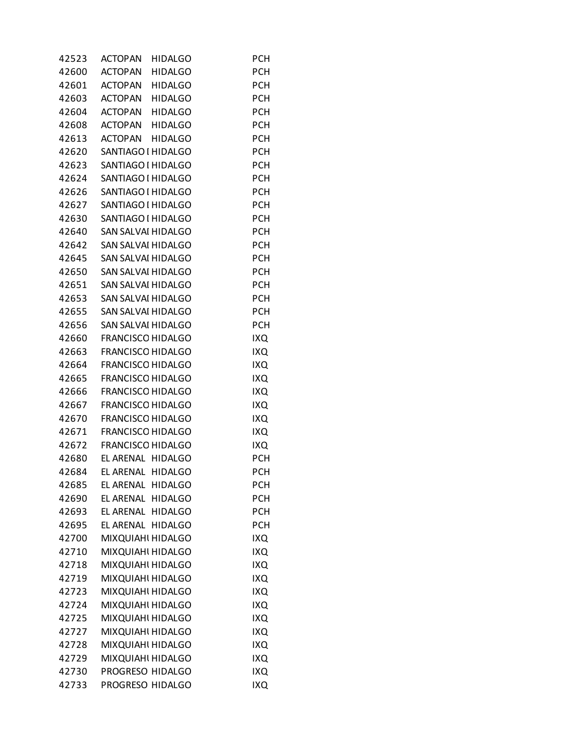| | | | |
|---|---|---|---|
| 42523 | ACTOPAN | HIDALGO | PCH |
| 42600 | ACTOPAN | HIDALGO | PCH |
| 42601 | ACTOPAN | HIDALGO | PCH |
| 42603 | ACTOPAN | HIDALGO | PCH |
| 42604 | ACTOPAN | HIDALGO | PCH |
| 42608 | ACTOPAN | HIDALGO | PCH |
| 42613 | ACTOPAN | HIDALGO | PCH |
| 42620 | SANTIAGO I | HIDALGO | PCH |
| 42623 | SANTIAGO I | HIDALGO | PCH |
| 42624 | SANTIAGO I | HIDALGO | PCH |
| 42626 | SANTIAGO I | HIDALGO | PCH |
| 42627 | SANTIAGO I | HIDALGO | PCH |
| 42630 | SANTIAGO I | HIDALGO | PCH |
| 42640 | SAN SALVAI | HIDALGO | PCH |
| 42642 | SAN SALVAI | HIDALGO | PCH |
| 42645 | SAN SALVAI | HIDALGO | PCH |
| 42650 | SAN SALVAI | HIDALGO | PCH |
| 42651 | SAN SALVAI | HIDALGO | PCH |
| 42653 | SAN SALVAI | HIDALGO | PCH |
| 42655 | SAN SALVAI | HIDALGO | PCH |
| 42656 | SAN SALVAI | HIDALGO | PCH |
| 42660 | FRANCISCO | HIDALGO | IXQ |
| 42663 | FRANCISCO | HIDALGO | IXQ |
| 42664 | FRANCISCO | HIDALGO | IXQ |
| 42665 | FRANCISCO | HIDALGO | IXQ |
| 42666 | FRANCISCO | HIDALGO | IXQ |
| 42667 | FRANCISCO | HIDALGO | IXQ |
| 42670 | FRANCISCO | HIDALGO | IXQ |
| 42671 | FRANCISCO | HIDALGO | IXQ |
| 42672 | FRANCISCO | HIDALGO | IXQ |
| 42680 | EL ARENAL | HIDALGO | PCH |
| 42684 | EL ARENAL | HIDALGO | PCH |
| 42685 | EL ARENAL | HIDALGO | PCH |
| 42690 | EL ARENAL | HIDALGO | PCH |
| 42693 | EL ARENAL | HIDALGO | PCH |
| 42695 | EL ARENAL | HIDALGO | PCH |
| 42700 | MIXQUIAHI | HIDALGO | IXQ |
| 42710 | MIXQUIAHI | HIDALGO | IXQ |
| 42718 | MIXQUIAHI | HIDALGO | IXQ |
| 42719 | MIXQUIAHI | HIDALGO | IXQ |
| 42723 | MIXQUIAHI | HIDALGO | IXQ |
| 42724 | MIXQUIAHI | HIDALGO | IXQ |
| 42725 | MIXQUIAHI | HIDALGO | IXQ |
| 42727 | MIXQUIAHI | HIDALGO | IXQ |
| 42728 | MIXQUIAHI | HIDALGO | IXQ |
| 42729 | MIXQUIAHI | HIDALGO | IXQ |
| 42730 | PROGRESO | HIDALGO | IXQ |
| 42733 | PROGRESO | HIDALGO | IXQ |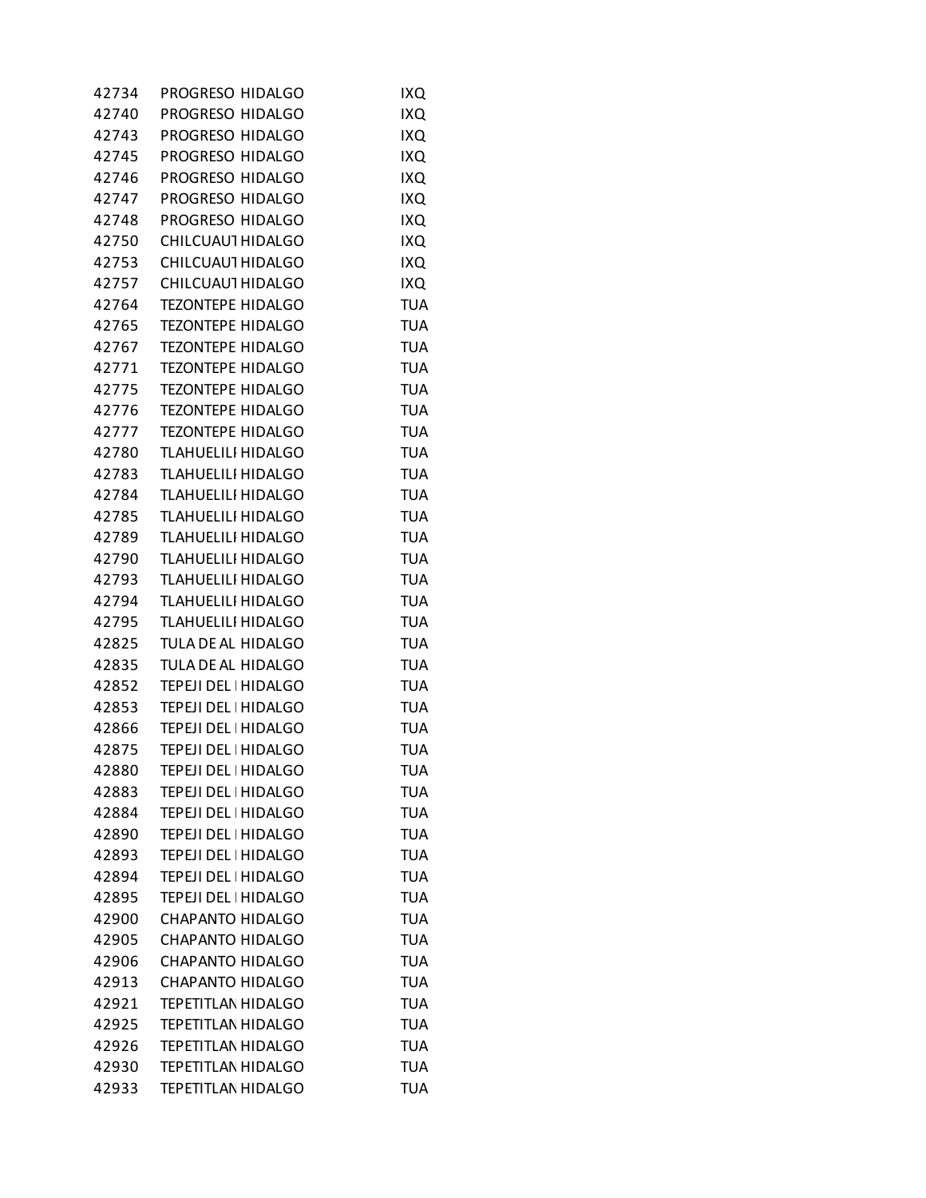| | | | |
|---|---|---|---|
| 42734 | PROGRESO | HIDALGO | IXQ |
| 42740 | PROGRESO | HIDALGO | IXQ |
| 42743 | PROGRESO | HIDALGO | IXQ |
| 42745 | PROGRESO | HIDALGO | IXQ |
| 42746 | PROGRESO | HIDALGO | IXQ |
| 42747 | PROGRESO | HIDALGO | IXQ |
| 42748 | PROGRESO | HIDALGO | IXQ |
| 42750 | CHILCUAUT | HIDALGO | IXQ |
| 42753 | CHILCUAUT | HIDALGO | IXQ |
| 42757 | CHILCUAUT | HIDALGO | IXQ |
| 42764 | TEZONTEPE | HIDALGO | TUA |
| 42765 | TEZONTEPE | HIDALGO | TUA |
| 42767 | TEZONTEPE | HIDALGO | TUA |
| 42771 | TEZONTEPE | HIDALGO | TUA |
| 42775 | TEZONTEPE | HIDALGO | TUA |
| 42776 | TEZONTEPE | HIDALGO | TUA |
| 42777 | TEZONTEPE | HIDALGO | TUA |
| 42780 | TLAHUELILI | HIDALGO | TUA |
| 42783 | TLAHUELILI | HIDALGO | TUA |
| 42784 | TLAHUELILI | HIDALGO | TUA |
| 42785 | TLAHUELILI | HIDALGO | TUA |
| 42789 | TLAHUELILI | HIDALGO | TUA |
| 42790 | TLAHUELILI | HIDALGO | TUA |
| 42793 | TLAHUELILI | HIDALGO | TUA |
| 42794 | TLAHUELILI | HIDALGO | TUA |
| 42795 | TLAHUELILI | HIDALGO | TUA |
| 42825 | TULA DE AL | HIDALGO | TUA |
| 42835 | TULA DE AL | HIDALGO | TUA |
| 42852 | TEPEJI DEL | HIDALGO | TUA |
| 42853 | TEPEJI DEL | HIDALGO | TUA |
| 42866 | TEPEJI DEL | HIDALGO | TUA |
| 42875 | TEPEJI DEL | HIDALGO | TUA |
| 42880 | TEPEJI DEL | HIDALGO | TUA |
| 42883 | TEPEJI DEL | HIDALGO | TUA |
| 42884 | TEPEJI DEL | HIDALGO | TUA |
| 42890 | TEPEJI DEL | HIDALGO | TUA |
| 42893 | TEPEJI DEL | HIDALGO | TUA |
| 42894 | TEPEJI DEL | HIDALGO | TUA |
| 42895 | TEPEJI DEL | HIDALGO | TUA |
| 42900 | CHAPANTO | HIDALGO | TUA |
| 42905 | CHAPANTO | HIDALGO | TUA |
| 42906 | CHAPANTO | HIDALGO | TUA |
| 42913 | CHAPANTO | HIDALGO | TUA |
| 42921 | TEPETITLAN | HIDALGO | TUA |
| 42925 | TEPETITLAN | HIDALGO | TUA |
| 42926 | TEPETITLAN | HIDALGO | TUA |
| 42930 | TEPETITLAN | HIDALGO | TUA |
| 42933 | TEPETITLAN | HIDALGO | TUA |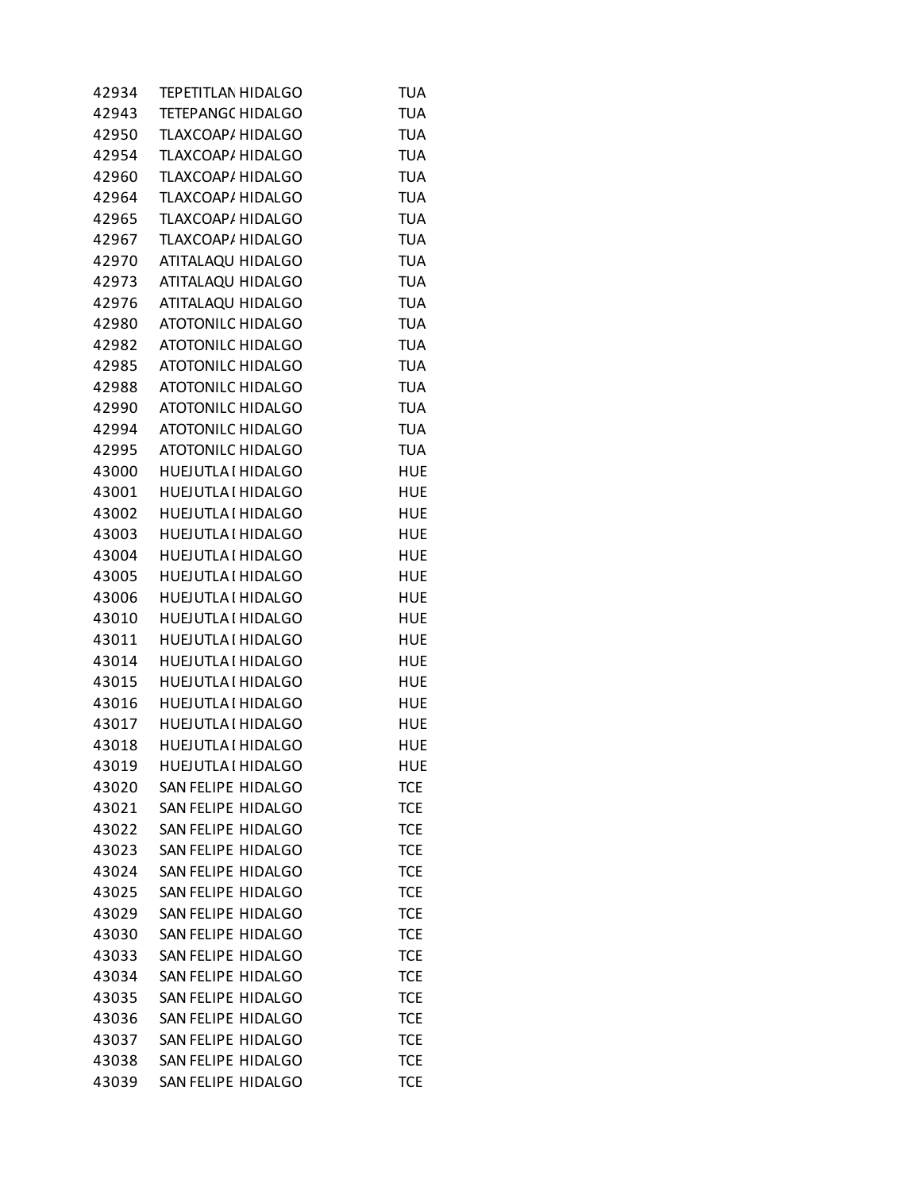| | | | |
|---|---|---|---|
| 42934 | TEPETITLAN | HIDALGO | TUA |
| 42943 | TETEPANGC | HIDALGO | TUA |
| 42950 | TLAXCOAP/ | HIDALGO | TUA |
| 42954 | TLAXCOAP/ | HIDALGO | TUA |
| 42960 | TLAXCOAP/ | HIDALGO | TUA |
| 42964 | TLAXCOAP/ | HIDALGO | TUA |
| 42965 | TLAXCOAP/ | HIDALGO | TUA |
| 42967 | TLAXCOAP/ | HIDALGO | TUA |
| 42970 | ATITALAQU | HIDALGO | TUA |
| 42973 | ATITALAQU | HIDALGO | TUA |
| 42976 | ATITALAQU | HIDALGO | TUA |
| 42980 | ATOTONILC | HIDALGO | TUA |
| 42982 | ATOTONILC | HIDALGO | TUA |
| 42985 | ATOTONILC | HIDALGO | TUA |
| 42988 | ATOTONILC | HIDALGO | TUA |
| 42990 | ATOTONILC | HIDALGO | TUA |
| 42994 | ATOTONILC | HIDALGO | TUA |
| 42995 | ATOTONILC | HIDALGO | TUA |
| 43000 | HUEJUTLA I | HIDALGO | HUE |
| 43001 | HUEJUTLA I | HIDALGO | HUE |
| 43002 | HUEJUTLA I | HIDALGO | HUE |
| 43003 | HUEJUTLA I | HIDALGO | HUE |
| 43004 | HUEJUTLA I | HIDALGO | HUE |
| 43005 | HUEJUTLA I | HIDALGO | HUE |
| 43006 | HUEJUTLA I | HIDALGO | HUE |
| 43010 | HUEJUTLA I | HIDALGO | HUE |
| 43011 | HUEJUTLA I | HIDALGO | HUE |
| 43014 | HUEJUTLA I | HIDALGO | HUE |
| 43015 | HUEJUTLA I | HIDALGO | HUE |
| 43016 | HUEJUTLA I | HIDALGO | HUE |
| 43017 | HUEJUTLA I | HIDALGO | HUE |
| 43018 | HUEJUTLA I | HIDALGO | HUE |
| 43019 | HUEJUTLA I | HIDALGO | HUE |
| 43020 | SAN FELIPE | HIDALGO | TCE |
| 43021 | SAN FELIPE | HIDALGO | TCE |
| 43022 | SAN FELIPE | HIDALGO | TCE |
| 43023 | SAN FELIPE | HIDALGO | TCE |
| 43024 | SAN FELIPE | HIDALGO | TCE |
| 43025 | SAN FELIPE | HIDALGO | TCE |
| 43029 | SAN FELIPE | HIDALGO | TCE |
| 43030 | SAN FELIPE | HIDALGO | TCE |
| 43033 | SAN FELIPE | HIDALGO | TCE |
| 43034 | SAN FELIPE | HIDALGO | TCE |
| 43035 | SAN FELIPE | HIDALGO | TCE |
| 43036 | SAN FELIPE | HIDALGO | TCE |
| 43037 | SAN FELIPE | HIDALGO | TCE |
| 43038 | SAN FELIPE | HIDALGO | TCE |
| 43039 | SAN FELIPE | HIDALGO | TCE |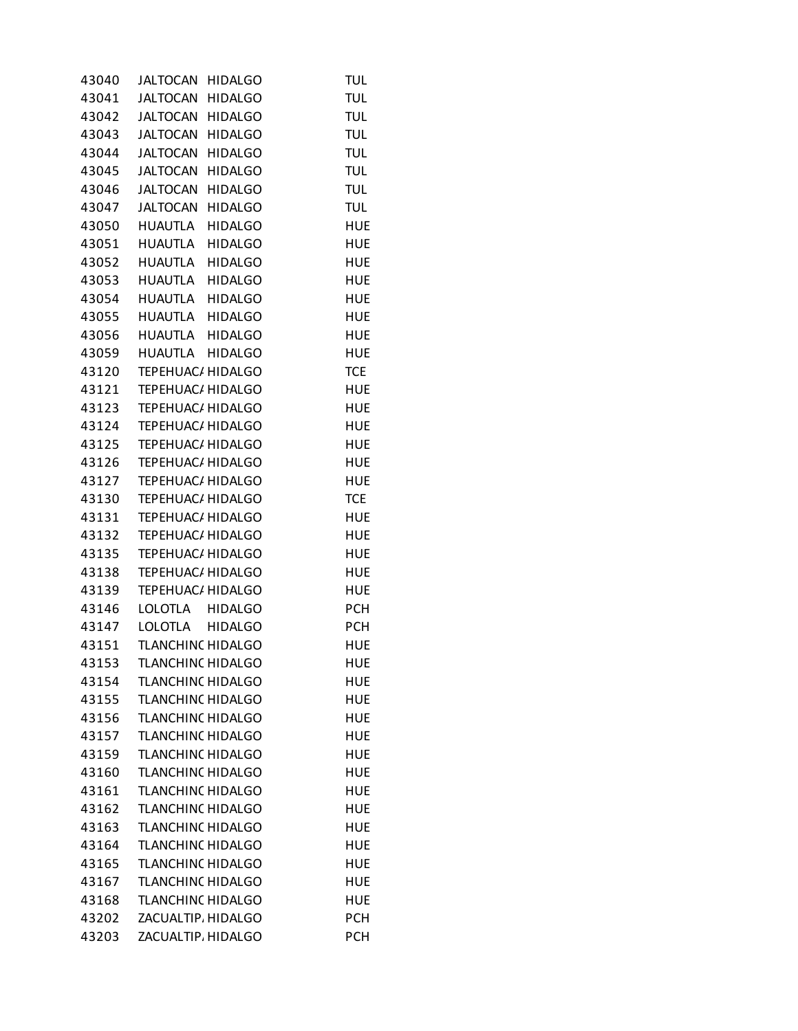| | | | |
|---|---|---|---|
| 43040 | JALTOCAN | HIDALGO | TUL |
| 43041 | JALTOCAN | HIDALGO | TUL |
| 43042 | JALTOCAN | HIDALGO | TUL |
| 43043 | JALTOCAN | HIDALGO | TUL |
| 43044 | JALTOCAN | HIDALGO | TUL |
| 43045 | JALTOCAN | HIDALGO | TUL |
| 43046 | JALTOCAN | HIDALGO | TUL |
| 43047 | JALTOCAN | HIDALGO | TUL |
| 43050 | HUAUTLA | HIDALGO | HUE |
| 43051 | HUAUTLA | HIDALGO | HUE |
| 43052 | HUAUTLA | HIDALGO | HUE |
| 43053 | HUAUTLA | HIDALGO | HUE |
| 43054 | HUAUTLA | HIDALGO | HUE |
| 43055 | HUAUTLA | HIDALGO | HUE |
| 43056 | HUAUTLA | HIDALGO | HUE |
| 43059 | HUAUTLA | HIDALGO | HUE |
| 43120 | TEPEHUAC/ | HIDALGO | TCE |
| 43121 | TEPEHUAC/ | HIDALGO | HUE |
| 43123 | TEPEHUAC/ | HIDALGO | HUE |
| 43124 | TEPEHUAC/ | HIDALGO | HUE |
| 43125 | TEPEHUAC/ | HIDALGO | HUE |
| 43126 | TEPEHUAC/ | HIDALGO | HUE |
| 43127 | TEPEHUAC/ | HIDALGO | HUE |
| 43130 | TEPEHUAC/ | HIDALGO | TCE |
| 43131 | TEPEHUAC/ | HIDALGO | HUE |
| 43132 | TEPEHUAC/ | HIDALGO | HUE |
| 43135 | TEPEHUAC/ | HIDALGO | HUE |
| 43138 | TEPEHUAC/ | HIDALGO | HUE |
| 43139 | TEPEHUAC/ | HIDALGO | HUE |
| 43146 | LOLOTLA | HIDALGO | PCH |
| 43147 | LOLOTLA | HIDALGO | PCH |
| 43151 | TLANCHINC | HIDALGO | HUE |
| 43153 | TLANCHINC | HIDALGO | HUE |
| 43154 | TLANCHINC | HIDALGO | HUE |
| 43155 | TLANCHINC | HIDALGO | HUE |
| 43156 | TLANCHINC | HIDALGO | HUE |
| 43157 | TLANCHINC | HIDALGO | HUE |
| 43159 | TLANCHINC | HIDALGO | HUE |
| 43160 | TLANCHINC | HIDALGO | HUE |
| 43161 | TLANCHINC | HIDALGO | HUE |
| 43162 | TLANCHINC | HIDALGO | HUE |
| 43163 | TLANCHINC | HIDALGO | HUE |
| 43164 | TLANCHINC | HIDALGO | HUE |
| 43165 | TLANCHINC | HIDALGO | HUE |
| 43167 | TLANCHINC | HIDALGO | HUE |
| 43168 | TLANCHINC | HIDALGO | HUE |
| 43202 | ZACUALTIP/ | HIDALGO | PCH |
| 43203 | ZACUALTIP/ | HIDALGO | PCH |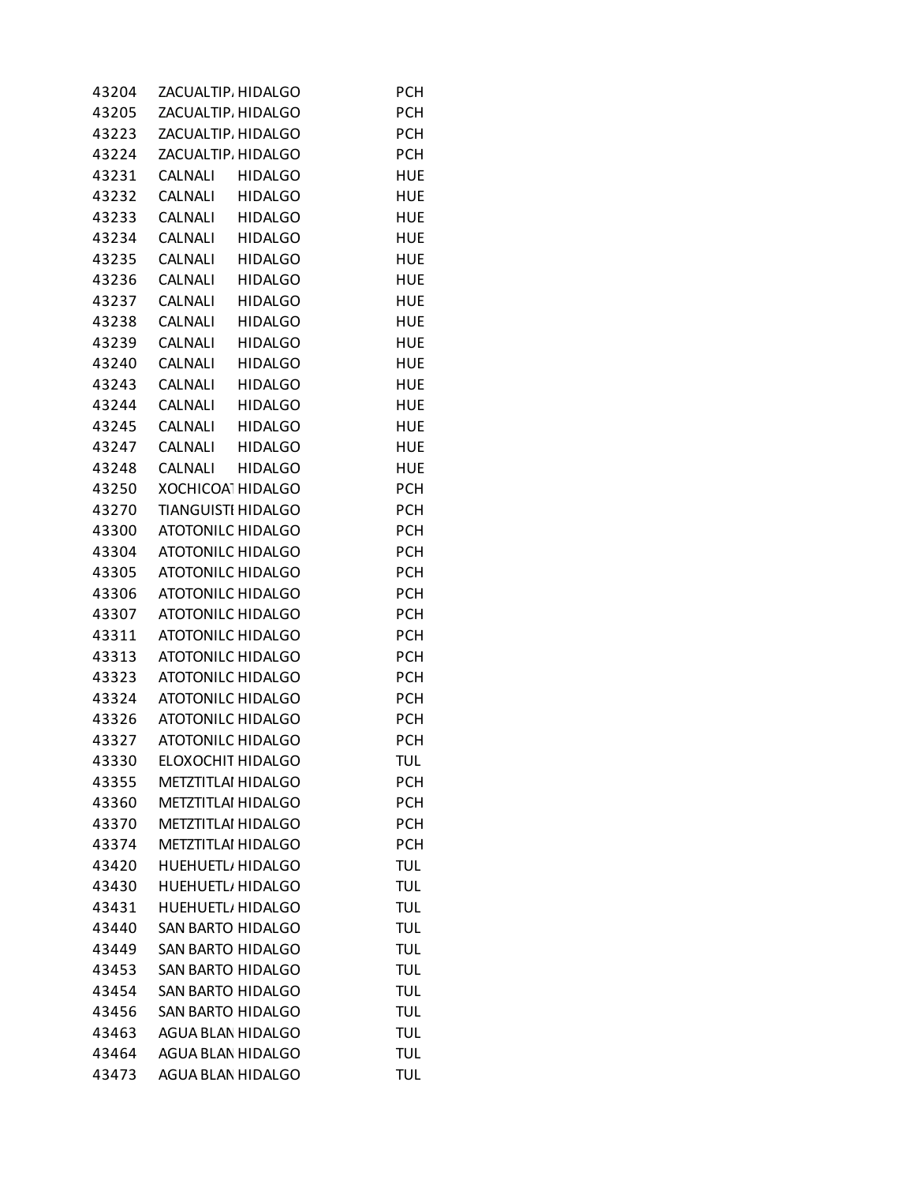| | | | |
|---|---|---|---|
| 43204 | ZACUALTIP. | HIDALGO | PCH |
| 43205 | ZACUALTIP. | HIDALGO | PCH |
| 43223 | ZACUALTIP. | HIDALGO | PCH |
| 43224 | ZACUALTIP. | HIDALGO | PCH |
| 43231 | CALNALI | HIDALGO | HUE |
| 43232 | CALNALI | HIDALGO | HUE |
| 43233 | CALNALI | HIDALGO | HUE |
| 43234 | CALNALI | HIDALGO | HUE |
| 43235 | CALNALI | HIDALGO | HUE |
| 43236 | CALNALI | HIDALGO | HUE |
| 43237 | CALNALI | HIDALGO | HUE |
| 43238 | CALNALI | HIDALGO | HUE |
| 43239 | CALNALI | HIDALGO | HUE |
| 43240 | CALNALI | HIDALGO | HUE |
| 43243 | CALNALI | HIDALGO | HUE |
| 43244 | CALNALI | HIDALGO | HUE |
| 43245 | CALNALI | HIDALGO | HUE |
| 43247 | CALNALI | HIDALGO | HUE |
| 43248 | CALNALI | HIDALGO | HUE |
| 43250 | XOCHICOAT | HIDALGO | PCH |
| 43270 | TIANGUISTI | HIDALGO | PCH |
| 43300 | ATOTONILC | HIDALGO | PCH |
| 43304 | ATOTONILC | HIDALGO | PCH |
| 43305 | ATOTONILC | HIDALGO | PCH |
| 43306 | ATOTONILC | HIDALGO | PCH |
| 43307 | ATOTONILC | HIDALGO | PCH |
| 43311 | ATOTONILC | HIDALGO | PCH |
| 43313 | ATOTONILC | HIDALGO | PCH |
| 43323 | ATOTONILC | HIDALGO | PCH |
| 43324 | ATOTONILC | HIDALGO | PCH |
| 43326 | ATOTONILC | HIDALGO | PCH |
| 43327 | ATOTONILC | HIDALGO | PCH |
| 43330 | ELOXOCHIT | HIDALGO | TUL |
| 43355 | METZTITLAI | HIDALGO | PCH |
| 43360 | METZTITLAI | HIDALGO | PCH |
| 43370 | METZTITLAI | HIDALGO | PCH |
| 43374 | METZTITLAI | HIDALGO | PCH |
| 43420 | HUEHUETL. | HIDALGO | TUL |
| 43430 | HUEHUETL. | HIDALGO | TUL |
| 43431 | HUEHUETL. | HIDALGO | TUL |
| 43440 | SAN BARTO | HIDALGO | TUL |
| 43449 | SAN BARTO | HIDALGO | TUL |
| 43453 | SAN BARTO | HIDALGO | TUL |
| 43454 | SAN BARTO | HIDALGO | TUL |
| 43456 | SAN BARTO | HIDALGO | TUL |
| 43463 | AGUA BLAN | HIDALGO | TUL |
| 43464 | AGUA BLAN | HIDALGO | TUL |
| 43473 | AGUA BLAN | HIDALGO | TUL |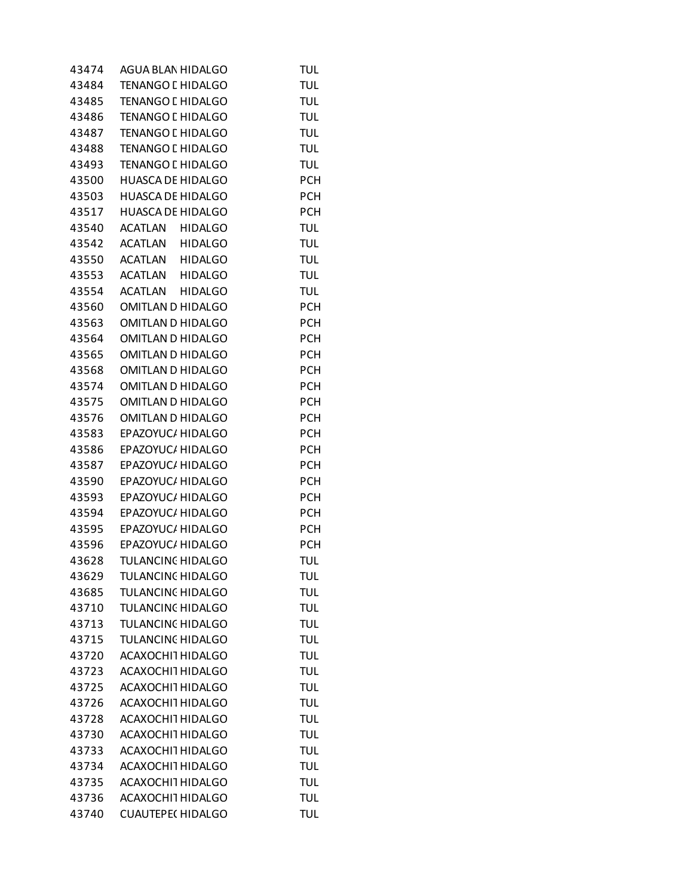| | | | |
|---|---|---|---|
| 43474 | AGUA BLAN | HIDALGO | TUL |
| 43484 | TENANGO D | HIDALGO | TUL |
| 43485 | TENANGO D | HIDALGO | TUL |
| 43486 | TENANGO D | HIDALGO | TUL |
| 43487 | TENANGO D | HIDALGO | TUL |
| 43488 | TENANGO D | HIDALGO | TUL |
| 43493 | TENANGO D | HIDALGO | TUL |
| 43500 | HUASCA DE | HIDALGO | PCH |
| 43503 | HUASCA DE | HIDALGO | PCH |
| 43517 | HUASCA DE | HIDALGO | PCH |
| 43540 | ACATLAN | HIDALGO | TUL |
| 43542 | ACATLAN | HIDALGO | TUL |
| 43550 | ACATLAN | HIDALGO | TUL |
| 43553 | ACATLAN | HIDALGO | TUL |
| 43554 | ACATLAN | HIDALGO | TUL |
| 43560 | OMITLAN D | HIDALGO | PCH |
| 43563 | OMITLAN D | HIDALGO | PCH |
| 43564 | OMITLAN D | HIDALGO | PCH |
| 43565 | OMITLAN D | HIDALGO | PCH |
| 43568 | OMITLAN D | HIDALGO | PCH |
| 43574 | OMITLAN D | HIDALGO | PCH |
| 43575 | OMITLAN D | HIDALGO | PCH |
| 43576 | OMITLAN D | HIDALGO | PCH |
| 43583 | EPAZOYUCA | HIDALGO | PCH |
| 43586 | EPAZOYUCA | HIDALGO | PCH |
| 43587 | EPAZOYUCA | HIDALGO | PCH |
| 43590 | EPAZOYUCA | HIDALGO | PCH |
| 43593 | EPAZOYUCA | HIDALGO | PCH |
| 43594 | EPAZOYUCA | HIDALGO | PCH |
| 43595 | EPAZOYUCA | HIDALGO | PCH |
| 43596 | EPAZOYUCA | HIDALGO | PCH |
| 43628 | TULANCINC | HIDALGO | TUL |
| 43629 | TULANCINC | HIDALGO | TUL |
| 43685 | TULANCINC | HIDALGO | TUL |
| 43710 | TULANCINC | HIDALGO | TUL |
| 43713 | TULANCINC | HIDALGO | TUL |
| 43715 | TULANCINC | HIDALGO | TUL |
| 43720 | ACAXOCHIT | HIDALGO | TUL |
| 43723 | ACAXOCHIT | HIDALGO | TUL |
| 43725 | ACAXOCHIT | HIDALGO | TUL |
| 43726 | ACAXOCHIT | HIDALGO | TUL |
| 43728 | ACAXOCHIT | HIDALGO | TUL |
| 43730 | ACAXOCHIT | HIDALGO | TUL |
| 43733 | ACAXOCHIT | HIDALGO | TUL |
| 43734 | ACAXOCHIT | HIDALGO | TUL |
| 43735 | ACAXOCHIT | HIDALGO | TUL |
| 43736 | ACAXOCHIT | HIDALGO | TUL |
| 43740 | CUAUTEPEC | HIDALGO | TUL |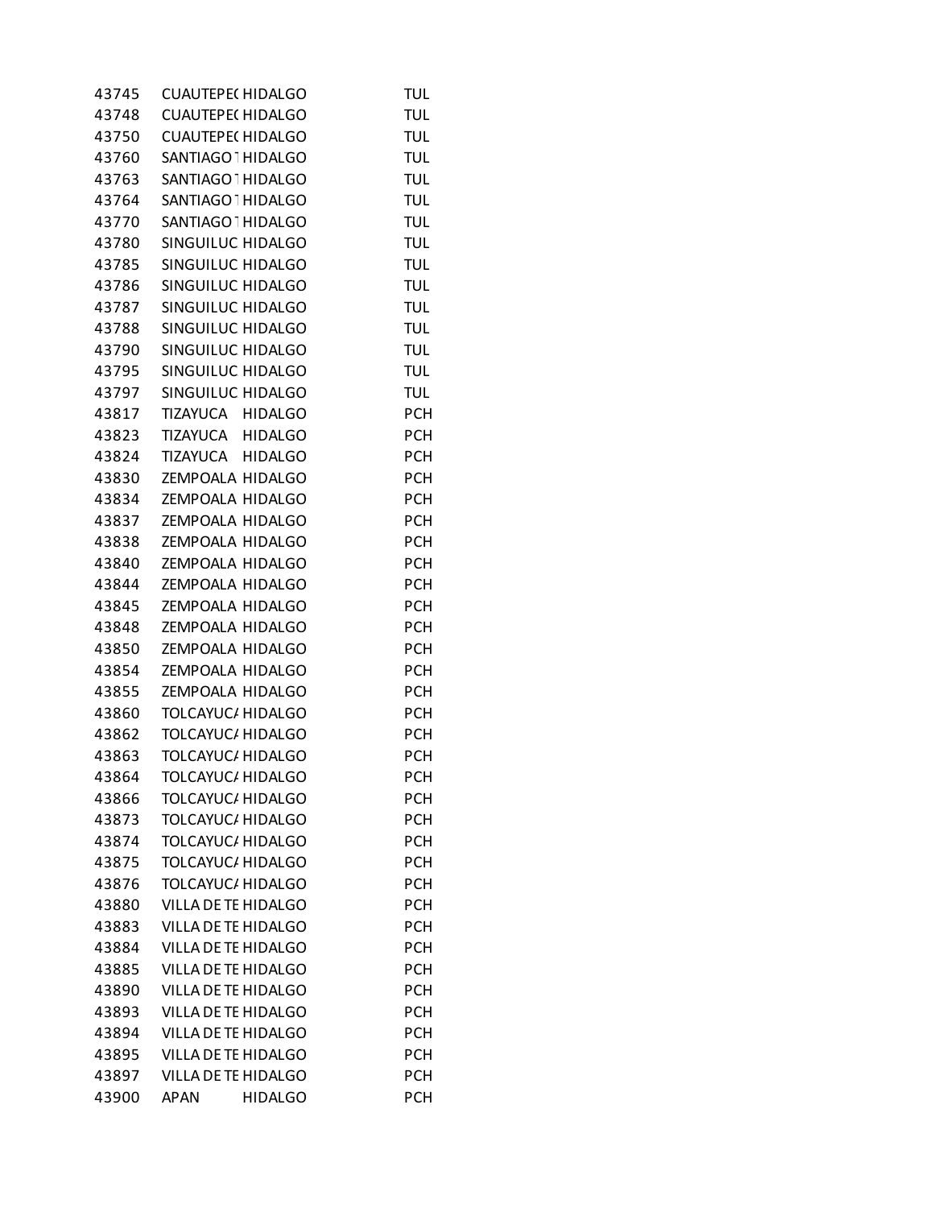| | | | |
|---|---|---|---|
| 43745 | CUAUTEPE( | HIDALGO | TUL |
| 43748 | CUAUTEPE( | HIDALGO | TUL |
| 43750 | CUAUTEPE( | HIDALGO | TUL |
| 43760 | SANTIAGO | HIDALGO | TUL |
| 43763 | SANTIAGO | HIDALGO | TUL |
| 43764 | SANTIAGO | HIDALGO | TUL |
| 43770 | SANTIAGO | HIDALGO | TUL |
| 43780 | SINGUILUC | HIDALGO | TUL |
| 43785 | SINGUILUC | HIDALGO | TUL |
| 43786 | SINGUILUC | HIDALGO | TUL |
| 43787 | SINGUILUC | HIDALGO | TUL |
| 43788 | SINGUILUC | HIDALGO | TUL |
| 43790 | SINGUILUC | HIDALGO | TUL |
| 43795 | SINGUILUC | HIDALGO | TUL |
| 43797 | SINGUILUC | HIDALGO | TUL |
| 43817 | TIZAYUCA | HIDALGO | PCH |
| 43823 | TIZAYUCA | HIDALGO | PCH |
| 43824 | TIZAYUCA | HIDALGO | PCH |
| 43830 | ZEMPOALA | HIDALGO | PCH |
| 43834 | ZEMPOALA | HIDALGO | PCH |
| 43837 | ZEMPOALA | HIDALGO | PCH |
| 43838 | ZEMPOALA | HIDALGO | PCH |
| 43840 | ZEMPOALA | HIDALGO | PCH |
| 43844 | ZEMPOALA | HIDALGO | PCH |
| 43845 | ZEMPOALA | HIDALGO | PCH |
| 43848 | ZEMPOALA | HIDALGO | PCH |
| 43850 | ZEMPOALA | HIDALGO | PCH |
| 43854 | ZEMPOALA | HIDALGO | PCH |
| 43855 | ZEMPOALA | HIDALGO | PCH |
| 43860 | TOLCAYUC/ | HIDALGO | PCH |
| 43862 | TOLCAYUC/ | HIDALGO | PCH |
| 43863 | TOLCAYUC/ | HIDALGO | PCH |
| 43864 | TOLCAYUC/ | HIDALGO | PCH |
| 43866 | TOLCAYUC/ | HIDALGO | PCH |
| 43873 | TOLCAYUC/ | HIDALGO | PCH |
| 43874 | TOLCAYUC/ | HIDALGO | PCH |
| 43875 | TOLCAYUC/ | HIDALGO | PCH |
| 43876 | TOLCAYUC/ | HIDALGO | PCH |
| 43880 | VILLA DE TE | HIDALGO | PCH |
| 43883 | VILLA DE TE | HIDALGO | PCH |
| 43884 | VILLA DE TE | HIDALGO | PCH |
| 43885 | VILLA DE TE | HIDALGO | PCH |
| 43890 | VILLA DE TE | HIDALGO | PCH |
| 43893 | VILLA DE TE | HIDALGO | PCH |
| 43894 | VILLA DE TE | HIDALGO | PCH |
| 43895 | VILLA DE TE | HIDALGO | PCH |
| 43897 | VILLA DE TE | HIDALGO | PCH |
| 43900 | APAN | HIDALGO | PCH |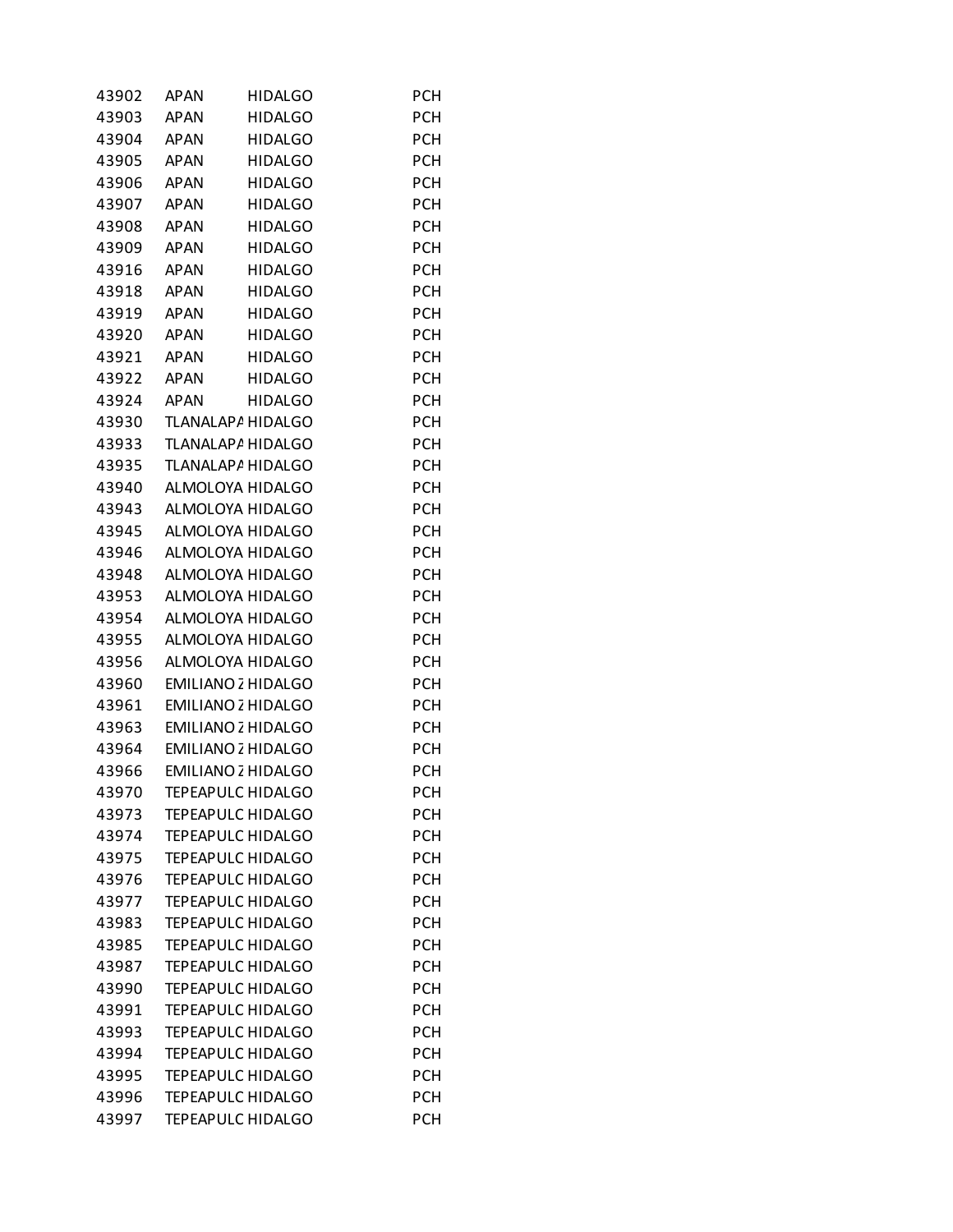| | | | |
|---|---|---|---|
| 43902 | APAN | HIDALGO | PCH |
| 43903 | APAN | HIDALGO | PCH |
| 43904 | APAN | HIDALGO | PCH |
| 43905 | APAN | HIDALGO | PCH |
| 43906 | APAN | HIDALGO | PCH |
| 43907 | APAN | HIDALGO | PCH |
| 43908 | APAN | HIDALGO | PCH |
| 43909 | APAN | HIDALGO | PCH |
| 43916 | APAN | HIDALGO | PCH |
| 43918 | APAN | HIDALGO | PCH |
| 43919 | APAN | HIDALGO | PCH |
| 43920 | APAN | HIDALGO | PCH |
| 43921 | APAN | HIDALGO | PCH |
| 43922 | APAN | HIDALGO | PCH |
| 43924 | APAN | HIDALGO | PCH |
| 43930 | TLANALAPA | HIDALGO | PCH |
| 43933 | TLANALAPA | HIDALGO | PCH |
| 43935 | TLANALAPA | HIDALGO | PCH |
| 43940 | ALMOLOYA | HIDALGO | PCH |
| 43943 | ALMOLOYA | HIDALGO | PCH |
| 43945 | ALMOLOYA | HIDALGO | PCH |
| 43946 | ALMOLOYA | HIDALGO | PCH |
| 43948 | ALMOLOYA | HIDALGO | PCH |
| 43953 | ALMOLOYA | HIDALGO | PCH |
| 43954 | ALMOLOYA | HIDALGO | PCH |
| 43955 | ALMOLOYA | HIDALGO | PCH |
| 43956 | ALMOLOYA | HIDALGO | PCH |
| 43960 | EMILIANO Z | HIDALGO | PCH |
| 43961 | EMILIANO Z | HIDALGO | PCH |
| 43963 | EMILIANO Z | HIDALGO | PCH |
| 43964 | EMILIANO Z | HIDALGO | PCH |
| 43966 | EMILIANO Z | HIDALGO | PCH |
| 43970 | TEPEAPULC | HIDALGO | PCH |
| 43973 | TEPEAPULC | HIDALGO | PCH |
| 43974 | TEPEAPULC | HIDALGO | PCH |
| 43975 | TEPEAPULC | HIDALGO | PCH |
| 43976 | TEPEAPULC | HIDALGO | PCH |
| 43977 | TEPEAPULC | HIDALGO | PCH |
| 43983 | TEPEAPULC | HIDALGO | PCH |
| 43985 | TEPEAPULC | HIDALGO | PCH |
| 43987 | TEPEAPULC | HIDALGO | PCH |
| 43990 | TEPEAPULC | HIDALGO | PCH |
| 43991 | TEPEAPULC | HIDALGO | PCH |
| 43993 | TEPEAPULC | HIDALGO | PCH |
| 43994 | TEPEAPULC | HIDALGO | PCH |
| 43995 | TEPEAPULC | HIDALGO | PCH |
| 43996 | TEPEAPULC | HIDALGO | PCH |
| 43997 | TEPEAPULC | HIDALGO | PCH |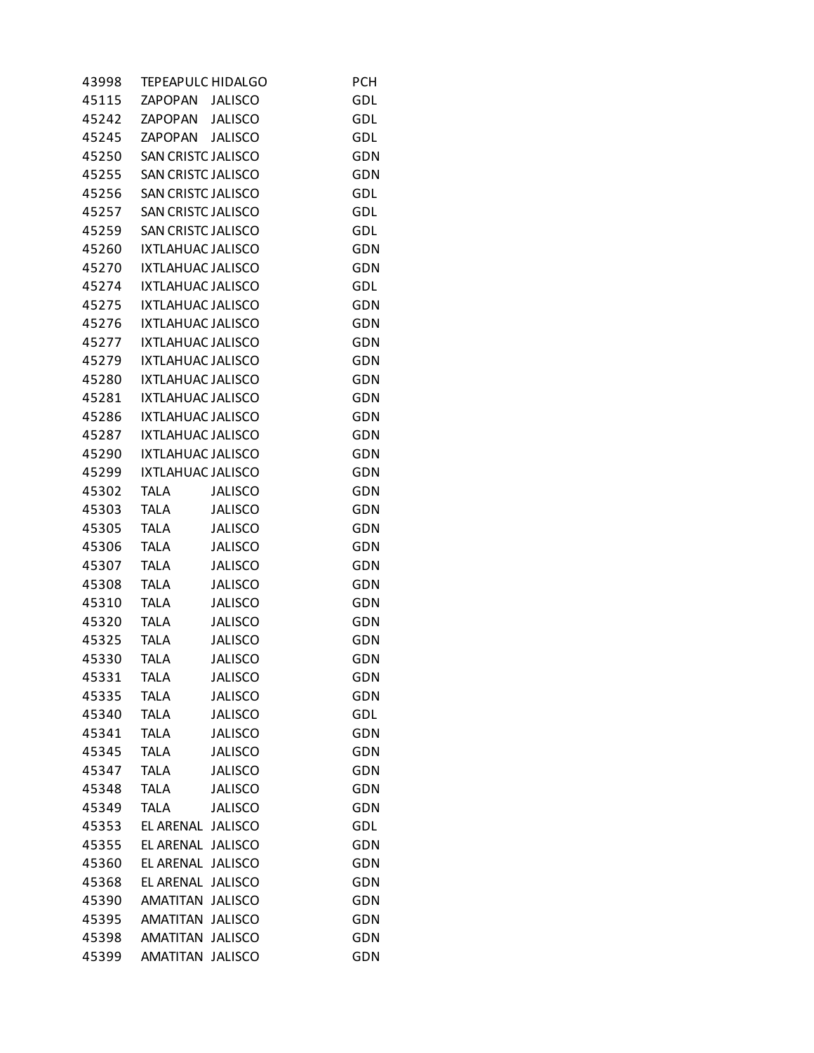| | | | |
|---|---|---|---|
| 43998 | TEPEAPULC | HIDALGO | PCH |
| 45115 | ZAPOPAN | JALISCO | GDL |
| 45242 | ZAPOPAN | JALISCO | GDL |
| 45245 | ZAPOPAN | JALISCO | GDL |
| 45250 | SAN CRISTC | JALISCO | GDN |
| 45255 | SAN CRISTC | JALISCO | GDN |
| 45256 | SAN CRISTC | JALISCO | GDL |
| 45257 | SAN CRISTC | JALISCO | GDL |
| 45259 | SAN CRISTC | JALISCO | GDL |
| 45260 | IXTLAHUAC | JALISCO | GDN |
| 45270 | IXTLAHUAC | JALISCO | GDN |
| 45274 | IXTLAHUAC | JALISCO | GDL |
| 45275 | IXTLAHUAC | JALISCO | GDN |
| 45276 | IXTLAHUAC | JALISCO | GDN |
| 45277 | IXTLAHUAC | JALISCO | GDN |
| 45279 | IXTLAHUAC | JALISCO | GDN |
| 45280 | IXTLAHUAC | JALISCO | GDN |
| 45281 | IXTLAHUAC | JALISCO | GDN |
| 45286 | IXTLAHUAC | JALISCO | GDN |
| 45287 | IXTLAHUAC | JALISCO | GDN |
| 45290 | IXTLAHUAC | JALISCO | GDN |
| 45299 | IXTLAHUAC | JALISCO | GDN |
| 45302 | TALA | JALISCO | GDN |
| 45303 | TALA | JALISCO | GDN |
| 45305 | TALA | JALISCO | GDN |
| 45306 | TALA | JALISCO | GDN |
| 45307 | TALA | JALISCO | GDN |
| 45308 | TALA | JALISCO | GDN |
| 45310 | TALA | JALISCO | GDN |
| 45320 | TALA | JALISCO | GDN |
| 45325 | TALA | JALISCO | GDN |
| 45330 | TALA | JALISCO | GDN |
| 45331 | TALA | JALISCO | GDN |
| 45335 | TALA | JALISCO | GDN |
| 45340 | TALA | JALISCO | GDL |
| 45341 | TALA | JALISCO | GDN |
| 45345 | TALA | JALISCO | GDN |
| 45347 | TALA | JALISCO | GDN |
| 45348 | TALA | JALISCO | GDN |
| 45349 | TALA | JALISCO | GDN |
| 45353 | EL ARENAL | JALISCO | GDL |
| 45355 | EL ARENAL | JALISCO | GDN |
| 45360 | EL ARENAL | JALISCO | GDN |
| 45368 | EL ARENAL | JALISCO | GDN |
| 45390 | AMATITAN | JALISCO | GDN |
| 45395 | AMATITAN | JALISCO | GDN |
| 45398 | AMATITAN | JALISCO | GDN |
| 45399 | AMATITAN | JALISCO | GDN |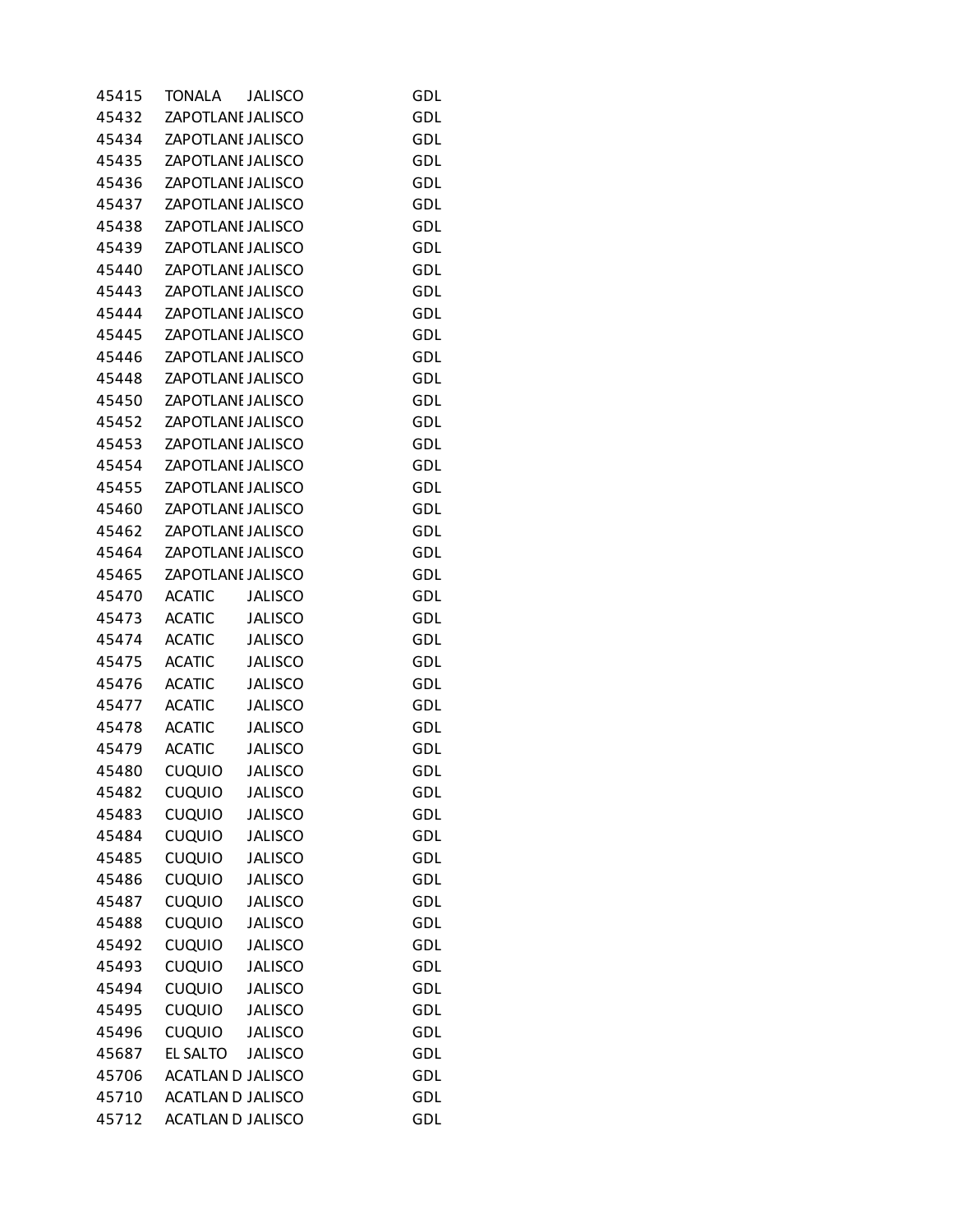| | | | |
|---|---|---|---|
| 45415 | TONALA | JALISCO | GDL |
| 45432 | ZAPOTLANE | JALISCO | GDL |
| 45434 | ZAPOTLANE | JALISCO | GDL |
| 45435 | ZAPOTLANE | JALISCO | GDL |
| 45436 | ZAPOTLANE | JALISCO | GDL |
| 45437 | ZAPOTLANE | JALISCO | GDL |
| 45438 | ZAPOTLANE | JALISCO | GDL |
| 45439 | ZAPOTLANE | JALISCO | GDL |
| 45440 | ZAPOTLANE | JALISCO | GDL |
| 45443 | ZAPOTLANE | JALISCO | GDL |
| 45444 | ZAPOTLANE | JALISCO | GDL |
| 45445 | ZAPOTLANE | JALISCO | GDL |
| 45446 | ZAPOTLANE | JALISCO | GDL |
| 45448 | ZAPOTLANE | JALISCO | GDL |
| 45450 | ZAPOTLANE | JALISCO | GDL |
| 45452 | ZAPOTLANE | JALISCO | GDL |
| 45453 | ZAPOTLANE | JALISCO | GDL |
| 45454 | ZAPOTLANE | JALISCO | GDL |
| 45455 | ZAPOTLANE | JALISCO | GDL |
| 45460 | ZAPOTLANE | JALISCO | GDL |
| 45462 | ZAPOTLANE | JALISCO | GDL |
| 45464 | ZAPOTLANE | JALISCO | GDL |
| 45465 | ZAPOTLANE | JALISCO | GDL |
| 45470 | ACATIC | JALISCO | GDL |
| 45473 | ACATIC | JALISCO | GDL |
| 45474 | ACATIC | JALISCO | GDL |
| 45475 | ACATIC | JALISCO | GDL |
| 45476 | ACATIC | JALISCO | GDL |
| 45477 | ACATIC | JALISCO | GDL |
| 45478 | ACATIC | JALISCO | GDL |
| 45479 | ACATIC | JALISCO | GDL |
| 45480 | CUQUIO | JALISCO | GDL |
| 45482 | CUQUIO | JALISCO | GDL |
| 45483 | CUQUIO | JALISCO | GDL |
| 45484 | CUQUIO | JALISCO | GDL |
| 45485 | CUQUIO | JALISCO | GDL |
| 45486 | CUQUIO | JALISCO | GDL |
| 45487 | CUQUIO | JALISCO | GDL |
| 45488 | CUQUIO | JALISCO | GDL |
| 45492 | CUQUIO | JALISCO | GDL |
| 45493 | CUQUIO | JALISCO | GDL |
| 45494 | CUQUIO | JALISCO | GDL |
| 45495 | CUQUIO | JALISCO | GDL |
| 45496 | CUQUIO | JALISCO | GDL |
| 45687 | EL SALTO | JALISCO | GDL |
| 45706 | ACATLAN D | JALISCO | GDL |
| 45710 | ACATLAN D | JALISCO | GDL |
| 45712 | ACATLAN D | JALISCO | GDL |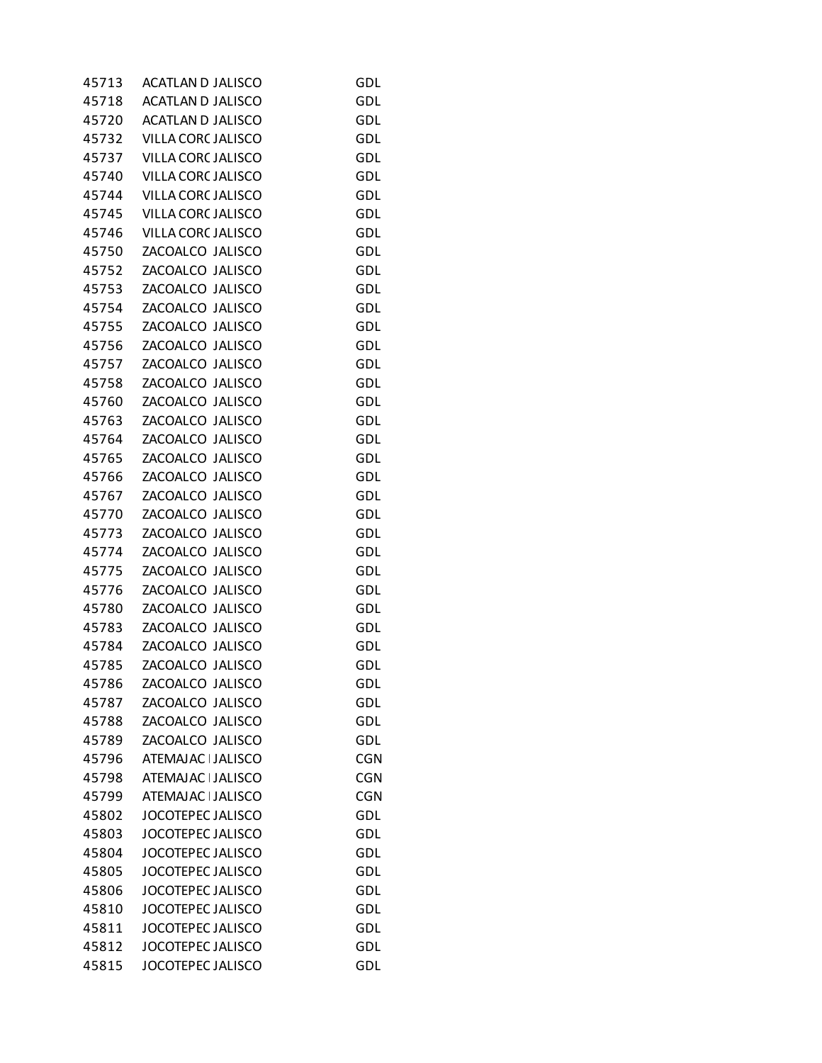| | | | |
|---|---|---|---|
| 45713 | ACATLAN D | JALISCO | GDL |
| 45718 | ACATLAN D | JALISCO | GDL |
| 45720 | ACATLAN D | JALISCO | GDL |
| 45732 | VILLA CORC | JALISCO | GDL |
| 45737 | VILLA CORC | JALISCO | GDL |
| 45740 | VILLA CORC | JALISCO | GDL |
| 45744 | VILLA CORC | JALISCO | GDL |
| 45745 | VILLA CORC | JALISCO | GDL |
| 45746 | VILLA CORC | JALISCO | GDL |
| 45750 | ZACOALCO | JALISCO | GDL |
| 45752 | ZACOALCO | JALISCO | GDL |
| 45753 | ZACOALCO | JALISCO | GDL |
| 45754 | ZACOALCO | JALISCO | GDL |
| 45755 | ZACOALCO | JALISCO | GDL |
| 45756 | ZACOALCO | JALISCO | GDL |
| 45757 | ZACOALCO | JALISCO | GDL |
| 45758 | ZACOALCO | JALISCO | GDL |
| 45760 | ZACOALCO | JALISCO | GDL |
| 45763 | ZACOALCO | JALISCO | GDL |
| 45764 | ZACOALCO | JALISCO | GDL |
| 45765 | ZACOALCO | JALISCO | GDL |
| 45766 | ZACOALCO | JALISCO | GDL |
| 45767 | ZACOALCO | JALISCO | GDL |
| 45770 | ZACOALCO | JALISCO | GDL |
| 45773 | ZACOALCO | JALISCO | GDL |
| 45774 | ZACOALCO | JALISCO | GDL |
| 45775 | ZACOALCO | JALISCO | GDL |
| 45776 | ZACOALCO | JALISCO | GDL |
| 45780 | ZACOALCO | JALISCO | GDL |
| 45783 | ZACOALCO | JALISCO | GDL |
| 45784 | ZACOALCO | JALISCO | GDL |
| 45785 | ZACOALCO | JALISCO | GDL |
| 45786 | ZACOALCO | JALISCO | GDL |
| 45787 | ZACOALCO | JALISCO | GDL |
| 45788 | ZACOALCO | JALISCO | GDL |
| 45789 | ZACOALCO | JALISCO | GDL |
| 45796 | ATEMAJAC I | JALISCO | CGN |
| 45798 | ATEMAJAC I | JALISCO | CGN |
| 45799 | ATEMAJAC I | JALISCO | CGN |
| 45802 | JOCOTEPEC | JALISCO | GDL |
| 45803 | JOCOTEPEC | JALISCO | GDL |
| 45804 | JOCOTEPEC | JALISCO | GDL |
| 45805 | JOCOTEPEC | JALISCO | GDL |
| 45806 | JOCOTEPEC | JALISCO | GDL |
| 45810 | JOCOTEPEC | JALISCO | GDL |
| 45811 | JOCOTEPEC | JALISCO | GDL |
| 45812 | JOCOTEPEC | JALISCO | GDL |
| 45815 | JOCOTEPEC | JALISCO | GDL |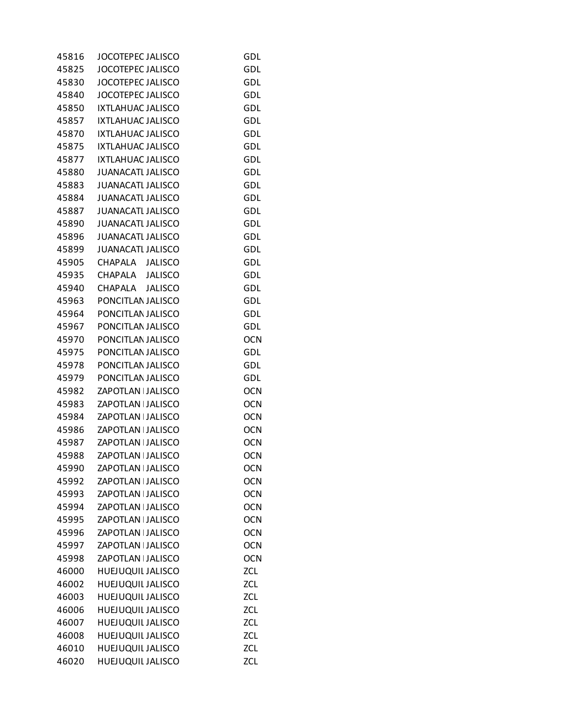| | | | |
|---|---|---|---|
| 45816 | JOCOTEPEC | JALISCO | GDL |
| 45825 | JOCOTEPEC | JALISCO | GDL |
| 45830 | JOCOTEPEC | JALISCO | GDL |
| 45840 | JOCOTEPEC | JALISCO | GDL |
| 45850 | IXTLAHUAC | JALISCO | GDL |
| 45857 | IXTLAHUAC | JALISCO | GDL |
| 45870 | IXTLAHUAC | JALISCO | GDL |
| 45875 | IXTLAHUAC | JALISCO | GDL |
| 45877 | IXTLAHUAC | JALISCO | GDL |
| 45880 | JUANACATL | JALISCO | GDL |
| 45883 | JUANACATL | JALISCO | GDL |
| 45884 | JUANACATL | JALISCO | GDL |
| 45887 | JUANACATL | JALISCO | GDL |
| 45890 | JUANACATL | JALISCO | GDL |
| 45896 | JUANACATL | JALISCO | GDL |
| 45899 | JUANACATL | JALISCO | GDL |
| 45905 | CHAPALA | JALISCO | GDL |
| 45935 | CHAPALA | JALISCO | GDL |
| 45940 | CHAPALA | JALISCO | GDL |
| 45963 | PONCITLAN | JALISCO | GDL |
| 45964 | PONCITLAN | JALISCO | GDL |
| 45967 | PONCITLAN | JALISCO | GDL |
| 45970 | PONCITLAN | JALISCO | OCN |
| 45975 | PONCITLAN | JALISCO | GDL |
| 45978 | PONCITLAN | JALISCO | GDL |
| 45979 | PONCITLAN | JALISCO | GDL |
| 45982 | ZAPOTLAN I | JALISCO | OCN |
| 45983 | ZAPOTLAN I | JALISCO | OCN |
| 45984 | ZAPOTLAN I | JALISCO | OCN |
| 45986 | ZAPOTLAN I | JALISCO | OCN |
| 45987 | ZAPOTLAN I | JALISCO | OCN |
| 45988 | ZAPOTLAN I | JALISCO | OCN |
| 45990 | ZAPOTLAN I | JALISCO | OCN |
| 45992 | ZAPOTLAN I | JALISCO | OCN |
| 45993 | ZAPOTLAN I | JALISCO | OCN |
| 45994 | ZAPOTLAN I | JALISCO | OCN |
| 45995 | ZAPOTLAN I | JALISCO | OCN |
| 45996 | ZAPOTLAN I | JALISCO | OCN |
| 45997 | ZAPOTLAN I | JALISCO | OCN |
| 45998 | ZAPOTLAN I | JALISCO | OCN |
| 46000 | HUEJUQUIL | JALISCO | ZCL |
| 46002 | HUEJUQUIL | JALISCO | ZCL |
| 46003 | HUEJUQUIL | JALISCO | ZCL |
| 46006 | HUEJUQUIL | JALISCO | ZCL |
| 46007 | HUEJUQUIL | JALISCO | ZCL |
| 46008 | HUEJUQUIL | JALISCO | ZCL |
| 46010 | HUEJUQUIL | JALISCO | ZCL |
| 46020 | HUEJUQUIL | JALISCO | ZCL |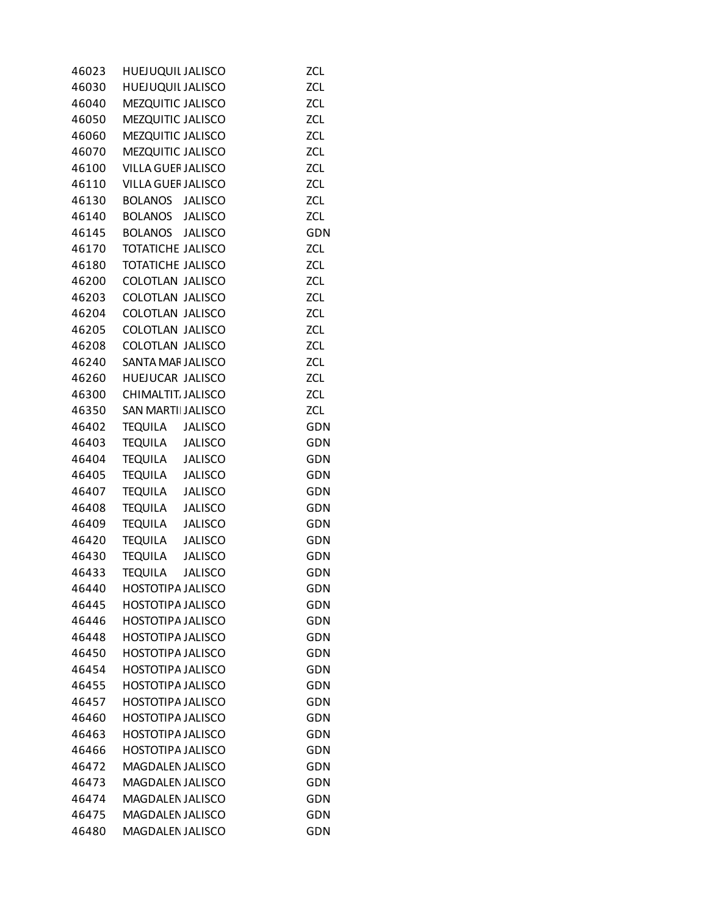| | | | |
|---|---|---|---|
| 46023 | HUEJUQUIL | JALISCO | ZCL |
| 46030 | HUEJUQUIL | JALISCO | ZCL |
| 46040 | MEZQUITIC | JALISCO | ZCL |
| 46050 | MEZQUITIC | JALISCO | ZCL |
| 46060 | MEZQUITIC | JALISCO | ZCL |
| 46070 | MEZQUITIC | JALISCO | ZCL |
| 46100 | VILLA GUEF | JALISCO | ZCL |
| 46110 | VILLA GUEF | JALISCO | ZCL |
| 46130 | BOLANOS | JALISCO | ZCL |
| 46140 | BOLANOS | JALISCO | ZCL |
| 46145 | BOLANOS | JALISCO | GDN |
| 46170 | TOTATICHE | JALISCO | ZCL |
| 46180 | TOTATICHE | JALISCO | ZCL |
| 46200 | COLOTLAN | JALISCO | ZCL |
| 46203 | COLOTLAN | JALISCO | ZCL |
| 46204 | COLOTLAN | JALISCO | ZCL |
| 46205 | COLOTLAN | JALISCO | ZCL |
| 46208 | COLOTLAN | JALISCO | ZCL |
| 46240 | SANTA MAF | JALISCO | ZCL |
| 46260 | HUEJUCAR | JALISCO | ZCL |
| 46300 | CHIMALTIT. | JALISCO | ZCL |
| 46350 | SAN MARTI | JALISCO | ZCL |
| 46402 | TEQUILA | JALISCO | GDN |
| 46403 | TEQUILA | JALISCO | GDN |
| 46404 | TEQUILA | JALISCO | GDN |
| 46405 | TEQUILA | JALISCO | GDN |
| 46407 | TEQUILA | JALISCO | GDN |
| 46408 | TEQUILA | JALISCO | GDN |
| 46409 | TEQUILA | JALISCO | GDN |
| 46420 | TEQUILA | JALISCO | GDN |
| 46430 | TEQUILA | JALISCO | GDN |
| 46433 | TEQUILA | JALISCO | GDN |
| 46440 | HOSTOTIPA | JALISCO | GDN |
| 46445 | HOSTOTIPA | JALISCO | GDN |
| 46446 | HOSTOTIPA | JALISCO | GDN |
| 46448 | HOSTOTIPA | JALISCO | GDN |
| 46450 | HOSTOTIPA | JALISCO | GDN |
| 46454 | HOSTOTIPA | JALISCO | GDN |
| 46455 | HOSTOTIPA | JALISCO | GDN |
| 46457 | HOSTOTIPA | JALISCO | GDN |
| 46460 | HOSTOTIPA | JALISCO | GDN |
| 46463 | HOSTOTIPA | JALISCO | GDN |
| 46466 | HOSTOTIPA | JALISCO | GDN |
| 46472 | MAGDALEN | JALISCO | GDN |
| 46473 | MAGDALEN | JALISCO | GDN |
| 46474 | MAGDALEN | JALISCO | GDN |
| 46475 | MAGDALEN | JALISCO | GDN |
| 46480 | MAGDALEN | JALISCO | GDN |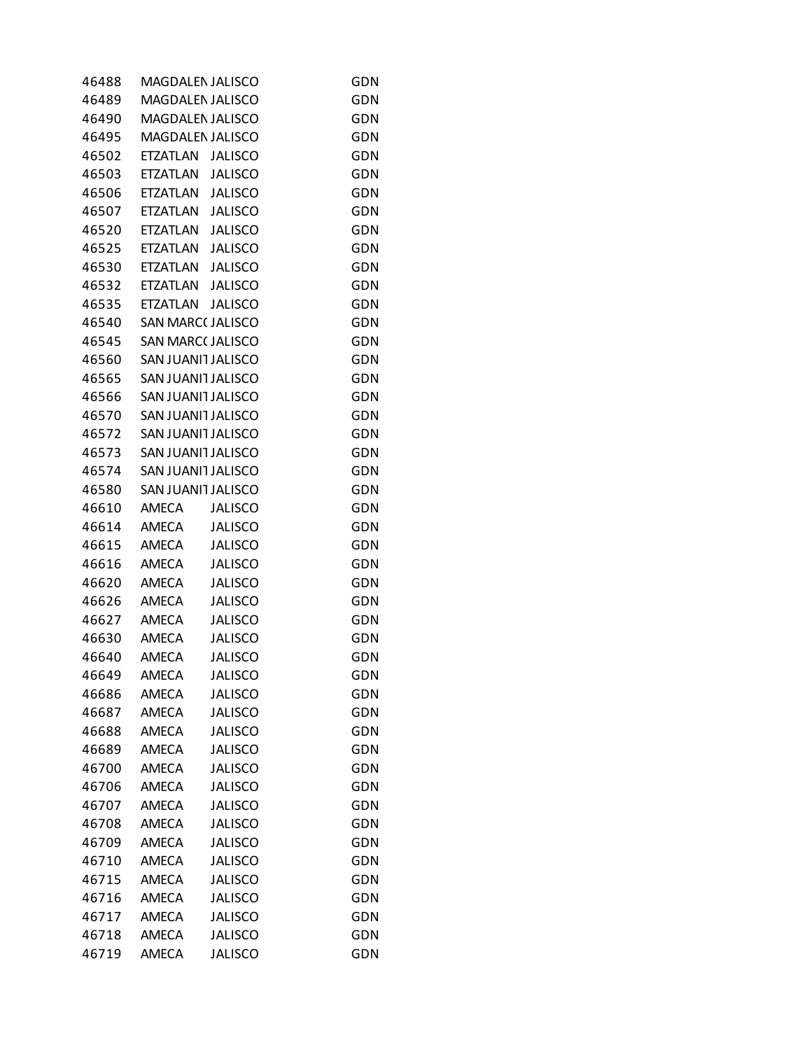| | | | |
|---|---|---|---|
| 46488 | MAGDALEN | JALISCO | GDN |
| 46489 | MAGDALEN | JALISCO | GDN |
| 46490 | MAGDALEN | JALISCO | GDN |
| 46495 | MAGDALEN | JALISCO | GDN |
| 46502 | ETZATLAN | JALISCO | GDN |
| 46503 | ETZATLAN | JALISCO | GDN |
| 46506 | ETZATLAN | JALISCO | GDN |
| 46507 | ETZATLAN | JALISCO | GDN |
| 46520 | ETZATLAN | JALISCO | GDN |
| 46525 | ETZATLAN | JALISCO | GDN |
| 46530 | ETZATLAN | JALISCO | GDN |
| 46532 | ETZATLAN | JALISCO | GDN |
| 46535 | ETZATLAN | JALISCO | GDN |
| 46540 | SAN MARC( | JALISCO | GDN |
| 46545 | SAN MARC( | JALISCO | GDN |
| 46560 | SAN JUANIT | JALISCO | GDN |
| 46565 | SAN JUANIT | JALISCO | GDN |
| 46566 | SAN JUANIT | JALISCO | GDN |
| 46570 | SAN JUANIT | JALISCO | GDN |
| 46572 | SAN JUANIT | JALISCO | GDN |
| 46573 | SAN JUANIT | JALISCO | GDN |
| 46574 | SAN JUANIT | JALISCO | GDN |
| 46580 | SAN JUANIT | JALISCO | GDN |
| 46610 | AMECA | JALISCO | GDN |
| 46614 | AMECA | JALISCO | GDN |
| 46615 | AMECA | JALISCO | GDN |
| 46616 | AMECA | JALISCO | GDN |
| 46620 | AMECA | JALISCO | GDN |
| 46626 | AMECA | JALISCO | GDN |
| 46627 | AMECA | JALISCO | GDN |
| 46630 | AMECA | JALISCO | GDN |
| 46640 | AMECA | JALISCO | GDN |
| 46649 | AMECA | JALISCO | GDN |
| 46686 | AMECA | JALISCO | GDN |
| 46687 | AMECA | JALISCO | GDN |
| 46688 | AMECA | JALISCO | GDN |
| 46689 | AMECA | JALISCO | GDN |
| 46700 | AMECA | JALISCO | GDN |
| 46706 | AMECA | JALISCO | GDN |
| 46707 | AMECA | JALISCO | GDN |
| 46708 | AMECA | JALISCO | GDN |
| 46709 | AMECA | JALISCO | GDN |
| 46710 | AMECA | JALISCO | GDN |
| 46715 | AMECA | JALISCO | GDN |
| 46716 | AMECA | JALISCO | GDN |
| 46717 | AMECA | JALISCO | GDN |
| 46718 | AMECA | JALISCO | GDN |
| 46719 | AMECA | JALISCO | GDN |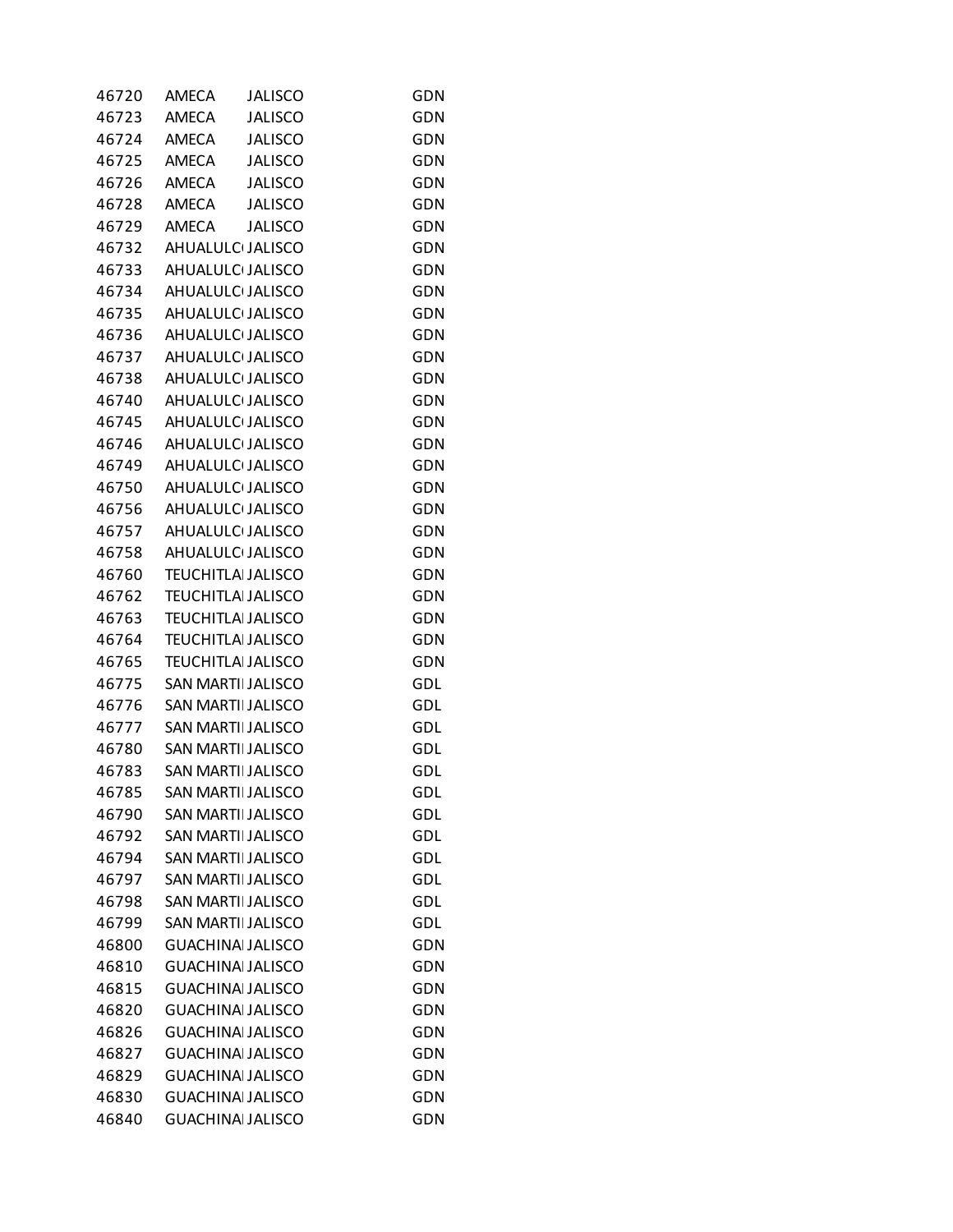| | | | |
|---|---|---|---|
| 46720 | AMECA | JALISCO | GDN |
| 46723 | AMECA | JALISCO | GDN |
| 46724 | AMECA | JALISCO | GDN |
| 46725 | AMECA | JALISCO | GDN |
| 46726 | AMECA | JALISCO | GDN |
| 46728 | AMECA | JALISCO | GDN |
| 46729 | AMECA | JALISCO | GDN |
| 46732 | AHUALULC | JALISCO | GDN |
| 46733 | AHUALULC | JALISCO | GDN |
| 46734 | AHUALULC | JALISCO | GDN |
| 46735 | AHUALULC | JALISCO | GDN |
| 46736 | AHUALULC | JALISCO | GDN |
| 46737 | AHUALULC | JALISCO | GDN |
| 46738 | AHUALULC | JALISCO | GDN |
| 46740 | AHUALULC | JALISCO | GDN |
| 46745 | AHUALULC | JALISCO | GDN |
| 46746 | AHUALULC | JALISCO | GDN |
| 46749 | AHUALULC | JALISCO | GDN |
| 46750 | AHUALULC | JALISCO | GDN |
| 46756 | AHUALULC | JALISCO | GDN |
| 46757 | AHUALULC | JALISCO | GDN |
| 46758 | AHUALULC | JALISCO | GDN |
| 46760 | TEUCHITLA | JALISCO | GDN |
| 46762 | TEUCHITLA | JALISCO | GDN |
| 46763 | TEUCHITLA | JALISCO | GDN |
| 46764 | TEUCHITLA | JALISCO | GDN |
| 46765 | TEUCHITLA | JALISCO | GDN |
| 46775 | SAN MARTI | JALISCO | GDL |
| 46776 | SAN MARTI | JALISCO | GDL |
| 46777 | SAN MARTI | JALISCO | GDL |
| 46780 | SAN MARTI | JALISCO | GDL |
| 46783 | SAN MARTI | JALISCO | GDL |
| 46785 | SAN MARTI | JALISCO | GDL |
| 46790 | SAN MARTI | JALISCO | GDL |
| 46792 | SAN MARTI | JALISCO | GDL |
| 46794 | SAN MARTI | JALISCO | GDL |
| 46797 | SAN MARTI | JALISCO | GDL |
| 46798 | SAN MARTI | JALISCO | GDL |
| 46799 | SAN MARTI | JALISCO | GDL |
| 46800 | GUACHINA | JALISCO | GDN |
| 46810 | GUACHINA | JALISCO | GDN |
| 46815 | GUACHINA | JALISCO | GDN |
| 46820 | GUACHINA | JALISCO | GDN |
| 46826 | GUACHINA | JALISCO | GDN |
| 46827 | GUACHINA | JALISCO | GDN |
| 46829 | GUACHINA | JALISCO | GDN |
| 46830 | GUACHINA | JALISCO | GDN |
| 46840 | GUACHINA | JALISCO | GDN |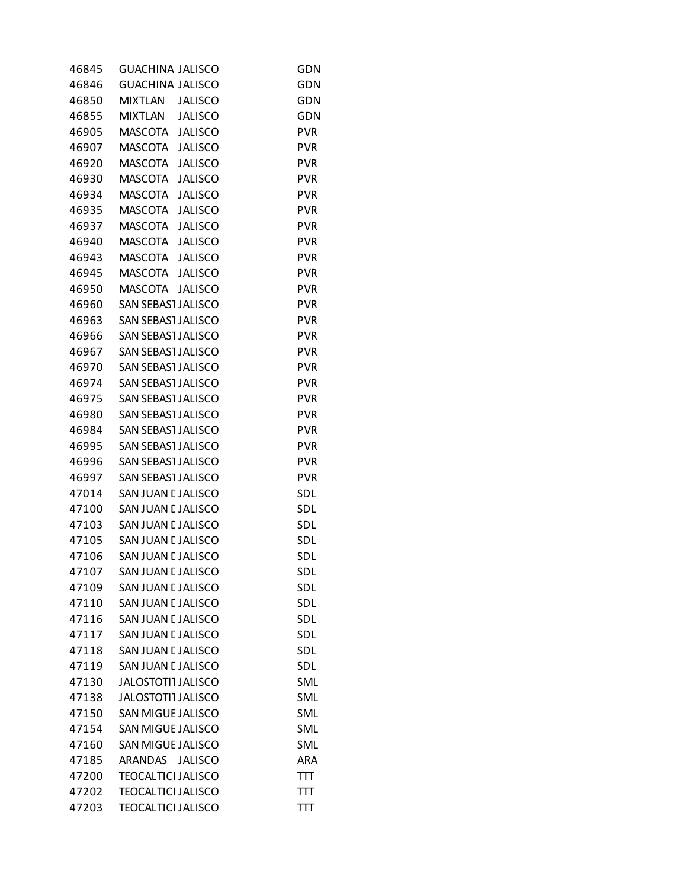| | | | |
|---|---|---|---|
| 46845 | GUACHINAI | JALISCO | GDN |
| 46846 | GUACHINAI | JALISCO | GDN |
| 46850 | MIXTLAN | JALISCO | GDN |
| 46855 | MIXTLAN | JALISCO | GDN |
| 46905 | MASCOTA | JALISCO | PVR |
| 46907 | MASCOTA | JALISCO | PVR |
| 46920 | MASCOTA | JALISCO | PVR |
| 46930 | MASCOTA | JALISCO | PVR |
| 46934 | MASCOTA | JALISCO | PVR |
| 46935 | MASCOTA | JALISCO | PVR |
| 46937 | MASCOTA | JALISCO | PVR |
| 46940 | MASCOTA | JALISCO | PVR |
| 46943 | MASCOTA | JALISCO | PVR |
| 46945 | MASCOTA | JALISCO | PVR |
| 46950 | MASCOTA | JALISCO | PVR |
| 46960 | SAN SEBAST | JALISCO | PVR |
| 46963 | SAN SEBAST | JALISCO | PVR |
| 46966 | SAN SEBAST | JALISCO | PVR |
| 46967 | SAN SEBAST | JALISCO | PVR |
| 46970 | SAN SEBAST | JALISCO | PVR |
| 46974 | SAN SEBAST | JALISCO | PVR |
| 46975 | SAN SEBAST | JALISCO | PVR |
| 46980 | SAN SEBAST | JALISCO | PVR |
| 46984 | SAN SEBAST | JALISCO | PVR |
| 46995 | SAN SEBAST | JALISCO | PVR |
| 46996 | SAN SEBAST | JALISCO | PVR |
| 46997 | SAN SEBAST | JALISCO | PVR |
| 47014 | SAN JUAN D | JALISCO | SDL |
| 47100 | SAN JUAN D | JALISCO | SDL |
| 47103 | SAN JUAN D | JALISCO | SDL |
| 47105 | SAN JUAN D | JALISCO | SDL |
| 47106 | SAN JUAN D | JALISCO | SDL |
| 47107 | SAN JUAN D | JALISCO | SDL |
| 47109 | SAN JUAN D | JALISCO | SDL |
| 47110 | SAN JUAN D | JALISCO | SDL |
| 47116 | SAN JUAN D | JALISCO | SDL |
| 47117 | SAN JUAN D | JALISCO | SDL |
| 47118 | SAN JUAN D | JALISCO | SDL |
| 47119 | SAN JUAN D | JALISCO | SDL |
| 47130 | JALOSTOTIT | JALISCO | SML |
| 47138 | JALOSTOTIT | JALISCO | SML |
| 47150 | SAN MIGUE | JALISCO | SML |
| 47154 | SAN MIGUE | JALISCO | SML |
| 47160 | SAN MIGUE | JALISCO | SML |
| 47185 | ARANDAS | JALISCO | ARA |
| 47200 | TEOCALTICI | JALISCO | TTT |
| 47202 | TEOCALTICI | JALISCO | TTT |
| 47203 | TEOCALTICI | JALISCO | TTT |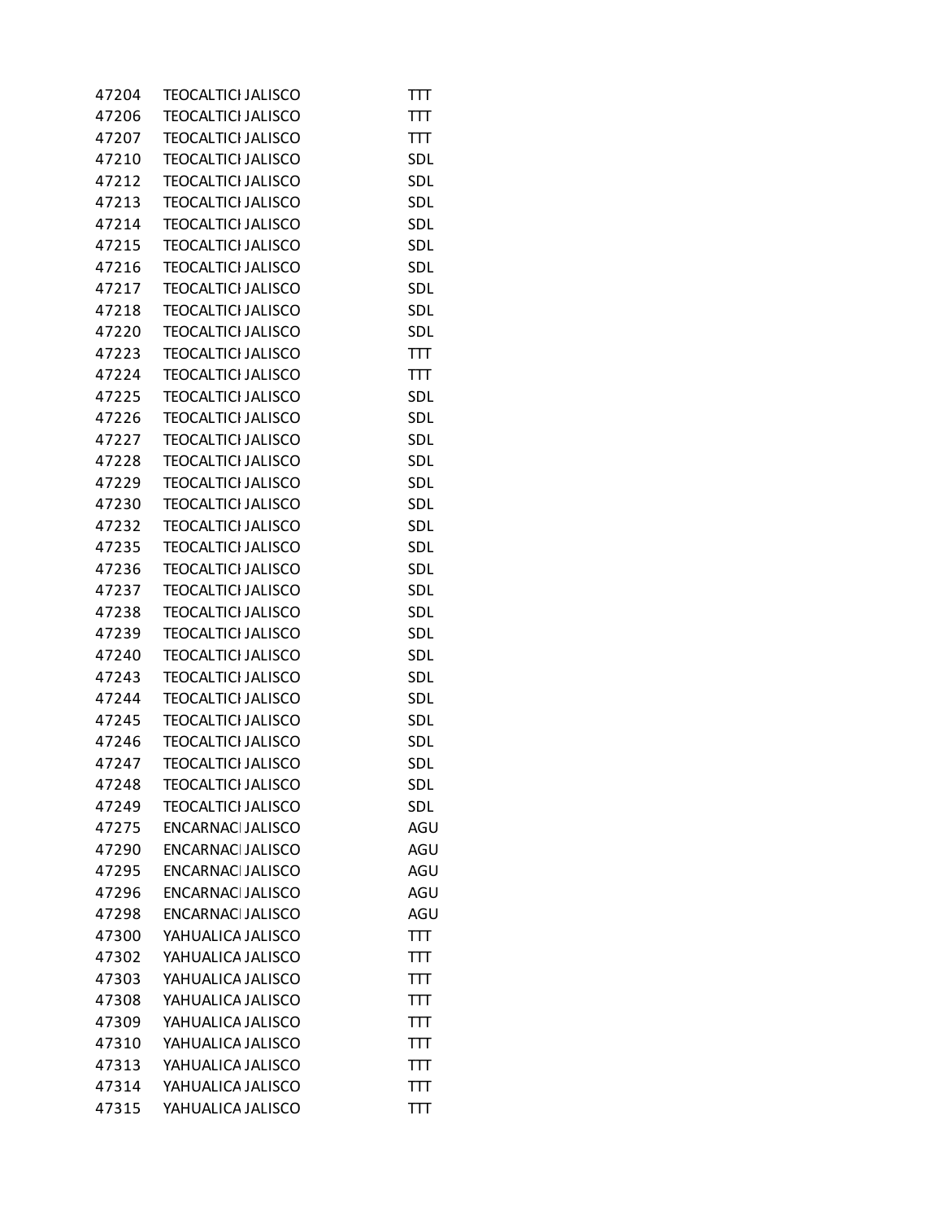| | | | |
|---|---|---|---|
| 47204 | TEOCALTICI | JALISCO | TTT |
| 47206 | TEOCALTICI | JALISCO | TTT |
| 47207 | TEOCALTICI | JALISCO | TTT |
| 47210 | TEOCALTICI | JALISCO | SDL |
| 47212 | TEOCALTICI | JALISCO | SDL |
| 47213 | TEOCALTICI | JALISCO | SDL |
| 47214 | TEOCALTICI | JALISCO | SDL |
| 47215 | TEOCALTICI | JALISCO | SDL |
| 47216 | TEOCALTICI | JALISCO | SDL |
| 47217 | TEOCALTICI | JALISCO | SDL |
| 47218 | TEOCALTICI | JALISCO | SDL |
| 47220 | TEOCALTICI | JALISCO | SDL |
| 47223 | TEOCALTICI | JALISCO | TTT |
| 47224 | TEOCALTICI | JALISCO | TTT |
| 47225 | TEOCALTICI | JALISCO | SDL |
| 47226 | TEOCALTICI | JALISCO | SDL |
| 47227 | TEOCALTICI | JALISCO | SDL |
| 47228 | TEOCALTICI | JALISCO | SDL |
| 47229 | TEOCALTICI | JALISCO | SDL |
| 47230 | TEOCALTICI | JALISCO | SDL |
| 47232 | TEOCALTICI | JALISCO | SDL |
| 47235 | TEOCALTICI | JALISCO | SDL |
| 47236 | TEOCALTICI | JALISCO | SDL |
| 47237 | TEOCALTICI | JALISCO | SDL |
| 47238 | TEOCALTICI | JALISCO | SDL |
| 47239 | TEOCALTICI | JALISCO | SDL |
| 47240 | TEOCALTICI | JALISCO | SDL |
| 47243 | TEOCALTICI | JALISCO | SDL |
| 47244 | TEOCALTICI | JALISCO | SDL |
| 47245 | TEOCALTICI | JALISCO | SDL |
| 47246 | TEOCALTICI | JALISCO | SDL |
| 47247 | TEOCALTICI | JALISCO | SDL |
| 47248 | TEOCALTICI | JALISCO | SDL |
| 47249 | TEOCALTICI | JALISCO | SDL |
| 47275 | ENCARNACI | JALISCO | AGU |
| 47290 | ENCARNACI | JALISCO | AGU |
| 47295 | ENCARNACI | JALISCO | AGU |
| 47296 | ENCARNACI | JALISCO | AGU |
| 47298 | ENCARNACI | JALISCO | AGU |
| 47300 | YAHUALICA | JALISCO | TTT |
| 47302 | YAHUALICA | JALISCO | TTT |
| 47303 | YAHUALICA | JALISCO | TTT |
| 47308 | YAHUALICA | JALISCO | TTT |
| 47309 | YAHUALICA | JALISCO | TTT |
| 47310 | YAHUALICA | JALISCO | TTT |
| 47313 | YAHUALICA | JALISCO | TTT |
| 47314 | YAHUALICA | JALISCO | TTT |
| 47315 | YAHUALICA | JALISCO | TTT |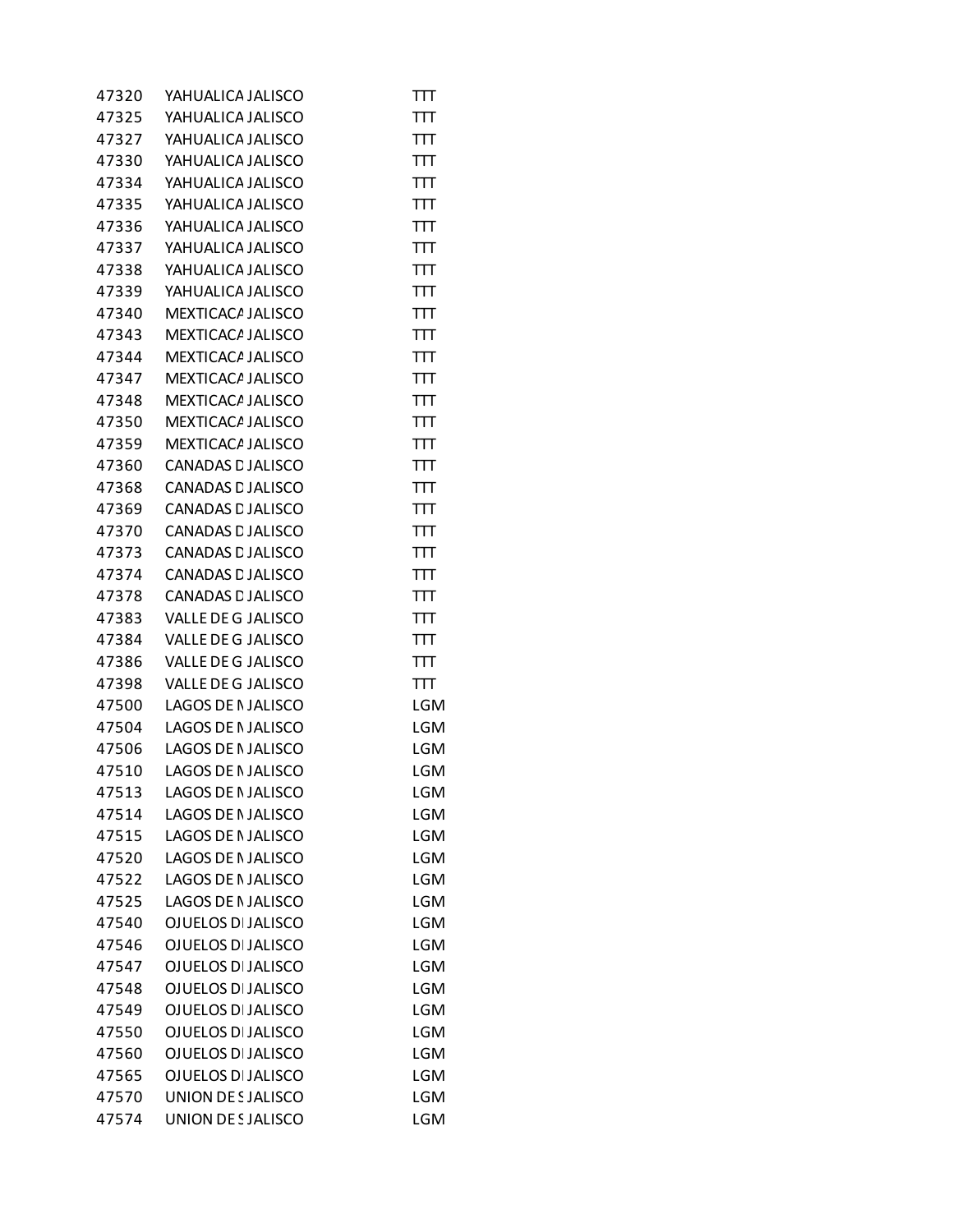| | | | |
|---|---|---|---|
| 47320 | YAHUALICA | JALISCO | TTT |
| 47325 | YAHUALICA | JALISCO | TTT |
| 47327 | YAHUALICA | JALISCO | TTT |
| 47330 | YAHUALICA | JALISCO | TTT |
| 47334 | YAHUALICA | JALISCO | TTT |
| 47335 | YAHUALICA | JALISCO | TTT |
| 47336 | YAHUALICA | JALISCO | TTT |
| 47337 | YAHUALICA | JALISCO | TTT |
| 47338 | YAHUALICA | JALISCO | TTT |
| 47339 | YAHUALICA | JALISCO | TTT |
| 47340 | MEXTICACA | JALISCO | TTT |
| 47343 | MEXTICACA | JALISCO | TTT |
| 47344 | MEXTICACA | JALISCO | TTT |
| 47347 | MEXTICACA | JALISCO | TTT |
| 47348 | MEXTICACA | JALISCO | TTT |
| 47350 | MEXTICACA | JALISCO | TTT |
| 47359 | MEXTICACA | JALISCO | TTT |
| 47360 | CANADAS D | JALISCO | TTT |
| 47368 | CANADAS D | JALISCO | TTT |
| 47369 | CANADAS D | JALISCO | TTT |
| 47370 | CANADAS D | JALISCO | TTT |
| 47373 | CANADAS D | JALISCO | TTT |
| 47374 | CANADAS D | JALISCO | TTT |
| 47378 | CANADAS D | JALISCO | TTT |
| 47383 | VALLE DE G | JALISCO | TTT |
| 47384 | VALLE DE G | JALISCO | TTT |
| 47386 | VALLE DE G | JALISCO | TTT |
| 47398 | VALLE DE G | JALISCO | TTT |
| 47500 | LAGOS DE M | JALISCO | LGM |
| 47504 | LAGOS DE M | JALISCO | LGM |
| 47506 | LAGOS DE M | JALISCO | LGM |
| 47510 | LAGOS DE M | JALISCO | LGM |
| 47513 | LAGOS DE M | JALISCO | LGM |
| 47514 | LAGOS DE M | JALISCO | LGM |
| 47515 | LAGOS DE M | JALISCO | LGM |
| 47520 | LAGOS DE M | JALISCO | LGM |
| 47522 | LAGOS DE M | JALISCO | LGM |
| 47525 | LAGOS DE M | JALISCO | LGM |
| 47540 | OJUELOS DE | JALISCO | LGM |
| 47546 | OJUELOS DE | JALISCO | LGM |
| 47547 | OJUELOS DE | JALISCO | LGM |
| 47548 | OJUELOS DE | JALISCO | LGM |
| 47549 | OJUELOS DE | JALISCO | LGM |
| 47550 | OJUELOS DE | JALISCO | LGM |
| 47560 | OJUELOS DE | JALISCO | LGM |
| 47565 | OJUELOS DE | JALISCO | LGM |
| 47570 | UNION DE S | JALISCO | LGM |
| 47574 | UNION DE S | JALISCO | LGM |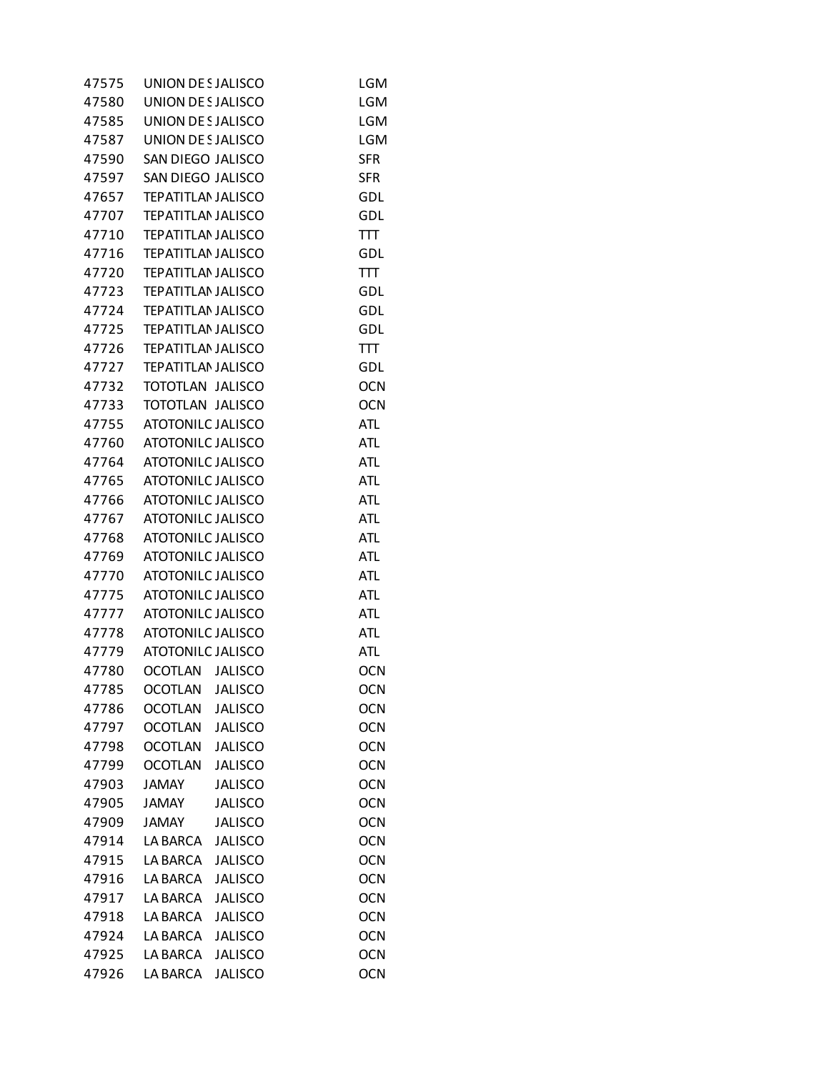| | | | |
|---|---|---|---|
| 47575 | UNION DE S | JALISCO | LGM |
| 47580 | UNION DE S | JALISCO | LGM |
| 47585 | UNION DE S | JALISCO | LGM |
| 47587 | UNION DE S | JALISCO | LGM |
| 47590 | SAN DIEGO | JALISCO | SFR |
| 47597 | SAN DIEGO | JALISCO | SFR |
| 47657 | TEPATITLAN | JALISCO | GDL |
| 47707 | TEPATITLAN | JALISCO | GDL |
| 47710 | TEPATITLAN | JALISCO | TTT |
| 47716 | TEPATITLAN | JALISCO | GDL |
| 47720 | TEPATITLAN | JALISCO | TTT |
| 47723 | TEPATITLAN | JALISCO | GDL |
| 47724 | TEPATITLAN | JALISCO | GDL |
| 47725 | TEPATITLAN | JALISCO | GDL |
| 47726 | TEPATITLAN | JALISCO | TTT |
| 47727 | TEPATITLAN | JALISCO | GDL |
| 47732 | TOTOTLAN | JALISCO | OCN |
| 47733 | TOTOTLAN | JALISCO | OCN |
| 47755 | ATOTONILC | JALISCO | ATL |
| 47760 | ATOTONILC | JALISCO | ATL |
| 47764 | ATOTONILC | JALISCO | ATL |
| 47765 | ATOTONILC | JALISCO | ATL |
| 47766 | ATOTONILC | JALISCO | ATL |
| 47767 | ATOTONILC | JALISCO | ATL |
| 47768 | ATOTONILC | JALISCO | ATL |
| 47769 | ATOTONILC | JALISCO | ATL |
| 47770 | ATOTONILC | JALISCO | ATL |
| 47775 | ATOTONILC | JALISCO | ATL |
| 47777 | ATOTONILC | JALISCO | ATL |
| 47778 | ATOTONILC | JALISCO | ATL |
| 47779 | ATOTONILC | JALISCO | ATL |
| 47780 | OCOTLAN | JALISCO | OCN |
| 47785 | OCOTLAN | JALISCO | OCN |
| 47786 | OCOTLAN | JALISCO | OCN |
| 47797 | OCOTLAN | JALISCO | OCN |
| 47798 | OCOTLAN | JALISCO | OCN |
| 47799 | OCOTLAN | JALISCO | OCN |
| 47903 | JAMAY | JALISCO | OCN |
| 47905 | JAMAY | JALISCO | OCN |
| 47909 | JAMAY | JALISCO | OCN |
| 47914 | LA BARCA | JALISCO | OCN |
| 47915 | LA BARCA | JALISCO | OCN |
| 47916 | LA BARCA | JALISCO | OCN |
| 47917 | LA BARCA | JALISCO | OCN |
| 47918 | LA BARCA | JALISCO | OCN |
| 47924 | LA BARCA | JALISCO | OCN |
| 47925 | LA BARCA | JALISCO | OCN |
| 47926 | LA BARCA | JALISCO | OCN |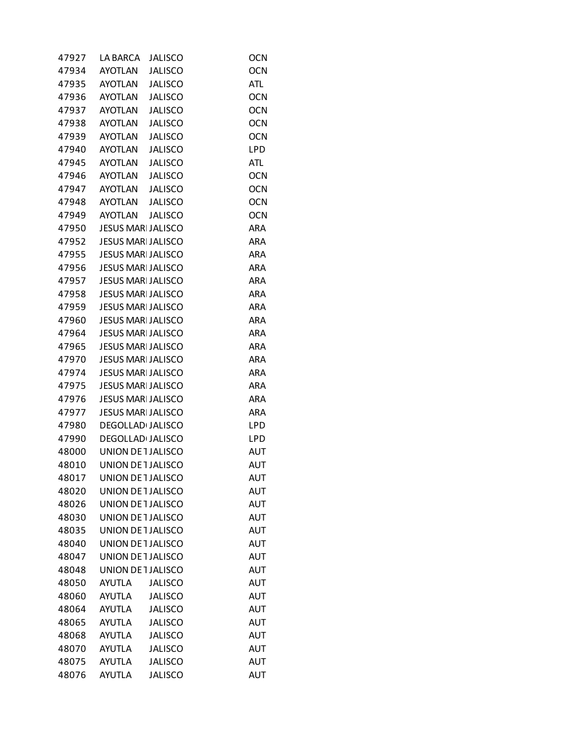| | | | |
|---|---|---|---|
| 47927 | LA BARCA | JALISCO | OCN |
| 47934 | AYOTLAN | JALISCO | OCN |
| 47935 | AYOTLAN | JALISCO | ATL |
| 47936 | AYOTLAN | JALISCO | OCN |
| 47937 | AYOTLAN | JALISCO | OCN |
| 47938 | AYOTLAN | JALISCO | OCN |
| 47939 | AYOTLAN | JALISCO | OCN |
| 47940 | AYOTLAN | JALISCO | LPD |
| 47945 | AYOTLAN | JALISCO | ATL |
| 47946 | AYOTLAN | JALISCO | OCN |
| 47947 | AYOTLAN | JALISCO | OCN |
| 47948 | AYOTLAN | JALISCO | OCN |
| 47949 | AYOTLAN | JALISCO | OCN |
| 47950 | JESUS MARI | JALISCO | ARA |
| 47952 | JESUS MARI | JALISCO | ARA |
| 47955 | JESUS MARI | JALISCO | ARA |
| 47956 | JESUS MARI | JALISCO | ARA |
| 47957 | JESUS MARI | JALISCO | ARA |
| 47958 | JESUS MARI | JALISCO | ARA |
| 47959 | JESUS MARI | JALISCO | ARA |
| 47960 | JESUS MARI | JALISCO | ARA |
| 47964 | JESUS MARI | JALISCO | ARA |
| 47965 | JESUS MARI | JALISCO | ARA |
| 47970 | JESUS MARI | JALISCO | ARA |
| 47974 | JESUS MARI | JALISCO | ARA |
| 47975 | JESUS MARI | JALISCO | ARA |
| 47976 | JESUS MARI | JALISCO | ARA |
| 47977 | JESUS MARI | JALISCO | ARA |
| 47980 | DEGOLLAD | JALISCO | LPD |
| 47990 | DEGOLLAD | JALISCO | LPD |
| 48000 | UNION DE T | JALISCO | AUT |
| 48010 | UNION DE T | JALISCO | AUT |
| 48017 | UNION DE T | JALISCO | AUT |
| 48020 | UNION DE T | JALISCO | AUT |
| 48026 | UNION DE T | JALISCO | AUT |
| 48030 | UNION DE T | JALISCO | AUT |
| 48035 | UNION DE T | JALISCO | AUT |
| 48040 | UNION DE T | JALISCO | AUT |
| 48047 | UNION DE T | JALISCO | AUT |
| 48048 | UNION DE T | JALISCO | AUT |
| 48050 | AYUTLA | JALISCO | AUT |
| 48060 | AYUTLA | JALISCO | AUT |
| 48064 | AYUTLA | JALISCO | AUT |
| 48065 | AYUTLA | JALISCO | AUT |
| 48068 | AYUTLA | JALISCO | AUT |
| 48070 | AYUTLA | JALISCO | AUT |
| 48075 | AYUTLA | JALISCO | AUT |
| 48076 | AYUTLA | JALISCO | AUT |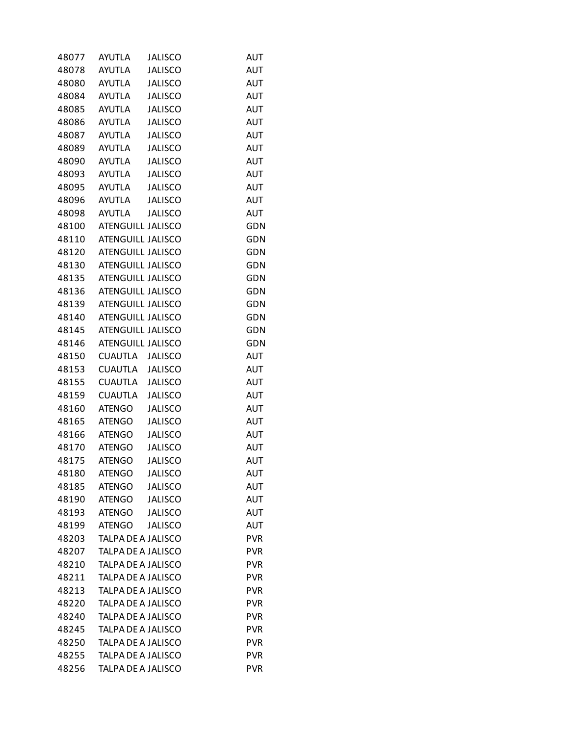| | | | |
|---|---|---|---|
| 48077 | AYUTLA | JALISCO | AUT |
| 48078 | AYUTLA | JALISCO | AUT |
| 48080 | AYUTLA | JALISCO | AUT |
| 48084 | AYUTLA | JALISCO | AUT |
| 48085 | AYUTLA | JALISCO | AUT |
| 48086 | AYUTLA | JALISCO | AUT |
| 48087 | AYUTLA | JALISCO | AUT |
| 48089 | AYUTLA | JALISCO | AUT |
| 48090 | AYUTLA | JALISCO | AUT |
| 48093 | AYUTLA | JALISCO | AUT |
| 48095 | AYUTLA | JALISCO | AUT |
| 48096 | AYUTLA | JALISCO | AUT |
| 48098 | AYUTLA | JALISCO | AUT |
| 48100 | ATENGUILL | JALISCO | GDN |
| 48110 | ATENGUILL | JALISCO | GDN |
| 48120 | ATENGUILL | JALISCO | GDN |
| 48130 | ATENGUILL | JALISCO | GDN |
| 48135 | ATENGUILL | JALISCO | GDN |
| 48136 | ATENGUILL | JALISCO | GDN |
| 48139 | ATENGUILL | JALISCO | GDN |
| 48140 | ATENGUILL | JALISCO | GDN |
| 48145 | ATENGUILL | JALISCO | GDN |
| 48146 | ATENGUILL | JALISCO | GDN |
| 48150 | CUAUTLA | JALISCO | AUT |
| 48153 | CUAUTLA | JALISCO | AUT |
| 48155 | CUAUTLA | JALISCO | AUT |
| 48159 | CUAUTLA | JALISCO | AUT |
| 48160 | ATENGO | JALISCO | AUT |
| 48165 | ATENGO | JALISCO | AUT |
| 48166 | ATENGO | JALISCO | AUT |
| 48170 | ATENGO | JALISCO | AUT |
| 48175 | ATENGO | JALISCO | AUT |
| 48180 | ATENGO | JALISCO | AUT |
| 48185 | ATENGO | JALISCO | AUT |
| 48190 | ATENGO | JALISCO | AUT |
| 48193 | ATENGO | JALISCO | AUT |
| 48199 | ATENGO | JALISCO | AUT |
| 48203 | TALPA DE A | JALISCO | PVR |
| 48207 | TALPA DE A | JALISCO | PVR |
| 48210 | TALPA DE A | JALISCO | PVR |
| 48211 | TALPA DE A | JALISCO | PVR |
| 48213 | TALPA DE A | JALISCO | PVR |
| 48220 | TALPA DE A | JALISCO | PVR |
| 48240 | TALPA DE A | JALISCO | PVR |
| 48245 | TALPA DE A | JALISCO | PVR |
| 48250 | TALPA DE A | JALISCO | PVR |
| 48255 | TALPA DE A | JALISCO | PVR |
| 48256 | TALPA DE A | JALISCO | PVR |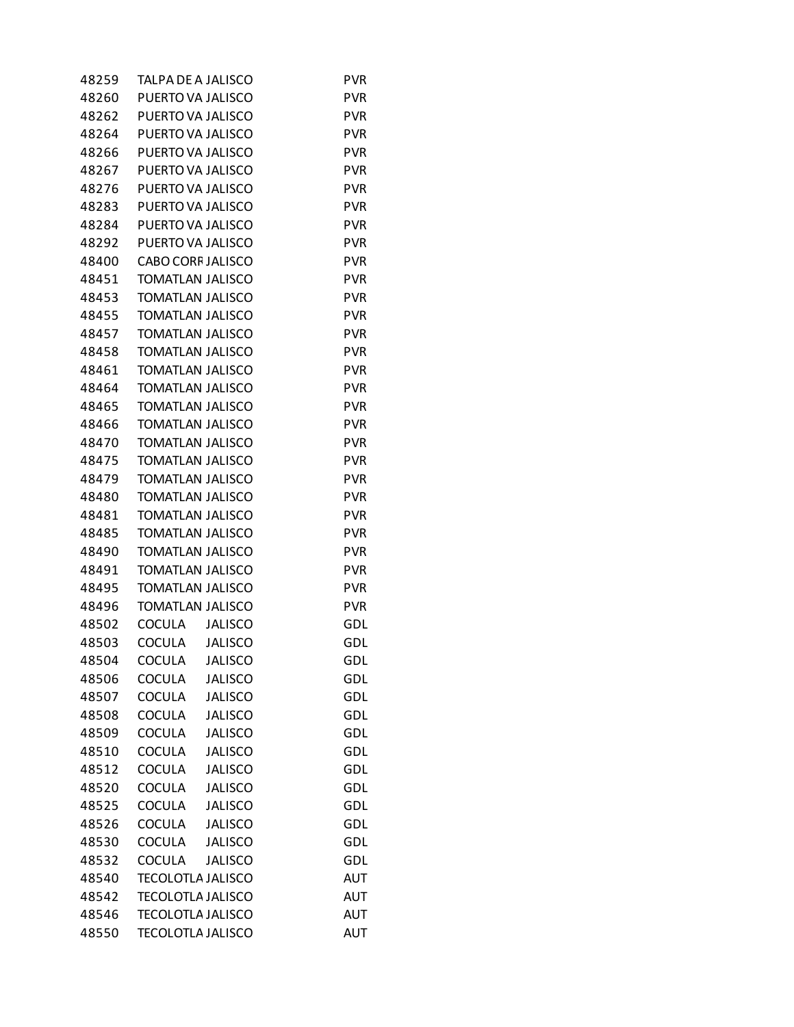| | | | |
|---|---|---|---|
| 48259 | TALPA DE A | JALISCO | PVR |
| 48260 | PUERTO VA | JALISCO | PVR |
| 48262 | PUERTO VA | JALISCO | PVR |
| 48264 | PUERTO VA | JALISCO | PVR |
| 48266 | PUERTO VA | JALISCO | PVR |
| 48267 | PUERTO VA | JALISCO | PVR |
| 48276 | PUERTO VA | JALISCO | PVR |
| 48283 | PUERTO VA | JALISCO | PVR |
| 48284 | PUERTO VA | JALISCO | PVR |
| 48292 | PUERTO VA | JALISCO | PVR |
| 48400 | CABO CORR | JALISCO | PVR |
| 48451 | TOMATLAN | JALISCO | PVR |
| 48453 | TOMATLAN | JALISCO | PVR |
| 48455 | TOMATLAN | JALISCO | PVR |
| 48457 | TOMATLAN | JALISCO | PVR |
| 48458 | TOMATLAN | JALISCO | PVR |
| 48461 | TOMATLAN | JALISCO | PVR |
| 48464 | TOMATLAN | JALISCO | PVR |
| 48465 | TOMATLAN | JALISCO | PVR |
| 48466 | TOMATLAN | JALISCO | PVR |
| 48470 | TOMATLAN | JALISCO | PVR |
| 48475 | TOMATLAN | JALISCO | PVR |
| 48479 | TOMATLAN | JALISCO | PVR |
| 48480 | TOMATLAN | JALISCO | PVR |
| 48481 | TOMATLAN | JALISCO | PVR |
| 48485 | TOMATLAN | JALISCO | PVR |
| 48490 | TOMATLAN | JALISCO | PVR |
| 48491 | TOMATLAN | JALISCO | PVR |
| 48495 | TOMATLAN | JALISCO | PVR |
| 48496 | TOMATLAN | JALISCO | PVR |
| 48502 | COCULA | JALISCO | GDL |
| 48503 | COCULA | JALISCO | GDL |
| 48504 | COCULA | JALISCO | GDL |
| 48506 | COCULA | JALISCO | GDL |
| 48507 | COCULA | JALISCO | GDL |
| 48508 | COCULA | JALISCO | GDL |
| 48509 | COCULA | JALISCO | GDL |
| 48510 | COCULA | JALISCO | GDL |
| 48512 | COCULA | JALISCO | GDL |
| 48520 | COCULA | JALISCO | GDL |
| 48525 | COCULA | JALISCO | GDL |
| 48526 | COCULA | JALISCO | GDL |
| 48530 | COCULA | JALISCO | GDL |
| 48532 | COCULA | JALISCO | GDL |
| 48540 | TECOLOTLA | JALISCO | AUT |
| 48542 | TECOLOTLA | JALISCO | AUT |
| 48546 | TECOLOTLA | JALISCO | AUT |
| 48550 | TECOLOTLA | JALISCO | AUT |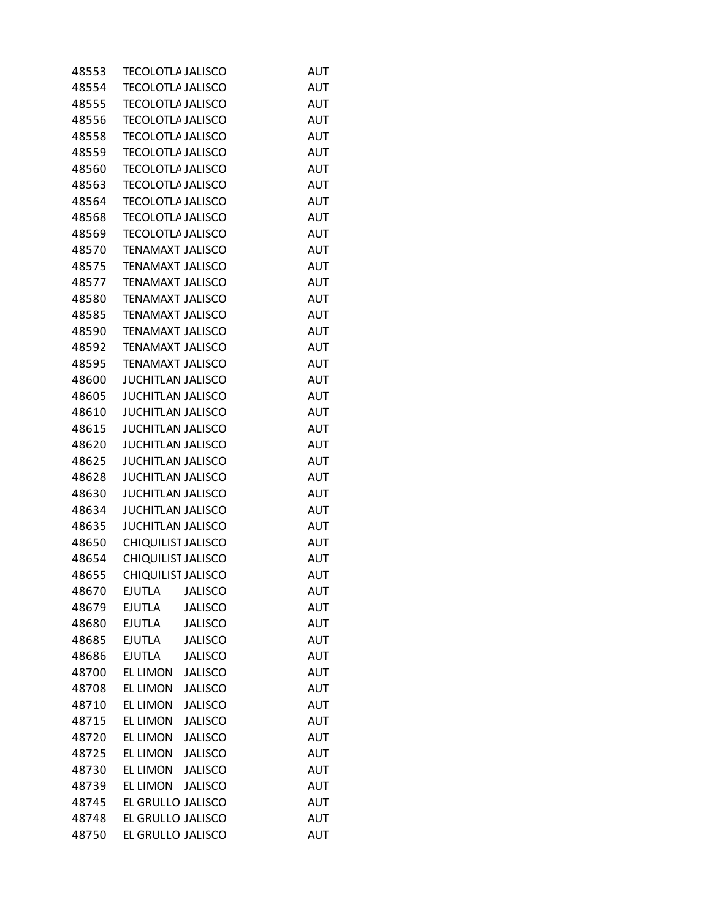| | | | |
|---|---|---|---|
| 48553 | TECOLOTLA | JALISCO | AUT |
| 48554 | TECOLOTLA | JALISCO | AUT |
| 48555 | TECOLOTLA | JALISCO | AUT |
| 48556 | TECOLOTLA | JALISCO | AUT |
| 48558 | TECOLOTLA | JALISCO | AUT |
| 48559 | TECOLOTLA | JALISCO | AUT |
| 48560 | TECOLOTLA | JALISCO | AUT |
| 48563 | TECOLOTLA | JALISCO | AUT |
| 48564 | TECOLOTLA | JALISCO | AUT |
| 48568 | TECOLOTLA | JALISCO | AUT |
| 48569 | TECOLOTLA | JALISCO | AUT |
| 48570 | TENAMAXTI | JALISCO | AUT |
| 48575 | TENAMAXTI | JALISCO | AUT |
| 48577 | TENAMAXTI | JALISCO | AUT |
| 48580 | TENAMAXTI | JALISCO | AUT |
| 48585 | TENAMAXTI | JALISCO | AUT |
| 48590 | TENAMAXTI | JALISCO | AUT |
| 48592 | TENAMAXTI | JALISCO | AUT |
| 48595 | TENAMAXTI | JALISCO | AUT |
| 48600 | JUCHITLAN | JALISCO | AUT |
| 48605 | JUCHITLAN | JALISCO | AUT |
| 48610 | JUCHITLAN | JALISCO | AUT |
| 48615 | JUCHITLAN | JALISCO | AUT |
| 48620 | JUCHITLAN | JALISCO | AUT |
| 48625 | JUCHITLAN | JALISCO | AUT |
| 48628 | JUCHITLAN | JALISCO | AUT |
| 48630 | JUCHITLAN | JALISCO | AUT |
| 48634 | JUCHITLAN | JALISCO | AUT |
| 48635 | JUCHITLAN | JALISCO | AUT |
| 48650 | CHIQUILIST | JALISCO | AUT |
| 48654 | CHIQUILIST | JALISCO | AUT |
| 48655 | CHIQUILIST | JALISCO | AUT |
| 48670 | EJUTLA | JALISCO | AUT |
| 48679 | EJUTLA | JALISCO | AUT |
| 48680 | EJUTLA | JALISCO | AUT |
| 48685 | EJUTLA | JALISCO | AUT |
| 48686 | EJUTLA | JALISCO | AUT |
| 48700 | EL LIMON | JALISCO | AUT |
| 48708 | EL LIMON | JALISCO | AUT |
| 48710 | EL LIMON | JALISCO | AUT |
| 48715 | EL LIMON | JALISCO | AUT |
| 48720 | EL LIMON | JALISCO | AUT |
| 48725 | EL LIMON | JALISCO | AUT |
| 48730 | EL LIMON | JALISCO | AUT |
| 48739 | EL LIMON | JALISCO | AUT |
| 48745 | EL GRULLO | JALISCO | AUT |
| 48748 | EL GRULLO | JALISCO | AUT |
| 48750 | EL GRULLO | JALISCO | AUT |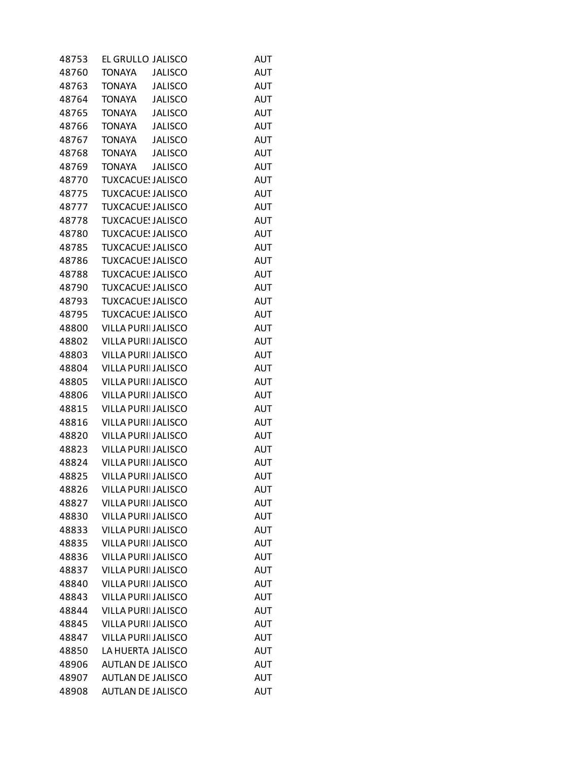| | | | |
|---|---|---|---|
| 48753 | EL GRULLO | JALISCO | AUT |
| 48760 | TONAYA | JALISCO | AUT |
| 48763 | TONAYA | JALISCO | AUT |
| 48764 | TONAYA | JALISCO | AUT |
| 48765 | TONAYA | JALISCO | AUT |
| 48766 | TONAYA | JALISCO | AUT |
| 48767 | TONAYA | JALISCO | AUT |
| 48768 | TONAYA | JALISCO | AUT |
| 48769 | TONAYA | JALISCO | AUT |
| 48770 | TUXCACUES | JALISCO | AUT |
| 48775 | TUXCACUES | JALISCO | AUT |
| 48777 | TUXCACUES | JALISCO | AUT |
| 48778 | TUXCACUES | JALISCO | AUT |
| 48780 | TUXCACUES | JALISCO | AUT |
| 48785 | TUXCACUES | JALISCO | AUT |
| 48786 | TUXCACUES | JALISCO | AUT |
| 48788 | TUXCACUES | JALISCO | AUT |
| 48790 | TUXCACUES | JALISCO | AUT |
| 48793 | TUXCACUES | JALISCO | AUT |
| 48795 | TUXCACUES | JALISCO | AUT |
| 48800 | VILLA PURI | JALISCO | AUT |
| 48802 | VILLA PURI | JALISCO | AUT |
| 48803 | VILLA PURI | JALISCO | AUT |
| 48804 | VILLA PURI | JALISCO | AUT |
| 48805 | VILLA PURI | JALISCO | AUT |
| 48806 | VILLA PURI | JALISCO | AUT |
| 48815 | VILLA PURI | JALISCO | AUT |
| 48816 | VILLA PURI | JALISCO | AUT |
| 48820 | VILLA PURI | JALISCO | AUT |
| 48823 | VILLA PURI | JALISCO | AUT |
| 48824 | VILLA PURI | JALISCO | AUT |
| 48825 | VILLA PURI | JALISCO | AUT |
| 48826 | VILLA PURI | JALISCO | AUT |
| 48827 | VILLA PURI | JALISCO | AUT |
| 48830 | VILLA PURI | JALISCO | AUT |
| 48833 | VILLA PURI | JALISCO | AUT |
| 48835 | VILLA PURI | JALISCO | AUT |
| 48836 | VILLA PURI | JALISCO | AUT |
| 48837 | VILLA PURI | JALISCO | AUT |
| 48840 | VILLA PURI | JALISCO | AUT |
| 48843 | VILLA PURI | JALISCO | AUT |
| 48844 | VILLA PURI | JALISCO | AUT |
| 48845 | VILLA PURI | JALISCO | AUT |
| 48847 | VILLA PURI | JALISCO | AUT |
| 48850 | LA HUERTA | JALISCO | AUT |
| 48906 | AUTLAN DE | JALISCO | AUT |
| 48907 | AUTLAN DE | JALISCO | AUT |
| 48908 | AUTLAN DE | JALISCO | AUT |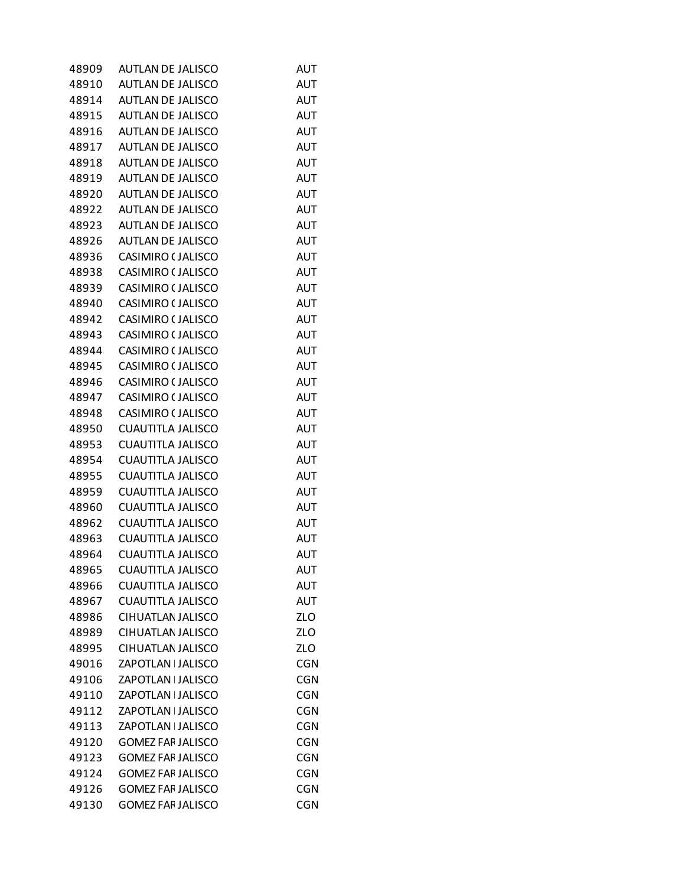| | | | |
|---|---|---|---|
| 48909 | AUTLAN DE | JALISCO | AUT |
| 48910 | AUTLAN DE | JALISCO | AUT |
| 48914 | AUTLAN DE | JALISCO | AUT |
| 48915 | AUTLAN DE | JALISCO | AUT |
| 48916 | AUTLAN DE | JALISCO | AUT |
| 48917 | AUTLAN DE | JALISCO | AUT |
| 48918 | AUTLAN DE | JALISCO | AUT |
| 48919 | AUTLAN DE | JALISCO | AUT |
| 48920 | AUTLAN DE | JALISCO | AUT |
| 48922 | AUTLAN DE | JALISCO | AUT |
| 48923 | AUTLAN DE | JALISCO | AUT |
| 48926 | AUTLAN DE | JALISCO | AUT |
| 48936 | CASIMIRO ( | JALISCO | AUT |
| 48938 | CASIMIRO ( | JALISCO | AUT |
| 48939 | CASIMIRO ( | JALISCO | AUT |
| 48940 | CASIMIRO ( | JALISCO | AUT |
| 48942 | CASIMIRO ( | JALISCO | AUT |
| 48943 | CASIMIRO ( | JALISCO | AUT |
| 48944 | CASIMIRO ( | JALISCO | AUT |
| 48945 | CASIMIRO ( | JALISCO | AUT |
| 48946 | CASIMIRO ( | JALISCO | AUT |
| 48947 | CASIMIRO ( | JALISCO | AUT |
| 48948 | CASIMIRO ( | JALISCO | AUT |
| 48950 | CUAUTITLA | JALISCO | AUT |
| 48953 | CUAUTITLA | JALISCO | AUT |
| 48954 | CUAUTITLA | JALISCO | AUT |
| 48955 | CUAUTITLA | JALISCO | AUT |
| 48959 | CUAUTITLA | JALISCO | AUT |
| 48960 | CUAUTITLA | JALISCO | AUT |
| 48962 | CUAUTITLA | JALISCO | AUT |
| 48963 | CUAUTITLA | JALISCO | AUT |
| 48964 | CUAUTITLA | JALISCO | AUT |
| 48965 | CUAUTITLA | JALISCO | AUT |
| 48966 | CUAUTITLA | JALISCO | AUT |
| 48967 | CUAUTITLA | JALISCO | AUT |
| 48986 | CIHUATLAN | JALISCO | ZLO |
| 48989 | CIHUATLAN | JALISCO | ZLO |
| 48995 | CIHUATLAN | JALISCO | ZLO |
| 49016 | ZAPOTLAN I | JALISCO | CGN |
| 49106 | ZAPOTLAN I | JALISCO | CGN |
| 49110 | ZAPOTLAN I | JALISCO | CGN |
| 49112 | ZAPOTLAN I | JALISCO | CGN |
| 49113 | ZAPOTLAN I | JALISCO | CGN |
| 49120 | GOMEZ FAR | JALISCO | CGN |
| 49123 | GOMEZ FAR | JALISCO | CGN |
| 49124 | GOMEZ FAR | JALISCO | CGN |
| 49126 | GOMEZ FAR | JALISCO | CGN |
| 49130 | GOMEZ FAR | JALISCO | CGN |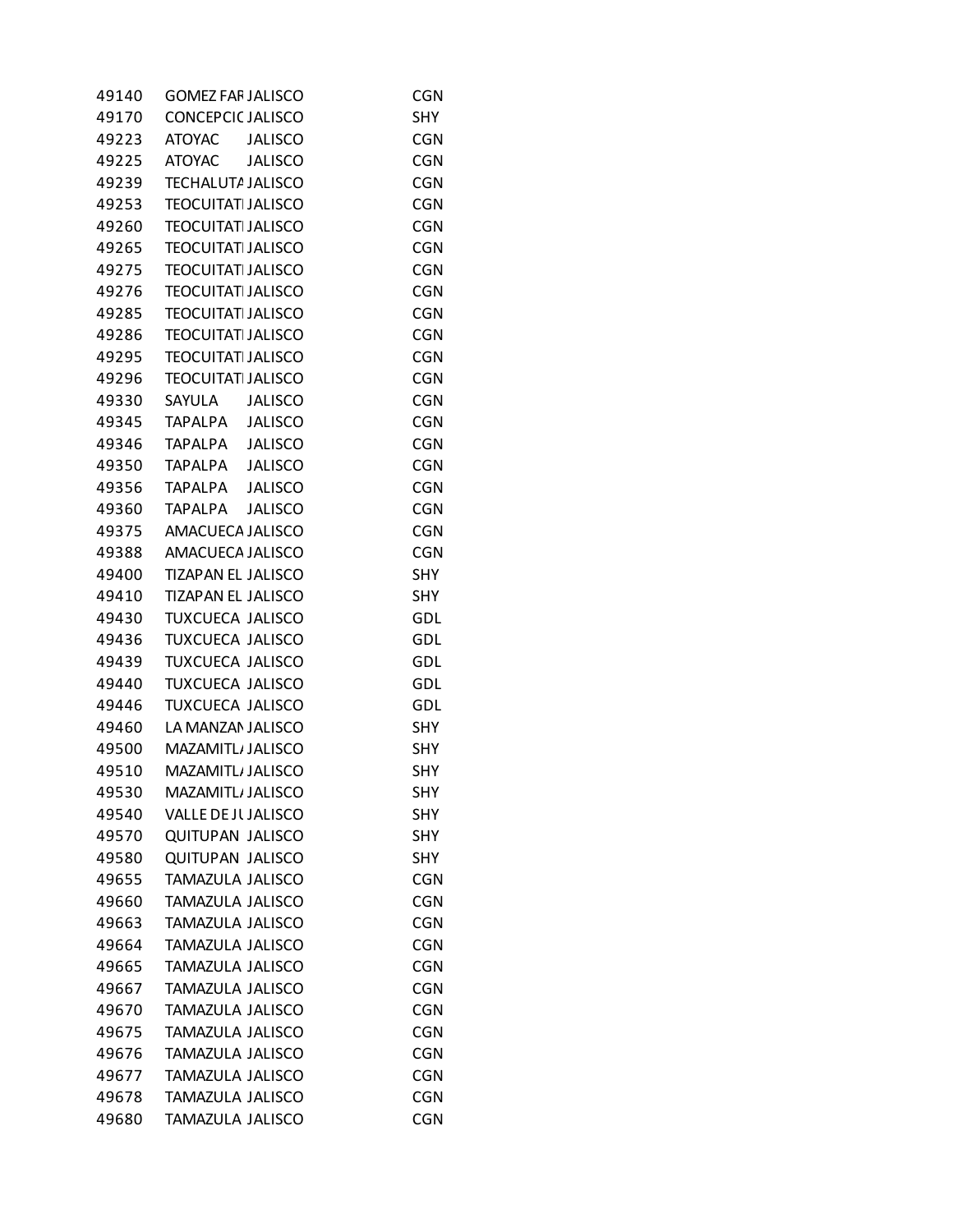| | | | |
|---|---|---|---|
| 49140 | GOMEZ FAR | JALISCO | CGN |
| 49170 | CONCEPCIC | JALISCO | SHY |
| 49223 | ATOYAC | JALISCO | CGN |
| 49225 | ATOYAC | JALISCO | CGN |
| 49239 | TECHALUTA | JALISCO | CGN |
| 49253 | TEOCUITATI | JALISCO | CGN |
| 49260 | TEOCUITATI | JALISCO | CGN |
| 49265 | TEOCUITATI | JALISCO | CGN |
| 49275 | TEOCUITATI | JALISCO | CGN |
| 49276 | TEOCUITATI | JALISCO | CGN |
| 49285 | TEOCUITATI | JALISCO | CGN |
| 49286 | TEOCUITATI | JALISCO | CGN |
| 49295 | TEOCUITATI | JALISCO | CGN |
| 49296 | TEOCUITATI | JALISCO | CGN |
| 49330 | SAYULA | JALISCO | CGN |
| 49345 | TAPALPA | JALISCO | CGN |
| 49346 | TAPALPA | JALISCO | CGN |
| 49350 | TAPALPA | JALISCO | CGN |
| 49356 | TAPALPA | JALISCO | CGN |
| 49360 | TAPALPA | JALISCO | CGN |
| 49375 | AMACUECA | JALISCO | CGN |
| 49388 | AMACUECA | JALISCO | CGN |
| 49400 | TIZAPAN EL | JALISCO | SHY |
| 49410 | TIZAPAN EL | JALISCO | SHY |
| 49430 | TUXCUECA | JALISCO | GDL |
| 49436 | TUXCUECA | JALISCO | GDL |
| 49439 | TUXCUECA | JALISCO | GDL |
| 49440 | TUXCUECA | JALISCO | GDL |
| 49446 | TUXCUECA | JALISCO | GDL |
| 49460 | LA MANZAN | JALISCO | SHY |
| 49500 | MAZAMITL/ | JALISCO | SHY |
| 49510 | MAZAMITL/ | JALISCO | SHY |
| 49530 | MAZAMITL/ | JALISCO | SHY |
| 49540 | VALLE DE JU | JALISCO | SHY |
| 49570 | QUITUPAN | JALISCO | SHY |
| 49580 | QUITUPAN | JALISCO | SHY |
| 49655 | TAMAZULA | JALISCO | CGN |
| 49660 | TAMAZULA | JALISCO | CGN |
| 49663 | TAMAZULA | JALISCO | CGN |
| 49664 | TAMAZULA | JALISCO | CGN |
| 49665 | TAMAZULA | JALISCO | CGN |
| 49667 | TAMAZULA | JALISCO | CGN |
| 49670 | TAMAZULA | JALISCO | CGN |
| 49675 | TAMAZULA | JALISCO | CGN |
| 49676 | TAMAZULA | JALISCO | CGN |
| 49677 | TAMAZULA | JALISCO | CGN |
| 49678 | TAMAZULA | JALISCO | CGN |
| 49680 | TAMAZULA | JALISCO | CGN |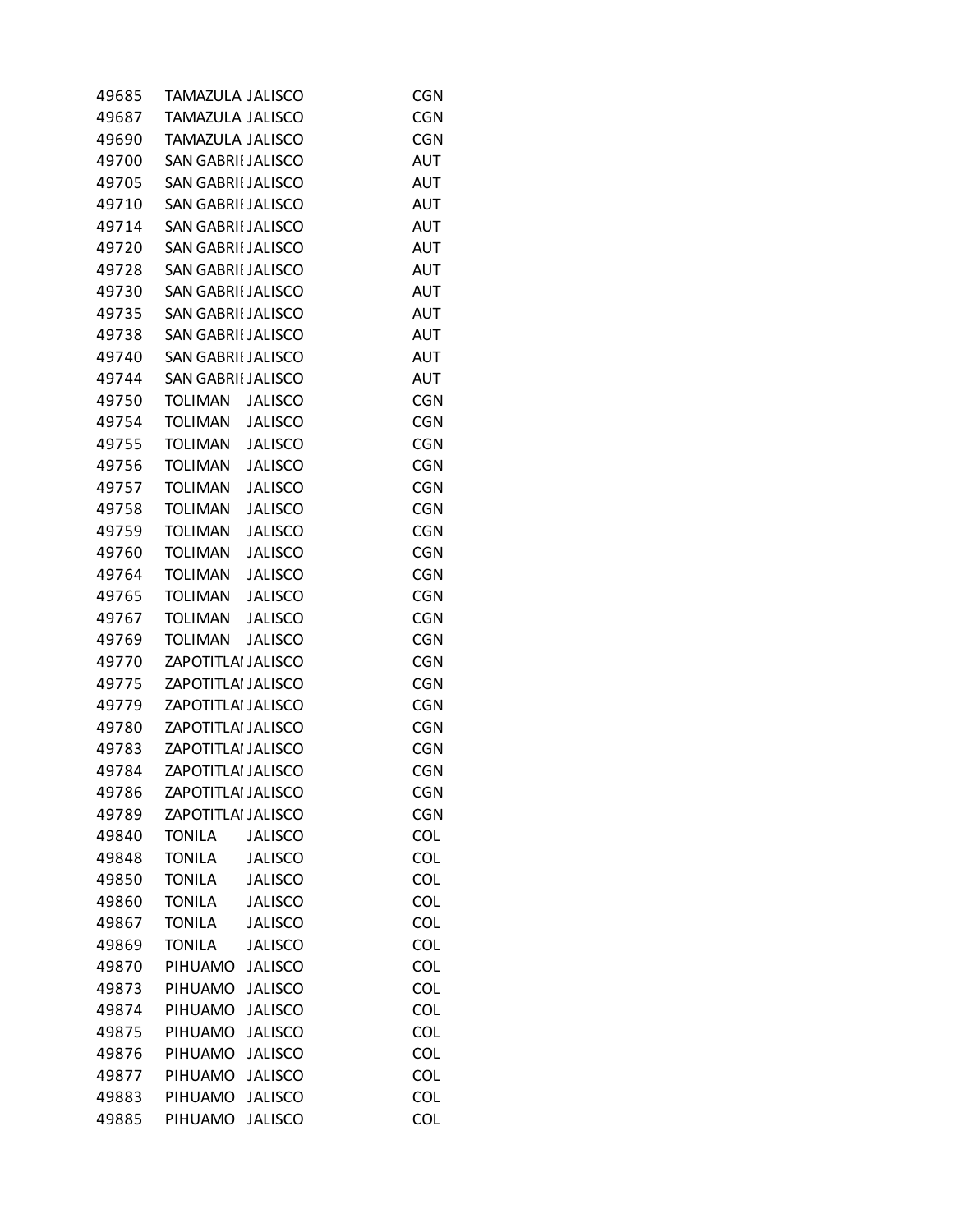| | | | |
|---|---|---|---|
| 49685 | TAMAZULA | JALISCO | CGN |
| 49687 | TAMAZULA | JALISCO | CGN |
| 49690 | TAMAZULA | JALISCO | CGN |
| 49700 | SAN GABRII | JALISCO | AUT |
| 49705 | SAN GABRII | JALISCO | AUT |
| 49710 | SAN GABRII | JALISCO | AUT |
| 49714 | SAN GABRII | JALISCO | AUT |
| 49720 | SAN GABRII | JALISCO | AUT |
| 49728 | SAN GABRII | JALISCO | AUT |
| 49730 | SAN GABRII | JALISCO | AUT |
| 49735 | SAN GABRII | JALISCO | AUT |
| 49738 | SAN GABRII | JALISCO | AUT |
| 49740 | SAN GABRII | JALISCO | AUT |
| 49744 | SAN GABRII | JALISCO | AUT |
| 49750 | TOLIMAN | JALISCO | CGN |
| 49754 | TOLIMAN | JALISCO | CGN |
| 49755 | TOLIMAN | JALISCO | CGN |
| 49756 | TOLIMAN | JALISCO | CGN |
| 49757 | TOLIMAN | JALISCO | CGN |
| 49758 | TOLIMAN | JALISCO | CGN |
| 49759 | TOLIMAN | JALISCO | CGN |
| 49760 | TOLIMAN | JALISCO | CGN |
| 49764 | TOLIMAN | JALISCO | CGN |
| 49765 | TOLIMAN | JALISCO | CGN |
| 49767 | TOLIMAN | JALISCO | CGN |
| 49769 | TOLIMAN | JALISCO | CGN |
| 49770 | ZAPOTITLAI | JALISCO | CGN |
| 49775 | ZAPOTITLAI | JALISCO | CGN |
| 49779 | ZAPOTITLAI | JALISCO | CGN |
| 49780 | ZAPOTITLAI | JALISCO | CGN |
| 49783 | ZAPOTITLAI | JALISCO | CGN |
| 49784 | ZAPOTITLAI | JALISCO | CGN |
| 49786 | ZAPOTITLAI | JALISCO | CGN |
| 49789 | ZAPOTITLAI | JALISCO | CGN |
| 49840 | TONILA | JALISCO | COL |
| 49848 | TONILA | JALISCO | COL |
| 49850 | TONILA | JALISCO | COL |
| 49860 | TONILA | JALISCO | COL |
| 49867 | TONILA | JALISCO | COL |
| 49869 | TONILA | JALISCO | COL |
| 49870 | PIHUAMO | JALISCO | COL |
| 49873 | PIHUAMO | JALISCO | COL |
| 49874 | PIHUAMO | JALISCO | COL |
| 49875 | PIHUAMO | JALISCO | COL |
| 49876 | PIHUAMO | JALISCO | COL |
| 49877 | PIHUAMO | JALISCO | COL |
| 49883 | PIHUAMO | JALISCO | COL |
| 49885 | PIHUAMO | JALISCO | COL |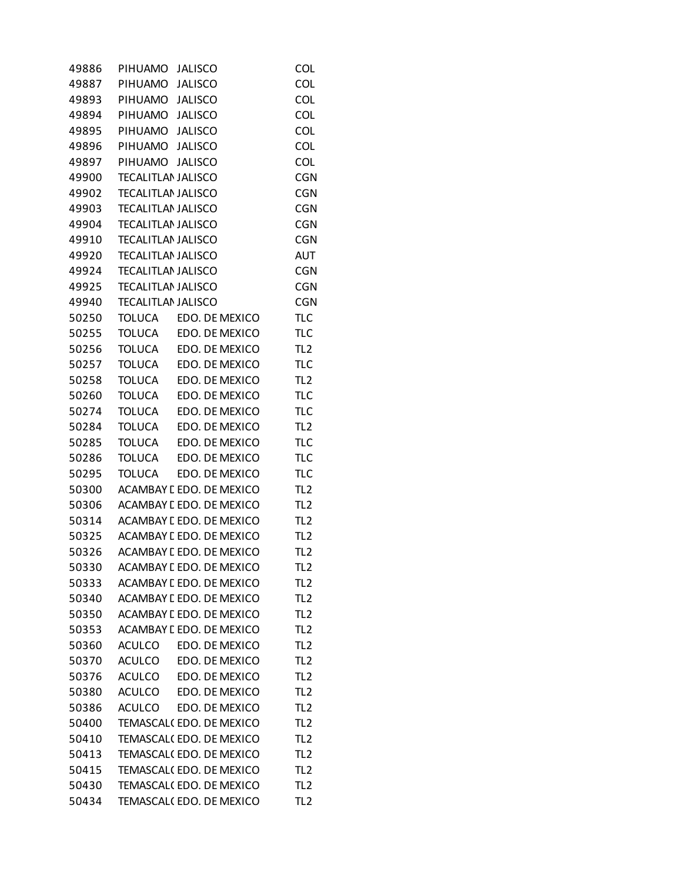| | | | |
|---|---|---|---|
| 49886 | PIHUAMO | JALISCO | COL |
| 49887 | PIHUAMO | JALISCO | COL |
| 49893 | PIHUAMO | JALISCO | COL |
| 49894 | PIHUAMO | JALISCO | COL |
| 49895 | PIHUAMO | JALISCO | COL |
| 49896 | PIHUAMO | JALISCO | COL |
| 49897 | PIHUAMO | JALISCO | COL |
| 49900 | TECALITLAN | JALISCO | CGN |
| 49902 | TECALITLAN | JALISCO | CGN |
| 49903 | TECALITLAN | JALISCO | CGN |
| 49904 | TECALITLAN | JALISCO | CGN |
| 49910 | TECALITLAN | JALISCO | CGN |
| 49920 | TECALITLAN | JALISCO | AUT |
| 49924 | TECALITLAN | JALISCO | CGN |
| 49925 | TECALITLAN | JALISCO | CGN |
| 49940 | TECALITLAN | JALISCO | CGN |
| 50250 | TOLUCA | EDO. DE MEXICO | TLC |
| 50255 | TOLUCA | EDO. DE MEXICO | TLC |
| 50256 | TOLUCA | EDO. DE MEXICO | TL2 |
| 50257 | TOLUCA | EDO. DE MEXICO | TLC |
| 50258 | TOLUCA | EDO. DE MEXICO | TL2 |
| 50260 | TOLUCA | EDO. DE MEXICO | TLC |
| 50274 | TOLUCA | EDO. DE MEXICO | TLC |
| 50284 | TOLUCA | EDO. DE MEXICO | TL2 |
| 50285 | TOLUCA | EDO. DE MEXICO | TLC |
| 50286 | TOLUCA | EDO. DE MEXICO | TLC |
| 50295 | TOLUCA | EDO. DE MEXICO | TLC |
| 50300 | ACAMBAY D | EDO. DE MEXICO | TL2 |
| 50306 | ACAMBAY D | EDO. DE MEXICO | TL2 |
| 50314 | ACAMBAY D | EDO. DE MEXICO | TL2 |
| 50325 | ACAMBAY D | EDO. DE MEXICO | TL2 |
| 50326 | ACAMBAY D | EDO. DE MEXICO | TL2 |
| 50330 | ACAMBAY D | EDO. DE MEXICO | TL2 |
| 50333 | ACAMBAY D | EDO. DE MEXICO | TL2 |
| 50340 | ACAMBAY D | EDO. DE MEXICO | TL2 |
| 50350 | ACAMBAY D | EDO. DE MEXICO | TL2 |
| 50353 | ACAMBAY D | EDO. DE MEXICO | TL2 |
| 50360 | ACULCO | EDO. DE MEXICO | TL2 |
| 50370 | ACULCO | EDO. DE MEXICO | TL2 |
| 50376 | ACULCO | EDO. DE MEXICO | TL2 |
| 50380 | ACULCO | EDO. DE MEXICO | TL2 |
| 50386 | ACULCO | EDO. DE MEXICO | TL2 |
| 50400 | TEMASCALC | EDO. DE MEXICO | TL2 |
| 50410 | TEMASCALC | EDO. DE MEXICO | TL2 |
| 50413 | TEMASCALC | EDO. DE MEXICO | TL2 |
| 50415 | TEMASCALC | EDO. DE MEXICO | TL2 |
| 50430 | TEMASCALC | EDO. DE MEXICO | TL2 |
| 50434 | TEMASCALC | EDO. DE MEXICO | TL2 |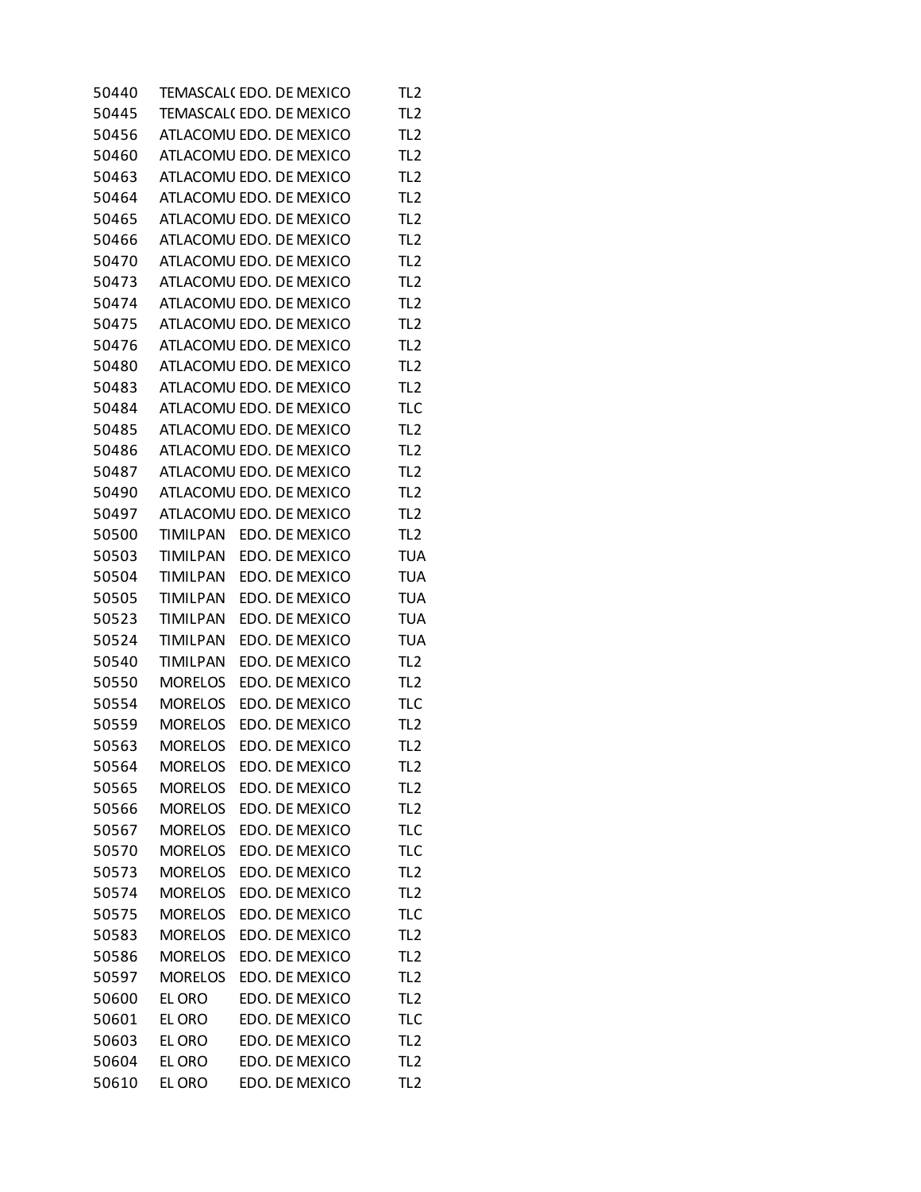| | | | |
|---|---|---|---|
| 50440 | TEMASCAL( | EDO. DE MEXICO | TL2 |
| 50445 | TEMASCAL( | EDO. DE MEXICO | TL2 |
| 50456 | ATLACOMU | EDO. DE MEXICO | TL2 |
| 50460 | ATLACOMU | EDO. DE MEXICO | TL2 |
| 50463 | ATLACOMU | EDO. DE MEXICO | TL2 |
| 50464 | ATLACOMU | EDO. DE MEXICO | TL2 |
| 50465 | ATLACOMU | EDO. DE MEXICO | TL2 |
| 50466 | ATLACOMU | EDO. DE MEXICO | TL2 |
| 50470 | ATLACOMU | EDO. DE MEXICO | TL2 |
| 50473 | ATLACOMU | EDO. DE MEXICO | TL2 |
| 50474 | ATLACOMU | EDO. DE MEXICO | TL2 |
| 50475 | ATLACOMU | EDO. DE MEXICO | TL2 |
| 50476 | ATLACOMU | EDO. DE MEXICO | TL2 |
| 50480 | ATLACOMU | EDO. DE MEXICO | TL2 |
| 50483 | ATLACOMU | EDO. DE MEXICO | TL2 |
| 50484 | ATLACOMU | EDO. DE MEXICO | TLC |
| 50485 | ATLACOMU | EDO. DE MEXICO | TL2 |
| 50486 | ATLACOMU | EDO. DE MEXICO | TL2 |
| 50487 | ATLACOMU | EDO. DE MEXICO | TL2 |
| 50490 | ATLACOMU | EDO. DE MEXICO | TL2 |
| 50497 | ATLACOMU | EDO. DE MEXICO | TL2 |
| 50500 | TIMILPAN | EDO. DE MEXICO | TL2 |
| 50503 | TIMILPAN | EDO. DE MEXICO | TUA |
| 50504 | TIMILPAN | EDO. DE MEXICO | TUA |
| 50505 | TIMILPAN | EDO. DE MEXICO | TUA |
| 50523 | TIMILPAN | EDO. DE MEXICO | TUA |
| 50524 | TIMILPAN | EDO. DE MEXICO | TUA |
| 50540 | TIMILPAN | EDO. DE MEXICO | TL2 |
| 50550 | MORELOS | EDO. DE MEXICO | TL2 |
| 50554 | MORELOS | EDO. DE MEXICO | TLC |
| 50559 | MORELOS | EDO. DE MEXICO | TL2 |
| 50563 | MORELOS | EDO. DE MEXICO | TL2 |
| 50564 | MORELOS | EDO. DE MEXICO | TL2 |
| 50565 | MORELOS | EDO. DE MEXICO | TL2 |
| 50566 | MORELOS | EDO. DE MEXICO | TL2 |
| 50567 | MORELOS | EDO. DE MEXICO | TLC |
| 50570 | MORELOS | EDO. DE MEXICO | TLC |
| 50573 | MORELOS | EDO. DE MEXICO | TL2 |
| 50574 | MORELOS | EDO. DE MEXICO | TL2 |
| 50575 | MORELOS | EDO. DE MEXICO | TLC |
| 50583 | MORELOS | EDO. DE MEXICO | TL2 |
| 50586 | MORELOS | EDO. DE MEXICO | TL2 |
| 50597 | MORELOS | EDO. DE MEXICO | TL2 |
| 50600 | EL ORO | EDO. DE MEXICO | TL2 |
| 50601 | EL ORO | EDO. DE MEXICO | TLC |
| 50603 | EL ORO | EDO. DE MEXICO | TL2 |
| 50604 | EL ORO | EDO. DE MEXICO | TL2 |
| 50610 | EL ORO | EDO. DE MEXICO | TL2 |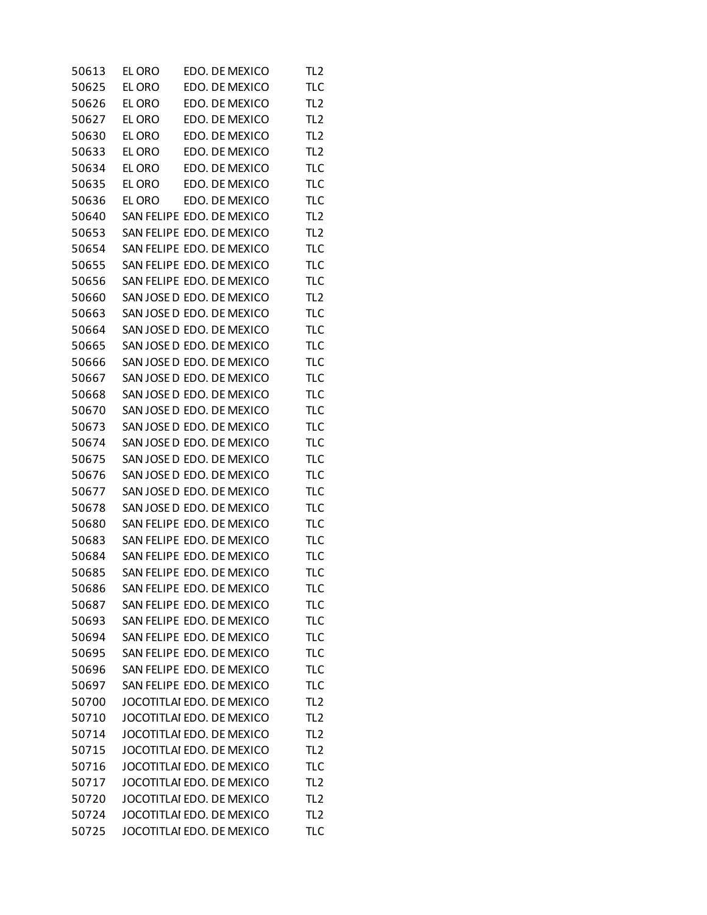| | | | |
|---|---|---|---|
| 50613 | EL ORO | EDO. DE MEXICO | TL2 |
| 50625 | EL ORO | EDO. DE MEXICO | TLC |
| 50626 | EL ORO | EDO. DE MEXICO | TL2 |
| 50627 | EL ORO | EDO. DE MEXICO | TL2 |
| 50630 | EL ORO | EDO. DE MEXICO | TL2 |
| 50633 | EL ORO | EDO. DE MEXICO | TL2 |
| 50634 | EL ORO | EDO. DE MEXICO | TLC |
| 50635 | EL ORO | EDO. DE MEXICO | TLC |
| 50636 | EL ORO | EDO. DE MEXICO | TLC |
| 50640 | SAN FELIPE | EDO. DE MEXICO | TL2 |
| 50653 | SAN FELIPE | EDO. DE MEXICO | TL2 |
| 50654 | SAN FELIPE | EDO. DE MEXICO | TLC |
| 50655 | SAN FELIPE | EDO. DE MEXICO | TLC |
| 50656 | SAN FELIPE | EDO. DE MEXICO | TLC |
| 50660 | SAN JOSE D | EDO. DE MEXICO | TL2 |
| 50663 | SAN JOSE D | EDO. DE MEXICO | TLC |
| 50664 | SAN JOSE D | EDO. DE MEXICO | TLC |
| 50665 | SAN JOSE D | EDO. DE MEXICO | TLC |
| 50666 | SAN JOSE D | EDO. DE MEXICO | TLC |
| 50667 | SAN JOSE D | EDO. DE MEXICO | TLC |
| 50668 | SAN JOSE D | EDO. DE MEXICO | TLC |
| 50670 | SAN JOSE D | EDO. DE MEXICO | TLC |
| 50673 | SAN JOSE D | EDO. DE MEXICO | TLC |
| 50674 | SAN JOSE D | EDO. DE MEXICO | TLC |
| 50675 | SAN JOSE D | EDO. DE MEXICO | TLC |
| 50676 | SAN JOSE D | EDO. DE MEXICO | TLC |
| 50677 | SAN JOSE D | EDO. DE MEXICO | TLC |
| 50678 | SAN JOSE D | EDO. DE MEXICO | TLC |
| 50680 | SAN FELIPE | EDO. DE MEXICO | TLC |
| 50683 | SAN FELIPE | EDO. DE MEXICO | TLC |
| 50684 | SAN FELIPE | EDO. DE MEXICO | TLC |
| 50685 | SAN FELIPE | EDO. DE MEXICO | TLC |
| 50686 | SAN FELIPE | EDO. DE MEXICO | TLC |
| 50687 | SAN FELIPE | EDO. DE MEXICO | TLC |
| 50693 | SAN FELIPE | EDO. DE MEXICO | TLC |
| 50694 | SAN FELIPE | EDO. DE MEXICO | TLC |
| 50695 | SAN FELIPE | EDO. DE MEXICO | TLC |
| 50696 | SAN FELIPE | EDO. DE MEXICO | TLC |
| 50697 | SAN FELIPE | EDO. DE MEXICO | TLC |
| 50700 | JOCOTITLAI | EDO. DE MEXICO | TL2 |
| 50710 | JOCOTITLAI | EDO. DE MEXICO | TL2 |
| 50714 | JOCOTITLAI | EDO. DE MEXICO | TL2 |
| 50715 | JOCOTITLAI | EDO. DE MEXICO | TL2 |
| 50716 | JOCOTITLAI | EDO. DE MEXICO | TLC |
| 50717 | JOCOTITLAI | EDO. DE MEXICO | TL2 |
| 50720 | JOCOTITLAI | EDO. DE MEXICO | TL2 |
| 50724 | JOCOTITLAI | EDO. DE MEXICO | TL2 |
| 50725 | JOCOTITLAI | EDO. DE MEXICO | TLC |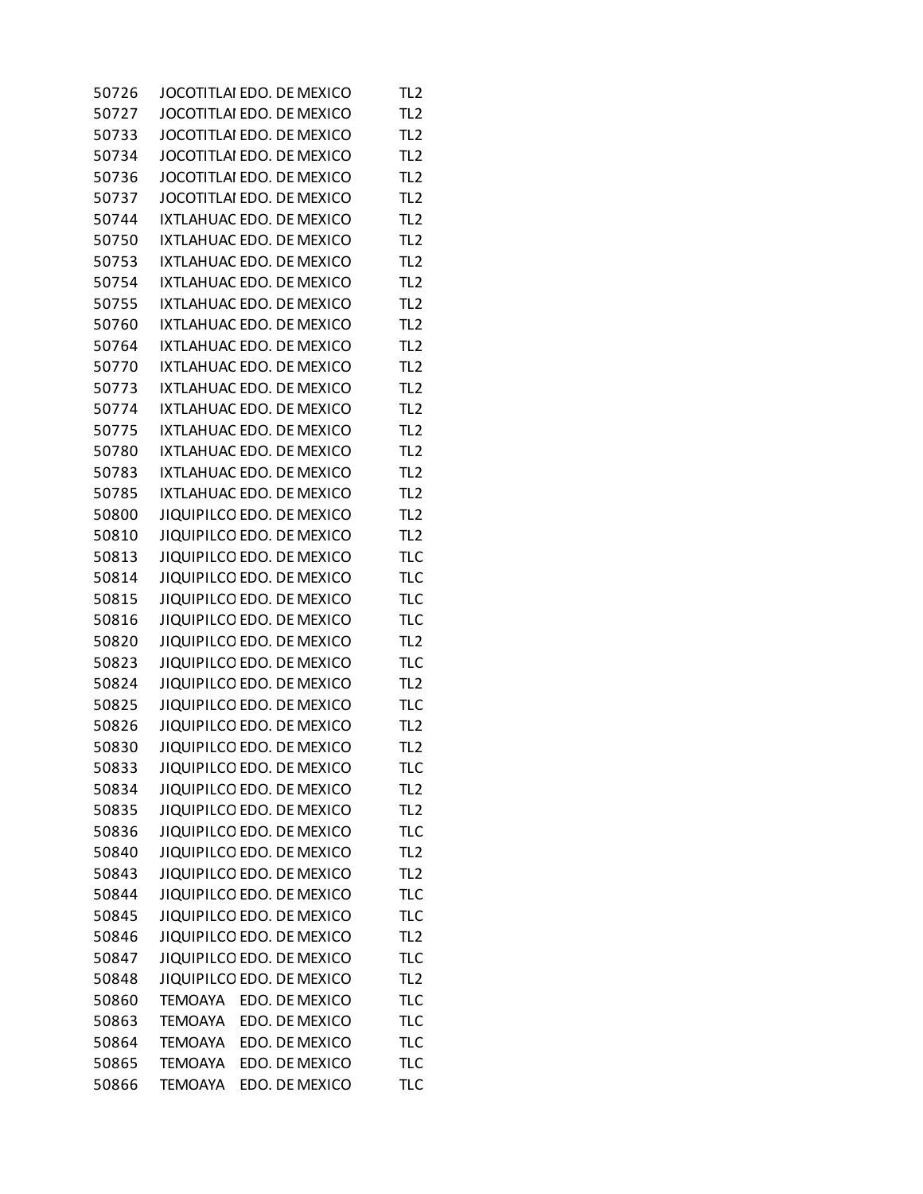| | | | |
|---|---|---|---|
| 50726 | JOCOTITLAI | EDO. DE MEXICO | TL2 |
| 50727 | JOCOTITLAI | EDO. DE MEXICO | TL2 |
| 50733 | JOCOTITLAI | EDO. DE MEXICO | TL2 |
| 50734 | JOCOTITLAI | EDO. DE MEXICO | TL2 |
| 50736 | JOCOTITLAI | EDO. DE MEXICO | TL2 |
| 50737 | JOCOTITLAI | EDO. DE MEXICO | TL2 |
| 50744 | IXTLAHUAC | EDO. DE MEXICO | TL2 |
| 50750 | IXTLAHUAC | EDO. DE MEXICO | TL2 |
| 50753 | IXTLAHUAC | EDO. DE MEXICO | TL2 |
| 50754 | IXTLAHUAC | EDO. DE MEXICO | TL2 |
| 50755 | IXTLAHUAC | EDO. DE MEXICO | TL2 |
| 50760 | IXTLAHUAC | EDO. DE MEXICO | TL2 |
| 50764 | IXTLAHUAC | EDO. DE MEXICO | TL2 |
| 50770 | IXTLAHUAC | EDO. DE MEXICO | TL2 |
| 50773 | IXTLAHUAC | EDO. DE MEXICO | TL2 |
| 50774 | IXTLAHUAC | EDO. DE MEXICO | TL2 |
| 50775 | IXTLAHUAC | EDO. DE MEXICO | TL2 |
| 50780 | IXTLAHUAC | EDO. DE MEXICO | TL2 |
| 50783 | IXTLAHUAC | EDO. DE MEXICO | TL2 |
| 50785 | IXTLAHUAC | EDO. DE MEXICO | TL2 |
| 50800 | JIQUIPILCO | EDO. DE MEXICO | TL2 |
| 50810 | JIQUIPILCO | EDO. DE MEXICO | TL2 |
| 50813 | JIQUIPILCO | EDO. DE MEXICO | TLC |
| 50814 | JIQUIPILCO | EDO. DE MEXICO | TLC |
| 50815 | JIQUIPILCO | EDO. DE MEXICO | TLC |
| 50816 | JIQUIPILCO | EDO. DE MEXICO | TLC |
| 50820 | JIQUIPILCO | EDO. DE MEXICO | TL2 |
| 50823 | JIQUIPILCO | EDO. DE MEXICO | TLC |
| 50824 | JIQUIPILCO | EDO. DE MEXICO | TL2 |
| 50825 | JIQUIPILCO | EDO. DE MEXICO | TLC |
| 50826 | JIQUIPILCO | EDO. DE MEXICO | TL2 |
| 50830 | JIQUIPILCO | EDO. DE MEXICO | TL2 |
| 50833 | JIQUIPILCO | EDO. DE MEXICO | TLC |
| 50834 | JIQUIPILCO | EDO. DE MEXICO | TL2 |
| 50835 | JIQUIPILCO | EDO. DE MEXICO | TL2 |
| 50836 | JIQUIPILCO | EDO. DE MEXICO | TLC |
| 50840 | JIQUIPILCO | EDO. DE MEXICO | TL2 |
| 50843 | JIQUIPILCO | EDO. DE MEXICO | TL2 |
| 50844 | JIQUIPILCO | EDO. DE MEXICO | TLC |
| 50845 | JIQUIPILCO | EDO. DE MEXICO | TLC |
| 50846 | JIQUIPILCO | EDO. DE MEXICO | TL2 |
| 50847 | JIQUIPILCO | EDO. DE MEXICO | TLC |
| 50848 | JIQUIPILCO | EDO. DE MEXICO | TL2 |
| 50860 | TEMOAYA | EDO. DE MEXICO | TLC |
| 50863 | TEMOAYA | EDO. DE MEXICO | TLC |
| 50864 | TEMOAYA | EDO. DE MEXICO | TLC |
| 50865 | TEMOAYA | EDO. DE MEXICO | TLC |
| 50866 | TEMOAYA | EDO. DE MEXICO | TLC |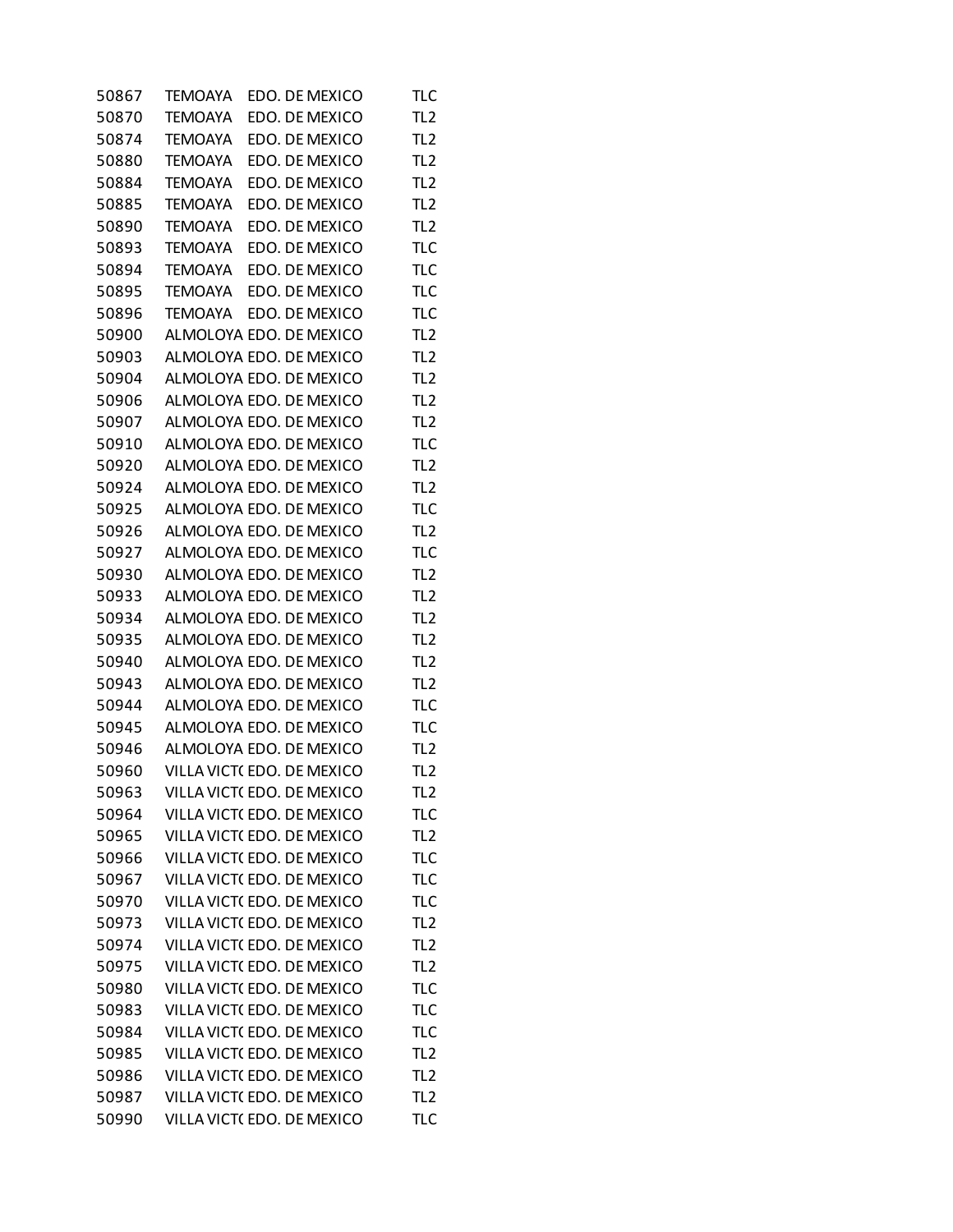| | | | |
|---|---|---|---|
| 50867 | TEMOAYA | EDO. DE MEXICO | TLC |
| 50870 | TEMOAYA | EDO. DE MEXICO | TL2 |
| 50874 | TEMOAYA | EDO. DE MEXICO | TL2 |
| 50880 | TEMOAYA | EDO. DE MEXICO | TL2 |
| 50884 | TEMOAYA | EDO. DE MEXICO | TL2 |
| 50885 | TEMOAYA | EDO. DE MEXICO | TL2 |
| 50890 | TEMOAYA | EDO. DE MEXICO | TL2 |
| 50893 | TEMOAYA | EDO. DE MEXICO | TLC |
| 50894 | TEMOAYA | EDO. DE MEXICO | TLC |
| 50895 | TEMOAYA | EDO. DE MEXICO | TLC |
| 50896 | TEMOAYA | EDO. DE MEXICO | TLC |
| 50900 | ALMOLOYA | EDO. DE MEXICO | TL2 |
| 50903 | ALMOLOYA | EDO. DE MEXICO | TL2 |
| 50904 | ALMOLOYA | EDO. DE MEXICO | TL2 |
| 50906 | ALMOLOYA | EDO. DE MEXICO | TL2 |
| 50907 | ALMOLOYA | EDO. DE MEXICO | TL2 |
| 50910 | ALMOLOYA | EDO. DE MEXICO | TLC |
| 50920 | ALMOLOYA | EDO. DE MEXICO | TL2 |
| 50924 | ALMOLOYA | EDO. DE MEXICO | TL2 |
| 50925 | ALMOLOYA | EDO. DE MEXICO | TLC |
| 50926 | ALMOLOYA | EDO. DE MEXICO | TL2 |
| 50927 | ALMOLOYA | EDO. DE MEXICO | TLC |
| 50930 | ALMOLOYA | EDO. DE MEXICO | TL2 |
| 50933 | ALMOLOYA | EDO. DE MEXICO | TL2 |
| 50934 | ALMOLOYA | EDO. DE MEXICO | TL2 |
| 50935 | ALMOLOYA | EDO. DE MEXICO | TL2 |
| 50940 | ALMOLOYA | EDO. DE MEXICO | TL2 |
| 50943 | ALMOLOYA | EDO. DE MEXICO | TL2 |
| 50944 | ALMOLOYA | EDO. DE MEXICO | TLC |
| 50945 | ALMOLOYA | EDO. DE MEXICO | TLC |
| 50946 | ALMOLOYA | EDO. DE MEXICO | TL2 |
| 50960 | VILLA VICT( | EDO. DE MEXICO | TL2 |
| 50963 | VILLA VICT( | EDO. DE MEXICO | TL2 |
| 50964 | VILLA VICT( | EDO. DE MEXICO | TLC |
| 50965 | VILLA VICT( | EDO. DE MEXICO | TL2 |
| 50966 | VILLA VICT( | EDO. DE MEXICO | TLC |
| 50967 | VILLA VICT( | EDO. DE MEXICO | TLC |
| 50970 | VILLA VICT( | EDO. DE MEXICO | TLC |
| 50973 | VILLA VICT( | EDO. DE MEXICO | TL2 |
| 50974 | VILLA VICT( | EDO. DE MEXICO | TL2 |
| 50975 | VILLA VICT( | EDO. DE MEXICO | TL2 |
| 50980 | VILLA VICT( | EDO. DE MEXICO | TLC |
| 50983 | VILLA VICT( | EDO. DE MEXICO | TLC |
| 50984 | VILLA VICT( | EDO. DE MEXICO | TLC |
| 50985 | VILLA VICT( | EDO. DE MEXICO | TL2 |
| 50986 | VILLA VICT( | EDO. DE MEXICO | TL2 |
| 50987 | VILLA VICT( | EDO. DE MEXICO | TL2 |
| 50990 | VILLA VICT( | EDO. DE MEXICO | TLC |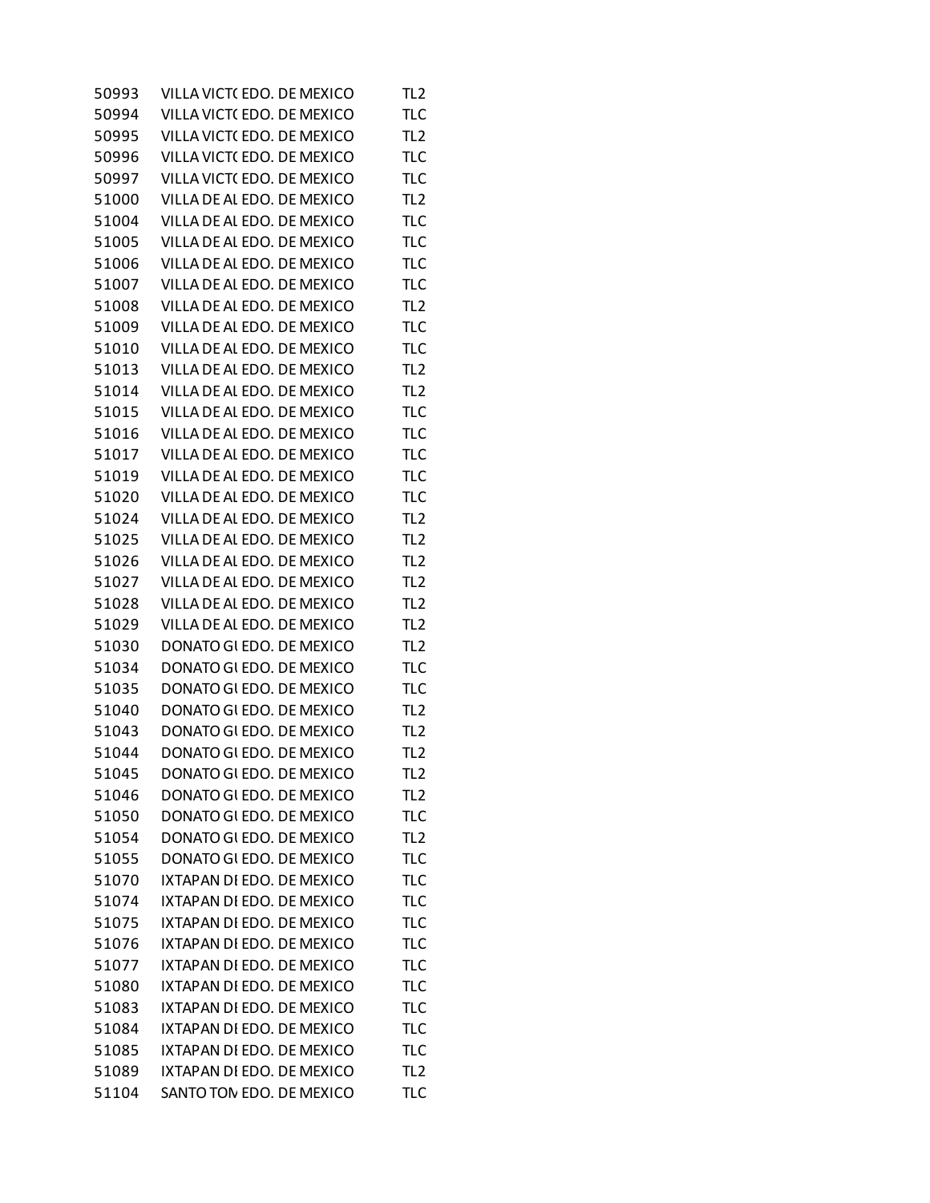| | | | |
|---|---|---|---|
| 50993 | VILLA VICT( | EDO. DE MEXICO | TL2 |
| 50994 | VILLA VICT( | EDO. DE MEXICO | TLC |
| 50995 | VILLA VICT( | EDO. DE MEXICO | TL2 |
| 50996 | VILLA VICT( | EDO. DE MEXICO | TLC |
| 50997 | VILLA VICT( | EDO. DE MEXICO | TLC |
| 51000 | VILLA DE AI | EDO. DE MEXICO | TL2 |
| 51004 | VILLA DE AI | EDO. DE MEXICO | TLC |
| 51005 | VILLA DE AI | EDO. DE MEXICO | TLC |
| 51006 | VILLA DE AI | EDO. DE MEXICO | TLC |
| 51007 | VILLA DE AI | EDO. DE MEXICO | TLC |
| 51008 | VILLA DE AI | EDO. DE MEXICO | TL2 |
| 51009 | VILLA DE AI | EDO. DE MEXICO | TLC |
| 51010 | VILLA DE AI | EDO. DE MEXICO | TLC |
| 51013 | VILLA DE AI | EDO. DE MEXICO | TL2 |
| 51014 | VILLA DE AI | EDO. DE MEXICO | TL2 |
| 51015 | VILLA DE AI | EDO. DE MEXICO | TLC |
| 51016 | VILLA DE AI | EDO. DE MEXICO | TLC |
| 51017 | VILLA DE AI | EDO. DE MEXICO | TLC |
| 51019 | VILLA DE AI | EDO. DE MEXICO | TLC |
| 51020 | VILLA DE AI | EDO. DE MEXICO | TLC |
| 51024 | VILLA DE AI | EDO. DE MEXICO | TL2 |
| 51025 | VILLA DE AI | EDO. DE MEXICO | TL2 |
| 51026 | VILLA DE AI | EDO. DE MEXICO | TL2 |
| 51027 | VILLA DE AI | EDO. DE MEXICO | TL2 |
| 51028 | VILLA DE AI | EDO. DE MEXICO | TL2 |
| 51029 | VILLA DE AI | EDO. DE MEXICO | TL2 |
| 51030 | DONATO GI | EDO. DE MEXICO | TL2 |
| 51034 | DONATO GI | EDO. DE MEXICO | TLC |
| 51035 | DONATO GI | EDO. DE MEXICO | TLC |
| 51040 | DONATO GI | EDO. DE MEXICO | TL2 |
| 51043 | DONATO GI | EDO. DE MEXICO | TL2 |
| 51044 | DONATO GI | EDO. DE MEXICO | TL2 |
| 51045 | DONATO GI | EDO. DE MEXICO | TL2 |
| 51046 | DONATO GI | EDO. DE MEXICO | TL2 |
| 51050 | DONATO GI | EDO. DE MEXICO | TLC |
| 51054 | DONATO GI | EDO. DE MEXICO | TL2 |
| 51055 | DONATO GI | EDO. DE MEXICO | TLC |
| 51070 | IXTAPAN DI | EDO. DE MEXICO | TLC |
| 51074 | IXTAPAN DI | EDO. DE MEXICO | TLC |
| 51075 | IXTAPAN DI | EDO. DE MEXICO | TLC |
| 51076 | IXTAPAN DI | EDO. DE MEXICO | TLC |
| 51077 | IXTAPAN DI | EDO. DE MEXICO | TLC |
| 51080 | IXTAPAN DI | EDO. DE MEXICO | TLC |
| 51083 | IXTAPAN DI | EDO. DE MEXICO | TLC |
| 51084 | IXTAPAN DI | EDO. DE MEXICO | TLC |
| 51085 | IXTAPAN DI | EDO. DE MEXICO | TLC |
| 51089 | IXTAPAN DI | EDO. DE MEXICO | TL2 |
| 51104 | SANTO TOM | EDO. DE MEXICO | TLC |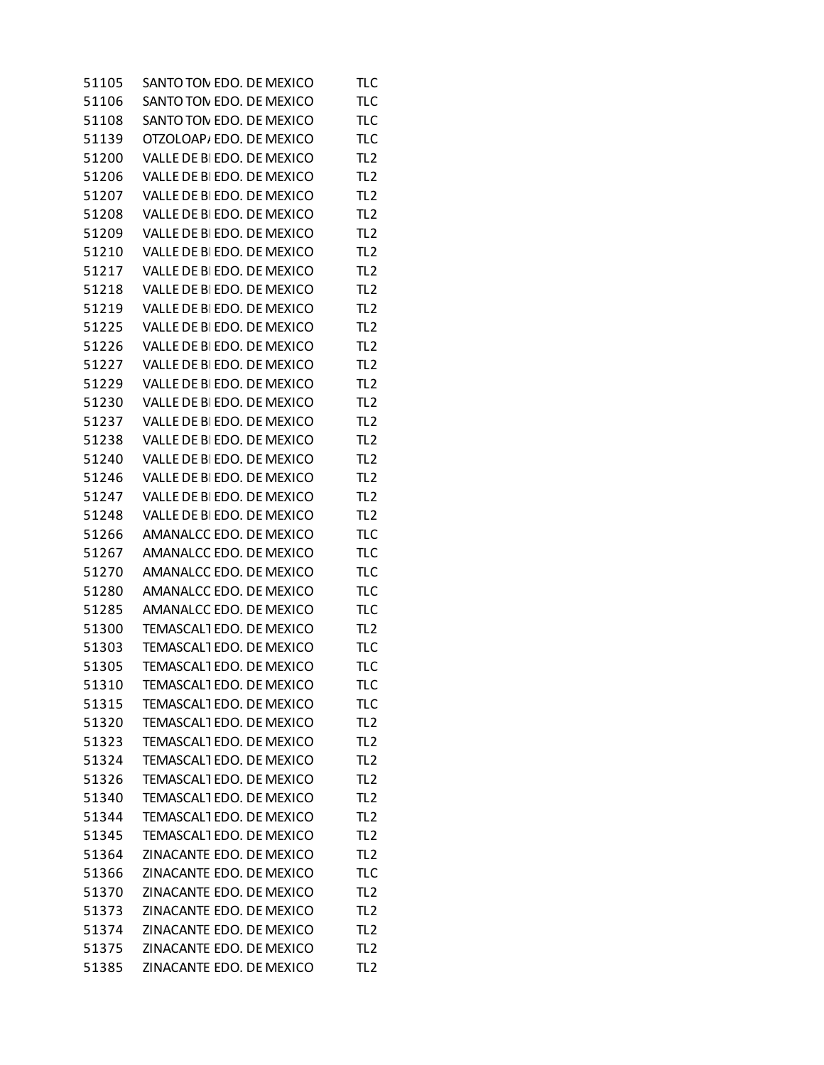| | | | |
|---|---|---|---|
| 51105 | SANTO TOM | EDO. DE MEXICO | TLC |
| 51106 | SANTO TOM | EDO. DE MEXICO | TLC |
| 51108 | SANTO TOM | EDO. DE MEXICO | TLC |
| 51139 | OTZOLOAP/ | EDO. DE MEXICO | TLC |
| 51200 | VALLE DE B | EDO. DE MEXICO | TL2 |
| 51206 | VALLE DE B | EDO. DE MEXICO | TL2 |
| 51207 | VALLE DE B | EDO. DE MEXICO | TL2 |
| 51208 | VALLE DE B | EDO. DE MEXICO | TL2 |
| 51209 | VALLE DE B | EDO. DE MEXICO | TL2 |
| 51210 | VALLE DE B | EDO. DE MEXICO | TL2 |
| 51217 | VALLE DE B | EDO. DE MEXICO | TL2 |
| 51218 | VALLE DE B | EDO. DE MEXICO | TL2 |
| 51219 | VALLE DE B | EDO. DE MEXICO | TL2 |
| 51225 | VALLE DE B | EDO. DE MEXICO | TL2 |
| 51226 | VALLE DE B | EDO. DE MEXICO | TL2 |
| 51227 | VALLE DE B | EDO. DE MEXICO | TL2 |
| 51229 | VALLE DE B | EDO. DE MEXICO | TL2 |
| 51230 | VALLE DE B | EDO. DE MEXICO | TL2 |
| 51237 | VALLE DE B | EDO. DE MEXICO | TL2 |
| 51238 | VALLE DE B | EDO. DE MEXICO | TL2 |
| 51240 | VALLE DE B | EDO. DE MEXICO | TL2 |
| 51246 | VALLE DE B | EDO. DE MEXICO | TL2 |
| 51247 | VALLE DE B | EDO. DE MEXICO | TL2 |
| 51248 | VALLE DE B | EDO. DE MEXICO | TL2 |
| 51266 | AMANALCC | EDO. DE MEXICO | TLC |
| 51267 | AMANALCC | EDO. DE MEXICO | TLC |
| 51270 | AMANALCC | EDO. DE MEXICO | TLC |
| 51280 | AMANALCC | EDO. DE MEXICO | TLC |
| 51285 | AMANALCC | EDO. DE MEXICO | TLC |
| 51300 | TEMASCALT | EDO. DE MEXICO | TL2 |
| 51303 | TEMASCALT | EDO. DE MEXICO | TLC |
| 51305 | TEMASCALT | EDO. DE MEXICO | TLC |
| 51310 | TEMASCALT | EDO. DE MEXICO | TLC |
| 51315 | TEMASCALT | EDO. DE MEXICO | TLC |
| 51320 | TEMASCALT | EDO. DE MEXICO | TL2 |
| 51323 | TEMASCALT | EDO. DE MEXICO | TL2 |
| 51324 | TEMASCALT | EDO. DE MEXICO | TL2 |
| 51326 | TEMASCALT | EDO. DE MEXICO | TL2 |
| 51340 | TEMASCALT | EDO. DE MEXICO | TL2 |
| 51344 | TEMASCALT | EDO. DE MEXICO | TL2 |
| 51345 | TEMASCALT | EDO. DE MEXICO | TL2 |
| 51364 | ZINACANTE | EDO. DE MEXICO | TL2 |
| 51366 | ZINACANTE | EDO. DE MEXICO | TLC |
| 51370 | ZINACANTE | EDO. DE MEXICO | TL2 |
| 51373 | ZINACANTE | EDO. DE MEXICO | TL2 |
| 51374 | ZINACANTE | EDO. DE MEXICO | TL2 |
| 51375 | ZINACANTE | EDO. DE MEXICO | TL2 |
| 51385 | ZINACANTE | EDO. DE MEXICO | TL2 |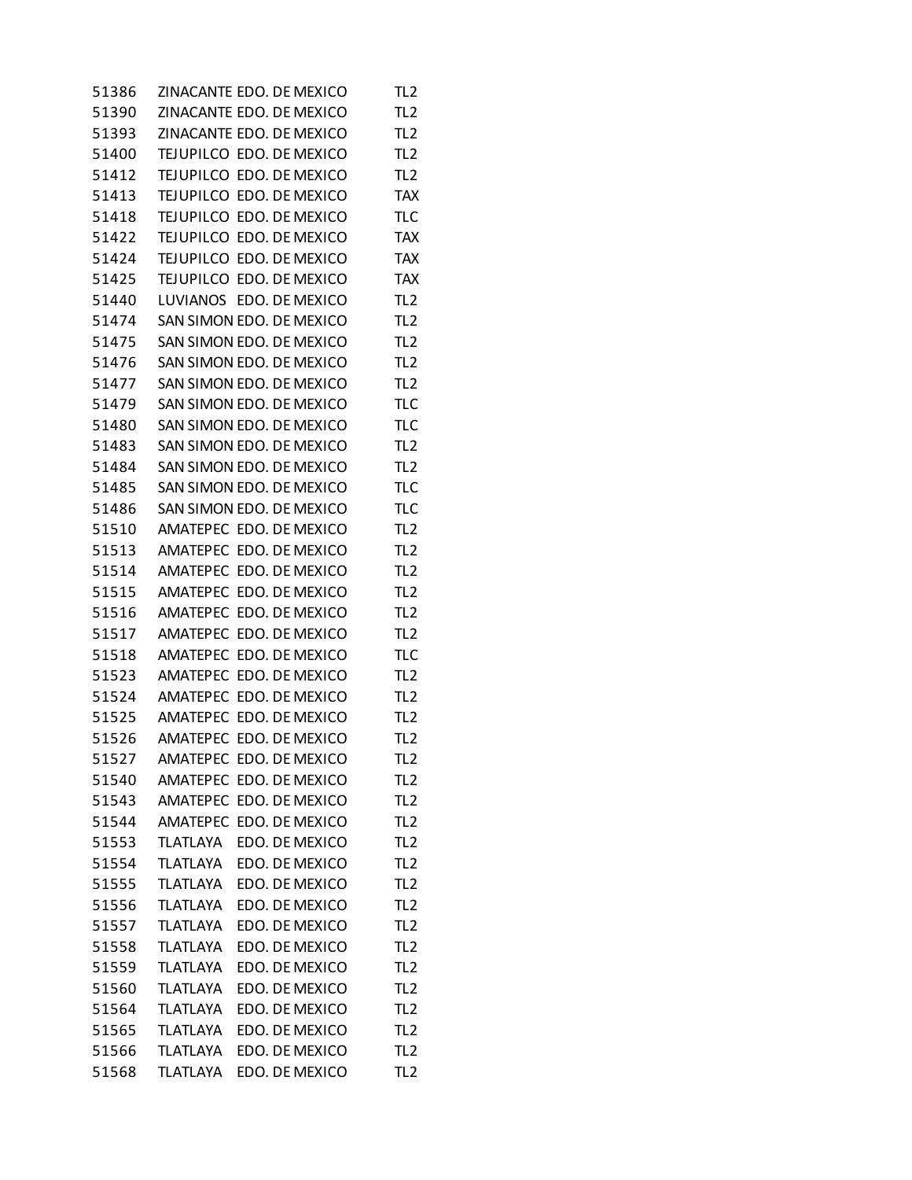| | | | |
|---|---|---|---|
| 51386 | ZINACANTE | EDO. DE MEXICO | TL2 |
| 51390 | ZINACANTE | EDO. DE MEXICO | TL2 |
| 51393 | ZINACANTE | EDO. DE MEXICO | TL2 |
| 51400 | TEJUPILCO | EDO. DE MEXICO | TL2 |
| 51412 | TEJUPILCO | EDO. DE MEXICO | TL2 |
| 51413 | TEJUPILCO | EDO. DE MEXICO | TAX |
| 51418 | TEJUPILCO | EDO. DE MEXICO | TLC |
| 51422 | TEJUPILCO | EDO. DE MEXICO | TAX |
| 51424 | TEJUPILCO | EDO. DE MEXICO | TAX |
| 51425 | TEJUPILCO | EDO. DE MEXICO | TAX |
| 51440 | LUVIANOS | EDO. DE MEXICO | TL2 |
| 51474 | SAN SIMON | EDO. DE MEXICO | TL2 |
| 51475 | SAN SIMON | EDO. DE MEXICO | TL2 |
| 51476 | SAN SIMON | EDO. DE MEXICO | TL2 |
| 51477 | SAN SIMON | EDO. DE MEXICO | TL2 |
| 51479 | SAN SIMON | EDO. DE MEXICO | TLC |
| 51480 | SAN SIMON | EDO. DE MEXICO | TLC |
| 51483 | SAN SIMON | EDO. DE MEXICO | TL2 |
| 51484 | SAN SIMON | EDO. DE MEXICO | TL2 |
| 51485 | SAN SIMON | EDO. DE MEXICO | TLC |
| 51486 | SAN SIMON | EDO. DE MEXICO | TLC |
| 51510 | AMATEPEC | EDO. DE MEXICO | TL2 |
| 51513 | AMATEPEC | EDO. DE MEXICO | TL2 |
| 51514 | AMATEPEC | EDO. DE MEXICO | TL2 |
| 51515 | AMATEPEC | EDO. DE MEXICO | TL2 |
| 51516 | AMATEPEC | EDO. DE MEXICO | TL2 |
| 51517 | AMATEPEC | EDO. DE MEXICO | TL2 |
| 51518 | AMATEPEC | EDO. DE MEXICO | TLC |
| 51523 | AMATEPEC | EDO. DE MEXICO | TL2 |
| 51524 | AMATEPEC | EDO. DE MEXICO | TL2 |
| 51525 | AMATEPEC | EDO. DE MEXICO | TL2 |
| 51526 | AMATEPEC | EDO. DE MEXICO | TL2 |
| 51527 | AMATEPEC | EDO. DE MEXICO | TL2 |
| 51540 | AMATEPEC | EDO. DE MEXICO | TL2 |
| 51543 | AMATEPEC | EDO. DE MEXICO | TL2 |
| 51544 | AMATEPEC | EDO. DE MEXICO | TL2 |
| 51553 | TLATLAYA | EDO. DE MEXICO | TL2 |
| 51554 | TLATLAYA | EDO. DE MEXICO | TL2 |
| 51555 | TLATLAYA | EDO. DE MEXICO | TL2 |
| 51556 | TLATLAYA | EDO. DE MEXICO | TL2 |
| 51557 | TLATLAYA | EDO. DE MEXICO | TL2 |
| 51558 | TLATLAYA | EDO. DE MEXICO | TL2 |
| 51559 | TLATLAYA | EDO. DE MEXICO | TL2 |
| 51560 | TLATLAYA | EDO. DE MEXICO | TL2 |
| 51564 | TLATLAYA | EDO. DE MEXICO | TL2 |
| 51565 | TLATLAYA | EDO. DE MEXICO | TL2 |
| 51566 | TLATLAYA | EDO. DE MEXICO | TL2 |
| 51568 | TLATLAYA | EDO. DE MEXICO | TL2 |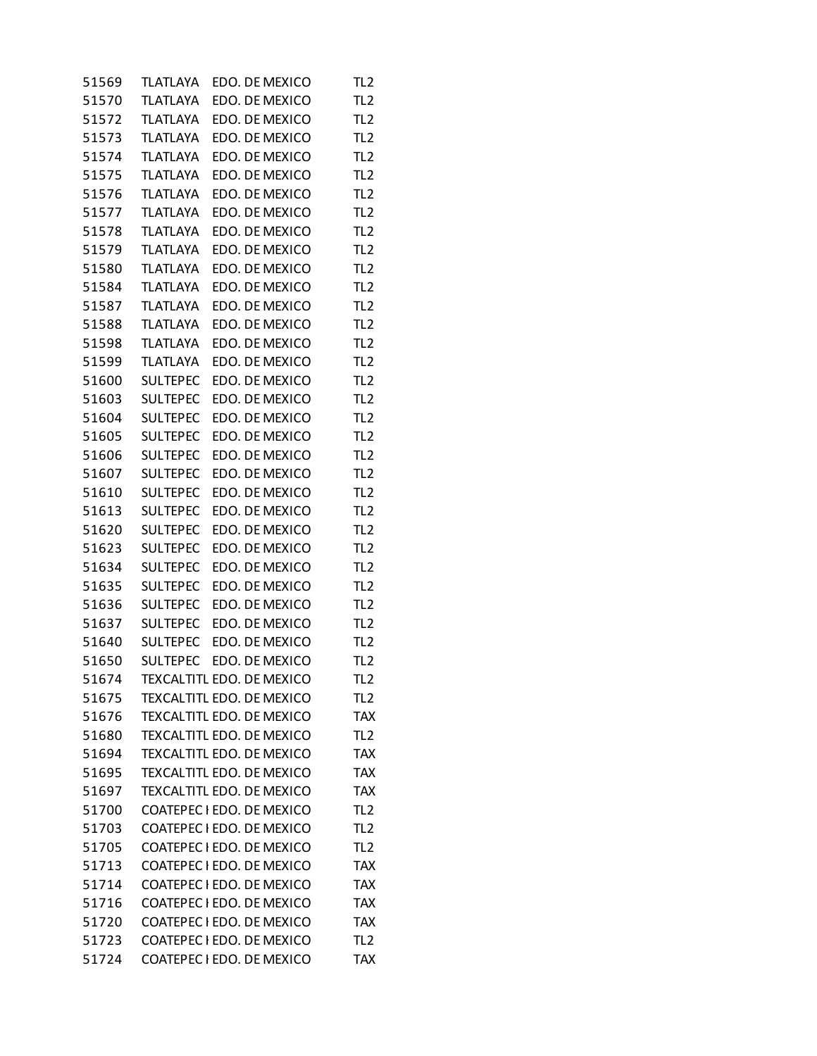| | | | |
|---|---|---|---|
| 51569 | TLATLAYA | EDO. DE MEXICO | TL2 |
| 51570 | TLATLAYA | EDO. DE MEXICO | TL2 |
| 51572 | TLATLAYA | EDO. DE MEXICO | TL2 |
| 51573 | TLATLAYA | EDO. DE MEXICO | TL2 |
| 51574 | TLATLAYA | EDO. DE MEXICO | TL2 |
| 51575 | TLATLAYA | EDO. DE MEXICO | TL2 |
| 51576 | TLATLAYA | EDO. DE MEXICO | TL2 |
| 51577 | TLATLAYA | EDO. DE MEXICO | TL2 |
| 51578 | TLATLAYA | EDO. DE MEXICO | TL2 |
| 51579 | TLATLAYA | EDO. DE MEXICO | TL2 |
| 51580 | TLATLAYA | EDO. DE MEXICO | TL2 |
| 51584 | TLATLAYA | EDO. DE MEXICO | TL2 |
| 51587 | TLATLAYA | EDO. DE MEXICO | TL2 |
| 51588 | TLATLAYA | EDO. DE MEXICO | TL2 |
| 51598 | TLATLAYA | EDO. DE MEXICO | TL2 |
| 51599 | TLATLAYA | EDO. DE MEXICO | TL2 |
| 51600 | SULTEPEC | EDO. DE MEXICO | TL2 |
| 51603 | SULTEPEC | EDO. DE MEXICO | TL2 |
| 51604 | SULTEPEC | EDO. DE MEXICO | TL2 |
| 51605 | SULTEPEC | EDO. DE MEXICO | TL2 |
| 51606 | SULTEPEC | EDO. DE MEXICO | TL2 |
| 51607 | SULTEPEC | EDO. DE MEXICO | TL2 |
| 51610 | SULTEPEC | EDO. DE MEXICO | TL2 |
| 51613 | SULTEPEC | EDO. DE MEXICO | TL2 |
| 51620 | SULTEPEC | EDO. DE MEXICO | TL2 |
| 51623 | SULTEPEC | EDO. DE MEXICO | TL2 |
| 51634 | SULTEPEC | EDO. DE MEXICO | TL2 |
| 51635 | SULTEPEC | EDO. DE MEXICO | TL2 |
| 51636 | SULTEPEC | EDO. DE MEXICO | TL2 |
| 51637 | SULTEPEC | EDO. DE MEXICO | TL2 |
| 51640 | SULTEPEC | EDO. DE MEXICO | TL2 |
| 51650 | SULTEPEC | EDO. DE MEXICO | TL2 |
| 51674 | TEXCALTITL | EDO. DE MEXICO | TL2 |
| 51675 | TEXCALTITL | EDO. DE MEXICO | TL2 |
| 51676 | TEXCALTITL | EDO. DE MEXICO | TAX |
| 51680 | TEXCALTITL | EDO. DE MEXICO | TL2 |
| 51694 | TEXCALTITL | EDO. DE MEXICO | TAX |
| 51695 | TEXCALTITL | EDO. DE MEXICO | TAX |
| 51697 | TEXCALTITL | EDO. DE MEXICO | TAX |
| 51700 | COATEPEC I | EDO. DE MEXICO | TL2 |
| 51703 | COATEPEC I | EDO. DE MEXICO | TL2 |
| 51705 | COATEPEC I | EDO. DE MEXICO | TL2 |
| 51713 | COATEPEC I | EDO. DE MEXICO | TAX |
| 51714 | COATEPEC I | EDO. DE MEXICO | TAX |
| 51716 | COATEPEC I | EDO. DE MEXICO | TAX |
| 51720 | COATEPEC I | EDO. DE MEXICO | TAX |
| 51723 | COATEPEC I | EDO. DE MEXICO | TL2 |
| 51724 | COATEPEC I | EDO. DE MEXICO | TAX |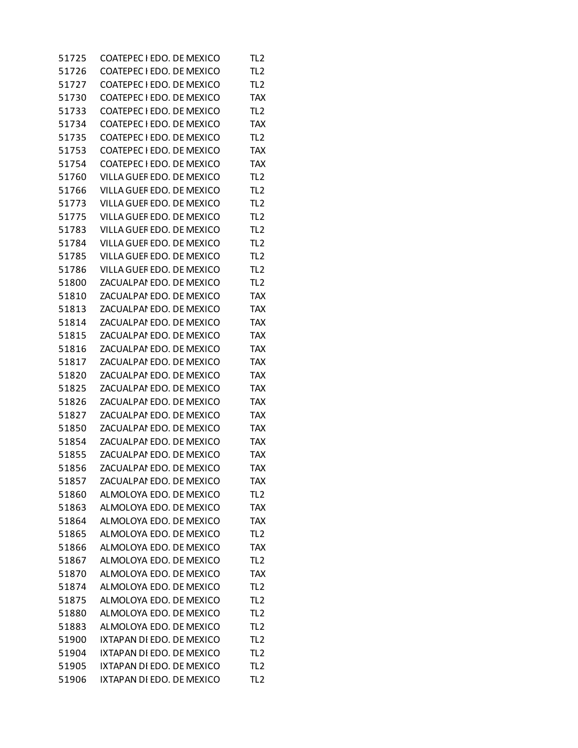| | | | |
|---|---|---|---|
| 51725 | COATEPEC I | EDO. DE MEXICO | TL2 |
| 51726 | COATEPEC I | EDO. DE MEXICO | TL2 |
| 51727 | COATEPEC I | EDO. DE MEXICO | TL2 |
| 51730 | COATEPEC I | EDO. DE MEXICO | TAX |
| 51733 | COATEPEC I | EDO. DE MEXICO | TL2 |
| 51734 | COATEPEC I | EDO. DE MEXICO | TAX |
| 51735 | COATEPEC I | EDO. DE MEXICO | TL2 |
| 51753 | COATEPEC I | EDO. DE MEXICO | TAX |
| 51754 | COATEPEC I | EDO. DE MEXICO | TAX |
| 51760 | VILLA GUEF | EDO. DE MEXICO | TL2 |
| 51766 | VILLA GUEF | EDO. DE MEXICO | TL2 |
| 51773 | VILLA GUEF | EDO. DE MEXICO | TL2 |
| 51775 | VILLA GUEF | EDO. DE MEXICO | TL2 |
| 51783 | VILLA GUEF | EDO. DE MEXICO | TL2 |
| 51784 | VILLA GUEF | EDO. DE MEXICO | TL2 |
| 51785 | VILLA GUEF | EDO. DE MEXICO | TL2 |
| 51786 | VILLA GUEF | EDO. DE MEXICO | TL2 |
| 51800 | ZACUALPAI | EDO. DE MEXICO | TL2 |
| 51810 | ZACUALPAI | EDO. DE MEXICO | TAX |
| 51813 | ZACUALPAI | EDO. DE MEXICO | TAX |
| 51814 | ZACUALPAI | EDO. DE MEXICO | TAX |
| 51815 | ZACUALPAI | EDO. DE MEXICO | TAX |
| 51816 | ZACUALPAI | EDO. DE MEXICO | TAX |
| 51817 | ZACUALPAI | EDO. DE MEXICO | TAX |
| 51820 | ZACUALPAI | EDO. DE MEXICO | TAX |
| 51825 | ZACUALPAI | EDO. DE MEXICO | TAX |
| 51826 | ZACUALPAI | EDO. DE MEXICO | TAX |
| 51827 | ZACUALPAI | EDO. DE MEXICO | TAX |
| 51850 | ZACUALPAI | EDO. DE MEXICO | TAX |
| 51854 | ZACUALPAI | EDO. DE MEXICO | TAX |
| 51855 | ZACUALPAI | EDO. DE MEXICO | TAX |
| 51856 | ZACUALPAI | EDO. DE MEXICO | TAX |
| 51857 | ZACUALPAI | EDO. DE MEXICO | TAX |
| 51860 | ALMOLOYA | EDO. DE MEXICO | TL2 |
| 51863 | ALMOLOYA | EDO. DE MEXICO | TAX |
| 51864 | ALMOLOYA | EDO. DE MEXICO | TAX |
| 51865 | ALMOLOYA | EDO. DE MEXICO | TL2 |
| 51866 | ALMOLOYA | EDO. DE MEXICO | TAX |
| 51867 | ALMOLOYA | EDO. DE MEXICO | TL2 |
| 51870 | ALMOLOYA | EDO. DE MEXICO | TAX |
| 51874 | ALMOLOYA | EDO. DE MEXICO | TL2 |
| 51875 | ALMOLOYA | EDO. DE MEXICO | TL2 |
| 51880 | ALMOLOYA | EDO. DE MEXICO | TL2 |
| 51883 | ALMOLOYA | EDO. DE MEXICO | TL2 |
| 51900 | IXTAPAN DI | EDO. DE MEXICO | TL2 |
| 51904 | IXTAPAN DI | EDO. DE MEXICO | TL2 |
| 51905 | IXTAPAN DI | EDO. DE MEXICO | TL2 |
| 51906 | IXTAPAN DI | EDO. DE MEXICO | TL2 |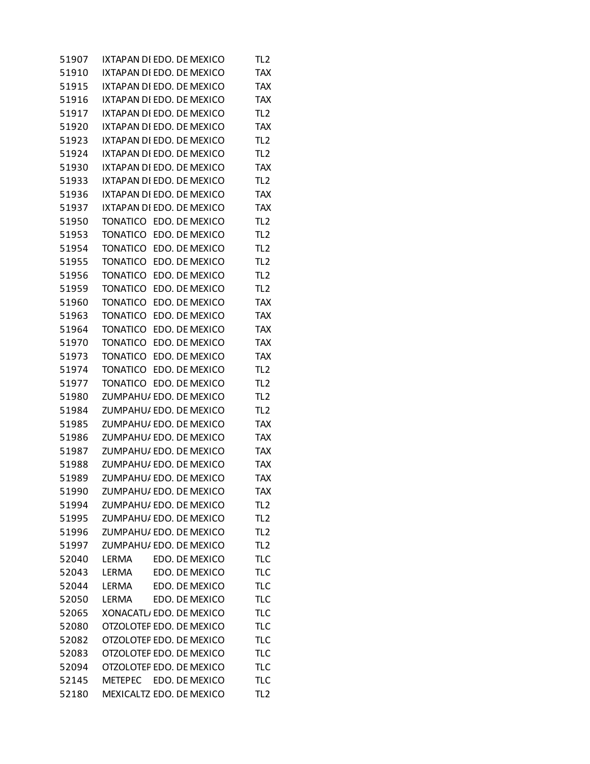| | | | |
|---|---|---|---|
| 51907 | IXTAPAN DI | EDO. DE MEXICO | TL2 |
| 51910 | IXTAPAN DI | EDO. DE MEXICO | TAX |
| 51915 | IXTAPAN DI | EDO. DE MEXICO | TAX |
| 51916 | IXTAPAN DI | EDO. DE MEXICO | TAX |
| 51917 | IXTAPAN DI | EDO. DE MEXICO | TL2 |
| 51920 | IXTAPAN DI | EDO. DE MEXICO | TAX |
| 51923 | IXTAPAN DI | EDO. DE MEXICO | TL2 |
| 51924 | IXTAPAN DI | EDO. DE MEXICO | TL2 |
| 51930 | IXTAPAN DI | EDO. DE MEXICO | TAX |
| 51933 | IXTAPAN DI | EDO. DE MEXICO | TL2 |
| 51936 | IXTAPAN DI | EDO. DE MEXICO | TAX |
| 51937 | IXTAPAN DI | EDO. DE MEXICO | TAX |
| 51950 | TONATICO | EDO. DE MEXICO | TL2 |
| 51953 | TONATICO | EDO. DE MEXICO | TL2 |
| 51954 | TONATICO | EDO. DE MEXICO | TL2 |
| 51955 | TONATICO | EDO. DE MEXICO | TL2 |
| 51956 | TONATICO | EDO. DE MEXICO | TL2 |
| 51959 | TONATICO | EDO. DE MEXICO | TL2 |
| 51960 | TONATICO | EDO. DE MEXICO | TAX |
| 51963 | TONATICO | EDO. DE MEXICO | TAX |
| 51964 | TONATICO | EDO. DE MEXICO | TAX |
| 51970 | TONATICO | EDO. DE MEXICO | TAX |
| 51973 | TONATICO | EDO. DE MEXICO | TAX |
| 51974 | TONATICO | EDO. DE MEXICO | TL2 |
| 51977 | TONATICO | EDO. DE MEXICO | TL2 |
| 51980 | ZUMPAHU/ | EDO. DE MEXICO | TL2 |
| 51984 | ZUMPAHU/ | EDO. DE MEXICO | TL2 |
| 51985 | ZUMPAHU/ | EDO. DE MEXICO | TAX |
| 51986 | ZUMPAHU/ | EDO. DE MEXICO | TAX |
| 51987 | ZUMPAHU/ | EDO. DE MEXICO | TAX |
| 51988 | ZUMPAHU/ | EDO. DE MEXICO | TAX |
| 51989 | ZUMPAHU/ | EDO. DE MEXICO | TAX |
| 51990 | ZUMPAHU/ | EDO. DE MEXICO | TAX |
| 51994 | ZUMPAHU/ | EDO. DE MEXICO | TL2 |
| 51995 | ZUMPAHU/ | EDO. DE MEXICO | TL2 |
| 51996 | ZUMPAHU/ | EDO. DE MEXICO | TL2 |
| 51997 | ZUMPAHU/ | EDO. DE MEXICO | TL2 |
| 52040 | LERMA | EDO. DE MEXICO | TLC |
| 52043 | LERMA | EDO. DE MEXICO | TLC |
| 52044 | LERMA | EDO. DE MEXICO | TLC |
| 52050 | LERMA | EDO. DE MEXICO | TLC |
| 52065 | XONACATL/ | EDO. DE MEXICO | TLC |
| 52080 | OTZOLOTEF | EDO. DE MEXICO | TLC |
| 52082 | OTZOLOTEF | EDO. DE MEXICO | TLC |
| 52083 | OTZOLOTEF | EDO. DE MEXICO | TLC |
| 52094 | OTZOLOTEF | EDO. DE MEXICO | TLC |
| 52145 | METEPEC | EDO. DE MEXICO | TLC |
| 52180 | MEXICALTZ | EDO. DE MEXICO | TL2 |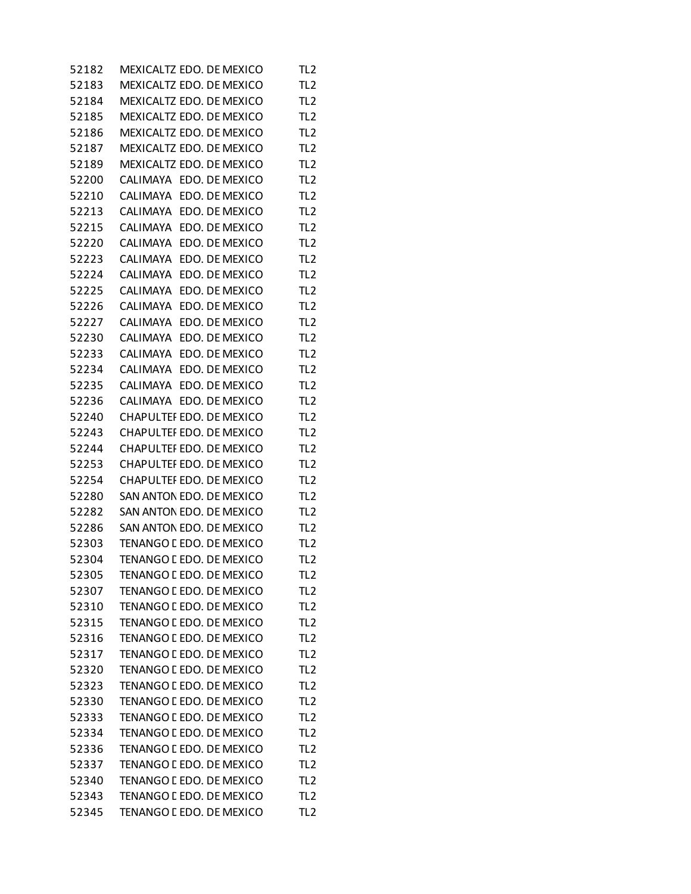| | | | |
|---|---|---|---|
| 52182 | MEXICALTZ | EDO. DE MEXICO | TL2 |
| 52183 | MEXICALTZ | EDO. DE MEXICO | TL2 |
| 52184 | MEXICALTZ | EDO. DE MEXICO | TL2 |
| 52185 | MEXICALTZ | EDO. DE MEXICO | TL2 |
| 52186 | MEXICALTZ | EDO. DE MEXICO | TL2 |
| 52187 | MEXICALTZ | EDO. DE MEXICO | TL2 |
| 52189 | MEXICALTZ | EDO. DE MEXICO | TL2 |
| 52200 | CALIMAYA | EDO. DE MEXICO | TL2 |
| 52210 | CALIMAYA | EDO. DE MEXICO | TL2 |
| 52213 | CALIMAYA | EDO. DE MEXICO | TL2 |
| 52215 | CALIMAYA | EDO. DE MEXICO | TL2 |
| 52220 | CALIMAYA | EDO. DE MEXICO | TL2 |
| 52223 | CALIMAYA | EDO. DE MEXICO | TL2 |
| 52224 | CALIMAYA | EDO. DE MEXICO | TL2 |
| 52225 | CALIMAYA | EDO. DE MEXICO | TL2 |
| 52226 | CALIMAYA | EDO. DE MEXICO | TL2 |
| 52227 | CALIMAYA | EDO. DE MEXICO | TL2 |
| 52230 | CALIMAYA | EDO. DE MEXICO | TL2 |
| 52233 | CALIMAYA | EDO. DE MEXICO | TL2 |
| 52234 | CALIMAYA | EDO. DE MEXICO | TL2 |
| 52235 | CALIMAYA | EDO. DE MEXICO | TL2 |
| 52236 | CALIMAYA | EDO. DE MEXICO | TL2 |
| 52240 | CHAPULTEI | EDO. DE MEXICO | TL2 |
| 52243 | CHAPULTEI | EDO. DE MEXICO | TL2 |
| 52244 | CHAPULTEI | EDO. DE MEXICO | TL2 |
| 52253 | CHAPULTEI | EDO. DE MEXICO | TL2 |
| 52254 | CHAPULTEI | EDO. DE MEXICO | TL2 |
| 52280 | SAN ANTON | EDO. DE MEXICO | TL2 |
| 52282 | SAN ANTON | EDO. DE MEXICO | TL2 |
| 52286 | SAN ANTON | EDO. DE MEXICO | TL2 |
| 52303 | TENANGO D | EDO. DE MEXICO | TL2 |
| 52304 | TENANGO D | EDO. DE MEXICO | TL2 |
| 52305 | TENANGO D | EDO. DE MEXICO | TL2 |
| 52307 | TENANGO D | EDO. DE MEXICO | TL2 |
| 52310 | TENANGO D | EDO. DE MEXICO | TL2 |
| 52315 | TENANGO D | EDO. DE MEXICO | TL2 |
| 52316 | TENANGO D | EDO. DE MEXICO | TL2 |
| 52317 | TENANGO D | EDO. DE MEXICO | TL2 |
| 52320 | TENANGO D | EDO. DE MEXICO | TL2 |
| 52323 | TENANGO D | EDO. DE MEXICO | TL2 |
| 52330 | TENANGO D | EDO. DE MEXICO | TL2 |
| 52333 | TENANGO D | EDO. DE MEXICO | TL2 |
| 52334 | TENANGO D | EDO. DE MEXICO | TL2 |
| 52336 | TENANGO D | EDO. DE MEXICO | TL2 |
| 52337 | TENANGO D | EDO. DE MEXICO | TL2 |
| 52340 | TENANGO D | EDO. DE MEXICO | TL2 |
| 52343 | TENANGO D | EDO. DE MEXICO | TL2 |
| 52345 | TENANGO D | EDO. DE MEXICO | TL2 |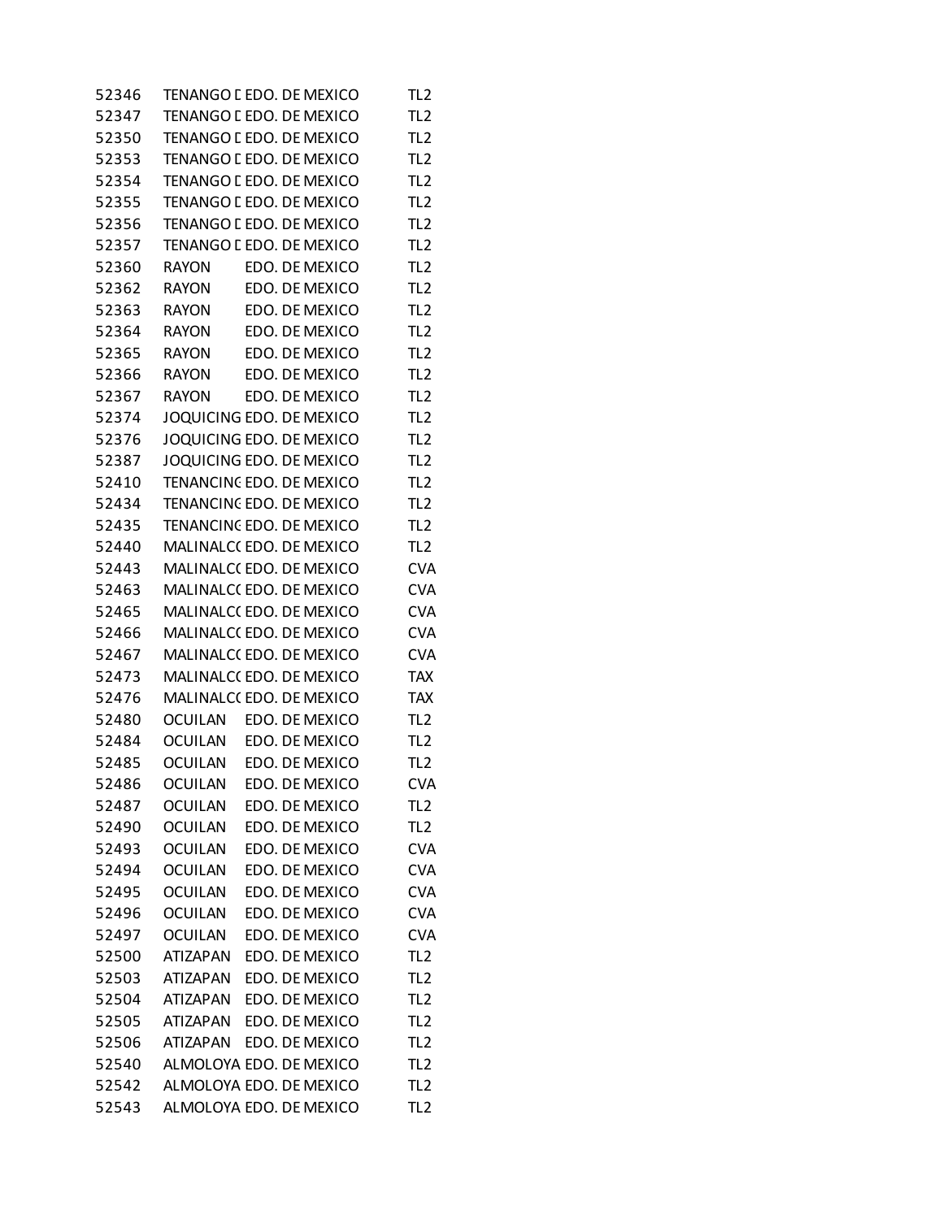| | | | |
|---|---|---|---|
| 52346 | TENANGO [ | EDO. DE MEXICO | TL2 |
| 52347 | TENANGO [ | EDO. DE MEXICO | TL2 |
| 52350 | TENANGO [ | EDO. DE MEXICO | TL2 |
| 52353 | TENANGO [ | EDO. DE MEXICO | TL2 |
| 52354 | TENANGO [ | EDO. DE MEXICO | TL2 |
| 52355 | TENANGO [ | EDO. DE MEXICO | TL2 |
| 52356 | TENANGO [ | EDO. DE MEXICO | TL2 |
| 52357 | TENANGO [ | EDO. DE MEXICO | TL2 |
| 52360 | RAYON | EDO. DE MEXICO | TL2 |
| 52362 | RAYON | EDO. DE MEXICO | TL2 |
| 52363 | RAYON | EDO. DE MEXICO | TL2 |
| 52364 | RAYON | EDO. DE MEXICO | TL2 |
| 52365 | RAYON | EDO. DE MEXICO | TL2 |
| 52366 | RAYON | EDO. DE MEXICO | TL2 |
| 52367 | RAYON | EDO. DE MEXICO | TL2 |
| 52374 | JOQUICING | EDO. DE MEXICO | TL2 |
| 52376 | JOQUICING | EDO. DE MEXICO | TL2 |
| 52387 | JOQUICING | EDO. DE MEXICO | TL2 |
| 52410 | TENANCING | EDO. DE MEXICO | TL2 |
| 52434 | TENANCING | EDO. DE MEXICO | TL2 |
| 52435 | TENANCING | EDO. DE MEXICO | TL2 |
| 52440 | MALINALC( | EDO. DE MEXICO | TL2 |
| 52443 | MALINALC( | EDO. DE MEXICO | CVA |
| 52463 | MALINALC( | EDO. DE MEXICO | CVA |
| 52465 | MALINALC( | EDO. DE MEXICO | CVA |
| 52466 | MALINALC( | EDO. DE MEXICO | CVA |
| 52467 | MALINALC( | EDO. DE MEXICO | CVA |
| 52473 | MALINALC( | EDO. DE MEXICO | TAX |
| 52476 | MALINALC( | EDO. DE MEXICO | TAX |
| 52480 | OCUILAN | EDO. DE MEXICO | TL2 |
| 52484 | OCUILAN | EDO. DE MEXICO | TL2 |
| 52485 | OCUILAN | EDO. DE MEXICO | TL2 |
| 52486 | OCUILAN | EDO. DE MEXICO | CVA |
| 52487 | OCUILAN | EDO. DE MEXICO | TL2 |
| 52490 | OCUILAN | EDO. DE MEXICO | TL2 |
| 52493 | OCUILAN | EDO. DE MEXICO | CVA |
| 52494 | OCUILAN | EDO. DE MEXICO | CVA |
| 52495 | OCUILAN | EDO. DE MEXICO | CVA |
| 52496 | OCUILAN | EDO. DE MEXICO | CVA |
| 52497 | OCUILAN | EDO. DE MEXICO | CVA |
| 52500 | ATIZAPAN | EDO. DE MEXICO | TL2 |
| 52503 | ATIZAPAN | EDO. DE MEXICO | TL2 |
| 52504 | ATIZAPAN | EDO. DE MEXICO | TL2 |
| 52505 | ATIZAPAN | EDO. DE MEXICO | TL2 |
| 52506 | ATIZAPAN | EDO. DE MEXICO | TL2 |
| 52540 | ALMOLOYA | EDO. DE MEXICO | TL2 |
| 52542 | ALMOLOYA | EDO. DE MEXICO | TL2 |
| 52543 | ALMOLOYA | EDO. DE MEXICO | TL2 |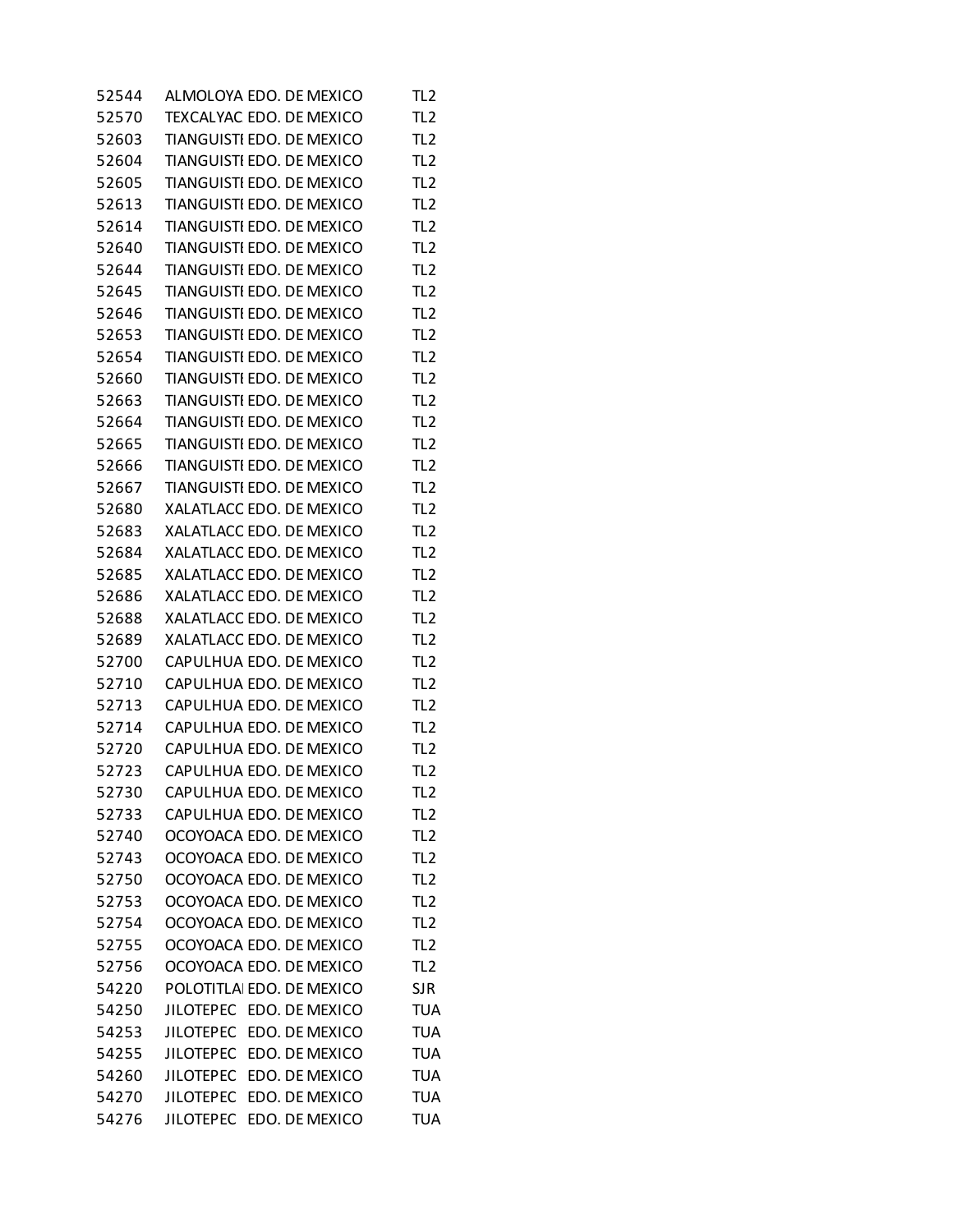| | | | |
|---|---|---|---|
| 52544 | ALMOLOYA | EDO. DE MEXICO | TL2 |
| 52570 | TEXCALYAC | EDO. DE MEXICO | TL2 |
| 52603 | TIANGUISTI | EDO. DE MEXICO | TL2 |
| 52604 | TIANGUISTI | EDO. DE MEXICO | TL2 |
| 52605 | TIANGUISTI | EDO. DE MEXICO | TL2 |
| 52613 | TIANGUISTI | EDO. DE MEXICO | TL2 |
| 52614 | TIANGUISTI | EDO. DE MEXICO | TL2 |
| 52640 | TIANGUISTI | EDO. DE MEXICO | TL2 |
| 52644 | TIANGUISTI | EDO. DE MEXICO | TL2 |
| 52645 | TIANGUISTI | EDO. DE MEXICO | TL2 |
| 52646 | TIANGUISTI | EDO. DE MEXICO | TL2 |
| 52653 | TIANGUISTI | EDO. DE MEXICO | TL2 |
| 52654 | TIANGUISTI | EDO. DE MEXICO | TL2 |
| 52660 | TIANGUISTI | EDO. DE MEXICO | TL2 |
| 52663 | TIANGUISTI | EDO. DE MEXICO | TL2 |
| 52664 | TIANGUISTI | EDO. DE MEXICO | TL2 |
| 52665 | TIANGUISTI | EDO. DE MEXICO | TL2 |
| 52666 | TIANGUISTI | EDO. DE MEXICO | TL2 |
| 52667 | TIANGUISTI | EDO. DE MEXICO | TL2 |
| 52680 | XALATLACO | EDO. DE MEXICO | TL2 |
| 52683 | XALATLACO | EDO. DE MEXICO | TL2 |
| 52684 | XALATLACO | EDO. DE MEXICO | TL2 |
| 52685 | XALATLACO | EDO. DE MEXICO | TL2 |
| 52686 | XALATLACO | EDO. DE MEXICO | TL2 |
| 52688 | XALATLACO | EDO. DE MEXICO | TL2 |
| 52689 | XALATLACO | EDO. DE MEXICO | TL2 |
| 52700 | CAPULHUA | EDO. DE MEXICO | TL2 |
| 52710 | CAPULHUA | EDO. DE MEXICO | TL2 |
| 52713 | CAPULHUA | EDO. DE MEXICO | TL2 |
| 52714 | CAPULHUA | EDO. DE MEXICO | TL2 |
| 52720 | CAPULHUA | EDO. DE MEXICO | TL2 |
| 52723 | CAPULHUA | EDO. DE MEXICO | TL2 |
| 52730 | CAPULHUA | EDO. DE MEXICO | TL2 |
| 52733 | CAPULHUA | EDO. DE MEXICO | TL2 |
| 52740 | OCOYOACA | EDO. DE MEXICO | TL2 |
| 52743 | OCOYOACA | EDO. DE MEXICO | TL2 |
| 52750 | OCOYOACA | EDO. DE MEXICO | TL2 |
| 52753 | OCOYOACA | EDO. DE MEXICO | TL2 |
| 52754 | OCOYOACA | EDO. DE MEXICO | TL2 |
| 52755 | OCOYOACA | EDO. DE MEXICO | TL2 |
| 52756 | OCOYOACA | EDO. DE MEXICO | TL2 |
| 54220 | POLOTITLA | EDO. DE MEXICO | SJR |
| 54250 | JILOTEPEC | EDO. DE MEXICO | TUA |
| 54253 | JILOTEPEC | EDO. DE MEXICO | TUA |
| 54255 | JILOTEPEC | EDO. DE MEXICO | TUA |
| 54260 | JILOTEPEC | EDO. DE MEXICO | TUA |
| 54270 | JILOTEPEC | EDO. DE MEXICO | TUA |
| 54276 | JILOTEPEC | EDO. DE MEXICO | TUA |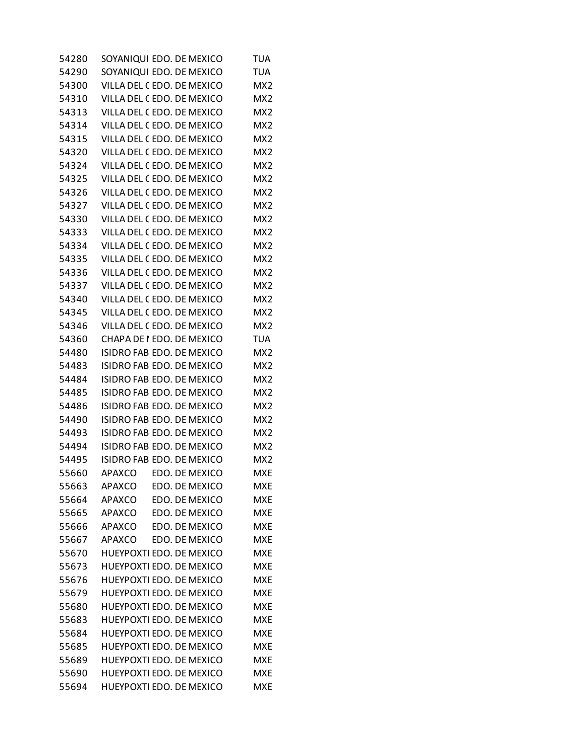| | | | |
|---|---|---|---|
| 54280 | SOYANIQUI | EDO. DE MEXICO | TUA |
| 54290 | SOYANIQUI | EDO. DE MEXICO | TUA |
| 54300 | VILLA DEL ( | EDO. DE MEXICO | MX2 |
| 54310 | VILLA DEL ( | EDO. DE MEXICO | MX2 |
| 54313 | VILLA DEL ( | EDO. DE MEXICO | MX2 |
| 54314 | VILLA DEL ( | EDO. DE MEXICO | MX2 |
| 54315 | VILLA DEL ( | EDO. DE MEXICO | MX2 |
| 54320 | VILLA DEL ( | EDO. DE MEXICO | MX2 |
| 54324 | VILLA DEL ( | EDO. DE MEXICO | MX2 |
| 54325 | VILLA DEL ( | EDO. DE MEXICO | MX2 |
| 54326 | VILLA DEL ( | EDO. DE MEXICO | MX2 |
| 54327 | VILLA DEL ( | EDO. DE MEXICO | MX2 |
| 54330 | VILLA DEL ( | EDO. DE MEXICO | MX2 |
| 54333 | VILLA DEL ( | EDO. DE MEXICO | MX2 |
| 54334 | VILLA DEL ( | EDO. DE MEXICO | MX2 |
| 54335 | VILLA DEL ( | EDO. DE MEXICO | MX2 |
| 54336 | VILLA DEL ( | EDO. DE MEXICO | MX2 |
| 54337 | VILLA DEL ( | EDO. DE MEXICO | MX2 |
| 54340 | VILLA DEL ( | EDO. DE MEXICO | MX2 |
| 54345 | VILLA DEL ( | EDO. DE MEXICO | MX2 |
| 54346 | VILLA DEL ( | EDO. DE MEXICO | MX2 |
| 54360 | CHAPA DE I | EDO. DE MEXICO | TUA |
| 54480 | ISIDRO FAB | EDO. DE MEXICO | MX2 |
| 54483 | ISIDRO FAB | EDO. DE MEXICO | MX2 |
| 54484 | ISIDRO FAB | EDO. DE MEXICO | MX2 |
| 54485 | ISIDRO FAB | EDO. DE MEXICO | MX2 |
| 54486 | ISIDRO FAB | EDO. DE MEXICO | MX2 |
| 54490 | ISIDRO FAB | EDO. DE MEXICO | MX2 |
| 54493 | ISIDRO FAB | EDO. DE MEXICO | MX2 |
| 54494 | ISIDRO FAB | EDO. DE MEXICO | MX2 |
| 54495 | ISIDRO FAB | EDO. DE MEXICO | MX2 |
| 55660 | APAXCO | EDO. DE MEXICO | MXE |
| 55663 | APAXCO | EDO. DE MEXICO | MXE |
| 55664 | APAXCO | EDO. DE MEXICO | MXE |
| 55665 | APAXCO | EDO. DE MEXICO | MXE |
| 55666 | APAXCO | EDO. DE MEXICO | MXE |
| 55667 | APAXCO | EDO. DE MEXICO | MXE |
| 55670 | HUEYPOXTI | EDO. DE MEXICO | MXE |
| 55673 | HUEYPOXTI | EDO. DE MEXICO | MXE |
| 55676 | HUEYPOXTI | EDO. DE MEXICO | MXE |
| 55679 | HUEYPOXTI | EDO. DE MEXICO | MXE |
| 55680 | HUEYPOXTI | EDO. DE MEXICO | MXE |
| 55683 | HUEYPOXTI | EDO. DE MEXICO | MXE |
| 55684 | HUEYPOXTI | EDO. DE MEXICO | MXE |
| 55685 | HUEYPOXTI | EDO. DE MEXICO | MXE |
| 55689 | HUEYPOXTI | EDO. DE MEXICO | MXE |
| 55690 | HUEYPOXTI | EDO. DE MEXICO | MXE |
| 55694 | HUEYPOXTI | EDO. DE MEXICO | MXE |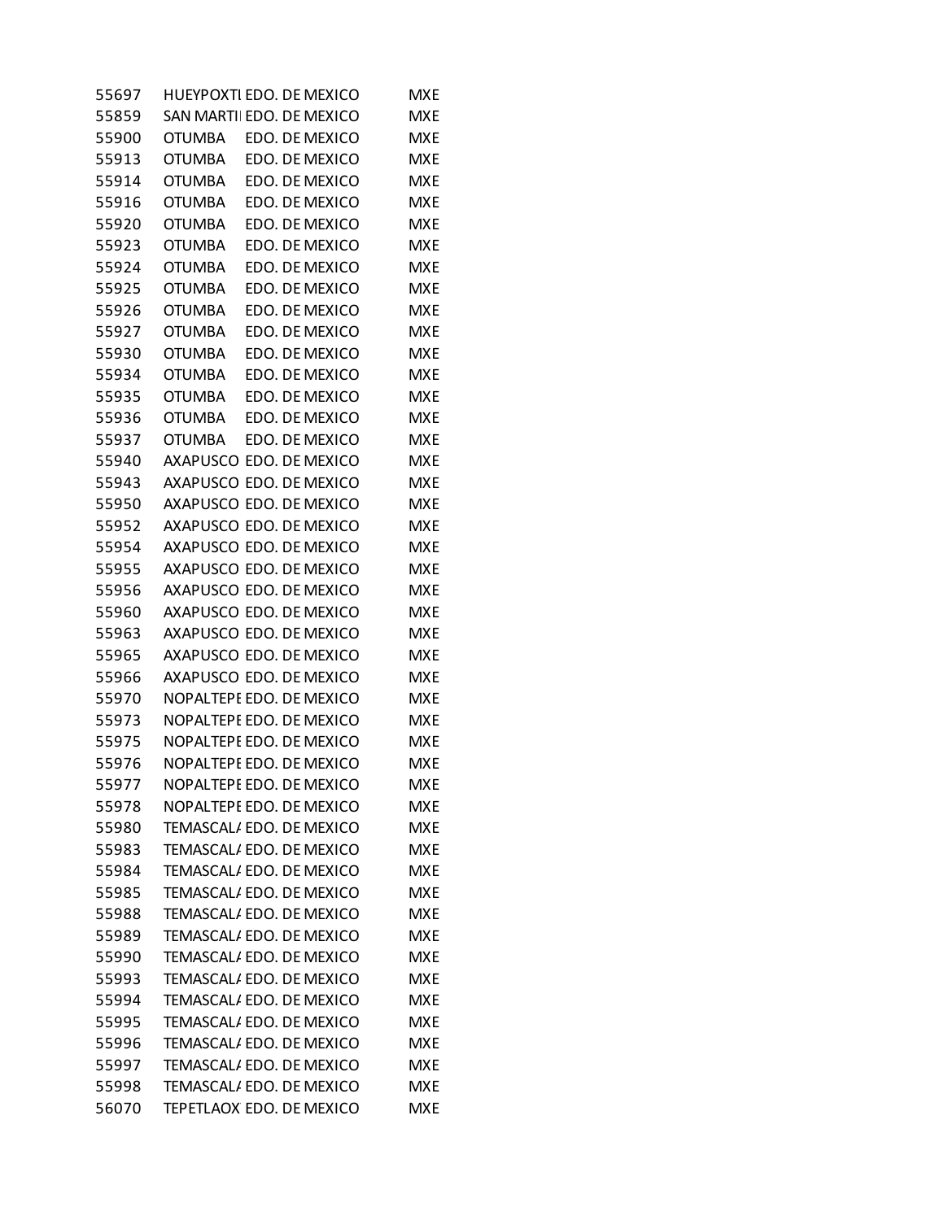| | | | |
|---|---|---|---|
| 55697 | HUEYPOXTI | EDO. DE MEXICO | MXE |
| 55859 | SAN MARTI | EDO. DE MEXICO | MXE |
| 55900 | OTUMBA | EDO. DE MEXICO | MXE |
| 55913 | OTUMBA | EDO. DE MEXICO | MXE |
| 55914 | OTUMBA | EDO. DE MEXICO | MXE |
| 55916 | OTUMBA | EDO. DE MEXICO | MXE |
| 55920 | OTUMBA | EDO. DE MEXICO | MXE |
| 55923 | OTUMBA | EDO. DE MEXICO | MXE |
| 55924 | OTUMBA | EDO. DE MEXICO | MXE |
| 55925 | OTUMBA | EDO. DE MEXICO | MXE |
| 55926 | OTUMBA | EDO. DE MEXICO | MXE |
| 55927 | OTUMBA | EDO. DE MEXICO | MXE |
| 55930 | OTUMBA | EDO. DE MEXICO | MXE |
| 55934 | OTUMBA | EDO. DE MEXICO | MXE |
| 55935 | OTUMBA | EDO. DE MEXICO | MXE |
| 55936 | OTUMBA | EDO. DE MEXICO | MXE |
| 55937 | OTUMBA | EDO. DE MEXICO | MXE |
| 55940 | AXAPUSCO | EDO. DE MEXICO | MXE |
| 55943 | AXAPUSCO | EDO. DE MEXICO | MXE |
| 55950 | AXAPUSCO | EDO. DE MEXICO | MXE |
| 55952 | AXAPUSCO | EDO. DE MEXICO | MXE |
| 55954 | AXAPUSCO | EDO. DE MEXICO | MXE |
| 55955 | AXAPUSCO | EDO. DE MEXICO | MXE |
| 55956 | AXAPUSCO | EDO. DE MEXICO | MXE |
| 55960 | AXAPUSCO | EDO. DE MEXICO | MXE |
| 55963 | AXAPUSCO | EDO. DE MEXICO | MXE |
| 55965 | AXAPUSCO | EDO. DE MEXICO | MXE |
| 55966 | AXAPUSCO | EDO. DE MEXICO | MXE |
| 55970 | NOPALTEPE | EDO. DE MEXICO | MXE |
| 55973 | NOPALTEPE | EDO. DE MEXICO | MXE |
| 55975 | NOPALTEPE | EDO. DE MEXICO | MXE |
| 55976 | NOPALTEPE | EDO. DE MEXICO | MXE |
| 55977 | NOPALTEPE | EDO. DE MEXICO | MXE |
| 55978 | NOPALTEPE | EDO. DE MEXICO | MXE |
| 55980 | TEMASCALA | EDO. DE MEXICO | MXE |
| 55983 | TEMASCALA | EDO. DE MEXICO | MXE |
| 55984 | TEMASCALA | EDO. DE MEXICO | MXE |
| 55985 | TEMASCALA | EDO. DE MEXICO | MXE |
| 55988 | TEMASCALA | EDO. DE MEXICO | MXE |
| 55989 | TEMASCALA | EDO. DE MEXICO | MXE |
| 55990 | TEMASCALA | EDO. DE MEXICO | MXE |
| 55993 | TEMASCALA | EDO. DE MEXICO | MXE |
| 55994 | TEMASCALA | EDO. DE MEXICO | MXE |
| 55995 | TEMASCALA | EDO. DE MEXICO | MXE |
| 55996 | TEMASCALA | EDO. DE MEXICO | MXE |
| 55997 | TEMASCALA | EDO. DE MEXICO | MXE |
| 55998 | TEMASCALA | EDO. DE MEXICO | MXE |
| 56070 | TEPETLAOX | EDO. DE MEXICO | MXE |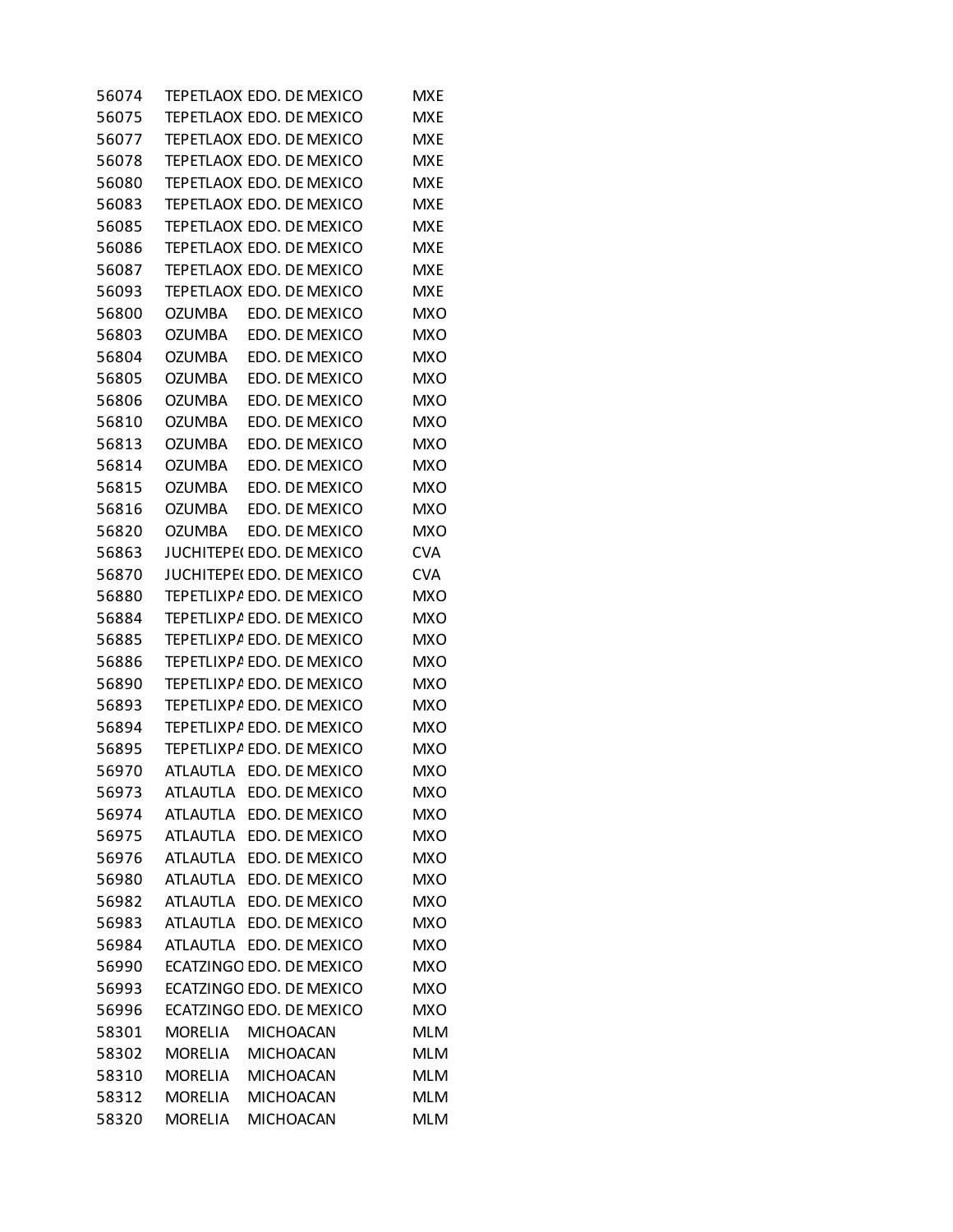| | | | |
|---|---|---|---|
| 56074 | TEPETLAOX | EDO. DE MEXICO | MXE |
| 56075 | TEPETLAOX | EDO. DE MEXICO | MXE |
| 56077 | TEPETLAOX | EDO. DE MEXICO | MXE |
| 56078 | TEPETLAOX | EDO. DE MEXICO | MXE |
| 56080 | TEPETLAOX | EDO. DE MEXICO | MXE |
| 56083 | TEPETLAOX | EDO. DE MEXICO | MXE |
| 56085 | TEPETLAOX | EDO. DE MEXICO | MXE |
| 56086 | TEPETLAOX | EDO. DE MEXICO | MXE |
| 56087 | TEPETLAOX | EDO. DE MEXICO | MXE |
| 56093 | TEPETLAOX | EDO. DE MEXICO | MXE |
| 56800 | OZUMBA | EDO. DE MEXICO | MXO |
| 56803 | OZUMBA | EDO. DE MEXICO | MXO |
| 56804 | OZUMBA | EDO. DE MEXICO | MXO |
| 56805 | OZUMBA | EDO. DE MEXICO | MXO |
| 56806 | OZUMBA | EDO. DE MEXICO | MXO |
| 56810 | OZUMBA | EDO. DE MEXICO | MXO |
| 56813 | OZUMBA | EDO. DE MEXICO | MXO |
| 56814 | OZUMBA | EDO. DE MEXICO | MXO |
| 56815 | OZUMBA | EDO. DE MEXICO | MXO |
| 56816 | OZUMBA | EDO. DE MEXICO | MXO |
| 56820 | OZUMBA | EDO. DE MEXICO | MXO |
| 56863 | JUCHITEPE( | EDO. DE MEXICO | CVA |
| 56870 | JUCHITEPE( | EDO. DE MEXICO | CVA |
| 56880 | TEPETLIXPA | EDO. DE MEXICO | MXO |
| 56884 | TEPETLIXPA | EDO. DE MEXICO | MXO |
| 56885 | TEPETLIXPA | EDO. DE MEXICO | MXO |
| 56886 | TEPETLIXPA | EDO. DE MEXICO | MXO |
| 56890 | TEPETLIXPA | EDO. DE MEXICO | MXO |
| 56893 | TEPETLIXPA | EDO. DE MEXICO | MXO |
| 56894 | TEPETLIXPA | EDO. DE MEXICO | MXO |
| 56895 | TEPETLIXPA | EDO. DE MEXICO | MXO |
| 56970 | ATLAUTLA | EDO. DE MEXICO | MXO |
| 56973 | ATLAUTLA | EDO. DE MEXICO | MXO |
| 56974 | ATLAUTLA | EDO. DE MEXICO | MXO |
| 56975 | ATLAUTLA | EDO. DE MEXICO | MXO |
| 56976 | ATLAUTLA | EDO. DE MEXICO | MXO |
| 56980 | ATLAUTLA | EDO. DE MEXICO | MXO |
| 56982 | ATLAUTLA | EDO. DE MEXICO | MXO |
| 56983 | ATLAUTLA | EDO. DE MEXICO | MXO |
| 56984 | ATLAUTLA | EDO. DE MEXICO | MXO |
| 56990 | ECATZINGO | EDO. DE MEXICO | MXO |
| 56993 | ECATZINGO | EDO. DE MEXICO | MXO |
| 56996 | ECATZINGO | EDO. DE MEXICO | MXO |
| 58301 | MORELIA | MICHOACAN | MLM |
| 58302 | MORELIA | MICHOACAN | MLM |
| 58310 | MORELIA | MICHOACAN | MLM |
| 58312 | MORELIA | MICHOACAN | MLM |
| 58320 | MORELIA | MICHOACAN | MLM |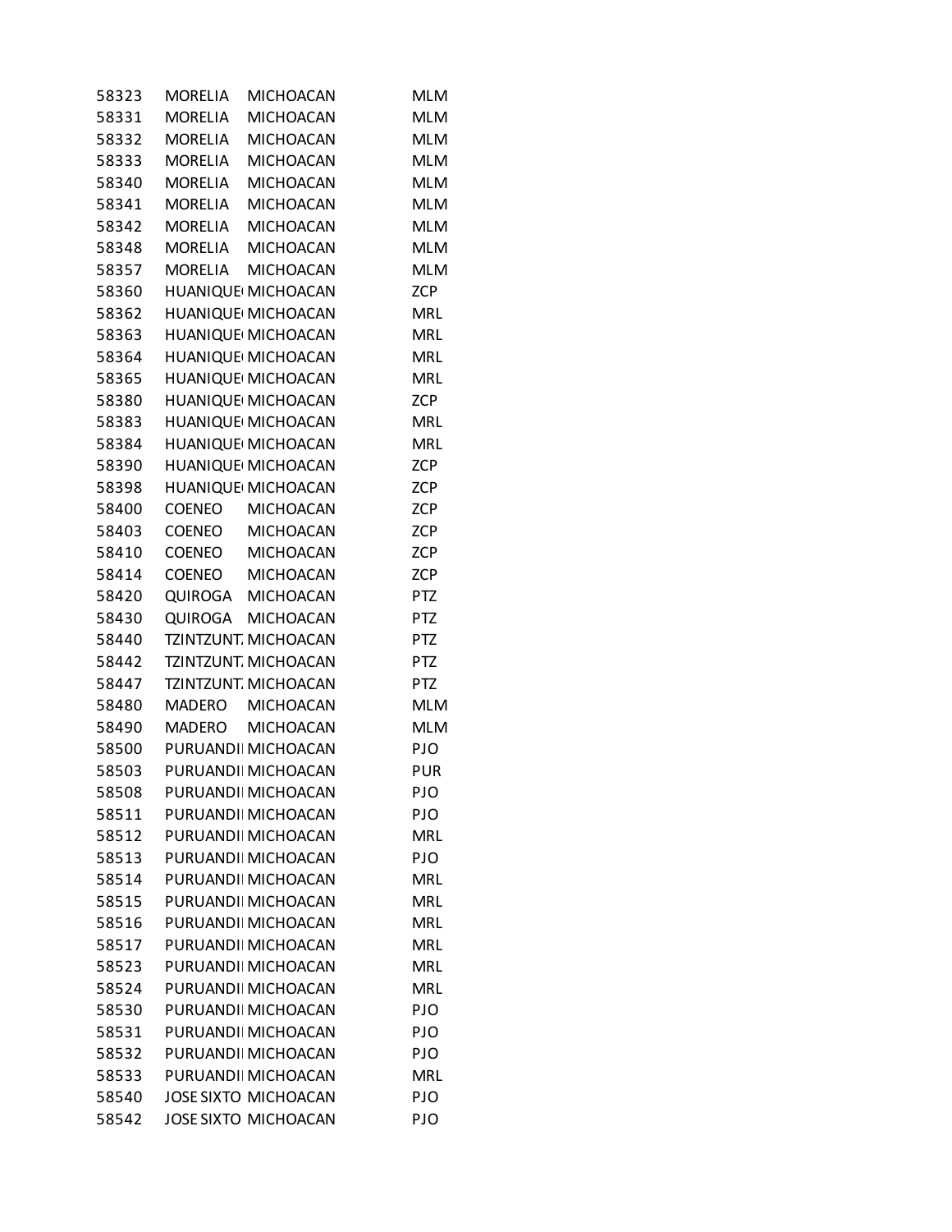| | | | |
|---|---|---|---|
| 58323 | MORELIA | MICHOACAN | MLM |
| 58331 | MORELIA | MICHOACAN | MLM |
| 58332 | MORELIA | MICHOACAN | MLM |
| 58333 | MORELIA | MICHOACAN | MLM |
| 58340 | MORELIA | MICHOACAN | MLM |
| 58341 | MORELIA | MICHOACAN | MLM |
| 58342 | MORELIA | MICHOACAN | MLM |
| 58348 | MORELIA | MICHOACAN | MLM |
| 58357 | MORELIA | MICHOACAN | MLM |
| 58360 | HUANIQUE | MICHOACAN | ZCP |
| 58362 | HUANIQUE | MICHOACAN | MRL |
| 58363 | HUANIQUE | MICHOACAN | MRL |
| 58364 | HUANIQUE | MICHOACAN | MRL |
| 58365 | HUANIQUE | MICHOACAN | MRL |
| 58380 | HUANIQUE | MICHOACAN | ZCP |
| 58383 | HUANIQUE | MICHOACAN | MRL |
| 58384 | HUANIQUE | MICHOACAN | MRL |
| 58390 | HUANIQUE | MICHOACAN | ZCP |
| 58398 | HUANIQUE | MICHOACAN | ZCP |
| 58400 | COENEO | MICHOACAN | ZCP |
| 58403 | COENEO | MICHOACAN | ZCP |
| 58410 | COENEO | MICHOACAN | ZCP |
| 58414 | COENEO | MICHOACAN | ZCP |
| 58420 | QUIROGA | MICHOACAN | PTZ |
| 58430 | QUIROGA | MICHOACAN | PTZ |
| 58440 | TZINTZUNT. | MICHOACAN | PTZ |
| 58442 | TZINTZUNT. | MICHOACAN | PTZ |
| 58447 | TZINTZUNT. | MICHOACAN | PTZ |
| 58480 | MADERO | MICHOACAN | MLM |
| 58490 | MADERO | MICHOACAN | MLM |
| 58500 | PURUANDI | MICHOACAN | PJO |
| 58503 | PURUANDI | MICHOACAN | PUR |
| 58508 | PURUANDI | MICHOACAN | PJO |
| 58511 | PURUANDI | MICHOACAN | PJO |
| 58512 | PURUANDI | MICHOACAN | MRL |
| 58513 | PURUANDI | MICHOACAN | PJO |
| 58514 | PURUANDI | MICHOACAN | MRL |
| 58515 | PURUANDI | MICHOACAN | MRL |
| 58516 | PURUANDI | MICHOACAN | MRL |
| 58517 | PURUANDI | MICHOACAN | MRL |
| 58523 | PURUANDI | MICHOACAN | MRL |
| 58524 | PURUANDI | MICHOACAN | MRL |
| 58530 | PURUANDI | MICHOACAN | PJO |
| 58531 | PURUANDI | MICHOACAN | PJO |
| 58532 | PURUANDI | MICHOACAN | PJO |
| 58533 | PURUANDI | MICHOACAN | MRL |
| 58540 | JOSE SIXTO | MICHOACAN | PJO |
| 58542 | JOSE SIXTO | MICHOACAN | PJO |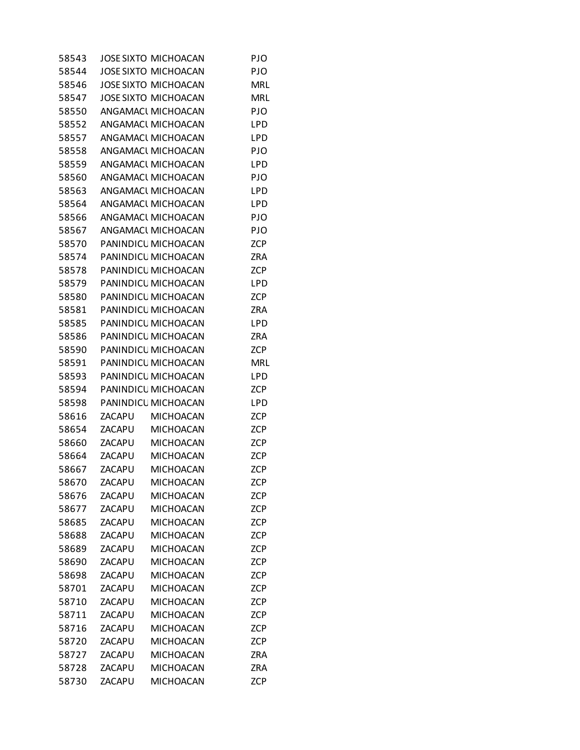| | | | |
|---|---|---|---|
| 58543 | JOSE SIXTO | MICHOACAN | PJO |
| 58544 | JOSE SIXTO | MICHOACAN | PJO |
| 58546 | JOSE SIXTO | MICHOACAN | MRL |
| 58547 | JOSE SIXTO | MICHOACAN | MRL |
| 58550 | ANGAMACU | MICHOACAN | PJO |
| 58552 | ANGAMACU | MICHOACAN | LPD |
| 58557 | ANGAMACU | MICHOACAN | LPD |
| 58558 | ANGAMACU | MICHOACAN | PJO |
| 58559 | ANGAMACU | MICHOACAN | LPD |
| 58560 | ANGAMACU | MICHOACAN | PJO |
| 58563 | ANGAMACU | MICHOACAN | LPD |
| 58564 | ANGAMACU | MICHOACAN | LPD |
| 58566 | ANGAMACU | MICHOACAN | PJO |
| 58567 | ANGAMACU | MICHOACAN | PJO |
| 58570 | PANINDICU | MICHOACAN | ZCP |
| 58574 | PANINDICU | MICHOACAN | ZRA |
| 58578 | PANINDICU | MICHOACAN | ZCP |
| 58579 | PANINDICU | MICHOACAN | LPD |
| 58580 | PANINDICU | MICHOACAN | ZCP |
| 58581 | PANINDICU | MICHOACAN | ZRA |
| 58585 | PANINDICU | MICHOACAN | LPD |
| 58586 | PANINDICU | MICHOACAN | ZRA |
| 58590 | PANINDICU | MICHOACAN | ZCP |
| 58591 | PANINDICU | MICHOACAN | MRL |
| 58593 | PANINDICU | MICHOACAN | LPD |
| 58594 | PANINDICU | MICHOACAN | ZCP |
| 58598 | PANINDICU | MICHOACAN | LPD |
| 58616 | ZACAPU | MICHOACAN | ZCP |
| 58654 | ZACAPU | MICHOACAN | ZCP |
| 58660 | ZACAPU | MICHOACAN | ZCP |
| 58664 | ZACAPU | MICHOACAN | ZCP |
| 58667 | ZACAPU | MICHOACAN | ZCP |
| 58670 | ZACAPU | MICHOACAN | ZCP |
| 58676 | ZACAPU | MICHOACAN | ZCP |
| 58677 | ZACAPU | MICHOACAN | ZCP |
| 58685 | ZACAPU | MICHOACAN | ZCP |
| 58688 | ZACAPU | MICHOACAN | ZCP |
| 58689 | ZACAPU | MICHOACAN | ZCP |
| 58690 | ZACAPU | MICHOACAN | ZCP |
| 58698 | ZACAPU | MICHOACAN | ZCP |
| 58701 | ZACAPU | MICHOACAN | ZCP |
| 58710 | ZACAPU | MICHOACAN | ZCP |
| 58711 | ZACAPU | MICHOACAN | ZCP |
| 58716 | ZACAPU | MICHOACAN | ZCP |
| 58720 | ZACAPU | MICHOACAN | ZCP |
| 58727 | ZACAPU | MICHOACAN | ZRA |
| 58728 | ZACAPU | MICHOACAN | ZRA |
| 58730 | ZACAPU | MICHOACAN | ZCP |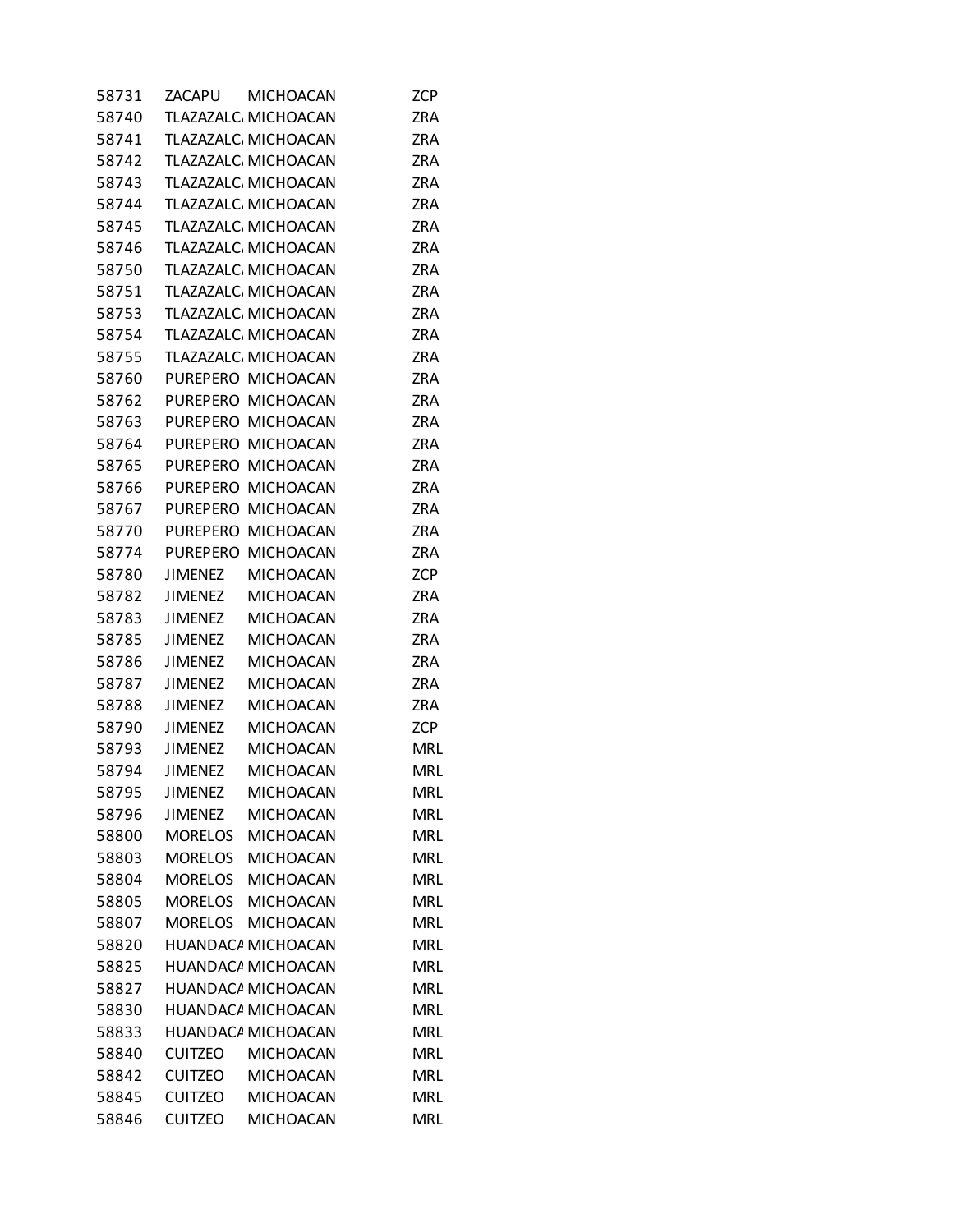| 58731 | ZACAPU | MICHOACAN | ZCP |
|---|---|---|---|
| 58740 | TLAZAZALC. | MICHOACAN | ZRA |
| 58741 | TLAZAZALC. | MICHOACAN | ZRA |
| 58742 | TLAZAZALC. | MICHOACAN | ZRA |
| 58743 | TLAZAZALC. | MICHOACAN | ZRA |
| 58744 | TLAZAZALC. | MICHOACAN | ZRA |
| 58745 | TLAZAZALC. | MICHOACAN | ZRA |
| 58746 | TLAZAZALC. | MICHOACAN | ZRA |
| 58750 | TLAZAZALC. | MICHOACAN | ZRA |
| 58751 | TLAZAZALC. | MICHOACAN | ZRA |
| 58753 | TLAZAZALC. | MICHOACAN | ZRA |
| 58754 | TLAZAZALC. | MICHOACAN | ZRA |
| 58755 | TLAZAZALC. | MICHOACAN | ZRA |
| 58760 | PUREPERO | MICHOACAN | ZRA |
| 58762 | PUREPERO | MICHOACAN | ZRA |
| 58763 | PUREPERO | MICHOACAN | ZRA |
| 58764 | PUREPERO | MICHOACAN | ZRA |
| 58765 | PUREPERO | MICHOACAN | ZRA |
| 58766 | PUREPERO | MICHOACAN | ZRA |
| 58767 | PUREPERO | MICHOACAN | ZRA |
| 58770 | PUREPERO | MICHOACAN | ZRA |
| 58774 | PUREPERO | MICHOACAN | ZRA |
| 58780 | JIMENEZ | MICHOACAN | ZCP |
| 58782 | JIMENEZ | MICHOACAN | ZRA |
| 58783 | JIMENEZ | MICHOACAN | ZRA |
| 58785 | JIMENEZ | MICHOACAN | ZRA |
| 58786 | JIMENEZ | MICHOACAN | ZRA |
| 58787 | JIMENEZ | MICHOACAN | ZRA |
| 58788 | JIMENEZ | MICHOACAN | ZRA |
| 58790 | JIMENEZ | MICHOACAN | ZCP |
| 58793 | JIMENEZ | MICHOACAN | MRL |
| 58794 | JIMENEZ | MICHOACAN | MRL |
| 58795 | JIMENEZ | MICHOACAN | MRL |
| 58796 | JIMENEZ | MICHOACAN | MRL |
| 58800 | MORELOS | MICHOACAN | MRL |
| 58803 | MORELOS | MICHOACAN | MRL |
| 58804 | MORELOS | MICHOACAN | MRL |
| 58805 | MORELOS | MICHOACAN | MRL |
| 58807 | MORELOS | MICHOACAN | MRL |
| 58820 | HUANDACA | MICHOACAN | MRL |
| 58825 | HUANDACA | MICHOACAN | MRL |
| 58827 | HUANDACA | MICHOACAN | MRL |
| 58830 | HUANDACA | MICHOACAN | MRL |
| 58833 | HUANDACA | MICHOACAN | MRL |
| 58840 | CUITZEO | MICHOACAN | MRL |
| 58842 | CUITZEO | MICHOACAN | MRL |
| 58845 | CUITZEO | MICHOACAN | MRL |
| 58846 | CUITZEO | MICHOACAN | MRL |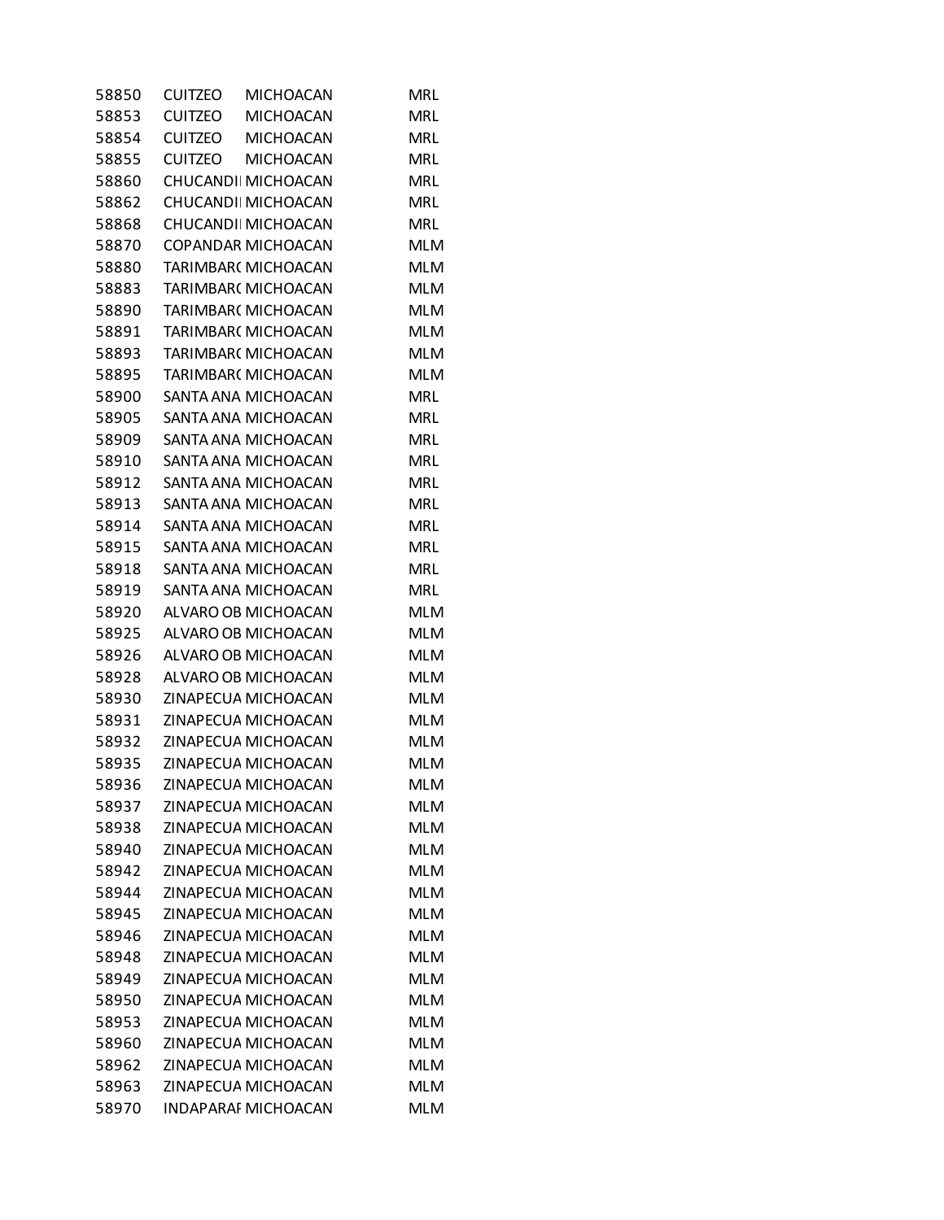| | | | |
|---|---|---|---|
| 58850 | CUITZEO | MICHOACAN | MRL |
| 58853 | CUITZEO | MICHOACAN | MRL |
| 58854 | CUITZEO | MICHOACAN | MRL |
| 58855 | CUITZEO | MICHOACAN | MRL |
| 58860 | CHUCANDII | MICHOACAN | MRL |
| 58862 | CHUCANDII | MICHOACAN | MRL |
| 58868 | CHUCANDII | MICHOACAN | MRL |
| 58870 | COPANDAR | MICHOACAN | MLM |
| 58880 | TARIMBAR( | MICHOACAN | MLM |
| 58883 | TARIMBAR( | MICHOACAN | MLM |
| 58890 | TARIMBAR( | MICHOACAN | MLM |
| 58891 | TARIMBAR( | MICHOACAN | MLM |
| 58893 | TARIMBAR( | MICHOACAN | MLM |
| 58895 | TARIMBAR( | MICHOACAN | MLM |
| 58900 | SANTA ANA | MICHOACAN | MRL |
| 58905 | SANTA ANA | MICHOACAN | MRL |
| 58909 | SANTA ANA | MICHOACAN | MRL |
| 58910 | SANTA ANA | MICHOACAN | MRL |
| 58912 | SANTA ANA | MICHOACAN | MRL |
| 58913 | SANTA ANA | MICHOACAN | MRL |
| 58914 | SANTA ANA | MICHOACAN | MRL |
| 58915 | SANTA ANA | MICHOACAN | MRL |
| 58918 | SANTA ANA | MICHOACAN | MRL |
| 58919 | SANTA ANA | MICHOACAN | MRL |
| 58920 | ALVARO OB | MICHOACAN | MLM |
| 58925 | ALVARO OB | MICHOACAN | MLM |
| 58926 | ALVARO OB | MICHOACAN | MLM |
| 58928 | ALVARO OB | MICHOACAN | MLM |
| 58930 | ZINAPECUA | MICHOACAN | MLM |
| 58931 | ZINAPECUA | MICHOACAN | MLM |
| 58932 | ZINAPECUA | MICHOACAN | MLM |
| 58935 | ZINAPECUA | MICHOACAN | MLM |
| 58936 | ZINAPECUA | MICHOACAN | MLM |
| 58937 | ZINAPECUA | MICHOACAN | MLM |
| 58938 | ZINAPECUA | MICHOACAN | MLM |
| 58940 | ZINAPECUA | MICHOACAN | MLM |
| 58942 | ZINAPECUA | MICHOACAN | MLM |
| 58944 | ZINAPECUA | MICHOACAN | MLM |
| 58945 | ZINAPECUA | MICHOACAN | MLM |
| 58946 | ZINAPECUA | MICHOACAN | MLM |
| 58948 | ZINAPECUA | MICHOACAN | MLM |
| 58949 | ZINAPECUA | MICHOACAN | MLM |
| 58950 | ZINAPECUA | MICHOACAN | MLM |
| 58953 | ZINAPECUA | MICHOACAN | MLM |
| 58960 | ZINAPECUA | MICHOACAN | MLM |
| 58962 | ZINAPECUA | MICHOACAN | MLM |
| 58963 | ZINAPECUA | MICHOACAN | MLM |
| 58970 | INDAPARAI | MICHOACAN | MLM |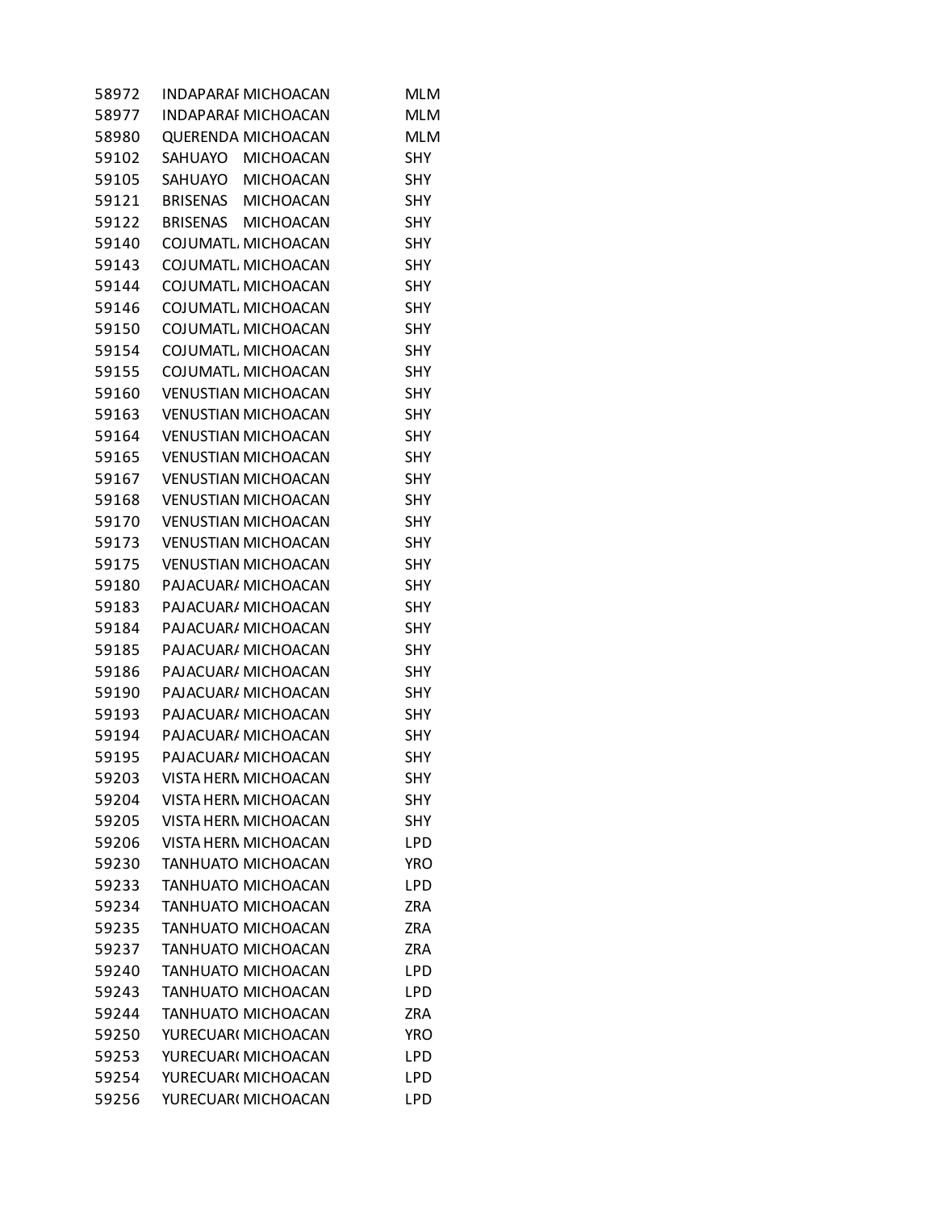| | | | |
|---|---|---|---|
| 58972 | INDAPARAI | MICHOACAN | MLM |
| 58977 | INDAPARAI | MICHOACAN | MLM |
| 58980 | QUERENDA | MICHOACAN | MLM |
| 59102 | SAHUAYO | MICHOACAN | SHY |
| 59105 | SAHUAYO | MICHOACAN | SHY |
| 59121 | BRISENAS | MICHOACAN | SHY |
| 59122 | BRISENAS | MICHOACAN | SHY |
| 59140 | COJUMATL | MICHOACAN | SHY |
| 59143 | COJUMATL | MICHOACAN | SHY |
| 59144 | COJUMATL | MICHOACAN | SHY |
| 59146 | COJUMATL | MICHOACAN | SHY |
| 59150 | COJUMATL | MICHOACAN | SHY |
| 59154 | COJUMATL | MICHOACAN | SHY |
| 59155 | COJUMATL | MICHOACAN | SHY |
| 59160 | VENUSTIAN | MICHOACAN | SHY |
| 59163 | VENUSTIAN | MICHOACAN | SHY |
| 59164 | VENUSTIAN | MICHOACAN | SHY |
| 59165 | VENUSTIAN | MICHOACAN | SHY |
| 59167 | VENUSTIAN | MICHOACAN | SHY |
| 59168 | VENUSTIAN | MICHOACAN | SHY |
| 59170 | VENUSTIAN | MICHOACAN | SHY |
| 59173 | VENUSTIAN | MICHOACAN | SHY |
| 59175 | VENUSTIAN | MICHOACAN | SHY |
| 59180 | PAJACUAR | MICHOACAN | SHY |
| 59183 | PAJACUAR | MICHOACAN | SHY |
| 59184 | PAJACUAR | MICHOACAN | SHY |
| 59185 | PAJACUAR | MICHOACAN | SHY |
| 59186 | PAJACUAR | MICHOACAN | SHY |
| 59190 | PAJACUAR | MICHOACAN | SHY |
| 59193 | PAJACUAR | MICHOACAN | SHY |
| 59194 | PAJACUAR | MICHOACAN | SHY |
| 59195 | PAJACUAR | MICHOACAN | SHY |
| 59203 | VISTA HERM | MICHOACAN | SHY |
| 59204 | VISTA HERM | MICHOACAN | SHY |
| 59205 | VISTA HERM | MICHOACAN | SHY |
| 59206 | VISTA HERM | MICHOACAN | LPD |
| 59230 | TANHUATO | MICHOACAN | YRO |
| 59233 | TANHUATO | MICHOACAN | LPD |
| 59234 | TANHUATO | MICHOACAN | ZRA |
| 59235 | TANHUATO | MICHOACAN | ZRA |
| 59237 | TANHUATO | MICHOACAN | ZRA |
| 59240 | TANHUATO | MICHOACAN | LPD |
| 59243 | TANHUATO | MICHOACAN | LPD |
| 59244 | TANHUATO | MICHOACAN | ZRA |
| 59250 | YURECUAR | MICHOACAN | YRO |
| 59253 | YURECUAR | MICHOACAN | LPD |
| 59254 | YURECUAR | MICHOACAN | LPD |
| 59256 | YURECUAR | MICHOACAN | LPD |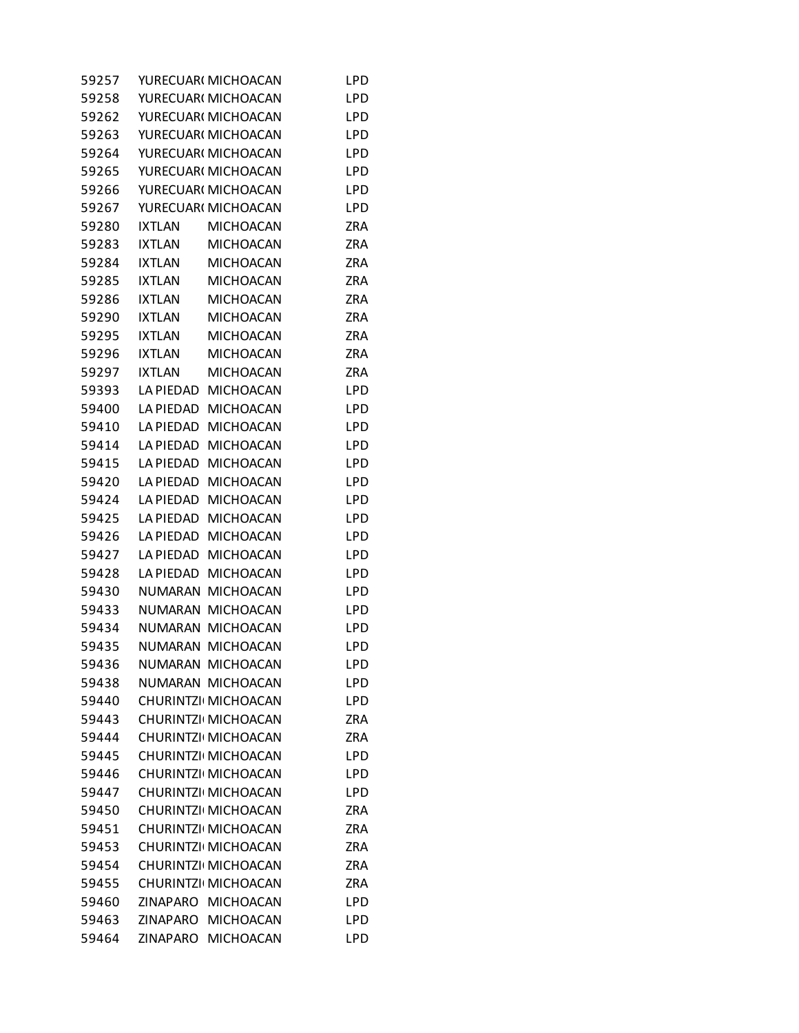| | | | |
|---|---|---|---|
| 59257 | YURECUAR( | MICHOACAN | LPD |
| 59258 | YURECUAR( | MICHOACAN | LPD |
| 59262 | YURECUAR( | MICHOACAN | LPD |
| 59263 | YURECUAR( | MICHOACAN | LPD |
| 59264 | YURECUAR( | MICHOACAN | LPD |
| 59265 | YURECUAR( | MICHOACAN | LPD |
| 59266 | YURECUAR( | MICHOACAN | LPD |
| 59267 | YURECUAR( | MICHOACAN | LPD |
| 59280 | IXTLAN | MICHOACAN | ZRA |
| 59283 | IXTLAN | MICHOACAN | ZRA |
| 59284 | IXTLAN | MICHOACAN | ZRA |
| 59285 | IXTLAN | MICHOACAN | ZRA |
| 59286 | IXTLAN | MICHOACAN | ZRA |
| 59290 | IXTLAN | MICHOACAN | ZRA |
| 59295 | IXTLAN | MICHOACAN | ZRA |
| 59296 | IXTLAN | MICHOACAN | ZRA |
| 59297 | IXTLAN | MICHOACAN | ZRA |
| 59393 | LA PIEDAD | MICHOACAN | LPD |
| 59400 | LA PIEDAD | MICHOACAN | LPD |
| 59410 | LA PIEDAD | MICHOACAN | LPD |
| 59414 | LA PIEDAD | MICHOACAN | LPD |
| 59415 | LA PIEDAD | MICHOACAN | LPD |
| 59420 | LA PIEDAD | MICHOACAN | LPD |
| 59424 | LA PIEDAD | MICHOACAN | LPD |
| 59425 | LA PIEDAD | MICHOACAN | LPD |
| 59426 | LA PIEDAD | MICHOACAN | LPD |
| 59427 | LA PIEDAD | MICHOACAN | LPD |
| 59428 | LA PIEDAD | MICHOACAN | LPD |
| 59430 | NUMARAN | MICHOACAN | LPD |
| 59433 | NUMARAN | MICHOACAN | LPD |
| 59434 | NUMARAN | MICHOACAN | LPD |
| 59435 | NUMARAN | MICHOACAN | LPD |
| 59436 | NUMARAN | MICHOACAN | LPD |
| 59438 | NUMARAN | MICHOACAN | LPD |
| 59440 | CHURINTZI | MICHOACAN | LPD |
| 59443 | CHURINTZI | MICHOACAN | ZRA |
| 59444 | CHURINTZI | MICHOACAN | ZRA |
| 59445 | CHURINTZI | MICHOACAN | LPD |
| 59446 | CHURINTZI | MICHOACAN | LPD |
| 59447 | CHURINTZI | MICHOACAN | LPD |
| 59450 | CHURINTZI | MICHOACAN | ZRA |
| 59451 | CHURINTZI | MICHOACAN | ZRA |
| 59453 | CHURINTZI | MICHOACAN | ZRA |
| 59454 | CHURINTZI | MICHOACAN | ZRA |
| 59455 | CHURINTZI | MICHOACAN | ZRA |
| 59460 | ZINAPARO | MICHOACAN | LPD |
| 59463 | ZINAPARO | MICHOACAN | LPD |
| 59464 | ZINAPARO | MICHOACAN | LPD |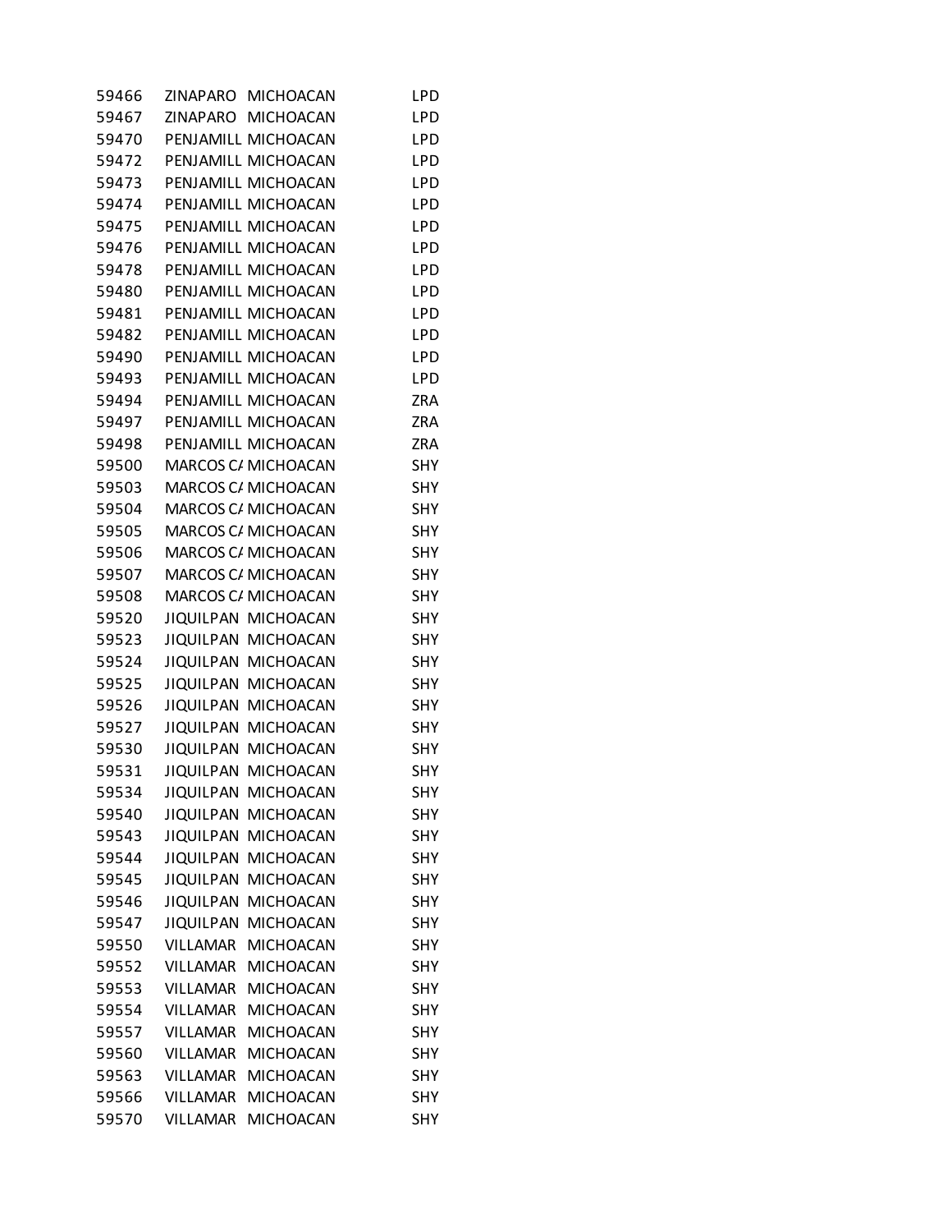| | | | |
|---|---|---|---|
| 59466 | ZINAPARO | MICHOACAN | LPD |
| 59467 | ZINAPARO | MICHOACAN | LPD |
| 59470 | PENJAMILL | MICHOACAN | LPD |
| 59472 | PENJAMILL | MICHOACAN | LPD |
| 59473 | PENJAMILL | MICHOACAN | LPD |
| 59474 | PENJAMILL | MICHOACAN | LPD |
| 59475 | PENJAMILL | MICHOACAN | LPD |
| 59476 | PENJAMILL | MICHOACAN | LPD |
| 59478 | PENJAMILL | MICHOACAN | LPD |
| 59480 | PENJAMILL | MICHOACAN | LPD |
| 59481 | PENJAMILL | MICHOACAN | LPD |
| 59482 | PENJAMILL | MICHOACAN | LPD |
| 59490 | PENJAMILL | MICHOACAN | LPD |
| 59493 | PENJAMILL | MICHOACAN | LPD |
| 59494 | PENJAMILL | MICHOACAN | ZRA |
| 59497 | PENJAMILL | MICHOACAN | ZRA |
| 59498 | PENJAMILL | MICHOACAN | ZRA |
| 59500 | MARCOS C/ | MICHOACAN | SHY |
| 59503 | MARCOS C/ | MICHOACAN | SHY |
| 59504 | MARCOS C/ | MICHOACAN | SHY |
| 59505 | MARCOS C/ | MICHOACAN | SHY |
| 59506 | MARCOS C/ | MICHOACAN | SHY |
| 59507 | MARCOS C/ | MICHOACAN | SHY |
| 59508 | MARCOS C/ | MICHOACAN | SHY |
| 59520 | JIQUILPAN | MICHOACAN | SHY |
| 59523 | JIQUILPAN | MICHOACAN | SHY |
| 59524 | JIQUILPAN | MICHOACAN | SHY |
| 59525 | JIQUILPAN | MICHOACAN | SHY |
| 59526 | JIQUILPAN | MICHOACAN | SHY |
| 59527 | JIQUILPAN | MICHOACAN | SHY |
| 59530 | JIQUILPAN | MICHOACAN | SHY |
| 59531 | JIQUILPAN | MICHOACAN | SHY |
| 59534 | JIQUILPAN | MICHOACAN | SHY |
| 59540 | JIQUILPAN | MICHOACAN | SHY |
| 59543 | JIQUILPAN | MICHOACAN | SHY |
| 59544 | JIQUILPAN | MICHOACAN | SHY |
| 59545 | JIQUILPAN | MICHOACAN | SHY |
| 59546 | JIQUILPAN | MICHOACAN | SHY |
| 59547 | JIQUILPAN | MICHOACAN | SHY |
| 59550 | VILLAMAR | MICHOACAN | SHY |
| 59552 | VILLAMAR | MICHOACAN | SHY |
| 59553 | VILLAMAR | MICHOACAN | SHY |
| 59554 | VILLAMAR | MICHOACAN | SHY |
| 59557 | VILLAMAR | MICHOACAN | SHY |
| 59560 | VILLAMAR | MICHOACAN | SHY |
| 59563 | VILLAMAR | MICHOACAN | SHY |
| 59566 | VILLAMAR | MICHOACAN | SHY |
| 59570 | VILLAMAR | MICHOACAN | SHY |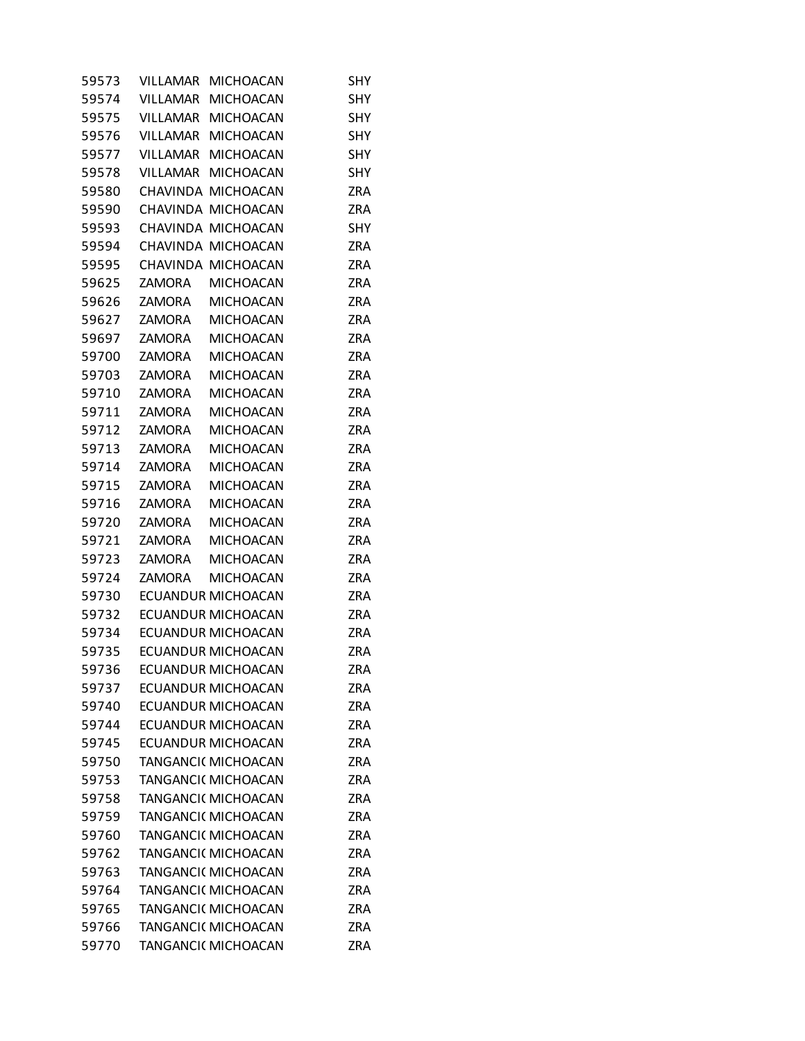| | | | |
|---|---|---|---|
| 59573 | VILLAMAR | MICHOACAN | SHY |
| 59574 | VILLAMAR | MICHOACAN | SHY |
| 59575 | VILLAMAR | MICHOACAN | SHY |
| 59576 | VILLAMAR | MICHOACAN | SHY |
| 59577 | VILLAMAR | MICHOACAN | SHY |
| 59578 | VILLAMAR | MICHOACAN | SHY |
| 59580 | CHAVINDA | MICHOACAN | ZRA |
| 59590 | CHAVINDA | MICHOACAN | ZRA |
| 59593 | CHAVINDA | MICHOACAN | SHY |
| 59594 | CHAVINDA | MICHOACAN | ZRA |
| 59595 | CHAVINDA | MICHOACAN | ZRA |
| 59625 | ZAMORA | MICHOACAN | ZRA |
| 59626 | ZAMORA | MICHOACAN | ZRA |
| 59627 | ZAMORA | MICHOACAN | ZRA |
| 59697 | ZAMORA | MICHOACAN | ZRA |
| 59700 | ZAMORA | MICHOACAN | ZRA |
| 59703 | ZAMORA | MICHOACAN | ZRA |
| 59710 | ZAMORA | MICHOACAN | ZRA |
| 59711 | ZAMORA | MICHOACAN | ZRA |
| 59712 | ZAMORA | MICHOACAN | ZRA |
| 59713 | ZAMORA | MICHOACAN | ZRA |
| 59714 | ZAMORA | MICHOACAN | ZRA |
| 59715 | ZAMORA | MICHOACAN | ZRA |
| 59716 | ZAMORA | MICHOACAN | ZRA |
| 59720 | ZAMORA | MICHOACAN | ZRA |
| 59721 | ZAMORA | MICHOACAN | ZRA |
| 59723 | ZAMORA | MICHOACAN | ZRA |
| 59724 | ZAMORA | MICHOACAN | ZRA |
| 59730 | ECUANDUR | MICHOACAN | ZRA |
| 59732 | ECUANDUR | MICHOACAN | ZRA |
| 59734 | ECUANDUR | MICHOACAN | ZRA |
| 59735 | ECUANDUR | MICHOACAN | ZRA |
| 59736 | ECUANDUR | MICHOACAN | ZRA |
| 59737 | ECUANDUR | MICHOACAN | ZRA |
| 59740 | ECUANDUR | MICHOACAN | ZRA |
| 59744 | ECUANDUR | MICHOACAN | ZRA |
| 59745 | ECUANDUR | MICHOACAN | ZRA |
| 59750 | TANGANCI( | MICHOACAN | ZRA |
| 59753 | TANGANCI( | MICHOACAN | ZRA |
| 59758 | TANGANCI( | MICHOACAN | ZRA |
| 59759 | TANGANCI( | MICHOACAN | ZRA |
| 59760 | TANGANCI( | MICHOACAN | ZRA |
| 59762 | TANGANCI( | MICHOACAN | ZRA |
| 59763 | TANGANCI( | MICHOACAN | ZRA |
| 59764 | TANGANCI( | MICHOACAN | ZRA |
| 59765 | TANGANCI( | MICHOACAN | ZRA |
| 59766 | TANGANCI( | MICHOACAN | ZRA |
| 59770 | TANGANCI( | MICHOACAN | ZRA |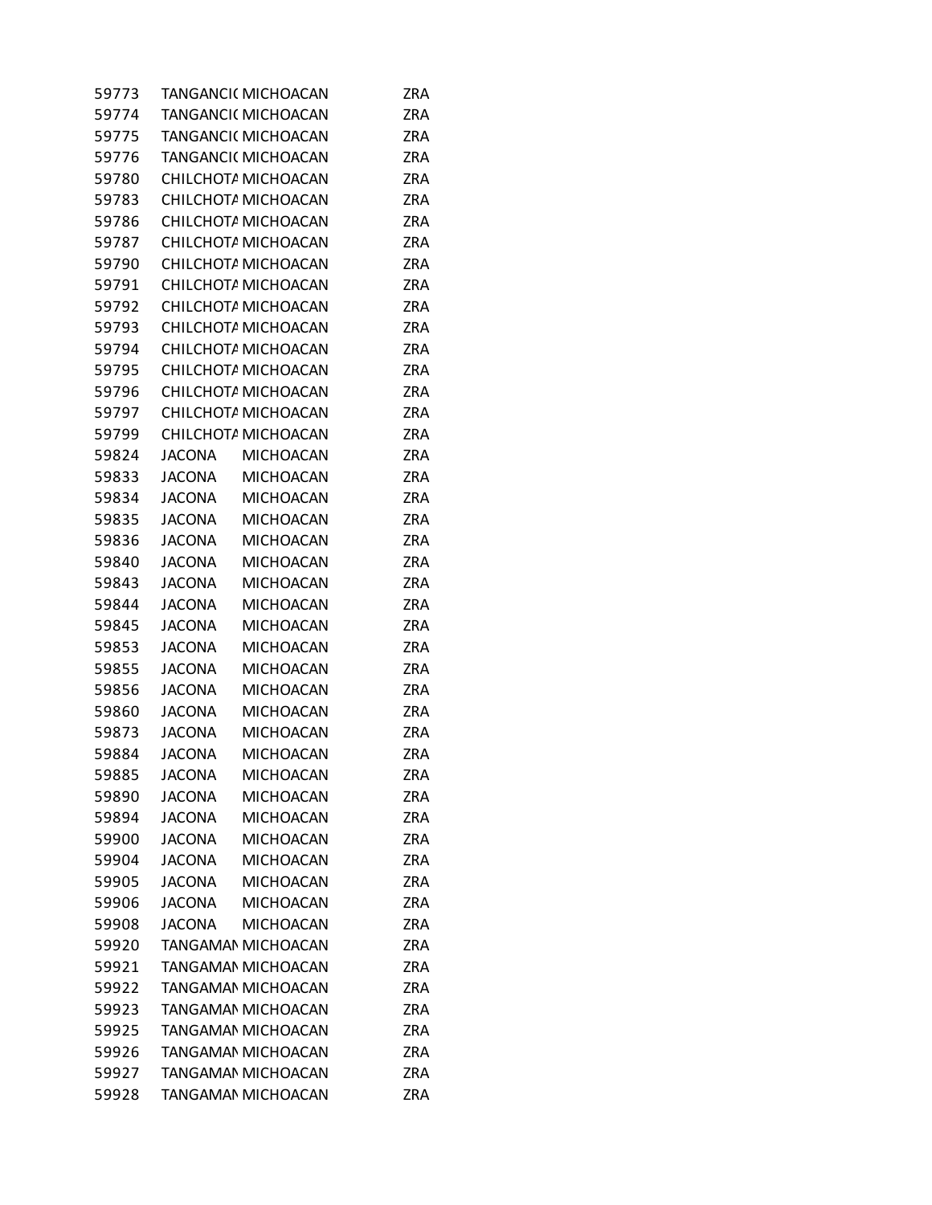| | | | |
|---|---|---|---|
| 59773 | TANGANCI( | MICHOACAN | ZRA |
| 59774 | TANGANCI( | MICHOACAN | ZRA |
| 59775 | TANGANCI( | MICHOACAN | ZRA |
| 59776 | TANGANCI( | MICHOACAN | ZRA |
| 59780 | CHILCHOTA | MICHOACAN | ZRA |
| 59783 | CHILCHOTA | MICHOACAN | ZRA |
| 59786 | CHILCHOTA | MICHOACAN | ZRA |
| 59787 | CHILCHOTA | MICHOACAN | ZRA |
| 59790 | CHILCHOTA | MICHOACAN | ZRA |
| 59791 | CHILCHOTA | MICHOACAN | ZRA |
| 59792 | CHILCHOTA | MICHOACAN | ZRA |
| 59793 | CHILCHOTA | MICHOACAN | ZRA |
| 59794 | CHILCHOTA | MICHOACAN | ZRA |
| 59795 | CHILCHOTA | MICHOACAN | ZRA |
| 59796 | CHILCHOTA | MICHOACAN | ZRA |
| 59797 | CHILCHOTA | MICHOACAN | ZRA |
| 59799 | CHILCHOTA | MICHOACAN | ZRA |
| 59824 | JACONA | MICHOACAN | ZRA |
| 59833 | JACONA | MICHOACAN | ZRA |
| 59834 | JACONA | MICHOACAN | ZRA |
| 59835 | JACONA | MICHOACAN | ZRA |
| 59836 | JACONA | MICHOACAN | ZRA |
| 59840 | JACONA | MICHOACAN | ZRA |
| 59843 | JACONA | MICHOACAN | ZRA |
| 59844 | JACONA | MICHOACAN | ZRA |
| 59845 | JACONA | MICHOACAN | ZRA |
| 59853 | JACONA | MICHOACAN | ZRA |
| 59855 | JACONA | MICHOACAN | ZRA |
| 59856 | JACONA | MICHOACAN | ZRA |
| 59860 | JACONA | MICHOACAN | ZRA |
| 59873 | JACONA | MICHOACAN | ZRA |
| 59884 | JACONA | MICHOACAN | ZRA |
| 59885 | JACONA | MICHOACAN | ZRA |
| 59890 | JACONA | MICHOACAN | ZRA |
| 59894 | JACONA | MICHOACAN | ZRA |
| 59900 | JACONA | MICHOACAN | ZRA |
| 59904 | JACONA | MICHOACAN | ZRA |
| 59905 | JACONA | MICHOACAN | ZRA |
| 59906 | JACONA | MICHOACAN | ZRA |
| 59908 | JACONA | MICHOACAN | ZRA |
| 59920 | TANGAMAN | MICHOACAN | ZRA |
| 59921 | TANGAMAN | MICHOACAN | ZRA |
| 59922 | TANGAMAN | MICHOACAN | ZRA |
| 59923 | TANGAMAN | MICHOACAN | ZRA |
| 59925 | TANGAMAN | MICHOACAN | ZRA |
| 59926 | TANGAMAN | MICHOACAN | ZRA |
| 59927 | TANGAMAN | MICHOACAN | ZRA |
| 59928 | TANGAMAN | MICHOACAN | ZRA |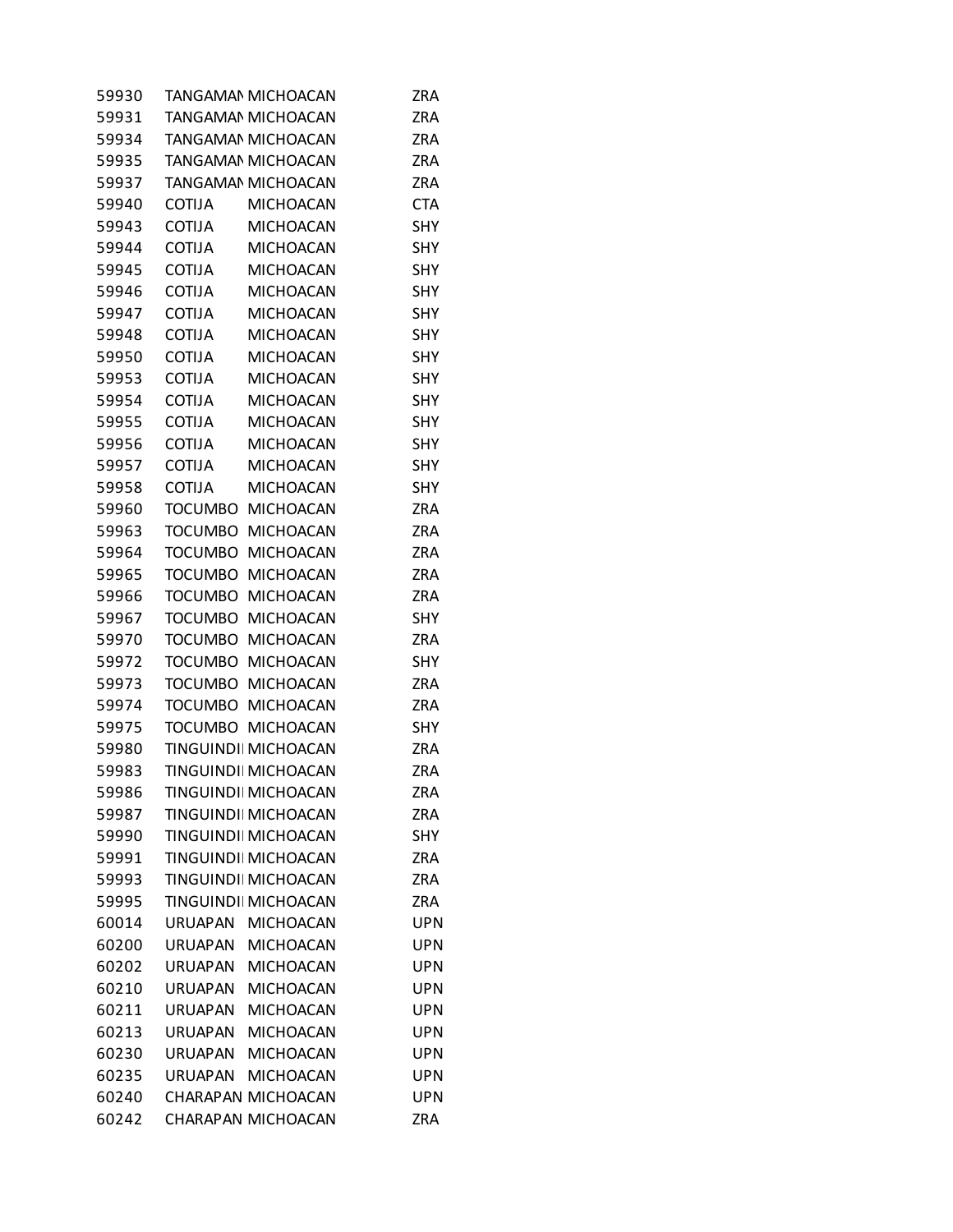| | | | |
|---|---|---|---|
| 59930 | TANGAMAN | MICHOACAN | ZRA |
| 59931 | TANGAMAN | MICHOACAN | ZRA |
| 59934 | TANGAMAN | MICHOACAN | ZRA |
| 59935 | TANGAMAN | MICHOACAN | ZRA |
| 59937 | TANGAMAN | MICHOACAN | ZRA |
| 59940 | COTIJA | MICHOACAN | CTA |
| 59943 | COTIJA | MICHOACAN | SHY |
| 59944 | COTIJA | MICHOACAN | SHY |
| 59945 | COTIJA | MICHOACAN | SHY |
| 59946 | COTIJA | MICHOACAN | SHY |
| 59947 | COTIJA | MICHOACAN | SHY |
| 59948 | COTIJA | MICHOACAN | SHY |
| 59950 | COTIJA | MICHOACAN | SHY |
| 59953 | COTIJA | MICHOACAN | SHY |
| 59954 | COTIJA | MICHOACAN | SHY |
| 59955 | COTIJA | MICHOACAN | SHY |
| 59956 | COTIJA | MICHOACAN | SHY |
| 59957 | COTIJA | MICHOACAN | SHY |
| 59958 | COTIJA | MICHOACAN | SHY |
| 59960 | TOCUMBO | MICHOACAN | ZRA |
| 59963 | TOCUMBO | MICHOACAN | ZRA |
| 59964 | TOCUMBO | MICHOACAN | ZRA |
| 59965 | TOCUMBO | MICHOACAN | ZRA |
| 59966 | TOCUMBO | MICHOACAN | ZRA |
| 59967 | TOCUMBO | MICHOACAN | SHY |
| 59970 | TOCUMBO | MICHOACAN | ZRA |
| 59972 | TOCUMBO | MICHOACAN | SHY |
| 59973 | TOCUMBO | MICHOACAN | ZRA |
| 59974 | TOCUMBO | MICHOACAN | ZRA |
| 59975 | TOCUMBO | MICHOACAN | SHY |
| 59980 | TINGUINDI | MICHOACAN | ZRA |
| 59983 | TINGUINDI | MICHOACAN | ZRA |
| 59986 | TINGUINDI | MICHOACAN | ZRA |
| 59987 | TINGUINDI | MICHOACAN | ZRA |
| 59990 | TINGUINDI | MICHOACAN | SHY |
| 59991 | TINGUINDI | MICHOACAN | ZRA |
| 59993 | TINGUINDI | MICHOACAN | ZRA |
| 59995 | TINGUINDI | MICHOACAN | ZRA |
| 60014 | URUAPAN | MICHOACAN | UPN |
| 60200 | URUAPAN | MICHOACAN | UPN |
| 60202 | URUAPAN | MICHOACAN | UPN |
| 60210 | URUAPAN | MICHOACAN | UPN |
| 60211 | URUAPAN | MICHOACAN | UPN |
| 60213 | URUAPAN | MICHOACAN | UPN |
| 60230 | URUAPAN | MICHOACAN | UPN |
| 60235 | URUAPAN | MICHOACAN | UPN |
| 60240 | CHARAPAN | MICHOACAN | UPN |
| 60242 | CHARAPAN | MICHOACAN | ZRA |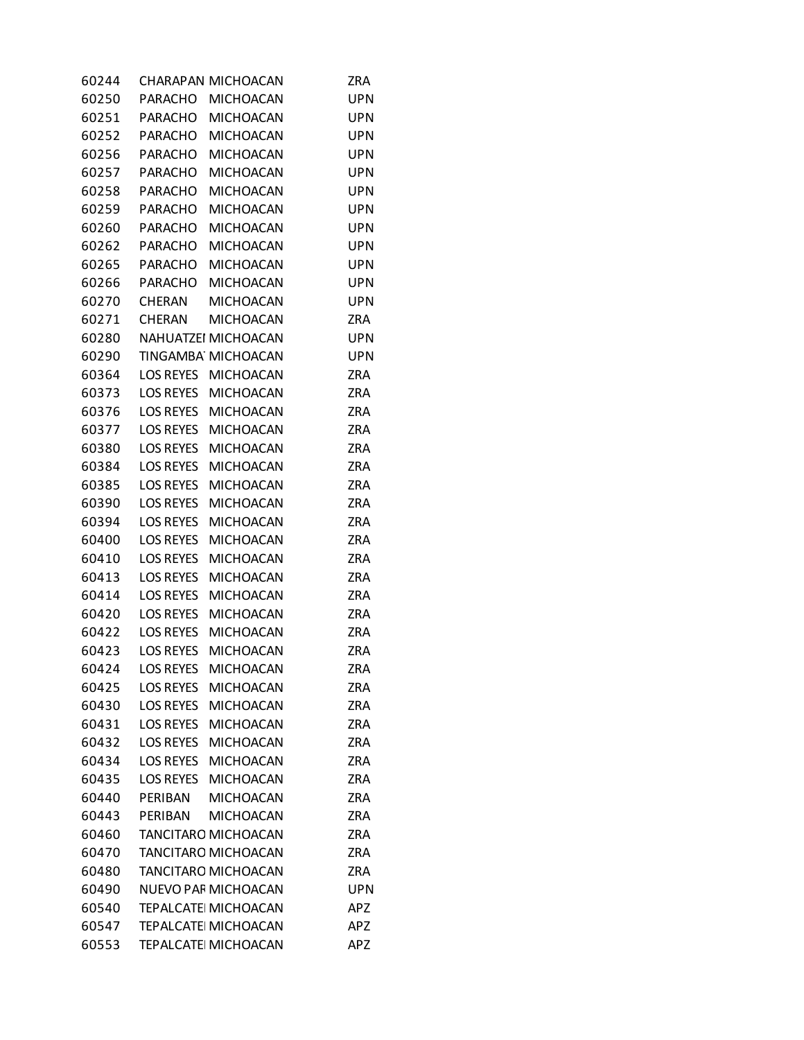| | | | |
|---|---|---|---|
| 60244 | CHARAPAN | MICHOACAN | ZRA |
| 60250 | PARACHO | MICHOACAN | UPN |
| 60251 | PARACHO | MICHOACAN | UPN |
| 60252 | PARACHO | MICHOACAN | UPN |
| 60256 | PARACHO | MICHOACAN | UPN |
| 60257 | PARACHO | MICHOACAN | UPN |
| 60258 | PARACHO | MICHOACAN | UPN |
| 60259 | PARACHO | MICHOACAN | UPN |
| 60260 | PARACHO | MICHOACAN | UPN |
| 60262 | PARACHO | MICHOACAN | UPN |
| 60265 | PARACHO | MICHOACAN | UPN |
| 60266 | PARACHO | MICHOACAN | UPN |
| 60270 | CHERAN | MICHOACAN | UPN |
| 60271 | CHERAN | MICHOACAN | ZRA |
| 60280 | NAHUATZEI | MICHOACAN | UPN |
| 60290 | TINGAMBA | MICHOACAN | UPN |
| 60364 | LOS REYES | MICHOACAN | ZRA |
| 60373 | LOS REYES | MICHOACAN | ZRA |
| 60376 | LOS REYES | MICHOACAN | ZRA |
| 60377 | LOS REYES | MICHOACAN | ZRA |
| 60380 | LOS REYES | MICHOACAN | ZRA |
| 60384 | LOS REYES | MICHOACAN | ZRA |
| 60385 | LOS REYES | MICHOACAN | ZRA |
| 60390 | LOS REYES | MICHOACAN | ZRA |
| 60394 | LOS REYES | MICHOACAN | ZRA |
| 60400 | LOS REYES | MICHOACAN | ZRA |
| 60410 | LOS REYES | MICHOACAN | ZRA |
| 60413 | LOS REYES | MICHOACAN | ZRA |
| 60414 | LOS REYES | MICHOACAN | ZRA |
| 60420 | LOS REYES | MICHOACAN | ZRA |
| 60422 | LOS REYES | MICHOACAN | ZRA |
| 60423 | LOS REYES | MICHOACAN | ZRA |
| 60424 | LOS REYES | MICHOACAN | ZRA |
| 60425 | LOS REYES | MICHOACAN | ZRA |
| 60430 | LOS REYES | MICHOACAN | ZRA |
| 60431 | LOS REYES | MICHOACAN | ZRA |
| 60432 | LOS REYES | MICHOACAN | ZRA |
| 60434 | LOS REYES | MICHOACAN | ZRA |
| 60435 | LOS REYES | MICHOACAN | ZRA |
| 60440 | PERIBAN | MICHOACAN | ZRA |
| 60443 | PERIBAN | MICHOACAN | ZRA |
| 60460 | TANCITARO | MICHOACAN | ZRA |
| 60470 | TANCITARO | MICHOACAN | ZRA |
| 60480 | TANCITARO | MICHOACAN | ZRA |
| 60490 | NUEVO PAR | MICHOACAN | UPN |
| 60540 | TEPALCATEI | MICHOACAN | APZ |
| 60547 | TEPALCATEI | MICHOACAN | APZ |
| 60553 | TEPALCATEI | MICHOACAN | APZ |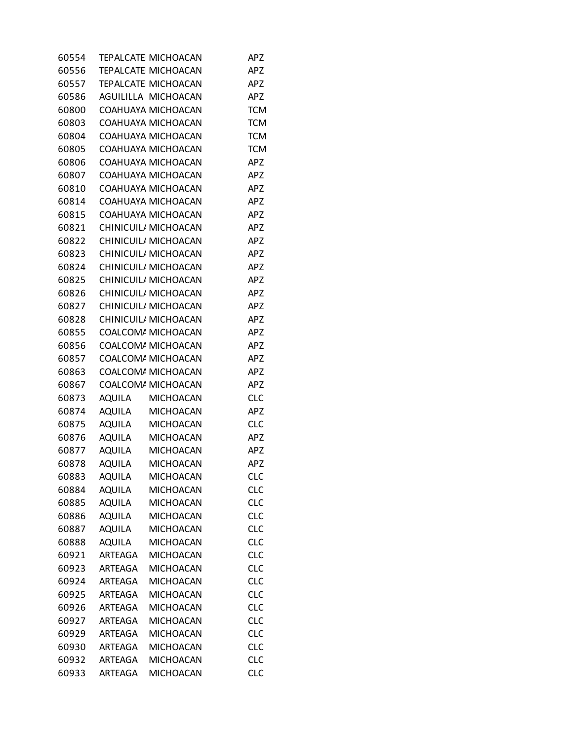| | | | |
|---|---|---|---|
| 60554 | TEPALCATEI | MICHOACAN | APZ |
| 60556 | TEPALCATEI | MICHOACAN | APZ |
| 60557 | TEPALCATEI | MICHOACAN | APZ |
| 60586 | AGUILILLA | MICHOACAN | APZ |
| 60800 | COAHUAYA | MICHOACAN | TCM |
| 60803 | COAHUAYA | MICHOACAN | TCM |
| 60804 | COAHUAYA | MICHOACAN | TCM |
| 60805 | COAHUAYA | MICHOACAN | TCM |
| 60806 | COAHUAYA | MICHOACAN | APZ |
| 60807 | COAHUAYA | MICHOACAN | APZ |
| 60810 | COAHUAYA | MICHOACAN | APZ |
| 60814 | COAHUAYA | MICHOACAN | APZ |
| 60815 | COAHUAYA | MICHOACAN | APZ |
| 60821 | CHINICUIL/ | MICHOACAN | APZ |
| 60822 | CHINICUIL/ | MICHOACAN | APZ |
| 60823 | CHINICUIL/ | MICHOACAN | APZ |
| 60824 | CHINICUIL/ | MICHOACAN | APZ |
| 60825 | CHINICUIL/ | MICHOACAN | APZ |
| 60826 | CHINICUIL/ | MICHOACAN | APZ |
| 60827 | CHINICUIL/ | MICHOACAN | APZ |
| 60828 | CHINICUIL/ | MICHOACAN | APZ |
| 60855 | COALCOMA | MICHOACAN | APZ |
| 60856 | COALCOMA | MICHOACAN | APZ |
| 60857 | COALCOMA | MICHOACAN | APZ |
| 60863 | COALCOMA | MICHOACAN | APZ |
| 60867 | COALCOMA | MICHOACAN | APZ |
| 60873 | AQUILA | MICHOACAN | CLC |
| 60874 | AQUILA | MICHOACAN | APZ |
| 60875 | AQUILA | MICHOACAN | CLC |
| 60876 | AQUILA | MICHOACAN | APZ |
| 60877 | AQUILA | MICHOACAN | APZ |
| 60878 | AQUILA | MICHOACAN | APZ |
| 60883 | AQUILA | MICHOACAN | CLC |
| 60884 | AQUILA | MICHOACAN | CLC |
| 60885 | AQUILA | MICHOACAN | CLC |
| 60886 | AQUILA | MICHOACAN | CLC |
| 60887 | AQUILA | MICHOACAN | CLC |
| 60888 | AQUILA | MICHOACAN | CLC |
| 60921 | ARTEAGA | MICHOACAN | CLC |
| 60923 | ARTEAGA | MICHOACAN | CLC |
| 60924 | ARTEAGA | MICHOACAN | CLC |
| 60925 | ARTEAGA | MICHOACAN | CLC |
| 60926 | ARTEAGA | MICHOACAN | CLC |
| 60927 | ARTEAGA | MICHOACAN | CLC |
| 60929 | ARTEAGA | MICHOACAN | CLC |
| 60930 | ARTEAGA | MICHOACAN | CLC |
| 60932 | ARTEAGA | MICHOACAN | CLC |
| 60933 | ARTEAGA | MICHOACAN | CLC |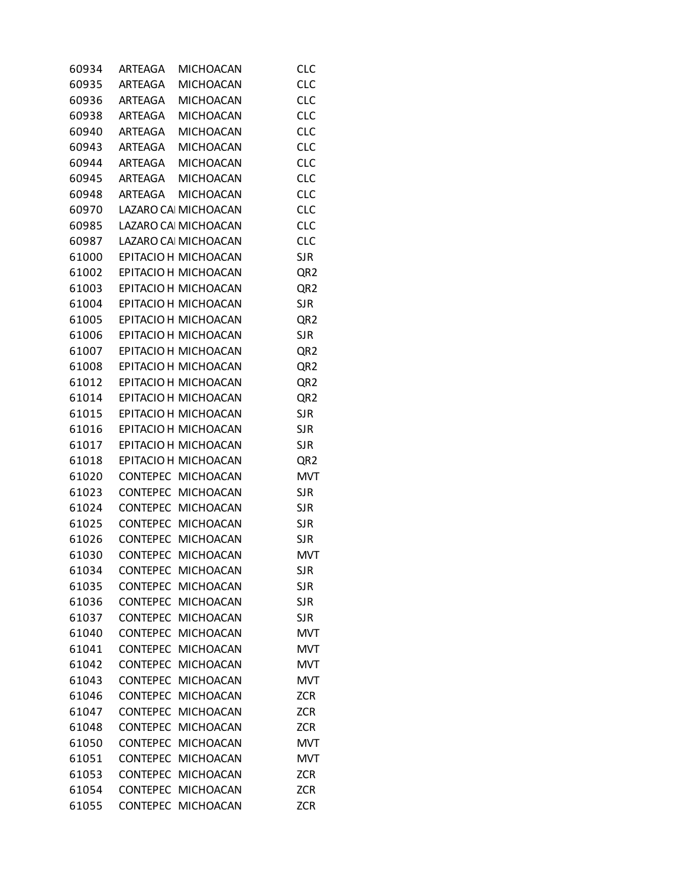| | | | |
|---|---|---|---|
| 60934 | ARTEAGA | MICHOACAN | CLC |
| 60935 | ARTEAGA | MICHOACAN | CLC |
| 60936 | ARTEAGA | MICHOACAN | CLC |
| 60938 | ARTEAGA | MICHOACAN | CLC |
| 60940 | ARTEAGA | MICHOACAN | CLC |
| 60943 | ARTEAGA | MICHOACAN | CLC |
| 60944 | ARTEAGA | MICHOACAN | CLC |
| 60945 | ARTEAGA | MICHOACAN | CLC |
| 60948 | ARTEAGA | MICHOACAN | CLC |
| 60970 | LAZARO CA | MICHOACAN | CLC |
| 60985 | LAZARO CA | MICHOACAN | CLC |
| 60987 | LAZARO CA | MICHOACAN | CLC |
| 61000 | EPITACIO H | MICHOACAN | SJR |
| 61002 | EPITACIO H | MICHOACAN | QR2 |
| 61003 | EPITACIO H | MICHOACAN | QR2 |
| 61004 | EPITACIO H | MICHOACAN | SJR |
| 61005 | EPITACIO H | MICHOACAN | QR2 |
| 61006 | EPITACIO H | MICHOACAN | SJR |
| 61007 | EPITACIO H | MICHOACAN | QR2 |
| 61008 | EPITACIO H | MICHOACAN | QR2 |
| 61012 | EPITACIO H | MICHOACAN | QR2 |
| 61014 | EPITACIO H | MICHOACAN | QR2 |
| 61015 | EPITACIO H | MICHOACAN | SJR |
| 61016 | EPITACIO H | MICHOACAN | SJR |
| 61017 | EPITACIO H | MICHOACAN | SJR |
| 61018 | EPITACIO H | MICHOACAN | QR2 |
| 61020 | CONTEPEC | MICHOACAN | MVT |
| 61023 | CONTEPEC | MICHOACAN | SJR |
| 61024 | CONTEPEC | MICHOACAN | SJR |
| 61025 | CONTEPEC | MICHOACAN | SJR |
| 61026 | CONTEPEC | MICHOACAN | SJR |
| 61030 | CONTEPEC | MICHOACAN | MVT |
| 61034 | CONTEPEC | MICHOACAN | SJR |
| 61035 | CONTEPEC | MICHOACAN | SJR |
| 61036 | CONTEPEC | MICHOACAN | SJR |
| 61037 | CONTEPEC | MICHOACAN | SJR |
| 61040 | CONTEPEC | MICHOACAN | MVT |
| 61041 | CONTEPEC | MICHOACAN | MVT |
| 61042 | CONTEPEC | MICHOACAN | MVT |
| 61043 | CONTEPEC | MICHOACAN | MVT |
| 61046 | CONTEPEC | MICHOACAN | ZCR |
| 61047 | CONTEPEC | MICHOACAN | ZCR |
| 61048 | CONTEPEC | MICHOACAN | ZCR |
| 61050 | CONTEPEC | MICHOACAN | MVT |
| 61051 | CONTEPEC | MICHOACAN | MVT |
| 61053 | CONTEPEC | MICHOACAN | ZCR |
| 61054 | CONTEPEC | MICHOACAN | ZCR |
| 61055 | CONTEPEC | MICHOACAN | ZCR |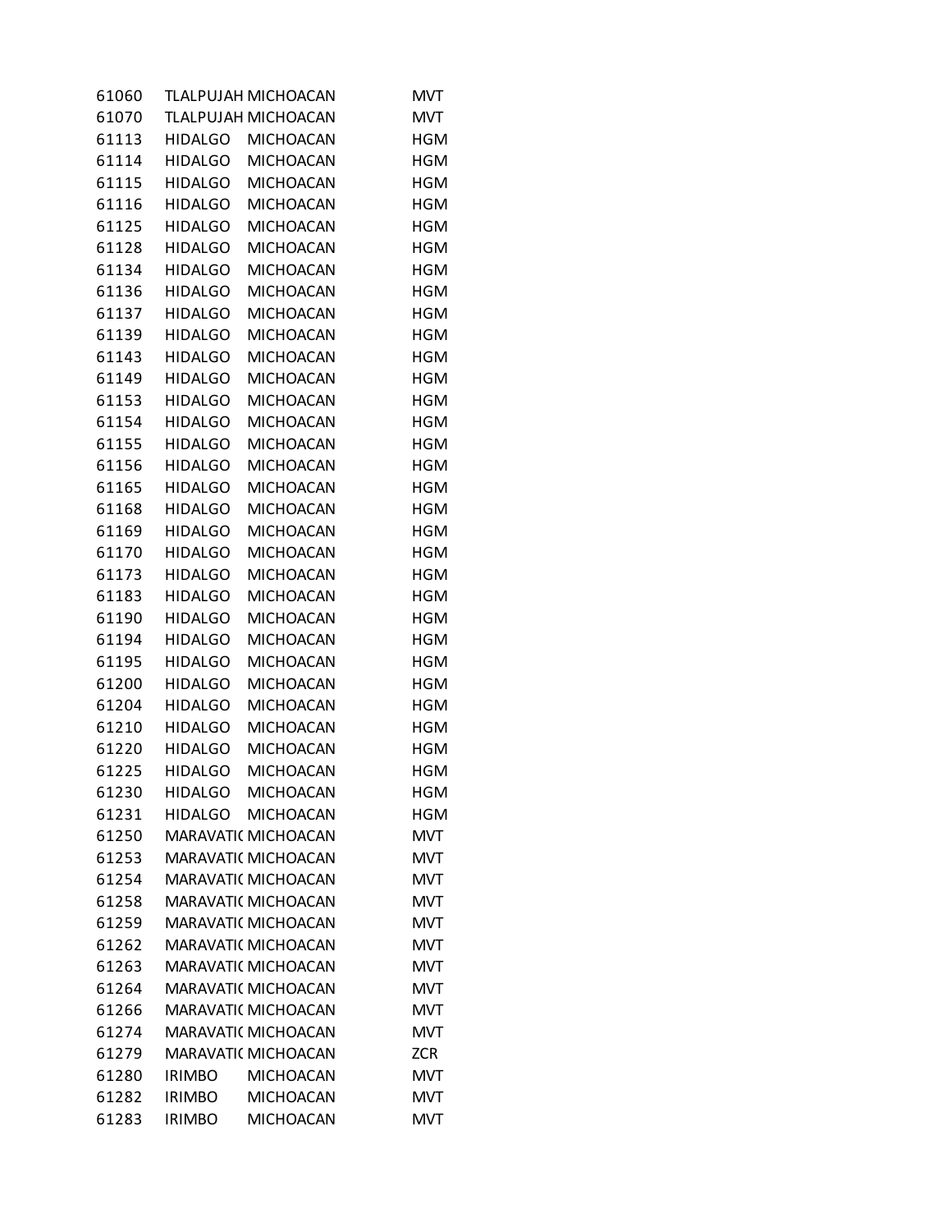| | | | |
|---|---|---|---|
| 61060 | TLALPUJAH | MICHOACAN | MVT |
| 61070 | TLALPUJAH | MICHOACAN | MVT |
| 61113 | HIDALGO | MICHOACAN | HGM |
| 61114 | HIDALGO | MICHOACAN | HGM |
| 61115 | HIDALGO | MICHOACAN | HGM |
| 61116 | HIDALGO | MICHOACAN | HGM |
| 61125 | HIDALGO | MICHOACAN | HGM |
| 61128 | HIDALGO | MICHOACAN | HGM |
| 61134 | HIDALGO | MICHOACAN | HGM |
| 61136 | HIDALGO | MICHOACAN | HGM |
| 61137 | HIDALGO | MICHOACAN | HGM |
| 61139 | HIDALGO | MICHOACAN | HGM |
| 61143 | HIDALGO | MICHOACAN | HGM |
| 61149 | HIDALGO | MICHOACAN | HGM |
| 61153 | HIDALGO | MICHOACAN | HGM |
| 61154 | HIDALGO | MICHOACAN | HGM |
| 61155 | HIDALGO | MICHOACAN | HGM |
| 61156 | HIDALGO | MICHOACAN | HGM |
| 61165 | HIDALGO | MICHOACAN | HGM |
| 61168 | HIDALGO | MICHOACAN | HGM |
| 61169 | HIDALGO | MICHOACAN | HGM |
| 61170 | HIDALGO | MICHOACAN | HGM |
| 61173 | HIDALGO | MICHOACAN | HGM |
| 61183 | HIDALGO | MICHOACAN | HGM |
| 61190 | HIDALGO | MICHOACAN | HGM |
| 61194 | HIDALGO | MICHOACAN | HGM |
| 61195 | HIDALGO | MICHOACAN | HGM |
| 61200 | HIDALGO | MICHOACAN | HGM |
| 61204 | HIDALGO | MICHOACAN | HGM |
| 61210 | HIDALGO | MICHOACAN | HGM |
| 61220 | HIDALGO | MICHOACAN | HGM |
| 61225 | HIDALGO | MICHOACAN | HGM |
| 61230 | HIDALGO | MICHOACAN | HGM |
| 61231 | HIDALGO | MICHOACAN | HGM |
| 61250 | MARAVATI( | MICHOACAN | MVT |
| 61253 | MARAVATI( | MICHOACAN | MVT |
| 61254 | MARAVATI( | MICHOACAN | MVT |
| 61258 | MARAVATI( | MICHOACAN | MVT |
| 61259 | MARAVATI( | MICHOACAN | MVT |
| 61262 | MARAVATI( | MICHOACAN | MVT |
| 61263 | MARAVATI( | MICHOACAN | MVT |
| 61264 | MARAVATI( | MICHOACAN | MVT |
| 61266 | MARAVATI( | MICHOACAN | MVT |
| 61274 | MARAVATI( | MICHOACAN | MVT |
| 61279 | MARAVATI( | MICHOACAN | ZCR |
| 61280 | IRIMBO | MICHOACAN | MVT |
| 61282 | IRIMBO | MICHOACAN | MVT |
| 61283 | IRIMBO | MICHOACAN | MVT |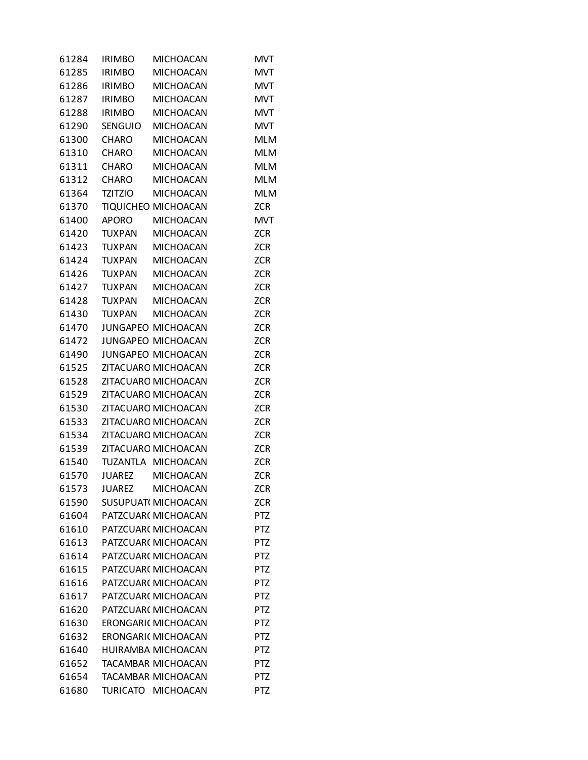| | | | |
|---|---|---|---|
| 61284 | IRIMBO | MICHOACAN | MVT |
| 61285 | IRIMBO | MICHOACAN | MVT |
| 61286 | IRIMBO | MICHOACAN | MVT |
| 61287 | IRIMBO | MICHOACAN | MVT |
| 61288 | IRIMBO | MICHOACAN | MVT |
| 61290 | SENGUIO | MICHOACAN | MVT |
| 61300 | CHARO | MICHOACAN | MLM |
| 61310 | CHARO | MICHOACAN | MLM |
| 61311 | CHARO | MICHOACAN | MLM |
| 61312 | CHARO | MICHOACAN | MLM |
| 61364 | TZITZIO | MICHOACAN | MLM |
| 61370 | TIQUICHEO | MICHOACAN | ZCR |
| 61400 | APORO | MICHOACAN | MVT |
| 61420 | TUXPAN | MICHOACAN | ZCR |
| 61423 | TUXPAN | MICHOACAN | ZCR |
| 61424 | TUXPAN | MICHOACAN | ZCR |
| 61426 | TUXPAN | MICHOACAN | ZCR |
| 61427 | TUXPAN | MICHOACAN | ZCR |
| 61428 | TUXPAN | MICHOACAN | ZCR |
| 61430 | TUXPAN | MICHOACAN | ZCR |
| 61470 | JUNGAPEO | MICHOACAN | ZCR |
| 61472 | JUNGAPEO | MICHOACAN | ZCR |
| 61490 | JUNGAPEO | MICHOACAN | ZCR |
| 61525 | ZITACUARO | MICHOACAN | ZCR |
| 61528 | ZITACUARO | MICHOACAN | ZCR |
| 61529 | ZITACUARO | MICHOACAN | ZCR |
| 61530 | ZITACUARO | MICHOACAN | ZCR |
| 61533 | ZITACUARO | MICHOACAN | ZCR |
| 61534 | ZITACUARO | MICHOACAN | ZCR |
| 61539 | ZITACUARO | MICHOACAN | ZCR |
| 61540 | TUZANTLA | MICHOACAN | ZCR |
| 61570 | JUAREZ | MICHOACAN | ZCR |
| 61573 | JUAREZ | MICHOACAN | ZCR |
| 61590 | SUSUPUAT( | MICHOACAN | ZCR |
| 61604 | PATZCUAR( | MICHOACAN | PTZ |
| 61610 | PATZCUAR( | MICHOACAN | PTZ |
| 61613 | PATZCUAR( | MICHOACAN | PTZ |
| 61614 | PATZCUAR( | MICHOACAN | PTZ |
| 61615 | PATZCUAR( | MICHOACAN | PTZ |
| 61616 | PATZCUAR( | MICHOACAN | PTZ |
| 61617 | PATZCUAR( | MICHOACAN | PTZ |
| 61620 | PATZCUAR( | MICHOACAN | PTZ |
| 61630 | ERONGARI( | MICHOACAN | PTZ |
| 61632 | ERONGARI( | MICHOACAN | PTZ |
| 61640 | HUIRAMBA | MICHOACAN | PTZ |
| 61652 | TACAMBAR | MICHOACAN | PTZ |
| 61654 | TACAMBAR | MICHOACAN | PTZ |
| 61680 | TURICATO | MICHOACAN | PTZ |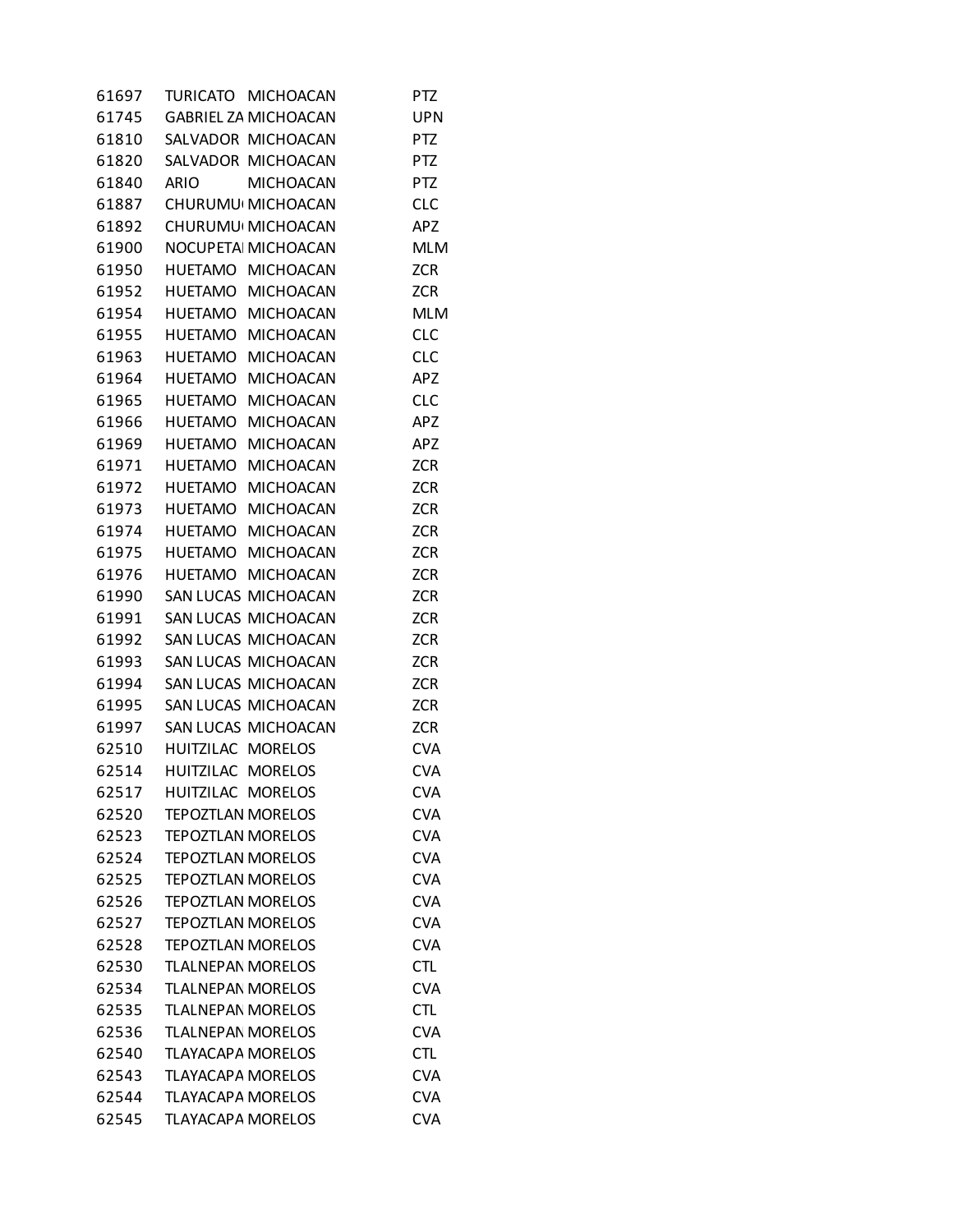| | | | |
|---|---|---|---|
| 61697 | TURICATO | MICHOACAN | PTZ |
| 61745 | GABRIEL ZA | MICHOACAN | UPN |
| 61810 | SALVADOR | MICHOACAN | PTZ |
| 61820 | SALVADOR | MICHOACAN | PTZ |
| 61840 | ARIO | MICHOACAN | PTZ |
| 61887 | CHURUMU | MICHOACAN | CLC |
| 61892 | CHURUMU | MICHOACAN | APZ |
| 61900 | NOCUPETA | MICHOACAN | MLM |
| 61950 | HUETAMO | MICHOACAN | ZCR |
| 61952 | HUETAMO | MICHOACAN | ZCR |
| 61954 | HUETAMO | MICHOACAN | MLM |
| 61955 | HUETAMO | MICHOACAN | CLC |
| 61963 | HUETAMO | MICHOACAN | CLC |
| 61964 | HUETAMO | MICHOACAN | APZ |
| 61965 | HUETAMO | MICHOACAN | CLC |
| 61966 | HUETAMO | MICHOACAN | APZ |
| 61969 | HUETAMO | MICHOACAN | APZ |
| 61971 | HUETAMO | MICHOACAN | ZCR |
| 61972 | HUETAMO | MICHOACAN | ZCR |
| 61973 | HUETAMO | MICHOACAN | ZCR |
| 61974 | HUETAMO | MICHOACAN | ZCR |
| 61975 | HUETAMO | MICHOACAN | ZCR |
| 61976 | HUETAMO | MICHOACAN | ZCR |
| 61990 | SAN LUCAS | MICHOACAN | ZCR |
| 61991 | SAN LUCAS | MICHOACAN | ZCR |
| 61992 | SAN LUCAS | MICHOACAN | ZCR |
| 61993 | SAN LUCAS | MICHOACAN | ZCR |
| 61994 | SAN LUCAS | MICHOACAN | ZCR |
| 61995 | SAN LUCAS | MICHOACAN | ZCR |
| 61997 | SAN LUCAS | MICHOACAN | ZCR |
| 62510 | HUITZILAC | MORELOS | CVA |
| 62514 | HUITZILAC | MORELOS | CVA |
| 62517 | HUITZILAC | MORELOS | CVA |
| 62520 | TEPOZTLAN | MORELOS | CVA |
| 62523 | TEPOZTLAN | MORELOS | CVA |
| 62524 | TEPOZTLAN | MORELOS | CVA |
| 62525 | TEPOZTLAN | MORELOS | CVA |
| 62526 | TEPOZTLAN | MORELOS | CVA |
| 62527 | TEPOZTLAN | MORELOS | CVA |
| 62528 | TEPOZTLAN | MORELOS | CVA |
| 62530 | TLALNEPAN | MORELOS | CTL |
| 62534 | TLALNEPAN | MORELOS | CVA |
| 62535 | TLALNEPAN | MORELOS | CTL |
| 62536 | TLALNEPAN | MORELOS | CVA |
| 62540 | TLAYACAPA | MORELOS | CTL |
| 62543 | TLAYACAPA | MORELOS | CVA |
| 62544 | TLAYACAPA | MORELOS | CVA |
| 62545 | TLAYACAPA | MORELOS | CVA |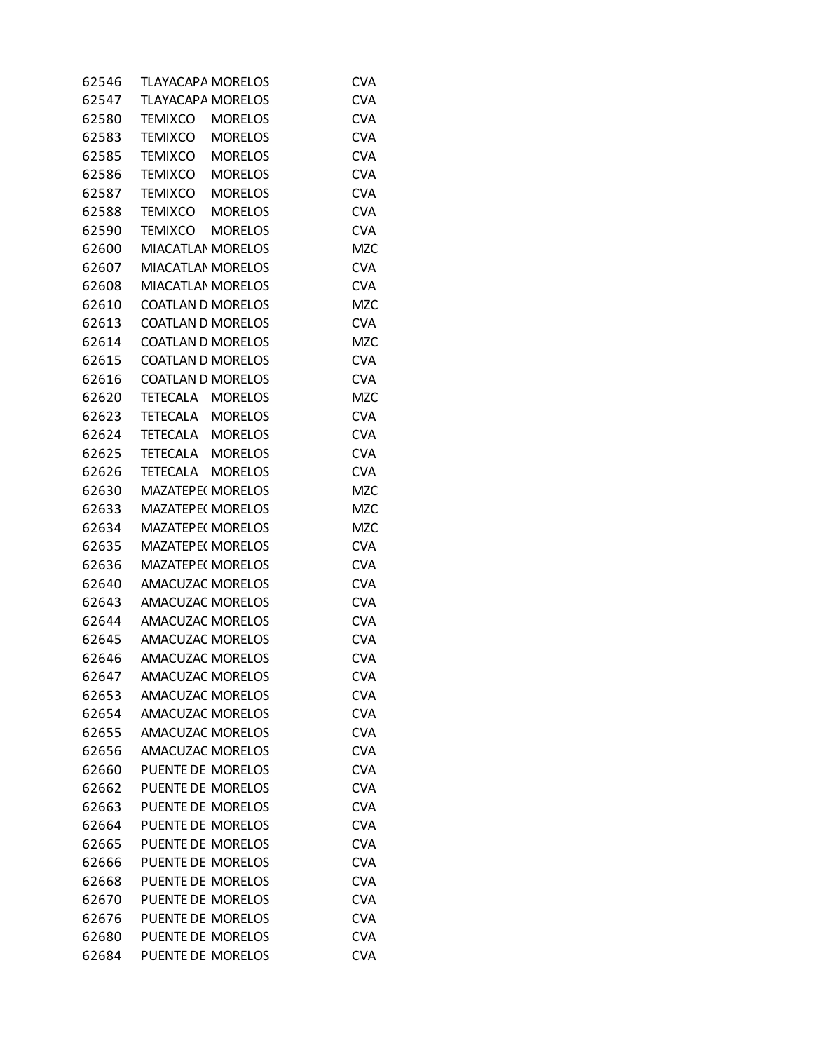| | | | |
|---|---|---|---|
| 62546 | TLAYACAPA | MORELOS | CVA |
| 62547 | TLAYACAPA | MORELOS | CVA |
| 62580 | TEMIXCO | MORELOS | CVA |
| 62583 | TEMIXCO | MORELOS | CVA |
| 62585 | TEMIXCO | MORELOS | CVA |
| 62586 | TEMIXCO | MORELOS | CVA |
| 62587 | TEMIXCO | MORELOS | CVA |
| 62588 | TEMIXCO | MORELOS | CVA |
| 62590 | TEMIXCO | MORELOS | CVA |
| 62600 | MIACATLAN | MORELOS | MZC |
| 62607 | MIACATLAN | MORELOS | CVA |
| 62608 | MIACATLAN | MORELOS | CVA |
| 62610 | COATLAN D | MORELOS | MZC |
| 62613 | COATLAN D | MORELOS | CVA |
| 62614 | COATLAN D | MORELOS | MZC |
| 62615 | COATLAN D | MORELOS | CVA |
| 62616 | COATLAN D | MORELOS | CVA |
| 62620 | TETECALA | MORELOS | MZC |
| 62623 | TETECALA | MORELOS | CVA |
| 62624 | TETECALA | MORELOS | CVA |
| 62625 | TETECALA | MORELOS | CVA |
| 62626 | TETECALA | MORELOS | CVA |
| 62630 | MAZATEPEC | MORELOS | MZC |
| 62633 | MAZATEPEC | MORELOS | MZC |
| 62634 | MAZATEPEC | MORELOS | MZC |
| 62635 | MAZATEPEC | MORELOS | CVA |
| 62636 | MAZATEPEC | MORELOS | CVA |
| 62640 | AMACUZAC | MORELOS | CVA |
| 62643 | AMACUZAC | MORELOS | CVA |
| 62644 | AMACUZAC | MORELOS | CVA |
| 62645 | AMACUZAC | MORELOS | CVA |
| 62646 | AMACUZAC | MORELOS | CVA |
| 62647 | AMACUZAC | MORELOS | CVA |
| 62653 | AMACUZAC | MORELOS | CVA |
| 62654 | AMACUZAC | MORELOS | CVA |
| 62655 | AMACUZAC | MORELOS | CVA |
| 62656 | AMACUZAC | MORELOS | CVA |
| 62660 | PUENTE DE | MORELOS | CVA |
| 62662 | PUENTE DE | MORELOS | CVA |
| 62663 | PUENTE DE | MORELOS | CVA |
| 62664 | PUENTE DE | MORELOS | CVA |
| 62665 | PUENTE DE | MORELOS | CVA |
| 62666 | PUENTE DE | MORELOS | CVA |
| 62668 | PUENTE DE | MORELOS | CVA |
| 62670 | PUENTE DE | MORELOS | CVA |
| 62676 | PUENTE DE | MORELOS | CVA |
| 62680 | PUENTE DE | MORELOS | CVA |
| 62684 | PUENTE DE | MORELOS | CVA |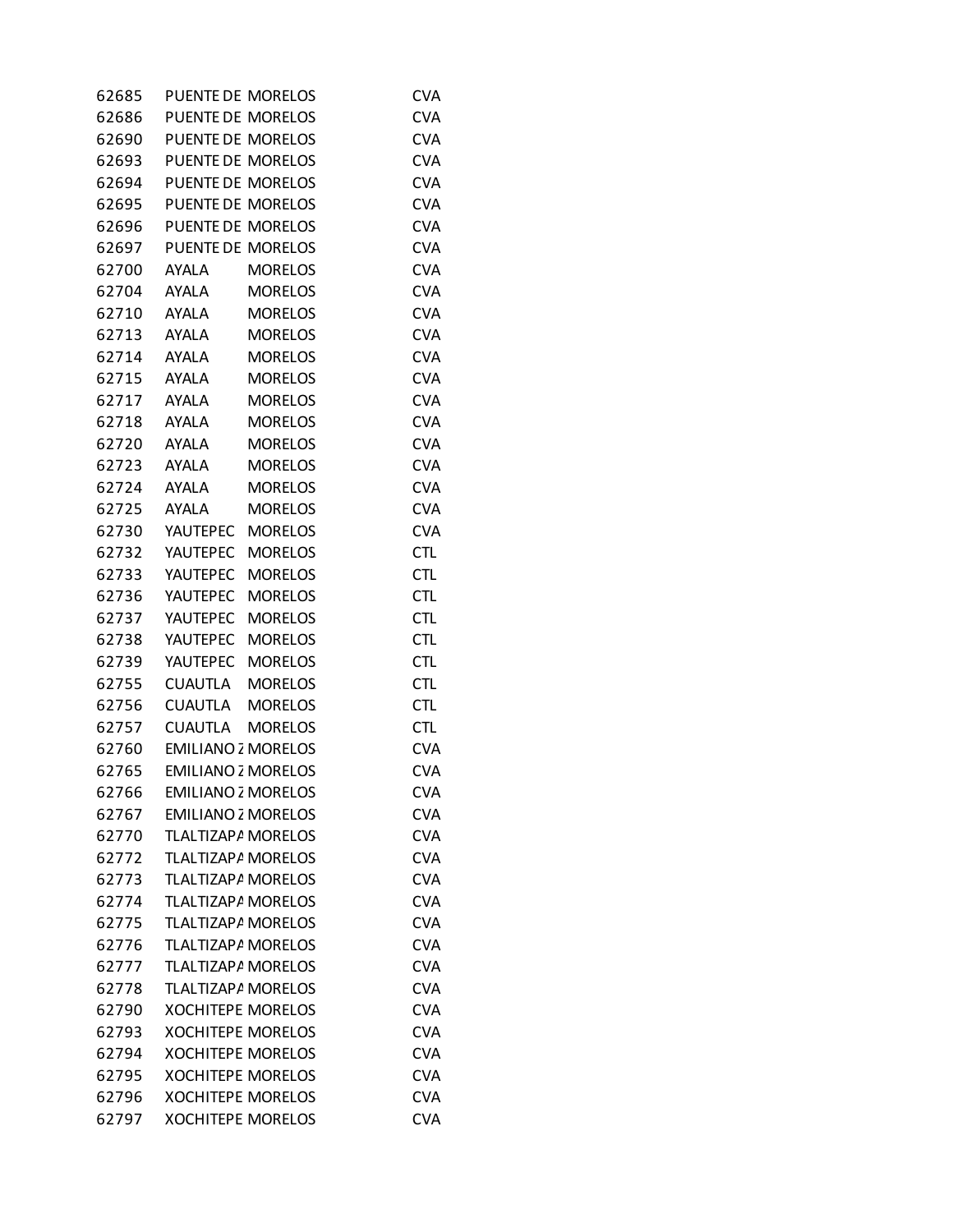| | | | |
|---|---|---|---|
| 62685 | PUENTE DE | MORELOS | CVA |
| 62686 | PUENTE DE | MORELOS | CVA |
| 62690 | PUENTE DE | MORELOS | CVA |
| 62693 | PUENTE DE | MORELOS | CVA |
| 62694 | PUENTE DE | MORELOS | CVA |
| 62695 | PUENTE DE | MORELOS | CVA |
| 62696 | PUENTE DE | MORELOS | CVA |
| 62697 | PUENTE DE | MORELOS | CVA |
| 62700 | AYALA | MORELOS | CVA |
| 62704 | AYALA | MORELOS | CVA |
| 62710 | AYALA | MORELOS | CVA |
| 62713 | AYALA | MORELOS | CVA |
| 62714 | AYALA | MORELOS | CVA |
| 62715 | AYALA | MORELOS | CVA |
| 62717 | AYALA | MORELOS | CVA |
| 62718 | AYALA | MORELOS | CVA |
| 62720 | AYALA | MORELOS | CVA |
| 62723 | AYALA | MORELOS | CVA |
| 62724 | AYALA | MORELOS | CVA |
| 62725 | AYALA | MORELOS | CVA |
| 62730 | YAUTEPEC | MORELOS | CVA |
| 62732 | YAUTEPEC | MORELOS | CTL |
| 62733 | YAUTEPEC | MORELOS | CTL |
| 62736 | YAUTEPEC | MORELOS | CTL |
| 62737 | YAUTEPEC | MORELOS | CTL |
| 62738 | YAUTEPEC | MORELOS | CTL |
| 62739 | YAUTEPEC | MORELOS | CTL |
| 62755 | CUAUTLA | MORELOS | CTL |
| 62756 | CUAUTLA | MORELOS | CTL |
| 62757 | CUAUTLA | MORELOS | CTL |
| 62760 | EMILIANO Z | MORELOS | CVA |
| 62765 | EMILIANO Z | MORELOS | CVA |
| 62766 | EMILIANO Z | MORELOS | CVA |
| 62767 | EMILIANO Z | MORELOS | CVA |
| 62770 | TLALTIZAPA | MORELOS | CVA |
| 62772 | TLALTIZAPA | MORELOS | CVA |
| 62773 | TLALTIZAPA | MORELOS | CVA |
| 62774 | TLALTIZAPA | MORELOS | CVA |
| 62775 | TLALTIZAPA | MORELOS | CVA |
| 62776 | TLALTIZAPA | MORELOS | CVA |
| 62777 | TLALTIZAPA | MORELOS | CVA |
| 62778 | TLALTIZAPA | MORELOS | CVA |
| 62790 | XOCHITEPE | MORELOS | CVA |
| 62793 | XOCHITEPE | MORELOS | CVA |
| 62794 | XOCHITEPE | MORELOS | CVA |
| 62795 | XOCHITEPE | MORELOS | CVA |
| 62796 | XOCHITEPE | MORELOS | CVA |
| 62797 | XOCHITEPE | MORELOS | CVA |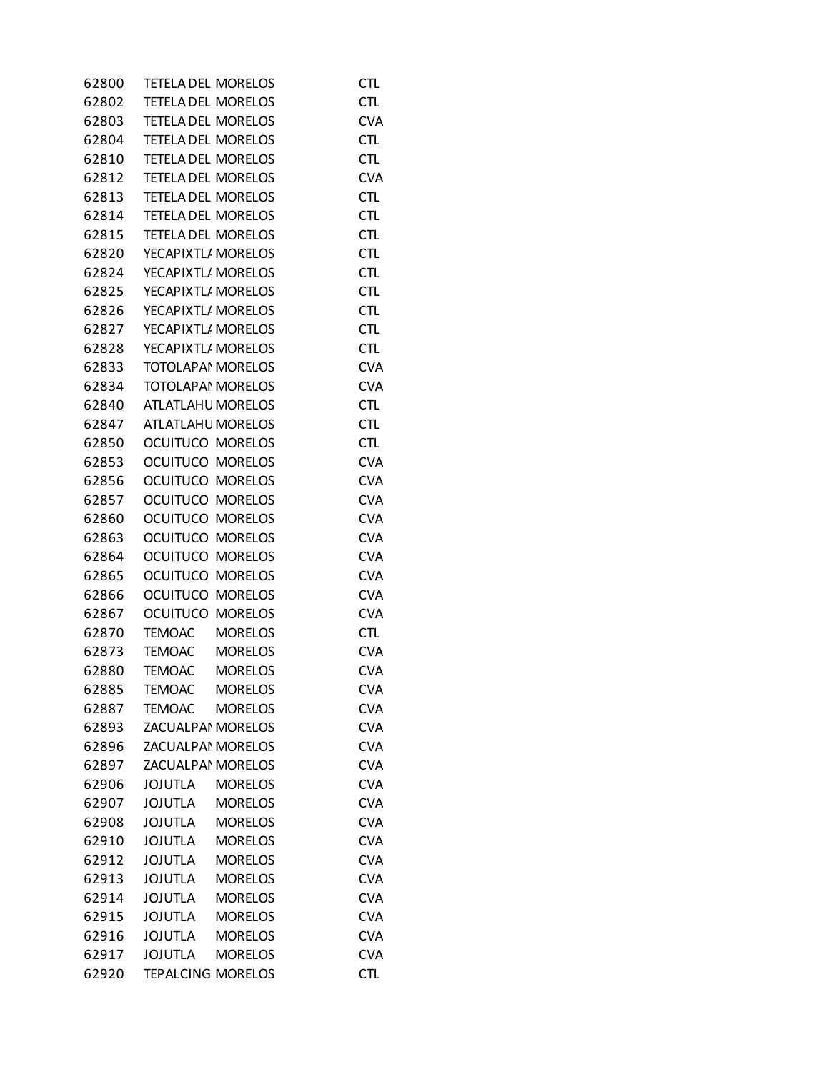| | | | |
|---|---|---|---|
| 62800 | TETELA DEL | MORELOS | CTL |
| 62802 | TETELA DEL | MORELOS | CTL |
| 62803 | TETELA DEL | MORELOS | CVA |
| 62804 | TETELA DEL | MORELOS | CTL |
| 62810 | TETELA DEL | MORELOS | CTL |
| 62812 | TETELA DEL | MORELOS | CVA |
| 62813 | TETELA DEL | MORELOS | CTL |
| 62814 | TETELA DEL | MORELOS | CTL |
| 62815 | TETELA DEL | MORELOS | CTL |
| 62820 | YECAPIXTLA | MORELOS | CTL |
| 62824 | YECAPIXTLA | MORELOS | CTL |
| 62825 | YECAPIXTLA | MORELOS | CTL |
| 62826 | YECAPIXTLA | MORELOS | CTL |
| 62827 | YECAPIXTLA | MORELOS | CTL |
| 62828 | YECAPIXTLA | MORELOS | CTL |
| 62833 | TOTOLAPAN | MORELOS | CVA |
| 62834 | TOTOLAPAN | MORELOS | CVA |
| 62840 | ATLATLAHU | MORELOS | CTL |
| 62847 | ATLATLAHU | MORELOS | CTL |
| 62850 | OCUITUCO | MORELOS | CTL |
| 62853 | OCUITUCO | MORELOS | CVA |
| 62856 | OCUITUCO | MORELOS | CVA |
| 62857 | OCUITUCO | MORELOS | CVA |
| 62860 | OCUITUCO | MORELOS | CVA |
| 62863 | OCUITUCO | MORELOS | CVA |
| 62864 | OCUITUCO | MORELOS | CVA |
| 62865 | OCUITUCO | MORELOS | CVA |
| 62866 | OCUITUCO | MORELOS | CVA |
| 62867 | OCUITUCO | MORELOS | CVA |
| 62870 | TEMOAC | MORELOS | CTL |
| 62873 | TEMOAC | MORELOS | CVA |
| 62880 | TEMOAC | MORELOS | CVA |
| 62885 | TEMOAC | MORELOS | CVA |
| 62887 | TEMOAC | MORELOS | CVA |
| 62893 | ZACUALPAN | MORELOS | CVA |
| 62896 | ZACUALPAN | MORELOS | CVA |
| 62897 | ZACUALPAN | MORELOS | CVA |
| 62906 | JOJUTLA | MORELOS | CVA |
| 62907 | JOJUTLA | MORELOS | CVA |
| 62908 | JOJUTLA | MORELOS | CVA |
| 62910 | JOJUTLA | MORELOS | CVA |
| 62912 | JOJUTLA | MORELOS | CVA |
| 62913 | JOJUTLA | MORELOS | CVA |
| 62914 | JOJUTLA | MORELOS | CVA |
| 62915 | JOJUTLA | MORELOS | CVA |
| 62916 | JOJUTLA | MORELOS | CVA |
| 62917 | JOJUTLA | MORELOS | CVA |
| 62920 | TEPALCING | MORELOS | CTL |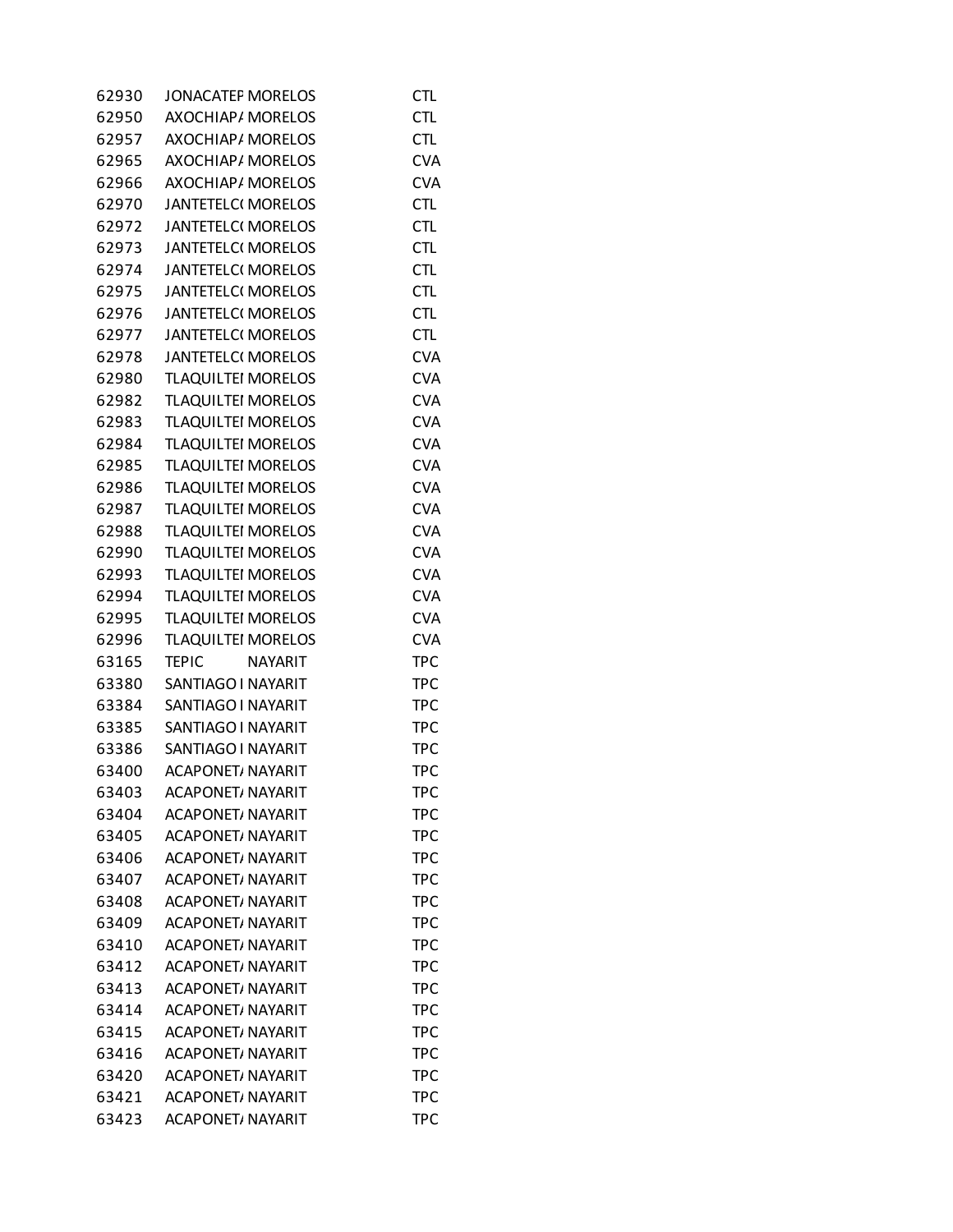| | | | |
|---|---|---|---|
| 62930 | JONACATEP | MORELOS | CTL |
| 62950 | AXOCHIAPA | MORELOS | CTL |
| 62957 | AXOCHIAPA | MORELOS | CTL |
| 62965 | AXOCHIAPA | MORELOS | CVA |
| 62966 | AXOCHIAPA | MORELOS | CVA |
| 62970 | JANTETELC | MORELOS | CTL |
| 62972 | JANTETELC | MORELOS | CTL |
| 62973 | JANTETELC | MORELOS | CTL |
| 62974 | JANTETELC | MORELOS | CTL |
| 62975 | JANTETELC | MORELOS | CTL |
| 62976 | JANTETELC | MORELOS | CTL |
| 62977 | JANTETELC | MORELOS | CTL |
| 62978 | JANTETELC | MORELOS | CVA |
| 62980 | TLAQUILTEI | MORELOS | CVA |
| 62982 | TLAQUILTEI | MORELOS | CVA |
| 62983 | TLAQUILTEI | MORELOS | CVA |
| 62984 | TLAQUILTEI | MORELOS | CVA |
| 62985 | TLAQUILTEI | MORELOS | CVA |
| 62986 | TLAQUILTEI | MORELOS | CVA |
| 62987 | TLAQUILTEI | MORELOS | CVA |
| 62988 | TLAQUILTEI | MORELOS | CVA |
| 62990 | TLAQUILTEI | MORELOS | CVA |
| 62993 | TLAQUILTEI | MORELOS | CVA |
| 62994 | TLAQUILTEI | MORELOS | CVA |
| 62995 | TLAQUILTEI | MORELOS | CVA |
| 62996 | TLAQUILTEI | MORELOS | CVA |
| 63165 | TEPIC | NAYARIT | TPC |
| 63380 | SANTIAGO I | NAYARIT | TPC |
| 63384 | SANTIAGO I | NAYARIT | TPC |
| 63385 | SANTIAGO I | NAYARIT | TPC |
| 63386 | SANTIAGO I | NAYARIT | TPC |
| 63400 | ACAPONETA | NAYARIT | TPC |
| 63403 | ACAPONETA | NAYARIT | TPC |
| 63404 | ACAPONETA | NAYARIT | TPC |
| 63405 | ACAPONETA | NAYARIT | TPC |
| 63406 | ACAPONETA | NAYARIT | TPC |
| 63407 | ACAPONETA | NAYARIT | TPC |
| 63408 | ACAPONETA | NAYARIT | TPC |
| 63409 | ACAPONETA | NAYARIT | TPC |
| 63410 | ACAPONETA | NAYARIT | TPC |
| 63412 | ACAPONETA | NAYARIT | TPC |
| 63413 | ACAPONETA | NAYARIT | TPC |
| 63414 | ACAPONETA | NAYARIT | TPC |
| 63415 | ACAPONETA | NAYARIT | TPC |
| 63416 | ACAPONETA | NAYARIT | TPC |
| 63420 | ACAPONETA | NAYARIT | TPC |
| 63421 | ACAPONETA | NAYARIT | TPC |
| 63423 | ACAPONETA | NAYARIT | TPC |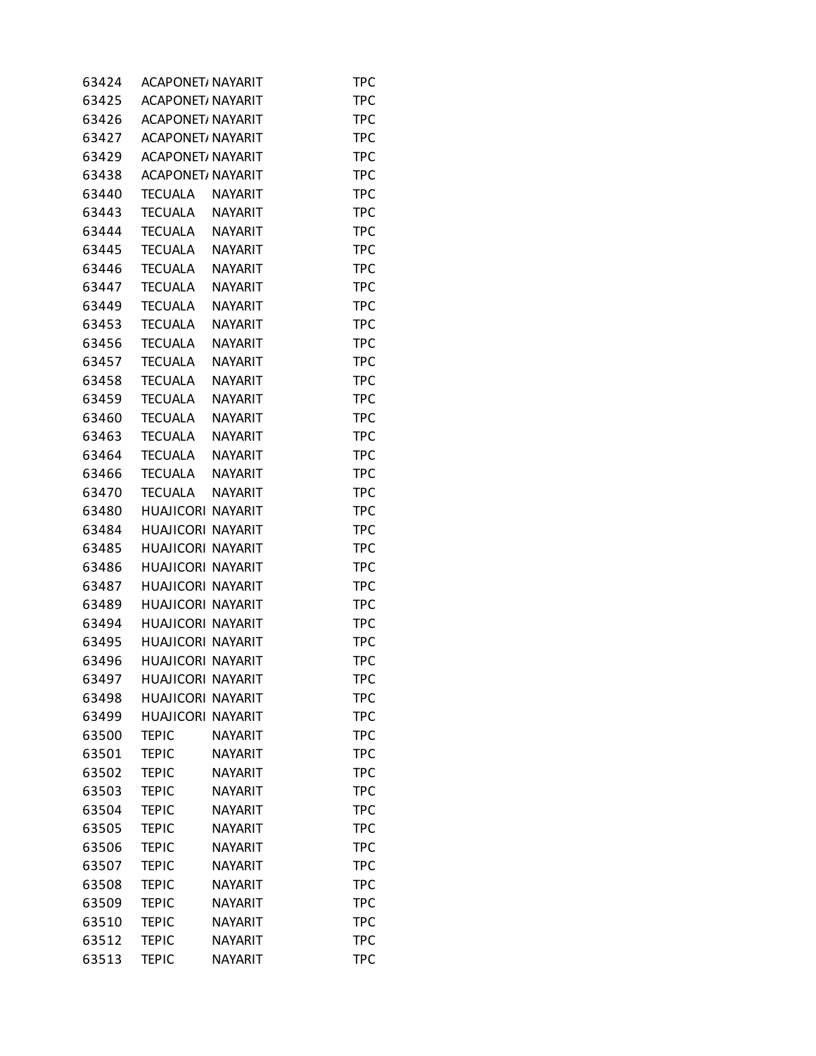| | | | |
|---|---|---|---|
| 63424 | ACAPONETA | NAYARIT | TPC |
| 63425 | ACAPONETA | NAYARIT | TPC |
| 63426 | ACAPONETA | NAYARIT | TPC |
| 63427 | ACAPONETA | NAYARIT | TPC |
| 63429 | ACAPONETA | NAYARIT | TPC |
| 63438 | ACAPONETA | NAYARIT | TPC |
| 63440 | TECUALA | NAYARIT | TPC |
| 63443 | TECUALA | NAYARIT | TPC |
| 63444 | TECUALA | NAYARIT | TPC |
| 63445 | TECUALA | NAYARIT | TPC |
| 63446 | TECUALA | NAYARIT | TPC |
| 63447 | TECUALA | NAYARIT | TPC |
| 63449 | TECUALA | NAYARIT | TPC |
| 63453 | TECUALA | NAYARIT | TPC |
| 63456 | TECUALA | NAYARIT | TPC |
| 63457 | TECUALA | NAYARIT | TPC |
| 63458 | TECUALA | NAYARIT | TPC |
| 63459 | TECUALA | NAYARIT | TPC |
| 63460 | TECUALA | NAYARIT | TPC |
| 63463 | TECUALA | NAYARIT | TPC |
| 63464 | TECUALA | NAYARIT | TPC |
| 63466 | TECUALA | NAYARIT | TPC |
| 63470 | TECUALA | NAYARIT | TPC |
| 63480 | HUAJICORI | NAYARIT | TPC |
| 63484 | HUAJICORI | NAYARIT | TPC |
| 63485 | HUAJICORI | NAYARIT | TPC |
| 63486 | HUAJICORI | NAYARIT | TPC |
| 63487 | HUAJICORI | NAYARIT | TPC |
| 63489 | HUAJICORI | NAYARIT | TPC |
| 63494 | HUAJICORI | NAYARIT | TPC |
| 63495 | HUAJICORI | NAYARIT | TPC |
| 63496 | HUAJICORI | NAYARIT | TPC |
| 63497 | HUAJICORI | NAYARIT | TPC |
| 63498 | HUAJICORI | NAYARIT | TPC |
| 63499 | HUAJICORI | NAYARIT | TPC |
| 63500 | TEPIC | NAYARIT | TPC |
| 63501 | TEPIC | NAYARIT | TPC |
| 63502 | TEPIC | NAYARIT | TPC |
| 63503 | TEPIC | NAYARIT | TPC |
| 63504 | TEPIC | NAYARIT | TPC |
| 63505 | TEPIC | NAYARIT | TPC |
| 63506 | TEPIC | NAYARIT | TPC |
| 63507 | TEPIC | NAYARIT | TPC |
| 63508 | TEPIC | NAYARIT | TPC |
| 63509 | TEPIC | NAYARIT | TPC |
| 63510 | TEPIC | NAYARIT | TPC |
| 63512 | TEPIC | NAYARIT | TPC |
| 63513 | TEPIC | NAYARIT | TPC |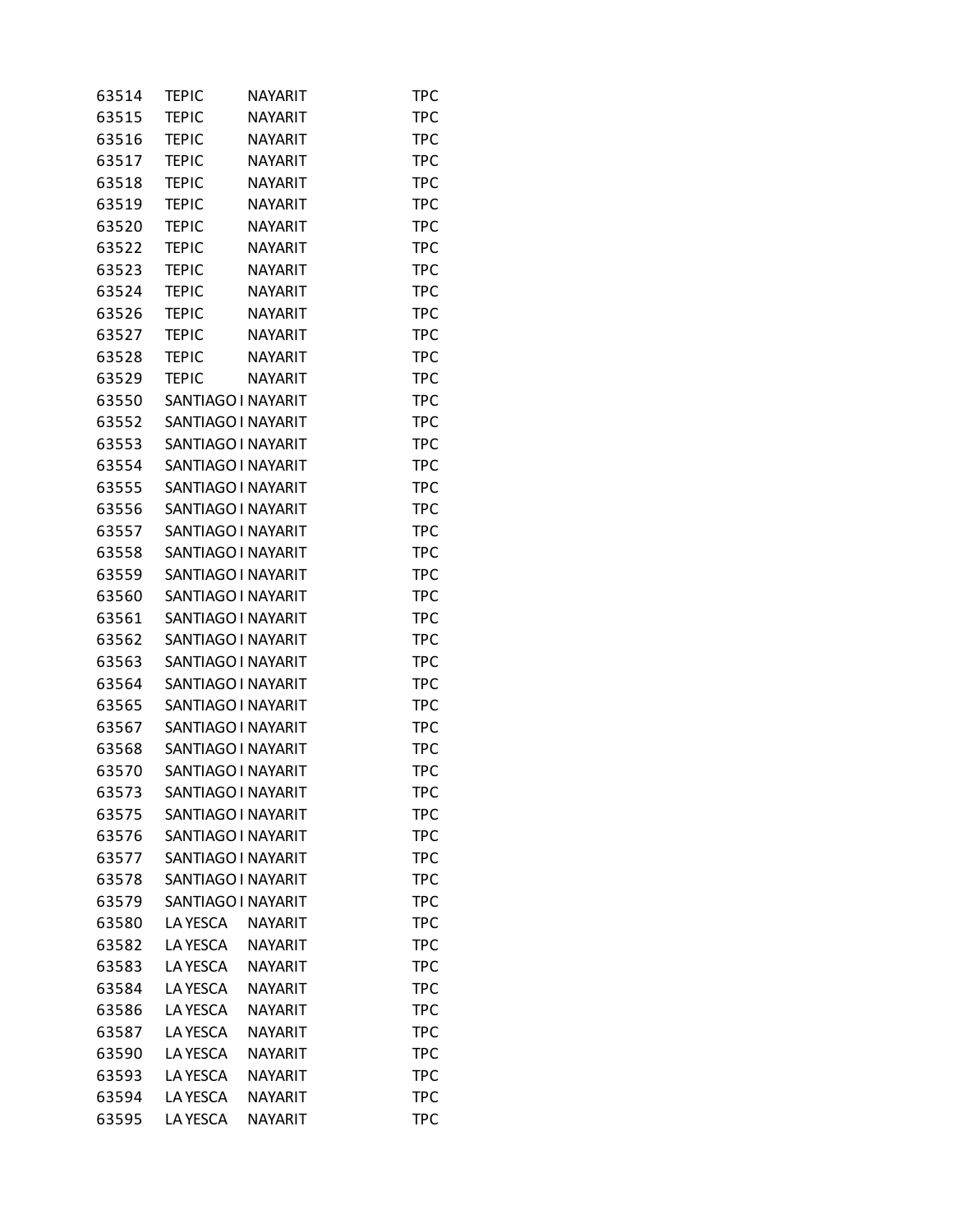| | | | |
|---|---|---|---|
| 63514 | TEPIC | NAYARIT | TPC |
| 63515 | TEPIC | NAYARIT | TPC |
| 63516 | TEPIC | NAYARIT | TPC |
| 63517 | TEPIC | NAYARIT | TPC |
| 63518 | TEPIC | NAYARIT | TPC |
| 63519 | TEPIC | NAYARIT | TPC |
| 63520 | TEPIC | NAYARIT | TPC |
| 63522 | TEPIC | NAYARIT | TPC |
| 63523 | TEPIC | NAYARIT | TPC |
| 63524 | TEPIC | NAYARIT | TPC |
| 63526 | TEPIC | NAYARIT | TPC |
| 63527 | TEPIC | NAYARIT | TPC |
| 63528 | TEPIC | NAYARIT | TPC |
| 63529 | TEPIC | NAYARIT | TPC |
| 63550 | SANTIAGO I | NAYARIT | TPC |
| 63552 | SANTIAGO I | NAYARIT | TPC |
| 63553 | SANTIAGO I | NAYARIT | TPC |
| 63554 | SANTIAGO I | NAYARIT | TPC |
| 63555 | SANTIAGO I | NAYARIT | TPC |
| 63556 | SANTIAGO I | NAYARIT | TPC |
| 63557 | SANTIAGO I | NAYARIT | TPC |
| 63558 | SANTIAGO I | NAYARIT | TPC |
| 63559 | SANTIAGO I | NAYARIT | TPC |
| 63560 | SANTIAGO I | NAYARIT | TPC |
| 63561 | SANTIAGO I | NAYARIT | TPC |
| 63562 | SANTIAGO I | NAYARIT | TPC |
| 63563 | SANTIAGO I | NAYARIT | TPC |
| 63564 | SANTIAGO I | NAYARIT | TPC |
| 63565 | SANTIAGO I | NAYARIT | TPC |
| 63567 | SANTIAGO I | NAYARIT | TPC |
| 63568 | SANTIAGO I | NAYARIT | TPC |
| 63570 | SANTIAGO I | NAYARIT | TPC |
| 63573 | SANTIAGO I | NAYARIT | TPC |
| 63575 | SANTIAGO I | NAYARIT | TPC |
| 63576 | SANTIAGO I | NAYARIT | TPC |
| 63577 | SANTIAGO I | NAYARIT | TPC |
| 63578 | SANTIAGO I | NAYARIT | TPC |
| 63579 | SANTIAGO I | NAYARIT | TPC |
| 63580 | LA YESCA | NAYARIT | TPC |
| 63582 | LA YESCA | NAYARIT | TPC |
| 63583 | LA YESCA | NAYARIT | TPC |
| 63584 | LA YESCA | NAYARIT | TPC |
| 63586 | LA YESCA | NAYARIT | TPC |
| 63587 | LA YESCA | NAYARIT | TPC |
| 63590 | LA YESCA | NAYARIT | TPC |
| 63593 | LA YESCA | NAYARIT | TPC |
| 63594 | LA YESCA | NAYARIT | TPC |
| 63595 | LA YESCA | NAYARIT | TPC |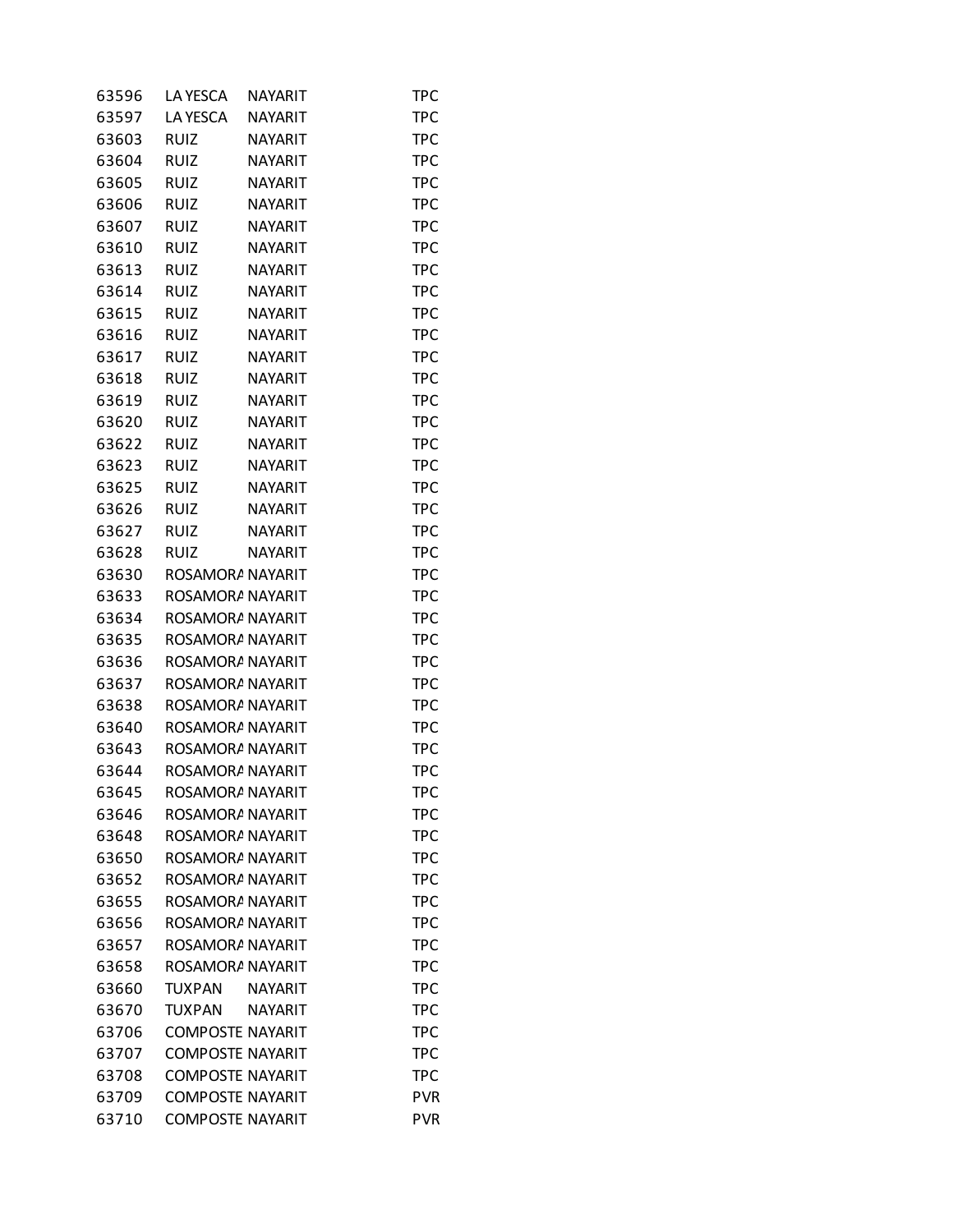| | | | |
|---|---|---|---|
| 63596 | LA YESCA | NAYARIT | TPC |
| 63597 | LA YESCA | NAYARIT | TPC |
| 63603 | RUIZ | NAYARIT | TPC |
| 63604 | RUIZ | NAYARIT | TPC |
| 63605 | RUIZ | NAYARIT | TPC |
| 63606 | RUIZ | NAYARIT | TPC |
| 63607 | RUIZ | NAYARIT | TPC |
| 63610 | RUIZ | NAYARIT | TPC |
| 63613 | RUIZ | NAYARIT | TPC |
| 63614 | RUIZ | NAYARIT | TPC |
| 63615 | RUIZ | NAYARIT | TPC |
| 63616 | RUIZ | NAYARIT | TPC |
| 63617 | RUIZ | NAYARIT | TPC |
| 63618 | RUIZ | NAYARIT | TPC |
| 63619 | RUIZ | NAYARIT | TPC |
| 63620 | RUIZ | NAYARIT | TPC |
| 63622 | RUIZ | NAYARIT | TPC |
| 63623 | RUIZ | NAYARIT | TPC |
| 63625 | RUIZ | NAYARIT | TPC |
| 63626 | RUIZ | NAYARIT | TPC |
| 63627 | RUIZ | NAYARIT | TPC |
| 63628 | RUIZ | NAYARIT | TPC |
| 63630 | ROSAMORA | NAYARIT | TPC |
| 63633 | ROSAMORA | NAYARIT | TPC |
| 63634 | ROSAMORA | NAYARIT | TPC |
| 63635 | ROSAMORA | NAYARIT | TPC |
| 63636 | ROSAMORA | NAYARIT | TPC |
| 63637 | ROSAMORA | NAYARIT | TPC |
| 63638 | ROSAMORA | NAYARIT | TPC |
| 63640 | ROSAMORA | NAYARIT | TPC |
| 63643 | ROSAMORA | NAYARIT | TPC |
| 63644 | ROSAMORA | NAYARIT | TPC |
| 63645 | ROSAMORA | NAYARIT | TPC |
| 63646 | ROSAMORA | NAYARIT | TPC |
| 63648 | ROSAMORA | NAYARIT | TPC |
| 63650 | ROSAMORA | NAYARIT | TPC |
| 63652 | ROSAMORA | NAYARIT | TPC |
| 63655 | ROSAMORA | NAYARIT | TPC |
| 63656 | ROSAMORA | NAYARIT | TPC |
| 63657 | ROSAMORA | NAYARIT | TPC |
| 63658 | ROSAMORA | NAYARIT | TPC |
| 63660 | TUXPAN | NAYARIT | TPC |
| 63670 | TUXPAN | NAYARIT | TPC |
| 63706 | COMPOSTE | NAYARIT | TPC |
| 63707 | COMPOSTE | NAYARIT | TPC |
| 63708 | COMPOSTE | NAYARIT | TPC |
| 63709 | COMPOSTE | NAYARIT | PVR |
| 63710 | COMPOSTE | NAYARIT | PVR |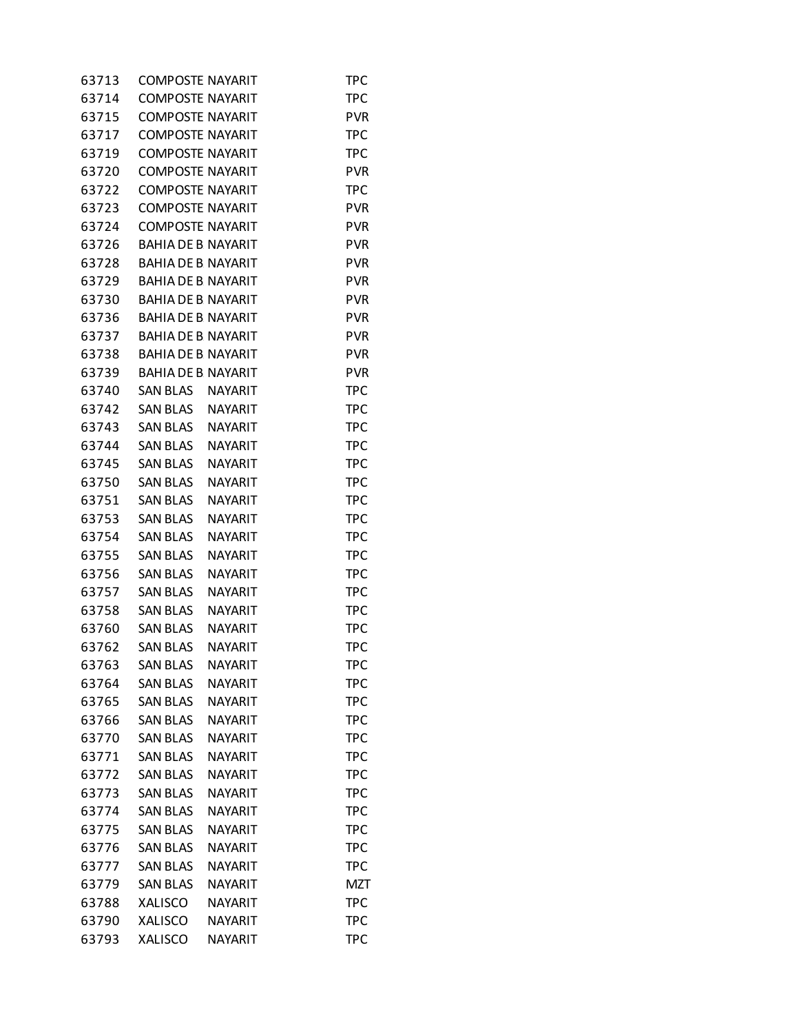| | | | |
|---|---|---|---|
| 63713 | COMPOSTE | NAYARIT | TPC |
| 63714 | COMPOSTE | NAYARIT | TPC |
| 63715 | COMPOSTE | NAYARIT | PVR |
| 63717 | COMPOSTE | NAYARIT | TPC |
| 63719 | COMPOSTE | NAYARIT | TPC |
| 63720 | COMPOSTE | NAYARIT | PVR |
| 63722 | COMPOSTE | NAYARIT | TPC |
| 63723 | COMPOSTE | NAYARIT | PVR |
| 63724 | COMPOSTE | NAYARIT | PVR |
| 63726 | BAHIA DE B | NAYARIT | PVR |
| 63728 | BAHIA DE B | NAYARIT | PVR |
| 63729 | BAHIA DE B | NAYARIT | PVR |
| 63730 | BAHIA DE B | NAYARIT | PVR |
| 63736 | BAHIA DE B | NAYARIT | PVR |
| 63737 | BAHIA DE B | NAYARIT | PVR |
| 63738 | BAHIA DE B | NAYARIT | PVR |
| 63739 | BAHIA DE B | NAYARIT | PVR |
| 63740 | SAN BLAS | NAYARIT | TPC |
| 63742 | SAN BLAS | NAYARIT | TPC |
| 63743 | SAN BLAS | NAYARIT | TPC |
| 63744 | SAN BLAS | NAYARIT | TPC |
| 63745 | SAN BLAS | NAYARIT | TPC |
| 63750 | SAN BLAS | NAYARIT | TPC |
| 63751 | SAN BLAS | NAYARIT | TPC |
| 63753 | SAN BLAS | NAYARIT | TPC |
| 63754 | SAN BLAS | NAYARIT | TPC |
| 63755 | SAN BLAS | NAYARIT | TPC |
| 63756 | SAN BLAS | NAYARIT | TPC |
| 63757 | SAN BLAS | NAYARIT | TPC |
| 63758 | SAN BLAS | NAYARIT | TPC |
| 63760 | SAN BLAS | NAYARIT | TPC |
| 63762 | SAN BLAS | NAYARIT | TPC |
| 63763 | SAN BLAS | NAYARIT | TPC |
| 63764 | SAN BLAS | NAYARIT | TPC |
| 63765 | SAN BLAS | NAYARIT | TPC |
| 63766 | SAN BLAS | NAYARIT | TPC |
| 63770 | SAN BLAS | NAYARIT | TPC |
| 63771 | SAN BLAS | NAYARIT | TPC |
| 63772 | SAN BLAS | NAYARIT | TPC |
| 63773 | SAN BLAS | NAYARIT | TPC |
| 63774 | SAN BLAS | NAYARIT | TPC |
| 63775 | SAN BLAS | NAYARIT | TPC |
| 63776 | SAN BLAS | NAYARIT | TPC |
| 63777 | SAN BLAS | NAYARIT | TPC |
| 63779 | SAN BLAS | NAYARIT | MZT |
| 63788 | XALISCO | NAYARIT | TPC |
| 63790 | XALISCO | NAYARIT | TPC |
| 63793 | XALISCO | NAYARIT | TPC |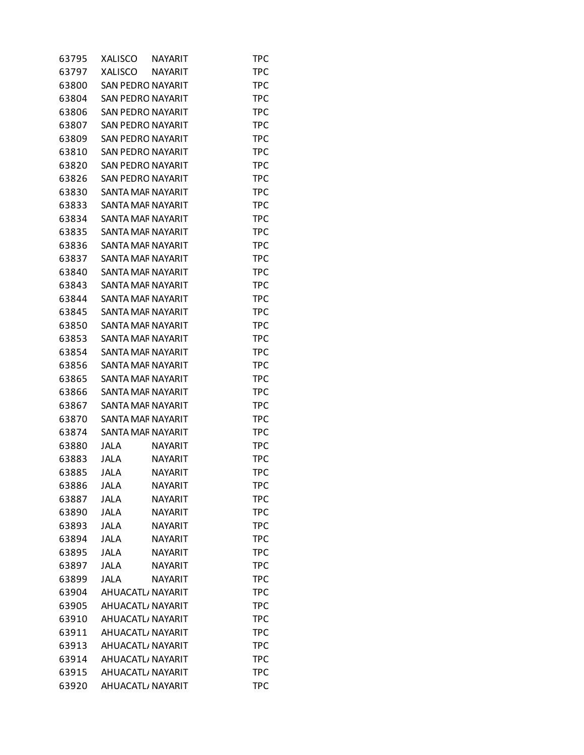| | | | |
|---|---|---|---|
| 63795 | XALISCO | NAYARIT | TPC |
| 63797 | XALISCO | NAYARIT | TPC |
| 63800 | SAN PEDRO | NAYARIT | TPC |
| 63804 | SAN PEDRO | NAYARIT | TPC |
| 63806 | SAN PEDRO | NAYARIT | TPC |
| 63807 | SAN PEDRO | NAYARIT | TPC |
| 63809 | SAN PEDRO | NAYARIT | TPC |
| 63810 | SAN PEDRO | NAYARIT | TPC |
| 63820 | SAN PEDRO | NAYARIT | TPC |
| 63826 | SAN PEDRO | NAYARIT | TPC |
| 63830 | SANTA MAR | NAYARIT | TPC |
| 63833 | SANTA MAR | NAYARIT | TPC |
| 63834 | SANTA MAR | NAYARIT | TPC |
| 63835 | SANTA MAR | NAYARIT | TPC |
| 63836 | SANTA MAR | NAYARIT | TPC |
| 63837 | SANTA MAR | NAYARIT | TPC |
| 63840 | SANTA MAR | NAYARIT | TPC |
| 63843 | SANTA MAR | NAYARIT | TPC |
| 63844 | SANTA MAR | NAYARIT | TPC |
| 63845 | SANTA MAR | NAYARIT | TPC |
| 63850 | SANTA MAR | NAYARIT | TPC |
| 63853 | SANTA MAR | NAYARIT | TPC |
| 63854 | SANTA MAR | NAYARIT | TPC |
| 63856 | SANTA MAR | NAYARIT | TPC |
| 63865 | SANTA MAR | NAYARIT | TPC |
| 63866 | SANTA MAR | NAYARIT | TPC |
| 63867 | SANTA MAR | NAYARIT | TPC |
| 63870 | SANTA MAR | NAYARIT | TPC |
| 63874 | SANTA MAR | NAYARIT | TPC |
| 63880 | JALA | NAYARIT | TPC |
| 63883 | JALA | NAYARIT | TPC |
| 63885 | JALA | NAYARIT | TPC |
| 63886 | JALA | NAYARIT | TPC |
| 63887 | JALA | NAYARIT | TPC |
| 63890 | JALA | NAYARIT | TPC |
| 63893 | JALA | NAYARIT | TPC |
| 63894 | JALA | NAYARIT | TPC |
| 63895 | JALA | NAYARIT | TPC |
| 63897 | JALA | NAYARIT | TPC |
| 63899 | JALA | NAYARIT | TPC |
| 63904 | AHUACATL | NAYARIT | TPC |
| 63905 | AHUACATL | NAYARIT | TPC |
| 63910 | AHUACATL | NAYARIT | TPC |
| 63911 | AHUACATL | NAYARIT | TPC |
| 63913 | AHUACATL | NAYARIT | TPC |
| 63914 | AHUACATL | NAYARIT | TPC |
| 63915 | AHUACATL | NAYARIT | TPC |
| 63920 | AHUACATL | NAYARIT | TPC |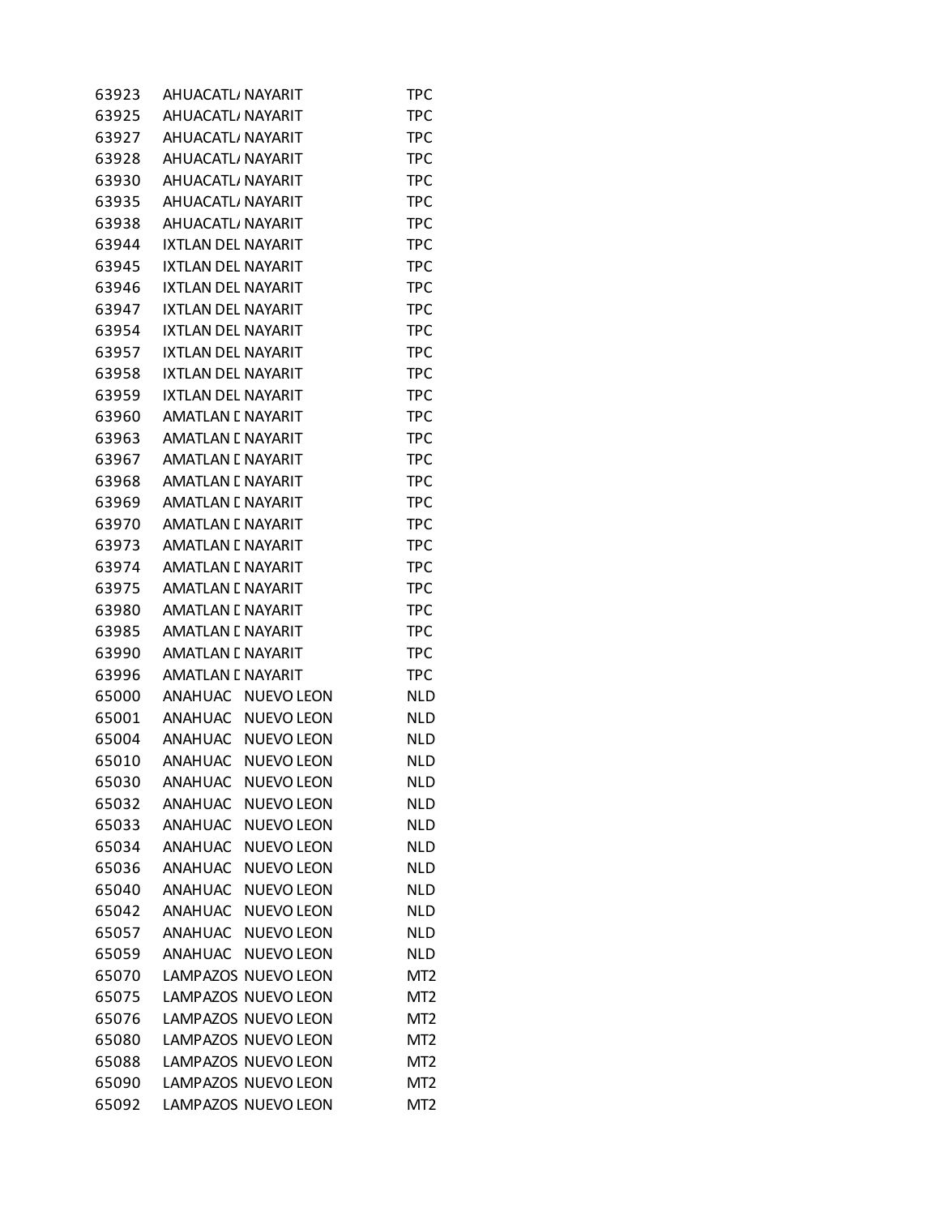| | | | |
|---|---|---|---|
| 63923 | AHUACATL/ | NAYARIT | TPC |
| 63925 | AHUACATL/ | NAYARIT | TPC |
| 63927 | AHUACATL/ | NAYARIT | TPC |
| 63928 | AHUACATL/ | NAYARIT | TPC |
| 63930 | AHUACATL/ | NAYARIT | TPC |
| 63935 | AHUACATL/ | NAYARIT | TPC |
| 63938 | AHUACATL/ | NAYARIT | TPC |
| 63944 | IXTLAN DEL | NAYARIT | TPC |
| 63945 | IXTLAN DEL | NAYARIT | TPC |
| 63946 | IXTLAN DEL | NAYARIT | TPC |
| 63947 | IXTLAN DEL | NAYARIT | TPC |
| 63954 | IXTLAN DEL | NAYARIT | TPC |
| 63957 | IXTLAN DEL | NAYARIT | TPC |
| 63958 | IXTLAN DEL | NAYARIT | TPC |
| 63959 | IXTLAN DEL | NAYARIT | TPC |
| 63960 | AMATLAN D | NAYARIT | TPC |
| 63963 | AMATLAN D | NAYARIT | TPC |
| 63967 | AMATLAN D | NAYARIT | TPC |
| 63968 | AMATLAN D | NAYARIT | TPC |
| 63969 | AMATLAN D | NAYARIT | TPC |
| 63970 | AMATLAN D | NAYARIT | TPC |
| 63973 | AMATLAN D | NAYARIT | TPC |
| 63974 | AMATLAN D | NAYARIT | TPC |
| 63975 | AMATLAN D | NAYARIT | TPC |
| 63980 | AMATLAN D | NAYARIT | TPC |
| 63985 | AMATLAN D | NAYARIT | TPC |
| 63990 | AMATLAN D | NAYARIT | TPC |
| 63996 | AMATLAN D | NAYARIT | TPC |
| 65000 | ANAHUAC | NUEVO LEON | NLD |
| 65001 | ANAHUAC | NUEVO LEON | NLD |
| 65004 | ANAHUAC | NUEVO LEON | NLD |
| 65010 | ANAHUAC | NUEVO LEON | NLD |
| 65030 | ANAHUAC | NUEVO LEON | NLD |
| 65032 | ANAHUAC | NUEVO LEON | NLD |
| 65033 | ANAHUAC | NUEVO LEON | NLD |
| 65034 | ANAHUAC | NUEVO LEON | NLD |
| 65036 | ANAHUAC | NUEVO LEON | NLD |
| 65040 | ANAHUAC | NUEVO LEON | NLD |
| 65042 | ANAHUAC | NUEVO LEON | NLD |
| 65057 | ANAHUAC | NUEVO LEON | NLD |
| 65059 | ANAHUAC | NUEVO LEON | NLD |
| 65070 | LAMPAZOS | NUEVO LEON | MT2 |
| 65075 | LAMPAZOS | NUEVO LEON | MT2 |
| 65076 | LAMPAZOS | NUEVO LEON | MT2 |
| 65080 | LAMPAZOS | NUEVO LEON | MT2 |
| 65088 | LAMPAZOS | NUEVO LEON | MT2 |
| 65090 | LAMPAZOS | NUEVO LEON | MT2 |
| 65092 | LAMPAZOS | NUEVO LEON | MT2 |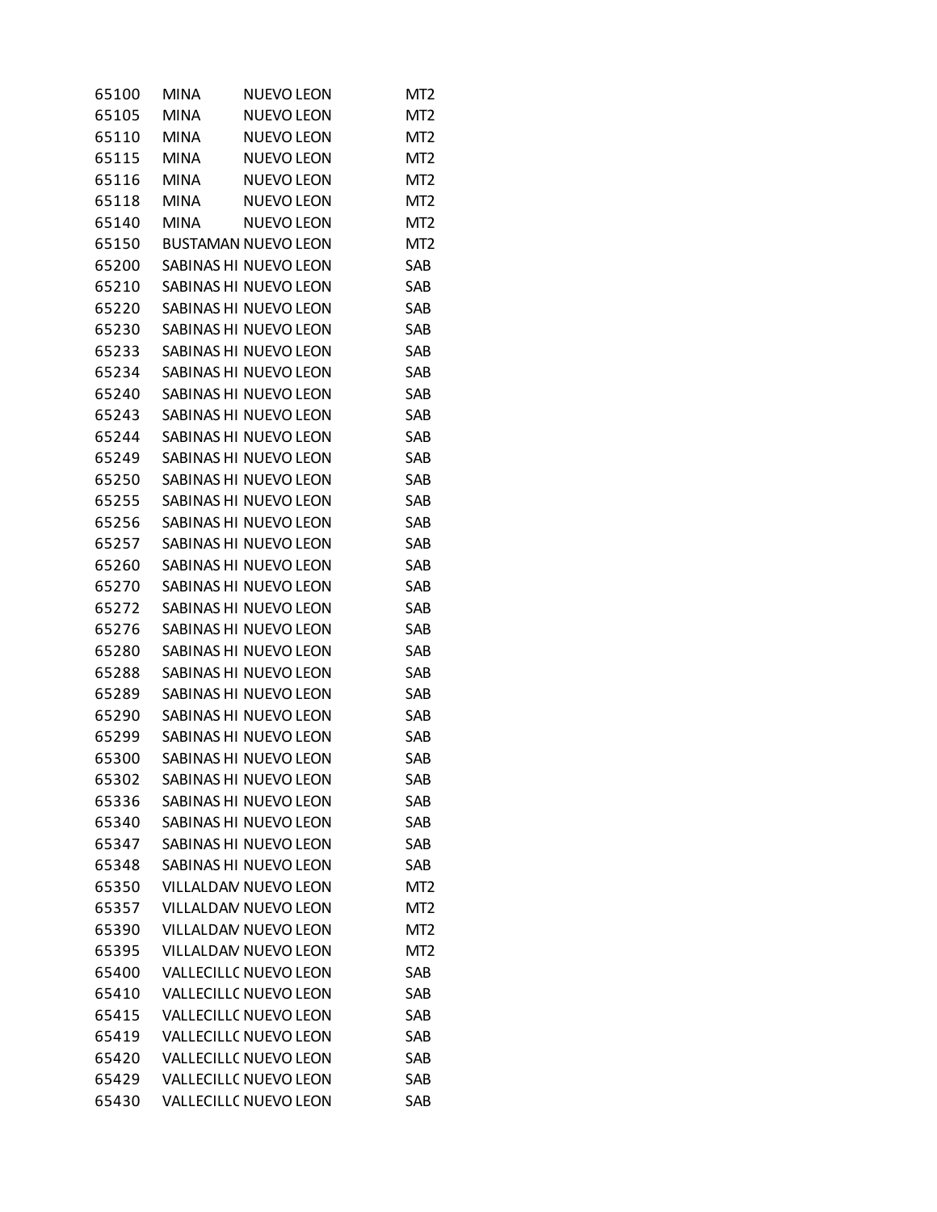| | | | |
|---|---|---|---|
| 65100 | MINA | NUEVO LEON | MT2 |
| 65105 | MINA | NUEVO LEON | MT2 |
| 65110 | MINA | NUEVO LEON | MT2 |
| 65115 | MINA | NUEVO LEON | MT2 |
| 65116 | MINA | NUEVO LEON | MT2 |
| 65118 | MINA | NUEVO LEON | MT2 |
| 65140 | MINA | NUEVO LEON | MT2 |
| 65150 | BUSTAMAN | NUEVO LEON | MT2 |
| 65200 | SABINAS HI | NUEVO LEON | SAB |
| 65210 | SABINAS HI | NUEVO LEON | SAB |
| 65220 | SABINAS HI | NUEVO LEON | SAB |
| 65230 | SABINAS HI | NUEVO LEON | SAB |
| 65233 | SABINAS HI | NUEVO LEON | SAB |
| 65234 | SABINAS HI | NUEVO LEON | SAB |
| 65240 | SABINAS HI | NUEVO LEON | SAB |
| 65243 | SABINAS HI | NUEVO LEON | SAB |
| 65244 | SABINAS HI | NUEVO LEON | SAB |
| 65249 | SABINAS HI | NUEVO LEON | SAB |
| 65250 | SABINAS HI | NUEVO LEON | SAB |
| 65255 | SABINAS HI | NUEVO LEON | SAB |
| 65256 | SABINAS HI | NUEVO LEON | SAB |
| 65257 | SABINAS HI | NUEVO LEON | SAB |
| 65260 | SABINAS HI | NUEVO LEON | SAB |
| 65270 | SABINAS HI | NUEVO LEON | SAB |
| 65272 | SABINAS HI | NUEVO LEON | SAB |
| 65276 | SABINAS HI | NUEVO LEON | SAB |
| 65280 | SABINAS HI | NUEVO LEON | SAB |
| 65288 | SABINAS HI | NUEVO LEON | SAB |
| 65289 | SABINAS HI | NUEVO LEON | SAB |
| 65290 | SABINAS HI | NUEVO LEON | SAB |
| 65299 | SABINAS HI | NUEVO LEON | SAB |
| 65300 | SABINAS HI | NUEVO LEON | SAB |
| 65302 | SABINAS HI | NUEVO LEON | SAB |
| 65336 | SABINAS HI | NUEVO LEON | SAB |
| 65340 | SABINAS HI | NUEVO LEON | SAB |
| 65347 | SABINAS HI | NUEVO LEON | SAB |
| 65348 | SABINAS HI | NUEVO LEON | SAB |
| 65350 | VILLALDAM | NUEVO LEON | MT2 |
| 65357 | VILLALDAM | NUEVO LEON | MT2 |
| 65390 | VILLALDAM | NUEVO LEON | MT2 |
| 65395 | VILLALDAM | NUEVO LEON | MT2 |
| 65400 | VALLECILLO | NUEVO LEON | SAB |
| 65410 | VALLECILLO | NUEVO LEON | SAB |
| 65415 | VALLECILLO | NUEVO LEON | SAB |
| 65419 | VALLECILLO | NUEVO LEON | SAB |
| 65420 | VALLECILLO | NUEVO LEON | SAB |
| 65429 | VALLECILLO | NUEVO LEON | SAB |
| 65430 | VALLECILLO | NUEVO LEON | SAB |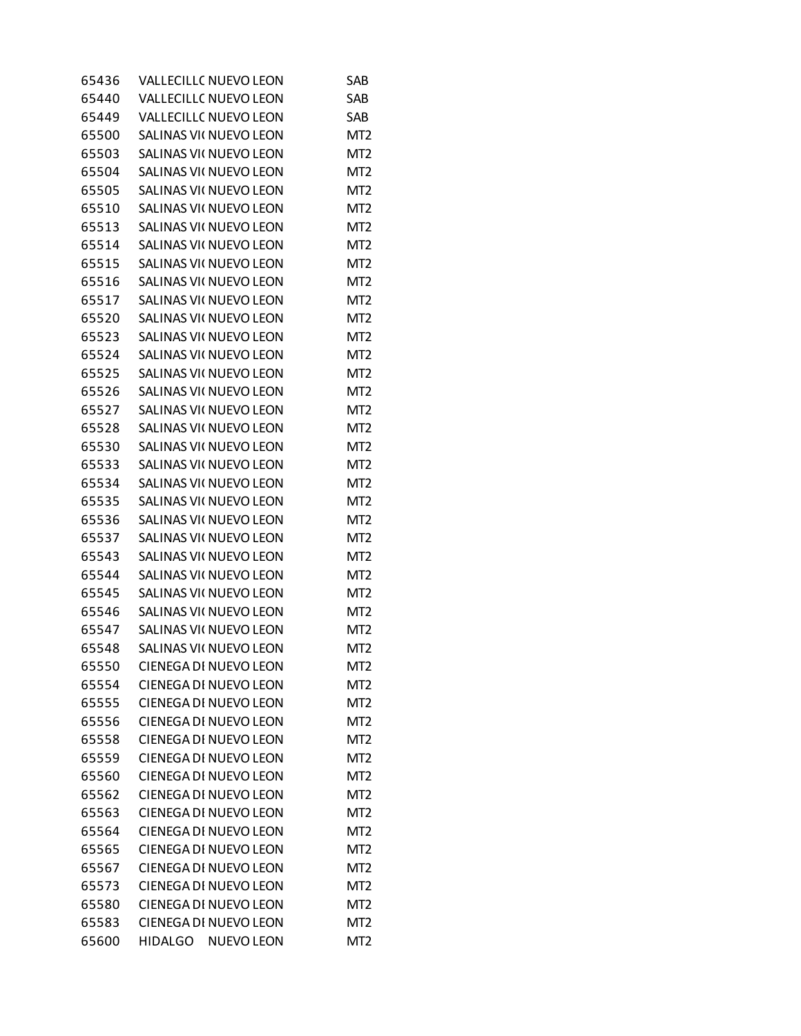| | | | |
|---|---|---|---|
| 65436 | VALLECILLO | NUEVO LEON | SAB |
| 65440 | VALLECILLO | NUEVO LEON | SAB |
| 65449 | VALLECILLO | NUEVO LEON | SAB |
| 65500 | SALINAS VI( | NUEVO LEON | MT2 |
| 65503 | SALINAS VI( | NUEVO LEON | MT2 |
| 65504 | SALINAS VI( | NUEVO LEON | MT2 |
| 65505 | SALINAS VI( | NUEVO LEON | MT2 |
| 65510 | SALINAS VI( | NUEVO LEON | MT2 |
| 65513 | SALINAS VI( | NUEVO LEON | MT2 |
| 65514 | SALINAS VI( | NUEVO LEON | MT2 |
| 65515 | SALINAS VI( | NUEVO LEON | MT2 |
| 65516 | SALINAS VI( | NUEVO LEON | MT2 |
| 65517 | SALINAS VI( | NUEVO LEON | MT2 |
| 65520 | SALINAS VI( | NUEVO LEON | MT2 |
| 65523 | SALINAS VI( | NUEVO LEON | MT2 |
| 65524 | SALINAS VI( | NUEVO LEON | MT2 |
| 65525 | SALINAS VI( | NUEVO LEON | MT2 |
| 65526 | SALINAS VI( | NUEVO LEON | MT2 |
| 65527 | SALINAS VI( | NUEVO LEON | MT2 |
| 65528 | SALINAS VI( | NUEVO LEON | MT2 |
| 65530 | SALINAS VI( | NUEVO LEON | MT2 |
| 65533 | SALINAS VI( | NUEVO LEON | MT2 |
| 65534 | SALINAS VI( | NUEVO LEON | MT2 |
| 65535 | SALINAS VI( | NUEVO LEON | MT2 |
| 65536 | SALINAS VI( | NUEVO LEON | MT2 |
| 65537 | SALINAS VI( | NUEVO LEON | MT2 |
| 65543 | SALINAS VI( | NUEVO LEON | MT2 |
| 65544 | SALINAS VI( | NUEVO LEON | MT2 |
| 65545 | SALINAS VI( | NUEVO LEON | MT2 |
| 65546 | SALINAS VI( | NUEVO LEON | MT2 |
| 65547 | SALINAS VI( | NUEVO LEON | MT2 |
| 65548 | SALINAS VI( | NUEVO LEON | MT2 |
| 65550 | CIENEGA DI | NUEVO LEON | MT2 |
| 65554 | CIENEGA DI | NUEVO LEON | MT2 |
| 65555 | CIENEGA DI | NUEVO LEON | MT2 |
| 65556 | CIENEGA DI | NUEVO LEON | MT2 |
| 65558 | CIENEGA DI | NUEVO LEON | MT2 |
| 65559 | CIENEGA DI | NUEVO LEON | MT2 |
| 65560 | CIENEGA DI | NUEVO LEON | MT2 |
| 65562 | CIENEGA DI | NUEVO LEON | MT2 |
| 65563 | CIENEGA DI | NUEVO LEON | MT2 |
| 65564 | CIENEGA DI | NUEVO LEON | MT2 |
| 65565 | CIENEGA DI | NUEVO LEON | MT2 |
| 65567 | CIENEGA DI | NUEVO LEON | MT2 |
| 65573 | CIENEGA DI | NUEVO LEON | MT2 |
| 65580 | CIENEGA DI | NUEVO LEON | MT2 |
| 65583 | CIENEGA DI | NUEVO LEON | MT2 |
| 65600 | HIDALGO | NUEVO LEON | MT2 |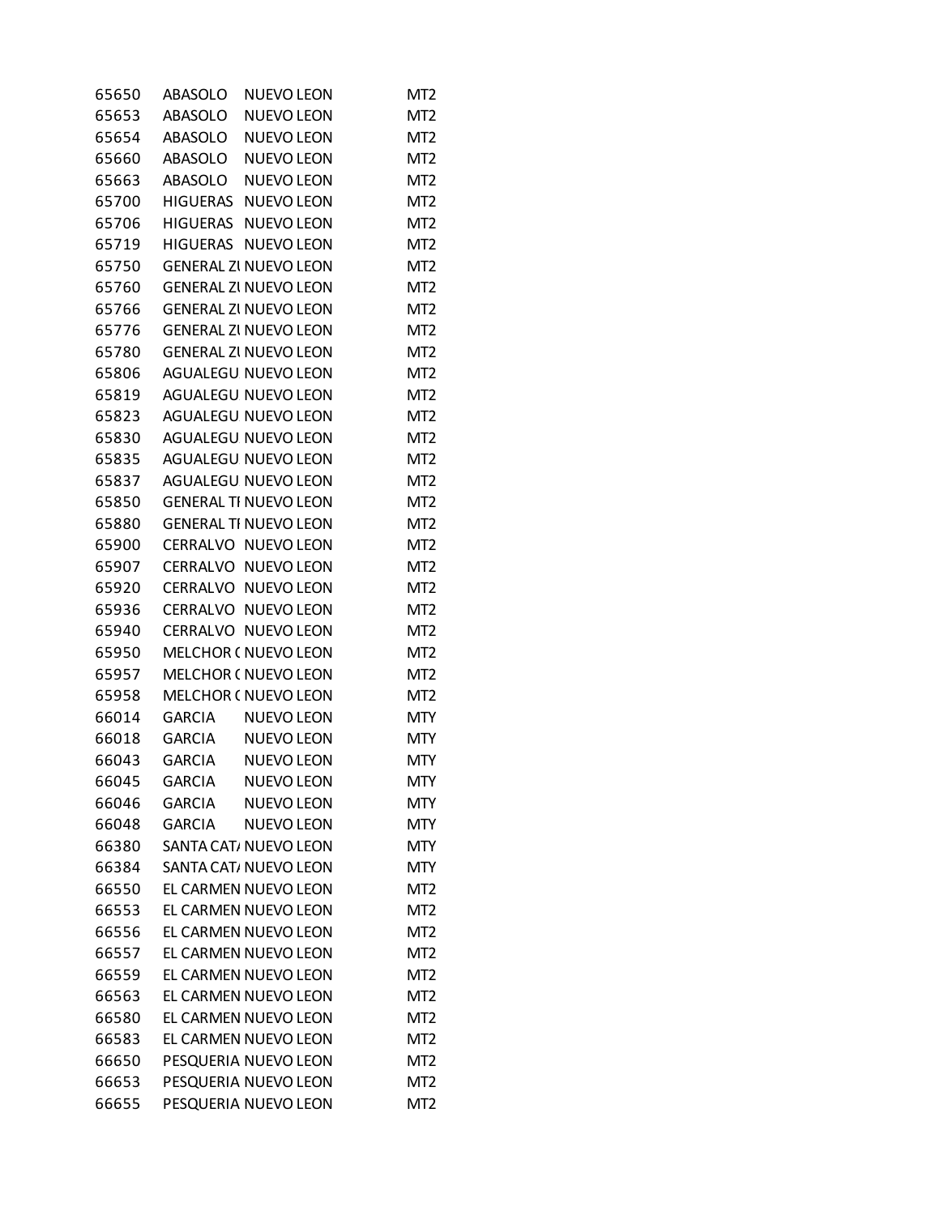| | | | |
|---|---|---|---|
| 65650 | ABASOLO | NUEVO LEON | MT2 |
| 65653 | ABASOLO | NUEVO LEON | MT2 |
| 65654 | ABASOLO | NUEVO LEON | MT2 |
| 65660 | ABASOLO | NUEVO LEON | MT2 |
| 65663 | ABASOLO | NUEVO LEON | MT2 |
| 65700 | HIGUERAS | NUEVO LEON | MT2 |
| 65706 | HIGUERAS | NUEVO LEON | MT2 |
| 65719 | HIGUERAS | NUEVO LEON | MT2 |
| 65750 | GENERAL ZU | NUEVO LEON | MT2 |
| 65760 | GENERAL ZU | NUEVO LEON | MT2 |
| 65766 | GENERAL ZU | NUEVO LEON | MT2 |
| 65776 | GENERAL ZU | NUEVO LEON | MT2 |
| 65780 | GENERAL ZU | NUEVO LEON | MT2 |
| 65806 | AGUALEGU | NUEVO LEON | MT2 |
| 65819 | AGUALEGU | NUEVO LEON | MT2 |
| 65823 | AGUALEGU | NUEVO LEON | MT2 |
| 65830 | AGUALEGU | NUEVO LEON | MT2 |
| 65835 | AGUALEGU | NUEVO LEON | MT2 |
| 65837 | AGUALEGU | NUEVO LEON | MT2 |
| 65850 | GENERAL TI | NUEVO LEON | MT2 |
| 65880 | GENERAL TI | NUEVO LEON | MT2 |
| 65900 | CERRALVO | NUEVO LEON | MT2 |
| 65907 | CERRALVO | NUEVO LEON | MT2 |
| 65920 | CERRALVO | NUEVO LEON | MT2 |
| 65936 | CERRALVO | NUEVO LEON | MT2 |
| 65940 | CERRALVO | NUEVO LEON | MT2 |
| 65950 | MELCHOR ( | NUEVO LEON | MT2 |
| 65957 | MELCHOR ( | NUEVO LEON | MT2 |
| 65958 | MELCHOR ( | NUEVO LEON | MT2 |
| 66014 | GARCIA | NUEVO LEON | MTY |
| 66018 | GARCIA | NUEVO LEON | MTY |
| 66043 | GARCIA | NUEVO LEON | MTY |
| 66045 | GARCIA | NUEVO LEON | MTY |
| 66046 | GARCIA | NUEVO LEON | MTY |
| 66048 | GARCIA | NUEVO LEON | MTY |
| 66380 | SANTA CAT/ | NUEVO LEON | MTY |
| 66384 | SANTA CAT/ | NUEVO LEON | MTY |
| 66550 | EL CARMEN | NUEVO LEON | MT2 |
| 66553 | EL CARMEN | NUEVO LEON | MT2 |
| 66556 | EL CARMEN | NUEVO LEON | MT2 |
| 66557 | EL CARMEN | NUEVO LEON | MT2 |
| 66559 | EL CARMEN | NUEVO LEON | MT2 |
| 66563 | EL CARMEN | NUEVO LEON | MT2 |
| 66580 | EL CARMEN | NUEVO LEON | MT2 |
| 66583 | EL CARMEN | NUEVO LEON | MT2 |
| 66650 | PESQUERIA | NUEVO LEON | MT2 |
| 66653 | PESQUERIA | NUEVO LEON | MT2 |
| 66655 | PESQUERIA | NUEVO LEON | MT2 |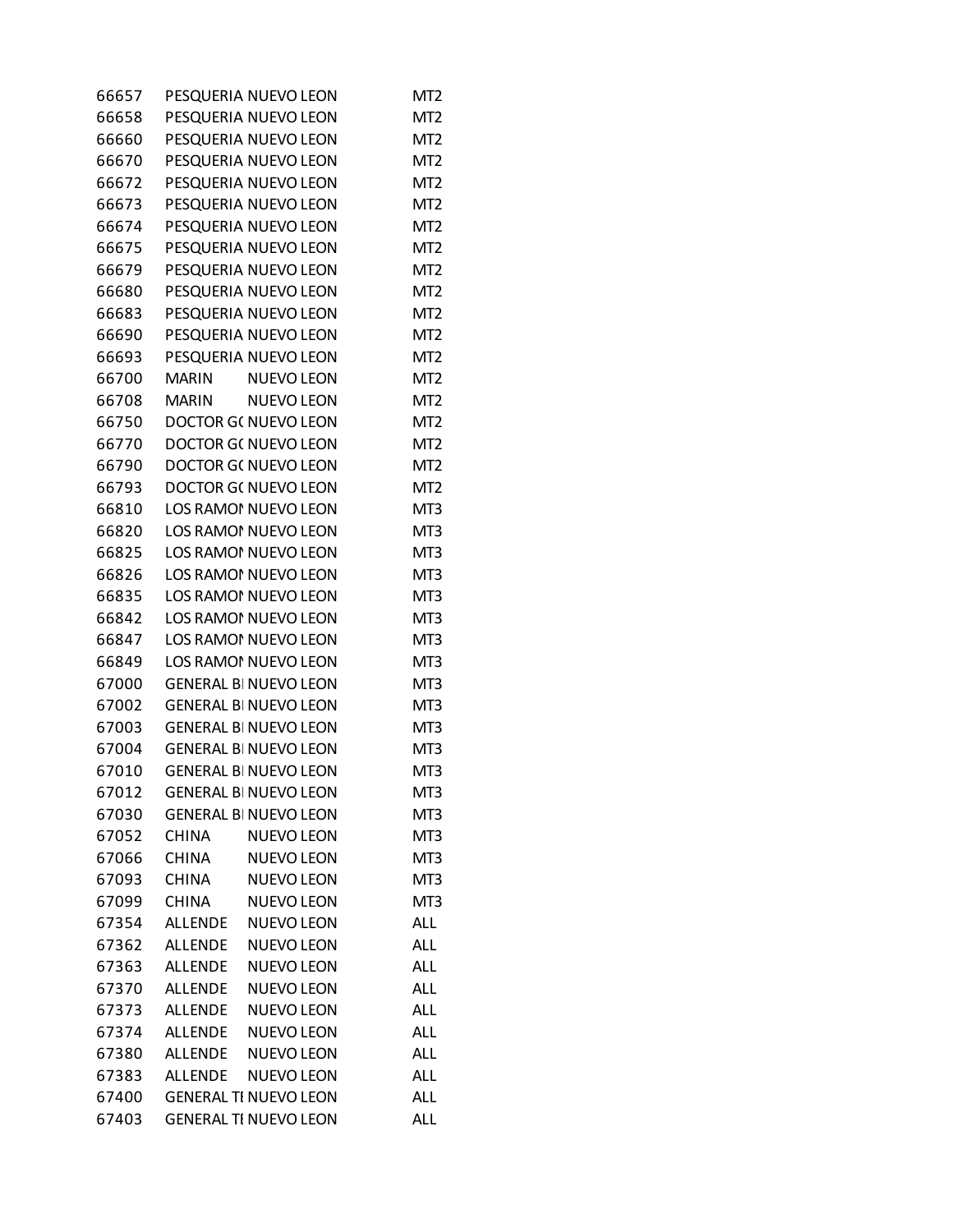| | | | |
|---|---|---|---|
| 66657 | PESQUERIA | NUEVO LEON | MT2 |
| 66658 | PESQUERIA | NUEVO LEON | MT2 |
| 66660 | PESQUERIA | NUEVO LEON | MT2 |
| 66670 | PESQUERIA | NUEVO LEON | MT2 |
| 66672 | PESQUERIA | NUEVO LEON | MT2 |
| 66673 | PESQUERIA | NUEVO LEON | MT2 |
| 66674 | PESQUERIA | NUEVO LEON | MT2 |
| 66675 | PESQUERIA | NUEVO LEON | MT2 |
| 66679 | PESQUERIA | NUEVO LEON | MT2 |
| 66680 | PESQUERIA | NUEVO LEON | MT2 |
| 66683 | PESQUERIA | NUEVO LEON | MT2 |
| 66690 | PESQUERIA | NUEVO LEON | MT2 |
| 66693 | PESQUERIA | NUEVO LEON | MT2 |
| 66700 | MARIN | NUEVO LEON | MT2 |
| 66708 | MARIN | NUEVO LEON | MT2 |
| 66750 | DOCTOR G( | NUEVO LEON | MT2 |
| 66770 | DOCTOR G( | NUEVO LEON | MT2 |
| 66790 | DOCTOR G( | NUEVO LEON | MT2 |
| 66793 | DOCTOR G( | NUEVO LEON | MT2 |
| 66810 | LOS RAMOI | NUEVO LEON | MT3 |
| 66820 | LOS RAMOI | NUEVO LEON | MT3 |
| 66825 | LOS RAMOI | NUEVO LEON | MT3 |
| 66826 | LOS RAMOI | NUEVO LEON | MT3 |
| 66835 | LOS RAMOI | NUEVO LEON | MT3 |
| 66842 | LOS RAMOI | NUEVO LEON | MT3 |
| 66847 | LOS RAMOI | NUEVO LEON | MT3 |
| 66849 | LOS RAMOI | NUEVO LEON | MT3 |
| 67000 | GENERAL BI | NUEVO LEON | MT3 |
| 67002 | GENERAL BI | NUEVO LEON | MT3 |
| 67003 | GENERAL BI | NUEVO LEON | MT3 |
| 67004 | GENERAL BI | NUEVO LEON | MT3 |
| 67010 | GENERAL BI | NUEVO LEON | MT3 |
| 67012 | GENERAL BI | NUEVO LEON | MT3 |
| 67030 | GENERAL BI | NUEVO LEON | MT3 |
| 67052 | CHINA | NUEVO LEON | MT3 |
| 67066 | CHINA | NUEVO LEON | MT3 |
| 67093 | CHINA | NUEVO LEON | MT3 |
| 67099 | CHINA | NUEVO LEON | MT3 |
| 67354 | ALLENDE | NUEVO LEON | ALL |
| 67362 | ALLENDE | NUEVO LEON | ALL |
| 67363 | ALLENDE | NUEVO LEON | ALL |
| 67370 | ALLENDE | NUEVO LEON | ALL |
| 67373 | ALLENDE | NUEVO LEON | ALL |
| 67374 | ALLENDE | NUEVO LEON | ALL |
| 67380 | ALLENDE | NUEVO LEON | ALL |
| 67383 | ALLENDE | NUEVO LEON | ALL |
| 67400 | GENERAL TI | NUEVO LEON | ALL |
| 67403 | GENERAL TI | NUEVO LEON | ALL |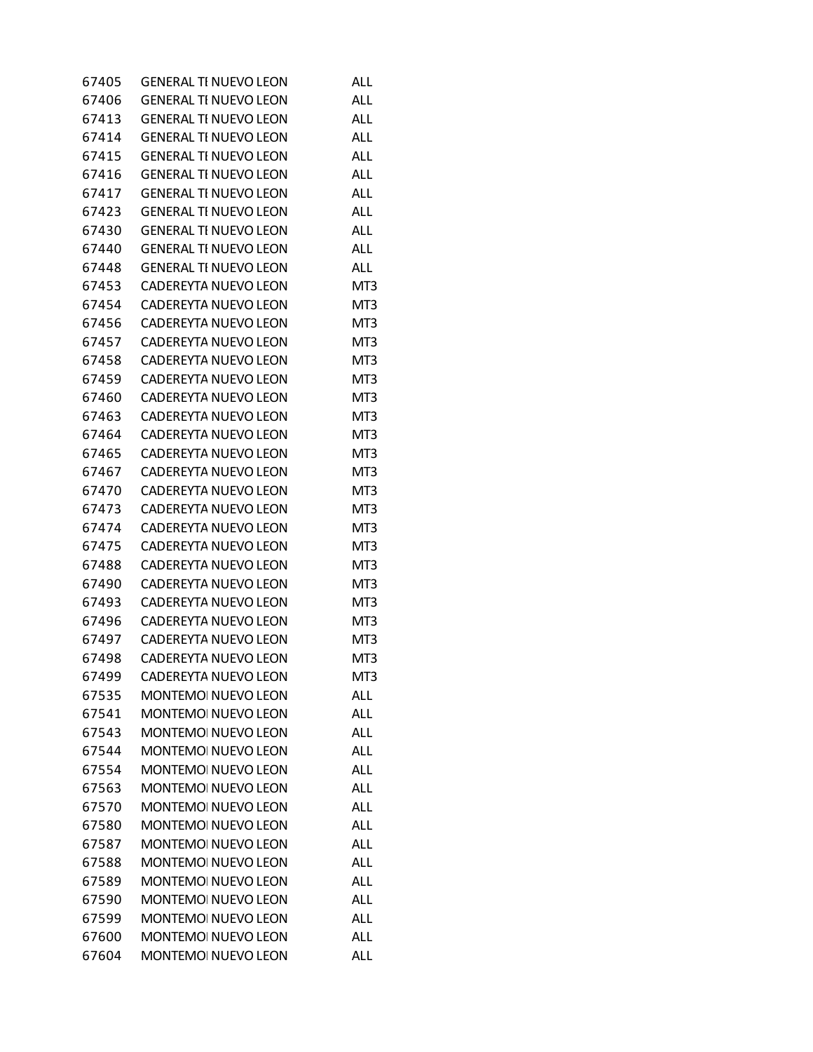| | | | |
|---|---|---|---|
| 67405 | GENERAL TI | NUEVO LEON | ALL |
| 67406 | GENERAL TI | NUEVO LEON | ALL |
| 67413 | GENERAL TI | NUEVO LEON | ALL |
| 67414 | GENERAL TI | NUEVO LEON | ALL |
| 67415 | GENERAL TI | NUEVO LEON | ALL |
| 67416 | GENERAL TI | NUEVO LEON | ALL |
| 67417 | GENERAL TI | NUEVO LEON | ALL |
| 67423 | GENERAL TI | NUEVO LEON | ALL |
| 67430 | GENERAL TI | NUEVO LEON | ALL |
| 67440 | GENERAL TI | NUEVO LEON | ALL |
| 67448 | GENERAL TI | NUEVO LEON | ALL |
| 67453 | CADEREYTA | NUEVO LEON | MT3 |
| 67454 | CADEREYTA | NUEVO LEON | MT3 |
| 67456 | CADEREYTA | NUEVO LEON | MT3 |
| 67457 | CADEREYTA | NUEVO LEON | MT3 |
| 67458 | CADEREYTA | NUEVO LEON | MT3 |
| 67459 | CADEREYTA | NUEVO LEON | MT3 |
| 67460 | CADEREYTA | NUEVO LEON | MT3 |
| 67463 | CADEREYTA | NUEVO LEON | MT3 |
| 67464 | CADEREYTA | NUEVO LEON | MT3 |
| 67465 | CADEREYTA | NUEVO LEON | MT3 |
| 67467 | CADEREYTA | NUEVO LEON | MT3 |
| 67470 | CADEREYTA | NUEVO LEON | MT3 |
| 67473 | CADEREYTA | NUEVO LEON | MT3 |
| 67474 | CADEREYTA | NUEVO LEON | MT3 |
| 67475 | CADEREYTA | NUEVO LEON | MT3 |
| 67488 | CADEREYTA | NUEVO LEON | MT3 |
| 67490 | CADEREYTA | NUEVO LEON | MT3 |
| 67493 | CADEREYTA | NUEVO LEON | MT3 |
| 67496 | CADEREYTA | NUEVO LEON | MT3 |
| 67497 | CADEREYTA | NUEVO LEON | MT3 |
| 67498 | CADEREYTA | NUEVO LEON | MT3 |
| 67499 | CADEREYTA | NUEVO LEON | MT3 |
| 67535 | MONTEMOI | NUEVO LEON | ALL |
| 67541 | MONTEMOI | NUEVO LEON | ALL |
| 67543 | MONTEMOI | NUEVO LEON | ALL |
| 67544 | MONTEMOI | NUEVO LEON | ALL |
| 67554 | MONTEMOI | NUEVO LEON | ALL |
| 67563 | MONTEMOI | NUEVO LEON | ALL |
| 67570 | MONTEMOI | NUEVO LEON | ALL |
| 67580 | MONTEMOI | NUEVO LEON | ALL |
| 67587 | MONTEMOI | NUEVO LEON | ALL |
| 67588 | MONTEMOI | NUEVO LEON | ALL |
| 67589 | MONTEMOI | NUEVO LEON | ALL |
| 67590 | MONTEMOI | NUEVO LEON | ALL |
| 67599 | MONTEMOI | NUEVO LEON | ALL |
| 67600 | MONTEMOI | NUEVO LEON | ALL |
| 67604 | MONTEMOI | NUEVO LEON | ALL |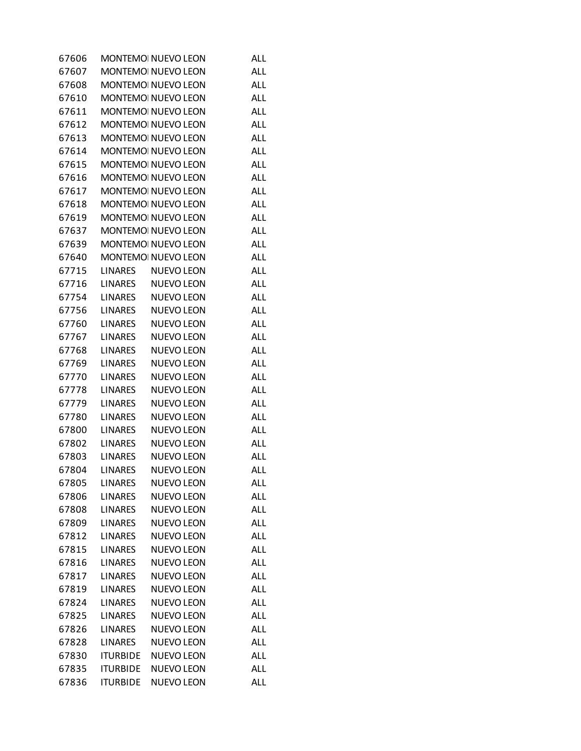| | | | |
|---|---|---|---|
| 67606 | MONTEMOI | NUEVO LEON | ALL |
| 67607 | MONTEMOI | NUEVO LEON | ALL |
| 67608 | MONTEMOI | NUEVO LEON | ALL |
| 67610 | MONTEMOI | NUEVO LEON | ALL |
| 67611 | MONTEMOI | NUEVO LEON | ALL |
| 67612 | MONTEMOI | NUEVO LEON | ALL |
| 67613 | MONTEMOI | NUEVO LEON | ALL |
| 67614 | MONTEMOI | NUEVO LEON | ALL |
| 67615 | MONTEMOI | NUEVO LEON | ALL |
| 67616 | MONTEMOI | NUEVO LEON | ALL |
| 67617 | MONTEMOI | NUEVO LEON | ALL |
| 67618 | MONTEMOI | NUEVO LEON | ALL |
| 67619 | MONTEMOI | NUEVO LEON | ALL |
| 67637 | MONTEMOI | NUEVO LEON | ALL |
| 67639 | MONTEMOI | NUEVO LEON | ALL |
| 67640 | MONTEMOI | NUEVO LEON | ALL |
| 67715 | LINARES | NUEVO LEON | ALL |
| 67716 | LINARES | NUEVO LEON | ALL |
| 67754 | LINARES | NUEVO LEON | ALL |
| 67756 | LINARES | NUEVO LEON | ALL |
| 67760 | LINARES | NUEVO LEON | ALL |
| 67767 | LINARES | NUEVO LEON | ALL |
| 67768 | LINARES | NUEVO LEON | ALL |
| 67769 | LINARES | NUEVO LEON | ALL |
| 67770 | LINARES | NUEVO LEON | ALL |
| 67778 | LINARES | NUEVO LEON | ALL |
| 67779 | LINARES | NUEVO LEON | ALL |
| 67780 | LINARES | NUEVO LEON | ALL |
| 67800 | LINARES | NUEVO LEON | ALL |
| 67802 | LINARES | NUEVO LEON | ALL |
| 67803 | LINARES | NUEVO LEON | ALL |
| 67804 | LINARES | NUEVO LEON | ALL |
| 67805 | LINARES | NUEVO LEON | ALL |
| 67806 | LINARES | NUEVO LEON | ALL |
| 67808 | LINARES | NUEVO LEON | ALL |
| 67809 | LINARES | NUEVO LEON | ALL |
| 67812 | LINARES | NUEVO LEON | ALL |
| 67815 | LINARES | NUEVO LEON | ALL |
| 67816 | LINARES | NUEVO LEON | ALL |
| 67817 | LINARES | NUEVO LEON | ALL |
| 67819 | LINARES | NUEVO LEON | ALL |
| 67824 | LINARES | NUEVO LEON | ALL |
| 67825 | LINARES | NUEVO LEON | ALL |
| 67826 | LINARES | NUEVO LEON | ALL |
| 67828 | LINARES | NUEVO LEON | ALL |
| 67830 | ITURBIDE | NUEVO LEON | ALL |
| 67835 | ITURBIDE | NUEVO LEON | ALL |
| 67836 | ITURBIDE | NUEVO LEON | ALL |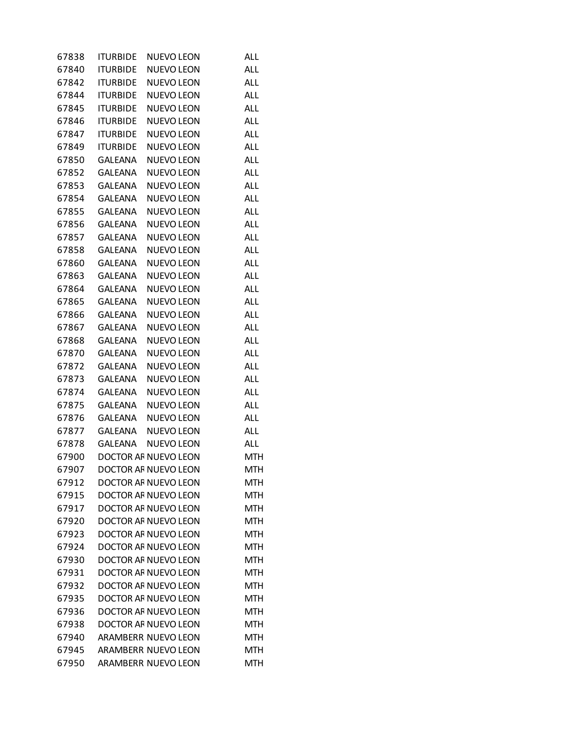| | | | |
|---|---|---|---|
| 67838 | ITURBIDE | NUEVO LEON | ALL |
| 67840 | ITURBIDE | NUEVO LEON | ALL |
| 67842 | ITURBIDE | NUEVO LEON | ALL |
| 67844 | ITURBIDE | NUEVO LEON | ALL |
| 67845 | ITURBIDE | NUEVO LEON | ALL |
| 67846 | ITURBIDE | NUEVO LEON | ALL |
| 67847 | ITURBIDE | NUEVO LEON | ALL |
| 67849 | ITURBIDE | NUEVO LEON | ALL |
| 67850 | GALEANA | NUEVO LEON | ALL |
| 67852 | GALEANA | NUEVO LEON | ALL |
| 67853 | GALEANA | NUEVO LEON | ALL |
| 67854 | GALEANA | NUEVO LEON | ALL |
| 67855 | GALEANA | NUEVO LEON | ALL |
| 67856 | GALEANA | NUEVO LEON | ALL |
| 67857 | GALEANA | NUEVO LEON | ALL |
| 67858 | GALEANA | NUEVO LEON | ALL |
| 67860 | GALEANA | NUEVO LEON | ALL |
| 67863 | GALEANA | NUEVO LEON | ALL |
| 67864 | GALEANA | NUEVO LEON | ALL |
| 67865 | GALEANA | NUEVO LEON | ALL |
| 67866 | GALEANA | NUEVO LEON | ALL |
| 67867 | GALEANA | NUEVO LEON | ALL |
| 67868 | GALEANA | NUEVO LEON | ALL |
| 67870 | GALEANA | NUEVO LEON | ALL |
| 67872 | GALEANA | NUEVO LEON | ALL |
| 67873 | GALEANA | NUEVO LEON | ALL |
| 67874 | GALEANA | NUEVO LEON | ALL |
| 67875 | GALEANA | NUEVO LEON | ALL |
| 67876 | GALEANA | NUEVO LEON | ALL |
| 67877 | GALEANA | NUEVO LEON | ALL |
| 67878 | GALEANA | NUEVO LEON | ALL |
| 67900 | DOCTOR AR | NUEVO LEON | MTH |
| 67907 | DOCTOR AR | NUEVO LEON | MTH |
| 67912 | DOCTOR AR | NUEVO LEON | MTH |
| 67915 | DOCTOR AR | NUEVO LEON | MTH |
| 67917 | DOCTOR AR | NUEVO LEON | MTH |
| 67920 | DOCTOR AR | NUEVO LEON | MTH |
| 67923 | DOCTOR AR | NUEVO LEON | MTH |
| 67924 | DOCTOR AR | NUEVO LEON | MTH |
| 67930 | DOCTOR AR | NUEVO LEON | MTH |
| 67931 | DOCTOR AR | NUEVO LEON | MTH |
| 67932 | DOCTOR AR | NUEVO LEON | MTH |
| 67935 | DOCTOR AR | NUEVO LEON | MTH |
| 67936 | DOCTOR AR | NUEVO LEON | MTH |
| 67938 | DOCTOR AR | NUEVO LEON | MTH |
| 67940 | ARAMBERR | NUEVO LEON | MTH |
| 67945 | ARAMBERR | NUEVO LEON | MTH |
| 67950 | ARAMBERR | NUEVO LEON | MTH |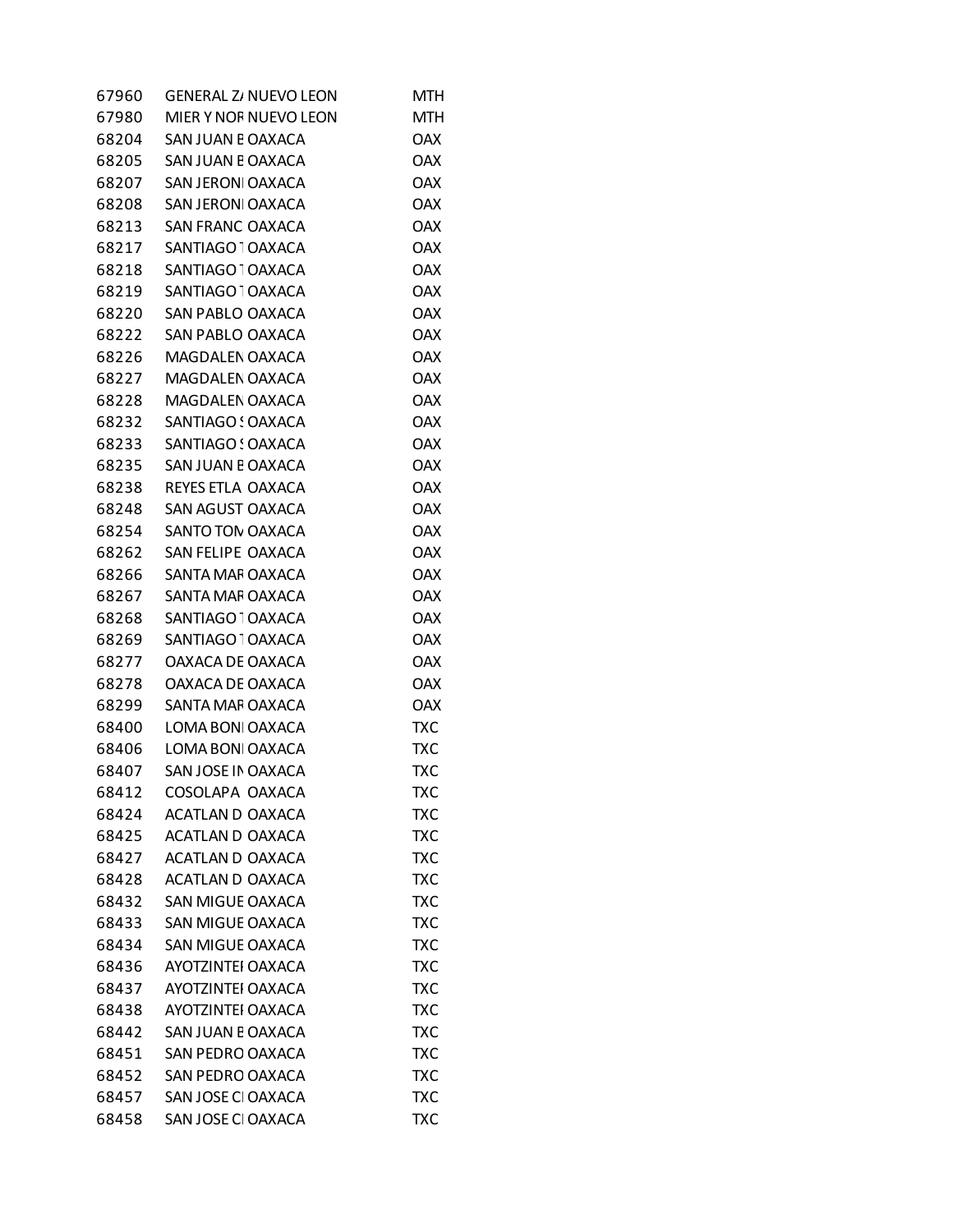| | | | |
|---|---|---|---|
| 67960 | GENERAL Z/ | NUEVO LEON | MTH |
| 67980 | MIER Y NOF | NUEVO LEON | MTH |
| 68204 | SAN JUAN E | OAXACA | OAX |
| 68205 | SAN JUAN E | OAXACA | OAX |
| 68207 | SAN JERONI | OAXACA | OAX |
| 68208 | SAN JERONI | OAXACA | OAX |
| 68213 | SAN FRANC | OAXACA | OAX |
| 68217 | SANTIAGO T | OAXACA | OAX |
| 68218 | SANTIAGO T | OAXACA | OAX |
| 68219 | SANTIAGO T | OAXACA | OAX |
| 68220 | SAN PABLO | OAXACA | OAX |
| 68222 | SAN PABLO | OAXACA | OAX |
| 68226 | MAGDALEN | OAXACA | OAX |
| 68227 | MAGDALEN | OAXACA | OAX |
| 68228 | MAGDALEN | OAXACA | OAX |
| 68232 | SANTIAGO S | OAXACA | OAX |
| 68233 | SANTIAGO S | OAXACA | OAX |
| 68235 | SAN JUAN E | OAXACA | OAX |
| 68238 | REYES ETLA | OAXACA | OAX |
| 68248 | SAN AGUST | OAXACA | OAX |
| 68254 | SANTO TOM | OAXACA | OAX |
| 68262 | SAN FELIPE | OAXACA | OAX |
| 68266 | SANTA MAR | OAXACA | OAX |
| 68267 | SANTA MAR | OAXACA | OAX |
| 68268 | SANTIAGO T | OAXACA | OAX |
| 68269 | SANTIAGO T | OAXACA | OAX |
| 68277 | OAXACA DE | OAXACA | OAX |
| 68278 | OAXACA DE | OAXACA | OAX |
| 68299 | SANTA MAR | OAXACA | OAX |
| 68400 | LOMA BONI | OAXACA | TXC |
| 68406 | LOMA BONI | OAXACA | TXC |
| 68407 | SAN JOSE IN | OAXACA | TXC |
| 68412 | COSOLAPA | OAXACA | TXC |
| 68424 | ACATLAN D | OAXACA | TXC |
| 68425 | ACATLAN D | OAXACA | TXC |
| 68427 | ACATLAN D | OAXACA | TXC |
| 68428 | ACATLAN D | OAXACA | TXC |
| 68432 | SAN MIGUE | OAXACA | TXC |
| 68433 | SAN MIGUE | OAXACA | TXC |
| 68434 | SAN MIGUE | OAXACA | TXC |
| 68436 | AYOTZINTEI | OAXACA | TXC |
| 68437 | AYOTZINTEI | OAXACA | TXC |
| 68438 | AYOTZINTEI | OAXACA | TXC |
| 68442 | SAN JUAN E | OAXACA | TXC |
| 68451 | SAN PEDRO | OAXACA | TXC |
| 68452 | SAN PEDRO | OAXACA | TXC |
| 68457 | SAN JOSE CI | OAXACA | TXC |
| 68458 | SAN JOSE CI | OAXACA | TXC |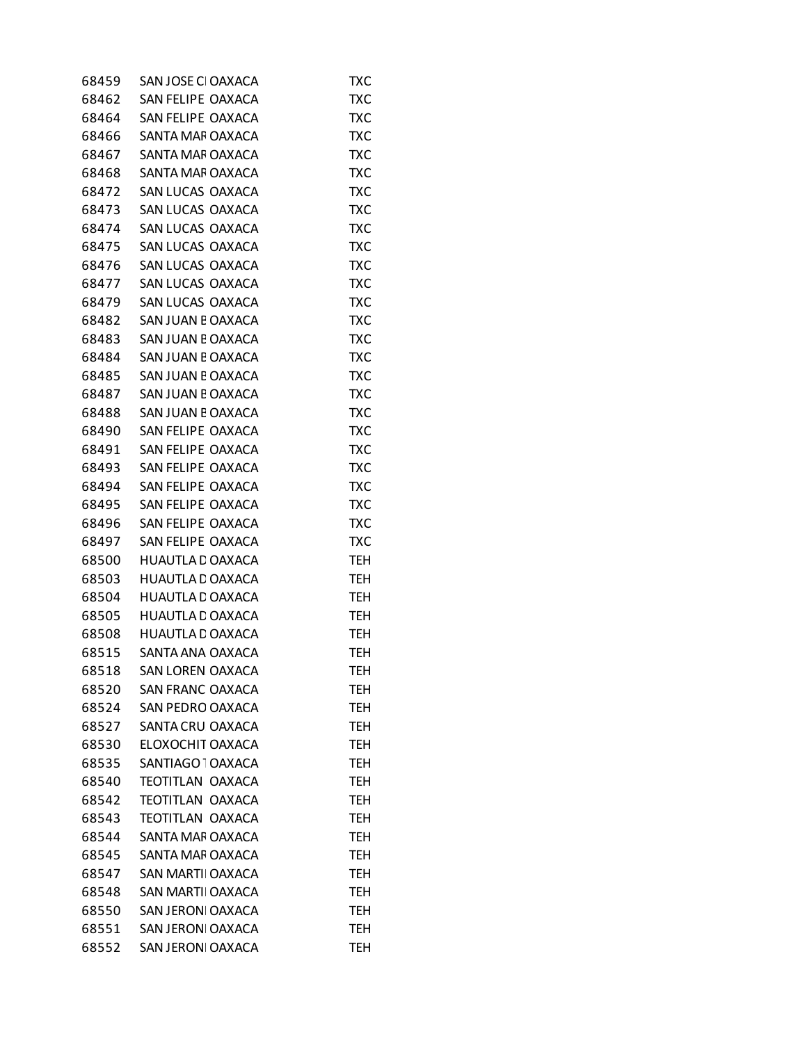| | | | |
|---|---|---|---|
| 68459 | SAN JOSE CI | OAXACA | TXC |
| 68462 | SAN FELIPE | OAXACA | TXC |
| 68464 | SAN FELIPE | OAXACA | TXC |
| 68466 | SANTA MAR | OAXACA | TXC |
| 68467 | SANTA MAR | OAXACA | TXC |
| 68468 | SANTA MAR | OAXACA | TXC |
| 68472 | SAN LUCAS | OAXACA | TXC |
| 68473 | SAN LUCAS | OAXACA | TXC |
| 68474 | SAN LUCAS | OAXACA | TXC |
| 68475 | SAN LUCAS | OAXACA | TXC |
| 68476 | SAN LUCAS | OAXACA | TXC |
| 68477 | SAN LUCAS | OAXACA | TXC |
| 68479 | SAN LUCAS | OAXACA | TXC |
| 68482 | SAN JUAN E | OAXACA | TXC |
| 68483 | SAN JUAN E | OAXACA | TXC |
| 68484 | SAN JUAN E | OAXACA | TXC |
| 68485 | SAN JUAN E | OAXACA | TXC |
| 68487 | SAN JUAN E | OAXACA | TXC |
| 68488 | SAN JUAN E | OAXACA | TXC |
| 68490 | SAN FELIPE | OAXACA | TXC |
| 68491 | SAN FELIPE | OAXACA | TXC |
| 68493 | SAN FELIPE | OAXACA | TXC |
| 68494 | SAN FELIPE | OAXACA | TXC |
| 68495 | SAN FELIPE | OAXACA | TXC |
| 68496 | SAN FELIPE | OAXACA | TXC |
| 68497 | SAN FELIPE | OAXACA | TXC |
| 68500 | HUAUTLA D | OAXACA | TEH |
| 68503 | HUAUTLA D | OAXACA | TEH |
| 68504 | HUAUTLA D | OAXACA | TEH |
| 68505 | HUAUTLA D | OAXACA | TEH |
| 68508 | HUAUTLA D | OAXACA | TEH |
| 68515 | SANTA ANA | OAXACA | TEH |
| 68518 | SAN LOREN | OAXACA | TEH |
| 68520 | SAN FRANC | OAXACA | TEH |
| 68524 | SAN PEDRO | OAXACA | TEH |
| 68527 | SANTA CRU | OAXACA | TEH |
| 68530 | ELOXOCHIT | OAXACA | TEH |
| 68535 | SANTIAGO T | OAXACA | TEH |
| 68540 | TEOTITLAN | OAXACA | TEH |
| 68542 | TEOTITLAN | OAXACA | TEH |
| 68543 | TEOTITLAN | OAXACA | TEH |
| 68544 | SANTA MAR | OAXACA | TEH |
| 68545 | SANTA MAR | OAXACA | TEH |
| 68547 | SAN MARTI | OAXACA | TEH |
| 68548 | SAN MARTI | OAXACA | TEH |
| 68550 | SAN JERONI | OAXACA | TEH |
| 68551 | SAN JERONI | OAXACA | TEH |
| 68552 | SAN JERONI | OAXACA | TEH |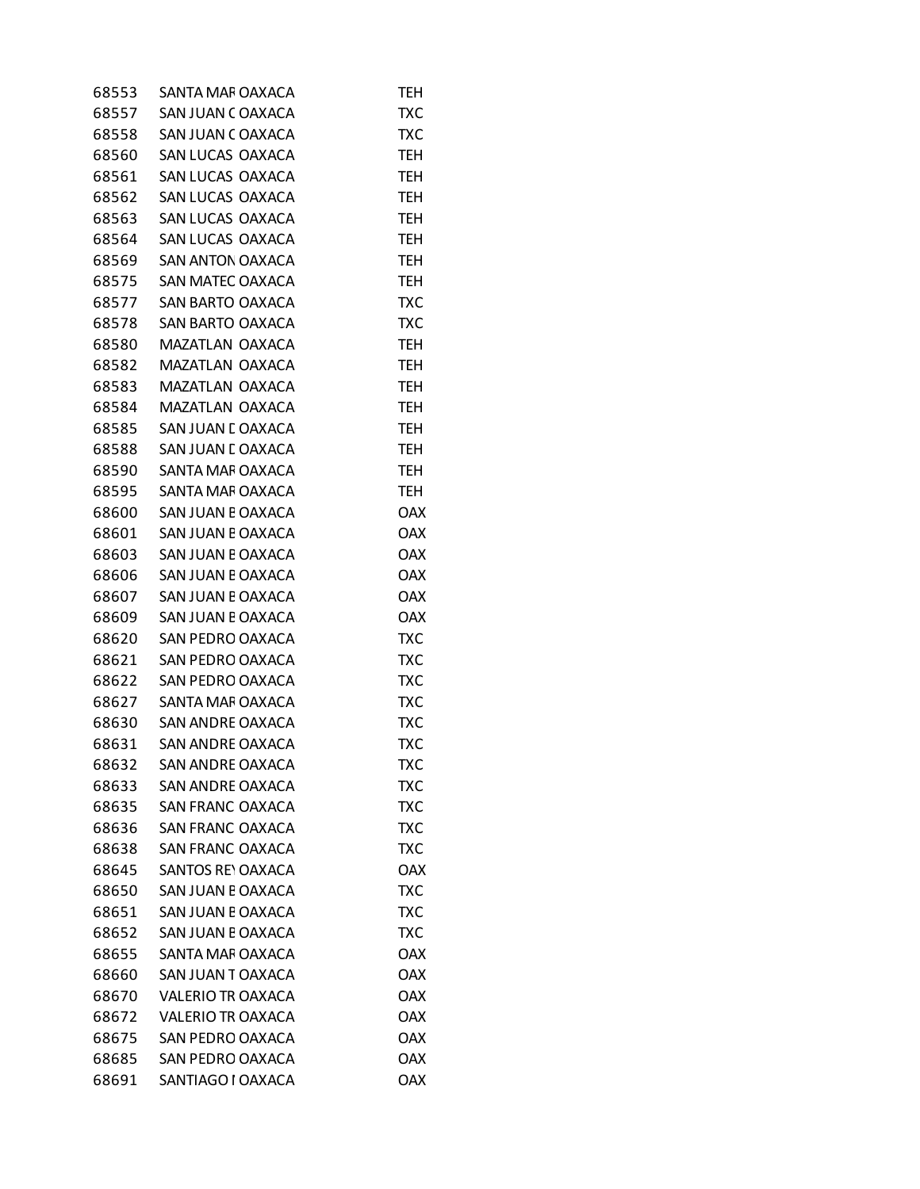| | | | |
|---|---|---|---|
| 68553 | SANTA MAR | OAXACA | TEH |
| 68557 | SAN JUAN C | OAXACA | TXC |
| 68558 | SAN JUAN C | OAXACA | TXC |
| 68560 | SAN LUCAS | OAXACA | TEH |
| 68561 | SAN LUCAS | OAXACA | TEH |
| 68562 | SAN LUCAS | OAXACA | TEH |
| 68563 | SAN LUCAS | OAXACA | TEH |
| 68564 | SAN LUCAS | OAXACA | TEH |
| 68569 | SAN ANTON | OAXACA | TEH |
| 68575 | SAN MATEC | OAXACA | TEH |
| 68577 | SAN BARTO | OAXACA | TXC |
| 68578 | SAN BARTO | OAXACA | TXC |
| 68580 | MAZATLAN | OAXACA | TEH |
| 68582 | MAZATLAN | OAXACA | TEH |
| 68583 | MAZATLAN | OAXACA | TEH |
| 68584 | MAZATLAN | OAXACA | TEH |
| 68585 | SAN JUAN D | OAXACA | TEH |
| 68588 | SAN JUAN D | OAXACA | TEH |
| 68590 | SANTA MAR | OAXACA | TEH |
| 68595 | SANTA MAR | OAXACA | TEH |
| 68600 | SAN JUAN E | OAXACA | OAX |
| 68601 | SAN JUAN E | OAXACA | OAX |
| 68603 | SAN JUAN E | OAXACA | OAX |
| 68606 | SAN JUAN E | OAXACA | OAX |
| 68607 | SAN JUAN E | OAXACA | OAX |
| 68609 | SAN JUAN E | OAXACA | OAX |
| 68620 | SAN PEDRO | OAXACA | TXC |
| 68621 | SAN PEDRO | OAXACA | TXC |
| 68622 | SAN PEDRO | OAXACA | TXC |
| 68627 | SANTA MAR | OAXACA | TXC |
| 68630 | SAN ANDRE | OAXACA | TXC |
| 68631 | SAN ANDRE | OAXACA | TXC |
| 68632 | SAN ANDRE | OAXACA | TXC |
| 68633 | SAN ANDRE | OAXACA | TXC |
| 68635 | SAN FRANC | OAXACA | TXC |
| 68636 | SAN FRANC | OAXACA | TXC |
| 68638 | SAN FRANC | OAXACA | TXC |
| 68645 | SANTOS REY | OAXACA | OAX |
| 68650 | SAN JUAN E | OAXACA | TXC |
| 68651 | SAN JUAN E | OAXACA | TXC |
| 68652 | SAN JUAN E | OAXACA | TXC |
| 68655 | SANTA MAR | OAXACA | OAX |
| 68660 | SAN JUAN T | OAXACA | OAX |
| 68670 | VALERIO TR | OAXACA | OAX |
| 68672 | VALERIO TR | OAXACA | OAX |
| 68675 | SAN PEDRO | OAXACA | OAX |
| 68685 | SAN PEDRO | OAXACA | OAX |
| 68691 | SANTIAGO I | OAXACA | OAX |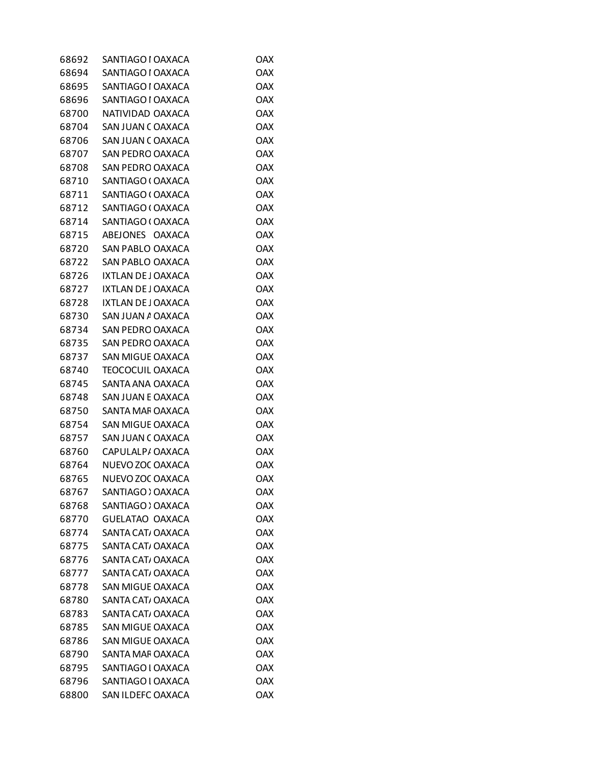| | | | |
|---|---|---|---|
| 68692 | SANTIAGO I | OAXACA | OAX |
| 68694 | SANTIAGO I | OAXACA | OAX |
| 68695 | SANTIAGO I | OAXACA | OAX |
| 68696 | SANTIAGO I | OAXACA | OAX |
| 68700 | NATIVIDAD | OAXACA | OAX |
| 68704 | SAN JUAN C | OAXACA | OAX |
| 68706 | SAN JUAN C | OAXACA | OAX |
| 68707 | SAN PEDRO | OAXACA | OAX |
| 68708 | SAN PEDRO | OAXACA | OAX |
| 68710 | SANTIAGO ( | OAXACA | OAX |
| 68711 | SANTIAGO ( | OAXACA | OAX |
| 68712 | SANTIAGO ( | OAXACA | OAX |
| 68714 | SANTIAGO ( | OAXACA | OAX |
| 68715 | ABEJONES | OAXACA | OAX |
| 68720 | SAN PABLO | OAXACA | OAX |
| 68722 | SAN PABLO | OAXACA | OAX |
| 68726 | IXTLAN DE J | OAXACA | OAX |
| 68727 | IXTLAN DE J | OAXACA | OAX |
| 68728 | IXTLAN DE J | OAXACA | OAX |
| 68730 | SAN JUAN A | OAXACA | OAX |
| 68734 | SAN PEDRO | OAXACA | OAX |
| 68735 | SAN PEDRO | OAXACA | OAX |
| 68737 | SAN MIGUE | OAXACA | OAX |
| 68740 | TEOCOCUIL | OAXACA | OAX |
| 68745 | SANTA ANA | OAXACA | OAX |
| 68748 | SAN JUAN E | OAXACA | OAX |
| 68750 | SANTA MAR | OAXACA | OAX |
| 68754 | SAN MIGUE | OAXACA | OAX |
| 68757 | SAN JUAN C | OAXACA | OAX |
| 68760 | CAPULALPA | OAXACA | OAX |
| 68764 | NUEVO ZOC | OAXACA | OAX |
| 68765 | NUEVO ZOC | OAXACA | OAX |
| 68767 | SANTIAGO X | OAXACA | OAX |
| 68768 | SANTIAGO X | OAXACA | OAX |
| 68770 | GUELATAO | OAXACA | OAX |
| 68774 | SANTA CATA | OAXACA | OAX |
| 68775 | SANTA CATA | OAXACA | OAX |
| 68776 | SANTA CATA | OAXACA | OAX |
| 68777 | SANTA CATA | OAXACA | OAX |
| 68778 | SAN MIGUE | OAXACA | OAX |
| 68780 | SANTA CATA | OAXACA | OAX |
| 68783 | SANTA CATA | OAXACA | OAX |
| 68785 | SAN MIGUE | OAXACA | OAX |
| 68786 | SAN MIGUE | OAXACA | OAX |
| 68790 | SANTA MAR | OAXACA | OAX |
| 68795 | SANTIAGO L | OAXACA | OAX |
| 68796 | SANTIAGO L | OAXACA | OAX |
| 68800 | SAN ILDEFC | OAXACA | OAX |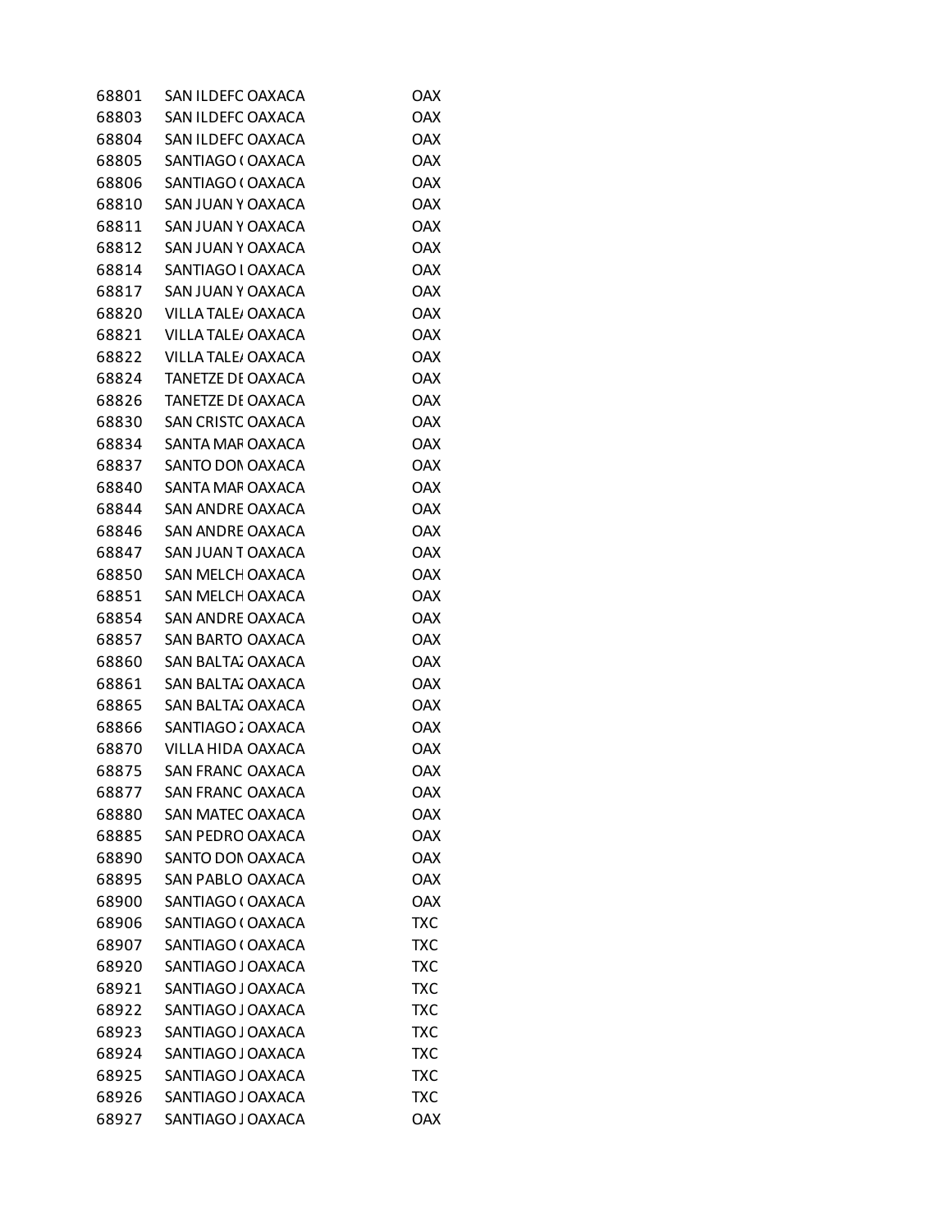| | | | |
|---|---|---|---|
| 68801 | SAN ILDEFC | OAXACA | OAX |
| 68803 | SAN ILDEFC | OAXACA | OAX |
| 68804 | SAN ILDEFC | OAXACA | OAX |
| 68805 | SANTIAGO ( | OAXACA | OAX |
| 68806 | SANTIAGO ( | OAXACA | OAX |
| 68810 | SAN JUAN Y | OAXACA | OAX |
| 68811 | SAN JUAN Y | OAXACA | OAX |
| 68812 | SAN JUAN Y | OAXACA | OAX |
| 68814 | SANTIAGO L | OAXACA | OAX |
| 68817 | SAN JUAN Y | OAXACA | OAX |
| 68820 | VILLA TALE/ | OAXACA | OAX |
| 68821 | VILLA TALE/ | OAXACA | OAX |
| 68822 | VILLA TALE/ | OAXACA | OAX |
| 68824 | TANETZE DE | OAXACA | OAX |
| 68826 | TANETZE DE | OAXACA | OAX |
| 68830 | SAN CRISTC | OAXACA | OAX |
| 68834 | SANTA MAF | OAXACA | OAX |
| 68837 | SANTO DON | OAXACA | OAX |
| 68840 | SANTA MAF | OAXACA | OAX |
| 68844 | SAN ANDRE | OAXACA | OAX |
| 68846 | SAN ANDRE | OAXACA | OAX |
| 68847 | SAN JUAN T | OAXACA | OAX |
| 68850 | SAN MELCH | OAXACA | OAX |
| 68851 | SAN MELCH | OAXACA | OAX |
| 68854 | SAN ANDRE | OAXACA | OAX |
| 68857 | SAN BARTO | OAXACA | OAX |
| 68860 | SAN BALTA. | OAXACA | OAX |
| 68861 | SAN BALTA. | OAXACA | OAX |
| 68865 | SAN BALTA. | OAXACA | OAX |
| 68866 | SANTIAGO . | OAXACA | OAX |
| 68870 | VILLA HIDA | OAXACA | OAX |
| 68875 | SAN FRANC | OAXACA | OAX |
| 68877 | SAN FRANC | OAXACA | OAX |
| 68880 | SAN MATEC | OAXACA | OAX |
| 68885 | SAN PEDRO | OAXACA | OAX |
| 68890 | SANTO DON | OAXACA | OAX |
| 68895 | SAN PABLO | OAXACA | OAX |
| 68900 | SANTIAGO ( | OAXACA | OAX |
| 68906 | SANTIAGO ( | OAXACA | TXC |
| 68907 | SANTIAGO ( | OAXACA | TXC |
| 68920 | SANTIAGO J | OAXACA | TXC |
| 68921 | SANTIAGO J | OAXACA | TXC |
| 68922 | SANTIAGO J | OAXACA | TXC |
| 68923 | SANTIAGO J | OAXACA | TXC |
| 68924 | SANTIAGO J | OAXACA | TXC |
| 68925 | SANTIAGO J | OAXACA | TXC |
| 68926 | SANTIAGO J | OAXACA | TXC |
| 68927 | SANTIAGO J | OAXACA | OAX |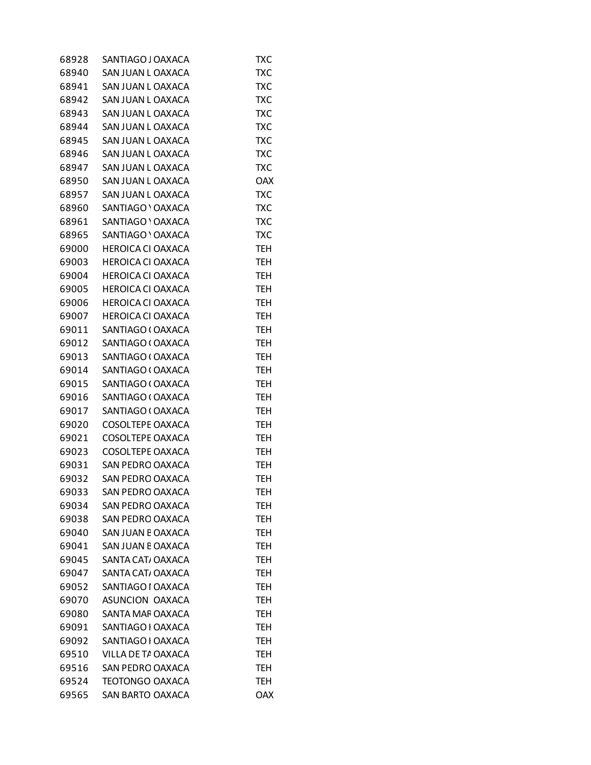| | | | |
|---|---|---|---|
| 68928 | SANTIAGO J | OAXACA | TXC |
| 68940 | SAN JUAN L | OAXACA | TXC |
| 68941 | SAN JUAN L | OAXACA | TXC |
| 68942 | SAN JUAN L | OAXACA | TXC |
| 68943 | SAN JUAN L | OAXACA | TXC |
| 68944 | SAN JUAN L | OAXACA | TXC |
| 68945 | SAN JUAN L | OAXACA | TXC |
| 68946 | SAN JUAN L | OAXACA | TXC |
| 68947 | SAN JUAN L | OAXACA | TXC |
| 68950 | SAN JUAN L | OAXACA | OAX |
| 68957 | SAN JUAN L | OAXACA | TXC |
| 68960 | SANTIAGO Y | OAXACA | TXC |
| 68961 | SANTIAGO Y | OAXACA | TXC |
| 68965 | SANTIAGO Y | OAXACA | TXC |
| 69000 | HEROICA CI | OAXACA | TEH |
| 69003 | HEROICA CI | OAXACA | TEH |
| 69004 | HEROICA CI | OAXACA | TEH |
| 69005 | HEROICA CI | OAXACA | TEH |
| 69006 | HEROICA CI | OAXACA | TEH |
| 69007 | HEROICA CI | OAXACA | TEH |
| 69011 | SANTIAGO ( | OAXACA | TEH |
| 69012 | SANTIAGO ( | OAXACA | TEH |
| 69013 | SANTIAGO ( | OAXACA | TEH |
| 69014 | SANTIAGO ( | OAXACA | TEH |
| 69015 | SANTIAGO ( | OAXACA | TEH |
| 69016 | SANTIAGO ( | OAXACA | TEH |
| 69017 | SANTIAGO ( | OAXACA | TEH |
| 69020 | COSOLTEPE | OAXACA | TEH |
| 69021 | COSOLTEPE | OAXACA | TEH |
| 69023 | COSOLTEPE | OAXACA | TEH |
| 69031 | SAN PEDRO | OAXACA | TEH |
| 69032 | SAN PEDRO | OAXACA | TEH |
| 69033 | SAN PEDRO | OAXACA | TEH |
| 69034 | SAN PEDRO | OAXACA | TEH |
| 69038 | SAN PEDRO | OAXACA | TEH |
| 69040 | SAN JUAN E | OAXACA | TEH |
| 69041 | SAN JUAN E | OAXACA | TEH |
| 69045 | SANTA CAT | OAXACA | TEH |
| 69047 | SANTA CAT | OAXACA | TEH |
| 69052 | SANTIAGO I | OAXACA | TEH |
| 69070 | ASUNCION | OAXACA | TEH |
| 69080 | SANTA MAR | OAXACA | TEH |
| 69091 | SANTIAGO I | OAXACA | TEH |
| 69092 | SANTIAGO I | OAXACA | TEH |
| 69510 | VILLA DE TA | OAXACA | TEH |
| 69516 | SAN PEDRO | OAXACA | TEH |
| 69524 | TEOTONGO | OAXACA | TEH |
| 69565 | SAN BARTO | OAXACA | OAX |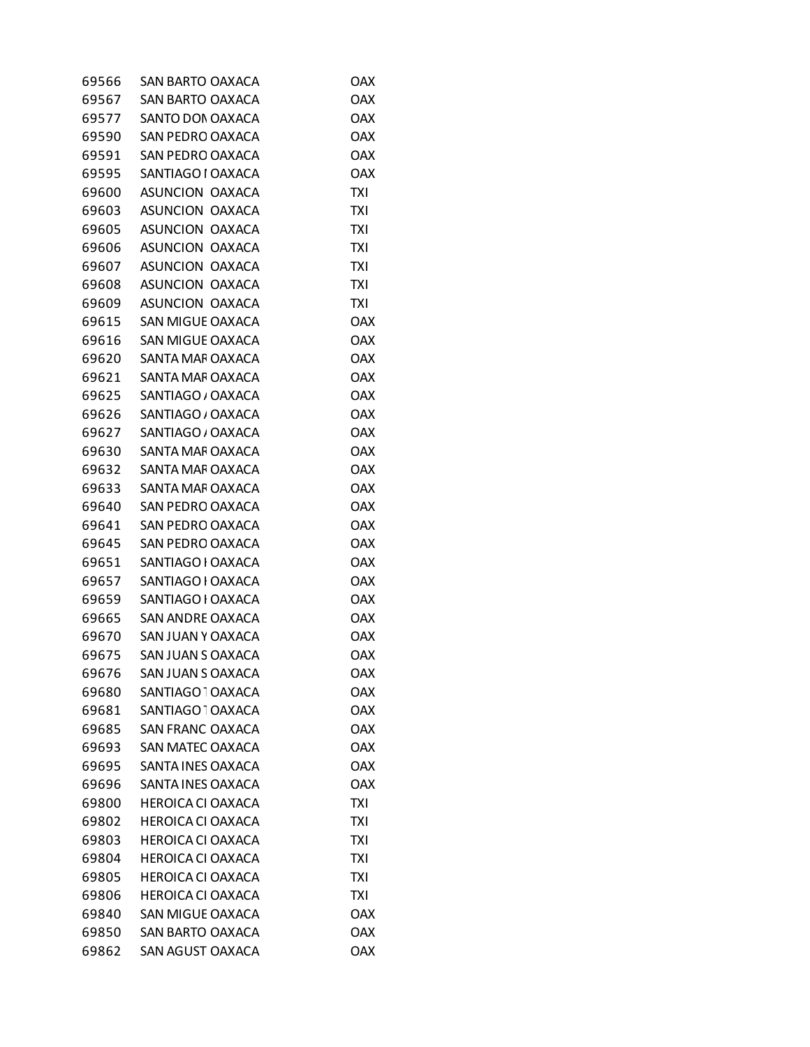| | | | |
|---|---|---|---|
| 69566 | SAN BARTO | OAXACA | OAX |
| 69567 | SAN BARTO | OAXACA | OAX |
| 69577 | SANTO DON | OAXACA | OAX |
| 69590 | SAN PEDRO | OAXACA | OAX |
| 69591 | SAN PEDRO | OAXACA | OAX |
| 69595 | SANTIAGO I | OAXACA | OAX |
| 69600 | ASUNCION | OAXACA | TXI |
| 69603 | ASUNCION | OAXACA | TXI |
| 69605 | ASUNCION | OAXACA | TXI |
| 69606 | ASUNCION | OAXACA | TXI |
| 69607 | ASUNCION | OAXACA | TXI |
| 69608 | ASUNCION | OAXACA | TXI |
| 69609 | ASUNCION | OAXACA | TXI |
| 69615 | SAN MIGUE | OAXACA | OAX |
| 69616 | SAN MIGUE | OAXACA | OAX |
| 69620 | SANTA MAF | OAXACA | OAX |
| 69621 | SANTA MAF | OAXACA | OAX |
| 69625 | SANTIAGO / | OAXACA | OAX |
| 69626 | SANTIAGO / | OAXACA | OAX |
| 69627 | SANTIAGO / | OAXACA | OAX |
| 69630 | SANTA MAF | OAXACA | OAX |
| 69632 | SANTA MAF | OAXACA | OAX |
| 69633 | SANTA MAF | OAXACA | OAX |
| 69640 | SAN PEDRO | OAXACA | OAX |
| 69641 | SAN PEDRO | OAXACA | OAX |
| 69645 | SAN PEDRO | OAXACA | OAX |
| 69651 | SANTIAGO I | OAXACA | OAX |
| 69657 | SANTIAGO I | OAXACA | OAX |
| 69659 | SANTIAGO I | OAXACA | OAX |
| 69665 | SAN ANDRE | OAXACA | OAX |
| 69670 | SAN JUAN Y | OAXACA | OAX |
| 69675 | SAN JUAN S | OAXACA | OAX |
| 69676 | SAN JUAN S | OAXACA | OAX |
| 69680 | SANTIAGO T | OAXACA | OAX |
| 69681 | SANTIAGO T | OAXACA | OAX |
| 69685 | SAN FRANC | OAXACA | OAX |
| 69693 | SAN MATEC | OAXACA | OAX |
| 69695 | SANTA INES | OAXACA | OAX |
| 69696 | SANTA INES | OAXACA | OAX |
| 69800 | HEROICA CI | OAXACA | TXI |
| 69802 | HEROICA CI | OAXACA | TXI |
| 69803 | HEROICA CI | OAXACA | TXI |
| 69804 | HEROICA CI | OAXACA | TXI |
| 69805 | HEROICA CI | OAXACA | TXI |
| 69806 | HEROICA CI | OAXACA | TXI |
| 69840 | SAN MIGUE | OAXACA | OAX |
| 69850 | SAN BARTO | OAXACA | OAX |
| 69862 | SAN AGUST | OAXACA | OAX |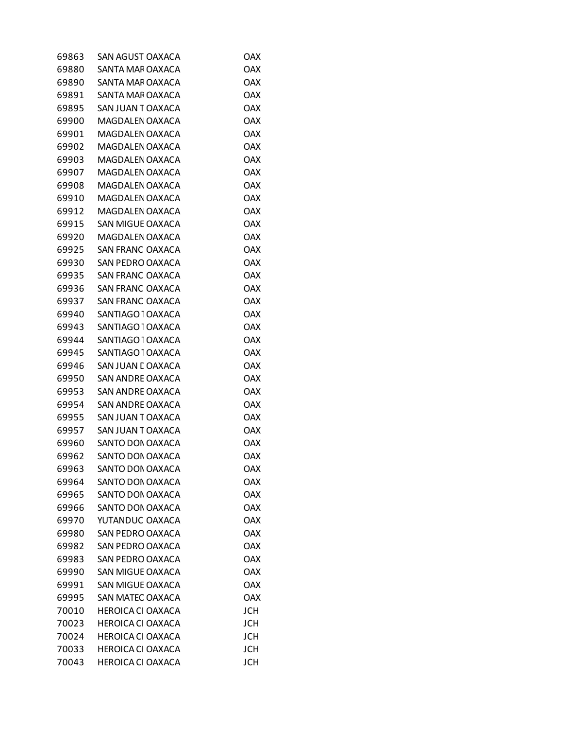| | | | |
|---|---|---|---|
| 69863 | SAN AGUST | OAXACA | OAX |
| 69880 | SANTA MAF | OAXACA | OAX |
| 69890 | SANTA MAF | OAXACA | OAX |
| 69891 | SANTA MAF | OAXACA | OAX |
| 69895 | SAN JUAN T | OAXACA | OAX |
| 69900 | MAGDALEN | OAXACA | OAX |
| 69901 | MAGDALEN | OAXACA | OAX |
| 69902 | MAGDALEN | OAXACA | OAX |
| 69903 | MAGDALEN | OAXACA | OAX |
| 69907 | MAGDALEN | OAXACA | OAX |
| 69908 | MAGDALEN | OAXACA | OAX |
| 69910 | MAGDALEN | OAXACA | OAX |
| 69912 | MAGDALEN | OAXACA | OAX |
| 69915 | SAN MIGUE | OAXACA | OAX |
| 69920 | MAGDALEN | OAXACA | OAX |
| 69925 | SAN FRANC | OAXACA | OAX |
| 69930 | SAN PEDRO | OAXACA | OAX |
| 69935 | SAN FRANC | OAXACA | OAX |
| 69936 | SAN FRANC | OAXACA | OAX |
| 69937 | SAN FRANC | OAXACA | OAX |
| 69940 | SANTIAGO T | OAXACA | OAX |
| 69943 | SANTIAGO T | OAXACA | OAX |
| 69944 | SANTIAGO T | OAXACA | OAX |
| 69945 | SANTIAGO T | OAXACA | OAX |
| 69946 | SAN JUAN D | OAXACA | OAX |
| 69950 | SAN ANDRE | OAXACA | OAX |
| 69953 | SAN ANDRE | OAXACA | OAX |
| 69954 | SAN ANDRE | OAXACA | OAX |
| 69955 | SAN JUAN T | OAXACA | OAX |
| 69957 | SAN JUAN T | OAXACA | OAX |
| 69960 | SANTO DON | OAXACA | OAX |
| 69962 | SANTO DON | OAXACA | OAX |
| 69963 | SANTO DON | OAXACA | OAX |
| 69964 | SANTO DON | OAXACA | OAX |
| 69965 | SANTO DON | OAXACA | OAX |
| 69966 | SANTO DON | OAXACA | OAX |
| 69970 | YUTANDUC | OAXACA | OAX |
| 69980 | SAN PEDRO | OAXACA | OAX |
| 69982 | SAN PEDRO | OAXACA | OAX |
| 69983 | SAN PEDRO | OAXACA | OAX |
| 69990 | SAN MIGUE | OAXACA | OAX |
| 69991 | SAN MIGUE | OAXACA | OAX |
| 69995 | SAN MATEO | OAXACA | OAX |
| 70010 | HEROICA CI | OAXACA | JCH |
| 70023 | HEROICA CI | OAXACA | JCH |
| 70024 | HEROICA CI | OAXACA | JCH |
| 70033 | HEROICA CI | OAXACA | JCH |
| 70043 | HEROICA CI | OAXACA | JCH |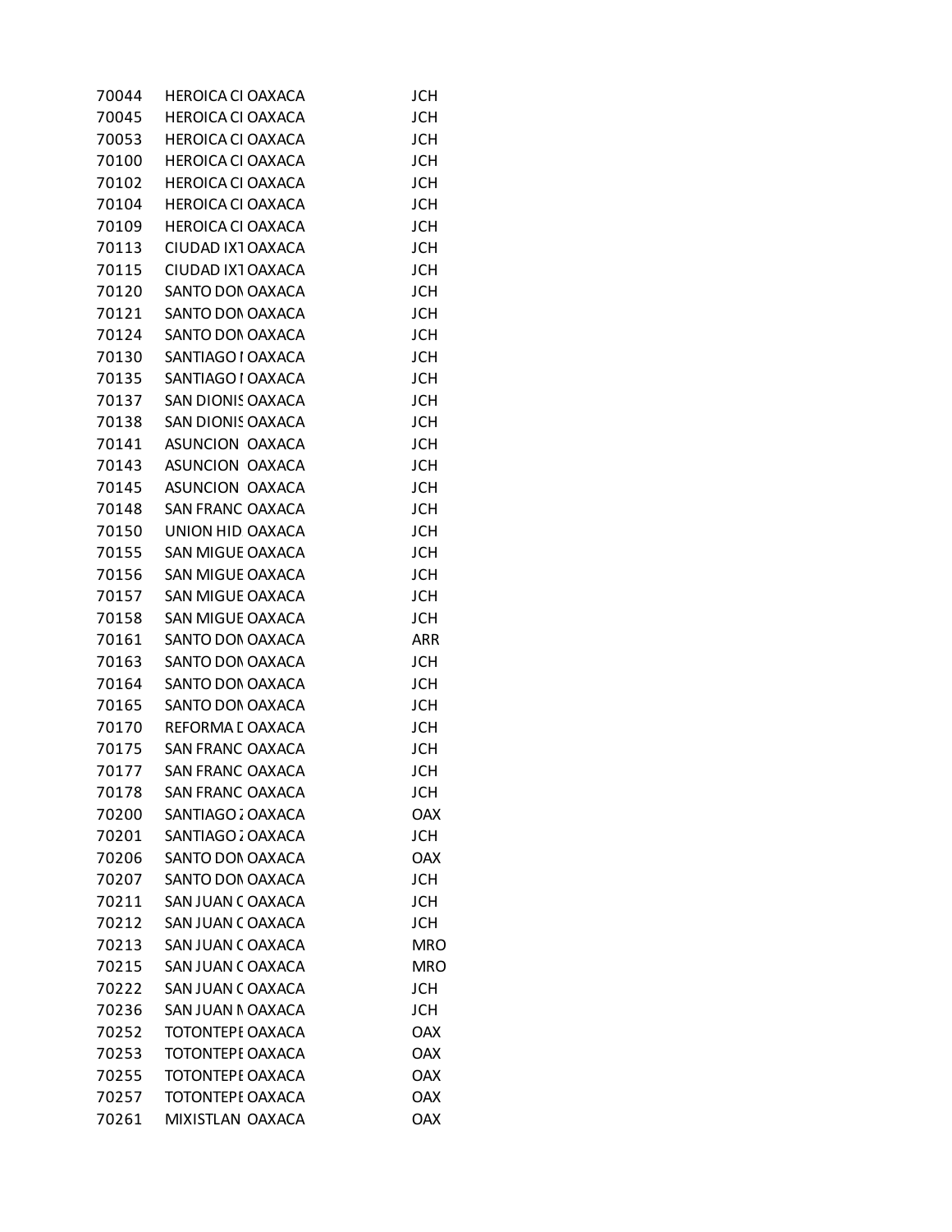| | | | |
|---|---|---|---|
| 70044 | HEROICA CI | OAXACA | JCH |
| 70045 | HEROICA CI | OAXACA | JCH |
| 70053 | HEROICA CI | OAXACA | JCH |
| 70100 | HEROICA CI | OAXACA | JCH |
| 70102 | HEROICA CI | OAXACA | JCH |
| 70104 | HEROICA CI | OAXACA | JCH |
| 70109 | HEROICA CI | OAXACA | JCH |
| 70113 | CIUDAD IXT | OAXACA | JCH |
| 70115 | CIUDAD IXT | OAXACA | JCH |
| 70120 | SANTO DON | OAXACA | JCH |
| 70121 | SANTO DON | OAXACA | JCH |
| 70124 | SANTO DON | OAXACA | JCH |
| 70130 | SANTIAGO I | OAXACA | JCH |
| 70135 | SANTIAGO I | OAXACA | JCH |
| 70137 | SAN DIONIS | OAXACA | JCH |
| 70138 | SAN DIONIS | OAXACA | JCH |
| 70141 | ASUNCION | OAXACA | JCH |
| 70143 | ASUNCION | OAXACA | JCH |
| 70145 | ASUNCION | OAXACA | JCH |
| 70148 | SAN FRANC | OAXACA | JCH |
| 70150 | UNION HID | OAXACA | JCH |
| 70155 | SAN MIGUE | OAXACA | JCH |
| 70156 | SAN MIGUE | OAXACA | JCH |
| 70157 | SAN MIGUE | OAXACA | JCH |
| 70158 | SAN MIGUE | OAXACA | JCH |
| 70161 | SANTO DON | OAXACA | ARR |
| 70163 | SANTO DON | OAXACA | JCH |
| 70164 | SANTO DON | OAXACA | JCH |
| 70165 | SANTO DON | OAXACA | JCH |
| 70170 | REFORMA D | OAXACA | JCH |
| 70175 | SAN FRANC | OAXACA | JCH |
| 70177 | SAN FRANC | OAXACA | JCH |
| 70178 | SAN FRANC | OAXACA | JCH |
| 70200 | SANTIAGO Z | OAXACA | OAX |
| 70201 | SANTIAGO Z | OAXACA | JCH |
| 70206 | SANTO DON | OAXACA | OAX |
| 70207 | SANTO DON | OAXACA | JCH |
| 70211 | SAN JUAN C | OAXACA | JCH |
| 70212 | SAN JUAN C | OAXACA | JCH |
| 70213 | SAN JUAN C | OAXACA | MRO |
| 70215 | SAN JUAN C | OAXACA | MRO |
| 70222 | SAN JUAN C | OAXACA | JCH |
| 70236 | SAN JUAN N | OAXACA | JCH |
| 70252 | TOTONTEPE | OAXACA | OAX |
| 70253 | TOTONTEPE | OAXACA | OAX |
| 70255 | TOTONTEPE | OAXACA | OAX |
| 70257 | TOTONTEPE | OAXACA | OAX |
| 70261 | MIXISTLAN | OAXACA | OAX |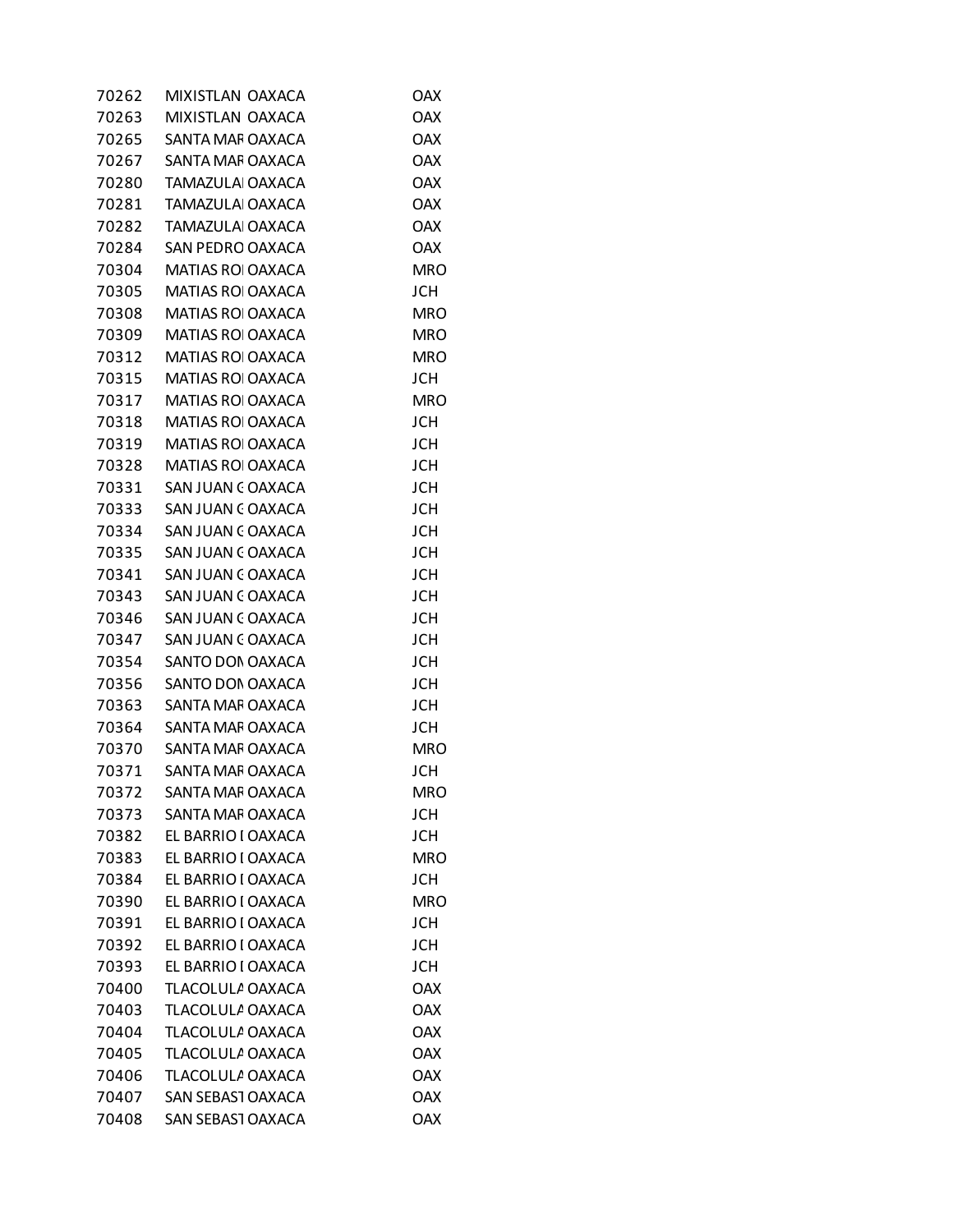| | | | |
|---|---|---|---|
| 70262 | MIXISTLAN | OAXACA | OAX |
| 70263 | MIXISTLAN | OAXACA | OAX |
| 70265 | SANTA MAR | OAXACA | OAX |
| 70267 | SANTA MAR | OAXACA | OAX |
| 70280 | TAMAZULA | OAXACA | OAX |
| 70281 | TAMAZULA | OAXACA | OAX |
| 70282 | TAMAZULA | OAXACA | OAX |
| 70284 | SAN PEDRO | OAXACA | OAX |
| 70304 | MATIAS RO | OAXACA | MRO |
| 70305 | MATIAS RO | OAXACA | JCH |
| 70308 | MATIAS RO | OAXACA | MRO |
| 70309 | MATIAS RO | OAXACA | MRO |
| 70312 | MATIAS RO | OAXACA | MRO |
| 70315 | MATIAS RO | OAXACA | JCH |
| 70317 | MATIAS RO | OAXACA | MRO |
| 70318 | MATIAS RO | OAXACA | JCH |
| 70319 | MATIAS RO | OAXACA | JCH |
| 70328 | MATIAS RO | OAXACA | JCH |
| 70331 | SAN JUAN ( | OAXACA | JCH |
| 70333 | SAN JUAN ( | OAXACA | JCH |
| 70334 | SAN JUAN ( | OAXACA | JCH |
| 70335 | SAN JUAN ( | OAXACA | JCH |
| 70341 | SAN JUAN ( | OAXACA | JCH |
| 70343 | SAN JUAN ( | OAXACA | JCH |
| 70346 | SAN JUAN ( | OAXACA | JCH |
| 70347 | SAN JUAN ( | OAXACA | JCH |
| 70354 | SANTO DON | OAXACA | JCH |
| 70356 | SANTO DON | OAXACA | JCH |
| 70363 | SANTA MAR | OAXACA | JCH |
| 70364 | SANTA MAR | OAXACA | JCH |
| 70370 | SANTA MAR | OAXACA | MRO |
| 70371 | SANTA MAR | OAXACA | JCH |
| 70372 | SANTA MAR | OAXACA | MRO |
| 70373 | SANTA MAR | OAXACA | JCH |
| 70382 | EL BARRIO I | OAXACA | JCH |
| 70383 | EL BARRIO I | OAXACA | MRO |
| 70384 | EL BARRIO I | OAXACA | JCH |
| 70390 | EL BARRIO I | OAXACA | MRO |
| 70391 | EL BARRIO I | OAXACA | JCH |
| 70392 | EL BARRIO I | OAXACA | JCH |
| 70393 | EL BARRIO I | OAXACA | JCH |
| 70400 | TLACOLULA | OAXACA | OAX |
| 70403 | TLACOLULA | OAXACA | OAX |
| 70404 | TLACOLULA | OAXACA | OAX |
| 70405 | TLACOLULA | OAXACA | OAX |
| 70406 | TLACOLULA | OAXACA | OAX |
| 70407 | SAN SEBAST | OAXACA | OAX |
| 70408 | SAN SEBAST | OAXACA | OAX |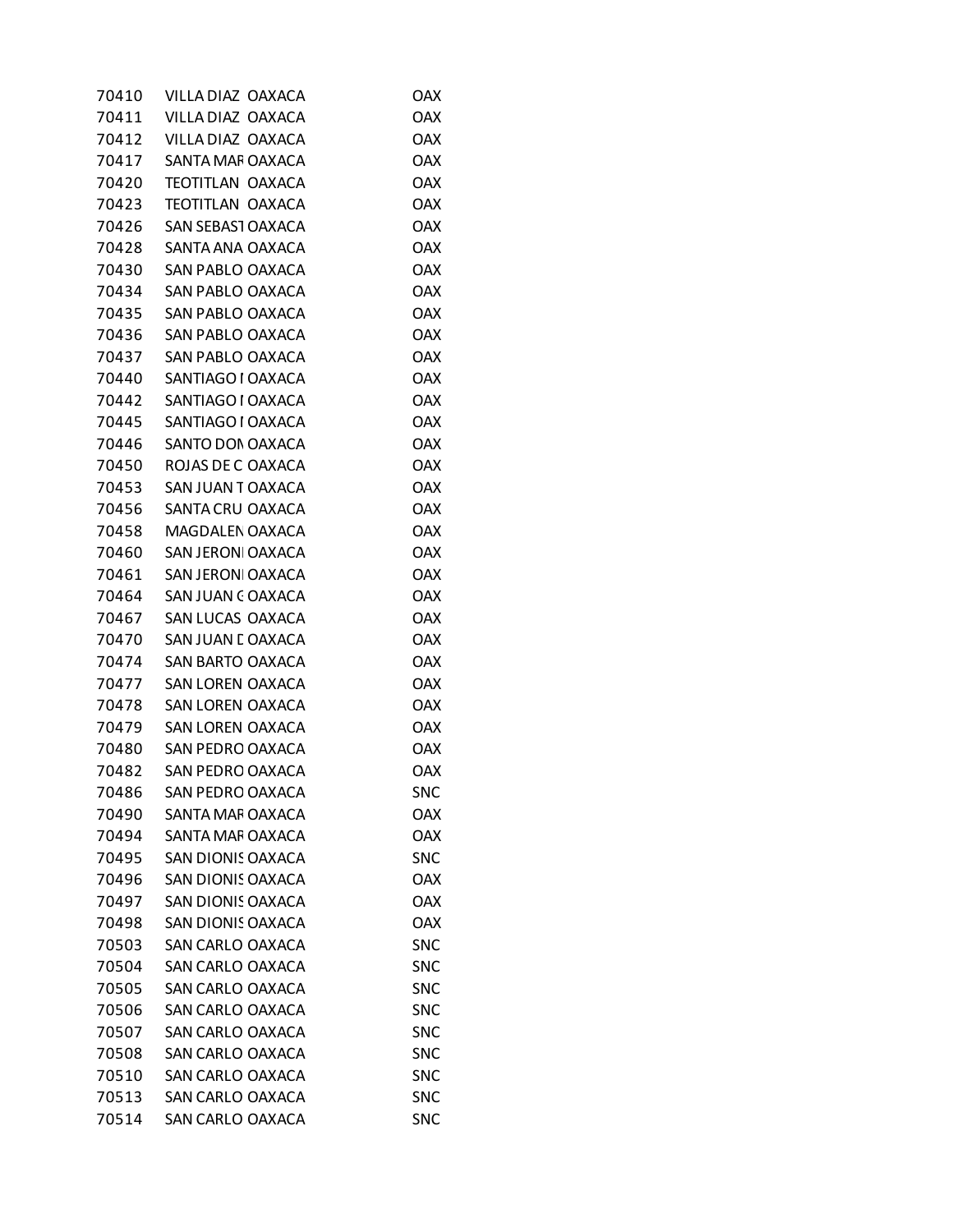| | | | |
|---|---|---|---|
| 70410 | VILLA DIAZ | OAXACA | OAX |
| 70411 | VILLA DIAZ | OAXACA | OAX |
| 70412 | VILLA DIAZ | OAXACA | OAX |
| 70417 | SANTA MAF | OAXACA | OAX |
| 70420 | TEOTITLAN | OAXACA | OAX |
| 70423 | TEOTITLAN | OAXACA | OAX |
| 70426 | SAN SEBAST | OAXACA | OAX |
| 70428 | SANTA ANA | OAXACA | OAX |
| 70430 | SAN PABLO | OAXACA | OAX |
| 70434 | SAN PABLO | OAXACA | OAX |
| 70435 | SAN PABLO | OAXACA | OAX |
| 70436 | SAN PABLO | OAXACA | OAX |
| 70437 | SAN PABLO | OAXACA | OAX |
| 70440 | SANTIAGO I | OAXACA | OAX |
| 70442 | SANTIAGO I | OAXACA | OAX |
| 70445 | SANTIAGO I | OAXACA | OAX |
| 70446 | SANTO DON | OAXACA | OAX |
| 70450 | ROJAS DE C | OAXACA | OAX |
| 70453 | SAN JUAN T | OAXACA | OAX |
| 70456 | SANTA CRU | OAXACA | OAX |
| 70458 | MAGDALEN | OAXACA | OAX |
| 70460 | SAN JERONI | OAXACA | OAX |
| 70461 | SAN JERONI | OAXACA | OAX |
| 70464 | SAN JUAN G | OAXACA | OAX |
| 70467 | SAN LUCAS | OAXACA | OAX |
| 70470 | SAN JUAN D | OAXACA | OAX |
| 70474 | SAN BARTO | OAXACA | OAX |
| 70477 | SAN LOREN | OAXACA | OAX |
| 70478 | SAN LOREN | OAXACA | OAX |
| 70479 | SAN LOREN | OAXACA | OAX |
| 70480 | SAN PEDRO | OAXACA | OAX |
| 70482 | SAN PEDRO | OAXACA | OAX |
| 70486 | SAN PEDRO | OAXACA | SNC |
| 70490 | SANTA MAF | OAXACA | OAX |
| 70494 | SANTA MAF | OAXACA | OAX |
| 70495 | SAN DIONIS | OAXACA | SNC |
| 70496 | SAN DIONIS | OAXACA | OAX |
| 70497 | SAN DIONIS | OAXACA | OAX |
| 70498 | SAN DIONIS | OAXACA | OAX |
| 70503 | SAN CARLO | OAXACA | SNC |
| 70504 | SAN CARLO | OAXACA | SNC |
| 70505 | SAN CARLO | OAXACA | SNC |
| 70506 | SAN CARLO | OAXACA | SNC |
| 70507 | SAN CARLO | OAXACA | SNC |
| 70508 | SAN CARLO | OAXACA | SNC |
| 70510 | SAN CARLO | OAXACA | SNC |
| 70513 | SAN CARLO | OAXACA | SNC |
| 70514 | SAN CARLO | OAXACA | SNC |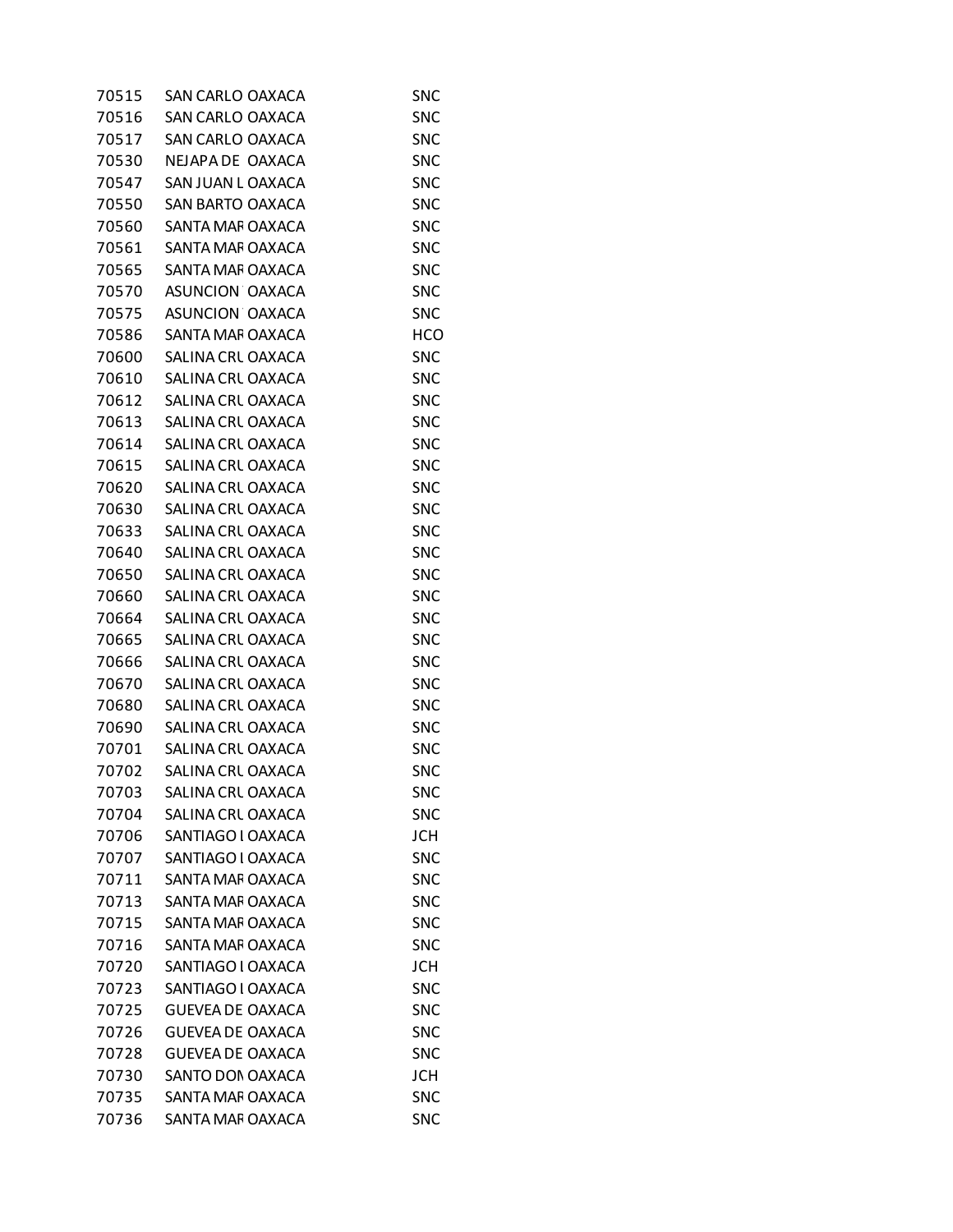| | | | |
|---|---|---|---|
| 70515 | SAN CARLO | OAXACA | SNC |
| 70516 | SAN CARLO | OAXACA | SNC |
| 70517 | SAN CARLO | OAXACA | SNC |
| 70530 | NEJAPA DE | OAXACA | SNC |
| 70547 | SAN JUAN L | OAXACA | SNC |
| 70550 | SAN BARTO | OAXACA | SNC |
| 70560 | SANTA MAR | OAXACA | SNC |
| 70561 | SANTA MAR | OAXACA | SNC |
| 70565 | SANTA MAR | OAXACA | SNC |
| 70570 | ASUNCION | OAXACA | SNC |
| 70575 | ASUNCION | OAXACA | SNC |
| 70586 | SANTA MAR | OAXACA | HCO |
| 70600 | SALINA CRU | OAXACA | SNC |
| 70610 | SALINA CRU | OAXACA | SNC |
| 70612 | SALINA CRU | OAXACA | SNC |
| 70613 | SALINA CRU | OAXACA | SNC |
| 70614 | SALINA CRU | OAXACA | SNC |
| 70615 | SALINA CRU | OAXACA | SNC |
| 70620 | SALINA CRU | OAXACA | SNC |
| 70630 | SALINA CRU | OAXACA | SNC |
| 70633 | SALINA CRU | OAXACA | SNC |
| 70640 | SALINA CRU | OAXACA | SNC |
| 70650 | SALINA CRU | OAXACA | SNC |
| 70660 | SALINA CRU | OAXACA | SNC |
| 70664 | SALINA CRU | OAXACA | SNC |
| 70665 | SALINA CRU | OAXACA | SNC |
| 70666 | SALINA CRU | OAXACA | SNC |
| 70670 | SALINA CRU | OAXACA | SNC |
| 70680 | SALINA CRU | OAXACA | SNC |
| 70690 | SALINA CRU | OAXACA | SNC |
| 70701 | SALINA CRU | OAXACA | SNC |
| 70702 | SALINA CRU | OAXACA | SNC |
| 70703 | SALINA CRU | OAXACA | SNC |
| 70704 | SALINA CRU | OAXACA | SNC |
| 70706 | SANTIAGO I | OAXACA | JCH |
| 70707 | SANTIAGO I | OAXACA | SNC |
| 70711 | SANTA MAR | OAXACA | SNC |
| 70713 | SANTA MAR | OAXACA | SNC |
| 70715 | SANTA MAR | OAXACA | SNC |
| 70716 | SANTA MAR | OAXACA | SNC |
| 70720 | SANTIAGO I | OAXACA | JCH |
| 70723 | SANTIAGO I | OAXACA | SNC |
| 70725 | GUEVEA DE | OAXACA | SNC |
| 70726 | GUEVEA DE | OAXACA | SNC |
| 70728 | GUEVEA DE | OAXACA | SNC |
| 70730 | SANTO DON | OAXACA | JCH |
| 70735 | SANTA MAR | OAXACA | SNC |
| 70736 | SANTA MAR | OAXACA | SNC |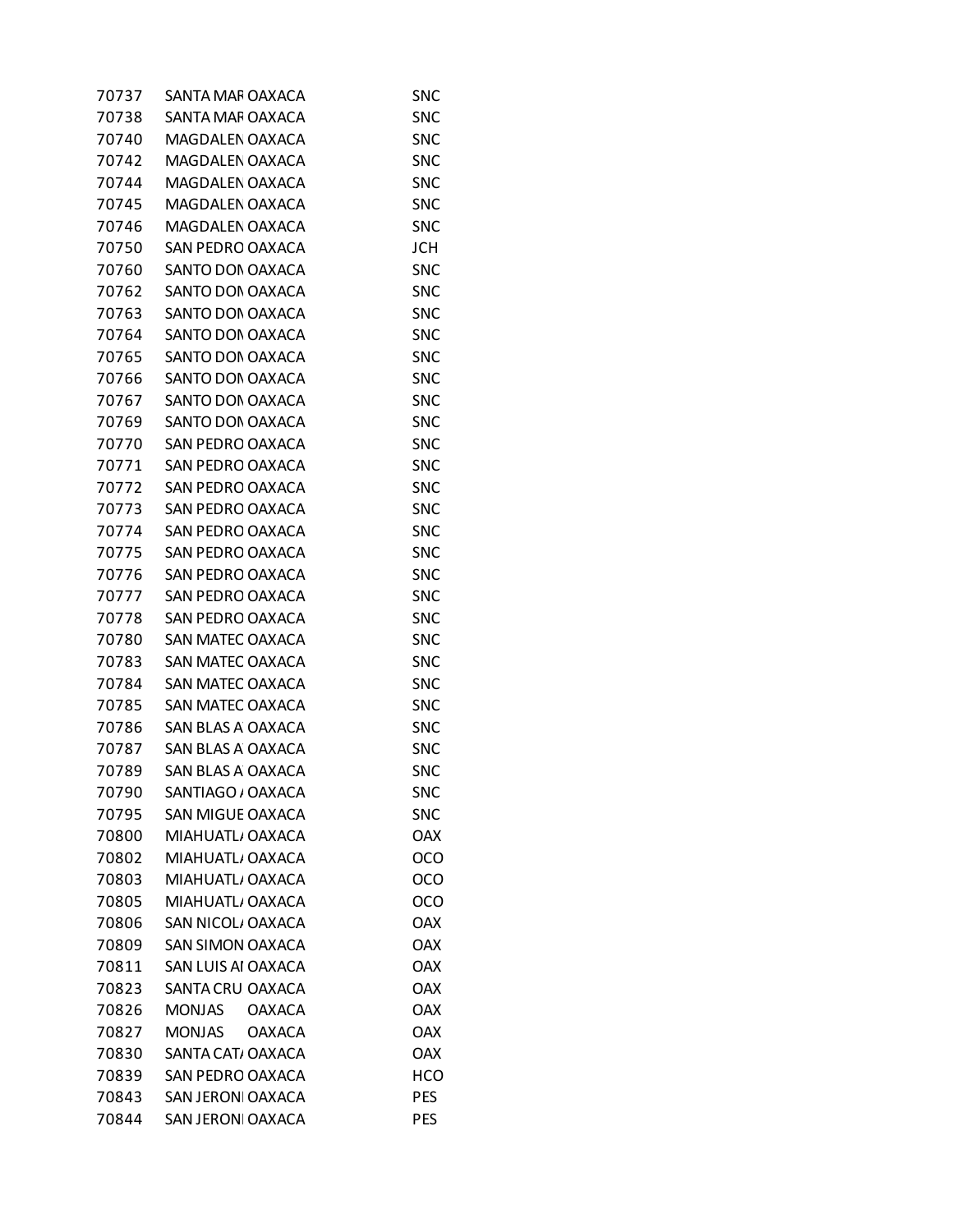| | | | |
|---|---|---|---|
| 70737 | SANTA MAR | OAXACA | SNC |
| 70738 | SANTA MAR | OAXACA | SNC |
| 70740 | MAGDALEN | OAXACA | SNC |
| 70742 | MAGDALEN | OAXACA | SNC |
| 70744 | MAGDALEN | OAXACA | SNC |
| 70745 | MAGDALEN | OAXACA | SNC |
| 70746 | MAGDALEN | OAXACA | SNC |
| 70750 | SAN PEDRO | OAXACA | JCH |
| 70760 | SANTO DON | OAXACA | SNC |
| 70762 | SANTO DON | OAXACA | SNC |
| 70763 | SANTO DON | OAXACA | SNC |
| 70764 | SANTO DON | OAXACA | SNC |
| 70765 | SANTO DON | OAXACA | SNC |
| 70766 | SANTO DON | OAXACA | SNC |
| 70767 | SANTO DON | OAXACA | SNC |
| 70769 | SANTO DON | OAXACA | SNC |
| 70770 | SAN PEDRO | OAXACA | SNC |
| 70771 | SAN PEDRO | OAXACA | SNC |
| 70772 | SAN PEDRO | OAXACA | SNC |
| 70773 | SAN PEDRO | OAXACA | SNC |
| 70774 | SAN PEDRO | OAXACA | SNC |
| 70775 | SAN PEDRO | OAXACA | SNC |
| 70776 | SAN PEDRO | OAXACA | SNC |
| 70777 | SAN PEDRO | OAXACA | SNC |
| 70778 | SAN PEDRO | OAXACA | SNC |
| 70780 | SAN MATEO | OAXACA | SNC |
| 70783 | SAN MATEO | OAXACA | SNC |
| 70784 | SAN MATEO | OAXACA | SNC |
| 70785 | SAN MATEO | OAXACA | SNC |
| 70786 | SAN BLAS A | OAXACA | SNC |
| 70787 | SAN BLAS A | OAXACA | SNC |
| 70789 | SAN BLAS A | OAXACA | SNC |
| 70790 | SANTIAGO / | OAXACA | SNC |
| 70795 | SAN MIGUE | OAXACA | SNC |
| 70800 | MIAHUATL/ | OAXACA | OAX |
| 70802 | MIAHUATL/ | OAXACA | OCO |
| 70803 | MIAHUATL/ | OAXACA | OCO |
| 70805 | MIAHUATL/ | OAXACA | OCO |
| 70806 | SAN NICOL/ | OAXACA | OAX |
| 70809 | SAN SIMON | OAXACA | OAX |
| 70811 | SAN LUIS AI | OAXACA | OAX |
| 70823 | SANTA CRU | OAXACA | OAX |
| 70826 | MONJAS | OAXACA | OAX |
| 70827 | MONJAS | OAXACA | OAX |
| 70830 | SANTA CAT/ | OAXACA | OAX |
| 70839 | SAN PEDRO | OAXACA | HCO |
| 70843 | SAN JERONI | OAXACA | PES |
| 70844 | SAN JERONI | OAXACA | PES |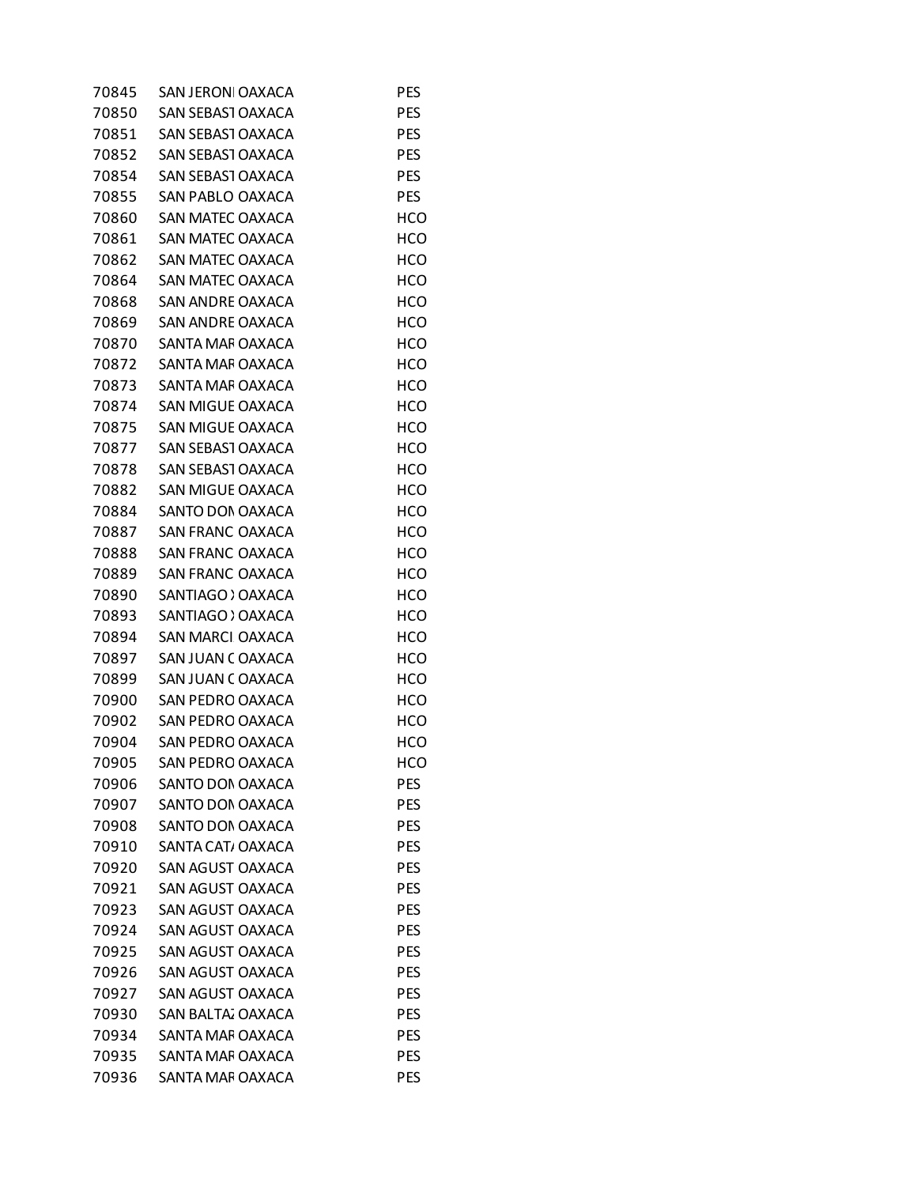| | | | |
|---|---|---|---|
| 70845 | SAN JERONI | OAXACA | PES |
| 70850 | SAN SEBAST | OAXACA | PES |
| 70851 | SAN SEBAST | OAXACA | PES |
| 70852 | SAN SEBAST | OAXACA | PES |
| 70854 | SAN SEBAST | OAXACA | PES |
| 70855 | SAN PABLO | OAXACA | PES |
| 70860 | SAN MATEC | OAXACA | HCO |
| 70861 | SAN MATEC | OAXACA | HCO |
| 70862 | SAN MATEC | OAXACA | HCO |
| 70864 | SAN MATEC | OAXACA | HCO |
| 70868 | SAN ANDRE | OAXACA | HCO |
| 70869 | SAN ANDRE | OAXACA | HCO |
| 70870 | SANTA MAF | OAXACA | HCO |
| 70872 | SANTA MAF | OAXACA | HCO |
| 70873 | SANTA MAF | OAXACA | HCO |
| 70874 | SAN MIGUE | OAXACA | HCO |
| 70875 | SAN MIGUE | OAXACA | HCO |
| 70877 | SAN SEBAST | OAXACA | HCO |
| 70878 | SAN SEBAST | OAXACA | HCO |
| 70882 | SAN MIGUE | OAXACA | HCO |
| 70884 | SANTO DON | OAXACA | HCO |
| 70887 | SAN FRANC | OAXACA | HCO |
| 70888 | SAN FRANC | OAXACA | HCO |
| 70889 | SAN FRANC | OAXACA | HCO |
| 70890 | SANTIAGO ) | OAXACA | HCO |
| 70893 | SANTIAGO ) | OAXACA | HCO |
| 70894 | SAN MARCI | OAXACA | HCO |
| 70897 | SAN JUAN ( | OAXACA | HCO |
| 70899 | SAN JUAN ( | OAXACA | HCO |
| 70900 | SAN PEDRO | OAXACA | HCO |
| 70902 | SAN PEDRO | OAXACA | HCO |
| 70904 | SAN PEDRO | OAXACA | HCO |
| 70905 | SAN PEDRO | OAXACA | HCO |
| 70906 | SANTO DON | OAXACA | PES |
| 70907 | SANTO DON | OAXACA | PES |
| 70908 | SANTO DON | OAXACA | PES |
| 70910 | SANTA CAT/ | OAXACA | PES |
| 70920 | SAN AGUST | OAXACA | PES |
| 70921 | SAN AGUST | OAXACA | PES |
| 70923 | SAN AGUST | OAXACA | PES |
| 70924 | SAN AGUST | OAXACA | PES |
| 70925 | SAN AGUST | OAXACA | PES |
| 70926 | SAN AGUST | OAXACA | PES |
| 70927 | SAN AGUST | OAXACA | PES |
| 70930 | SAN BALTA: | OAXACA | PES |
| 70934 | SANTA MAF | OAXACA | PES |
| 70935 | SANTA MAF | OAXACA | PES |
| 70936 | SANTA MAF | OAXACA | PES |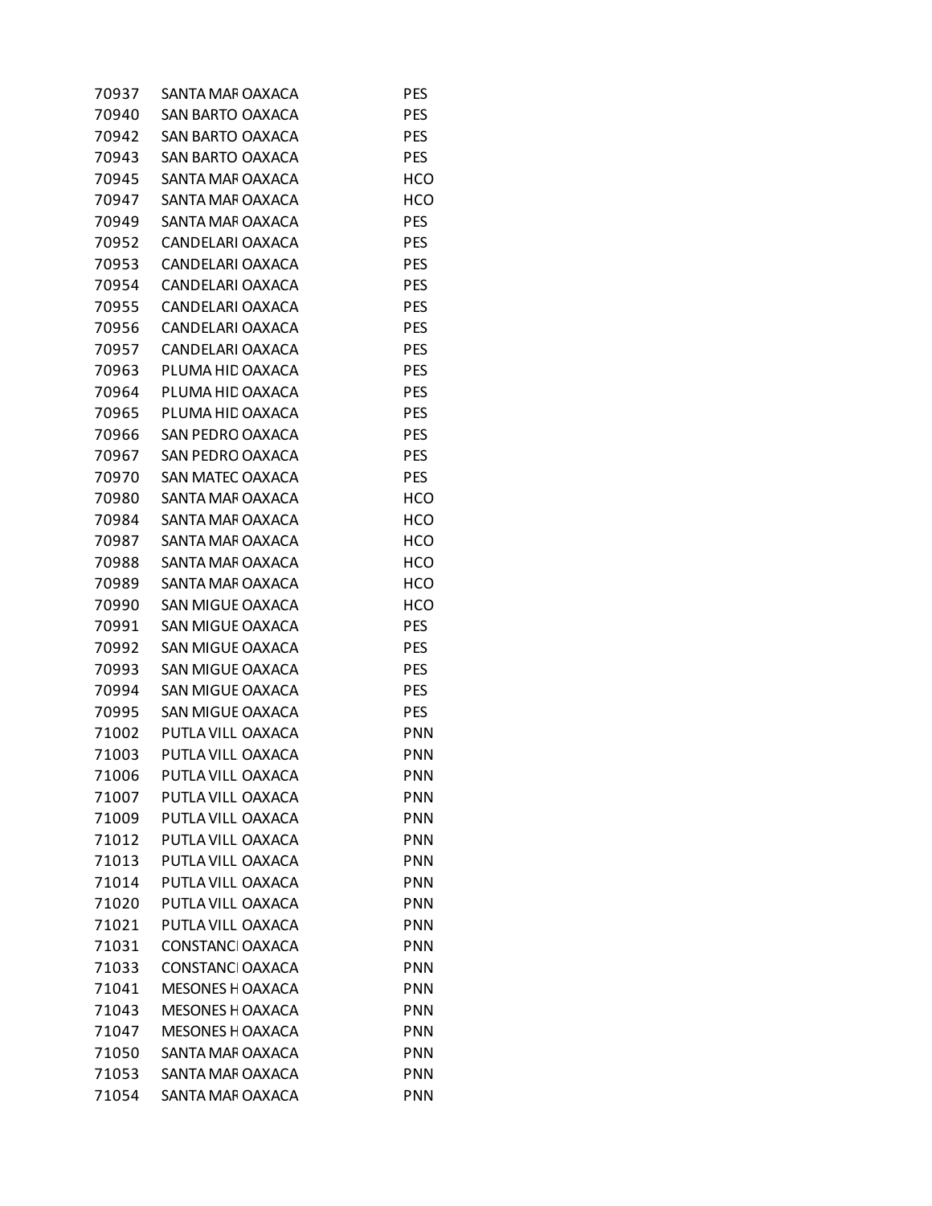| | | | |
|---|---|---|---|
| 70937 | SANTA MAF | OAXACA | PES |
| 70940 | SAN BARTO | OAXACA | PES |
| 70942 | SAN BARTO | OAXACA | PES |
| 70943 | SAN BARTO | OAXACA | PES |
| 70945 | SANTA MAF | OAXACA | HCO |
| 70947 | SANTA MAF | OAXACA | HCO |
| 70949 | SANTA MAF | OAXACA | PES |
| 70952 | CANDELARI | OAXACA | PES |
| 70953 | CANDELARI | OAXACA | PES |
| 70954 | CANDELARI | OAXACA | PES |
| 70955 | CANDELARI | OAXACA | PES |
| 70956 | CANDELARI | OAXACA | PES |
| 70957 | CANDELARI | OAXACA | PES |
| 70963 | PLUMA HID | OAXACA | PES |
| 70964 | PLUMA HID | OAXACA | PES |
| 70965 | PLUMA HID | OAXACA | PES |
| 70966 | SAN PEDRO | OAXACA | PES |
| 70967 | SAN PEDRO | OAXACA | PES |
| 70970 | SAN MATEC | OAXACA | PES |
| 70980 | SANTA MAF | OAXACA | HCO |
| 70984 | SANTA MAF | OAXACA | HCO |
| 70987 | SANTA MAF | OAXACA | HCO |
| 70988 | SANTA MAF | OAXACA | HCO |
| 70989 | SANTA MAF | OAXACA | HCO |
| 70990 | SAN MIGUE | OAXACA | HCO |
| 70991 | SAN MIGUE | OAXACA | PES |
| 70992 | SAN MIGUE | OAXACA | PES |
| 70993 | SAN MIGUE | OAXACA | PES |
| 70994 | SAN MIGUE | OAXACA | PES |
| 70995 | SAN MIGUE | OAXACA | PES |
| 71002 | PUTLA VILL | OAXACA | PNN |
| 71003 | PUTLA VILL | OAXACA | PNN |
| 71006 | PUTLA VILL | OAXACA | PNN |
| 71007 | PUTLA VILL | OAXACA | PNN |
| 71009 | PUTLA VILL | OAXACA | PNN |
| 71012 | PUTLA VILL | OAXACA | PNN |
| 71013 | PUTLA VILL | OAXACA | PNN |
| 71014 | PUTLA VILL | OAXACA | PNN |
| 71020 | PUTLA VILL | OAXACA | PNN |
| 71021 | PUTLA VILL | OAXACA | PNN |
| 71031 | CONSTANCI | OAXACA | PNN |
| 71033 | CONSTANCI | OAXACA | PNN |
| 71041 | MESONES H | OAXACA | PNN |
| 71043 | MESONES H | OAXACA | PNN |
| 71047 | MESONES H | OAXACA | PNN |
| 71050 | SANTA MAF | OAXACA | PNN |
| 71053 | SANTA MAF | OAXACA | PNN |
| 71054 | SANTA MAF | OAXACA | PNN |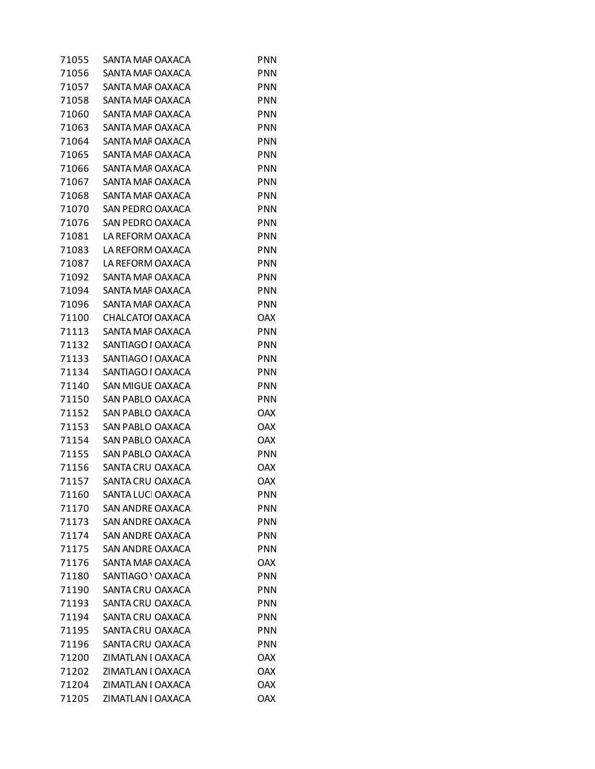| | | | |
|---|---|---|---|
| 71055 | SANTA MAF | OAXACA | PNN |
| 71056 | SANTA MAF | OAXACA | PNN |
| 71057 | SANTA MAF | OAXACA | PNN |
| 71058 | SANTA MAF | OAXACA | PNN |
| 71060 | SANTA MAF | OAXACA | PNN |
| 71063 | SANTA MAF | OAXACA | PNN |
| 71064 | SANTA MAF | OAXACA | PNN |
| 71065 | SANTA MAF | OAXACA | PNN |
| 71066 | SANTA MAF | OAXACA | PNN |
| 71067 | SANTA MAF | OAXACA | PNN |
| 71068 | SANTA MAF | OAXACA | PNN |
| 71070 | SAN PEDRO | OAXACA | PNN |
| 71076 | SAN PEDRO | OAXACA | PNN |
| 71081 | LA REFORM | OAXACA | PNN |
| 71083 | LA REFORM | OAXACA | PNN |
| 71087 | LA REFORM | OAXACA | PNN |
| 71092 | SANTA MAF | OAXACA | PNN |
| 71094 | SANTA MAF | OAXACA | PNN |
| 71096 | SANTA MAF | OAXACA | PNN |
| 71100 | CHALCATOI | OAXACA | OAX |
| 71113 | SANTA MAF | OAXACA | PNN |
| 71132 | SANTIAGO I | OAXACA | PNN |
| 71133 | SANTIAGO I | OAXACA | PNN |
| 71134 | SANTIAGO I | OAXACA | PNN |
| 71140 | SAN MIGUE | OAXACA | PNN |
| 71150 | SAN PABLO | OAXACA | PNN |
| 71152 | SAN PABLO | OAXACA | OAX |
| 71153 | SAN PABLO | OAXACA | OAX |
| 71154 | SAN PABLO | OAXACA | OAX |
| 71155 | SAN PABLO | OAXACA | PNN |
| 71156 | SANTA CRU | OAXACA | OAX |
| 71157 | SANTA CRU | OAXACA | OAX |
| 71160 | SANTA LUCI | OAXACA | PNN |
| 71170 | SAN ANDRE | OAXACA | PNN |
| 71173 | SAN ANDRE | OAXACA | PNN |
| 71174 | SAN ANDRE | OAXACA | PNN |
| 71175 | SAN ANDRE | OAXACA | PNN |
| 71176 | SANTA MAF | OAXACA | OAX |
| 71180 | SANTIAGO Y | OAXACA | PNN |
| 71190 | SANTA CRU | OAXACA | PNN |
| 71193 | SANTA CRU | OAXACA | PNN |
| 71194 | SANTA CRU | OAXACA | PNN |
| 71195 | SANTA CRU | OAXACA | PNN |
| 71196 | SANTA CRU | OAXACA | PNN |
| 71200 | ZIMATLAN I | OAXACA | OAX |
| 71202 | ZIMATLAN I | OAXACA | OAX |
| 71204 | ZIMATLAN I | OAXACA | OAX |
| 71205 | ZIMATLAN I | OAXACA | OAX |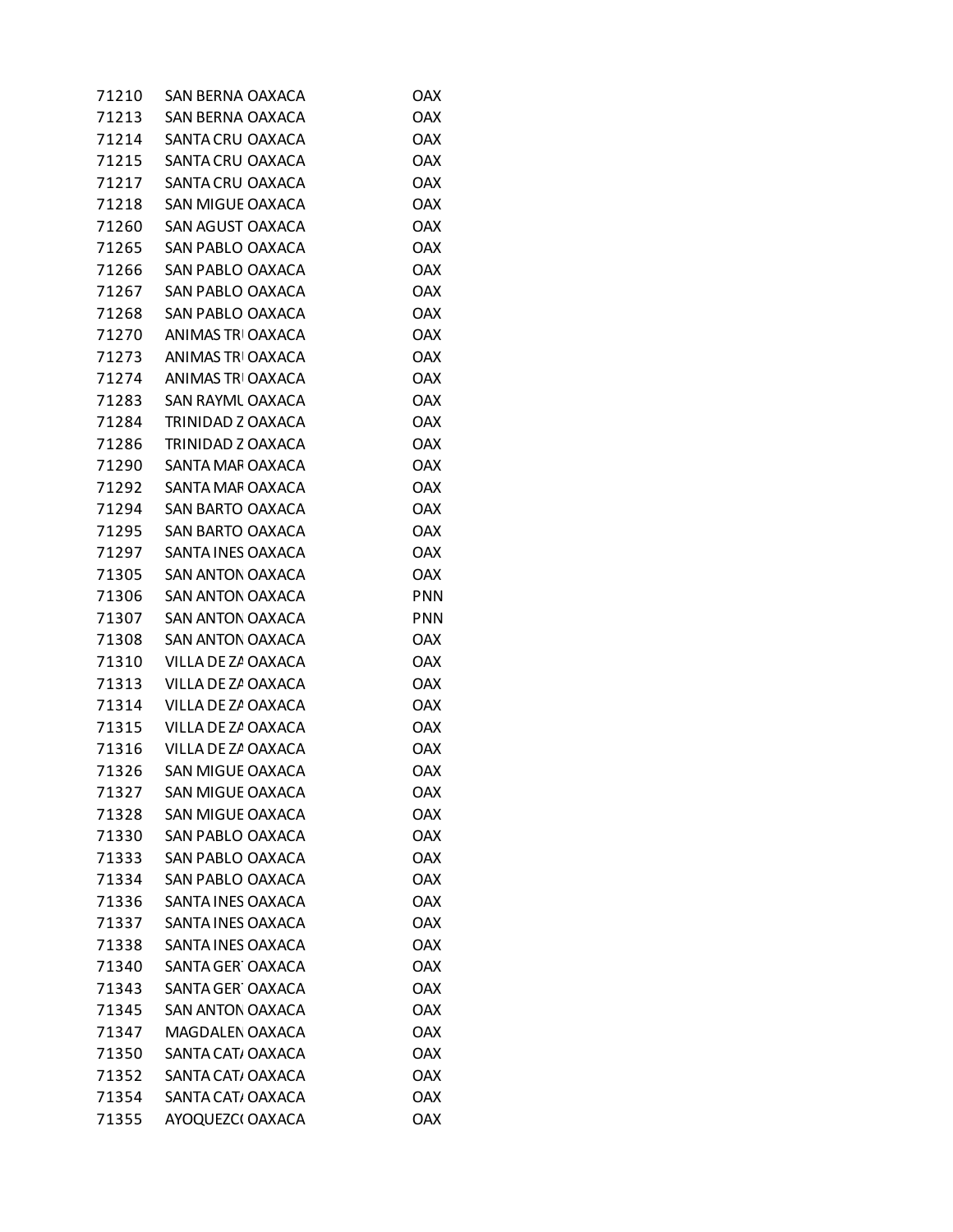| | | | |
|---|---|---|---|
| 71210 | SAN BERNA | OAXACA | OAX |
| 71213 | SAN BERNA | OAXACA | OAX |
| 71214 | SANTA CRU | OAXACA | OAX |
| 71215 | SANTA CRU | OAXACA | OAX |
| 71217 | SANTA CRU | OAXACA | OAX |
| 71218 | SAN MIGUE | OAXACA | OAX |
| 71260 | SAN AGUST | OAXACA | OAX |
| 71265 | SAN PABLO | OAXACA | OAX |
| 71266 | SAN PABLO | OAXACA | OAX |
| 71267 | SAN PABLO | OAXACA | OAX |
| 71268 | SAN PABLO | OAXACA | OAX |
| 71270 | ANIMAS TRI | OAXACA | OAX |
| 71273 | ANIMAS TRI | OAXACA | OAX |
| 71274 | ANIMAS TRI | OAXACA | OAX |
| 71283 | SAN RAYMU | OAXACA | OAX |
| 71284 | TRINIDAD Z | OAXACA | OAX |
| 71286 | TRINIDAD Z | OAXACA | OAX |
| 71290 | SANTA MAR | OAXACA | OAX |
| 71292 | SANTA MAR | OAXACA | OAX |
| 71294 | SAN BARTO | OAXACA | OAX |
| 71295 | SAN BARTO | OAXACA | OAX |
| 71297 | SANTA INES | OAXACA | OAX |
| 71305 | SAN ANTON | OAXACA | OAX |
| 71306 | SAN ANTON | OAXACA | PNN |
| 71307 | SAN ANTON | OAXACA | PNN |
| 71308 | SAN ANTON | OAXACA | OAX |
| 71310 | VILLA DE ZA | OAXACA | OAX |
| 71313 | VILLA DE ZA | OAXACA | OAX |
| 71314 | VILLA DE ZA | OAXACA | OAX |
| 71315 | VILLA DE ZA | OAXACA | OAX |
| 71316 | VILLA DE ZA | OAXACA | OAX |
| 71326 | SAN MIGUE | OAXACA | OAX |
| 71327 | SAN MIGUE | OAXACA | OAX |
| 71328 | SAN MIGUE | OAXACA | OAX |
| 71330 | SAN PABLO | OAXACA | OAX |
| 71333 | SAN PABLO | OAXACA | OAX |
| 71334 | SAN PABLO | OAXACA | OAX |
| 71336 | SANTA INES | OAXACA | OAX |
| 71337 | SANTA INES | OAXACA | OAX |
| 71338 | SANTA INES | OAXACA | OAX |
| 71340 | SANTA GER | OAXACA | OAX |
| 71343 | SANTA GER | OAXACA | OAX |
| 71345 | SAN ANTON | OAXACA | OAX |
| 71347 | MAGDALEN | OAXACA | OAX |
| 71350 | SANTA CAT | OAXACA | OAX |
| 71352 | SANTA CAT | OAXACA | OAX |
| 71354 | SANTA CAT | OAXACA | OAX |
| 71355 | AYOQUEZC | OAXACA | OAX |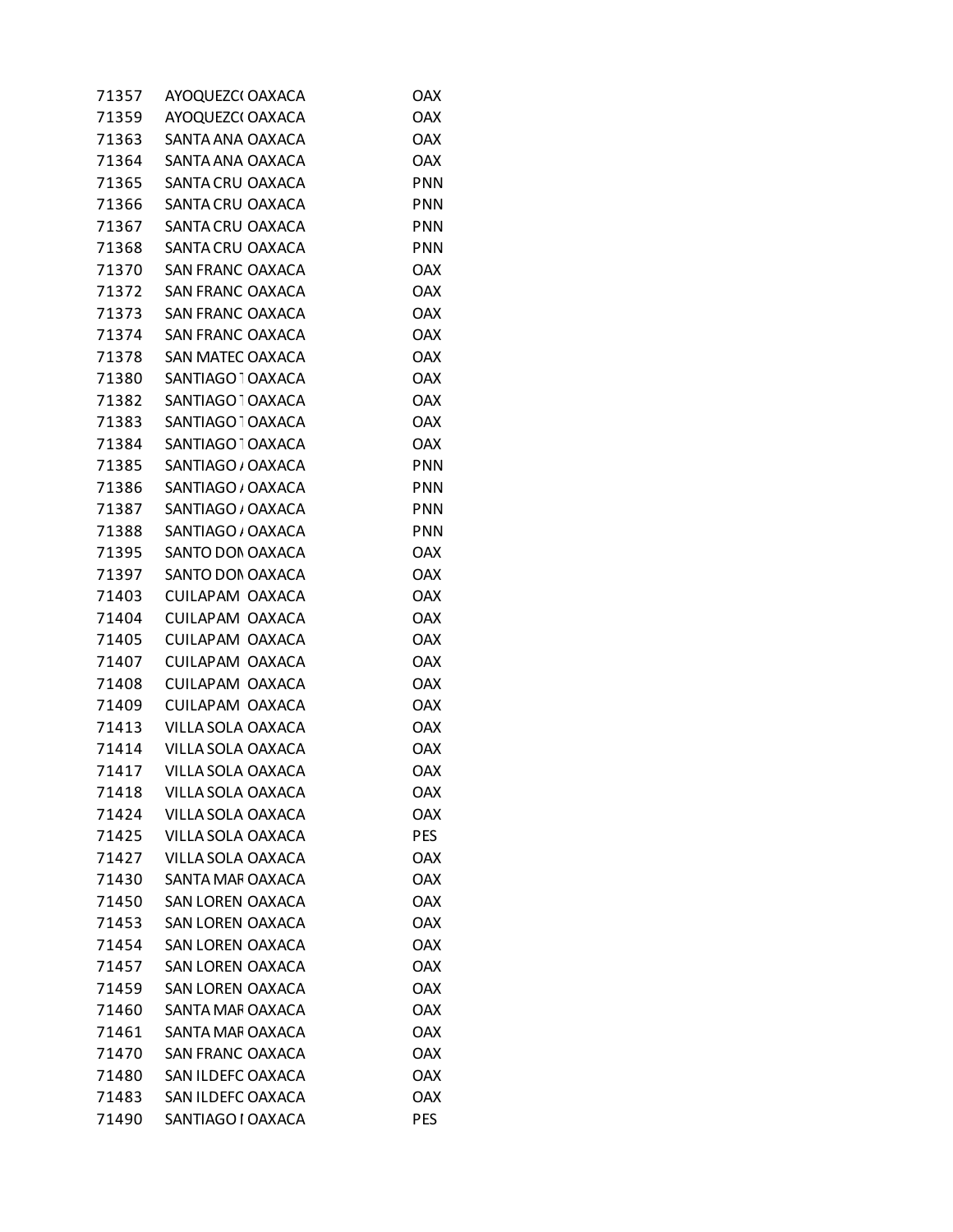| | | | |
|---|---|---|---|
| 71357 | AYOQUEZC( | OAXACA | OAX |
| 71359 | AYOQUEZC( | OAXACA | OAX |
| 71363 | SANTA ANA | OAXACA | OAX |
| 71364 | SANTA ANA | OAXACA | OAX |
| 71365 | SANTA CRU | OAXACA | PNN |
| 71366 | SANTA CRU | OAXACA | PNN |
| 71367 | SANTA CRU | OAXACA | PNN |
| 71368 | SANTA CRU | OAXACA | PNN |
| 71370 | SAN FRANC | OAXACA | OAX |
| 71372 | SAN FRANC | OAXACA | OAX |
| 71373 | SAN FRANC | OAXACA | OAX |
| 71374 | SAN FRANC | OAXACA | OAX |
| 71378 | SAN MATEC | OAXACA | OAX |
| 71380 | SANTIAGO 1 | OAXACA | OAX |
| 71382 | SANTIAGO 1 | OAXACA | OAX |
| 71383 | SANTIAGO 1 | OAXACA | OAX |
| 71384 | SANTIAGO 1 | OAXACA | OAX |
| 71385 | SANTIAGO / | OAXACA | PNN |
| 71386 | SANTIAGO / | OAXACA | PNN |
| 71387 | SANTIAGO / | OAXACA | PNN |
| 71388 | SANTIAGO / | OAXACA | PNN |
| 71395 | SANTO DON | OAXACA | OAX |
| 71397 | SANTO DON | OAXACA | OAX |
| 71403 | CUILAPAM | OAXACA | OAX |
| 71404 | CUILAPAM | OAXACA | OAX |
| 71405 | CUILAPAM | OAXACA | OAX |
| 71407 | CUILAPAM | OAXACA | OAX |
| 71408 | CUILAPAM | OAXACA | OAX |
| 71409 | CUILAPAM | OAXACA | OAX |
| 71413 | VILLA SOLA | OAXACA | OAX |
| 71414 | VILLA SOLA | OAXACA | OAX |
| 71417 | VILLA SOLA | OAXACA | OAX |
| 71418 | VILLA SOLA | OAXACA | OAX |
| 71424 | VILLA SOLA | OAXACA | OAX |
| 71425 | VILLA SOLA | OAXACA | PES |
| 71427 | VILLA SOLA | OAXACA | OAX |
| 71430 | SANTA MAF | OAXACA | OAX |
| 71450 | SAN LOREN | OAXACA | OAX |
| 71453 | SAN LOREN | OAXACA | OAX |
| 71454 | SAN LOREN | OAXACA | OAX |
| 71457 | SAN LOREN | OAXACA | OAX |
| 71459 | SAN LOREN | OAXACA | OAX |
| 71460 | SANTA MAF | OAXACA | OAX |
| 71461 | SANTA MAF | OAXACA | OAX |
| 71470 | SAN FRANC | OAXACA | OAX |
| 71480 | SAN ILDEFC | OAXACA | OAX |
| 71483 | SAN ILDEFC | OAXACA | OAX |
| 71490 | SANTIAGO I | OAXACA | PES |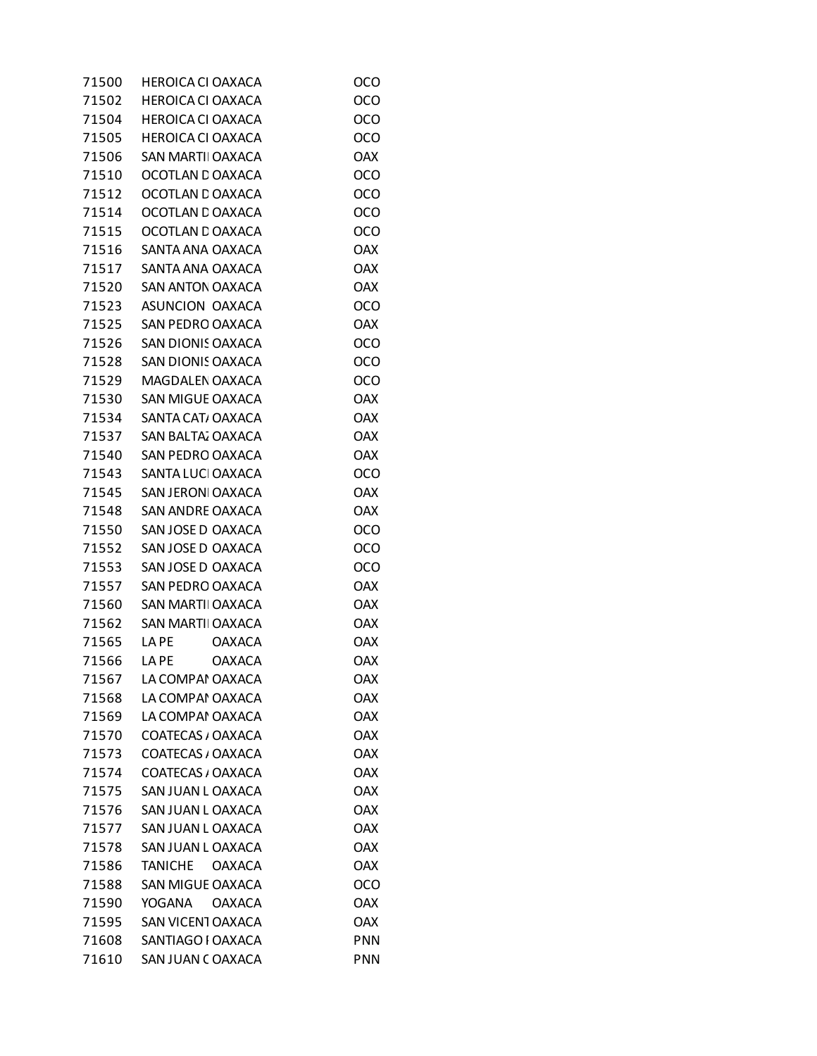| | | | |
|---|---|---|---|
| 71500 | HEROICA CI | OAXACA | OCO |
| 71502 | HEROICA CI | OAXACA | OCO |
| 71504 | HEROICA CI | OAXACA | OCO |
| 71505 | HEROICA CI | OAXACA | OCO |
| 71506 | SAN MARTI | OAXACA | OAX |
| 71510 | OCOTLAN D | OAXACA | OCO |
| 71512 | OCOTLAN D | OAXACA | OCO |
| 71514 | OCOTLAN D | OAXACA | OCO |
| 71515 | OCOTLAN D | OAXACA | OCO |
| 71516 | SANTA ANA | OAXACA | OAX |
| 71517 | SANTA ANA | OAXACA | OAX |
| 71520 | SAN ANTON | OAXACA | OAX |
| 71523 | ASUNCION | OAXACA | OCO |
| 71525 | SAN PEDRO | OAXACA | OAX |
| 71526 | SAN DIONIS | OAXACA | OCO |
| 71528 | SAN DIONIS | OAXACA | OCO |
| 71529 | MAGDALEN | OAXACA | OCO |
| 71530 | SAN MIGUE | OAXACA | OAX |
| 71534 | SANTA CAT/ | OAXACA | OAX |
| 71537 | SAN BALTA | OAXACA | OAX |
| 71540 | SAN PEDRO | OAXACA | OAX |
| 71543 | SANTA LUCI | OAXACA | OCO |
| 71545 | SAN JERONI | OAXACA | OAX |
| 71548 | SAN ANDRE | OAXACA | OAX |
| 71550 | SAN JOSE D | OAXACA | OCO |
| 71552 | SAN JOSE D | OAXACA | OCO |
| 71553 | SAN JOSE D | OAXACA | OCO |
| 71557 | SAN PEDRO | OAXACA | OAX |
| 71560 | SAN MARTI | OAXACA | OAX |
| 71562 | SAN MARTI | OAXACA | OAX |
| 71565 | LA PE | OAXACA | OAX |
| 71566 | LA PE | OAXACA | OAX |
| 71567 | LA COMPAI | OAXACA | OAX |
| 71568 | LA COMPAI | OAXACA | OAX |
| 71569 | LA COMPAI | OAXACA | OAX |
| 71570 | COATECAS / | OAXACA | OAX |
| 71573 | COATECAS / | OAXACA | OAX |
| 71574 | COATECAS / | OAXACA | OAX |
| 71575 | SAN JUAN L | OAXACA | OAX |
| 71576 | SAN JUAN L | OAXACA | OAX |
| 71577 | SAN JUAN L | OAXACA | OAX |
| 71578 | SAN JUAN L | OAXACA | OAX |
| 71586 | TANICHE | OAXACA | OAX |
| 71588 | SAN MIGUE | OAXACA | OCO |
| 71590 | YOGANA | OAXACA | OAX |
| 71595 | SAN VICENT | OAXACA | OAX |
| 71608 | SANTIAGO I | OAXACA | PNN |
| 71610 | SAN JUAN C | OAXACA | PNN |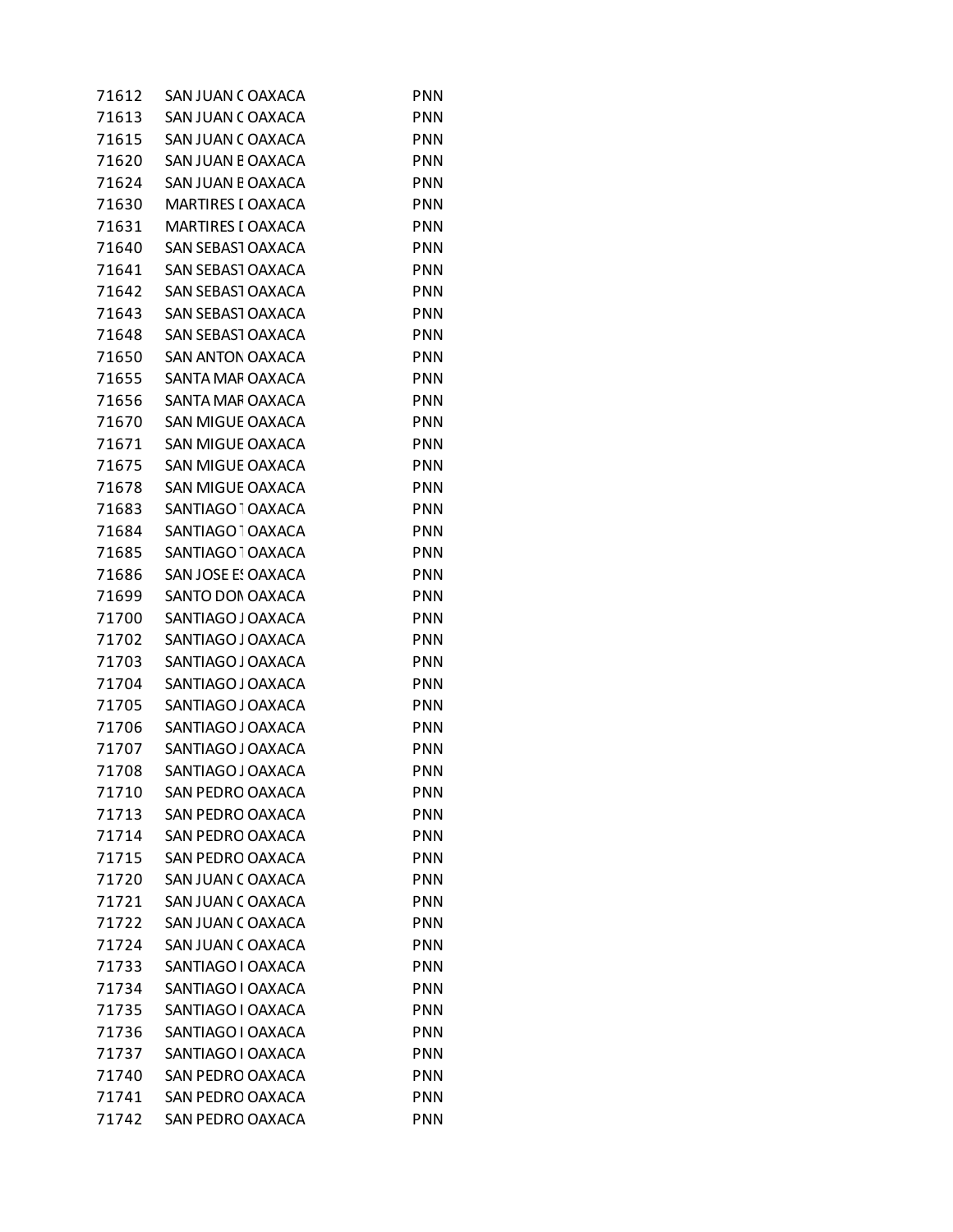| | | | |
|---|---|---|---|
| 71612 | SAN JUAN ( | OAXACA | PNN |
| 71613 | SAN JUAN ( | OAXACA | PNN |
| 71615 | SAN JUAN ( | OAXACA | PNN |
| 71620 | SAN JUAN E | OAXACA | PNN |
| 71624 | SAN JUAN E | OAXACA | PNN |
| 71630 | MARTIRES [ | OAXACA | PNN |
| 71631 | MARTIRES [ | OAXACA | PNN |
| 71640 | SAN SEBAST | OAXACA | PNN |
| 71641 | SAN SEBAST | OAXACA | PNN |
| 71642 | SAN SEBAST | OAXACA | PNN |
| 71643 | SAN SEBAST | OAXACA | PNN |
| 71648 | SAN SEBAST | OAXACA | PNN |
| 71650 | SAN ANTON | OAXACA | PNN |
| 71655 | SANTA MAF | OAXACA | PNN |
| 71656 | SANTA MAF | OAXACA | PNN |
| 71670 | SAN MIGUE | OAXACA | PNN |
| 71671 | SAN MIGUE | OAXACA | PNN |
| 71675 | SAN MIGUE | OAXACA | PNN |
| 71678 | SAN MIGUE | OAXACA | PNN |
| 71683 | SANTIAGO 1 | OAXACA | PNN |
| 71684 | SANTIAGO 1 | OAXACA | PNN |
| 71685 | SANTIAGO 1 | OAXACA | PNN |
| 71686 | SAN JOSE ES | OAXACA | PNN |
| 71699 | SANTO DON | OAXACA | PNN |
| 71700 | SANTIAGO J | OAXACA | PNN |
| 71702 | SANTIAGO J | OAXACA | PNN |
| 71703 | SANTIAGO J | OAXACA | PNN |
| 71704 | SANTIAGO J | OAXACA | PNN |
| 71705 | SANTIAGO J | OAXACA | PNN |
| 71706 | SANTIAGO J | OAXACA | PNN |
| 71707 | SANTIAGO J | OAXACA | PNN |
| 71708 | SANTIAGO J | OAXACA | PNN |
| 71710 | SAN PEDRO | OAXACA | PNN |
| 71713 | SAN PEDRO | OAXACA | PNN |
| 71714 | SAN PEDRO | OAXACA | PNN |
| 71715 | SAN PEDRO | OAXACA | PNN |
| 71720 | SAN JUAN ( | OAXACA | PNN |
| 71721 | SAN JUAN ( | OAXACA | PNN |
| 71722 | SAN JUAN ( | OAXACA | PNN |
| 71724 | SAN JUAN ( | OAXACA | PNN |
| 71733 | SANTIAGO I | OAXACA | PNN |
| 71734 | SANTIAGO I | OAXACA | PNN |
| 71735 | SANTIAGO I | OAXACA | PNN |
| 71736 | SANTIAGO I | OAXACA | PNN |
| 71737 | SANTIAGO I | OAXACA | PNN |
| 71740 | SAN PEDRO | OAXACA | PNN |
| 71741 | SAN PEDRO | OAXACA | PNN |
| 71742 | SAN PEDRO | OAXACA | PNN |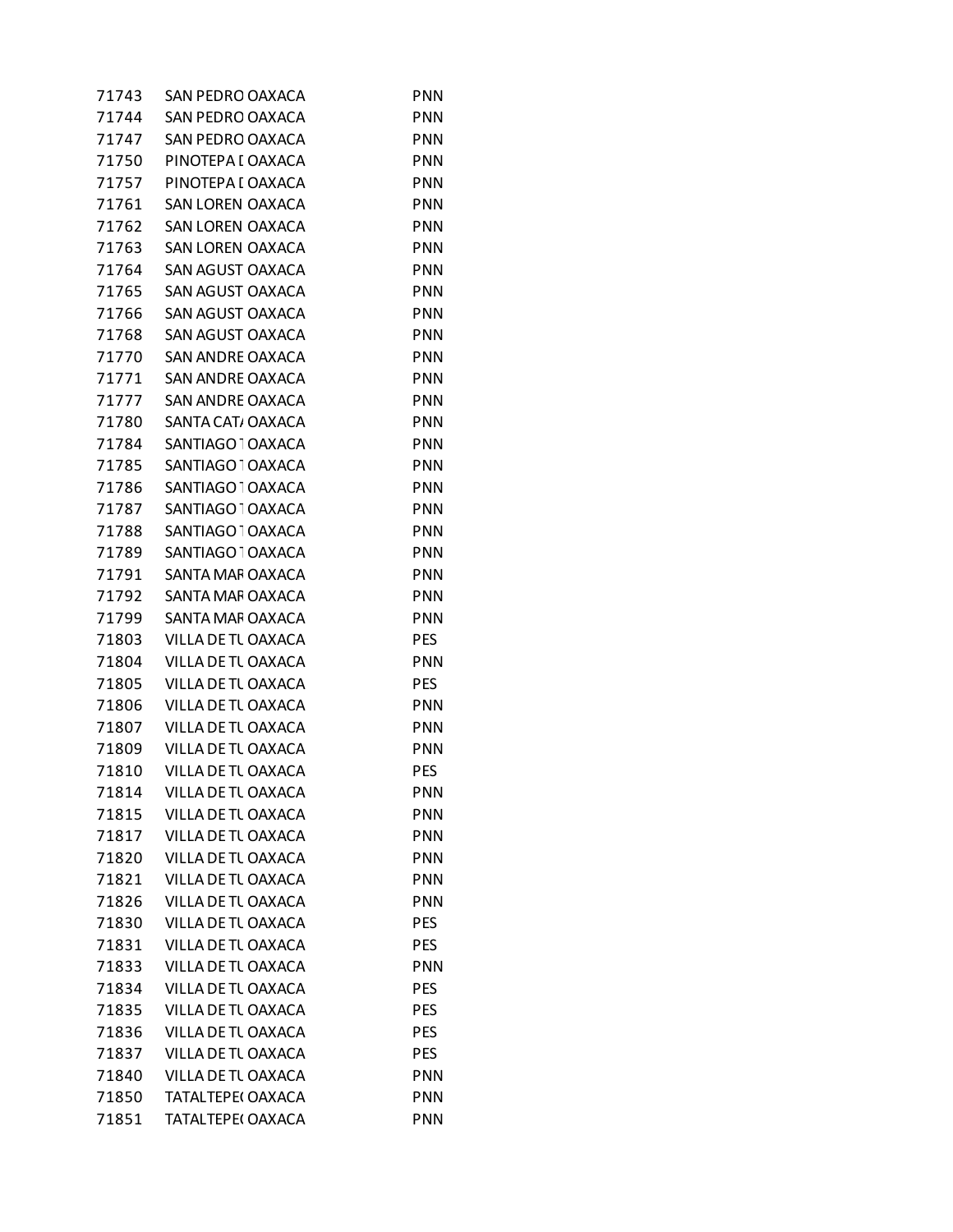| | | | |
|---|---|---|---|
| 71743 | SAN PEDRO | OAXACA | PNN |
| 71744 | SAN PEDRO | OAXACA | PNN |
| 71747 | SAN PEDRO | OAXACA | PNN |
| 71750 | PINOTEPA [ | OAXACA | PNN |
| 71757 | PINOTEPA [ | OAXACA | PNN |
| 71761 | SAN LOREN | OAXACA | PNN |
| 71762 | SAN LOREN | OAXACA | PNN |
| 71763 | SAN LOREN | OAXACA | PNN |
| 71764 | SAN AGUST | OAXACA | PNN |
| 71765 | SAN AGUST | OAXACA | PNN |
| 71766 | SAN AGUST | OAXACA | PNN |
| 71768 | SAN AGUST | OAXACA | PNN |
| 71770 | SAN ANDRE | OAXACA | PNN |
| 71771 | SAN ANDRE | OAXACA | PNN |
| 71777 | SAN ANDRE | OAXACA | PNN |
| 71780 | SANTA CAT/ | OAXACA | PNN |
| 71784 | SANTIAGO 1 | OAXACA | PNN |
| 71785 | SANTIAGO 1 | OAXACA | PNN |
| 71786 | SANTIAGO 1 | OAXACA | PNN |
| 71787 | SANTIAGO 1 | OAXACA | PNN |
| 71788 | SANTIAGO 1 | OAXACA | PNN |
| 71789 | SANTIAGO 1 | OAXACA | PNN |
| 71791 | SANTA MAF | OAXACA | PNN |
| 71792 | SANTA MAF | OAXACA | PNN |
| 71799 | SANTA MAF | OAXACA | PNN |
| 71803 | VILLA DE TL | OAXACA | PES |
| 71804 | VILLA DE TL | OAXACA | PNN |
| 71805 | VILLA DE TL | OAXACA | PES |
| 71806 | VILLA DE TL | OAXACA | PNN |
| 71807 | VILLA DE TL | OAXACA | PNN |
| 71809 | VILLA DE TL | OAXACA | PNN |
| 71810 | VILLA DE TL | OAXACA | PES |
| 71814 | VILLA DE TL | OAXACA | PNN |
| 71815 | VILLA DE TL | OAXACA | PNN |
| 71817 | VILLA DE TL | OAXACA | PNN |
| 71820 | VILLA DE TL | OAXACA | PNN |
| 71821 | VILLA DE TL | OAXACA | PNN |
| 71826 | VILLA DE TL | OAXACA | PNN |
| 71830 | VILLA DE TL | OAXACA | PES |
| 71831 | VILLA DE TL | OAXACA | PES |
| 71833 | VILLA DE TL | OAXACA | PNN |
| 71834 | VILLA DE TL | OAXACA | PES |
| 71835 | VILLA DE TL | OAXACA | PES |
| 71836 | VILLA DE TL | OAXACA | PES |
| 71837 | VILLA DE TL | OAXACA | PES |
| 71840 | VILLA DE TL | OAXACA | PNN |
| 71850 | TATALTEPE( | OAXACA | PNN |
| 71851 | TATALTEPE( | OAXACA | PNN |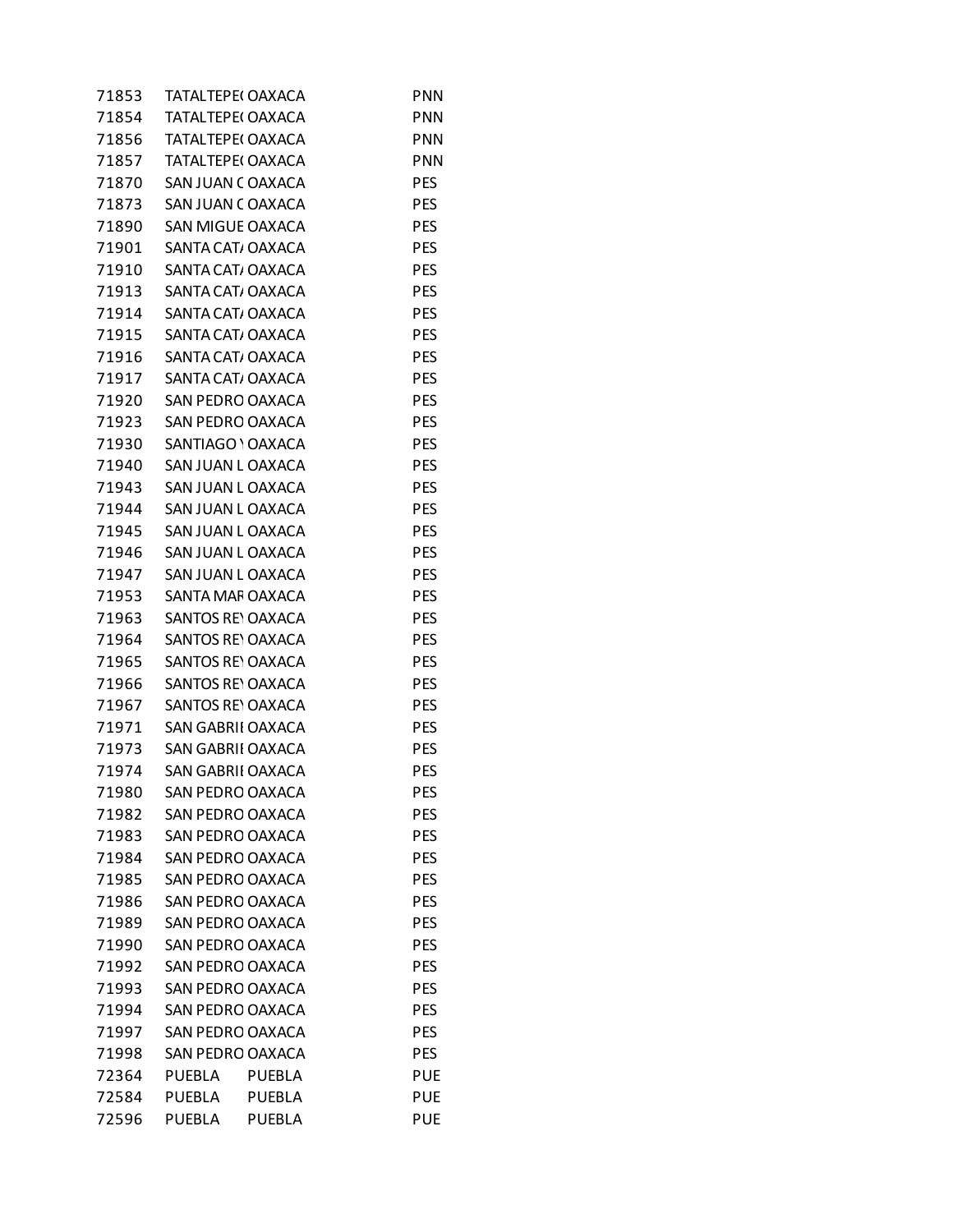| | | | |
|---|---|---|---|
| 71853 | TATALTEPE( | OAXACA | PNN |
| 71854 | TATALTEPE( | OAXACA | PNN |
| 71856 | TATALTEPE( | OAXACA | PNN |
| 71857 | TATALTEPE( | OAXACA | PNN |
| 71870 | SAN JUAN ( | OAXACA | PES |
| 71873 | SAN JUAN ( | OAXACA | PES |
| 71890 | SAN MIGUE | OAXACA | PES |
| 71901 | SANTA CAT/ | OAXACA | PES |
| 71910 | SANTA CAT/ | OAXACA | PES |
| 71913 | SANTA CAT/ | OAXACA | PES |
| 71914 | SANTA CAT/ | OAXACA | PES |
| 71915 | SANTA CAT/ | OAXACA | PES |
| 71916 | SANTA CAT/ | OAXACA | PES |
| 71917 | SANTA CAT/ | OAXACA | PES |
| 71920 | SAN PEDRO | OAXACA | PES |
| 71923 | SAN PEDRO | OAXACA | PES |
| 71930 | SANTIAGO \ | OAXACA | PES |
| 71940 | SAN JUAN L | OAXACA | PES |
| 71943 | SAN JUAN L | OAXACA | PES |
| 71944 | SAN JUAN L | OAXACA | PES |
| 71945 | SAN JUAN L | OAXACA | PES |
| 71946 | SAN JUAN L | OAXACA | PES |
| 71947 | SAN JUAN L | OAXACA | PES |
| 71953 | SANTA MAF | OAXACA | PES |
| 71963 | SANTOS RE\ | OAXACA | PES |
| 71964 | SANTOS RE\ | OAXACA | PES |
| 71965 | SANTOS RE\ | OAXACA | PES |
| 71966 | SANTOS RE\ | OAXACA | PES |
| 71967 | SANTOS RE\ | OAXACA | PES |
| 71971 | SAN GABRII | OAXACA | PES |
| 71973 | SAN GABRII | OAXACA | PES |
| 71974 | SAN GABRII | OAXACA | PES |
| 71980 | SAN PEDRO | OAXACA | PES |
| 71982 | SAN PEDRO | OAXACA | PES |
| 71983 | SAN PEDRO | OAXACA | PES |
| 71984 | SAN PEDRO | OAXACA | PES |
| 71985 | SAN PEDRO | OAXACA | PES |
| 71986 | SAN PEDRO | OAXACA | PES |
| 71989 | SAN PEDRO | OAXACA | PES |
| 71990 | SAN PEDRO | OAXACA | PES |
| 71992 | SAN PEDRO | OAXACA | PES |
| 71993 | SAN PEDRO | OAXACA | PES |
| 71994 | SAN PEDRO | OAXACA | PES |
| 71997 | SAN PEDRO | OAXACA | PES |
| 71998 | SAN PEDRO | OAXACA | PES |
| 72364 | PUEBLA | PUEBLA | PUE |
| 72584 | PUEBLA | PUEBLA | PUE |
| 72596 | PUEBLA | PUEBLA | PUE |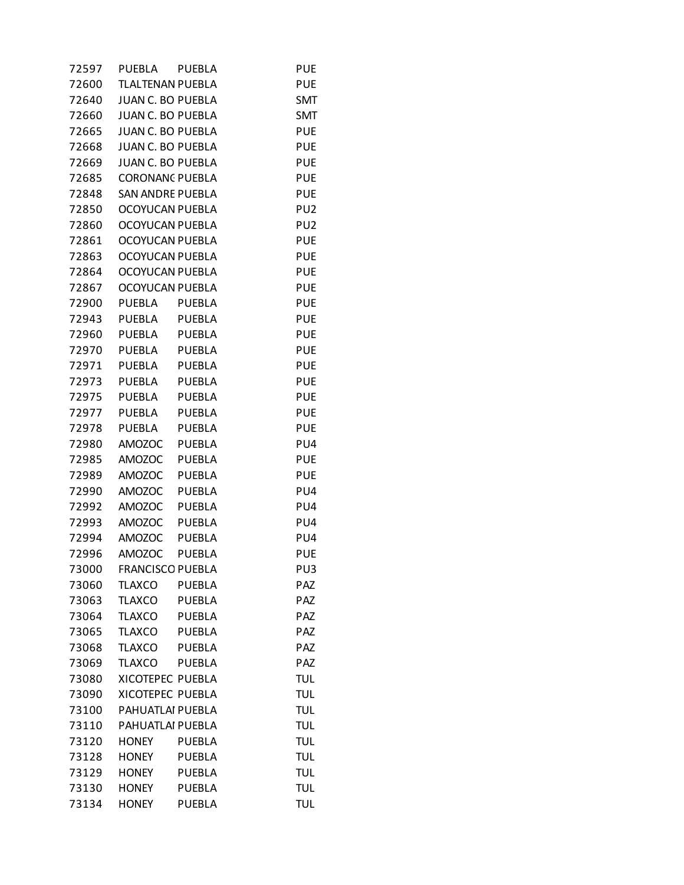| | | | |
|---|---|---|---|
| 72597 | PUEBLA | PUEBLA | PUE |
| 72600 | TLALTENAN | PUEBLA | PUE |
| 72640 | JUAN C. BO | PUEBLA | SMT |
| 72660 | JUAN C. BO | PUEBLA | SMT |
| 72665 | JUAN C. BO | PUEBLA | PUE |
| 72668 | JUAN C. BO | PUEBLA | PUE |
| 72669 | JUAN C. BO | PUEBLA | PUE |
| 72685 | CORONANC | PUEBLA | PUE |
| 72848 | SAN ANDRE | PUEBLA | PUE |
| 72850 | OCOYUCAN | PUEBLA | PU2 |
| 72860 | OCOYUCAN | PUEBLA | PU2 |
| 72861 | OCOYUCAN | PUEBLA | PUE |
| 72863 | OCOYUCAN | PUEBLA | PUE |
| 72864 | OCOYUCAN | PUEBLA | PUE |
| 72867 | OCOYUCAN | PUEBLA | PUE |
| 72900 | PUEBLA | PUEBLA | PUE |
| 72943 | PUEBLA | PUEBLA | PUE |
| 72960 | PUEBLA | PUEBLA | PUE |
| 72970 | PUEBLA | PUEBLA | PUE |
| 72971 | PUEBLA | PUEBLA | PUE |
| 72973 | PUEBLA | PUEBLA | PUE |
| 72975 | PUEBLA | PUEBLA | PUE |
| 72977 | PUEBLA | PUEBLA | PUE |
| 72978 | PUEBLA | PUEBLA | PUE |
| 72980 | AMOZOC | PUEBLA | PU4 |
| 72985 | AMOZOC | PUEBLA | PUE |
| 72989 | AMOZOC | PUEBLA | PUE |
| 72990 | AMOZOC | PUEBLA | PU4 |
| 72992 | AMOZOC | PUEBLA | PU4 |
| 72993 | AMOZOC | PUEBLA | PU4 |
| 72994 | AMOZOC | PUEBLA | PU4 |
| 72996 | AMOZOC | PUEBLA | PUE |
| 73000 | FRANCISCO | PUEBLA | PU3 |
| 73060 | TLAXCO | PUEBLA | PAZ |
| 73063 | TLAXCO | PUEBLA | PAZ |
| 73064 | TLAXCO | PUEBLA | PAZ |
| 73065 | TLAXCO | PUEBLA | PAZ |
| 73068 | TLAXCO | PUEBLA | PAZ |
| 73069 | TLAXCO | PUEBLA | PAZ |
| 73080 | XICOTEPEC | PUEBLA | TUL |
| 73090 | XICOTEPEC | PUEBLA | TUL |
| 73100 | PAHUATLAI | PUEBLA | TUL |
| 73110 | PAHUATLAI | PUEBLA | TUL |
| 73120 | HONEY | PUEBLA | TUL |
| 73128 | HONEY | PUEBLA | TUL |
| 73129 | HONEY | PUEBLA | TUL |
| 73130 | HONEY | PUEBLA | TUL |
| 73134 | HONEY | PUEBLA | TUL |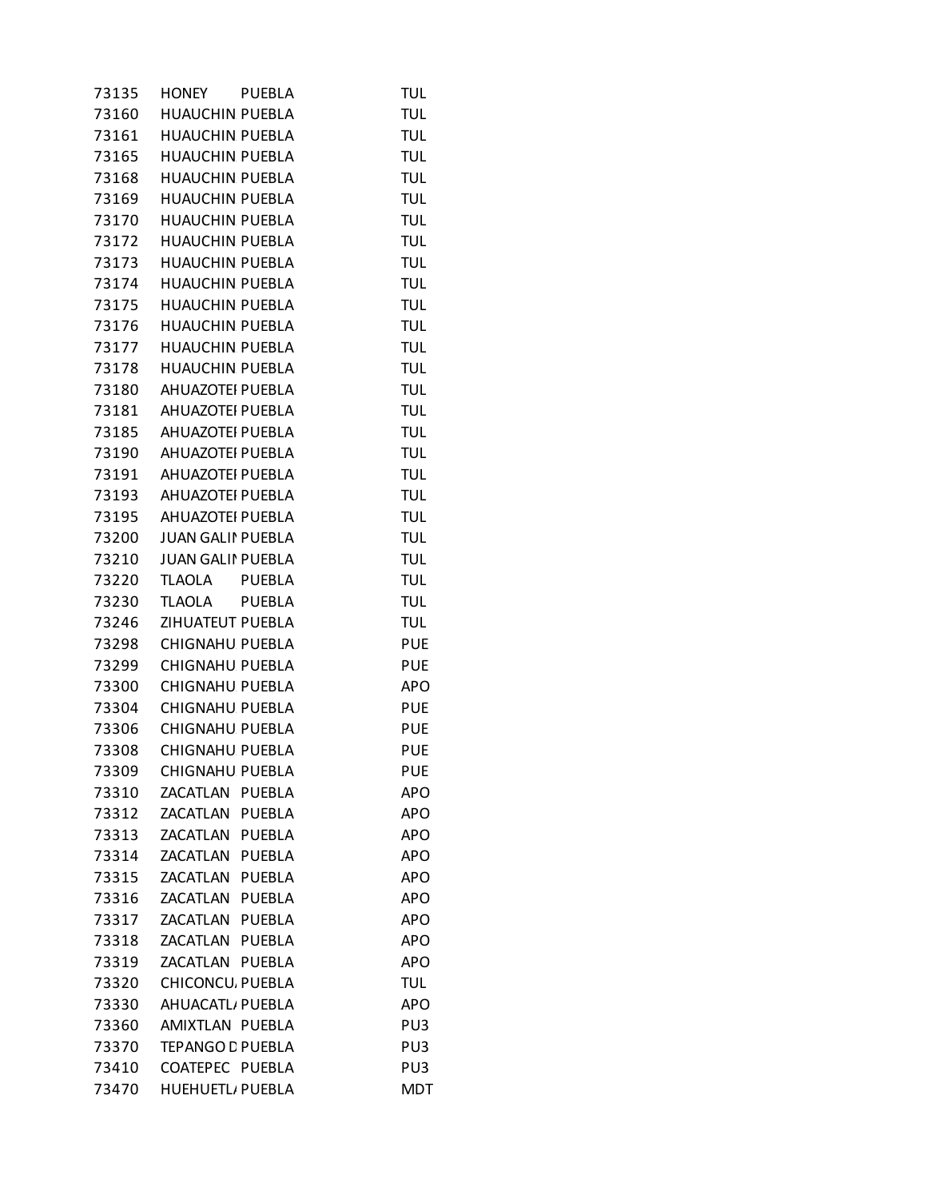| | | | |
|---|---|---|---|
| 73135 | HONEY | PUEBLA | TUL |
| 73160 | HUAUCHIN | PUEBLA | TUL |
| 73161 | HUAUCHIN | PUEBLA | TUL |
| 73165 | HUAUCHIN | PUEBLA | TUL |
| 73168 | HUAUCHIN | PUEBLA | TUL |
| 73169 | HUAUCHIN | PUEBLA | TUL |
| 73170 | HUAUCHIN | PUEBLA | TUL |
| 73172 | HUAUCHIN | PUEBLA | TUL |
| 73173 | HUAUCHIN | PUEBLA | TUL |
| 73174 | HUAUCHIN | PUEBLA | TUL |
| 73175 | HUAUCHIN | PUEBLA | TUL |
| 73176 | HUAUCHIN | PUEBLA | TUL |
| 73177 | HUAUCHIN | PUEBLA | TUL |
| 73178 | HUAUCHIN | PUEBLA | TUL |
| 73180 | AHUAZOTEI | PUEBLA | TUL |
| 73181 | AHUAZOTEI | PUEBLA | TUL |
| 73185 | AHUAZOTEI | PUEBLA | TUL |
| 73190 | AHUAZOTEI | PUEBLA | TUL |
| 73191 | AHUAZOTEI | PUEBLA | TUL |
| 73193 | AHUAZOTEI | PUEBLA | TUL |
| 73195 | AHUAZOTEI | PUEBLA | TUL |
| 73200 | JUAN GALII | PUEBLA | TUL |
| 73210 | JUAN GALII | PUEBLA | TUL |
| 73220 | TLAOLA | PUEBLA | TUL |
| 73230 | TLAOLA | PUEBLA | TUL |
| 73246 | ZIHUATEUT | PUEBLA | TUL |
| 73298 | CHIGNAHU | PUEBLA | PUE |
| 73299 | CHIGNAHU | PUEBLA | PUE |
| 73300 | CHIGNAHU | PUEBLA | APO |
| 73304 | CHIGNAHU | PUEBLA | PUE |
| 73306 | CHIGNAHU | PUEBLA | PUE |
| 73308 | CHIGNAHU | PUEBLA | PUE |
| 73309 | CHIGNAHU | PUEBLA | PUE |
| 73310 | ZACATLAN | PUEBLA | APO |
| 73312 | ZACATLAN | PUEBLA | APO |
| 73313 | ZACATLAN | PUEBLA | APO |
| 73314 | ZACATLAN | PUEBLA | APO |
| 73315 | ZACATLAN | PUEBLA | APO |
| 73316 | ZACATLAN | PUEBLA | APO |
| 73317 | ZACATLAN | PUEBLA | APO |
| 73318 | ZACATLAN | PUEBLA | APO |
| 73319 | ZACATLAN | PUEBLA | APO |
| 73320 | CHICONCU/ | PUEBLA | TUL |
| 73330 | AHUACATL/ | PUEBLA | APO |
| 73360 | AMIXTLAN | PUEBLA | PU3 |
| 73370 | TEPANGO D | PUEBLA | PU3 |
| 73410 | COATEPEC | PUEBLA | PU3 |
| 73470 | HUEHUETL/ | PUEBLA | MDT |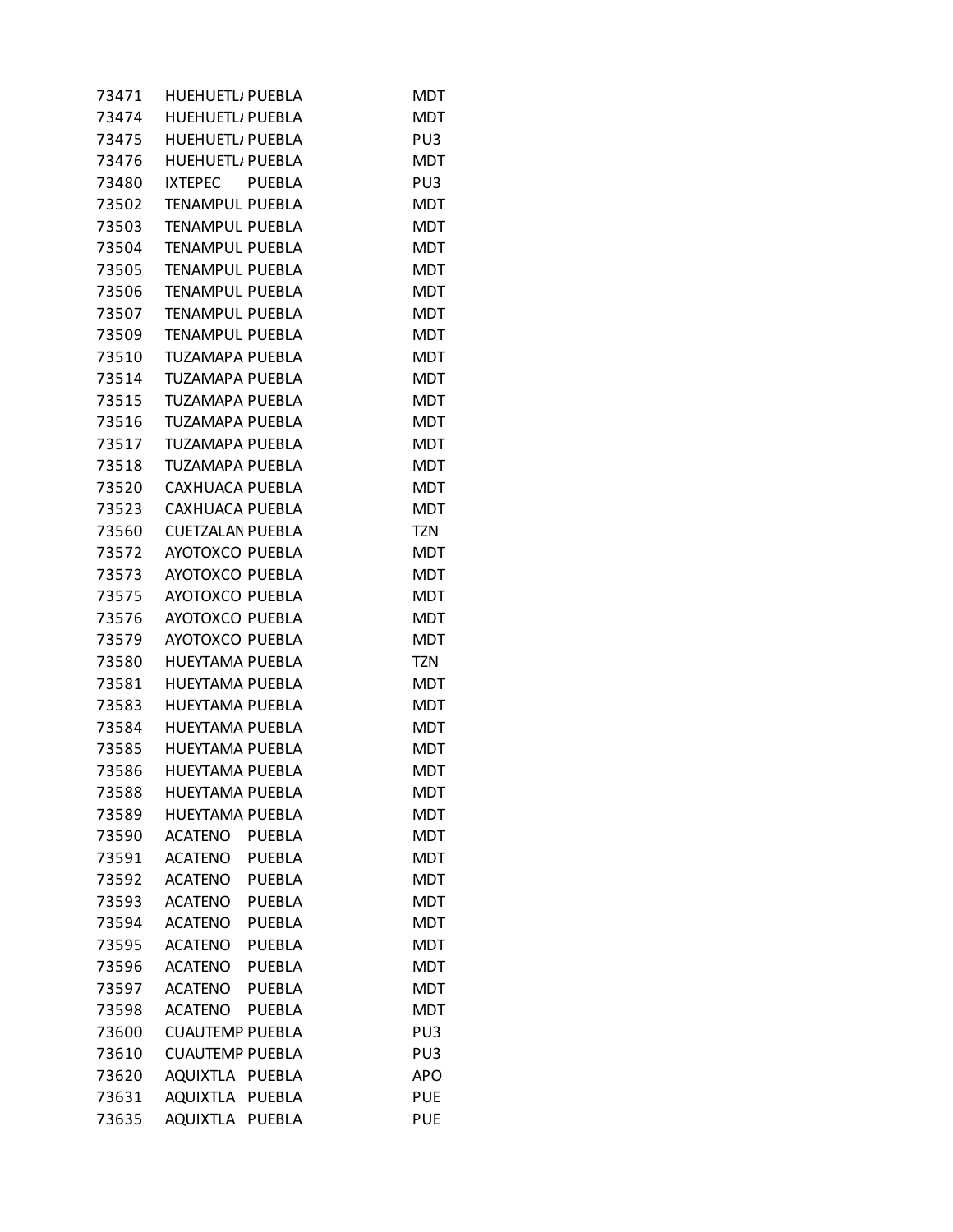| | | | |
|---|---|---|---|
| 73471 | HUEHUETL/ | PUEBLA | MDT |
| 73474 | HUEHUETL/ | PUEBLA | MDT |
| 73475 | HUEHUETL/ | PUEBLA | PU3 |
| 73476 | HUEHUETL/ | PUEBLA | MDT |
| 73480 | IXTEPEC | PUEBLA | PU3 |
| 73502 | TENAMPUL | PUEBLA | MDT |
| 73503 | TENAMPUL | PUEBLA | MDT |
| 73504 | TENAMPUL | PUEBLA | MDT |
| 73505 | TENAMPUL | PUEBLA | MDT |
| 73506 | TENAMPUL | PUEBLA | MDT |
| 73507 | TENAMPUL | PUEBLA | MDT |
| 73509 | TENAMPUL | PUEBLA | MDT |
| 73510 | TUZAMAPA | PUEBLA | MDT |
| 73514 | TUZAMAPA | PUEBLA | MDT |
| 73515 | TUZAMAPA | PUEBLA | MDT |
| 73516 | TUZAMAPA | PUEBLA | MDT |
| 73517 | TUZAMAPA | PUEBLA | MDT |
| 73518 | TUZAMAPA | PUEBLA | MDT |
| 73520 | CAXHUACA | PUEBLA | MDT |
| 73523 | CAXHUACA | PUEBLA | MDT |
| 73560 | CUETZALAN | PUEBLA | TZN |
| 73572 | AYOTOXCO | PUEBLA | MDT |
| 73573 | AYOTOXCO | PUEBLA | MDT |
| 73575 | AYOTOXCO | PUEBLA | MDT |
| 73576 | AYOTOXCO | PUEBLA | MDT |
| 73579 | AYOTOXCO | PUEBLA | MDT |
| 73580 | HUEYTAMA | PUEBLA | TZN |
| 73581 | HUEYTAMA | PUEBLA | MDT |
| 73583 | HUEYTAMA | PUEBLA | MDT |
| 73584 | HUEYTAMA | PUEBLA | MDT |
| 73585 | HUEYTAMA | PUEBLA | MDT |
| 73586 | HUEYTAMA | PUEBLA | MDT |
| 73588 | HUEYTAMA | PUEBLA | MDT |
| 73589 | HUEYTAMA | PUEBLA | MDT |
| 73590 | ACATENO | PUEBLA | MDT |
| 73591 | ACATENO | PUEBLA | MDT |
| 73592 | ACATENO | PUEBLA | MDT |
| 73593 | ACATENO | PUEBLA | MDT |
| 73594 | ACATENO | PUEBLA | MDT |
| 73595 | ACATENO | PUEBLA | MDT |
| 73596 | ACATENO | PUEBLA | MDT |
| 73597 | ACATENO | PUEBLA | MDT |
| 73598 | ACATENO | PUEBLA | MDT |
| 73600 | CUAUTEMP | PUEBLA | PU3 |
| 73610 | CUAUTEMP | PUEBLA | PU3 |
| 73620 | AQUIXTLA | PUEBLA | APO |
| 73631 | AQUIXTLA | PUEBLA | PUE |
| 73635 | AQUIXTLA | PUEBLA | PUE |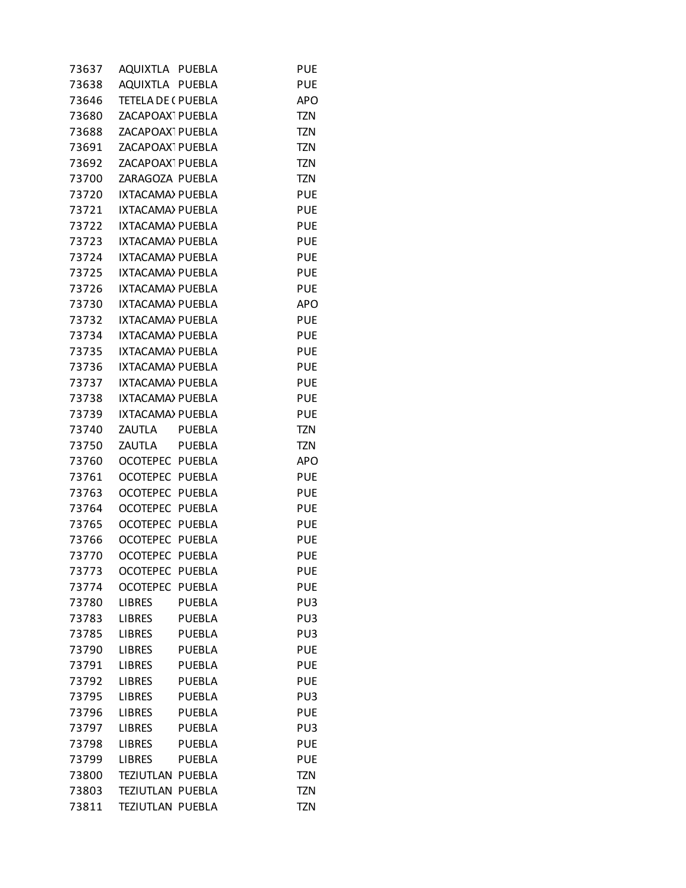| | | | |
|---|---|---|---|
| 73637 | AQUIXTLA | PUEBLA | PUE |
| 73638 | AQUIXTLA | PUEBLA | PUE |
| 73646 | TETELA DE ( | PUEBLA | APO |
| 73680 | ZACAPOAXT | PUEBLA | TZN |
| 73688 | ZACAPOAXT | PUEBLA | TZN |
| 73691 | ZACAPOAXT | PUEBLA | TZN |
| 73692 | ZACAPOAXT | PUEBLA | TZN |
| 73700 | ZARAGOZA | PUEBLA | TZN |
| 73720 | IXTACAMA | PUEBLA | PUE |
| 73721 | IXTACAMA | PUEBLA | PUE |
| 73722 | IXTACAMA | PUEBLA | PUE |
| 73723 | IXTACAMA | PUEBLA | PUE |
| 73724 | IXTACAMA | PUEBLA | PUE |
| 73725 | IXTACAMA | PUEBLA | PUE |
| 73726 | IXTACAMA | PUEBLA | PUE |
| 73730 | IXTACAMA | PUEBLA | APO |
| 73732 | IXTACAMA | PUEBLA | PUE |
| 73734 | IXTACAMA | PUEBLA | PUE |
| 73735 | IXTACAMA | PUEBLA | PUE |
| 73736 | IXTACAMA | PUEBLA | PUE |
| 73737 | IXTACAMA | PUEBLA | PUE |
| 73738 | IXTACAMA | PUEBLA | PUE |
| 73739 | IXTACAMA | PUEBLA | PUE |
| 73740 | ZAUTLA | PUEBLA | TZN |
| 73750 | ZAUTLA | PUEBLA | TZN |
| 73760 | OCOTEPEC | PUEBLA | APO |
| 73761 | OCOTEPEC | PUEBLA | PUE |
| 73763 | OCOTEPEC | PUEBLA | PUE |
| 73764 | OCOTEPEC | PUEBLA | PUE |
| 73765 | OCOTEPEC | PUEBLA | PUE |
| 73766 | OCOTEPEC | PUEBLA | PUE |
| 73770 | OCOTEPEC | PUEBLA | PUE |
| 73773 | OCOTEPEC | PUEBLA | PUE |
| 73774 | OCOTEPEC | PUEBLA | PUE |
| 73780 | LIBRES | PUEBLA | PU3 |
| 73783 | LIBRES | PUEBLA | PU3 |
| 73785 | LIBRES | PUEBLA | PU3 |
| 73790 | LIBRES | PUEBLA | PUE |
| 73791 | LIBRES | PUEBLA | PUE |
| 73792 | LIBRES | PUEBLA | PUE |
| 73795 | LIBRES | PUEBLA | PU3 |
| 73796 | LIBRES | PUEBLA | PUE |
| 73797 | LIBRES | PUEBLA | PU3 |
| 73798 | LIBRES | PUEBLA | PUE |
| 73799 | LIBRES | PUEBLA | PUE |
| 73800 | TEZIUTLAN | PUEBLA | TZN |
| 73803 | TEZIUTLAN | PUEBLA | TZN |
| 73811 | TEZIUTLAN | PUEBLA | TZN |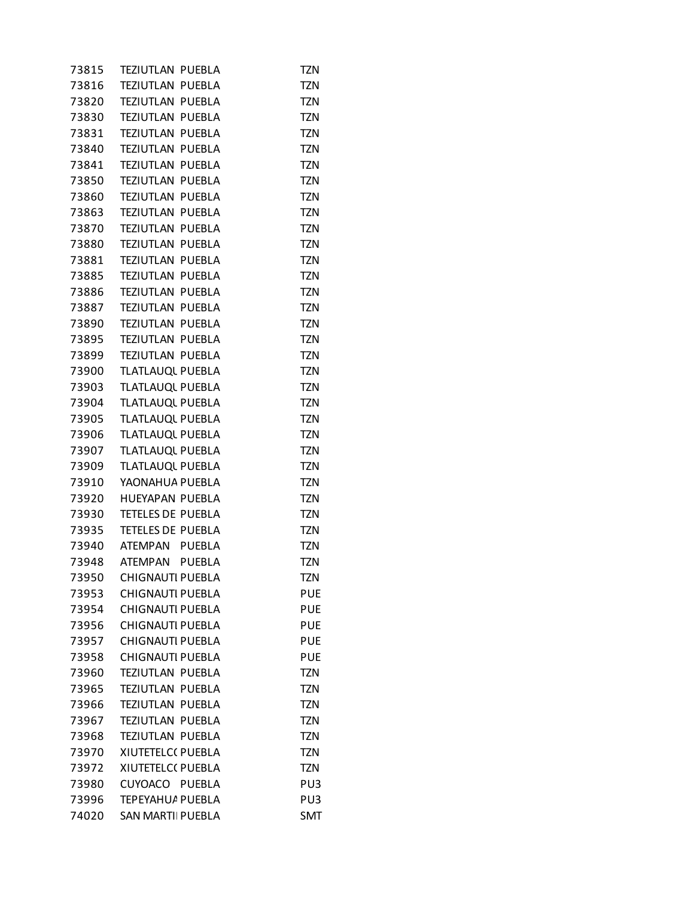| | | | |
|---|---|---|---|
| 73815 | TEZIUTLAN | PUEBLA | TZN |
| 73816 | TEZIUTLAN | PUEBLA | TZN |
| 73820 | TEZIUTLAN | PUEBLA | TZN |
| 73830 | TEZIUTLAN | PUEBLA | TZN |
| 73831 | TEZIUTLAN | PUEBLA | TZN |
| 73840 | TEZIUTLAN | PUEBLA | TZN |
| 73841 | TEZIUTLAN | PUEBLA | TZN |
| 73850 | TEZIUTLAN | PUEBLA | TZN |
| 73860 | TEZIUTLAN | PUEBLA | TZN |
| 73863 | TEZIUTLAN | PUEBLA | TZN |
| 73870 | TEZIUTLAN | PUEBLA | TZN |
| 73880 | TEZIUTLAN | PUEBLA | TZN |
| 73881 | TEZIUTLAN | PUEBLA | TZN |
| 73885 | TEZIUTLAN | PUEBLA | TZN |
| 73886 | TEZIUTLAN | PUEBLA | TZN |
| 73887 | TEZIUTLAN | PUEBLA | TZN |
| 73890 | TEZIUTLAN | PUEBLA | TZN |
| 73895 | TEZIUTLAN | PUEBLA | TZN |
| 73899 | TEZIUTLAN | PUEBLA | TZN |
| 73900 | TLATLAUQU | PUEBLA | TZN |
| 73903 | TLATLAUQU | PUEBLA | TZN |
| 73904 | TLATLAUQU | PUEBLA | TZN |
| 73905 | TLATLAUQU | PUEBLA | TZN |
| 73906 | TLATLAUQU | PUEBLA | TZN |
| 73907 | TLATLAUQU | PUEBLA | TZN |
| 73909 | TLATLAUQU | PUEBLA | TZN |
| 73910 | YAONAHUA | PUEBLA | TZN |
| 73920 | HUEYAPAN | PUEBLA | TZN |
| 73930 | TETELES DE | PUEBLA | TZN |
| 73935 | TETELES DE | PUEBLA | TZN |
| 73940 | ATEMPAN | PUEBLA | TZN |
| 73948 | ATEMPAN | PUEBLA | TZN |
| 73950 | CHIGNAUTI | PUEBLA | TZN |
| 73953 | CHIGNAUTI | PUEBLA | PUE |
| 73954 | CHIGNAUTI | PUEBLA | PUE |
| 73956 | CHIGNAUTI | PUEBLA | PUE |
| 73957 | CHIGNAUTI | PUEBLA | PUE |
| 73958 | CHIGNAUTI | PUEBLA | PUE |
| 73960 | TEZIUTLAN | PUEBLA | TZN |
| 73965 | TEZIUTLAN | PUEBLA | TZN |
| 73966 | TEZIUTLAN | PUEBLA | TZN |
| 73967 | TEZIUTLAN | PUEBLA | TZN |
| 73968 | TEZIUTLAN | PUEBLA | TZN |
| 73970 | XIUTETELC( | PUEBLA | TZN |
| 73972 | XIUTETELC( | PUEBLA | TZN |
| 73980 | CUYOACO | PUEBLA | PU3 |
| 73996 | TEPEYAHUA | PUEBLA | PU3 |
| 74020 | SAN MARTI | PUEBLA | SMT |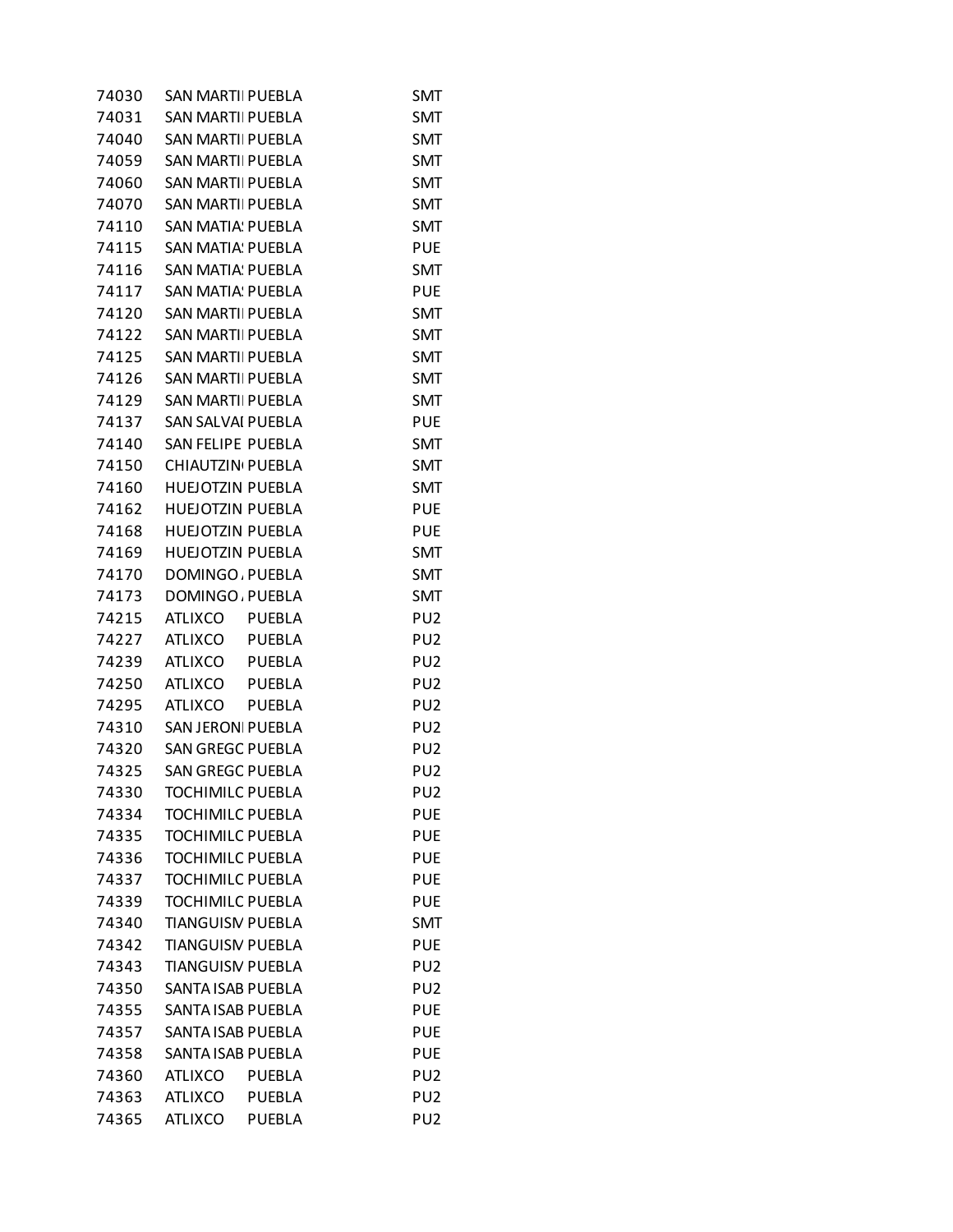| | | | |
|---|---|---|---|
| 74030 | SAN MARTII | PUEBLA | SMT |
| 74031 | SAN MARTII | PUEBLA | SMT |
| 74040 | SAN MARTII | PUEBLA | SMT |
| 74059 | SAN MARTII | PUEBLA | SMT |
| 74060 | SAN MARTII | PUEBLA | SMT |
| 74070 | SAN MARTII | PUEBLA | SMT |
| 74110 | SAN MATIA! | PUEBLA | SMT |
| 74115 | SAN MATIA! | PUEBLA | PUE |
| 74116 | SAN MATIA! | PUEBLA | SMT |
| 74117 | SAN MATIA! | PUEBLA | PUE |
| 74120 | SAN MARTII | PUEBLA | SMT |
| 74122 | SAN MARTII | PUEBLA | SMT |
| 74125 | SAN MARTII | PUEBLA | SMT |
| 74126 | SAN MARTII | PUEBLA | SMT |
| 74129 | SAN MARTII | PUEBLA | SMT |
| 74137 | SAN SALVAI | PUEBLA | PUE |
| 74140 | SAN FELIPE | PUEBLA | SMT |
| 74150 | CHIAUTZIN | PUEBLA | SMT |
| 74160 | HUEJOTZIN | PUEBLA | SMT |
| 74162 | HUEJOTZIN | PUEBLA | PUE |
| 74168 | HUEJOTZIN | PUEBLA | PUE |
| 74169 | HUEJOTZIN | PUEBLA | SMT |
| 74170 | DOMINGO / | PUEBLA | SMT |
| 74173 | DOMINGO / | PUEBLA | SMT |
| 74215 | ATLIXCO | PUEBLA | PU2 |
| 74227 | ATLIXCO | PUEBLA | PU2 |
| 74239 | ATLIXCO | PUEBLA | PU2 |
| 74250 | ATLIXCO | PUEBLA | PU2 |
| 74295 | ATLIXCO | PUEBLA | PU2 |
| 74310 | SAN JERONI | PUEBLA | PU2 |
| 74320 | SAN GREGC | PUEBLA | PU2 |
| 74325 | SAN GREGC | PUEBLA | PU2 |
| 74330 | TOCHIMILC | PUEBLA | PU2 |
| 74334 | TOCHIMILC | PUEBLA | PUE |
| 74335 | TOCHIMILC | PUEBLA | PUE |
| 74336 | TOCHIMILC | PUEBLA | PUE |
| 74337 | TOCHIMILC | PUEBLA | PUE |
| 74339 | TOCHIMILC | PUEBLA | PUE |
| 74340 | TIANGUISM | PUEBLA | SMT |
| 74342 | TIANGUISM | PUEBLA | PUE |
| 74343 | TIANGUISM | PUEBLA | PU2 |
| 74350 | SANTA ISAB | PUEBLA | PU2 |
| 74355 | SANTA ISAB | PUEBLA | PUE |
| 74357 | SANTA ISAB | PUEBLA | PUE |
| 74358 | SANTA ISAB | PUEBLA | PUE |
| 74360 | ATLIXCO | PUEBLA | PU2 |
| 74363 | ATLIXCO | PUEBLA | PU2 |
| 74365 | ATLIXCO | PUEBLA | PU2 |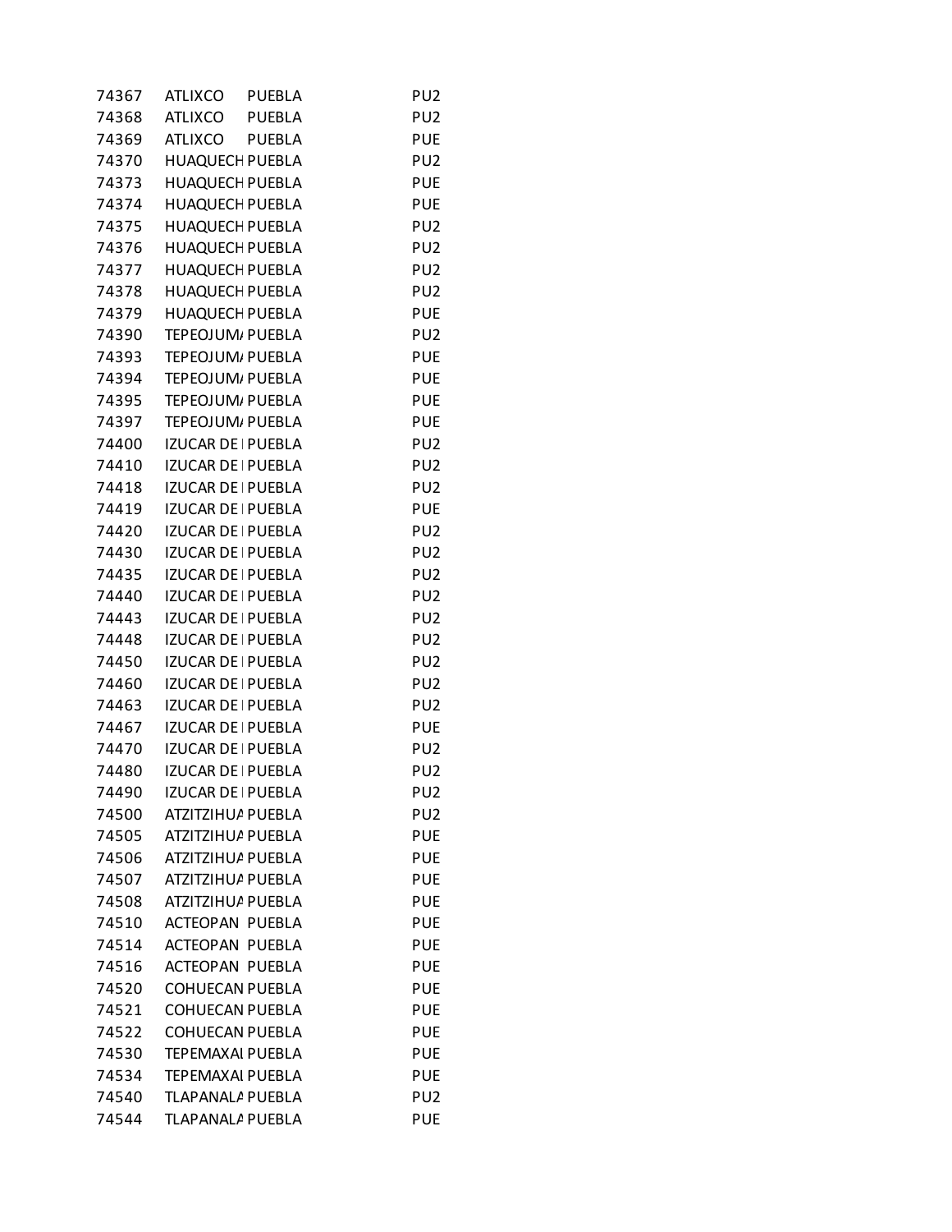| | | | |
|---|---|---|---|
| 74367 | ATLIXCO | PUEBLA | PU2 |
| 74368 | ATLIXCO | PUEBLA | PU2 |
| 74369 | ATLIXCO | PUEBLA | PUE |
| 74370 | HUAQUECH | PUEBLA | PU2 |
| 74373 | HUAQUECH | PUEBLA | PUE |
| 74374 | HUAQUECH | PUEBLA | PUE |
| 74375 | HUAQUECH | PUEBLA | PU2 |
| 74376 | HUAQUECH | PUEBLA | PU2 |
| 74377 | HUAQUECH | PUEBLA | PU2 |
| 74378 | HUAQUECH | PUEBLA | PU2 |
| 74379 | HUAQUECH | PUEBLA | PUE |
| 74390 | TEPEOJUM | PUEBLA | PU2 |
| 74393 | TEPEOJUM | PUEBLA | PUE |
| 74394 | TEPEOJUM | PUEBLA | PUE |
| 74395 | TEPEOJUM | PUEBLA | PUE |
| 74397 | TEPEOJUM | PUEBLA | PUE |
| 74400 | IZUCAR DE | PUEBLA | PU2 |
| 74410 | IZUCAR DE | PUEBLA | PU2 |
| 74418 | IZUCAR DE | PUEBLA | PU2 |
| 74419 | IZUCAR DE | PUEBLA | PUE |
| 74420 | IZUCAR DE | PUEBLA | PU2 |
| 74430 | IZUCAR DE | PUEBLA | PU2 |
| 74435 | IZUCAR DE | PUEBLA | PU2 |
| 74440 | IZUCAR DE | PUEBLA | PU2 |
| 74443 | IZUCAR DE | PUEBLA | PU2 |
| 74448 | IZUCAR DE | PUEBLA | PU2 |
| 74450 | IZUCAR DE | PUEBLA | PU2 |
| 74460 | IZUCAR DE | PUEBLA | PU2 |
| 74463 | IZUCAR DE | PUEBLA | PU2 |
| 74467 | IZUCAR DE | PUEBLA | PUE |
| 74470 | IZUCAR DE | PUEBLA | PU2 |
| 74480 | IZUCAR DE | PUEBLA | PU2 |
| 74490 | IZUCAR DE | PUEBLA | PU2 |
| 74500 | ATZITZIHUA | PUEBLA | PU2 |
| 74505 | ATZITZIHUA | PUEBLA | PUE |
| 74506 | ATZITZIHUA | PUEBLA | PUE |
| 74507 | ATZITZIHUA | PUEBLA | PUE |
| 74508 | ATZITZIHUA | PUEBLA | PUE |
| 74510 | ACTEOPAN | PUEBLA | PUE |
| 74514 | ACTEOPAN | PUEBLA | PUE |
| 74516 | ACTEOPAN | PUEBLA | PUE |
| 74520 | COHUECAN | PUEBLA | PUE |
| 74521 | COHUECAN | PUEBLA | PUE |
| 74522 | COHUECAN | PUEBLA | PUE |
| 74530 | TEPEMAXAL | PUEBLA | PUE |
| 74534 | TEPEMAXAL | PUEBLA | PUE |
| 74540 | TLAPANALA | PUEBLA | PU2 |
| 74544 | TLAPANALA | PUEBLA | PUE |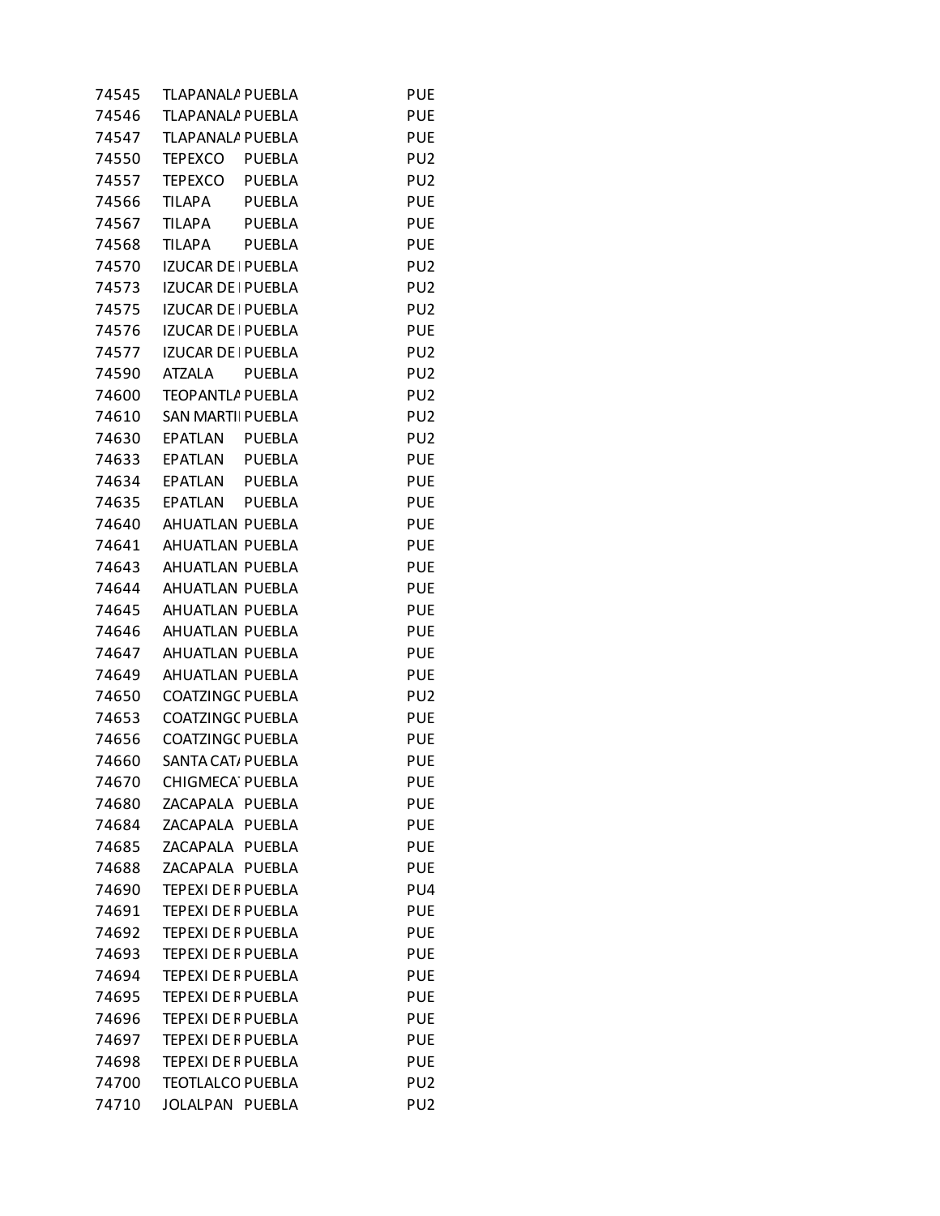| | | | |
|---|---|---|---|
| 74545 | TLAPANALA | PUEBLA | PUE |
| 74546 | TLAPANALA | PUEBLA | PUE |
| 74547 | TLAPANALA | PUEBLA | PUE |
| 74550 | TEPEXCO | PUEBLA | PU2 |
| 74557 | TEPEXCO | PUEBLA | PU2 |
| 74566 | TILAPA | PUEBLA | PUE |
| 74567 | TILAPA | PUEBLA | PUE |
| 74568 | TILAPA | PUEBLA | PUE |
| 74570 | IZUCAR DE I | PUEBLA | PU2 |
| 74573 | IZUCAR DE I | PUEBLA | PU2 |
| 74575 | IZUCAR DE I | PUEBLA | PU2 |
| 74576 | IZUCAR DE I | PUEBLA | PUE |
| 74577 | IZUCAR DE I | PUEBLA | PU2 |
| 74590 | ATZALA | PUEBLA | PU2 |
| 74600 | TEOPANTLA | PUEBLA | PU2 |
| 74610 | SAN MARTI | PUEBLA | PU2 |
| 74630 | EPATLAN | PUEBLA | PU2 |
| 74633 | EPATLAN | PUEBLA | PUE |
| 74634 | EPATLAN | PUEBLA | PUE |
| 74635 | EPATLAN | PUEBLA | PUE |
| 74640 | AHUATLAN | PUEBLA | PUE |
| 74641 | AHUATLAN | PUEBLA | PUE |
| 74643 | AHUATLAN | PUEBLA | PUE |
| 74644 | AHUATLAN | PUEBLA | PUE |
| 74645 | AHUATLAN | PUEBLA | PUE |
| 74646 | AHUATLAN | PUEBLA | PUE |
| 74647 | AHUATLAN | PUEBLA | PUE |
| 74649 | AHUATLAN | PUEBLA | PUE |
| 74650 | COATZINGO | PUEBLA | PU2 |
| 74653 | COATZINGO | PUEBLA | PUE |
| 74656 | COATZINGO | PUEBLA | PUE |
| 74660 | SANTA CATA | PUEBLA | PUE |
| 74670 | CHIGMECAT | PUEBLA | PUE |
| 74680 | ZACAPALA | PUEBLA | PUE |
| 74684 | ZACAPALA | PUEBLA | PUE |
| 74685 | ZACAPALA | PUEBLA | PUE |
| 74688 | ZACAPALA | PUEBLA | PUE |
| 74690 | TEPEXI DE R | PUEBLA | PU4 |
| 74691 | TEPEXI DE R | PUEBLA | PUE |
| 74692 | TEPEXI DE R | PUEBLA | PUE |
| 74693 | TEPEXI DE R | PUEBLA | PUE |
| 74694 | TEPEXI DE R | PUEBLA | PUE |
| 74695 | TEPEXI DE R | PUEBLA | PUE |
| 74696 | TEPEXI DE R | PUEBLA | PUE |
| 74697 | TEPEXI DE R | PUEBLA | PUE |
| 74698 | TEPEXI DE R | PUEBLA | PUE |
| 74700 | TEOTLALCO | PUEBLA | PU2 |
| 74710 | JOLALPAN | PUEBLA | PU2 |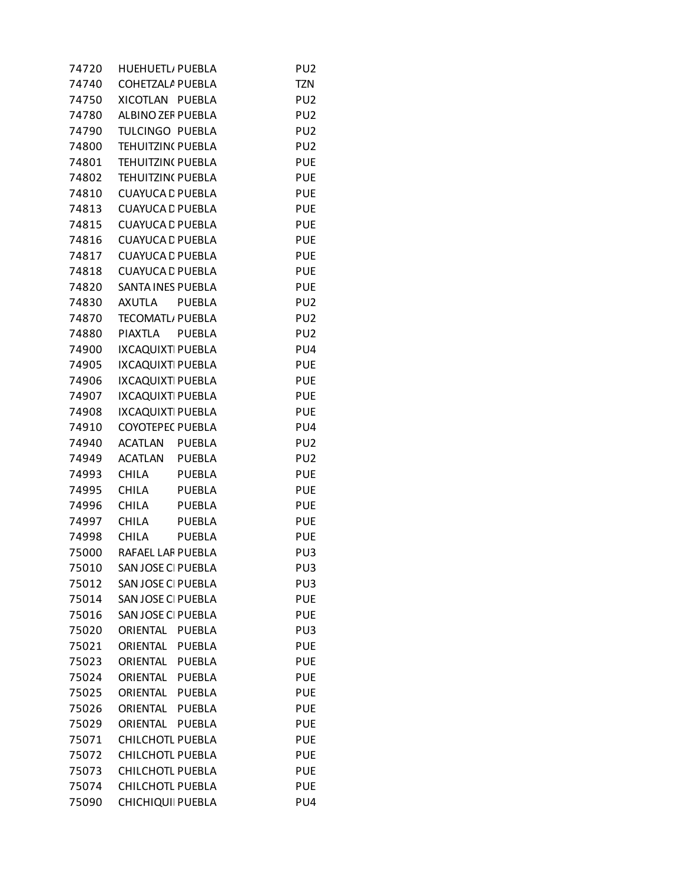| | | | |
|---|---|---|---|
| 74720 | HUEHUETL/ | PUEBLA | PU2 |
| 74740 | COHETZALA | PUEBLA | TZN |
| 74750 | XICOTLAN | PUEBLA | PU2 |
| 74780 | ALBINO ZEF | PUEBLA | PU2 |
| 74790 | TULCINGO | PUEBLA | PU2 |
| 74800 | TEHUITZIN( | PUEBLA | PU2 |
| 74801 | TEHUITZIN( | PUEBLA | PUE |
| 74802 | TEHUITZIN( | PUEBLA | PUE |
| 74810 | CUAYUCA D | PUEBLA | PUE |
| 74813 | CUAYUCA D | PUEBLA | PUE |
| 74815 | CUAYUCA D | PUEBLA | PUE |
| 74816 | CUAYUCA D | PUEBLA | PUE |
| 74817 | CUAYUCA D | PUEBLA | PUE |
| 74818 | CUAYUCA D | PUEBLA | PUE |
| 74820 | SANTA INES | PUEBLA | PUE |
| 74830 | AXUTLA | PUEBLA | PU2 |
| 74870 | TECOMATL/ | PUEBLA | PU2 |
| 74880 | PIAXTLA | PUEBLA | PU2 |
| 74900 | IXCAQUIXTI | PUEBLA | PU4 |
| 74905 | IXCAQUIXTI | PUEBLA | PUE |
| 74906 | IXCAQUIXTI | PUEBLA | PUE |
| 74907 | IXCAQUIXTI | PUEBLA | PUE |
| 74908 | IXCAQUIXTI | PUEBLA | PUE |
| 74910 | COYOTEPEC | PUEBLA | PU4 |
| 74940 | ACATLAN | PUEBLA | PU2 |
| 74949 | ACATLAN | PUEBLA | PU2 |
| 74993 | CHILA | PUEBLA | PUE |
| 74995 | CHILA | PUEBLA | PUE |
| 74996 | CHILA | PUEBLA | PUE |
| 74997 | CHILA | PUEBLA | PUE |
| 74998 | CHILA | PUEBLA | PUE |
| 75000 | RAFAEL LAF | PUEBLA | PU3 |
| 75010 | SAN JOSE CI | PUEBLA | PU3 |
| 75012 | SAN JOSE CI | PUEBLA | PU3 |
| 75014 | SAN JOSE CI | PUEBLA | PUE |
| 75016 | SAN JOSE CI | PUEBLA | PUE |
| 75020 | ORIENTAL | PUEBLA | PU3 |
| 75021 | ORIENTAL | PUEBLA | PUE |
| 75023 | ORIENTAL | PUEBLA | PUE |
| 75024 | ORIENTAL | PUEBLA | PUE |
| 75025 | ORIENTAL | PUEBLA | PUE |
| 75026 | ORIENTAL | PUEBLA | PUE |
| 75029 | ORIENTAL | PUEBLA | PUE |
| 75071 | CHILCHOTL | PUEBLA | PUE |
| 75072 | CHILCHOTL | PUEBLA | PUE |
| 75073 | CHILCHOTL | PUEBLA | PUE |
| 75074 | CHILCHOTL | PUEBLA | PUE |
| 75090 | CHICHIQUI | PUEBLA | PU4 |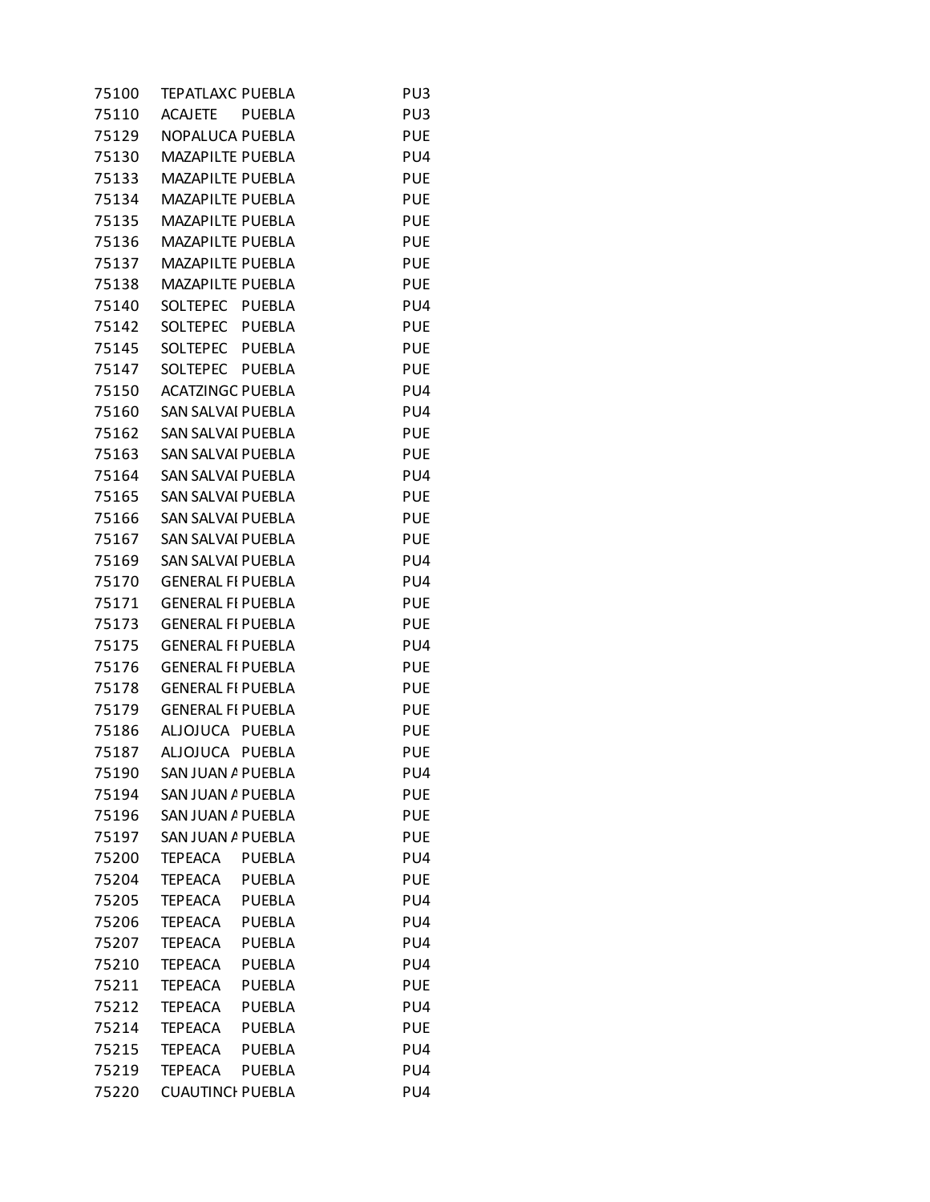| | | | |
|---|---|---|---|
| 75100 | TEPATLAXC | PUEBLA | PU3 |
| 75110 | ACAJETE | PUEBLA | PU3 |
| 75129 | NOPALUCA | PUEBLA | PUE |
| 75130 | MAZAPILTE | PUEBLA | PU4 |
| 75133 | MAZAPILTE | PUEBLA | PUE |
| 75134 | MAZAPILTE | PUEBLA | PUE |
| 75135 | MAZAPILTE | PUEBLA | PUE |
| 75136 | MAZAPILTE | PUEBLA | PUE |
| 75137 | MAZAPILTE | PUEBLA | PUE |
| 75138 | MAZAPILTE | PUEBLA | PUE |
| 75140 | SOLTEPEC | PUEBLA | PU4 |
| 75142 | SOLTEPEC | PUEBLA | PUE |
| 75145 | SOLTEPEC | PUEBLA | PUE |
| 75147 | SOLTEPEC | PUEBLA | PUE |
| 75150 | ACATZINGC | PUEBLA | PU4 |
| 75160 | SAN SALVAI | PUEBLA | PU4 |
| 75162 | SAN SALVAI | PUEBLA | PUE |
| 75163 | SAN SALVAI | PUEBLA | PUE |
| 75164 | SAN SALVAI | PUEBLA | PU4 |
| 75165 | SAN SALVAI | PUEBLA | PUE |
| 75166 | SAN SALVAI | PUEBLA | PUE |
| 75167 | SAN SALVAI | PUEBLA | PUE |
| 75169 | SAN SALVAI | PUEBLA | PU4 |
| 75170 | GENERAL FI | PUEBLA | PU4 |
| 75171 | GENERAL FI | PUEBLA | PUE |
| 75173 | GENERAL FI | PUEBLA | PUE |
| 75175 | GENERAL FI | PUEBLA | PU4 |
| 75176 | GENERAL FI | PUEBLA | PUE |
| 75178 | GENERAL FI | PUEBLA | PUE |
| 75179 | GENERAL FI | PUEBLA | PUE |
| 75186 | ALJOJUCA | PUEBLA | PUE |
| 75187 | ALJOJUCA | PUEBLA | PUE |
| 75190 | SAN JUAN A | PUEBLA | PU4 |
| 75194 | SAN JUAN A | PUEBLA | PUE |
| 75196 | SAN JUAN A | PUEBLA | PUE |
| 75197 | SAN JUAN A | PUEBLA | PUE |
| 75200 | TEPEACA | PUEBLA | PU4 |
| 75204 | TEPEACA | PUEBLA | PUE |
| 75205 | TEPEACA | PUEBLA | PU4 |
| 75206 | TEPEACA | PUEBLA | PU4 |
| 75207 | TEPEACA | PUEBLA | PU4 |
| 75210 | TEPEACA | PUEBLA | PU4 |
| 75211 | TEPEACA | PUEBLA | PUE |
| 75212 | TEPEACA | PUEBLA | PU4 |
| 75214 | TEPEACA | PUEBLA | PUE |
| 75215 | TEPEACA | PUEBLA | PU4 |
| 75219 | TEPEACA | PUEBLA | PU4 |
| 75220 | CUAUTINCH | PUEBLA | PU4 |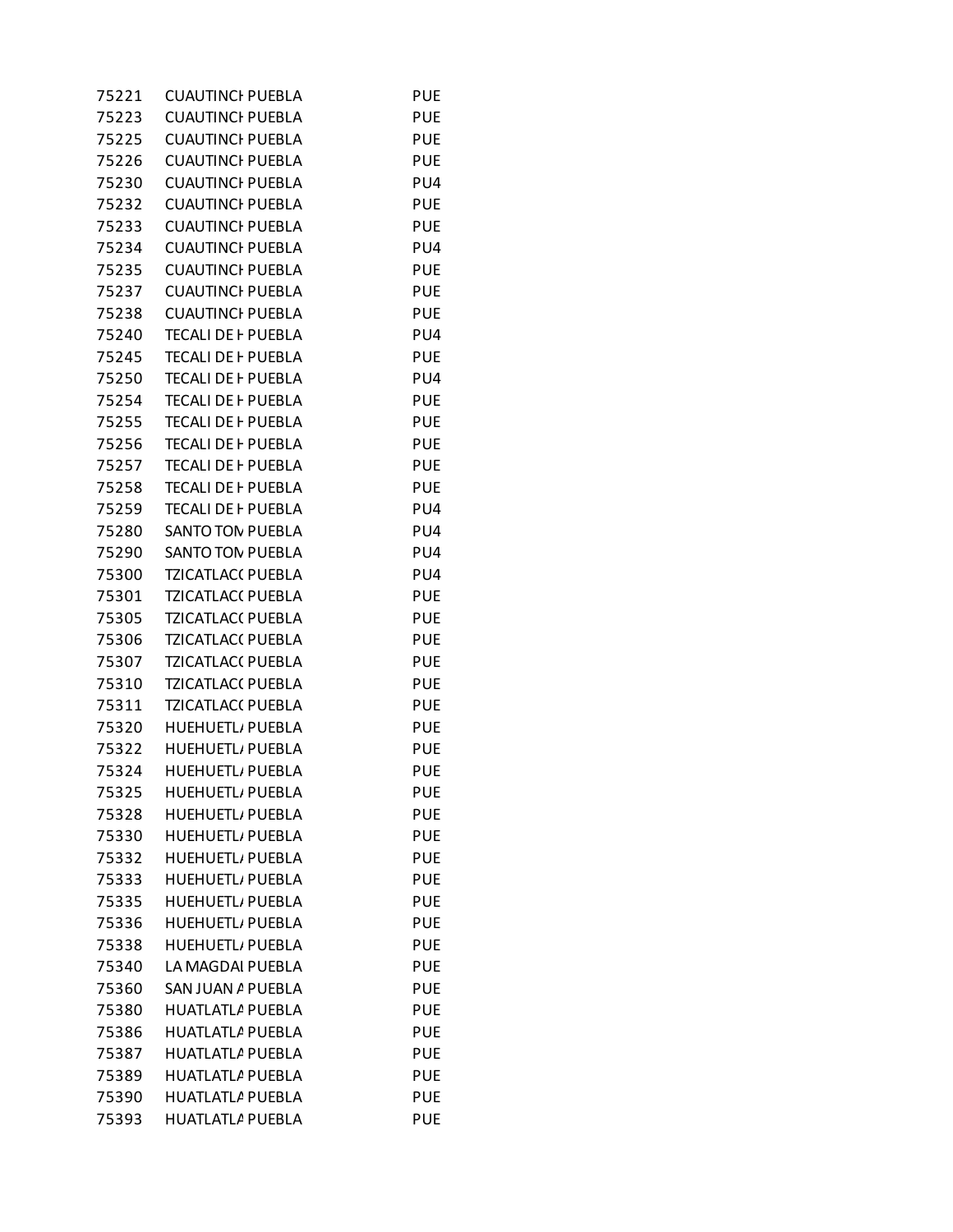| | | | |
|---|---|---|---|
| 75221 | CUAUTINCI | PUEBLA | PUE |
| 75223 | CUAUTINCI | PUEBLA | PUE |
| 75225 | CUAUTINCI | PUEBLA | PUE |
| 75226 | CUAUTINCI | PUEBLA | PUE |
| 75230 | CUAUTINCI | PUEBLA | PU4 |
| 75232 | CUAUTINCI | PUEBLA | PUE |
| 75233 | CUAUTINCI | PUEBLA | PUE |
| 75234 | CUAUTINCI | PUEBLA | PU4 |
| 75235 | CUAUTINCI | PUEBLA | PUE |
| 75237 | CUAUTINCI | PUEBLA | PUE |
| 75238 | CUAUTINCI | PUEBLA | PUE |
| 75240 | TECALI DE I | PUEBLA | PU4 |
| 75245 | TECALI DE I | PUEBLA | PUE |
| 75250 | TECALI DE I | PUEBLA | PU4 |
| 75254 | TECALI DE I | PUEBLA | PUE |
| 75255 | TECALI DE I | PUEBLA | PUE |
| 75256 | TECALI DE I | PUEBLA | PUE |
| 75257 | TECALI DE I | PUEBLA | PUE |
| 75258 | TECALI DE I | PUEBLA | PUE |
| 75259 | TECALI DE I | PUEBLA | PU4 |
| 75280 | SANTO TON | PUEBLA | PU4 |
| 75290 | SANTO TON | PUEBLA | PU4 |
| 75300 | TZICATLAC( | PUEBLA | PU4 |
| 75301 | TZICATLAC( | PUEBLA | PUE |
| 75305 | TZICATLAC( | PUEBLA | PUE |
| 75306 | TZICATLAC( | PUEBLA | PUE |
| 75307 | TZICATLAC( | PUEBLA | PUE |
| 75310 | TZICATLAC( | PUEBLA | PUE |
| 75311 | TZICATLAC( | PUEBLA | PUE |
| 75320 | HUEHUETL | PUEBLA | PUE |
| 75322 | HUEHUETL | PUEBLA | PUE |
| 75324 | HUEHUETL | PUEBLA | PUE |
| 75325 | HUEHUETL | PUEBLA | PUE |
| 75328 | HUEHUETL | PUEBLA | PUE |
| 75330 | HUEHUETL | PUEBLA | PUE |
| 75332 | HUEHUETL | PUEBLA | PUE |
| 75333 | HUEHUETL | PUEBLA | PUE |
| 75335 | HUEHUETL | PUEBLA | PUE |
| 75336 | HUEHUETL | PUEBLA | PUE |
| 75338 | HUEHUETL | PUEBLA | PUE |
| 75340 | LA MAGDAI | PUEBLA | PUE |
| 75360 | SAN JUAN A | PUEBLA | PUE |
| 75380 | HUATLATLA | PUEBLA | PUE |
| 75386 | HUATLATLA | PUEBLA | PUE |
| 75387 | HUATLATLA | PUEBLA | PUE |
| 75389 | HUATLATLA | PUEBLA | PUE |
| 75390 | HUATLATLA | PUEBLA | PUE |
| 75393 | HUATLATLA | PUEBLA | PUE |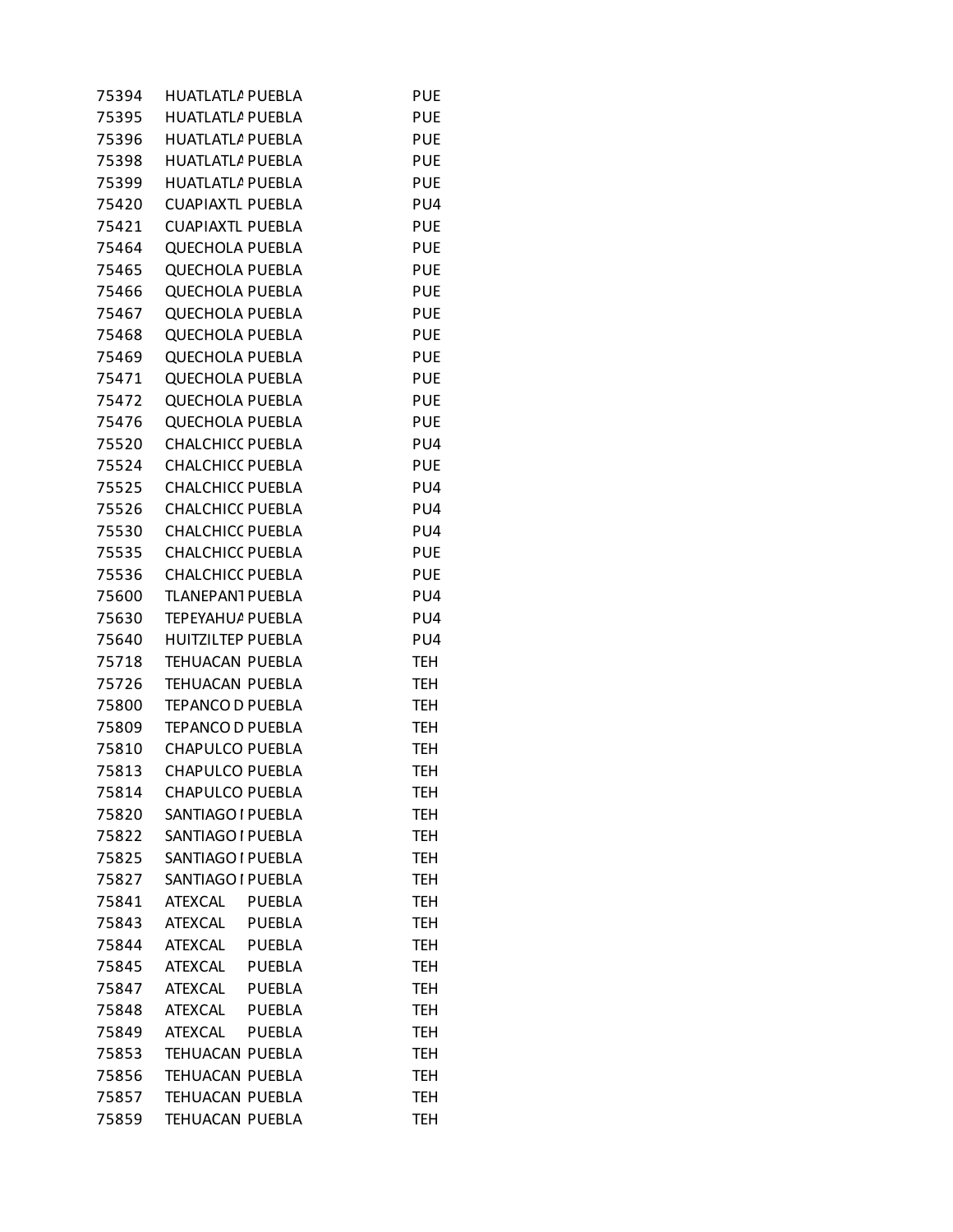| | | | |
|---|---|---|---|
| 75394 | HUATLATLA | PUEBLA | PUE |
| 75395 | HUATLATLA | PUEBLA | PUE |
| 75396 | HUATLATLA | PUEBLA | PUE |
| 75398 | HUATLATLA | PUEBLA | PUE |
| 75399 | HUATLATLA | PUEBLA | PUE |
| 75420 | CUAPIAXTL | PUEBLA | PU4 |
| 75421 | CUAPIAXTL | PUEBLA | PUE |
| 75464 | QUECHOLA | PUEBLA | PUE |
| 75465 | QUECHOLA | PUEBLA | PUE |
| 75466 | QUECHOLA | PUEBLA | PUE |
| 75467 | QUECHOLA | PUEBLA | PUE |
| 75468 | QUECHOLA | PUEBLA | PUE |
| 75469 | QUECHOLA | PUEBLA | PUE |
| 75471 | QUECHOLA | PUEBLA | PUE |
| 75472 | QUECHOLA | PUEBLA | PUE |
| 75476 | QUECHOLA | PUEBLA | PUE |
| 75520 | CHALCHICO | PUEBLA | PU4 |
| 75524 | CHALCHICO | PUEBLA | PUE |
| 75525 | CHALCHICO | PUEBLA | PU4 |
| 75526 | CHALCHICO | PUEBLA | PU4 |
| 75530 | CHALCHICO | PUEBLA | PU4 |
| 75535 | CHALCHICO | PUEBLA | PUE |
| 75536 | CHALCHICO | PUEBLA | PUE |
| 75600 | TLANEPANT | PUEBLA | PU4 |
| 75630 | TEPEYAHUA | PUEBLA | PU4 |
| 75640 | HUITZILTEP | PUEBLA | PU4 |
| 75718 | TEHUACAN | PUEBLA | TEH |
| 75726 | TEHUACAN | PUEBLA | TEH |
| 75800 | TEPANCO D | PUEBLA | TEH |
| 75809 | TEPANCO D | PUEBLA | TEH |
| 75810 | CHAPULCO | PUEBLA | TEH |
| 75813 | CHAPULCO | PUEBLA | TEH |
| 75814 | CHAPULCO | PUEBLA | TEH |
| 75820 | SANTIAGO I | PUEBLA | TEH |
| 75822 | SANTIAGO I | PUEBLA | TEH |
| 75825 | SANTIAGO I | PUEBLA | TEH |
| 75827 | SANTIAGO I | PUEBLA | TEH |
| 75841 | ATEXCAL | PUEBLA | TEH |
| 75843 | ATEXCAL | PUEBLA | TEH |
| 75844 | ATEXCAL | PUEBLA | TEH |
| 75845 | ATEXCAL | PUEBLA | TEH |
| 75847 | ATEXCAL | PUEBLA | TEH |
| 75848 | ATEXCAL | PUEBLA | TEH |
| 75849 | ATEXCAL | PUEBLA | TEH |
| 75853 | TEHUACAN | PUEBLA | TEH |
| 75856 | TEHUACAN | PUEBLA | TEH |
| 75857 | TEHUACAN | PUEBLA | TEH |
| 75859 | TEHUACAN | PUEBLA | TEH |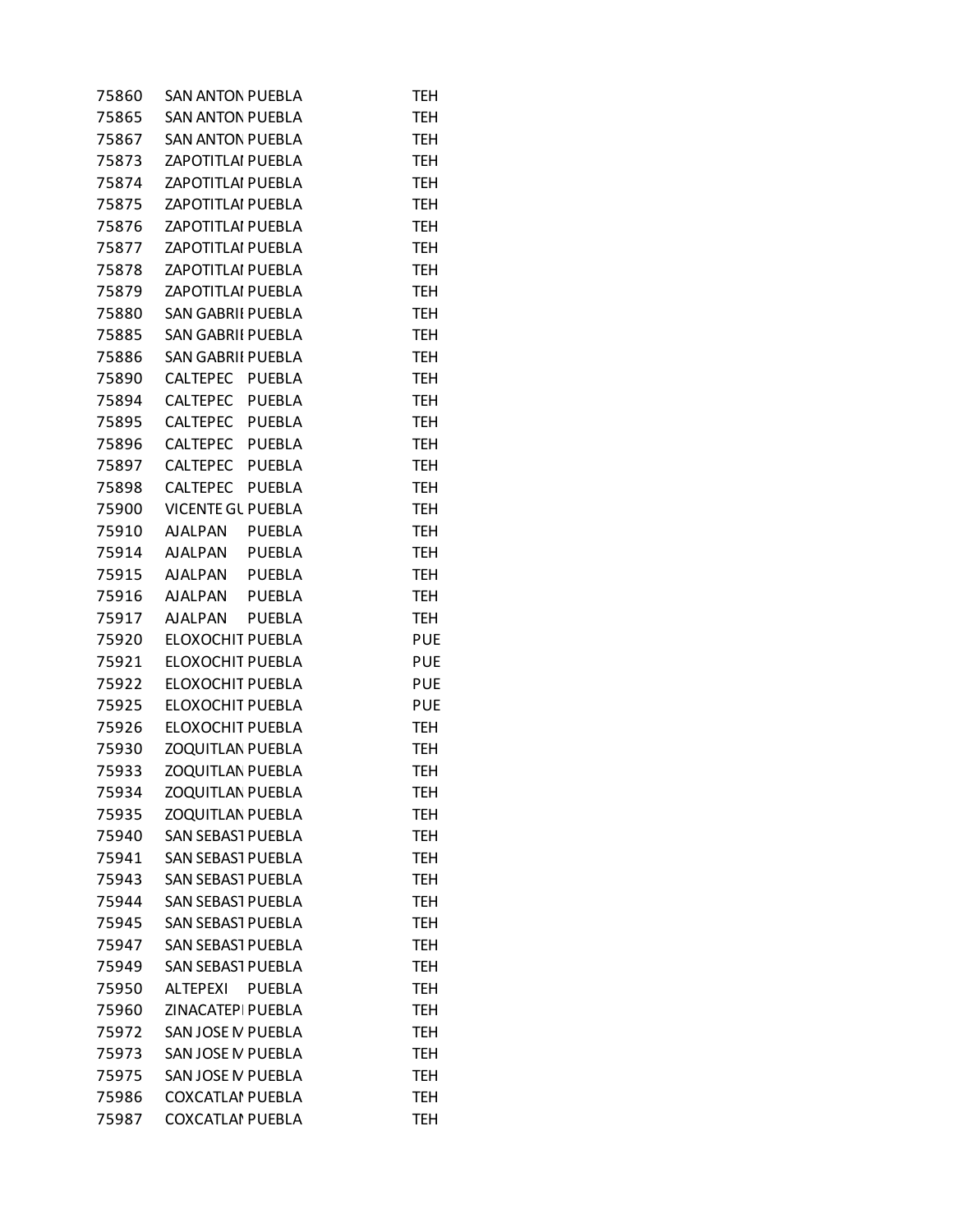| | | | |
|---|---|---|---|
| 75860 | SAN ANTON | PUEBLA | TEH |
| 75865 | SAN ANTON | PUEBLA | TEH |
| 75867 | SAN ANTON | PUEBLA | TEH |
| 75873 | ZAPOTITLAI | PUEBLA | TEH |
| 75874 | ZAPOTITLAI | PUEBLA | TEH |
| 75875 | ZAPOTITLAI | PUEBLA | TEH |
| 75876 | ZAPOTITLAI | PUEBLA | TEH |
| 75877 | ZAPOTITLAI | PUEBLA | TEH |
| 75878 | ZAPOTITLAI | PUEBLA | TEH |
| 75879 | ZAPOTITLAI | PUEBLA | TEH |
| 75880 | SAN GABRIE | PUEBLA | TEH |
| 75885 | SAN GABRIE | PUEBLA | TEH |
| 75886 | SAN GABRIE | PUEBLA | TEH |
| 75890 | CALTEPEC | PUEBLA | TEH |
| 75894 | CALTEPEC | PUEBLA | TEH |
| 75895 | CALTEPEC | PUEBLA | TEH |
| 75896 | CALTEPEC | PUEBLA | TEH |
| 75897 | CALTEPEC | PUEBLA | TEH |
| 75898 | CALTEPEC | PUEBLA | TEH |
| 75900 | VICENTE GU | PUEBLA | TEH |
| 75910 | AJALPAN | PUEBLA | TEH |
| 75914 | AJALPAN | PUEBLA | TEH |
| 75915 | AJALPAN | PUEBLA | TEH |
| 75916 | AJALPAN | PUEBLA | TEH |
| 75917 | AJALPAN | PUEBLA | TEH |
| 75920 | ELOXOCHIT | PUEBLA | PUE |
| 75921 | ELOXOCHIT | PUEBLA | PUE |
| 75922 | ELOXOCHIT | PUEBLA | PUE |
| 75925 | ELOXOCHIT | PUEBLA | PUE |
| 75926 | ELOXOCHIT | PUEBLA | TEH |
| 75930 | ZOQUITLAN | PUEBLA | TEH |
| 75933 | ZOQUITLAN | PUEBLA | TEH |
| 75934 | ZOQUITLAN | PUEBLA | TEH |
| 75935 | ZOQUITLAN | PUEBLA | TEH |
| 75940 | SAN SEBAST | PUEBLA | TEH |
| 75941 | SAN SEBAST | PUEBLA | TEH |
| 75943 | SAN SEBAST | PUEBLA | TEH |
| 75944 | SAN SEBAST | PUEBLA | TEH |
| 75945 | SAN SEBAST | PUEBLA | TEH |
| 75947 | SAN SEBAST | PUEBLA | TEH |
| 75949 | SAN SEBAST | PUEBLA | TEH |
| 75950 | ALTEPEXI | PUEBLA | TEH |
| 75960 | ZINACATEPI | PUEBLA | TEH |
| 75972 | SAN JOSE M | PUEBLA | TEH |
| 75973 | SAN JOSE M | PUEBLA | TEH |
| 75975 | SAN JOSE M | PUEBLA | TEH |
| 75986 | COXCATLAI | PUEBLA | TEH |
| 75987 | COXCATLAI | PUEBLA | TEH |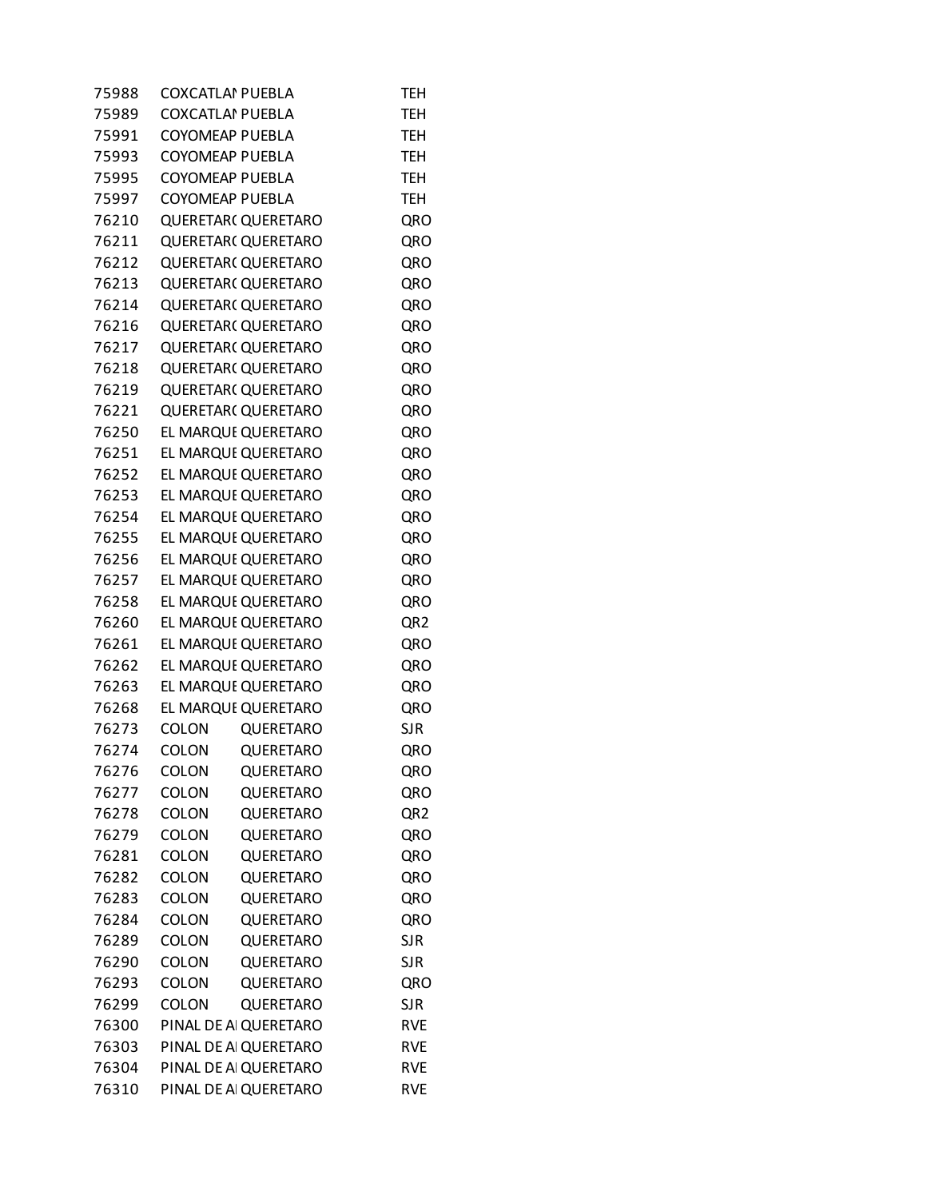| | | | |
|---|---|---|---|
| 75988 | COXCATLAN | PUEBLA | TEH |
| 75989 | COXCATLAN | PUEBLA | TEH |
| 75991 | COYOMEAP | PUEBLA | TEH |
| 75993 | COYOMEAP | PUEBLA | TEH |
| 75995 | COYOMEAP | PUEBLA | TEH |
| 75997 | COYOMEAP | PUEBLA | TEH |
| 76210 | QUERETARO | QUERETARO | QRO |
| 76211 | QUERETARO | QUERETARO | QRO |
| 76212 | QUERETARO | QUERETARO | QRO |
| 76213 | QUERETARO | QUERETARO | QRO |
| 76214 | QUERETARO | QUERETARO | QRO |
| 76216 | QUERETARO | QUERETARO | QRO |
| 76217 | QUERETARO | QUERETARO | QRO |
| 76218 | QUERETARO | QUERETARO | QRO |
| 76219 | QUERETARO | QUERETARO | QRO |
| 76221 | QUERETARO | QUERETARO | QRO |
| 76250 | EL MARQUE | QUERETARO | QRO |
| 76251 | EL MARQUE | QUERETARO | QRO |
| 76252 | EL MARQUE | QUERETARO | QRO |
| 76253 | EL MARQUE | QUERETARO | QRO |
| 76254 | EL MARQUE | QUERETARO | QRO |
| 76255 | EL MARQUE | QUERETARO | QRO |
| 76256 | EL MARQUE | QUERETARO | QRO |
| 76257 | EL MARQUE | QUERETARO | QRO |
| 76258 | EL MARQUE | QUERETARO | QRO |
| 76260 | EL MARQUE | QUERETARO | QR2 |
| 76261 | EL MARQUE | QUERETARO | QRO |
| 76262 | EL MARQUE | QUERETARO | QRO |
| 76263 | EL MARQUE | QUERETARO | QRO |
| 76268 | EL MARQUE | QUERETARO | QRO |
| 76273 | COLON | QUERETARO | SJR |
| 76274 | COLON | QUERETARO | QRO |
| 76276 | COLON | QUERETARO | QRO |
| 76277 | COLON | QUERETARO | QRO |
| 76278 | COLON | QUERETARO | QR2 |
| 76279 | COLON | QUERETARO | QRO |
| 76281 | COLON | QUERETARO | QRO |
| 76282 | COLON | QUERETARO | QRO |
| 76283 | COLON | QUERETARO | QRO |
| 76284 | COLON | QUERETARO | QRO |
| 76289 | COLON | QUERETARO | SJR |
| 76290 | COLON | QUERETARO | SJR |
| 76293 | COLON | QUERETARO | QRO |
| 76299 | COLON | QUERETARO | SJR |
| 76300 | PINAL DE AI | QUERETARO | RVE |
| 76303 | PINAL DE AI | QUERETARO | RVE |
| 76304 | PINAL DE AI | QUERETARO | RVE |
| 76310 | PINAL DE AI | QUERETARO | RVE |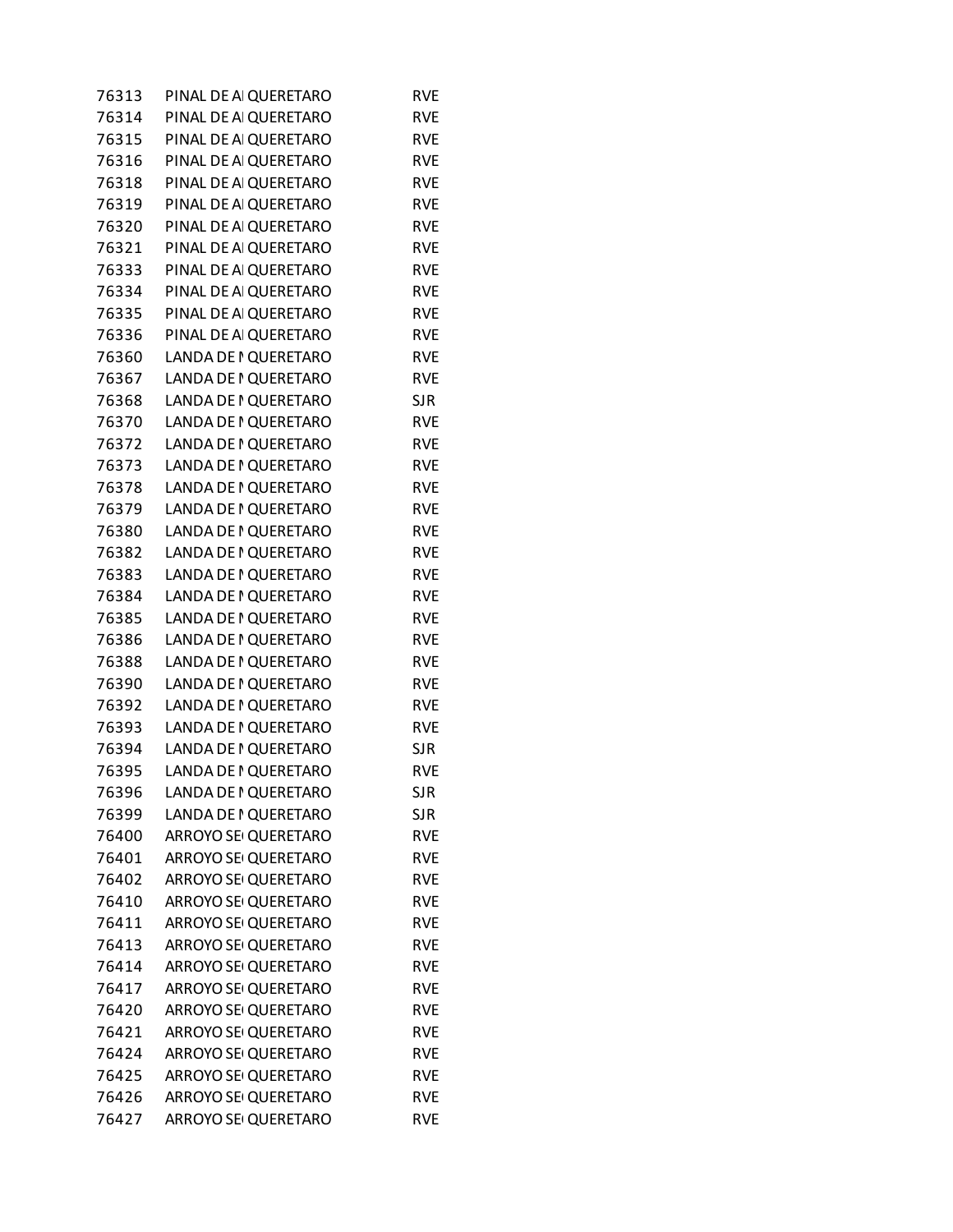| | | | |
|---|---|---|---|
| 76313 | PINAL DE AI | QUERETARO | RVE |
| 76314 | PINAL DE AI | QUERETARO | RVE |
| 76315 | PINAL DE AI | QUERETARO | RVE |
| 76316 | PINAL DE AI | QUERETARO | RVE |
| 76318 | PINAL DE AI | QUERETARO | RVE |
| 76319 | PINAL DE AI | QUERETARO | RVE |
| 76320 | PINAL DE AI | QUERETARO | RVE |
| 76321 | PINAL DE AI | QUERETARO | RVE |
| 76333 | PINAL DE AI | QUERETARO | RVE |
| 76334 | PINAL DE AI | QUERETARO | RVE |
| 76335 | PINAL DE AI | QUERETARO | RVE |
| 76336 | PINAL DE AI | QUERETARO | RVE |
| 76360 | LANDA DE I | QUERETARO | RVE |
| 76367 | LANDA DE I | QUERETARO | RVE |
| 76368 | LANDA DE I | QUERETARO | SJR |
| 76370 | LANDA DE I | QUERETARO | RVE |
| 76372 | LANDA DE I | QUERETARO | RVE |
| 76373 | LANDA DE I | QUERETARO | RVE |
| 76378 | LANDA DE I | QUERETARO | RVE |
| 76379 | LANDA DE I | QUERETARO | RVE |
| 76380 | LANDA DE I | QUERETARO | RVE |
| 76382 | LANDA DE I | QUERETARO | RVE |
| 76383 | LANDA DE I | QUERETARO | RVE |
| 76384 | LANDA DE I | QUERETARO | RVE |
| 76385 | LANDA DE I | QUERETARO | RVE |
| 76386 | LANDA DE I | QUERETARO | RVE |
| 76388 | LANDA DE I | QUERETARO | RVE |
| 76390 | LANDA DE I | QUERETARO | RVE |
| 76392 | LANDA DE I | QUERETARO | RVE |
| 76393 | LANDA DE I | QUERETARO | RVE |
| 76394 | LANDA DE I | QUERETARO | SJR |
| 76395 | LANDA DE I | QUERETARO | RVE |
| 76396 | LANDA DE I | QUERETARO | SJR |
| 76399 | LANDA DE I | QUERETARO | SJR |
| 76400 | ARROYO SE | QUERETARO | RVE |
| 76401 | ARROYO SE | QUERETARO | RVE |
| 76402 | ARROYO SE | QUERETARO | RVE |
| 76410 | ARROYO SE | QUERETARO | RVE |
| 76411 | ARROYO SE | QUERETARO | RVE |
| 76413 | ARROYO SE | QUERETARO | RVE |
| 76414 | ARROYO SE | QUERETARO | RVE |
| 76417 | ARROYO SE | QUERETARO | RVE |
| 76420 | ARROYO SE | QUERETARO | RVE |
| 76421 | ARROYO SE | QUERETARO | RVE |
| 76424 | ARROYO SE | QUERETARO | RVE |
| 76425 | ARROYO SE | QUERETARO | RVE |
| 76426 | ARROYO SE | QUERETARO | RVE |
| 76427 | ARROYO SE | QUERETARO | RVE |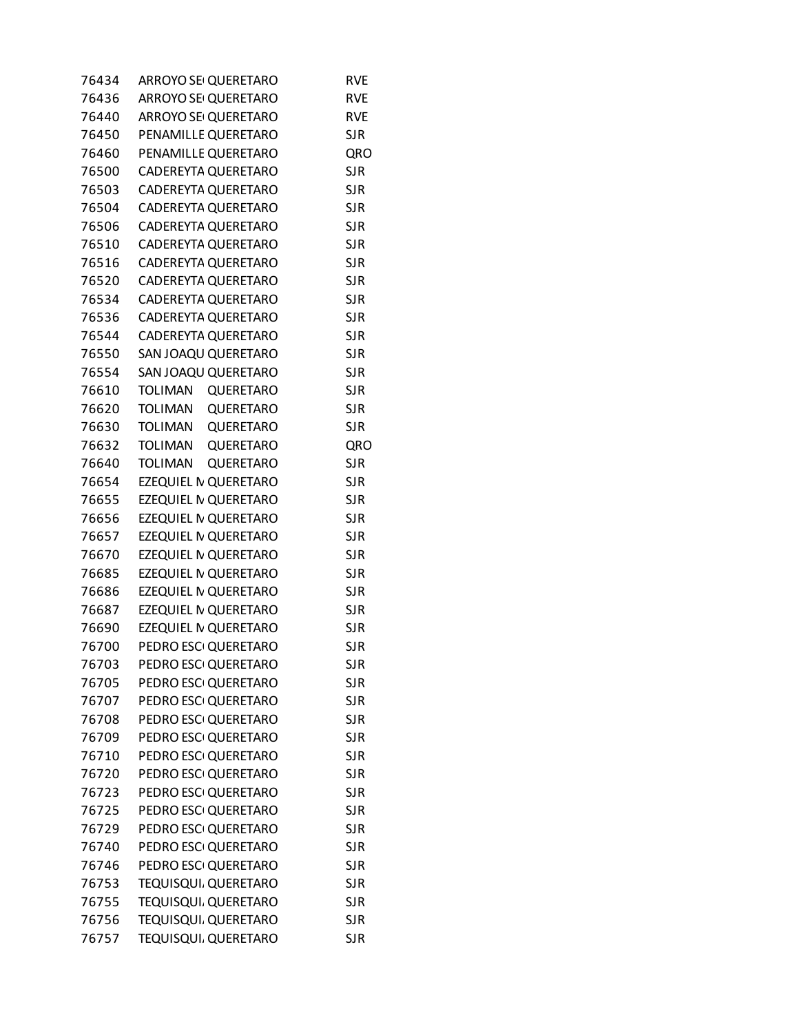| | | | |
|---|---|---|---|
| 76434 | ARROYO SE | QUERETARO | RVE |
| 76436 | ARROYO SE | QUERETARO | RVE |
| 76440 | ARROYO SE | QUERETARO | RVE |
| 76450 | PENAMILLE | QUERETARO | SJR |
| 76460 | PENAMILLE | QUERETARO | QRO |
| 76500 | CADEREYTA | QUERETARO | SJR |
| 76503 | CADEREYTA | QUERETARO | SJR |
| 76504 | CADEREYTA | QUERETARO | SJR |
| 76506 | CADEREYTA | QUERETARO | SJR |
| 76510 | CADEREYTA | QUERETARO | SJR |
| 76516 | CADEREYTA | QUERETARO | SJR |
| 76520 | CADEREYTA | QUERETARO | SJR |
| 76534 | CADEREYTA | QUERETARO | SJR |
| 76536 | CADEREYTA | QUERETARO | SJR |
| 76544 | CADEREYTA | QUERETARO | SJR |
| 76550 | SAN JOAQU | QUERETARO | SJR |
| 76554 | SAN JOAQU | QUERETARO | SJR |
| 76610 | TOLIMAN | QUERETARO | SJR |
| 76620 | TOLIMAN | QUERETARO | SJR |
| 76630 | TOLIMAN | QUERETARO | SJR |
| 76632 | TOLIMAN | QUERETARO | QRO |
| 76640 | TOLIMAN | QUERETARO | SJR |
| 76654 | EZEQUIEL M | QUERETARO | SJR |
| 76655 | EZEQUIEL M | QUERETARO | SJR |
| 76656 | EZEQUIEL M | QUERETARO | SJR |
| 76657 | EZEQUIEL M | QUERETARO | SJR |
| 76670 | EZEQUIEL M | QUERETARO | SJR |
| 76685 | EZEQUIEL M | QUERETARO | SJR |
| 76686 | EZEQUIEL M | QUERETARO | SJR |
| 76687 | EZEQUIEL M | QUERETARO | SJR |
| 76690 | EZEQUIEL M | QUERETARO | SJR |
| 76700 | PEDRO ESC | QUERETARO | SJR |
| 76703 | PEDRO ESC | QUERETARO | SJR |
| 76705 | PEDRO ESC | QUERETARO | SJR |
| 76707 | PEDRO ESC | QUERETARO | SJR |
| 76708 | PEDRO ESC | QUERETARO | SJR |
| 76709 | PEDRO ESC | QUERETARO | SJR |
| 76710 | PEDRO ESC | QUERETARO | SJR |
| 76720 | PEDRO ESC | QUERETARO | SJR |
| 76723 | PEDRO ESC | QUERETARO | SJR |
| 76725 | PEDRO ESC | QUERETARO | SJR |
| 76729 | PEDRO ESC | QUERETARO | SJR |
| 76740 | PEDRO ESC | QUERETARO | SJR |
| 76746 | PEDRO ESC | QUERETARO | SJR |
| 76753 | TEQUISQUI | QUERETARO | SJR |
| 76755 | TEQUISQUI | QUERETARO | SJR |
| 76756 | TEQUISQUI | QUERETARO | SJR |
| 76757 | TEQUISQUI | QUERETARO | SJR |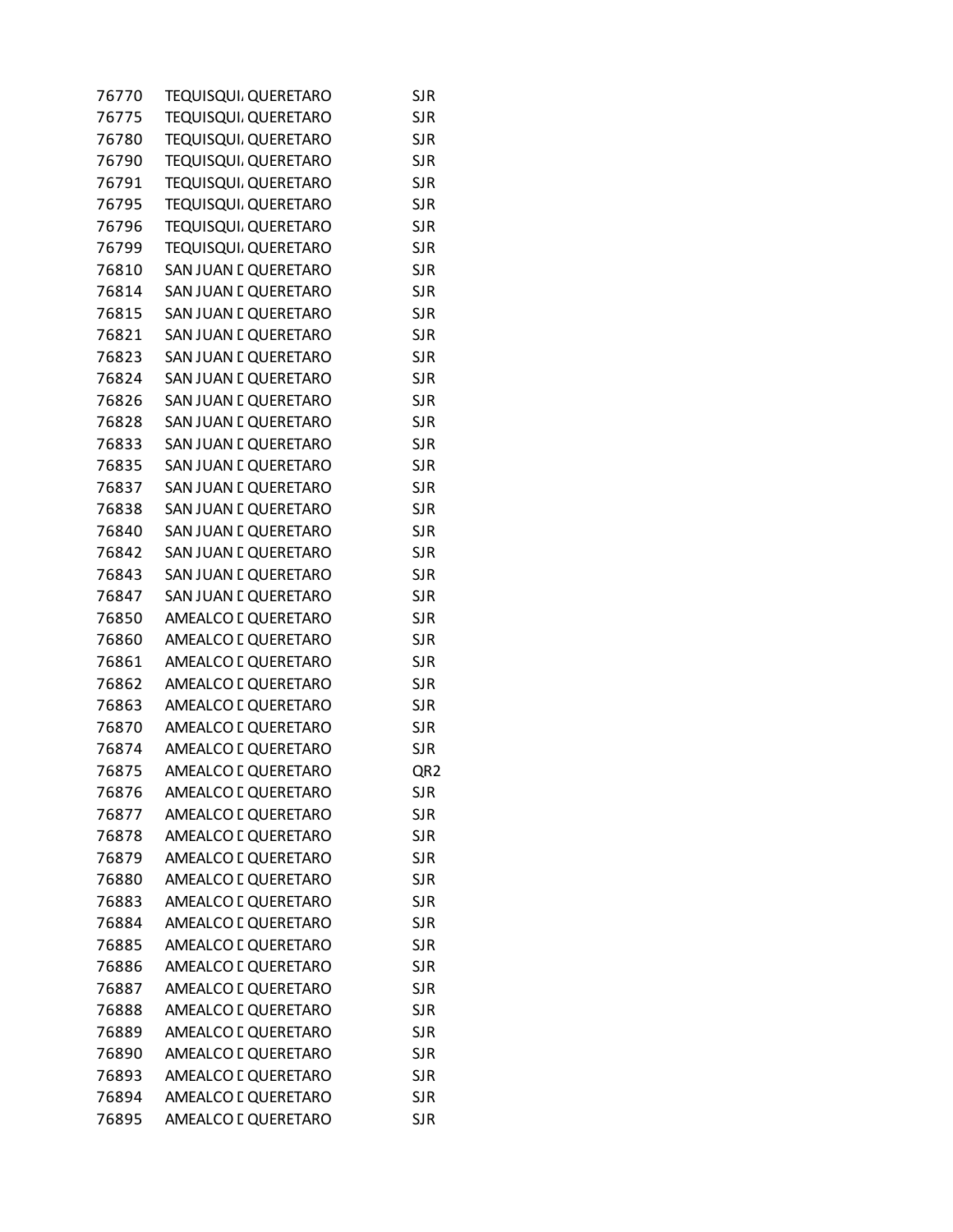| | | | |
|---|---|---|---|
| 76770 | TEQUISQUI, | QUERETARO | SJR |
| 76775 | TEQUISQUI, | QUERETARO | SJR |
| 76780 | TEQUISQUI, | QUERETARO | SJR |
| 76790 | TEQUISQUI, | QUERETARO | SJR |
| 76791 | TEQUISQUI, | QUERETARO | SJR |
| 76795 | TEQUISQUI, | QUERETARO | SJR |
| 76796 | TEQUISQUI, | QUERETARO | SJR |
| 76799 | TEQUISQUI, | QUERETARO | SJR |
| 76810 | SAN JUAN D | QUERETARO | SJR |
| 76814 | SAN JUAN D | QUERETARO | SJR |
| 76815 | SAN JUAN D | QUERETARO | SJR |
| 76821 | SAN JUAN D | QUERETARO | SJR |
| 76823 | SAN JUAN D | QUERETARO | SJR |
| 76824 | SAN JUAN D | QUERETARO | SJR |
| 76826 | SAN JUAN D | QUERETARO | SJR |
| 76828 | SAN JUAN D | QUERETARO | SJR |
| 76833 | SAN JUAN D | QUERETARO | SJR |
| 76835 | SAN JUAN D | QUERETARO | SJR |
| 76837 | SAN JUAN D | QUERETARO | SJR |
| 76838 | SAN JUAN D | QUERETARO | SJR |
| 76840 | SAN JUAN D | QUERETARO | SJR |
| 76842 | SAN JUAN D | QUERETARO | SJR |
| 76843 | SAN JUAN D | QUERETARO | SJR |
| 76847 | SAN JUAN D | QUERETARO | SJR |
| 76850 | AMEALCO D | QUERETARO | SJR |
| 76860 | AMEALCO D | QUERETARO | SJR |
| 76861 | AMEALCO D | QUERETARO | SJR |
| 76862 | AMEALCO D | QUERETARO | SJR |
| 76863 | AMEALCO D | QUERETARO | SJR |
| 76870 | AMEALCO D | QUERETARO | SJR |
| 76874 | AMEALCO D | QUERETARO | SJR |
| 76875 | AMEALCO D | QUERETARO | QR2 |
| 76876 | AMEALCO D | QUERETARO | SJR |
| 76877 | AMEALCO D | QUERETARO | SJR |
| 76878 | AMEALCO D | QUERETARO | SJR |
| 76879 | AMEALCO D | QUERETARO | SJR |
| 76880 | AMEALCO D | QUERETARO | SJR |
| 76883 | AMEALCO D | QUERETARO | SJR |
| 76884 | AMEALCO D | QUERETARO | SJR |
| 76885 | AMEALCO D | QUERETARO | SJR |
| 76886 | AMEALCO D | QUERETARO | SJR |
| 76887 | AMEALCO D | QUERETARO | SJR |
| 76888 | AMEALCO D | QUERETARO | SJR |
| 76889 | AMEALCO D | QUERETARO | SJR |
| 76890 | AMEALCO D | QUERETARO | SJR |
| 76893 | AMEALCO D | QUERETARO | SJR |
| 76894 | AMEALCO D | QUERETARO | SJR |
| 76895 | AMEALCO D | QUERETARO | SJR |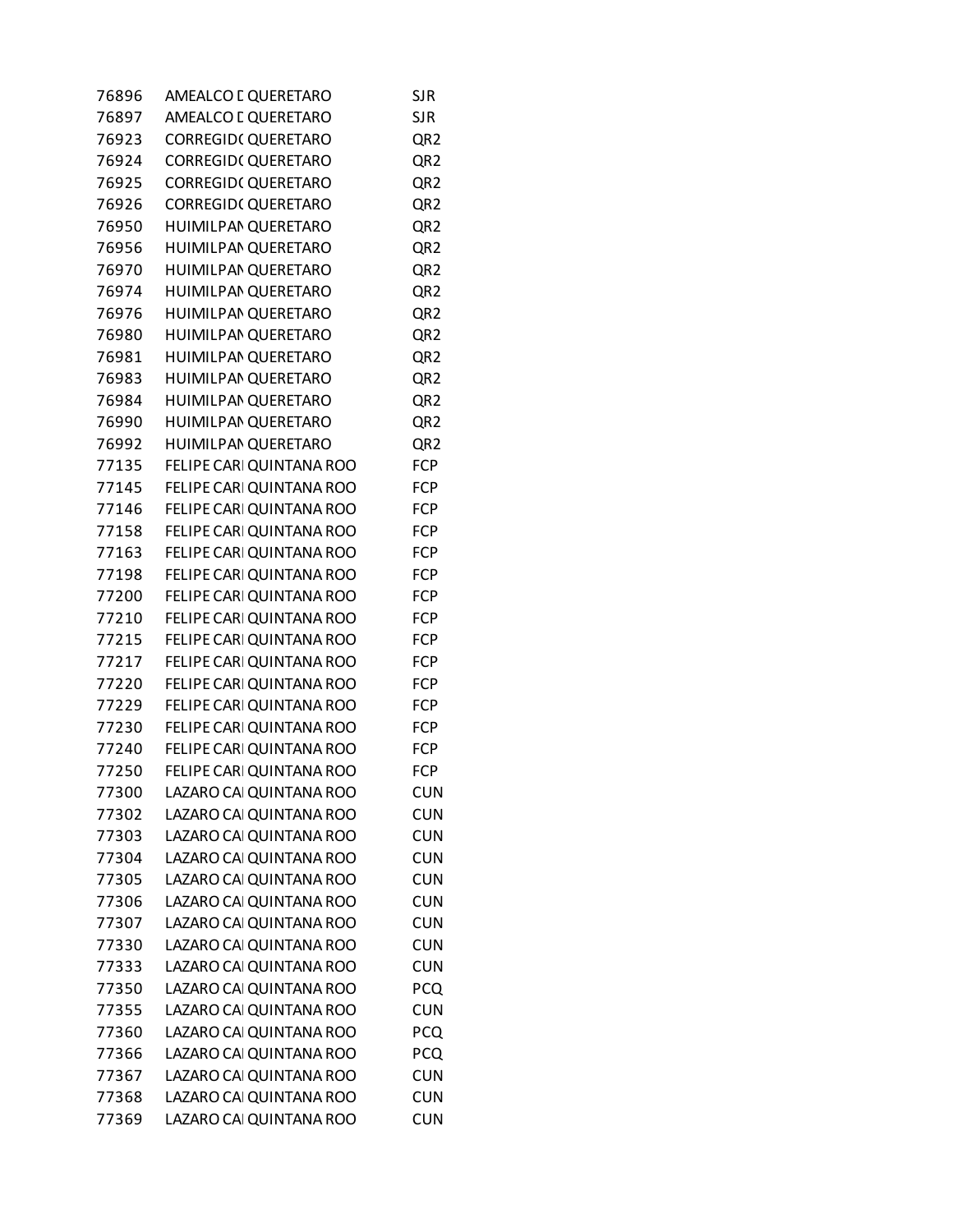| | | | |
|---|---|---|---|
| 76896 | AMEALCO D | QUERETARO | SJR |
| 76897 | AMEALCO D | QUERETARO | SJR |
| 76923 | CORREGID( | QUERETARO | QR2 |
| 76924 | CORREGID( | QUERETARO | QR2 |
| 76925 | CORREGID( | QUERETARO | QR2 |
| 76926 | CORREGID( | QUERETARO | QR2 |
| 76950 | HUIMILPAN | QUERETARO | QR2 |
| 76956 | HUIMILPAN | QUERETARO | QR2 |
| 76970 | HUIMILPAN | QUERETARO | QR2 |
| 76974 | HUIMILPAN | QUERETARO | QR2 |
| 76976 | HUIMILPAN | QUERETARO | QR2 |
| 76980 | HUIMILPAN | QUERETARO | QR2 |
| 76981 | HUIMILPAN | QUERETARO | QR2 |
| 76983 | HUIMILPAN | QUERETARO | QR2 |
| 76984 | HUIMILPAN | QUERETARO | QR2 |
| 76990 | HUIMILPAN | QUERETARO | QR2 |
| 76992 | HUIMILPAN | QUERETARO | QR2 |
| 77135 | FELIPE CARI | QUINTANA ROO | FCP |
| 77145 | FELIPE CARI | QUINTANA ROO | FCP |
| 77146 | FELIPE CARI | QUINTANA ROO | FCP |
| 77158 | FELIPE CARI | QUINTANA ROO | FCP |
| 77163 | FELIPE CARI | QUINTANA ROO | FCP |
| 77198 | FELIPE CARI | QUINTANA ROO | FCP |
| 77200 | FELIPE CARI | QUINTANA ROO | FCP |
| 77210 | FELIPE CARI | QUINTANA ROO | FCP |
| 77215 | FELIPE CARI | QUINTANA ROO | FCP |
| 77217 | FELIPE CARI | QUINTANA ROO | FCP |
| 77220 | FELIPE CARI | QUINTANA ROO | FCP |
| 77229 | FELIPE CARI | QUINTANA ROO | FCP |
| 77230 | FELIPE CARI | QUINTANA ROO | FCP |
| 77240 | FELIPE CARI | QUINTANA ROO | FCP |
| 77250 | FELIPE CARI | QUINTANA ROO | FCP |
| 77300 | LAZARO CAI | QUINTANA ROO | CUN |
| 77302 | LAZARO CAI | QUINTANA ROO | CUN |
| 77303 | LAZARO CAI | QUINTANA ROO | CUN |
| 77304 | LAZARO CAI | QUINTANA ROO | CUN |
| 77305 | LAZARO CAI | QUINTANA ROO | CUN |
| 77306 | LAZARO CAI | QUINTANA ROO | CUN |
| 77307 | LAZARO CAI | QUINTANA ROO | CUN |
| 77330 | LAZARO CAI | QUINTANA ROO | CUN |
| 77333 | LAZARO CAI | QUINTANA ROO | CUN |
| 77350 | LAZARO CAI | QUINTANA ROO | PCQ |
| 77355 | LAZARO CAI | QUINTANA ROO | CUN |
| 77360 | LAZARO CAI | QUINTANA ROO | PCQ |
| 77366 | LAZARO CAI | QUINTANA ROO | PCQ |
| 77367 | LAZARO CAI | QUINTANA ROO | CUN |
| 77368 | LAZARO CAI | QUINTANA ROO | CUN |
| 77369 | LAZARO CAI | QUINTANA ROO | CUN |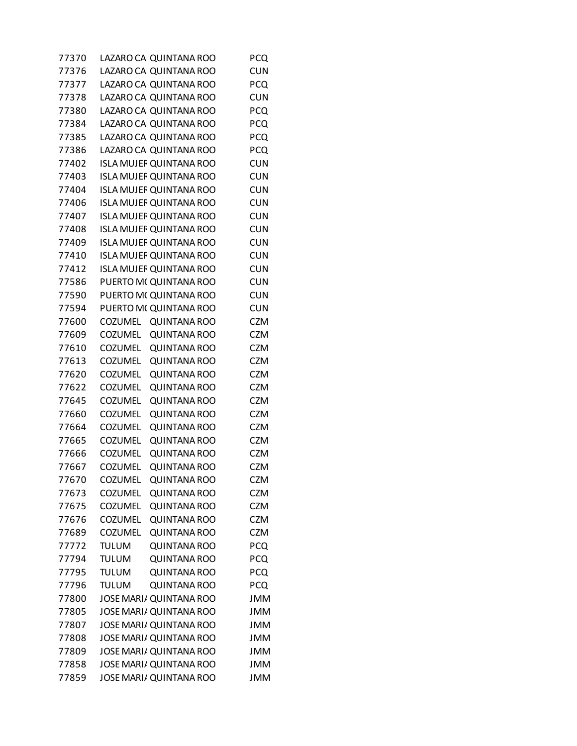| | | | |
|---|---|---|---|
| 77370 | LAZARO CAI | QUINTANA ROO | PCQ |
| 77376 | LAZARO CAI | QUINTANA ROO | CUN |
| 77377 | LAZARO CAI | QUINTANA ROO | PCQ |
| 77378 | LAZARO CAI | QUINTANA ROO | CUN |
| 77380 | LAZARO CAI | QUINTANA ROO | PCQ |
| 77384 | LAZARO CAI | QUINTANA ROO | PCQ |
| 77385 | LAZARO CAI | QUINTANA ROO | PCQ |
| 77386 | LAZARO CAI | QUINTANA ROO | PCQ |
| 77402 | ISLA MUJER | QUINTANA ROO | CUN |
| 77403 | ISLA MUJER | QUINTANA ROO | CUN |
| 77404 | ISLA MUJER | QUINTANA ROO | CUN |
| 77406 | ISLA MUJER | QUINTANA ROO | CUN |
| 77407 | ISLA MUJER | QUINTANA ROO | CUN |
| 77408 | ISLA MUJER | QUINTANA ROO | CUN |
| 77409 | ISLA MUJER | QUINTANA ROO | CUN |
| 77410 | ISLA MUJER | QUINTANA ROO | CUN |
| 77412 | ISLA MUJER | QUINTANA ROO | CUN |
| 77586 | PUERTO M( | QUINTANA ROO | CUN |
| 77590 | PUERTO M( | QUINTANA ROO | CUN |
| 77594 | PUERTO M( | QUINTANA ROO | CUN |
| 77600 | COZUMEL | QUINTANA ROO | CZM |
| 77609 | COZUMEL | QUINTANA ROO | CZM |
| 77610 | COZUMEL | QUINTANA ROO | CZM |
| 77613 | COZUMEL | QUINTANA ROO | CZM |
| 77620 | COZUMEL | QUINTANA ROO | CZM |
| 77622 | COZUMEL | QUINTANA ROO | CZM |
| 77645 | COZUMEL | QUINTANA ROO | CZM |
| 77660 | COZUMEL | QUINTANA ROO | CZM |
| 77664 | COZUMEL | QUINTANA ROO | CZM |
| 77665 | COZUMEL | QUINTANA ROO | CZM |
| 77666 | COZUMEL | QUINTANA ROO | CZM |
| 77667 | COZUMEL | QUINTANA ROO | CZM |
| 77670 | COZUMEL | QUINTANA ROO | CZM |
| 77673 | COZUMEL | QUINTANA ROO | CZM |
| 77675 | COZUMEL | QUINTANA ROO | CZM |
| 77676 | COZUMEL | QUINTANA ROO | CZM |
| 77689 | COZUMEL | QUINTANA ROO | CZM |
| 77772 | TULUM | QUINTANA ROO | PCQ |
| 77794 | TULUM | QUINTANA ROO | PCQ |
| 77795 | TULUM | QUINTANA ROO | PCQ |
| 77796 | TULUM | QUINTANA ROO | PCQ |
| 77800 | JOSE MARI/ | QUINTANA ROO | JMM |
| 77805 | JOSE MARI/ | QUINTANA ROO | JMM |
| 77807 | JOSE MARI/ | QUINTANA ROO | JMM |
| 77808 | JOSE MARI/ | QUINTANA ROO | JMM |
| 77809 | JOSE MARI/ | QUINTANA ROO | JMM |
| 77858 | JOSE MARI/ | QUINTANA ROO | JMM |
| 77859 | JOSE MARI/ | QUINTANA ROO | JMM |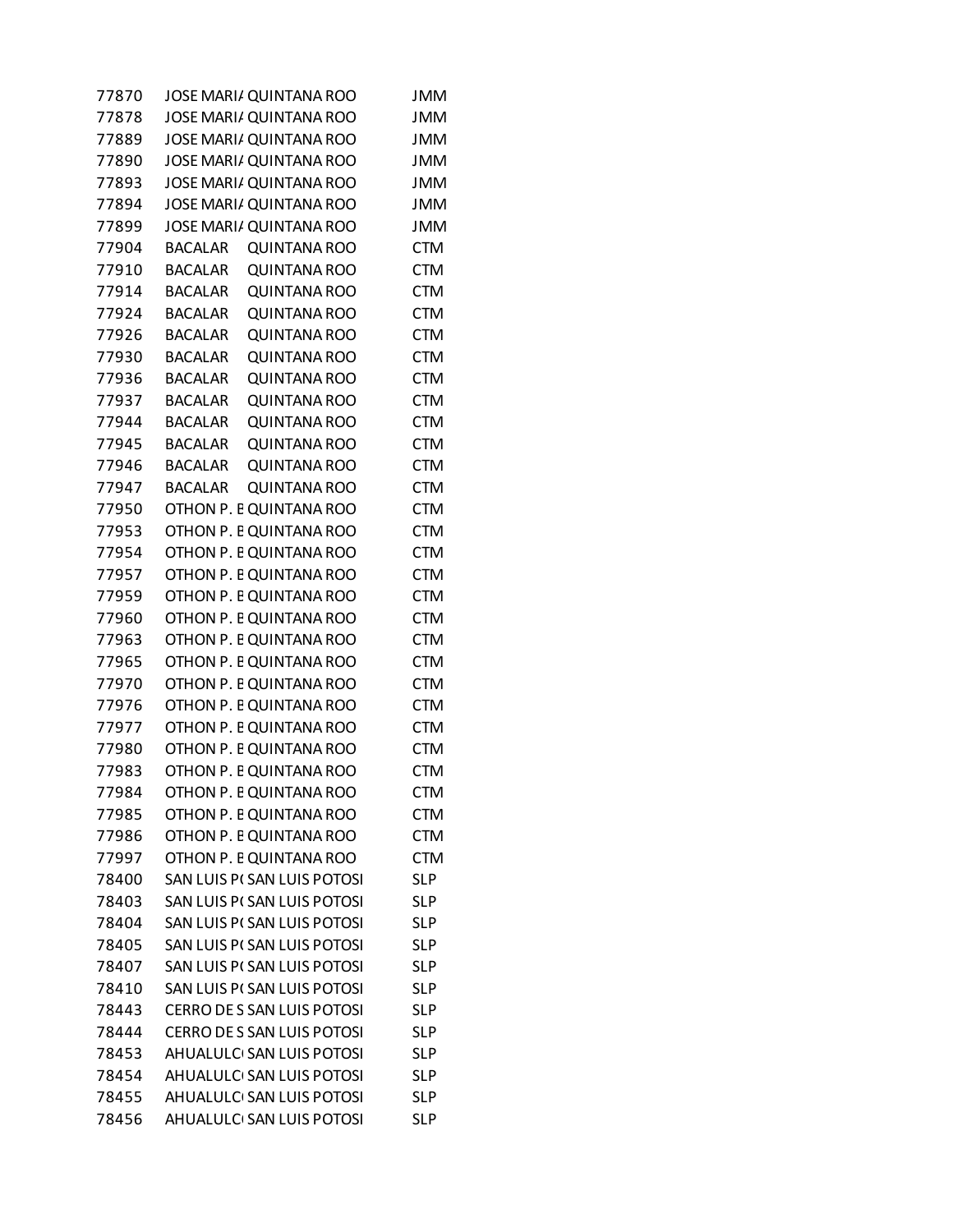| | | | |
|---|---|---|---|
| 77870 | JOSE MARI/ | QUINTANA ROO | JMM |
| 77878 | JOSE MARI/ | QUINTANA ROO | JMM |
| 77889 | JOSE MARI/ | QUINTANA ROO | JMM |
| 77890 | JOSE MARI/ | QUINTANA ROO | JMM |
| 77893 | JOSE MARI/ | QUINTANA ROO | JMM |
| 77894 | JOSE MARI/ | QUINTANA ROO | JMM |
| 77899 | JOSE MARI/ | QUINTANA ROO | JMM |
| 77904 | BACALAR | QUINTANA ROO | CTM |
| 77910 | BACALAR | QUINTANA ROO | CTM |
| 77914 | BACALAR | QUINTANA ROO | CTM |
| 77924 | BACALAR | QUINTANA ROO | CTM |
| 77926 | BACALAR | QUINTANA ROO | CTM |
| 77930 | BACALAR | QUINTANA ROO | CTM |
| 77936 | BACALAR | QUINTANA ROO | CTM |
| 77937 | BACALAR | QUINTANA ROO | CTM |
| 77944 | BACALAR | QUINTANA ROO | CTM |
| 77945 | BACALAR | QUINTANA ROO | CTM |
| 77946 | BACALAR | QUINTANA ROO | CTM |
| 77947 | BACALAR | QUINTANA ROO | CTM |
| 77950 | OTHON P. E | QUINTANA ROO | CTM |
| 77953 | OTHON P. E | QUINTANA ROO | CTM |
| 77954 | OTHON P. E | QUINTANA ROO | CTM |
| 77957 | OTHON P. E | QUINTANA ROO | CTM |
| 77959 | OTHON P. E | QUINTANA ROO | CTM |
| 77960 | OTHON P. E | QUINTANA ROO | CTM |
| 77963 | OTHON P. E | QUINTANA ROO | CTM |
| 77965 | OTHON P. E | QUINTANA ROO | CTM |
| 77970 | OTHON P. E | QUINTANA ROO | CTM |
| 77976 | OTHON P. E | QUINTANA ROO | CTM |
| 77977 | OTHON P. E | QUINTANA ROO | CTM |
| 77980 | OTHON P. E | QUINTANA ROO | CTM |
| 77983 | OTHON P. E | QUINTANA ROO | CTM |
| 77984 | OTHON P. E | QUINTANA ROO | CTM |
| 77985 | OTHON P. E | QUINTANA ROO | CTM |
| 77986 | OTHON P. E | QUINTANA ROO | CTM |
| 77997 | OTHON P. E | QUINTANA ROO | CTM |
| 78400 | SAN LUIS P( | SAN LUIS POTOSI | SLP |
| 78403 | SAN LUIS P( | SAN LUIS POTOSI | SLP |
| 78404 | SAN LUIS P( | SAN LUIS POTOSI | SLP |
| 78405 | SAN LUIS P( | SAN LUIS POTOSI | SLP |
| 78407 | SAN LUIS P( | SAN LUIS POTOSI | SLP |
| 78410 | SAN LUIS P( | SAN LUIS POTOSI | SLP |
| 78443 | CERRO DE S | SAN LUIS POTOSI | SLP |
| 78444 | CERRO DE S | SAN LUIS POTOSI | SLP |
| 78453 | AHUALULC | SAN LUIS POTOSI | SLP |
| 78454 | AHUALULC | SAN LUIS POTOSI | SLP |
| 78455 | AHUALULC | SAN LUIS POTOSI | SLP |
| 78456 | AHUALULC | SAN LUIS POTOSI | SLP |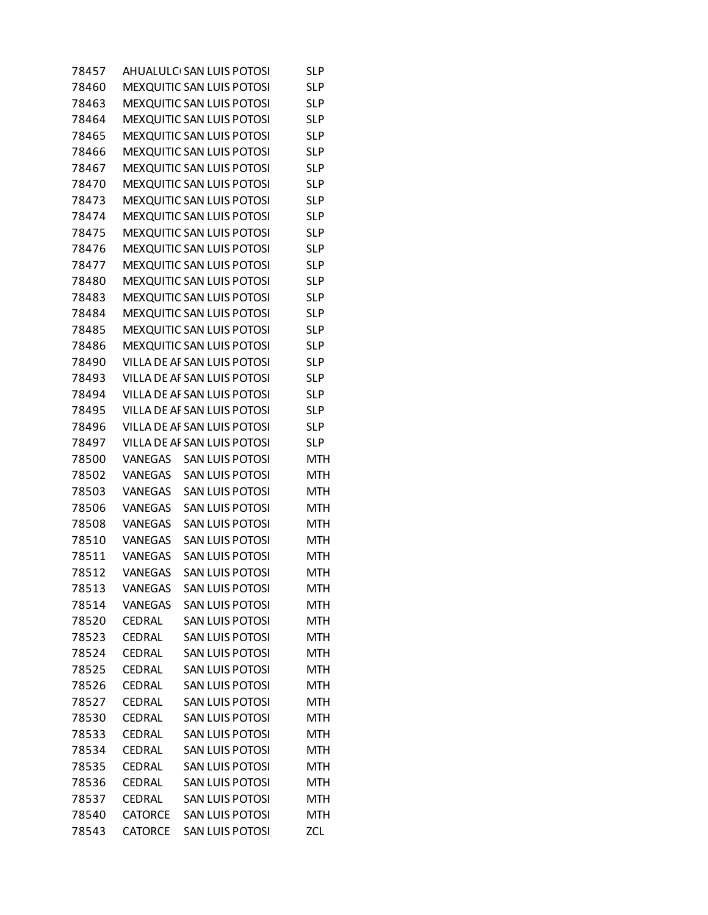| | | | |
|---|---|---|---|
| 78457 | AHUALULC | SAN LUIS POTOSI | SLP |
| 78460 | MEXQUITIC | SAN LUIS POTOSI | SLP |
| 78463 | MEXQUITIC | SAN LUIS POTOSI | SLP |
| 78464 | MEXQUITIC | SAN LUIS POTOSI | SLP |
| 78465 | MEXQUITIC | SAN LUIS POTOSI | SLP |
| 78466 | MEXQUITIC | SAN LUIS POTOSI | SLP |
| 78467 | MEXQUITIC | SAN LUIS POTOSI | SLP |
| 78470 | MEXQUITIC | SAN LUIS POTOSI | SLP |
| 78473 | MEXQUITIC | SAN LUIS POTOSI | SLP |
| 78474 | MEXQUITIC | SAN LUIS POTOSI | SLP |
| 78475 | MEXQUITIC | SAN LUIS POTOSI | SLP |
| 78476 | MEXQUITIC | SAN LUIS POTOSI | SLP |
| 78477 | MEXQUITIC | SAN LUIS POTOSI | SLP |
| 78480 | MEXQUITIC | SAN LUIS POTOSI | SLP |
| 78483 | MEXQUITIC | SAN LUIS POTOSI | SLP |
| 78484 | MEXQUITIC | SAN LUIS POTOSI | SLP |
| 78485 | MEXQUITIC | SAN LUIS POTOSI | SLP |
| 78486 | MEXQUITIC | SAN LUIS POTOSI | SLP |
| 78490 | VILLA DE AI | SAN LUIS POTOSI | SLP |
| 78493 | VILLA DE AI | SAN LUIS POTOSI | SLP |
| 78494 | VILLA DE AI | SAN LUIS POTOSI | SLP |
| 78495 | VILLA DE AI | SAN LUIS POTOSI | SLP |
| 78496 | VILLA DE AI | SAN LUIS POTOSI | SLP |
| 78497 | VILLA DE AI | SAN LUIS POTOSI | SLP |
| 78500 | VANEGAS | SAN LUIS POTOSI | MTH |
| 78502 | VANEGAS | SAN LUIS POTOSI | MTH |
| 78503 | VANEGAS | SAN LUIS POTOSI | MTH |
| 78506 | VANEGAS | SAN LUIS POTOSI | MTH |
| 78508 | VANEGAS | SAN LUIS POTOSI | MTH |
| 78510 | VANEGAS | SAN LUIS POTOSI | MTH |
| 78511 | VANEGAS | SAN LUIS POTOSI | MTH |
| 78512 | VANEGAS | SAN LUIS POTOSI | MTH |
| 78513 | VANEGAS | SAN LUIS POTOSI | MTH |
| 78514 | VANEGAS | SAN LUIS POTOSI | MTH |
| 78520 | CEDRAL | SAN LUIS POTOSI | MTH |
| 78523 | CEDRAL | SAN LUIS POTOSI | MTH |
| 78524 | CEDRAL | SAN LUIS POTOSI | MTH |
| 78525 | CEDRAL | SAN LUIS POTOSI | MTH |
| 78526 | CEDRAL | SAN LUIS POTOSI | MTH |
| 78527 | CEDRAL | SAN LUIS POTOSI | MTH |
| 78530 | CEDRAL | SAN LUIS POTOSI | MTH |
| 78533 | CEDRAL | SAN LUIS POTOSI | MTH |
| 78534 | CEDRAL | SAN LUIS POTOSI | MTH |
| 78535 | CEDRAL | SAN LUIS POTOSI | MTH |
| 78536 | CEDRAL | SAN LUIS POTOSI | MTH |
| 78537 | CEDRAL | SAN LUIS POTOSI | MTH |
| 78540 | CATORCE | SAN LUIS POTOSI | MTH |
| 78543 | CATORCE | SAN LUIS POTOSI | ZCL |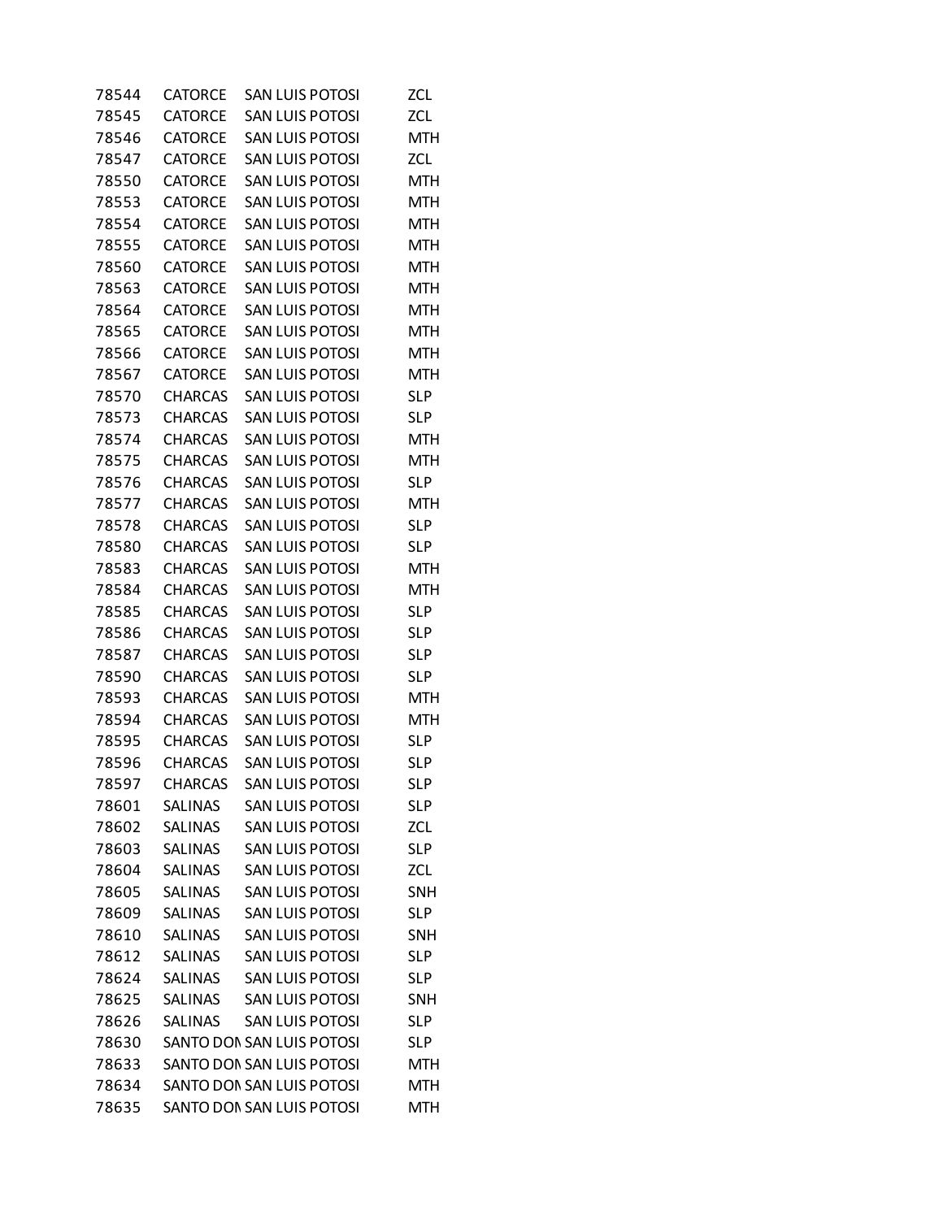| | | | |
|---|---|---|---|
| 78544 | CATORCE | SAN LUIS POTOSI | ZCL |
| 78545 | CATORCE | SAN LUIS POTOSI | ZCL |
| 78546 | CATORCE | SAN LUIS POTOSI | MTH |
| 78547 | CATORCE | SAN LUIS POTOSI | ZCL |
| 78550 | CATORCE | SAN LUIS POTOSI | MTH |
| 78553 | CATORCE | SAN LUIS POTOSI | MTH |
| 78554 | CATORCE | SAN LUIS POTOSI | MTH |
| 78555 | CATORCE | SAN LUIS POTOSI | MTH |
| 78560 | CATORCE | SAN LUIS POTOSI | MTH |
| 78563 | CATORCE | SAN LUIS POTOSI | MTH |
| 78564 | CATORCE | SAN LUIS POTOSI | MTH |
| 78565 | CATORCE | SAN LUIS POTOSI | MTH |
| 78566 | CATORCE | SAN LUIS POTOSI | MTH |
| 78567 | CATORCE | SAN LUIS POTOSI | MTH |
| 78570 | CHARCAS | SAN LUIS POTOSI | SLP |
| 78573 | CHARCAS | SAN LUIS POTOSI | SLP |
| 78574 | CHARCAS | SAN LUIS POTOSI | MTH |
| 78575 | CHARCAS | SAN LUIS POTOSI | MTH |
| 78576 | CHARCAS | SAN LUIS POTOSI | SLP |
| 78577 | CHARCAS | SAN LUIS POTOSI | MTH |
| 78578 | CHARCAS | SAN LUIS POTOSI | SLP |
| 78580 | CHARCAS | SAN LUIS POTOSI | SLP |
| 78583 | CHARCAS | SAN LUIS POTOSI | MTH |
| 78584 | CHARCAS | SAN LUIS POTOSI | MTH |
| 78585 | CHARCAS | SAN LUIS POTOSI | SLP |
| 78586 | CHARCAS | SAN LUIS POTOSI | SLP |
| 78587 | CHARCAS | SAN LUIS POTOSI | SLP |
| 78590 | CHARCAS | SAN LUIS POTOSI | SLP |
| 78593 | CHARCAS | SAN LUIS POTOSI | MTH |
| 78594 | CHARCAS | SAN LUIS POTOSI | MTH |
| 78595 | CHARCAS | SAN LUIS POTOSI | SLP |
| 78596 | CHARCAS | SAN LUIS POTOSI | SLP |
| 78597 | CHARCAS | SAN LUIS POTOSI | SLP |
| 78601 | SALINAS | SAN LUIS POTOSI | SLP |
| 78602 | SALINAS | SAN LUIS POTOSI | ZCL |
| 78603 | SALINAS | SAN LUIS POTOSI | SLP |
| 78604 | SALINAS | SAN LUIS POTOSI | ZCL |
| 78605 | SALINAS | SAN LUIS POTOSI | SNH |
| 78609 | SALINAS | SAN LUIS POTOSI | SLP |
| 78610 | SALINAS | SAN LUIS POTOSI | SNH |
| 78612 | SALINAS | SAN LUIS POTOSI | SLP |
| 78624 | SALINAS | SAN LUIS POTOSI | SLP |
| 78625 | SALINAS | SAN LUIS POTOSI | SNH |
| 78626 | SALINAS | SAN LUIS POTOSI | SLP |
| 78630 | SANTO DOM | SAN LUIS POTOSI | SLP |
| 78633 | SANTO DOM | SAN LUIS POTOSI | MTH |
| 78634 | SANTO DOM | SAN LUIS POTOSI | MTH |
| 78635 | SANTO DOM | SAN LUIS POTOSI | MTH |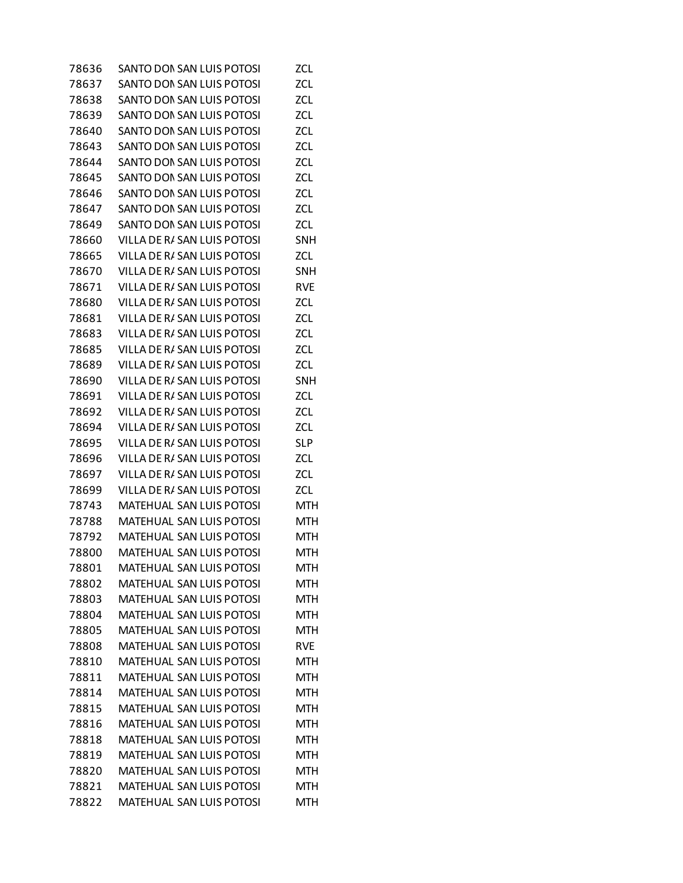| | | | |
|---|---|---|---|
| 78636 | SANTO DOI | SAN LUIS POTOSI | ZCL |
| 78637 | SANTO DOI | SAN LUIS POTOSI | ZCL |
| 78638 | SANTO DOI | SAN LUIS POTOSI | ZCL |
| 78639 | SANTO DOI | SAN LUIS POTOSI | ZCL |
| 78640 | SANTO DOI | SAN LUIS POTOSI | ZCL |
| 78643 | SANTO DOI | SAN LUIS POTOSI | ZCL |
| 78644 | SANTO DOI | SAN LUIS POTOSI | ZCL |
| 78645 | SANTO DOI | SAN LUIS POTOSI | ZCL |
| 78646 | SANTO DOI | SAN LUIS POTOSI | ZCL |
| 78647 | SANTO DOI | SAN LUIS POTOSI | ZCL |
| 78649 | SANTO DOI | SAN LUIS POTOSI | ZCL |
| 78660 | VILLA DE RA | SAN LUIS POTOSI | SNH |
| 78665 | VILLA DE RA | SAN LUIS POTOSI | ZCL |
| 78670 | VILLA DE RA | SAN LUIS POTOSI | SNH |
| 78671 | VILLA DE RA | SAN LUIS POTOSI | RVE |
| 78680 | VILLA DE RA | SAN LUIS POTOSI | ZCL |
| 78681 | VILLA DE RA | SAN LUIS POTOSI | ZCL |
| 78683 | VILLA DE RA | SAN LUIS POTOSI | ZCL |
| 78685 | VILLA DE RA | SAN LUIS POTOSI | ZCL |
| 78689 | VILLA DE RA | SAN LUIS POTOSI | ZCL |
| 78690 | VILLA DE RA | SAN LUIS POTOSI | SNH |
| 78691 | VILLA DE RA | SAN LUIS POTOSI | ZCL |
| 78692 | VILLA DE RA | SAN LUIS POTOSI | ZCL |
| 78694 | VILLA DE RA | SAN LUIS POTOSI | ZCL |
| 78695 | VILLA DE RA | SAN LUIS POTOSI | SLP |
| 78696 | VILLA DE RA | SAN LUIS POTOSI | ZCL |
| 78697 | VILLA DE RA | SAN LUIS POTOSI | ZCL |
| 78699 | VILLA DE RA | SAN LUIS POTOSI | ZCL |
| 78743 | MATEHUAL | SAN LUIS POTOSI | MTH |
| 78788 | MATEHUAL | SAN LUIS POTOSI | MTH |
| 78792 | MATEHUAL | SAN LUIS POTOSI | MTH |
| 78800 | MATEHUAL | SAN LUIS POTOSI | MTH |
| 78801 | MATEHUAL | SAN LUIS POTOSI | MTH |
| 78802 | MATEHUAL | SAN LUIS POTOSI | MTH |
| 78803 | MATEHUAL | SAN LUIS POTOSI | MTH |
| 78804 | MATEHUAL | SAN LUIS POTOSI | MTH |
| 78805 | MATEHUAL | SAN LUIS POTOSI | MTH |
| 78808 | MATEHUAL | SAN LUIS POTOSI | RVE |
| 78810 | MATEHUAL | SAN LUIS POTOSI | MTH |
| 78811 | MATEHUAL | SAN LUIS POTOSI | MTH |
| 78814 | MATEHUAL | SAN LUIS POTOSI | MTH |
| 78815 | MATEHUAL | SAN LUIS POTOSI | MTH |
| 78816 | MATEHUAL | SAN LUIS POTOSI | MTH |
| 78818 | MATEHUAL | SAN LUIS POTOSI | MTH |
| 78819 | MATEHUAL | SAN LUIS POTOSI | MTH |
| 78820 | MATEHUAL | SAN LUIS POTOSI | MTH |
| 78821 | MATEHUAL | SAN LUIS POTOSI | MTH |
| 78822 | MATEHUAL | SAN LUIS POTOSI | MTH |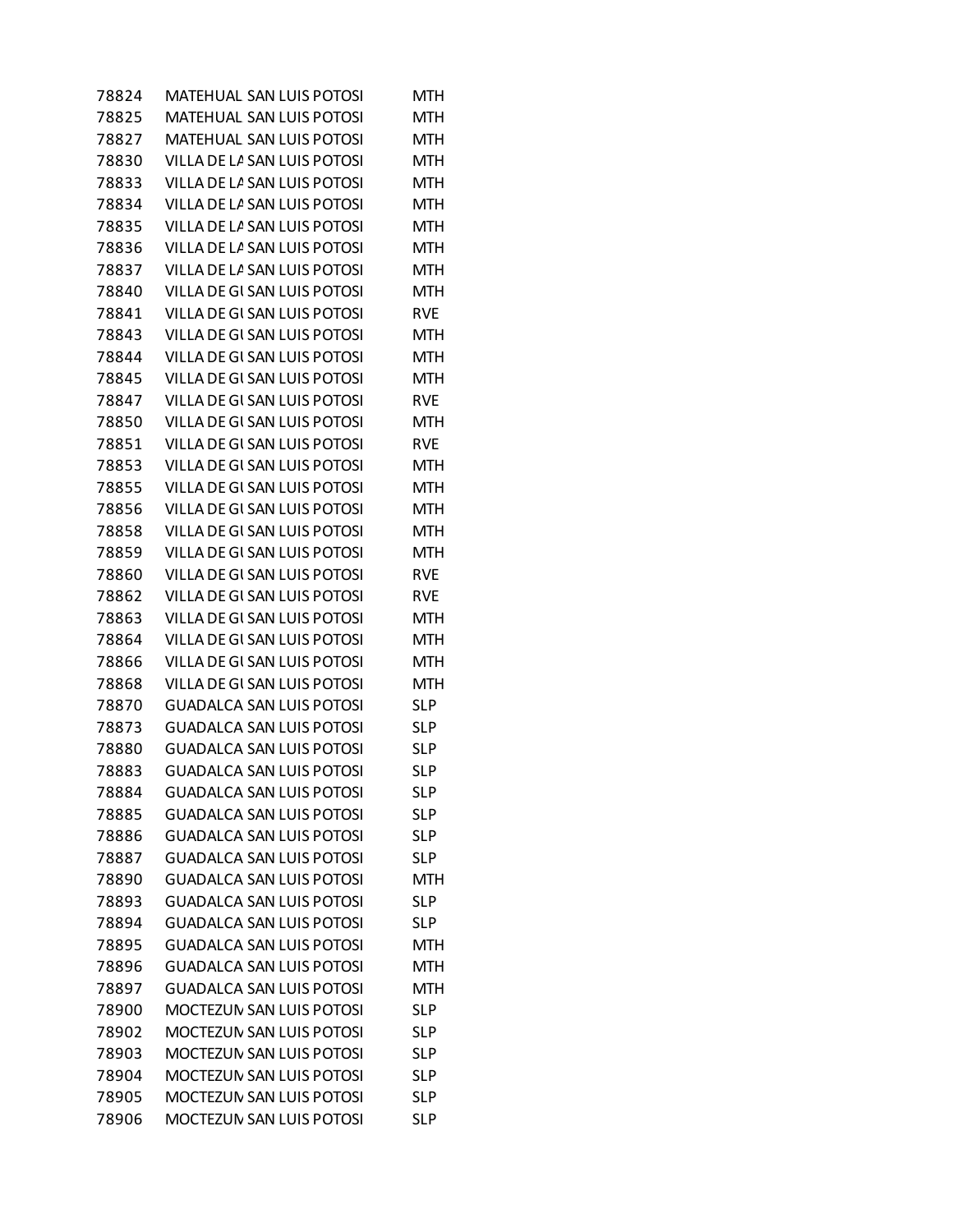| | | | |
|---|---|---|---|
| 78824 | MATEHUAL | SAN LUIS POTOSI | MTH |
| 78825 | MATEHUAL | SAN LUIS POTOSI | MTH |
| 78827 | MATEHUAL | SAN LUIS POTOSI | MTH |
| 78830 | VILLA DE LA | SAN LUIS POTOSI | MTH |
| 78833 | VILLA DE LA | SAN LUIS POTOSI | MTH |
| 78834 | VILLA DE LA | SAN LUIS POTOSI | MTH |
| 78835 | VILLA DE LA | SAN LUIS POTOSI | MTH |
| 78836 | VILLA DE LA | SAN LUIS POTOSI | MTH |
| 78837 | VILLA DE LA | SAN LUIS POTOSI | MTH |
| 78840 | VILLA DE GU | SAN LUIS POTOSI | MTH |
| 78841 | VILLA DE GU | SAN LUIS POTOSI | RVE |
| 78843 | VILLA DE GU | SAN LUIS POTOSI | MTH |
| 78844 | VILLA DE GU | SAN LUIS POTOSI | MTH |
| 78845 | VILLA DE GU | SAN LUIS POTOSI | MTH |
| 78847 | VILLA DE GU | SAN LUIS POTOSI | RVE |
| 78850 | VILLA DE GU | SAN LUIS POTOSI | MTH |
| 78851 | VILLA DE GU | SAN LUIS POTOSI | RVE |
| 78853 | VILLA DE GU | SAN LUIS POTOSI | MTH |
| 78855 | VILLA DE GU | SAN LUIS POTOSI | MTH |
| 78856 | VILLA DE GU | SAN LUIS POTOSI | MTH |
| 78858 | VILLA DE GU | SAN LUIS POTOSI | MTH |
| 78859 | VILLA DE GU | SAN LUIS POTOSI | MTH |
| 78860 | VILLA DE GU | SAN LUIS POTOSI | RVE |
| 78862 | VILLA DE GU | SAN LUIS POTOSI | RVE |
| 78863 | VILLA DE GU | SAN LUIS POTOSI | MTH |
| 78864 | VILLA DE GU | SAN LUIS POTOSI | MTH |
| 78866 | VILLA DE GU | SAN LUIS POTOSI | MTH |
| 78868 | VILLA DE GU | SAN LUIS POTOSI | MTH |
| 78870 | GUADALCA | SAN LUIS POTOSI | SLP |
| 78873 | GUADALCA | SAN LUIS POTOSI | SLP |
| 78880 | GUADALCA | SAN LUIS POTOSI | SLP |
| 78883 | GUADALCA | SAN LUIS POTOSI | SLP |
| 78884 | GUADALCA | SAN LUIS POTOSI | SLP |
| 78885 | GUADALCA | SAN LUIS POTOSI | SLP |
| 78886 | GUADALCA | SAN LUIS POTOSI | SLP |
| 78887 | GUADALCA | SAN LUIS POTOSI | SLP |
| 78890 | GUADALCA | SAN LUIS POTOSI | MTH |
| 78893 | GUADALCA | SAN LUIS POTOSI | SLP |
| 78894 | GUADALCA | SAN LUIS POTOSI | SLP |
| 78895 | GUADALCA | SAN LUIS POTOSI | MTH |
| 78896 | GUADALCA | SAN LUIS POTOSI | MTH |
| 78897 | GUADALCA | SAN LUIS POTOSI | MTH |
| 78900 | MOCTEZUM | SAN LUIS POTOSI | SLP |
| 78902 | MOCTEZUM | SAN LUIS POTOSI | SLP |
| 78903 | MOCTEZUM | SAN LUIS POTOSI | SLP |
| 78904 | MOCTEZUM | SAN LUIS POTOSI | SLP |
| 78905 | MOCTEZUM | SAN LUIS POTOSI | SLP |
| 78906 | MOCTEZUM | SAN LUIS POTOSI | SLP |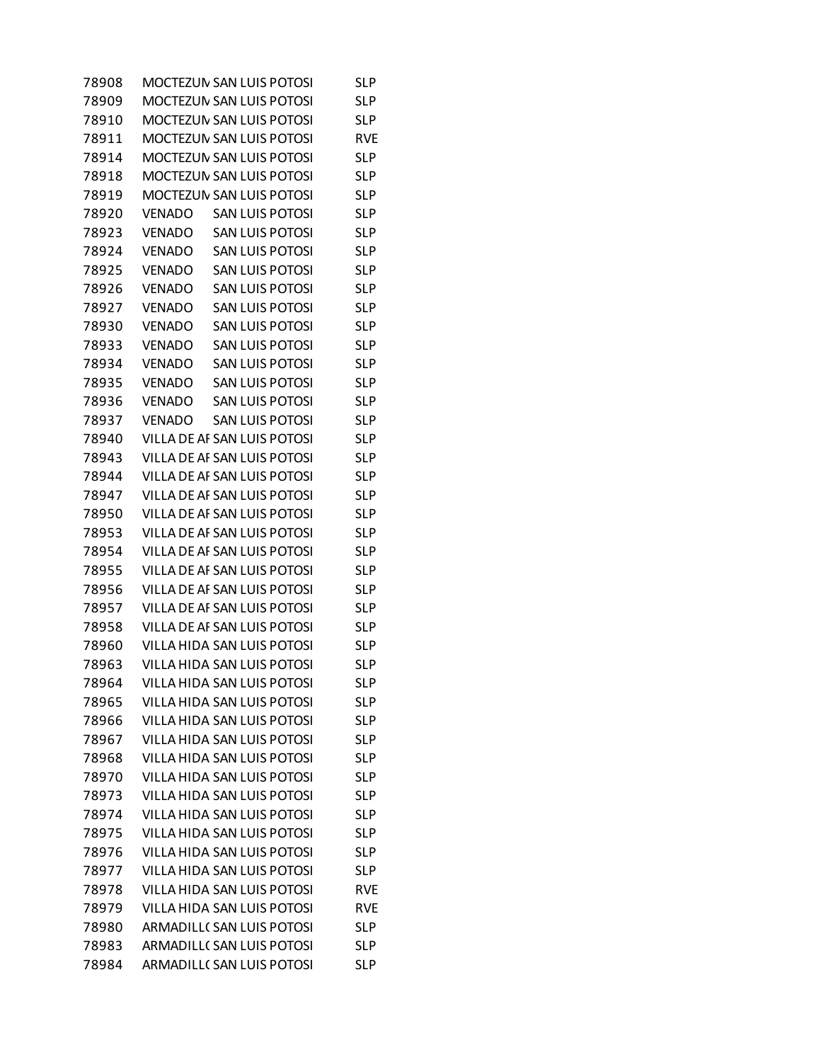| | | | |
|---|---|---|---|
| 78908 | MOCTEZUM | SAN LUIS POTOSI | SLP |
| 78909 | MOCTEZUM | SAN LUIS POTOSI | SLP |
| 78910 | MOCTEZUM | SAN LUIS POTOSI | SLP |
| 78911 | MOCTEZUM | SAN LUIS POTOSI | RVE |
| 78914 | MOCTEZUM | SAN LUIS POTOSI | SLP |
| 78918 | MOCTEZUM | SAN LUIS POTOSI | SLP |
| 78919 | MOCTEZUM | SAN LUIS POTOSI | SLP |
| 78920 | VENADO | SAN LUIS POTOSI | SLP |
| 78923 | VENADO | SAN LUIS POTOSI | SLP |
| 78924 | VENADO | SAN LUIS POTOSI | SLP |
| 78925 | VENADO | SAN LUIS POTOSI | SLP |
| 78926 | VENADO | SAN LUIS POTOSI | SLP |
| 78927 | VENADO | SAN LUIS POTOSI | SLP |
| 78930 | VENADO | SAN LUIS POTOSI | SLP |
| 78933 | VENADO | SAN LUIS POTOSI | SLP |
| 78934 | VENADO | SAN LUIS POTOSI | SLP |
| 78935 | VENADO | SAN LUIS POTOSI | SLP |
| 78936 | VENADO | SAN LUIS POTOSI | SLP |
| 78937 | VENADO | SAN LUIS POTOSI | SLP |
| 78940 | VILLA DE AF | SAN LUIS POTOSI | SLP |
| 78943 | VILLA DE AF | SAN LUIS POTOSI | SLP |
| 78944 | VILLA DE AF | SAN LUIS POTOSI | SLP |
| 78947 | VILLA DE AF | SAN LUIS POTOSI | SLP |
| 78950 | VILLA DE AF | SAN LUIS POTOSI | SLP |
| 78953 | VILLA DE AF | SAN LUIS POTOSI | SLP |
| 78954 | VILLA DE AF | SAN LUIS POTOSI | SLP |
| 78955 | VILLA DE AF | SAN LUIS POTOSI | SLP |
| 78956 | VILLA DE AF | SAN LUIS POTOSI | SLP |
| 78957 | VILLA DE AF | SAN LUIS POTOSI | SLP |
| 78958 | VILLA DE AF | SAN LUIS POTOSI | SLP |
| 78960 | VILLA HIDA | SAN LUIS POTOSI | SLP |
| 78963 | VILLA HIDA | SAN LUIS POTOSI | SLP |
| 78964 | VILLA HIDA | SAN LUIS POTOSI | SLP |
| 78965 | VILLA HIDA | SAN LUIS POTOSI | SLP |
| 78966 | VILLA HIDA | SAN LUIS POTOSI | SLP |
| 78967 | VILLA HIDA | SAN LUIS POTOSI | SLP |
| 78968 | VILLA HIDA | SAN LUIS POTOSI | SLP |
| 78970 | VILLA HIDA | SAN LUIS POTOSI | SLP |
| 78973 | VILLA HIDA | SAN LUIS POTOSI | SLP |
| 78974 | VILLA HIDA | SAN LUIS POTOSI | SLP |
| 78975 | VILLA HIDA | SAN LUIS POTOSI | SLP |
| 78976 | VILLA HIDA | SAN LUIS POTOSI | SLP |
| 78977 | VILLA HIDA | SAN LUIS POTOSI | SLP |
| 78978 | VILLA HIDA | SAN LUIS POTOSI | RVE |
| 78979 | VILLA HIDA | SAN LUIS POTOSI | RVE |
| 78980 | ARMADILL( | SAN LUIS POTOSI | SLP |
| 78983 | ARMADILL( | SAN LUIS POTOSI | SLP |
| 78984 | ARMADILL( | SAN LUIS POTOSI | SLP |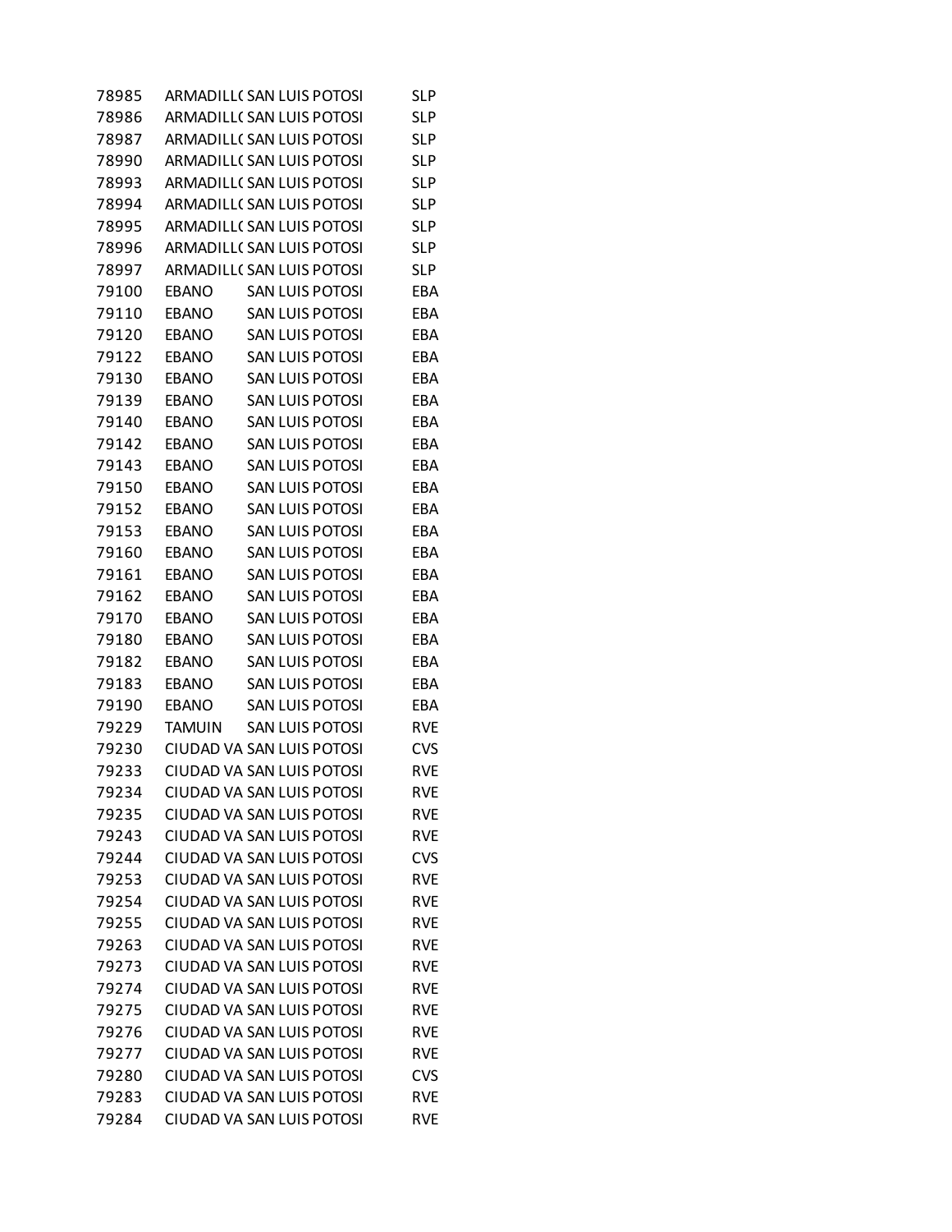| | | | |
|---|---|---|---|
| 78985 | ARMADILL( | SAN LUIS POTOSI | SLP |
| 78986 | ARMADILL( | SAN LUIS POTOSI | SLP |
| 78987 | ARMADILL( | SAN LUIS POTOSI | SLP |
| 78990 | ARMADILL( | SAN LUIS POTOSI | SLP |
| 78993 | ARMADILL( | SAN LUIS POTOSI | SLP |
| 78994 | ARMADILL( | SAN LUIS POTOSI | SLP |
| 78995 | ARMADILL( | SAN LUIS POTOSI | SLP |
| 78996 | ARMADILL( | SAN LUIS POTOSI | SLP |
| 78997 | ARMADILL( | SAN LUIS POTOSI | SLP |
| 79100 | EBANO | SAN LUIS POTOSI | EBA |
| 79110 | EBANO | SAN LUIS POTOSI | EBA |
| 79120 | EBANO | SAN LUIS POTOSI | EBA |
| 79122 | EBANO | SAN LUIS POTOSI | EBA |
| 79130 | EBANO | SAN LUIS POTOSI | EBA |
| 79139 | EBANO | SAN LUIS POTOSI | EBA |
| 79140 | EBANO | SAN LUIS POTOSI | EBA |
| 79142 | EBANO | SAN LUIS POTOSI | EBA |
| 79143 | EBANO | SAN LUIS POTOSI | EBA |
| 79150 | EBANO | SAN LUIS POTOSI | EBA |
| 79152 | EBANO | SAN LUIS POTOSI | EBA |
| 79153 | EBANO | SAN LUIS POTOSI | EBA |
| 79160 | EBANO | SAN LUIS POTOSI | EBA |
| 79161 | EBANO | SAN LUIS POTOSI | EBA |
| 79162 | EBANO | SAN LUIS POTOSI | EBA |
| 79170 | EBANO | SAN LUIS POTOSI | EBA |
| 79180 | EBANO | SAN LUIS POTOSI | EBA |
| 79182 | EBANO | SAN LUIS POTOSI | EBA |
| 79183 | EBANO | SAN LUIS POTOSI | EBA |
| 79190 | EBANO | SAN LUIS POTOSI | EBA |
| 79229 | TAMUIN | SAN LUIS POTOSI | RVE |
| 79230 | CIUDAD VA | SAN LUIS POTOSI | CVS |
| 79233 | CIUDAD VA | SAN LUIS POTOSI | RVE |
| 79234 | CIUDAD VA | SAN LUIS POTOSI | RVE |
| 79235 | CIUDAD VA | SAN LUIS POTOSI | RVE |
| 79243 | CIUDAD VA | SAN LUIS POTOSI | RVE |
| 79244 | CIUDAD VA | SAN LUIS POTOSI | CVS |
| 79253 | CIUDAD VA | SAN LUIS POTOSI | RVE |
| 79254 | CIUDAD VA | SAN LUIS POTOSI | RVE |
| 79255 | CIUDAD VA | SAN LUIS POTOSI | RVE |
| 79263 | CIUDAD VA | SAN LUIS POTOSI | RVE |
| 79273 | CIUDAD VA | SAN LUIS POTOSI | RVE |
| 79274 | CIUDAD VA | SAN LUIS POTOSI | RVE |
| 79275 | CIUDAD VA | SAN LUIS POTOSI | RVE |
| 79276 | CIUDAD VA | SAN LUIS POTOSI | RVE |
| 79277 | CIUDAD VA | SAN LUIS POTOSI | RVE |
| 79280 | CIUDAD VA | SAN LUIS POTOSI | CVS |
| 79283 | CIUDAD VA | SAN LUIS POTOSI | RVE |
| 79284 | CIUDAD VA | SAN LUIS POTOSI | RVE |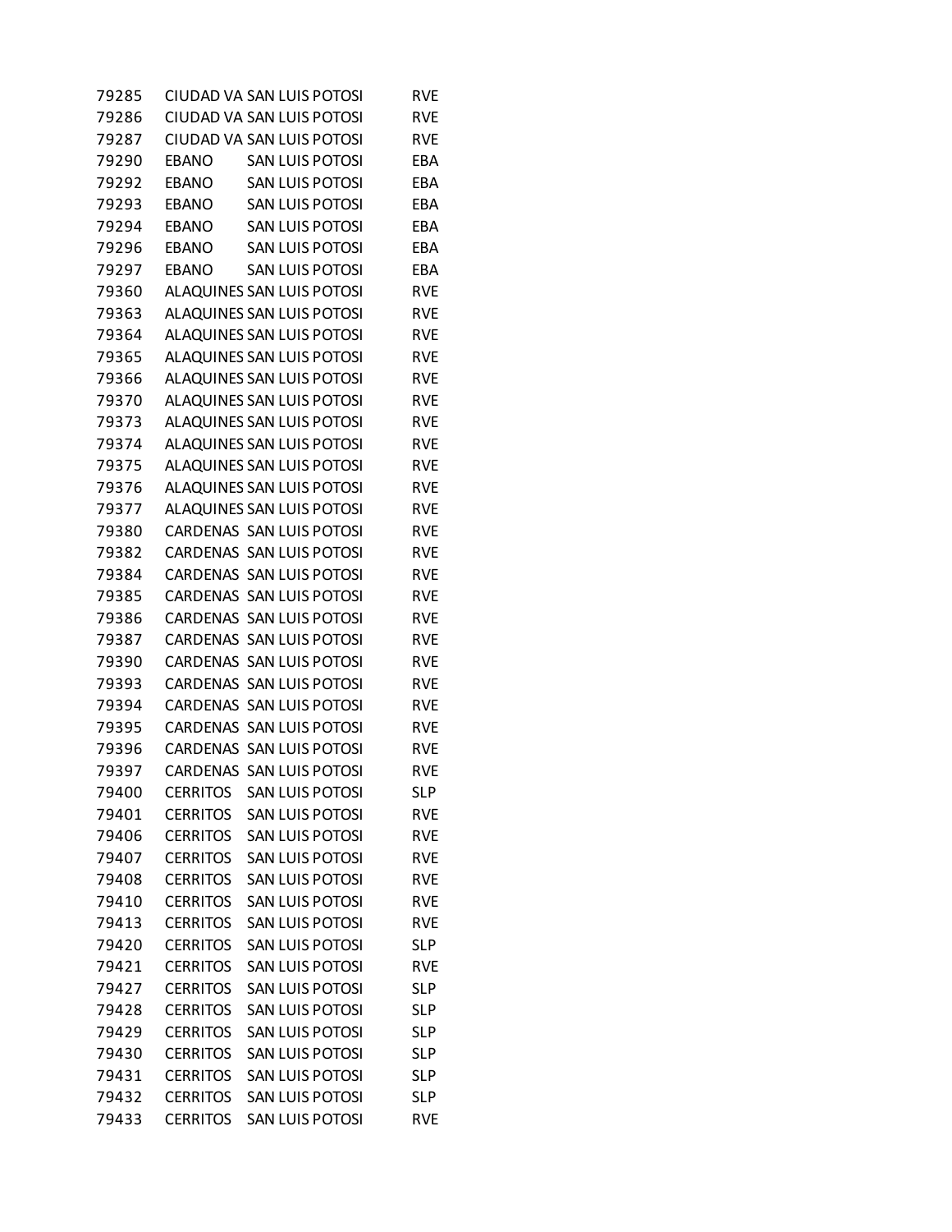| | | | |
|---|---|---|---|
| 79285 | CIUDAD VA | SAN LUIS POTOSI | RVE |
| 79286 | CIUDAD VA | SAN LUIS POTOSI | RVE |
| 79287 | CIUDAD VA | SAN LUIS POTOSI | RVE |
| 79290 | EBANO | SAN LUIS POTOSI | EBA |
| 79292 | EBANO | SAN LUIS POTOSI | EBA |
| 79293 | EBANO | SAN LUIS POTOSI | EBA |
| 79294 | EBANO | SAN LUIS POTOSI | EBA |
| 79296 | EBANO | SAN LUIS POTOSI | EBA |
| 79297 | EBANO | SAN LUIS POTOSI | EBA |
| 79360 | ALAQUINES | SAN LUIS POTOSI | RVE |
| 79363 | ALAQUINES | SAN LUIS POTOSI | RVE |
| 79364 | ALAQUINES | SAN LUIS POTOSI | RVE |
| 79365 | ALAQUINES | SAN LUIS POTOSI | RVE |
| 79366 | ALAQUINES | SAN LUIS POTOSI | RVE |
| 79370 | ALAQUINES | SAN LUIS POTOSI | RVE |
| 79373 | ALAQUINES | SAN LUIS POTOSI | RVE |
| 79374 | ALAQUINES | SAN LUIS POTOSI | RVE |
| 79375 | ALAQUINES | SAN LUIS POTOSI | RVE |
| 79376 | ALAQUINES | SAN LUIS POTOSI | RVE |
| 79377 | ALAQUINES | SAN LUIS POTOSI | RVE |
| 79380 | CARDENAS | SAN LUIS POTOSI | RVE |
| 79382 | CARDENAS | SAN LUIS POTOSI | RVE |
| 79384 | CARDENAS | SAN LUIS POTOSI | RVE |
| 79385 | CARDENAS | SAN LUIS POTOSI | RVE |
| 79386 | CARDENAS | SAN LUIS POTOSI | RVE |
| 79387 | CARDENAS | SAN LUIS POTOSI | RVE |
| 79390 | CARDENAS | SAN LUIS POTOSI | RVE |
| 79393 | CARDENAS | SAN LUIS POTOSI | RVE |
| 79394 | CARDENAS | SAN LUIS POTOSI | RVE |
| 79395 | CARDENAS | SAN LUIS POTOSI | RVE |
| 79396 | CARDENAS | SAN LUIS POTOSI | RVE |
| 79397 | CARDENAS | SAN LUIS POTOSI | RVE |
| 79400 | CERRITOS | SAN LUIS POTOSI | SLP |
| 79401 | CERRITOS | SAN LUIS POTOSI | RVE |
| 79406 | CERRITOS | SAN LUIS POTOSI | RVE |
| 79407 | CERRITOS | SAN LUIS POTOSI | RVE |
| 79408 | CERRITOS | SAN LUIS POTOSI | RVE |
| 79410 | CERRITOS | SAN LUIS POTOSI | RVE |
| 79413 | CERRITOS | SAN LUIS POTOSI | RVE |
| 79420 | CERRITOS | SAN LUIS POTOSI | SLP |
| 79421 | CERRITOS | SAN LUIS POTOSI | RVE |
| 79427 | CERRITOS | SAN LUIS POTOSI | SLP |
| 79428 | CERRITOS | SAN LUIS POTOSI | SLP |
| 79429 | CERRITOS | SAN LUIS POTOSI | SLP |
| 79430 | CERRITOS | SAN LUIS POTOSI | SLP |
| 79431 | CERRITOS | SAN LUIS POTOSI | SLP |
| 79432 | CERRITOS | SAN LUIS POTOSI | SLP |
| 79433 | CERRITOS | SAN LUIS POTOSI | RVE |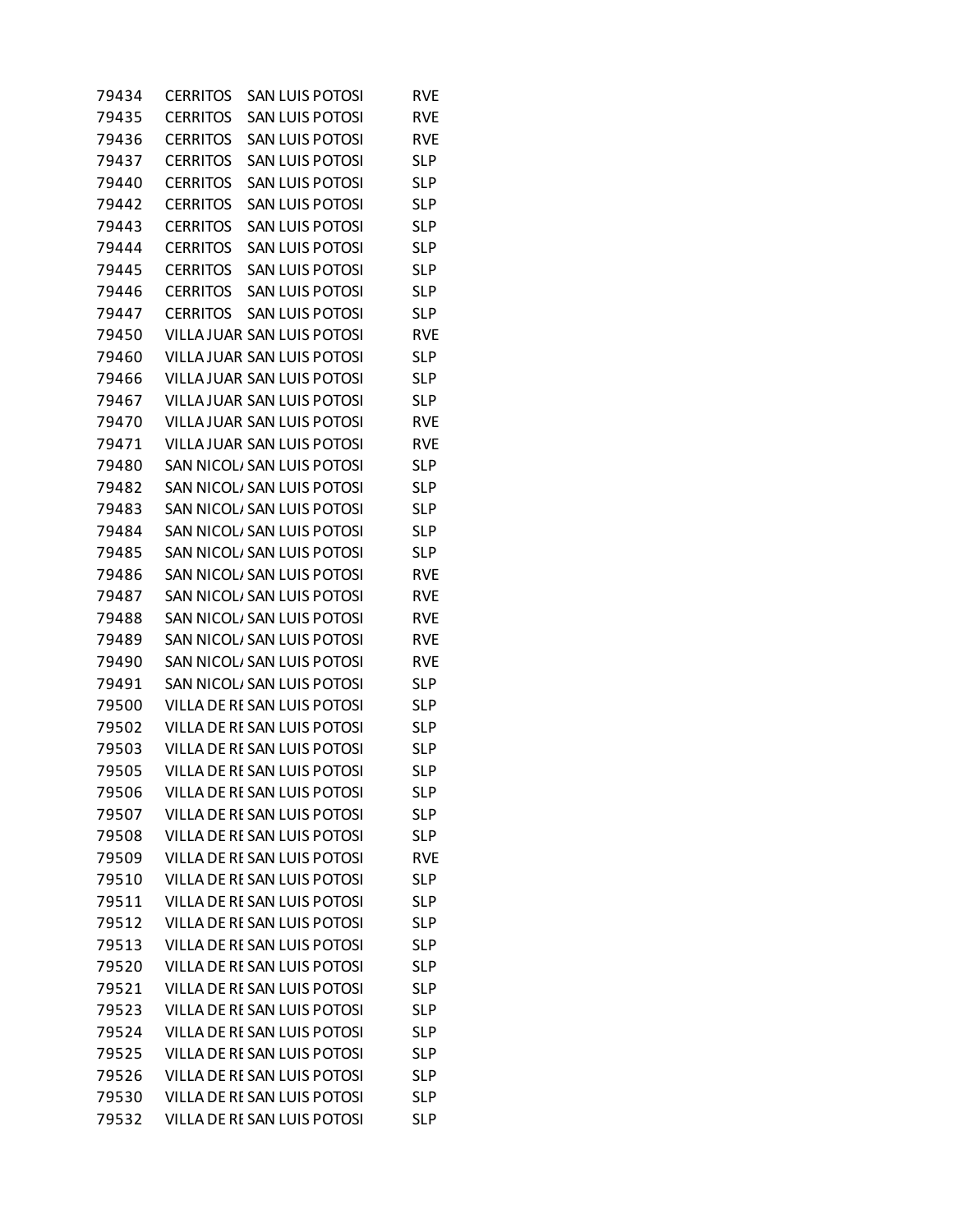| | | | |
|---|---|---|---|
| 79434 | CERRITOS | SAN LUIS POTOSI | RVE |
| 79435 | CERRITOS | SAN LUIS POTOSI | RVE |
| 79436 | CERRITOS | SAN LUIS POTOSI | RVE |
| 79437 | CERRITOS | SAN LUIS POTOSI | SLP |
| 79440 | CERRITOS | SAN LUIS POTOSI | SLP |
| 79442 | CERRITOS | SAN LUIS POTOSI | SLP |
| 79443 | CERRITOS | SAN LUIS POTOSI | SLP |
| 79444 | CERRITOS | SAN LUIS POTOSI | SLP |
| 79445 | CERRITOS | SAN LUIS POTOSI | SLP |
| 79446 | CERRITOS | SAN LUIS POTOSI | SLP |
| 79447 | CERRITOS | SAN LUIS POTOSI | SLP |
| 79450 | VILLA JUAR | SAN LUIS POTOSI | RVE |
| 79460 | VILLA JUAR | SAN LUIS POTOSI | SLP |
| 79466 | VILLA JUAR | SAN LUIS POTOSI | SLP |
| 79467 | VILLA JUAR | SAN LUIS POTOSI | SLP |
| 79470 | VILLA JUAR | SAN LUIS POTOSI | RVE |
| 79471 | VILLA JUAR | SAN LUIS POTOSI | RVE |
| 79480 | SAN NICOLA | SAN LUIS POTOSI | SLP |
| 79482 | SAN NICOLA | SAN LUIS POTOSI | SLP |
| 79483 | SAN NICOLA | SAN LUIS POTOSI | SLP |
| 79484 | SAN NICOLA | SAN LUIS POTOSI | SLP |
| 79485 | SAN NICOLA | SAN LUIS POTOSI | SLP |
| 79486 | SAN NICOLA | SAN LUIS POTOSI | RVE |
| 79487 | SAN NICOLA | SAN LUIS POTOSI | RVE |
| 79488 | SAN NICOLA | SAN LUIS POTOSI | RVE |
| 79489 | SAN NICOLA | SAN LUIS POTOSI | RVE |
| 79490 | SAN NICOLA | SAN LUIS POTOSI | RVE |
| 79491 | SAN NICOLA | SAN LUIS POTOSI | SLP |
| 79500 | VILLA DE RE | SAN LUIS POTOSI | SLP |
| 79502 | VILLA DE RE | SAN LUIS POTOSI | SLP |
| 79503 | VILLA DE RE | SAN LUIS POTOSI | SLP |
| 79505 | VILLA DE RE | SAN LUIS POTOSI | SLP |
| 79506 | VILLA DE RE | SAN LUIS POTOSI | SLP |
| 79507 | VILLA DE RE | SAN LUIS POTOSI | SLP |
| 79508 | VILLA DE RE | SAN LUIS POTOSI | SLP |
| 79509 | VILLA DE RE | SAN LUIS POTOSI | RVE |
| 79510 | VILLA DE RE | SAN LUIS POTOSI | SLP |
| 79511 | VILLA DE RE | SAN LUIS POTOSI | SLP |
| 79512 | VILLA DE RE | SAN LUIS POTOSI | SLP |
| 79513 | VILLA DE RE | SAN LUIS POTOSI | SLP |
| 79520 | VILLA DE RE | SAN LUIS POTOSI | SLP |
| 79521 | VILLA DE RE | SAN LUIS POTOSI | SLP |
| 79523 | VILLA DE RE | SAN LUIS POTOSI | SLP |
| 79524 | VILLA DE RE | SAN LUIS POTOSI | SLP |
| 79525 | VILLA DE RE | SAN LUIS POTOSI | SLP |
| 79526 | VILLA DE RE | SAN LUIS POTOSI | SLP |
| 79530 | VILLA DE RE | SAN LUIS POTOSI | SLP |
| 79532 | VILLA DE RE | SAN LUIS POTOSI | SLP |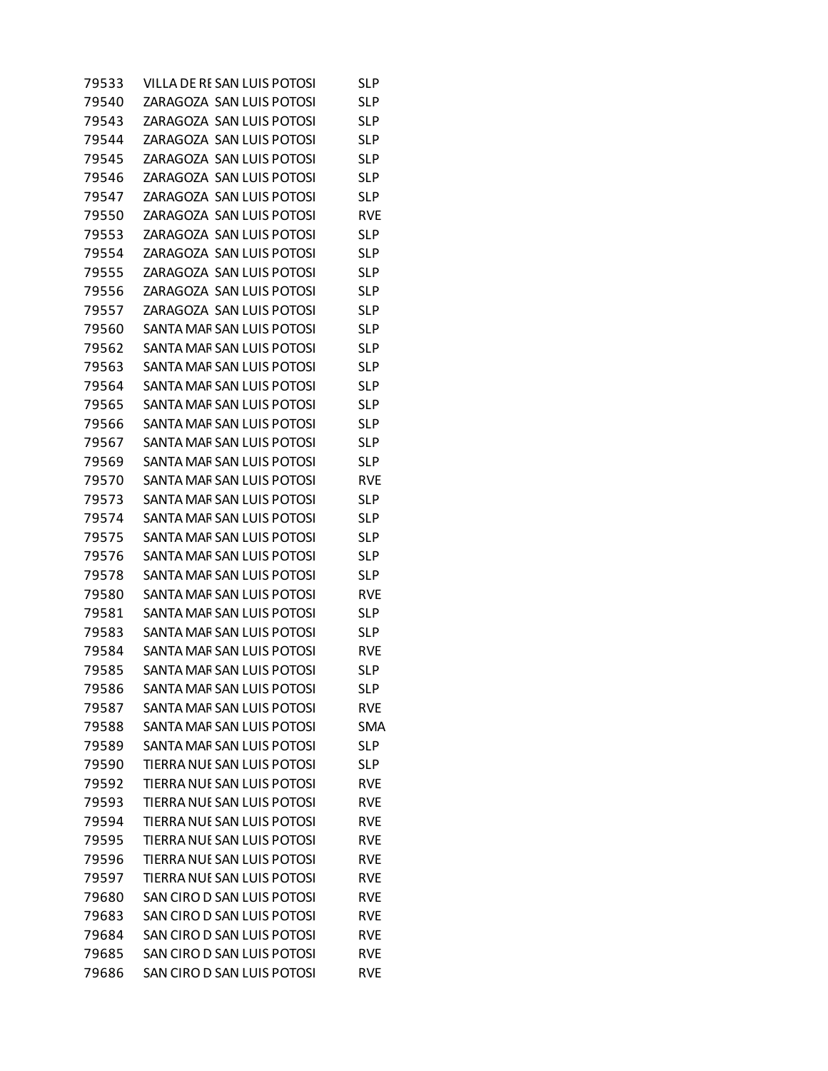| | | | |
|---|---|---|---|
| 79533 | VILLA DE RE | SAN LUIS POTOSI | SLP |
| 79540 | ZARAGOZA | SAN LUIS POTOSI | SLP |
| 79543 | ZARAGOZA | SAN LUIS POTOSI | SLP |
| 79544 | ZARAGOZA | SAN LUIS POTOSI | SLP |
| 79545 | ZARAGOZA | SAN LUIS POTOSI | SLP |
| 79546 | ZARAGOZA | SAN LUIS POTOSI | SLP |
| 79547 | ZARAGOZA | SAN LUIS POTOSI | SLP |
| 79550 | ZARAGOZA | SAN LUIS POTOSI | RVE |
| 79553 | ZARAGOZA | SAN LUIS POTOSI | SLP |
| 79554 | ZARAGOZA | SAN LUIS POTOSI | SLP |
| 79555 | ZARAGOZA | SAN LUIS POTOSI | SLP |
| 79556 | ZARAGOZA | SAN LUIS POTOSI | SLP |
| 79557 | ZARAGOZA | SAN LUIS POTOSI | SLP |
| 79560 | SANTA MAF | SAN LUIS POTOSI | SLP |
| 79562 | SANTA MAF | SAN LUIS POTOSI | SLP |
| 79563 | SANTA MAF | SAN LUIS POTOSI | SLP |
| 79564 | SANTA MAF | SAN LUIS POTOSI | SLP |
| 79565 | SANTA MAF | SAN LUIS POTOSI | SLP |
| 79566 | SANTA MAF | SAN LUIS POTOSI | SLP |
| 79567 | SANTA MAF | SAN LUIS POTOSI | SLP |
| 79569 | SANTA MAF | SAN LUIS POTOSI | SLP |
| 79570 | SANTA MAF | SAN LUIS POTOSI | RVE |
| 79573 | SANTA MAF | SAN LUIS POTOSI | SLP |
| 79574 | SANTA MAF | SAN LUIS POTOSI | SLP |
| 79575 | SANTA MAF | SAN LUIS POTOSI | SLP |
| 79576 | SANTA MAF | SAN LUIS POTOSI | SLP |
| 79578 | SANTA MAF | SAN LUIS POTOSI | SLP |
| 79580 | SANTA MAF | SAN LUIS POTOSI | RVE |
| 79581 | SANTA MAF | SAN LUIS POTOSI | SLP |
| 79583 | SANTA MAF | SAN LUIS POTOSI | SLP |
| 79584 | SANTA MAF | SAN LUIS POTOSI | RVE |
| 79585 | SANTA MAF | SAN LUIS POTOSI | SLP |
| 79586 | SANTA MAF | SAN LUIS POTOSI | SLP |
| 79587 | SANTA MAF | SAN LUIS POTOSI | RVE |
| 79588 | SANTA MAF | SAN LUIS POTOSI | SMA |
| 79589 | SANTA MAF | SAN LUIS POTOSI | SLP |
| 79590 | TIERRA NUE | SAN LUIS POTOSI | SLP |
| 79592 | TIERRA NUE | SAN LUIS POTOSI | RVE |
| 79593 | TIERRA NUE | SAN LUIS POTOSI | RVE |
| 79594 | TIERRA NUE | SAN LUIS POTOSI | RVE |
| 79595 | TIERRA NUE | SAN LUIS POTOSI | RVE |
| 79596 | TIERRA NUE | SAN LUIS POTOSI | RVE |
| 79597 | TIERRA NUE | SAN LUIS POTOSI | RVE |
| 79680 | SAN CIRO D | SAN LUIS POTOSI | RVE |
| 79683 | SAN CIRO D | SAN LUIS POTOSI | RVE |
| 79684 | SAN CIRO D | SAN LUIS POTOSI | RVE |
| 79685 | SAN CIRO D | SAN LUIS POTOSI | RVE |
| 79686 | SAN CIRO D | SAN LUIS POTOSI | RVE |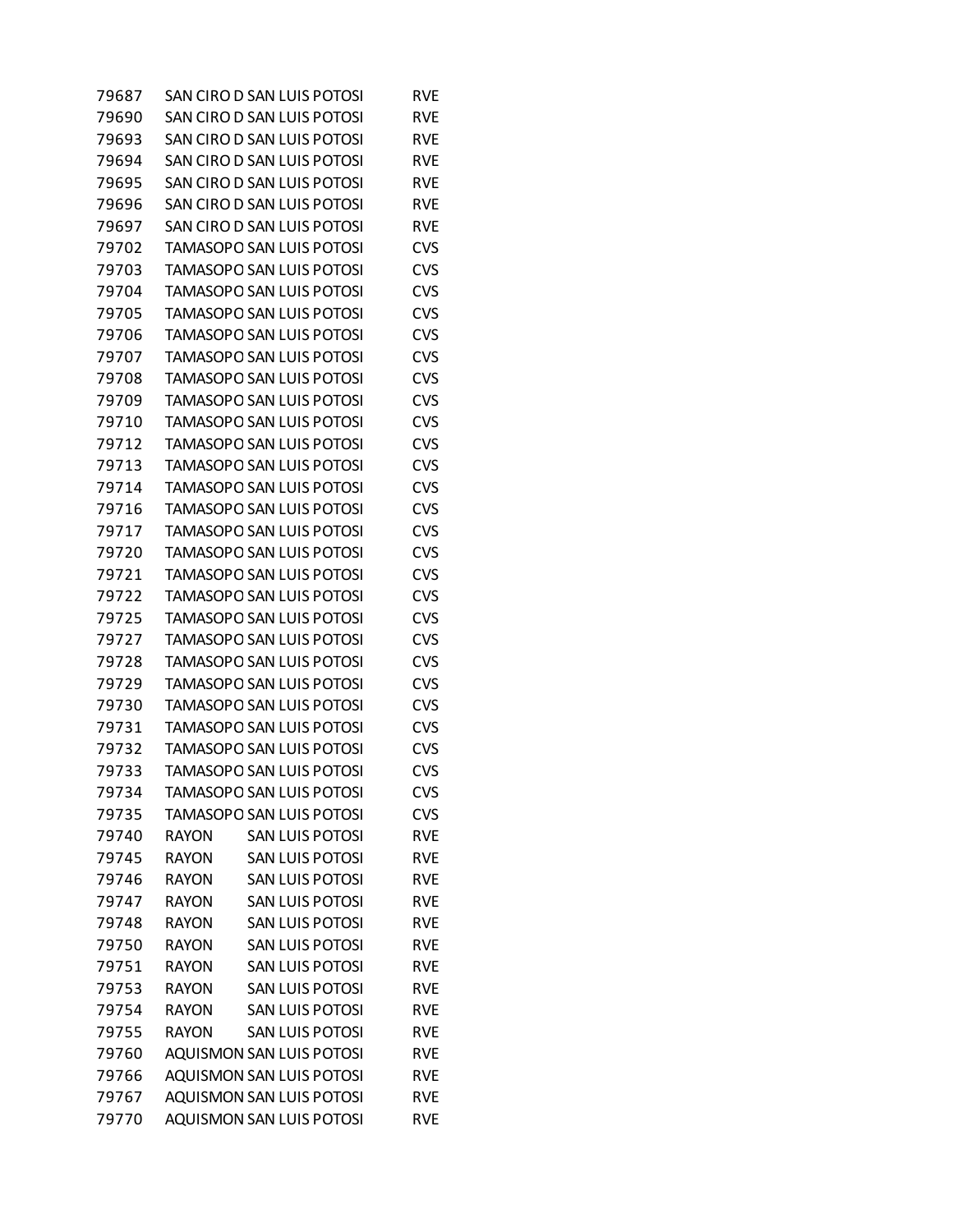| | | | |
|---|---|---|---|
| 79687 | SAN CIRO D | SAN LUIS POTOSI | RVE |
| 79690 | SAN CIRO D | SAN LUIS POTOSI | RVE |
| 79693 | SAN CIRO D | SAN LUIS POTOSI | RVE |
| 79694 | SAN CIRO D | SAN LUIS POTOSI | RVE |
| 79695 | SAN CIRO D | SAN LUIS POTOSI | RVE |
| 79696 | SAN CIRO D | SAN LUIS POTOSI | RVE |
| 79697 | SAN CIRO D | SAN LUIS POTOSI | RVE |
| 79702 | TAMASOPO | SAN LUIS POTOSI | CVS |
| 79703 | TAMASOPO | SAN LUIS POTOSI | CVS |
| 79704 | TAMASOPO | SAN LUIS POTOSI | CVS |
| 79705 | TAMASOPO | SAN LUIS POTOSI | CVS |
| 79706 | TAMASOPO | SAN LUIS POTOSI | CVS |
| 79707 | TAMASOPO | SAN LUIS POTOSI | CVS |
| 79708 | TAMASOPO | SAN LUIS POTOSI | CVS |
| 79709 | TAMASOPO | SAN LUIS POTOSI | CVS |
| 79710 | TAMASOPO | SAN LUIS POTOSI | CVS |
| 79712 | TAMASOPO | SAN LUIS POTOSI | CVS |
| 79713 | TAMASOPO | SAN LUIS POTOSI | CVS |
| 79714 | TAMASOPO | SAN LUIS POTOSI | CVS |
| 79716 | TAMASOPO | SAN LUIS POTOSI | CVS |
| 79717 | TAMASOPO | SAN LUIS POTOSI | CVS |
| 79720 | TAMASOPO | SAN LUIS POTOSI | CVS |
| 79721 | TAMASOPO | SAN LUIS POTOSI | CVS |
| 79722 | TAMASOPO | SAN LUIS POTOSI | CVS |
| 79725 | TAMASOPO | SAN LUIS POTOSI | CVS |
| 79727 | TAMASOPO | SAN LUIS POTOSI | CVS |
| 79728 | TAMASOPO | SAN LUIS POTOSI | CVS |
| 79729 | TAMASOPO | SAN LUIS POTOSI | CVS |
| 79730 | TAMASOPO | SAN LUIS POTOSI | CVS |
| 79731 | TAMASOPO | SAN LUIS POTOSI | CVS |
| 79732 | TAMASOPO | SAN LUIS POTOSI | CVS |
| 79733 | TAMASOPO | SAN LUIS POTOSI | CVS |
| 79734 | TAMASOPO | SAN LUIS POTOSI | CVS |
| 79735 | TAMASOPO | SAN LUIS POTOSI | CVS |
| 79740 | RAYON | SAN LUIS POTOSI | RVE |
| 79745 | RAYON | SAN LUIS POTOSI | RVE |
| 79746 | RAYON | SAN LUIS POTOSI | RVE |
| 79747 | RAYON | SAN LUIS POTOSI | RVE |
| 79748 | RAYON | SAN LUIS POTOSI | RVE |
| 79750 | RAYON | SAN LUIS POTOSI | RVE |
| 79751 | RAYON | SAN LUIS POTOSI | RVE |
| 79753 | RAYON | SAN LUIS POTOSI | RVE |
| 79754 | RAYON | SAN LUIS POTOSI | RVE |
| 79755 | RAYON | SAN LUIS POTOSI | RVE |
| 79760 | AQUISMON | SAN LUIS POTOSI | RVE |
| 79766 | AQUISMON | SAN LUIS POTOSI | RVE |
| 79767 | AQUISMON | SAN LUIS POTOSI | RVE |
| 79770 | AQUISMON | SAN LUIS POTOSI | RVE |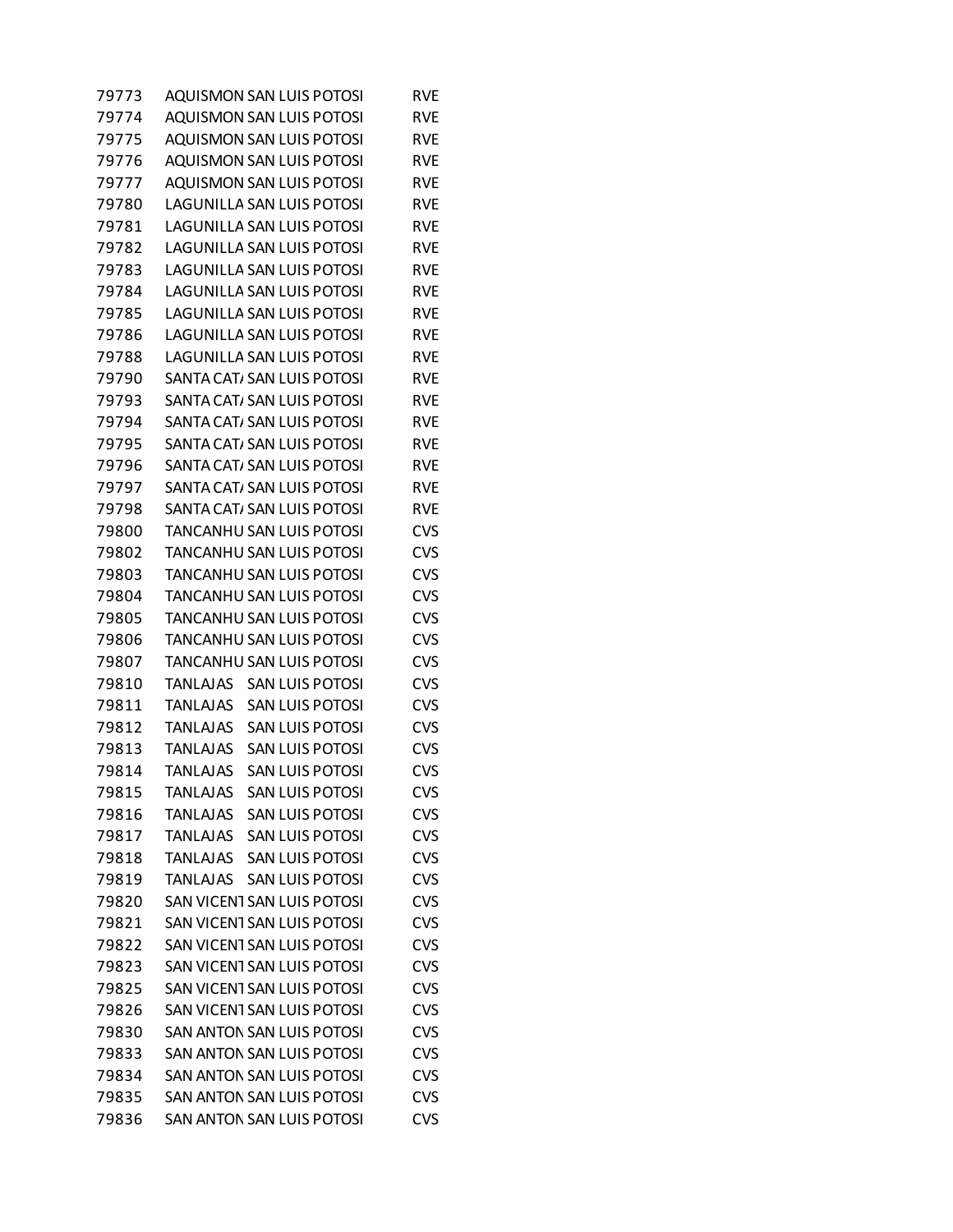| | | | |
|---|---|---|---|
| 79773 | AQUISMON | SAN LUIS POTOSI | RVE |
| 79774 | AQUISMON | SAN LUIS POTOSI | RVE |
| 79775 | AQUISMON | SAN LUIS POTOSI | RVE |
| 79776 | AQUISMON | SAN LUIS POTOSI | RVE |
| 79777 | AQUISMON | SAN LUIS POTOSI | RVE |
| 79780 | LAGUNILLA | SAN LUIS POTOSI | RVE |
| 79781 | LAGUNILLA | SAN LUIS POTOSI | RVE |
| 79782 | LAGUNILLA | SAN LUIS POTOSI | RVE |
| 79783 | LAGUNILLA | SAN LUIS POTOSI | RVE |
| 79784 | LAGUNILLA | SAN LUIS POTOSI | RVE |
| 79785 | LAGUNILLA | SAN LUIS POTOSI | RVE |
| 79786 | LAGUNILLA | SAN LUIS POTOSI | RVE |
| 79788 | LAGUNILLA | SAN LUIS POTOSI | RVE |
| 79790 | SANTA CAT/ | SAN LUIS POTOSI | RVE |
| 79793 | SANTA CAT/ | SAN LUIS POTOSI | RVE |
| 79794 | SANTA CAT/ | SAN LUIS POTOSI | RVE |
| 79795 | SANTA CAT/ | SAN LUIS POTOSI | RVE |
| 79796 | SANTA CAT/ | SAN LUIS POTOSI | RVE |
| 79797 | SANTA CAT/ | SAN LUIS POTOSI | RVE |
| 79798 | SANTA CAT/ | SAN LUIS POTOSI | RVE |
| 79800 | TANCANHU | SAN LUIS POTOSI | CVS |
| 79802 | TANCANHU | SAN LUIS POTOSI | CVS |
| 79803 | TANCANHU | SAN LUIS POTOSI | CVS |
| 79804 | TANCANHU | SAN LUIS POTOSI | CVS |
| 79805 | TANCANHU | SAN LUIS POTOSI | CVS |
| 79806 | TANCANHU | SAN LUIS POTOSI | CVS |
| 79807 | TANCANHU | SAN LUIS POTOSI | CVS |
| 79810 | TANLAJAS | SAN LUIS POTOSI | CVS |
| 79811 | TANLAJAS | SAN LUIS POTOSI | CVS |
| 79812 | TANLAJAS | SAN LUIS POTOSI | CVS |
| 79813 | TANLAJAS | SAN LUIS POTOSI | CVS |
| 79814 | TANLAJAS | SAN LUIS POTOSI | CVS |
| 79815 | TANLAJAS | SAN LUIS POTOSI | CVS |
| 79816 | TANLAJAS | SAN LUIS POTOSI | CVS |
| 79817 | TANLAJAS | SAN LUIS POTOSI | CVS |
| 79818 | TANLAJAS | SAN LUIS POTOSI | CVS |
| 79819 | TANLAJAS | SAN LUIS POTOSI | CVS |
| 79820 | SAN VICENT | SAN LUIS POTOSI | CVS |
| 79821 | SAN VICENT | SAN LUIS POTOSI | CVS |
| 79822 | SAN VICENT | SAN LUIS POTOSI | CVS |
| 79823 | SAN VICENT | SAN LUIS POTOSI | CVS |
| 79825 | SAN VICENT | SAN LUIS POTOSI | CVS |
| 79826 | SAN VICENT | SAN LUIS POTOSI | CVS |
| 79830 | SAN ANTON | SAN LUIS POTOSI | CVS |
| 79833 | SAN ANTON | SAN LUIS POTOSI | CVS |
| 79834 | SAN ANTON | SAN LUIS POTOSI | CVS |
| 79835 | SAN ANTON | SAN LUIS POTOSI | CVS |
| 79836 | SAN ANTON | SAN LUIS POTOSI | CVS |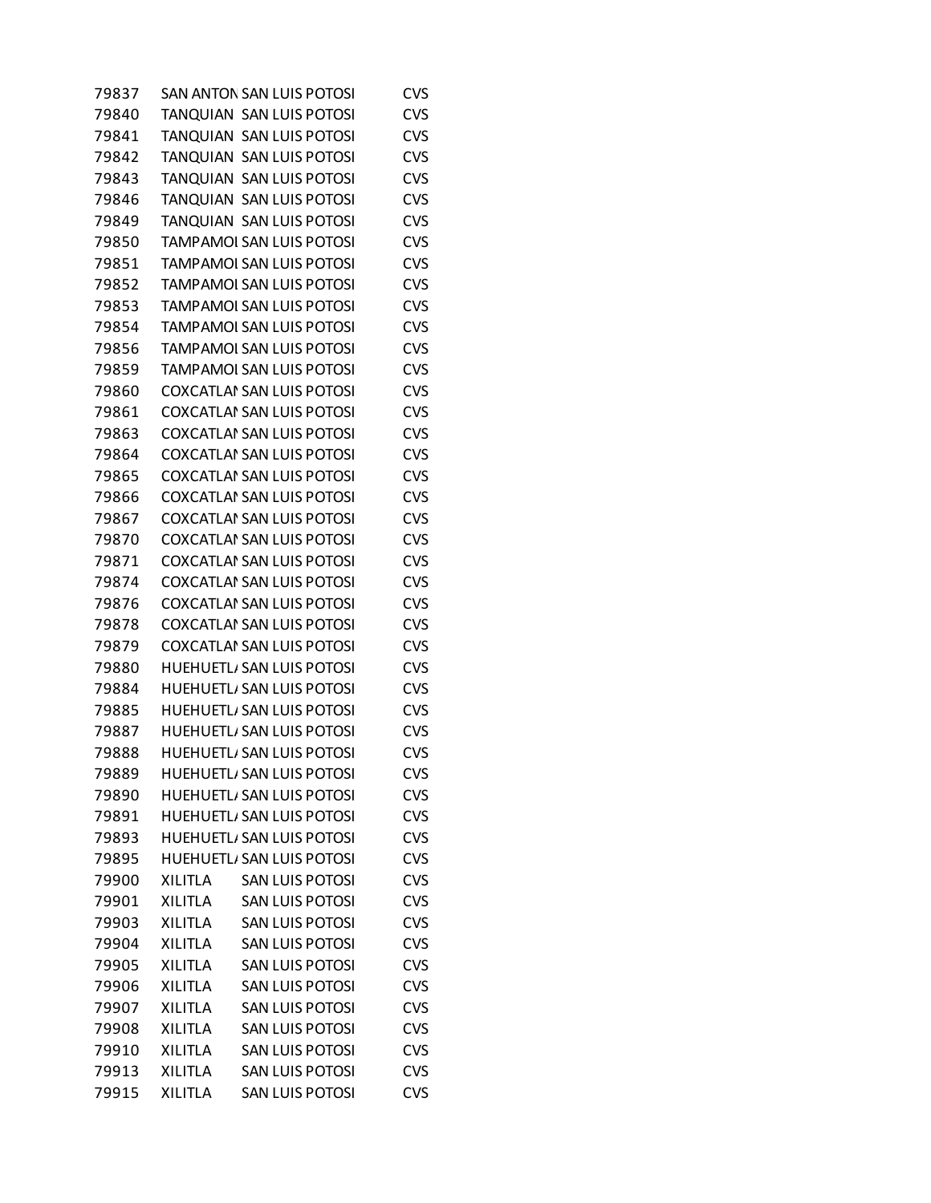| 79837 | SAN ANTON | SAN LUIS POTOSI | CVS |
|---|---|---|---|
| 79840 | TANQUIAN | SAN LUIS POTOSI | CVS |
| 79841 | TANQUIAN | SAN LUIS POTOSI | CVS |
| 79842 | TANQUIAN | SAN LUIS POTOSI | CVS |
| 79843 | TANQUIAN | SAN LUIS POTOSI | CVS |
| 79846 | TANQUIAN | SAN LUIS POTOSI | CVS |
| 79849 | TANQUIAN | SAN LUIS POTOSI | CVS |
| 79850 | TAMPAMOI | SAN LUIS POTOSI | CVS |
| 79851 | TAMPAMOI | SAN LUIS POTOSI | CVS |
| 79852 | TAMPAMOI | SAN LUIS POTOSI | CVS |
| 79853 | TAMPAMOI | SAN LUIS POTOSI | CVS |
| 79854 | TAMPAMOI | SAN LUIS POTOSI | CVS |
| 79856 | TAMPAMOI | SAN LUIS POTOSI | CVS |
| 79859 | TAMPAMOI | SAN LUIS POTOSI | CVS |
| 79860 | COXCATLAI | SAN LUIS POTOSI | CVS |
| 79861 | COXCATLAI | SAN LUIS POTOSI | CVS |
| 79863 | COXCATLAI | SAN LUIS POTOSI | CVS |
| 79864 | COXCATLAI | SAN LUIS POTOSI | CVS |
| 79865 | COXCATLAI | SAN LUIS POTOSI | CVS |
| 79866 | COXCATLAI | SAN LUIS POTOSI | CVS |
| 79867 | COXCATLAI | SAN LUIS POTOSI | CVS |
| 79870 | COXCATLAI | SAN LUIS POTOSI | CVS |
| 79871 | COXCATLAI | SAN LUIS POTOSI | CVS |
| 79874 | COXCATLAI | SAN LUIS POTOSI | CVS |
| 79876 | COXCATLAI | SAN LUIS POTOSI | CVS |
| 79878 | COXCATLAI | SAN LUIS POTOSI | CVS |
| 79879 | COXCATLAI | SAN LUIS POTOSI | CVS |
| 79880 | HUEHUETL/ | SAN LUIS POTOSI | CVS |
| 79884 | HUEHUETL/ | SAN LUIS POTOSI | CVS |
| 79885 | HUEHUETL/ | SAN LUIS POTOSI | CVS |
| 79887 | HUEHUETL/ | SAN LUIS POTOSI | CVS |
| 79888 | HUEHUETL/ | SAN LUIS POTOSI | CVS |
| 79889 | HUEHUETL/ | SAN LUIS POTOSI | CVS |
| 79890 | HUEHUETL/ | SAN LUIS POTOSI | CVS |
| 79891 | HUEHUETL/ | SAN LUIS POTOSI | CVS |
| 79893 | HUEHUETL/ | SAN LUIS POTOSI | CVS |
| 79895 | HUEHUETL/ | SAN LUIS POTOSI | CVS |
| 79900 | XILITLA | SAN LUIS POTOSI | CVS |
| 79901 | XILITLA | SAN LUIS POTOSI | CVS |
| 79903 | XILITLA | SAN LUIS POTOSI | CVS |
| 79904 | XILITLA | SAN LUIS POTOSI | CVS |
| 79905 | XILITLA | SAN LUIS POTOSI | CVS |
| 79906 | XILITLA | SAN LUIS POTOSI | CVS |
| 79907 | XILITLA | SAN LUIS POTOSI | CVS |
| 79908 | XILITLA | SAN LUIS POTOSI | CVS |
| 79910 | XILITLA | SAN LUIS POTOSI | CVS |
| 79913 | XILITLA | SAN LUIS POTOSI | CVS |
| 79915 | XILITLA | SAN LUIS POTOSI | CVS |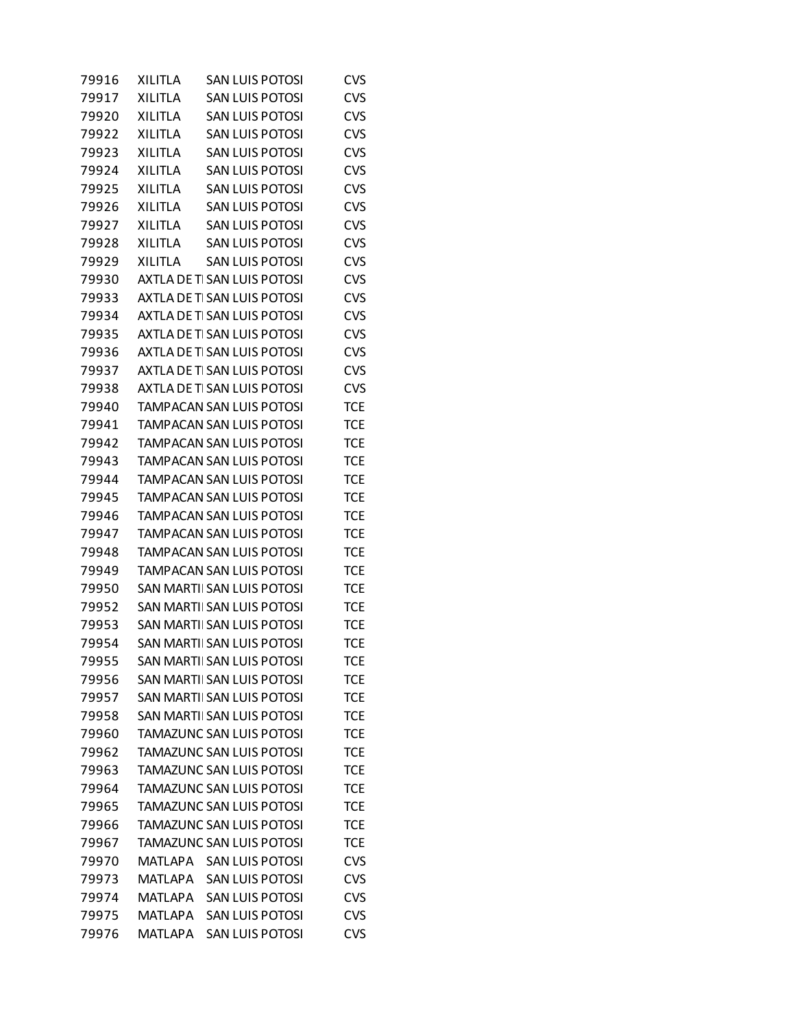| | | | |
|---|---|---|---|
| 79916 | XILITLA | SAN LUIS POTOSI | CVS |
| 79917 | XILITLA | SAN LUIS POTOSI | CVS |
| 79920 | XILITLA | SAN LUIS POTOSI | CVS |
| 79922 | XILITLA | SAN LUIS POTOSI | CVS |
| 79923 | XILITLA | SAN LUIS POTOSI | CVS |
| 79924 | XILITLA | SAN LUIS POTOSI | CVS |
| 79925 | XILITLA | SAN LUIS POTOSI | CVS |
| 79926 | XILITLA | SAN LUIS POTOSI | CVS |
| 79927 | XILITLA | SAN LUIS POTOSI | CVS |
| 79928 | XILITLA | SAN LUIS POTOSI | CVS |
| 79929 | XILITLA | SAN LUIS POTOSI | CVS |
| 79930 | AXTLA DE TI | SAN LUIS POTOSI | CVS |
| 79933 | AXTLA DE TI | SAN LUIS POTOSI | CVS |
| 79934 | AXTLA DE TI | SAN LUIS POTOSI | CVS |
| 79935 | AXTLA DE TI | SAN LUIS POTOSI | CVS |
| 79936 | AXTLA DE TI | SAN LUIS POTOSI | CVS |
| 79937 | AXTLA DE TI | SAN LUIS POTOSI | CVS |
| 79938 | AXTLA DE TI | SAN LUIS POTOSI | CVS |
| 79940 | TAMPACAN | SAN LUIS POTOSI | TCE |
| 79941 | TAMPACAN | SAN LUIS POTOSI | TCE |
| 79942 | TAMPACAN | SAN LUIS POTOSI | TCE |
| 79943 | TAMPACAN | SAN LUIS POTOSI | TCE |
| 79944 | TAMPACAN | SAN LUIS POTOSI | TCE |
| 79945 | TAMPACAN | SAN LUIS POTOSI | TCE |
| 79946 | TAMPACAN | SAN LUIS POTOSI | TCE |
| 79947 | TAMPACAN | SAN LUIS POTOSI | TCE |
| 79948 | TAMPACAN | SAN LUIS POTOSI | TCE |
| 79949 | TAMPACAN | SAN LUIS POTOSI | TCE |
| 79950 | SAN MARTII | SAN LUIS POTOSI | TCE |
| 79952 | SAN MARTII | SAN LUIS POTOSI | TCE |
| 79953 | SAN MARTII | SAN LUIS POTOSI | TCE |
| 79954 | SAN MARTII | SAN LUIS POTOSI | TCE |
| 79955 | SAN MARTII | SAN LUIS POTOSI | TCE |
| 79956 | SAN MARTII | SAN LUIS POTOSI | TCE |
| 79957 | SAN MARTII | SAN LUIS POTOSI | TCE |
| 79958 | SAN MARTII | SAN LUIS POTOSI | TCE |
| 79960 | TAMAZUNC | SAN LUIS POTOSI | TCE |
| 79962 | TAMAZUNC | SAN LUIS POTOSI | TCE |
| 79963 | TAMAZUNC | SAN LUIS POTOSI | TCE |
| 79964 | TAMAZUNC | SAN LUIS POTOSI | TCE |
| 79965 | TAMAZUNC | SAN LUIS POTOSI | TCE |
| 79966 | TAMAZUNC | SAN LUIS POTOSI | TCE |
| 79967 | TAMAZUNC | SAN LUIS POTOSI | TCE |
| 79970 | MATLAPA | SAN LUIS POTOSI | CVS |
| 79973 | MATLAPA | SAN LUIS POTOSI | CVS |
| 79974 | MATLAPA | SAN LUIS POTOSI | CVS |
| 79975 | MATLAPA | SAN LUIS POTOSI | CVS |
| 79976 | MATLAPA | SAN LUIS POTOSI | CVS |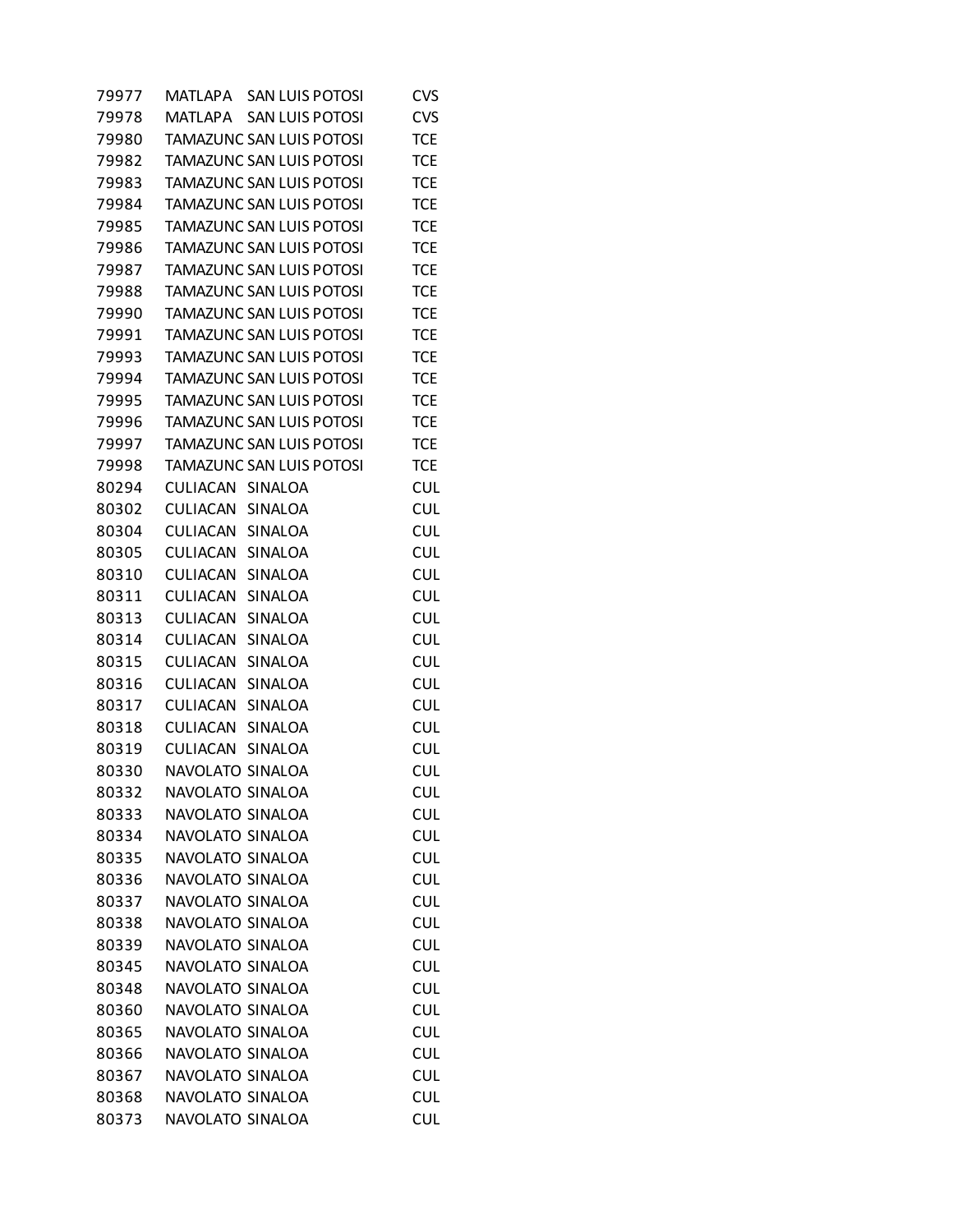| | | | |
|---|---|---|---|
| 79977 | MATLAPA | SAN LUIS POTOSI | CVS |
| 79978 | MATLAPA | SAN LUIS POTOSI | CVS |
| 79980 | TAMAZUNC | SAN LUIS POTOSI | TCE |
| 79982 | TAMAZUNC | SAN LUIS POTOSI | TCE |
| 79983 | TAMAZUNC | SAN LUIS POTOSI | TCE |
| 79984 | TAMAZUNC | SAN LUIS POTOSI | TCE |
| 79985 | TAMAZUNC | SAN LUIS POTOSI | TCE |
| 79986 | TAMAZUNC | SAN LUIS POTOSI | TCE |
| 79987 | TAMAZUNC | SAN LUIS POTOSI | TCE |
| 79988 | TAMAZUNC | SAN LUIS POTOSI | TCE |
| 79990 | TAMAZUNC | SAN LUIS POTOSI | TCE |
| 79991 | TAMAZUNC | SAN LUIS POTOSI | TCE |
| 79993 | TAMAZUNC | SAN LUIS POTOSI | TCE |
| 79994 | TAMAZUNC | SAN LUIS POTOSI | TCE |
| 79995 | TAMAZUNC | SAN LUIS POTOSI | TCE |
| 79996 | TAMAZUNC | SAN LUIS POTOSI | TCE |
| 79997 | TAMAZUNC | SAN LUIS POTOSI | TCE |
| 79998 | TAMAZUNC | SAN LUIS POTOSI | TCE |
| 80294 | CULIACAN | SINALOA | CUL |
| 80302 | CULIACAN | SINALOA | CUL |
| 80304 | CULIACAN | SINALOA | CUL |
| 80305 | CULIACAN | SINALOA | CUL |
| 80310 | CULIACAN | SINALOA | CUL |
| 80311 | CULIACAN | SINALOA | CUL |
| 80313 | CULIACAN | SINALOA | CUL |
| 80314 | CULIACAN | SINALOA | CUL |
| 80315 | CULIACAN | SINALOA | CUL |
| 80316 | CULIACAN | SINALOA | CUL |
| 80317 | CULIACAN | SINALOA | CUL |
| 80318 | CULIACAN | SINALOA | CUL |
| 80319 | CULIACAN | SINALOA | CUL |
| 80330 | NAVOLATO | SINALOA | CUL |
| 80332 | NAVOLATO | SINALOA | CUL |
| 80333 | NAVOLATO | SINALOA | CUL |
| 80334 | NAVOLATO | SINALOA | CUL |
| 80335 | NAVOLATO | SINALOA | CUL |
| 80336 | NAVOLATO | SINALOA | CUL |
| 80337 | NAVOLATO | SINALOA | CUL |
| 80338 | NAVOLATO | SINALOA | CUL |
| 80339 | NAVOLATO | SINALOA | CUL |
| 80345 | NAVOLATO | SINALOA | CUL |
| 80348 | NAVOLATO | SINALOA | CUL |
| 80360 | NAVOLATO | SINALOA | CUL |
| 80365 | NAVOLATO | SINALOA | CUL |
| 80366 | NAVOLATO | SINALOA | CUL |
| 80367 | NAVOLATO | SINALOA | CUL |
| 80368 | NAVOLATO | SINALOA | CUL |
| 80373 | NAVOLATO | SINALOA | CUL |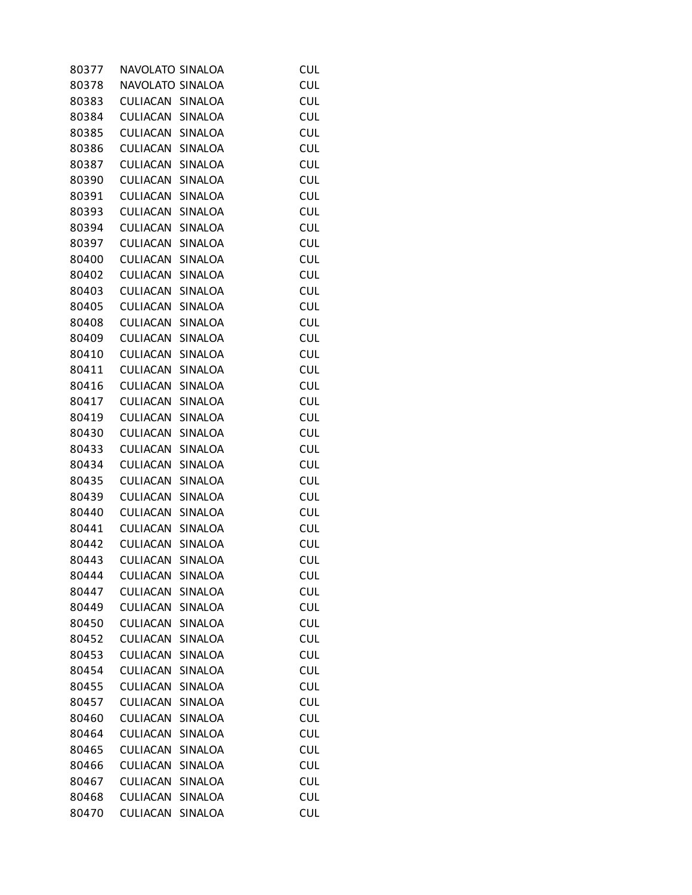| | | | |
|---|---|---|---|
| 80377 | NAVOLATO | SINALOA | CUL |
| 80378 | NAVOLATO | SINALOA | CUL |
| 80383 | CULIACAN | SINALOA | CUL |
| 80384 | CULIACAN | SINALOA | CUL |
| 80385 | CULIACAN | SINALOA | CUL |
| 80386 | CULIACAN | SINALOA | CUL |
| 80387 | CULIACAN | SINALOA | CUL |
| 80390 | CULIACAN | SINALOA | CUL |
| 80391 | CULIACAN | SINALOA | CUL |
| 80393 | CULIACAN | SINALOA | CUL |
| 80394 | CULIACAN | SINALOA | CUL |
| 80397 | CULIACAN | SINALOA | CUL |
| 80400 | CULIACAN | SINALOA | CUL |
| 80402 | CULIACAN | SINALOA | CUL |
| 80403 | CULIACAN | SINALOA | CUL |
| 80405 | CULIACAN | SINALOA | CUL |
| 80408 | CULIACAN | SINALOA | CUL |
| 80409 | CULIACAN | SINALOA | CUL |
| 80410 | CULIACAN | SINALOA | CUL |
| 80411 | CULIACAN | SINALOA | CUL |
| 80416 | CULIACAN | SINALOA | CUL |
| 80417 | CULIACAN | SINALOA | CUL |
| 80419 | CULIACAN | SINALOA | CUL |
| 80430 | CULIACAN | SINALOA | CUL |
| 80433 | CULIACAN | SINALOA | CUL |
| 80434 | CULIACAN | SINALOA | CUL |
| 80435 | CULIACAN | SINALOA | CUL |
| 80439 | CULIACAN | SINALOA | CUL |
| 80440 | CULIACAN | SINALOA | CUL |
| 80441 | CULIACAN | SINALOA | CUL |
| 80442 | CULIACAN | SINALOA | CUL |
| 80443 | CULIACAN | SINALOA | CUL |
| 80444 | CULIACAN | SINALOA | CUL |
| 80447 | CULIACAN | SINALOA | CUL |
| 80449 | CULIACAN | SINALOA | CUL |
| 80450 | CULIACAN | SINALOA | CUL |
| 80452 | CULIACAN | SINALOA | CUL |
| 80453 | CULIACAN | SINALOA | CUL |
| 80454 | CULIACAN | SINALOA | CUL |
| 80455 | CULIACAN | SINALOA | CUL |
| 80457 | CULIACAN | SINALOA | CUL |
| 80460 | CULIACAN | SINALOA | CUL |
| 80464 | CULIACAN | SINALOA | CUL |
| 80465 | CULIACAN | SINALOA | CUL |
| 80466 | CULIACAN | SINALOA | CUL |
| 80467 | CULIACAN | SINALOA | CUL |
| 80468 | CULIACAN | SINALOA | CUL |
| 80470 | CULIACAN | SINALOA | CUL |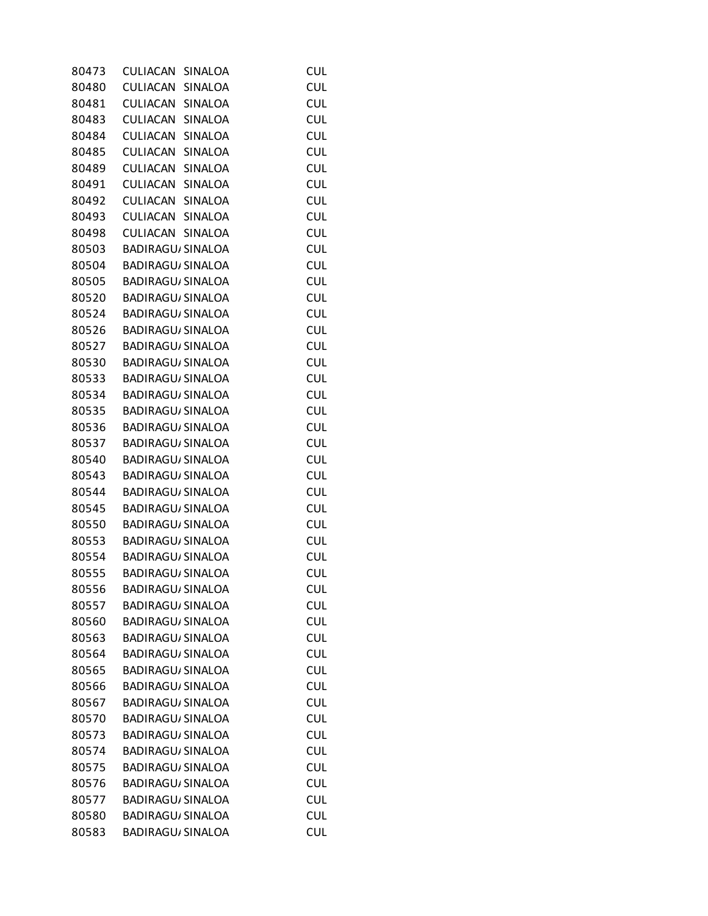| | | | |
|---|---|---|---|
| 80473 | CULIACAN | SINALOA | CUL |
| 80480 | CULIACAN | SINALOA | CUL |
| 80481 | CULIACAN | SINALOA | CUL |
| 80483 | CULIACAN | SINALOA | CUL |
| 80484 | CULIACAN | SINALOA | CUL |
| 80485 | CULIACAN | SINALOA | CUL |
| 80489 | CULIACAN | SINALOA | CUL |
| 80491 | CULIACAN | SINALOA | CUL |
| 80492 | CULIACAN | SINALOA | CUL |
| 80493 | CULIACAN | SINALOA | CUL |
| 80498 | CULIACAN | SINALOA | CUL |
| 80503 | BADIRAGU/ | SINALOA | CUL |
| 80504 | BADIRAGU/ | SINALOA | CUL |
| 80505 | BADIRAGU/ | SINALOA | CUL |
| 80520 | BADIRAGU/ | SINALOA | CUL |
| 80524 | BADIRAGU/ | SINALOA | CUL |
| 80526 | BADIRAGU/ | SINALOA | CUL |
| 80527 | BADIRAGU/ | SINALOA | CUL |
| 80530 | BADIRAGU/ | SINALOA | CUL |
| 80533 | BADIRAGU/ | SINALOA | CUL |
| 80534 | BADIRAGU/ | SINALOA | CUL |
| 80535 | BADIRAGU/ | SINALOA | CUL |
| 80536 | BADIRAGU/ | SINALOA | CUL |
| 80537 | BADIRAGU/ | SINALOA | CUL |
| 80540 | BADIRAGU/ | SINALOA | CUL |
| 80543 | BADIRAGU/ | SINALOA | CUL |
| 80544 | BADIRAGU/ | SINALOA | CUL |
| 80545 | BADIRAGU/ | SINALOA | CUL |
| 80550 | BADIRAGU/ | SINALOA | CUL |
| 80553 | BADIRAGU/ | SINALOA | CUL |
| 80554 | BADIRAGU/ | SINALOA | CUL |
| 80555 | BADIRAGU/ | SINALOA | CUL |
| 80556 | BADIRAGU/ | SINALOA | CUL |
| 80557 | BADIRAGU/ | SINALOA | CUL |
| 80560 | BADIRAGU/ | SINALOA | CUL |
| 80563 | BADIRAGU/ | SINALOA | CUL |
| 80564 | BADIRAGU/ | SINALOA | CUL |
| 80565 | BADIRAGU/ | SINALOA | CUL |
| 80566 | BADIRAGU/ | SINALOA | CUL |
| 80567 | BADIRAGU/ | SINALOA | CUL |
| 80570 | BADIRAGU/ | SINALOA | CUL |
| 80573 | BADIRAGU/ | SINALOA | CUL |
| 80574 | BADIRAGU/ | SINALOA | CUL |
| 80575 | BADIRAGU/ | SINALOA | CUL |
| 80576 | BADIRAGU/ | SINALOA | CUL |
| 80577 | BADIRAGU/ | SINALOA | CUL |
| 80580 | BADIRAGU/ | SINALOA | CUL |
| 80583 | BADIRAGU/ | SINALOA | CUL |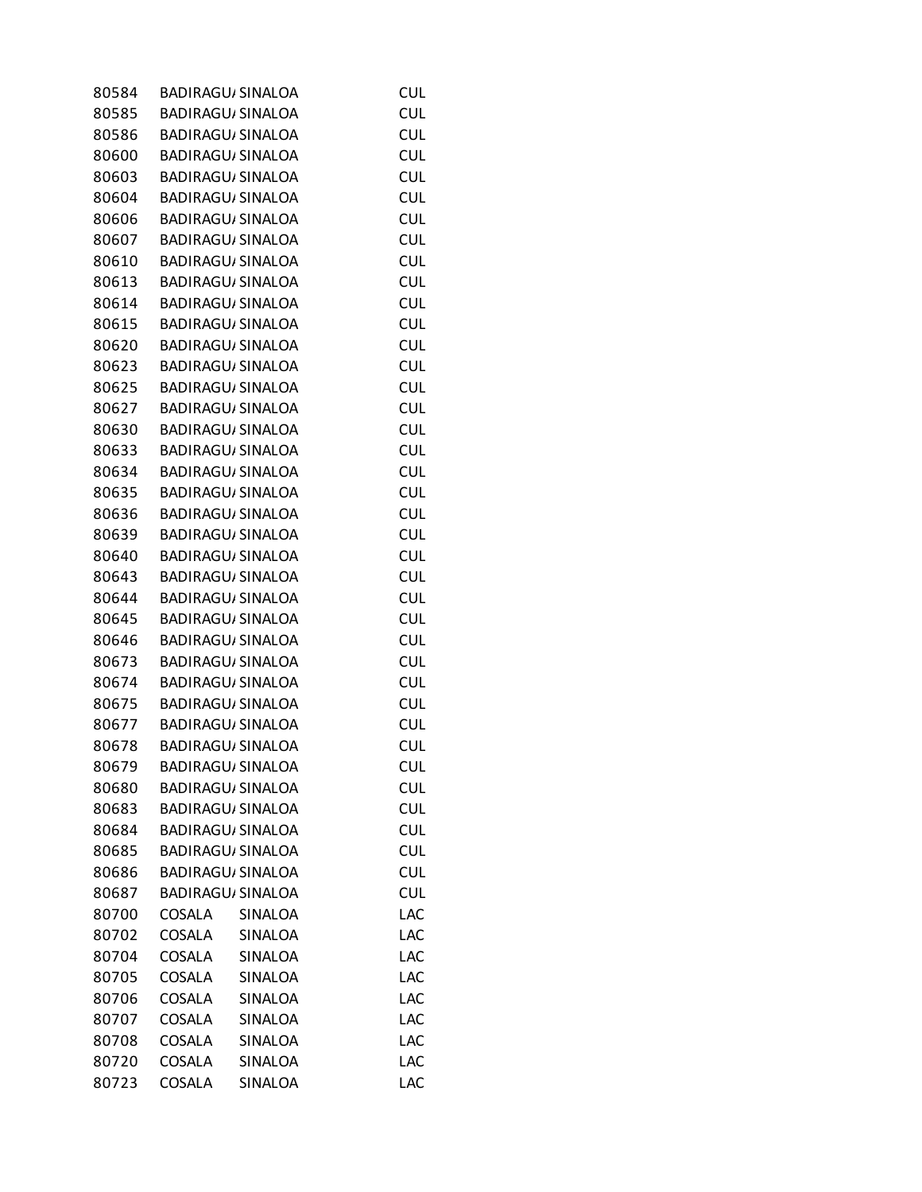| | | | |
|---|---|---|---|
| 80584 | BADIRAGU/ | SINALOA | CUL |
| 80585 | BADIRAGU/ | SINALOA | CUL |
| 80586 | BADIRAGU/ | SINALOA | CUL |
| 80600 | BADIRAGU/ | SINALOA | CUL |
| 80603 | BADIRAGU/ | SINALOA | CUL |
| 80604 | BADIRAGU/ | SINALOA | CUL |
| 80606 | BADIRAGU/ | SINALOA | CUL |
| 80607 | BADIRAGU/ | SINALOA | CUL |
| 80610 | BADIRAGU/ | SINALOA | CUL |
| 80613 | BADIRAGU/ | SINALOA | CUL |
| 80614 | BADIRAGU/ | SINALOA | CUL |
| 80615 | BADIRAGU/ | SINALOA | CUL |
| 80620 | BADIRAGU/ | SINALOA | CUL |
| 80623 | BADIRAGU/ | SINALOA | CUL |
| 80625 | BADIRAGU/ | SINALOA | CUL |
| 80627 | BADIRAGU/ | SINALOA | CUL |
| 80630 | BADIRAGU/ | SINALOA | CUL |
| 80633 | BADIRAGU/ | SINALOA | CUL |
| 80634 | BADIRAGU/ | SINALOA | CUL |
| 80635 | BADIRAGU/ | SINALOA | CUL |
| 80636 | BADIRAGU/ | SINALOA | CUL |
| 80639 | BADIRAGU/ | SINALOA | CUL |
| 80640 | BADIRAGU/ | SINALOA | CUL |
| 80643 | BADIRAGU/ | SINALOA | CUL |
| 80644 | BADIRAGU/ | SINALOA | CUL |
| 80645 | BADIRAGU/ | SINALOA | CUL |
| 80646 | BADIRAGU/ | SINALOA | CUL |
| 80673 | BADIRAGU/ | SINALOA | CUL |
| 80674 | BADIRAGU/ | SINALOA | CUL |
| 80675 | BADIRAGU/ | SINALOA | CUL |
| 80677 | BADIRAGU/ | SINALOA | CUL |
| 80678 | BADIRAGU/ | SINALOA | CUL |
| 80679 | BADIRAGU/ | SINALOA | CUL |
| 80680 | BADIRAGU/ | SINALOA | CUL |
| 80683 | BADIRAGU/ | SINALOA | CUL |
| 80684 | BADIRAGU/ | SINALOA | CUL |
| 80685 | BADIRAGU/ | SINALOA | CUL |
| 80686 | BADIRAGU/ | SINALOA | CUL |
| 80687 | BADIRAGU/ | SINALOA | CUL |
| 80700 | COSALA | SINALOA | LAC |
| 80702 | COSALA | SINALOA | LAC |
| 80704 | COSALA | SINALOA | LAC |
| 80705 | COSALA | SINALOA | LAC |
| 80706 | COSALA | SINALOA | LAC |
| 80707 | COSALA | SINALOA | LAC |
| 80708 | COSALA | SINALOA | LAC |
| 80720 | COSALA | SINALOA | LAC |
| 80723 | COSALA | SINALOA | LAC |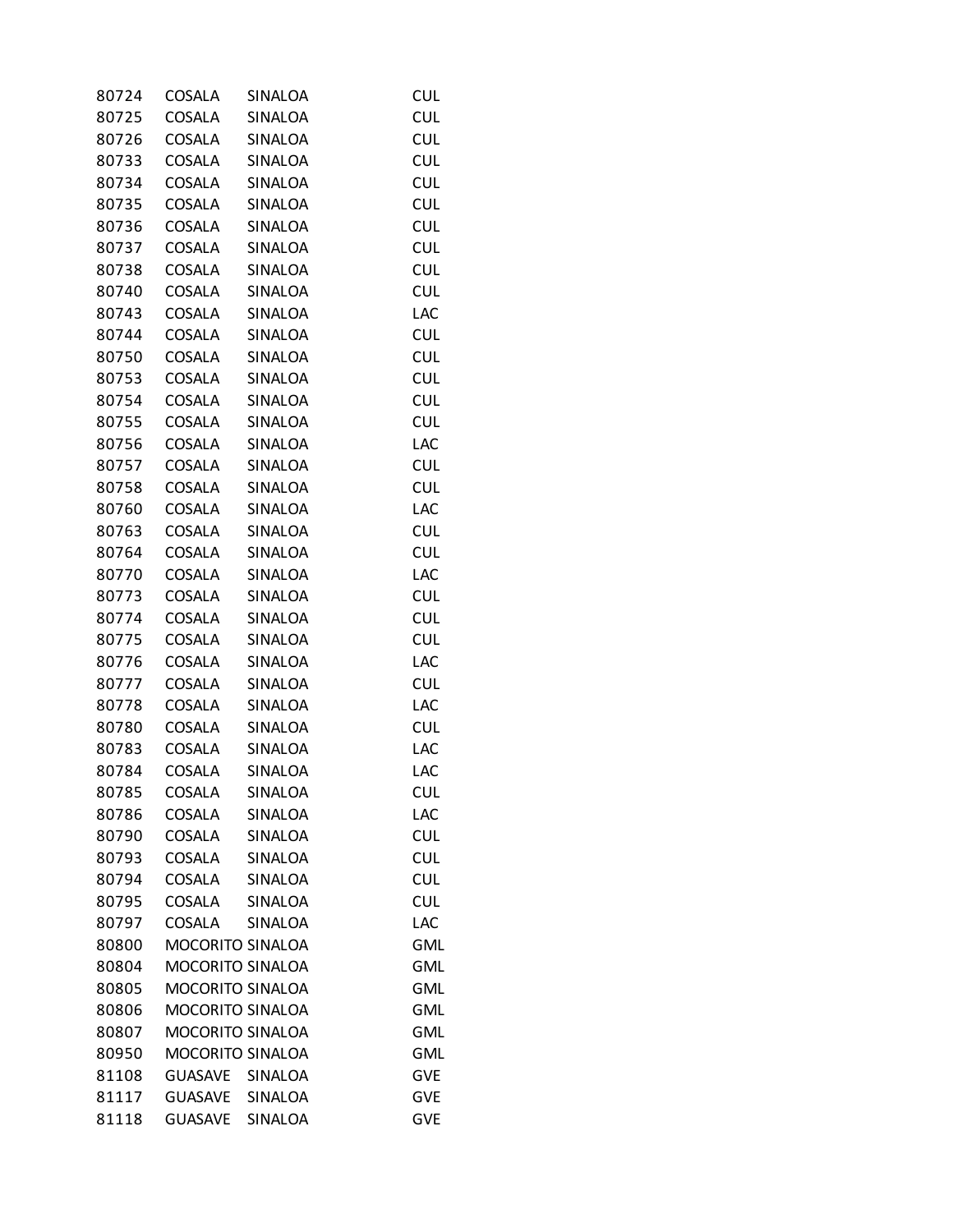| | | | |
|---|---|---|---|
| 80724 | COSALA | SINALOA | CUL |
| 80725 | COSALA | SINALOA | CUL |
| 80726 | COSALA | SINALOA | CUL |
| 80733 | COSALA | SINALOA | CUL |
| 80734 | COSALA | SINALOA | CUL |
| 80735 | COSALA | SINALOA | CUL |
| 80736 | COSALA | SINALOA | CUL |
| 80737 | COSALA | SINALOA | CUL |
| 80738 | COSALA | SINALOA | CUL |
| 80740 | COSALA | SINALOA | CUL |
| 80743 | COSALA | SINALOA | LAC |
| 80744 | COSALA | SINALOA | CUL |
| 80750 | COSALA | SINALOA | CUL |
| 80753 | COSALA | SINALOA | CUL |
| 80754 | COSALA | SINALOA | CUL |
| 80755 | COSALA | SINALOA | CUL |
| 80756 | COSALA | SINALOA | LAC |
| 80757 | COSALA | SINALOA | CUL |
| 80758 | COSALA | SINALOA | CUL |
| 80760 | COSALA | SINALOA | LAC |
| 80763 | COSALA | SINALOA | CUL |
| 80764 | COSALA | SINALOA | CUL |
| 80770 | COSALA | SINALOA | LAC |
| 80773 | COSALA | SINALOA | CUL |
| 80774 | COSALA | SINALOA | CUL |
| 80775 | COSALA | SINALOA | CUL |
| 80776 | COSALA | SINALOA | LAC |
| 80777 | COSALA | SINALOA | CUL |
| 80778 | COSALA | SINALOA | LAC |
| 80780 | COSALA | SINALOA | CUL |
| 80783 | COSALA | SINALOA | LAC |
| 80784 | COSALA | SINALOA | LAC |
| 80785 | COSALA | SINALOA | CUL |
| 80786 | COSALA | SINALOA | LAC |
| 80790 | COSALA | SINALOA | CUL |
| 80793 | COSALA | SINALOA | CUL |
| 80794 | COSALA | SINALOA | CUL |
| 80795 | COSALA | SINALOA | CUL |
| 80797 | COSALA | SINALOA | LAC |
| 80800 | MOCORITO | SINALOA | GML |
| 80804 | MOCORITO | SINALOA | GML |
| 80805 | MOCORITO | SINALOA | GML |
| 80806 | MOCORITO | SINALOA | GML |
| 80807 | MOCORITO | SINALOA | GML |
| 80950 | MOCORITO | SINALOA | GML |
| 81108 | GUASAVE | SINALOA | GVE |
| 81117 | GUASAVE | SINALOA | GVE |
| 81118 | GUASAVE | SINALOA | GVE |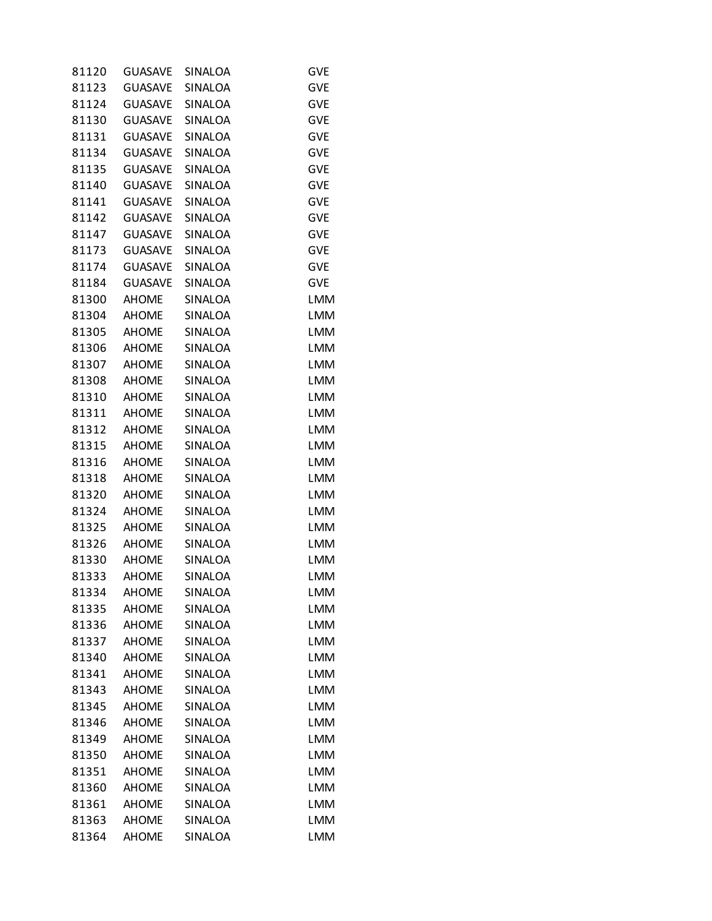| | | | |
|---|---|---|---|
| 81120 | GUASAVE | SINALOA | GVE |
| 81123 | GUASAVE | SINALOA | GVE |
| 81124 | GUASAVE | SINALOA | GVE |
| 81130 | GUASAVE | SINALOA | GVE |
| 81131 | GUASAVE | SINALOA | GVE |
| 81134 | GUASAVE | SINALOA | GVE |
| 81135 | GUASAVE | SINALOA | GVE |
| 81140 | GUASAVE | SINALOA | GVE |
| 81141 | GUASAVE | SINALOA | GVE |
| 81142 | GUASAVE | SINALOA | GVE |
| 81147 | GUASAVE | SINALOA | GVE |
| 81173 | GUASAVE | SINALOA | GVE |
| 81174 | GUASAVE | SINALOA | GVE |
| 81184 | GUASAVE | SINALOA | GVE |
| 81300 | AHOME | SINALOA | LMM |
| 81304 | AHOME | SINALOA | LMM |
| 81305 | AHOME | SINALOA | LMM |
| 81306 | AHOME | SINALOA | LMM |
| 81307 | AHOME | SINALOA | LMM |
| 81308 | AHOME | SINALOA | LMM |
| 81310 | AHOME | SINALOA | LMM |
| 81311 | AHOME | SINALOA | LMM |
| 81312 | AHOME | SINALOA | LMM |
| 81315 | AHOME | SINALOA | LMM |
| 81316 | AHOME | SINALOA | LMM |
| 81318 | AHOME | SINALOA | LMM |
| 81320 | AHOME | SINALOA | LMM |
| 81324 | AHOME | SINALOA | LMM |
| 81325 | AHOME | SINALOA | LMM |
| 81326 | AHOME | SINALOA | LMM |
| 81330 | AHOME | SINALOA | LMM |
| 81333 | AHOME | SINALOA | LMM |
| 81334 | AHOME | SINALOA | LMM |
| 81335 | AHOME | SINALOA | LMM |
| 81336 | AHOME | SINALOA | LMM |
| 81337 | AHOME | SINALOA | LMM |
| 81340 | AHOME | SINALOA | LMM |
| 81341 | AHOME | SINALOA | LMM |
| 81343 | AHOME | SINALOA | LMM |
| 81345 | AHOME | SINALOA | LMM |
| 81346 | AHOME | SINALOA | LMM |
| 81349 | AHOME | SINALOA | LMM |
| 81350 | AHOME | SINALOA | LMM |
| 81351 | AHOME | SINALOA | LMM |
| 81360 | AHOME | SINALOA | LMM |
| 81361 | AHOME | SINALOA | LMM |
| 81363 | AHOME | SINALOA | LMM |
| 81364 | AHOME | SINALOA | LMM |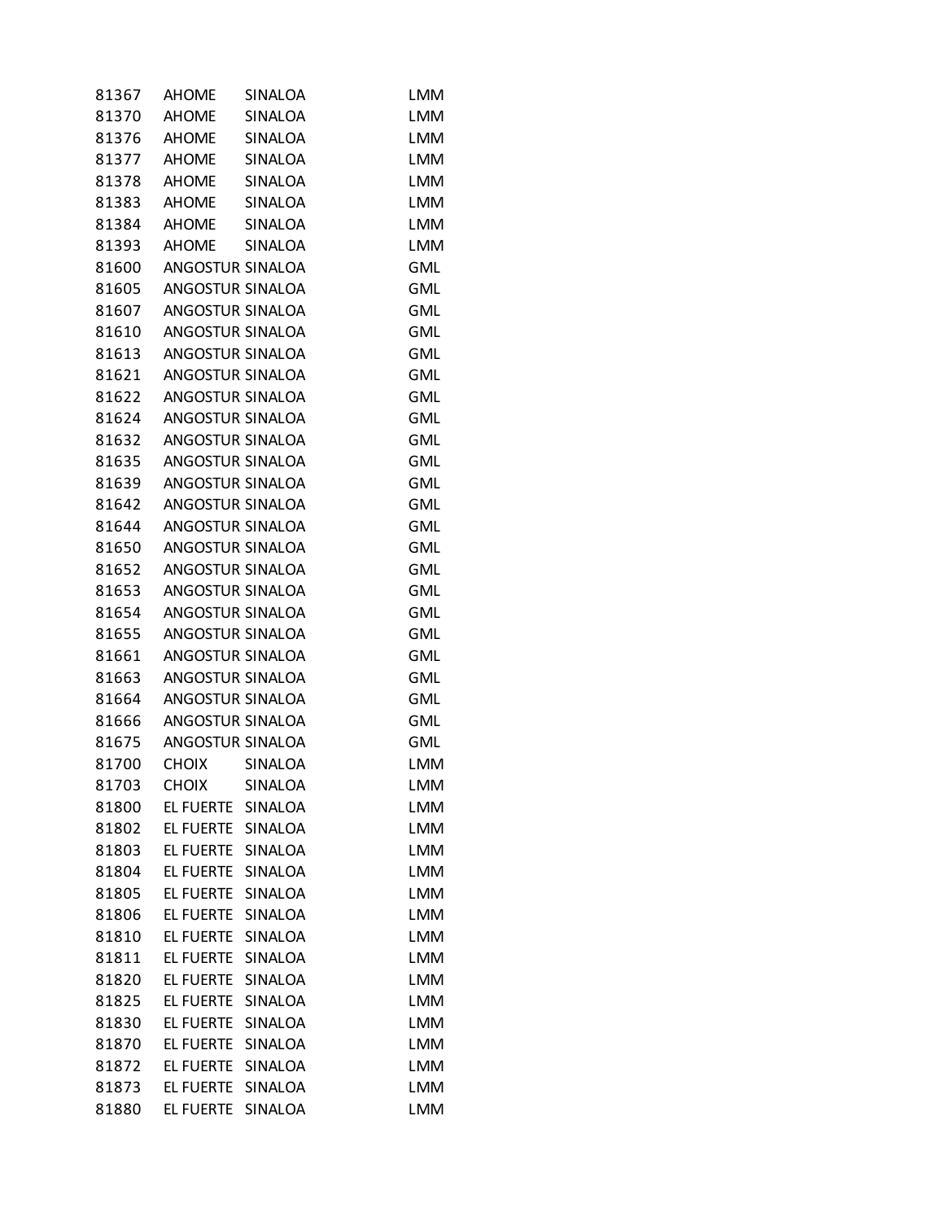| | | | |
|---|---|---|---|
| 81367 | AHOME | SINALOA | LMM |
| 81370 | AHOME | SINALOA | LMM |
| 81376 | AHOME | SINALOA | LMM |
| 81377 | AHOME | SINALOA | LMM |
| 81378 | AHOME | SINALOA | LMM |
| 81383 | AHOME | SINALOA | LMM |
| 81384 | AHOME | SINALOA | LMM |
| 81393 | AHOME | SINALOA | LMM |
| 81600 | ANGOSTUR | SINALOA | GML |
| 81605 | ANGOSTUR | SINALOA | GML |
| 81607 | ANGOSTUR | SINALOA | GML |
| 81610 | ANGOSTUR | SINALOA | GML |
| 81613 | ANGOSTUR | SINALOA | GML |
| 81621 | ANGOSTUR | SINALOA | GML |
| 81622 | ANGOSTUR | SINALOA | GML |
| 81624 | ANGOSTUR | SINALOA | GML |
| 81632 | ANGOSTUR | SINALOA | GML |
| 81635 | ANGOSTUR | SINALOA | GML |
| 81639 | ANGOSTUR | SINALOA | GML |
| 81642 | ANGOSTUR | SINALOA | GML |
| 81644 | ANGOSTUR | SINALOA | GML |
| 81650 | ANGOSTUR | SINALOA | GML |
| 81652 | ANGOSTUR | SINALOA | GML |
| 81653 | ANGOSTUR | SINALOA | GML |
| 81654 | ANGOSTUR | SINALOA | GML |
| 81655 | ANGOSTUR | SINALOA | GML |
| 81661 | ANGOSTUR | SINALOA | GML |
| 81663 | ANGOSTUR | SINALOA | GML |
| 81664 | ANGOSTUR | SINALOA | GML |
| 81666 | ANGOSTUR | SINALOA | GML |
| 81675 | ANGOSTUR | SINALOA | GML |
| 81700 | CHOIX | SINALOA | LMM |
| 81703 | CHOIX | SINALOA | LMM |
| 81800 | EL FUERTE | SINALOA | LMM |
| 81802 | EL FUERTE | SINALOA | LMM |
| 81803 | EL FUERTE | SINALOA | LMM |
| 81804 | EL FUERTE | SINALOA | LMM |
| 81805 | EL FUERTE | SINALOA | LMM |
| 81806 | EL FUERTE | SINALOA | LMM |
| 81810 | EL FUERTE | SINALOA | LMM |
| 81811 | EL FUERTE | SINALOA | LMM |
| 81820 | EL FUERTE | SINALOA | LMM |
| 81825 | EL FUERTE | SINALOA | LMM |
| 81830 | EL FUERTE | SINALOA | LMM |
| 81870 | EL FUERTE | SINALOA | LMM |
| 81872 | EL FUERTE | SINALOA | LMM |
| 81873 | EL FUERTE | SINALOA | LMM |
| 81880 | EL FUERTE | SINALOA | LMM |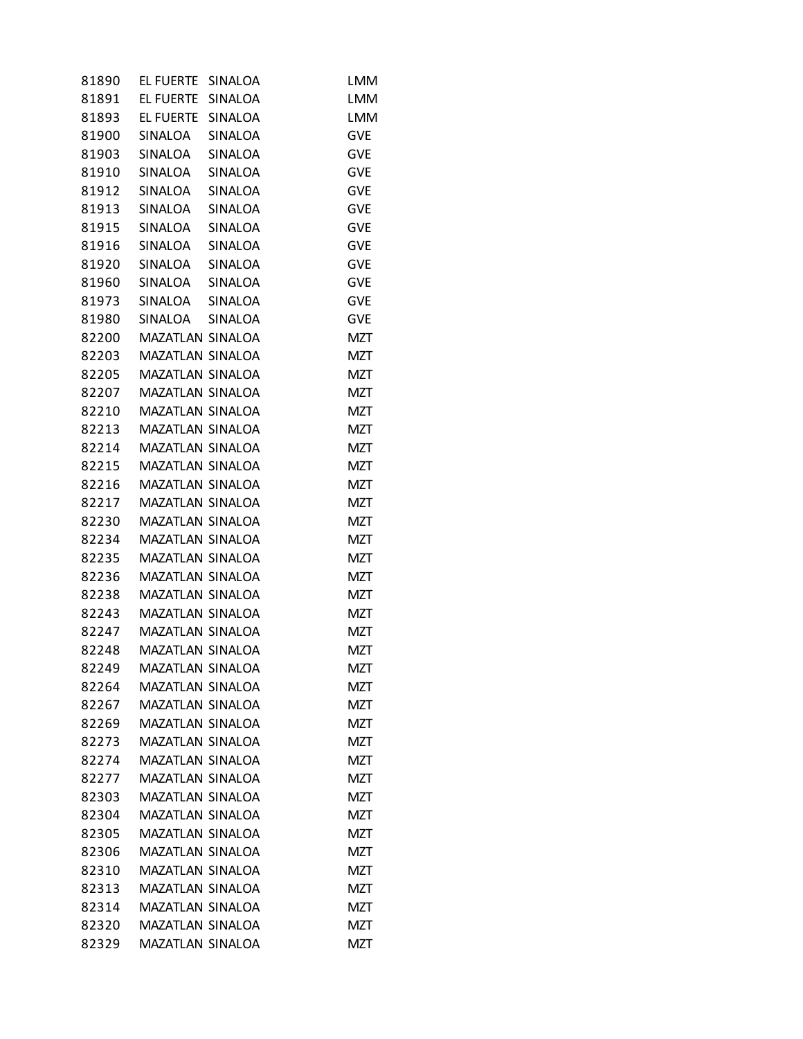| | | | |
|---|---|---|---|
| 81890 | EL FUERTE | SINALOA | LMM |
| 81891 | EL FUERTE | SINALOA | LMM |
| 81893 | EL FUERTE | SINALOA | LMM |
| 81900 | SINALOA | SINALOA | GVE |
| 81903 | SINALOA | SINALOA | GVE |
| 81910 | SINALOA | SINALOA | GVE |
| 81912 | SINALOA | SINALOA | GVE |
| 81913 | SINALOA | SINALOA | GVE |
| 81915 | SINALOA | SINALOA | GVE |
| 81916 | SINALOA | SINALOA | GVE |
| 81920 | SINALOA | SINALOA | GVE |
| 81960 | SINALOA | SINALOA | GVE |
| 81973 | SINALOA | SINALOA | GVE |
| 81980 | SINALOA | SINALOA | GVE |
| 82200 | MAZATLAN | SINALOA | MZT |
| 82203 | MAZATLAN | SINALOA | MZT |
| 82205 | MAZATLAN | SINALOA | MZT |
| 82207 | MAZATLAN | SINALOA | MZT |
| 82210 | MAZATLAN | SINALOA | MZT |
| 82213 | MAZATLAN | SINALOA | MZT |
| 82214 | MAZATLAN | SINALOA | MZT |
| 82215 | MAZATLAN | SINALOA | MZT |
| 82216 | MAZATLAN | SINALOA | MZT |
| 82217 | MAZATLAN | SINALOA | MZT |
| 82230 | MAZATLAN | SINALOA | MZT |
| 82234 | MAZATLAN | SINALOA | MZT |
| 82235 | MAZATLAN | SINALOA | MZT |
| 82236 | MAZATLAN | SINALOA | MZT |
| 82238 | MAZATLAN | SINALOA | MZT |
| 82243 | MAZATLAN | SINALOA | MZT |
| 82247 | MAZATLAN | SINALOA | MZT |
| 82248 | MAZATLAN | SINALOA | MZT |
| 82249 | MAZATLAN | SINALOA | MZT |
| 82264 | MAZATLAN | SINALOA | MZT |
| 82267 | MAZATLAN | SINALOA | MZT |
| 82269 | MAZATLAN | SINALOA | MZT |
| 82273 | MAZATLAN | SINALOA | MZT |
| 82274 | MAZATLAN | SINALOA | MZT |
| 82277 | MAZATLAN | SINALOA | MZT |
| 82303 | MAZATLAN | SINALOA | MZT |
| 82304 | MAZATLAN | SINALOA | MZT |
| 82305 | MAZATLAN | SINALOA | MZT |
| 82306 | MAZATLAN | SINALOA | MZT |
| 82310 | MAZATLAN | SINALOA | MZT |
| 82313 | MAZATLAN | SINALOA | MZT |
| 82314 | MAZATLAN | SINALOA | MZT |
| 82320 | MAZATLAN | SINALOA | MZT |
| 82329 | MAZATLAN | SINALOA | MZT |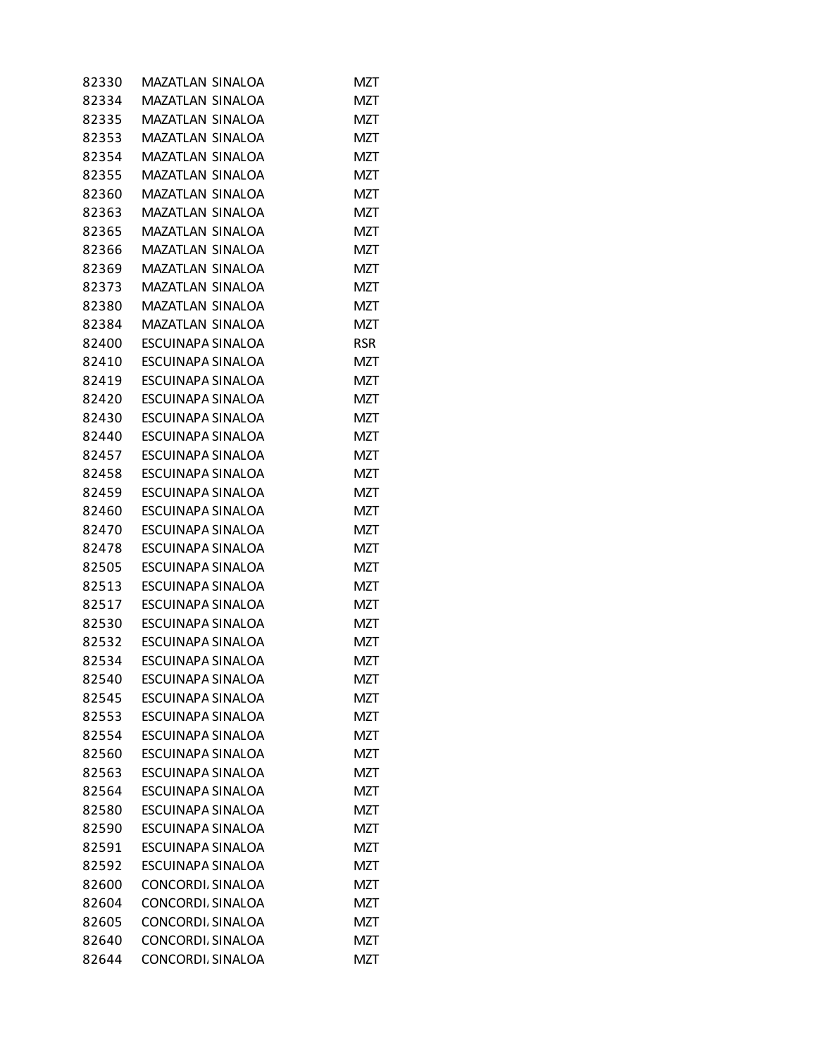| | | | |
|---|---|---|---|
| 82330 | MAZATLAN | SINALOA | MZT |
| 82334 | MAZATLAN | SINALOA | MZT |
| 82335 | MAZATLAN | SINALOA | MZT |
| 82353 | MAZATLAN | SINALOA | MZT |
| 82354 | MAZATLAN | SINALOA | MZT |
| 82355 | MAZATLAN | SINALOA | MZT |
| 82360 | MAZATLAN | SINALOA | MZT |
| 82363 | MAZATLAN | SINALOA | MZT |
| 82365 | MAZATLAN | SINALOA | MZT |
| 82366 | MAZATLAN | SINALOA | MZT |
| 82369 | MAZATLAN | SINALOA | MZT |
| 82373 | MAZATLAN | SINALOA | MZT |
| 82380 | MAZATLAN | SINALOA | MZT |
| 82384 | MAZATLAN | SINALOA | MZT |
| 82400 | ESCUINAPA | SINALOA | RSR |
| 82410 | ESCUINAPA | SINALOA | MZT |
| 82419 | ESCUINAPA | SINALOA | MZT |
| 82420 | ESCUINAPA | SINALOA | MZT |
| 82430 | ESCUINAPA | SINALOA | MZT |
| 82440 | ESCUINAPA | SINALOA | MZT |
| 82457 | ESCUINAPA | SINALOA | MZT |
| 82458 | ESCUINAPA | SINALOA | MZT |
| 82459 | ESCUINAPA | SINALOA | MZT |
| 82460 | ESCUINAPA | SINALOA | MZT |
| 82470 | ESCUINAPA | SINALOA | MZT |
| 82478 | ESCUINAPA | SINALOA | MZT |
| 82505 | ESCUINAPA | SINALOA | MZT |
| 82513 | ESCUINAPA | SINALOA | MZT |
| 82517 | ESCUINAPA | SINALOA | MZT |
| 82530 | ESCUINAPA | SINALOA | MZT |
| 82532 | ESCUINAPA | SINALOA | MZT |
| 82534 | ESCUINAPA | SINALOA | MZT |
| 82540 | ESCUINAPA | SINALOA | MZT |
| 82545 | ESCUINAPA | SINALOA | MZT |
| 82553 | ESCUINAPA | SINALOA | MZT |
| 82554 | ESCUINAPA | SINALOA | MZT |
| 82560 | ESCUINAPA | SINALOA | MZT |
| 82563 | ESCUINAPA | SINALOA | MZT |
| 82564 | ESCUINAPA | SINALOA | MZT |
| 82580 | ESCUINAPA | SINALOA | MZT |
| 82590 | ESCUINAPA | SINALOA | MZT |
| 82591 | ESCUINAPA | SINALOA | MZT |
| 82592 | ESCUINAPA | SINALOA | MZT |
| 82600 | CONCORDI | SINALOA | MZT |
| 82604 | CONCORDI | SINALOA | MZT |
| 82605 | CONCORDI | SINALOA | MZT |
| 82640 | CONCORDI | SINALOA | MZT |
| 82644 | CONCORDI | SINALOA | MZT |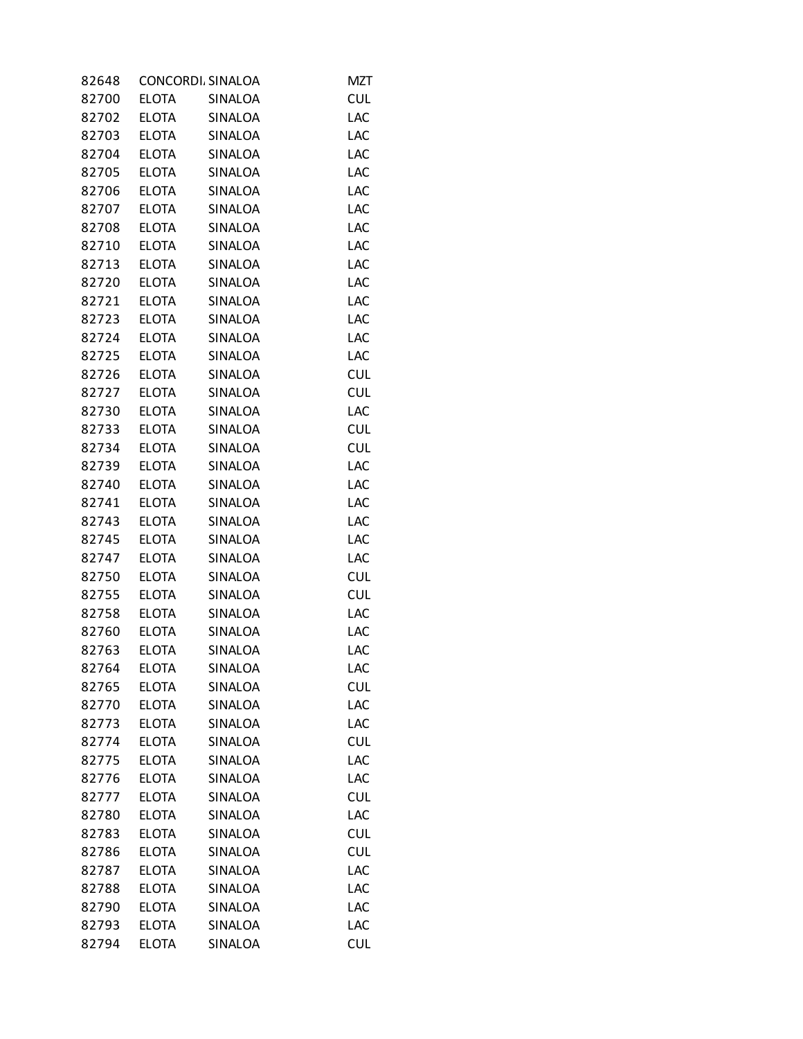| | | | |
|---|---|---|---|
| 82648 | CONCORDI. | SINALOA | MZT |
| 82700 | ELOTA | SINALOA | CUL |
| 82702 | ELOTA | SINALOA | LAC |
| 82703 | ELOTA | SINALOA | LAC |
| 82704 | ELOTA | SINALOA | LAC |
| 82705 | ELOTA | SINALOA | LAC |
| 82706 | ELOTA | SINALOA | LAC |
| 82707 | ELOTA | SINALOA | LAC |
| 82708 | ELOTA | SINALOA | LAC |
| 82710 | ELOTA | SINALOA | LAC |
| 82713 | ELOTA | SINALOA | LAC |
| 82720 | ELOTA | SINALOA | LAC |
| 82721 | ELOTA | SINALOA | LAC |
| 82723 | ELOTA | SINALOA | LAC |
| 82724 | ELOTA | SINALOA | LAC |
| 82725 | ELOTA | SINALOA | LAC |
| 82726 | ELOTA | SINALOA | CUL |
| 82727 | ELOTA | SINALOA | CUL |
| 82730 | ELOTA | SINALOA | LAC |
| 82733 | ELOTA | SINALOA | CUL |
| 82734 | ELOTA | SINALOA | CUL |
| 82739 | ELOTA | SINALOA | LAC |
| 82740 | ELOTA | SINALOA | LAC |
| 82741 | ELOTA | SINALOA | LAC |
| 82743 | ELOTA | SINALOA | LAC |
| 82745 | ELOTA | SINALOA | LAC |
| 82747 | ELOTA | SINALOA | LAC |
| 82750 | ELOTA | SINALOA | CUL |
| 82755 | ELOTA | SINALOA | CUL |
| 82758 | ELOTA | SINALOA | LAC |
| 82760 | ELOTA | SINALOA | LAC |
| 82763 | ELOTA | SINALOA | LAC |
| 82764 | ELOTA | SINALOA | LAC |
| 82765 | ELOTA | SINALOA | CUL |
| 82770 | ELOTA | SINALOA | LAC |
| 82773 | ELOTA | SINALOA | LAC |
| 82774 | ELOTA | SINALOA | CUL |
| 82775 | ELOTA | SINALOA | LAC |
| 82776 | ELOTA | SINALOA | LAC |
| 82777 | ELOTA | SINALOA | CUL |
| 82780 | ELOTA | SINALOA | LAC |
| 82783 | ELOTA | SINALOA | CUL |
| 82786 | ELOTA | SINALOA | CUL |
| 82787 | ELOTA | SINALOA | LAC |
| 82788 | ELOTA | SINALOA | LAC |
| 82790 | ELOTA | SINALOA | LAC |
| 82793 | ELOTA | SINALOA | LAC |
| 82794 | ELOTA | SINALOA | CUL |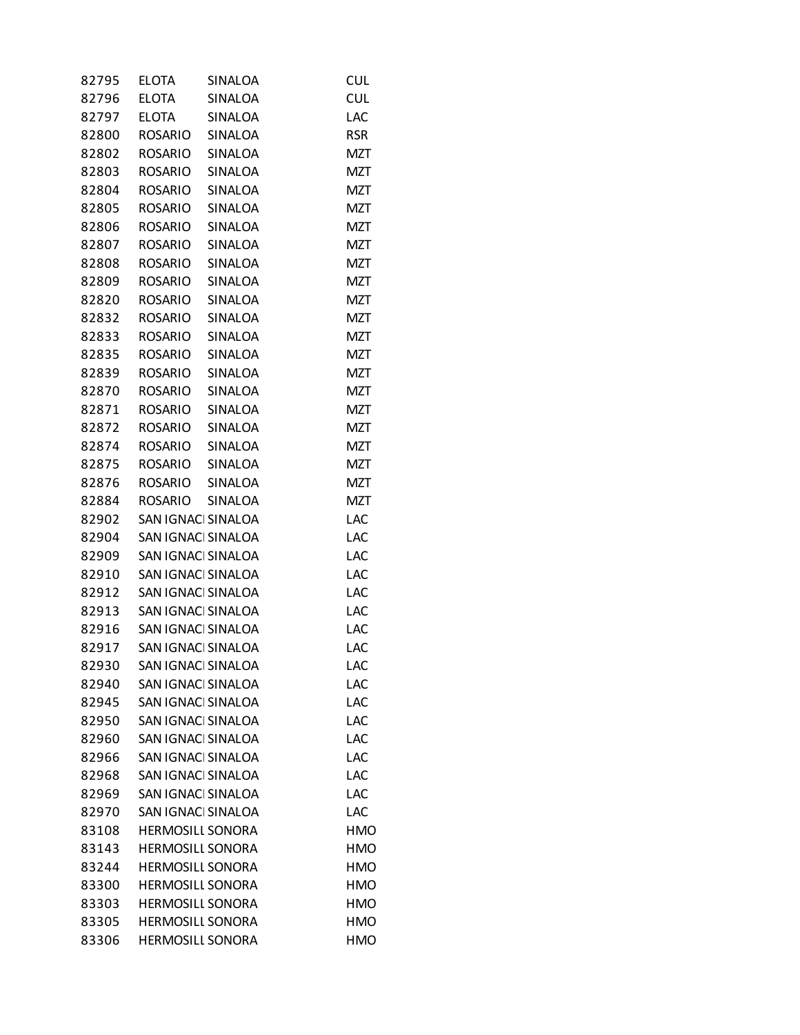| | | | |
|---|---|---|---|
| 82795 | ELOTA | SINALOA | CUL |
| 82796 | ELOTA | SINALOA | CUL |
| 82797 | ELOTA | SINALOA | LAC |
| 82800 | ROSARIO | SINALOA | RSR |
| 82802 | ROSARIO | SINALOA | MZT |
| 82803 | ROSARIO | SINALOA | MZT |
| 82804 | ROSARIO | SINALOA | MZT |
| 82805 | ROSARIO | SINALOA | MZT |
| 82806 | ROSARIO | SINALOA | MZT |
| 82807 | ROSARIO | SINALOA | MZT |
| 82808 | ROSARIO | SINALOA | MZT |
| 82809 | ROSARIO | SINALOA | MZT |
| 82820 | ROSARIO | SINALOA | MZT |
| 82832 | ROSARIO | SINALOA | MZT |
| 82833 | ROSARIO | SINALOA | MZT |
| 82835 | ROSARIO | SINALOA | MZT |
| 82839 | ROSARIO | SINALOA | MZT |
| 82870 | ROSARIO | SINALOA | MZT |
| 82871 | ROSARIO | SINALOA | MZT |
| 82872 | ROSARIO | SINALOA | MZT |
| 82874 | ROSARIO | SINALOA | MZT |
| 82875 | ROSARIO | SINALOA | MZT |
| 82876 | ROSARIO | SINALOA | MZT |
| 82884 | ROSARIO | SINALOA | MZT |
| 82902 | SAN IGNACI | SINALOA | LAC |
| 82904 | SAN IGNACI | SINALOA | LAC |
| 82909 | SAN IGNACI | SINALOA | LAC |
| 82910 | SAN IGNACI | SINALOA | LAC |
| 82912 | SAN IGNACI | SINALOA | LAC |
| 82913 | SAN IGNACI | SINALOA | LAC |
| 82916 | SAN IGNACI | SINALOA | LAC |
| 82917 | SAN IGNACI | SINALOA | LAC |
| 82930 | SAN IGNACI | SINALOA | LAC |
| 82940 | SAN IGNACI | SINALOA | LAC |
| 82945 | SAN IGNACI | SINALOA | LAC |
| 82950 | SAN IGNACI | SINALOA | LAC |
| 82960 | SAN IGNACI | SINALOA | LAC |
| 82966 | SAN IGNACI | SINALOA | LAC |
| 82968 | SAN IGNACI | SINALOA | LAC |
| 82969 | SAN IGNACI | SINALOA | LAC |
| 82970 | SAN IGNACI | SINALOA | LAC |
| 83108 | HERMOSILL | SONORA | HMO |
| 83143 | HERMOSILL | SONORA | HMO |
| 83244 | HERMOSILL | SONORA | HMO |
| 83300 | HERMOSILL | SONORA | HMO |
| 83303 | HERMOSILL | SONORA | HMO |
| 83305 | HERMOSILL | SONORA | HMO |
| 83306 | HERMOSILL | SONORA | HMO |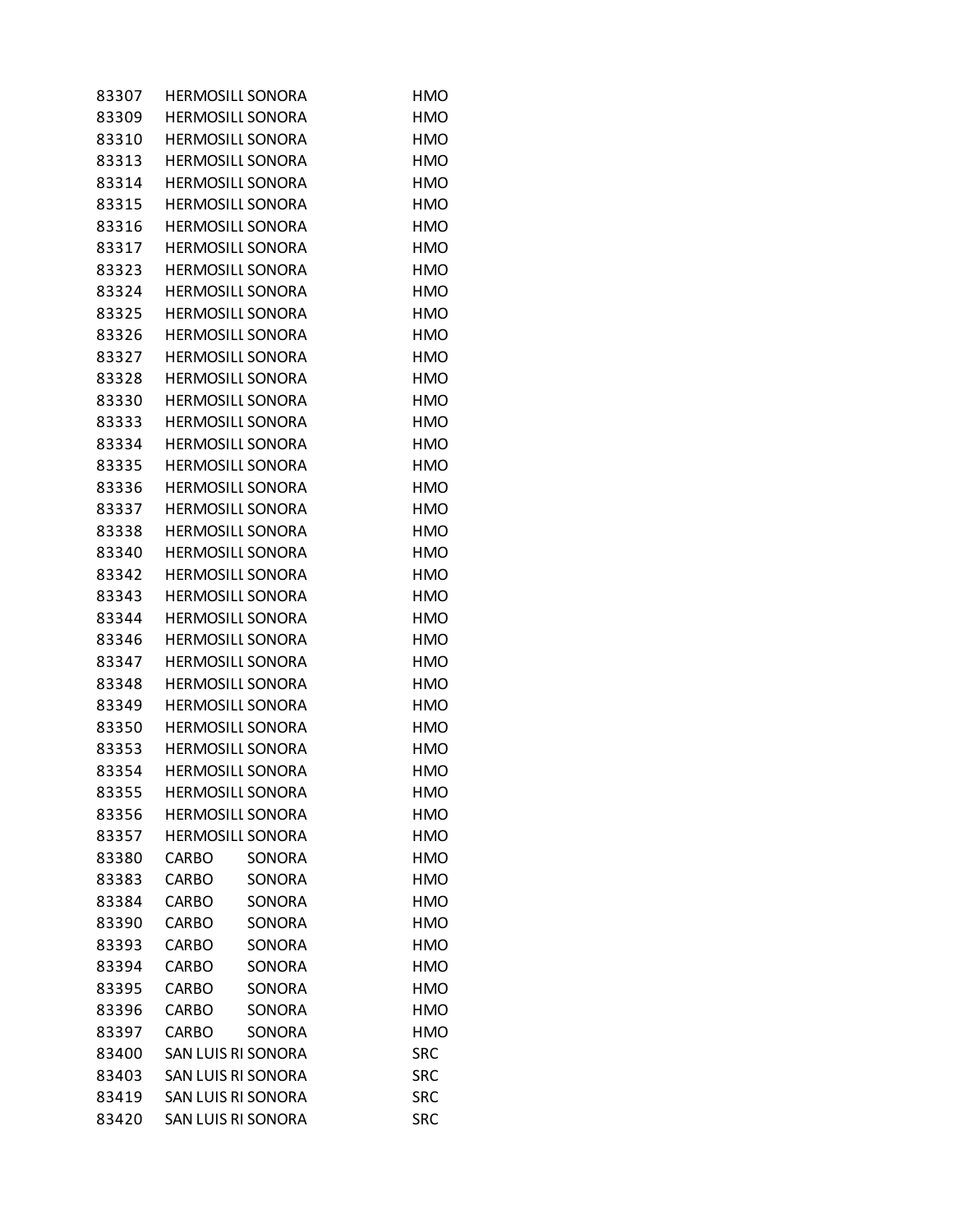| | | | |
|---|---|---|---|
| 83307 | HERMOSILL | SONORA | HMO |
| 83309 | HERMOSILL | SONORA | HMO |
| 83310 | HERMOSILL | SONORA | HMO |
| 83313 | HERMOSILL | SONORA | HMO |
| 83314 | HERMOSILL | SONORA | HMO |
| 83315 | HERMOSILL | SONORA | HMO |
| 83316 | HERMOSILL | SONORA | HMO |
| 83317 | HERMOSILL | SONORA | HMO |
| 83323 | HERMOSILL | SONORA | HMO |
| 83324 | HERMOSILL | SONORA | HMO |
| 83325 | HERMOSILL | SONORA | HMO |
| 83326 | HERMOSILL | SONORA | HMO |
| 83327 | HERMOSILL | SONORA | HMO |
| 83328 | HERMOSILL | SONORA | HMO |
| 83330 | HERMOSILL | SONORA | HMO |
| 83333 | HERMOSILL | SONORA | HMO |
| 83334 | HERMOSILL | SONORA | HMO |
| 83335 | HERMOSILL | SONORA | HMO |
| 83336 | HERMOSILL | SONORA | HMO |
| 83337 | HERMOSILL | SONORA | HMO |
| 83338 | HERMOSILL | SONORA | HMO |
| 83340 | HERMOSILL | SONORA | HMO |
| 83342 | HERMOSILL | SONORA | HMO |
| 83343 | HERMOSILL | SONORA | HMO |
| 83344 | HERMOSILL | SONORA | HMO |
| 83346 | HERMOSILL | SONORA | HMO |
| 83347 | HERMOSILL | SONORA | HMO |
| 83348 | HERMOSILL | SONORA | HMO |
| 83349 | HERMOSILL | SONORA | HMO |
| 83350 | HERMOSILL | SONORA | HMO |
| 83353 | HERMOSILL | SONORA | HMO |
| 83354 | HERMOSILL | SONORA | HMO |
| 83355 | HERMOSILL | SONORA | HMO |
| 83356 | HERMOSILL | SONORA | HMO |
| 83357 | HERMOSILL | SONORA | HMO |
| 83380 | CARBO | SONORA | HMO |
| 83383 | CARBO | SONORA | HMO |
| 83384 | CARBO | SONORA | HMO |
| 83390 | CARBO | SONORA | HMO |
| 83393 | CARBO | SONORA | HMO |
| 83394 | CARBO | SONORA | HMO |
| 83395 | CARBO | SONORA | HMO |
| 83396 | CARBO | SONORA | HMO |
| 83397 | CARBO | SONORA | HMO |
| 83400 | SAN LUIS RI | SONORA | SRC |
| 83403 | SAN LUIS RI | SONORA | SRC |
| 83419 | SAN LUIS RI | SONORA | SRC |
| 83420 | SAN LUIS RI | SONORA | SRC |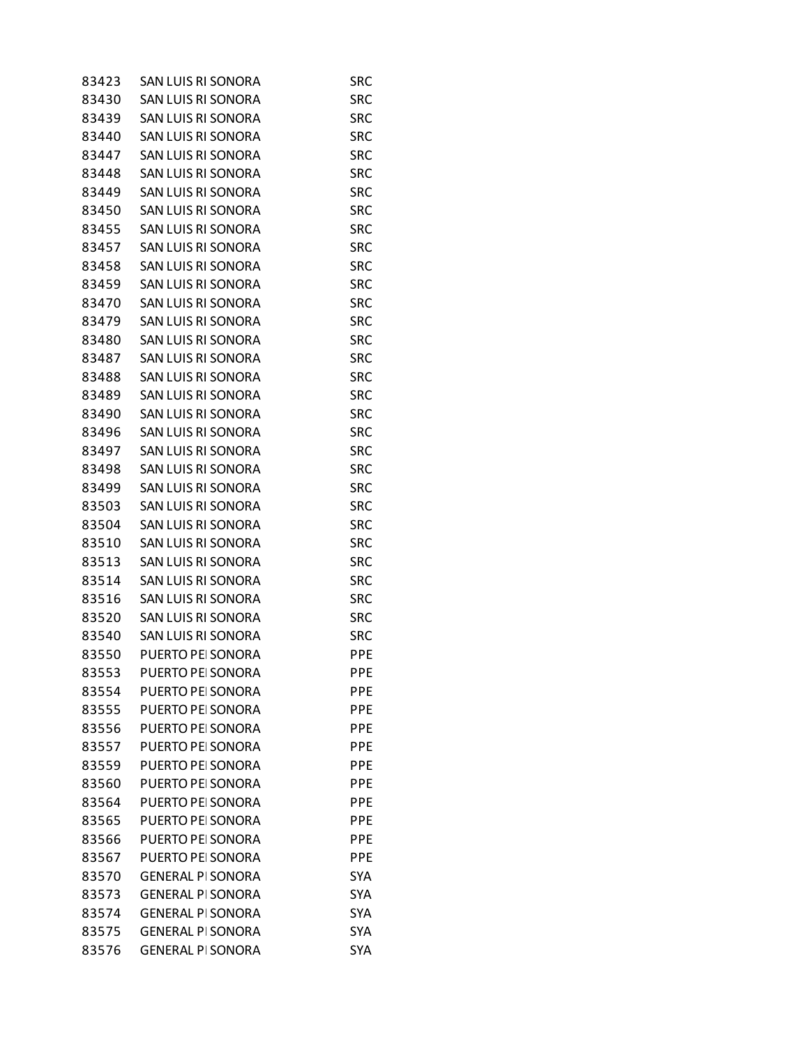| | | | |
|---|---|---|---|
| 83423 | SAN LUIS RI | SONORA | SRC |
| 83430 | SAN LUIS RI | SONORA | SRC |
| 83439 | SAN LUIS RI | SONORA | SRC |
| 83440 | SAN LUIS RI | SONORA | SRC |
| 83447 | SAN LUIS RI | SONORA | SRC |
| 83448 | SAN LUIS RI | SONORA | SRC |
| 83449 | SAN LUIS RI | SONORA | SRC |
| 83450 | SAN LUIS RI | SONORA | SRC |
| 83455 | SAN LUIS RI | SONORA | SRC |
| 83457 | SAN LUIS RI | SONORA | SRC |
| 83458 | SAN LUIS RI | SONORA | SRC |
| 83459 | SAN LUIS RI | SONORA | SRC |
| 83470 | SAN LUIS RI | SONORA | SRC |
| 83479 | SAN LUIS RI | SONORA | SRC |
| 83480 | SAN LUIS RI | SONORA | SRC |
| 83487 | SAN LUIS RI | SONORA | SRC |
| 83488 | SAN LUIS RI | SONORA | SRC |
| 83489 | SAN LUIS RI | SONORA | SRC |
| 83490 | SAN LUIS RI | SONORA | SRC |
| 83496 | SAN LUIS RI | SONORA | SRC |
| 83497 | SAN LUIS RI | SONORA | SRC |
| 83498 | SAN LUIS RI | SONORA | SRC |
| 83499 | SAN LUIS RI | SONORA | SRC |
| 83503 | SAN LUIS RI | SONORA | SRC |
| 83504 | SAN LUIS RI | SONORA | SRC |
| 83510 | SAN LUIS RI | SONORA | SRC |
| 83513 | SAN LUIS RI | SONORA | SRC |
| 83514 | SAN LUIS RI | SONORA | SRC |
| 83516 | SAN LUIS RI | SONORA | SRC |
| 83520 | SAN LUIS RI | SONORA | SRC |
| 83540 | SAN LUIS RI | SONORA | SRC |
| 83550 | PUERTO PE | SONORA | PPE |
| 83553 | PUERTO PE | SONORA | PPE |
| 83554 | PUERTO PE | SONORA | PPE |
| 83555 | PUERTO PE | SONORA | PPE |
| 83556 | PUERTO PE | SONORA | PPE |
| 83557 | PUERTO PE | SONORA | PPE |
| 83559 | PUERTO PE | SONORA | PPE |
| 83560 | PUERTO PE | SONORA | PPE |
| 83564 | PUERTO PE | SONORA | PPE |
| 83565 | PUERTO PE | SONORA | PPE |
| 83566 | PUERTO PE | SONORA | PPE |
| 83567 | PUERTO PE | SONORA | PPE |
| 83570 | GENERAL PI | SONORA | SYA |
| 83573 | GENERAL PI | SONORA | SYA |
| 83574 | GENERAL PI | SONORA | SYA |
| 83575 | GENERAL PI | SONORA | SYA |
| 83576 | GENERAL PI | SONORA | SYA |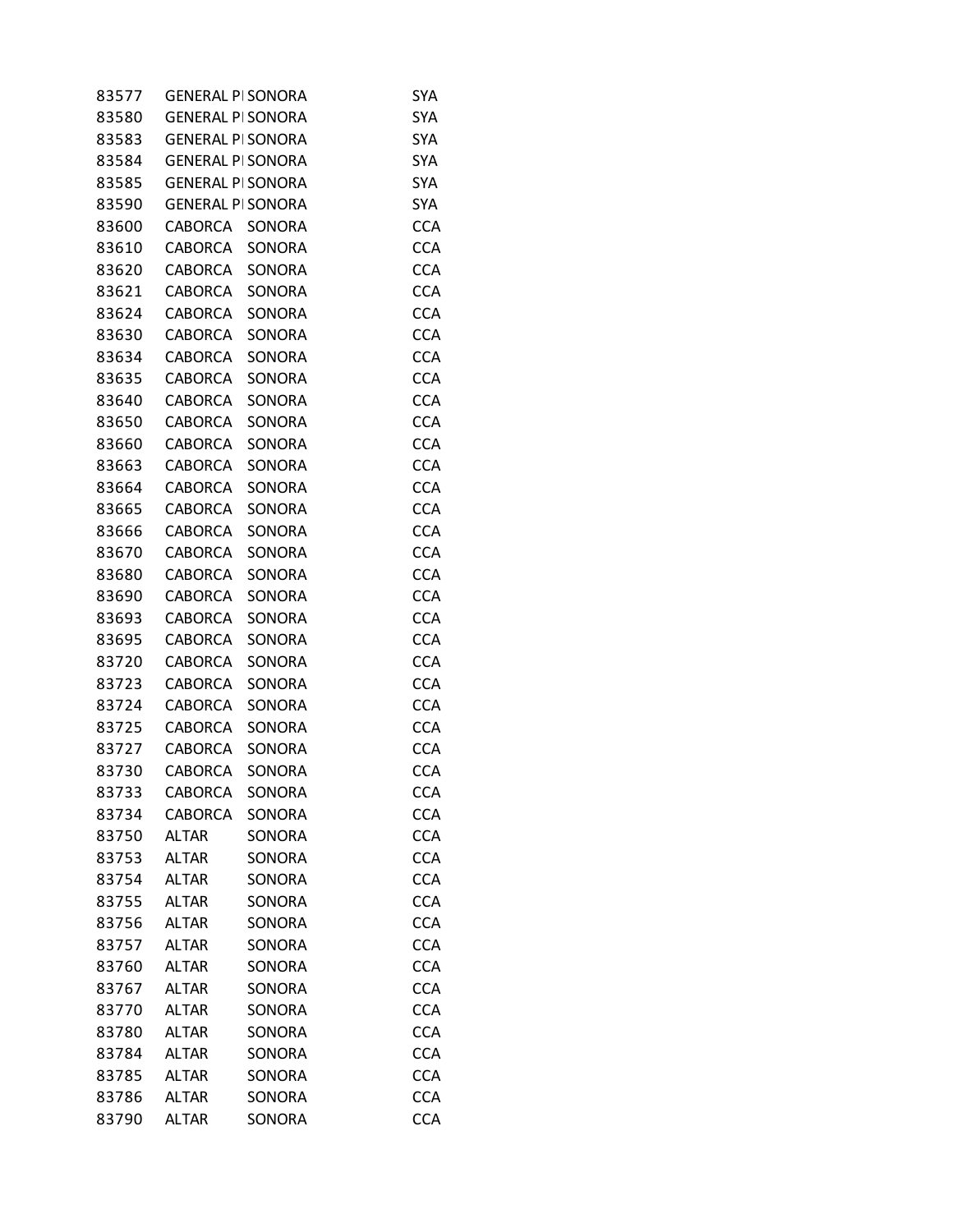| | | | |
|---|---|---|---|
| 83577 | GENERAL PI | SONORA | SYA |
| 83580 | GENERAL PI | SONORA | SYA |
| 83583 | GENERAL PI | SONORA | SYA |
| 83584 | GENERAL PI | SONORA | SYA |
| 83585 | GENERAL PI | SONORA | SYA |
| 83590 | GENERAL PI | SONORA | SYA |
| 83600 | CABORCA | SONORA | CCA |
| 83610 | CABORCA | SONORA | CCA |
| 83620 | CABORCA | SONORA | CCA |
| 83621 | CABORCA | SONORA | CCA |
| 83624 | CABORCA | SONORA | CCA |
| 83630 | CABORCA | SONORA | CCA |
| 83634 | CABORCA | SONORA | CCA |
| 83635 | CABORCA | SONORA | CCA |
| 83640 | CABORCA | SONORA | CCA |
| 83650 | CABORCA | SONORA | CCA |
| 83660 | CABORCA | SONORA | CCA |
| 83663 | CABORCA | SONORA | CCA |
| 83664 | CABORCA | SONORA | CCA |
| 83665 | CABORCA | SONORA | CCA |
| 83666 | CABORCA | SONORA | CCA |
| 83670 | CABORCA | SONORA | CCA |
| 83680 | CABORCA | SONORA | CCA |
| 83690 | CABORCA | SONORA | CCA |
| 83693 | CABORCA | SONORA | CCA |
| 83695 | CABORCA | SONORA | CCA |
| 83720 | CABORCA | SONORA | CCA |
| 83723 | CABORCA | SONORA | CCA |
| 83724 | CABORCA | SONORA | CCA |
| 83725 | CABORCA | SONORA | CCA |
| 83727 | CABORCA | SONORA | CCA |
| 83730 | CABORCA | SONORA | CCA |
| 83733 | CABORCA | SONORA | CCA |
| 83734 | CABORCA | SONORA | CCA |
| 83750 | ALTAR | SONORA | CCA |
| 83753 | ALTAR | SONORA | CCA |
| 83754 | ALTAR | SONORA | CCA |
| 83755 | ALTAR | SONORA | CCA |
| 83756 | ALTAR | SONORA | CCA |
| 83757 | ALTAR | SONORA | CCA |
| 83760 | ALTAR | SONORA | CCA |
| 83767 | ALTAR | SONORA | CCA |
| 83770 | ALTAR | SONORA | CCA |
| 83780 | ALTAR | SONORA | CCA |
| 83784 | ALTAR | SONORA | CCA |
| 83785 | ALTAR | SONORA | CCA |
| 83786 | ALTAR | SONORA | CCA |
| 83790 | ALTAR | SONORA | CCA |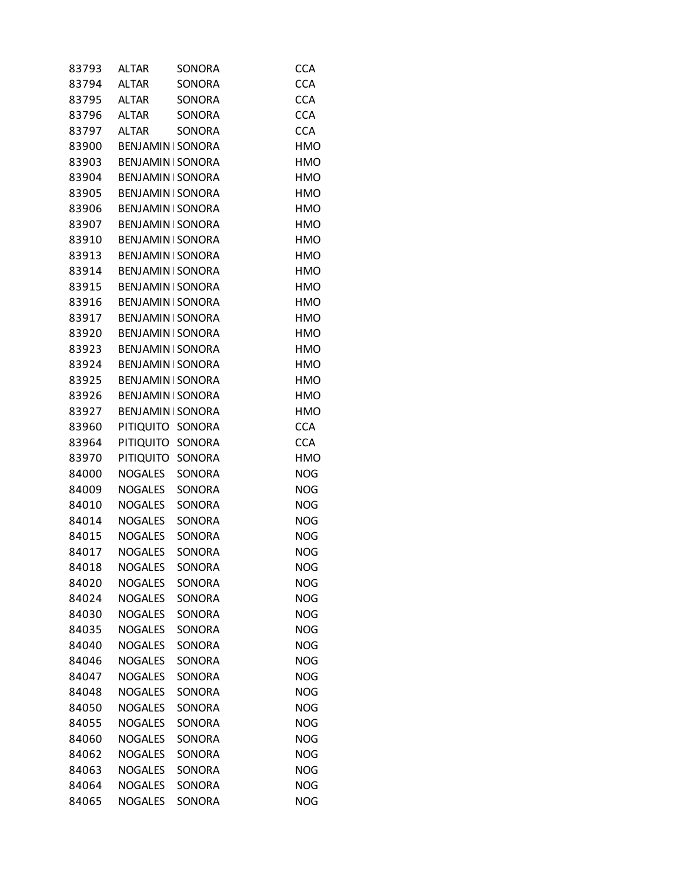| | | | |
|---|---|---|---|
| 83793 | ALTAR | SONORA | CCA |
| 83794 | ALTAR | SONORA | CCA |
| 83795 | ALTAR | SONORA | CCA |
| 83796 | ALTAR | SONORA | CCA |
| 83797 | ALTAR | SONORA | CCA |
| 83900 | BENJAMIN | SONORA | HMO |
| 83903 | BENJAMIN | SONORA | HMO |
| 83904 | BENJAMIN | SONORA | HMO |
| 83905 | BENJAMIN | SONORA | HMO |
| 83906 | BENJAMIN | SONORA | HMO |
| 83907 | BENJAMIN | SONORA | HMO |
| 83910 | BENJAMIN | SONORA | HMO |
| 83913 | BENJAMIN | SONORA | HMO |
| 83914 | BENJAMIN | SONORA | HMO |
| 83915 | BENJAMIN | SONORA | HMO |
| 83916 | BENJAMIN | SONORA | HMO |
| 83917 | BENJAMIN | SONORA | HMO |
| 83920 | BENJAMIN | SONORA | HMO |
| 83923 | BENJAMIN | SONORA | HMO |
| 83924 | BENJAMIN | SONORA | HMO |
| 83925 | BENJAMIN | SONORA | HMO |
| 83926 | BENJAMIN | SONORA | HMO |
| 83927 | BENJAMIN | SONORA | HMO |
| 83960 | PITIQUITO | SONORA | CCA |
| 83964 | PITIQUITO | SONORA | CCA |
| 83970 | PITIQUITO | SONORA | HMO |
| 84000 | NOGALES | SONORA | NOG |
| 84009 | NOGALES | SONORA | NOG |
| 84010 | NOGALES | SONORA | NOG |
| 84014 | NOGALES | SONORA | NOG |
| 84015 | NOGALES | SONORA | NOG |
| 84017 | NOGALES | SONORA | NOG |
| 84018 | NOGALES | SONORA | NOG |
| 84020 | NOGALES | SONORA | NOG |
| 84024 | NOGALES | SONORA | NOG |
| 84030 | NOGALES | SONORA | NOG |
| 84035 | NOGALES | SONORA | NOG |
| 84040 | NOGALES | SONORA | NOG |
| 84046 | NOGALES | SONORA | NOG |
| 84047 | NOGALES | SONORA | NOG |
| 84048 | NOGALES | SONORA | NOG |
| 84050 | NOGALES | SONORA | NOG |
| 84055 | NOGALES | SONORA | NOG |
| 84060 | NOGALES | SONORA | NOG |
| 84062 | NOGALES | SONORA | NOG |
| 84063 | NOGALES | SONORA | NOG |
| 84064 | NOGALES | SONORA | NOG |
| 84065 | NOGALES | SONORA | NOG |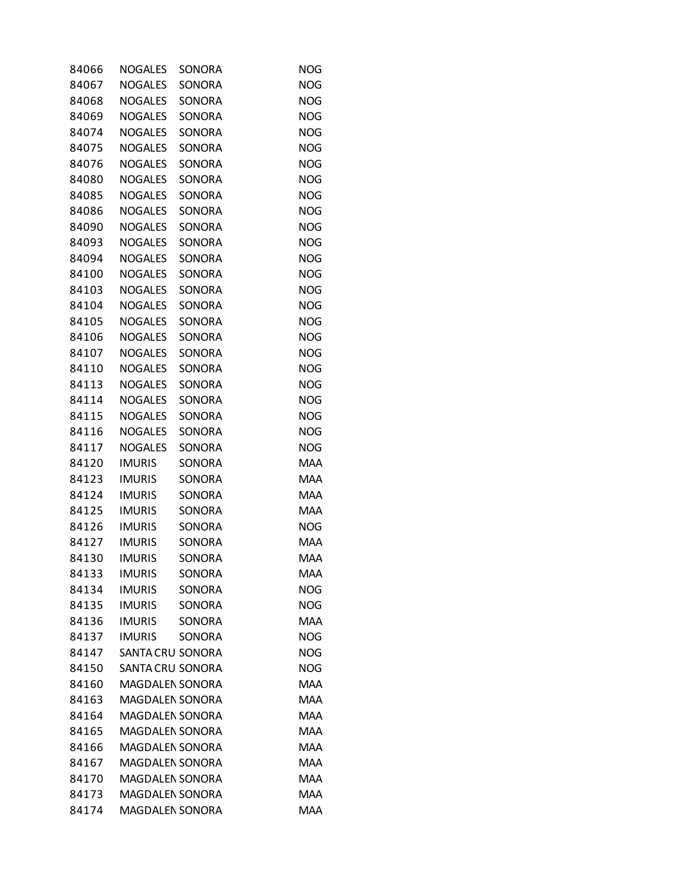| | | | |
|---|---|---|---|
| 84066 | NOGALES | SONORA | NOG |
| 84067 | NOGALES | SONORA | NOG |
| 84068 | NOGALES | SONORA | NOG |
| 84069 | NOGALES | SONORA | NOG |
| 84074 | NOGALES | SONORA | NOG |
| 84075 | NOGALES | SONORA | NOG |
| 84076 | NOGALES | SONORA | NOG |
| 84080 | NOGALES | SONORA | NOG |
| 84085 | NOGALES | SONORA | NOG |
| 84086 | NOGALES | SONORA | NOG |
| 84090 | NOGALES | SONORA | NOG |
| 84093 | NOGALES | SONORA | NOG |
| 84094 | NOGALES | SONORA | NOG |
| 84100 | NOGALES | SONORA | NOG |
| 84103 | NOGALES | SONORA | NOG |
| 84104 | NOGALES | SONORA | NOG |
| 84105 | NOGALES | SONORA | NOG |
| 84106 | NOGALES | SONORA | NOG |
| 84107 | NOGALES | SONORA | NOG |
| 84110 | NOGALES | SONORA | NOG |
| 84113 | NOGALES | SONORA | NOG |
| 84114 | NOGALES | SONORA | NOG |
| 84115 | NOGALES | SONORA | NOG |
| 84116 | NOGALES | SONORA | NOG |
| 84117 | NOGALES | SONORA | NOG |
| 84120 | IMURIS | SONORA | MAA |
| 84123 | IMURIS | SONORA | MAA |
| 84124 | IMURIS | SONORA | MAA |
| 84125 | IMURIS | SONORA | MAA |
| 84126 | IMURIS | SONORA | NOG |
| 84127 | IMURIS | SONORA | MAA |
| 84130 | IMURIS | SONORA | MAA |
| 84133 | IMURIS | SONORA | MAA |
| 84134 | IMURIS | SONORA | NOG |
| 84135 | IMURIS | SONORA | NOG |
| 84136 | IMURIS | SONORA | MAA |
| 84137 | IMURIS | SONORA | NOG |
| 84147 | SANTA CRU | SONORA | NOG |
| 84150 | SANTA CRU | SONORA | NOG |
| 84160 | MAGDALEN | SONORA | MAA |
| 84163 | MAGDALEN | SONORA | MAA |
| 84164 | MAGDALEN | SONORA | MAA |
| 84165 | MAGDALEN | SONORA | MAA |
| 84166 | MAGDALEN | SONORA | MAA |
| 84167 | MAGDALEN | SONORA | MAA |
| 84170 | MAGDALEN | SONORA | MAA |
| 84173 | MAGDALEN | SONORA | MAA |
| 84174 | MAGDALEN | SONORA | MAA |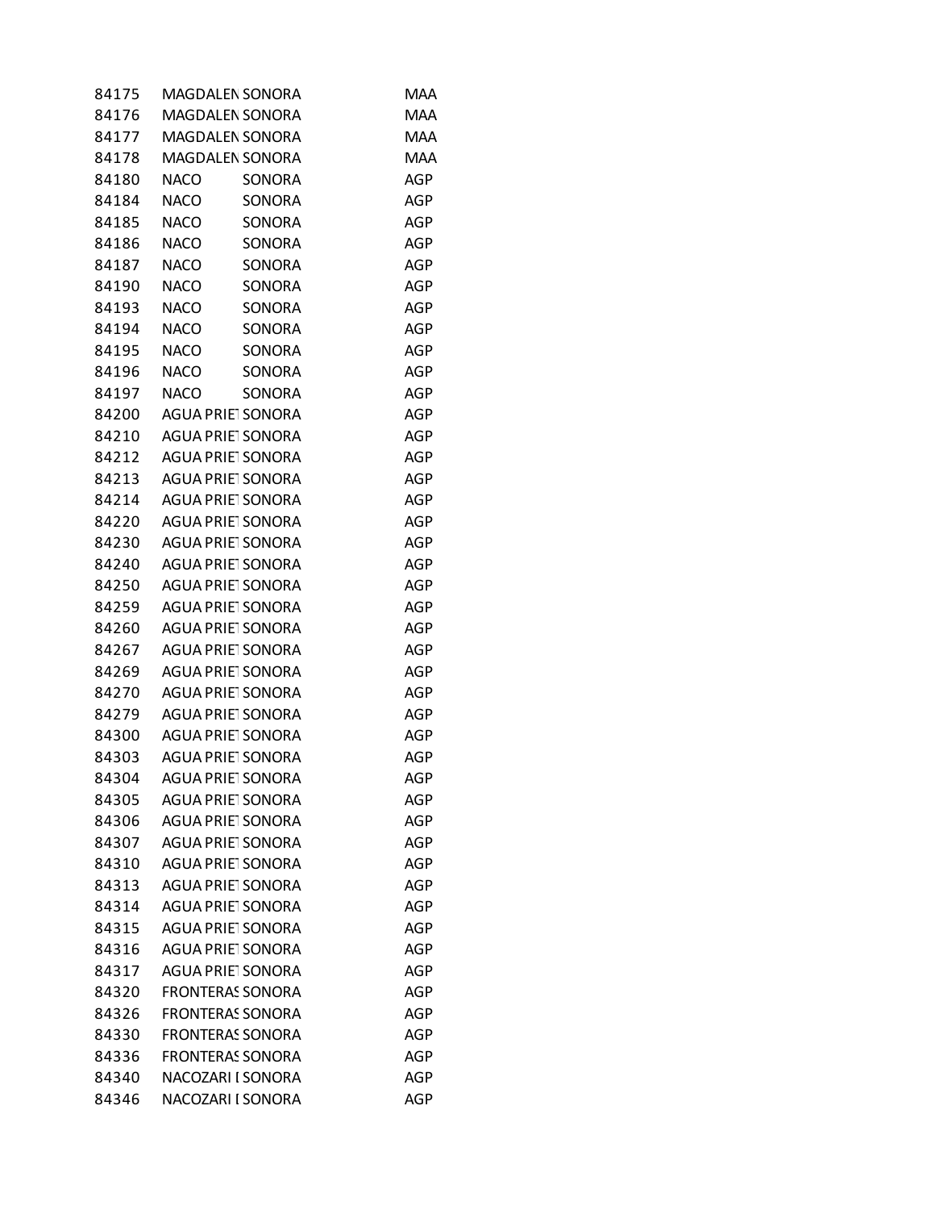| | | | |
|---|---|---|---|
| 84175 | MAGDALEN | SONORA | MAA |
| 84176 | MAGDALEN | SONORA | MAA |
| 84177 | MAGDALEN | SONORA | MAA |
| 84178 | MAGDALEN | SONORA | MAA |
| 84180 | NACO | SONORA | AGP |
| 84184 | NACO | SONORA | AGP |
| 84185 | NACO | SONORA | AGP |
| 84186 | NACO | SONORA | AGP |
| 84187 | NACO | SONORA | AGP |
| 84190 | NACO | SONORA | AGP |
| 84193 | NACO | SONORA | AGP |
| 84194 | NACO | SONORA | AGP |
| 84195 | NACO | SONORA | AGP |
| 84196 | NACO | SONORA | AGP |
| 84197 | NACO | SONORA | AGP |
| 84200 | AGUA PRIET | SONORA | AGP |
| 84210 | AGUA PRIET | SONORA | AGP |
| 84212 | AGUA PRIET | SONORA | AGP |
| 84213 | AGUA PRIET | SONORA | AGP |
| 84214 | AGUA PRIET | SONORA | AGP |
| 84220 | AGUA PRIET | SONORA | AGP |
| 84230 | AGUA PRIET | SONORA | AGP |
| 84240 | AGUA PRIET | SONORA | AGP |
| 84250 | AGUA PRIET | SONORA | AGP |
| 84259 | AGUA PRIET | SONORA | AGP |
| 84260 | AGUA PRIET | SONORA | AGP |
| 84267 | AGUA PRIET | SONORA | AGP |
| 84269 | AGUA PRIET | SONORA | AGP |
| 84270 | AGUA PRIET | SONORA | AGP |
| 84279 | AGUA PRIET | SONORA | AGP |
| 84300 | AGUA PRIET | SONORA | AGP |
| 84303 | AGUA PRIET | SONORA | AGP |
| 84304 | AGUA PRIET | SONORA | AGP |
| 84305 | AGUA PRIET | SONORA | AGP |
| 84306 | AGUA PRIET | SONORA | AGP |
| 84307 | AGUA PRIET | SONORA | AGP |
| 84310 | AGUA PRIET | SONORA | AGP |
| 84313 | AGUA PRIET | SONORA | AGP |
| 84314 | AGUA PRIET | SONORA | AGP |
| 84315 | AGUA PRIET | SONORA | AGP |
| 84316 | AGUA PRIET | SONORA | AGP |
| 84317 | AGUA PRIET | SONORA | AGP |
| 84320 | FRONTERAS | SONORA | AGP |
| 84326 | FRONTERAS | SONORA | AGP |
| 84330 | FRONTERAS | SONORA | AGP |
| 84336 | FRONTERAS | SONORA | AGP |
| 84340 | NACOZARI I | SONORA | AGP |
| 84346 | NACOZARI I | SONORA | AGP |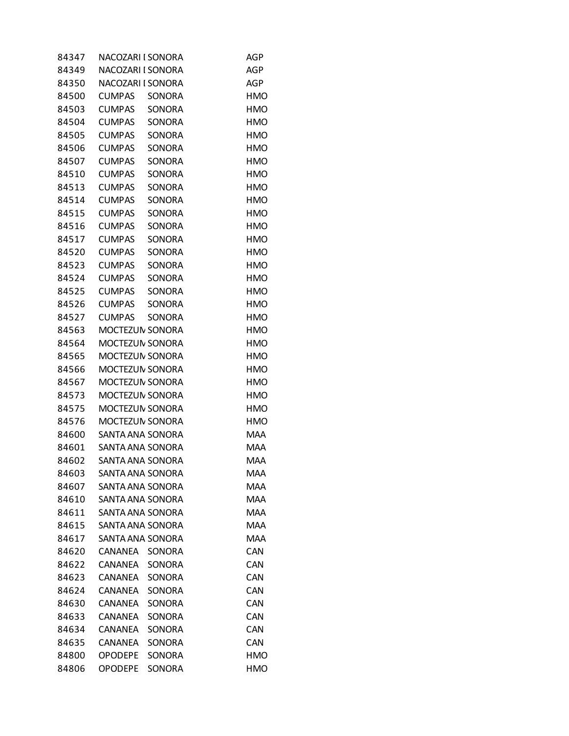| | | | |
|---|---|---|---|
| 84347 | NACOZARI I | SONORA | AGP |
| 84349 | NACOZARI I | SONORA | AGP |
| 84350 | NACOZARI I | SONORA | AGP |
| 84500 | CUMPAS | SONORA | HMO |
| 84503 | CUMPAS | SONORA | HMO |
| 84504 | CUMPAS | SONORA | HMO |
| 84505 | CUMPAS | SONORA | HMO |
| 84506 | CUMPAS | SONORA | HMO |
| 84507 | CUMPAS | SONORA | HMO |
| 84510 | CUMPAS | SONORA | HMO |
| 84513 | CUMPAS | SONORA | HMO |
| 84514 | CUMPAS | SONORA | HMO |
| 84515 | CUMPAS | SONORA | HMO |
| 84516 | CUMPAS | SONORA | HMO |
| 84517 | CUMPAS | SONORA | HMO |
| 84520 | CUMPAS | SONORA | HMO |
| 84523 | CUMPAS | SONORA | HMO |
| 84524 | CUMPAS | SONORA | HMO |
| 84525 | CUMPAS | SONORA | HMO |
| 84526 | CUMPAS | SONORA | HMO |
| 84527 | CUMPAS | SONORA | HMO |
| 84563 | MOCTEZUM | SONORA | HMO |
| 84564 | MOCTEZUM | SONORA | HMO |
| 84565 | MOCTEZUM | SONORA | HMO |
| 84566 | MOCTEZUM | SONORA | HMO |
| 84567 | MOCTEZUM | SONORA | HMO |
| 84573 | MOCTEZUM | SONORA | HMO |
| 84575 | MOCTEZUM | SONORA | HMO |
| 84576 | MOCTEZUM | SONORA | HMO |
| 84600 | SANTA ANA | SONORA | MAA |
| 84601 | SANTA ANA | SONORA | MAA |
| 84602 | SANTA ANA | SONORA | MAA |
| 84603 | SANTA ANA | SONORA | MAA |
| 84607 | SANTA ANA | SONORA | MAA |
| 84610 | SANTA ANA | SONORA | MAA |
| 84611 | SANTA ANA | SONORA | MAA |
| 84615 | SANTA ANA | SONORA | MAA |
| 84617 | SANTA ANA | SONORA | MAA |
| 84620 | CANANEA | SONORA | CAN |
| 84622 | CANANEA | SONORA | CAN |
| 84623 | CANANEA | SONORA | CAN |
| 84624 | CANANEA | SONORA | CAN |
| 84630 | CANANEA | SONORA | CAN |
| 84633 | CANANEA | SONORA | CAN |
| 84634 | CANANEA | SONORA | CAN |
| 84635 | CANANEA | SONORA | CAN |
| 84800 | OPODEPE | SONORA | HMO |
| 84806 | OPODEPE | SONORA | HMO |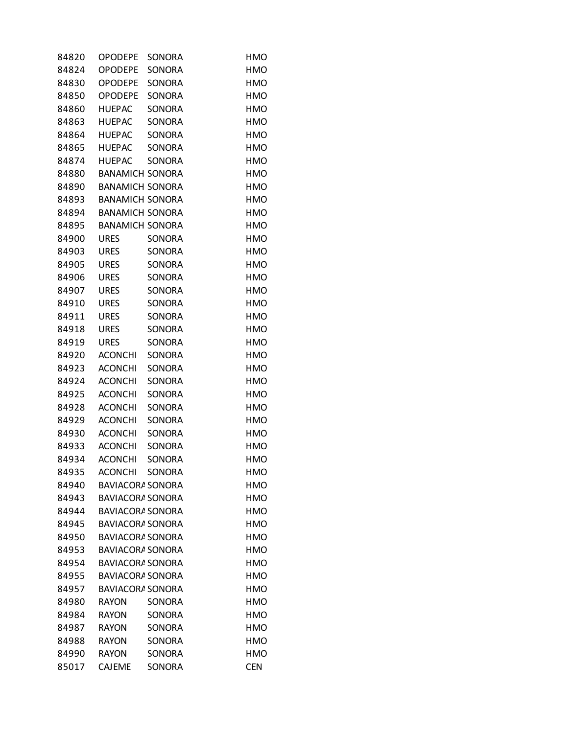| | | | |
|---|---|---|---|
| 84820 | OPODEPE | SONORA | HMO |
| 84824 | OPODEPE | SONORA | HMO |
| 84830 | OPODEPE | SONORA | HMO |
| 84850 | OPODEPE | SONORA | HMO |
| 84860 | HUEPAC | SONORA | HMO |
| 84863 | HUEPAC | SONORA | HMO |
| 84864 | HUEPAC | SONORA | HMO |
| 84865 | HUEPAC | SONORA | HMO |
| 84874 | HUEPAC | SONORA | HMO |
| 84880 | BANAMICH | SONORA | HMO |
| 84890 | BANAMICH | SONORA | HMO |
| 84893 | BANAMICH | SONORA | HMO |
| 84894 | BANAMICH | SONORA | HMO |
| 84895 | BANAMICH | SONORA | HMO |
| 84900 | URES | SONORA | HMO |
| 84903 | URES | SONORA | HMO |
| 84905 | URES | SONORA | HMO |
| 84906 | URES | SONORA | HMO |
| 84907 | URES | SONORA | HMO |
| 84910 | URES | SONORA | HMO |
| 84911 | URES | SONORA | HMO |
| 84918 | URES | SONORA | HMO |
| 84919 | URES | SONORA | HMO |
| 84920 | ACONCHI | SONORA | HMO |
| 84923 | ACONCHI | SONORA | HMO |
| 84924 | ACONCHI | SONORA | HMO |
| 84925 | ACONCHI | SONORA | HMO |
| 84928 | ACONCHI | SONORA | HMO |
| 84929 | ACONCHI | SONORA | HMO |
| 84930 | ACONCHI | SONORA | HMO |
| 84933 | ACONCHI | SONORA | HMO |
| 84934 | ACONCHI | SONORA | HMO |
| 84935 | ACONCHI | SONORA | HMO |
| 84940 | BAVIACORA | SONORA | HMO |
| 84943 | BAVIACORA | SONORA | HMO |
| 84944 | BAVIACORA | SONORA | HMO |
| 84945 | BAVIACORA | SONORA | HMO |
| 84950 | BAVIACORA | SONORA | HMO |
| 84953 | BAVIACORA | SONORA | HMO |
| 84954 | BAVIACORA | SONORA | HMO |
| 84955 | BAVIACORA | SONORA | HMO |
| 84957 | BAVIACORA | SONORA | HMO |
| 84980 | RAYON | SONORA | HMO |
| 84984 | RAYON | SONORA | HMO |
| 84987 | RAYON | SONORA | HMO |
| 84988 | RAYON | SONORA | HMO |
| 84990 | RAYON | SONORA | HMO |
| 85017 | CAJEME | SONORA | CEN |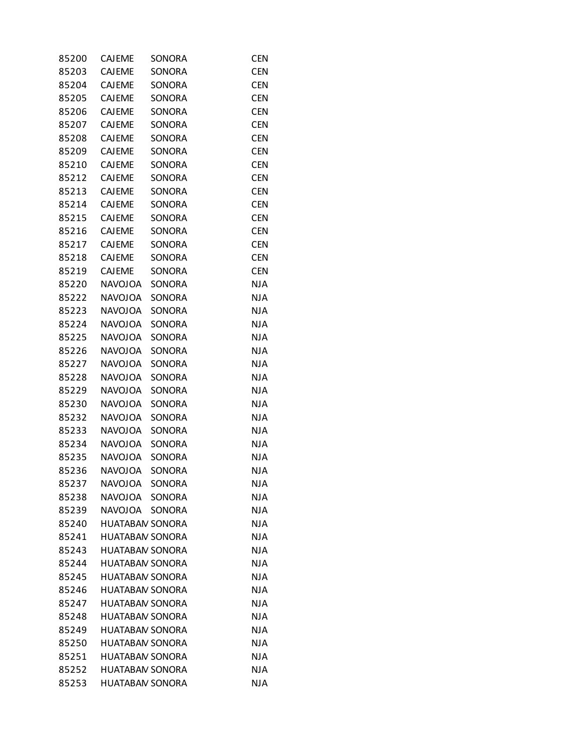| | | | |
|---|---|---|---|
| 85200 | CAJEME | SONORA | CEN |
| 85203 | CAJEME | SONORA | CEN |
| 85204 | CAJEME | SONORA | CEN |
| 85205 | CAJEME | SONORA | CEN |
| 85206 | CAJEME | SONORA | CEN |
| 85207 | CAJEME | SONORA | CEN |
| 85208 | CAJEME | SONORA | CEN |
| 85209 | CAJEME | SONORA | CEN |
| 85210 | CAJEME | SONORA | CEN |
| 85212 | CAJEME | SONORA | CEN |
| 85213 | CAJEME | SONORA | CEN |
| 85214 | CAJEME | SONORA | CEN |
| 85215 | CAJEME | SONORA | CEN |
| 85216 | CAJEME | SONORA | CEN |
| 85217 | CAJEME | SONORA | CEN |
| 85218 | CAJEME | SONORA | CEN |
| 85219 | CAJEME | SONORA | CEN |
| 85220 | NAVOJOA | SONORA | NJA |
| 85222 | NAVOJOA | SONORA | NJA |
| 85223 | NAVOJOA | SONORA | NJA |
| 85224 | NAVOJOA | SONORA | NJA |
| 85225 | NAVOJOA | SONORA | NJA |
| 85226 | NAVOJOA | SONORA | NJA |
| 85227 | NAVOJOA | SONORA | NJA |
| 85228 | NAVOJOA | SONORA | NJA |
| 85229 | NAVOJOA | SONORA | NJA |
| 85230 | NAVOJOA | SONORA | NJA |
| 85232 | NAVOJOA | SONORA | NJA |
| 85233 | NAVOJOA | SONORA | NJA |
| 85234 | NAVOJOA | SONORA | NJA |
| 85235 | NAVOJOA | SONORA | NJA |
| 85236 | NAVOJOA | SONORA | NJA |
| 85237 | NAVOJOA | SONORA | NJA |
| 85238 | NAVOJOA | SONORA | NJA |
| 85239 | NAVOJOA | SONORA | NJA |
| 85240 | HUATABAN | SONORA | NJA |
| 85241 | HUATABAN | SONORA | NJA |
| 85243 | HUATABAN | SONORA | NJA |
| 85244 | HUATABAN | SONORA | NJA |
| 85245 | HUATABAN | SONORA | NJA |
| 85246 | HUATABAN | SONORA | NJA |
| 85247 | HUATABAN | SONORA | NJA |
| 85248 | HUATABAN | SONORA | NJA |
| 85249 | HUATABAN | SONORA | NJA |
| 85250 | HUATABAN | SONORA | NJA |
| 85251 | HUATABAN | SONORA | NJA |
| 85252 | HUATABAN | SONORA | NJA |
| 85253 | HUATABAN | SONORA | NJA |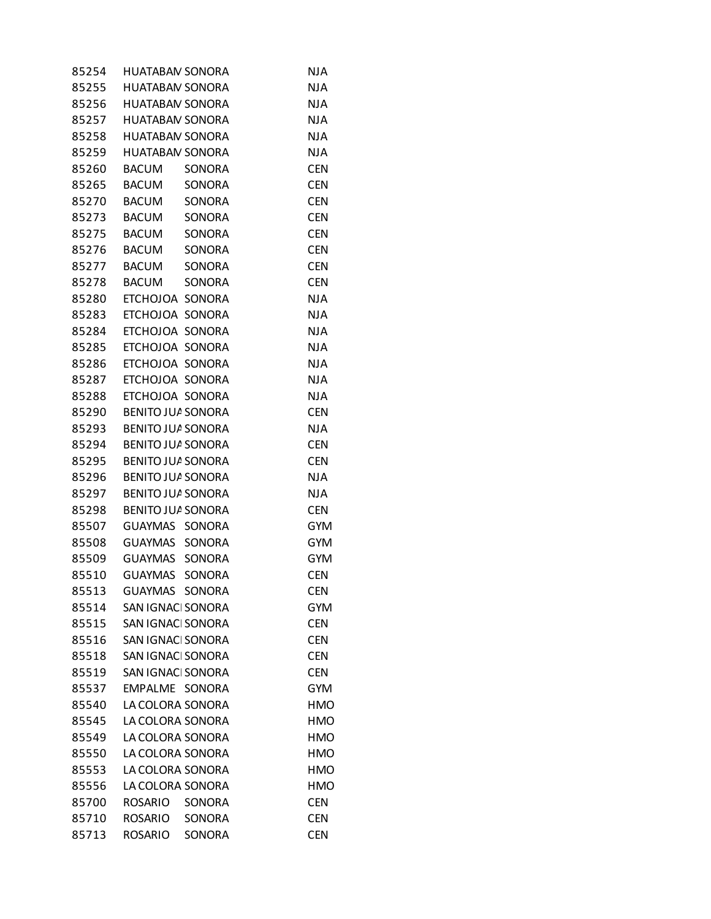| | | | |
|---|---|---|---|
| 85254 | HUATABAN | SONORA | NJA |
| 85255 | HUATABAN | SONORA | NJA |
| 85256 | HUATABAN | SONORA | NJA |
| 85257 | HUATABAN | SONORA | NJA |
| 85258 | HUATABAN | SONORA | NJA |
| 85259 | HUATABAN | SONORA | NJA |
| 85260 | BACUM | SONORA | CEN |
| 85265 | BACUM | SONORA | CEN |
| 85270 | BACUM | SONORA | CEN |
| 85273 | BACUM | SONORA | CEN |
| 85275 | BACUM | SONORA | CEN |
| 85276 | BACUM | SONORA | CEN |
| 85277 | BACUM | SONORA | CEN |
| 85278 | BACUM | SONORA | CEN |
| 85280 | ETCHOJOA | SONORA | NJA |
| 85283 | ETCHOJOA | SONORA | NJA |
| 85284 | ETCHOJOA | SONORA | NJA |
| 85285 | ETCHOJOA | SONORA | NJA |
| 85286 | ETCHOJOA | SONORA | NJA |
| 85287 | ETCHOJOA | SONORA | NJA |
| 85288 | ETCHOJOA | SONORA | NJA |
| 85290 | BENITO JUA | SONORA | CEN |
| 85293 | BENITO JUA | SONORA | NJA |
| 85294 | BENITO JUA | SONORA | CEN |
| 85295 | BENITO JUA | SONORA | CEN |
| 85296 | BENITO JUA | SONORA | NJA |
| 85297 | BENITO JUA | SONORA | NJA |
| 85298 | BENITO JUA | SONORA | CEN |
| 85507 | GUAYMAS | SONORA | GYM |
| 85508 | GUAYMAS | SONORA | GYM |
| 85509 | GUAYMAS | SONORA | GYM |
| 85510 | GUAYMAS | SONORA | CEN |
| 85513 | GUAYMAS | SONORA | CEN |
| 85514 | SAN IGNACI | SONORA | GYM |
| 85515 | SAN IGNACI | SONORA | CEN |
| 85516 | SAN IGNACI | SONORA | CEN |
| 85518 | SAN IGNACI | SONORA | CEN |
| 85519 | SAN IGNACI | SONORA | CEN |
| 85537 | EMPALME | SONORA | GYM |
| 85540 | LA COLORA | SONORA | HMO |
| 85545 | LA COLORA | SONORA | HMO |
| 85549 | LA COLORA | SONORA | HMO |
| 85550 | LA COLORA | SONORA | HMO |
| 85553 | LA COLORA | SONORA | HMO |
| 85556 | LA COLORA | SONORA | HMO |
| 85700 | ROSARIO | SONORA | CEN |
| 85710 | ROSARIO | SONORA | CEN |
| 85713 | ROSARIO | SONORA | CEN |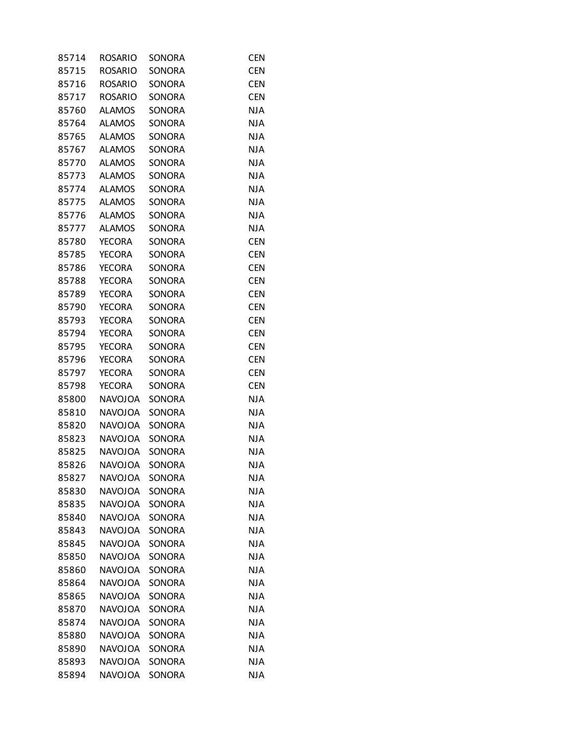| | | | |
|---|---|---|---|
| 85714 | ROSARIO | SONORA | CEN |
| 85715 | ROSARIO | SONORA | CEN |
| 85716 | ROSARIO | SONORA | CEN |
| 85717 | ROSARIO | SONORA | CEN |
| 85760 | ALAMOS | SONORA | NJA |
| 85764 | ALAMOS | SONORA | NJA |
| 85765 | ALAMOS | SONORA | NJA |
| 85767 | ALAMOS | SONORA | NJA |
| 85770 | ALAMOS | SONORA | NJA |
| 85773 | ALAMOS | SONORA | NJA |
| 85774 | ALAMOS | SONORA | NJA |
| 85775 | ALAMOS | SONORA | NJA |
| 85776 | ALAMOS | SONORA | NJA |
| 85777 | ALAMOS | SONORA | NJA |
| 85780 | YECORA | SONORA | CEN |
| 85785 | YECORA | SONORA | CEN |
| 85786 | YECORA | SONORA | CEN |
| 85788 | YECORA | SONORA | CEN |
| 85789 | YECORA | SONORA | CEN |
| 85790 | YECORA | SONORA | CEN |
| 85793 | YECORA | SONORA | CEN |
| 85794 | YECORA | SONORA | CEN |
| 85795 | YECORA | SONORA | CEN |
| 85796 | YECORA | SONORA | CEN |
| 85797 | YECORA | SONORA | CEN |
| 85798 | YECORA | SONORA | CEN |
| 85800 | NAVOJOA | SONORA | NJA |
| 85810 | NAVOJOA | SONORA | NJA |
| 85820 | NAVOJOA | SONORA | NJA |
| 85823 | NAVOJOA | SONORA | NJA |
| 85825 | NAVOJOA | SONORA | NJA |
| 85826 | NAVOJOA | SONORA | NJA |
| 85827 | NAVOJOA | SONORA | NJA |
| 85830 | NAVOJOA | SONORA | NJA |
| 85835 | NAVOJOA | SONORA | NJA |
| 85840 | NAVOJOA | SONORA | NJA |
| 85843 | NAVOJOA | SONORA | NJA |
| 85845 | NAVOJOA | SONORA | NJA |
| 85850 | NAVOJOA | SONORA | NJA |
| 85860 | NAVOJOA | SONORA | NJA |
| 85864 | NAVOJOA | SONORA | NJA |
| 85865 | NAVOJOA | SONORA | NJA |
| 85870 | NAVOJOA | SONORA | NJA |
| 85874 | NAVOJOA | SONORA | NJA |
| 85880 | NAVOJOA | SONORA | NJA |
| 85890 | NAVOJOA | SONORA | NJA |
| 85893 | NAVOJOA | SONORA | NJA |
| 85894 | NAVOJOA | SONORA | NJA |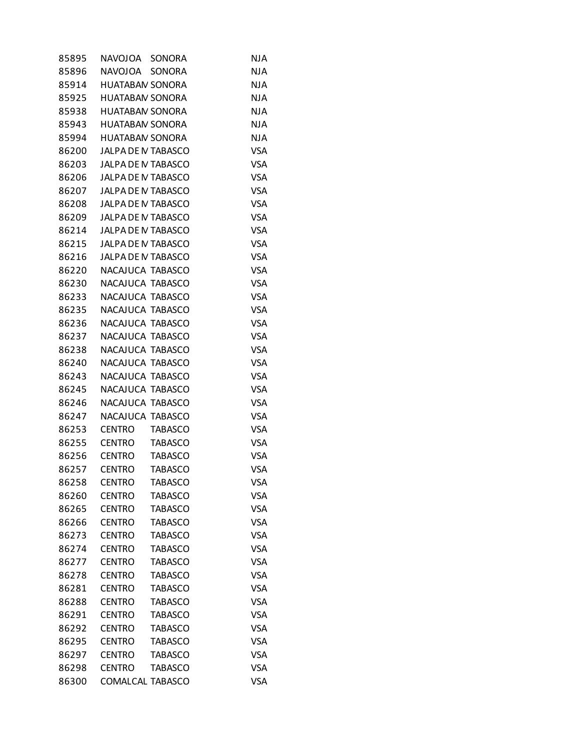| | | | |
|---|---|---|---|
| 85895 | NAVOJOA | SONORA | NJA |
| 85896 | NAVOJOA | SONORA | NJA |
| 85914 | HUATABAM | SONORA | NJA |
| 85925 | HUATABAM | SONORA | NJA |
| 85938 | HUATABAM | SONORA | NJA |
| 85943 | HUATABAM | SONORA | NJA |
| 85994 | HUATABAM | SONORA | NJA |
| 86200 | JALPA DE M | TABASCO | VSA |
| 86203 | JALPA DE M | TABASCO | VSA |
| 86206 | JALPA DE M | TABASCO | VSA |
| 86207 | JALPA DE M | TABASCO | VSA |
| 86208 | JALPA DE M | TABASCO | VSA |
| 86209 | JALPA DE M | TABASCO | VSA |
| 86214 | JALPA DE M | TABASCO | VSA |
| 86215 | JALPA DE M | TABASCO | VSA |
| 86216 | JALPA DE M | TABASCO | VSA |
| 86220 | NACAJUCA | TABASCO | VSA |
| 86230 | NACAJUCA | TABASCO | VSA |
| 86233 | NACAJUCA | TABASCO | VSA |
| 86235 | NACAJUCA | TABASCO | VSA |
| 86236 | NACAJUCA | TABASCO | VSA |
| 86237 | NACAJUCA | TABASCO | VSA |
| 86238 | NACAJUCA | TABASCO | VSA |
| 86240 | NACAJUCA | TABASCO | VSA |
| 86243 | NACAJUCA | TABASCO | VSA |
| 86245 | NACAJUCA | TABASCO | VSA |
| 86246 | NACAJUCA | TABASCO | VSA |
| 86247 | NACAJUCA | TABASCO | VSA |
| 86253 | CENTRO | TABASCO | VSA |
| 86255 | CENTRO | TABASCO | VSA |
| 86256 | CENTRO | TABASCO | VSA |
| 86257 | CENTRO | TABASCO | VSA |
| 86258 | CENTRO | TABASCO | VSA |
| 86260 | CENTRO | TABASCO | VSA |
| 86265 | CENTRO | TABASCO | VSA |
| 86266 | CENTRO | TABASCO | VSA |
| 86273 | CENTRO | TABASCO | VSA |
| 86274 | CENTRO | TABASCO | VSA |
| 86277 | CENTRO | TABASCO | VSA |
| 86278 | CENTRO | TABASCO | VSA |
| 86281 | CENTRO | TABASCO | VSA |
| 86288 | CENTRO | TABASCO | VSA |
| 86291 | CENTRO | TABASCO | VSA |
| 86292 | CENTRO | TABASCO | VSA |
| 86295 | CENTRO | TABASCO | VSA |
| 86297 | CENTRO | TABASCO | VSA |
| 86298 | CENTRO | TABASCO | VSA |
| 86300 | COMALCAL | TABASCO | VSA |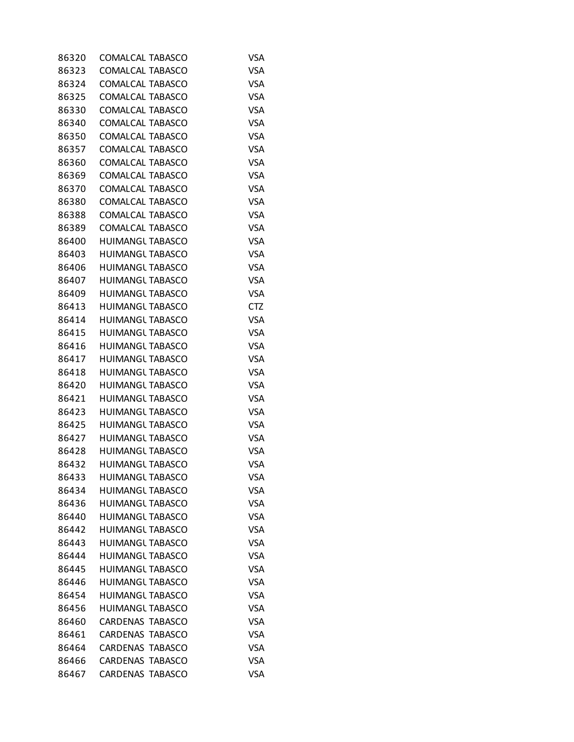| | | | |
|---|---|---|---|
| 86320 | COMALCAL | TABASCO | VSA |
| 86323 | COMALCAL | TABASCO | VSA |
| 86324 | COMALCAL | TABASCO | VSA |
| 86325 | COMALCAL | TABASCO | VSA |
| 86330 | COMALCAL | TABASCO | VSA |
| 86340 | COMALCAL | TABASCO | VSA |
| 86350 | COMALCAL | TABASCO | VSA |
| 86357 | COMALCAL | TABASCO | VSA |
| 86360 | COMALCAL | TABASCO | VSA |
| 86369 | COMALCAL | TABASCO | VSA |
| 86370 | COMALCAL | TABASCO | VSA |
| 86380 | COMALCAL | TABASCO | VSA |
| 86388 | COMALCAL | TABASCO | VSA |
| 86389 | COMALCAL | TABASCO | VSA |
| 86400 | HUIMANGU | TABASCO | VSA |
| 86403 | HUIMANGU | TABASCO | VSA |
| 86406 | HUIMANGU | TABASCO | VSA |
| 86407 | HUIMANGU | TABASCO | VSA |
| 86409 | HUIMANGU | TABASCO | VSA |
| 86413 | HUIMANGU | TABASCO | CTZ |
| 86414 | HUIMANGU | TABASCO | VSA |
| 86415 | HUIMANGU | TABASCO | VSA |
| 86416 | HUIMANGU | TABASCO | VSA |
| 86417 | HUIMANGU | TABASCO | VSA |
| 86418 | HUIMANGU | TABASCO | VSA |
| 86420 | HUIMANGU | TABASCO | VSA |
| 86421 | HUIMANGU | TABASCO | VSA |
| 86423 | HUIMANGU | TABASCO | VSA |
| 86425 | HUIMANGU | TABASCO | VSA |
| 86427 | HUIMANGU | TABASCO | VSA |
| 86428 | HUIMANGU | TABASCO | VSA |
| 86432 | HUIMANGU | TABASCO | VSA |
| 86433 | HUIMANGU | TABASCO | VSA |
| 86434 | HUIMANGU | TABASCO | VSA |
| 86436 | HUIMANGU | TABASCO | VSA |
| 86440 | HUIMANGU | TABASCO | VSA |
| 86442 | HUIMANGU | TABASCO | VSA |
| 86443 | HUIMANGU | TABASCO | VSA |
| 86444 | HUIMANGU | TABASCO | VSA |
| 86445 | HUIMANGU | TABASCO | VSA |
| 86446 | HUIMANGU | TABASCO | VSA |
| 86454 | HUIMANGU | TABASCO | VSA |
| 86456 | HUIMANGU | TABASCO | VSA |
| 86460 | CARDENAS | TABASCO | VSA |
| 86461 | CARDENAS | TABASCO | VSA |
| 86464 | CARDENAS | TABASCO | VSA |
| 86466 | CARDENAS | TABASCO | VSA |
| 86467 | CARDENAS | TABASCO | VSA |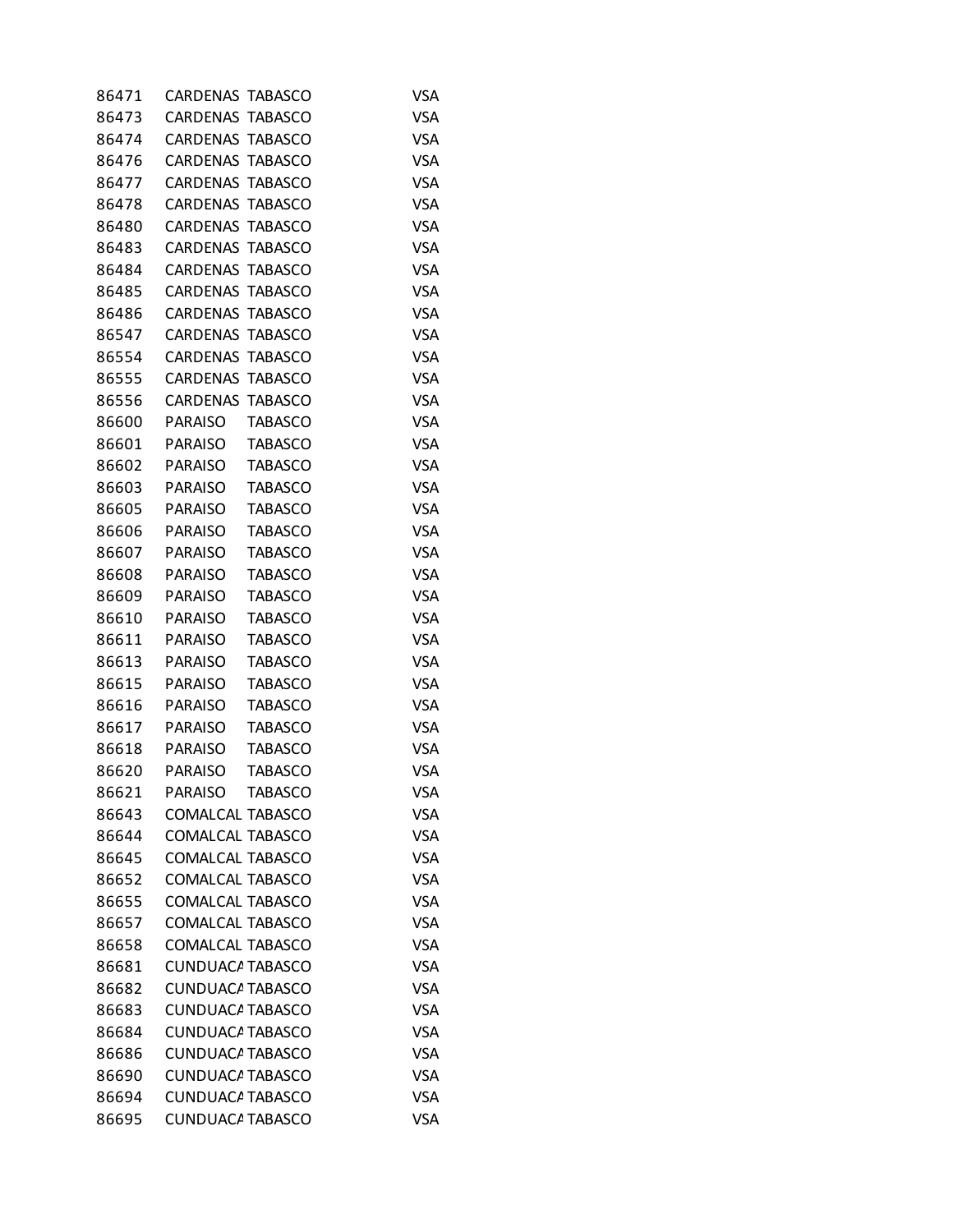| | | | |
|---|---|---|---|
| 86471 | CARDENAS | TABASCO | VSA |
| 86473 | CARDENAS | TABASCO | VSA |
| 86474 | CARDENAS | TABASCO | VSA |
| 86476 | CARDENAS | TABASCO | VSA |
| 86477 | CARDENAS | TABASCO | VSA |
| 86478 | CARDENAS | TABASCO | VSA |
| 86480 | CARDENAS | TABASCO | VSA |
| 86483 | CARDENAS | TABASCO | VSA |
| 86484 | CARDENAS | TABASCO | VSA |
| 86485 | CARDENAS | TABASCO | VSA |
| 86486 | CARDENAS | TABASCO | VSA |
| 86547 | CARDENAS | TABASCO | VSA |
| 86554 | CARDENAS | TABASCO | VSA |
| 86555 | CARDENAS | TABASCO | VSA |
| 86556 | CARDENAS | TABASCO | VSA |
| 86600 | PARAISO | TABASCO | VSA |
| 86601 | PARAISO | TABASCO | VSA |
| 86602 | PARAISO | TABASCO | VSA |
| 86603 | PARAISO | TABASCO | VSA |
| 86605 | PARAISO | TABASCO | VSA |
| 86606 | PARAISO | TABASCO | VSA |
| 86607 | PARAISO | TABASCO | VSA |
| 86608 | PARAISO | TABASCO | VSA |
| 86609 | PARAISO | TABASCO | VSA |
| 86610 | PARAISO | TABASCO | VSA |
| 86611 | PARAISO | TABASCO | VSA |
| 86613 | PARAISO | TABASCO | VSA |
| 86615 | PARAISO | TABASCO | VSA |
| 86616 | PARAISO | TABASCO | VSA |
| 86617 | PARAISO | TABASCO | VSA |
| 86618 | PARAISO | TABASCO | VSA |
| 86620 | PARAISO | TABASCO | VSA |
| 86621 | PARAISO | TABASCO | VSA |
| 86643 | COMALCAL | TABASCO | VSA |
| 86644 | COMALCAL | TABASCO | VSA |
| 86645 | COMALCAL | TABASCO | VSA |
| 86652 | COMALCAL | TABASCO | VSA |
| 86655 | COMALCAL | TABASCO | VSA |
| 86657 | COMALCAL | TABASCO | VSA |
| 86658 | COMALCAL | TABASCO | VSA |
| 86681 | CUNDUACA | TABASCO | VSA |
| 86682 | CUNDUACA | TABASCO | VSA |
| 86683 | CUNDUACA | TABASCO | VSA |
| 86684 | CUNDUACA | TABASCO | VSA |
| 86686 | CUNDUACA | TABASCO | VSA |
| 86690 | CUNDUACA | TABASCO | VSA |
| 86694 | CUNDUACA | TABASCO | VSA |
| 86695 | CUNDUACA | TABASCO | VSA |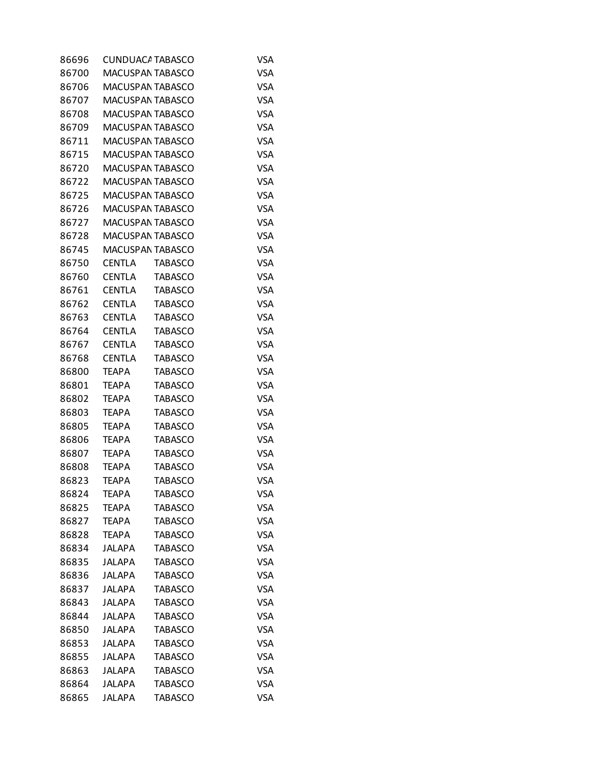| | | | |
|---|---|---|---|
| 86696 | CUNDUACA | TABASCO | VSA |
| 86700 | MACUSPAN | TABASCO | VSA |
| 86706 | MACUSPAN | TABASCO | VSA |
| 86707 | MACUSPAN | TABASCO | VSA |
| 86708 | MACUSPAN | TABASCO | VSA |
| 86709 | MACUSPAN | TABASCO | VSA |
| 86711 | MACUSPAN | TABASCO | VSA |
| 86715 | MACUSPAN | TABASCO | VSA |
| 86720 | MACUSPAN | TABASCO | VSA |
| 86722 | MACUSPAN | TABASCO | VSA |
| 86725 | MACUSPAN | TABASCO | VSA |
| 86726 | MACUSPAN | TABASCO | VSA |
| 86727 | MACUSPAN | TABASCO | VSA |
| 86728 | MACUSPAN | TABASCO | VSA |
| 86745 | MACUSPAN | TABASCO | VSA |
| 86750 | CENTLA | TABASCO | VSA |
| 86760 | CENTLA | TABASCO | VSA |
| 86761 | CENTLA | TABASCO | VSA |
| 86762 | CENTLA | TABASCO | VSA |
| 86763 | CENTLA | TABASCO | VSA |
| 86764 | CENTLA | TABASCO | VSA |
| 86767 | CENTLA | TABASCO | VSA |
| 86768 | CENTLA | TABASCO | VSA |
| 86800 | TEAPA | TABASCO | VSA |
| 86801 | TEAPA | TABASCO | VSA |
| 86802 | TEAPA | TABASCO | VSA |
| 86803 | TEAPA | TABASCO | VSA |
| 86805 | TEAPA | TABASCO | VSA |
| 86806 | TEAPA | TABASCO | VSA |
| 86807 | TEAPA | TABASCO | VSA |
| 86808 | TEAPA | TABASCO | VSA |
| 86823 | TEAPA | TABASCO | VSA |
| 86824 | TEAPA | TABASCO | VSA |
| 86825 | TEAPA | TABASCO | VSA |
| 86827 | TEAPA | TABASCO | VSA |
| 86828 | TEAPA | TABASCO | VSA |
| 86834 | JALAPA | TABASCO | VSA |
| 86835 | JALAPA | TABASCO | VSA |
| 86836 | JALAPA | TABASCO | VSA |
| 86837 | JALAPA | TABASCO | VSA |
| 86843 | JALAPA | TABASCO | VSA |
| 86844 | JALAPA | TABASCO | VSA |
| 86850 | JALAPA | TABASCO | VSA |
| 86853 | JALAPA | TABASCO | VSA |
| 86855 | JALAPA | TABASCO | VSA |
| 86863 | JALAPA | TABASCO | VSA |
| 86864 | JALAPA | TABASCO | VSA |
| 86865 | JALAPA | TABASCO | VSA |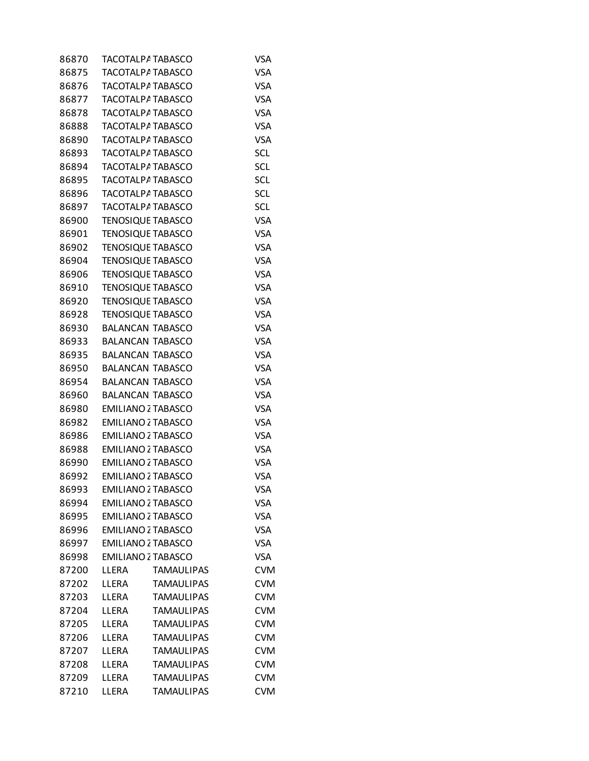| | | | |
|---|---|---|---|
| 86870 | TACOTALPA | TABASCO | VSA |
| 86875 | TACOTALPA | TABASCO | VSA |
| 86876 | TACOTALPA | TABASCO | VSA |
| 86877 | TACOTALPA | TABASCO | VSA |
| 86878 | TACOTALPA | TABASCO | VSA |
| 86888 | TACOTALPA | TABASCO | VSA |
| 86890 | TACOTALPA | TABASCO | VSA |
| 86893 | TACOTALPA | TABASCO | SCL |
| 86894 | TACOTALPA | TABASCO | SCL |
| 86895 | TACOTALPA | TABASCO | SCL |
| 86896 | TACOTALPA | TABASCO | SCL |
| 86897 | TACOTALPA | TABASCO | SCL |
| 86900 | TENOSIQUE | TABASCO | VSA |
| 86901 | TENOSIQUE | TABASCO | VSA |
| 86902 | TENOSIQUE | TABASCO | VSA |
| 86904 | TENOSIQUE | TABASCO | VSA |
| 86906 | TENOSIQUE | TABASCO | VSA |
| 86910 | TENOSIQUE | TABASCO | VSA |
| 86920 | TENOSIQUE | TABASCO | VSA |
| 86928 | TENOSIQUE | TABASCO | VSA |
| 86930 | BALANCAN | TABASCO | VSA |
| 86933 | BALANCAN | TABASCO | VSA |
| 86935 | BALANCAN | TABASCO | VSA |
| 86950 | BALANCAN | TABASCO | VSA |
| 86954 | BALANCAN | TABASCO | VSA |
| 86960 | BALANCAN | TABASCO | VSA |
| 86980 | EMILIANO Z | TABASCO | VSA |
| 86982 | EMILIANO Z | TABASCO | VSA |
| 86986 | EMILIANO Z | TABASCO | VSA |
| 86988 | EMILIANO Z | TABASCO | VSA |
| 86990 | EMILIANO Z | TABASCO | VSA |
| 86992 | EMILIANO Z | TABASCO | VSA |
| 86993 | EMILIANO Z | TABASCO | VSA |
| 86994 | EMILIANO Z | TABASCO | VSA |
| 86995 | EMILIANO Z | TABASCO | VSA |
| 86996 | EMILIANO Z | TABASCO | VSA |
| 86997 | EMILIANO Z | TABASCO | VSA |
| 86998 | EMILIANO Z | TABASCO | VSA |
| 87200 | LLERA | TAMAULIPAS | CVM |
| 87202 | LLERA | TAMAULIPAS | CVM |
| 87203 | LLERA | TAMAULIPAS | CVM |
| 87204 | LLERA | TAMAULIPAS | CVM |
| 87205 | LLERA | TAMAULIPAS | CVM |
| 87206 | LLERA | TAMAULIPAS | CVM |
| 87207 | LLERA | TAMAULIPAS | CVM |
| 87208 | LLERA | TAMAULIPAS | CVM |
| 87209 | LLERA | TAMAULIPAS | CVM |
| 87210 | LLERA | TAMAULIPAS | CVM |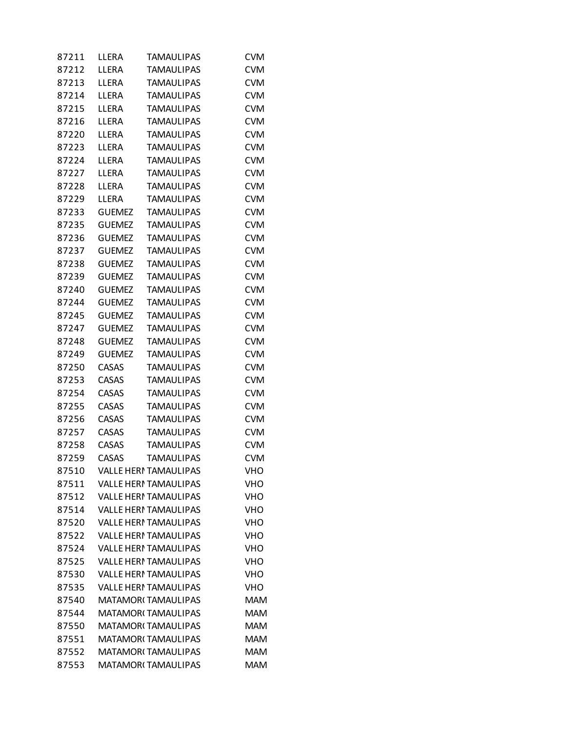| | | | |
|---|---|---|---|
| 87211 | LLERA | TAMAULIPAS | CVM |
| 87212 | LLERA | TAMAULIPAS | CVM |
| 87213 | LLERA | TAMAULIPAS | CVM |
| 87214 | LLERA | TAMAULIPAS | CVM |
| 87215 | LLERA | TAMAULIPAS | CVM |
| 87216 | LLERA | TAMAULIPAS | CVM |
| 87220 | LLERA | TAMAULIPAS | CVM |
| 87223 | LLERA | TAMAULIPAS | CVM |
| 87224 | LLERA | TAMAULIPAS | CVM |
| 87227 | LLERA | TAMAULIPAS | CVM |
| 87228 | LLERA | TAMAULIPAS | CVM |
| 87229 | LLERA | TAMAULIPAS | CVM |
| 87233 | GUEMEZ | TAMAULIPAS | CVM |
| 87235 | GUEMEZ | TAMAULIPAS | CVM |
| 87236 | GUEMEZ | TAMAULIPAS | CVM |
| 87237 | GUEMEZ | TAMAULIPAS | CVM |
| 87238 | GUEMEZ | TAMAULIPAS | CVM |
| 87239 | GUEMEZ | TAMAULIPAS | CVM |
| 87240 | GUEMEZ | TAMAULIPAS | CVM |
| 87244 | GUEMEZ | TAMAULIPAS | CVM |
| 87245 | GUEMEZ | TAMAULIPAS | CVM |
| 87247 | GUEMEZ | TAMAULIPAS | CVM |
| 87248 | GUEMEZ | TAMAULIPAS | CVM |
| 87249 | GUEMEZ | TAMAULIPAS | CVM |
| 87250 | CASAS | TAMAULIPAS | CVM |
| 87253 | CASAS | TAMAULIPAS | CVM |
| 87254 | CASAS | TAMAULIPAS | CVM |
| 87255 | CASAS | TAMAULIPAS | CVM |
| 87256 | CASAS | TAMAULIPAS | CVM |
| 87257 | CASAS | TAMAULIPAS | CVM |
| 87258 | CASAS | TAMAULIPAS | CVM |
| 87259 | CASAS | TAMAULIPAS | CVM |
| 87510 | VALLE HERI | TAMAULIPAS | VHO |
| 87511 | VALLE HERI | TAMAULIPAS | VHO |
| 87512 | VALLE HERI | TAMAULIPAS | VHO |
| 87514 | VALLE HERI | TAMAULIPAS | VHO |
| 87520 | VALLE HERI | TAMAULIPAS | VHO |
| 87522 | VALLE HERI | TAMAULIPAS | VHO |
| 87524 | VALLE HERI | TAMAULIPAS | VHO |
| 87525 | VALLE HERI | TAMAULIPAS | VHO |
| 87530 | VALLE HERI | TAMAULIPAS | VHO |
| 87535 | VALLE HERI | TAMAULIPAS | VHO |
| 87540 | MATAMOR( | TAMAULIPAS | MAM |
| 87544 | MATAMOR( | TAMAULIPAS | MAM |
| 87550 | MATAMOR( | TAMAULIPAS | MAM |
| 87551 | MATAMOR( | TAMAULIPAS | MAM |
| 87552 | MATAMOR( | TAMAULIPAS | MAM |
| 87553 | MATAMOR( | TAMAULIPAS | MAM |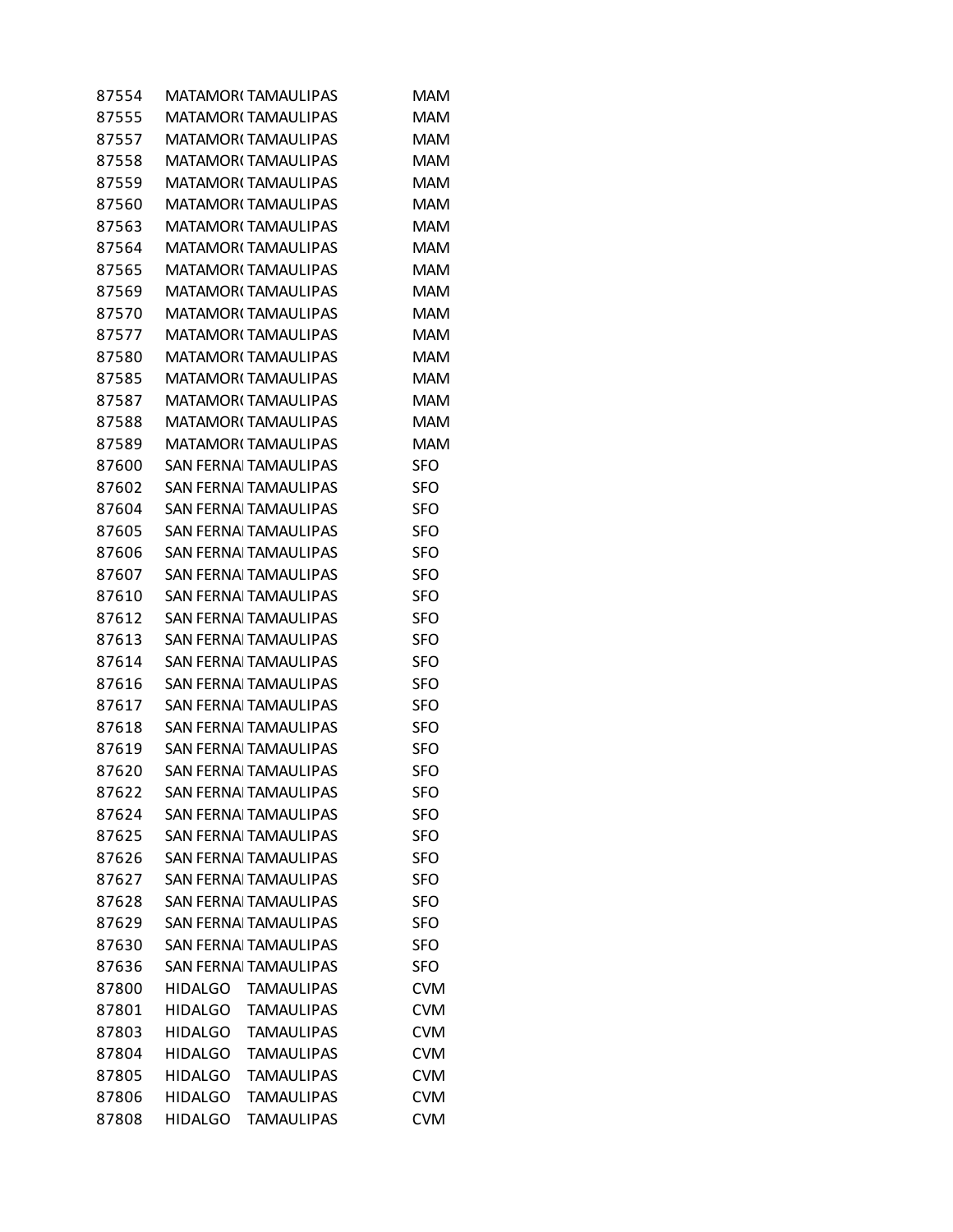| | | | |
|---|---|---|---|
| 87554 | MATAMOR( | TAMAULIPAS | MAM |
| 87555 | MATAMOR( | TAMAULIPAS | MAM |
| 87557 | MATAMOR( | TAMAULIPAS | MAM |
| 87558 | MATAMOR( | TAMAULIPAS | MAM |
| 87559 | MATAMOR( | TAMAULIPAS | MAM |
| 87560 | MATAMOR( | TAMAULIPAS | MAM |
| 87563 | MATAMOR( | TAMAULIPAS | MAM |
| 87564 | MATAMOR( | TAMAULIPAS | MAM |
| 87565 | MATAMOR( | TAMAULIPAS | MAM |
| 87569 | MATAMOR( | TAMAULIPAS | MAM |
| 87570 | MATAMOR( | TAMAULIPAS | MAM |
| 87577 | MATAMOR( | TAMAULIPAS | MAM |
| 87580 | MATAMOR( | TAMAULIPAS | MAM |
| 87585 | MATAMOR( | TAMAULIPAS | MAM |
| 87587 | MATAMOR( | TAMAULIPAS | MAM |
| 87588 | MATAMOR( | TAMAULIPAS | MAM |
| 87589 | MATAMOR( | TAMAULIPAS | MAM |
| 87600 | SAN FERNA | TAMAULIPAS | SFO |
| 87602 | SAN FERNA | TAMAULIPAS | SFO |
| 87604 | SAN FERNA | TAMAULIPAS | SFO |
| 87605 | SAN FERNA | TAMAULIPAS | SFO |
| 87606 | SAN FERNA | TAMAULIPAS | SFO |
| 87607 | SAN FERNA | TAMAULIPAS | SFO |
| 87610 | SAN FERNA | TAMAULIPAS | SFO |
| 87612 | SAN FERNA | TAMAULIPAS | SFO |
| 87613 | SAN FERNA | TAMAULIPAS | SFO |
| 87614 | SAN FERNA | TAMAULIPAS | SFO |
| 87616 | SAN FERNA | TAMAULIPAS | SFO |
| 87617 | SAN FERNA | TAMAULIPAS | SFO |
| 87618 | SAN FERNA | TAMAULIPAS | SFO |
| 87619 | SAN FERNA | TAMAULIPAS | SFO |
| 87620 | SAN FERNA | TAMAULIPAS | SFO |
| 87622 | SAN FERNA | TAMAULIPAS | SFO |
| 87624 | SAN FERNA | TAMAULIPAS | SFO |
| 87625 | SAN FERNA | TAMAULIPAS | SFO |
| 87626 | SAN FERNA | TAMAULIPAS | SFO |
| 87627 | SAN FERNA | TAMAULIPAS | SFO |
| 87628 | SAN FERNA | TAMAULIPAS | SFO |
| 87629 | SAN FERNA | TAMAULIPAS | SFO |
| 87630 | SAN FERNA | TAMAULIPAS | SFO |
| 87636 | SAN FERNA | TAMAULIPAS | SFO |
| 87800 | HIDALGO | TAMAULIPAS | CVM |
| 87801 | HIDALGO | TAMAULIPAS | CVM |
| 87803 | HIDALGO | TAMAULIPAS | CVM |
| 87804 | HIDALGO | TAMAULIPAS | CVM |
| 87805 | HIDALGO | TAMAULIPAS | CVM |
| 87806 | HIDALGO | TAMAULIPAS | CVM |
| 87808 | HIDALGO | TAMAULIPAS | CVM |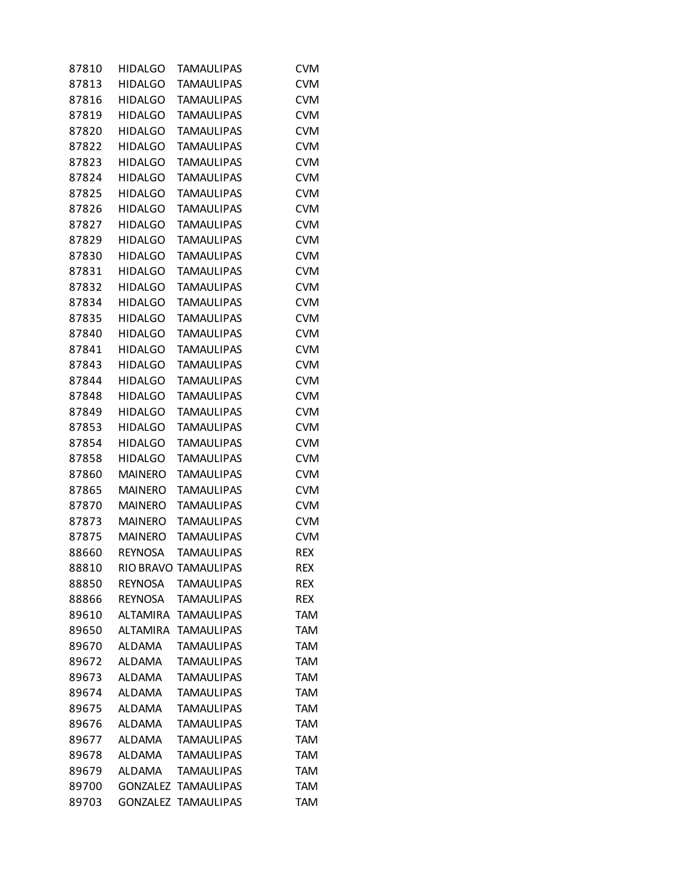| | | | |
|---|---|---|---|
| 87810 | HIDALGO | TAMAULIPAS | CVM |
| 87813 | HIDALGO | TAMAULIPAS | CVM |
| 87816 | HIDALGO | TAMAULIPAS | CVM |
| 87819 | HIDALGO | TAMAULIPAS | CVM |
| 87820 | HIDALGO | TAMAULIPAS | CVM |
| 87822 | HIDALGO | TAMAULIPAS | CVM |
| 87823 | HIDALGO | TAMAULIPAS | CVM |
| 87824 | HIDALGO | TAMAULIPAS | CVM |
| 87825 | HIDALGO | TAMAULIPAS | CVM |
| 87826 | HIDALGO | TAMAULIPAS | CVM |
| 87827 | HIDALGO | TAMAULIPAS | CVM |
| 87829 | HIDALGO | TAMAULIPAS | CVM |
| 87830 | HIDALGO | TAMAULIPAS | CVM |
| 87831 | HIDALGO | TAMAULIPAS | CVM |
| 87832 | HIDALGO | TAMAULIPAS | CVM |
| 87834 | HIDALGO | TAMAULIPAS | CVM |
| 87835 | HIDALGO | TAMAULIPAS | CVM |
| 87840 | HIDALGO | TAMAULIPAS | CVM |
| 87841 | HIDALGO | TAMAULIPAS | CVM |
| 87843 | HIDALGO | TAMAULIPAS | CVM |
| 87844 | HIDALGO | TAMAULIPAS | CVM |
| 87848 | HIDALGO | TAMAULIPAS | CVM |
| 87849 | HIDALGO | TAMAULIPAS | CVM |
| 87853 | HIDALGO | TAMAULIPAS | CVM |
| 87854 | HIDALGO | TAMAULIPAS | CVM |
| 87858 | HIDALGO | TAMAULIPAS | CVM |
| 87860 | MAINERO | TAMAULIPAS | CVM |
| 87865 | MAINERO | TAMAULIPAS | CVM |
| 87870 | MAINERO | TAMAULIPAS | CVM |
| 87873 | MAINERO | TAMAULIPAS | CVM |
| 87875 | MAINERO | TAMAULIPAS | CVM |
| 88660 | REYNOSA | TAMAULIPAS | REX |
| 88810 | RIO BRAVO | TAMAULIPAS | REX |
| 88850 | REYNOSA | TAMAULIPAS | REX |
| 88866 | REYNOSA | TAMAULIPAS | REX |
| 89610 | ALTAMIRA | TAMAULIPAS | TAM |
| 89650 | ALTAMIRA | TAMAULIPAS | TAM |
| 89670 | ALDAMA | TAMAULIPAS | TAM |
| 89672 | ALDAMA | TAMAULIPAS | TAM |
| 89673 | ALDAMA | TAMAULIPAS | TAM |
| 89674 | ALDAMA | TAMAULIPAS | TAM |
| 89675 | ALDAMA | TAMAULIPAS | TAM |
| 89676 | ALDAMA | TAMAULIPAS | TAM |
| 89677 | ALDAMA | TAMAULIPAS | TAM |
| 89678 | ALDAMA | TAMAULIPAS | TAM |
| 89679 | ALDAMA | TAMAULIPAS | TAM |
| 89700 | GONZALEZ | TAMAULIPAS | TAM |
| 89703 | GONZALEZ | TAMAULIPAS | TAM |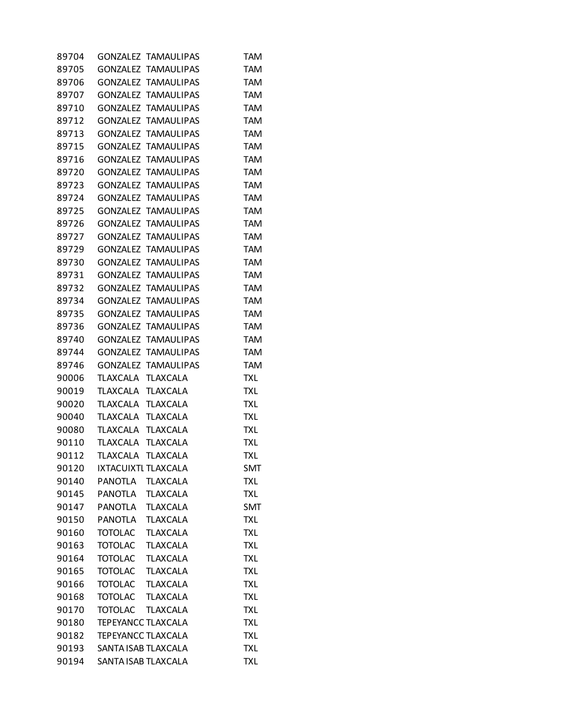| | | | |
|---|---|---|---|
| 89704 | GONZALEZ | TAMAULIPAS | TAM |
| 89705 | GONZALEZ | TAMAULIPAS | TAM |
| 89706 | GONZALEZ | TAMAULIPAS | TAM |
| 89707 | GONZALEZ | TAMAULIPAS | TAM |
| 89710 | GONZALEZ | TAMAULIPAS | TAM |
| 89712 | GONZALEZ | TAMAULIPAS | TAM |
| 89713 | GONZALEZ | TAMAULIPAS | TAM |
| 89715 | GONZALEZ | TAMAULIPAS | TAM |
| 89716 | GONZALEZ | TAMAULIPAS | TAM |
| 89720 | GONZALEZ | TAMAULIPAS | TAM |
| 89723 | GONZALEZ | TAMAULIPAS | TAM |
| 89724 | GONZALEZ | TAMAULIPAS | TAM |
| 89725 | GONZALEZ | TAMAULIPAS | TAM |
| 89726 | GONZALEZ | TAMAULIPAS | TAM |
| 89727 | GONZALEZ | TAMAULIPAS | TAM |
| 89729 | GONZALEZ | TAMAULIPAS | TAM |
| 89730 | GONZALEZ | TAMAULIPAS | TAM |
| 89731 | GONZALEZ | TAMAULIPAS | TAM |
| 89732 | GONZALEZ | TAMAULIPAS | TAM |
| 89734 | GONZALEZ | TAMAULIPAS | TAM |
| 89735 | GONZALEZ | TAMAULIPAS | TAM |
| 89736 | GONZALEZ | TAMAULIPAS | TAM |
| 89740 | GONZALEZ | TAMAULIPAS | TAM |
| 89744 | GONZALEZ | TAMAULIPAS | TAM |
| 89746 | GONZALEZ | TAMAULIPAS | TAM |
| 90006 | TLAXCALA | TLAXCALA | TXL |
| 90019 | TLAXCALA | TLAXCALA | TXL |
| 90020 | TLAXCALA | TLAXCALA | TXL |
| 90040 | TLAXCALA | TLAXCALA | TXL |
| 90080 | TLAXCALA | TLAXCALA | TXL |
| 90110 | TLAXCALA | TLAXCALA | TXL |
| 90112 | TLAXCALA | TLAXCALA | TXL |
| 90120 | IXTACUIXTL | TLAXCALA | SMT |
| 90140 | PANOTLA | TLAXCALA | TXL |
| 90145 | PANOTLA | TLAXCALA | TXL |
| 90147 | PANOTLA | TLAXCALA | SMT |
| 90150 | PANOTLA | TLAXCALA | TXL |
| 90160 | TOTOLAC | TLAXCALA | TXL |
| 90163 | TOTOLAC | TLAXCALA | TXL |
| 90164 | TOTOLAC | TLAXCALA | TXL |
| 90165 | TOTOLAC | TLAXCALA | TXL |
| 90166 | TOTOLAC | TLAXCALA | TXL |
| 90168 | TOTOLAC | TLAXCALA | TXL |
| 90170 | TOTOLAC | TLAXCALA | TXL |
| 90180 | TEPEYANCC | TLAXCALA | TXL |
| 90182 | TEPEYANCC | TLAXCALA | TXL |
| 90193 | SANTA ISAB | TLAXCALA | TXL |
| 90194 | SANTA ISAB | TLAXCALA | TXL |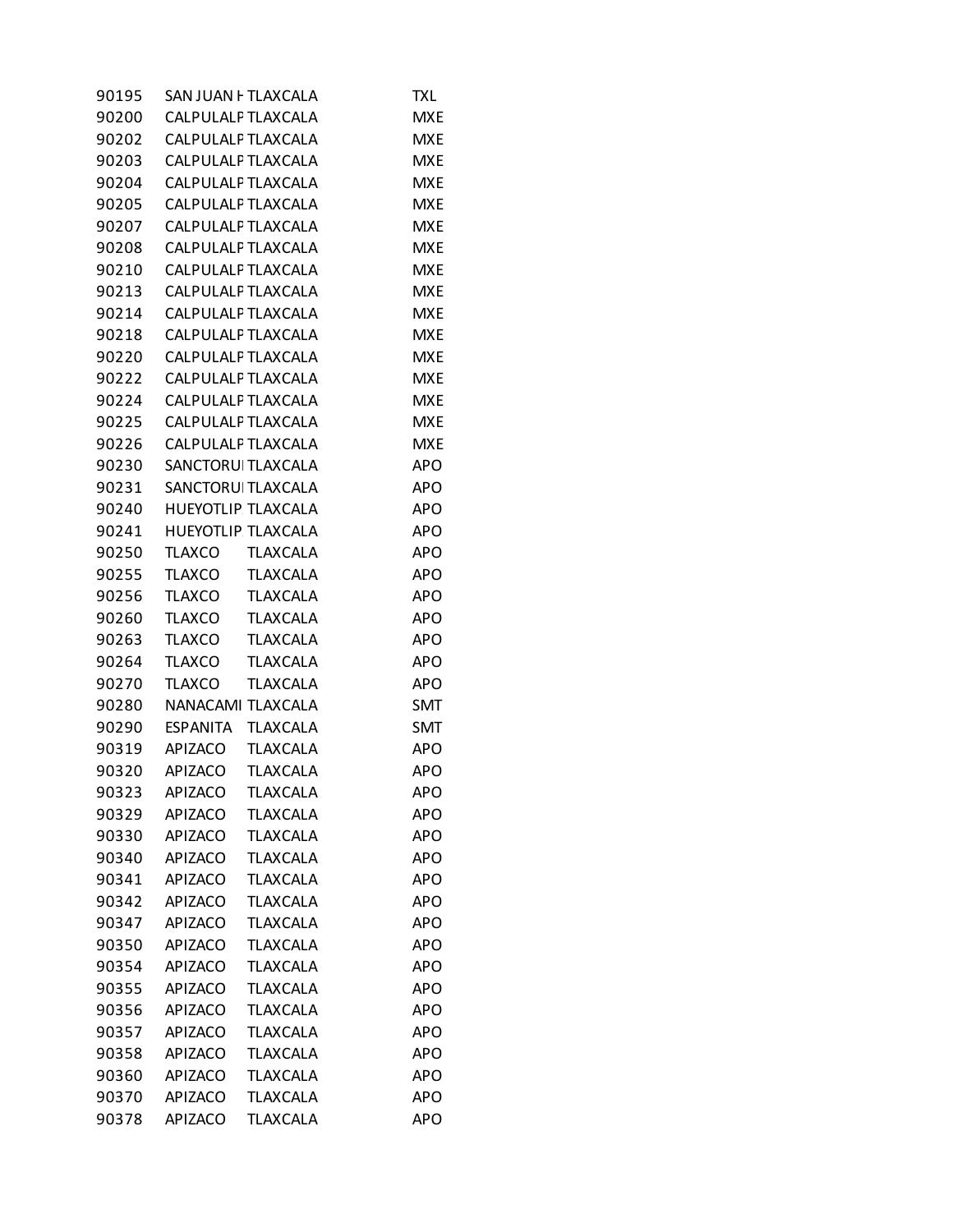| | | | |
|---|---|---|---|
| 90195 | SAN JUAN H | TLAXCALA | TXL |
| 90200 | CALPULALP | TLAXCALA | MXE |
| 90202 | CALPULALP | TLAXCALA | MXE |
| 90203 | CALPULALP | TLAXCALA | MXE |
| 90204 | CALPULALP | TLAXCALA | MXE |
| 90205 | CALPULALP | TLAXCALA | MXE |
| 90207 | CALPULALP | TLAXCALA | MXE |
| 90208 | CALPULALP | TLAXCALA | MXE |
| 90210 | CALPULALP | TLAXCALA | MXE |
| 90213 | CALPULALP | TLAXCALA | MXE |
| 90214 | CALPULALP | TLAXCALA | MXE |
| 90218 | CALPULALP | TLAXCALA | MXE |
| 90220 | CALPULALP | TLAXCALA | MXE |
| 90222 | CALPULALP | TLAXCALA | MXE |
| 90224 | CALPULALP | TLAXCALA | MXE |
| 90225 | CALPULALP | TLAXCALA | MXE |
| 90226 | CALPULALP | TLAXCALA | MXE |
| 90230 | SANCTORUI | TLAXCALA | APO |
| 90231 | SANCTORUI | TLAXCALA | APO |
| 90240 | HUEYOTLIP | TLAXCALA | APO |
| 90241 | HUEYOTLIP | TLAXCALA | APO |
| 90250 | TLAXCO | TLAXCALA | APO |
| 90255 | TLAXCO | TLAXCALA | APO |
| 90256 | TLAXCO | TLAXCALA | APO |
| 90260 | TLAXCO | TLAXCALA | APO |
| 90263 | TLAXCO | TLAXCALA | APO |
| 90264 | TLAXCO | TLAXCALA | APO |
| 90270 | TLAXCO | TLAXCALA | APO |
| 90280 | NANACAMI | TLAXCALA | SMT |
| 90290 | ESPANITA | TLAXCALA | SMT |
| 90319 | APIZACO | TLAXCALA | APO |
| 90320 | APIZACO | TLAXCALA | APO |
| 90323 | APIZACO | TLAXCALA | APO |
| 90329 | APIZACO | TLAXCALA | APO |
| 90330 | APIZACO | TLAXCALA | APO |
| 90340 | APIZACO | TLAXCALA | APO |
| 90341 | APIZACO | TLAXCALA | APO |
| 90342 | APIZACO | TLAXCALA | APO |
| 90347 | APIZACO | TLAXCALA | APO |
| 90350 | APIZACO | TLAXCALA | APO |
| 90354 | APIZACO | TLAXCALA | APO |
| 90355 | APIZACO | TLAXCALA | APO |
| 90356 | APIZACO | TLAXCALA | APO |
| 90357 | APIZACO | TLAXCALA | APO |
| 90358 | APIZACO | TLAXCALA | APO |
| 90360 | APIZACO | TLAXCALA | APO |
| 90370 | APIZACO | TLAXCALA | APO |
| 90378 | APIZACO | TLAXCALA | APO |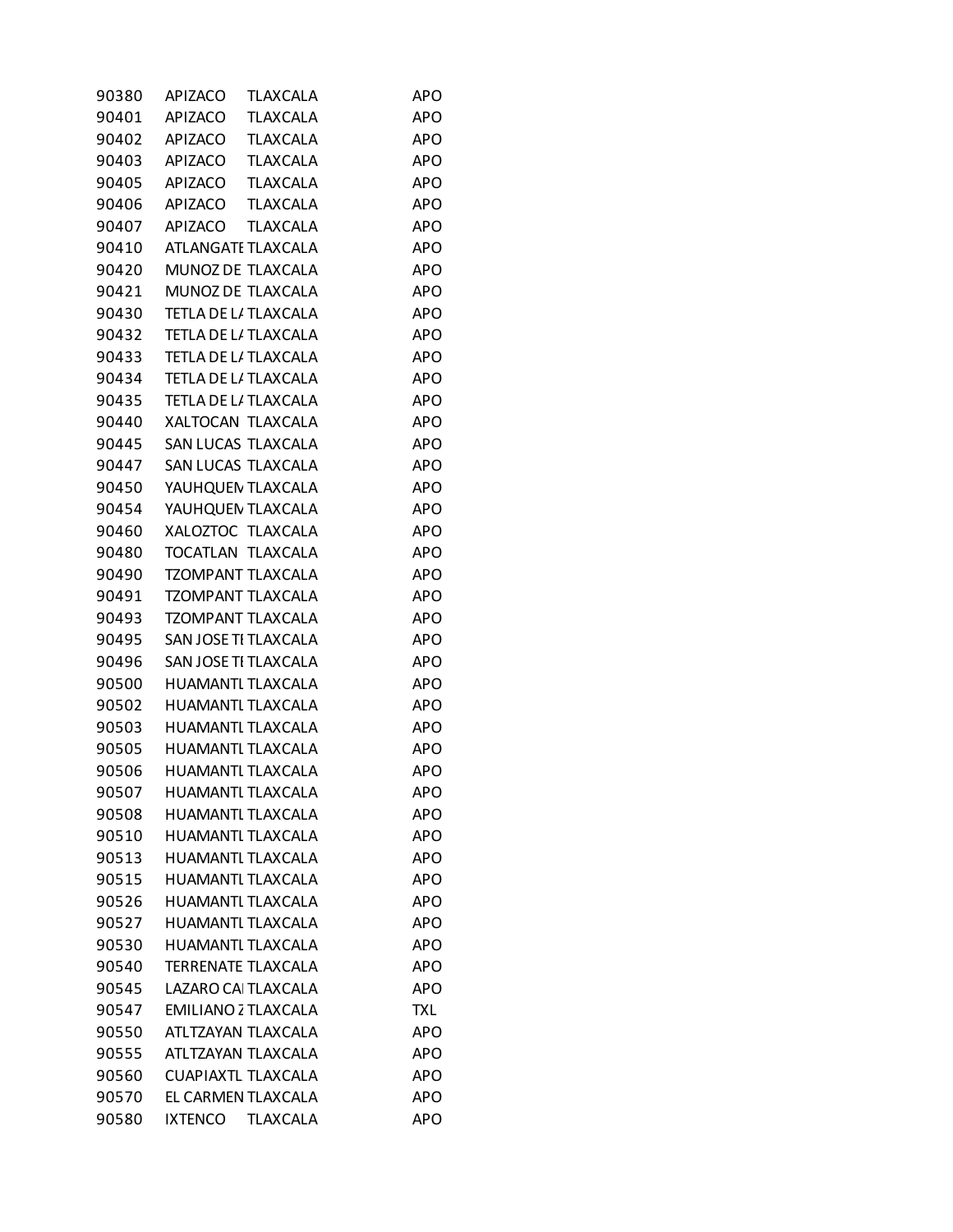| | | | |
|---|---|---|---|
| 90380 | APIZACO | TLAXCALA | APO |
| 90401 | APIZACO | TLAXCALA | APO |
| 90402 | APIZACO | TLAXCALA | APO |
| 90403 | APIZACO | TLAXCALA | APO |
| 90405 | APIZACO | TLAXCALA | APO |
| 90406 | APIZACO | TLAXCALA | APO |
| 90407 | APIZACO | TLAXCALA | APO |
| 90410 | ATLANGATE | TLAXCALA | APO |
| 90420 | MUNOZ DE | TLAXCALA | APO |
| 90421 | MUNOZ DE | TLAXCALA | APO |
| 90430 | TETLA DE LA | TLAXCALA | APO |
| 90432 | TETLA DE LA | TLAXCALA | APO |
| 90433 | TETLA DE LA | TLAXCALA | APO |
| 90434 | TETLA DE LA | TLAXCALA | APO |
| 90435 | TETLA DE LA | TLAXCALA | APO |
| 90440 | XALTOCAN | TLAXCALA | APO |
| 90445 | SAN LUCAS | TLAXCALA | APO |
| 90447 | SAN LUCAS | TLAXCALA | APO |
| 90450 | YAUHQUEM | TLAXCALA | APO |
| 90454 | YAUHQUEM | TLAXCALA | APO |
| 90460 | XALOZTOC | TLAXCALA | APO |
| 90480 | TOCATLAN | TLAXCALA | APO |
| 90490 | TZOMPANT | TLAXCALA | APO |
| 90491 | TZOMPANT | TLAXCALA | APO |
| 90493 | TZOMPANT | TLAXCALA | APO |
| 90495 | SAN JOSE TE | TLAXCALA | APO |
| 90496 | SAN JOSE TE | TLAXCALA | APO |
| 90500 | HUAMANTL | TLAXCALA | APO |
| 90502 | HUAMANTL | TLAXCALA | APO |
| 90503 | HUAMANTL | TLAXCALA | APO |
| 90505 | HUAMANTL | TLAXCALA | APO |
| 90506 | HUAMANTL | TLAXCALA | APO |
| 90507 | HUAMANTL | TLAXCALA | APO |
| 90508 | HUAMANTL | TLAXCALA | APO |
| 90510 | HUAMANTL | TLAXCALA | APO |
| 90513 | HUAMANTL | TLAXCALA | APO |
| 90515 | HUAMANTL | TLAXCALA | APO |
| 90526 | HUAMANTL | TLAXCALA | APO |
| 90527 | HUAMANTL | TLAXCALA | APO |
| 90530 | HUAMANTL | TLAXCALA | APO |
| 90540 | TERRENATE | TLAXCALA | APO |
| 90545 | LAZARO CA | TLAXCALA | APO |
| 90547 | EMILIANO Z | TLAXCALA | TXL |
| 90550 | ATLTZAYAN | TLAXCALA | APO |
| 90555 | ATLTZAYAN | TLAXCALA | APO |
| 90560 | CUAPIAXTL | TLAXCALA | APO |
| 90570 | EL CARMEN | TLAXCALA | APO |
| 90580 | IXTENCO | TLAXCALA | APO |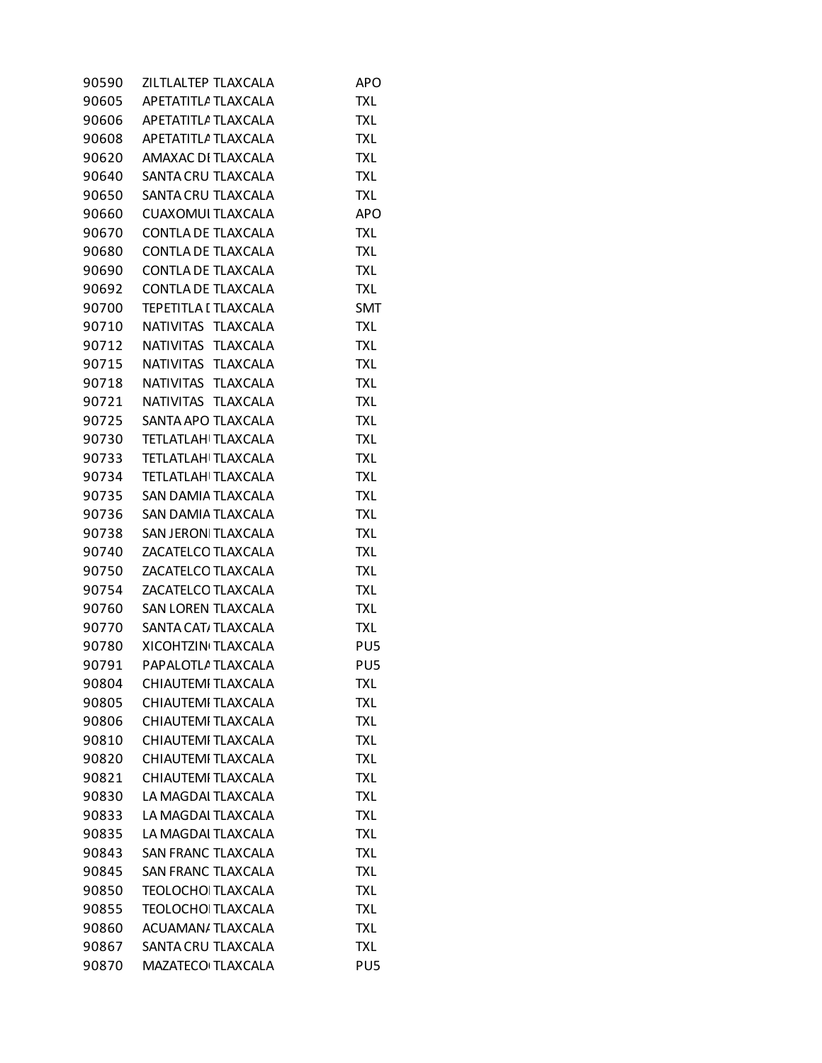| | | | |
|---|---|---|---|
| 90590 | ZILTLALTEP | TLAXCALA | APO |
| 90605 | APETATITLA | TLAXCALA | TXL |
| 90606 | APETATITLA | TLAXCALA | TXL |
| 90608 | APETATITLA | TLAXCALA | TXL |
| 90620 | AMAXAC DI | TLAXCALA | TXL |
| 90640 | SANTA CRU | TLAXCALA | TXL |
| 90650 | SANTA CRU | TLAXCALA | TXL |
| 90660 | CUAXOMUL | TLAXCALA | APO |
| 90670 | CONTLA DE | TLAXCALA | TXL |
| 90680 | CONTLA DE | TLAXCALA | TXL |
| 90690 | CONTLA DE | TLAXCALA | TXL |
| 90692 | CONTLA DE | TLAXCALA | TXL |
| 90700 | TEPETITLA [ | TLAXCALA | SMT |
| 90710 | NATIVITAS | TLAXCALA | TXL |
| 90712 | NATIVITAS | TLAXCALA | TXL |
| 90715 | NATIVITAS | TLAXCALA | TXL |
| 90718 | NATIVITAS | TLAXCALA | TXL |
| 90721 | NATIVITAS | TLAXCALA | TXL |
| 90725 | SANTA APO | TLAXCALA | TXL |
| 90730 | TETLATLAHI | TLAXCALA | TXL |
| 90733 | TETLATLAHI | TLAXCALA | TXL |
| 90734 | TETLATLAHI | TLAXCALA | TXL |
| 90735 | SAN DAMIA | TLAXCALA | TXL |
| 90736 | SAN DAMIA | TLAXCALA | TXL |
| 90738 | SAN JERONI | TLAXCALA | TXL |
| 90740 | ZACATELCO | TLAXCALA | TXL |
| 90750 | ZACATELCO | TLAXCALA | TXL |
| 90754 | ZACATELCO | TLAXCALA | TXL |
| 90760 | SAN LOREN | TLAXCALA | TXL |
| 90770 | SANTA CATA | TLAXCALA | TXL |
| 90780 | XICOHTZIN | TLAXCALA | PU5 |
| 90791 | PAPALOTLA | TLAXCALA | PU5 |
| 90804 | CHIAUTEMI | TLAXCALA | TXL |
| 90805 | CHIAUTEMI | TLAXCALA | TXL |
| 90806 | CHIAUTEMI | TLAXCALA | TXL |
| 90810 | CHIAUTEMI | TLAXCALA | TXL |
| 90820 | CHIAUTEMI | TLAXCALA | TXL |
| 90821 | CHIAUTEMI | TLAXCALA | TXL |
| 90830 | LA MAGDAL | TLAXCALA | TXL |
| 90833 | LA MAGDAL | TLAXCALA | TXL |
| 90835 | LA MAGDAL | TLAXCALA | TXL |
| 90843 | SAN FRANC | TLAXCALA | TXL |
| 90845 | SAN FRANC | TLAXCALA | TXL |
| 90850 | TEOLOCHOI | TLAXCALA | TXL |
| 90855 | TEOLOCHOI | TLAXCALA | TXL |
| 90860 | ACUAMANA | TLAXCALA | TXL |
| 90867 | SANTA CRU | TLAXCALA | TXL |
| 90870 | MAZATECO | TLAXCALA | PU5 |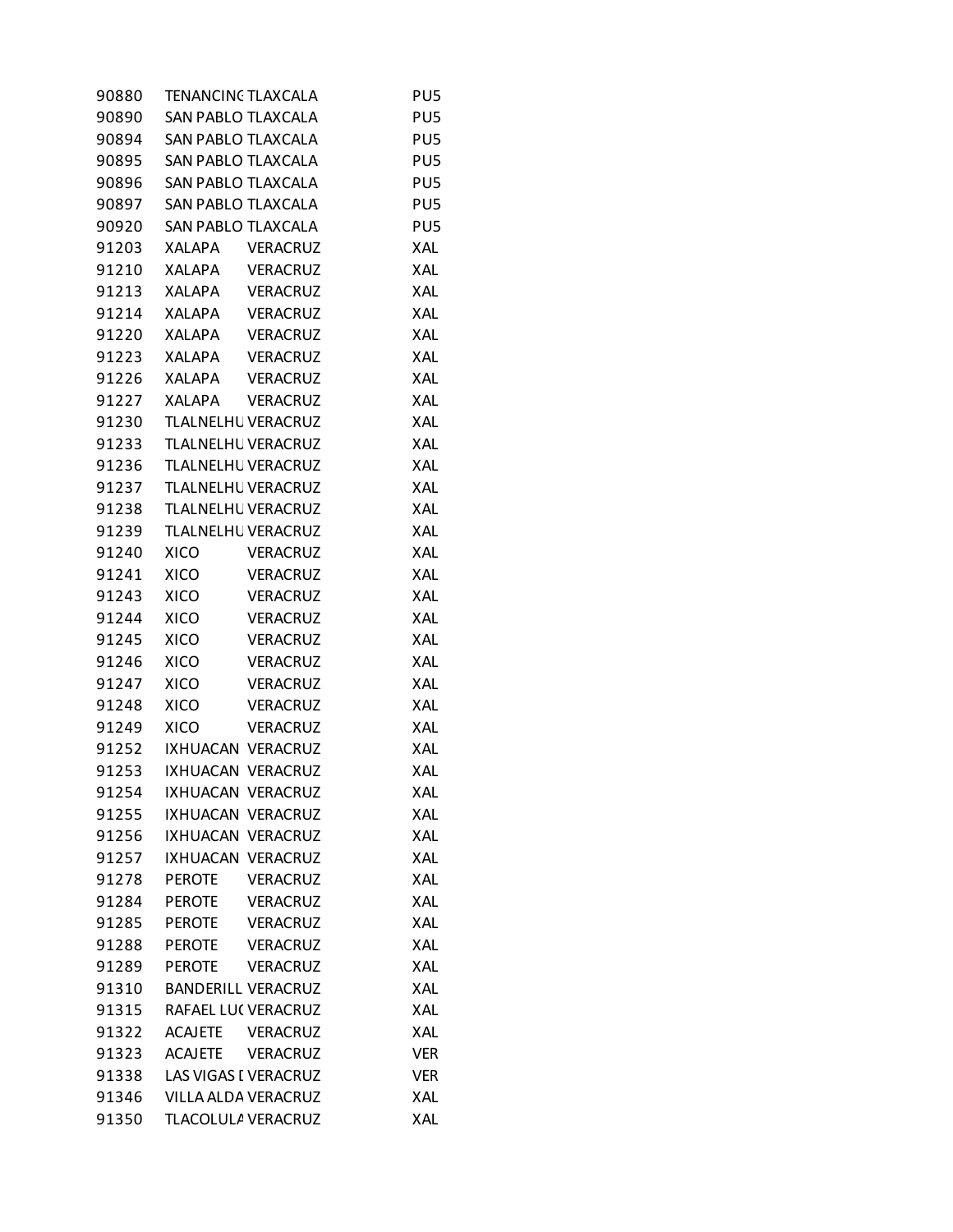| | | | |
|---|---|---|---|
| 90880 | TENANCINC | TLAXCALA | PU5 |
| 90890 | SAN PABLO | TLAXCALA | PU5 |
| 90894 | SAN PABLO | TLAXCALA | PU5 |
| 90895 | SAN PABLO | TLAXCALA | PU5 |
| 90896 | SAN PABLO | TLAXCALA | PU5 |
| 90897 | SAN PABLO | TLAXCALA | PU5 |
| 90920 | SAN PABLO | TLAXCALA | PU5 |
| 91203 | XALAPA | VERACRUZ | XAL |
| 91210 | XALAPA | VERACRUZ | XAL |
| 91213 | XALAPA | VERACRUZ | XAL |
| 91214 | XALAPA | VERACRUZ | XAL |
| 91220 | XALAPA | VERACRUZ | XAL |
| 91223 | XALAPA | VERACRUZ | XAL |
| 91226 | XALAPA | VERACRUZ | XAL |
| 91227 | XALAPA | VERACRUZ | XAL |
| 91230 | TLALNELHU | VERACRUZ | XAL |
| 91233 | TLALNELHU | VERACRUZ | XAL |
| 91236 | TLALNELHU | VERACRUZ | XAL |
| 91237 | TLALNELHU | VERACRUZ | XAL |
| 91238 | TLALNELHU | VERACRUZ | XAL |
| 91239 | TLALNELHU | VERACRUZ | XAL |
| 91240 | XICO | VERACRUZ | XAL |
| 91241 | XICO | VERACRUZ | XAL |
| 91243 | XICO | VERACRUZ | XAL |
| 91244 | XICO | VERACRUZ | XAL |
| 91245 | XICO | VERACRUZ | XAL |
| 91246 | XICO | VERACRUZ | XAL |
| 91247 | XICO | VERACRUZ | XAL |
| 91248 | XICO | VERACRUZ | XAL |
| 91249 | XICO | VERACRUZ | XAL |
| 91252 | IXHUACAN | VERACRUZ | XAL |
| 91253 | IXHUACAN | VERACRUZ | XAL |
| 91254 | IXHUACAN | VERACRUZ | XAL |
| 91255 | IXHUACAN | VERACRUZ | XAL |
| 91256 | IXHUACAN | VERACRUZ | XAL |
| 91257 | IXHUACAN | VERACRUZ | XAL |
| 91278 | PEROTE | VERACRUZ | XAL |
| 91284 | PEROTE | VERACRUZ | XAL |
| 91285 | PEROTE | VERACRUZ | XAL |
| 91288 | PEROTE | VERACRUZ | XAL |
| 91289 | PEROTE | VERACRUZ | XAL |
| 91310 | BANDERILL | VERACRUZ | XAL |
| 91315 | RAFAEL LUC | VERACRUZ | XAL |
| 91322 | ACAJETE | VERACRUZ | XAL |
| 91323 | ACAJETE | VERACRUZ | VER |
| 91338 | LAS VIGAS I | VERACRUZ | VER |
| 91346 | VILLA ALDA | VERACRUZ | XAL |
| 91350 | TLACOLULA | VERACRUZ | XAL |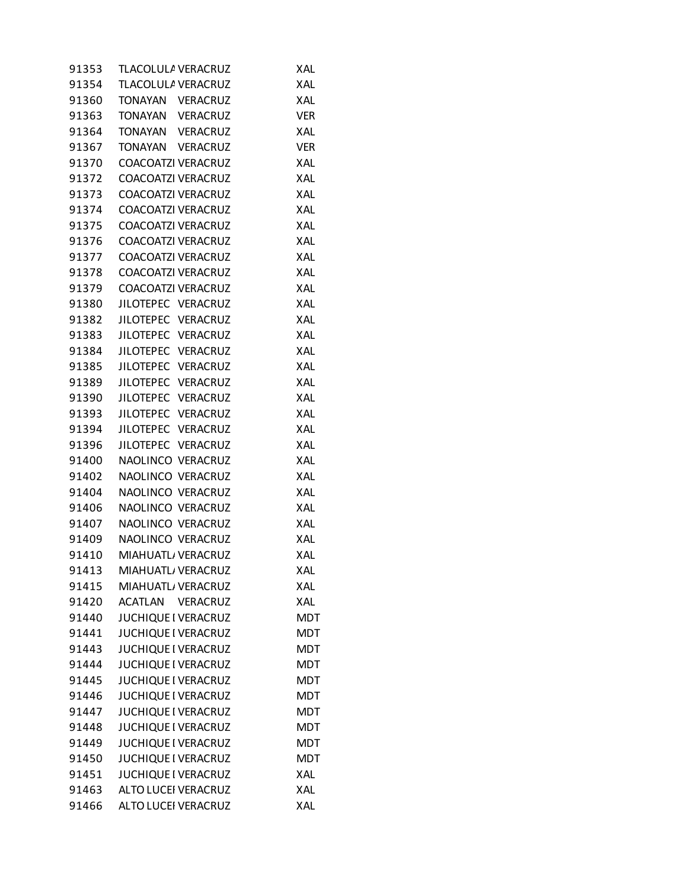| | | | |
|---|---|---|---|
| 91353 | TLACOLULA | VERACRUZ | XAL |
| 91354 | TLACOLULA | VERACRUZ | XAL |
| 91360 | TONAYAN | VERACRUZ | XAL |
| 91363 | TONAYAN | VERACRUZ | VER |
| 91364 | TONAYAN | VERACRUZ | XAL |
| 91367 | TONAYAN | VERACRUZ | VER |
| 91370 | COACOATZI | VERACRUZ | XAL |
| 91372 | COACOATZI | VERACRUZ | XAL |
| 91373 | COACOATZI | VERACRUZ | XAL |
| 91374 | COACOATZI | VERACRUZ | XAL |
| 91375 | COACOATZI | VERACRUZ | XAL |
| 91376 | COACOATZI | VERACRUZ | XAL |
| 91377 | COACOATZI | VERACRUZ | XAL |
| 91378 | COACOATZI | VERACRUZ | XAL |
| 91379 | COACOATZI | VERACRUZ | XAL |
| 91380 | JILOTEPEC | VERACRUZ | XAL |
| 91382 | JILOTEPEC | VERACRUZ | XAL |
| 91383 | JILOTEPEC | VERACRUZ | XAL |
| 91384 | JILOTEPEC | VERACRUZ | XAL |
| 91385 | JILOTEPEC | VERACRUZ | XAL |
| 91389 | JILOTEPEC | VERACRUZ | XAL |
| 91390 | JILOTEPEC | VERACRUZ | XAL |
| 91393 | JILOTEPEC | VERACRUZ | XAL |
| 91394 | JILOTEPEC | VERACRUZ | XAL |
| 91396 | JILOTEPEC | VERACRUZ | XAL |
| 91400 | NAOLINCO | VERACRUZ | XAL |
| 91402 | NAOLINCO | VERACRUZ | XAL |
| 91404 | NAOLINCO | VERACRUZ | XAL |
| 91406 | NAOLINCO | VERACRUZ | XAL |
| 91407 | NAOLINCO | VERACRUZ | XAL |
| 91409 | NAOLINCO | VERACRUZ | XAL |
| 91410 | MIAHUATLA | VERACRUZ | XAL |
| 91413 | MIAHUATLA | VERACRUZ | XAL |
| 91415 | MIAHUATLA | VERACRUZ | XAL |
| 91420 | ACATLAN | VERACRUZ | XAL |
| 91440 | JUCHIQUE I | VERACRUZ | MDT |
| 91441 | JUCHIQUE I | VERACRUZ | MDT |
| 91443 | JUCHIQUE I | VERACRUZ | MDT |
| 91444 | JUCHIQUE I | VERACRUZ | MDT |
| 91445 | JUCHIQUE I | VERACRUZ | MDT |
| 91446 | JUCHIQUE I | VERACRUZ | MDT |
| 91447 | JUCHIQUE I | VERACRUZ | MDT |
| 91448 | JUCHIQUE I | VERACRUZ | MDT |
| 91449 | JUCHIQUE I | VERACRUZ | MDT |
| 91450 | JUCHIQUE I | VERACRUZ | MDT |
| 91451 | JUCHIQUE I | VERACRUZ | XAL |
| 91463 | ALTO LUCEI | VERACRUZ | XAL |
| 91466 | ALTO LUCEI | VERACRUZ | XAL |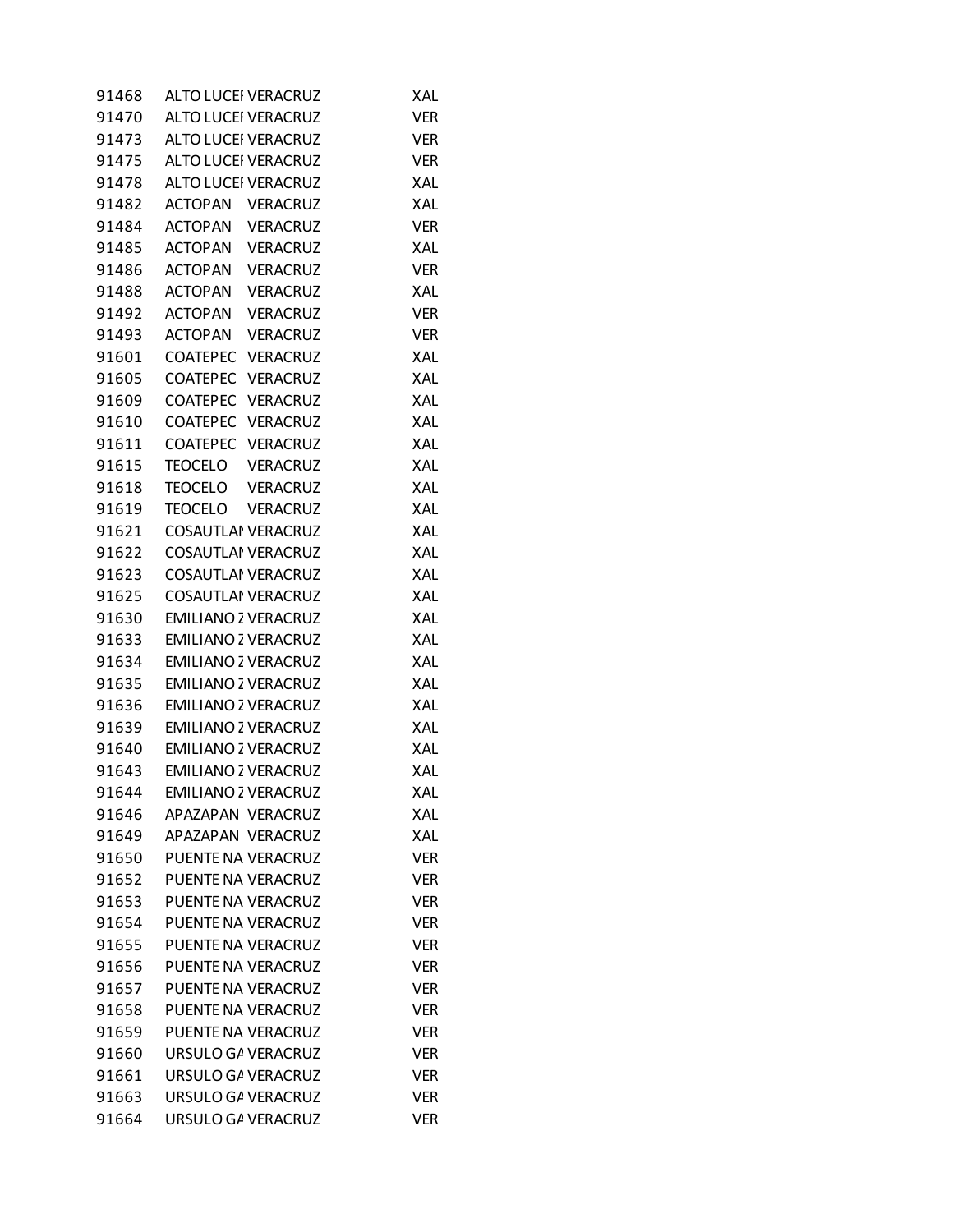| | | | |
|---|---|---|---|
| 91468 | ALTO LUCEI | VERACRUZ | XAL |
| 91470 | ALTO LUCEI | VERACRUZ | VER |
| 91473 | ALTO LUCEI | VERACRUZ | VER |
| 91475 | ALTO LUCEI | VERACRUZ | VER |
| 91478 | ALTO LUCEI | VERACRUZ | XAL |
| 91482 | ACTOPAN | VERACRUZ | XAL |
| 91484 | ACTOPAN | VERACRUZ | VER |
| 91485 | ACTOPAN | VERACRUZ | XAL |
| 91486 | ACTOPAN | VERACRUZ | VER |
| 91488 | ACTOPAN | VERACRUZ | XAL |
| 91492 | ACTOPAN | VERACRUZ | VER |
| 91493 | ACTOPAN | VERACRUZ | VER |
| 91601 | COATEPEC | VERACRUZ | XAL |
| 91605 | COATEPEC | VERACRUZ | XAL |
| 91609 | COATEPEC | VERACRUZ | XAL |
| 91610 | COATEPEC | VERACRUZ | XAL |
| 91611 | COATEPEC | VERACRUZ | XAL |
| 91615 | TEOCELO | VERACRUZ | XAL |
| 91618 | TEOCELO | VERACRUZ | XAL |
| 91619 | TEOCELO | VERACRUZ | XAL |
| 91621 | COSAUTLAI | VERACRUZ | XAL |
| 91622 | COSAUTLAI | VERACRUZ | XAL |
| 91623 | COSAUTLAI | VERACRUZ | XAL |
| 91625 | COSAUTLAI | VERACRUZ | XAL |
| 91630 | EMILIANO Z | VERACRUZ | XAL |
| 91633 | EMILIANO Z | VERACRUZ | XAL |
| 91634 | EMILIANO Z | VERACRUZ | XAL |
| 91635 | EMILIANO Z | VERACRUZ | XAL |
| 91636 | EMILIANO Z | VERACRUZ | XAL |
| 91639 | EMILIANO Z | VERACRUZ | XAL |
| 91640 | EMILIANO Z | VERACRUZ | XAL |
| 91643 | EMILIANO Z | VERACRUZ | XAL |
| 91644 | EMILIANO Z | VERACRUZ | XAL |
| 91646 | APAZAPAN | VERACRUZ | XAL |
| 91649 | APAZAPAN | VERACRUZ | XAL |
| 91650 | PUENTE NA | VERACRUZ | VER |
| 91652 | PUENTE NA | VERACRUZ | VER |
| 91653 | PUENTE NA | VERACRUZ | VER |
| 91654 | PUENTE NA | VERACRUZ | VER |
| 91655 | PUENTE NA | VERACRUZ | VER |
| 91656 | PUENTE NA | VERACRUZ | VER |
| 91657 | PUENTE NA | VERACRUZ | VER |
| 91658 | PUENTE NA | VERACRUZ | VER |
| 91659 | PUENTE NA | VERACRUZ | VER |
| 91660 | URSULO GA | VERACRUZ | VER |
| 91661 | URSULO GA | VERACRUZ | VER |
| 91663 | URSULO GA | VERACRUZ | VER |
| 91664 | URSULO GA | VERACRUZ | VER |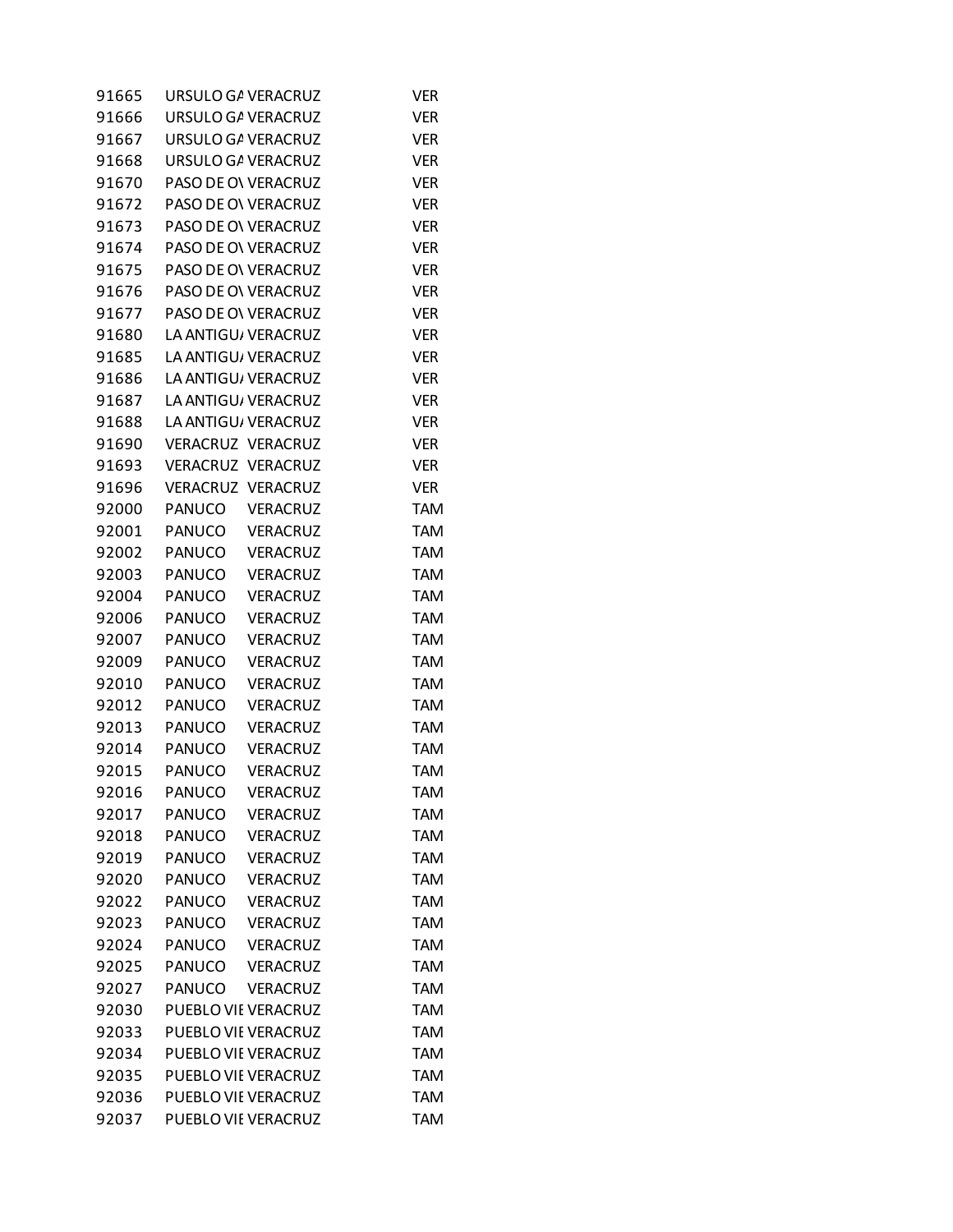| | | | |
|---|---|---|---|
| 91665 | URSULO GA | VERACRUZ | VER |
| 91666 | URSULO GA | VERACRUZ | VER |
| 91667 | URSULO GA | VERACRUZ | VER |
| 91668 | URSULO GA | VERACRUZ | VER |
| 91670 | PASO DE OV | VERACRUZ | VER |
| 91672 | PASO DE OV | VERACRUZ | VER |
| 91673 | PASO DE OV | VERACRUZ | VER |
| 91674 | PASO DE OV | VERACRUZ | VER |
| 91675 | PASO DE OV | VERACRUZ | VER |
| 91676 | PASO DE OV | VERACRUZ | VER |
| 91677 | PASO DE OV | VERACRUZ | VER |
| 91680 | LA ANTIGUA | VERACRUZ | VER |
| 91685 | LA ANTIGUA | VERACRUZ | VER |
| 91686 | LA ANTIGUA | VERACRUZ | VER |
| 91687 | LA ANTIGUA | VERACRUZ | VER |
| 91688 | LA ANTIGUA | VERACRUZ | VER |
| 91690 | VERACRUZ | VERACRUZ | VER |
| 91693 | VERACRUZ | VERACRUZ | VER |
| 91696 | VERACRUZ | VERACRUZ | VER |
| 92000 | PANUCO | VERACRUZ | TAM |
| 92001 | PANUCO | VERACRUZ | TAM |
| 92002 | PANUCO | VERACRUZ | TAM |
| 92003 | PANUCO | VERACRUZ | TAM |
| 92004 | PANUCO | VERACRUZ | TAM |
| 92006 | PANUCO | VERACRUZ | TAM |
| 92007 | PANUCO | VERACRUZ | TAM |
| 92009 | PANUCO | VERACRUZ | TAM |
| 92010 | PANUCO | VERACRUZ | TAM |
| 92012 | PANUCO | VERACRUZ | TAM |
| 92013 | PANUCO | VERACRUZ | TAM |
| 92014 | PANUCO | VERACRUZ | TAM |
| 92015 | PANUCO | VERACRUZ | TAM |
| 92016 | PANUCO | VERACRUZ | TAM |
| 92017 | PANUCO | VERACRUZ | TAM |
| 92018 | PANUCO | VERACRUZ | TAM |
| 92019 | PANUCO | VERACRUZ | TAM |
| 92020 | PANUCO | VERACRUZ | TAM |
| 92022 | PANUCO | VERACRUZ | TAM |
| 92023 | PANUCO | VERACRUZ | TAM |
| 92024 | PANUCO | VERACRUZ | TAM |
| 92025 | PANUCO | VERACRUZ | TAM |
| 92027 | PANUCO | VERACRUZ | TAM |
| 92030 | PUEBLO VIE | VERACRUZ | TAM |
| 92033 | PUEBLO VIE | VERACRUZ | TAM |
| 92034 | PUEBLO VIE | VERACRUZ | TAM |
| 92035 | PUEBLO VIE | VERACRUZ | TAM |
| 92036 | PUEBLO VIE | VERACRUZ | TAM |
| 92037 | PUEBLO VIE | VERACRUZ | TAM |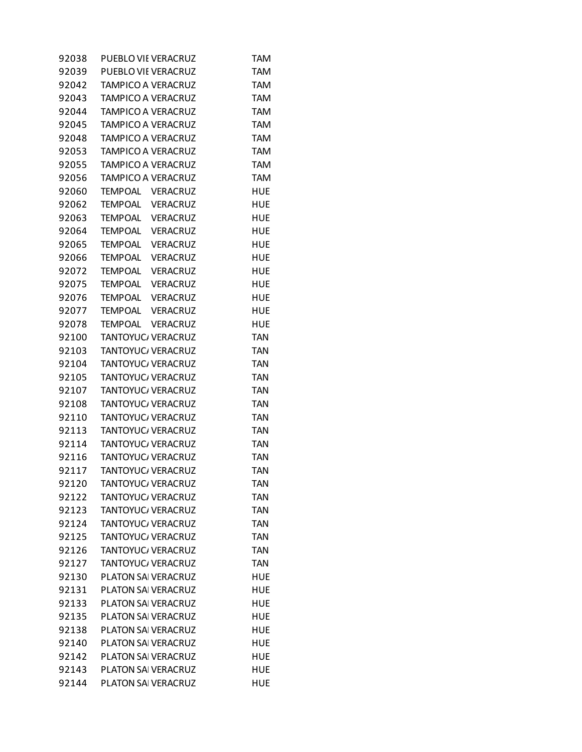| | | | |
|---|---|---|---|
| 92038 | PUEBLO VIE | VERACRUZ | TAM |
| 92039 | PUEBLO VIE | VERACRUZ | TAM |
| 92042 | TAMPICO A | VERACRUZ | TAM |
| 92043 | TAMPICO A | VERACRUZ | TAM |
| 92044 | TAMPICO A | VERACRUZ | TAM |
| 92045 | TAMPICO A | VERACRUZ | TAM |
| 92048 | TAMPICO A | VERACRUZ | TAM |
| 92053 | TAMPICO A | VERACRUZ | TAM |
| 92055 | TAMPICO A | VERACRUZ | TAM |
| 92056 | TAMPICO A | VERACRUZ | TAM |
| 92060 | TEMPOAL | VERACRUZ | HUE |
| 92062 | TEMPOAL | VERACRUZ | HUE |
| 92063 | TEMPOAL | VERACRUZ | HUE |
| 92064 | TEMPOAL | VERACRUZ | HUE |
| 92065 | TEMPOAL | VERACRUZ | HUE |
| 92066 | TEMPOAL | VERACRUZ | HUE |
| 92072 | TEMPOAL | VERACRUZ | HUE |
| 92075 | TEMPOAL | VERACRUZ | HUE |
| 92076 | TEMPOAL | VERACRUZ | HUE |
| 92077 | TEMPOAL | VERACRUZ | HUE |
| 92078 | TEMPOAL | VERACRUZ | HUE |
| 92100 | TANTOYUCA | VERACRUZ | TAN |
| 92103 | TANTOYUCA | VERACRUZ | TAN |
| 92104 | TANTOYUCA | VERACRUZ | TAN |
| 92105 | TANTOYUCA | VERACRUZ | TAN |
| 92107 | TANTOYUCA | VERACRUZ | TAN |
| 92108 | TANTOYUCA | VERACRUZ | TAN |
| 92110 | TANTOYUCA | VERACRUZ | TAN |
| 92113 | TANTOYUCA | VERACRUZ | TAN |
| 92114 | TANTOYUCA | VERACRUZ | TAN |
| 92116 | TANTOYUCA | VERACRUZ | TAN |
| 92117 | TANTOYUCA | VERACRUZ | TAN |
| 92120 | TANTOYUCA | VERACRUZ | TAN |
| 92122 | TANTOYUCA | VERACRUZ | TAN |
| 92123 | TANTOYUCA | VERACRUZ | TAN |
| 92124 | TANTOYUCA | VERACRUZ | TAN |
| 92125 | TANTOYUCA | VERACRUZ | TAN |
| 92126 | TANTOYUCA | VERACRUZ | TAN |
| 92127 | TANTOYUCA | VERACRUZ | TAN |
| 92130 | PLATON SA | VERACRUZ | HUE |
| 92131 | PLATON SA | VERACRUZ | HUE |
| 92133 | PLATON SA | VERACRUZ | HUE |
| 92135 | PLATON SA | VERACRUZ | HUE |
| 92138 | PLATON SA | VERACRUZ | HUE |
| 92140 | PLATON SA | VERACRUZ | HUE |
| 92142 | PLATON SA | VERACRUZ | HUE |
| 92143 | PLATON SA | VERACRUZ | HUE |
| 92144 | PLATON SA | VERACRUZ | HUE |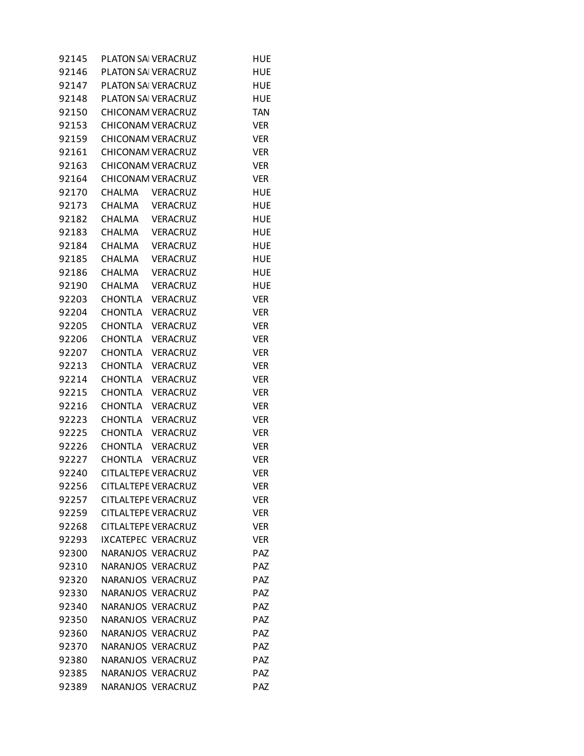| | | | |
|---|---|---|---|
| 92145 | PLATON SAI | VERACRUZ | HUE |
| 92146 | PLATON SAI | VERACRUZ | HUE |
| 92147 | PLATON SAI | VERACRUZ | HUE |
| 92148 | PLATON SAI | VERACRUZ | HUE |
| 92150 | CHICONAM | VERACRUZ | TAN |
| 92153 | CHICONAM | VERACRUZ | VER |
| 92159 | CHICONAM | VERACRUZ | VER |
| 92161 | CHICONAM | VERACRUZ | VER |
| 92163 | CHICONAM | VERACRUZ | VER |
| 92164 | CHICONAM | VERACRUZ | VER |
| 92170 | CHALMA | VERACRUZ | HUE |
| 92173 | CHALMA | VERACRUZ | HUE |
| 92182 | CHALMA | VERACRUZ | HUE |
| 92183 | CHALMA | VERACRUZ | HUE |
| 92184 | CHALMA | VERACRUZ | HUE |
| 92185 | CHALMA | VERACRUZ | HUE |
| 92186 | CHALMA | VERACRUZ | HUE |
| 92190 | CHALMA | VERACRUZ | HUE |
| 92203 | CHONTLA | VERACRUZ | VER |
| 92204 | CHONTLA | VERACRUZ | VER |
| 92205 | CHONTLA | VERACRUZ | VER |
| 92206 | CHONTLA | VERACRUZ | VER |
| 92207 | CHONTLA | VERACRUZ | VER |
| 92213 | CHONTLA | VERACRUZ | VER |
| 92214 | CHONTLA | VERACRUZ | VER |
| 92215 | CHONTLA | VERACRUZ | VER |
| 92216 | CHONTLA | VERACRUZ | VER |
| 92223 | CHONTLA | VERACRUZ | VER |
| 92225 | CHONTLA | VERACRUZ | VER |
| 92226 | CHONTLA | VERACRUZ | VER |
| 92227 | CHONTLA | VERACRUZ | VER |
| 92240 | CITLALTEPE | VERACRUZ | VER |
| 92256 | CITLALTEPE | VERACRUZ | VER |
| 92257 | CITLALTEPE | VERACRUZ | VER |
| 92259 | CITLALTEPE | VERACRUZ | VER |
| 92268 | CITLALTEPE | VERACRUZ | VER |
| 92293 | IXCATEPEC | VERACRUZ | VER |
| 92300 | NARANJOS | VERACRUZ | PAZ |
| 92310 | NARANJOS | VERACRUZ | PAZ |
| 92320 | NARANJOS | VERACRUZ | PAZ |
| 92330 | NARANJOS | VERACRUZ | PAZ |
| 92340 | NARANJOS | VERACRUZ | PAZ |
| 92350 | NARANJOS | VERACRUZ | PAZ |
| 92360 | NARANJOS | VERACRUZ | PAZ |
| 92370 | NARANJOS | VERACRUZ | PAZ |
| 92380 | NARANJOS | VERACRUZ | PAZ |
| 92385 | NARANJOS | VERACRUZ | PAZ |
| 92389 | NARANJOS | VERACRUZ | PAZ |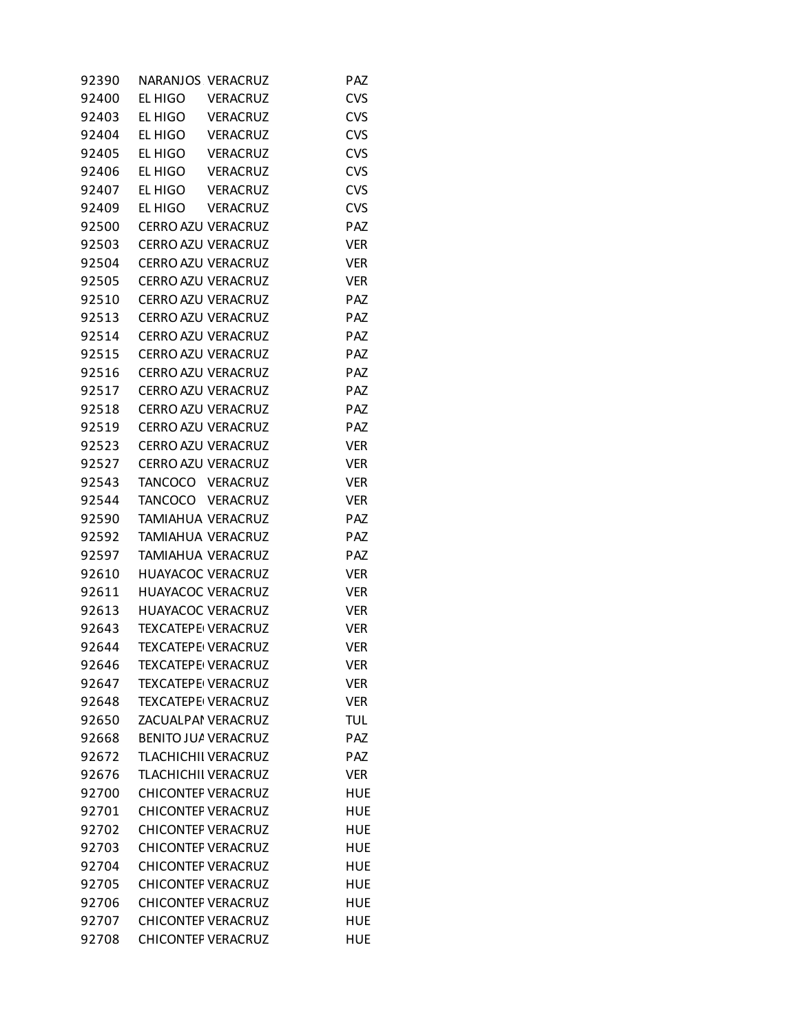| | | | |
|---|---|---|---|
| 92390 | NARANJOS | VERACRUZ | PAZ |
| 92400 | EL HIGO | VERACRUZ | CVS |
| 92403 | EL HIGO | VERACRUZ | CVS |
| 92404 | EL HIGO | VERACRUZ | CVS |
| 92405 | EL HIGO | VERACRUZ | CVS |
| 92406 | EL HIGO | VERACRUZ | CVS |
| 92407 | EL HIGO | VERACRUZ | CVS |
| 92409 | EL HIGO | VERACRUZ | CVS |
| 92500 | CERRO AZU | VERACRUZ | PAZ |
| 92503 | CERRO AZU | VERACRUZ | VER |
| 92504 | CERRO AZU | VERACRUZ | VER |
| 92505 | CERRO AZU | VERACRUZ | VER |
| 92510 | CERRO AZU | VERACRUZ | PAZ |
| 92513 | CERRO AZU | VERACRUZ | PAZ |
| 92514 | CERRO AZU | VERACRUZ | PAZ |
| 92515 | CERRO AZU | VERACRUZ | PAZ |
| 92516 | CERRO AZU | VERACRUZ | PAZ |
| 92517 | CERRO AZU | VERACRUZ | PAZ |
| 92518 | CERRO AZU | VERACRUZ | PAZ |
| 92519 | CERRO AZU | VERACRUZ | PAZ |
| 92523 | CERRO AZU | VERACRUZ | VER |
| 92527 | CERRO AZU | VERACRUZ | VER |
| 92543 | TANCOCO | VERACRUZ | VER |
| 92544 | TANCOCO | VERACRUZ | VER |
| 92590 | TAMIAHUA | VERACRUZ | PAZ |
| 92592 | TAMIAHUA | VERACRUZ | PAZ |
| 92597 | TAMIAHUA | VERACRUZ | PAZ |
| 92610 | HUAYACOC | VERACRUZ | VER |
| 92611 | HUAYACOC | VERACRUZ | VER |
| 92613 | HUAYACOC | VERACRUZ | VER |
| 92643 | TEXCATEPE | VERACRUZ | VER |
| 92644 | TEXCATEPE | VERACRUZ | VER |
| 92646 | TEXCATEPE | VERACRUZ | VER |
| 92647 | TEXCATEPE | VERACRUZ | VER |
| 92648 | TEXCATEPE | VERACRUZ | VER |
| 92650 | ZACUALPAN | VERACRUZ | TUL |
| 92668 | BENITO JUA | VERACRUZ | PAZ |
| 92672 | TLACHICHII | VERACRUZ | PAZ |
| 92676 | TLACHICHII | VERACRUZ | VER |
| 92700 | CHICONTEP | VERACRUZ | HUE |
| 92701 | CHICONTEP | VERACRUZ | HUE |
| 92702 | CHICONTEP | VERACRUZ | HUE |
| 92703 | CHICONTEP | VERACRUZ | HUE |
| 92704 | CHICONTEP | VERACRUZ | HUE |
| 92705 | CHICONTEP | VERACRUZ | HUE |
| 92706 | CHICONTEP | VERACRUZ | HUE |
| 92707 | CHICONTEP | VERACRUZ | HUE |
| 92708 | CHICONTEP | VERACRUZ | HUE |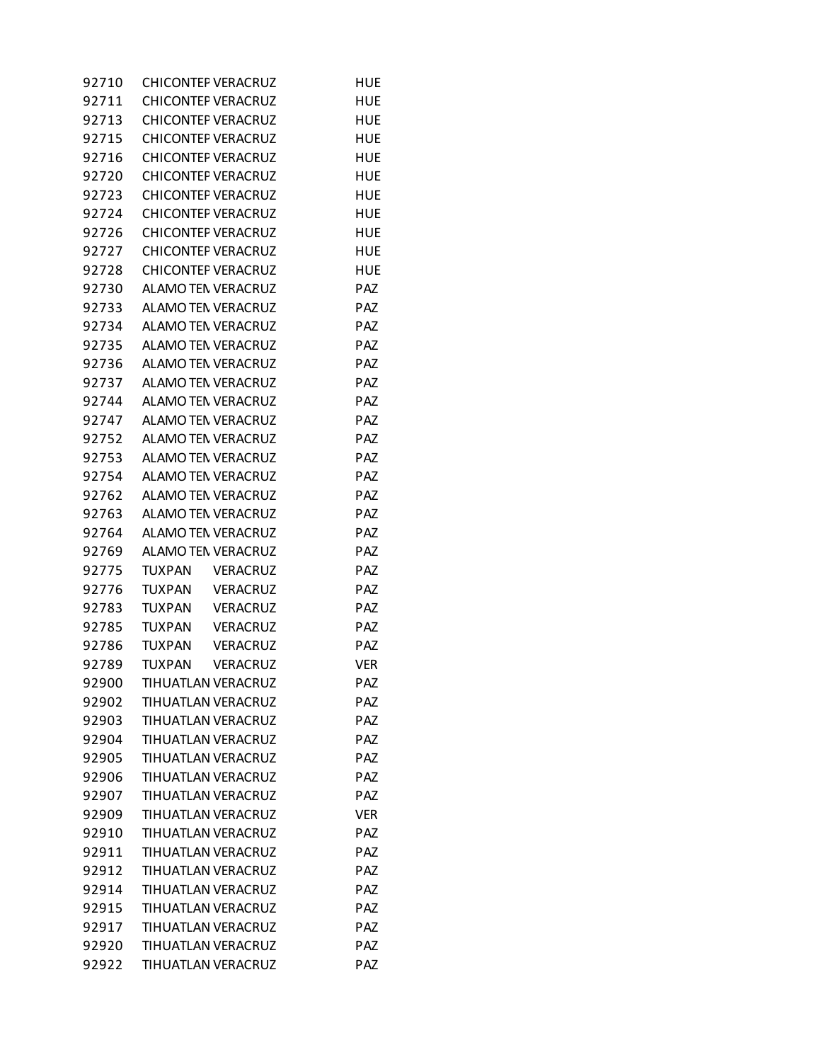| | | | |
|---|---|---|---|
| 92710 | CHICONTEF | VERACRUZ | HUE |
| 92711 | CHICONTEF | VERACRUZ | HUE |
| 92713 | CHICONTEF | VERACRUZ | HUE |
| 92715 | CHICONTEF | VERACRUZ | HUE |
| 92716 | CHICONTEF | VERACRUZ | HUE |
| 92720 | CHICONTEF | VERACRUZ | HUE |
| 92723 | CHICONTEF | VERACRUZ | HUE |
| 92724 | CHICONTEF | VERACRUZ | HUE |
| 92726 | CHICONTEF | VERACRUZ | HUE |
| 92727 | CHICONTEF | VERACRUZ | HUE |
| 92728 | CHICONTEF | VERACRUZ | HUE |
| 92730 | ALAMO TEN | VERACRUZ | PAZ |
| 92733 | ALAMO TEN | VERACRUZ | PAZ |
| 92734 | ALAMO TEN | VERACRUZ | PAZ |
| 92735 | ALAMO TEN | VERACRUZ | PAZ |
| 92736 | ALAMO TEN | VERACRUZ | PAZ |
| 92737 | ALAMO TEN | VERACRUZ | PAZ |
| 92744 | ALAMO TEN | VERACRUZ | PAZ |
| 92747 | ALAMO TEN | VERACRUZ | PAZ |
| 92752 | ALAMO TEN | VERACRUZ | PAZ |
| 92753 | ALAMO TEN | VERACRUZ | PAZ |
| 92754 | ALAMO TEN | VERACRUZ | PAZ |
| 92762 | ALAMO TEN | VERACRUZ | PAZ |
| 92763 | ALAMO TEN | VERACRUZ | PAZ |
| 92764 | ALAMO TEN | VERACRUZ | PAZ |
| 92769 | ALAMO TEN | VERACRUZ | PAZ |
| 92775 | TUXPAN | VERACRUZ | PAZ |
| 92776 | TUXPAN | VERACRUZ | PAZ |
| 92783 | TUXPAN | VERACRUZ | PAZ |
| 92785 | TUXPAN | VERACRUZ | PAZ |
| 92786 | TUXPAN | VERACRUZ | PAZ |
| 92789 | TUXPAN | VERACRUZ | VER |
| 92900 | TIHUATLAN | VERACRUZ | PAZ |
| 92902 | TIHUATLAN | VERACRUZ | PAZ |
| 92903 | TIHUATLAN | VERACRUZ | PAZ |
| 92904 | TIHUATLAN | VERACRUZ | PAZ |
| 92905 | TIHUATLAN | VERACRUZ | PAZ |
| 92906 | TIHUATLAN | VERACRUZ | PAZ |
| 92907 | TIHUATLAN | VERACRUZ | PAZ |
| 92909 | TIHUATLAN | VERACRUZ | VER |
| 92910 | TIHUATLAN | VERACRUZ | PAZ |
| 92911 | TIHUATLAN | VERACRUZ | PAZ |
| 92912 | TIHUATLAN | VERACRUZ | PAZ |
| 92914 | TIHUATLAN | VERACRUZ | PAZ |
| 92915 | TIHUATLAN | VERACRUZ | PAZ |
| 92917 | TIHUATLAN | VERACRUZ | PAZ |
| 92920 | TIHUATLAN | VERACRUZ | PAZ |
| 92922 | TIHUATLAN | VERACRUZ | PAZ |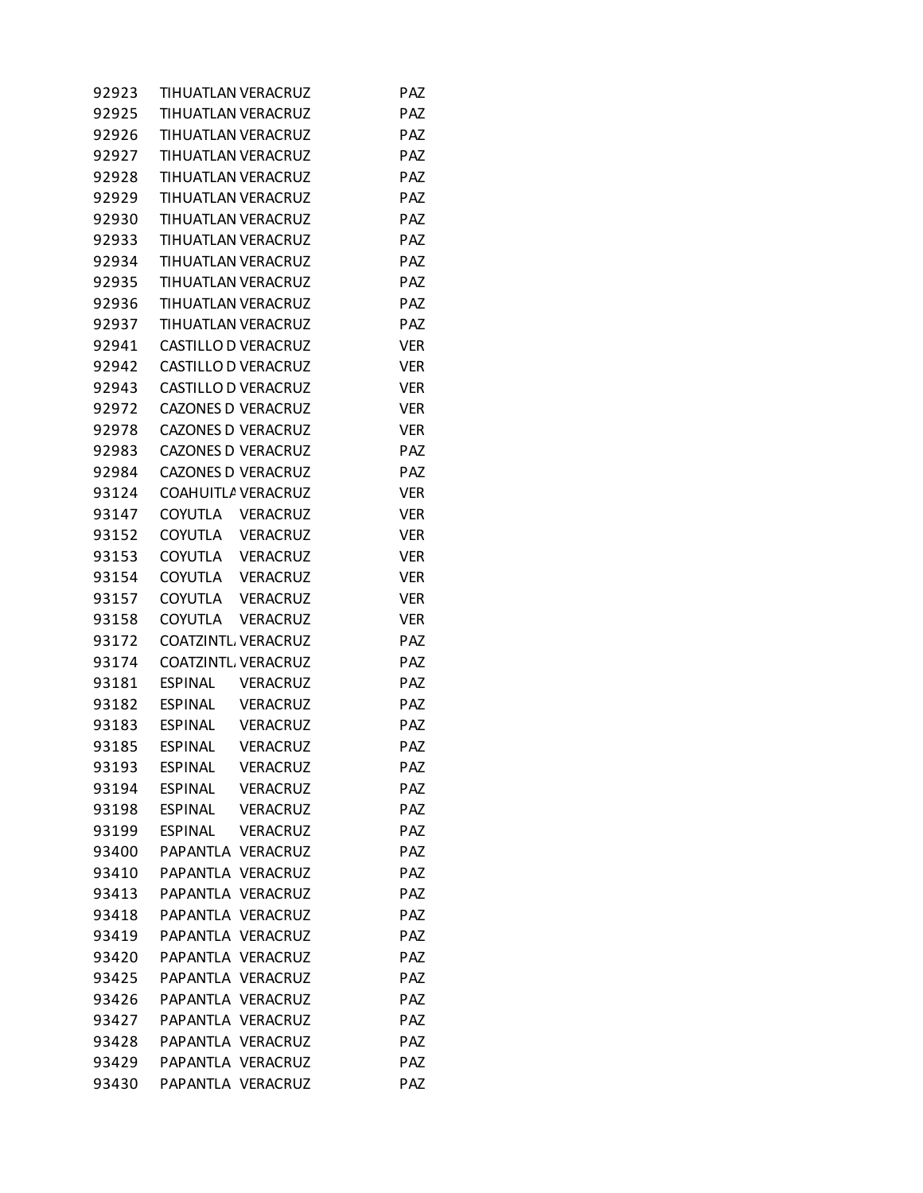| | | | |
|---|---|---|---|
| 92923 | TIHUATLAN | VERACRUZ | PAZ |
| 92925 | TIHUATLAN | VERACRUZ | PAZ |
| 92926 | TIHUATLAN | VERACRUZ | PAZ |
| 92927 | TIHUATLAN | VERACRUZ | PAZ |
| 92928 | TIHUATLAN | VERACRUZ | PAZ |
| 92929 | TIHUATLAN | VERACRUZ | PAZ |
| 92930 | TIHUATLAN | VERACRUZ | PAZ |
| 92933 | TIHUATLAN | VERACRUZ | PAZ |
| 92934 | TIHUATLAN | VERACRUZ | PAZ |
| 92935 | TIHUATLAN | VERACRUZ | PAZ |
| 92936 | TIHUATLAN | VERACRUZ | PAZ |
| 92937 | TIHUATLAN | VERACRUZ | PAZ |
| 92941 | CASTILLO D | VERACRUZ | VER |
| 92942 | CASTILLO D | VERACRUZ | VER |
| 92943 | CASTILLO D | VERACRUZ | VER |
| 92972 | CAZONES D | VERACRUZ | VER |
| 92978 | CAZONES D | VERACRUZ | VER |
| 92983 | CAZONES D | VERACRUZ | PAZ |
| 92984 | CAZONES D | VERACRUZ | PAZ |
| 93124 | COAHUITLA | VERACRUZ | VER |
| 93147 | COYUTLA | VERACRUZ | VER |
| 93152 | COYUTLA | VERACRUZ | VER |
| 93153 | COYUTLA | VERACRUZ | VER |
| 93154 | COYUTLA | VERACRUZ | VER |
| 93157 | COYUTLA | VERACRUZ | VER |
| 93158 | COYUTLA | VERACRUZ | VER |
| 93172 | COATZINTL | VERACRUZ | PAZ |
| 93174 | COATZINTL | VERACRUZ | PAZ |
| 93181 | ESPINAL | VERACRUZ | PAZ |
| 93182 | ESPINAL | VERACRUZ | PAZ |
| 93183 | ESPINAL | VERACRUZ | PAZ |
| 93185 | ESPINAL | VERACRUZ | PAZ |
| 93193 | ESPINAL | VERACRUZ | PAZ |
| 93194 | ESPINAL | VERACRUZ | PAZ |
| 93198 | ESPINAL | VERACRUZ | PAZ |
| 93199 | ESPINAL | VERACRUZ | PAZ |
| 93400 | PAPANTLA | VERACRUZ | PAZ |
| 93410 | PAPANTLA | VERACRUZ | PAZ |
| 93413 | PAPANTLA | VERACRUZ | PAZ |
| 93418 | PAPANTLA | VERACRUZ | PAZ |
| 93419 | PAPANTLA | VERACRUZ | PAZ |
| 93420 | PAPANTLA | VERACRUZ | PAZ |
| 93425 | PAPANTLA | VERACRUZ | PAZ |
| 93426 | PAPANTLA | VERACRUZ | PAZ |
| 93427 | PAPANTLA | VERACRUZ | PAZ |
| 93428 | PAPANTLA | VERACRUZ | PAZ |
| 93429 | PAPANTLA | VERACRUZ | PAZ |
| 93430 | PAPANTLA | VERACRUZ | PAZ |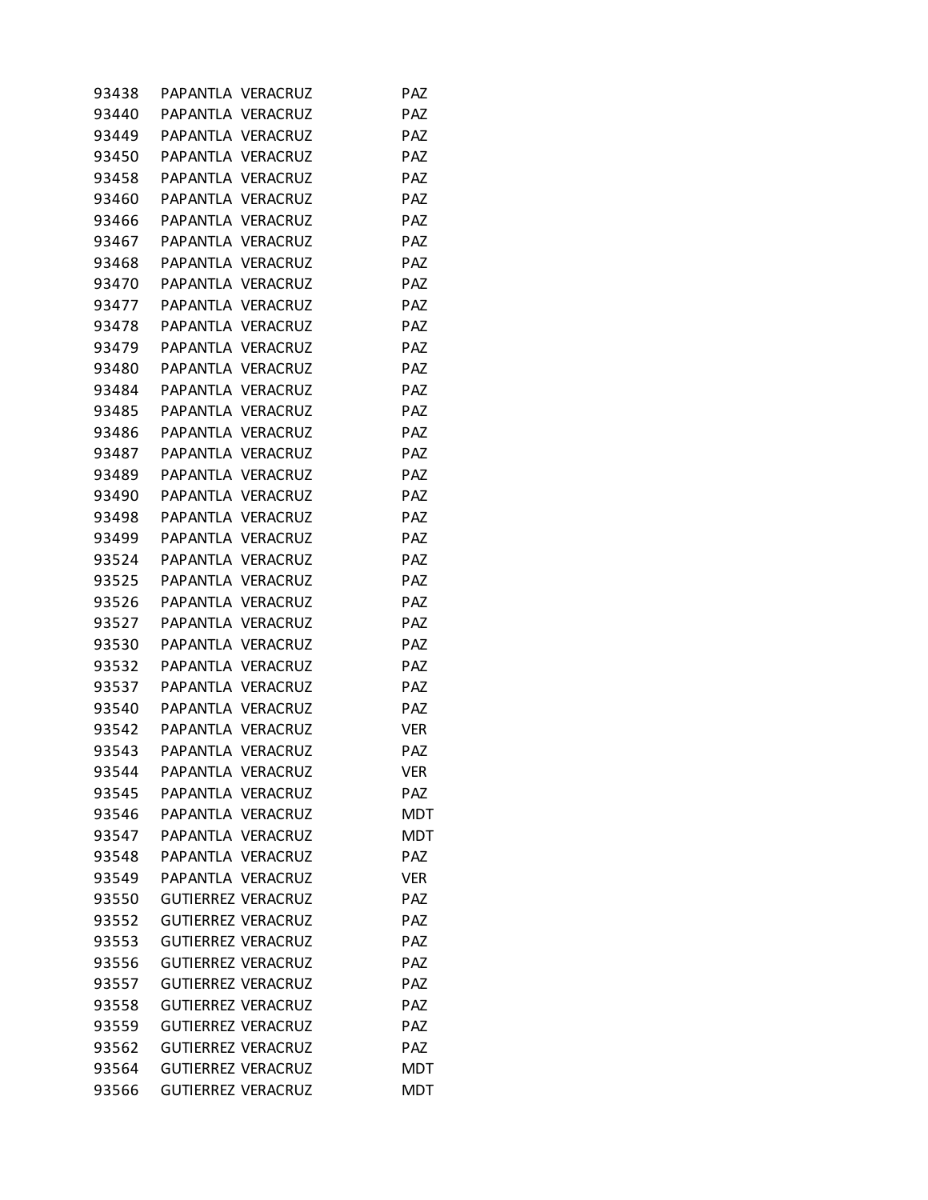| | | | |
|---|---|---|---|
| 93438 | PAPANTLA | VERACRUZ | PAZ |
| 93440 | PAPANTLA | VERACRUZ | PAZ |
| 93449 | PAPANTLA | VERACRUZ | PAZ |
| 93450 | PAPANTLA | VERACRUZ | PAZ |
| 93458 | PAPANTLA | VERACRUZ | PAZ |
| 93460 | PAPANTLA | VERACRUZ | PAZ |
| 93466 | PAPANTLA | VERACRUZ | PAZ |
| 93467 | PAPANTLA | VERACRUZ | PAZ |
| 93468 | PAPANTLA | VERACRUZ | PAZ |
| 93470 | PAPANTLA | VERACRUZ | PAZ |
| 93477 | PAPANTLA | VERACRUZ | PAZ |
| 93478 | PAPANTLA | VERACRUZ | PAZ |
| 93479 | PAPANTLA | VERACRUZ | PAZ |
| 93480 | PAPANTLA | VERACRUZ | PAZ |
| 93484 | PAPANTLA | VERACRUZ | PAZ |
| 93485 | PAPANTLA | VERACRUZ | PAZ |
| 93486 | PAPANTLA | VERACRUZ | PAZ |
| 93487 | PAPANTLA | VERACRUZ | PAZ |
| 93489 | PAPANTLA | VERACRUZ | PAZ |
| 93490 | PAPANTLA | VERACRUZ | PAZ |
| 93498 | PAPANTLA | VERACRUZ | PAZ |
| 93499 | PAPANTLA | VERACRUZ | PAZ |
| 93524 | PAPANTLA | VERACRUZ | PAZ |
| 93525 | PAPANTLA | VERACRUZ | PAZ |
| 93526 | PAPANTLA | VERACRUZ | PAZ |
| 93527 | PAPANTLA | VERACRUZ | PAZ |
| 93530 | PAPANTLA | VERACRUZ | PAZ |
| 93532 | PAPANTLA | VERACRUZ | PAZ |
| 93537 | PAPANTLA | VERACRUZ | PAZ |
| 93540 | PAPANTLA | VERACRUZ | PAZ |
| 93542 | PAPANTLA | VERACRUZ | VER |
| 93543 | PAPANTLA | VERACRUZ | PAZ |
| 93544 | PAPANTLA | VERACRUZ | VER |
| 93545 | PAPANTLA | VERACRUZ | PAZ |
| 93546 | PAPANTLA | VERACRUZ | MDT |
| 93547 | PAPANTLA | VERACRUZ | MDT |
| 93548 | PAPANTLA | VERACRUZ | PAZ |
| 93549 | PAPANTLA | VERACRUZ | VER |
| 93550 | GUTIERREZ | VERACRUZ | PAZ |
| 93552 | GUTIERREZ | VERACRUZ | PAZ |
| 93553 | GUTIERREZ | VERACRUZ | PAZ |
| 93556 | GUTIERREZ | VERACRUZ | PAZ |
| 93557 | GUTIERREZ | VERACRUZ | PAZ |
| 93558 | GUTIERREZ | VERACRUZ | PAZ |
| 93559 | GUTIERREZ | VERACRUZ | PAZ |
| 93562 | GUTIERREZ | VERACRUZ | PAZ |
| 93564 | GUTIERREZ | VERACRUZ | MDT |
| 93566 | GUTIERREZ | VERACRUZ | MDT |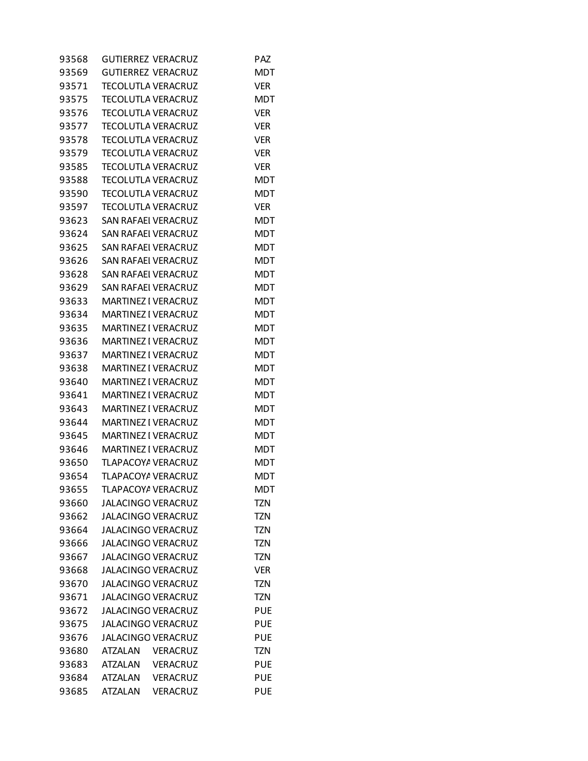| | | | |
|---|---|---|---|
| 93568 | GUTIERREZ | VERACRUZ | PAZ |
| 93569 | GUTIERREZ | VERACRUZ | MDT |
| 93571 | TECOLUTLA | VERACRUZ | VER |
| 93575 | TECOLUTLA | VERACRUZ | MDT |
| 93576 | TECOLUTLA | VERACRUZ | VER |
| 93577 | TECOLUTLA | VERACRUZ | VER |
| 93578 | TECOLUTLA | VERACRUZ | VER |
| 93579 | TECOLUTLA | VERACRUZ | VER |
| 93585 | TECOLUTLA | VERACRUZ | VER |
| 93588 | TECOLUTLA | VERACRUZ | MDT |
| 93590 | TECOLUTLA | VERACRUZ | MDT |
| 93597 | TECOLUTLA | VERACRUZ | VER |
| 93623 | SAN RAFAEL | VERACRUZ | MDT |
| 93624 | SAN RAFAEL | VERACRUZ | MDT |
| 93625 | SAN RAFAEL | VERACRUZ | MDT |
| 93626 | SAN RAFAEL | VERACRUZ | MDT |
| 93628 | SAN RAFAEL | VERACRUZ | MDT |
| 93629 | SAN RAFAEL | VERACRUZ | MDT |
| 93633 | MARTINEZ I | VERACRUZ | MDT |
| 93634 | MARTINEZ I | VERACRUZ | MDT |
| 93635 | MARTINEZ I | VERACRUZ | MDT |
| 93636 | MARTINEZ I | VERACRUZ | MDT |
| 93637 | MARTINEZ I | VERACRUZ | MDT |
| 93638 | MARTINEZ I | VERACRUZ | MDT |
| 93640 | MARTINEZ I | VERACRUZ | MDT |
| 93641 | MARTINEZ I | VERACRUZ | MDT |
| 93643 | MARTINEZ I | VERACRUZ | MDT |
| 93644 | MARTINEZ I | VERACRUZ | MDT |
| 93645 | MARTINEZ I | VERACRUZ | MDT |
| 93646 | MARTINEZ I | VERACRUZ | MDT |
| 93650 | TLAPACOYA | VERACRUZ | MDT |
| 93654 | TLAPACOYA | VERACRUZ | MDT |
| 93655 | TLAPACOYA | VERACRUZ | MDT |
| 93660 | JALACINGO | VERACRUZ | TZN |
| 93662 | JALACINGO | VERACRUZ | TZN |
| 93664 | JALACINGO | VERACRUZ | TZN |
| 93666 | JALACINGO | VERACRUZ | TZN |
| 93667 | JALACINGO | VERACRUZ | TZN |
| 93668 | JALACINGO | VERACRUZ | VER |
| 93670 | JALACINGO | VERACRUZ | TZN |
| 93671 | JALACINGO | VERACRUZ | TZN |
| 93672 | JALACINGO | VERACRUZ | PUE |
| 93675 | JALACINGO | VERACRUZ | PUE |
| 93676 | JALACINGO | VERACRUZ | PUE |
| 93680 | ATZALAN | VERACRUZ | TZN |
| 93683 | ATZALAN | VERACRUZ | PUE |
| 93684 | ATZALAN | VERACRUZ | PUE |
| 93685 | ATZALAN | VERACRUZ | PUE |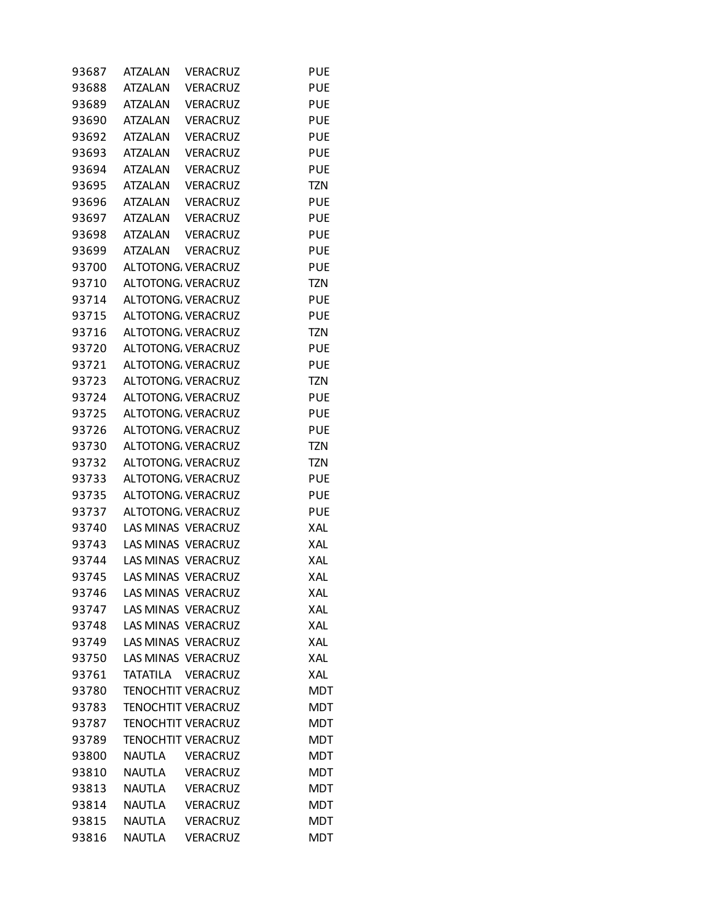| | | | |
|---|---|---|---|
| 93687 | ATZALAN | VERACRUZ | PUE |
| 93688 | ATZALAN | VERACRUZ | PUE |
| 93689 | ATZALAN | VERACRUZ | PUE |
| 93690 | ATZALAN | VERACRUZ | PUE |
| 93692 | ATZALAN | VERACRUZ | PUE |
| 93693 | ATZALAN | VERACRUZ | PUE |
| 93694 | ATZALAN | VERACRUZ | PUE |
| 93695 | ATZALAN | VERACRUZ | TZN |
| 93696 | ATZALAN | VERACRUZ | PUE |
| 93697 | ATZALAN | VERACRUZ | PUE |
| 93698 | ATZALAN | VERACRUZ | PUE |
| 93699 | ATZALAN | VERACRUZ | PUE |
| 93700 | ALTOTONG | VERACRUZ | PUE |
| 93710 | ALTOTONG | VERACRUZ | TZN |
| 93714 | ALTOTONG | VERACRUZ | PUE |
| 93715 | ALTOTONG | VERACRUZ | PUE |
| 93716 | ALTOTONG | VERACRUZ | TZN |
| 93720 | ALTOTONG | VERACRUZ | PUE |
| 93721 | ALTOTONG | VERACRUZ | PUE |
| 93723 | ALTOTONG | VERACRUZ | TZN |
| 93724 | ALTOTONG | VERACRUZ | PUE |
| 93725 | ALTOTONG | VERACRUZ | PUE |
| 93726 | ALTOTONG | VERACRUZ | PUE |
| 93730 | ALTOTONG | VERACRUZ | TZN |
| 93732 | ALTOTONG | VERACRUZ | TZN |
| 93733 | ALTOTONG | VERACRUZ | PUE |
| 93735 | ALTOTONG | VERACRUZ | PUE |
| 93737 | ALTOTONG | VERACRUZ | PUE |
| 93740 | LAS MINAS | VERACRUZ | XAL |
| 93743 | LAS MINAS | VERACRUZ | XAL |
| 93744 | LAS MINAS | VERACRUZ | XAL |
| 93745 | LAS MINAS | VERACRUZ | XAL |
| 93746 | LAS MINAS | VERACRUZ | XAL |
| 93747 | LAS MINAS | VERACRUZ | XAL |
| 93748 | LAS MINAS | VERACRUZ | XAL |
| 93749 | LAS MINAS | VERACRUZ | XAL |
| 93750 | LAS MINAS | VERACRUZ | XAL |
| 93761 | TATATILA | VERACRUZ | XAL |
| 93780 | TENOCHTIT | VERACRUZ | MDT |
| 93783 | TENOCHTIT | VERACRUZ | MDT |
| 93787 | TENOCHTIT | VERACRUZ | MDT |
| 93789 | TENOCHTIT | VERACRUZ | MDT |
| 93800 | NAUTLA | VERACRUZ | MDT |
| 93810 | NAUTLA | VERACRUZ | MDT |
| 93813 | NAUTLA | VERACRUZ | MDT |
| 93814 | NAUTLA | VERACRUZ | MDT |
| 93815 | NAUTLA | VERACRUZ | MDT |
| 93816 | NAUTLA | VERACRUZ | MDT |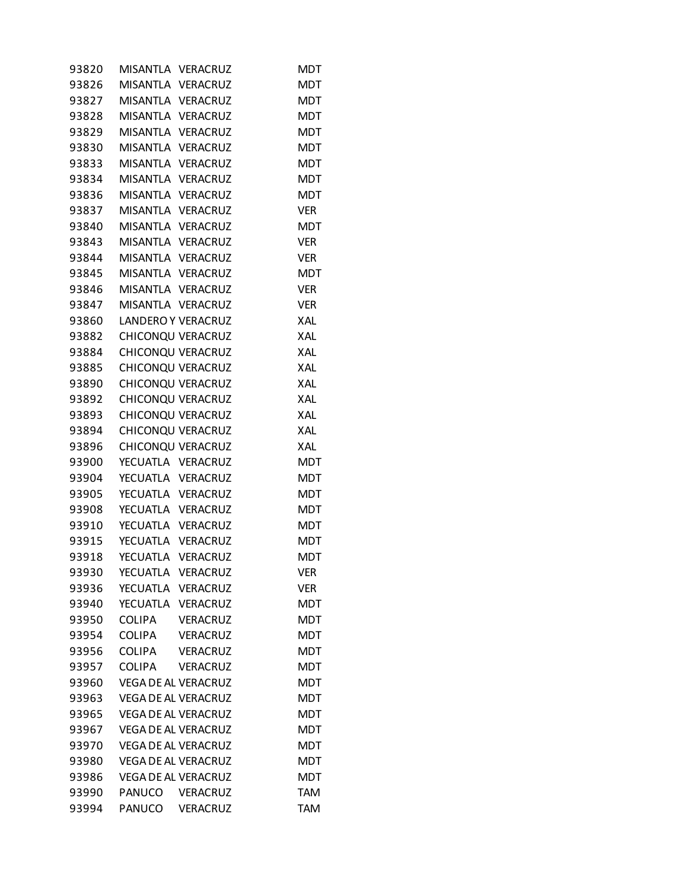| | | | |
|---|---|---|---|
| 93820 | MISANTLA | VERACRUZ | MDT |
| 93826 | MISANTLA | VERACRUZ | MDT |
| 93827 | MISANTLA | VERACRUZ | MDT |
| 93828 | MISANTLA | VERACRUZ | MDT |
| 93829 | MISANTLA | VERACRUZ | MDT |
| 93830 | MISANTLA | VERACRUZ | MDT |
| 93833 | MISANTLA | VERACRUZ | MDT |
| 93834 | MISANTLA | VERACRUZ | MDT |
| 93836 | MISANTLA | VERACRUZ | MDT |
| 93837 | MISANTLA | VERACRUZ | VER |
| 93840 | MISANTLA | VERACRUZ | MDT |
| 93843 | MISANTLA | VERACRUZ | VER |
| 93844 | MISANTLA | VERACRUZ | VER |
| 93845 | MISANTLA | VERACRUZ | MDT |
| 93846 | MISANTLA | VERACRUZ | VER |
| 93847 | MISANTLA | VERACRUZ | VER |
| 93860 | LANDERO Y | VERACRUZ | XAL |
| 93882 | CHICONQU | VERACRUZ | XAL |
| 93884 | CHICONQU | VERACRUZ | XAL |
| 93885 | CHICONQU | VERACRUZ | XAL |
| 93890 | CHICONQU | VERACRUZ | XAL |
| 93892 | CHICONQU | VERACRUZ | XAL |
| 93893 | CHICONQU | VERACRUZ | XAL |
| 93894 | CHICONQU | VERACRUZ | XAL |
| 93896 | CHICONQU | VERACRUZ | XAL |
| 93900 | YECUATLA | VERACRUZ | MDT |
| 93904 | YECUATLA | VERACRUZ | MDT |
| 93905 | YECUATLA | VERACRUZ | MDT |
| 93908 | YECUATLA | VERACRUZ | MDT |
| 93910 | YECUATLA | VERACRUZ | MDT |
| 93915 | YECUATLA | VERACRUZ | MDT |
| 93918 | YECUATLA | VERACRUZ | MDT |
| 93930 | YECUATLA | VERACRUZ | VER |
| 93936 | YECUATLA | VERACRUZ | VER |
| 93940 | YECUATLA | VERACRUZ | MDT |
| 93950 | COLIPA | VERACRUZ | MDT |
| 93954 | COLIPA | VERACRUZ | MDT |
| 93956 | COLIPA | VERACRUZ | MDT |
| 93957 | COLIPA | VERACRUZ | MDT |
| 93960 | VEGA DE AL | VERACRUZ | MDT |
| 93963 | VEGA DE AL | VERACRUZ | MDT |
| 93965 | VEGA DE AL | VERACRUZ | MDT |
| 93967 | VEGA DE AL | VERACRUZ | MDT |
| 93970 | VEGA DE AL | VERACRUZ | MDT |
| 93980 | VEGA DE AL | VERACRUZ | MDT |
| 93986 | VEGA DE AL | VERACRUZ | MDT |
| 93990 | PANUCO | VERACRUZ | TAM |
| 93994 | PANUCO | VERACRUZ | TAM |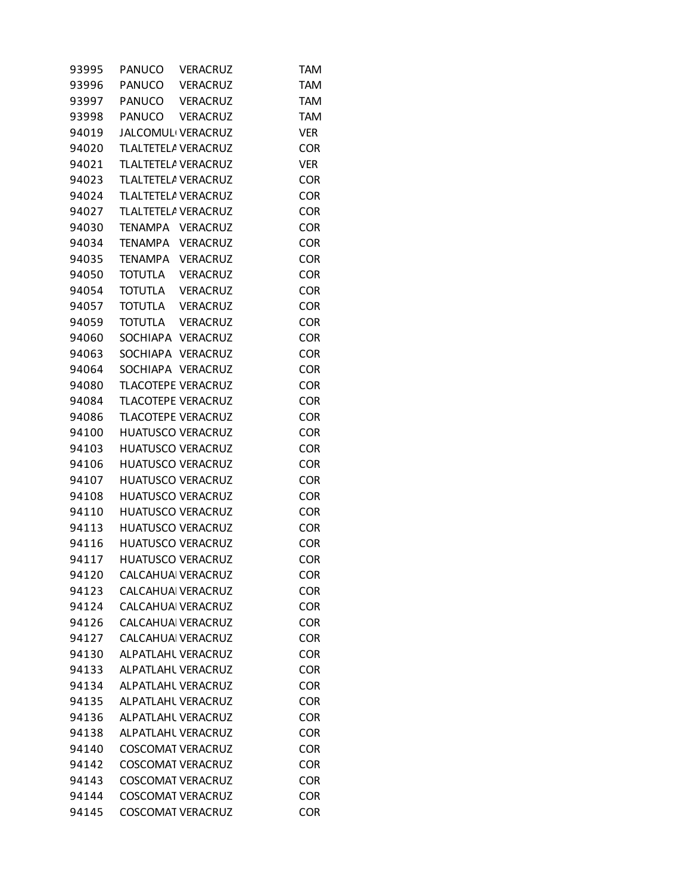| | | | |
|---|---|---|---|
| 93995 | PANUCO | VERACRUZ | TAM |
| 93996 | PANUCO | VERACRUZ | TAM |
| 93997 | PANUCO | VERACRUZ | TAM |
| 93998 | PANUCO | VERACRUZ | TAM |
| 94019 | JALCOMUL | VERACRUZ | VER |
| 94020 | TLALTETELA | VERACRUZ | COR |
| 94021 | TLALTETELA | VERACRUZ | VER |
| 94023 | TLALTETELA | VERACRUZ | COR |
| 94024 | TLALTETELA | VERACRUZ | COR |
| 94027 | TLALTETELA | VERACRUZ | COR |
| 94030 | TENAMPA | VERACRUZ | COR |
| 94034 | TENAMPA | VERACRUZ | COR |
| 94035 | TENAMPA | VERACRUZ | COR |
| 94050 | TOTUTLA | VERACRUZ | COR |
| 94054 | TOTUTLA | VERACRUZ | COR |
| 94057 | TOTUTLA | VERACRUZ | COR |
| 94059 | TOTUTLA | VERACRUZ | COR |
| 94060 | SOCHIAPA | VERACRUZ | COR |
| 94063 | SOCHIAPA | VERACRUZ | COR |
| 94064 | SOCHIAPA | VERACRUZ | COR |
| 94080 | TLACOTEPE | VERACRUZ | COR |
| 94084 | TLACOTEPE | VERACRUZ | COR |
| 94086 | TLACOTEPE | VERACRUZ | COR |
| 94100 | HUATUSCO | VERACRUZ | COR |
| 94103 | HUATUSCO | VERACRUZ | COR |
| 94106 | HUATUSCO | VERACRUZ | COR |
| 94107 | HUATUSCO | VERACRUZ | COR |
| 94108 | HUATUSCO | VERACRUZ | COR |
| 94110 | HUATUSCO | VERACRUZ | COR |
| 94113 | HUATUSCO | VERACRUZ | COR |
| 94116 | HUATUSCO | VERACRUZ | COR |
| 94117 | HUATUSCO | VERACRUZ | COR |
| 94120 | CALCAHUA | VERACRUZ | COR |
| 94123 | CALCAHUA | VERACRUZ | COR |
| 94124 | CALCAHUA | VERACRUZ | COR |
| 94126 | CALCAHUA | VERACRUZ | COR |
| 94127 | CALCAHUA | VERACRUZ | COR |
| 94130 | ALPATLAHU | VERACRUZ | COR |
| 94133 | ALPATLAHU | VERACRUZ | COR |
| 94134 | ALPATLAHU | VERACRUZ | COR |
| 94135 | ALPATLAHU | VERACRUZ | COR |
| 94136 | ALPATLAHU | VERACRUZ | COR |
| 94138 | ALPATLAHU | VERACRUZ | COR |
| 94140 | COSCOMAT | VERACRUZ | COR |
| 94142 | COSCOMAT | VERACRUZ | COR |
| 94143 | COSCOMAT | VERACRUZ | COR |
| 94144 | COSCOMAT | VERACRUZ | COR |
| 94145 | COSCOMAT | VERACRUZ | COR |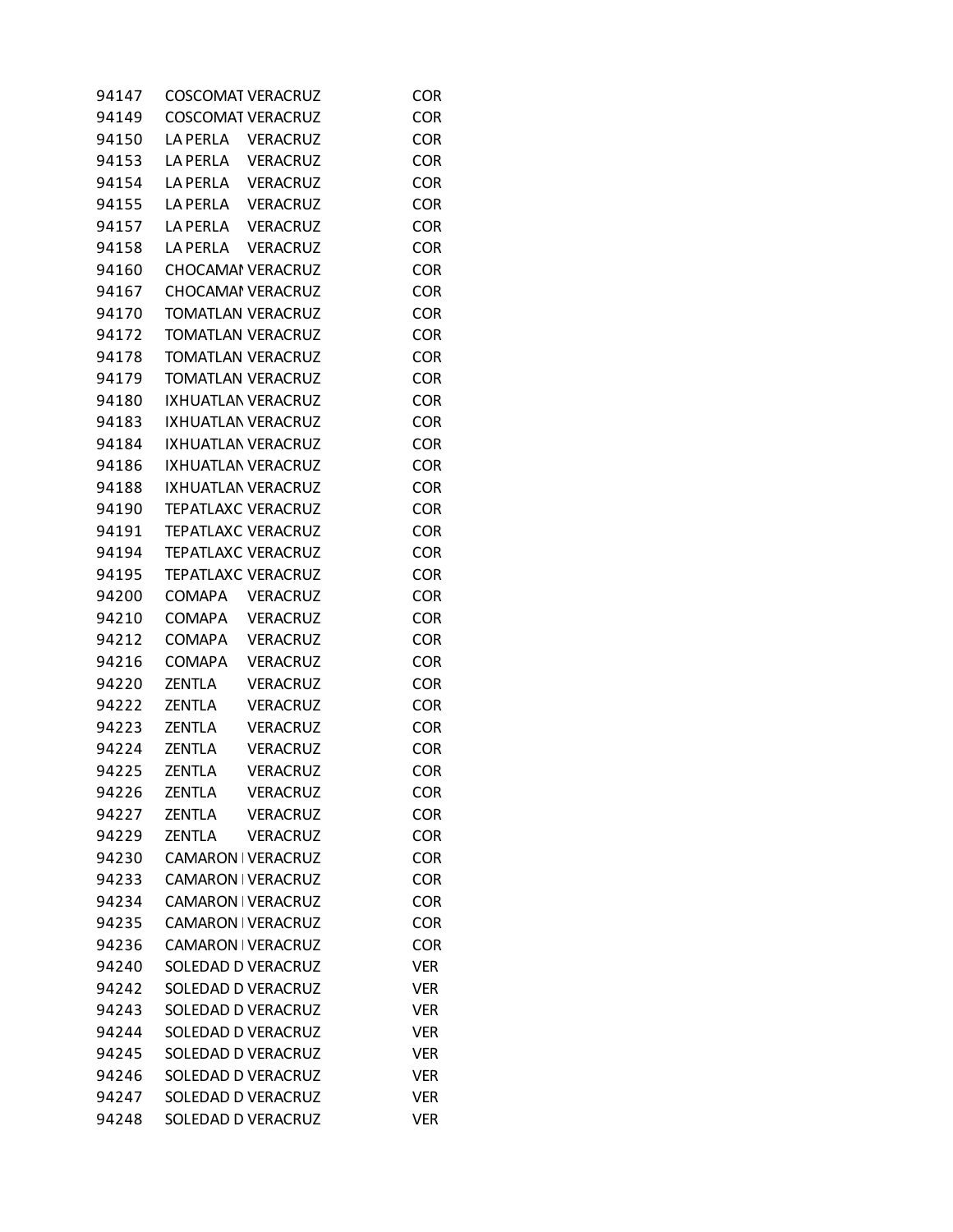| | | | |
|---|---|---|---|
| 94147 | COSCOMAT | VERACRUZ | COR |
| 94149 | COSCOMAT | VERACRUZ | COR |
| 94150 | LA PERLA | VERACRUZ | COR |
| 94153 | LA PERLA | VERACRUZ | COR |
| 94154 | LA PERLA | VERACRUZ | COR |
| 94155 | LA PERLA | VERACRUZ | COR |
| 94157 | LA PERLA | VERACRUZ | COR |
| 94158 | LA PERLA | VERACRUZ | COR |
| 94160 | CHOCAMAN | VERACRUZ | COR |
| 94167 | CHOCAMAN | VERACRUZ | COR |
| 94170 | TOMATLAN | VERACRUZ | COR |
| 94172 | TOMATLAN | VERACRUZ | COR |
| 94178 | TOMATLAN | VERACRUZ | COR |
| 94179 | TOMATLAN | VERACRUZ | COR |
| 94180 | IXHUATLAN | VERACRUZ | COR |
| 94183 | IXHUATLAN | VERACRUZ | COR |
| 94184 | IXHUATLAN | VERACRUZ | COR |
| 94186 | IXHUATLAN | VERACRUZ | COR |
| 94188 | IXHUATLAN | VERACRUZ | COR |
| 94190 | TEPATLAXC | VERACRUZ | COR |
| 94191 | TEPATLAXC | VERACRUZ | COR |
| 94194 | TEPATLAXC | VERACRUZ | COR |
| 94195 | TEPATLAXC | VERACRUZ | COR |
| 94200 | COMAPA | VERACRUZ | COR |
| 94210 | COMAPA | VERACRUZ | COR |
| 94212 | COMAPA | VERACRUZ | COR |
| 94216 | COMAPA | VERACRUZ | COR |
| 94220 | ZENTLA | VERACRUZ | COR |
| 94222 | ZENTLA | VERACRUZ | COR |
| 94223 | ZENTLA | VERACRUZ | COR |
| 94224 | ZENTLA | VERACRUZ | COR |
| 94225 | ZENTLA | VERACRUZ | COR |
| 94226 | ZENTLA | VERACRUZ | COR |
| 94227 | ZENTLA | VERACRUZ | COR |
| 94229 | ZENTLA | VERACRUZ | COR |
| 94230 | CAMARON | VERACRUZ | COR |
| 94233 | CAMARON | VERACRUZ | COR |
| 94234 | CAMARON | VERACRUZ | COR |
| 94235 | CAMARON | VERACRUZ | COR |
| 94236 | CAMARON | VERACRUZ | COR |
| 94240 | SOLEDAD D | VERACRUZ | VER |
| 94242 | SOLEDAD D | VERACRUZ | VER |
| 94243 | SOLEDAD D | VERACRUZ | VER |
| 94244 | SOLEDAD D | VERACRUZ | VER |
| 94245 | SOLEDAD D | VERACRUZ | VER |
| 94246 | SOLEDAD D | VERACRUZ | VER |
| 94247 | SOLEDAD D | VERACRUZ | VER |
| 94248 | SOLEDAD D | VERACRUZ | VER |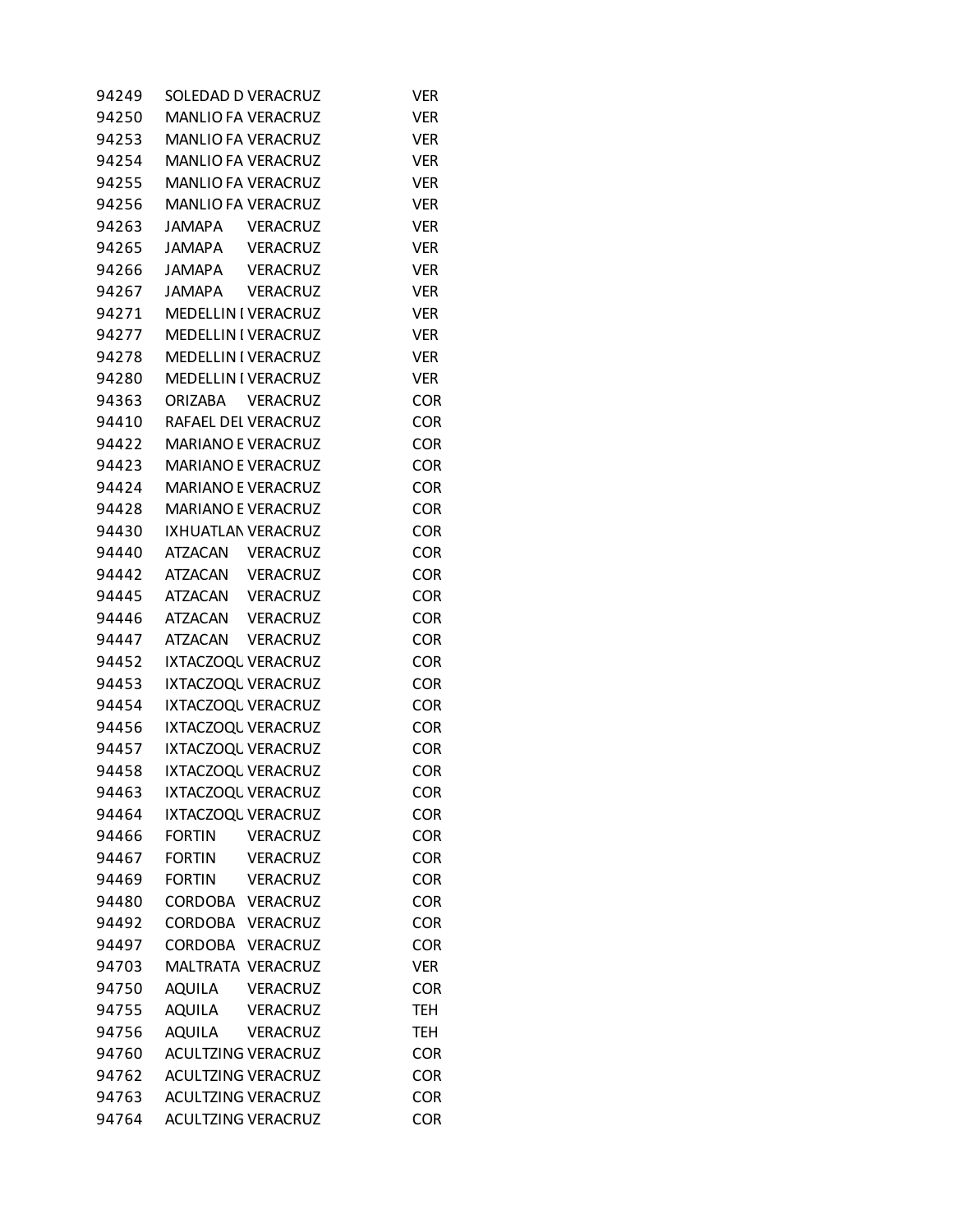| | | | |
|---|---|---|---|
| 94249 | SOLEDAD D | VERACRUZ | VER |
| 94250 | MANLIO FA | VERACRUZ | VER |
| 94253 | MANLIO FA | VERACRUZ | VER |
| 94254 | MANLIO FA | VERACRUZ | VER |
| 94255 | MANLIO FA | VERACRUZ | VER |
| 94256 | MANLIO FA | VERACRUZ | VER |
| 94263 | JAMAPA | VERACRUZ | VER |
| 94265 | JAMAPA | VERACRUZ | VER |
| 94266 | JAMAPA | VERACRUZ | VER |
| 94267 | JAMAPA | VERACRUZ | VER |
| 94271 | MEDELLIN I | VERACRUZ | VER |
| 94277 | MEDELLIN I | VERACRUZ | VER |
| 94278 | MEDELLIN I | VERACRUZ | VER |
| 94280 | MEDELLIN I | VERACRUZ | VER |
| 94363 | ORIZABA | VERACRUZ | COR |
| 94410 | RAFAEL DEL | VERACRUZ | COR |
| 94422 | MARIANO E | VERACRUZ | COR |
| 94423 | MARIANO E | VERACRUZ | COR |
| 94424 | MARIANO E | VERACRUZ | COR |
| 94428 | MARIANO E | VERACRUZ | COR |
| 94430 | IXHUATLAN | VERACRUZ | COR |
| 94440 | ATZACAN | VERACRUZ | COR |
| 94442 | ATZACAN | VERACRUZ | COR |
| 94445 | ATZACAN | VERACRUZ | COR |
| 94446 | ATZACAN | VERACRUZ | COR |
| 94447 | ATZACAN | VERACRUZ | COR |
| 94452 | IXTACZOQU | VERACRUZ | COR |
| 94453 | IXTACZOQU | VERACRUZ | COR |
| 94454 | IXTACZOQU | VERACRUZ | COR |
| 94456 | IXTACZOQU | VERACRUZ | COR |
| 94457 | IXTACZOQU | VERACRUZ | COR |
| 94458 | IXTACZOQU | VERACRUZ | COR |
| 94463 | IXTACZOQU | VERACRUZ | COR |
| 94464 | IXTACZOQU | VERACRUZ | COR |
| 94466 | FORTIN | VERACRUZ | COR |
| 94467 | FORTIN | VERACRUZ | COR |
| 94469 | FORTIN | VERACRUZ | COR |
| 94480 | CORDOBA | VERACRUZ | COR |
| 94492 | CORDOBA | VERACRUZ | COR |
| 94497 | CORDOBA | VERACRUZ | COR |
| 94703 | MALTRATA | VERACRUZ | VER |
| 94750 | AQUILA | VERACRUZ | COR |
| 94755 | AQUILA | VERACRUZ | TEH |
| 94756 | AQUILA | VERACRUZ | TEH |
| 94760 | ACULTZING | VERACRUZ | COR |
| 94762 | ACULTZING | VERACRUZ | COR |
| 94763 | ACULTZING | VERACRUZ | COR |
| 94764 | ACULTZING | VERACRUZ | COR |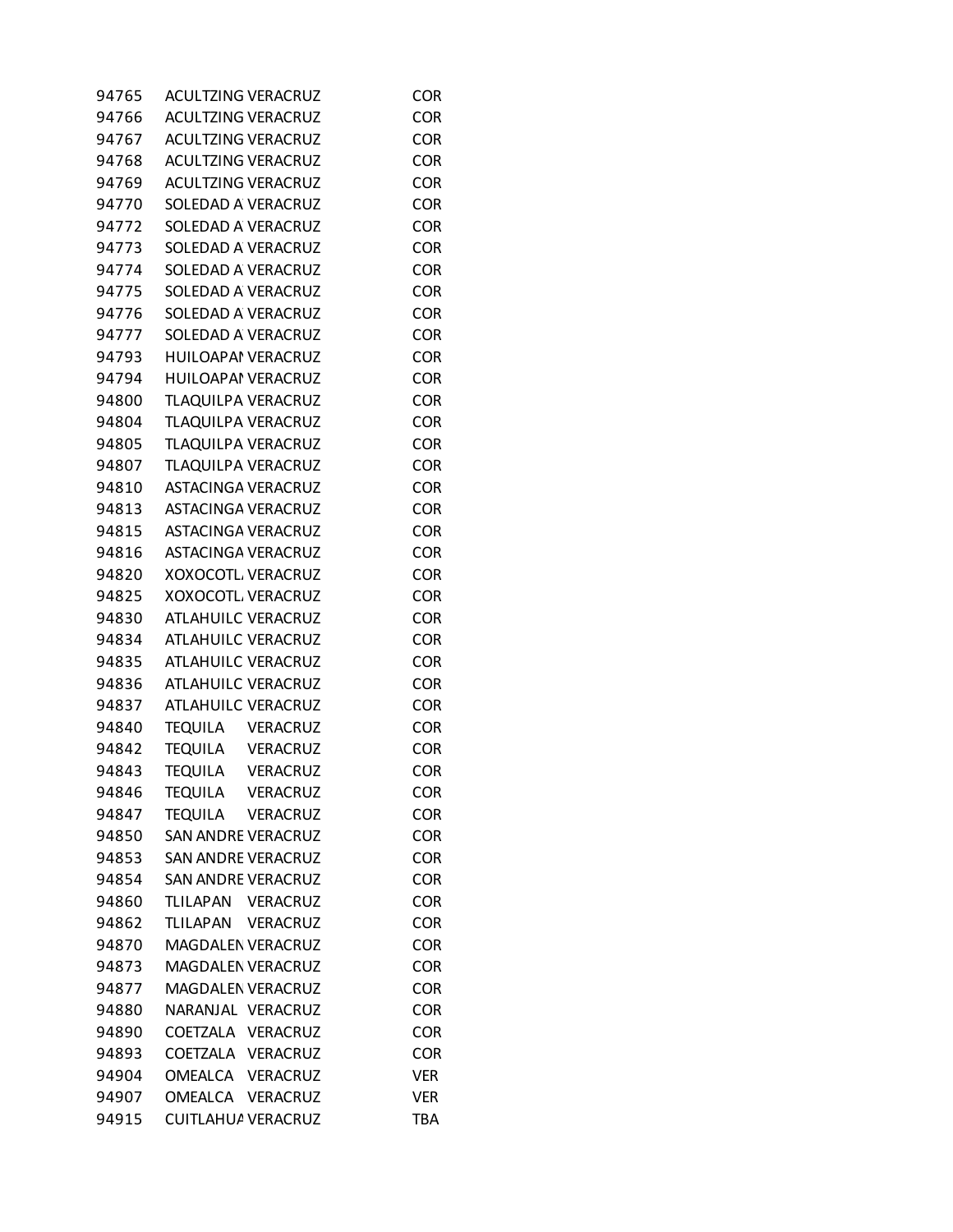| | | | |
|---|---|---|---|
| 94765 | ACULTZING | VERACRUZ | COR |
| 94766 | ACULTZING | VERACRUZ | COR |
| 94767 | ACULTZING | VERACRUZ | COR |
| 94768 | ACULTZING | VERACRUZ | COR |
| 94769 | ACULTZING | VERACRUZ | COR |
| 94770 | SOLEDAD A | VERACRUZ | COR |
| 94772 | SOLEDAD A | VERACRUZ | COR |
| 94773 | SOLEDAD A | VERACRUZ | COR |
| 94774 | SOLEDAD A | VERACRUZ | COR |
| 94775 | SOLEDAD A | VERACRUZ | COR |
| 94776 | SOLEDAD A | VERACRUZ | COR |
| 94777 | SOLEDAD A | VERACRUZ | COR |
| 94793 | HUILOAPAN | VERACRUZ | COR |
| 94794 | HUILOAPAN | VERACRUZ | COR |
| 94800 | TLAQUILPA | VERACRUZ | COR |
| 94804 | TLAQUILPA | VERACRUZ | COR |
| 94805 | TLAQUILPA | VERACRUZ | COR |
| 94807 | TLAQUILPA | VERACRUZ | COR |
| 94810 | ASTACINGA | VERACRUZ | COR |
| 94813 | ASTACINGA | VERACRUZ | COR |
| 94815 | ASTACINGA | VERACRUZ | COR |
| 94816 | ASTACINGA | VERACRUZ | COR |
| 94820 | XOXOCOTL | VERACRUZ | COR |
| 94825 | XOXOCOTL | VERACRUZ | COR |
| 94830 | ATLAHUILC | VERACRUZ | COR |
| 94834 | ATLAHUILC | VERACRUZ | COR |
| 94835 | ATLAHUILC | VERACRUZ | COR |
| 94836 | ATLAHUILC | VERACRUZ | COR |
| 94837 | ATLAHUILC | VERACRUZ | COR |
| 94840 | TEQUILA | VERACRUZ | COR |
| 94842 | TEQUILA | VERACRUZ | COR |
| 94843 | TEQUILA | VERACRUZ | COR |
| 94846 | TEQUILA | VERACRUZ | COR |
| 94847 | TEQUILA | VERACRUZ | COR |
| 94850 | SAN ANDRE | VERACRUZ | COR |
| 94853 | SAN ANDRE | VERACRUZ | COR |
| 94854 | SAN ANDRE | VERACRUZ | COR |
| 94860 | TLILAPAN | VERACRUZ | COR |
| 94862 | TLILAPAN | VERACRUZ | COR |
| 94870 | MAGDALEN | VERACRUZ | COR |
| 94873 | MAGDALEN | VERACRUZ | COR |
| 94877 | MAGDALEN | VERACRUZ | COR |
| 94880 | NARANJAL | VERACRUZ | COR |
| 94890 | COETZALA | VERACRUZ | COR |
| 94893 | COETZALA | VERACRUZ | COR |
| 94904 | OMEALCA | VERACRUZ | VER |
| 94907 | OMEALCA | VERACRUZ | VER |
| 94915 | CUITLAHUA | VERACRUZ | TBA |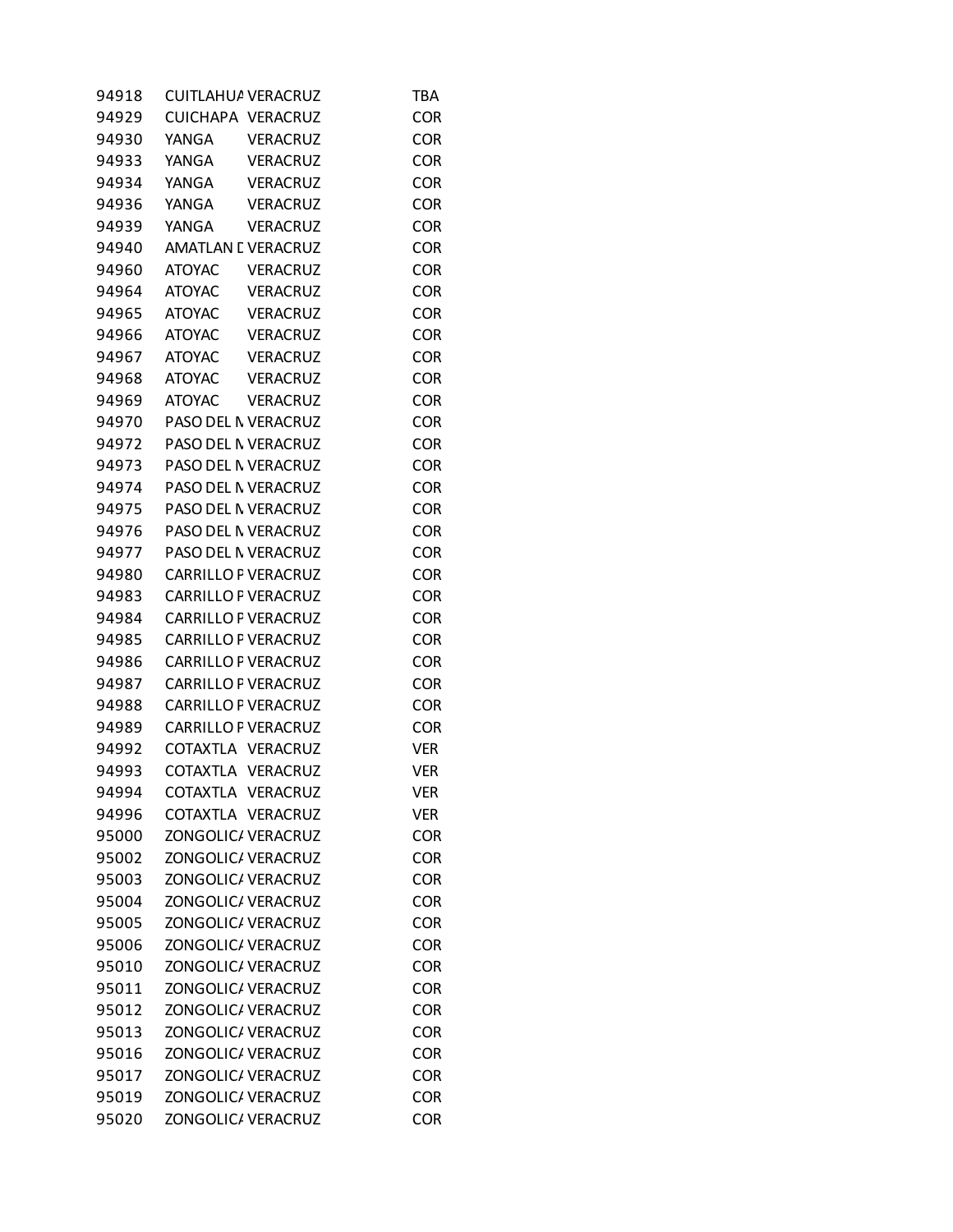| | | | |
|---|---|---|---|
| 94918 | CUITLAHUA | VERACRUZ | TBA |
| 94929 | CUICHAPA | VERACRUZ | COR |
| 94930 | YANGA | VERACRUZ | COR |
| 94933 | YANGA | VERACRUZ | COR |
| 94934 | YANGA | VERACRUZ | COR |
| 94936 | YANGA | VERACRUZ | COR |
| 94939 | YANGA | VERACRUZ | COR |
| 94940 | AMATLAN D | VERACRUZ | COR |
| 94960 | ATOYAC | VERACRUZ | COR |
| 94964 | ATOYAC | VERACRUZ | COR |
| 94965 | ATOYAC | VERACRUZ | COR |
| 94966 | ATOYAC | VERACRUZ | COR |
| 94967 | ATOYAC | VERACRUZ | COR |
| 94968 | ATOYAC | VERACRUZ | COR |
| 94969 | ATOYAC | VERACRUZ | COR |
| 94970 | PASO DEL M | VERACRUZ | COR |
| 94972 | PASO DEL M | VERACRUZ | COR |
| 94973 | PASO DEL M | VERACRUZ | COR |
| 94974 | PASO DEL M | VERACRUZ | COR |
| 94975 | PASO DEL M | VERACRUZ | COR |
| 94976 | PASO DEL M | VERACRUZ | COR |
| 94977 | PASO DEL M | VERACRUZ | COR |
| 94980 | CARRILLO P | VERACRUZ | COR |
| 94983 | CARRILLO P | VERACRUZ | COR |
| 94984 | CARRILLO P | VERACRUZ | COR |
| 94985 | CARRILLO P | VERACRUZ | COR |
| 94986 | CARRILLO P | VERACRUZ | COR |
| 94987 | CARRILLO P | VERACRUZ | COR |
| 94988 | CARRILLO P | VERACRUZ | COR |
| 94989 | CARRILLO P | VERACRUZ | COR |
| 94992 | COTAXTLA | VERACRUZ | VER |
| 94993 | COTAXTLA | VERACRUZ | VER |
| 94994 | COTAXTLA | VERACRUZ | VER |
| 94996 | COTAXTLA | VERACRUZ | VER |
| 95000 | ZONGOLICA | VERACRUZ | COR |
| 95002 | ZONGOLICA | VERACRUZ | COR |
| 95003 | ZONGOLICA | VERACRUZ | COR |
| 95004 | ZONGOLICA | VERACRUZ | COR |
| 95005 | ZONGOLICA | VERACRUZ | COR |
| 95006 | ZONGOLICA | VERACRUZ | COR |
| 95010 | ZONGOLICA | VERACRUZ | COR |
| 95011 | ZONGOLICA | VERACRUZ | COR |
| 95012 | ZONGOLICA | VERACRUZ | COR |
| 95013 | ZONGOLICA | VERACRUZ | COR |
| 95016 | ZONGOLICA | VERACRUZ | COR |
| 95017 | ZONGOLICA | VERACRUZ | COR |
| 95019 | ZONGOLICA | VERACRUZ | COR |
| 95020 | ZONGOLICA | VERACRUZ | COR |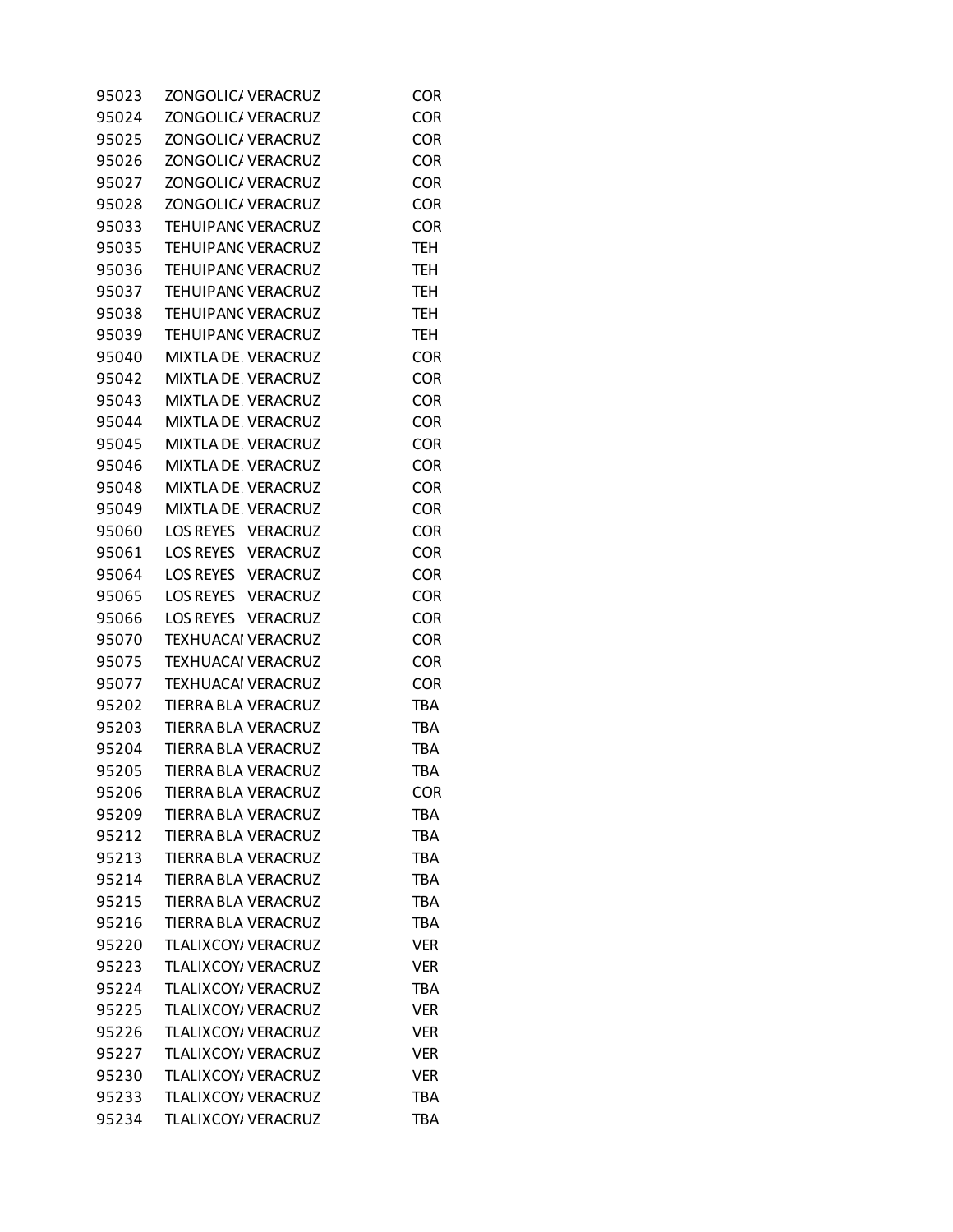| | | | |
|---|---|---|---|
| 95023 | ZONGOLIC/ | VERACRUZ | COR |
| 95024 | ZONGOLIC/ | VERACRUZ | COR |
| 95025 | ZONGOLIC/ | VERACRUZ | COR |
| 95026 | ZONGOLIC/ | VERACRUZ | COR |
| 95027 | ZONGOLIC/ | VERACRUZ | COR |
| 95028 | ZONGOLIC/ | VERACRUZ | COR |
| 95033 | TEHUIPANC | VERACRUZ | COR |
| 95035 | TEHUIPANC | VERACRUZ | TEH |
| 95036 | TEHUIPANC | VERACRUZ | TEH |
| 95037 | TEHUIPANC | VERACRUZ | TEH |
| 95038 | TEHUIPANC | VERACRUZ | TEH |
| 95039 | TEHUIPANC | VERACRUZ | TEH |
| 95040 | MIXTLA DE | VERACRUZ | COR |
| 95042 | MIXTLA DE | VERACRUZ | COR |
| 95043 | MIXTLA DE | VERACRUZ | COR |
| 95044 | MIXTLA DE | VERACRUZ | COR |
| 95045 | MIXTLA DE | VERACRUZ | COR |
| 95046 | MIXTLA DE | VERACRUZ | COR |
| 95048 | MIXTLA DE | VERACRUZ | COR |
| 95049 | MIXTLA DE | VERACRUZ | COR |
| 95060 | LOS REYES | VERACRUZ | COR |
| 95061 | LOS REYES | VERACRUZ | COR |
| 95064 | LOS REYES | VERACRUZ | COR |
| 95065 | LOS REYES | VERACRUZ | COR |
| 95066 | LOS REYES | VERACRUZ | COR |
| 95070 | TEXHUACAI | VERACRUZ | COR |
| 95075 | TEXHUACAI | VERACRUZ | COR |
| 95077 | TEXHUACAI | VERACRUZ | COR |
| 95202 | TIERRA BLA | VERACRUZ | TBA |
| 95203 | TIERRA BLA | VERACRUZ | TBA |
| 95204 | TIERRA BLA | VERACRUZ | TBA |
| 95205 | TIERRA BLA | VERACRUZ | TBA |
| 95206 | TIERRA BLA | VERACRUZ | COR |
| 95209 | TIERRA BLA | VERACRUZ | TBA |
| 95212 | TIERRA BLA | VERACRUZ | TBA |
| 95213 | TIERRA BLA | VERACRUZ | TBA |
| 95214 | TIERRA BLA | VERACRUZ | TBA |
| 95215 | TIERRA BLA | VERACRUZ | TBA |
| 95216 | TIERRA BLA | VERACRUZ | TBA |
| 95220 | TLALIXCOY/ | VERACRUZ | VER |
| 95223 | TLALIXCOY/ | VERACRUZ | VER |
| 95224 | TLALIXCOY/ | VERACRUZ | TBA |
| 95225 | TLALIXCOY/ | VERACRUZ | VER |
| 95226 | TLALIXCOY/ | VERACRUZ | VER |
| 95227 | TLALIXCOY/ | VERACRUZ | VER |
| 95230 | TLALIXCOY/ | VERACRUZ | VER |
| 95233 | TLALIXCOY/ | VERACRUZ | TBA |
| 95234 | TLALIXCOY/ | VERACRUZ | TBA |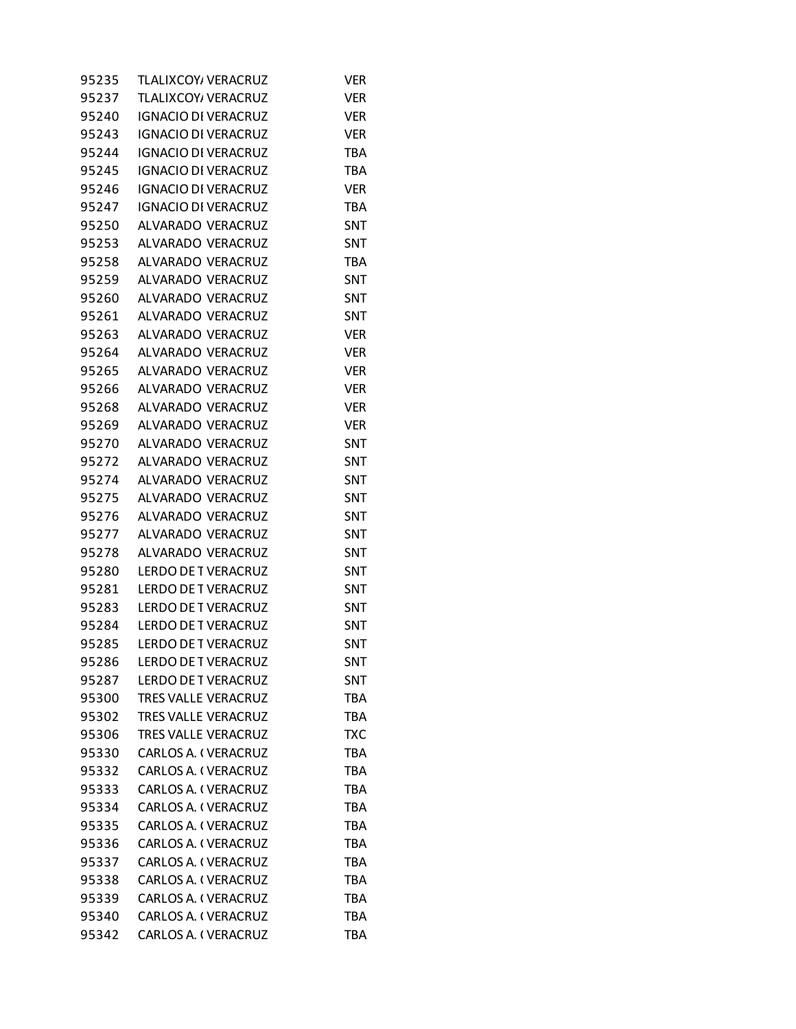| | | | |
|---|---|---|---|
| 95235 | TLALIXCOY/ | VERACRUZ | VER |
| 95237 | TLALIXCOY/ | VERACRUZ | VER |
| 95240 | IGNACIO DI | VERACRUZ | VER |
| 95243 | IGNACIO DI | VERACRUZ | VER |
| 95244 | IGNACIO DI | VERACRUZ | TBA |
| 95245 | IGNACIO DI | VERACRUZ | TBA |
| 95246 | IGNACIO DI | VERACRUZ | VER |
| 95247 | IGNACIO DI | VERACRUZ | TBA |
| 95250 | ALVARADO | VERACRUZ | SNT |
| 95253 | ALVARADO | VERACRUZ | SNT |
| 95258 | ALVARADO | VERACRUZ | TBA |
| 95259 | ALVARADO | VERACRUZ | SNT |
| 95260 | ALVARADO | VERACRUZ | SNT |
| 95261 | ALVARADO | VERACRUZ | SNT |
| 95263 | ALVARADO | VERACRUZ | VER |
| 95264 | ALVARADO | VERACRUZ | VER |
| 95265 | ALVARADO | VERACRUZ | VER |
| 95266 | ALVARADO | VERACRUZ | VER |
| 95268 | ALVARADO | VERACRUZ | VER |
| 95269 | ALVARADO | VERACRUZ | VER |
| 95270 | ALVARADO | VERACRUZ | SNT |
| 95272 | ALVARADO | VERACRUZ | SNT |
| 95274 | ALVARADO | VERACRUZ | SNT |
| 95275 | ALVARADO | VERACRUZ | SNT |
| 95276 | ALVARADO | VERACRUZ | SNT |
| 95277 | ALVARADO | VERACRUZ | SNT |
| 95278 | ALVARADO | VERACRUZ | SNT |
| 95280 | LERDO DE T | VERACRUZ | SNT |
| 95281 | LERDO DE T | VERACRUZ | SNT |
| 95283 | LERDO DE T | VERACRUZ | SNT |
| 95284 | LERDO DE T | VERACRUZ | SNT |
| 95285 | LERDO DE T | VERACRUZ | SNT |
| 95286 | LERDO DE T | VERACRUZ | SNT |
| 95287 | LERDO DE T | VERACRUZ | SNT |
| 95300 | TRES VALLE | VERACRUZ | TBA |
| 95302 | TRES VALLE | VERACRUZ | TBA |
| 95306 | TRES VALLE | VERACRUZ | TXC |
| 95330 | CARLOS A. ( | VERACRUZ | TBA |
| 95332 | CARLOS A. ( | VERACRUZ | TBA |
| 95333 | CARLOS A. ( | VERACRUZ | TBA |
| 95334 | CARLOS A. ( | VERACRUZ | TBA |
| 95335 | CARLOS A. ( | VERACRUZ | TBA |
| 95336 | CARLOS A. ( | VERACRUZ | TBA |
| 95337 | CARLOS A. ( | VERACRUZ | TBA |
| 95338 | CARLOS A. ( | VERACRUZ | TBA |
| 95339 | CARLOS A. ( | VERACRUZ | TBA |
| 95340 | CARLOS A. ( | VERACRUZ | TBA |
| 95342 | CARLOS A. ( | VERACRUZ | TBA |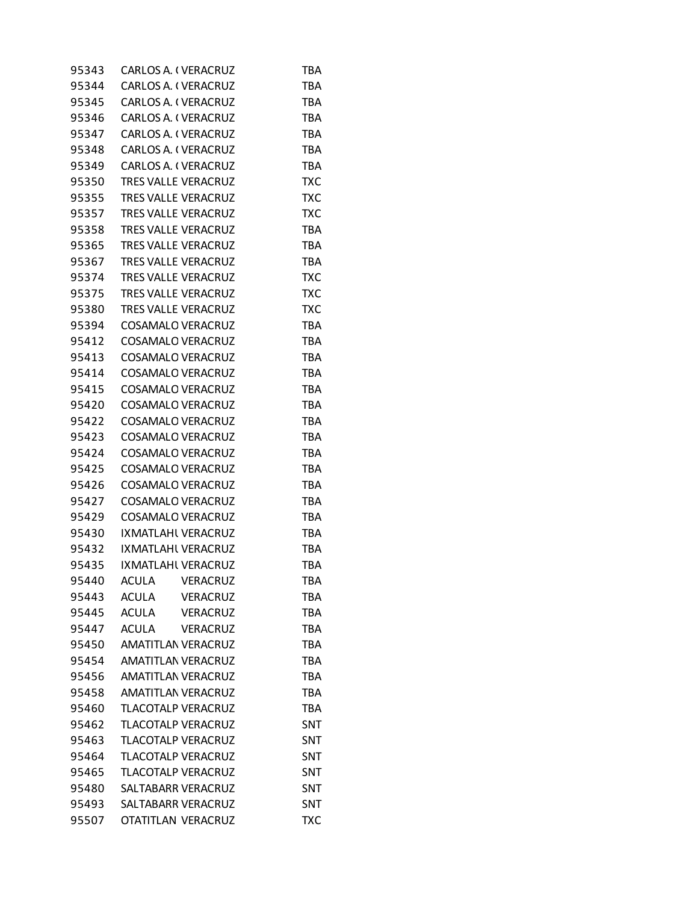| | | | |
|---|---|---|---|
| 95343 | CARLOS A. ( | VERACRUZ | TBA |
| 95344 | CARLOS A. ( | VERACRUZ | TBA |
| 95345 | CARLOS A. ( | VERACRUZ | TBA |
| 95346 | CARLOS A. ( | VERACRUZ | TBA |
| 95347 | CARLOS A. ( | VERACRUZ | TBA |
| 95348 | CARLOS A. ( | VERACRUZ | TBA |
| 95349 | CARLOS A. ( | VERACRUZ | TBA |
| 95350 | TRES VALLE | VERACRUZ | TXC |
| 95355 | TRES VALLE | VERACRUZ | TXC |
| 95357 | TRES VALLE | VERACRUZ | TXC |
| 95358 | TRES VALLE | VERACRUZ | TBA |
| 95365 | TRES VALLE | VERACRUZ | TBA |
| 95367 | TRES VALLE | VERACRUZ | TBA |
| 95374 | TRES VALLE | VERACRUZ | TXC |
| 95375 | TRES VALLE | VERACRUZ | TXC |
| 95380 | TRES VALLE | VERACRUZ | TXC |
| 95394 | COSAMALO | VERACRUZ | TBA |
| 95412 | COSAMALO | VERACRUZ | TBA |
| 95413 | COSAMALO | VERACRUZ | TBA |
| 95414 | COSAMALO | VERACRUZ | TBA |
| 95415 | COSAMALO | VERACRUZ | TBA |
| 95420 | COSAMALO | VERACRUZ | TBA |
| 95422 | COSAMALO | VERACRUZ | TBA |
| 95423 | COSAMALO | VERACRUZ | TBA |
| 95424 | COSAMALO | VERACRUZ | TBA |
| 95425 | COSAMALO | VERACRUZ | TBA |
| 95426 | COSAMALO | VERACRUZ | TBA |
| 95427 | COSAMALO | VERACRUZ | TBA |
| 95429 | COSAMALO | VERACRUZ | TBA |
| 95430 | IXMATLAHU | VERACRUZ | TBA |
| 95432 | IXMATLAHU | VERACRUZ | TBA |
| 95435 | IXMATLAHU | VERACRUZ | TBA |
| 95440 | ACULA | VERACRUZ | TBA |
| 95443 | ACULA | VERACRUZ | TBA |
| 95445 | ACULA | VERACRUZ | TBA |
| 95447 | ACULA | VERACRUZ | TBA |
| 95450 | AMATITLAN | VERACRUZ | TBA |
| 95454 | AMATITLAN | VERACRUZ | TBA |
| 95456 | AMATITLAN | VERACRUZ | TBA |
| 95458 | AMATITLAN | VERACRUZ | TBA |
| 95460 | TLACOTALP | VERACRUZ | TBA |
| 95462 | TLACOTALP | VERACRUZ | SNT |
| 95463 | TLACOTALP | VERACRUZ | SNT |
| 95464 | TLACOTALP | VERACRUZ | SNT |
| 95465 | TLACOTALP | VERACRUZ | SNT |
| 95480 | SALTABARR | VERACRUZ | SNT |
| 95493 | SALTABARR | VERACRUZ | SNT |
| 95507 | OTATITLAN | VERACRUZ | TXC |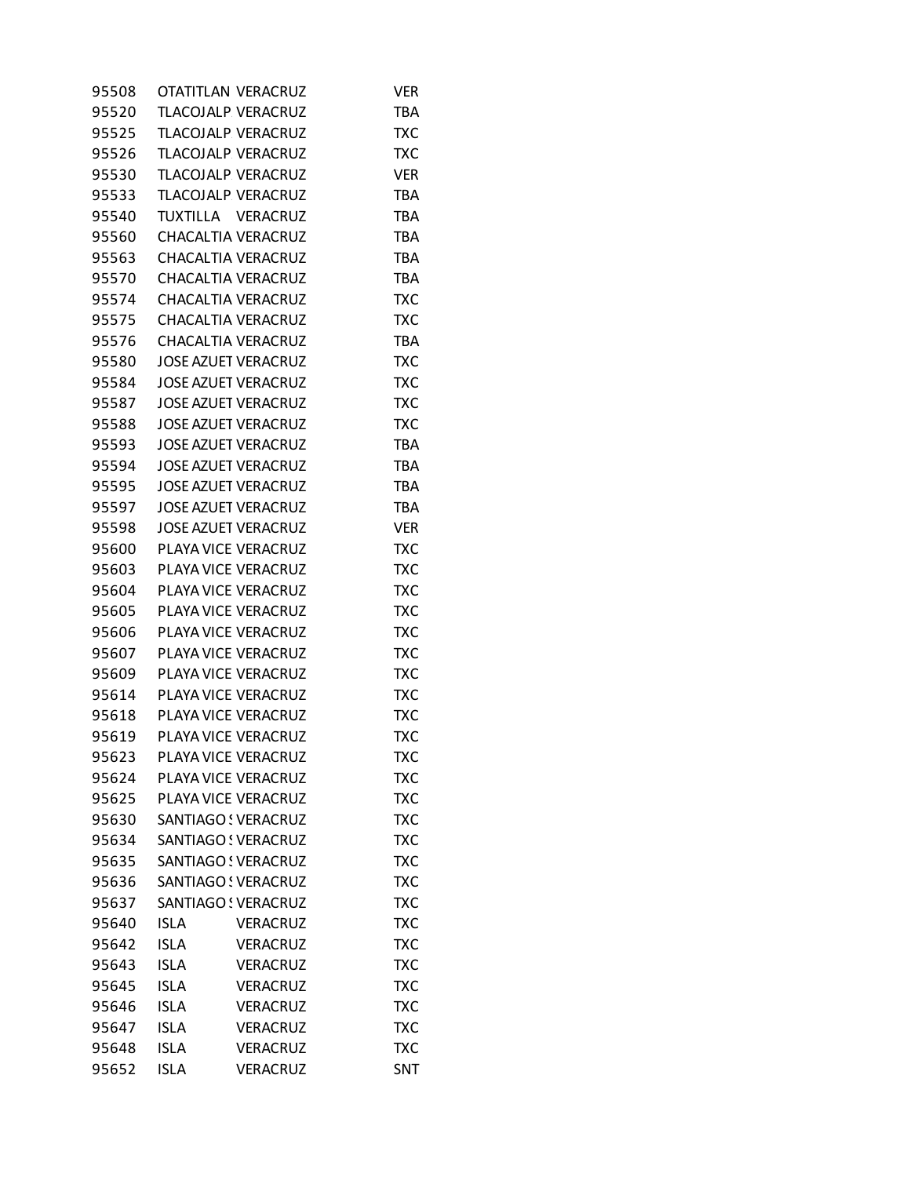| | | | |
|---|---|---|---|
| 95508 | OTATITLAN | VERACRUZ | VER |
| 95520 | TLACOJALP | VERACRUZ | TBA |
| 95525 | TLACOJALP | VERACRUZ | TXC |
| 95526 | TLACOJALP | VERACRUZ | TXC |
| 95530 | TLACOJALP | VERACRUZ | VER |
| 95533 | TLACOJALP | VERACRUZ | TBA |
| 95540 | TUXTILLA | VERACRUZ | TBA |
| 95560 | CHACALTIA | VERACRUZ | TBA |
| 95563 | CHACALTIA | VERACRUZ | TBA |
| 95570 | CHACALTIA | VERACRUZ | TBA |
| 95574 | CHACALTIA | VERACRUZ | TXC |
| 95575 | CHACALTIA | VERACRUZ | TXC |
| 95576 | CHACALTIA | VERACRUZ | TBA |
| 95580 | JOSE AZUET | VERACRUZ | TXC |
| 95584 | JOSE AZUET | VERACRUZ | TXC |
| 95587 | JOSE AZUET | VERACRUZ | TXC |
| 95588 | JOSE AZUET | VERACRUZ | TXC |
| 95593 | JOSE AZUET | VERACRUZ | TBA |
| 95594 | JOSE AZUET | VERACRUZ | TBA |
| 95595 | JOSE AZUET | VERACRUZ | TBA |
| 95597 | JOSE AZUET | VERACRUZ | TBA |
| 95598 | JOSE AZUET | VERACRUZ | VER |
| 95600 | PLAYA VICE | VERACRUZ | TXC |
| 95603 | PLAYA VICE | VERACRUZ | TXC |
| 95604 | PLAYA VICE | VERACRUZ | TXC |
| 95605 | PLAYA VICE | VERACRUZ | TXC |
| 95606 | PLAYA VICE | VERACRUZ | TXC |
| 95607 | PLAYA VICE | VERACRUZ | TXC |
| 95609 | PLAYA VICE | VERACRUZ | TXC |
| 95614 | PLAYA VICE | VERACRUZ | TXC |
| 95618 | PLAYA VICE | VERACRUZ | TXC |
| 95619 | PLAYA VICE | VERACRUZ | TXC |
| 95623 | PLAYA VICE | VERACRUZ | TXC |
| 95624 | PLAYA VICE | VERACRUZ | TXC |
| 95625 | PLAYA VICE | VERACRUZ | TXC |
| 95630 | SANTIAGO S | VERACRUZ | TXC |
| 95634 | SANTIAGO S | VERACRUZ | TXC |
| 95635 | SANTIAGO S | VERACRUZ | TXC |
| 95636 | SANTIAGO S | VERACRUZ | TXC |
| 95637 | SANTIAGO S | VERACRUZ | TXC |
| 95640 | ISLA | VERACRUZ | TXC |
| 95642 | ISLA | VERACRUZ | TXC |
| 95643 | ISLA | VERACRUZ | TXC |
| 95645 | ISLA | VERACRUZ | TXC |
| 95646 | ISLA | VERACRUZ | TXC |
| 95647 | ISLA | VERACRUZ | TXC |
| 95648 | ISLA | VERACRUZ | TXC |
| 95652 | ISLA | VERACRUZ | SNT |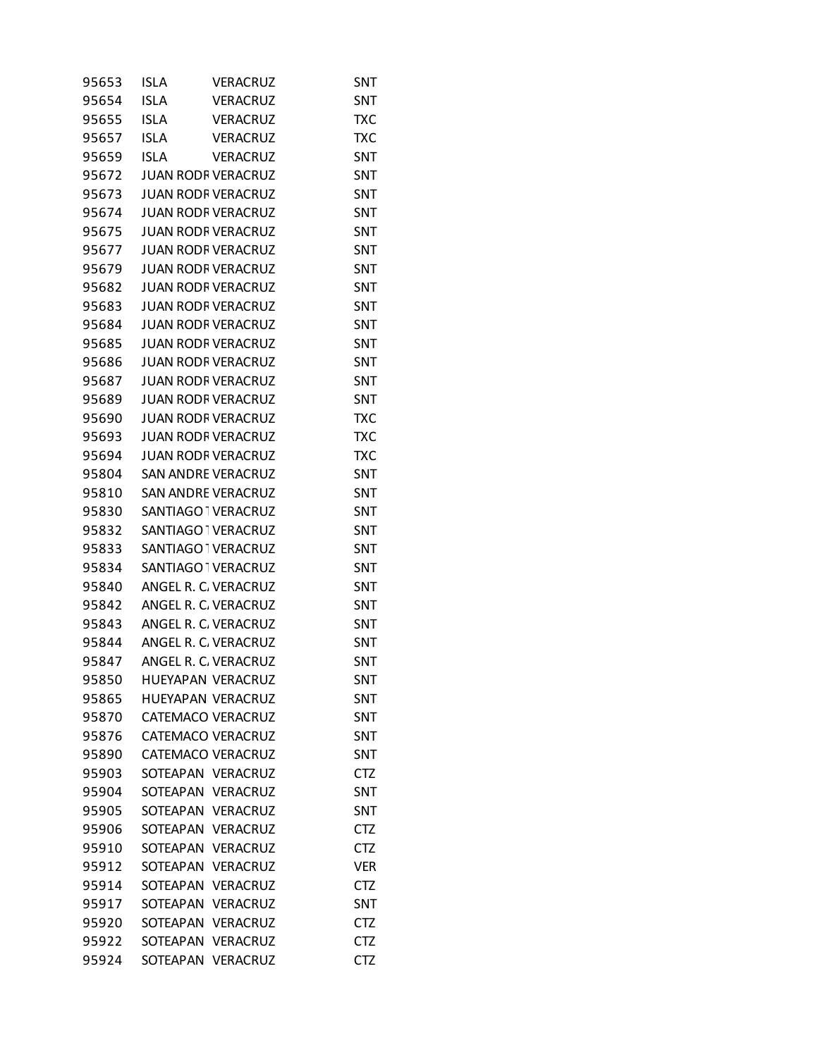| | | | |
|---|---|---|---|
| 95653 | ISLA | VERACRUZ | SNT |
| 95654 | ISLA | VERACRUZ | SNT |
| 95655 | ISLA | VERACRUZ | TXC |
| 95657 | ISLA | VERACRUZ | TXC |
| 95659 | ISLA | VERACRUZ | SNT |
| 95672 | JUAN RODR | VERACRUZ | SNT |
| 95673 | JUAN RODR | VERACRUZ | SNT |
| 95674 | JUAN RODR | VERACRUZ | SNT |
| 95675 | JUAN RODR | VERACRUZ | SNT |
| 95677 | JUAN RODR | VERACRUZ | SNT |
| 95679 | JUAN RODR | VERACRUZ | SNT |
| 95682 | JUAN RODR | VERACRUZ | SNT |
| 95683 | JUAN RODR | VERACRUZ | SNT |
| 95684 | JUAN RODR | VERACRUZ | SNT |
| 95685 | JUAN RODR | VERACRUZ | SNT |
| 95686 | JUAN RODR | VERACRUZ | SNT |
| 95687 | JUAN RODR | VERACRUZ | SNT |
| 95689 | JUAN RODR | VERACRUZ | SNT |
| 95690 | JUAN RODR | VERACRUZ | TXC |
| 95693 | JUAN RODR | VERACRUZ | TXC |
| 95694 | JUAN RODR | VERACRUZ | TXC |
| 95804 | SAN ANDRE | VERACRUZ | SNT |
| 95810 | SAN ANDRE | VERACRUZ | SNT |
| 95830 | SANTIAGO T | VERACRUZ | SNT |
| 95832 | SANTIAGO T | VERACRUZ | SNT |
| 95833 | SANTIAGO T | VERACRUZ | SNT |
| 95834 | SANTIAGO T | VERACRUZ | SNT |
| 95840 | ANGEL R. C. | VERACRUZ | SNT |
| 95842 | ANGEL R. C. | VERACRUZ | SNT |
| 95843 | ANGEL R. C. | VERACRUZ | SNT |
| 95844 | ANGEL R. C. | VERACRUZ | SNT |
| 95847 | ANGEL R. C. | VERACRUZ | SNT |
| 95850 | HUEYAPAN | VERACRUZ | SNT |
| 95865 | HUEYAPAN | VERACRUZ | SNT |
| 95870 | CATEMACO | VERACRUZ | SNT |
| 95876 | CATEMACO | VERACRUZ | SNT |
| 95890 | CATEMACO | VERACRUZ | SNT |
| 95903 | SOTEAPAN | VERACRUZ | CTZ |
| 95904 | SOTEAPAN | VERACRUZ | SNT |
| 95905 | SOTEAPAN | VERACRUZ | SNT |
| 95906 | SOTEAPAN | VERACRUZ | CTZ |
| 95910 | SOTEAPAN | VERACRUZ | CTZ |
| 95912 | SOTEAPAN | VERACRUZ | VER |
| 95914 | SOTEAPAN | VERACRUZ | CTZ |
| 95917 | SOTEAPAN | VERACRUZ | SNT |
| 95920 | SOTEAPAN | VERACRUZ | CTZ |
| 95922 | SOTEAPAN | VERACRUZ | CTZ |
| 95924 | SOTEAPAN | VERACRUZ | CTZ |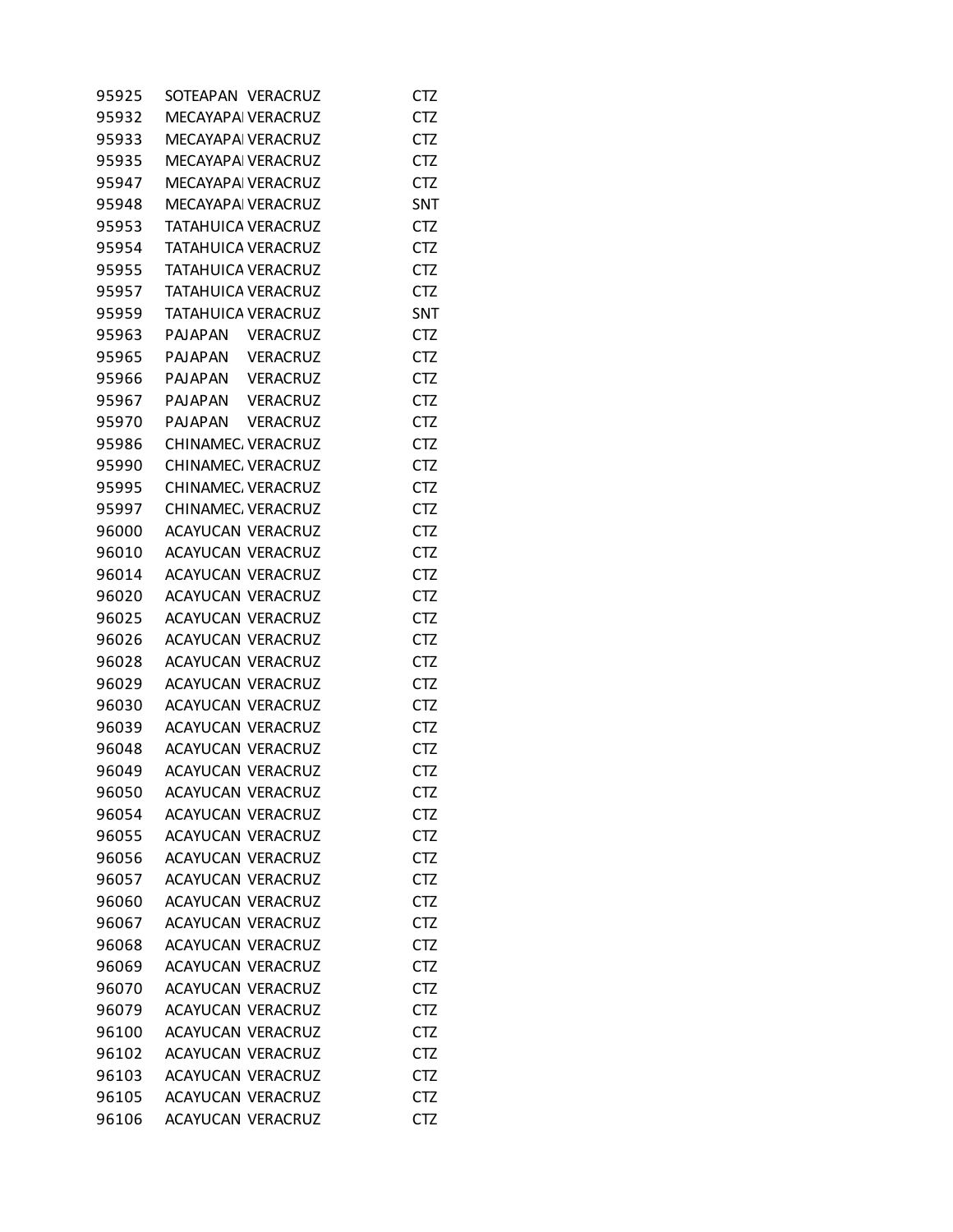| | | | |
|---|---|---|---|
| 95925 | SOTEAPAN | VERACRUZ | CTZ |
| 95932 | MECAYAPAI | VERACRUZ | CTZ |
| 95933 | MECAYAPAI | VERACRUZ | CTZ |
| 95935 | MECAYAPAI | VERACRUZ | CTZ |
| 95947 | MECAYAPAI | VERACRUZ | CTZ |
| 95948 | MECAYAPAI | VERACRUZ | SNT |
| 95953 | TATAHUICA | VERACRUZ | CTZ |
| 95954 | TATAHUICA | VERACRUZ | CTZ |
| 95955 | TATAHUICA | VERACRUZ | CTZ |
| 95957 | TATAHUICA | VERACRUZ | CTZ |
| 95959 | TATAHUICA | VERACRUZ | SNT |
| 95963 | PAJAPAN | VERACRUZ | CTZ |
| 95965 | PAJAPAN | VERACRUZ | CTZ |
| 95966 | PAJAPAN | VERACRUZ | CTZ |
| 95967 | PAJAPAN | VERACRUZ | CTZ |
| 95970 | PAJAPAN | VERACRUZ | CTZ |
| 95986 | CHINAMEC. | VERACRUZ | CTZ |
| 95990 | CHINAMEC. | VERACRUZ | CTZ |
| 95995 | CHINAMEC. | VERACRUZ | CTZ |
| 95997 | CHINAMEC. | VERACRUZ | CTZ |
| 96000 | ACAYUCAN | VERACRUZ | CTZ |
| 96010 | ACAYUCAN | VERACRUZ | CTZ |
| 96014 | ACAYUCAN | VERACRUZ | CTZ |
| 96020 | ACAYUCAN | VERACRUZ | CTZ |
| 96025 | ACAYUCAN | VERACRUZ | CTZ |
| 96026 | ACAYUCAN | VERACRUZ | CTZ |
| 96028 | ACAYUCAN | VERACRUZ | CTZ |
| 96029 | ACAYUCAN | VERACRUZ | CTZ |
| 96030 | ACAYUCAN | VERACRUZ | CTZ |
| 96039 | ACAYUCAN | VERACRUZ | CTZ |
| 96048 | ACAYUCAN | VERACRUZ | CTZ |
| 96049 | ACAYUCAN | VERACRUZ | CTZ |
| 96050 | ACAYUCAN | VERACRUZ | CTZ |
| 96054 | ACAYUCAN | VERACRUZ | CTZ |
| 96055 | ACAYUCAN | VERACRUZ | CTZ |
| 96056 | ACAYUCAN | VERACRUZ | CTZ |
| 96057 | ACAYUCAN | VERACRUZ | CTZ |
| 96060 | ACAYUCAN | VERACRUZ | CTZ |
| 96067 | ACAYUCAN | VERACRUZ | CTZ |
| 96068 | ACAYUCAN | VERACRUZ | CTZ |
| 96069 | ACAYUCAN | VERACRUZ | CTZ |
| 96070 | ACAYUCAN | VERACRUZ | CTZ |
| 96079 | ACAYUCAN | VERACRUZ | CTZ |
| 96100 | ACAYUCAN | VERACRUZ | CTZ |
| 96102 | ACAYUCAN | VERACRUZ | CTZ |
| 96103 | ACAYUCAN | VERACRUZ | CTZ |
| 96105 | ACAYUCAN | VERACRUZ | CTZ |
| 96106 | ACAYUCAN | VERACRUZ | CTZ |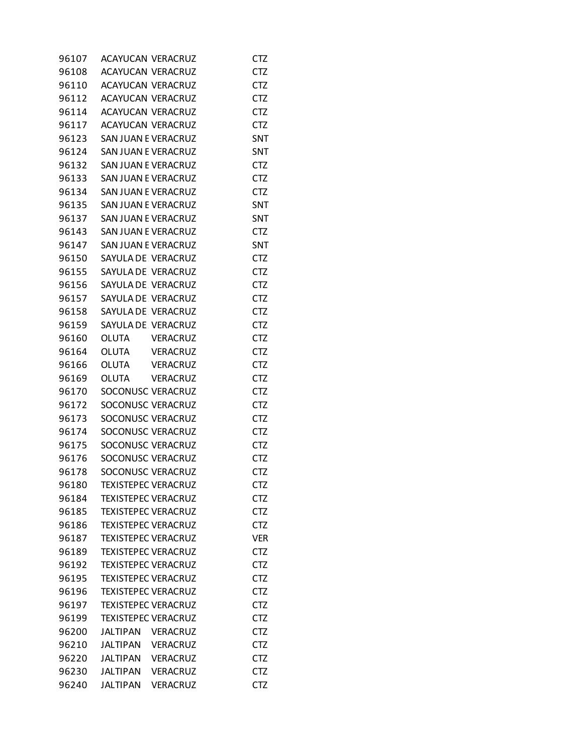| | | | |
|---|---|---|---|
| 96107 | ACAYUCAN | VERACRUZ | CTZ |
| 96108 | ACAYUCAN | VERACRUZ | CTZ |
| 96110 | ACAYUCAN | VERACRUZ | CTZ |
| 96112 | ACAYUCAN | VERACRUZ | CTZ |
| 96114 | ACAYUCAN | VERACRUZ | CTZ |
| 96117 | ACAYUCAN | VERACRUZ | CTZ |
| 96123 | SAN JUAN E | VERACRUZ | SNT |
| 96124 | SAN JUAN E | VERACRUZ | SNT |
| 96132 | SAN JUAN E | VERACRUZ | CTZ |
| 96133 | SAN JUAN E | VERACRUZ | CTZ |
| 96134 | SAN JUAN E | VERACRUZ | CTZ |
| 96135 | SAN JUAN E | VERACRUZ | SNT |
| 96137 | SAN JUAN E | VERACRUZ | SNT |
| 96143 | SAN JUAN E | VERACRUZ | CTZ |
| 96147 | SAN JUAN E | VERACRUZ | SNT |
| 96150 | SAYULA DE | VERACRUZ | CTZ |
| 96155 | SAYULA DE | VERACRUZ | CTZ |
| 96156 | SAYULA DE | VERACRUZ | CTZ |
| 96157 | SAYULA DE | VERACRUZ | CTZ |
| 96158 | SAYULA DE | VERACRUZ | CTZ |
| 96159 | SAYULA DE | VERACRUZ | CTZ |
| 96160 | OLUTA | VERACRUZ | CTZ |
| 96164 | OLUTA | VERACRUZ | CTZ |
| 96166 | OLUTA | VERACRUZ | CTZ |
| 96169 | OLUTA | VERACRUZ | CTZ |
| 96170 | SOCONUSC | VERACRUZ | CTZ |
| 96172 | SOCONUSC | VERACRUZ | CTZ |
| 96173 | SOCONUSC | VERACRUZ | CTZ |
| 96174 | SOCONUSC | VERACRUZ | CTZ |
| 96175 | SOCONUSC | VERACRUZ | CTZ |
| 96176 | SOCONUSC | VERACRUZ | CTZ |
| 96178 | SOCONUSC | VERACRUZ | CTZ |
| 96180 | TEXISTEPEC | VERACRUZ | CTZ |
| 96184 | TEXISTEPEC | VERACRUZ | CTZ |
| 96185 | TEXISTEPEC | VERACRUZ | CTZ |
| 96186 | TEXISTEPEC | VERACRUZ | CTZ |
| 96187 | TEXISTEPEC | VERACRUZ | VER |
| 96189 | TEXISTEPEC | VERACRUZ | CTZ |
| 96192 | TEXISTEPEC | VERACRUZ | CTZ |
| 96195 | TEXISTEPEC | VERACRUZ | CTZ |
| 96196 | TEXISTEPEC | VERACRUZ | CTZ |
| 96197 | TEXISTEPEC | VERACRUZ | CTZ |
| 96199 | TEXISTEPEC | VERACRUZ | CTZ |
| 96200 | JALTIPAN | VERACRUZ | CTZ |
| 96210 | JALTIPAN | VERACRUZ | CTZ |
| 96220 | JALTIPAN | VERACRUZ | CTZ |
| 96230 | JALTIPAN | VERACRUZ | CTZ |
| 96240 | JALTIPAN | VERACRUZ | CTZ |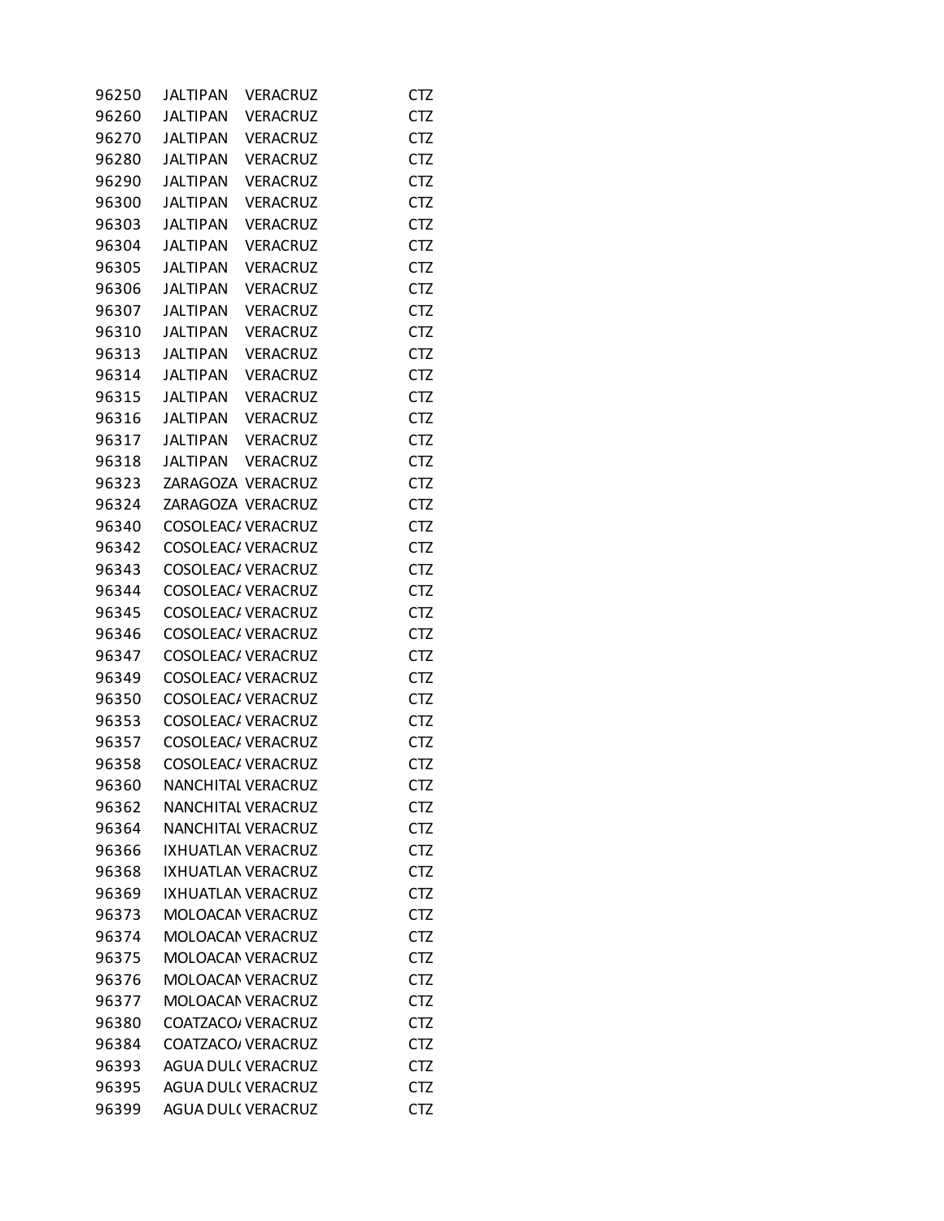| | | | |
|---|---|---|---|
| 96250 | JALTIPAN | VERACRUZ | CTZ |
| 96260 | JALTIPAN | VERACRUZ | CTZ |
| 96270 | JALTIPAN | VERACRUZ | CTZ |
| 96280 | JALTIPAN | VERACRUZ | CTZ |
| 96290 | JALTIPAN | VERACRUZ | CTZ |
| 96300 | JALTIPAN | VERACRUZ | CTZ |
| 96303 | JALTIPAN | VERACRUZ | CTZ |
| 96304 | JALTIPAN | VERACRUZ | CTZ |
| 96305 | JALTIPAN | VERACRUZ | CTZ |
| 96306 | JALTIPAN | VERACRUZ | CTZ |
| 96307 | JALTIPAN | VERACRUZ | CTZ |
| 96310 | JALTIPAN | VERACRUZ | CTZ |
| 96313 | JALTIPAN | VERACRUZ | CTZ |
| 96314 | JALTIPAN | VERACRUZ | CTZ |
| 96315 | JALTIPAN | VERACRUZ | CTZ |
| 96316 | JALTIPAN | VERACRUZ | CTZ |
| 96317 | JALTIPAN | VERACRUZ | CTZ |
| 96318 | JALTIPAN | VERACRUZ | CTZ |
| 96323 | ZARAGOZA | VERACRUZ | CTZ |
| 96324 | ZARAGOZA | VERACRUZ | CTZ |
| 96340 | COSOLEACA | VERACRUZ | CTZ |
| 96342 | COSOLEACA | VERACRUZ | CTZ |
| 96343 | COSOLEACA | VERACRUZ | CTZ |
| 96344 | COSOLEACA | VERACRUZ | CTZ |
| 96345 | COSOLEACA | VERACRUZ | CTZ |
| 96346 | COSOLEACA | VERACRUZ | CTZ |
| 96347 | COSOLEACA | VERACRUZ | CTZ |
| 96349 | COSOLEACA | VERACRUZ | CTZ |
| 96350 | COSOLEACA | VERACRUZ | CTZ |
| 96353 | COSOLEACA | VERACRUZ | CTZ |
| 96357 | COSOLEACA | VERACRUZ | CTZ |
| 96358 | COSOLEACA | VERACRUZ | CTZ |
| 96360 | NANCHITAL | VERACRUZ | CTZ |
| 96362 | NANCHITAL | VERACRUZ | CTZ |
| 96364 | NANCHITAL | VERACRUZ | CTZ |
| 96366 | IXHUATLAN | VERACRUZ | CTZ |
| 96368 | IXHUATLAN | VERACRUZ | CTZ |
| 96369 | IXHUATLAN | VERACRUZ | CTZ |
| 96373 | MOLOACAN | VERACRUZ | CTZ |
| 96374 | MOLOACAN | VERACRUZ | CTZ |
| 96375 | MOLOACAN | VERACRUZ | CTZ |
| 96376 | MOLOACAN | VERACRUZ | CTZ |
| 96377 | MOLOACAN | VERACRUZ | CTZ |
| 96380 | COATZACO | VERACRUZ | CTZ |
| 96384 | COATZACO | VERACRUZ | CTZ |
| 96393 | AGUA DUL( | VERACRUZ | CTZ |
| 96395 | AGUA DUL( | VERACRUZ | CTZ |
| 96399 | AGUA DUL( | VERACRUZ | CTZ |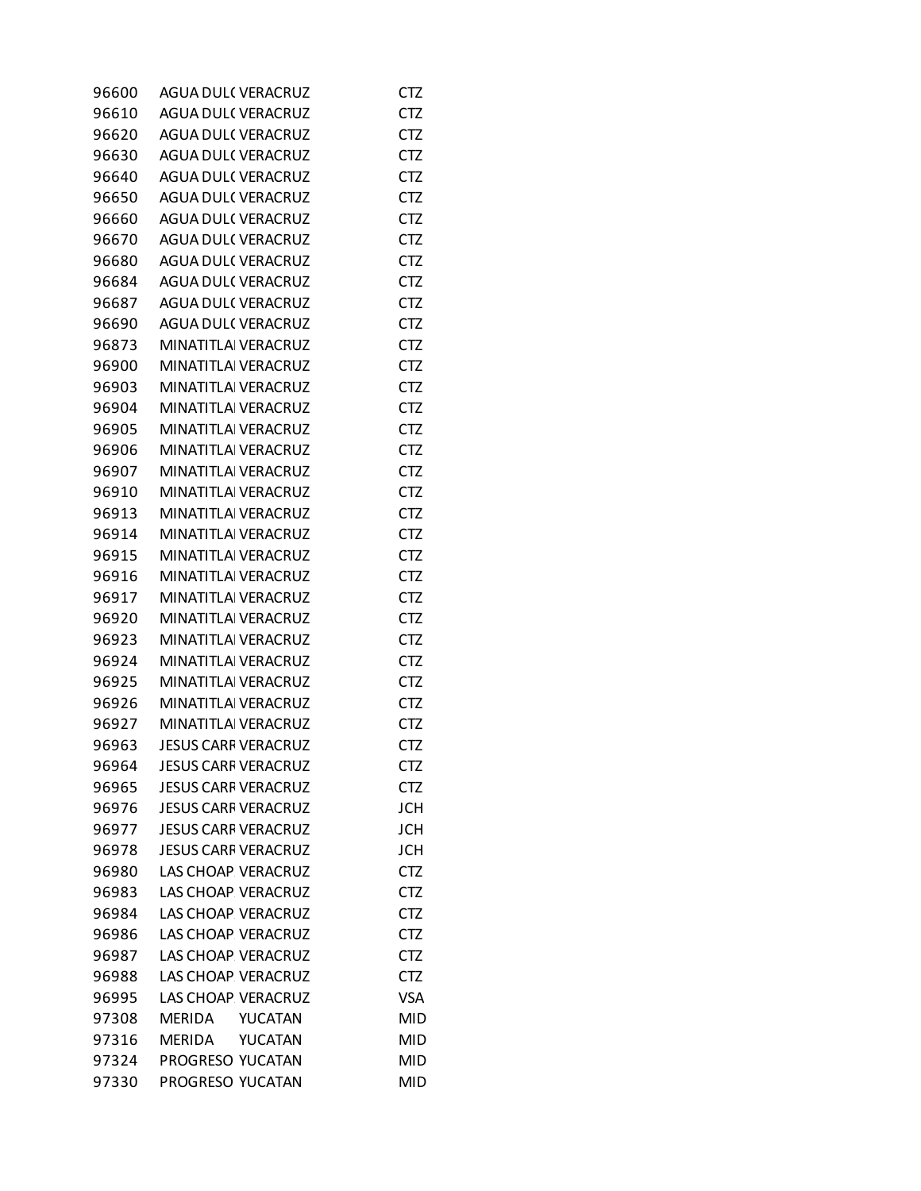| | | | |
|---|---|---|---|
| 96600 | AGUA DUL( | VERACRUZ | CTZ |
| 96610 | AGUA DUL( | VERACRUZ | CTZ |
| 96620 | AGUA DUL( | VERACRUZ | CTZ |
| 96630 | AGUA DUL( | VERACRUZ | CTZ |
| 96640 | AGUA DUL( | VERACRUZ | CTZ |
| 96650 | AGUA DUL( | VERACRUZ | CTZ |
| 96660 | AGUA DUL( | VERACRUZ | CTZ |
| 96670 | AGUA DUL( | VERACRUZ | CTZ |
| 96680 | AGUA DUL( | VERACRUZ | CTZ |
| 96684 | AGUA DUL( | VERACRUZ | CTZ |
| 96687 | AGUA DUL( | VERACRUZ | CTZ |
| 96690 | AGUA DUL( | VERACRUZ | CTZ |
| 96873 | MINATITLA | VERACRUZ | CTZ |
| 96900 | MINATITLA | VERACRUZ | CTZ |
| 96903 | MINATITLA | VERACRUZ | CTZ |
| 96904 | MINATITLA | VERACRUZ | CTZ |
| 96905 | MINATITLA | VERACRUZ | CTZ |
| 96906 | MINATITLA | VERACRUZ | CTZ |
| 96907 | MINATITLA | VERACRUZ | CTZ |
| 96910 | MINATITLA | VERACRUZ | CTZ |
| 96913 | MINATITLA | VERACRUZ | CTZ |
| 96914 | MINATITLA | VERACRUZ | CTZ |
| 96915 | MINATITLA | VERACRUZ | CTZ |
| 96916 | MINATITLA | VERACRUZ | CTZ |
| 96917 | MINATITLA | VERACRUZ | CTZ |
| 96920 | MINATITLA | VERACRUZ | CTZ |
| 96923 | MINATITLA | VERACRUZ | CTZ |
| 96924 | MINATITLA | VERACRUZ | CTZ |
| 96925 | MINATITLA | VERACRUZ | CTZ |
| 96926 | MINATITLA | VERACRUZ | CTZ |
| 96927 | MINATITLA | VERACRUZ | CTZ |
| 96963 | JESUS CARR | VERACRUZ | CTZ |
| 96964 | JESUS CARR | VERACRUZ | CTZ |
| 96965 | JESUS CARR | VERACRUZ | CTZ |
| 96976 | JESUS CARR | VERACRUZ | JCH |
| 96977 | JESUS CARR | VERACRUZ | JCH |
| 96978 | JESUS CARR | VERACRUZ | JCH |
| 96980 | LAS CHOAP | VERACRUZ | CTZ |
| 96983 | LAS CHOAP | VERACRUZ | CTZ |
| 96984 | LAS CHOAP | VERACRUZ | CTZ |
| 96986 | LAS CHOAP | VERACRUZ | CTZ |
| 96987 | LAS CHOAP | VERACRUZ | CTZ |
| 96988 | LAS CHOAP | VERACRUZ | CTZ |
| 96995 | LAS CHOAP | VERACRUZ | VSA |
| 97308 | MERIDA | YUCATAN | MID |
| 97316 | MERIDA | YUCATAN | MID |
| 97324 | PROGRESO | YUCATAN | MID |
| 97330 | PROGRESO | YUCATAN | MID |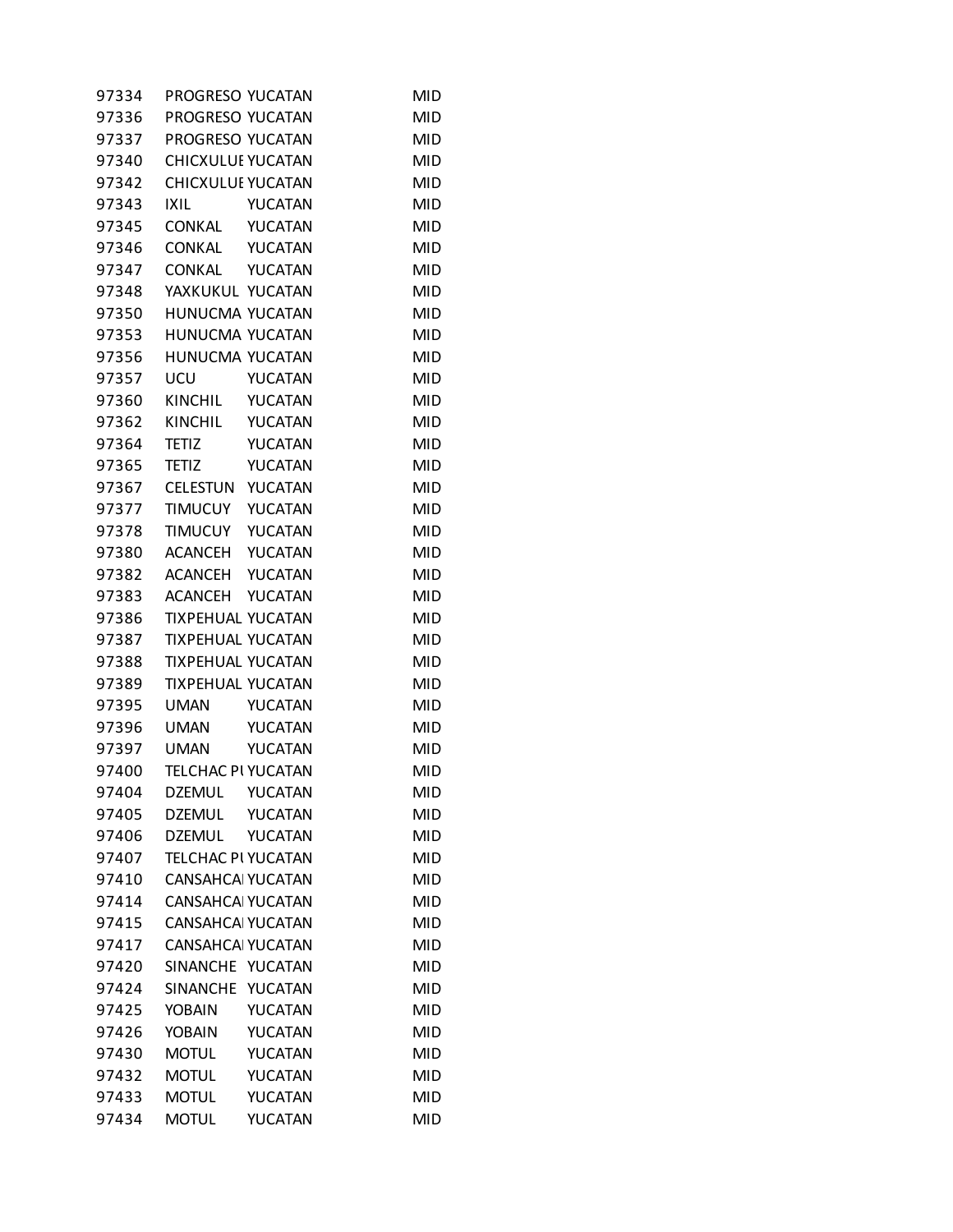| | | | |
|---|---|---|---|
| 97334 | PROGRESO | YUCATAN | MID |
| 97336 | PROGRESO | YUCATAN | MID |
| 97337 | PROGRESO | YUCATAN | MID |
| 97340 | CHICXULUI | YUCATAN | MID |
| 97342 | CHICXULUI | YUCATAN | MID |
| 97343 | IXIL | YUCATAN | MID |
| 97345 | CONKAL | YUCATAN | MID |
| 97346 | CONKAL | YUCATAN | MID |
| 97347 | CONKAL | YUCATAN | MID |
| 97348 | YAXKUKUL | YUCATAN | MID |
| 97350 | HUNUCMA | YUCATAN | MID |
| 97353 | HUNUCMA | YUCATAN | MID |
| 97356 | HUNUCMA | YUCATAN | MID |
| 97357 | UCU | YUCATAN | MID |
| 97360 | KINCHIL | YUCATAN | MID |
| 97362 | KINCHIL | YUCATAN | MID |
| 97364 | TETIZ | YUCATAN | MID |
| 97365 | TETIZ | YUCATAN | MID |
| 97367 | CELESTUN | YUCATAN | MID |
| 97377 | TIMUCUY | YUCATAN | MID |
| 97378 | TIMUCUY | YUCATAN | MID |
| 97380 | ACANCEH | YUCATAN | MID |
| 97382 | ACANCEH | YUCATAN | MID |
| 97383 | ACANCEH | YUCATAN | MID |
| 97386 | TIXPEHUAL | YUCATAN | MID |
| 97387 | TIXPEHUAL | YUCATAN | MID |
| 97388 | TIXPEHUAL | YUCATAN | MID |
| 97389 | TIXPEHUAL | YUCATAN | MID |
| 97395 | UMAN | YUCATAN | MID |
| 97396 | UMAN | YUCATAN | MID |
| 97397 | UMAN | YUCATAN | MID |
| 97400 | TELCHAC PI | YUCATAN | MID |
| 97404 | DZEMUL | YUCATAN | MID |
| 97405 | DZEMUL | YUCATAN | MID |
| 97406 | DZEMUL | YUCATAN | MID |
| 97407 | TELCHAC PI | YUCATAN | MID |
| 97410 | CANSAHCAI | YUCATAN | MID |
| 97414 | CANSAHCAI | YUCATAN | MID |
| 97415 | CANSAHCAI | YUCATAN | MID |
| 97417 | CANSAHCAI | YUCATAN | MID |
| 97420 | SINANCHE | YUCATAN | MID |
| 97424 | SINANCHE | YUCATAN | MID |
| 97425 | YOBAIN | YUCATAN | MID |
| 97426 | YOBAIN | YUCATAN | MID |
| 97430 | MOTUL | YUCATAN | MID |
| 97432 | MOTUL | YUCATAN | MID |
| 97433 | MOTUL | YUCATAN | MID |
| 97434 | MOTUL | YUCATAN | MID |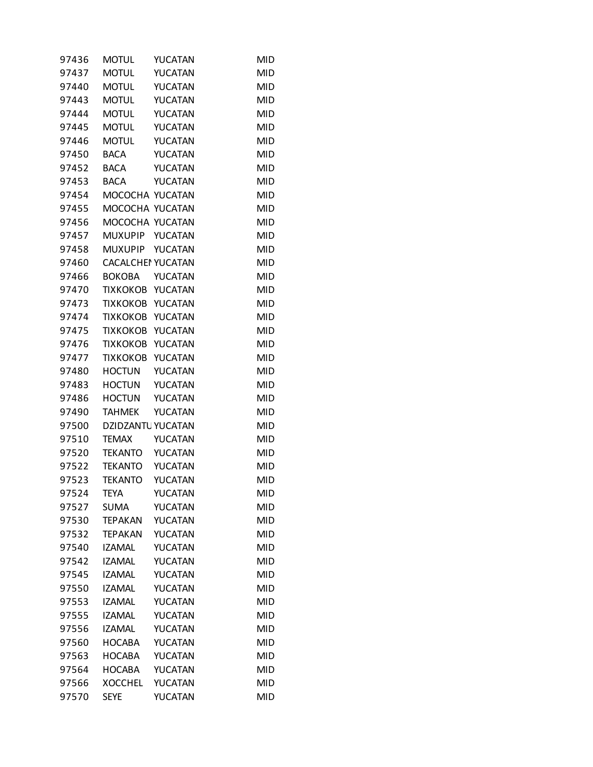| | | | |
|---|---|---|---|
| 97436 | MOTUL | YUCATAN | MID |
| 97437 | MOTUL | YUCATAN | MID |
| 97440 | MOTUL | YUCATAN | MID |
| 97443 | MOTUL | YUCATAN | MID |
| 97444 | MOTUL | YUCATAN | MID |
| 97445 | MOTUL | YUCATAN | MID |
| 97446 | MOTUL | YUCATAN | MID |
| 97450 | BACA | YUCATAN | MID |
| 97452 | BACA | YUCATAN | MID |
| 97453 | BACA | YUCATAN | MID |
| 97454 | MOCOCHA | YUCATAN | MID |
| 97455 | MOCOCHA | YUCATAN | MID |
| 97456 | MOCOCHA | YUCATAN | MID |
| 97457 | MUXUPIP | YUCATAN | MID |
| 97458 | MUXUPIP | YUCATAN | MID |
| 97460 | CACALCHEI | YUCATAN | MID |
| 97466 | BOKOBA | YUCATAN | MID |
| 97470 | TIXKOKOB | YUCATAN | MID |
| 97473 | TIXKOKOB | YUCATAN | MID |
| 97474 | TIXKOKOB | YUCATAN | MID |
| 97475 | TIXKOKOB | YUCATAN | MID |
| 97476 | TIXKOKOB | YUCATAN | MID |
| 97477 | TIXKOKOB | YUCATAN | MID |
| 97480 | HOCTUN | YUCATAN | MID |
| 97483 | HOCTUN | YUCATAN | MID |
| 97486 | HOCTUN | YUCATAN | MID |
| 97490 | TAHMEK | YUCATAN | MID |
| 97500 | DZIDZANTU | YUCATAN | MID |
| 97510 | TEMAX | YUCATAN | MID |
| 97520 | TEKANTO | YUCATAN | MID |
| 97522 | TEKANTO | YUCATAN | MID |
| 97523 | TEKANTO | YUCATAN | MID |
| 97524 | TEYA | YUCATAN | MID |
| 97527 | SUMA | YUCATAN | MID |
| 97530 | TEPAKAN | YUCATAN | MID |
| 97532 | TEPAKAN | YUCATAN | MID |
| 97540 | IZAMAL | YUCATAN | MID |
| 97542 | IZAMAL | YUCATAN | MID |
| 97545 | IZAMAL | YUCATAN | MID |
| 97550 | IZAMAL | YUCATAN | MID |
| 97553 | IZAMAL | YUCATAN | MID |
| 97555 | IZAMAL | YUCATAN | MID |
| 97556 | IZAMAL | YUCATAN | MID |
| 97560 | HOCABA | YUCATAN | MID |
| 97563 | HOCABA | YUCATAN | MID |
| 97564 | HOCABA | YUCATAN | MID |
| 97566 | XOCCHEL | YUCATAN | MID |
| 97570 | SEYE | YUCATAN | MID |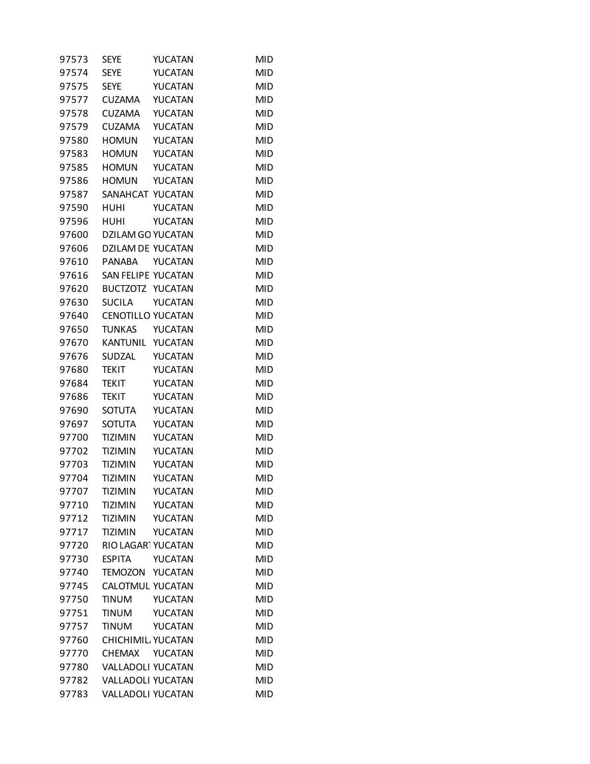| | | | |
|---|---|---|---|
| 97573 | SEYE | YUCATAN | MID |
| 97574 | SEYE | YUCATAN | MID |
| 97575 | SEYE | YUCATAN | MID |
| 97577 | CUZAMA | YUCATAN | MID |
| 97578 | CUZAMA | YUCATAN | MID |
| 97579 | CUZAMA | YUCATAN | MID |
| 97580 | HOMUN | YUCATAN | MID |
| 97583 | HOMUN | YUCATAN | MID |
| 97585 | HOMUN | YUCATAN | MID |
| 97586 | HOMUN | YUCATAN | MID |
| 97587 | SANAHCAT | YUCATAN | MID |
| 97590 | HUHI | YUCATAN | MID |
| 97596 | HUHI | YUCATAN | MID |
| 97600 | DZILAM GO | YUCATAN | MID |
| 97606 | DZILAM DE | YUCATAN | MID |
| 97610 | PANABA | YUCATAN | MID |
| 97616 | SAN FELIPE | YUCATAN | MID |
| 97620 | BUCTZOTZ | YUCATAN | MID |
| 97630 | SUCILA | YUCATAN | MID |
| 97640 | CENOTILLO | YUCATAN | MID |
| 97650 | TUNKAS | YUCATAN | MID |
| 97670 | KANTUNIL | YUCATAN | MID |
| 97676 | SUDZAL | YUCATAN | MID |
| 97680 | TEKIT | YUCATAN | MID |
| 97684 | TEKIT | YUCATAN | MID |
| 97686 | TEKIT | YUCATAN | MID |
| 97690 | SOTUTA | YUCATAN | MID |
| 97697 | SOTUTA | YUCATAN | MID |
| 97700 | TIZIMIN | YUCATAN | MID |
| 97702 | TIZIMIN | YUCATAN | MID |
| 97703 | TIZIMIN | YUCATAN | MID |
| 97704 | TIZIMIN | YUCATAN | MID |
| 97707 | TIZIMIN | YUCATAN | MID |
| 97710 | TIZIMIN | YUCATAN | MID |
| 97712 | TIZIMIN | YUCATAN | MID |
| 97717 | TIZIMIN | YUCATAN | MID |
| 97720 | RIO LAGART | YUCATAN | MID |
| 97730 | ESPITA | YUCATAN | MID |
| 97740 | TEMOZON | YUCATAN | MID |
| 97745 | CALOTMUL | YUCATAN | MID |
| 97750 | TINUM | YUCATAN | MID |
| 97751 | TINUM | YUCATAN | MID |
| 97757 | TINUM | YUCATAN | MID |
| 97760 | CHICHIMIL | YUCATAN | MID |
| 97770 | CHEMAX | YUCATAN | MID |
| 97780 | VALLADOLI | YUCATAN | MID |
| 97782 | VALLADOLI | YUCATAN | MID |
| 97783 | VALLADOLI | YUCATAN | MID |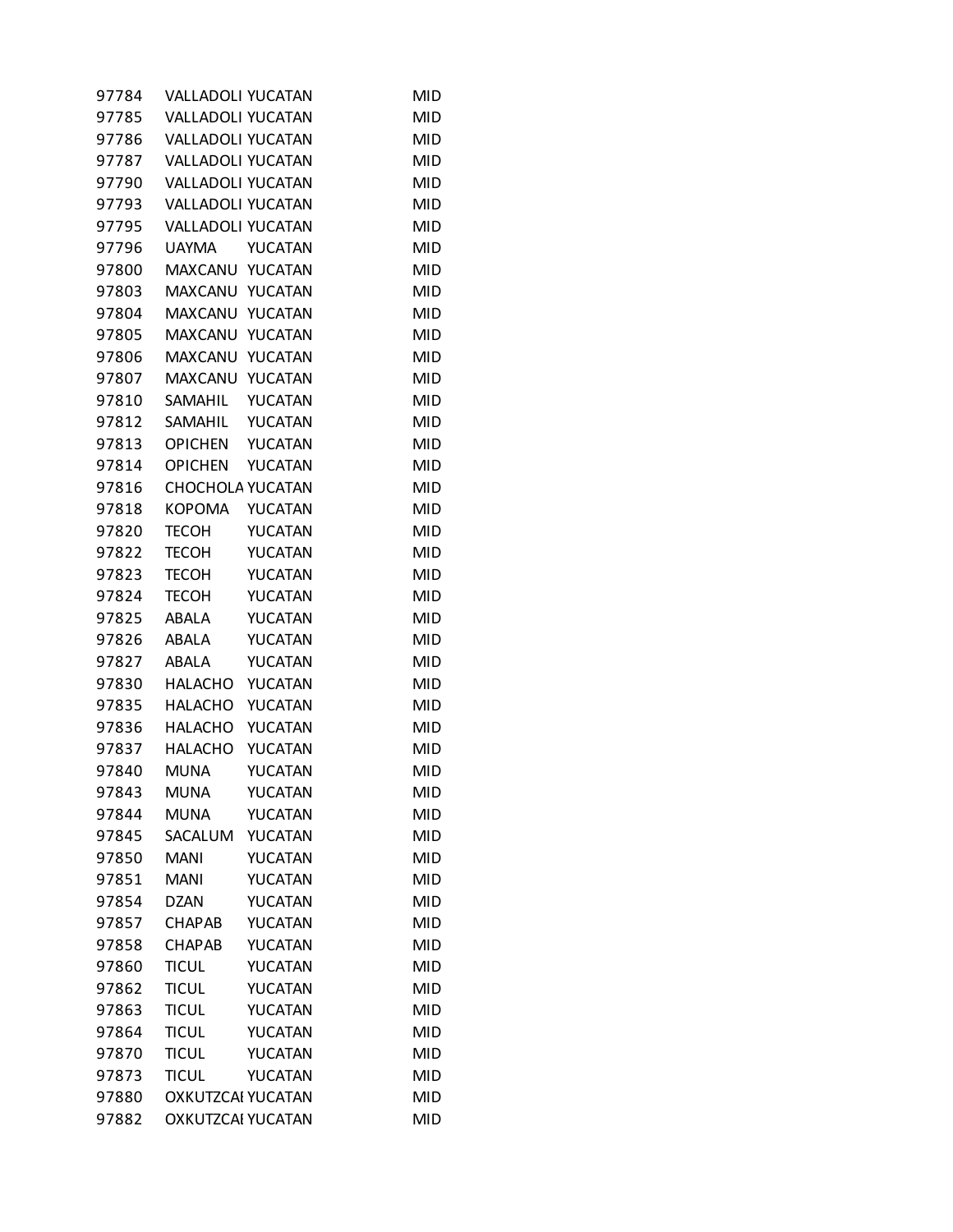| | | | |
|---|---|---|---|
| 97784 | VALLADOLI | YUCATAN | MID |
| 97785 | VALLADOLI | YUCATAN | MID |
| 97786 | VALLADOLI | YUCATAN | MID |
| 97787 | VALLADOLI | YUCATAN | MID |
| 97790 | VALLADOLI | YUCATAN | MID |
| 97793 | VALLADOLI | YUCATAN | MID |
| 97795 | VALLADOLI | YUCATAN | MID |
| 97796 | UAYMA | YUCATAN | MID |
| 97800 | MAXCANU | YUCATAN | MID |
| 97803 | MAXCANU | YUCATAN | MID |
| 97804 | MAXCANU | YUCATAN | MID |
| 97805 | MAXCANU | YUCATAN | MID |
| 97806 | MAXCANU | YUCATAN | MID |
| 97807 | MAXCANU | YUCATAN | MID |
| 97810 | SAMAHIL | YUCATAN | MID |
| 97812 | SAMAHIL | YUCATAN | MID |
| 97813 | OPICHEN | YUCATAN | MID |
| 97814 | OPICHEN | YUCATAN | MID |
| 97816 | CHOCHOLA | YUCATAN | MID |
| 97818 | KOPOMA | YUCATAN | MID |
| 97820 | TECOH | YUCATAN | MID |
| 97822 | TECOH | YUCATAN | MID |
| 97823 | TECOH | YUCATAN | MID |
| 97824 | TECOH | YUCATAN | MID |
| 97825 | ABALA | YUCATAN | MID |
| 97826 | ABALA | YUCATAN | MID |
| 97827 | ABALA | YUCATAN | MID |
| 97830 | HALACHO | YUCATAN | MID |
| 97835 | HALACHO | YUCATAN | MID |
| 97836 | HALACHO | YUCATAN | MID |
| 97837 | HALACHO | YUCATAN | MID |
| 97840 | MUNA | YUCATAN | MID |
| 97843 | MUNA | YUCATAN | MID |
| 97844 | MUNA | YUCATAN | MID |
| 97845 | SACALUM | YUCATAN | MID |
| 97850 | MANI | YUCATAN | MID |
| 97851 | MANI | YUCATAN | MID |
| 97854 | DZAN | YUCATAN | MID |
| 97857 | CHAPAB | YUCATAN | MID |
| 97858 | CHAPAB | YUCATAN | MID |
| 97860 | TICUL | YUCATAN | MID |
| 97862 | TICUL | YUCATAN | MID |
| 97863 | TICUL | YUCATAN | MID |
| 97864 | TICUL | YUCATAN | MID |
| 97870 | TICUL | YUCATAN | MID |
| 97873 | TICUL | YUCATAN | MID |
| 97880 | OXKUTZCAI | YUCATAN | MID |
| 97882 | OXKUTZCAI | YUCATAN | MID |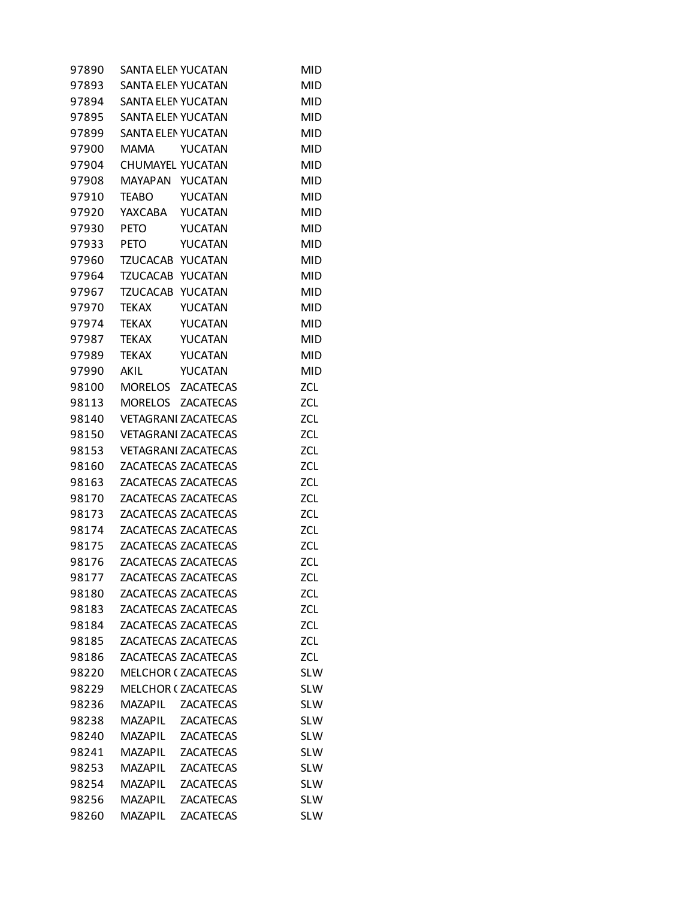| | | | |
|---|---|---|---|
| 97890 | SANTA ELEN | YUCATAN | MID |
| 97893 | SANTA ELEN | YUCATAN | MID |
| 97894 | SANTA ELEN | YUCATAN | MID |
| 97895 | SANTA ELEN | YUCATAN | MID |
| 97899 | SANTA ELEN | YUCATAN | MID |
| 97900 | MAMA | YUCATAN | MID |
| 97904 | CHUMAYEL | YUCATAN | MID |
| 97908 | MAYAPAN | YUCATAN | MID |
| 97910 | TEABO | YUCATAN | MID |
| 97920 | YAXCABA | YUCATAN | MID |
| 97930 | PETO | YUCATAN | MID |
| 97933 | PETO | YUCATAN | MID |
| 97960 | TZUCACAB | YUCATAN | MID |
| 97964 | TZUCACAB | YUCATAN | MID |
| 97967 | TZUCACAB | YUCATAN | MID |
| 97970 | TEKAX | YUCATAN | MID |
| 97974 | TEKAX | YUCATAN | MID |
| 97987 | TEKAX | YUCATAN | MID |
| 97989 | TEKAX | YUCATAN | MID |
| 97990 | AKIL | YUCATAN | MID |
| 98100 | MORELOS | ZACATECAS | ZCL |
| 98113 | MORELOS | ZACATECAS | ZCL |
| 98140 | VETAGRANI | ZACATECAS | ZCL |
| 98150 | VETAGRANI | ZACATECAS | ZCL |
| 98153 | VETAGRANI | ZACATECAS | ZCL |
| 98160 | ZACATECAS | ZACATECAS | ZCL |
| 98163 | ZACATECAS | ZACATECAS | ZCL |
| 98170 | ZACATECAS | ZACATECAS | ZCL |
| 98173 | ZACATECAS | ZACATECAS | ZCL |
| 98174 | ZACATECAS | ZACATECAS | ZCL |
| 98175 | ZACATECAS | ZACATECAS | ZCL |
| 98176 | ZACATECAS | ZACATECAS | ZCL |
| 98177 | ZACATECAS | ZACATECAS | ZCL |
| 98180 | ZACATECAS | ZACATECAS | ZCL |
| 98183 | ZACATECAS | ZACATECAS | ZCL |
| 98184 | ZACATECAS | ZACATECAS | ZCL |
| 98185 | ZACATECAS | ZACATECAS | ZCL |
| 98186 | ZACATECAS | ZACATECAS | ZCL |
| 98220 | MELCHOR ( | ZACATECAS | SLW |
| 98229 | MELCHOR ( | ZACATECAS | SLW |
| 98236 | MAZAPIL | ZACATECAS | SLW |
| 98238 | MAZAPIL | ZACATECAS | SLW |
| 98240 | MAZAPIL | ZACATECAS | SLW |
| 98241 | MAZAPIL | ZACATECAS | SLW |
| 98253 | MAZAPIL | ZACATECAS | SLW |
| 98254 | MAZAPIL | ZACATECAS | SLW |
| 98256 | MAZAPIL | ZACATECAS | SLW |
| 98260 | MAZAPIL | ZACATECAS | SLW |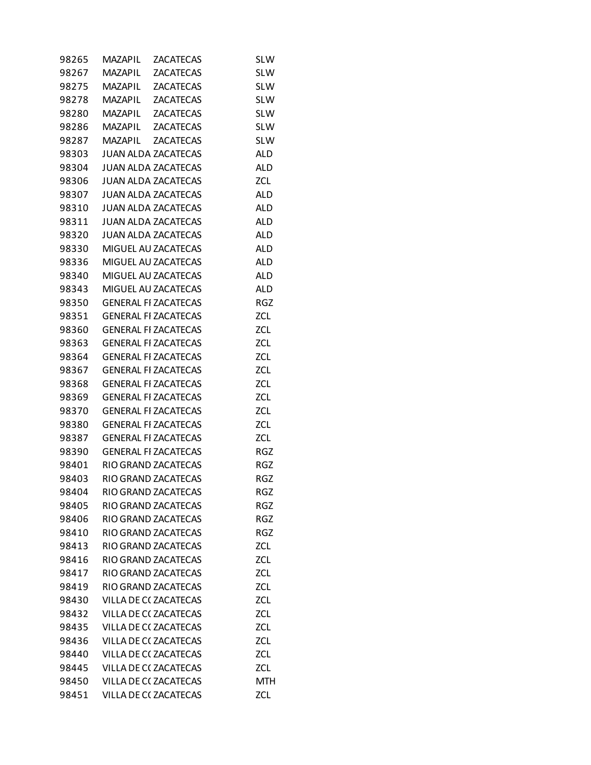| | | | |
|---|---|---|---|
| 98265 | MAZAPIL | ZACATECAS | SLW |
| 98267 | MAZAPIL | ZACATECAS | SLW |
| 98275 | MAZAPIL | ZACATECAS | SLW |
| 98278 | MAZAPIL | ZACATECAS | SLW |
| 98280 | MAZAPIL | ZACATECAS | SLW |
| 98286 | MAZAPIL | ZACATECAS | SLW |
| 98287 | MAZAPIL | ZACATECAS | SLW |
| 98303 | JUAN ALDA | ZACATECAS | ALD |
| 98304 | JUAN ALDA | ZACATECAS | ALD |
| 98306 | JUAN ALDA | ZACATECAS | ZCL |
| 98307 | JUAN ALDA | ZACATECAS | ALD |
| 98310 | JUAN ALDA | ZACATECAS | ALD |
| 98311 | JUAN ALDA | ZACATECAS | ALD |
| 98320 | JUAN ALDA | ZACATECAS | ALD |
| 98330 | MIGUEL AU | ZACATECAS | ALD |
| 98336 | MIGUEL AU | ZACATECAS | ALD |
| 98340 | MIGUEL AU | ZACATECAS | ALD |
| 98343 | MIGUEL AU | ZACATECAS | ALD |
| 98350 | GENERAL FI | ZACATECAS | RGZ |
| 98351 | GENERAL FI | ZACATECAS | ZCL |
| 98360 | GENERAL FI | ZACATECAS | ZCL |
| 98363 | GENERAL FI | ZACATECAS | ZCL |
| 98364 | GENERAL FI | ZACATECAS | ZCL |
| 98367 | GENERAL FI | ZACATECAS | ZCL |
| 98368 | GENERAL FI | ZACATECAS | ZCL |
| 98369 | GENERAL FI | ZACATECAS | ZCL |
| 98370 | GENERAL FI | ZACATECAS | ZCL |
| 98380 | GENERAL FI | ZACATECAS | ZCL |
| 98387 | GENERAL FI | ZACATECAS | ZCL |
| 98390 | GENERAL FI | ZACATECAS | RGZ |
| 98401 | RIO GRAND | ZACATECAS | RGZ |
| 98403 | RIO GRAND | ZACATECAS | RGZ |
| 98404 | RIO GRAND | ZACATECAS | RGZ |
| 98405 | RIO GRAND | ZACATECAS | RGZ |
| 98406 | RIO GRAND | ZACATECAS | RGZ |
| 98410 | RIO GRAND | ZACATECAS | RGZ |
| 98413 | RIO GRAND | ZACATECAS | ZCL |
| 98416 | RIO GRAND | ZACATECAS | ZCL |
| 98417 | RIO GRAND | ZACATECAS | ZCL |
| 98419 | RIO GRAND | ZACATECAS | ZCL |
| 98430 | VILLA DE C( | ZACATECAS | ZCL |
| 98432 | VILLA DE C( | ZACATECAS | ZCL |
| 98435 | VILLA DE C( | ZACATECAS | ZCL |
| 98436 | VILLA DE C( | ZACATECAS | ZCL |
| 98440 | VILLA DE C( | ZACATECAS | ZCL |
| 98445 | VILLA DE C( | ZACATECAS | ZCL |
| 98450 | VILLA DE C( | ZACATECAS | MTH |
| 98451 | VILLA DE C( | ZACATECAS | ZCL |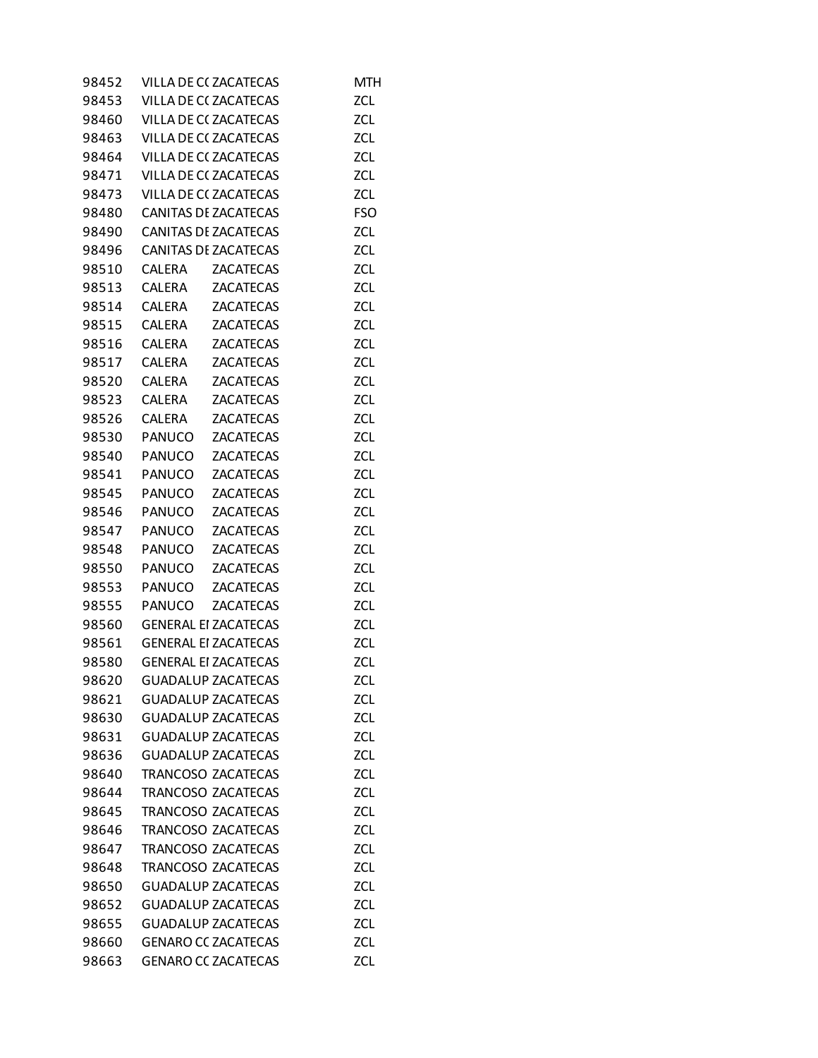| | | | |
|---|---|---|---|
| 98452 | VILLA DE CC | ZACATECAS | MTH |
| 98453 | VILLA DE CC | ZACATECAS | ZCL |
| 98460 | VILLA DE CC | ZACATECAS | ZCL |
| 98463 | VILLA DE CC | ZACATECAS | ZCL |
| 98464 | VILLA DE CC | ZACATECAS | ZCL |
| 98471 | VILLA DE CC | ZACATECAS | ZCL |
| 98473 | VILLA DE CC | ZACATECAS | ZCL |
| 98480 | CANITAS DE | ZACATECAS | FSO |
| 98490 | CANITAS DE | ZACATECAS | ZCL |
| 98496 | CANITAS DE | ZACATECAS | ZCL |
| 98510 | CALERA | ZACATECAS | ZCL |
| 98513 | CALERA | ZACATECAS | ZCL |
| 98514 | CALERA | ZACATECAS | ZCL |
| 98515 | CALERA | ZACATECAS | ZCL |
| 98516 | CALERA | ZACATECAS | ZCL |
| 98517 | CALERA | ZACATECAS | ZCL |
| 98520 | CALERA | ZACATECAS | ZCL |
| 98523 | CALERA | ZACATECAS | ZCL |
| 98526 | CALERA | ZACATECAS | ZCL |
| 98530 | PANUCO | ZACATECAS | ZCL |
| 98540 | PANUCO | ZACATECAS | ZCL |
| 98541 | PANUCO | ZACATECAS | ZCL |
| 98545 | PANUCO | ZACATECAS | ZCL |
| 98546 | PANUCO | ZACATECAS | ZCL |
| 98547 | PANUCO | ZACATECAS | ZCL |
| 98548 | PANUCO | ZACATECAS | ZCL |
| 98550 | PANUCO | ZACATECAS | ZCL |
| 98553 | PANUCO | ZACATECAS | ZCL |
| 98555 | PANUCO | ZACATECAS | ZCL |
| 98560 | GENERAL EI | ZACATECAS | ZCL |
| 98561 | GENERAL EI | ZACATECAS | ZCL |
| 98580 | GENERAL EI | ZACATECAS | ZCL |
| 98620 | GUADALUP | ZACATECAS | ZCL |
| 98621 | GUADALUP | ZACATECAS | ZCL |
| 98630 | GUADALUP | ZACATECAS | ZCL |
| 98631 | GUADALUP | ZACATECAS | ZCL |
| 98636 | GUADALUP | ZACATECAS | ZCL |
| 98640 | TRANCOSO | ZACATECAS | ZCL |
| 98644 | TRANCOSO | ZACATECAS | ZCL |
| 98645 | TRANCOSO | ZACATECAS | ZCL |
| 98646 | TRANCOSO | ZACATECAS | ZCL |
| 98647 | TRANCOSO | ZACATECAS | ZCL |
| 98648 | TRANCOSO | ZACATECAS | ZCL |
| 98650 | GUADALUP | ZACATECAS | ZCL |
| 98652 | GUADALUP | ZACATECAS | ZCL |
| 98655 | GUADALUP | ZACATECAS | ZCL |
| 98660 | GENARO CC | ZACATECAS | ZCL |
| 98663 | GENARO CC | ZACATECAS | ZCL |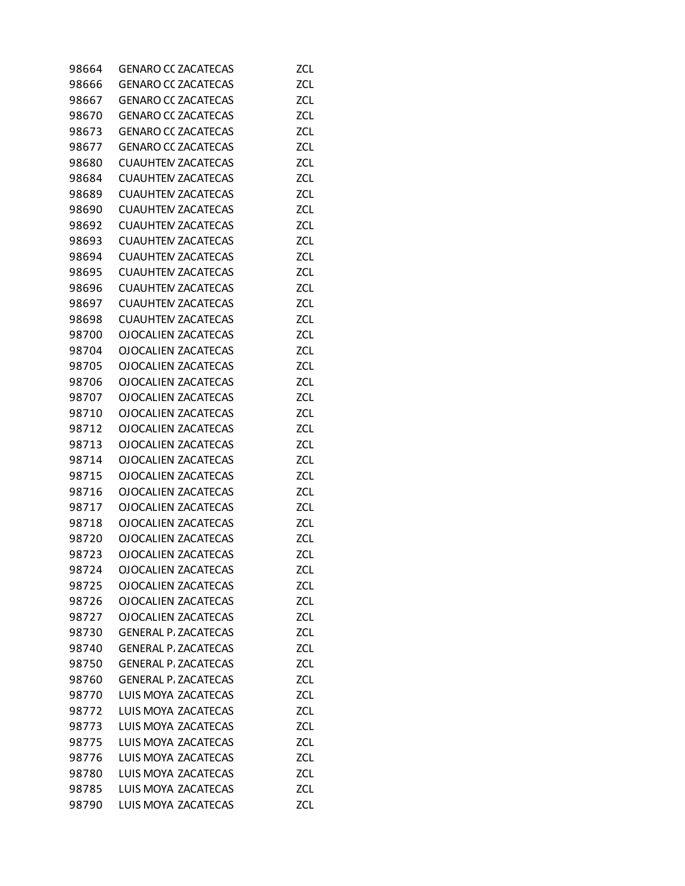| | | | |
|---|---|---|---|
| 98664 | GENARO CC | ZACATECAS | ZCL |
| 98666 | GENARO CC | ZACATECAS | ZCL |
| 98667 | GENARO CC | ZACATECAS | ZCL |
| 98670 | GENARO CC | ZACATECAS | ZCL |
| 98673 | GENARO CC | ZACATECAS | ZCL |
| 98677 | GENARO CC | ZACATECAS | ZCL |
| 98680 | CUAUHTEM | ZACATECAS | ZCL |
| 98684 | CUAUHTEM | ZACATECAS | ZCL |
| 98689 | CUAUHTEM | ZACATECAS | ZCL |
| 98690 | CUAUHTEM | ZACATECAS | ZCL |
| 98692 | CUAUHTEM | ZACATECAS | ZCL |
| 98693 | CUAUHTEM | ZACATECAS | ZCL |
| 98694 | CUAUHTEM | ZACATECAS | ZCL |
| 98695 | CUAUHTEM | ZACATECAS | ZCL |
| 98696 | CUAUHTEM | ZACATECAS | ZCL |
| 98697 | CUAUHTEM | ZACATECAS | ZCL |
| 98698 | CUAUHTEM | ZACATECAS | ZCL |
| 98700 | OJOCALIEN | ZACATECAS | ZCL |
| 98704 | OJOCALIEN | ZACATECAS | ZCL |
| 98705 | OJOCALIEN | ZACATECAS | ZCL |
| 98706 | OJOCALIEN | ZACATECAS | ZCL |
| 98707 | OJOCALIEN | ZACATECAS | ZCL |
| 98710 | OJOCALIEN | ZACATECAS | ZCL |
| 98712 | OJOCALIEN | ZACATECAS | ZCL |
| 98713 | OJOCALIEN | ZACATECAS | ZCL |
| 98714 | OJOCALIEN | ZACATECAS | ZCL |
| 98715 | OJOCALIEN | ZACATECAS | ZCL |
| 98716 | OJOCALIEN | ZACATECAS | ZCL |
| 98717 | OJOCALIEN | ZACATECAS | ZCL |
| 98718 | OJOCALIEN | ZACATECAS | ZCL |
| 98720 | OJOCALIEN | ZACATECAS | ZCL |
| 98723 | OJOCALIEN | ZACATECAS | ZCL |
| 98724 | OJOCALIEN | ZACATECAS | ZCL |
| 98725 | OJOCALIEN | ZACATECAS | ZCL |
| 98726 | OJOCALIEN | ZACATECAS | ZCL |
| 98727 | OJOCALIEN | ZACATECAS | ZCL |
| 98730 | GENERAL P. | ZACATECAS | ZCL |
| 98740 | GENERAL P. | ZACATECAS | ZCL |
| 98750 | GENERAL P. | ZACATECAS | ZCL |
| 98760 | GENERAL P. | ZACATECAS | ZCL |
| 98770 | LUIS MOYA | ZACATECAS | ZCL |
| 98772 | LUIS MOYA | ZACATECAS | ZCL |
| 98773 | LUIS MOYA | ZACATECAS | ZCL |
| 98775 | LUIS MOYA | ZACATECAS | ZCL |
| 98776 | LUIS MOYA | ZACATECAS | ZCL |
| 98780 | LUIS MOYA | ZACATECAS | ZCL |
| 98785 | LUIS MOYA | ZACATECAS | ZCL |
| 98790 | LUIS MOYA | ZACATECAS | ZCL |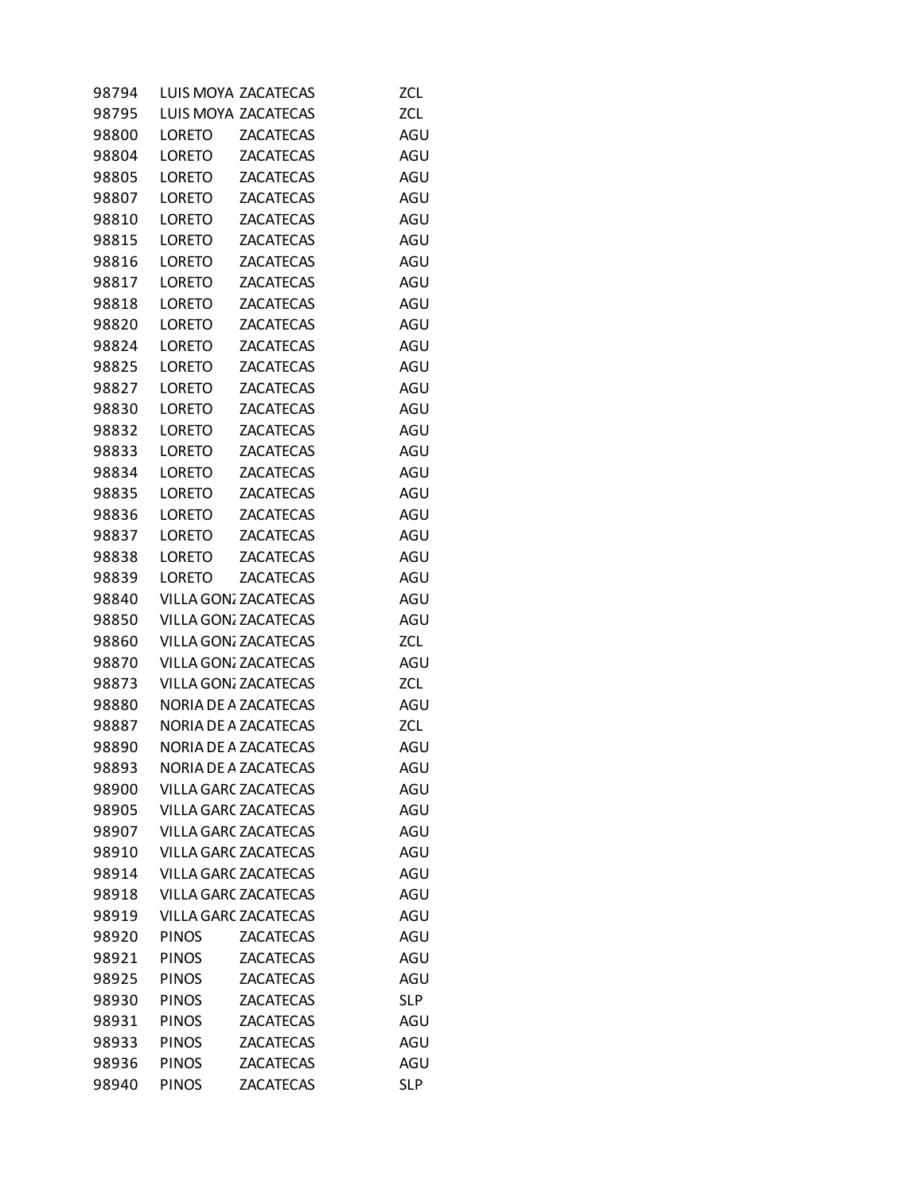| | | | |
|---|---|---|---|
| 98794 | LUIS MOYA | ZACATECAS | ZCL |
| 98795 | LUIS MOYA | ZACATECAS | ZCL |
| 98800 | LORETO | ZACATECAS | AGU |
| 98804 | LORETO | ZACATECAS | AGU |
| 98805 | LORETO | ZACATECAS | AGU |
| 98807 | LORETO | ZACATECAS | AGU |
| 98810 | LORETO | ZACATECAS | AGU |
| 98815 | LORETO | ZACATECAS | AGU |
| 98816 | LORETO | ZACATECAS | AGU |
| 98817 | LORETO | ZACATECAS | AGU |
| 98818 | LORETO | ZACATECAS | AGU |
| 98820 | LORETO | ZACATECAS | AGU |
| 98824 | LORETO | ZACATECAS | AGU |
| 98825 | LORETO | ZACATECAS | AGU |
| 98827 | LORETO | ZACATECAS | AGU |
| 98830 | LORETO | ZACATECAS | AGU |
| 98832 | LORETO | ZACATECAS | AGU |
| 98833 | LORETO | ZACATECAS | AGU |
| 98834 | LORETO | ZACATECAS | AGU |
| 98835 | LORETO | ZACATECAS | AGU |
| 98836 | LORETO | ZACATECAS | AGU |
| 98837 | LORETO | ZACATECAS | AGU |
| 98838 | LORETO | ZACATECAS | AGU |
| 98839 | LORETO | ZACATECAS | AGU |
| 98840 | VILLA GON | ZACATECAS | AGU |
| 98850 | VILLA GON | ZACATECAS | AGU |
| 98860 | VILLA GON | ZACATECAS | ZCL |
| 98870 | VILLA GON | ZACATECAS | AGU |
| 98873 | VILLA GON | ZACATECAS | ZCL |
| 98880 | NORIA DE A | ZACATECAS | AGU |
| 98887 | NORIA DE A | ZACATECAS | ZCL |
| 98890 | NORIA DE A | ZACATECAS | AGU |
| 98893 | NORIA DE A | ZACATECAS | AGU |
| 98900 | VILLA GARC | ZACATECAS | AGU |
| 98905 | VILLA GARC | ZACATECAS | AGU |
| 98907 | VILLA GARC | ZACATECAS | AGU |
| 98910 | VILLA GARC | ZACATECAS | AGU |
| 98914 | VILLA GARC | ZACATECAS | AGU |
| 98918 | VILLA GARC | ZACATECAS | AGU |
| 98919 | VILLA GARC | ZACATECAS | AGU |
| 98920 | PINOS | ZACATECAS | AGU |
| 98921 | PINOS | ZACATECAS | AGU |
| 98925 | PINOS | ZACATECAS | AGU |
| 98930 | PINOS | ZACATECAS | SLP |
| 98931 | PINOS | ZACATECAS | AGU |
| 98933 | PINOS | ZACATECAS | AGU |
| 98936 | PINOS | ZACATECAS | AGU |
| 98940 | PINOS | ZACATECAS | SLP |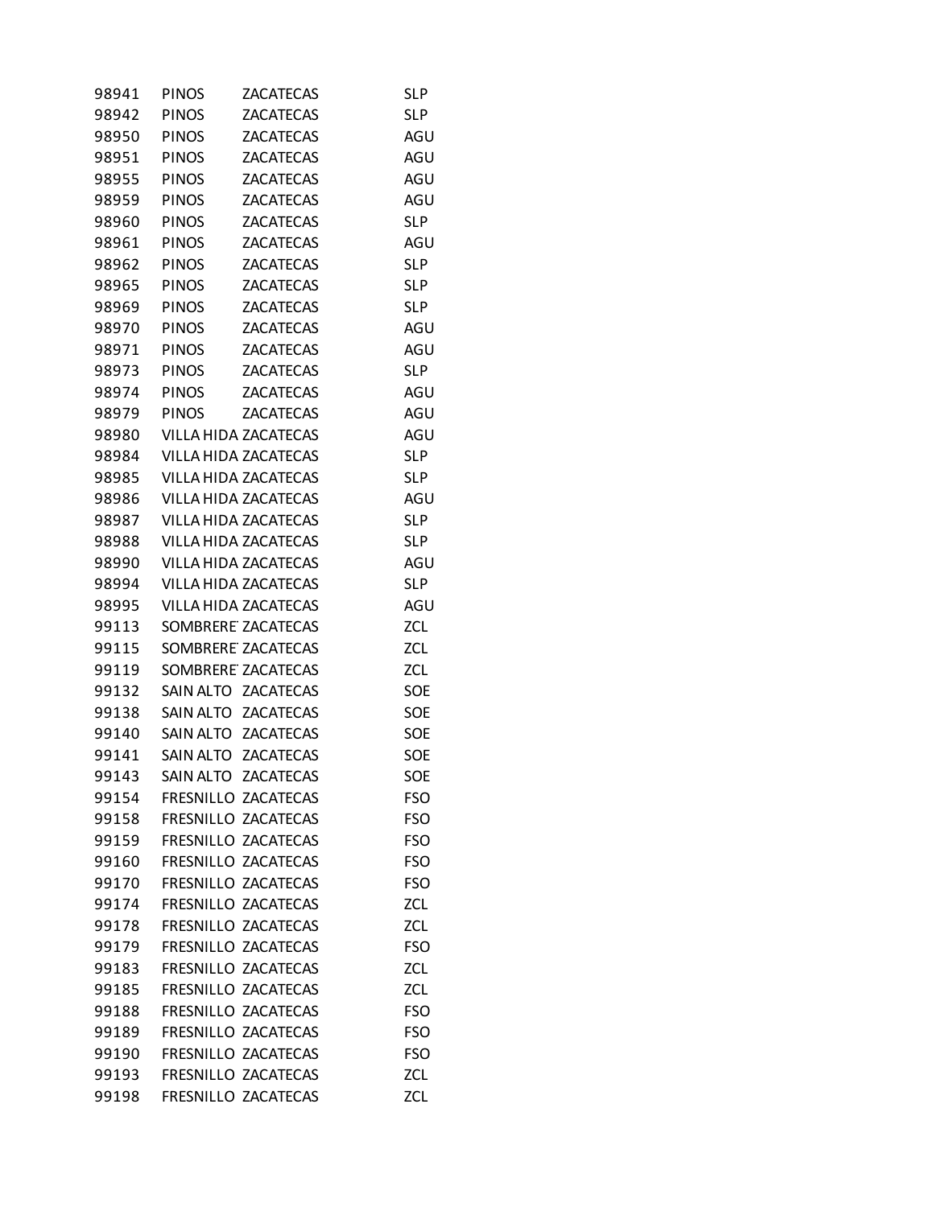| | | | |
|---|---|---|---|
| 98941 | PINOS | ZACATECAS | SLP |
| 98942 | PINOS | ZACATECAS | SLP |
| 98950 | PINOS | ZACATECAS | AGU |
| 98951 | PINOS | ZACATECAS | AGU |
| 98955 | PINOS | ZACATECAS | AGU |
| 98959 | PINOS | ZACATECAS | AGU |
| 98960 | PINOS | ZACATECAS | SLP |
| 98961 | PINOS | ZACATECAS | AGU |
| 98962 | PINOS | ZACATECAS | SLP |
| 98965 | PINOS | ZACATECAS | SLP |
| 98969 | PINOS | ZACATECAS | SLP |
| 98970 | PINOS | ZACATECAS | AGU |
| 98971 | PINOS | ZACATECAS | AGU |
| 98973 | PINOS | ZACATECAS | SLP |
| 98974 | PINOS | ZACATECAS | AGU |
| 98979 | PINOS | ZACATECAS | AGU |
| 98980 | VILLA HIDA | ZACATECAS | AGU |
| 98984 | VILLA HIDA | ZACATECAS | SLP |
| 98985 | VILLA HIDA | ZACATECAS | SLP |
| 98986 | VILLA HIDA | ZACATECAS | AGU |
| 98987 | VILLA HIDA | ZACATECAS | SLP |
| 98988 | VILLA HIDA | ZACATECAS | SLP |
| 98990 | VILLA HIDA | ZACATECAS | AGU |
| 98994 | VILLA HIDA | ZACATECAS | SLP |
| 98995 | VILLA HIDA | ZACATECAS | AGU |
| 99113 | SOMBRERE | ZACATECAS | ZCL |
| 99115 | SOMBRERE | ZACATECAS | ZCL |
| 99119 | SOMBRERE | ZACATECAS | ZCL |
| 99132 | SAIN ALTO | ZACATECAS | SOE |
| 99138 | SAIN ALTO | ZACATECAS | SOE |
| 99140 | SAIN ALTO | ZACATECAS | SOE |
| 99141 | SAIN ALTO | ZACATECAS | SOE |
| 99143 | SAIN ALTO | ZACATECAS | SOE |
| 99154 | FRESNILLO | ZACATECAS | FSO |
| 99158 | FRESNILLO | ZACATECAS | FSO |
| 99159 | FRESNILLO | ZACATECAS | FSO |
| 99160 | FRESNILLO | ZACATECAS | FSO |
| 99170 | FRESNILLO | ZACATECAS | FSO |
| 99174 | FRESNILLO | ZACATECAS | ZCL |
| 99178 | FRESNILLO | ZACATECAS | ZCL |
| 99179 | FRESNILLO | ZACATECAS | FSO |
| 99183 | FRESNILLO | ZACATECAS | ZCL |
| 99185 | FRESNILLO | ZACATECAS | ZCL |
| 99188 | FRESNILLO | ZACATECAS | FSO |
| 99189 | FRESNILLO | ZACATECAS | FSO |
| 99190 | FRESNILLO | ZACATECAS | FSO |
| 99193 | FRESNILLO | ZACATECAS | ZCL |
| 99198 | FRESNILLO | ZACATECAS | ZCL |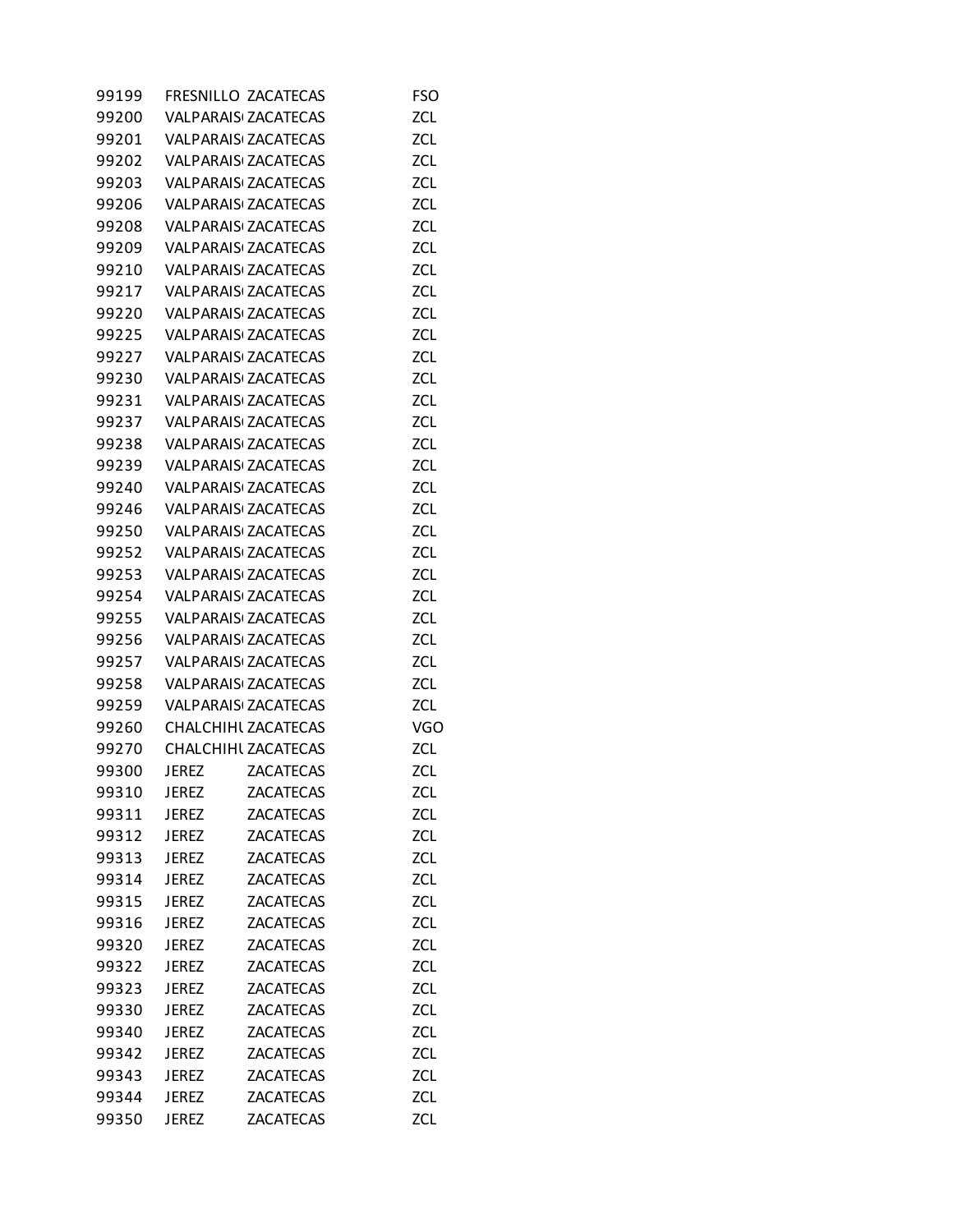| | | | |
|---|---|---|---|
| 99199 | FRESNILLO | ZACATECAS | FSO |
| 99200 | VALPARAIS | ZACATECAS | ZCL |
| 99201 | VALPARAIS | ZACATECAS | ZCL |
| 99202 | VALPARAIS | ZACATECAS | ZCL |
| 99203 | VALPARAIS | ZACATECAS | ZCL |
| 99206 | VALPARAIS | ZACATECAS | ZCL |
| 99208 | VALPARAIS | ZACATECAS | ZCL |
| 99209 | VALPARAIS | ZACATECAS | ZCL |
| 99210 | VALPARAIS | ZACATECAS | ZCL |
| 99217 | VALPARAIS | ZACATECAS | ZCL |
| 99220 | VALPARAIS | ZACATECAS | ZCL |
| 99225 | VALPARAIS | ZACATECAS | ZCL |
| 99227 | VALPARAIS | ZACATECAS | ZCL |
| 99230 | VALPARAIS | ZACATECAS | ZCL |
| 99231 | VALPARAIS | ZACATECAS | ZCL |
| 99237 | VALPARAIS | ZACATECAS | ZCL |
| 99238 | VALPARAIS | ZACATECAS | ZCL |
| 99239 | VALPARAIS | ZACATECAS | ZCL |
| 99240 | VALPARAIS | ZACATECAS | ZCL |
| 99246 | VALPARAIS | ZACATECAS | ZCL |
| 99250 | VALPARAIS | ZACATECAS | ZCL |
| 99252 | VALPARAIS | ZACATECAS | ZCL |
| 99253 | VALPARAIS | ZACATECAS | ZCL |
| 99254 | VALPARAIS | ZACATECAS | ZCL |
| 99255 | VALPARAIS | ZACATECAS | ZCL |
| 99256 | VALPARAIS | ZACATECAS | ZCL |
| 99257 | VALPARAIS | ZACATECAS | ZCL |
| 99258 | VALPARAIS | ZACATECAS | ZCL |
| 99259 | VALPARAIS | ZACATECAS | ZCL |
| 99260 | CHALCHIHU | ZACATECAS | VGO |
| 99270 | CHALCHIHU | ZACATECAS | ZCL |
| 99300 | JEREZ | ZACATECAS | ZCL |
| 99310 | JEREZ | ZACATECAS | ZCL |
| 99311 | JEREZ | ZACATECAS | ZCL |
| 99312 | JEREZ | ZACATECAS | ZCL |
| 99313 | JEREZ | ZACATECAS | ZCL |
| 99314 | JEREZ | ZACATECAS | ZCL |
| 99315 | JEREZ | ZACATECAS | ZCL |
| 99316 | JEREZ | ZACATECAS | ZCL |
| 99320 | JEREZ | ZACATECAS | ZCL |
| 99322 | JEREZ | ZACATECAS | ZCL |
| 99323 | JEREZ | ZACATECAS | ZCL |
| 99330 | JEREZ | ZACATECAS | ZCL |
| 99340 | JEREZ | ZACATECAS | ZCL |
| 99342 | JEREZ | ZACATECAS | ZCL |
| 99343 | JEREZ | ZACATECAS | ZCL |
| 99344 | JEREZ | ZACATECAS | ZCL |
| 99350 | JEREZ | ZACATECAS | ZCL |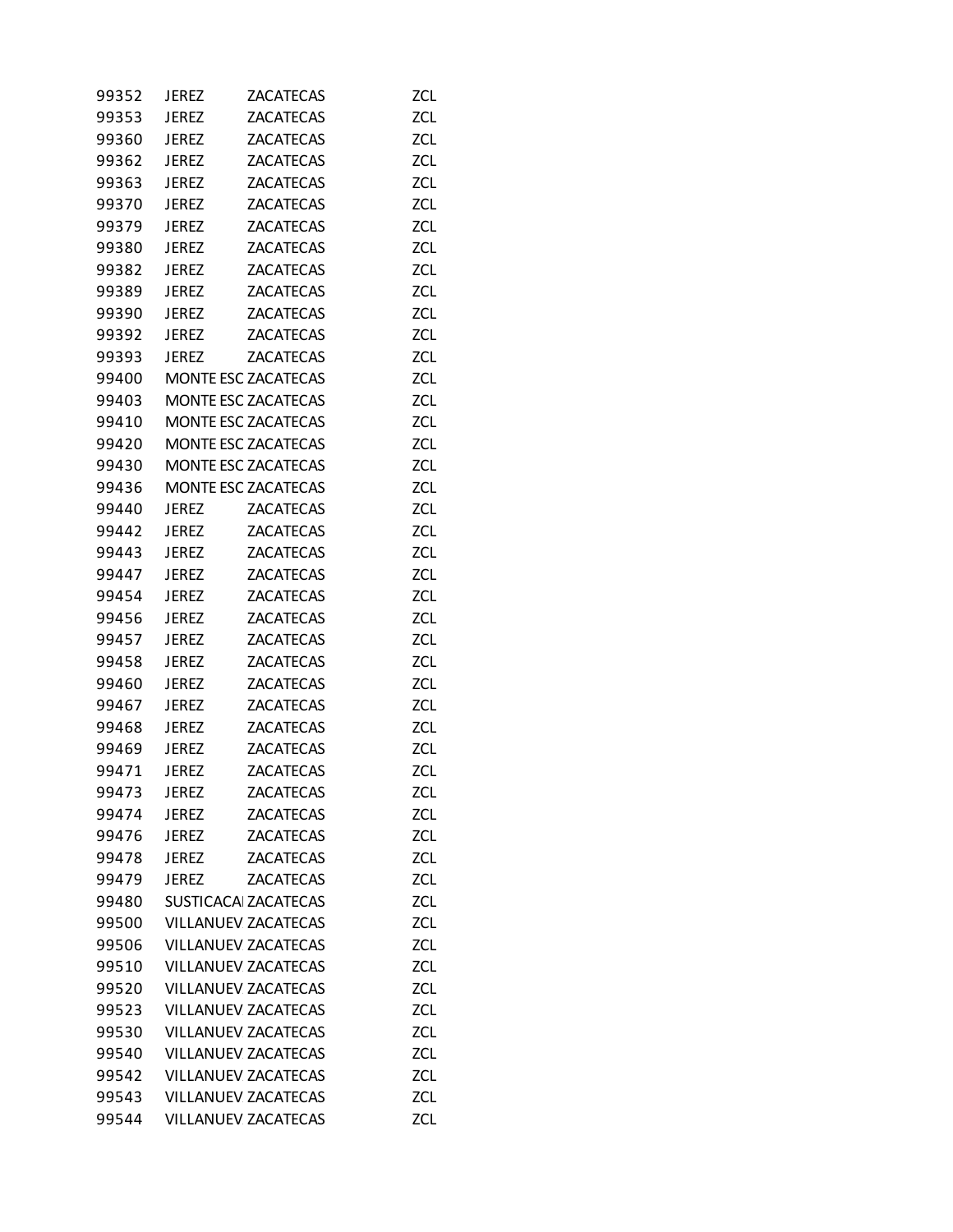| | | | |
|---|---|---|---|
| 99352 | JEREZ | ZACATECAS | ZCL |
| 99353 | JEREZ | ZACATECAS | ZCL |
| 99360 | JEREZ | ZACATECAS | ZCL |
| 99362 | JEREZ | ZACATECAS | ZCL |
| 99363 | JEREZ | ZACATECAS | ZCL |
| 99370 | JEREZ | ZACATECAS | ZCL |
| 99379 | JEREZ | ZACATECAS | ZCL |
| 99380 | JEREZ | ZACATECAS | ZCL |
| 99382 | JEREZ | ZACATECAS | ZCL |
| 99389 | JEREZ | ZACATECAS | ZCL |
| 99390 | JEREZ | ZACATECAS | ZCL |
| 99392 | JEREZ | ZACATECAS | ZCL |
| 99393 | JEREZ | ZACATECAS | ZCL |
| 99400 | MONTE ESC | ZACATECAS | ZCL |
| 99403 | MONTE ESC | ZACATECAS | ZCL |
| 99410 | MONTE ESC | ZACATECAS | ZCL |
| 99420 | MONTE ESC | ZACATECAS | ZCL |
| 99430 | MONTE ESC | ZACATECAS | ZCL |
| 99436 | MONTE ESC | ZACATECAS | ZCL |
| 99440 | JEREZ | ZACATECAS | ZCL |
| 99442 | JEREZ | ZACATECAS | ZCL |
| 99443 | JEREZ | ZACATECAS | ZCL |
| 99447 | JEREZ | ZACATECAS | ZCL |
| 99454 | JEREZ | ZACATECAS | ZCL |
| 99456 | JEREZ | ZACATECAS | ZCL |
| 99457 | JEREZ | ZACATECAS | ZCL |
| 99458 | JEREZ | ZACATECAS | ZCL |
| 99460 | JEREZ | ZACATECAS | ZCL |
| 99467 | JEREZ | ZACATECAS | ZCL |
| 99468 | JEREZ | ZACATECAS | ZCL |
| 99469 | JEREZ | ZACATECAS | ZCL |
| 99471 | JEREZ | ZACATECAS | ZCL |
| 99473 | JEREZ | ZACATECAS | ZCL |
| 99474 | JEREZ | ZACATECAS | ZCL |
| 99476 | JEREZ | ZACATECAS | ZCL |
| 99478 | JEREZ | ZACATECAS | ZCL |
| 99479 | JEREZ | ZACATECAS | ZCL |
| 99480 | SUSTICACAI | ZACATECAS | ZCL |
| 99500 | VILLANUEV | ZACATECAS | ZCL |
| 99506 | VILLANUEV | ZACATECAS | ZCL |
| 99510 | VILLANUEV | ZACATECAS | ZCL |
| 99520 | VILLANUEV | ZACATECAS | ZCL |
| 99523 | VILLANUEV | ZACATECAS | ZCL |
| 99530 | VILLANUEV | ZACATECAS | ZCL |
| 99540 | VILLANUEV | ZACATECAS | ZCL |
| 99542 | VILLANUEV | ZACATECAS | ZCL |
| 99543 | VILLANUEV | ZACATECAS | ZCL |
| 99544 | VILLANUEV | ZACATECAS | ZCL |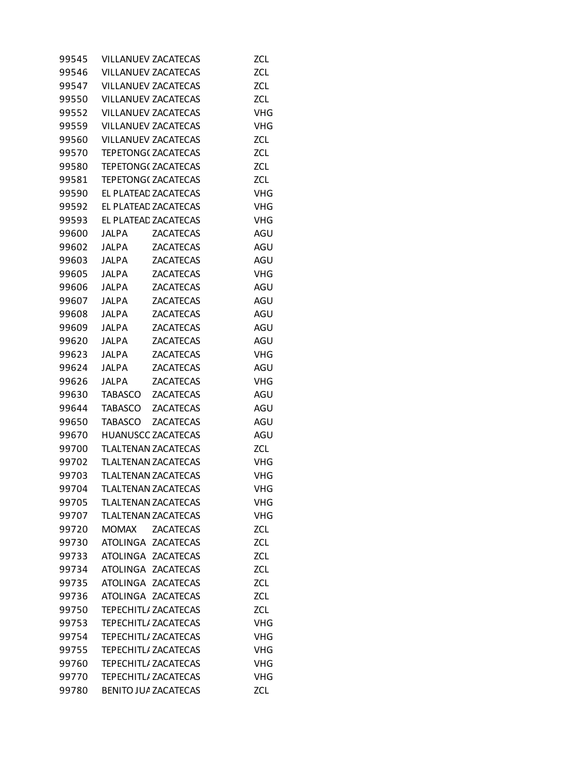| | | | |
|---|---|---|---|
| 99545 | VILLANUEV | ZACATECAS | ZCL |
| 99546 | VILLANUEV | ZACATECAS | ZCL |
| 99547 | VILLANUEV | ZACATECAS | ZCL |
| 99550 | VILLANUEV | ZACATECAS | ZCL |
| 99552 | VILLANUEV | ZACATECAS | VHG |
| 99559 | VILLANUEV | ZACATECAS | VHG |
| 99560 | VILLANUEV | ZACATECAS | ZCL |
| 99570 | TEPETONG( | ZACATECAS | ZCL |
| 99580 | TEPETONG( | ZACATECAS | ZCL |
| 99581 | TEPETONG( | ZACATECAS | ZCL |
| 99590 | EL PLATEAD | ZACATECAS | VHG |
| 99592 | EL PLATEAD | ZACATECAS | VHG |
| 99593 | EL PLATEAD | ZACATECAS | VHG |
| 99600 | JALPA | ZACATECAS | AGU |
| 99602 | JALPA | ZACATECAS | AGU |
| 99603 | JALPA | ZACATECAS | AGU |
| 99605 | JALPA | ZACATECAS | VHG |
| 99606 | JALPA | ZACATECAS | AGU |
| 99607 | JALPA | ZACATECAS | AGU |
| 99608 | JALPA | ZACATECAS | AGU |
| 99609 | JALPA | ZACATECAS | AGU |
| 99620 | JALPA | ZACATECAS | AGU |
| 99623 | JALPA | ZACATECAS | VHG |
| 99624 | JALPA | ZACATECAS | AGU |
| 99626 | JALPA | ZACATECAS | VHG |
| 99630 | TABASCO | ZACATECAS | AGU |
| 99644 | TABASCO | ZACATECAS | AGU |
| 99650 | TABASCO | ZACATECAS | AGU |
| 99670 | HUANUSCC | ZACATECAS | AGU |
| 99700 | TLALTENAN | ZACATECAS | ZCL |
| 99702 | TLALTENAN | ZACATECAS | VHG |
| 99703 | TLALTENAN | ZACATECAS | VHG |
| 99704 | TLALTENAN | ZACATECAS | VHG |
| 99705 | TLALTENAN | ZACATECAS | VHG |
| 99707 | TLALTENAN | ZACATECAS | VHG |
| 99720 | MOMAX | ZACATECAS | ZCL |
| 99730 | ATOLINGA | ZACATECAS | ZCL |
| 99733 | ATOLINGA | ZACATECAS | ZCL |
| 99734 | ATOLINGA | ZACATECAS | ZCL |
| 99735 | ATOLINGA | ZACATECAS | ZCL |
| 99736 | ATOLINGA | ZACATECAS | ZCL |
| 99750 | TEPECHITL/ | ZACATECAS | ZCL |
| 99753 | TEPECHITL/ | ZACATECAS | VHG |
| 99754 | TEPECHITL/ | ZACATECAS | VHG |
| 99755 | TEPECHITL/ | ZACATECAS | VHG |
| 99760 | TEPECHITL/ | ZACATECAS | VHG |
| 99770 | TEPECHITL/ | ZACATECAS | VHG |
| 99780 | BENITO JU/ | ZACATECAS | ZCL |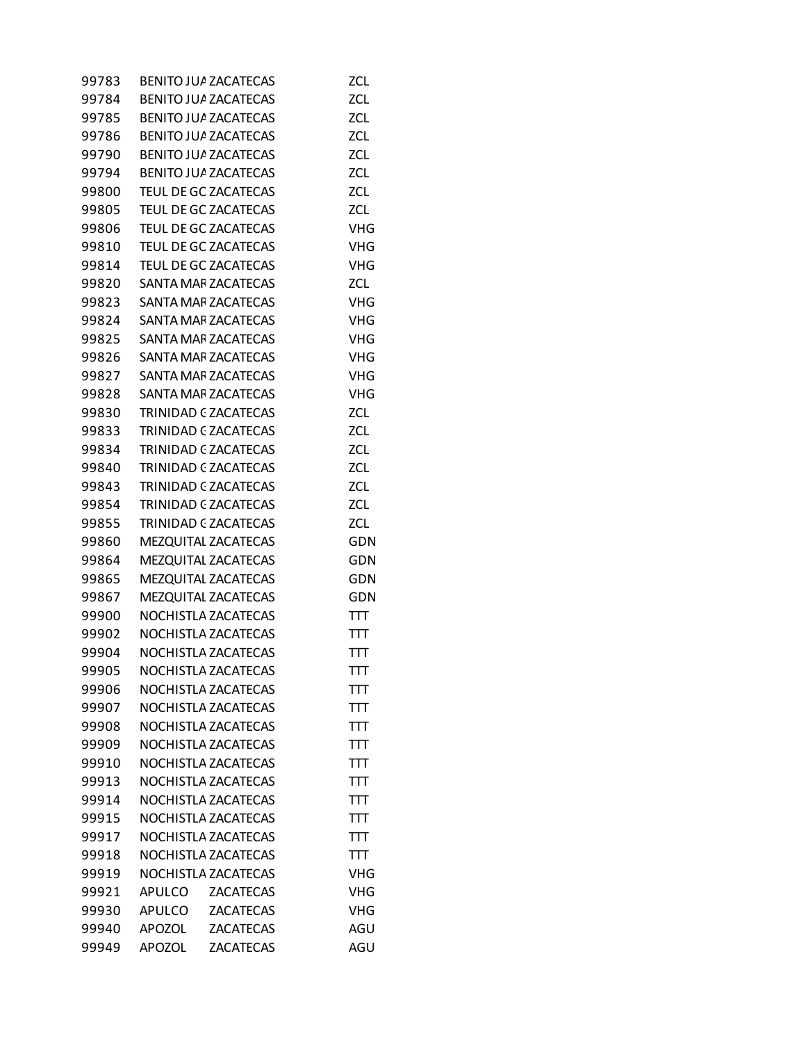| | | | |
|---|---|---|---|
| 99783 | BENITO JUA | ZACATECAS | ZCL |
| 99784 | BENITO JUA | ZACATECAS | ZCL |
| 99785 | BENITO JUA | ZACATECAS | ZCL |
| 99786 | BENITO JUA | ZACATECAS | ZCL |
| 99790 | BENITO JUA | ZACATECAS | ZCL |
| 99794 | BENITO JUA | ZACATECAS | ZCL |
| 99800 | TEUL DE GC | ZACATECAS | ZCL |
| 99805 | TEUL DE GC | ZACATECAS | ZCL |
| 99806 | TEUL DE GC | ZACATECAS | VHG |
| 99810 | TEUL DE GC | ZACATECAS | VHG |
| 99814 | TEUL DE GC | ZACATECAS | VHG |
| 99820 | SANTA MAR | ZACATECAS | ZCL |
| 99823 | SANTA MAR | ZACATECAS | VHG |
| 99824 | SANTA MAR | ZACATECAS | VHG |
| 99825 | SANTA MAR | ZACATECAS | VHG |
| 99826 | SANTA MAR | ZACATECAS | VHG |
| 99827 | SANTA MAR | ZACATECAS | VHG |
| 99828 | SANTA MAR | ZACATECAS | VHG |
| 99830 | TRINIDAD ( | ZACATECAS | ZCL |
| 99833 | TRINIDAD ( | ZACATECAS | ZCL |
| 99834 | TRINIDAD ( | ZACATECAS | ZCL |
| 99840 | TRINIDAD ( | ZACATECAS | ZCL |
| 99843 | TRINIDAD ( | ZACATECAS | ZCL |
| 99854 | TRINIDAD ( | ZACATECAS | ZCL |
| 99855 | TRINIDAD ( | ZACATECAS | ZCL |
| 99860 | MEZQUITAL | ZACATECAS | GDN |
| 99864 | MEZQUITAL | ZACATECAS | GDN |
| 99865 | MEZQUITAL | ZACATECAS | GDN |
| 99867 | MEZQUITAL | ZACATECAS | GDN |
| 99900 | NOCHISTLA | ZACATECAS | TTT |
| 99902 | NOCHISTLA | ZACATECAS | TTT |
| 99904 | NOCHISTLA | ZACATECAS | TTT |
| 99905 | NOCHISTLA | ZACATECAS | TTT |
| 99906 | NOCHISTLA | ZACATECAS | TTT |
| 99907 | NOCHISTLA | ZACATECAS | TTT |
| 99908 | NOCHISTLA | ZACATECAS | TTT |
| 99909 | NOCHISTLA | ZACATECAS | TTT |
| 99910 | NOCHISTLA | ZACATECAS | TTT |
| 99913 | NOCHISTLA | ZACATECAS | TTT |
| 99914 | NOCHISTLA | ZACATECAS | TTT |
| 99915 | NOCHISTLA | ZACATECAS | TTT |
| 99917 | NOCHISTLA | ZACATECAS | TTT |
| 99918 | NOCHISTLA | ZACATECAS | TTT |
| 99919 | NOCHISTLA | ZACATECAS | VHG |
| 99921 | APULCO | ZACATECAS | VHG |
| 99930 | APULCO | ZACATECAS | VHG |
| 99940 | APOZOL | ZACATECAS | AGU |
| 99949 | APOZOL | ZACATECAS | AGU |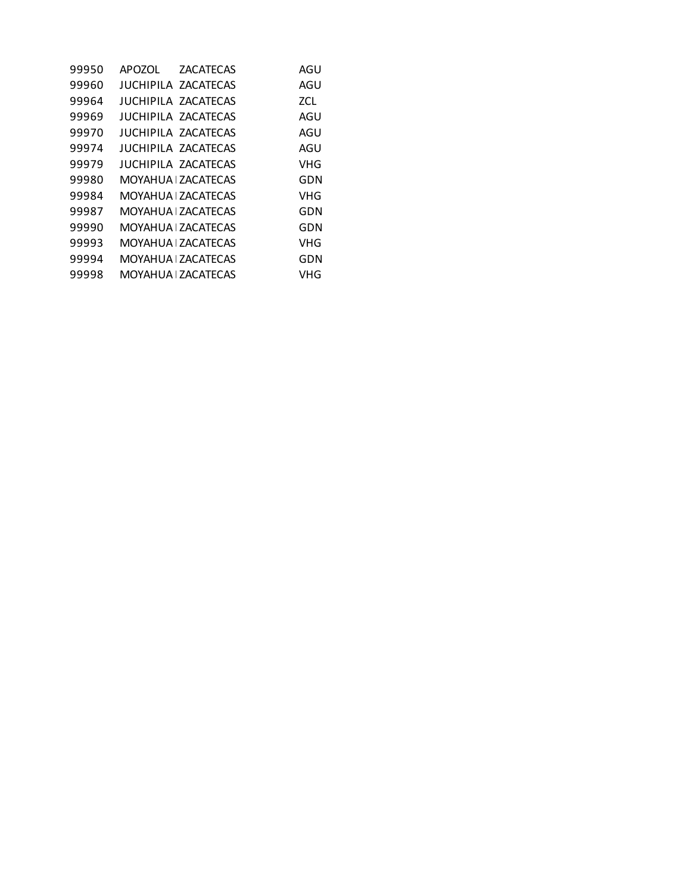| | | | |
|---|---|---|---|
| 99950 | APOZOL | ZACATECAS | AGU |
| 99960 | JUCHIPILA | ZACATECAS | AGU |
| 99964 | JUCHIPILA | ZACATECAS | ZCL |
| 99969 | JUCHIPILA | ZACATECAS | AGU |
| 99970 | JUCHIPILA | ZACATECAS | AGU |
| 99974 | JUCHIPILA | ZACATECAS | AGU |
| 99979 | JUCHIPILA | ZACATECAS | VHG |
| 99980 | MOYAHUA | ZACATECAS | GDN |
| 99984 | MOYAHUA | ZACATECAS | VHG |
| 99987 | MOYAHUA | ZACATECAS | GDN |
| 99990 | MOYAHUA | ZACATECAS | GDN |
| 99993 | MOYAHUA | ZACATECAS | VHG |
| 99994 | MOYAHUA | ZACATECAS | GDN |
| 99998 | MOYAHUA | ZACATECAS | VHG |